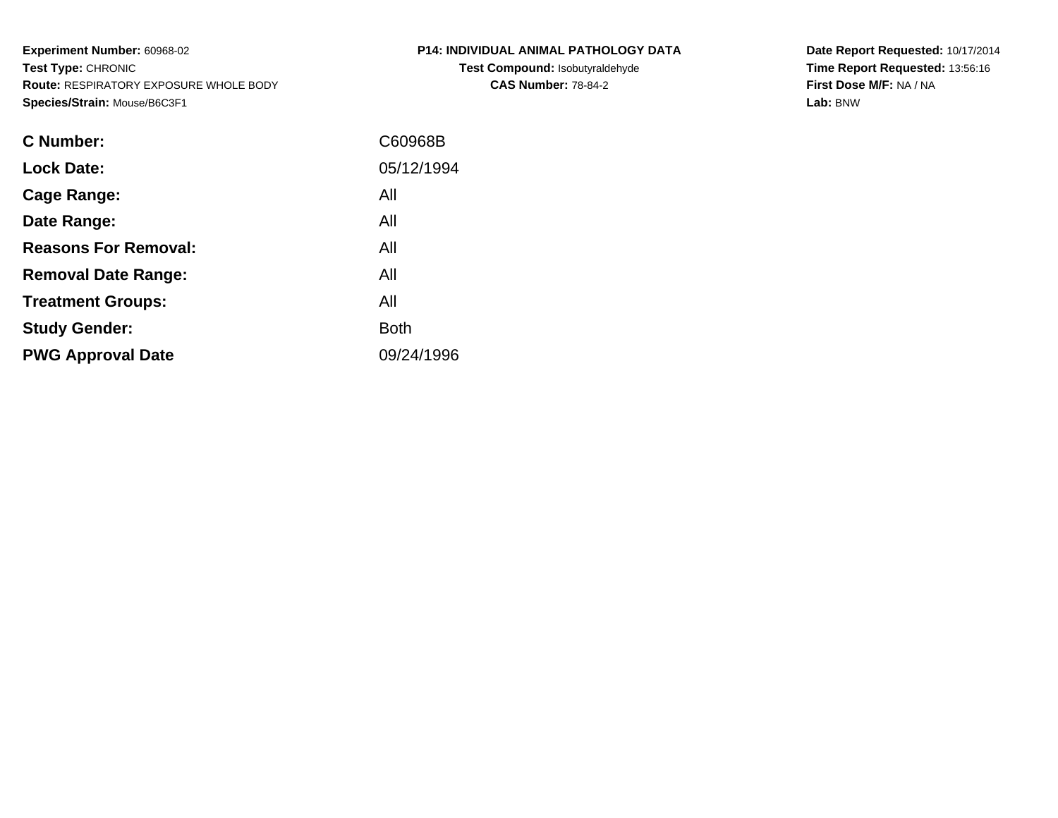**Experiment Number:** 60968-02
**Test Type:** CHRONIC
**Route:** RESPIRATORY EXPOSURE WHOLE BODY
**Species/Strain:** Mouse/B6C3F1

**P14: INDIVIDUAL ANIMAL PATHOLOGY DATA**
**Test Compound:** Isobutyraldehyde
**CAS Number:** 78-84-2

**Date Report Requested:** 10/17/2014
**Time Report Requested:** 13:56:16
**First Dose M/F:** NA / NA
**Lab:** BNW

| | |
|---|---|
| **C Number:** | C60968B |
| **Lock Date:** | 05/12/1994 |
| **Cage Range:** | All |
| **Date Range:** | All |
| **Reasons For Removal:** | All |
| **Removal Date Range:** | All |
| **Treatment Groups:** | All |
| **Study Gender:** | Both |
| **PWG Approval Date** | 09/24/1996 |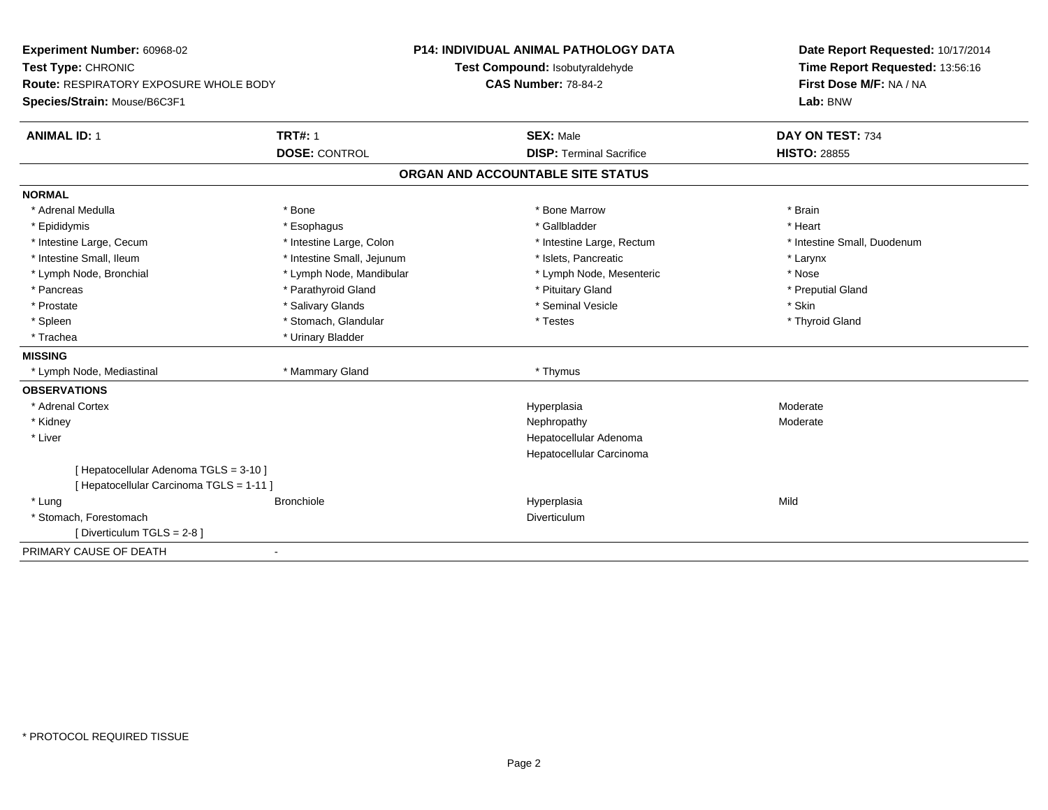**Experiment Number:** 60968-02
**Test Type:** CHRONIC
**Route:** RESPIRATORY EXPOSURE WHOLE BODY
**Species/Strain:** Mouse/B6C3F1

**P14: INDIVIDUAL ANIMAL PATHOLOGY DATA**
**Test Compound:** Isobutyraldehyde
**CAS Number:** 78-84-2

**Date Report Requested:** 10/17/2014
**Time Report Requested:** 13:56:16
**First Dose M/F:** NA / NA
**Lab:** BNW

| **ANIMAL ID:** 1 | **TRT#:** 1 | **SEX:** Male | **DAY ON TEST:** 734 |
|---|---|---|---|
| | **DOSE:** CONTROL | **DISP:** Terminal Sacrifice | **HISTO:** 28855 |

## ORGAN AND ACCOUNTABLE SITE STATUS

**NORMAL**

| | | | |
|---|---|---|---|
| * Adrenal Medulla | * Bone | * Bone Marrow | * Brain |
| * Epididymis | * Esophagus | * Gallbladder | * Heart |
| * Intestine Large, Cecum | * Intestine Large, Colon | * Intestine Large, Rectum | * Intestine Small, Duodenum |
| * Intestine Small, Ileum | * Intestine Small, Jejunum | * Islets, Pancreatic | * Larynx |
| * Lymph Node, Bronchial | * Lymph Node, Mandibular | * Lymph Node, Mesenteric | * Nose |
| * Pancreas | * Parathyroid Gland | * Pituitary Gland | * Preputial Gland |
| * Prostate | * Salivary Glands | * Seminal Vesicle | * Skin |
| * Spleen | * Stomach, Glandular | * Testes | * Thyroid Gland |
| * Trachea | * Urinary Bladder | | |

**MISSING**

| | | |
|---|---|---|
| * Lymph Node, Mediastinal | * Mammary Gland | * Thymus |

**OBSERVATIONS**

| | | | |
|---|---|---|---|
| * Adrenal Cortex | | Hyperplasia | Moderate |
| * Kidney | | Nephropathy | Moderate |
| * Liver | | Hepatocellular Adenoma | |
| | | Hepatocellular Carcinoma | |
| [ Hepatocellular Adenoma TGLS = 3-10 ] | | | |
| [ Hepatocellular Carcinoma TGLS = 1-11 ] | | | |
| * Lung | Bronchiole | Hyperplasia | Mild |
| * Stomach, Forestomach | | Diverticulum | |
| [ Diverticulum TGLS = 2-8 ] | | | |

PRIMARY CAUSE OF DEATH -

\* PROTOCOL REQUIRED TISSUE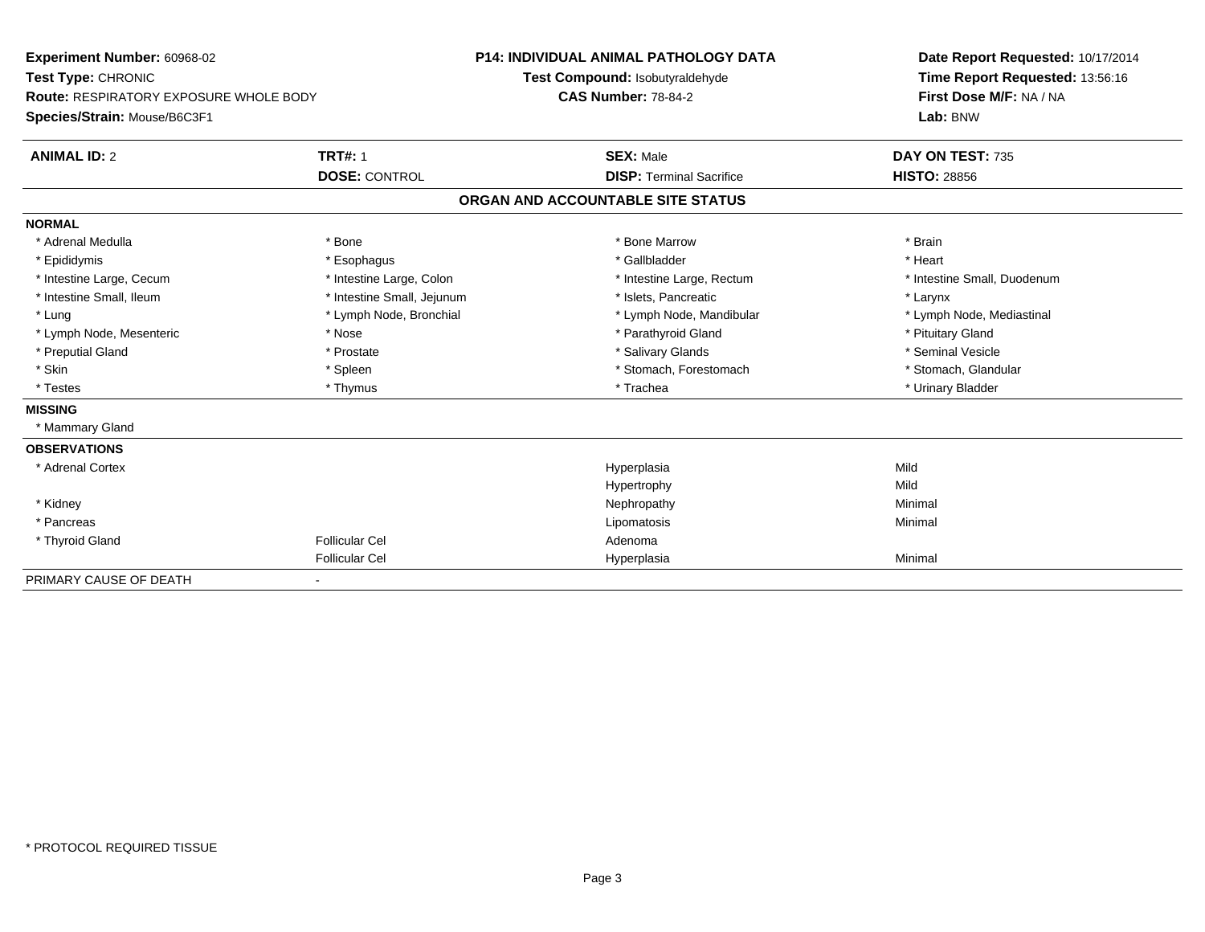**Experiment Number:** 60968-02
**Test Type:** CHRONIC
**Route:** RESPIRATORY EXPOSURE WHOLE BODY
**Species/Strain:** Mouse/B6C3F1

**P14: INDIVIDUAL ANIMAL PATHOLOGY DATA**
**Test Compound:** Isobutyraldehyde
**CAS Number:** 78-84-2

**Date Report Requested:** 10/17/2014
**Time Report Requested:** 13:56:16
**First Dose M/F:** NA / NA
**Lab:** BNW

| **ANIMAL ID:** 2 | **TRT#:** 1 | **SEX:** Male | **DAY ON TEST:** 735 |
|---|---|---|---|
| | **DOSE:** CONTROL | **DISP:** Terminal Sacrifice | **HISTO:** 28856 |

## ORGAN AND ACCOUNTABLE SITE STATUS

**NORMAL**

| | | | |
|---|---|---|---|
| * Adrenal Medulla | * Bone | * Bone Marrow | * Brain |
| * Epididymis | * Esophagus | * Gallbladder | * Heart |
| * Intestine Large, Cecum | * Intestine Large, Colon | * Intestine Large, Rectum | * Intestine Small, Duodenum |
| * Intestine Small, Ileum | * Intestine Small, Jejunum | * Islets, Pancreatic | * Larynx |
| * Lung | * Lymph Node, Bronchial | * Lymph Node, Mandibular | * Lymph Node, Mediastinal |
| * Lymph Node, Mesenteric | * Nose | * Parathyroid Gland | * Pituitary Gland |
| * Preputial Gland | * Prostate | * Salivary Glands | * Seminal Vesicle |
| * Skin | * Spleen | * Stomach, Forestomach | * Stomach, Glandular |
| * Testes | * Thymus | * Trachea | * Urinary Bladder |

**MISSING**

* Mammary Gland

**OBSERVATIONS**

| | | | |
|---|---|---|---|
| * Adrenal Cortex | | Hyperplasia | Mild |
| | | Hypertrophy | Mild |
| * Kidney | | Nephropathy | Minimal |
| * Pancreas | | Lipomatosis | Minimal |
| * Thyroid Gland | Follicular Cel | Adenoma | |
| | Follicular Cel | Hyperplasia | Minimal |

PRIMARY CAUSE OF DEATH -

* PROTOCOL REQUIRED TISSUE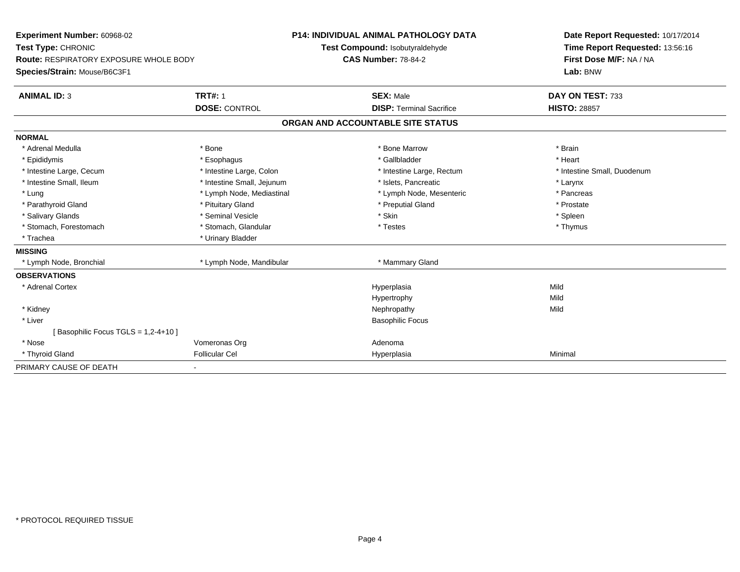**Experiment Number:** 60968-02
**Test Type:** CHRONIC
**Route:** RESPIRATORY EXPOSURE WHOLE BODY
**Species/Strain:** Mouse/B6C3F1

**P14: INDIVIDUAL ANIMAL PATHOLOGY DATA**
**Test Compound:** Isobutyraldehyde
**CAS Number:** 78-84-2

**Date Report Requested:** 10/17/2014
**Time Report Requested:** 13:56:16
**First Dose M/F:** NA / NA
**Lab:** BNW

| **ANIMAL ID:** 3 | **TRT#:** 1 | **SEX:** Male | **DAY ON TEST:** 733 |
|---|---|---|---|
| | **DOSE:** CONTROL | **DISP:** Terminal Sacrifice | **HISTO:** 28857 |

## ORGAN AND ACCOUNTABLE SITE STATUS

| | | | |
|---|---|---|---|
| **NORMAL** | | | |
| * Adrenal Medulla | * Bone | * Bone Marrow | * Brain |
| * Epididymis | * Esophagus | * Gallbladder | * Heart |
| * Intestine Large, Cecum | * Intestine Large, Colon | * Intestine Large, Rectum | * Intestine Small, Duodenum |
| * Intestine Small, Ileum | * Intestine Small, Jejunum | * Islets, Pancreatic | * Larynx |
| * Lung | * Lymph Node, Mediastinal | * Lymph Node, Mesenteric | * Pancreas |
| * Parathyroid Gland | * Pituitary Gland | * Preputial Gland | * Prostate |
| * Salivary Glands | * Seminal Vesicle | * Skin | * Spleen |
| * Stomach, Forestomach | * Stomach, Glandular | * Testes | * Thymus |
| * Trachea | * Urinary Bladder | | |
| **MISSING** | | | |
| * Lymph Node, Bronchial | * Lymph Node, Mandibular | * Mammary Gland | |
| **OBSERVATIONS** | | | |
| * Adrenal Cortex | | Hyperplasia | Mild |
| | | Hypertrophy | Mild |
| * Kidney | | Nephropathy | Mild |
| * Liver | | Basophilic Focus | |
| [ Basophilic Focus TGLS = 1,2-4+10 ] | | | |
| * Nose | Vomeronas Org | Adenoma | |
| * Thyroid Gland | Follicular Cel | Hyperplasia | Minimal |
| PRIMARY CAUSE OF DEATH | - | | |

* PROTOCOL REQUIRED TISSUE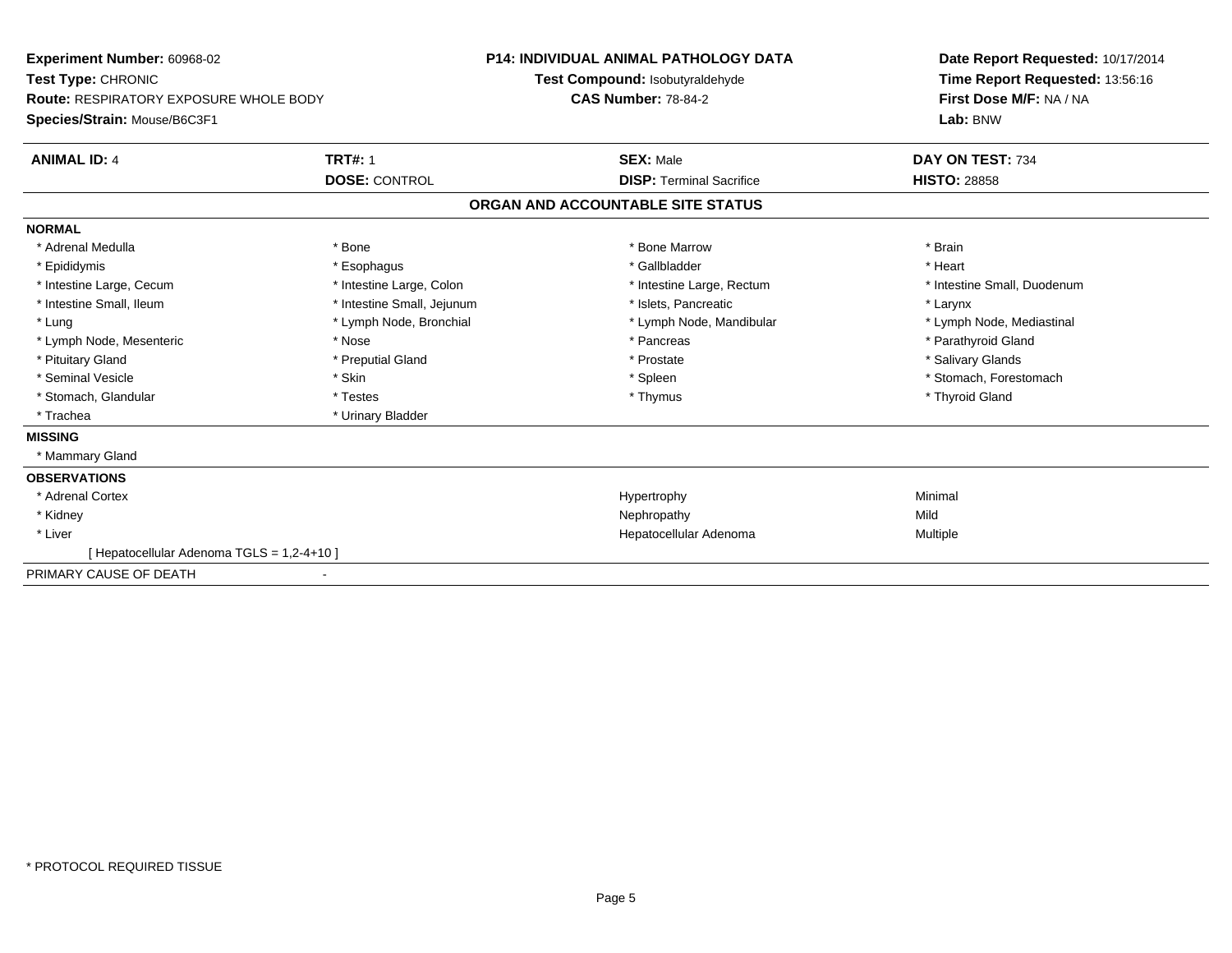**Experiment Number:** 60968-02
**Test Type:** CHRONIC
**Route:** RESPIRATORY EXPOSURE WHOLE BODY
**Species/Strain:** Mouse/B6C3F1

**P14: INDIVIDUAL ANIMAL PATHOLOGY DATA**
**Test Compound:** Isobutyraldehyde
**CAS Number:** 78-84-2

**Date Report Requested:** 10/17/2014
**Time Report Requested:** 13:56:16
**First Dose M/F:** NA / NA
**Lab:** BNW

| **ANIMAL ID:** 4 | **TRT#:** 1 | **SEX:** Male | **DAY ON TEST:** 734 |
|---|---|---|---|
| | **DOSE:** CONTROL | **DISP:** Terminal Sacrifice | **HISTO:** 28858 |

## ORGAN AND ACCOUNTABLE SITE STATUS

**NORMAL**

| | | | |
|---|---|---|---|
| * Adrenal Medulla | * Bone | * Bone Marrow | * Brain |
| * Epididymis | * Esophagus | * Gallbladder | * Heart |
| * Intestine Large, Cecum | * Intestine Large, Colon | * Intestine Large, Rectum | * Intestine Small, Duodenum |
| * Intestine Small, Ileum | * Intestine Small, Jejunum | * Islets, Pancreatic | * Larynx |
| * Lung | * Lymph Node, Bronchial | * Lymph Node, Mandibular | * Lymph Node, Mediastinal |
| * Lymph Node, Mesenteric | * Nose | * Pancreas | * Parathyroid Gland |
| * Pituitary Gland | * Preputial Gland | * Prostate | * Salivary Glands |
| * Seminal Vesicle | * Skin | * Spleen | * Stomach, Forestomach |
| * Stomach, Glandular | * Testes | * Thymus | * Thyroid Gland |
| * Trachea | * Urinary Bladder | | |

**MISSING**

* Mammary Gland

**OBSERVATIONS**

| | | |
|---|---|---|
| * Adrenal Cortex | Hypertrophy | Minimal |
| * Kidney | Nephropathy | Mild |
| * Liver | Hepatocellular Adenoma | Multiple |
| [ Hepatocellular Adenoma TGLS = 1,2-4+10 ] | | |

PRIMARY CAUSE OF DEATH -

* PROTOCOL REQUIRED TISSUE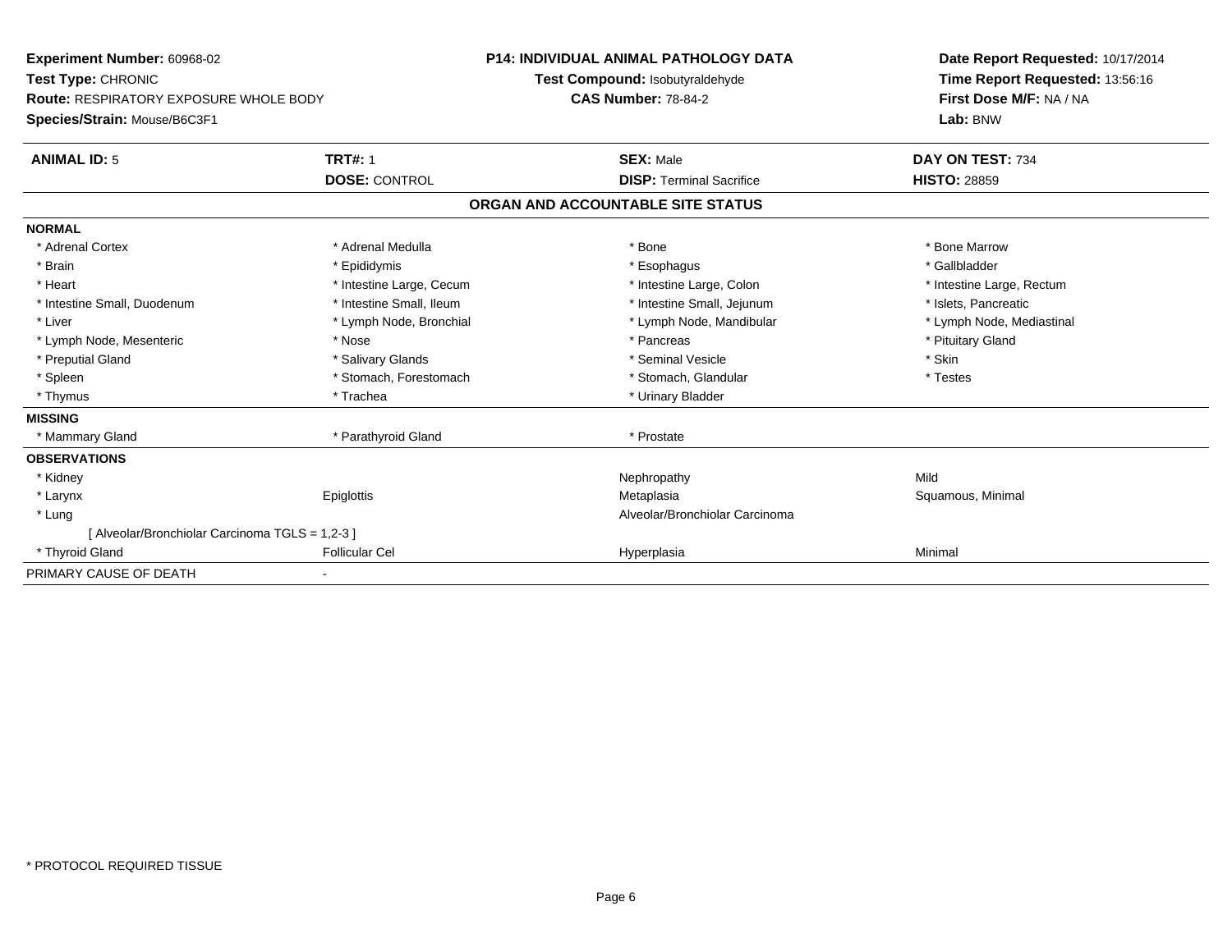**Experiment Number:** 60968-02
**Test Type:** CHRONIC
**Route:** RESPIRATORY EXPOSURE WHOLE BODY
**Species/Strain:** Mouse/B6C3F1

**P14: INDIVIDUAL ANIMAL PATHOLOGY DATA**
**Test Compound:** Isobutyraldehyde
**CAS Number:** 78-84-2

**Date Report Requested:** 10/17/2014
**Time Report Requested:** 13:56:16
**First Dose M/F:** NA / NA
**Lab:** BNW

| **ANIMAL ID:** 5 | **TRT#:** 1 | **SEX:** Male | **DAY ON TEST:** 734 |
|---|---|---|---|
| | **DOSE:** CONTROL | **DISP:** Terminal Sacrifice | **HISTO:** 28859 |

## ORGAN AND ACCOUNTABLE SITE STATUS

**NORMAL**

| | | | |
|---|---|---|---|
| * Adrenal Cortex | * Adrenal Medulla | * Bone | * Bone Marrow |
| * Brain | * Epididymis | * Esophagus | * Gallbladder |
| * Heart | * Intestine Large, Cecum | * Intestine Large, Colon | * Intestine Large, Rectum |
| * Intestine Small, Duodenum | * Intestine Small, Ileum | * Intestine Small, Jejunum | * Islets, Pancreatic |
| * Liver | * Lymph Node, Bronchial | * Lymph Node, Mandibular | * Lymph Node, Mediastinal |
| * Lymph Node, Mesenteric | * Nose | * Pancreas | * Pituitary Gland |
| * Preputial Gland | * Salivary Glands | * Seminal Vesicle | * Skin |
| * Spleen | * Stomach, Forestomach | * Stomach, Glandular | * Testes |
| * Thymus | * Trachea | * Urinary Bladder | |

**MISSING**

| | | | |
|---|---|---|---|
| * Mammary Gland | * Parathyroid Gland | * Prostate | |

**OBSERVATIONS**

| | | | |
|---|---|---|---|
| * Kidney | | Nephropathy | Mild |
| * Larynx | Epiglottis | Metaplasia | Squamous, Minimal |
| * Lung | | Alveolar/Bronchiolar Carcinoma | |
| [ Alveolar/Bronchiolar Carcinoma TGLS = 1,2-3 ] | | | |
| * Thyroid Gland | Follicular Cel | Hyperplasia | Minimal |

PRIMARY CAUSE OF DEATH -

\* PROTOCOL REQUIRED TISSUE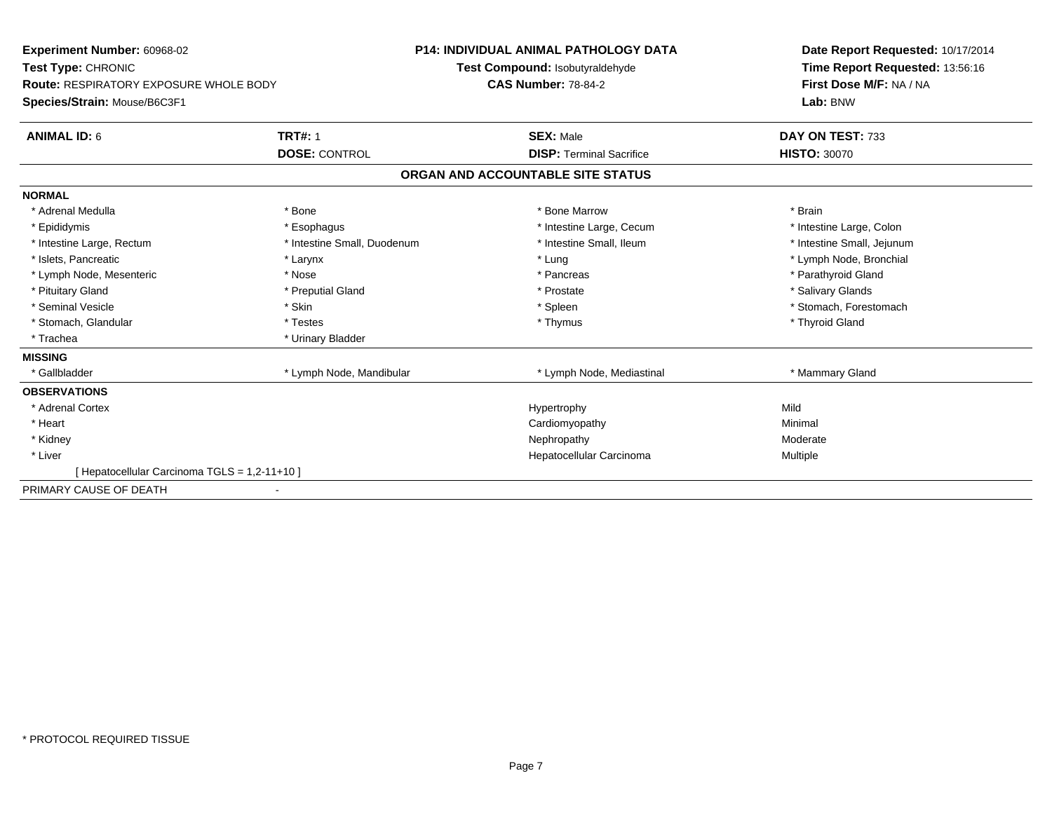**Experiment Number:** 60968-02
**Test Type:** CHRONIC
**Route:** RESPIRATORY EXPOSURE WHOLE BODY
**Species/Strain:** Mouse/B6C3F1

**P14: INDIVIDUAL ANIMAL PATHOLOGY DATA**
**Test Compound:** Isobutyraldehyde
**CAS Number:** 78-84-2

**Date Report Requested:** 10/17/2014
**Time Report Requested:** 13:56:16
**First Dose M/F:** NA / NA
**Lab:** BNW

| **ANIMAL ID:** 6 | **TRT#:** 1 | **SEX:** Male | **DAY ON TEST:** 733 |
|---|---|---|---|
| | **DOSE:** CONTROL | **DISP:** Terminal Sacrifice | **HISTO:** 30070 |

## ORGAN AND ACCOUNTABLE SITE STATUS

**NORMAL**

| | | | |
|---|---|---|---|
| * Adrenal Medulla | * Bone | * Bone Marrow | * Brain |
| * Epididymis | * Esophagus | * Intestine Large, Cecum | * Intestine Large, Colon |
| * Intestine Large, Rectum | * Intestine Small, Duodenum | * Intestine Small, Ileum | * Intestine Small, Jejunum |
| * Islets, Pancreatic | * Larynx | * Lung | * Lymph Node, Bronchial |
| * Lymph Node, Mesenteric | * Nose | * Pancreas | * Parathyroid Gland |
| * Pituitary Gland | * Preputial Gland | * Prostate | * Salivary Glands |
| * Seminal Vesicle | * Skin | * Spleen | * Stomach, Forestomach |
| * Stomach, Glandular | * Testes | * Thymus | * Thyroid Gland |
| * Trachea | * Urinary Bladder | | |

**MISSING**

| | | | |
|---|---|---|---|
| * Gallbladder | * Lymph Node, Mandibular | * Lymph Node, Mediastinal | * Mammary Gland |

**OBSERVATIONS**

| | | |
|---|---|---|
| * Adrenal Cortex | Hypertrophy | Mild |
| * Heart | Cardiomyopathy | Minimal |
| * Kidney | Nephropathy | Moderate |
| * Liver | Hepatocellular Carcinoma | Multiple |
| [ Hepatocellular Carcinoma TGLS = 1,2-11+10 ] | | |

PRIMARY CAUSE OF DEATH -

* PROTOCOL REQUIRED TISSUE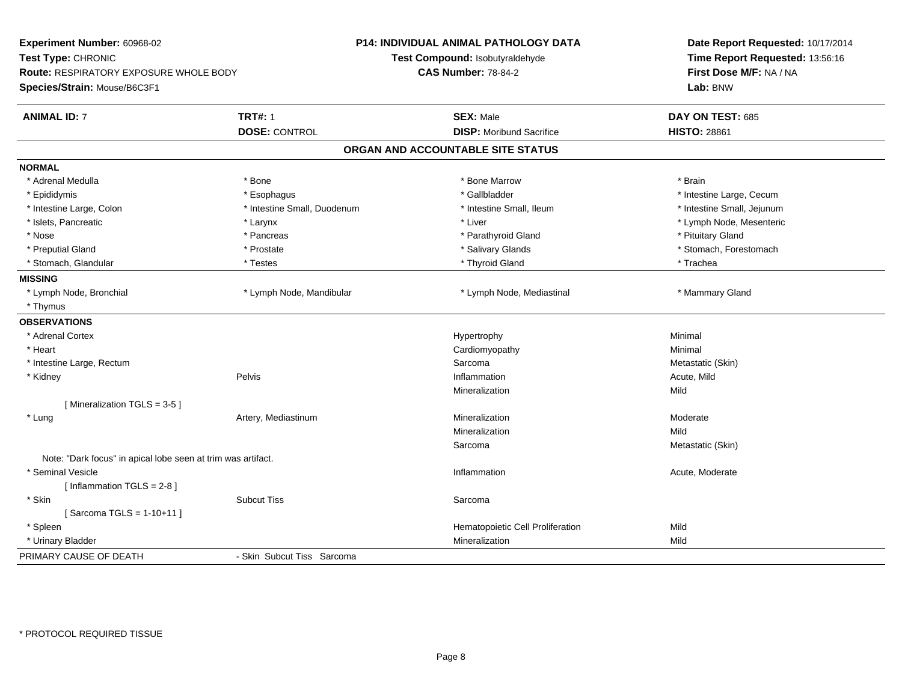**Experiment Number:** 60968-02
**Test Type:** CHRONIC
**Route:** RESPIRATORY EXPOSURE WHOLE BODY
**Species/Strain:** Mouse/B6C3F1

**P14: INDIVIDUAL ANIMAL PATHOLOGY DATA**
**Test Compound:** Isobutyraldehyde
**CAS Number:** 78-84-2

**Date Report Requested:** 10/17/2014
**Time Report Requested:** 13:56:16
**First Dose M/F:** NA / NA
**Lab:** BNW

| **ANIMAL ID:** 7 | **TRT#:** 1 | **SEX:** Male | **DAY ON TEST:** 685 |
|---|---|---|---|
| | **DOSE:** CONTROL | **DISP:** Moribund Sacrifice | **HISTO:** 28861 |

## ORGAN AND ACCOUNTABLE SITE STATUS

**NORMAL**

| | | | |
|---|---|---|---|
| * Adrenal Medulla | * Bone | * Bone Marrow | * Brain |
| * Epididymis | * Esophagus | * Gallbladder | * Intestine Large, Cecum |
| * Intestine Large, Colon | * Intestine Small, Duodenum | * Intestine Small, Ileum | * Intestine Small, Jejunum |
| * Islets, Pancreatic | * Larynx | * Liver | * Lymph Node, Mesenteric |
| * Nose | * Pancreas | * Parathyroid Gland | * Pituitary Gland |
| * Preputial Gland | * Prostate | * Salivary Glands | * Stomach, Forestomach |
| * Stomach, Glandular | * Testes | * Thyroid Gland | * Trachea |

**MISSING**

| | | | |
|---|---|---|---|
| * Lymph Node, Bronchial | * Lymph Node, Mandibular | * Lymph Node, Mediastinal | * Mammary Gland |
| * Thymus | | | |

**OBSERVATIONS**

| | | | |
|---|---|---|---|
| * Adrenal Cortex | | Hypertrophy | Minimal |
| * Heart | | Cardiomyopathy | Minimal |
| * Intestine Large, Rectum | | Sarcoma | Metastatic (Skin) |
| * Kidney | Pelvis | Inflammation | Acute, Mild |
| | | Mineralization | Mild |
| [ Mineralization TGLS = 3-5 ] | | | |
| * Lung | Artery, Mediastinum | Mineralization | Moderate |
| | | Mineralization | Mild |
| | | Sarcoma | Metastatic (Skin) |
| Note: "Dark focus" in apical lobe seen at trim was artifact. | | | |
| * Seminal Vesicle | | Inflammation | Acute, Moderate |
| [ Inflammation TGLS = 2-8 ] | | | |
| * Skin | Subcut Tiss | Sarcoma | |
| [ Sarcoma TGLS = 1-10+11 ] | | | |
| * Spleen | | Hematopoietic Cell Proliferation | Mild |
| * Urinary Bladder | | Mineralization | Mild |

PRIMARY CAUSE OF DEATH - Skin Subcut Tiss Sarcoma

* PROTOCOL REQUIRED TISSUE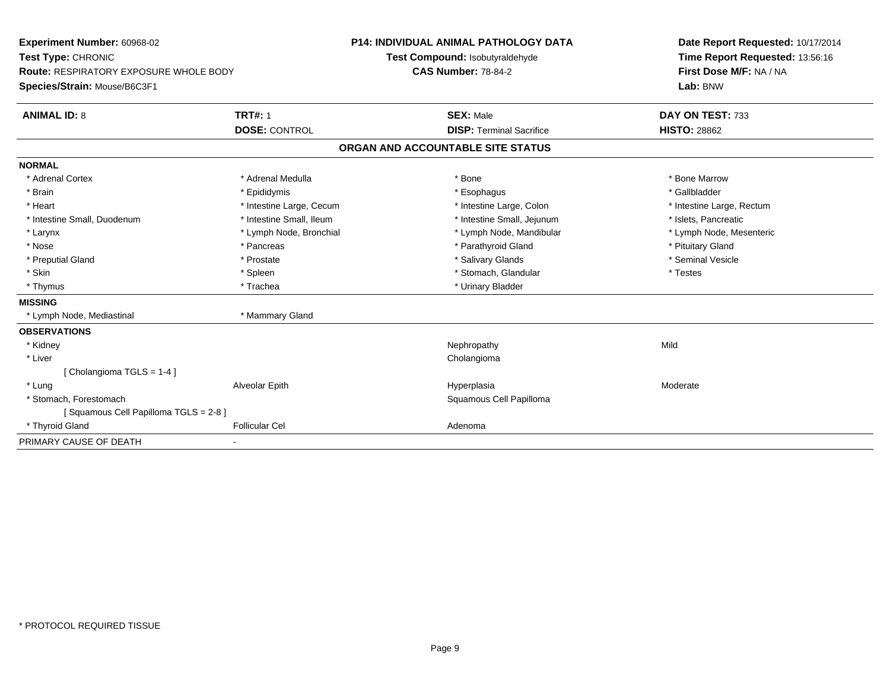**Experiment Number:** 60968-02
**Test Type:** CHRONIC
**Route:** RESPIRATORY EXPOSURE WHOLE BODY
**Species/Strain:** Mouse/B6C3F1

**P14: INDIVIDUAL ANIMAL PATHOLOGY DATA**
**Test Compound:** Isobutyraldehyde
**CAS Number:** 78-84-2

**Date Report Requested:** 10/17/2014
**Time Report Requested:** 13:56:16
**First Dose M/F:** NA / NA
**Lab:** BNW

| **ANIMAL ID:** 8 | **TRT#:** 1 | **SEX:** Male | **DAY ON TEST:** 733 |
|---|---|---|---|
| | **DOSE:** CONTROL | **DISP:** Terminal Sacrifice | **HISTO:** 28862 |

## ORGAN AND ACCOUNTABLE SITE STATUS

**NORMAL**

| | | | |
|---|---|---|---|
| * Adrenal Cortex | * Adrenal Medulla | * Bone | * Bone Marrow |
| * Brain | * Epididymis | * Esophagus | * Gallbladder |
| * Heart | * Intestine Large, Cecum | * Intestine Large, Colon | * Intestine Large, Rectum |
| * Intestine Small, Duodenum | * Intestine Small, Ileum | * Intestine Small, Jejunum | * Islets, Pancreatic |
| * Larynx | * Lymph Node, Bronchial | * Lymph Node, Mandibular | * Lymph Node, Mesenteric |
| * Nose | * Pancreas | * Parathyroid Gland | * Pituitary Gland |
| * Preputial Gland | * Prostate | * Salivary Glands | * Seminal Vesicle |
| * Skin | * Spleen | * Stomach, Glandular | * Testes |
| * Thymus | * Trachea | * Urinary Bladder | |

**MISSING**

| | |
|---|---|
| * Lymph Node, Mediastinal | * Mammary Gland |

**OBSERVATIONS**

| | | | |
|---|---|---|---|
| * Kidney | | Nephropathy | Mild |
| * Liver | | Cholangioma | |
| [ Cholangioma TGLS = 1-4 ] | | | |
| * Lung | Alveolar Epith | Hyperplasia | Moderate |
| * Stomach, Forestomach | | Squamous Cell Papilloma | |
| [ Squamous Cell Papilloma TGLS = 2-8 ] | | | |
| * Thyroid Gland | Follicular Cel | Adenoma | |

PRIMARY CAUSE OF DEATH -

* PROTOCOL REQUIRED TISSUE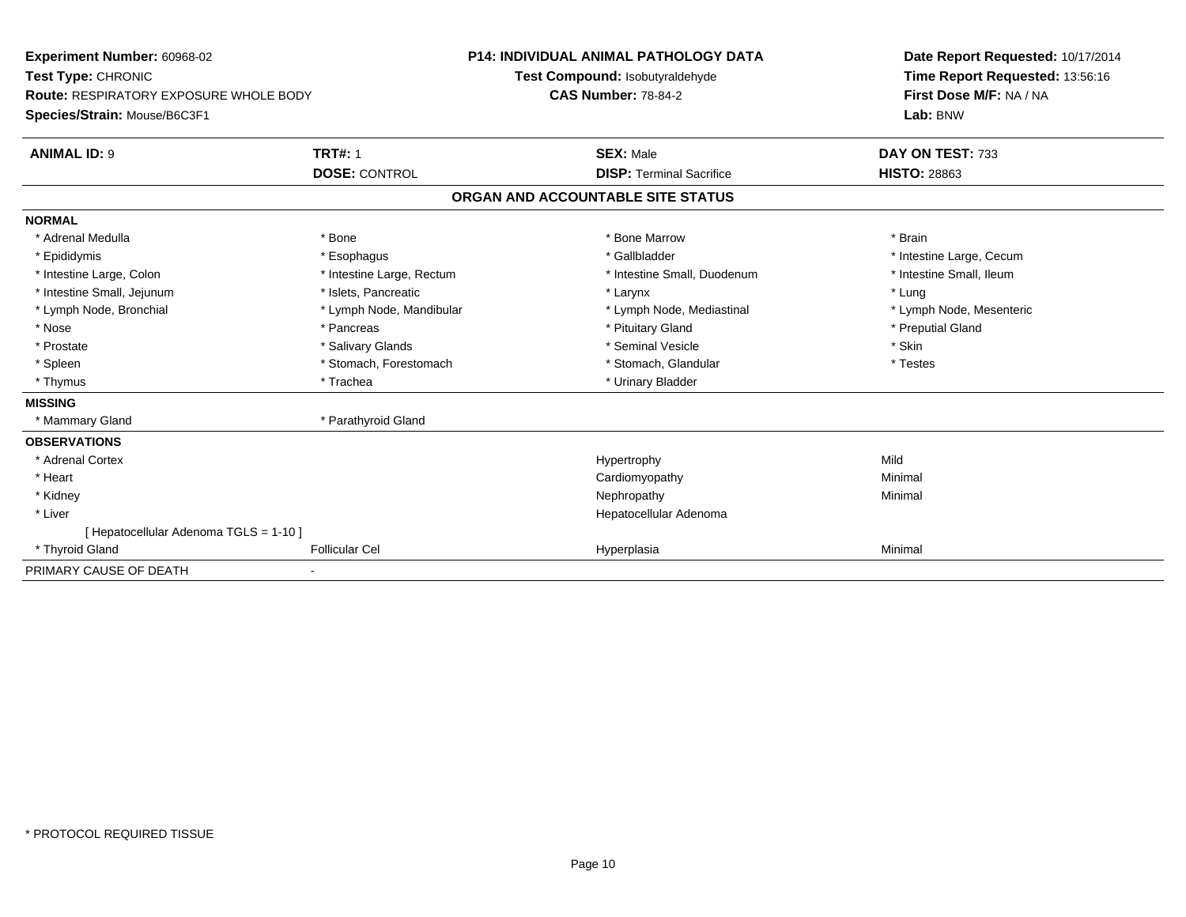**Experiment Number:** 60968-02
**Test Type:** CHRONIC
**Route:** RESPIRATORY EXPOSURE WHOLE BODY
**Species/Strain:** Mouse/B6C3F1

**P14: INDIVIDUAL ANIMAL PATHOLOGY DATA**
**Test Compound:** Isobutyraldehyde
**CAS Number:** 78-84-2

**Date Report Requested:** 10/17/2014
**Time Report Requested:** 13:56:16
**First Dose M/F:** NA / NA
**Lab:** BNW

| **ANIMAL ID:** 9 | **TRT#:** 1 | **SEX:** Male | **DAY ON TEST:** 733 |
|---|---|---|---|
| | **DOSE:** CONTROL | **DISP:** Terminal Sacrifice | **HISTO:** 28863 |

## ORGAN AND ACCOUNTABLE SITE STATUS

**NORMAL**

| | | | |
|---|---|---|---|
| * Adrenal Medulla | * Bone | * Bone Marrow | * Brain |
| * Epididymis | * Esophagus | * Gallbladder | * Intestine Large, Cecum |
| * Intestine Large, Colon | * Intestine Large, Rectum | * Intestine Small, Duodenum | * Intestine Small, Ileum |
| * Intestine Small, Jejunum | * Islets, Pancreatic | * Larynx | * Lung |
| * Lymph Node, Bronchial | * Lymph Node, Mandibular | * Lymph Node, Mediastinal | * Lymph Node, Mesenteric |
| * Nose | * Pancreas | * Pituitary Gland | * Preputial Gland |
| * Prostate | * Salivary Glands | * Seminal Vesicle | * Skin |
| * Spleen | * Stomach, Forestomach | * Stomach, Glandular | * Testes |
| * Thymus | * Trachea | * Urinary Bladder | |

**MISSING**

| | |
|---|---|
| * Mammary Gland | * Parathyroid Gland |

**OBSERVATIONS**

| | | | |
|---|---|---|---|
| * Adrenal Cortex | | Hypertrophy | Mild |
| * Heart | | Cardiomyopathy | Minimal |
| * Kidney | | Nephropathy | Minimal |
| * Liver | | Hepatocellular Adenoma | |
| [ Hepatocellular Adenoma TGLS = 1-10 ] | | | |
| * Thyroid Gland | Follicular Cel | Hyperplasia | Minimal |

PRIMARY CAUSE OF DEATH -

\* PROTOCOL REQUIRED TISSUE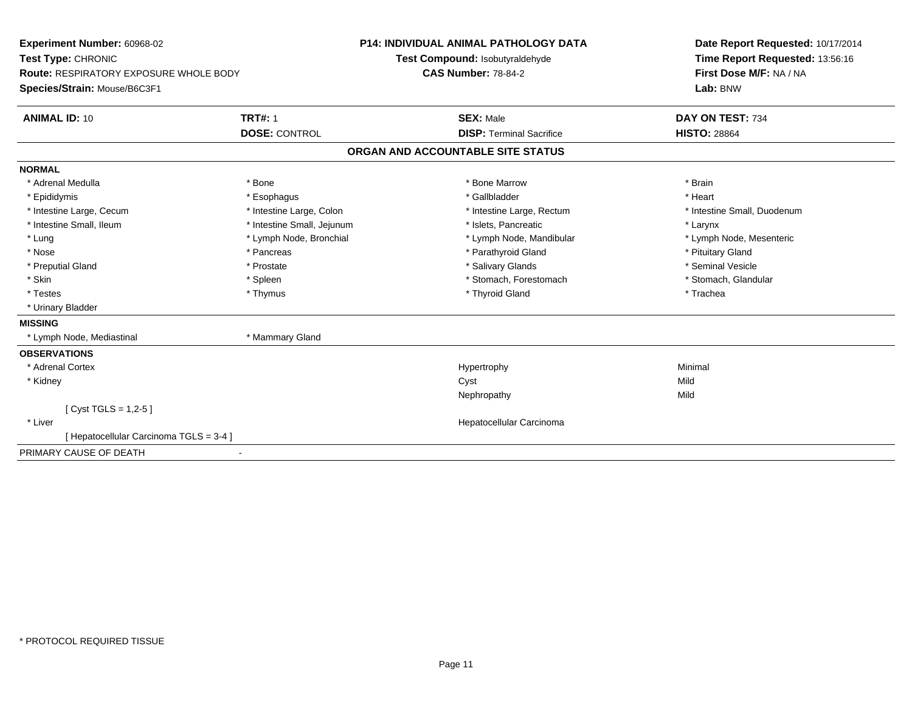**Experiment Number:** 60968-02
**Test Type:** CHRONIC
**Route:** RESPIRATORY EXPOSURE WHOLE BODY
**Species/Strain:** Mouse/B6C3F1

**P14: INDIVIDUAL ANIMAL PATHOLOGY DATA**
**Test Compound:** Isobutyraldehyde
**CAS Number:** 78-84-2

**Date Report Requested:** 10/17/2014
**Time Report Requested:** 13:56:16
**First Dose M/F:** NA / NA
**Lab:** BNW

| **ANIMAL ID:** 10 | **TRT#:** 1 | **SEX:** Male | **DAY ON TEST:** 734 |
|---|---|---|---|
| | **DOSE:** CONTROL | **DISP:** Terminal Sacrifice | **HISTO:** 28864 |

## ORGAN AND ACCOUNTABLE SITE STATUS

**NORMAL**

| | | | |
|---|---|---|---|
| * Adrenal Medulla | * Bone | * Bone Marrow | * Brain |
| * Epididymis | * Esophagus | * Gallbladder | * Heart |
| * Intestine Large, Cecum | * Intestine Large, Colon | * Intestine Large, Rectum | * Intestine Small, Duodenum |
| * Intestine Small, Ileum | * Intestine Small, Jejunum | * Islets, Pancreatic | * Larynx |
| * Lung | * Lymph Node, Bronchial | * Lymph Node, Mandibular | * Lymph Node, Mesenteric |
| * Nose | * Pancreas | * Parathyroid Gland | * Pituitary Gland |
| * Preputial Gland | * Prostate | * Salivary Glands | * Seminal Vesicle |
| * Skin | * Spleen | * Stomach, Forestomach | * Stomach, Glandular |
| * Testes | * Thymus | * Thyroid Gland | * Trachea |
| * Urinary Bladder | | | |

**MISSING**

| | |
|---|---|
| * Lymph Node, Mediastinal | * Mammary Gland |

**OBSERVATIONS**

| | | |
|---|---|---|
| * Adrenal Cortex | Hypertrophy | Minimal |
| * Kidney | Cyst | Mild |
| | Nephropathy | Mild |
| [ Cyst TGLS = 1,2-5 ] | | |
| * Liver | Hepatocellular Carcinoma | |
| [ Hepatocellular Carcinoma TGLS = 3-4 ] | | |

PRIMARY CAUSE OF DEATH -

* PROTOCOL REQUIRED TISSUE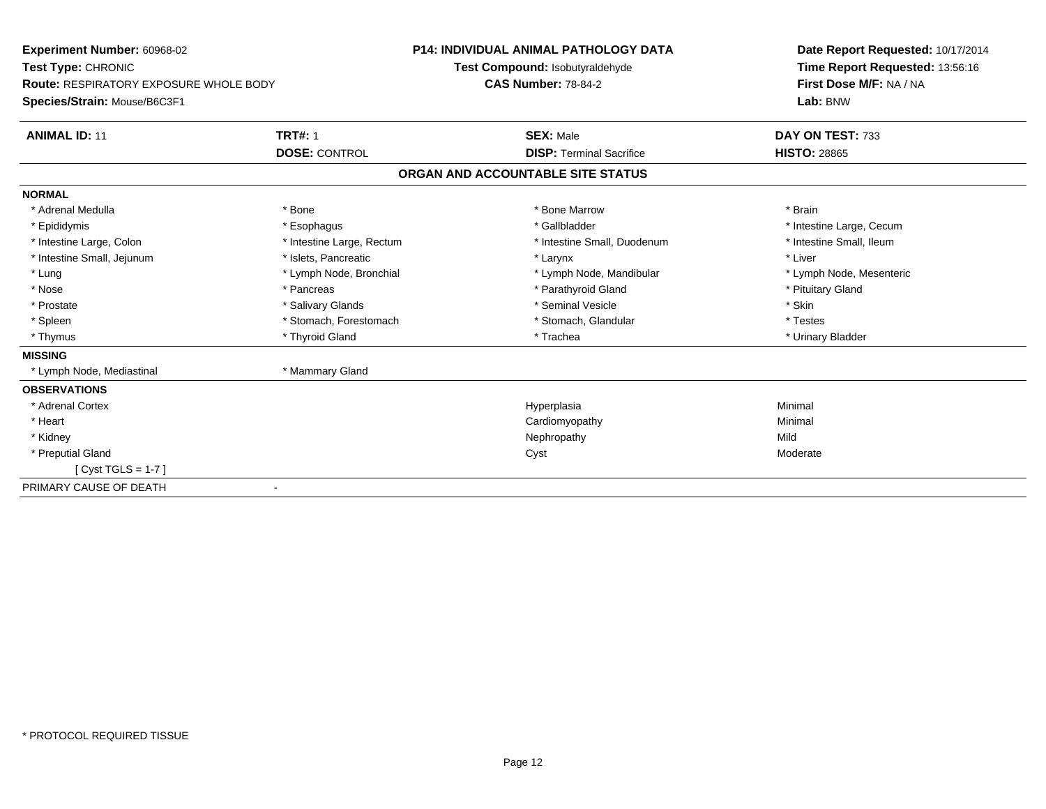**Experiment Number:** 60968-02
**Test Type:** CHRONIC
**Route:** RESPIRATORY EXPOSURE WHOLE BODY
**Species/Strain:** Mouse/B6C3F1

**P14: INDIVIDUAL ANIMAL PATHOLOGY DATA**
**Test Compound:** Isobutyraldehyde
**CAS Number:** 78-84-2

**Date Report Requested:** 10/17/2014
**Time Report Requested:** 13:56:16
**First Dose M/F:** NA / NA
**Lab:** BNW

| **ANIMAL ID:** 11 | **TRT#:** 1 | **SEX:** Male | **DAY ON TEST:** 733 |
|---|---|---|---|
| | **DOSE:** CONTROL | **DISP:** Terminal Sacrifice | **HISTO:** 28865 |

## ORGAN AND ACCOUNTABLE SITE STATUS

**NORMAL**

| | | | |
|---|---|---|---|
| * Adrenal Medulla | * Bone | * Bone Marrow | * Brain |
| * Epididymis | * Esophagus | * Gallbladder | * Intestine Large, Cecum |
| * Intestine Large, Colon | * Intestine Large, Rectum | * Intestine Small, Duodenum | * Intestine Small, Ileum |
| * Intestine Small, Jejunum | * Islets, Pancreatic | * Larynx | * Liver |
| * Lung | * Lymph Node, Bronchial | * Lymph Node, Mandibular | * Lymph Node, Mesenteric |
| * Nose | * Pancreas | * Parathyroid Gland | * Pituitary Gland |
| * Prostate | * Salivary Glands | * Seminal Vesicle | * Skin |
| * Spleen | * Stomach, Forestomach | * Stomach, Glandular | * Testes |
| * Thymus | * Thyroid Gland | * Trachea | * Urinary Bladder |

**MISSING**

| | |
|---|---|
| * Lymph Node, Mediastinal | * Mammary Gland |

**OBSERVATIONS**

| | | |
|---|---|---|
| * Adrenal Cortex | Hyperplasia | Minimal |
| * Heart | Cardiomyopathy | Minimal |
| * Kidney | Nephropathy | Mild |
| * Preputial Gland | Cyst | Moderate |
| [ Cyst TGLS = 1-7 ] | | |

PRIMARY CAUSE OF DEATH -

* PROTOCOL REQUIRED TISSUE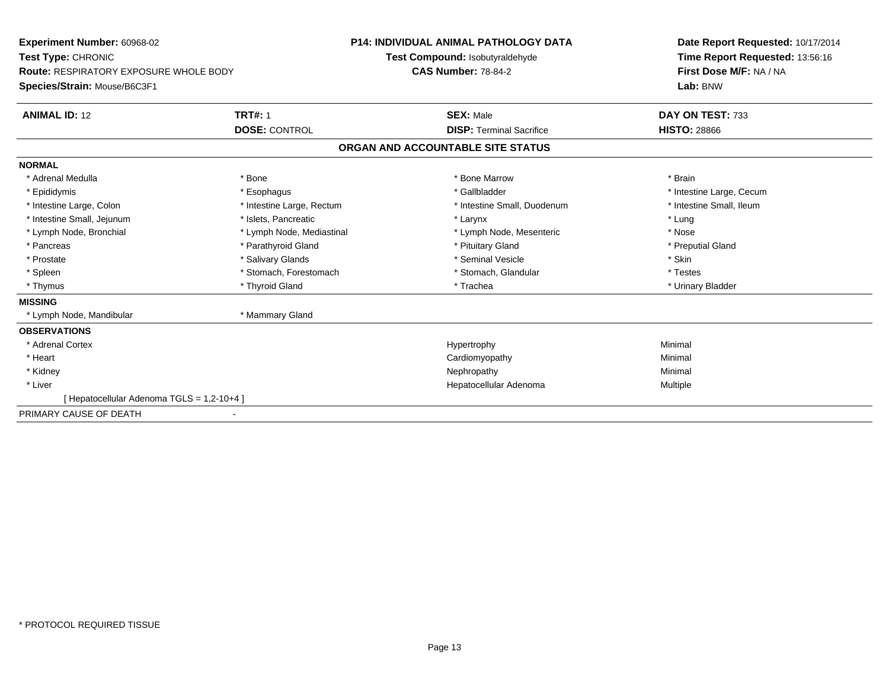**Experiment Number:** 60968-02
**Test Type:** CHRONIC
**Route:** RESPIRATORY EXPOSURE WHOLE BODY
**Species/Strain:** Mouse/B6C3F1

**P14: INDIVIDUAL ANIMAL PATHOLOGY DATA**
**Test Compound:** Isobutyraldehyde
**CAS Number:** 78-84-2

**Date Report Requested:** 10/17/2014
**Time Report Requested:** 13:56:16
**First Dose M/F:** NA / NA
**Lab:** BNW

| **ANIMAL ID:** 12 | **TRT#:** 1 | **SEX:** Male | **DAY ON TEST:** 733 |
|---|---|---|---|
| | **DOSE:** CONTROL | **DISP:** Terminal Sacrifice | **HISTO:** 28866 |

## ORGAN AND ACCOUNTABLE SITE STATUS

**NORMAL**

| | | | |
|---|---|---|---|
| * Adrenal Medulla | * Bone | * Bone Marrow | * Brain |
| * Epididymis | * Esophagus | * Gallbladder | * Intestine Large, Cecum |
| * Intestine Large, Colon | * Intestine Large, Rectum | * Intestine Small, Duodenum | * Intestine Small, Ileum |
| * Intestine Small, Jejunum | * Islets, Pancreatic | * Larynx | * Lung |
| * Lymph Node, Bronchial | * Lymph Node, Mediastinal | * Lymph Node, Mesenteric | * Nose |
| * Pancreas | * Parathyroid Gland | * Pituitary Gland | * Preputial Gland |
| * Prostate | * Salivary Glands | * Seminal Vesicle | * Skin |
| * Spleen | * Stomach, Forestomach | * Stomach, Glandular | * Testes |
| * Thymus | * Thyroid Gland | * Trachea | * Urinary Bladder |

**MISSING**

| | |
|---|---|
| * Lymph Node, Mandibular | * Mammary Gland |

**OBSERVATIONS**

| | | |
|---|---|---|
| * Adrenal Cortex | Hypertrophy | Minimal |
| * Heart | Cardiomyopathy | Minimal |
| * Kidney | Nephropathy | Minimal |
| * Liver | Hepatocellular Adenoma | Multiple |
| [ Hepatocellular Adenoma TGLS = 1,2-10+4 ] | | |

PRIMARY CAUSE OF DEATH -

* PROTOCOL REQUIRED TISSUE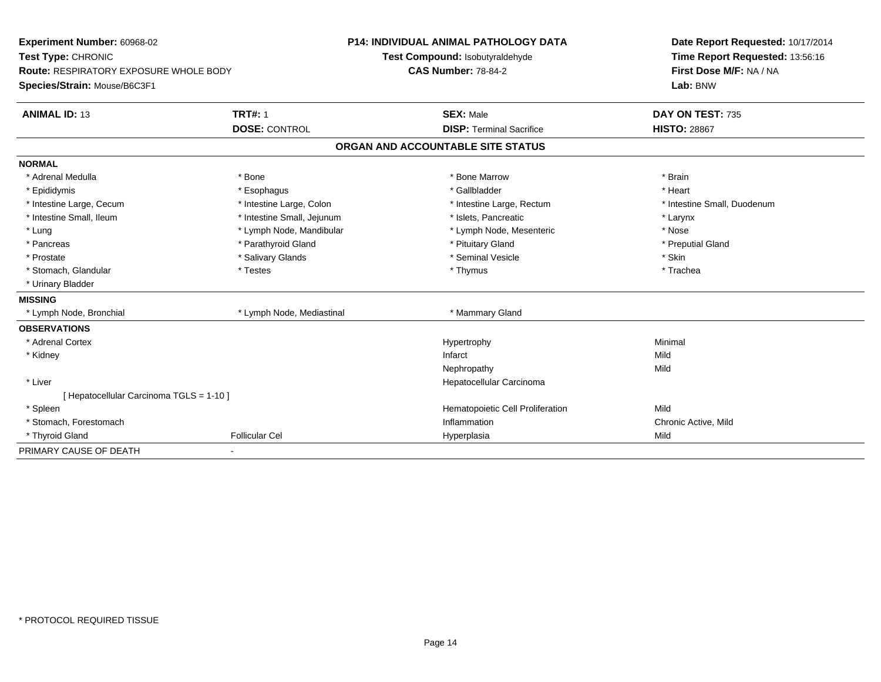**Experiment Number:** 60968-02
**Test Type:** CHRONIC
**Route:** RESPIRATORY EXPOSURE WHOLE BODY
**Species/Strain:** Mouse/B6C3F1

**P14: INDIVIDUAL ANIMAL PATHOLOGY DATA**
**Test Compound:** Isobutyraldehyde
**CAS Number:** 78-84-2

**Date Report Requested:** 10/17/2014
**Time Report Requested:** 13:56:16
**First Dose M/F:** NA / NA
**Lab:** BNW

| **ANIMAL ID:** 13 | **TRT#:** 1 | **SEX:** Male | **DAY ON TEST:** 735 |
|---|---|---|---|
| | **DOSE:** CONTROL | **DISP:** Terminal Sacrifice | **HISTO:** 28867 |

## ORGAN AND ACCOUNTABLE SITE STATUS

**NORMAL**

| | | | |
|---|---|---|---|
| * Adrenal Medulla | * Bone | * Bone Marrow | * Brain |
| * Epididymis | * Esophagus | * Gallbladder | * Heart |
| * Intestine Large, Cecum | * Intestine Large, Colon | * Intestine Large, Rectum | * Intestine Small, Duodenum |
| * Intestine Small, Ileum | * Intestine Small, Jejunum | * Islets, Pancreatic | * Larynx |
| * Lung | * Lymph Node, Mandibular | * Lymph Node, Mesenteric | * Nose |
| * Pancreas | * Parathyroid Gland | * Pituitary Gland | * Preputial Gland |
| * Prostate | * Salivary Glands | * Seminal Vesicle | * Skin |
| * Stomach, Glandular | * Testes | * Thymus | * Trachea |
| * Urinary Bladder | | | |

**MISSING**

| | | |
|---|---|---|
| * Lymph Node, Bronchial | * Lymph Node, Mediastinal | * Mammary Gland |

**OBSERVATIONS**

| | | | |
|---|---|---|---|
| * Adrenal Cortex | | Hypertrophy | Minimal |
| * Kidney | | Infarct | Mild |
| | | Nephropathy | Mild |
| * Liver | | Hepatocellular Carcinoma | |
| [ Hepatocellular Carcinoma TGLS = 1-10 ] | | | |
| * Spleen | | Hematopoietic Cell Proliferation | Mild |
| * Stomach, Forestomach | | Inflammation | Chronic Active, Mild |
| * Thyroid Gland | Follicular Cel | Hyperplasia | Mild |

PRIMARY CAUSE OF DEATH -

\* PROTOCOL REQUIRED TISSUE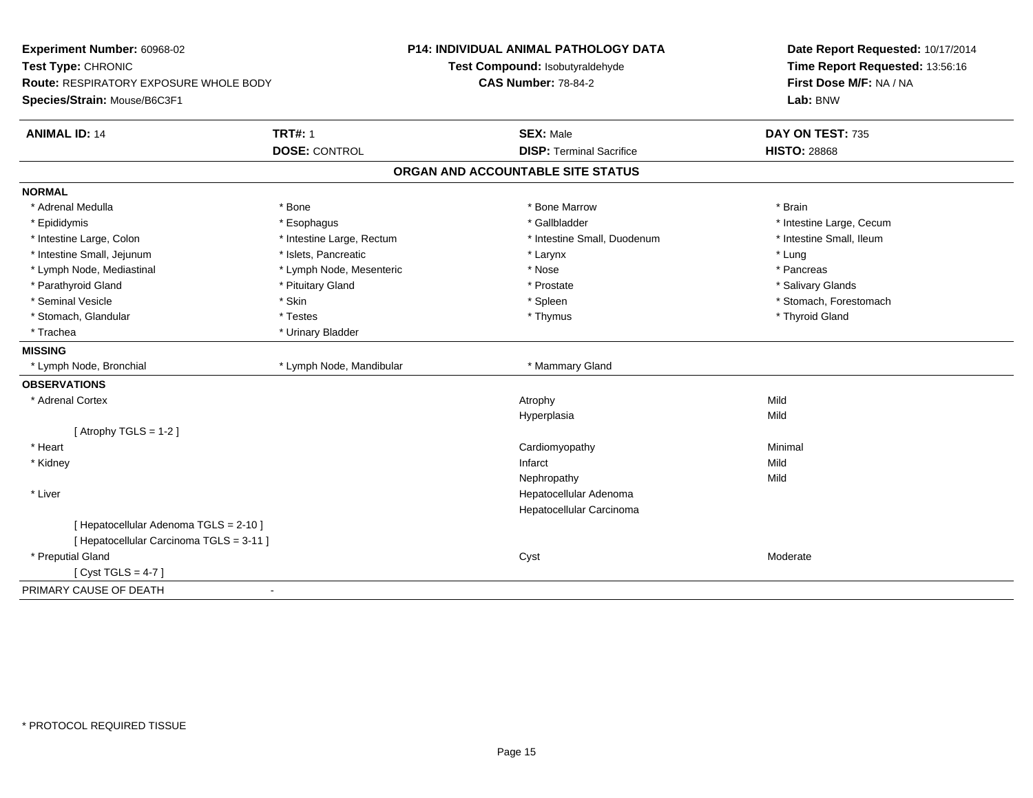**Experiment Number:** 60968-02
**Test Type:** CHRONIC
**Route:** RESPIRATORY EXPOSURE WHOLE BODY
**Species/Strain:** Mouse/B6C3F1

**P14: INDIVIDUAL ANIMAL PATHOLOGY DATA**
**Test Compound:** Isobutyraldehyde
**CAS Number:** 78-84-2

**Date Report Requested:** 10/17/2014
**Time Report Requested:** 13:56:16
**First Dose M/F:** NA / NA
**Lab:** BNW

| **ANIMAL ID:** 14 | **TRT#:** 1 | **SEX:** Male | **DAY ON TEST:** 735 |
|---|---|---|---|
| | **DOSE:** CONTROL | **DISP:** Terminal Sacrifice | **HISTO:** 28868 |

## ORGAN AND ACCOUNTABLE SITE STATUS

**NORMAL**

| | | | |
|---|---|---|---|
| * Adrenal Medulla | * Bone | * Bone Marrow | * Brain |
| * Epididymis | * Esophagus | * Gallbladder | * Intestine Large, Cecum |
| * Intestine Large, Colon | * Intestine Large, Rectum | * Intestine Small, Duodenum | * Intestine Small, Ileum |
| * Intestine Small, Jejunum | * Islets, Pancreatic | * Larynx | * Lung |
| * Lymph Node, Mediastinal | * Lymph Node, Mesenteric | * Nose | * Pancreas |
| * Parathyroid Gland | * Pituitary Gland | * Prostate | * Salivary Glands |
| * Seminal Vesicle | * Skin | * Spleen | * Stomach, Forestomach |
| * Stomach, Glandular | * Testes | * Thymus | * Thyroid Gland |
| * Trachea | * Urinary Bladder | | |

**MISSING**

| | | |
|---|---|---|
| * Lymph Node, Bronchial | * Lymph Node, Mandibular | * Mammary Gland |

**OBSERVATIONS**

| Organ | Observation | Severity |
|---|---|---|
| * Adrenal Cortex | Atrophy | Mild |
| | Hyperplasia | Mild |
| [ Atrophy TGLS = 1-2 ] | | |
| * Heart | Cardiomyopathy | Minimal |
| * Kidney | Infarct | Mild |
| | Nephropathy | Mild |
| * Liver | Hepatocellular Adenoma | |
| | Hepatocellular Carcinoma | |
| [ Hepatocellular Adenoma TGLS = 2-10 ] | | |
| [ Hepatocellular Carcinoma TGLS = 3-11 ] | | |
| * Preputial Gland | Cyst | Moderate |
| [ Cyst TGLS = 4-7 ] | | |

PRIMARY CAUSE OF DEATH -

* PROTOCOL REQUIRED TISSUE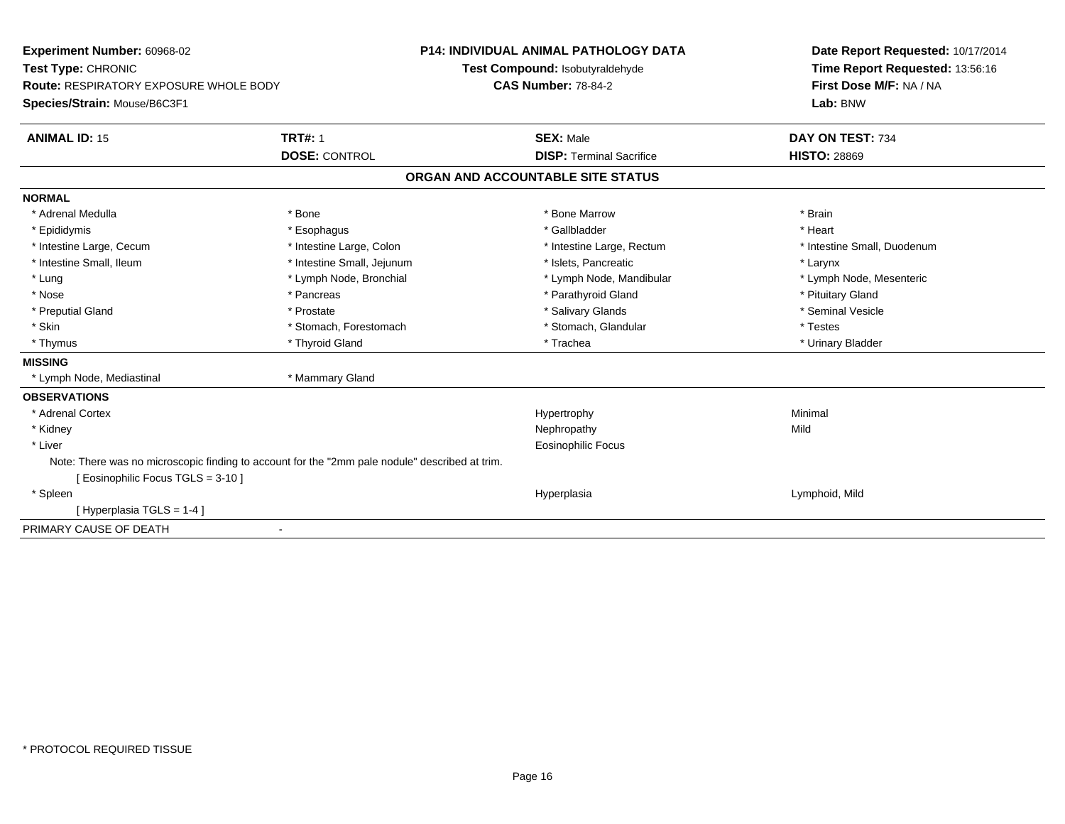**Experiment Number:** 60968-02
**Test Type:** CHRONIC
**Route:** RESPIRATORY EXPOSURE WHOLE BODY
**Species/Strain:** Mouse/B6C3F1

**P14: INDIVIDUAL ANIMAL PATHOLOGY DATA**
**Test Compound:** Isobutyraldehyde
**CAS Number:** 78-84-2

**Date Report Requested:** 10/17/2014
**Time Report Requested:** 13:56:16
**First Dose M/F:** NA / NA
**Lab:** BNW

| **ANIMAL ID:** 15 | **TRT#:** 1 | **SEX:** Male | **DAY ON TEST:** 734 |
|---|---|---|---|
| | **DOSE:** CONTROL | **DISP:** Terminal Sacrifice | **HISTO:** 28869 |

## ORGAN AND ACCOUNTABLE SITE STATUS

**NORMAL**

| | | | |
|---|---|---|---|
| * Adrenal Medulla | * Bone | * Bone Marrow | * Brain |
| * Epididymis | * Esophagus | * Gallbladder | * Heart |
| * Intestine Large, Cecum | * Intestine Large, Colon | * Intestine Large, Rectum | * Intestine Small, Duodenum |
| * Intestine Small, Ileum | * Intestine Small, Jejunum | * Islets, Pancreatic | * Larynx |
| * Lung | * Lymph Node, Bronchial | * Lymph Node, Mandibular | * Lymph Node, Mesenteric |
| * Nose | * Pancreas | * Parathyroid Gland | * Pituitary Gland |
| * Preputial Gland | * Prostate | * Salivary Glands | * Seminal Vesicle |
| * Skin | * Stomach, Forestomach | * Stomach, Glandular | * Testes |
| * Thymus | * Thyroid Gland | * Trachea | * Urinary Bladder |

**MISSING**

* Lymph Node, Mediastinal
* Mammary Gland

**OBSERVATIONS**

| Organ | Observation | Severity |
|---|---|---|
| * Adrenal Cortex | Hypertrophy | Minimal |
| * Kidney | Nephropathy | Mild |
| * Liver | Eosinophilic Focus | |

Note: There was no microscopic finding to account for the "2mm pale nodule" described at trim.
[ Eosinophilic Focus TGLS = 3-10 ]

| Organ | Observation | Severity |
|---|---|---|
| * Spleen | Hyperplasia | Lymphoid, Mild |

[ Hyperplasia TGLS = 1-4 ]

PRIMARY CAUSE OF DEATH -

* PROTOCOL REQUIRED TISSUE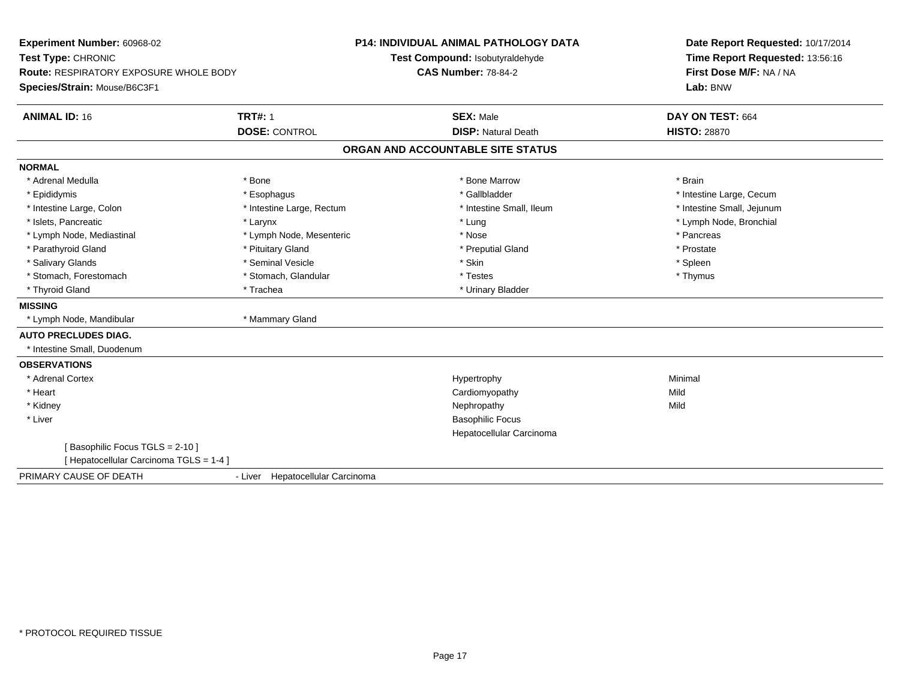**Experiment Number:** 60968-02
**Test Type:** CHRONIC
**Route:** RESPIRATORY EXPOSURE WHOLE BODY
**Species/Strain:** Mouse/B6C3F1

**P14: INDIVIDUAL ANIMAL PATHOLOGY DATA**
**Test Compound:** Isobutyraldehyde
**CAS Number:** 78-84-2

**Date Report Requested:** 10/17/2014
**Time Report Requested:** 13:56:16
**First Dose M/F:** NA / NA
**Lab:** BNW

| **ANIMAL ID:** 16 | **TRT#:** 1 | **SEX:** Male | **DAY ON TEST:** 664 |
|---|---|---|---|
| | **DOSE:** CONTROL | **DISP:** Natural Death | **HISTO:** 28870 |

## ORGAN AND ACCOUNTABLE SITE STATUS

**NORMAL**

| | | | |
|---|---|---|---|
| * Adrenal Medulla | * Bone | * Bone Marrow | * Brain |
| * Epididymis | * Esophagus | * Gallbladder | * Intestine Large, Cecum |
| * Intestine Large, Colon | * Intestine Large, Rectum | * Intestine Small, Ileum | * Intestine Small, Jejunum |
| * Islets, Pancreatic | * Larynx | * Lung | * Lymph Node, Bronchial |
| * Lymph Node, Mediastinal | * Lymph Node, Mesenteric | * Nose | * Pancreas |
| * Parathyroid Gland | * Pituitary Gland | * Preputial Gland | * Prostate |
| * Salivary Glands | * Seminal Vesicle | * Skin | * Spleen |
| * Stomach, Forestomach | * Stomach, Glandular | * Testes | * Thymus |
| * Thyroid Gland | * Trachea | * Urinary Bladder | |

**MISSING**

* Lymph Node, Mandibular
* Mammary Gland

**AUTO PRECLUDES DIAG.**

* Intestine Small, Duodenum

**OBSERVATIONS**

| | | |
|---|---|---|
| * Adrenal Cortex | Hypertrophy | Minimal |
| * Heart | Cardiomyopathy | Mild |
| * Kidney | Nephropathy | Mild |
| * Liver | Basophilic Focus | |
| | Hepatocellular Carcinoma | |

[ Basophilic Focus TGLS = 2-10 ]
[ Hepatocellular Carcinoma TGLS = 1-4 ]

PRIMARY CAUSE OF DEATH - Liver Hepatocellular Carcinoma

* PROTOCOL REQUIRED TISSUE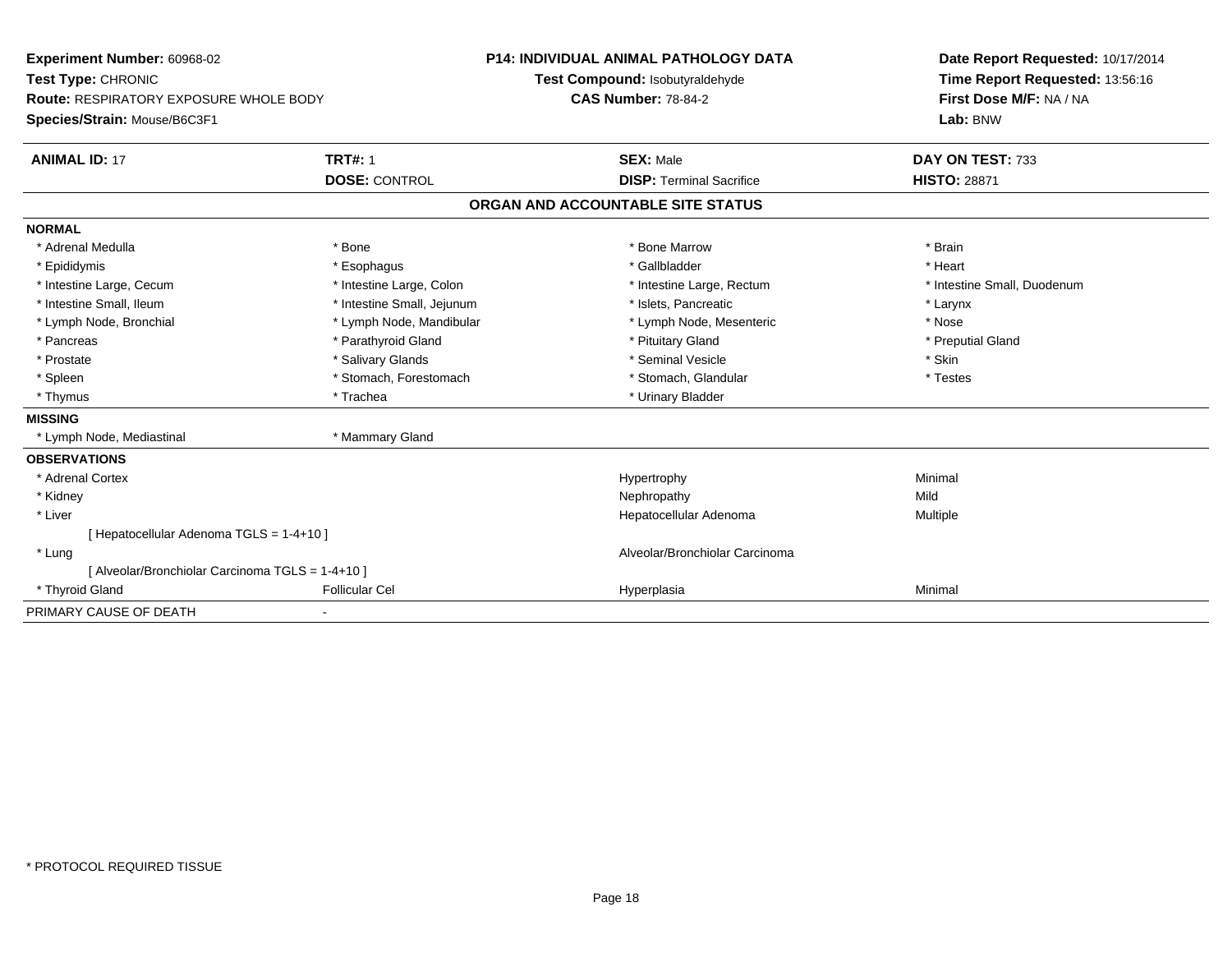**Experiment Number:** 60968-02
**Test Type:** CHRONIC
**Route:** RESPIRATORY EXPOSURE WHOLE BODY
**Species/Strain:** Mouse/B6C3F1

**P14: INDIVIDUAL ANIMAL PATHOLOGY DATA**
**Test Compound:** Isobutyraldehyde
**CAS Number:** 78-84-2

**Date Report Requested:** 10/17/2014
**Time Report Requested:** 13:56:16
**First Dose M/F:** NA / NA
**Lab:** BNW

| **ANIMAL ID:** 17 | **TRT#:** 1 | **SEX:** Male | **DAY ON TEST:** 733 |
|---|---|---|---|
| | **DOSE:** CONTROL | **DISP:** Terminal Sacrifice | **HISTO:** 28871 |

## ORGAN AND ACCOUNTABLE SITE STATUS

| | | | |
|---|---|---|---|
| **NORMAL** | | | |
| * Adrenal Medulla | * Bone | * Bone Marrow | * Brain |
| * Epididymis | * Esophagus | * Gallbladder | * Heart |
| * Intestine Large, Cecum | * Intestine Large, Colon | * Intestine Large, Rectum | * Intestine Small, Duodenum |
| * Intestine Small, Ileum | * Intestine Small, Jejunum | * Islets, Pancreatic | * Larynx |
| * Lymph Node, Bronchial | * Lymph Node, Mandibular | * Lymph Node, Mesenteric | * Nose |
| * Pancreas | * Parathyroid Gland | * Pituitary Gland | * Preputial Gland |
| * Prostate | * Salivary Glands | * Seminal Vesicle | * Skin |
| * Spleen | * Stomach, Forestomach | * Stomach, Glandular | * Testes |
| * Thymus | * Trachea | * Urinary Bladder | |
| **MISSING** | | | |
| * Lymph Node, Mediastinal | * Mammary Gland | | |
| **OBSERVATIONS** | | | |
| * Adrenal Cortex | | Hypertrophy | Minimal |
| * Kidney | | Nephropathy | Mild |
| * Liver | | Hepatocellular Adenoma | Multiple |
| [ Hepatocellular Adenoma TGLS = 1-4+10 ] | | | |
| * Lung | | Alveolar/Bronchiolar Carcinoma | |
| [ Alveolar/Bronchiolar Carcinoma TGLS = 1-4+10 ] | | | |
| * Thyroid Gland | Follicular Cel | Hyperplasia | Minimal |
| PRIMARY CAUSE OF DEATH | - | | |

* PROTOCOL REQUIRED TISSUE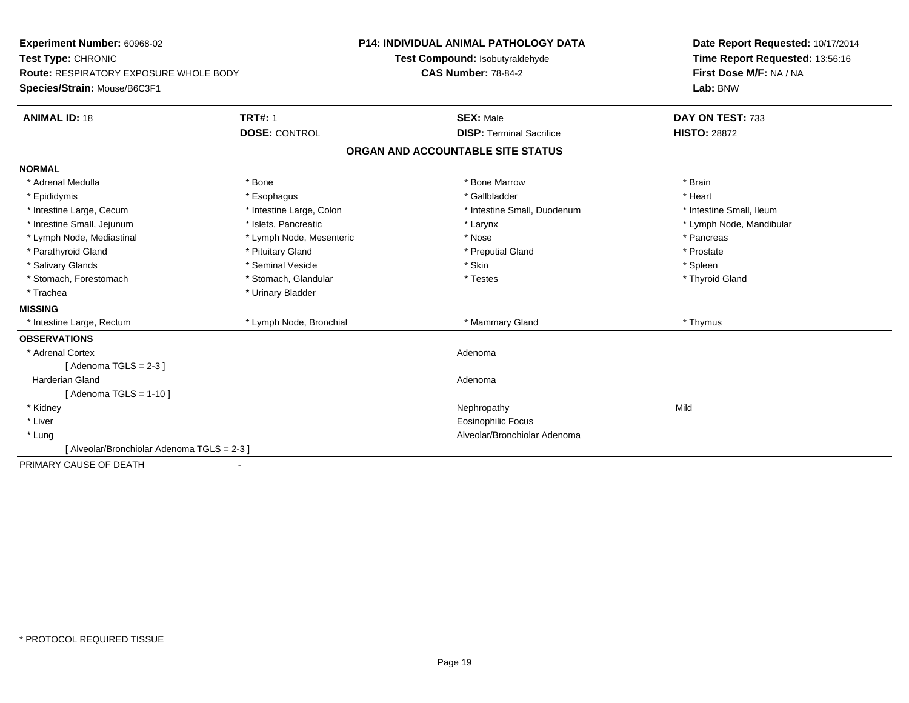**Experiment Number:** 60968-02
**Test Type:** CHRONIC
**Route:** RESPIRATORY EXPOSURE WHOLE BODY
**Species/Strain:** Mouse/B6C3F1

**P14: INDIVIDUAL ANIMAL PATHOLOGY DATA**
**Test Compound:** Isobutyraldehyde
**CAS Number:** 78-84-2

**Date Report Requested:** 10/17/2014
**Time Report Requested:** 13:56:16
**First Dose M/F:** NA / NA
**Lab:** BNW

| **ANIMAL ID:** 18 | **TRT#:** 1 | **SEX:** Male | **DAY ON TEST:** 733 |
|---|---|---|---|
| | **DOSE:** CONTROL | **DISP:** Terminal Sacrifice | **HISTO:** 28872 |

## ORGAN AND ACCOUNTABLE SITE STATUS

**NORMAL**

| | | | |
|---|---|---|---|
| * Adrenal Medulla | * Bone | * Bone Marrow | * Brain |
| * Epididymis | * Esophagus | * Gallbladder | * Heart |
| * Intestine Large, Cecum | * Intestine Large, Colon | * Intestine Small, Duodenum | * Intestine Small, Ileum |
| * Intestine Small, Jejunum | * Islets, Pancreatic | * Larynx | * Lymph Node, Mandibular |
| * Lymph Node, Mediastinal | * Lymph Node, Mesenteric | * Nose | * Pancreas |
| * Parathyroid Gland | * Pituitary Gland | * Preputial Gland | * Prostate |
| * Salivary Glands | * Seminal Vesicle | * Skin | * Spleen |
| * Stomach, Forestomach | * Stomach, Glandular | * Testes | * Thyroid Gland |
| * Trachea | * Urinary Bladder | | |

**MISSING**

| | | | |
|---|---|---|---|
| * Intestine Large, Rectum | * Lymph Node, Bronchial | * Mammary Gland | * Thymus |

**OBSERVATIONS**

| | | |
|---|---|---|
| * Adrenal Cortex | Adenoma | |
| [ Adenoma TGLS = 2-3 ] | | |
| Harderian Gland | Adenoma | |
| [ Adenoma TGLS = 1-10 ] | | |
| * Kidney | Nephropathy | Mild |
| * Liver | Eosinophilic Focus | |
| * Lung | Alveolar/Bronchiolar Adenoma | |
| [ Alveolar/Bronchiolar Adenoma TGLS = 2-3 ] | | |

PRIMARY CAUSE OF DEATH -

* PROTOCOL REQUIRED TISSUE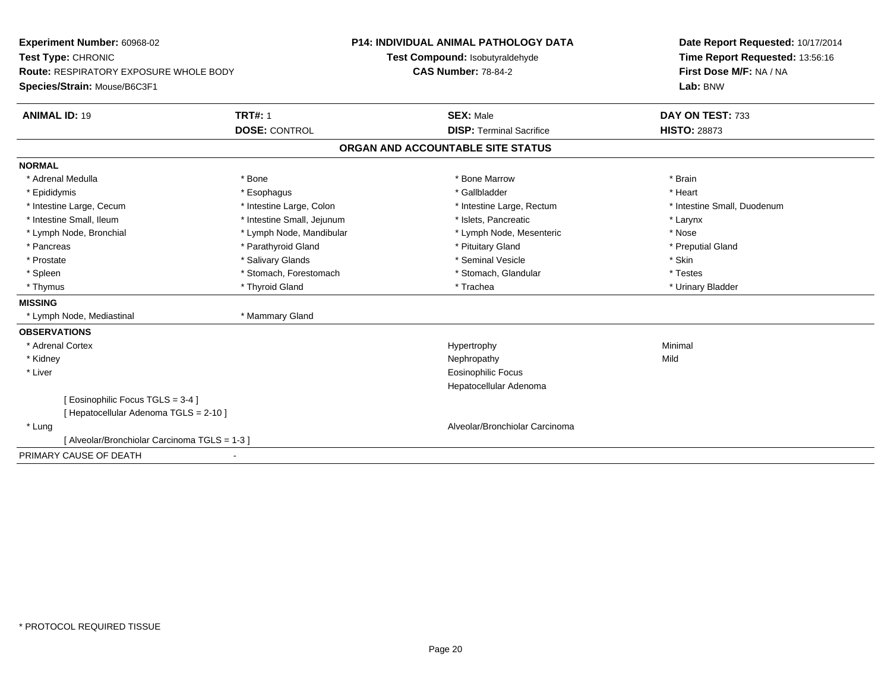**Experiment Number:** 60968-02
**Test Type:** CHRONIC
**Route:** RESPIRATORY EXPOSURE WHOLE BODY
**Species/Strain:** Mouse/B6C3F1

**P14: INDIVIDUAL ANIMAL PATHOLOGY DATA**
**Test Compound:** Isobutyraldehyde
**CAS Number:** 78-84-2

**Date Report Requested:** 10/17/2014
**Time Report Requested:** 13:56:16
**First Dose M/F:** NA / NA
**Lab:** BNW

| **ANIMAL ID:** 19 | **TRT#:** 1 | **SEX:** Male | **DAY ON TEST:** 733 |
|---|---|---|---|
| | **DOSE:** CONTROL | **DISP:** Terminal Sacrifice | **HISTO:** 28873 |

## ORGAN AND ACCOUNTABLE SITE STATUS

**NORMAL**

| | | | |
|---|---|---|---|
| * Adrenal Medulla | * Bone | * Bone Marrow | * Brain |
| * Epididymis | * Esophagus | * Gallbladder | * Heart |
| * Intestine Large, Cecum | * Intestine Large, Colon | * Intestine Large, Rectum | * Intestine Small, Duodenum |
| * Intestine Small, Ileum | * Intestine Small, Jejunum | * Islets, Pancreatic | * Larynx |
| * Lymph Node, Bronchial | * Lymph Node, Mandibular | * Lymph Node, Mesenteric | * Nose |
| * Pancreas | * Parathyroid Gland | * Pituitary Gland | * Preputial Gland |
| * Prostate | * Salivary Glands | * Seminal Vesicle | * Skin |
| * Spleen | * Stomach, Forestomach | * Stomach, Glandular | * Testes |
| * Thymus | * Thyroid Gland | * Trachea | * Urinary Bladder |

**MISSING**

| | |
|---|---|
| * Lymph Node, Mediastinal | * Mammary Gland |

**OBSERVATIONS**

| | | |
|---|---|---|
| * Adrenal Cortex | Hypertrophy | Minimal |
| * Kidney | Nephropathy | Mild |
| * Liver | Eosinophilic Focus | |
| | Hepatocellular Adenoma | |
| [ Eosinophilic Focus TGLS = 3-4 ] | | |
| [ Hepatocellular Adenoma TGLS = 2-10 ] | | |
| * Lung | Alveolar/Bronchiolar Carcinoma | |
| [ Alveolar/Bronchiolar Carcinoma TGLS = 1-3 ] | | |

PRIMARY CAUSE OF DEATH -

* PROTOCOL REQUIRED TISSUE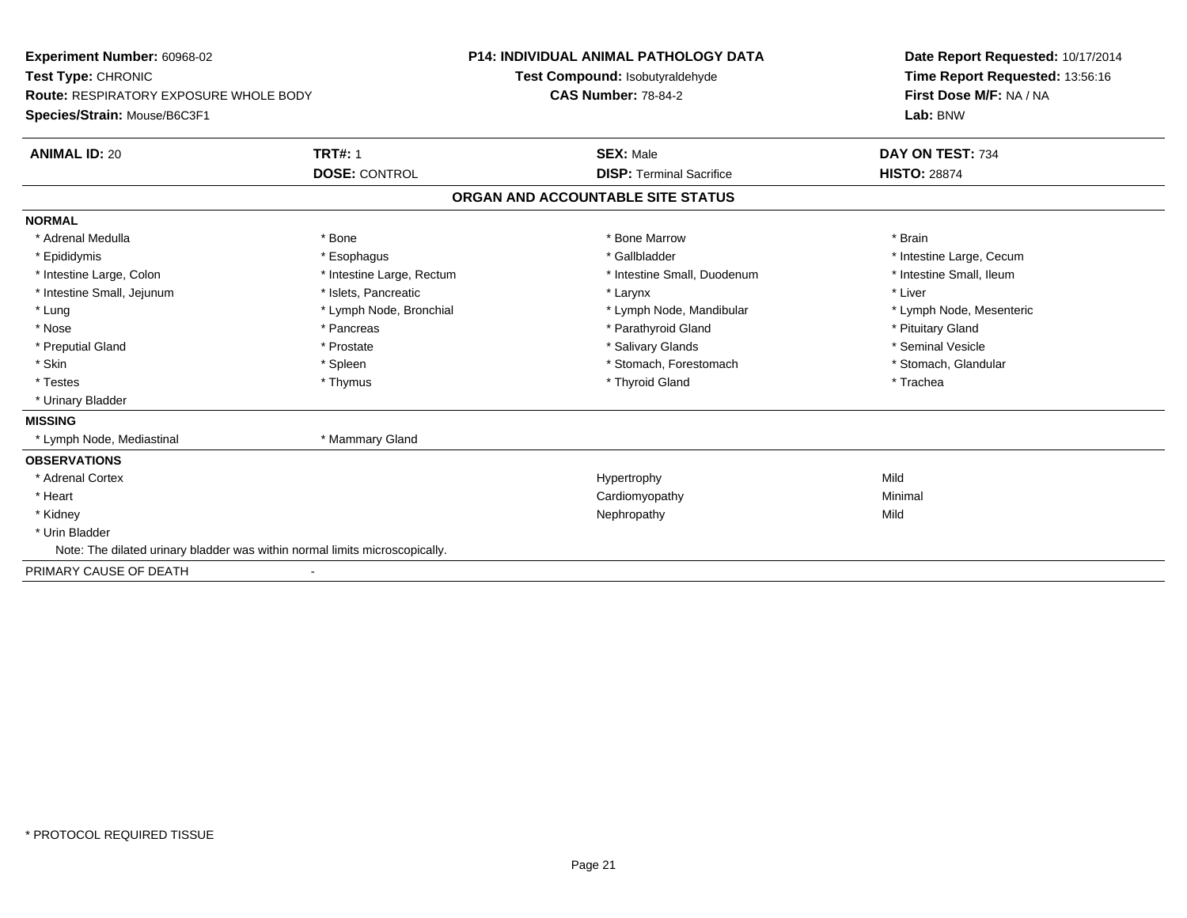**Experiment Number:** 60968-02
**Test Type:** CHRONIC
**Route:** RESPIRATORY EXPOSURE WHOLE BODY
**Species/Strain:** Mouse/B6C3F1

**P14: INDIVIDUAL ANIMAL PATHOLOGY DATA**
**Test Compound:** Isobutyraldehyde
**CAS Number:** 78-84-2

**Date Report Requested:** 10/17/2014
**Time Report Requested:** 13:56:16
**First Dose M/F:** NA / NA
**Lab:** BNW

| **ANIMAL ID:** 20 | **TRT#:** 1 | **SEX:** Male | **DAY ON TEST:** 734 |
|---|---|---|---|
| | **DOSE:** CONTROL | **DISP:** Terminal Sacrifice | **HISTO:** 28874 |

## ORGAN AND ACCOUNTABLE SITE STATUS

**NORMAL**

| | | | |
|---|---|---|---|
| * Adrenal Medulla | * Bone | * Bone Marrow | * Brain |
| * Epididymis | * Esophagus | * Gallbladder | * Intestine Large, Cecum |
| * Intestine Large, Colon | * Intestine Large, Rectum | * Intestine Small, Duodenum | * Intestine Small, Ileum |
| * Intestine Small, Jejunum | * Islets, Pancreatic | * Larynx | * Liver |
| * Lung | * Lymph Node, Bronchial | * Lymph Node, Mandibular | * Lymph Node, Mesenteric |
| * Nose | * Pancreas | * Parathyroid Gland | * Pituitary Gland |
| * Preputial Gland | * Prostate | * Salivary Glands | * Seminal Vesicle |
| * Skin | * Spleen | * Stomach, Forestomach | * Stomach, Glandular |
| * Testes | * Thymus | * Thyroid Gland | * Trachea |
| * Urinary Bladder | | | |

**MISSING**

* Lymph Node, Mediastinal
* Mammary Gland

**OBSERVATIONS**

| | | |
|---|---|---|
| * Adrenal Cortex | Hypertrophy | Mild |
| * Heart | Cardiomyopathy | Minimal |
| * Kidney | Nephropathy | Mild |
| * Urin Bladder | | |

Note: The dilated urinary bladder was within normal limits microscopically.

PRIMARY CAUSE OF DEATH -

* PROTOCOL REQUIRED TISSUE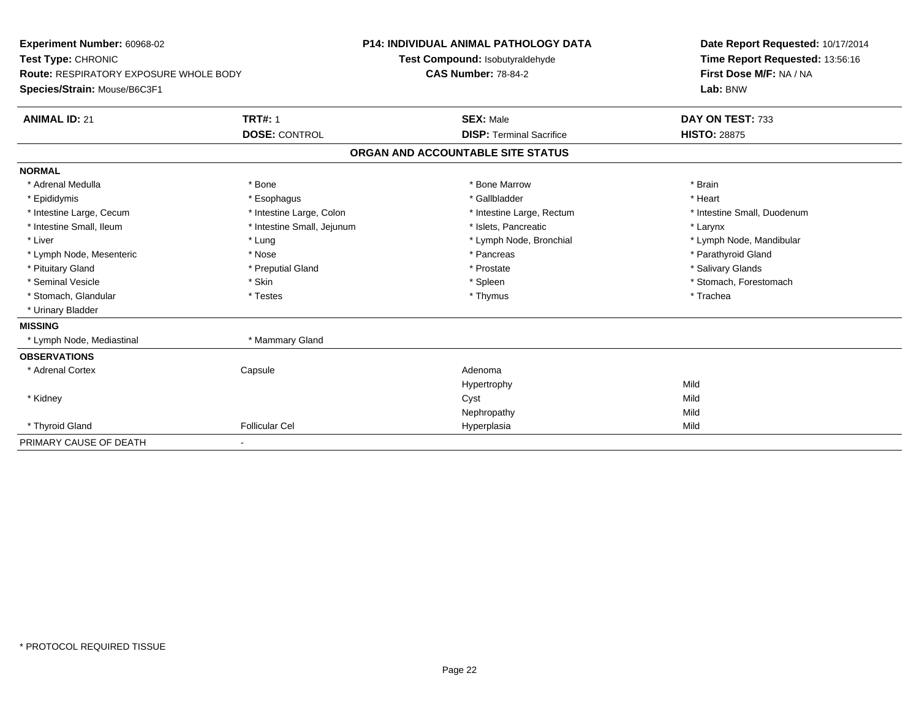**Experiment Number:** 60968-02
**Test Type:** CHRONIC
**Route:** RESPIRATORY EXPOSURE WHOLE BODY
**Species/Strain:** Mouse/B6C3F1

**P14: INDIVIDUAL ANIMAL PATHOLOGY DATA**
**Test Compound:** Isobutyraldehyde
**CAS Number:** 78-84-2

**Date Report Requested:** 10/17/2014
**Time Report Requested:** 13:56:16
**First Dose M/F:** NA / NA
**Lab:** BNW

| **ANIMAL ID:** 21 | **TRT#:** 1 | **SEX:** Male | **DAY ON TEST:** 733 |
|---|---|---|---|
| | **DOSE:** CONTROL | **DISP:** Terminal Sacrifice | **HISTO:** 28875 |

## ORGAN AND ACCOUNTABLE SITE STATUS

| | | | |
|---|---|---|---|
| **NORMAL** | | | |
| * Adrenal Medulla | * Bone | * Bone Marrow | * Brain |
| * Epididymis | * Esophagus | * Gallbladder | * Heart |
| * Intestine Large, Cecum | * Intestine Large, Colon | * Intestine Large, Rectum | * Intestine Small, Duodenum |
| * Intestine Small, Ileum | * Intestine Small, Jejunum | * Islets, Pancreatic | * Larynx |
| * Liver | * Lung | * Lymph Node, Bronchial | * Lymph Node, Mandibular |
| * Lymph Node, Mesenteric | * Nose | * Pancreas | * Parathyroid Gland |
| * Pituitary Gland | * Preputial Gland | * Prostate | * Salivary Glands |
| * Seminal Vesicle | * Skin | * Spleen | * Stomach, Forestomach |
| * Stomach, Glandular | * Testes | * Thymus | * Trachea |
| * Urinary Bladder | | | |
| **MISSING** | | | |
| * Lymph Node, Mediastinal | * Mammary Gland | | |
| **OBSERVATIONS** | | | |
| * Adrenal Cortex | Capsule | Adenoma | |
| | | Hypertrophy | Mild |
| * Kidney | | Cyst | Mild |
| | | Nephropathy | Mild |
| * Thyroid Gland | Follicular Cel | Hyperplasia | Mild |
| PRIMARY CAUSE OF DEATH | - | | |

* PROTOCOL REQUIRED TISSUE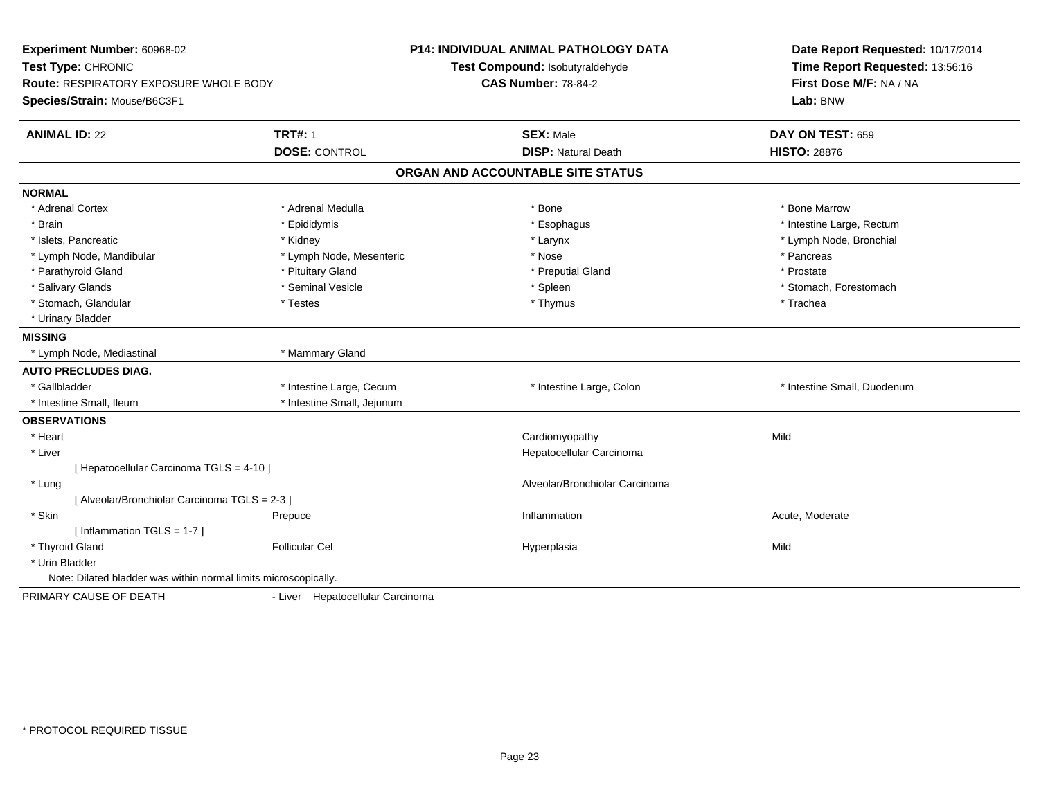**Experiment Number:** 60968-02
**Test Type:** CHRONIC
**Route:** RESPIRATORY EXPOSURE WHOLE BODY
**Species/Strain:** Mouse/B6C3F1

**P14: INDIVIDUAL ANIMAL PATHOLOGY DATA**
**Test Compound:** Isobutyraldehyde
**CAS Number:** 78-84-2

**Date Report Requested:** 10/17/2014
**Time Report Requested:** 13:56:16
**First Dose M/F:** NA / NA
**Lab:** BNW

| **ANIMAL ID:** 22 | **TRT#:** 1 | **SEX:** Male | **DAY ON TEST:** 659 |
|---|---|---|---|
| | **DOSE:** CONTROL | **DISP:** Natural Death | **HISTO:** 28876 |

## ORGAN AND ACCOUNTABLE SITE STATUS

**NORMAL**

| | | | |
|---|---|---|---|
| * Adrenal Cortex | * Adrenal Medulla | * Bone | * Bone Marrow |
| * Brain | * Epididymis | * Esophagus | * Intestine Large, Rectum |
| * Islets, Pancreatic | * Kidney | * Larynx | * Lymph Node, Bronchial |
| * Lymph Node, Mandibular | * Lymph Node, Mesenteric | * Nose | * Pancreas |
| * Parathyroid Gland | * Pituitary Gland | * Preputial Gland | * Prostate |
| * Salivary Glands | * Seminal Vesicle | * Spleen | * Stomach, Forestomach |
| * Stomach, Glandular | * Testes | * Thymus | * Trachea |
| * Urinary Bladder | | | |

**MISSING**

| | |
|---|---|
| * Lymph Node, Mediastinal | * Mammary Gland |

**AUTO PRECLUDES DIAG.**

| | | | |
|---|---|---|---|
| * Gallbladder | * Intestine Large, Cecum | * Intestine Large, Colon | * Intestine Small, Duodenum |
| * Intestine Small, Ileum | * Intestine Small, Jejunum | | |

**OBSERVATIONS**

| | | | |
|---|---|---|---|
| * Heart | | Cardiomyopathy | Mild |
| * Liver | | Hepatocellular Carcinoma | |
| [ Hepatocellular Carcinoma TGLS = 4-10 ] | | | |
| * Lung | | Alveolar/Bronchiolar Carcinoma | |
| [ Alveolar/Bronchiolar Carcinoma TGLS = 2-3 ] | | | |
| * Skin | Prepuce | Inflammation | Acute, Moderate |
| [ Inflammation TGLS = 1-7 ] | | | |
| * Thyroid Gland | Follicular Cel | Hyperplasia | Mild |
| * Urin Bladder | | | |

Note: Dilated bladder was within normal limits microscopically.

PRIMARY CAUSE OF DEATH - Liver Hepatocellular Carcinoma

* PROTOCOL REQUIRED TISSUE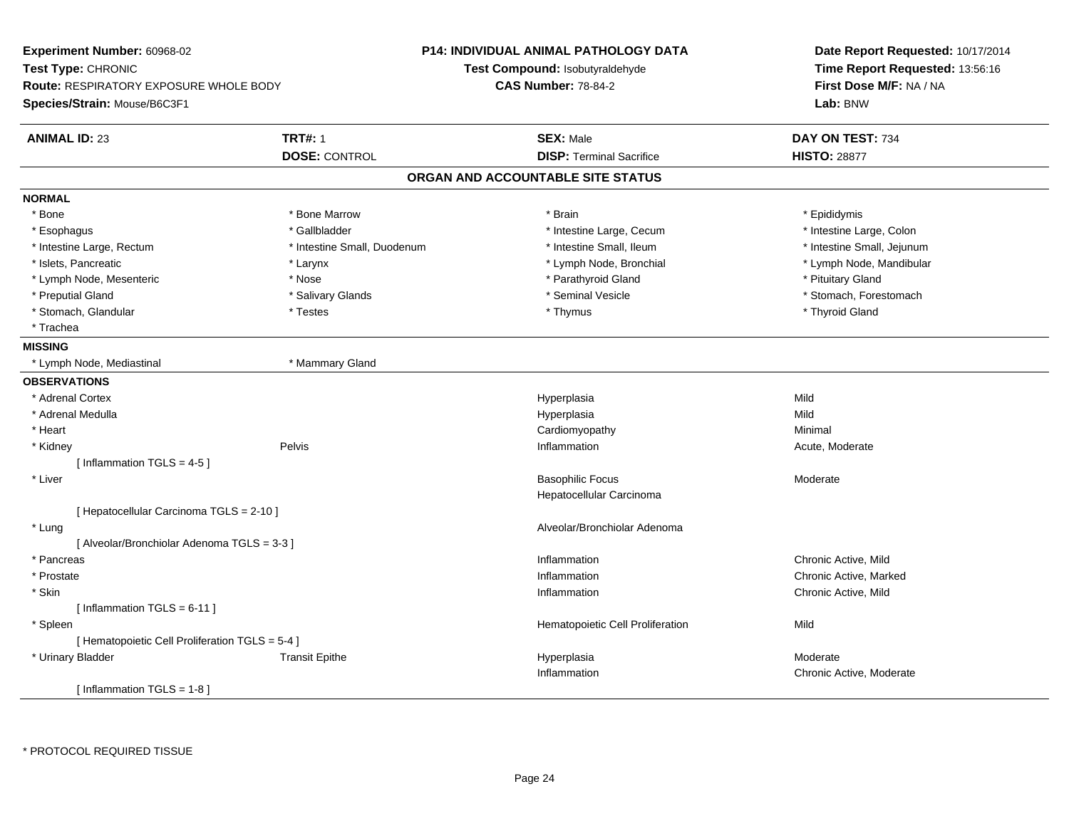**Experiment Number:** 60968-02
**Test Type:** CHRONIC
**Route:** RESPIRATORY EXPOSURE WHOLE BODY
**Species/Strain:** Mouse/B6C3F1

**P14: INDIVIDUAL ANIMAL PATHOLOGY DATA**
**Test Compound:** Isobutyraldehyde
**CAS Number:** 78-84-2

**Date Report Requested:** 10/17/2014
**Time Report Requested:** 13:56:16
**First Dose M/F:** NA / NA
**Lab:** BNW

| **ANIMAL ID:** 23 | **TRT#:** 1 | **SEX:** Male | **DAY ON TEST:** 734 |
|---|---|---|---|
| | **DOSE:** CONTROL | **DISP:** Terminal Sacrifice | **HISTO:** 28877 |

## ORGAN AND ACCOUNTABLE SITE STATUS

**NORMAL**

| | | | |
|---|---|---|---|
| * Bone | * Bone Marrow | * Brain | * Epididymis |
| * Esophagus | * Gallbladder | * Intestine Large, Cecum | * Intestine Large, Colon |
| * Intestine Large, Rectum | * Intestine Small, Duodenum | * Intestine Small, Ileum | * Intestine Small, Jejunum |
| * Islets, Pancreatic | * Larynx | * Lymph Node, Bronchial | * Lymph Node, Mandibular |
| * Lymph Node, Mesenteric | * Nose | * Parathyroid Gland | * Pituitary Gland |
| * Preputial Gland | * Salivary Glands | * Seminal Vesicle | * Stomach, Forestomach |
| * Stomach, Glandular | * Testes | * Thymus | * Thyroid Gland |
| * Trachea | | | |

**MISSING**

| | |
|---|---|
| * Lymph Node, Mediastinal | * Mammary Gland |

**OBSERVATIONS**

| Organ | Site | Observation | Severity |
|---|---|---|---|
| * Adrenal Cortex | | Hyperplasia | Mild |
| * Adrenal Medulla | | Hyperplasia | Mild |
| * Heart | | Cardiomyopathy | Minimal |
| * Kidney | Pelvis | Inflammation | Acute, Moderate |
| [ Inflammation TGLS = 4-5 ] | | | |
| * Liver | | Basophilic Focus | Moderate |
| | | Hepatocellular Carcinoma | |
| [ Hepatocellular Carcinoma TGLS = 2-10 ] | | | |
| * Lung | | Alveolar/Bronchiolar Adenoma | |
| [ Alveolar/Bronchiolar Adenoma TGLS = 3-3 ] | | | |
| * Pancreas | | Inflammation | Chronic Active, Mild |
| * Prostate | | Inflammation | Chronic Active, Marked |
| * Skin | | Inflammation | Chronic Active, Mild |
| [ Inflammation TGLS = 6-11 ] | | | |
| * Spleen | | Hematopoietic Cell Proliferation | Mild |
| [ Hematopoietic Cell Proliferation TGLS = 5-4 ] | | | |
| * Urinary Bladder | Transit Epithe | Hyperplasia | Moderate |
| | | Inflammation | Chronic Active, Moderate |
| [ Inflammation TGLS = 1-8 ] | | | |

\* PROTOCOL REQUIRED TISSUE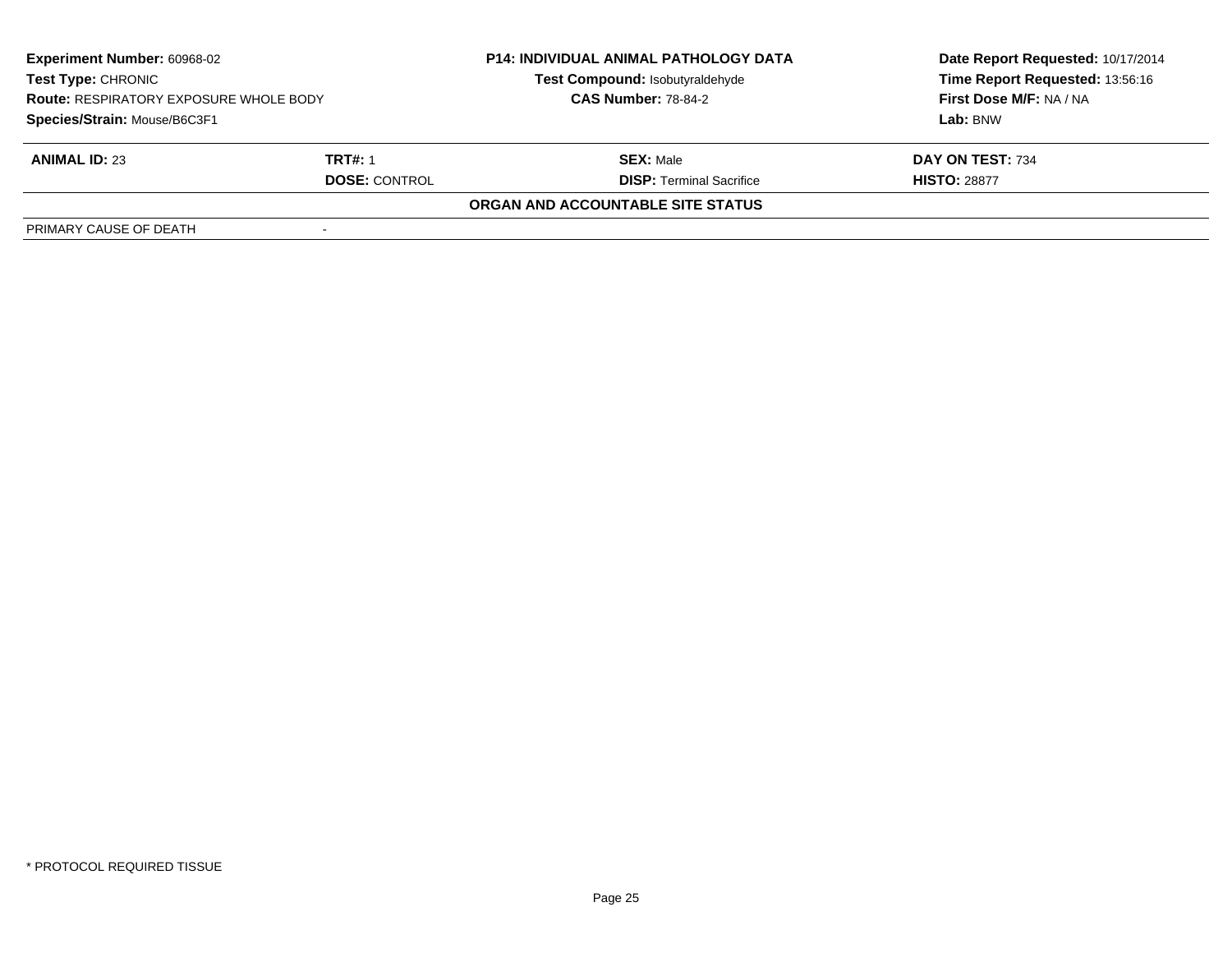**Experiment Number:** 60968-02
**Test Type:** CHRONIC
**Route:** RESPIRATORY EXPOSURE WHOLE BODY
**Species/Strain:** Mouse/B6C3F1

**P14: INDIVIDUAL ANIMAL PATHOLOGY DATA**
**Test Compound:** Isobutyraldehyde
**CAS Number:** 78-84-2

**Date Report Requested:** 10/17/2014
**Time Report Requested:** 13:56:16
**First Dose M/F:** NA / NA
**Lab:** BNW

| **ANIMAL ID:** 23 | **TRT#:** 1 | **SEX:** Male | **DAY ON TEST:** 734 |
|---|---|---|---|
| | **DOSE:** CONTROL | **DISP:** Terminal Sacrifice | **HISTO:** 28877 |

**ORGAN AND ACCOUNTABLE SITE STATUS**

| PRIMARY CAUSE OF DEATH | - |
|---|---|

* PROTOCOL REQUIRED TISSUE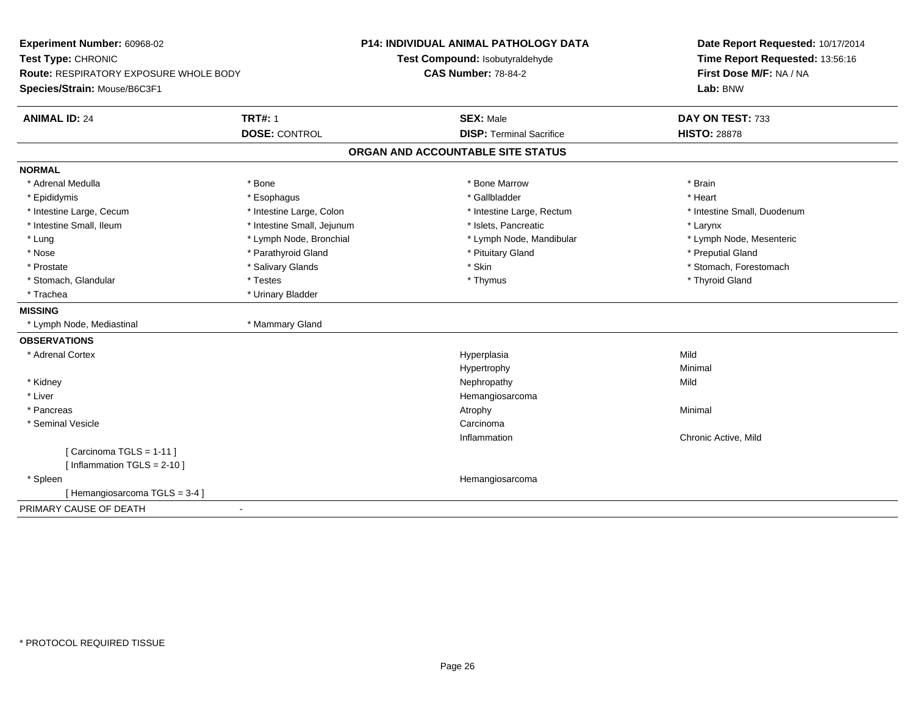**Experiment Number:** 60968-02
**Test Type:** CHRONIC
**Route:** RESPIRATORY EXPOSURE WHOLE BODY
**Species/Strain:** Mouse/B6C3F1

**P14: INDIVIDUAL ANIMAL PATHOLOGY DATA**
**Test Compound:** Isobutyraldehyde
**CAS Number:** 78-84-2

**Date Report Requested:** 10/17/2014
**Time Report Requested:** 13:56:16
**First Dose M/F:** NA / NA
**Lab:** BNW

| **ANIMAL ID:** 24 | **TRT#:** 1 | **SEX:** Male | **DAY ON TEST:** 733 |
|---|---|---|---|
| | **DOSE:** CONTROL | **DISP:** Terminal Sacrifice | **HISTO:** 28878 |

## ORGAN AND ACCOUNTABLE SITE STATUS

**NORMAL**

| | | | |
|---|---|---|---|
| * Adrenal Medulla | * Bone | * Bone Marrow | * Brain |
| * Epididymis | * Esophagus | * Gallbladder | * Heart |
| * Intestine Large, Cecum | * Intestine Large, Colon | * Intestine Large, Rectum | * Intestine Small, Duodenum |
| * Intestine Small, Ileum | * Intestine Small, Jejunum | * Islets, Pancreatic | * Larynx |
| * Lung | * Lymph Node, Bronchial | * Lymph Node, Mandibular | * Lymph Node, Mesenteric |
| * Nose | * Parathyroid Gland | * Pituitary Gland | * Preputial Gland |
| * Prostate | * Salivary Glands | * Skin | * Stomach, Forestomach |
| * Stomach, Glandular | * Testes | * Thymus | * Thyroid Gland |
| * Trachea | * Urinary Bladder | | |

**MISSING**

| | |
|---|---|
| * Lymph Node, Mediastinal | * Mammary Gland |

**OBSERVATIONS**

| Organ | Observation | Severity |
|---|---|---|
| * Adrenal Cortex | Hyperplasia | Mild |
| | Hypertrophy | Minimal |
| * Kidney | Nephropathy | Mild |
| * Liver | Hemangiosarcoma | |
| * Pancreas | Atrophy | Minimal |
| * Seminal Vesicle | Carcinoma | |
| | Inflammation | Chronic Active, Mild |
| [ Carcinoma TGLS = 1-11 ] | | |
| [ Inflammation TGLS = 2-10 ] | | |
| * Spleen | Hemangiosarcoma | |
| [ Hemangiosarcoma TGLS = 3-4 ] | | |

PRIMARY CAUSE OF DEATH -

* PROTOCOL REQUIRED TISSUE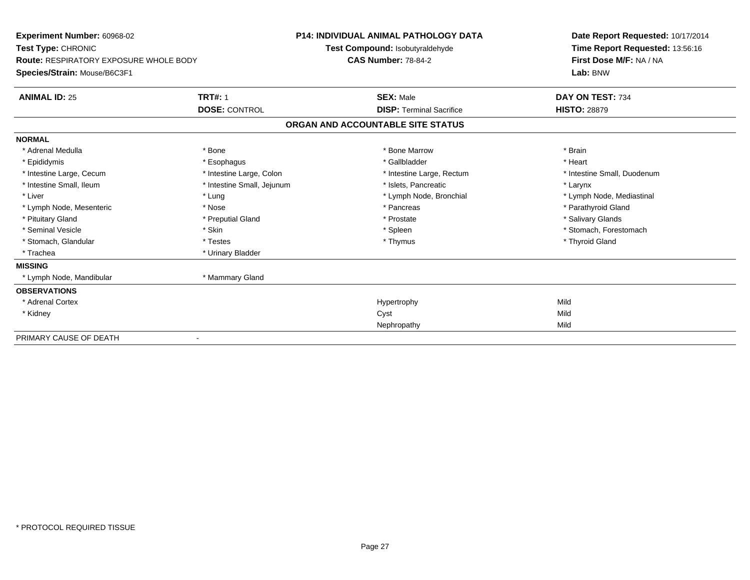**Experiment Number:** 60968-02
**Test Type:** CHRONIC
**Route:** RESPIRATORY EXPOSURE WHOLE BODY
**Species/Strain:** Mouse/B6C3F1

**P14: INDIVIDUAL ANIMAL PATHOLOGY DATA**
**Test Compound:** Isobutyraldehyde
**CAS Number:** 78-84-2

**Date Report Requested:** 10/17/2014
**Time Report Requested:** 13:56:16
**First Dose M/F:** NA / NA
**Lab:** BNW

| **ANIMAL ID:** 25 | **TRT#:** 1 | **SEX:** Male | **DAY ON TEST:** 734 |
|---|---|---|---|
| | **DOSE:** CONTROL | **DISP:** Terminal Sacrifice | **HISTO:** 28879 |

## ORGAN AND ACCOUNTABLE SITE STATUS

| | | | |
|---|---|---|---|
| **NORMAL** | | | |
| * Adrenal Medulla | * Bone | * Bone Marrow | * Brain |
| * Epididymis | * Esophagus | * Gallbladder | * Heart |
| * Intestine Large, Cecum | * Intestine Large, Colon | * Intestine Large, Rectum | * Intestine Small, Duodenum |
| * Intestine Small, Ileum | * Intestine Small, Jejunum | * Islets, Pancreatic | * Larynx |
| * Liver | * Lung | * Lymph Node, Bronchial | * Lymph Node, Mediastinal |
| * Lymph Node, Mesenteric | * Nose | * Pancreas | * Parathyroid Gland |
| * Pituitary Gland | * Preputial Gland | * Prostate | * Salivary Glands |
| * Seminal Vesicle | * Skin | * Spleen | * Stomach, Forestomach |
| * Stomach, Glandular | * Testes | * Thymus | * Thyroid Gland |
| * Trachea | * Urinary Bladder | | |
| **MISSING** | | | |
| * Lymph Node, Mandibular | * Mammary Gland | | |
| **OBSERVATIONS** | | | |
| * Adrenal Cortex | | Hypertrophy | Mild |
| * Kidney | | Cyst | Mild |
| | | Nephropathy | Mild |
| PRIMARY CAUSE OF DEATH | - | | |

\* PROTOCOL REQUIRED TISSUE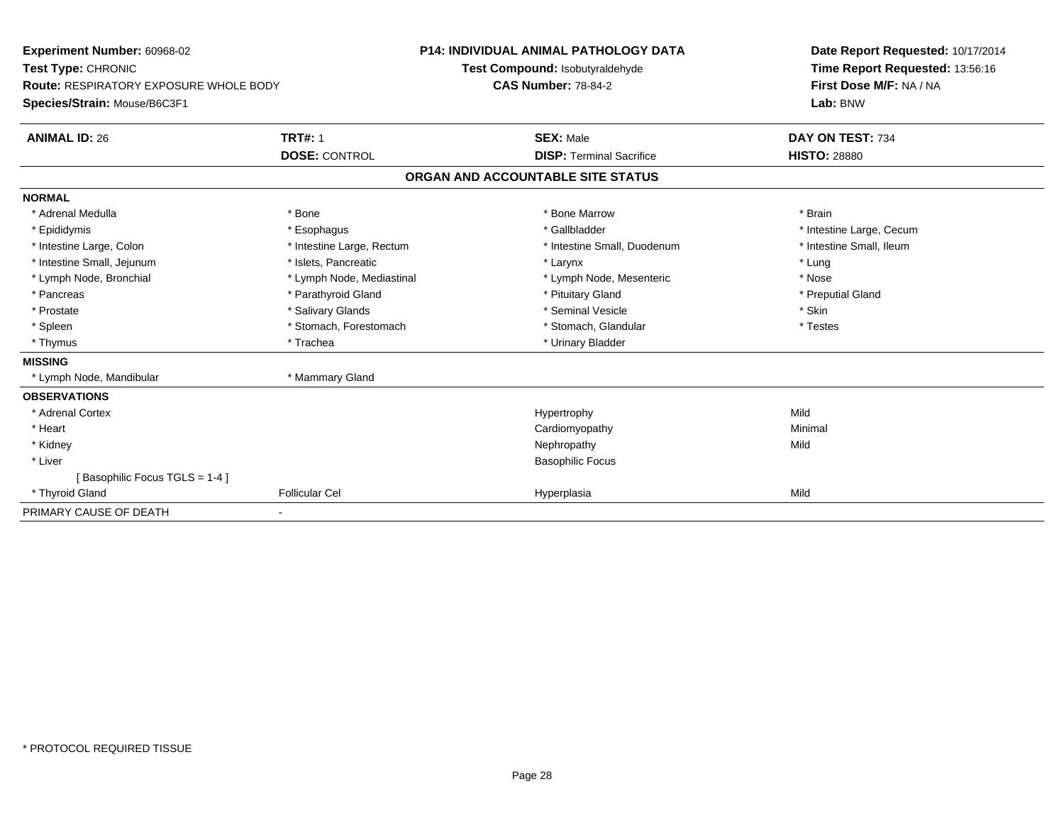**Experiment Number:** 60968-02
**Test Type:** CHRONIC
**Route:** RESPIRATORY EXPOSURE WHOLE BODY
**Species/Strain:** Mouse/B6C3F1

**P14: INDIVIDUAL ANIMAL PATHOLOGY DATA**
**Test Compound:** Isobutyraldehyde
**CAS Number:** 78-84-2

**Date Report Requested:** 10/17/2014
**Time Report Requested:** 13:56:16
**First Dose M/F:** NA / NA
**Lab:** BNW

| **ANIMAL ID:** 26 | **TRT#:** 1 | **SEX:** Male | **DAY ON TEST:** 734 |
|---|---|---|---|
| | **DOSE:** CONTROL | **DISP:** Terminal Sacrifice | **HISTO:** 28880 |

## ORGAN AND ACCOUNTABLE SITE STATUS

**NORMAL**

| | | | |
|---|---|---|---|
| * Adrenal Medulla | * Bone | * Bone Marrow | * Brain |
| * Epididymis | * Esophagus | * Gallbladder | * Intestine Large, Cecum |
| * Intestine Large, Colon | * Intestine Large, Rectum | * Intestine Small, Duodenum | * Intestine Small, Ileum |
| * Intestine Small, Jejunum | * Islets, Pancreatic | * Larynx | * Lung |
| * Lymph Node, Bronchial | * Lymph Node, Mediastinal | * Lymph Node, Mesenteric | * Nose |
| * Pancreas | * Parathyroid Gland | * Pituitary Gland | * Preputial Gland |
| * Prostate | * Salivary Glands | * Seminal Vesicle | * Skin |
| * Spleen | * Stomach, Forestomach | * Stomach, Glandular | * Testes |
| * Thymus | * Trachea | * Urinary Bladder | |

**MISSING**

| | |
|---|---|
| * Lymph Node, Mandibular | * Mammary Gland |

**OBSERVATIONS**

| | | | |
|---|---|---|---|
| * Adrenal Cortex | | Hypertrophy | Mild |
| * Heart | | Cardiomyopathy | Minimal |
| * Kidney | | Nephropathy | Mild |
| * Liver | | Basophilic Focus | |
| [ Basophilic Focus TGLS = 1-4 ] | | | |
| * Thyroid Gland | Follicular Cel | Hyperplasia | Mild |

PRIMARY CAUSE OF DEATH -

* PROTOCOL REQUIRED TISSUE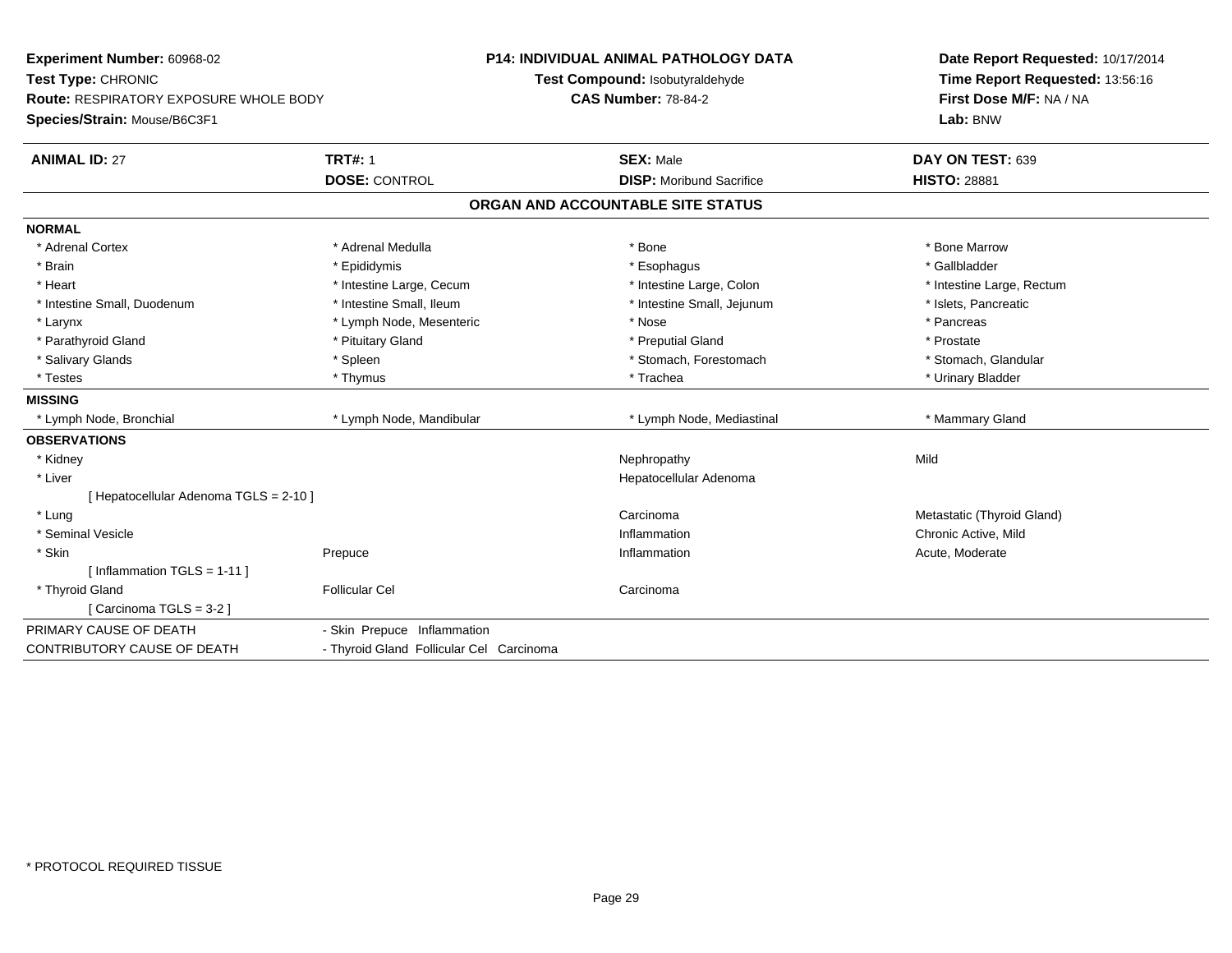**Experiment Number:** 60968-02
**Test Type:** CHRONIC
**Route:** RESPIRATORY EXPOSURE WHOLE BODY
**Species/Strain:** Mouse/B6C3F1

**P14: INDIVIDUAL ANIMAL PATHOLOGY DATA**
**Test Compound:** Isobutyraldehyde
**CAS Number:** 78-84-2

**Date Report Requested:** 10/17/2014
**Time Report Requested:** 13:56:16
**First Dose M/F:** NA / NA
**Lab:** BNW

| **ANIMAL ID:** 27 | **TRT#:** 1 | **SEX:** Male | **DAY ON TEST:** 639 |
|---|---|---|---|
| | **DOSE:** CONTROL | **DISP:** Moribund Sacrifice | **HISTO:** 28881 |

## ORGAN AND ACCOUNTABLE SITE STATUS

**NORMAL**

| | | | |
|---|---|---|---|
| * Adrenal Cortex | * Adrenal Medulla | * Bone | * Bone Marrow |
| * Brain | * Epididymis | * Esophagus | * Gallbladder |
| * Heart | * Intestine Large, Cecum | * Intestine Large, Colon | * Intestine Large, Rectum |
| * Intestine Small, Duodenum | * Intestine Small, Ileum | * Intestine Small, Jejunum | * Islets, Pancreatic |
| * Larynx | * Lymph Node, Mesenteric | * Nose | * Pancreas |
| * Parathyroid Gland | * Pituitary Gland | * Preputial Gland | * Prostate |
| * Salivary Glands | * Spleen | * Stomach, Forestomach | * Stomach, Glandular |
| * Testes | * Thymus | * Trachea | * Urinary Bladder |

**MISSING**

| | | | |
|---|---|---|---|
| * Lymph Node, Bronchial | * Lymph Node, Mandibular | * Lymph Node, Mediastinal | * Mammary Gland |

**OBSERVATIONS**

| | | | |
|---|---|---|---|
| * Kidney | | Nephropathy | Mild |
| * Liver | | Hepatocellular Adenoma | |
| [ Hepatocellular Adenoma TGLS = 2-10 ] | | | |
| * Lung | | Carcinoma | Metastatic (Thyroid Gland) |
| * Seminal Vesicle | | Inflammation | Chronic Active, Mild |
| * Skin | Prepuce | Inflammation | Acute, Moderate |
| [ Inflammation TGLS = 1-11 ] | | | |
| * Thyroid Gland | Follicular Cel | Carcinoma | |
| [ Carcinoma TGLS = 3-2 ] | | | |

| | |
|---|---|
| PRIMARY CAUSE OF DEATH | - Skin Prepuce Inflammation |
| CONTRIBUTORY CAUSE OF DEATH | - Thyroid Gland Follicular Cel Carcinoma |

* PROTOCOL REQUIRED TISSUE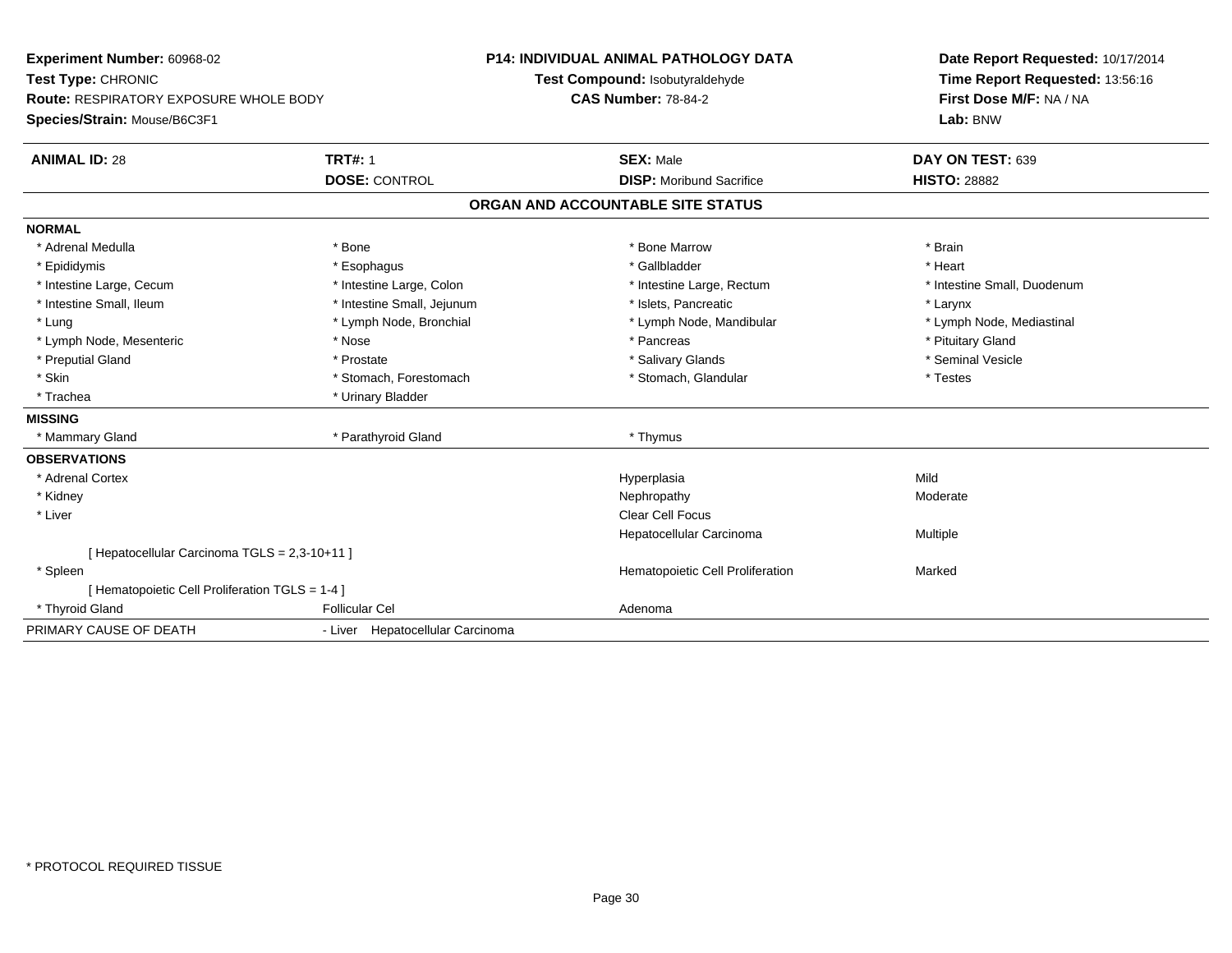**Experiment Number:** 60968-02
**Test Type:** CHRONIC
**Route:** RESPIRATORY EXPOSURE WHOLE BODY
**Species/Strain:** Mouse/B6C3F1

**P14: INDIVIDUAL ANIMAL PATHOLOGY DATA**
**Test Compound:** Isobutyraldehyde
**CAS Number:** 78-84-2

**Date Report Requested:** 10/17/2014
**Time Report Requested:** 13:56:16
**First Dose M/F:** NA / NA
**Lab:** BNW

| **ANIMAL ID:** 28 | **TRT#:** 1 | **SEX:** Male | **DAY ON TEST:** 639 |
|---|---|---|---|
| | **DOSE:** CONTROL | **DISP:** Moribund Sacrifice | **HISTO:** 28882 |

## ORGAN AND ACCOUNTABLE SITE STATUS

| | | | |
|---|---|---|---|
| **NORMAL** | | | |
| * Adrenal Medulla | * Bone | * Bone Marrow | * Brain |
| * Epididymis | * Esophagus | * Gallbladder | * Heart |
| * Intestine Large, Cecum | * Intestine Large, Colon | * Intestine Large, Rectum | * Intestine Small, Duodenum |
| * Intestine Small, Ileum | * Intestine Small, Jejunum | * Islets, Pancreatic | * Larynx |
| * Lung | * Lymph Node, Bronchial | * Lymph Node, Mandibular | * Lymph Node, Mediastinal |
| * Lymph Node, Mesenteric | * Nose | * Pancreas | * Pituitary Gland |
| * Preputial Gland | * Prostate | * Salivary Glands | * Seminal Vesicle |
| * Skin | * Stomach, Forestomach | * Stomach, Glandular | * Testes |
| * Trachea | * Urinary Bladder | | |
| **MISSING** | | | |
| * Mammary Gland | * Parathyroid Gland | * Thymus | |
| **OBSERVATIONS** | | | |
| * Adrenal Cortex | | Hyperplasia | Mild |
| * Kidney | | Nephropathy | Moderate |
| * Liver | | Clear Cell Focus | |
| | | Hepatocellular Carcinoma | Multiple |
| [ Hepatocellular Carcinoma TGLS = 2,3-10+11 ] | | | |
| * Spleen | | Hematopoietic Cell Proliferation | Marked |
| [ Hematopoietic Cell Proliferation TGLS = 1-4 ] | | | |
| * Thyroid Gland | Follicular Cel | Adenoma | |
| PRIMARY CAUSE OF DEATH | - Liver Hepatocellular Carcinoma | | |

* PROTOCOL REQUIRED TISSUE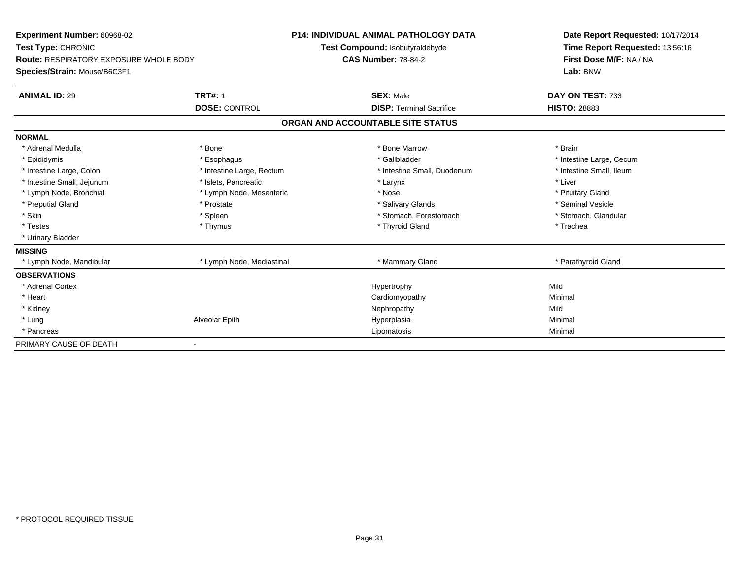**Experiment Number:** 60968-02
**Test Type:** CHRONIC
**Route:** RESPIRATORY EXPOSURE WHOLE BODY
**Species/Strain:** Mouse/B6C3F1

**P14: INDIVIDUAL ANIMAL PATHOLOGY DATA**
**Test Compound:** Isobutyraldehyde
**CAS Number:** 78-84-2

**Date Report Requested:** 10/17/2014
**Time Report Requested:** 13:56:16
**First Dose M/F:** NA / NA
**Lab:** BNW

| **ANIMAL ID:** 29 | **TRT#:** 1 | **SEX:** Male | **DAY ON TEST:** 733 |
|---|---|---|---|
| | **DOSE:** CONTROL | **DISP:** Terminal Sacrifice | **HISTO:** 28883 |

## ORGAN AND ACCOUNTABLE SITE STATUS

**NORMAL**

| | | | |
|---|---|---|---|
| * Adrenal Medulla | * Bone | * Bone Marrow | * Brain |
| * Epididymis | * Esophagus | * Gallbladder | * Intestine Large, Cecum |
| * Intestine Large, Colon | * Intestine Large, Rectum | * Intestine Small, Duodenum | * Intestine Small, Ileum |
| * Intestine Small, Jejunum | * Islets, Pancreatic | * Larynx | * Liver |
| * Lymph Node, Bronchial | * Lymph Node, Mesenteric | * Nose | * Pituitary Gland |
| * Preputial Gland | * Prostate | * Salivary Glands | * Seminal Vesicle |
| * Skin | * Spleen | * Stomach, Forestomach | * Stomach, Glandular |
| * Testes | * Thymus | * Thyroid Gland | * Trachea |
| * Urinary Bladder | | | |

**MISSING**

| | | | |
|---|---|---|---|
| * Lymph Node, Mandibular | * Lymph Node, Mediastinal | * Mammary Gland | * Parathyroid Gland |

**OBSERVATIONS**

| | | | |
|---|---|---|---|
| * Adrenal Cortex | | Hypertrophy | Mild |
| * Heart | | Cardiomyopathy | Minimal |
| * Kidney | | Nephropathy | Mild |
| * Lung | Alveolar Epith | Hyperplasia | Minimal |
| * Pancreas | | Lipomatosis | Minimal |

PRIMARY CAUSE OF DEATH -

* PROTOCOL REQUIRED TISSUE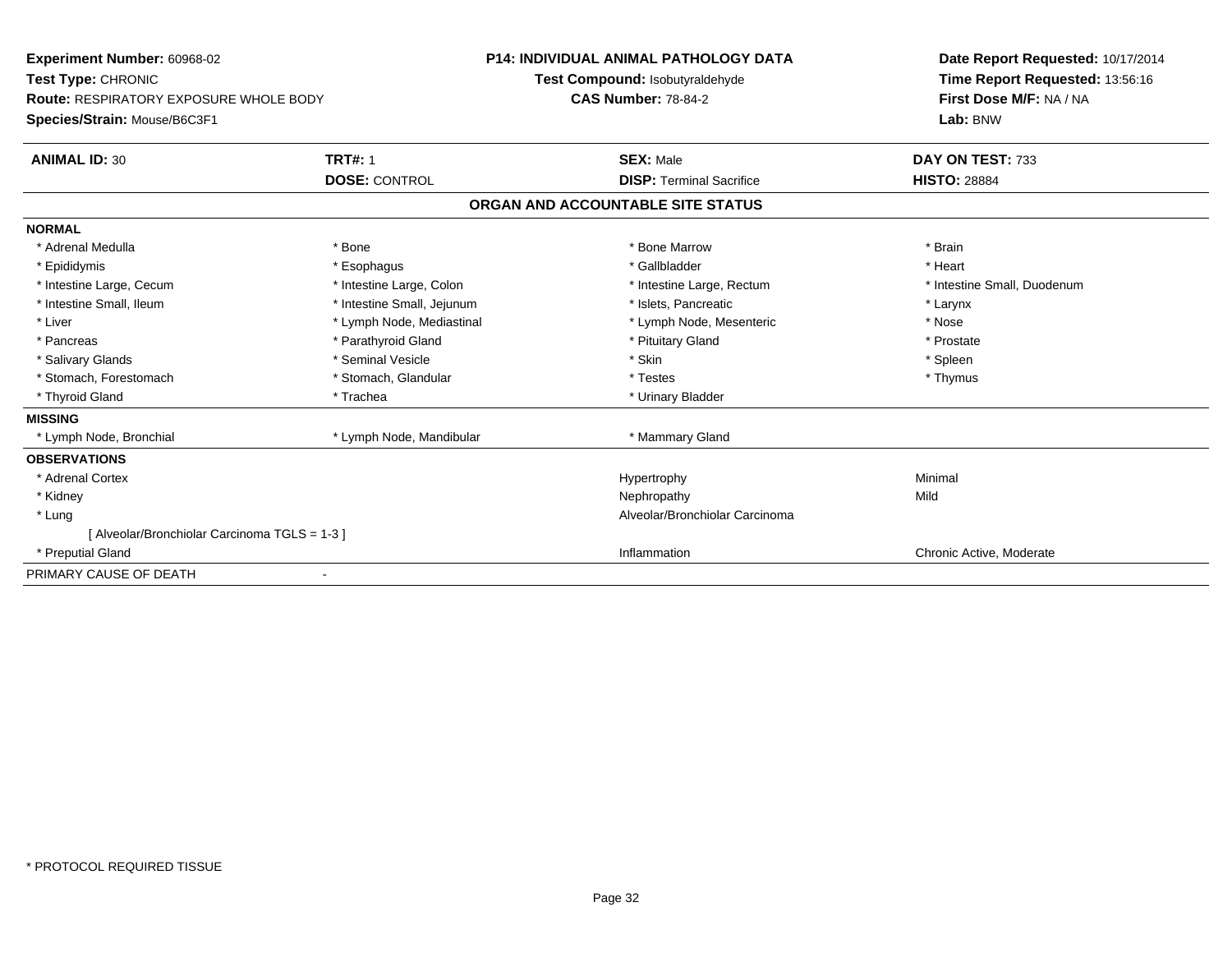**Experiment Number:** 60968-02
**Test Type:** CHRONIC
**Route:** RESPIRATORY EXPOSURE WHOLE BODY
**Species/Strain:** Mouse/B6C3F1

**P14: INDIVIDUAL ANIMAL PATHOLOGY DATA**
**Test Compound:** Isobutyraldehyde
**CAS Number:** 78-84-2

**Date Report Requested:** 10/17/2014
**Time Report Requested:** 13:56:16
**First Dose M/F:** NA / NA
**Lab:** BNW

| **ANIMAL ID:** 30 | **TRT#:** 1 | **SEX:** Male | **DAY ON TEST:** 733 |
|---|---|---|---|
| | **DOSE:** CONTROL | **DISP:** Terminal Sacrifice | **HISTO:** 28884 |

## ORGAN AND ACCOUNTABLE SITE STATUS

| | | | |
|---|---|---|---|
| **NORMAL** | | | |
| * Adrenal Medulla | * Bone | * Bone Marrow | * Brain |
| * Epididymis | * Esophagus | * Gallbladder | * Heart |
| * Intestine Large, Cecum | * Intestine Large, Colon | * Intestine Large, Rectum | * Intestine Small, Duodenum |
| * Intestine Small, Ileum | * Intestine Small, Jejunum | * Islets, Pancreatic | * Larynx |
| * Liver | * Lymph Node, Mediastinal | * Lymph Node, Mesenteric | * Nose |
| * Pancreas | * Parathyroid Gland | * Pituitary Gland | * Prostate |
| * Salivary Glands | * Seminal Vesicle | * Skin | * Spleen |
| * Stomach, Forestomach | * Stomach, Glandular | * Testes | * Thymus |
| * Thyroid Gland | * Trachea | * Urinary Bladder | |
| **MISSING** | | | |
| * Lymph Node, Bronchial | * Lymph Node, Mandibular | * Mammary Gland | |
| **OBSERVATIONS** | | | |
| * Adrenal Cortex | | Hypertrophy | Minimal |
| * Kidney | | Nephropathy | Mild |
| * Lung | | Alveolar/Bronchiolar Carcinoma | |
| [ Alveolar/Bronchiolar Carcinoma TGLS = 1-3 ] | | | |
| * Preputial Gland | | Inflammation | Chronic Active, Moderate |
| PRIMARY CAUSE OF DEATH | - | | |

* PROTOCOL REQUIRED TISSUE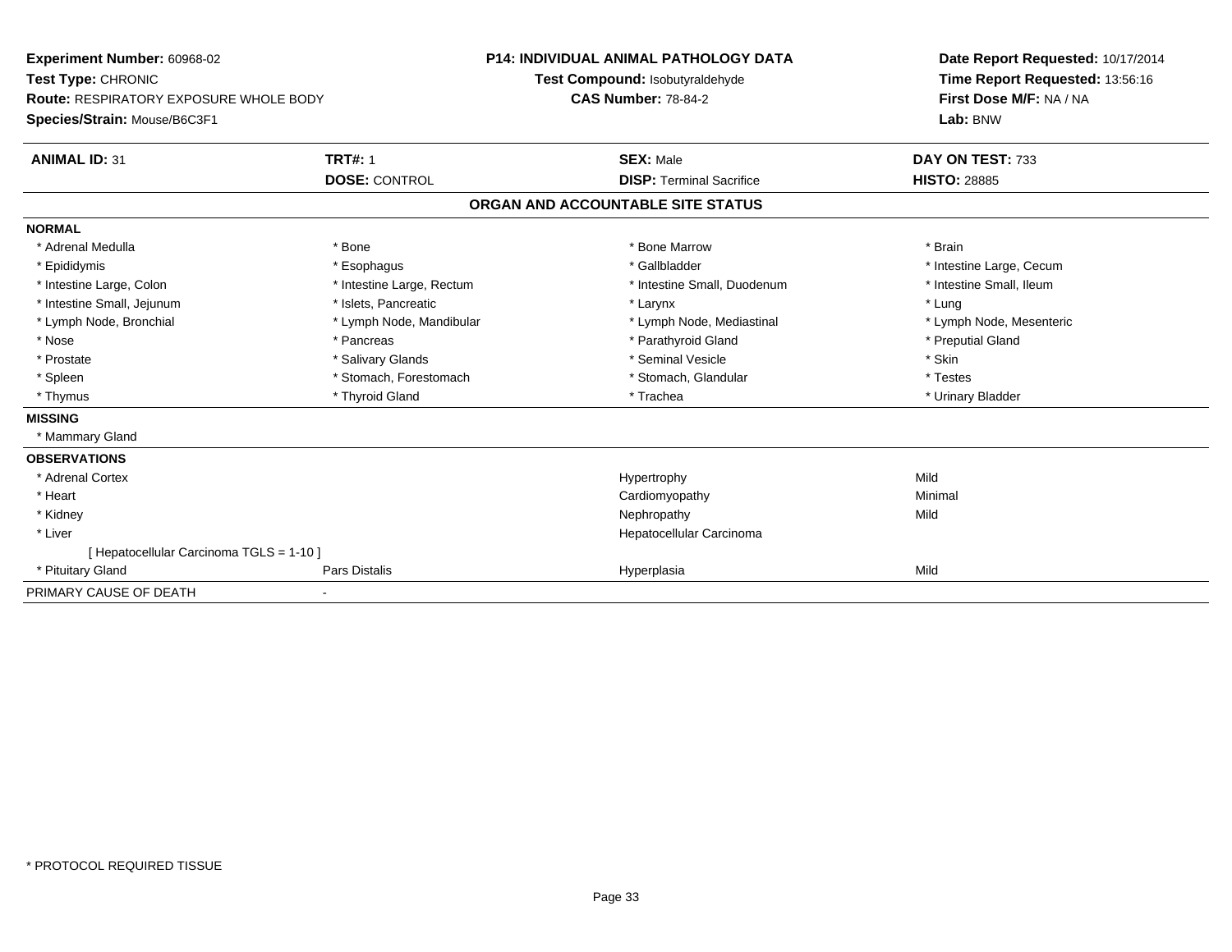**Experiment Number:** 60968-02
**Test Type:** CHRONIC
**Route:** RESPIRATORY EXPOSURE WHOLE BODY
**Species/Strain:** Mouse/B6C3F1

**P14: INDIVIDUAL ANIMAL PATHOLOGY DATA**
**Test Compound:** Isobutyraldehyde
**CAS Number:** 78-84-2

**Date Report Requested:** 10/17/2014
**Time Report Requested:** 13:56:16
**First Dose M/F:** NA / NA
**Lab:** BNW

| **ANIMAL ID:** 31 | **TRT#:** 1 | **SEX:** Male | **DAY ON TEST:** 733 |
|---|---|---|---|
| | **DOSE:** CONTROL | **DISP:** Terminal Sacrifice | **HISTO:** 28885 |

## ORGAN AND ACCOUNTABLE SITE STATUS

**NORMAL**

| | | | |
|---|---|---|---|
| * Adrenal Medulla | * Bone | * Bone Marrow | * Brain |
| * Epididymis | * Esophagus | * Gallbladder | * Intestine Large, Cecum |
| * Intestine Large, Colon | * Intestine Large, Rectum | * Intestine Small, Duodenum | * Intestine Small, Ileum |
| * Intestine Small, Jejunum | * Islets, Pancreatic | * Larynx | * Lung |
| * Lymph Node, Bronchial | * Lymph Node, Mandibular | * Lymph Node, Mediastinal | * Lymph Node, Mesenteric |
| * Nose | * Pancreas | * Parathyroid Gland | * Preputial Gland |
| * Prostate | * Salivary Glands | * Seminal Vesicle | * Skin |
| * Spleen | * Stomach, Forestomach | * Stomach, Glandular | * Testes |
| * Thymus | * Thyroid Gland | * Trachea | * Urinary Bladder |

**MISSING**

* Mammary Gland

**OBSERVATIONS**

| | | | |
|---|---|---|---|
| * Adrenal Cortex | | Hypertrophy | Mild |
| * Heart | | Cardiomyopathy | Minimal |
| * Kidney | | Nephropathy | Mild |
| * Liver | | Hepatocellular Carcinoma | |
| [ Hepatocellular Carcinoma TGLS = 1-10 ] | | | |
| * Pituitary Gland | Pars Distalis | Hyperplasia | Mild |

PRIMARY CAUSE OF DEATH -

* PROTOCOL REQUIRED TISSUE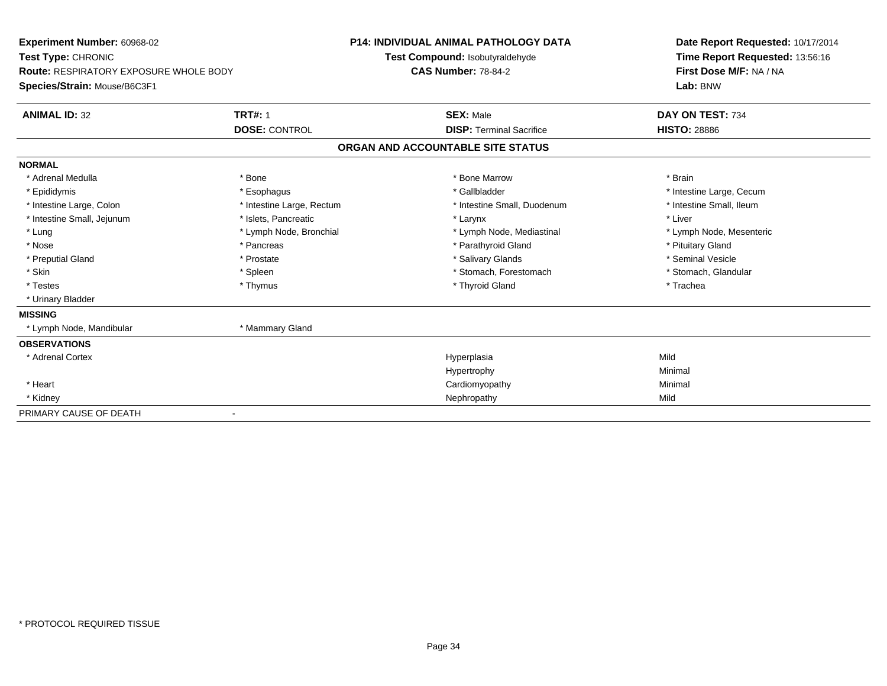**Experiment Number:** 60968-02
**Test Type:** CHRONIC
**Route:** RESPIRATORY EXPOSURE WHOLE BODY
**Species/Strain:** Mouse/B6C3F1

**P14: INDIVIDUAL ANIMAL PATHOLOGY DATA**
**Test Compound:** Isobutyraldehyde
**CAS Number:** 78-84-2

**Date Report Requested:** 10/17/2014
**Time Report Requested:** 13:56:16
**First Dose M/F:** NA / NA
**Lab:** BNW

| **ANIMAL ID:** 32 | **TRT#:** 1 | **SEX:** Male | **DAY ON TEST:** 734 |
|---|---|---|---|
| | **DOSE:** CONTROL | **DISP:** Terminal Sacrifice | **HISTO:** 28886 |

## ORGAN AND ACCOUNTABLE SITE STATUS

**NORMAL**

| | | | |
|---|---|---|---|
| * Adrenal Medulla | * Bone | * Bone Marrow | * Brain |
| * Epididymis | * Esophagus | * Gallbladder | * Intestine Large, Cecum |
| * Intestine Large, Colon | * Intestine Large, Rectum | * Intestine Small, Duodenum | * Intestine Small, Ileum |
| * Intestine Small, Jejunum | * Islets, Pancreatic | * Larynx | * Liver |
| * Lung | * Lymph Node, Bronchial | * Lymph Node, Mediastinal | * Lymph Node, Mesenteric |
| * Nose | * Pancreas | * Parathyroid Gland | * Pituitary Gland |
| * Preputial Gland | * Prostate | * Salivary Glands | * Seminal Vesicle |
| * Skin | * Spleen | * Stomach, Forestomach | * Stomach, Glandular |
| * Testes | * Thymus | * Thyroid Gland | * Trachea |
| * Urinary Bladder | | | |

**MISSING**

| | |
|---|---|
| * Lymph Node, Mandibular | * Mammary Gland |

**OBSERVATIONS**

| | | |
|---|---|---|
| * Adrenal Cortex | Hyperplasia | Mild |
| | Hypertrophy | Minimal |
| * Heart | Cardiomyopathy | Minimal |
| * Kidney | Nephropathy | Mild |

PRIMARY CAUSE OF DEATH -

* PROTOCOL REQUIRED TISSUE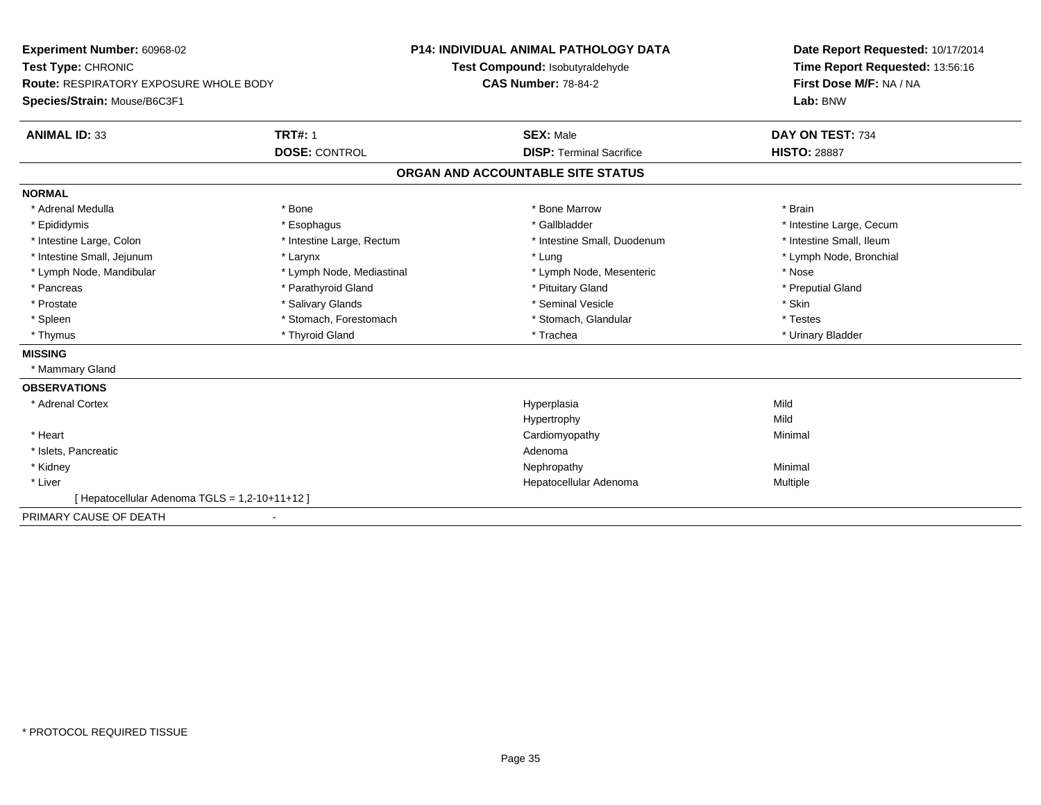**Experiment Number:** 60968-02
**Test Type:** CHRONIC
**Route:** RESPIRATORY EXPOSURE WHOLE BODY
**Species/Strain:** Mouse/B6C3F1

**P14: INDIVIDUAL ANIMAL PATHOLOGY DATA**
**Test Compound:** Isobutyraldehyde
**CAS Number:** 78-84-2

**Date Report Requested:** 10/17/2014
**Time Report Requested:** 13:56:16
**First Dose M/F:** NA / NA
**Lab:** BNW

| **ANIMAL ID:** 33 | **TRT#:** 1 | **SEX:** Male | **DAY ON TEST:** 734 |
|---|---|---|---|
| | **DOSE:** CONTROL | **DISP:** Terminal Sacrifice | **HISTO:** 28887 |

## ORGAN AND ACCOUNTABLE SITE STATUS

**NORMAL**

| | | | |
|---|---|---|---|
| * Adrenal Medulla | * Bone | * Bone Marrow | * Brain |
| * Epididymis | * Esophagus | * Gallbladder | * Intestine Large, Cecum |
| * Intestine Large, Colon | * Intestine Large, Rectum | * Intestine Small, Duodenum | * Intestine Small, Ileum |
| * Intestine Small, Jejunum | * Larynx | * Lung | * Lymph Node, Bronchial |
| * Lymph Node, Mandibular | * Lymph Node, Mediastinal | * Lymph Node, Mesenteric | * Nose |
| * Pancreas | * Parathyroid Gland | * Pituitary Gland | * Preputial Gland |
| * Prostate | * Salivary Glands | * Seminal Vesicle | * Skin |
| * Spleen | * Stomach, Forestomach | * Stomach, Glandular | * Testes |
| * Thymus | * Thyroid Gland | * Trachea | * Urinary Bladder |

**MISSING**

* Mammary Gland

**OBSERVATIONS**

| | | |
|---|---|---|
| * Adrenal Cortex | Hyperplasia | Mild |
| | Hypertrophy | Mild |
| * Heart | Cardiomyopathy | Minimal |
| * Islets, Pancreatic | Adenoma | |
| * Kidney | Nephropathy | Minimal |
| * Liver | Hepatocellular Adenoma | Multiple |
| [ Hepatocellular Adenoma TGLS = 1,2-10+11+12 ] | | |

PRIMARY CAUSE OF DEATH -

* PROTOCOL REQUIRED TISSUE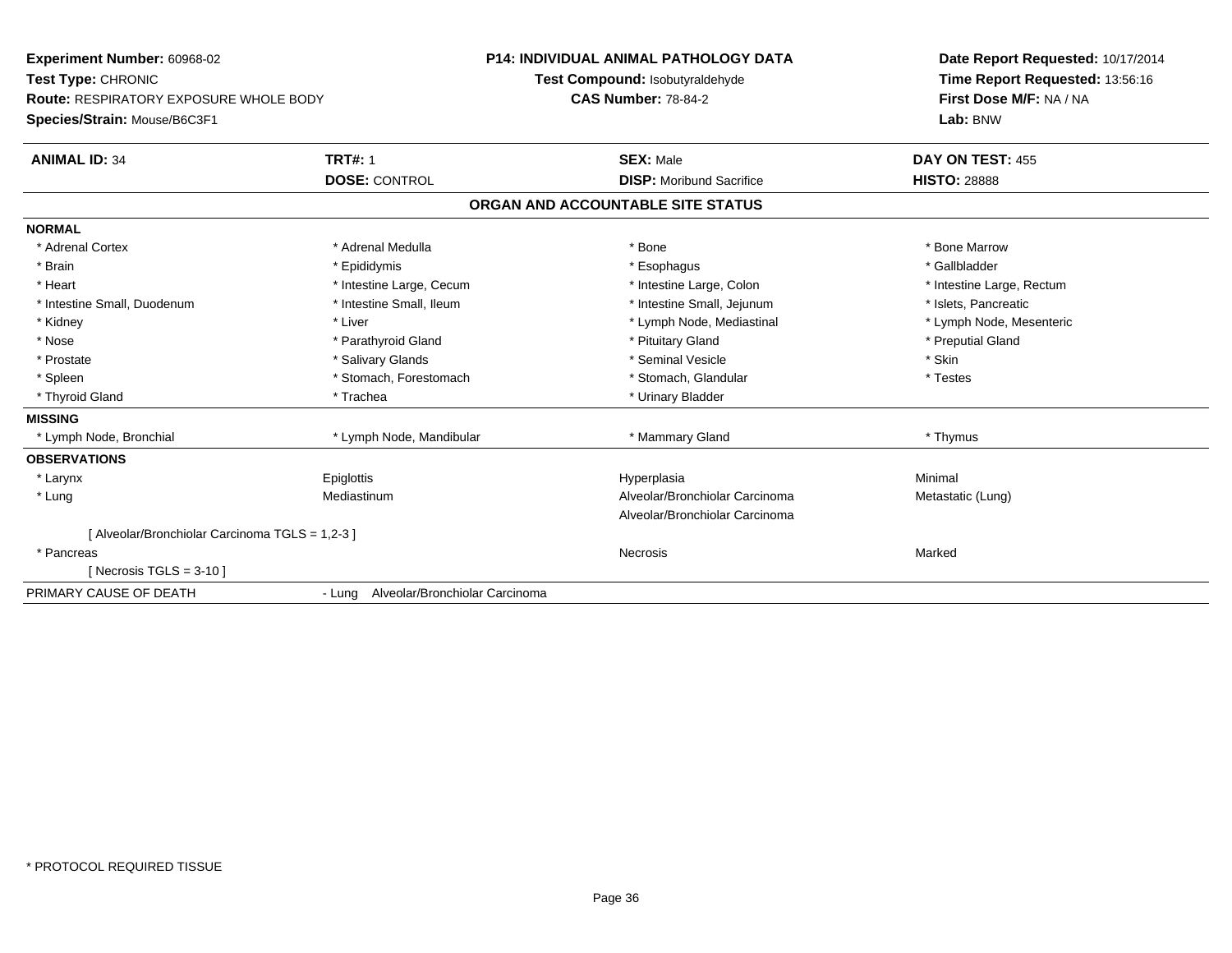**Experiment Number:** 60968-02
**Test Type:** CHRONIC
**Route:** RESPIRATORY EXPOSURE WHOLE BODY
**Species/Strain:** Mouse/B6C3F1

**P14: INDIVIDUAL ANIMAL PATHOLOGY DATA**
**Test Compound:** Isobutyraldehyde
**CAS Number:** 78-84-2

**Date Report Requested:** 10/17/2014
**Time Report Requested:** 13:56:16
**First Dose M/F:** NA / NA
**Lab:** BNW

| **ANIMAL ID:** 34 | **TRT#:** 1 | **SEX:** Male | **DAY ON TEST:** 455 |
|---|---|---|---|
| | **DOSE:** CONTROL | **DISP:** Moribund Sacrifice | **HISTO:** 28888 |

## ORGAN AND ACCOUNTABLE SITE STATUS

| | | | |
|---|---|---|---|
| **NORMAL** | | | |
| * Adrenal Cortex | * Adrenal Medulla | * Bone | * Bone Marrow |
| * Brain | * Epididymis | * Esophagus | * Gallbladder |
| * Heart | * Intestine Large, Cecum | * Intestine Large, Colon | * Intestine Large, Rectum |
| * Intestine Small, Duodenum | * Intestine Small, Ileum | * Intestine Small, Jejunum | * Islets, Pancreatic |
| * Kidney | * Liver | * Lymph Node, Mediastinal | * Lymph Node, Mesenteric |
| * Nose | * Parathyroid Gland | * Pituitary Gland | * Preputial Gland |
| * Prostate | * Salivary Glands | * Seminal Vesicle | * Skin |
| * Spleen | * Stomach, Forestomach | * Stomach, Glandular | * Testes |
| * Thyroid Gland | * Trachea | * Urinary Bladder | |
| **MISSING** | | | |
| * Lymph Node, Bronchial | * Lymph Node, Mandibular | * Mammary Gland | * Thymus |
| **OBSERVATIONS** | | | |
| * Larynx | Epiglottis | Hyperplasia | Minimal |
| * Lung | Mediastinum | Alveolar/Bronchiolar Carcinoma | Metastatic (Lung) |
| | | Alveolar/Bronchiolar Carcinoma | |
| [ Alveolar/Bronchiolar Carcinoma TGLS = 1,2-3 ] | | | |
| * Pancreas | | Necrosis | Marked |
| [ Necrosis TGLS = 3-10 ] | | | |
| PRIMARY CAUSE OF DEATH | - Lung Alveolar/Bronchiolar Carcinoma | | |

* PROTOCOL REQUIRED TISSUE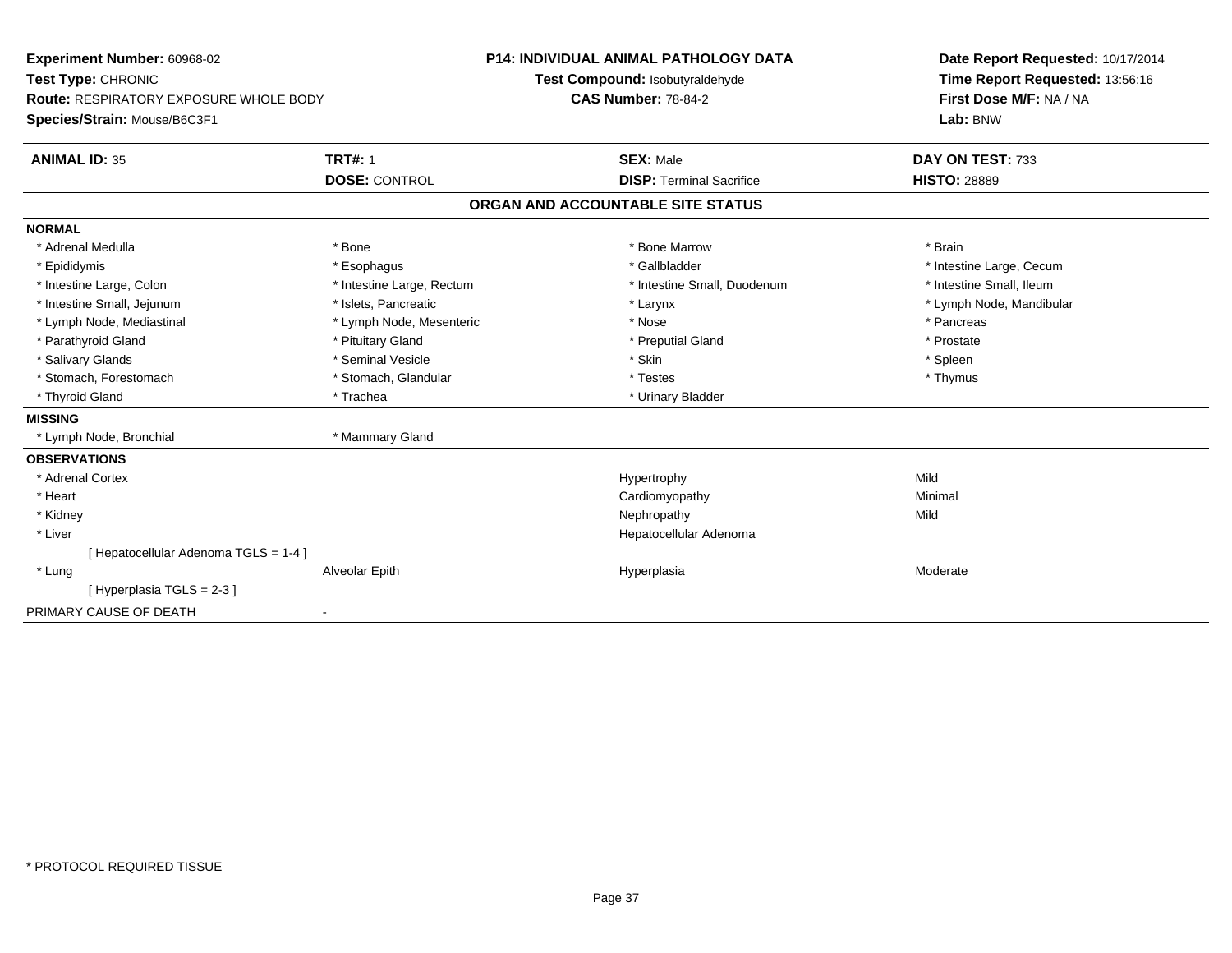**Experiment Number:** 60968-02
**Test Type:** CHRONIC
**Route:** RESPIRATORY EXPOSURE WHOLE BODY
**Species/Strain:** Mouse/B6C3F1

**P14: INDIVIDUAL ANIMAL PATHOLOGY DATA**
**Test Compound:** Isobutyraldehyde
**CAS Number:** 78-84-2

**Date Report Requested:** 10/17/2014
**Time Report Requested:** 13:56:16
**First Dose M/F:** NA / NA
**Lab:** BNW

| **ANIMAL ID:** 35 | **TRT#:** 1 | **SEX:** Male | **DAY ON TEST:** 733 |
|---|---|---|---|
| | **DOSE:** CONTROL | **DISP:** Terminal Sacrifice | **HISTO:** 28889 |

## ORGAN AND ACCOUNTABLE SITE STATUS

**NORMAL**

| | | | |
|---|---|---|---|
| * Adrenal Medulla | * Bone | * Bone Marrow | * Brain |
| * Epididymis | * Esophagus | * Gallbladder | * Intestine Large, Cecum |
| * Intestine Large, Colon | * Intestine Large, Rectum | * Intestine Small, Duodenum | * Intestine Small, Ileum |
| * Intestine Small, Jejunum | * Islets, Pancreatic | * Larynx | * Lymph Node, Mandibular |
| * Lymph Node, Mediastinal | * Lymph Node, Mesenteric | * Nose | * Pancreas |
| * Parathyroid Gland | * Pituitary Gland | * Preputial Gland | * Prostate |
| * Salivary Glands | * Seminal Vesicle | * Skin | * Spleen |
| * Stomach, Forestomach | * Stomach, Glandular | * Testes | * Thymus |
| * Thyroid Gland | * Trachea | * Urinary Bladder | |

**MISSING**

| | |
|---|---|
| * Lymph Node, Bronchial | * Mammary Gland |

**OBSERVATIONS**

| | | | |
|---|---|---|---|
| * Adrenal Cortex | | Hypertrophy | Mild |
| * Heart | | Cardiomyopathy | Minimal |
| * Kidney | | Nephropathy | Mild |
| * Liver | | Hepatocellular Adenoma | |
| [ Hepatocellular Adenoma TGLS = 1-4 ] | | | |
| * Lung | Alveolar Epith | Hyperplasia | Moderate |
| [ Hyperplasia TGLS = 2-3 ] | | | |

PRIMARY CAUSE OF DEATH -

\* PROTOCOL REQUIRED TISSUE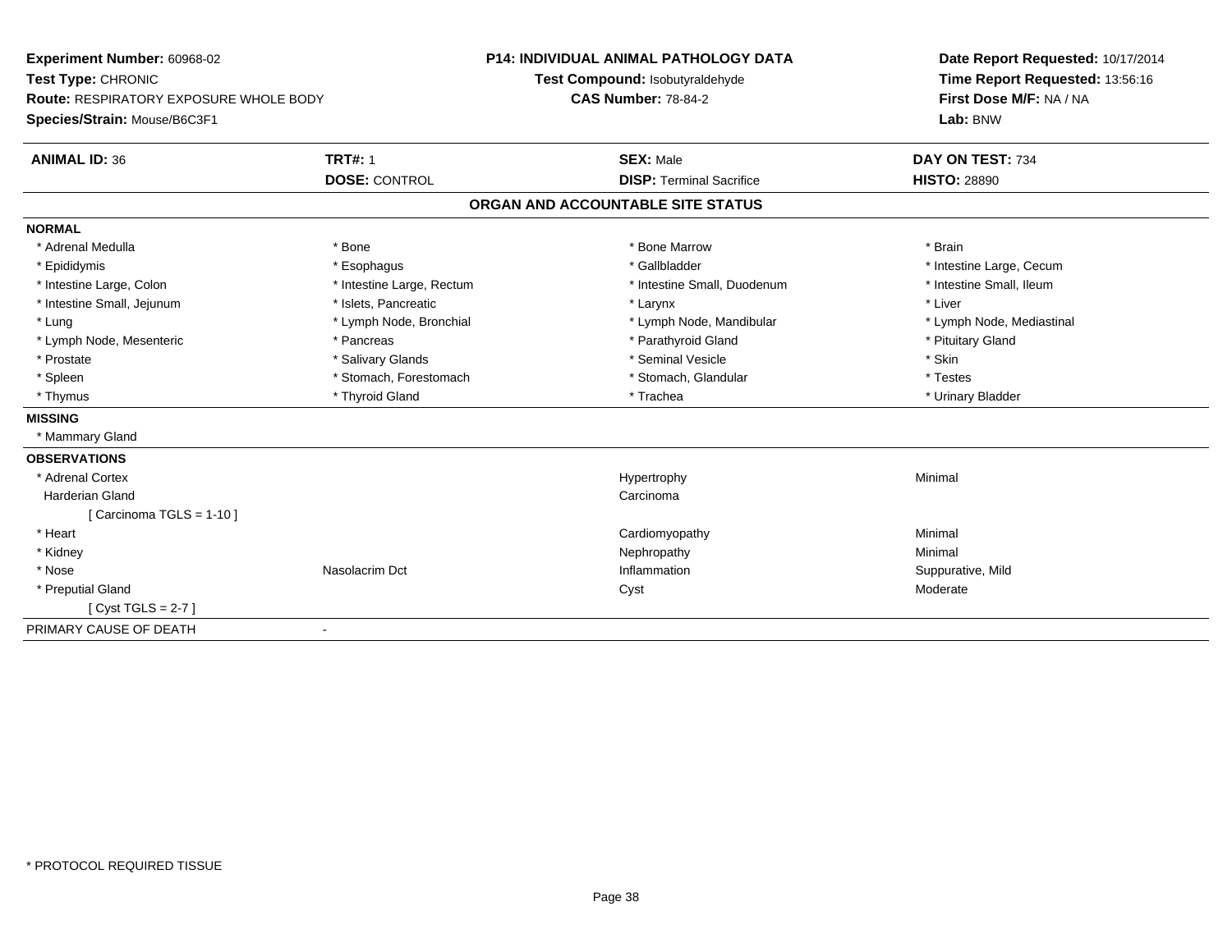**Experiment Number:** 60968-02
**Test Type:** CHRONIC
**Route:** RESPIRATORY EXPOSURE WHOLE BODY
**Species/Strain:** Mouse/B6C3F1

**P14: INDIVIDUAL ANIMAL PATHOLOGY DATA**
**Test Compound:** Isobutyraldehyde
**CAS Number:** 78-84-2

**Date Report Requested:** 10/17/2014
**Time Report Requested:** 13:56:16
**First Dose M/F:** NA / NA
**Lab:** BNW

| **ANIMAL ID:** 36 | **TRT#:** 1 | **SEX:** Male | **DAY ON TEST:** 734 |
|---|---|---|---|
| | **DOSE:** CONTROL | **DISP:** Terminal Sacrifice | **HISTO:** 28890 |

## ORGAN AND ACCOUNTABLE SITE STATUS

**NORMAL**

| | | | |
|---|---|---|---|
| * Adrenal Medulla | * Bone | * Bone Marrow | * Brain |
| * Epididymis | * Esophagus | * Gallbladder | * Intestine Large, Cecum |
| * Intestine Large, Colon | * Intestine Large, Rectum | * Intestine Small, Duodenum | * Intestine Small, Ileum |
| * Intestine Small, Jejunum | * Islets, Pancreatic | * Larynx | * Liver |
| * Lung | * Lymph Node, Bronchial | * Lymph Node, Mandibular | * Lymph Node, Mediastinal |
| * Lymph Node, Mesenteric | * Pancreas | * Parathyroid Gland | * Pituitary Gland |
| * Prostate | * Salivary Glands | * Seminal Vesicle | * Skin |
| * Spleen | * Stomach, Forestomach | * Stomach, Glandular | * Testes |
| * Thymus | * Thyroid Gland | * Trachea | * Urinary Bladder |

**MISSING**

* Mammary Gland

**OBSERVATIONS**

| | | | |
|---|---|---|---|
| * Adrenal Cortex | | Hypertrophy | Minimal |
| Harderian Gland | | Carcinoma | |
| [ Carcinoma TGLS = 1-10 ] | | | |
| * Heart | | Cardiomyopathy | Minimal |
| * Kidney | | Nephropathy | Minimal |
| * Nose | Nasolacrim Dct | Inflammation | Suppurative, Mild |
| * Preputial Gland | | Cyst | Moderate |
| [ Cyst TGLS = 2-7 ] | | | |

PRIMARY CAUSE OF DEATH -

\* PROTOCOL REQUIRED TISSUE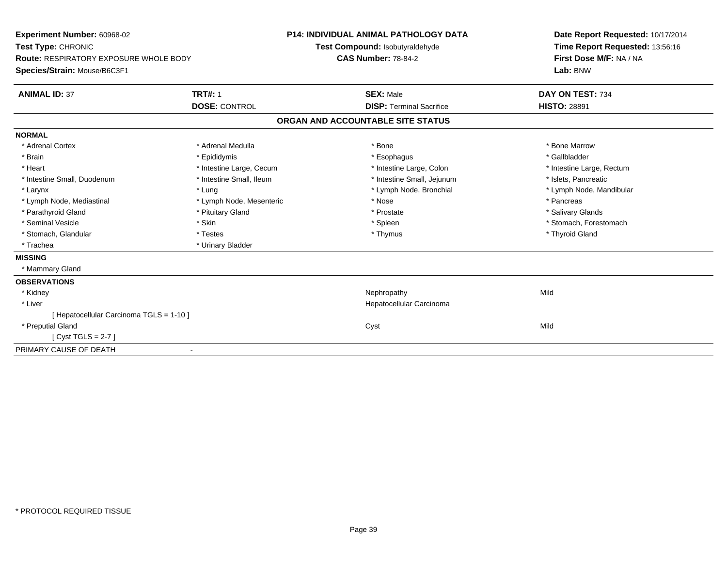**Experiment Number:** 60968-02
**Test Type:** CHRONIC
**Route:** RESPIRATORY EXPOSURE WHOLE BODY
**Species/Strain:** Mouse/B6C3F1

**P14: INDIVIDUAL ANIMAL PATHOLOGY DATA**
**Test Compound:** Isobutyraldehyde
**CAS Number:** 78-84-2

**Date Report Requested:** 10/17/2014
**Time Report Requested:** 13:56:16
**First Dose M/F:** NA / NA
**Lab:** BNW

| **ANIMAL ID:** 37 | **TRT#:** 1 | **SEX:** Male | **DAY ON TEST:** 734 |
|---|---|---|---|
| | **DOSE:** CONTROL | **DISP:** Terminal Sacrifice | **HISTO:** 28891 |

## ORGAN AND ACCOUNTABLE SITE STATUS

**NORMAL**

| | | | |
|---|---|---|---|
| * Adrenal Cortex | * Adrenal Medulla | * Bone | * Bone Marrow |
| * Brain | * Epididymis | * Esophagus | * Gallbladder |
| * Heart | * Intestine Large, Cecum | * Intestine Large, Colon | * Intestine Large, Rectum |
| * Intestine Small, Duodenum | * Intestine Small, Ileum | * Intestine Small, Jejunum | * Islets, Pancreatic |
| * Larynx | * Lung | * Lymph Node, Bronchial | * Lymph Node, Mandibular |
| * Lymph Node, Mediastinal | * Lymph Node, Mesenteric | * Nose | * Pancreas |
| * Parathyroid Gland | * Pituitary Gland | * Prostate | * Salivary Glands |
| * Seminal Vesicle | * Skin | * Spleen | * Stomach, Forestomach |
| * Stomach, Glandular | * Testes | * Thymus | * Thyroid Gland |
| * Trachea | * Urinary Bladder | | |

**MISSING**

* Mammary Gland

**OBSERVATIONS**

| | | |
|---|---|---|
| * Kidney | Nephropathy | Mild |
| * Liver | Hepatocellular Carcinoma | |
| [ Hepatocellular Carcinoma TGLS = 1-10 ] | | |
| * Preputial Gland | Cyst | Mild |
| [ Cyst TGLS = 2-7 ] | | |

PRIMARY CAUSE OF DEATH -

* PROTOCOL REQUIRED TISSUE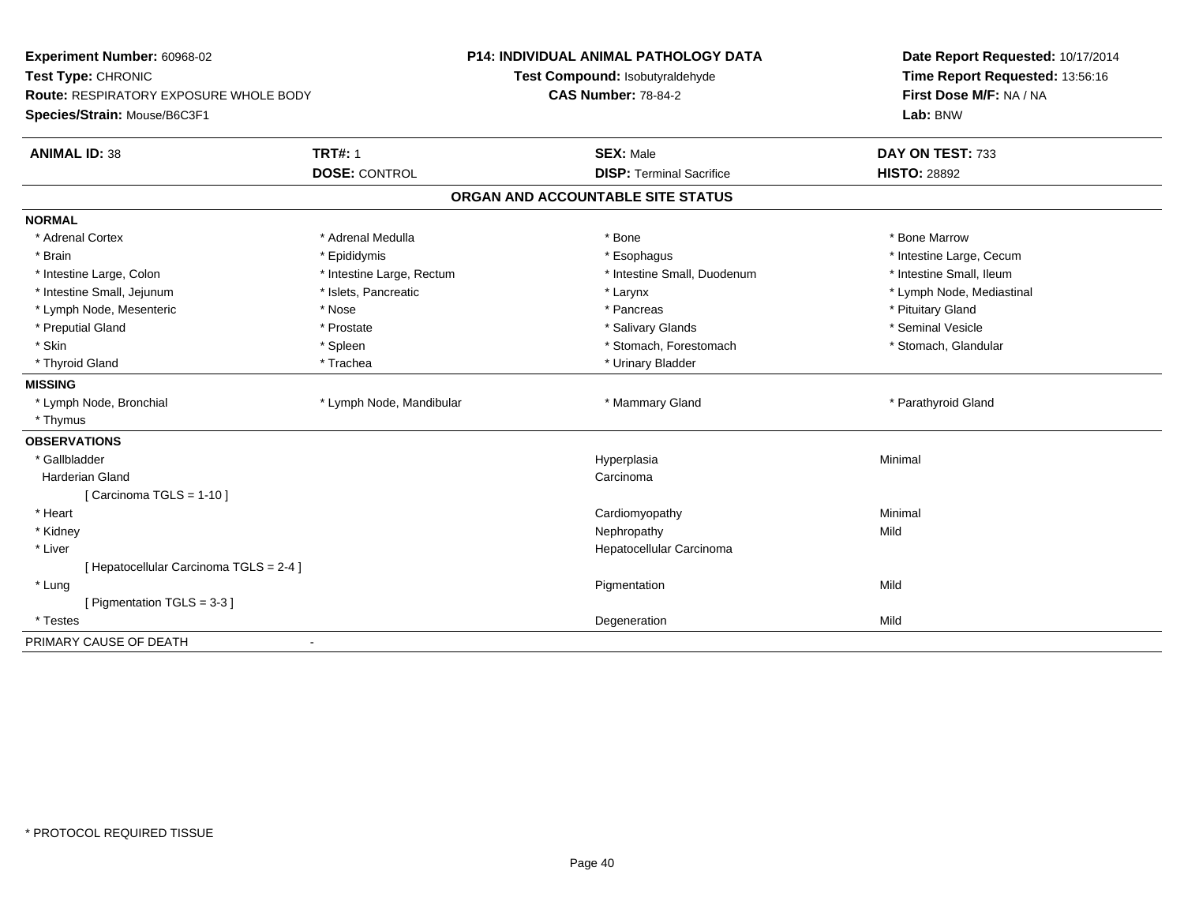**Experiment Number:** 60968-02
**Test Type:** CHRONIC
**Route:** RESPIRATORY EXPOSURE WHOLE BODY
**Species/Strain:** Mouse/B6C3F1

**P14: INDIVIDUAL ANIMAL PATHOLOGY DATA**
**Test Compound:** Isobutyraldehyde
**CAS Number:** 78-84-2

**Date Report Requested:** 10/17/2014
**Time Report Requested:** 13:56:16
**First Dose M/F:** NA / NA
**Lab:** BNW

| **ANIMAL ID:** 38 | **TRT#:** 1 | **SEX:** Male | **DAY ON TEST:** 733 |
|---|---|---|---|
| | **DOSE:** CONTROL | **DISP:** Terminal Sacrifice | **HISTO:** 28892 |

## ORGAN AND ACCOUNTABLE SITE STATUS

**NORMAL**

| | | | |
|---|---|---|---|
| * Adrenal Cortex | * Adrenal Medulla | * Bone | * Bone Marrow |
| * Brain | * Epididymis | * Esophagus | * Intestine Large, Cecum |
| * Intestine Large, Colon | * Intestine Large, Rectum | * Intestine Small, Duodenum | * Intestine Small, Ileum |
| * Intestine Small, Jejunum | * Islets, Pancreatic | * Larynx | * Lymph Node, Mediastinal |
| * Lymph Node, Mesenteric | * Nose | * Pancreas | * Pituitary Gland |
| * Preputial Gland | * Prostate | * Salivary Glands | * Seminal Vesicle |
| * Skin | * Spleen | * Stomach, Forestomach | * Stomach, Glandular |
| * Thyroid Gland | * Trachea | * Urinary Bladder | |

**MISSING**

| | | | |
|---|---|---|---|
| * Lymph Node, Bronchial | * Lymph Node, Mandibular | * Mammary Gland | * Parathyroid Gland |
| * Thymus | | | |

**OBSERVATIONS**

| | | |
|---|---|---|
| * Gallbladder | Hyperplasia | Minimal |
| Harderian Gland | Carcinoma | |
| [ Carcinoma TGLS = 1-10 ] | | |
| * Heart | Cardiomyopathy | Minimal |
| * Kidney | Nephropathy | Mild |
| * Liver | Hepatocellular Carcinoma | |
| [ Hepatocellular Carcinoma TGLS = 2-4 ] | | |
| * Lung | Pigmentation | Mild |
| [ Pigmentation TGLS = 3-3 ] | | |
| * Testes | Degeneration | Mild |

PRIMARY CAUSE OF DEATH -

* PROTOCOL REQUIRED TISSUE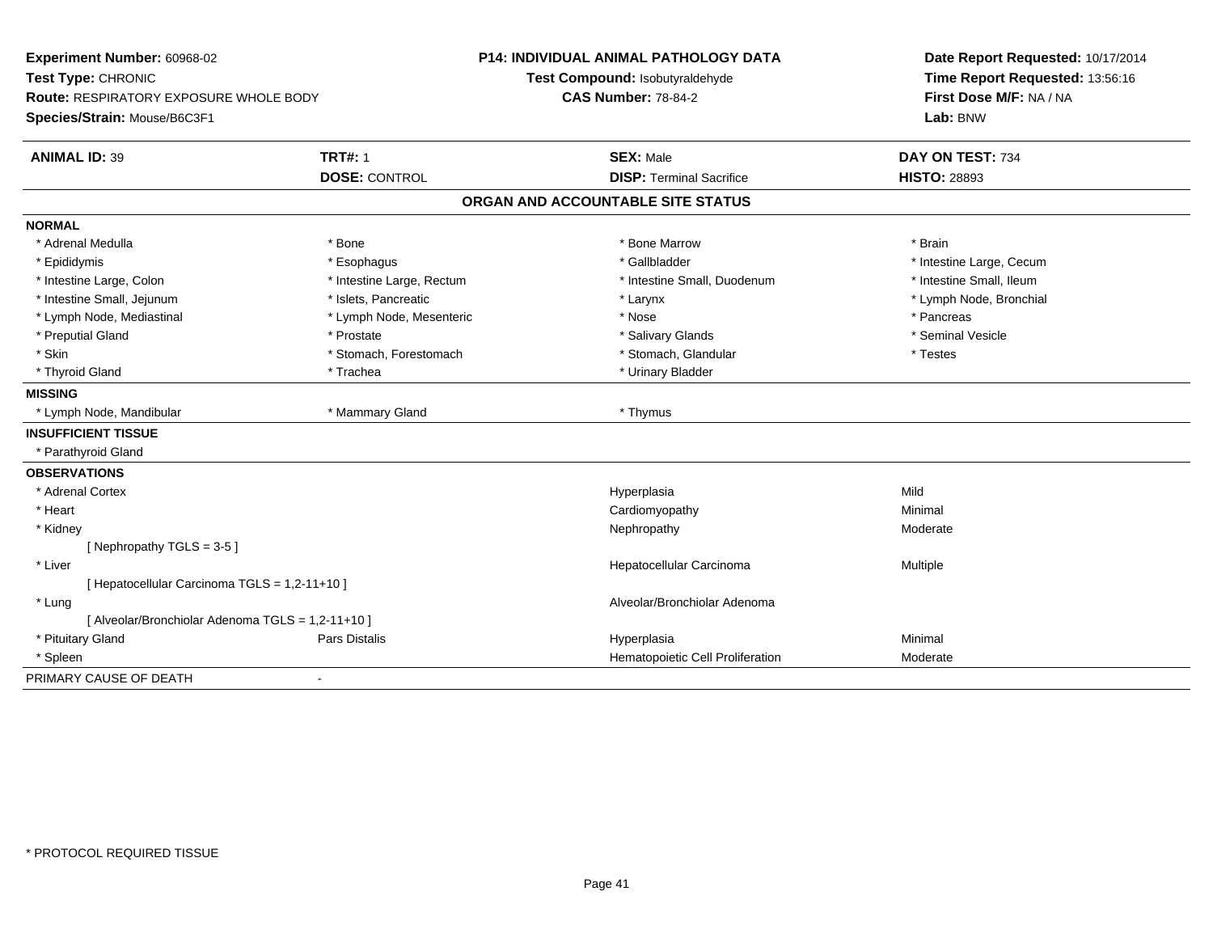**Experiment Number:** 60968-02
**Test Type:** CHRONIC
**Route:** RESPIRATORY EXPOSURE WHOLE BODY
**Species/Strain:** Mouse/B6C3F1

**P14: INDIVIDUAL ANIMAL PATHOLOGY DATA**
**Test Compound:** Isobutyraldehyde
**CAS Number:** 78-84-2

**Date Report Requested:** 10/17/2014
**Time Report Requested:** 13:56:16
**First Dose M/F:** NA / NA
**Lab:** BNW

| **ANIMAL ID:** 39 | **TRT#:** 1 | **SEX:** Male | **DAY ON TEST:** 734 |
|---|---|---|---|
| | **DOSE:** CONTROL | **DISP:** Terminal Sacrifice | **HISTO:** 28893 |

## ORGAN AND ACCOUNTABLE SITE STATUS

**NORMAL**

| | | | |
|---|---|---|---|
| * Adrenal Medulla | * Bone | * Bone Marrow | * Brain |
| * Epididymis | * Esophagus | * Gallbladder | * Intestine Large, Cecum |
| * Intestine Large, Colon | * Intestine Large, Rectum | * Intestine Small, Duodenum | * Intestine Small, Ileum |
| * Intestine Small, Jejunum | * Islets, Pancreatic | * Larynx | * Lymph Node, Bronchial |
| * Lymph Node, Mediastinal | * Lymph Node, Mesenteric | * Nose | * Pancreas |
| * Preputial Gland | * Prostate | * Salivary Glands | * Seminal Vesicle |
| * Skin | * Stomach, Forestomach | * Stomach, Glandular | * Testes |
| * Thyroid Gland | * Trachea | * Urinary Bladder | |

**MISSING**

| | | |
|---|---|---|
| * Lymph Node, Mandibular | * Mammary Gland | * Thymus |

**INSUFFICIENT TISSUE**

* Parathyroid Gland

**OBSERVATIONS**

| | | | |
|---|---|---|---|
| * Adrenal Cortex | | Hyperplasia | Mild |
| * Heart | | Cardiomyopathy | Minimal |
| * Kidney | | Nephropathy | Moderate |
| [ Nephropathy TGLS = 3-5 ] | | | |
| * Liver | | Hepatocellular Carcinoma | Multiple |
| [ Hepatocellular Carcinoma TGLS = 1,2-11+10 ] | | | |
| * Lung | | Alveolar/Bronchiolar Adenoma | |
| [ Alveolar/Bronchiolar Adenoma TGLS = 1,2-11+10 ] | | | |
| * Pituitary Gland | Pars Distalis | Hyperplasia | Minimal |
| * Spleen | | Hematopoietic Cell Proliferation | Moderate |

PRIMARY CAUSE OF DEATH -

* PROTOCOL REQUIRED TISSUE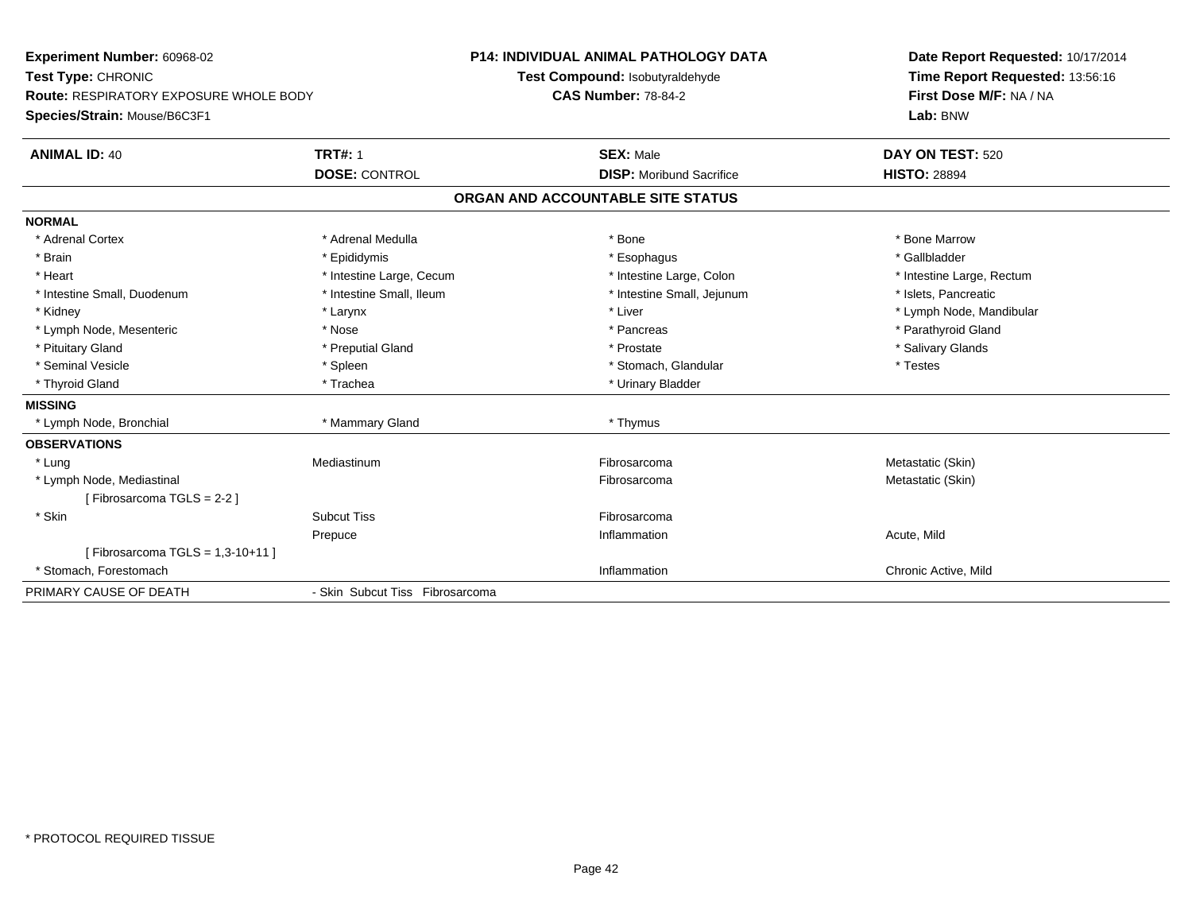**Experiment Number:** 60968-02
**Test Type:** CHRONIC
**Route:** RESPIRATORY EXPOSURE WHOLE BODY
**Species/Strain:** Mouse/B6C3F1

**P14: INDIVIDUAL ANIMAL PATHOLOGY DATA**
**Test Compound:** Isobutyraldehyde
**CAS Number:** 78-84-2

**Date Report Requested:** 10/17/2014
**Time Report Requested:** 13:56:16
**First Dose M/F:** NA / NA
**Lab:** BNW

| **ANIMAL ID:** 40 | **TRT#:** 1 | **SEX:** Male | **DAY ON TEST:** 520 |
|---|---|---|---|
| | **DOSE:** CONTROL | **DISP:** Moribund Sacrifice | **HISTO:** 28894 |

## ORGAN AND ACCOUNTABLE SITE STATUS

**NORMAL**

| | | | |
|---|---|---|---|
| * Adrenal Cortex | * Adrenal Medulla | * Bone | * Bone Marrow |
| * Brain | * Epididymis | * Esophagus | * Gallbladder |
| * Heart | * Intestine Large, Cecum | * Intestine Large, Colon | * Intestine Large, Rectum |
| * Intestine Small, Duodenum | * Intestine Small, Ileum | * Intestine Small, Jejunum | * Islets, Pancreatic |
| * Kidney | * Larynx | * Liver | * Lymph Node, Mandibular |
| * Lymph Node, Mesenteric | * Nose | * Pancreas | * Parathyroid Gland |
| * Pituitary Gland | * Preputial Gland | * Prostate | * Salivary Glands |
| * Seminal Vesicle | * Spleen | * Stomach, Glandular | * Testes |
| * Thyroid Gland | * Trachea | * Urinary Bladder | |

**MISSING**

| | | |
|---|---|---|
| * Lymph Node, Bronchial | * Mammary Gland | * Thymus |

**OBSERVATIONS**

| | | | |
|---|---|---|---|
| * Lung | Mediastinum | Fibrosarcoma | Metastatic (Skin) |
| * Lymph Node, Mediastinal | | Fibrosarcoma | Metastatic (Skin) |
| [ Fibrosarcoma TGLS = 2-2 ] | | | |
| * Skin | Subcut Tiss | Fibrosarcoma | |
| | Prepuce | Inflammation | Acute, Mild |
| [ Fibrosarcoma TGLS = 1,3-10+11 ] | | | |
| * Stomach, Forestomach | | Inflammation | Chronic Active, Mild |

| PRIMARY CAUSE OF DEATH | - Skin Subcut Tiss Fibrosarcoma |
|---|---|

* PROTOCOL REQUIRED TISSUE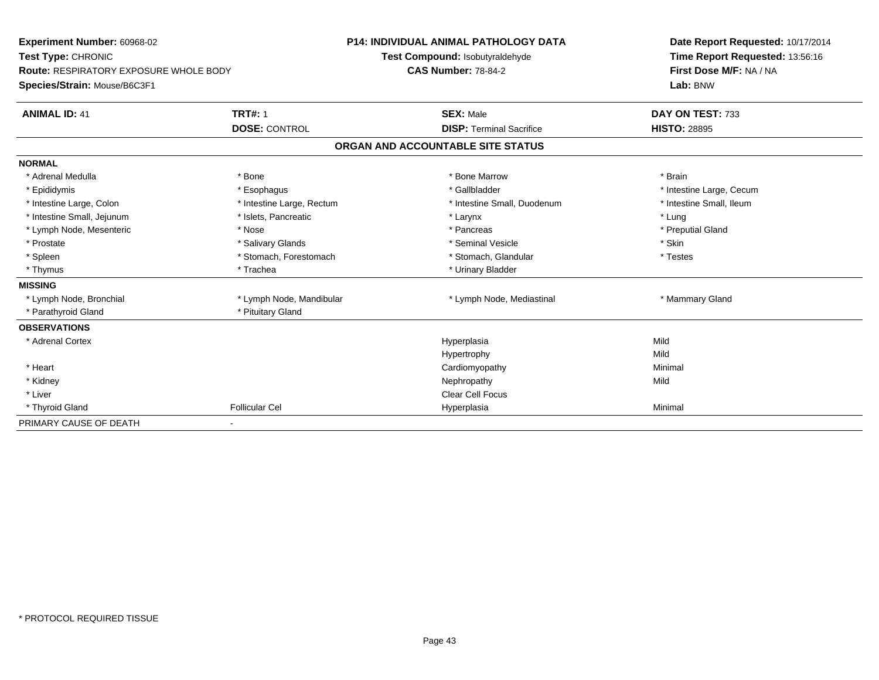**Experiment Number:** 60968-02
**Test Type:** CHRONIC
**Route:** RESPIRATORY EXPOSURE WHOLE BODY
**Species/Strain:** Mouse/B6C3F1

**P14: INDIVIDUAL ANIMAL PATHOLOGY DATA**
**Test Compound:** Isobutyraldehyde
**CAS Number:** 78-84-2

**Date Report Requested:** 10/17/2014
**Time Report Requested:** 13:56:16
**First Dose M/F:** NA / NA
**Lab:** BNW

| **ANIMAL ID:** 41 | **TRT#:** 1 | **SEX:** Male | **DAY ON TEST:** 733 |
|---|---|---|---|
| | **DOSE:** CONTROL | **DISP:** Terminal Sacrifice | **HISTO:** 28895 |

**ORGAN AND ACCOUNTABLE SITE STATUS**

| | | | |
|---|---|---|---|
| **NORMAL** | | | |
| * Adrenal Medulla | * Bone | * Bone Marrow | * Brain |
| * Epididymis | * Esophagus | * Gallbladder | * Intestine Large, Cecum |
| * Intestine Large, Colon | * Intestine Large, Rectum | * Intestine Small, Duodenum | * Intestine Small, Ileum |
| * Intestine Small, Jejunum | * Islets, Pancreatic | * Larynx | * Lung |
| * Lymph Node, Mesenteric | * Nose | * Pancreas | * Preputial Gland |
| * Prostate | * Salivary Glands | * Seminal Vesicle | * Skin |
| * Spleen | * Stomach, Forestomach | * Stomach, Glandular | * Testes |
| * Thymus | * Trachea | * Urinary Bladder | |
| **MISSING** | | | |
| * Lymph Node, Bronchial | * Lymph Node, Mandibular | * Lymph Node, Mediastinal | * Mammary Gland |
| * Parathyroid Gland | * Pituitary Gland | | |
| **OBSERVATIONS** | | | |
| * Adrenal Cortex | | Hyperplasia | Mild |
| | | Hypertrophy | Mild |
| * Heart | | Cardiomyopathy | Minimal |
| * Kidney | | Nephropathy | Mild |
| * Liver | | Clear Cell Focus | |
| * Thyroid Gland | Follicular Cel | Hyperplasia | Minimal |
| PRIMARY CAUSE OF DEATH | - | | |

* PROTOCOL REQUIRED TISSUE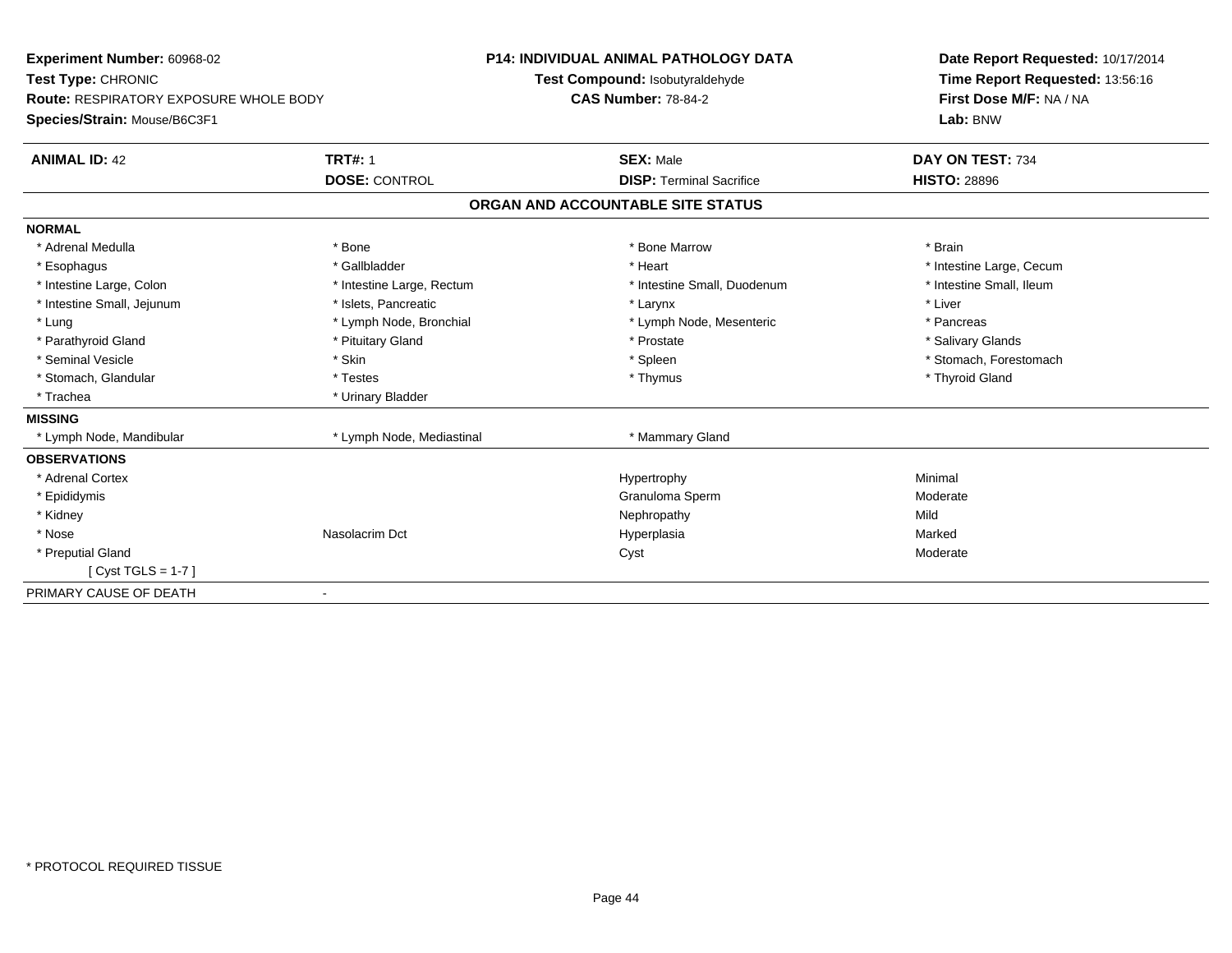**Experiment Number:** 60968-02
**Test Type:** CHRONIC
**Route:** RESPIRATORY EXPOSURE WHOLE BODY
**Species/Strain:** Mouse/B6C3F1

**P14: INDIVIDUAL ANIMAL PATHOLOGY DATA**
**Test Compound:** Isobutyraldehyde
**CAS Number:** 78-84-2

**Date Report Requested:** 10/17/2014
**Time Report Requested:** 13:56:16
**First Dose M/F:** NA / NA
**Lab:** BNW

| **ANIMAL ID:** 42 | **TRT#:** 1 | **SEX:** Male | **DAY ON TEST:** 734 |
|---|---|---|---|
| | **DOSE:** CONTROL | **DISP:** Terminal Sacrifice | **HISTO:** 28896 |

## ORGAN AND ACCOUNTABLE SITE STATUS

| | | | |
|---|---|---|---|
| **NORMAL** | | | |
| * Adrenal Medulla | * Bone | * Bone Marrow | * Brain |
| * Esophagus | * Gallbladder | * Heart | * Intestine Large, Cecum |
| * Intestine Large, Colon | * Intestine Large, Rectum | * Intestine Small, Duodenum | * Intestine Small, Ileum |
| * Intestine Small, Jejunum | * Islets, Pancreatic | * Larynx | * Liver |
| * Lung | * Lymph Node, Bronchial | * Lymph Node, Mesenteric | * Pancreas |
| * Parathyroid Gland | * Pituitary Gland | * Prostate | * Salivary Glands |
| * Seminal Vesicle | * Skin | * Spleen | * Stomach, Forestomach |
| * Stomach, Glandular | * Testes | * Thymus | * Thyroid Gland |
| * Trachea | * Urinary Bladder | | |
| **MISSING** | | | |
| * Lymph Node, Mandibular | * Lymph Node, Mediastinal | * Mammary Gland | |
| **OBSERVATIONS** | | | |
| * Adrenal Cortex | | Hypertrophy | Minimal |
| * Epididymis | | Granuloma Sperm | Moderate |
| * Kidney | | Nephropathy | Mild |
| * Nose | Nasolacrim Dct | Hyperplasia | Marked |
| * Preputial Gland | | Cyst | Moderate |
| [ Cyst TGLS = 1-7 ] | | | |
| PRIMARY CAUSE OF DEATH | - | | |

* PROTOCOL REQUIRED TISSUE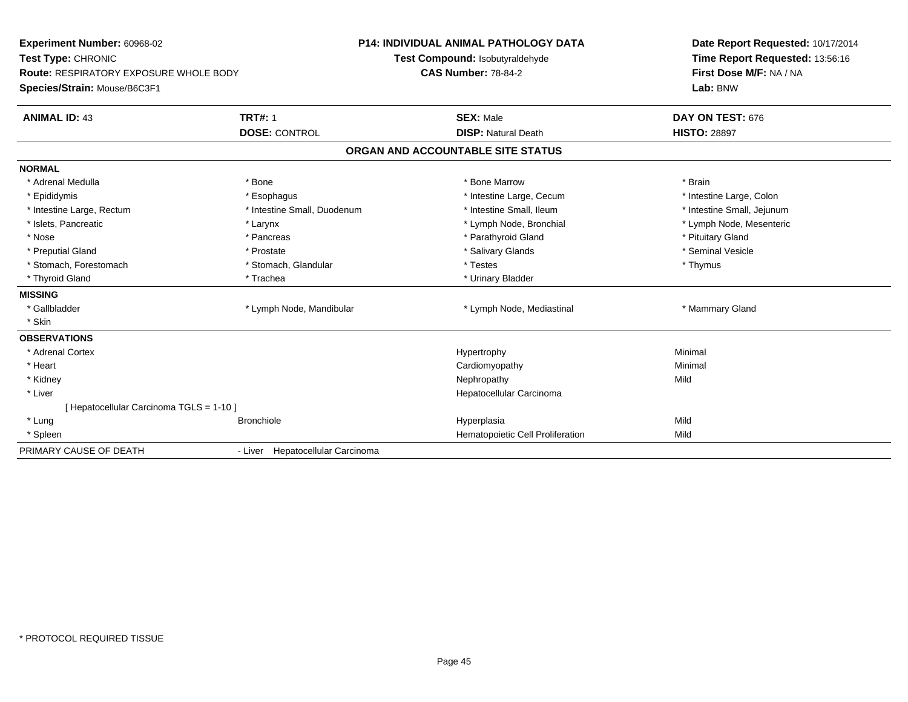**Experiment Number:** 60968-02
**Test Type:** CHRONIC
**Route:** RESPIRATORY EXPOSURE WHOLE BODY
**Species/Strain:** Mouse/B6C3F1

**P14: INDIVIDUAL ANIMAL PATHOLOGY DATA**
**Test Compound:** Isobutyraldehyde
**CAS Number:** 78-84-2

**Date Report Requested:** 10/17/2014
**Time Report Requested:** 13:56:16
**First Dose M/F:** NA / NA
**Lab:** BNW

| **ANIMAL ID:** 43 | **TRT#:** 1 | **SEX:** Male | **DAY ON TEST:** 676 |
|---|---|---|---|
| | **DOSE:** CONTROL | **DISP:** Natural Death | **HISTO:** 28897 |

**ORGAN AND ACCOUNTABLE SITE STATUS**

**NORMAL**

| | | | |
|---|---|---|---|
| * Adrenal Medulla | * Bone | * Bone Marrow | * Brain |
| * Epididymis | * Esophagus | * Intestine Large, Cecum | * Intestine Large, Colon |
| * Intestine Large, Rectum | * Intestine Small, Duodenum | * Intestine Small, Ileum | * Intestine Small, Jejunum |
| * Islets, Pancreatic | * Larynx | * Lymph Node, Bronchial | * Lymph Node, Mesenteric |
| * Nose | * Pancreas | * Parathyroid Gland | * Pituitary Gland |
| * Preputial Gland | * Prostate | * Salivary Glands | * Seminal Vesicle |
| * Stomach, Forestomach | * Stomach, Glandular | * Testes | * Thymus |
| * Thyroid Gland | * Trachea | * Urinary Bladder | |

**MISSING**

| | | | |
|---|---|---|---|
| * Gallbladder | * Lymph Node, Mandibular | * Lymph Node, Mediastinal | * Mammary Gland |
| * Skin | | | |

**OBSERVATIONS**

| | | | |
|---|---|---|---|
| * Adrenal Cortex | | Hypertrophy | Minimal |
| * Heart | | Cardiomyopathy | Minimal |
| * Kidney | | Nephropathy | Mild |
| * Liver | | Hepatocellular Carcinoma | |
| [ Hepatocellular Carcinoma TGLS = 1-10 ] | | | |
| * Lung | Bronchiole | Hyperplasia | Mild |
| * Spleen | | Hematopoietic Cell Proliferation | Mild |

PRIMARY CAUSE OF DEATH - Liver Hepatocellular Carcinoma

* PROTOCOL REQUIRED TISSUE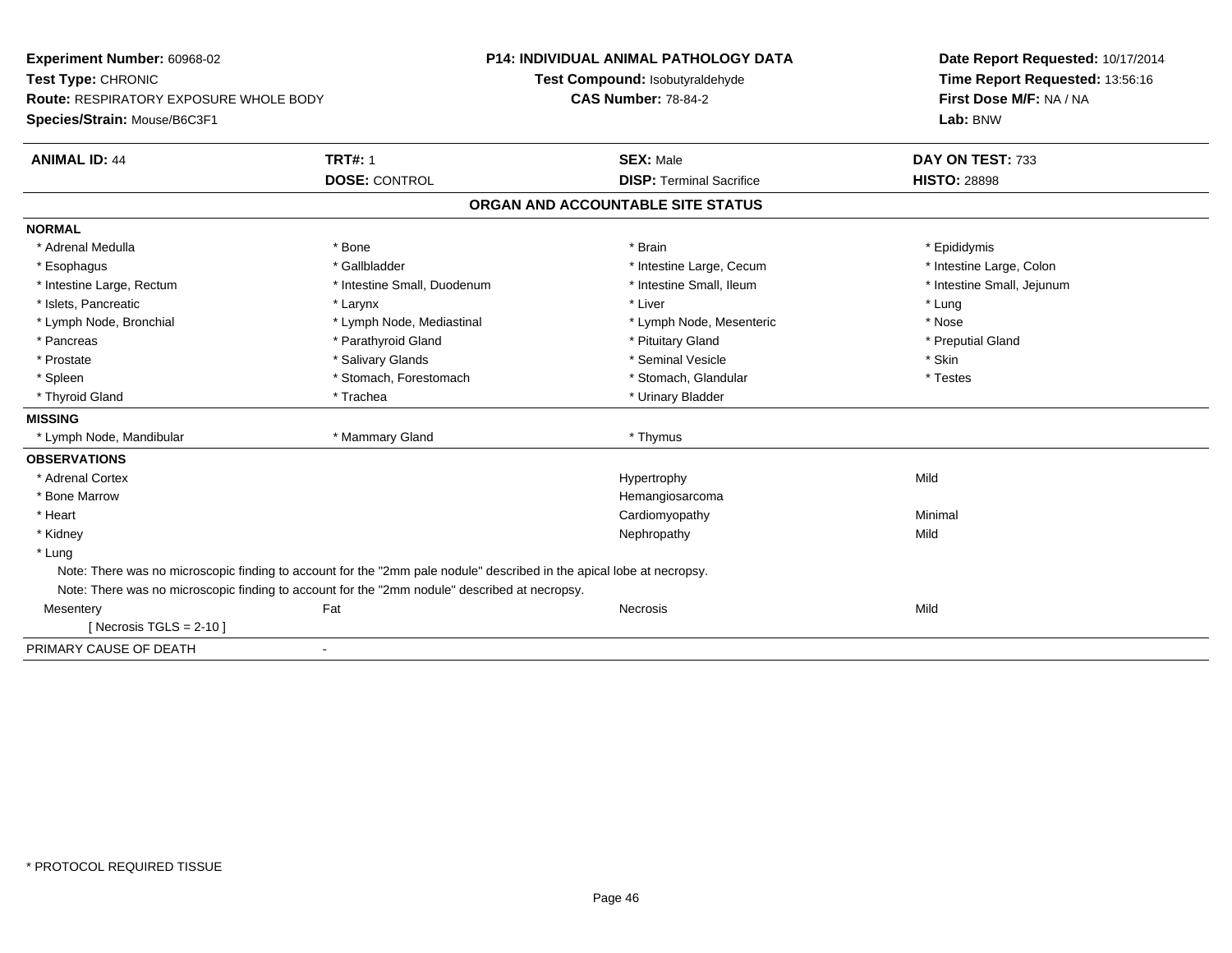**Experiment Number:** 60968-02
**Test Type:** CHRONIC
**Route:** RESPIRATORY EXPOSURE WHOLE BODY
**Species/Strain:** Mouse/B6C3F1

**P14: INDIVIDUAL ANIMAL PATHOLOGY DATA**
**Test Compound:** Isobutyraldehyde
**CAS Number:** 78-84-2

**Date Report Requested:** 10/17/2014
**Time Report Requested:** 13:56:16
**First Dose M/F:** NA / NA
**Lab:** BNW

| **ANIMAL ID:** 44 | **TRT#:** 1 | **SEX:** Male | **DAY ON TEST:** 733 |
|---|---|---|---|
| | **DOSE:** CONTROL | **DISP:** Terminal Sacrifice | **HISTO:** 28898 |

## ORGAN AND ACCOUNTABLE SITE STATUS

**NORMAL**

| | | | |
|---|---|---|---|
| * Adrenal Medulla | * Bone | * Brain | * Epididymis |
| * Esophagus | * Gallbladder | * Intestine Large, Cecum | * Intestine Large, Colon |
| * Intestine Large, Rectum | * Intestine Small, Duodenum | * Intestine Small, Ileum | * Intestine Small, Jejunum |
| * Islets, Pancreatic | * Larynx | * Liver | * Lung |
| * Lymph Node, Bronchial | * Lymph Node, Mediastinal | * Lymph Node, Mesenteric | * Nose |
| * Pancreas | * Parathyroid Gland | * Pituitary Gland | * Preputial Gland |
| * Prostate | * Salivary Glands | * Seminal Vesicle | * Skin |
| * Spleen | * Stomach, Forestomach | * Stomach, Glandular | * Testes |
| * Thyroid Gland | * Trachea | * Urinary Bladder | |

**MISSING**

| | | |
|---|---|---|
| * Lymph Node, Mandibular | * Mammary Gland | * Thymus |

**OBSERVATIONS**

| | | | |
|---|---|---|---|
| * Adrenal Cortex | | Hypertrophy | Mild |
| * Bone Marrow | | Hemangiosarcoma | |
| * Heart | | Cardiomyopathy | Minimal |
| * Kidney | | Nephropathy | Mild |
| * Lung | | | |

Note: There was no microscopic finding to account for the "2mm pale nodule" described in the apical lobe at necropsy.
Note: There was no microscopic finding to account for the "2mm nodule" described at necropsy.

| | | | |
|---|---|---|---|
| Mesentery | Fat | Necrosis | Mild |

[ Necrosis TGLS = 2-10 ]

PRIMARY CAUSE OF DEATH -

* PROTOCOL REQUIRED TISSUE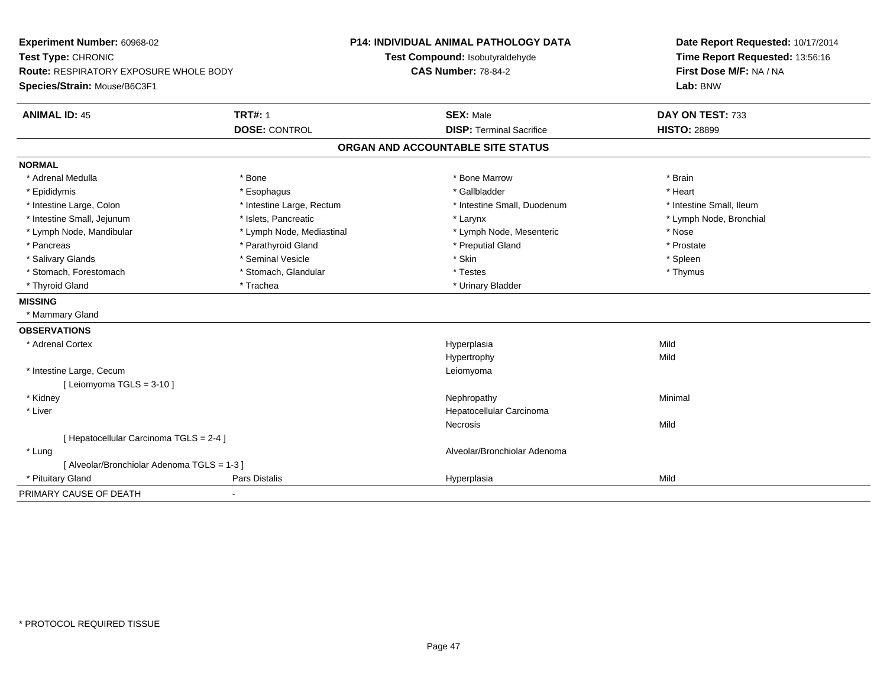**Experiment Number:** 60968-02
**Test Type:** CHRONIC
**Route:** RESPIRATORY EXPOSURE WHOLE BODY
**Species/Strain:** Mouse/B6C3F1

**P14: INDIVIDUAL ANIMAL PATHOLOGY DATA**
**Test Compound:** Isobutyraldehyde
**CAS Number:** 78-84-2

**Date Report Requested:** 10/17/2014
**Time Report Requested:** 13:56:16
**First Dose M/F:** NA / NA
**Lab:** BNW

| **ANIMAL ID:** 45 | **TRT#:** 1 | **SEX:** Male | **DAY ON TEST:** 733 |
|---|---|---|---|
| | **DOSE:** CONTROL | **DISP:** Terminal Sacrifice | **HISTO:** 28899 |

## ORGAN AND ACCOUNTABLE SITE STATUS

**NORMAL**

| | | | |
|---|---|---|---|
| * Adrenal Medulla | * Bone | * Bone Marrow | * Brain |
| * Epididymis | * Esophagus | * Gallbladder | * Heart |
| * Intestine Large, Colon | * Intestine Large, Rectum | * Intestine Small, Duodenum | * Intestine Small, Ileum |
| * Intestine Small, Jejunum | * Islets, Pancreatic | * Larynx | * Lymph Node, Bronchial |
| * Lymph Node, Mandibular | * Lymph Node, Mediastinal | * Lymph Node, Mesenteric | * Nose |
| * Pancreas | * Parathyroid Gland | * Preputial Gland | * Prostate |
| * Salivary Glands | * Seminal Vesicle | * Skin | * Spleen |
| * Stomach, Forestomach | * Stomach, Glandular | * Testes | * Thymus |
| * Thyroid Gland | * Trachea | * Urinary Bladder | |

**MISSING**

* Mammary Gland

**OBSERVATIONS**

| | | | |
|---|---|---|---|
| * Adrenal Cortex | | Hyperplasia | Mild |
| | | Hypertrophy | Mild |
| * Intestine Large, Cecum | | Leiomyoma | |
| [ Leiomyoma TGLS = 3-10 ] | | | |
| * Kidney | | Nephropathy | Minimal |
| * Liver | | Hepatocellular Carcinoma | |
| | | Necrosis | Mild |
| [ Hepatocellular Carcinoma TGLS = 2-4 ] | | | |
| * Lung | | Alveolar/Bronchiolar Adenoma | |
| [ Alveolar/Bronchiolar Adenoma TGLS = 1-3 ] | | | |
| * Pituitary Gland | Pars Distalis | Hyperplasia | Mild |

PRIMARY CAUSE OF DEATH -

* PROTOCOL REQUIRED TISSUE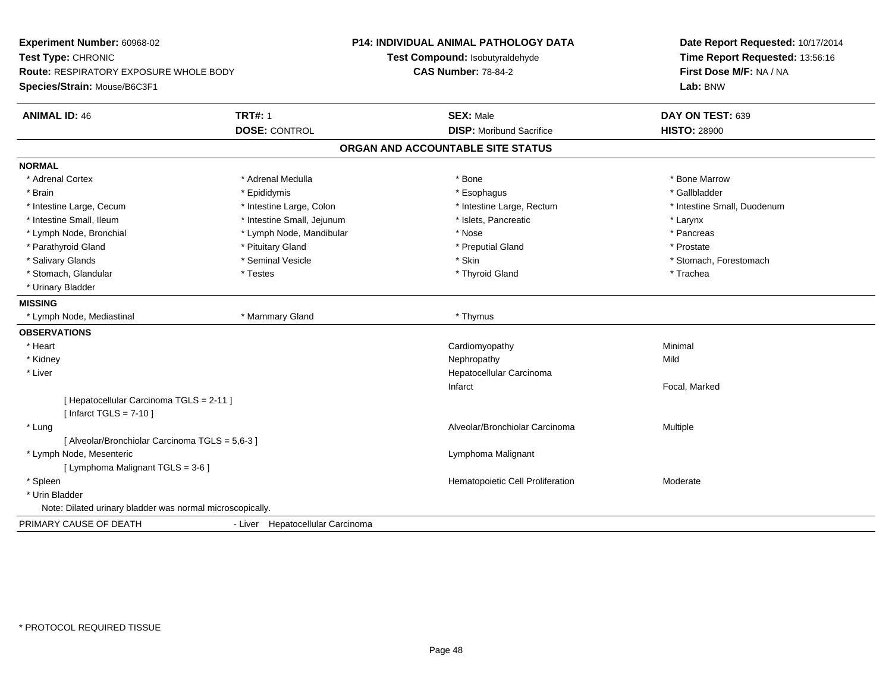**Experiment Number:** 60968-02
**Test Type:** CHRONIC
**Route:** RESPIRATORY EXPOSURE WHOLE BODY
**Species/Strain:** Mouse/B6C3F1

**P14: INDIVIDUAL ANIMAL PATHOLOGY DATA**
**Test Compound:** Isobutyraldehyde
**CAS Number:** 78-84-2

**Date Report Requested:** 10/17/2014
**Time Report Requested:** 13:56:16
**First Dose M/F:** NA / NA
**Lab:** BNW

| **ANIMAL ID:** 46 | **TRT#:** 1 | **SEX:** Male | **DAY ON TEST:** 639 |
|---|---|---|---|
| | **DOSE:** CONTROL | **DISP:** Moribund Sacrifice | **HISTO:** 28900 |

## ORGAN AND ACCOUNTABLE SITE STATUS

**NORMAL**

| | | | |
|---|---|---|---|
| * Adrenal Cortex | * Adrenal Medulla | * Bone | * Bone Marrow |
| * Brain | * Epididymis | * Esophagus | * Gallbladder |
| * Intestine Large, Cecum | * Intestine Large, Colon | * Intestine Large, Rectum | * Intestine Small, Duodenum |
| * Intestine Small, Ileum | * Intestine Small, Jejunum | * Islets, Pancreatic | * Larynx |
| * Lymph Node, Bronchial | * Lymph Node, Mandibular | * Nose | * Pancreas |
| * Parathyroid Gland | * Pituitary Gland | * Preputial Gland | * Prostate |
| * Salivary Glands | * Seminal Vesicle | * Skin | * Stomach, Forestomach |
| * Stomach, Glandular | * Testes | * Thyroid Gland | * Trachea |
| * Urinary Bladder | | | |

**MISSING**

| | | |
|---|---|---|
| * Lymph Node, Mediastinal | * Mammary Gland | * Thymus |

**OBSERVATIONS**

| Organ | Observation | Severity |
|---|---|---|
| * Heart | Cardiomyopathy | Minimal |
| * Kidney | Nephropathy | Mild |
| * Liver | Hepatocellular Carcinoma | |
| | Infarct | Focal, Marked |
| [ Hepatocellular Carcinoma TGLS = 2-11 ] | | |
| [ Infarct TGLS = 7-10 ] | | |
| * Lung | Alveolar/Bronchiolar Carcinoma | Multiple |
| [ Alveolar/Bronchiolar Carcinoma TGLS = 5,6-3 ] | | |
| * Lymph Node, Mesenteric | Lymphoma Malignant | |
| [ Lymphoma Malignant TGLS = 3-6 ] | | |
| * Spleen | Hematopoietic Cell Proliferation | Moderate |
| * Urin Bladder | | |

Note: Dilated urinary bladder was normal microscopically.

PRIMARY CAUSE OF DEATH - Liver Hepatocellular Carcinoma

* PROTOCOL REQUIRED TISSUE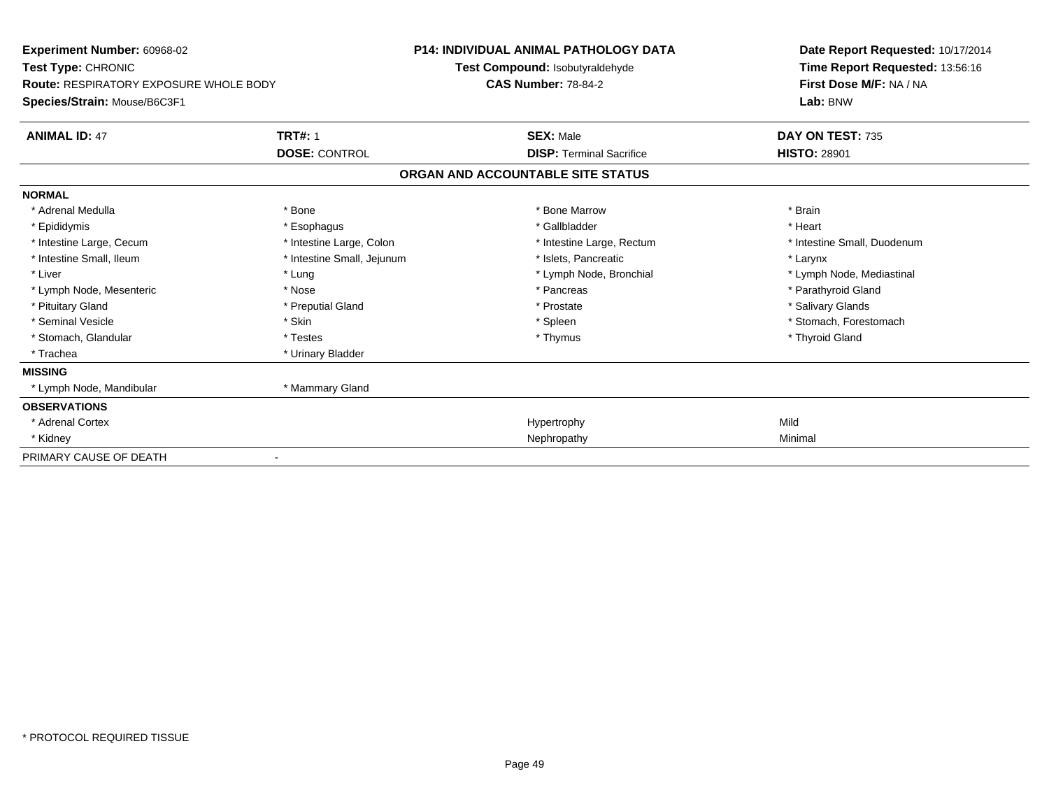**Experiment Number:** 60968-02
**Test Type:** CHRONIC
**Route:** RESPIRATORY EXPOSURE WHOLE BODY
**Species/Strain:** Mouse/B6C3F1

**P14: INDIVIDUAL ANIMAL PATHOLOGY DATA**
**Test Compound:** Isobutyraldehyde
**CAS Number:** 78-84-2

**Date Report Requested:** 10/17/2014
**Time Report Requested:** 13:56:16
**First Dose M/F:** NA / NA
**Lab:** BNW

| **ANIMAL ID:** 47 | **TRT#:** 1 | **SEX:** Male | **DAY ON TEST:** 735 |
|---|---|---|---|
| | **DOSE:** CONTROL | **DISP:** Terminal Sacrifice | **HISTO:** 28901 |

## ORGAN AND ACCOUNTABLE SITE STATUS

**NORMAL**

| | | | |
|---|---|---|---|
| * Adrenal Medulla | * Bone | * Bone Marrow | * Brain |
| * Epididymis | * Esophagus | * Gallbladder | * Heart |
| * Intestine Large, Cecum | * Intestine Large, Colon | * Intestine Large, Rectum | * Intestine Small, Duodenum |
| * Intestine Small, Ileum | * Intestine Small, Jejunum | * Islets, Pancreatic | * Larynx |
| * Liver | * Lung | * Lymph Node, Bronchial | * Lymph Node, Mediastinal |
| * Lymph Node, Mesenteric | * Nose | * Pancreas | * Parathyroid Gland |
| * Pituitary Gland | * Preputial Gland | * Prostate | * Salivary Glands |
| * Seminal Vesicle | * Skin | * Spleen | * Stomach, Forestomach |
| * Stomach, Glandular | * Testes | * Thymus | * Thyroid Gland |
| * Trachea | * Urinary Bladder | | |

**MISSING**

| | |
|---|---|
| * Lymph Node, Mandibular | * Mammary Gland |

**OBSERVATIONS**

| | | |
|---|---|---|
| * Adrenal Cortex | Hypertrophy | Mild |
| * Kidney | Nephropathy | Minimal |

PRIMARY CAUSE OF DEATH -

* PROTOCOL REQUIRED TISSUE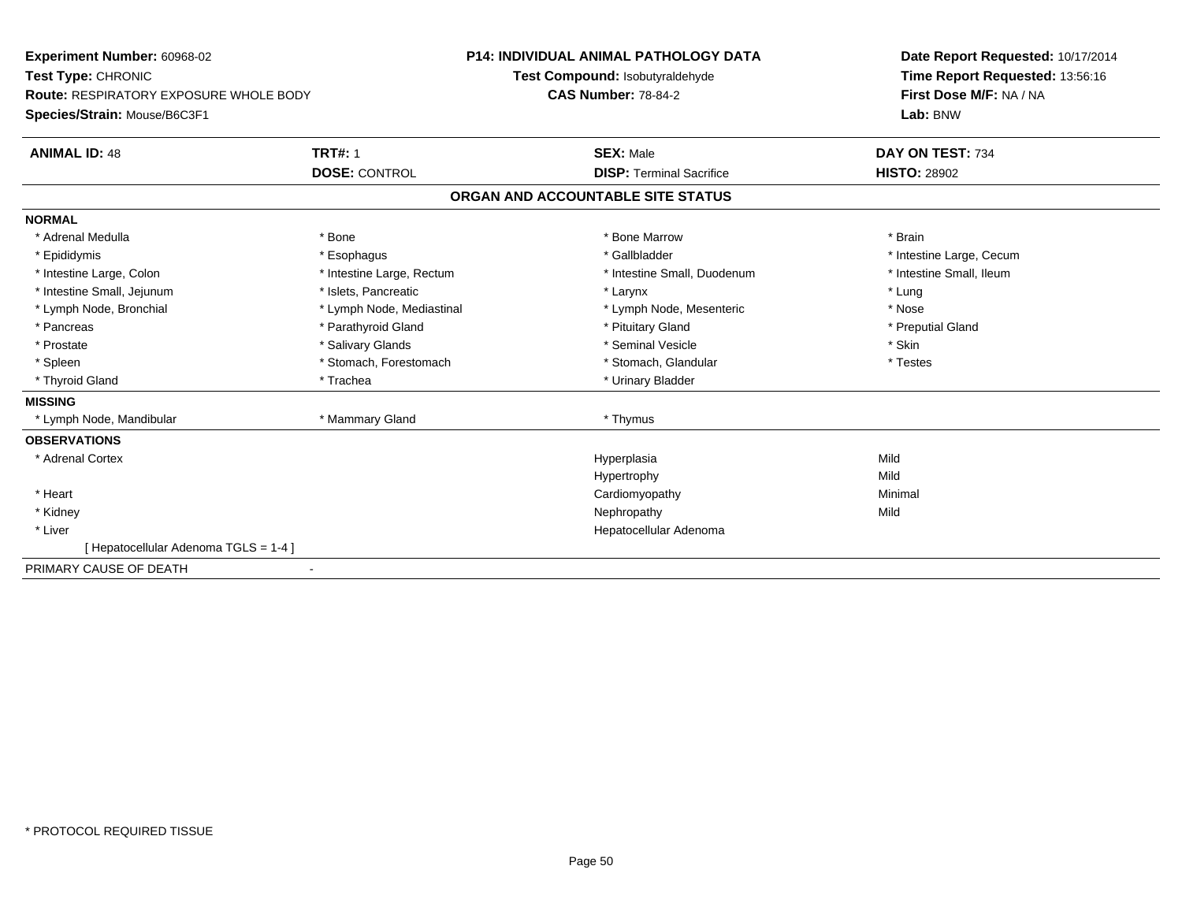**Experiment Number:** 60968-02
**Test Type:** CHRONIC
**Route:** RESPIRATORY EXPOSURE WHOLE BODY
**Species/Strain:** Mouse/B6C3F1

**P14: INDIVIDUAL ANIMAL PATHOLOGY DATA**
**Test Compound:** Isobutyraldehyde
**CAS Number:** 78-84-2

**Date Report Requested:** 10/17/2014
**Time Report Requested:** 13:56:16
**First Dose M/F:** NA / NA
**Lab:** BNW

| **ANIMAL ID:** 48 | **TRT#:** 1 | **SEX:** Male | **DAY ON TEST:** 734 |
|---|---|---|---|
| | **DOSE:** CONTROL | **DISP:** Terminal Sacrifice | **HISTO:** 28902 |

## ORGAN AND ACCOUNTABLE SITE STATUS

| | | | |
|---|---|---|---|
| **NORMAL** | | | |
| * Adrenal Medulla | * Bone | * Bone Marrow | * Brain |
| * Epididymis | * Esophagus | * Gallbladder | * Intestine Large, Cecum |
| * Intestine Large, Colon | * Intestine Large, Rectum | * Intestine Small, Duodenum | * Intestine Small, Ileum |
| * Intestine Small, Jejunum | * Islets, Pancreatic | * Larynx | * Lung |
| * Lymph Node, Bronchial | * Lymph Node, Mediastinal | * Lymph Node, Mesenteric | * Nose |
| * Pancreas | * Parathyroid Gland | * Pituitary Gland | * Preputial Gland |
| * Prostate | * Salivary Glands | * Seminal Vesicle | * Skin |
| * Spleen | * Stomach, Forestomach | * Stomach, Glandular | * Testes |
| * Thyroid Gland | * Trachea | * Urinary Bladder | |
| **MISSING** | | | |
| * Lymph Node, Mandibular | * Mammary Gland | * Thymus | |
| **OBSERVATIONS** | | | |
| * Adrenal Cortex | | Hyperplasia | Mild |
| | | Hypertrophy | Mild |
| * Heart | | Cardiomyopathy | Minimal |
| * Kidney | | Nephropathy | Mild |
| * Liver | | Hepatocellular Adenoma | |
| [ Hepatocellular Adenoma TGLS = 1-4 ] | | | |
| PRIMARY CAUSE OF DEATH | - | | |

* PROTOCOL REQUIRED TISSUE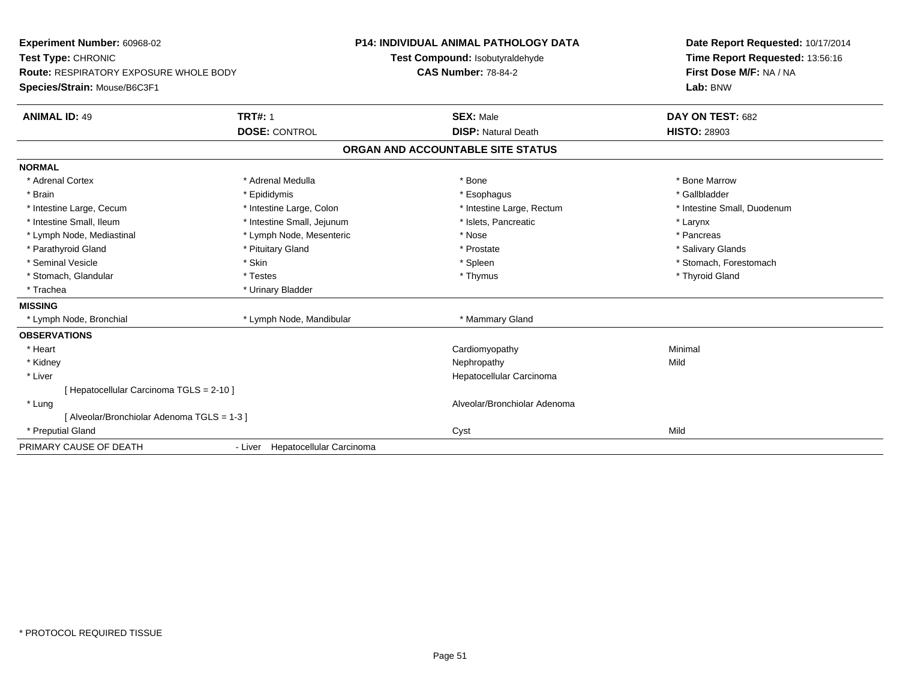**Experiment Number:** 60968-02
**Test Type:** CHRONIC
**Route:** RESPIRATORY EXPOSURE WHOLE BODY
**Species/Strain:** Mouse/B6C3F1

**P14: INDIVIDUAL ANIMAL PATHOLOGY DATA**
**Test Compound:** Isobutyraldehyde
**CAS Number:** 78-84-2

**Date Report Requested:** 10/17/2014
**Time Report Requested:** 13:56:16
**First Dose M/F:** NA / NA
**Lab:** BNW

| **ANIMAL ID:** 49 | **TRT#:** 1 | **SEX:** Male | **DAY ON TEST:** 682 |
|---|---|---|---|
| | **DOSE:** CONTROL | **DISP:** Natural Death | **HISTO:** 28903 |

## ORGAN AND ACCOUNTABLE SITE STATUS

**NORMAL**

| | | | |
|---|---|---|---|
| * Adrenal Cortex | * Adrenal Medulla | * Bone | * Bone Marrow |
| * Brain | * Epididymis | * Esophagus | * Gallbladder |
| * Intestine Large, Cecum | * Intestine Large, Colon | * Intestine Large, Rectum | * Intestine Small, Duodenum |
| * Intestine Small, Ileum | * Intestine Small, Jejunum | * Islets, Pancreatic | * Larynx |
| * Lymph Node, Mediastinal | * Lymph Node, Mesenteric | * Nose | * Pancreas |
| * Parathyroid Gland | * Pituitary Gland | * Prostate | * Salivary Glands |
| * Seminal Vesicle | * Skin | * Spleen | * Stomach, Forestomach |
| * Stomach, Glandular | * Testes | * Thymus | * Thyroid Gland |
| * Trachea | * Urinary Bladder | | |

**MISSING**

| | | |
|---|---|---|
| * Lymph Node, Bronchial | * Lymph Node, Mandibular | * Mammary Gland |

**OBSERVATIONS**

| | | |
|---|---|---|
| * Heart | Cardiomyopathy | Minimal |
| * Kidney | Nephropathy | Mild |
| * Liver | Hepatocellular Carcinoma | |
| [ Hepatocellular Carcinoma TGLS = 2-10 ] | | |
| * Lung | Alveolar/Bronchiolar Adenoma | |
| [ Alveolar/Bronchiolar Adenoma TGLS = 1-3 ] | | |
| * Preputial Gland | Cyst | Mild |

PRIMARY CAUSE OF DEATH - Liver Hepatocellular Carcinoma

* PROTOCOL REQUIRED TISSUE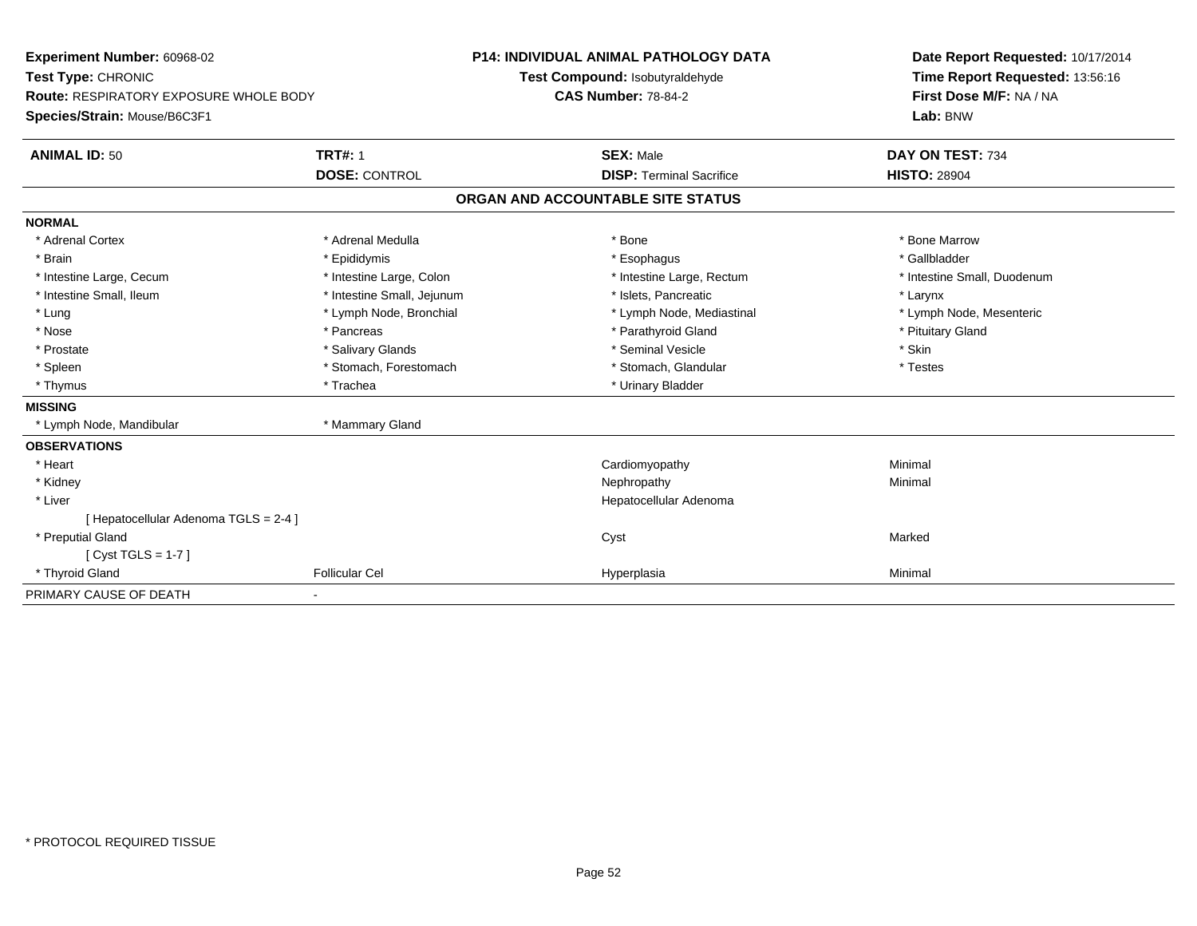**Experiment Number:** 60968-02
**Test Type:** CHRONIC
**Route:** RESPIRATORY EXPOSURE WHOLE BODY
**Species/Strain:** Mouse/B6C3F1

**P14: INDIVIDUAL ANIMAL PATHOLOGY DATA**
**Test Compound:** Isobutyraldehyde
**CAS Number:** 78-84-2

**Date Report Requested:** 10/17/2014
**Time Report Requested:** 13:56:16
**First Dose M/F:** NA / NA
**Lab:** BNW

| **ANIMAL ID:** 50 | **TRT#:** 1 | **SEX:** Male | **DAY ON TEST:** 734 |
|---|---|---|---|
| | **DOSE:** CONTROL | **DISP:** Terminal Sacrifice | **HISTO:** 28904 |

## ORGAN AND ACCOUNTABLE SITE STATUS

**NORMAL**

| | | | |
|---|---|---|---|
| * Adrenal Cortex | * Adrenal Medulla | * Bone | * Bone Marrow |
| * Brain | * Epididymis | * Esophagus | * Gallbladder |
| * Intestine Large, Cecum | * Intestine Large, Colon | * Intestine Large, Rectum | * Intestine Small, Duodenum |
| * Intestine Small, Ileum | * Intestine Small, Jejunum | * Islets, Pancreatic | * Larynx |
| * Lung | * Lymph Node, Bronchial | * Lymph Node, Mediastinal | * Lymph Node, Mesenteric |
| * Nose | * Pancreas | * Parathyroid Gland | * Pituitary Gland |
| * Prostate | * Salivary Glands | * Seminal Vesicle | * Skin |
| * Spleen | * Stomach, Forestomach | * Stomach, Glandular | * Testes |
| * Thymus | * Trachea | * Urinary Bladder | |

**MISSING**

| | |
|---|---|
| * Lymph Node, Mandibular | * Mammary Gland |

**OBSERVATIONS**

| | | | |
|---|---|---|---|
| * Heart | | Cardiomyopathy | Minimal |
| * Kidney | | Nephropathy | Minimal |
| * Liver | | Hepatocellular Adenoma | |
| [ Hepatocellular Adenoma TGLS = 2-4 ] | | | |
| * Preputial Gland | | Cyst | Marked |
| [ Cyst TGLS = 1-7 ] | | | |
| * Thyroid Gland | Follicular Cel | Hyperplasia | Minimal |

PRIMARY CAUSE OF DEATH -

* PROTOCOL REQUIRED TISSUE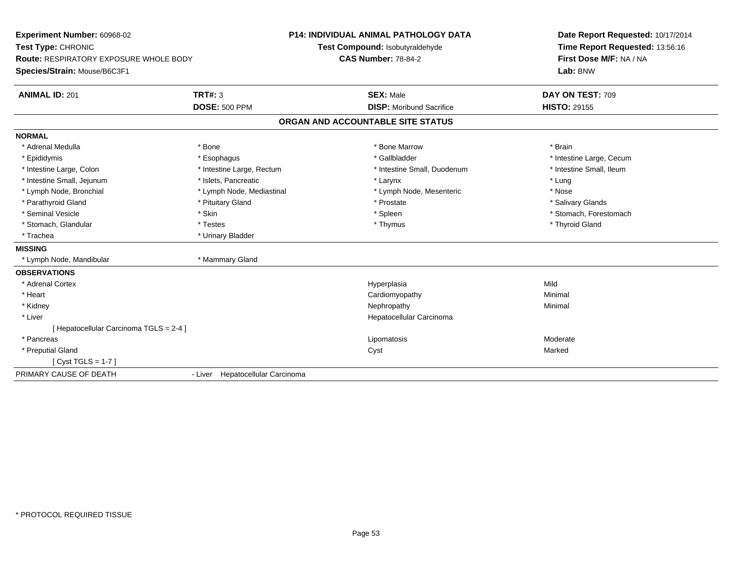**Experiment Number:** 60968-02
**Test Type:** CHRONIC
**Route:** RESPIRATORY EXPOSURE WHOLE BODY
**Species/Strain:** Mouse/B6C3F1

**P14: INDIVIDUAL ANIMAL PATHOLOGY DATA**
**Test Compound:** Isobutyraldehyde
**CAS Number:** 78-84-2

**Date Report Requested:** 10/17/2014
**Time Report Requested:** 13:56:16
**First Dose M/F:** NA / NA
**Lab:** BNW

| **ANIMAL ID:** 201 | **TRT#:** 3 | **SEX:** Male | **DAY ON TEST:** 709 |
|---|---|---|---|
| | **DOSE:** 500 PPM | **DISP:** Moribund Sacrifice | **HISTO:** 29155 |

## ORGAN AND ACCOUNTABLE SITE STATUS

**NORMAL**

| | | | |
|---|---|---|---|
| * Adrenal Medulla | * Bone | * Bone Marrow | * Brain |
| * Epididymis | * Esophagus | * Gallbladder | * Intestine Large, Cecum |
| * Intestine Large, Colon | * Intestine Large, Rectum | * Intestine Small, Duodenum | * Intestine Small, Ileum |
| * Intestine Small, Jejunum | * Islets, Pancreatic | * Larynx | * Lung |
| * Lymph Node, Bronchial | * Lymph Node, Mediastinal | * Lymph Node, Mesenteric | * Nose |
| * Parathyroid Gland | * Pituitary Gland | * Prostate | * Salivary Glands |
| * Seminal Vesicle | * Skin | * Spleen | * Stomach, Forestomach |
| * Stomach, Glandular | * Testes | * Thymus | * Thyroid Gland |
| * Trachea | * Urinary Bladder | | |

**MISSING**

| | |
|---|---|
| * Lymph Node, Mandibular | * Mammary Gland |

**OBSERVATIONS**

| | | |
|---|---|---|
| * Adrenal Cortex | Hyperplasia | Mild |
| * Heart | Cardiomyopathy | Minimal |
| * Kidney | Nephropathy | Minimal |
| * Liver | Hepatocellular Carcinoma | |
| [ Hepatocellular Carcinoma TGLS = 2-4 ] | | |
| * Pancreas | Lipomatosis | Moderate |
| * Preputial Gland | Cyst | Marked |
| [ Cyst TGLS = 1-7 ] | | |

PRIMARY CAUSE OF DEATH - Liver Hepatocellular Carcinoma

* PROTOCOL REQUIRED TISSUE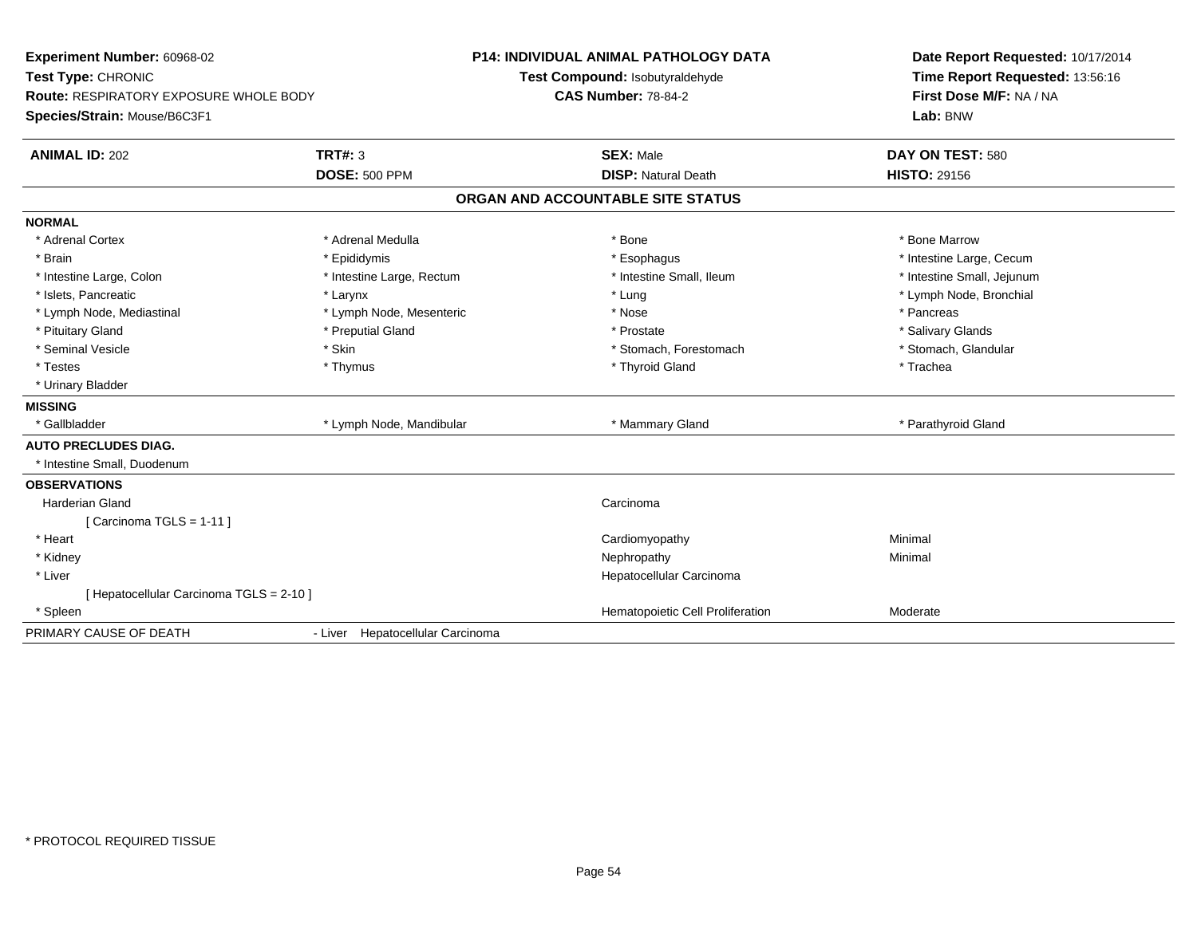**Experiment Number:** 60968-02
**Test Type:** CHRONIC
**Route:** RESPIRATORY EXPOSURE WHOLE BODY
**Species/Strain:** Mouse/B6C3F1

**P14: INDIVIDUAL ANIMAL PATHOLOGY DATA**
**Test Compound:** Isobutyraldehyde
**CAS Number:** 78-84-2

**Date Report Requested:** 10/17/2014
**Time Report Requested:** 13:56:16
**First Dose M/F:** NA / NA
**Lab:** BNW

| **ANIMAL ID:** 202 | **TRT#:** 3 | **SEX:** Male | **DAY ON TEST:** 580 |
|---|---|---|---|
| | **DOSE:** 500 PPM | **DISP:** Natural Death | **HISTO:** 29156 |

## ORGAN AND ACCOUNTABLE SITE STATUS

**NORMAL**

| | | | |
|---|---|---|---|
| * Adrenal Cortex | * Adrenal Medulla | * Bone | * Bone Marrow |
| * Brain | * Epididymis | * Esophagus | * Intestine Large, Cecum |
| * Intestine Large, Colon | * Intestine Large, Rectum | * Intestine Small, Ileum | * Intestine Small, Jejunum |
| * Islets, Pancreatic | * Larynx | * Lung | * Lymph Node, Bronchial |
| * Lymph Node, Mediastinal | * Lymph Node, Mesenteric | * Nose | * Pancreas |
| * Pituitary Gland | * Preputial Gland | * Prostate | * Salivary Glands |
| * Seminal Vesicle | * Skin | * Stomach, Forestomach | * Stomach, Glandular |
| * Testes | * Thymus | * Thyroid Gland | * Trachea |
| * Urinary Bladder | | | |

**MISSING**

| | | | |
|---|---|---|---|
| * Gallbladder | * Lymph Node, Mandibular | * Mammary Gland | * Parathyroid Gland |

**AUTO PRECLUDES DIAG.**

* Intestine Small, Duodenum

**OBSERVATIONS**

| Organ | Observation | Severity |
|---|---|---|
| Harderian Gland | Carcinoma | |
| [ Carcinoma TGLS = 1-11 ] | | |
| * Heart | Cardiomyopathy | Minimal |
| * Kidney | Nephropathy | Minimal |
| * Liver | Hepatocellular Carcinoma | |
| [ Hepatocellular Carcinoma TGLS = 2-10 ] | | |
| * Spleen | Hematopoietic Cell Proliferation | Moderate |

PRIMARY CAUSE OF DEATH - Liver Hepatocellular Carcinoma

* PROTOCOL REQUIRED TISSUE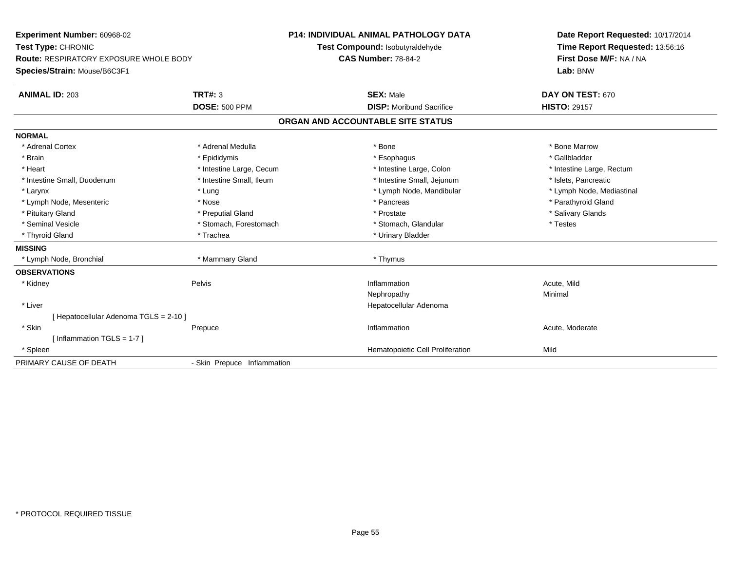**Experiment Number:** 60968-02
**Test Type:** CHRONIC
**Route:** RESPIRATORY EXPOSURE WHOLE BODY
**Species/Strain:** Mouse/B6C3F1

**P14: INDIVIDUAL ANIMAL PATHOLOGY DATA**
**Test Compound:** Isobutyraldehyde
**CAS Number:** 78-84-2

**Date Report Requested:** 10/17/2014
**Time Report Requested:** 13:56:16
**First Dose M/F:** NA / NA
**Lab:** BNW

| **ANIMAL ID:** 203 | **TRT#:** 3 | **SEX:** Male | **DAY ON TEST:** 670 |
|---|---|---|---|
| | **DOSE:** 500 PPM | **DISP:** Moribund Sacrifice | **HISTO:** 29157 |

## ORGAN AND ACCOUNTABLE SITE STATUS

| | | | |
|---|---|---|---|
| **NORMAL** | | | |
| * Adrenal Cortex | * Adrenal Medulla | * Bone | * Bone Marrow |
| * Brain | * Epididymis | * Esophagus | * Gallbladder |
| * Heart | * Intestine Large, Cecum | * Intestine Large, Colon | * Intestine Large, Rectum |
| * Intestine Small, Duodenum | * Intestine Small, Ileum | * Intestine Small, Jejunum | * Islets, Pancreatic |
| * Larynx | * Lung | * Lymph Node, Mandibular | * Lymph Node, Mediastinal |
| * Lymph Node, Mesenteric | * Nose | * Pancreas | * Parathyroid Gland |
| * Pituitary Gland | * Preputial Gland | * Prostate | * Salivary Glands |
| * Seminal Vesicle | * Stomach, Forestomach | * Stomach, Glandular | * Testes |
| * Thyroid Gland | * Trachea | * Urinary Bladder | |
| **MISSING** | | | |
| * Lymph Node, Bronchial | * Mammary Gland | * Thymus | |
| **OBSERVATIONS** | | | |
| * Kidney | Pelvis | Inflammation | Acute, Mild |
| | | Nephropathy | Minimal |
| * Liver | | Hepatocellular Adenoma | |
| [ Hepatocellular Adenoma TGLS = 2-10 ] | | | |
| * Skin | Prepuce | Inflammation | Acute, Moderate |
| [ Inflammation TGLS = 1-7 ] | | | |
| * Spleen | | Hematopoietic Cell Proliferation | Mild |
| PRIMARY CAUSE OF DEATH | - Skin Prepuce Inflammation | | |

* PROTOCOL REQUIRED TISSUE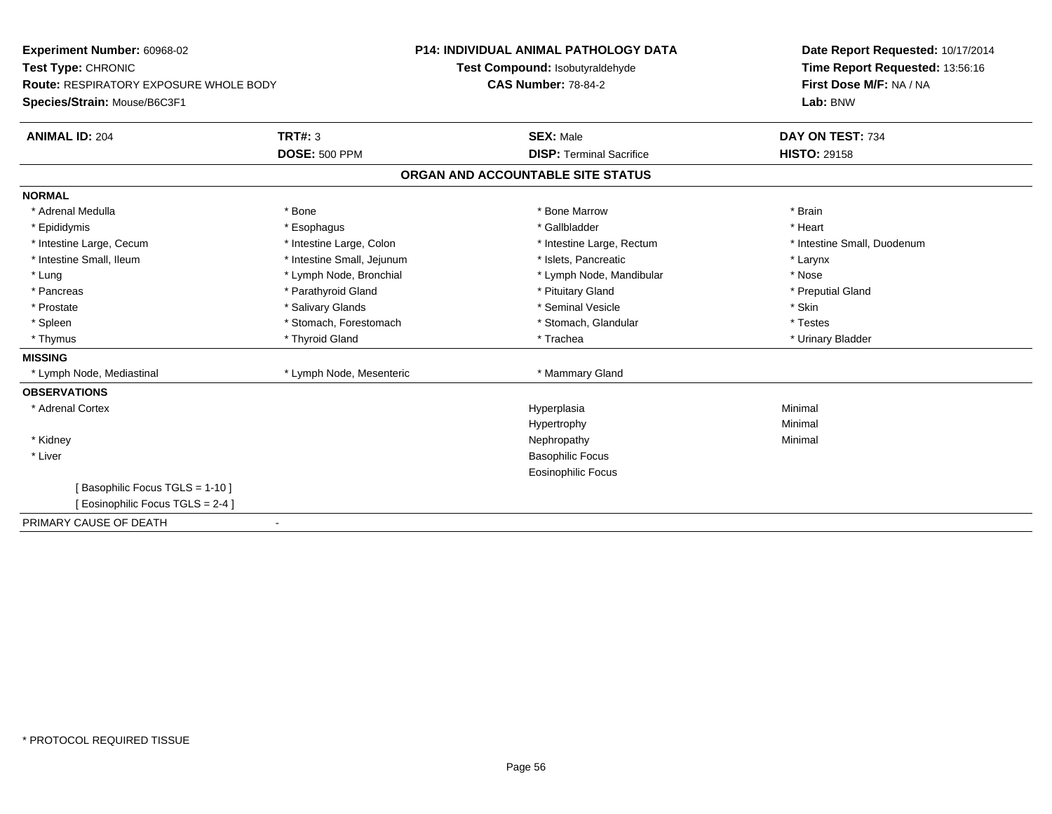**Experiment Number:** 60968-02
**Test Type:** CHRONIC
**Route:** RESPIRATORY EXPOSURE WHOLE BODY
**Species/Strain:** Mouse/B6C3F1

**P14: INDIVIDUAL ANIMAL PATHOLOGY DATA**
**Test Compound:** Isobutyraldehyde
**CAS Number:** 78-84-2

**Date Report Requested:** 10/17/2014
**Time Report Requested:** 13:56:16
**First Dose M/F:** NA / NA
**Lab:** BNW

| **ANIMAL ID:** 204 | **TRT#:** 3 | **SEX:** Male | **DAY ON TEST:** 734 |
|---|---|---|---|
| | **DOSE:** 500 PPM | **DISP:** Terminal Sacrifice | **HISTO:** 29158 |

## ORGAN AND ACCOUNTABLE SITE STATUS

| | | | |
|---|---|---|---|
| **NORMAL** | | | |
| * Adrenal Medulla | * Bone | * Bone Marrow | * Brain |
| * Epididymis | * Esophagus | * Gallbladder | * Heart |
| * Intestine Large, Cecum | * Intestine Large, Colon | * Intestine Large, Rectum | * Intestine Small, Duodenum |
| * Intestine Small, Ileum | * Intestine Small, Jejunum | * Islets, Pancreatic | * Larynx |
| * Lung | * Lymph Node, Bronchial | * Lymph Node, Mandibular | * Nose |
| * Pancreas | * Parathyroid Gland | * Pituitary Gland | * Preputial Gland |
| * Prostate | * Salivary Glands | * Seminal Vesicle | * Skin |
| * Spleen | * Stomach, Forestomach | * Stomach, Glandular | * Testes |
| * Thymus | * Thyroid Gland | * Trachea | * Urinary Bladder |
| **MISSING** | | | |
| * Lymph Node, Mediastinal | * Lymph Node, Mesenteric | * Mammary Gland | |
| **OBSERVATIONS** | | | |
| * Adrenal Cortex | | Hyperplasia | Minimal |
| | | Hypertrophy | Minimal |
| * Kidney | | Nephropathy | Minimal |
| * Liver | | Basophilic Focus | |
| | | Eosinophilic Focus | |
| [ Basophilic Focus TGLS = 1-10 ] | | | |
| [ Eosinophilic Focus TGLS = 2-4 ] | | | |
| PRIMARY CAUSE OF DEATH | - | | |

* PROTOCOL REQUIRED TISSUE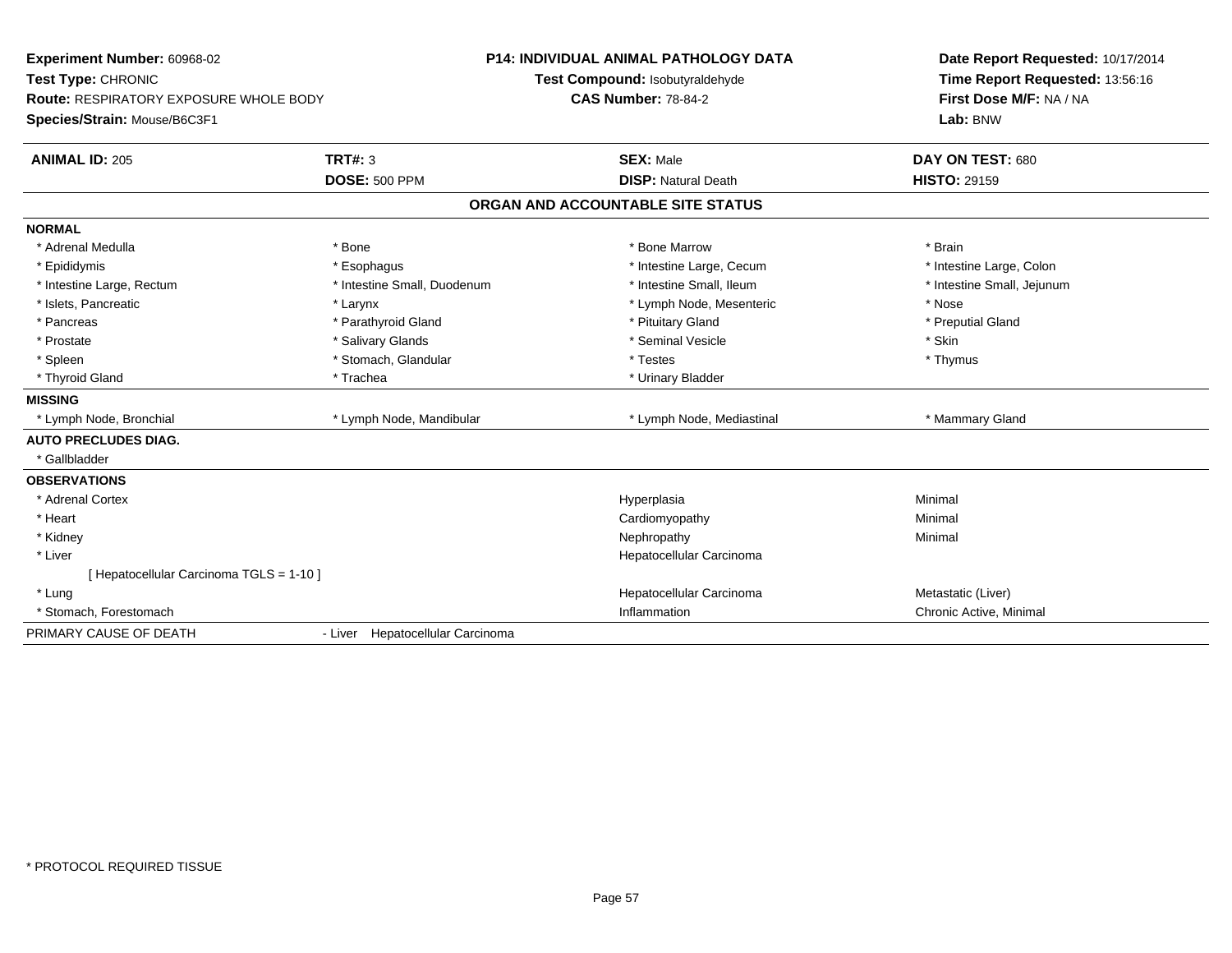**Experiment Number:** 60968-02
**Test Type:** CHRONIC
**Route:** RESPIRATORY EXPOSURE WHOLE BODY
**Species/Strain:** Mouse/B6C3F1

**P14: INDIVIDUAL ANIMAL PATHOLOGY DATA**
**Test Compound:** Isobutyraldehyde
**CAS Number:** 78-84-2

**Date Report Requested:** 10/17/2014
**Time Report Requested:** 13:56:16
**First Dose M/F:** NA / NA
**Lab:** BNW

| **ANIMAL ID:** 205 | **TRT#:** 3 | **SEX:** Male | **DAY ON TEST:** 680 |
|---|---|---|---|
| | **DOSE:** 500 PPM | **DISP:** Natural Death | **HISTO:** 29159 |

## ORGAN AND ACCOUNTABLE SITE STATUS

| | | | |
|---|---|---|---|
| **NORMAL** | | | |
| * Adrenal Medulla | * Bone | * Bone Marrow | * Brain |
| * Epididymis | * Esophagus | * Intestine Large, Cecum | * Intestine Large, Colon |
| * Intestine Large, Rectum | * Intestine Small, Duodenum | * Intestine Small, Ileum | * Intestine Small, Jejunum |
| * Islets, Pancreatic | * Larynx | * Lymph Node, Mesenteric | * Nose |
| * Pancreas | * Parathyroid Gland | * Pituitary Gland | * Preputial Gland |
| * Prostate | * Salivary Glands | * Seminal Vesicle | * Skin |
| * Spleen | * Stomach, Glandular | * Testes | * Thymus |
| * Thyroid Gland | * Trachea | * Urinary Bladder | |
| **MISSING** | | | |
| * Lymph Node, Bronchial | * Lymph Node, Mandibular | * Lymph Node, Mediastinal | * Mammary Gland |
| **AUTO PRECLUDES DIAG.** | | | |
| * Gallbladder | | | |
| **OBSERVATIONS** | | | |
| * Adrenal Cortex | | Hyperplasia | Minimal |
| * Heart | | Cardiomyopathy | Minimal |
| * Kidney | | Nephropathy | Minimal |
| * Liver | | Hepatocellular Carcinoma | |
| [ Hepatocellular Carcinoma TGLS = 1-10 ] | | | |
| * Lung | | Hepatocellular Carcinoma | Metastatic (Liver) |
| * Stomach, Forestomach | | Inflammation | Chronic Active, Minimal |
| PRIMARY CAUSE OF DEATH | - Liver Hepatocellular Carcinoma | | |

* PROTOCOL REQUIRED TISSUE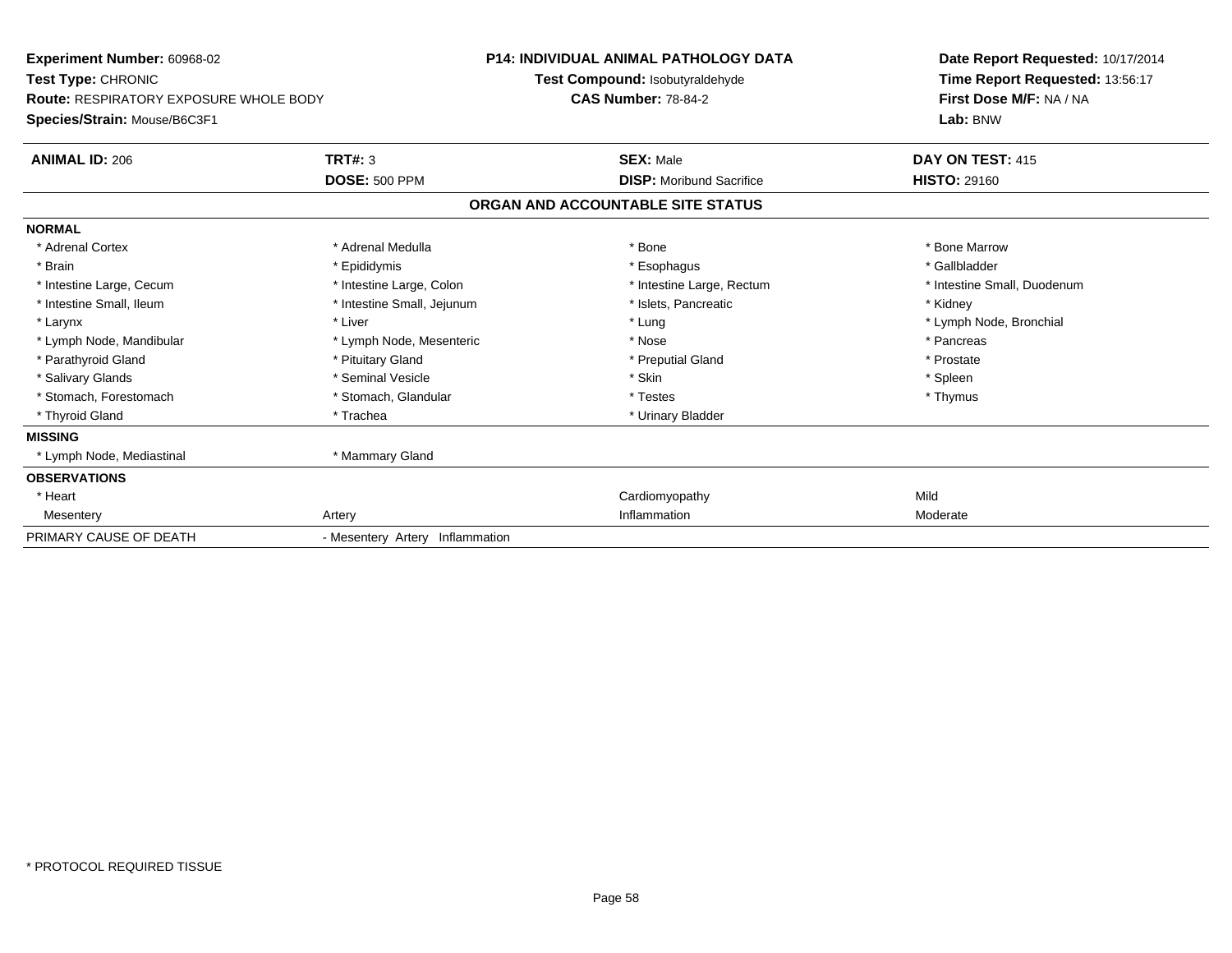**Experiment Number:** 60968-02
**Test Type:** CHRONIC
**Route:** RESPIRATORY EXPOSURE WHOLE BODY
**Species/Strain:** Mouse/B6C3F1

**P14: INDIVIDUAL ANIMAL PATHOLOGY DATA**
**Test Compound:** Isobutyraldehyde
**CAS Number:** 78-84-2

**Date Report Requested:** 10/17/2014
**Time Report Requested:** 13:56:17
**First Dose M/F:** NA / NA
**Lab:** BNW

| **ANIMAL ID:** 206 | **TRT#:** 3 | **SEX:** Male | **DAY ON TEST:** 415 |
|---|---|---|---|
| | **DOSE:** 500 PPM | **DISP:** Moribund Sacrifice | **HISTO:** 29160 |

## ORGAN AND ACCOUNTABLE SITE STATUS

| | | | |
|---|---|---|---|
| **NORMAL** | | | |
| * Adrenal Cortex | * Adrenal Medulla | * Bone | * Bone Marrow |
| * Brain | * Epididymis | * Esophagus | * Gallbladder |
| * Intestine Large, Cecum | * Intestine Large, Colon | * Intestine Large, Rectum | * Intestine Small, Duodenum |
| * Intestine Small, Ileum | * Intestine Small, Jejunum | * Islets, Pancreatic | * Kidney |
| * Larynx | * Liver | * Lung | * Lymph Node, Bronchial |
| * Lymph Node, Mandibular | * Lymph Node, Mesenteric | * Nose | * Pancreas |
| * Parathyroid Gland | * Pituitary Gland | * Preputial Gland | * Prostate |
| * Salivary Glands | * Seminal Vesicle | * Skin | * Spleen |
| * Stomach, Forestomach | * Stomach, Glandular | * Testes | * Thymus |
| * Thyroid Gland | * Trachea | * Urinary Bladder | |
| **MISSING** | | | |
| * Lymph Node, Mediastinal | * Mammary Gland | | |
| **OBSERVATIONS** | | | |
| * Heart | | Cardiomyopathy | Mild |
| Mesentery | Artery | Inflammation | Moderate |
| PRIMARY CAUSE OF DEATH | - Mesentery Artery Inflammation | | |

* PROTOCOL REQUIRED TISSUE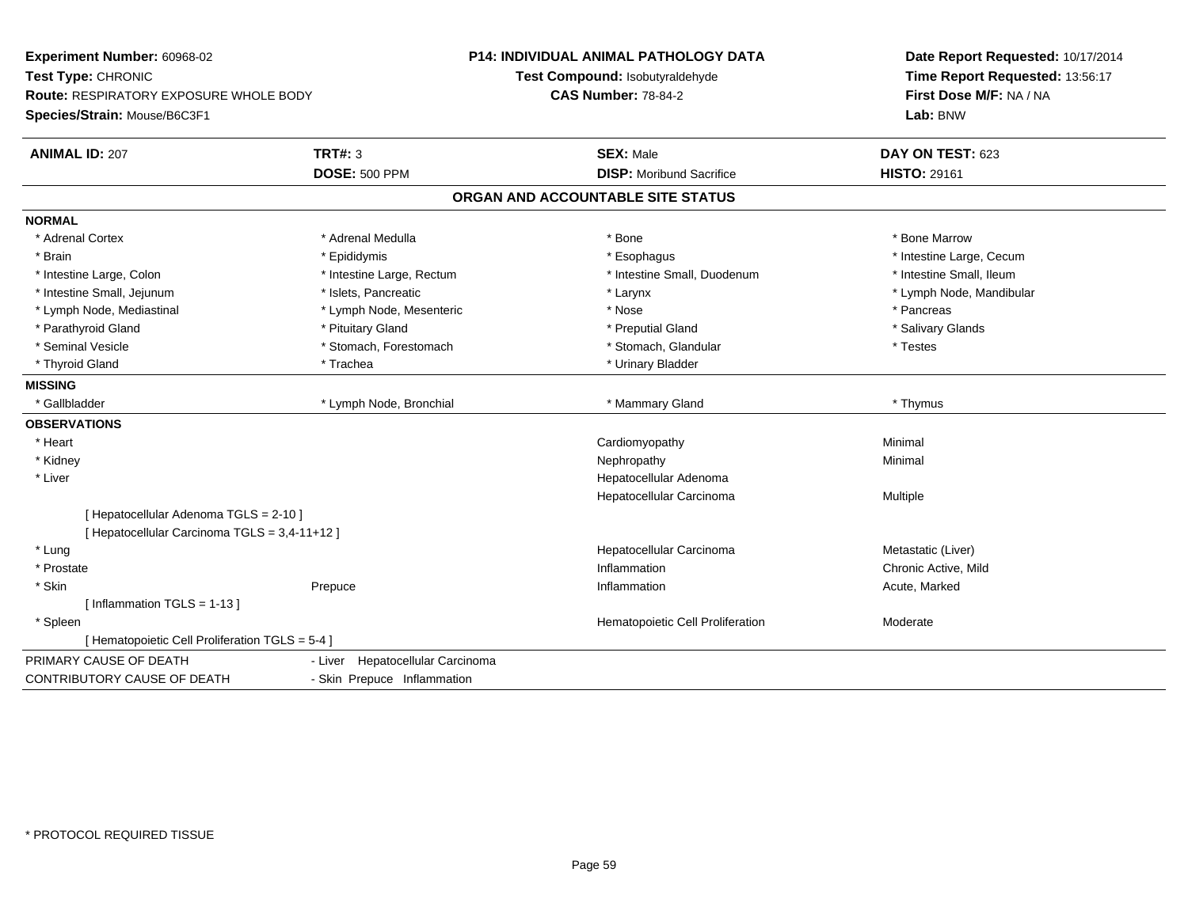**Experiment Number:** 60968-02
**Test Type:** CHRONIC
**Route:** RESPIRATORY EXPOSURE WHOLE BODY
**Species/Strain:** Mouse/B6C3F1

**P14: INDIVIDUAL ANIMAL PATHOLOGY DATA**
**Test Compound:** Isobutyraldehyde
**CAS Number:** 78-84-2

**Date Report Requested:** 10/17/2014
**Time Report Requested:** 13:56:17
**First Dose M/F:** NA / NA
**Lab:** BNW

| **ANIMAL ID:** 207 | **TRT#:** 3 | **SEX:** Male | **DAY ON TEST:** 623 |
|---|---|---|---|
| | **DOSE:** 500 PPM | **DISP:** Moribund Sacrifice | **HISTO:** 29161 |

## ORGAN AND ACCOUNTABLE SITE STATUS

**NORMAL**

| | | | |
|---|---|---|---|
| * Adrenal Cortex | * Adrenal Medulla | * Bone | * Bone Marrow |
| * Brain | * Epididymis | * Esophagus | * Intestine Large, Cecum |
| * Intestine Large, Colon | * Intestine Large, Rectum | * Intestine Small, Duodenum | * Intestine Small, Ileum |
| * Intestine Small, Jejunum | * Islets, Pancreatic | * Larynx | * Lymph Node, Mandibular |
| * Lymph Node, Mediastinal | * Lymph Node, Mesenteric | * Nose | * Pancreas |
| * Parathyroid Gland | * Pituitary Gland | * Preputial Gland | * Salivary Glands |
| * Seminal Vesicle | * Stomach, Forestomach | * Stomach, Glandular | * Testes |
| * Thyroid Gland | * Trachea | * Urinary Bladder | |

**MISSING**

| | | | |
|---|---|---|---|
| * Gallbladder | * Lymph Node, Bronchial | * Mammary Gland | * Thymus |

**OBSERVATIONS**

| | | | |
|---|---|---|---|
| * Heart | | Cardiomyopathy | Minimal |
| * Kidney | | Nephropathy | Minimal |
| * Liver | | Hepatocellular Adenoma | |
| | | Hepatocellular Carcinoma | Multiple |
| [ Hepatocellular Adenoma TGLS = 2-10 ] | | | |
| [ Hepatocellular Carcinoma TGLS = 3,4-11+12 ] | | | |
| * Lung | | Hepatocellular Carcinoma | Metastatic (Liver) |
| * Prostate | | Inflammation | Chronic Active, Mild |
| * Skin | Prepuce | Inflammation | Acute, Marked |
| [ Inflammation TGLS = 1-13 ] | | | |
| * Spleen | | Hematopoietic Cell Proliferation | Moderate |
| [ Hematopoietic Cell Proliferation TGLS = 5-4 ] | | | |

| | |
|---|---|
| PRIMARY CAUSE OF DEATH | - Liver Hepatocellular Carcinoma |
| CONTRIBUTORY CAUSE OF DEATH | - Skin Prepuce Inflammation |

* PROTOCOL REQUIRED TISSUE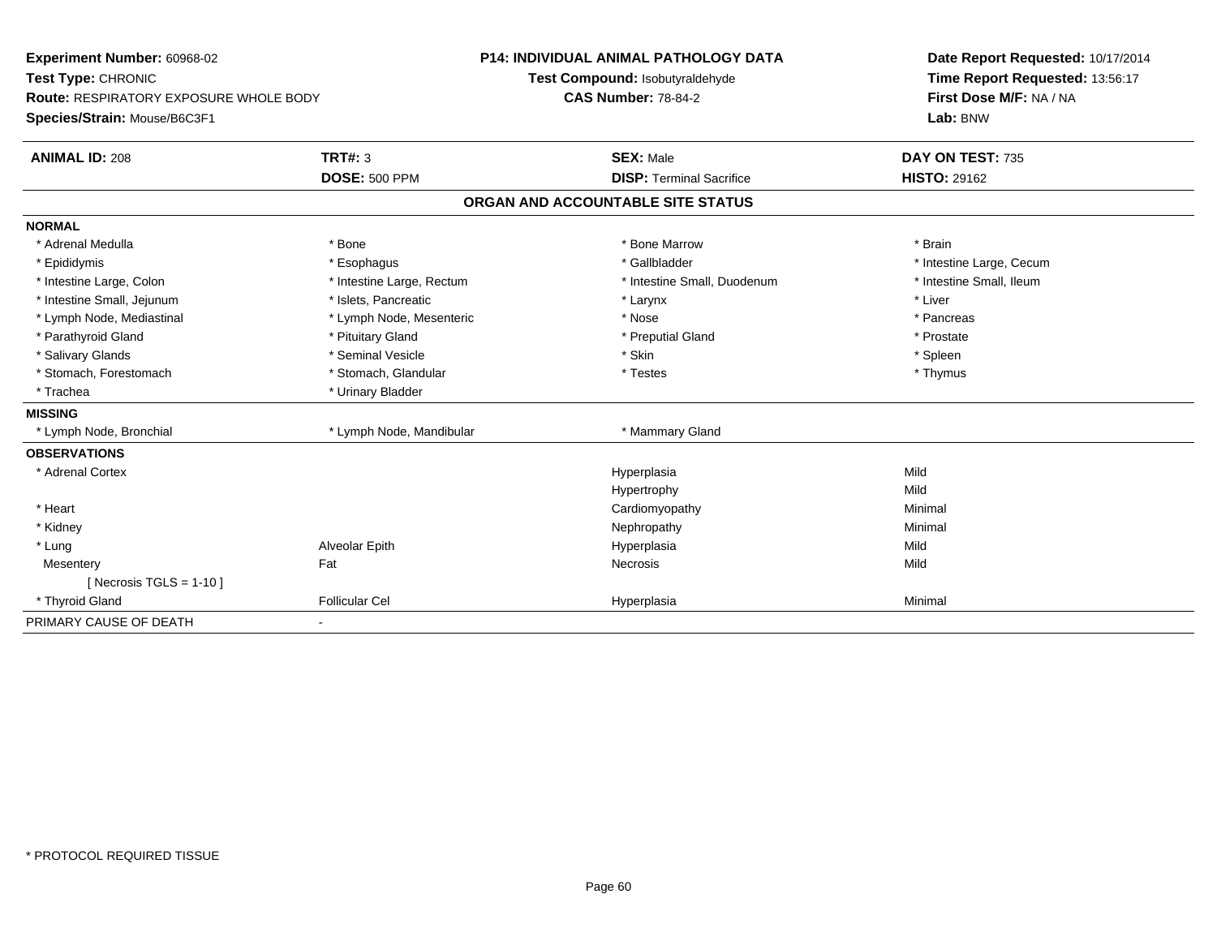**Experiment Number:** 60968-02
**Test Type:** CHRONIC
**Route:** RESPIRATORY EXPOSURE WHOLE BODY
**Species/Strain:** Mouse/B6C3F1

**P14: INDIVIDUAL ANIMAL PATHOLOGY DATA**
**Test Compound:** Isobutyraldehyde
**CAS Number:** 78-84-2

**Date Report Requested:** 10/17/2014
**Time Report Requested:** 13:56:17
**First Dose M/F:** NA / NA
**Lab:** BNW

| **ANIMAL ID:** 208 | **TRT#:** 3 | **SEX:** Male | **DAY ON TEST:** 735 |
|---|---|---|---|
| | **DOSE:** 500 PPM | **DISP:** Terminal Sacrifice | **HISTO:** 29162 |

## ORGAN AND ACCOUNTABLE SITE STATUS

**NORMAL**

| | | | |
|---|---|---|---|
| * Adrenal Medulla | * Bone | * Bone Marrow | * Brain |
| * Epididymis | * Esophagus | * Gallbladder | * Intestine Large, Cecum |
| * Intestine Large, Colon | * Intestine Large, Rectum | * Intestine Small, Duodenum | * Intestine Small, Ileum |
| * Intestine Small, Jejunum | * Islets, Pancreatic | * Larynx | * Liver |
| * Lymph Node, Mediastinal | * Lymph Node, Mesenteric | * Nose | * Pancreas |
| * Parathyroid Gland | * Pituitary Gland | * Preputial Gland | * Prostate |
| * Salivary Glands | * Seminal Vesicle | * Skin | * Spleen |
| * Stomach, Forestomach | * Stomach, Glandular | * Testes | * Thymus |
| * Trachea | * Urinary Bladder | | |

**MISSING**

| | | |
|---|---|---|
| * Lymph Node, Bronchial | * Lymph Node, Mandibular | * Mammary Gland |

**OBSERVATIONS**

| | | | |
|---|---|---|---|
| * Adrenal Cortex | | Hyperplasia | Mild |
| | | Hypertrophy | Mild |
| * Heart | | Cardiomyopathy | Minimal |
| * Kidney | | Nephropathy | Minimal |
| * Lung | Alveolar Epith | Hyperplasia | Mild |
| Mesentery | Fat | Necrosis | Mild |
| [ Necrosis TGLS = 1-10 ] | | | |
| * Thyroid Gland | Follicular Cel | Hyperplasia | Minimal |

PRIMARY CAUSE OF DEATH -

* PROTOCOL REQUIRED TISSUE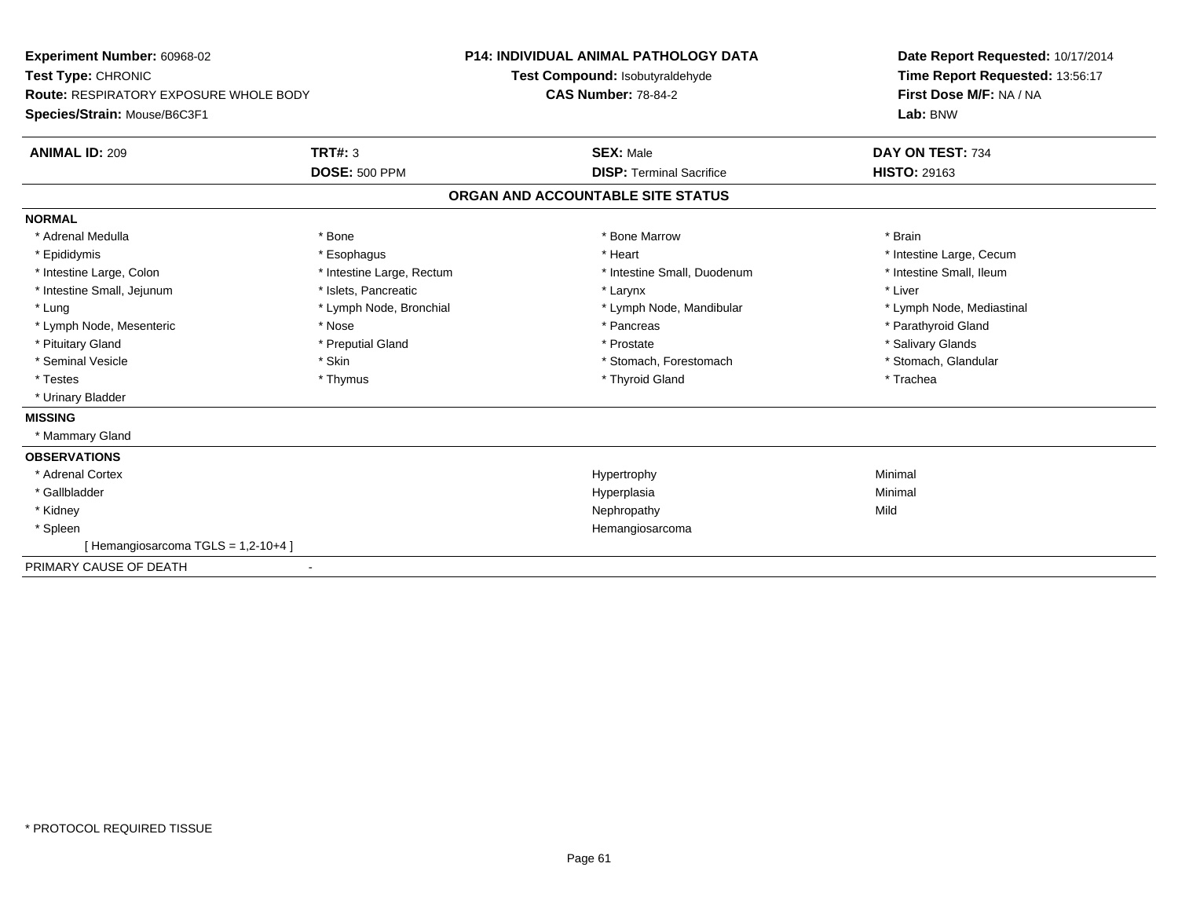**Experiment Number:** 60968-02
**Test Type:** CHRONIC
**Route:** RESPIRATORY EXPOSURE WHOLE BODY
**Species/Strain:** Mouse/B6C3F1

**P14: INDIVIDUAL ANIMAL PATHOLOGY DATA**
**Test Compound:** Isobutyraldehyde
**CAS Number:** 78-84-2

**Date Report Requested:** 10/17/2014
**Time Report Requested:** 13:56:17
**First Dose M/F:** NA / NA
**Lab:** BNW

| **ANIMAL ID:** 209 | **TRT#:** 3 | **SEX:** Male | **DAY ON TEST:** 734 |
|---|---|---|---|
| | **DOSE:** 500 PPM | **DISP:** Terminal Sacrifice | **HISTO:** 29163 |

## ORGAN AND ACCOUNTABLE SITE STATUS

**NORMAL**

| | | | |
|---|---|---|---|
| * Adrenal Medulla | * Bone | * Bone Marrow | * Brain |
| * Epididymis | * Esophagus | * Heart | * Intestine Large, Cecum |
| * Intestine Large, Colon | * Intestine Large, Rectum | * Intestine Small, Duodenum | * Intestine Small, Ileum |
| * Intestine Small, Jejunum | * Islets, Pancreatic | * Larynx | * Liver |
| * Lung | * Lymph Node, Bronchial | * Lymph Node, Mandibular | * Lymph Node, Mediastinal |
| * Lymph Node, Mesenteric | * Nose | * Pancreas | * Parathyroid Gland |
| * Pituitary Gland | * Preputial Gland | * Prostate | * Salivary Glands |
| * Seminal Vesicle | * Skin | * Stomach, Forestomach | * Stomach, Glandular |
| * Testes | * Thymus | * Thyroid Gland | * Trachea |
| * Urinary Bladder | | | |

**MISSING**

* Mammary Gland

**OBSERVATIONS**

| | | |
|---|---|---|
| * Adrenal Cortex | Hypertrophy | Minimal |
| * Gallbladder | Hyperplasia | Minimal |
| * Kidney | Nephropathy | Mild |
| * Spleen | Hemangiosarcoma | |
| [ Hemangiosarcoma TGLS = 1,2-10+4 ] | | |

PRIMARY CAUSE OF DEATH -

* PROTOCOL REQUIRED TISSUE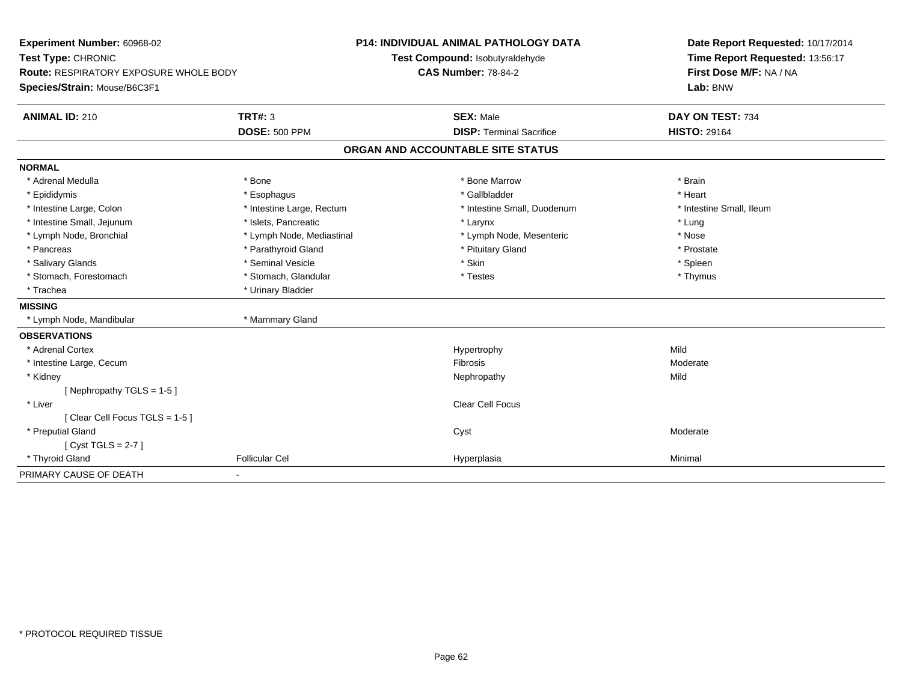**Experiment Number:** 60968-02
**Test Type:** CHRONIC
**Route:** RESPIRATORY EXPOSURE WHOLE BODY
**Species/Strain:** Mouse/B6C3F1

**P14: INDIVIDUAL ANIMAL PATHOLOGY DATA**
**Test Compound:** Isobutyraldehyde
**CAS Number:** 78-84-2

**Date Report Requested:** 10/17/2014
**Time Report Requested:** 13:56:17
**First Dose M/F:** NA / NA
**Lab:** BNW

| **ANIMAL ID:** 210 | **TRT#:** 3 | **SEX:** Male | **DAY ON TEST:** 734 |
|---|---|---|---|
| | **DOSE:** 500 PPM | **DISP:** Terminal Sacrifice | **HISTO:** 29164 |

## ORGAN AND ACCOUNTABLE SITE STATUS

**NORMAL**

| | | | |
|---|---|---|---|
| * Adrenal Medulla | * Bone | * Bone Marrow | * Brain |
| * Epididymis | * Esophagus | * Gallbladder | * Heart |
| * Intestine Large, Colon | * Intestine Large, Rectum | * Intestine Small, Duodenum | * Intestine Small, Ileum |
| * Intestine Small, Jejunum | * Islets, Pancreatic | * Larynx | * Lung |
| * Lymph Node, Bronchial | * Lymph Node, Mediastinal | * Lymph Node, Mesenteric | * Nose |
| * Pancreas | * Parathyroid Gland | * Pituitary Gland | * Prostate |
| * Salivary Glands | * Seminal Vesicle | * Skin | * Spleen |
| * Stomach, Forestomach | * Stomach, Glandular | * Testes | * Thymus |
| * Trachea | * Urinary Bladder | | |

**MISSING**

| | |
|---|---|
| * Lymph Node, Mandibular | * Mammary Gland |

**OBSERVATIONS**

| | | | |
|---|---|---|---|
| * Adrenal Cortex | | Hypertrophy | Mild |
| * Intestine Large, Cecum | | Fibrosis | Moderate |
| * Kidney | | Nephropathy | Mild |
| [ Nephropathy TGLS = 1-5 ] | | | |
| * Liver | | Clear Cell Focus | |
| [ Clear Cell Focus TGLS = 1-5 ] | | | |
| * Preputial Gland | | Cyst | Moderate |
| [ Cyst TGLS = 2-7 ] | | | |
| * Thyroid Gland | Follicular Cel | Hyperplasia | Minimal |

PRIMARY CAUSE OF DEATH -

* PROTOCOL REQUIRED TISSUE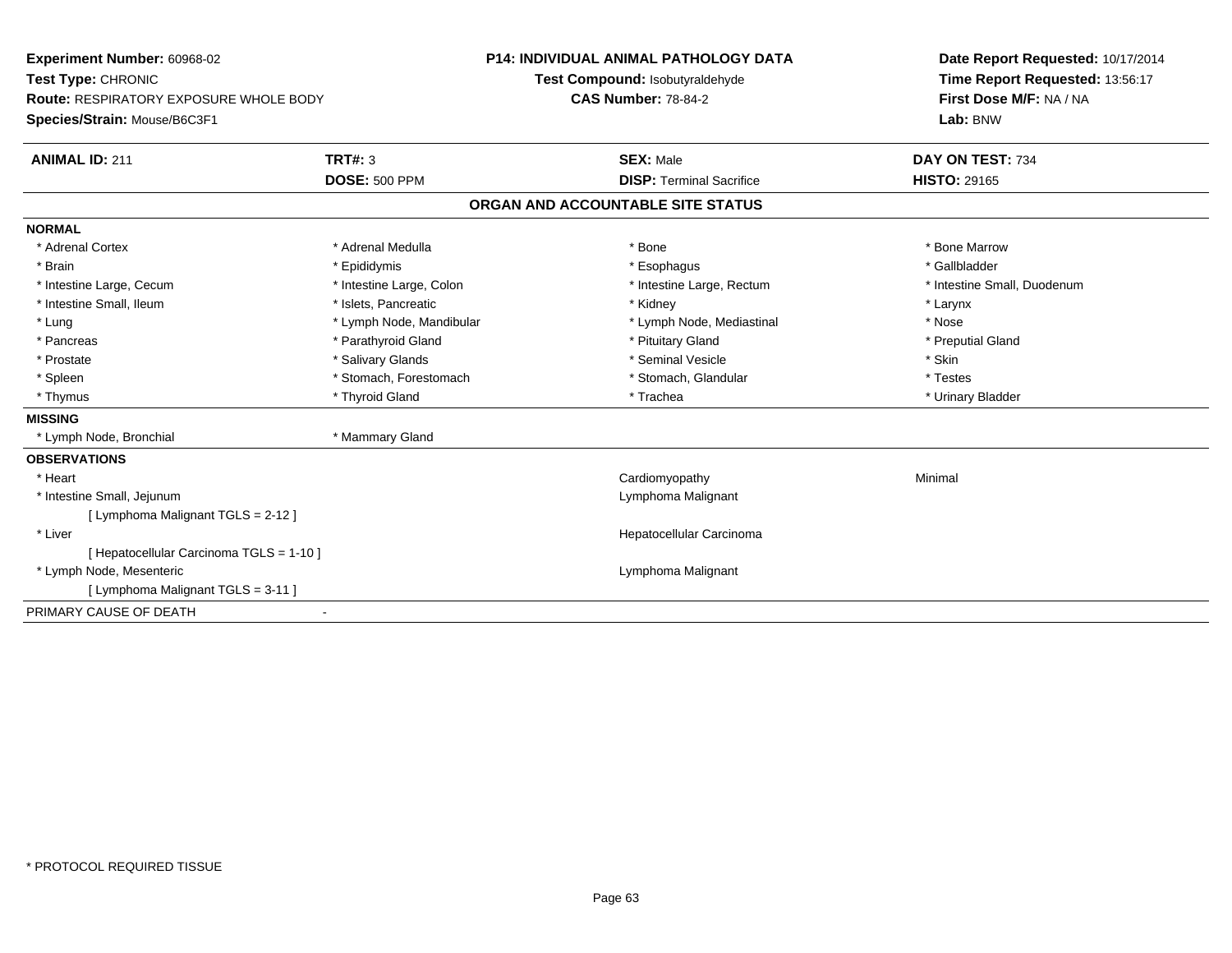**Experiment Number:** 60968-02
**Test Type:** CHRONIC
**Route:** RESPIRATORY EXPOSURE WHOLE BODY
**Species/Strain:** Mouse/B6C3F1

**P14: INDIVIDUAL ANIMAL PATHOLOGY DATA**
**Test Compound:** Isobutyraldehyde
**CAS Number:** 78-84-2

**Date Report Requested:** 10/17/2014
**Time Report Requested:** 13:56:17
**First Dose M/F:** NA / NA
**Lab:** BNW

| **ANIMAL ID:** 211 | **TRT#:** 3 | **SEX:** Male | **DAY ON TEST:** 734 |
|---|---|---|---|
| | **DOSE:** 500 PPM | **DISP:** Terminal Sacrifice | **HISTO:** 29165 |

## ORGAN AND ACCOUNTABLE SITE STATUS

**NORMAL**

| | | | |
|---|---|---|---|
| * Adrenal Cortex | * Adrenal Medulla | * Bone | * Bone Marrow |
| * Brain | * Epididymis | * Esophagus | * Gallbladder |
| * Intestine Large, Cecum | * Intestine Large, Colon | * Intestine Large, Rectum | * Intestine Small, Duodenum |
| * Intestine Small, Ileum | * Islets, Pancreatic | * Kidney | * Larynx |
| * Lung | * Lymph Node, Mandibular | * Lymph Node, Mediastinal | * Nose |
| * Pancreas | * Parathyroid Gland | * Pituitary Gland | * Preputial Gland |
| * Prostate | * Salivary Glands | * Seminal Vesicle | * Skin |
| * Spleen | * Stomach, Forestomach | * Stomach, Glandular | * Testes |
| * Thymus | * Thyroid Gland | * Trachea | * Urinary Bladder |

**MISSING**

* Lymph Node, Bronchial
* Mammary Gland

**OBSERVATIONS**

| | | |
|---|---|---|
| * Heart | Cardiomyopathy | Minimal |
| * Intestine Small, Jejunum | Lymphoma Malignant | |
| [ Lymphoma Malignant TGLS = 2-12 ] | | |
| * Liver | Hepatocellular Carcinoma | |
| [ Hepatocellular Carcinoma TGLS = 1-10 ] | | |
| * Lymph Node, Mesenteric | Lymphoma Malignant | |
| [ Lymphoma Malignant TGLS = 3-11 ] | | |

PRIMARY CAUSE OF DEATH -

* PROTOCOL REQUIRED TISSUE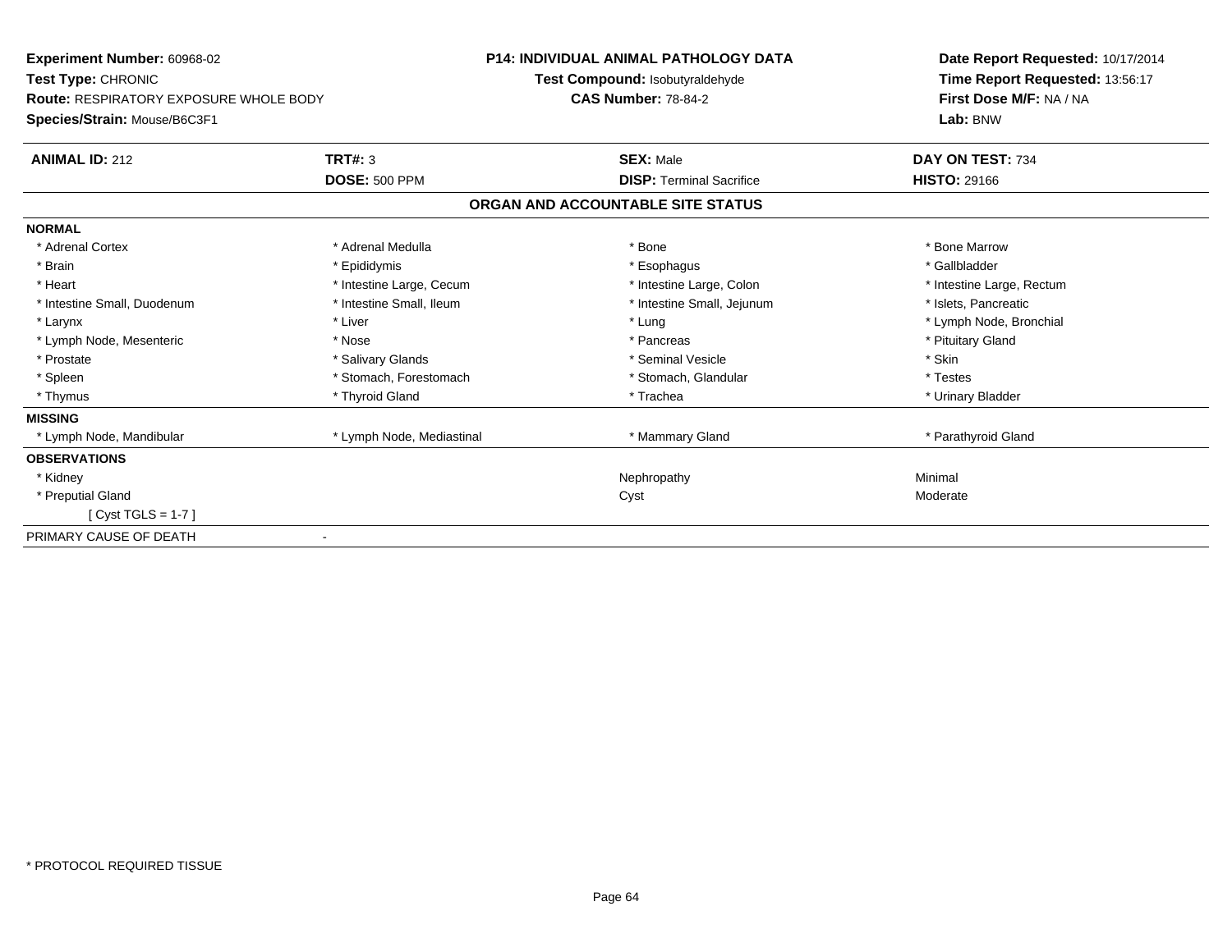**Experiment Number:** 60968-02
**Test Type:** CHRONIC
**Route:** RESPIRATORY EXPOSURE WHOLE BODY
**Species/Strain:** Mouse/B6C3F1

**P14: INDIVIDUAL ANIMAL PATHOLOGY DATA**
**Test Compound:** Isobutyraldehyde
**CAS Number:** 78-84-2

**Date Report Requested:** 10/17/2014
**Time Report Requested:** 13:56:17
**First Dose M/F:** NA / NA
**Lab:** BNW

| **ANIMAL ID:** 212 | **TRT#:** 3 | **SEX:** Male | **DAY ON TEST:** 734 |
|---|---|---|---|
| | **DOSE:** 500 PPM | **DISP:** Terminal Sacrifice | **HISTO:** 29166 |

## ORGAN AND ACCOUNTABLE SITE STATUS

| | | | |
|---|---|---|---|
| **NORMAL** | | | |
| * Adrenal Cortex | * Adrenal Medulla | * Bone | * Bone Marrow |
| * Brain | * Epididymis | * Esophagus | * Gallbladder |
| * Heart | * Intestine Large, Cecum | * Intestine Large, Colon | * Intestine Large, Rectum |
| * Intestine Small, Duodenum | * Intestine Small, Ileum | * Intestine Small, Jejunum | * Islets, Pancreatic |
| * Larynx | * Liver | * Lung | * Lymph Node, Bronchial |
| * Lymph Node, Mesenteric | * Nose | * Pancreas | * Pituitary Gland |
| * Prostate | * Salivary Glands | * Seminal Vesicle | * Skin |
| * Spleen | * Stomach, Forestomach | * Stomach, Glandular | * Testes |
| * Thymus | * Thyroid Gland | * Trachea | * Urinary Bladder |
| **MISSING** | | | |
| * Lymph Node, Mandibular | * Lymph Node, Mediastinal | * Mammary Gland | * Parathyroid Gland |
| **OBSERVATIONS** | | | |
| * Kidney | | Nephropathy | Minimal |
| * Preputial Gland | | Cyst | Moderate |
| [ Cyst TGLS = 1-7 ] | | | |
| PRIMARY CAUSE OF DEATH | - | | |

* PROTOCOL REQUIRED TISSUE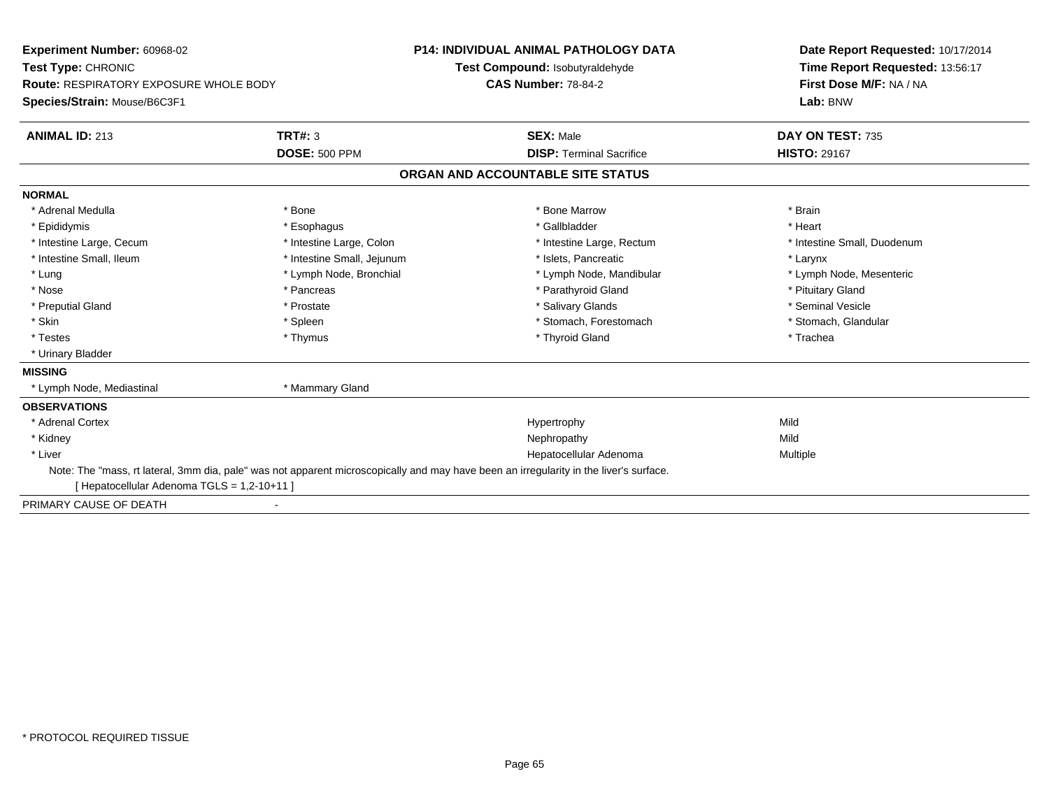**Experiment Number:** 60968-02
**Test Type:** CHRONIC
**Route:** RESPIRATORY EXPOSURE WHOLE BODY
**Species/Strain:** Mouse/B6C3F1

**P14: INDIVIDUAL ANIMAL PATHOLOGY DATA**
**Test Compound:** Isobutyraldehyde
**CAS Number:** 78-84-2

**Date Report Requested:** 10/17/2014
**Time Report Requested:** 13:56:17
**First Dose M/F:** NA / NA
**Lab:** BNW

| **ANIMAL ID:** 213 | **TRT#:** 3 | **SEX:** Male | **DAY ON TEST:** 735 |
|---|---|---|---|
| | **DOSE:** 500 PPM | **DISP:** Terminal Sacrifice | **HISTO:** 29167 |

## ORGAN AND ACCOUNTABLE SITE STATUS

**NORMAL**

| | | | |
|---|---|---|---|
| * Adrenal Medulla | * Bone | * Bone Marrow | * Brain |
| * Epididymis | * Esophagus | * Gallbladder | * Heart |
| * Intestine Large, Cecum | * Intestine Large, Colon | * Intestine Large, Rectum | * Intestine Small, Duodenum |
| * Intestine Small, Ileum | * Intestine Small, Jejunum | * Islets, Pancreatic | * Larynx |
| * Lung | * Lymph Node, Bronchial | * Lymph Node, Mandibular | * Lymph Node, Mesenteric |
| * Nose | * Pancreas | * Parathyroid Gland | * Pituitary Gland |
| * Preputial Gland | * Prostate | * Salivary Glands | * Seminal Vesicle |
| * Skin | * Spleen | * Stomach, Forestomach | * Stomach, Glandular |
| * Testes | * Thymus | * Thyroid Gland | * Trachea |
| * Urinary Bladder | | | |

**MISSING**

| | |
|---|---|
| * Lymph Node, Mediastinal | * Mammary Gland |

**OBSERVATIONS**

| | | |
|---|---|---|
| * Adrenal Cortex | Hypertrophy | Mild |
| * Kidney | Nephropathy | Mild |
| * Liver | Hepatocellular Adenoma | Multiple |

Note: The "mass, rt lateral, 3mm dia, pale" was not apparent microscopically and may have been an irregularity in the liver's surface.
[ Hepatocellular Adenoma TGLS = 1,2-10+11 ]

PRIMARY CAUSE OF DEATH -

* PROTOCOL REQUIRED TISSUE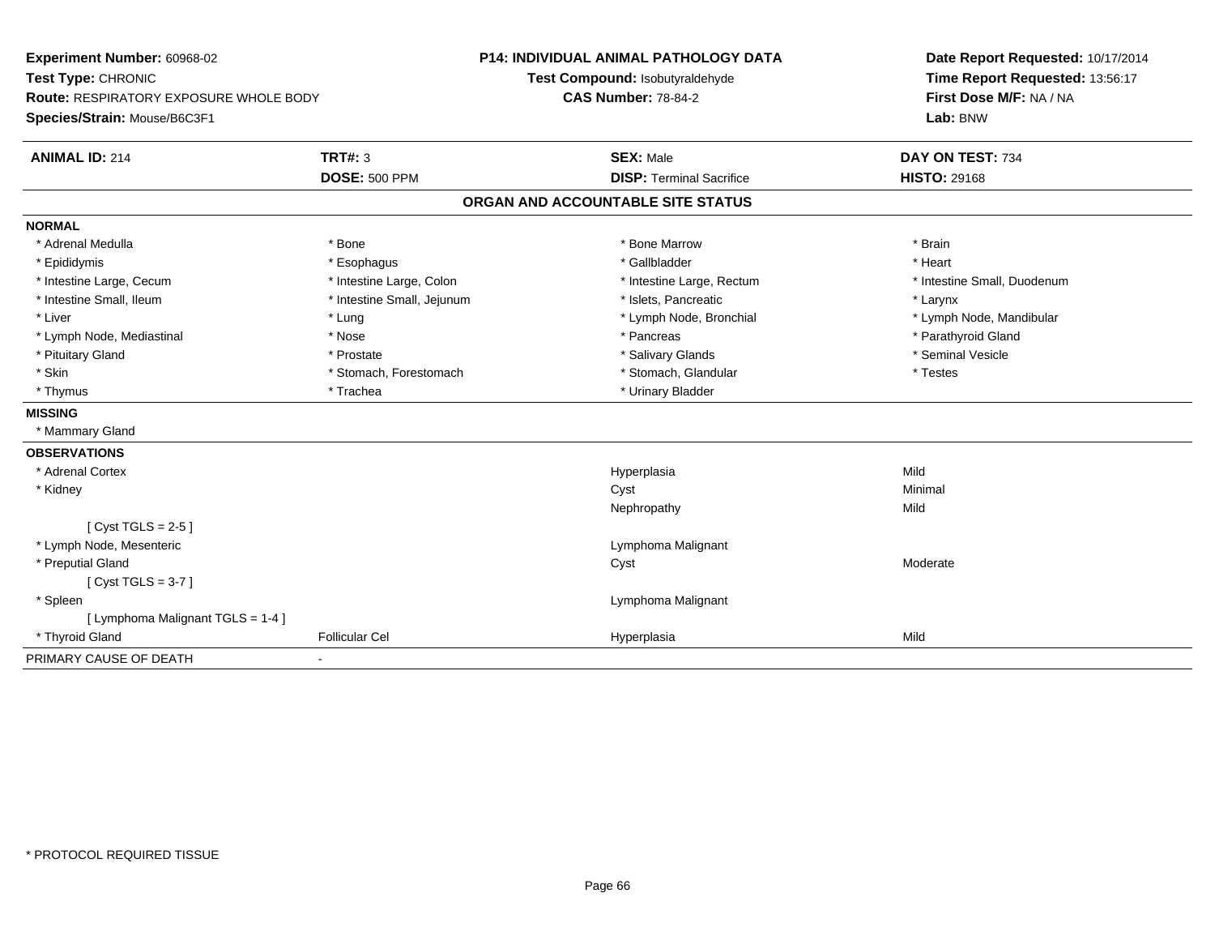**Experiment Number:** 60968-02
**Test Type:** CHRONIC
**Route:** RESPIRATORY EXPOSURE WHOLE BODY
**Species/Strain:** Mouse/B6C3F1

**P14: INDIVIDUAL ANIMAL PATHOLOGY DATA**
**Test Compound:** Isobutyraldehyde
**CAS Number:** 78-84-2

**Date Report Requested:** 10/17/2014
**Time Report Requested:** 13:56:17
**First Dose M/F:** NA / NA
**Lab:** BNW

| **ANIMAL ID:** 214 | **TRT#:** 3 | **SEX:** Male | **DAY ON TEST:** 734 |
|---|---|---|---|
| | **DOSE:** 500 PPM | **DISP:** Terminal Sacrifice | **HISTO:** 29168 |

## ORGAN AND ACCOUNTABLE SITE STATUS

**NORMAL**

| | | | |
|---|---|---|---|
| * Adrenal Medulla | * Bone | * Bone Marrow | * Brain |
| * Epididymis | * Esophagus | * Gallbladder | * Heart |
| * Intestine Large, Cecum | * Intestine Large, Colon | * Intestine Large, Rectum | * Intestine Small, Duodenum |
| * Intestine Small, Ileum | * Intestine Small, Jejunum | * Islets, Pancreatic | * Larynx |
| * Liver | * Lung | * Lymph Node, Bronchial | * Lymph Node, Mandibular |
| * Lymph Node, Mediastinal | * Nose | * Pancreas | * Parathyroid Gland |
| * Pituitary Gland | * Prostate | * Salivary Glands | * Seminal Vesicle |
| * Skin | * Stomach, Forestomach | * Stomach, Glandular | * Testes |
| * Thymus | * Trachea | * Urinary Bladder | |

**MISSING**

* Mammary Gland

**OBSERVATIONS**

| | | | |
|---|---|---|---|
| * Adrenal Cortex | | Hyperplasia | Mild |
| * Kidney | | Cyst | Minimal |
| | | Nephropathy | Mild |
| [ Cyst TGLS = 2-5 ] | | | |
| * Lymph Node, Mesenteric | | Lymphoma Malignant | |
| * Preputial Gland | | Cyst | Moderate |
| [ Cyst TGLS = 3-7 ] | | | |
| * Spleen | | Lymphoma Malignant | |
| [ Lymphoma Malignant TGLS = 1-4 ] | | | |
| * Thyroid Gland | Follicular Cel | Hyperplasia | Mild |

PRIMARY CAUSE OF DEATH -

* PROTOCOL REQUIRED TISSUE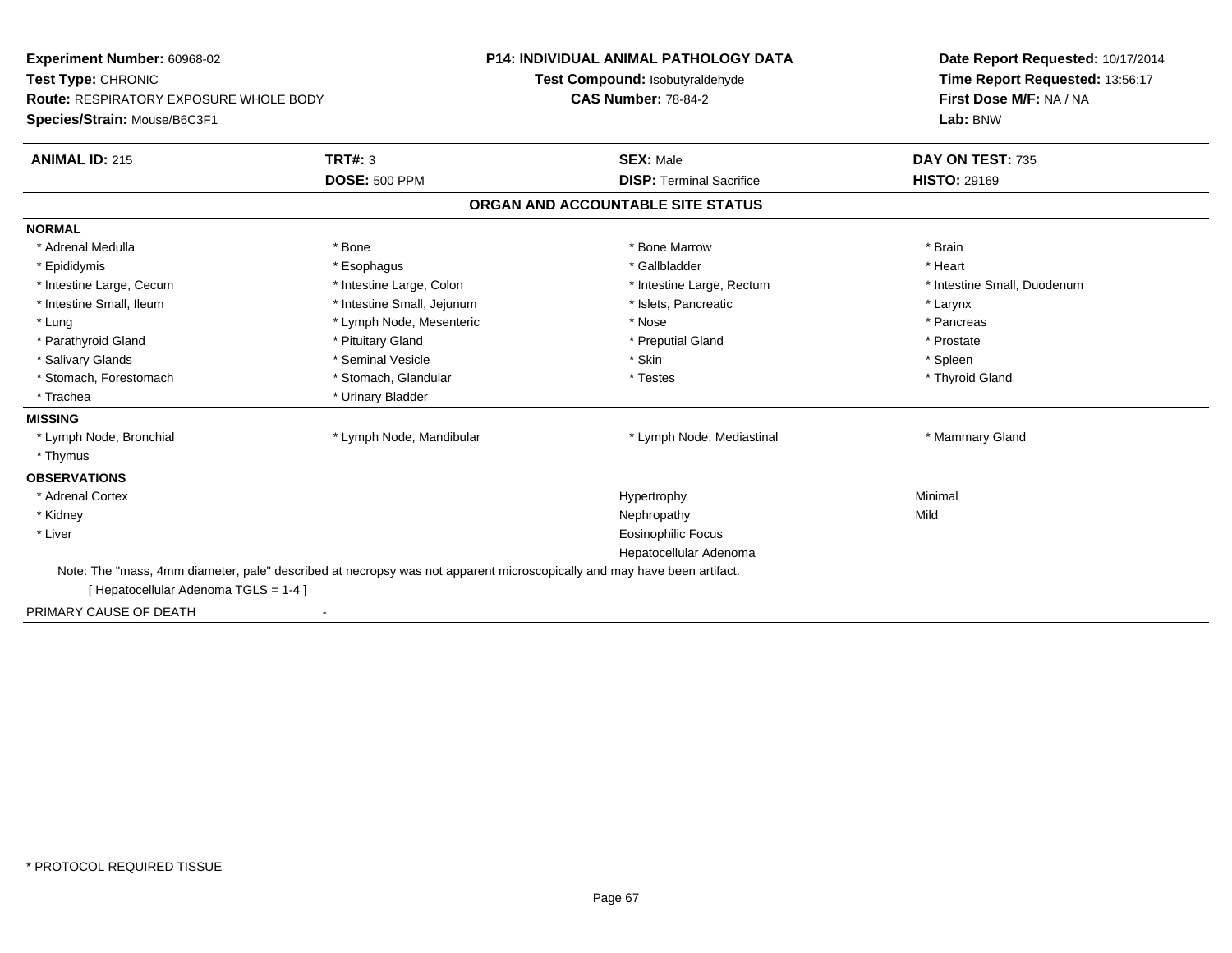**Experiment Number:** 60968-02
**Test Type:** CHRONIC
**Route:** RESPIRATORY EXPOSURE WHOLE BODY
**Species/Strain:** Mouse/B6C3F1

**P14: INDIVIDUAL ANIMAL PATHOLOGY DATA**
**Test Compound:** Isobutyraldehyde
**CAS Number:** 78-84-2

**Date Report Requested:** 10/17/2014
**Time Report Requested:** 13:56:17
**First Dose M/F:** NA / NA
**Lab:** BNW

| **ANIMAL ID:** 215 | **TRT#:** 3 | **SEX:** Male | **DAY ON TEST:** 735 |
|---|---|---|---|
| | **DOSE:** 500 PPM | **DISP:** Terminal Sacrifice | **HISTO:** 29169 |

## ORGAN AND ACCOUNTABLE SITE STATUS

**NORMAL**

| | | | |
|---|---|---|---|
| * Adrenal Medulla | * Bone | * Bone Marrow | * Brain |
| * Epididymis | * Esophagus | * Gallbladder | * Heart |
| * Intestine Large, Cecum | * Intestine Large, Colon | * Intestine Large, Rectum | * Intestine Small, Duodenum |
| * Intestine Small, Ileum | * Intestine Small, Jejunum | * Islets, Pancreatic | * Larynx |
| * Lung | * Lymph Node, Mesenteric | * Nose | * Pancreas |
| * Parathyroid Gland | * Pituitary Gland | * Preputial Gland | * Prostate |
| * Salivary Glands | * Seminal Vesicle | * Skin | * Spleen |
| * Stomach, Forestomach | * Stomach, Glandular | * Testes | * Thyroid Gland |
| * Trachea | * Urinary Bladder | | |

**MISSING**

| | | | |
|---|---|---|---|
| * Lymph Node, Bronchial | * Lymph Node, Mandibular | * Lymph Node, Mediastinal | * Mammary Gland |
| * Thymus | | | |

**OBSERVATIONS**

| | | |
|---|---|---|
| * Adrenal Cortex | Hypertrophy | Minimal |
| * Kidney | Nephropathy | Mild |
| * Liver | Eosinophilic Focus | |
| | Hepatocellular Adenoma | |

Note: The "mass, 4mm diameter, pale" described at necropsy was not apparent microscopically and may have been artifact.

[ Hepatocellular Adenoma TGLS = 1-4 ]

PRIMARY CAUSE OF DEATH -

* PROTOCOL REQUIRED TISSUE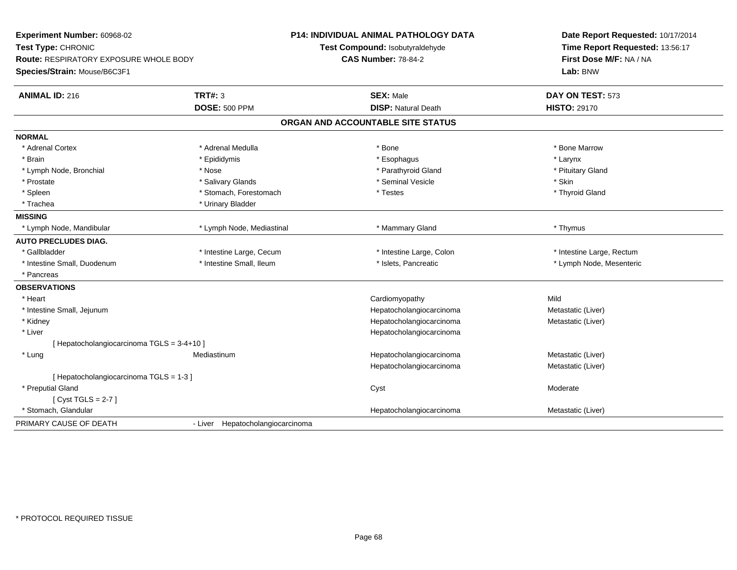**Experiment Number:** 60968-02
**Test Type:** CHRONIC
**Route:** RESPIRATORY EXPOSURE WHOLE BODY
**Species/Strain:** Mouse/B6C3F1

**P14: INDIVIDUAL ANIMAL PATHOLOGY DATA**
**Test Compound:** Isobutyraldehyde
**CAS Number:** 78-84-2

**Date Report Requested:** 10/17/2014
**Time Report Requested:** 13:56:17
**First Dose M/F:** NA / NA
**Lab:** BNW

| **ANIMAL ID:** 216 | **TRT#:** 3 | **SEX:** Male | **DAY ON TEST:** 573 |
|---|---|---|---|
| | **DOSE:** 500 PPM | **DISP:** Natural Death | **HISTO:** 29170 |

## ORGAN AND ACCOUNTABLE SITE STATUS

| | | | |
|---|---|---|---|
| **NORMAL** | | | |
| * Adrenal Cortex | * Adrenal Medulla | * Bone | * Bone Marrow |
| * Brain | * Epididymis | * Esophagus | * Larynx |
| * Lymph Node, Bronchial | * Nose | * Parathyroid Gland | * Pituitary Gland |
| * Prostate | * Salivary Glands | * Seminal Vesicle | * Skin |
| * Spleen | * Stomach, Forestomach | * Testes | * Thyroid Gland |
| * Trachea | * Urinary Bladder | | |
| **MISSING** | | | |
| * Lymph Node, Mandibular | * Lymph Node, Mediastinal | * Mammary Gland | * Thymus |
| **AUTO PRECLUDES DIAG.** | | | |
| * Gallbladder | * Intestine Large, Cecum | * Intestine Large, Colon | * Intestine Large, Rectum |
| * Intestine Small, Duodenum | * Intestine Small, Ileum | * Islets, Pancreatic | * Lymph Node, Mesenteric |
| * Pancreas | | | |
| **OBSERVATIONS** | | | |
| * Heart | | Cardiomyopathy | Mild |
| * Intestine Small, Jejunum | | Hepatocholangiocarcinoma | Metastatic (Liver) |
| * Kidney | | Hepatocholangiocarcinoma | Metastatic (Liver) |
| * Liver | | Hepatocholangiocarcinoma | |
| [ Hepatocholangiocarcinoma TGLS = 3-4+10 ] | | | |
| * Lung | Mediastinum | Hepatocholangiocarcinoma | Metastatic (Liver) |
| | | Hepatocholangiocarcinoma | Metastatic (Liver) |
| [ Hepatocholangiocarcinoma TGLS = 1-3 ] | | | |
| * Preputial Gland | | Cyst | Moderate |
| [ Cyst TGLS = 2-7 ] | | | |
| * Stomach, Glandular | | Hepatocholangiocarcinoma | Metastatic (Liver) |
| PRIMARY CAUSE OF DEATH | - Liver Hepatocholangiocarcinoma | | |

* PROTOCOL REQUIRED TISSUE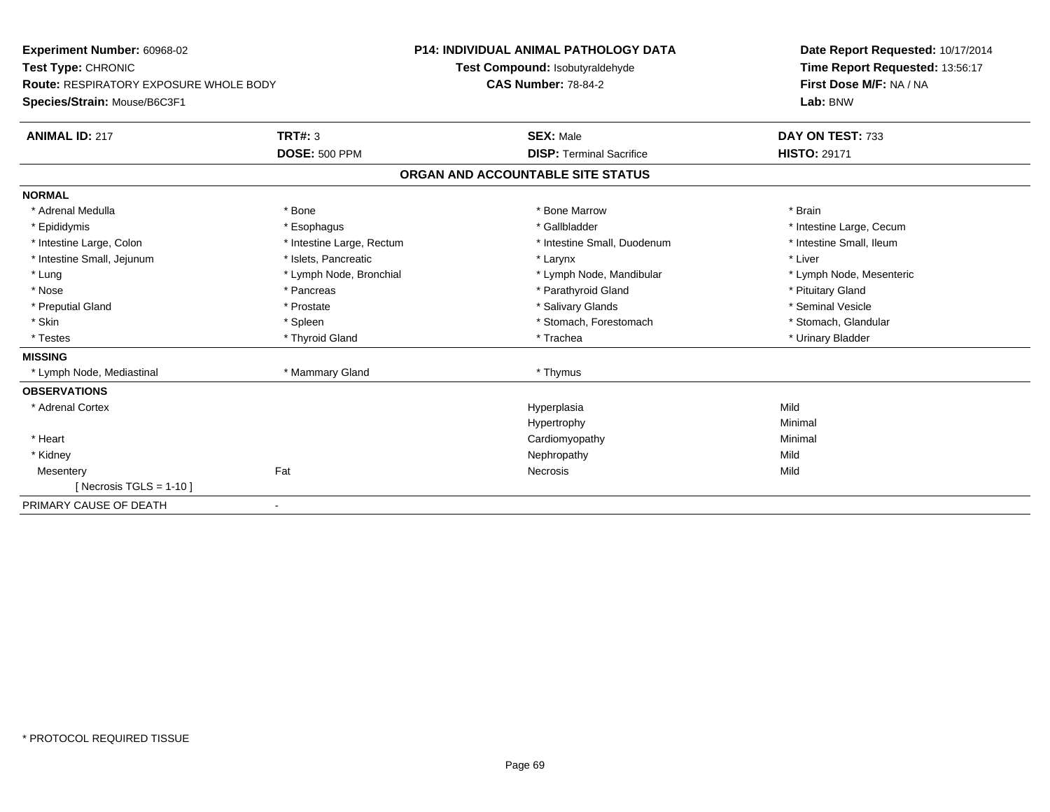**Experiment Number:** 60968-02
**Test Type:** CHRONIC
**Route:** RESPIRATORY EXPOSURE WHOLE BODY
**Species/Strain:** Mouse/B6C3F1

**P14: INDIVIDUAL ANIMAL PATHOLOGY DATA**
**Test Compound:** Isobutyraldehyde
**CAS Number:** 78-84-2

**Date Report Requested:** 10/17/2014
**Time Report Requested:** 13:56:17
**First Dose M/F:** NA / NA
**Lab:** BNW

| **ANIMAL ID:** 217 | **TRT#:** 3 | **SEX:** Male | **DAY ON TEST:** 733 |
|---|---|---|---|
| | **DOSE:** 500 PPM | **DISP:** Terminal Sacrifice | **HISTO:** 29171 |

## ORGAN AND ACCOUNTABLE SITE STATUS

| | | | |
|---|---|---|---|
| **NORMAL** | | | |
| * Adrenal Medulla | * Bone | * Bone Marrow | * Brain |
| * Epididymis | * Esophagus | * Gallbladder | * Intestine Large, Cecum |
| * Intestine Large, Colon | * Intestine Large, Rectum | * Intestine Small, Duodenum | * Intestine Small, Ileum |
| * Intestine Small, Jejunum | * Islets, Pancreatic | * Larynx | * Liver |
| * Lung | * Lymph Node, Bronchial | * Lymph Node, Mandibular | * Lymph Node, Mesenteric |
| * Nose | * Pancreas | * Parathyroid Gland | * Pituitary Gland |
| * Preputial Gland | * Prostate | * Salivary Glands | * Seminal Vesicle |
| * Skin | * Spleen | * Stomach, Forestomach | * Stomach, Glandular |
| * Testes | * Thyroid Gland | * Trachea | * Urinary Bladder |
| **MISSING** | | | |
| * Lymph Node, Mediastinal | * Mammary Gland | * Thymus | |
| **OBSERVATIONS** | | | |
| * Adrenal Cortex | | Hyperplasia | Mild |
| | | Hypertrophy | Minimal |
| * Heart | | Cardiomyopathy | Minimal |
| * Kidney | | Nephropathy | Mild |
| Mesentery | Fat | Necrosis | Mild |
| [ Necrosis TGLS = 1-10 ] | | | |
| PRIMARY CAUSE OF DEATH | - | | |

* PROTOCOL REQUIRED TISSUE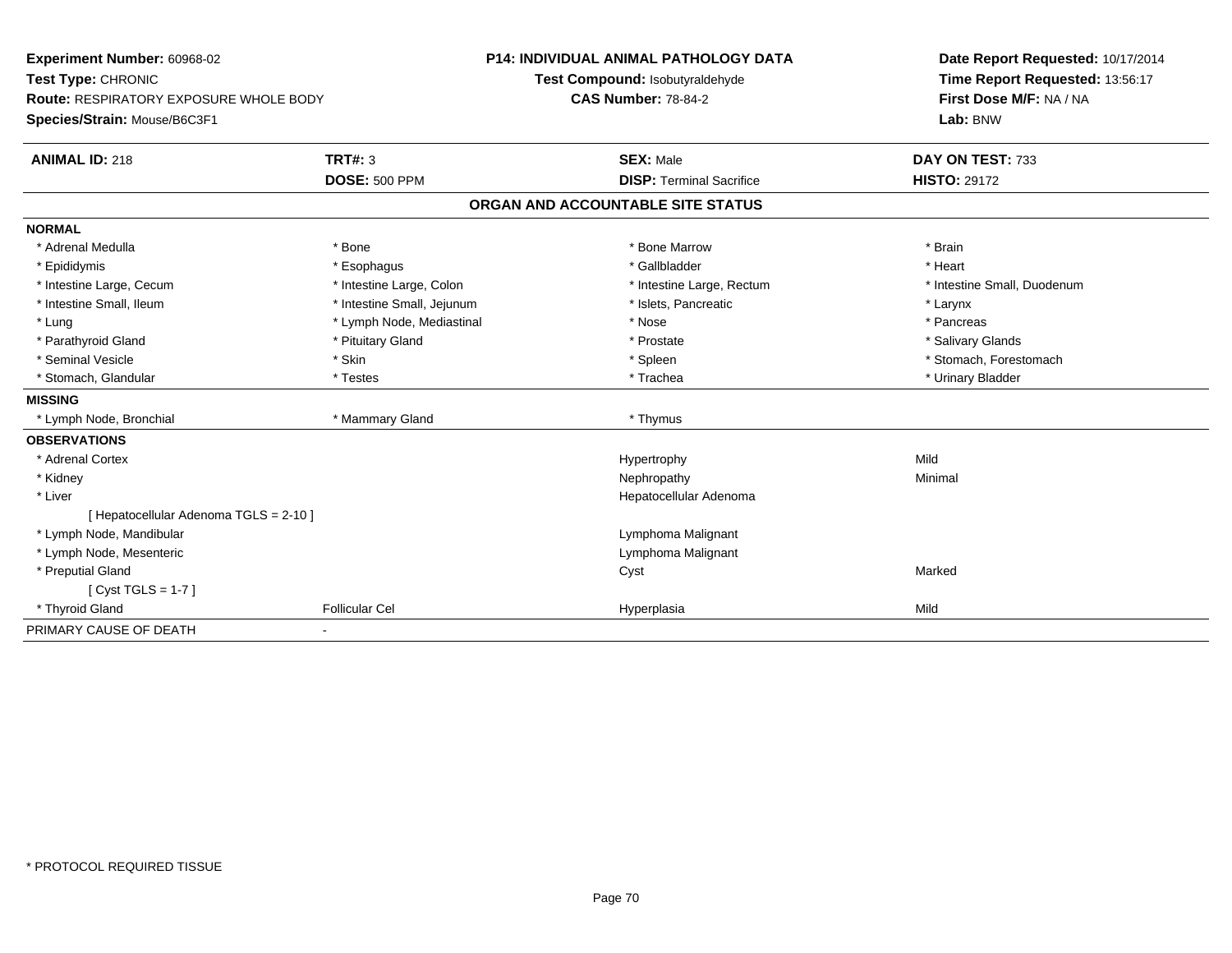**Experiment Number:** 60968-02
**Test Type:** CHRONIC
**Route:** RESPIRATORY EXPOSURE WHOLE BODY
**Species/Strain:** Mouse/B6C3F1

**P14: INDIVIDUAL ANIMAL PATHOLOGY DATA**
**Test Compound:** Isobutyraldehyde
**CAS Number:** 78-84-2

**Date Report Requested:** 10/17/2014
**Time Report Requested:** 13:56:17
**First Dose M/F:** NA / NA
**Lab:** BNW

| **ANIMAL ID:** 218 | **TRT#:** 3 | **SEX:** Male | **DAY ON TEST:** 733 |
|---|---|---|---|
| | **DOSE:** 500 PPM | **DISP:** Terminal Sacrifice | **HISTO:** 29172 |

**ORGAN AND ACCOUNTABLE SITE STATUS**

| | | | |
|---|---|---|---|
| **NORMAL** | | | |
| * Adrenal Medulla | * Bone | * Bone Marrow | * Brain |
| * Epididymis | * Esophagus | * Gallbladder | * Heart |
| * Intestine Large, Cecum | * Intestine Large, Colon | * Intestine Large, Rectum | * Intestine Small, Duodenum |
| * Intestine Small, Ileum | * Intestine Small, Jejunum | * Islets, Pancreatic | * Larynx |
| * Lung | * Lymph Node, Mediastinal | * Nose | * Pancreas |
| * Parathyroid Gland | * Pituitary Gland | * Prostate | * Salivary Glands |
| * Seminal Vesicle | * Skin | * Spleen | * Stomach, Forestomach |
| * Stomach, Glandular | * Testes | * Trachea | * Urinary Bladder |
| **MISSING** | | | |
| * Lymph Node, Bronchial | * Mammary Gland | * Thymus | |
| **OBSERVATIONS** | | | |
| * Adrenal Cortex | | Hypertrophy | Mild |
| * Kidney | | Nephropathy | Minimal |
| * Liver | | Hepatocellular Adenoma | |
| [ Hepatocellular Adenoma TGLS = 2-10 ] | | | |
| * Lymph Node, Mandibular | | Lymphoma Malignant | |
| * Lymph Node, Mesenteric | | Lymphoma Malignant | |
| * Preputial Gland | | Cyst | Marked |
| [ Cyst TGLS = 1-7 ] | | | |
| * Thyroid Gland | Follicular Cel | Hyperplasia | Mild |
| PRIMARY CAUSE OF DEATH | - | | |

\* PROTOCOL REQUIRED TISSUE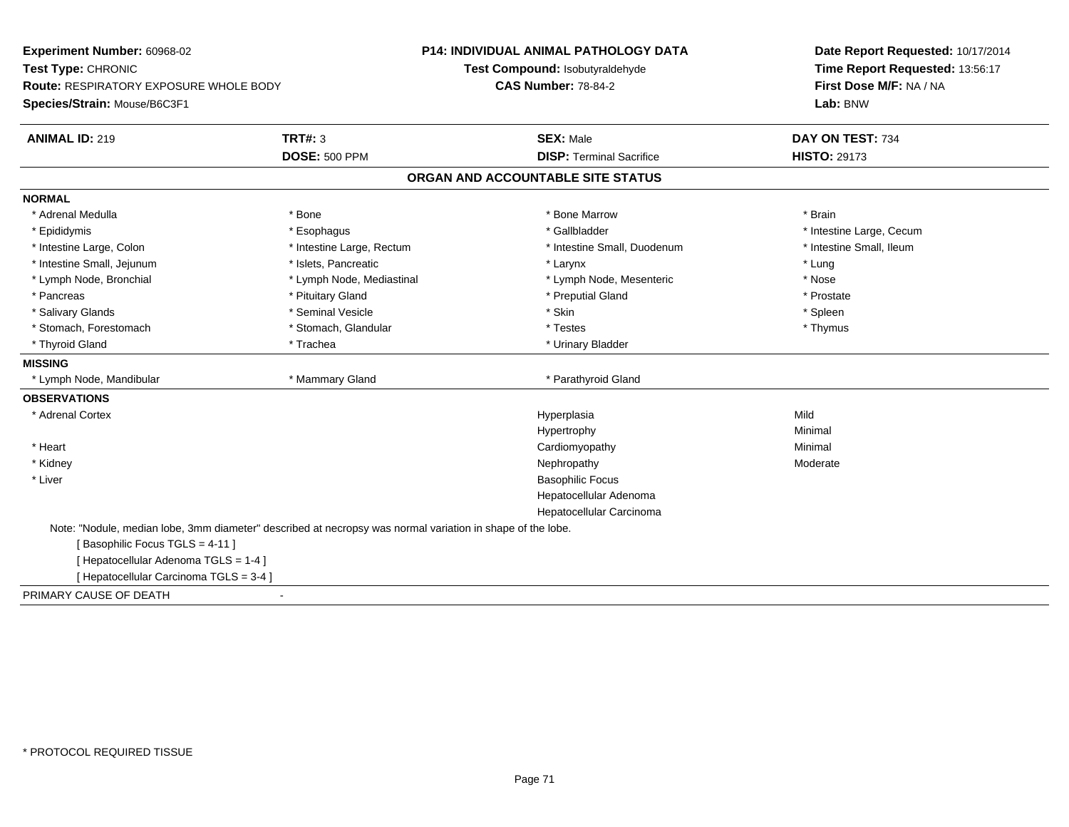**Experiment Number:** 60968-02
**Test Type:** CHRONIC
**Route:** RESPIRATORY EXPOSURE WHOLE BODY
**Species/Strain:** Mouse/B6C3F1

**P14: INDIVIDUAL ANIMAL PATHOLOGY DATA**
**Test Compound:** Isobutyraldehyde
**CAS Number:** 78-84-2

**Date Report Requested:** 10/17/2014
**Time Report Requested:** 13:56:17
**First Dose M/F:** NA / NA
**Lab:** BNW

| **ANIMAL ID:** 219 | **TRT#:** 3 | **SEX:** Male | **DAY ON TEST:** 734 |
|---|---|---|---|
| | **DOSE:** 500 PPM | **DISP:** Terminal Sacrifice | **HISTO:** 29173 |

## ORGAN AND ACCOUNTABLE SITE STATUS

**NORMAL**

| | | | |
|---|---|---|---|
| * Adrenal Medulla | * Bone | * Bone Marrow | * Brain |
| * Epididymis | * Esophagus | * Gallbladder | * Intestine Large, Cecum |
| * Intestine Large, Colon | * Intestine Large, Rectum | * Intestine Small, Duodenum | * Intestine Small, Ileum |
| * Intestine Small, Jejunum | * Islets, Pancreatic | * Larynx | * Lung |
| * Lymph Node, Bronchial | * Lymph Node, Mediastinal | * Lymph Node, Mesenteric | * Nose |
| * Pancreas | * Pituitary Gland | * Preputial Gland | * Prostate |
| * Salivary Glands | * Seminal Vesicle | * Skin | * Spleen |
| * Stomach, Forestomach | * Stomach, Glandular | * Testes | * Thymus |
| * Thyroid Gland | * Trachea | * Urinary Bladder | |

**MISSING**

| | | |
|---|---|---|
| * Lymph Node, Mandibular | * Mammary Gland | * Parathyroid Gland |

**OBSERVATIONS**

| | | |
|---|---|---|
| * Adrenal Cortex | Hyperplasia | Mild |
| | Hypertrophy | Minimal |
| * Heart | Cardiomyopathy | Minimal |
| * Kidney | Nephropathy | Moderate |
| * Liver | Basophilic Focus | |
| | Hepatocellular Adenoma | |
| | Hepatocellular Carcinoma | |

Note: "Nodule, median lobe, 3mm diameter" described at necropsy was normal variation in shape of the lobe.
[ Basophilic Focus TGLS = 4-11 ]
[ Hepatocellular Adenoma TGLS = 1-4 ]
[ Hepatocellular Carcinoma TGLS = 3-4 ]

PRIMARY CAUSE OF DEATH -

* PROTOCOL REQUIRED TISSUE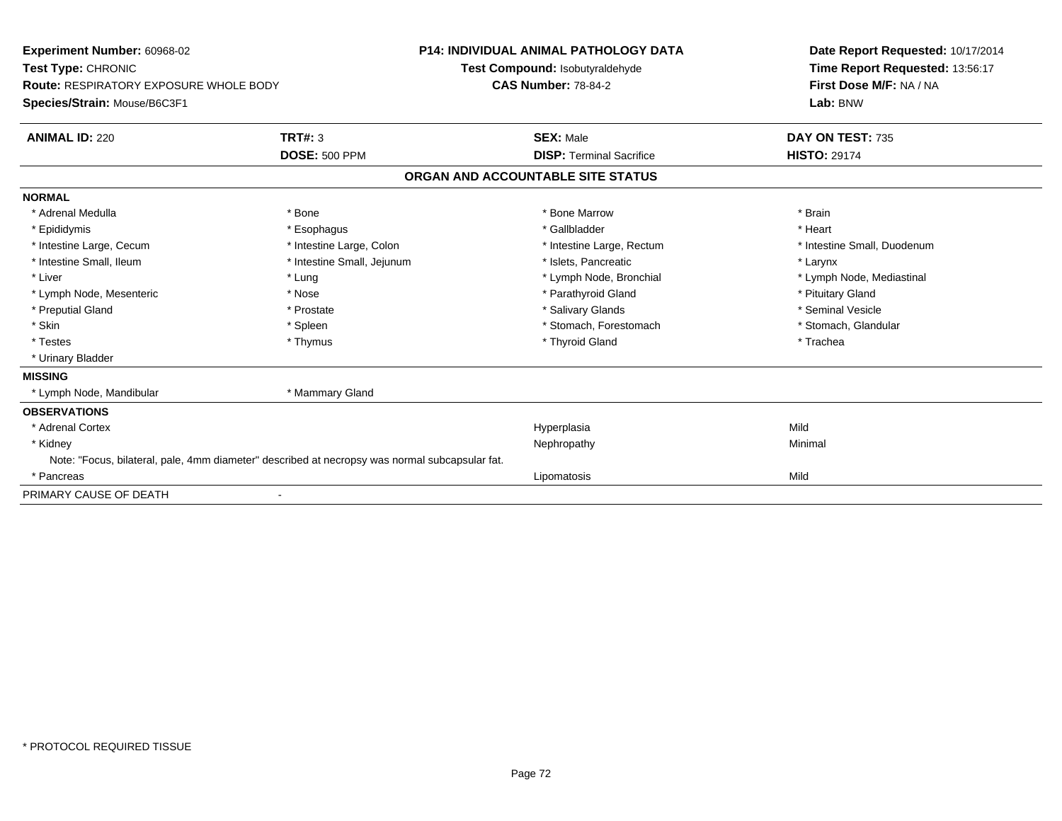**Experiment Number:** 60968-02
**Test Type:** CHRONIC
**Route:** RESPIRATORY EXPOSURE WHOLE BODY
**Species/Strain:** Mouse/B6C3F1

**P14: INDIVIDUAL ANIMAL PATHOLOGY DATA**
**Test Compound:** Isobutyraldehyde
**CAS Number:** 78-84-2

**Date Report Requested:** 10/17/2014
**Time Report Requested:** 13:56:17
**First Dose M/F:** NA / NA
**Lab:** BNW

| **ANIMAL ID:** 220 | **TRT#:** 3 | **SEX:** Male | **DAY ON TEST:** 735 |
|---|---|---|---|
| | **DOSE:** 500 PPM | **DISP:** Terminal Sacrifice | **HISTO:** 29174 |

## ORGAN AND ACCOUNTABLE SITE STATUS

**NORMAL**

| | | | |
|---|---|---|---|
| * Adrenal Medulla | * Bone | * Bone Marrow | * Brain |
| * Epididymis | * Esophagus | * Gallbladder | * Heart |
| * Intestine Large, Cecum | * Intestine Large, Colon | * Intestine Large, Rectum | * Intestine Small, Duodenum |
| * Intestine Small, Ileum | * Intestine Small, Jejunum | * Islets, Pancreatic | * Larynx |
| * Liver | * Lung | * Lymph Node, Bronchial | * Lymph Node, Mediastinal |
| * Lymph Node, Mesenteric | * Nose | * Parathyroid Gland | * Pituitary Gland |
| * Preputial Gland | * Prostate | * Salivary Glands | * Seminal Vesicle |
| * Skin | * Spleen | * Stomach, Forestomach | * Stomach, Glandular |
| * Testes | * Thymus | * Thyroid Gland | * Trachea |
| * Urinary Bladder | | | |

**MISSING**

| | |
|---|---|
| * Lymph Node, Mandibular | * Mammary Gland |

**OBSERVATIONS**

| Organ | Observation | Severity |
|---|---|---|
| * Adrenal Cortex | Hyperplasia | Mild |
| * Kidney | Nephropathy | Minimal |
| Note: "Focus, bilateral, pale, 4mm diameter" described at necropsy was normal subcapsular fat. | | |
| * Pancreas | Lipomatosis | Mild |

PRIMARY CAUSE OF DEATH -

\* PROTOCOL REQUIRED TISSUE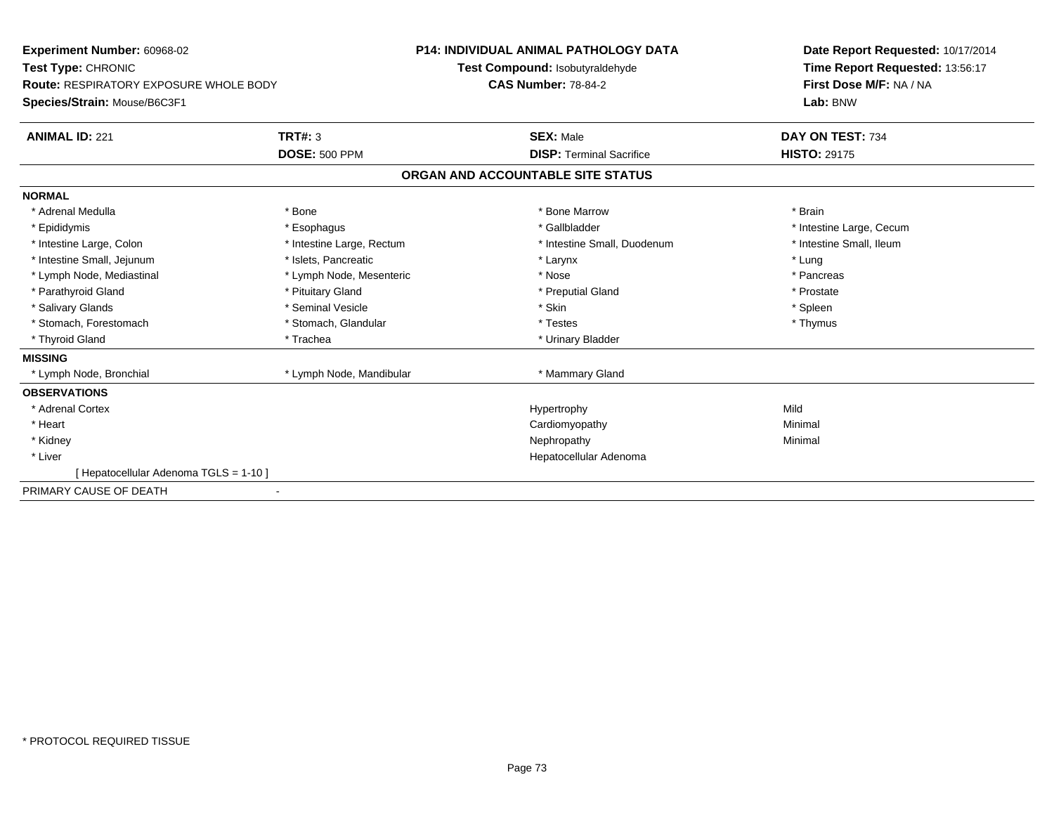**Experiment Number:** 60968-02
**Test Type:** CHRONIC
**Route:** RESPIRATORY EXPOSURE WHOLE BODY
**Species/Strain:** Mouse/B6C3F1

**P14: INDIVIDUAL ANIMAL PATHOLOGY DATA**
**Test Compound:** Isobutyraldehyde
**CAS Number:** 78-84-2

**Date Report Requested:** 10/17/2014
**Time Report Requested:** 13:56:17
**First Dose M/F:** NA / NA
**Lab:** BNW

| **ANIMAL ID:** 221 | **TRT#:** 3 | **SEX:** Male | **DAY ON TEST:** 734 |
|---|---|---|---|
| | **DOSE:** 500 PPM | **DISP:** Terminal Sacrifice | **HISTO:** 29175 |

## ORGAN AND ACCOUNTABLE SITE STATUS

**NORMAL**

| | | | |
|---|---|---|---|
| * Adrenal Medulla | * Bone | * Bone Marrow | * Brain |
| * Epididymis | * Esophagus | * Gallbladder | * Intestine Large, Cecum |
| * Intestine Large, Colon | * Intestine Large, Rectum | * Intestine Small, Duodenum | * Intestine Small, Ileum |
| * Intestine Small, Jejunum | * Islets, Pancreatic | * Larynx | * Lung |
| * Lymph Node, Mediastinal | * Lymph Node, Mesenteric | * Nose | * Pancreas |
| * Parathyroid Gland | * Pituitary Gland | * Preputial Gland | * Prostate |
| * Salivary Glands | * Seminal Vesicle | * Skin | * Spleen |
| * Stomach, Forestomach | * Stomach, Glandular | * Testes | * Thymus |
| * Thyroid Gland | * Trachea | * Urinary Bladder | |

**MISSING**

| | | |
|---|---|---|
| * Lymph Node, Bronchial | * Lymph Node, Mandibular | * Mammary Gland |

**OBSERVATIONS**

| | | |
|---|---|---|
| * Adrenal Cortex | Hypertrophy | Mild |
| * Heart | Cardiomyopathy | Minimal |
| * Kidney | Nephropathy | Minimal |
| * Liver | Hepatocellular Adenoma | |
| [ Hepatocellular Adenoma TGLS = 1-10 ] | | |

PRIMARY CAUSE OF DEATH -

* PROTOCOL REQUIRED TISSUE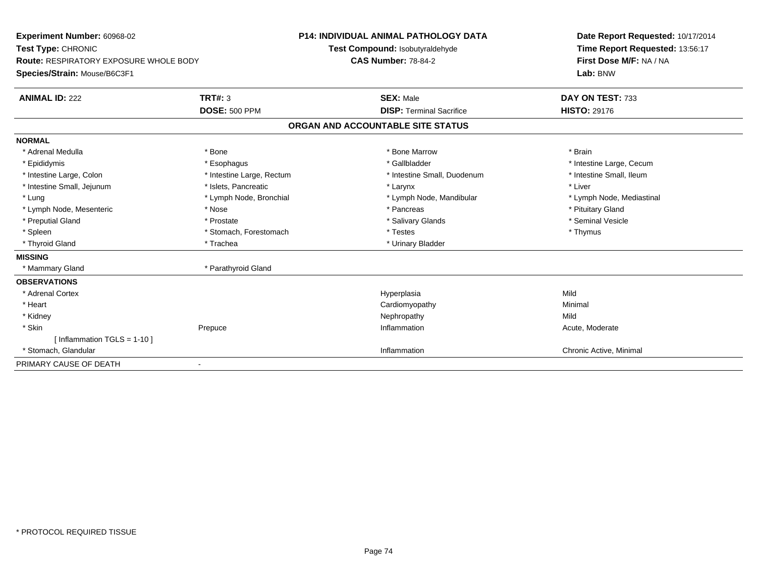**Experiment Number:** 60968-02
**Test Type:** CHRONIC
**Route:** RESPIRATORY EXPOSURE WHOLE BODY
**Species/Strain:** Mouse/B6C3F1

**P14: INDIVIDUAL ANIMAL PATHOLOGY DATA**
**Test Compound:** Isobutyraldehyde
**CAS Number:** 78-84-2

**Date Report Requested:** 10/17/2014
**Time Report Requested:** 13:56:17
**First Dose M/F:** NA / NA
**Lab:** BNW

| **ANIMAL ID:** 222 | **TRT#:** 3 | **SEX:** Male | **DAY ON TEST:** 733 |
|---|---|---|---|
| | **DOSE:** 500 PPM | **DISP:** Terminal Sacrifice | **HISTO:** 29176 |

## ORGAN AND ACCOUNTABLE SITE STATUS

| | | | |
|---|---|---|---|
| **NORMAL** | | | |
| * Adrenal Medulla | * Bone | * Bone Marrow | * Brain |
| * Epididymis | * Esophagus | * Gallbladder | * Intestine Large, Cecum |
| * Intestine Large, Colon | * Intestine Large, Rectum | * Intestine Small, Duodenum | * Intestine Small, Ileum |
| * Intestine Small, Jejunum | * Islets, Pancreatic | * Larynx | * Liver |
| * Lung | * Lymph Node, Bronchial | * Lymph Node, Mandibular | * Lymph Node, Mediastinal |
| * Lymph Node, Mesenteric | * Nose | * Pancreas | * Pituitary Gland |
| * Preputial Gland | * Prostate | * Salivary Glands | * Seminal Vesicle |
| * Spleen | * Stomach, Forestomach | * Testes | * Thymus |
| * Thyroid Gland | * Trachea | * Urinary Bladder | |
| **MISSING** | | | |
| * Mammary Gland | * Parathyroid Gland | | |
| **OBSERVATIONS** | | | |
| * Adrenal Cortex | | Hyperplasia | Mild |
| * Heart | | Cardiomyopathy | Minimal |
| * Kidney | | Nephropathy | Mild |
| * Skin | Prepuce | Inflammation | Acute, Moderate |
| [ Inflammation TGLS = 1-10 ] | | | |
| * Stomach, Glandular | | Inflammation | Chronic Active, Minimal |
| PRIMARY CAUSE OF DEATH | - | | |

* PROTOCOL REQUIRED TISSUE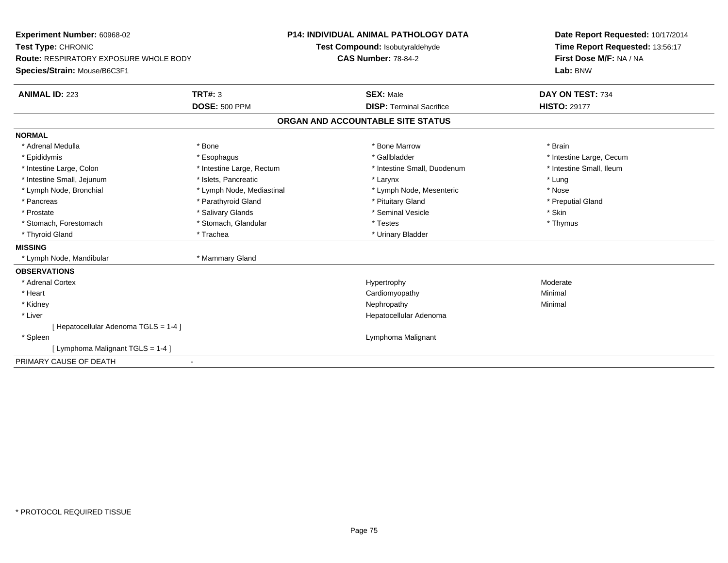**Experiment Number:** 60968-02
**Test Type:** CHRONIC
**Route:** RESPIRATORY EXPOSURE WHOLE BODY
**Species/Strain:** Mouse/B6C3F1

**P14: INDIVIDUAL ANIMAL PATHOLOGY DATA**
**Test Compound:** Isobutyraldehyde
**CAS Number:** 78-84-2

**Date Report Requested:** 10/17/2014
**Time Report Requested:** 13:56:17
**First Dose M/F:** NA / NA
**Lab:** BNW

| **ANIMAL ID:** 223 | **TRT#:** 3 | **SEX:** Male | **DAY ON TEST:** 734 |
|---|---|---|---|
| | **DOSE:** 500 PPM | **DISP:** Terminal Sacrifice | **HISTO:** 29177 |

## ORGAN AND ACCOUNTABLE SITE STATUS

**NORMAL**

| | | | |
|---|---|---|---|
| * Adrenal Medulla | * Bone | * Bone Marrow | * Brain |
| * Epididymis | * Esophagus | * Gallbladder | * Intestine Large, Cecum |
| * Intestine Large, Colon | * Intestine Large, Rectum | * Intestine Small, Duodenum | * Intestine Small, Ileum |
| * Intestine Small, Jejunum | * Islets, Pancreatic | * Larynx | * Lung |
| * Lymph Node, Bronchial | * Lymph Node, Mediastinal | * Lymph Node, Mesenteric | * Nose |
| * Pancreas | * Parathyroid Gland | * Pituitary Gland | * Preputial Gland |
| * Prostate | * Salivary Glands | * Seminal Vesicle | * Skin |
| * Stomach, Forestomach | * Stomach, Glandular | * Testes | * Thymus |
| * Thyroid Gland | * Trachea | * Urinary Bladder | |

**MISSING**

| | |
|---|---|
| * Lymph Node, Mandibular | * Mammary Gland |

**OBSERVATIONS**

| | | |
|---|---|---|
| * Adrenal Cortex | Hypertrophy | Moderate |
| * Heart | Cardiomyopathy | Minimal |
| * Kidney | Nephropathy | Minimal |
| * Liver | Hepatocellular Adenoma | |
| [ Hepatocellular Adenoma TGLS = 1-4 ] | | |
| * Spleen | Lymphoma Malignant | |
| [ Lymphoma Malignant TGLS = 1-4 ] | | |

PRIMARY CAUSE OF DEATH -

* PROTOCOL REQUIRED TISSUE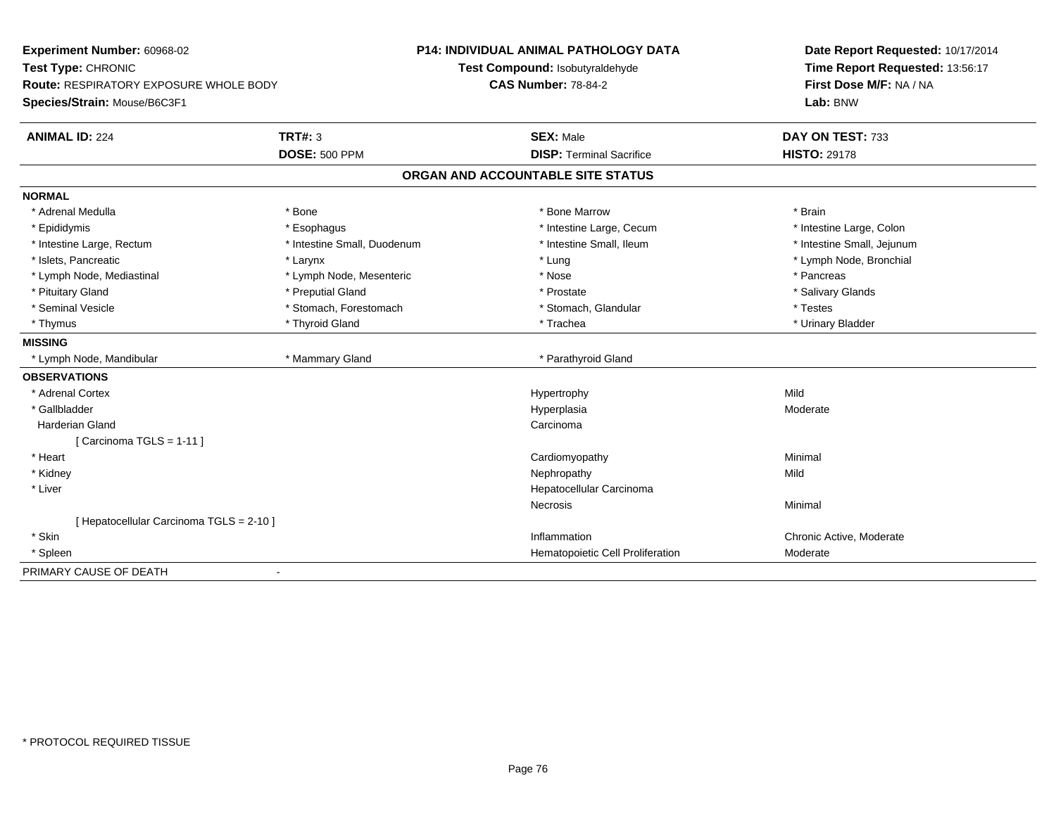**Experiment Number:** 60968-02
**Test Type:** CHRONIC
**Route:** RESPIRATORY EXPOSURE WHOLE BODY
**Species/Strain:** Mouse/B6C3F1

**P14: INDIVIDUAL ANIMAL PATHOLOGY DATA**
**Test Compound:** Isobutyraldehyde
**CAS Number:** 78-84-2

**Date Report Requested:** 10/17/2014
**Time Report Requested:** 13:56:17
**First Dose M/F:** NA / NA
**Lab:** BNW

| **ANIMAL ID:** 224 | **TRT#:** 3 | **SEX:** Male | **DAY ON TEST:** 733 |
|---|---|---|---|
| | **DOSE:** 500 PPM | **DISP:** Terminal Sacrifice | **HISTO:** 29178 |

## ORGAN AND ACCOUNTABLE SITE STATUS

**NORMAL**

| | | | |
|---|---|---|---|
| * Adrenal Medulla | * Bone | * Bone Marrow | * Brain |
| * Epididymis | * Esophagus | * Intestine Large, Cecum | * Intestine Large, Colon |
| * Intestine Large, Rectum | * Intestine Small, Duodenum | * Intestine Small, Ileum | * Intestine Small, Jejunum |
| * Islets, Pancreatic | * Larynx | * Lung | * Lymph Node, Bronchial |
| * Lymph Node, Mediastinal | * Lymph Node, Mesenteric | * Nose | * Pancreas |
| * Pituitary Gland | * Preputial Gland | * Prostate | * Salivary Glands |
| * Seminal Vesicle | * Stomach, Forestomach | * Stomach, Glandular | * Testes |
| * Thymus | * Thyroid Gland | * Trachea | * Urinary Bladder |

**MISSING**

| | | |
|---|---|---|
| * Lymph Node, Mandibular | * Mammary Gland | * Parathyroid Gland |

**OBSERVATIONS**

| Organ | Observation | Severity |
|---|---|---|
| * Adrenal Cortex | Hypertrophy | Mild |
| * Gallbladder | Hyperplasia | Moderate |
| Harderian Gland | Carcinoma | |
| [ Carcinoma TGLS = 1-11 ] | | |
| * Heart | Cardiomyopathy | Minimal |
| * Kidney | Nephropathy | Mild |
| * Liver | Hepatocellular Carcinoma | |
| | Necrosis | Minimal |
| [ Hepatocellular Carcinoma TGLS = 2-10 ] | | |
| * Skin | Inflammation | Chronic Active, Moderate |
| * Spleen | Hematopoietic Cell Proliferation | Moderate |

PRIMARY CAUSE OF DEATH -

* PROTOCOL REQUIRED TISSUE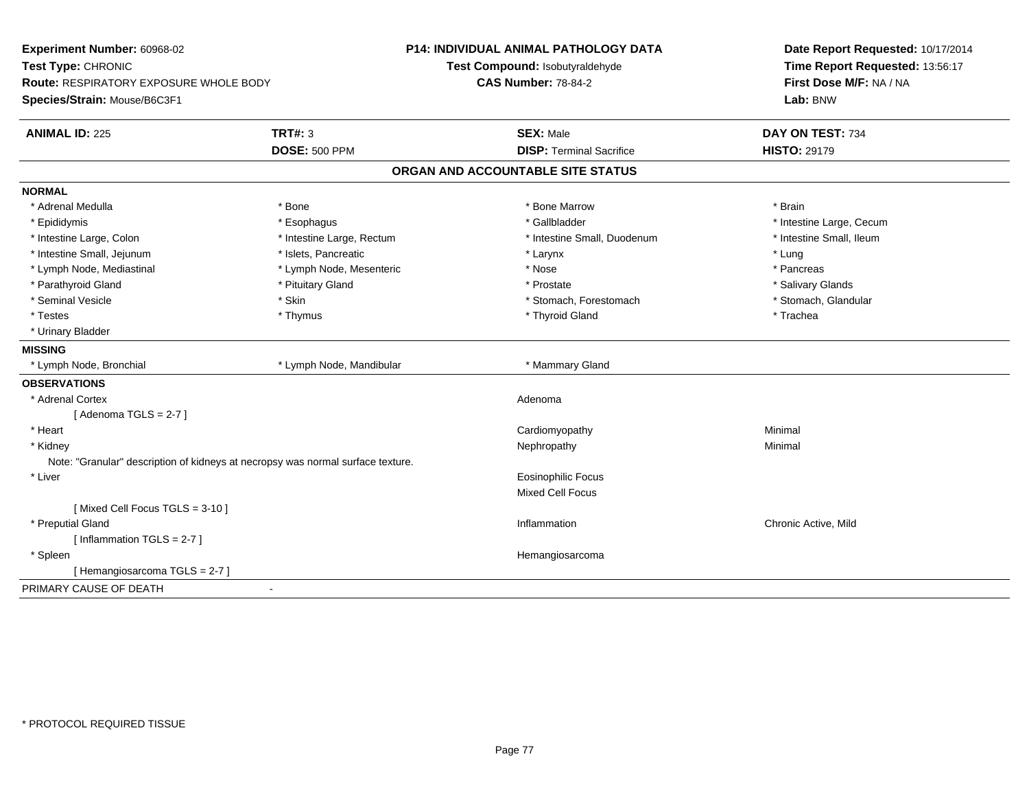**Experiment Number:** 60968-02
**Test Type:** CHRONIC
**Route:** RESPIRATORY EXPOSURE WHOLE BODY
**Species/Strain:** Mouse/B6C3F1

**P14: INDIVIDUAL ANIMAL PATHOLOGY DATA**
**Test Compound:** Isobutyraldehyde
**CAS Number:** 78-84-2

**Date Report Requested:** 10/17/2014
**Time Report Requested:** 13:56:17
**First Dose M/F:** NA / NA
**Lab:** BNW

| **ANIMAL ID:** 225 | **TRT#:** 3 | **SEX:** Male | **DAY ON TEST:** 734 |
|---|---|---|---|
| | **DOSE:** 500 PPM | **DISP:** Terminal Sacrifice | **HISTO:** 29179 |

## ORGAN AND ACCOUNTABLE SITE STATUS

**NORMAL**

| | | | |
|---|---|---|---|
| * Adrenal Medulla | * Bone | * Bone Marrow | * Brain |
| * Epididymis | * Esophagus | * Gallbladder | * Intestine Large, Cecum |
| * Intestine Large, Colon | * Intestine Large, Rectum | * Intestine Small, Duodenum | * Intestine Small, Ileum |
| * Intestine Small, Jejunum | * Islets, Pancreatic | * Larynx | * Lung |
| * Lymph Node, Mediastinal | * Lymph Node, Mesenteric | * Nose | * Pancreas |
| * Parathyroid Gland | * Pituitary Gland | * Prostate | * Salivary Glands |
| * Seminal Vesicle | * Skin | * Stomach, Forestomach | * Stomach, Glandular |
| * Testes | * Thymus | * Thyroid Gland | * Trachea |
| * Urinary Bladder | | | |

**MISSING**

| | | |
|---|---|---|
| * Lymph Node, Bronchial | * Lymph Node, Mandibular | * Mammary Gland |

**OBSERVATIONS**

| | | |
|---|---|---|
| * Adrenal Cortex | Adenoma | |
| [ Adenoma TGLS = 2-7 ] | | |
| * Heart | Cardiomyopathy | Minimal |
| * Kidney | Nephropathy | Minimal |
| Note: "Granular" description of kidneys at necropsy was normal surface texture. | | |
| * Liver | Eosinophilic Focus | |
| | Mixed Cell Focus | |
| [ Mixed Cell Focus TGLS = 3-10 ] | | |
| * Preputial Gland | Inflammation | Chronic Active, Mild |
| [ Inflammation TGLS = 2-7 ] | | |
| * Spleen | Hemangiosarcoma | |
| [ Hemangiosarcoma TGLS = 2-7 ] | | |

PRIMARY CAUSE OF DEATH -

* PROTOCOL REQUIRED TISSUE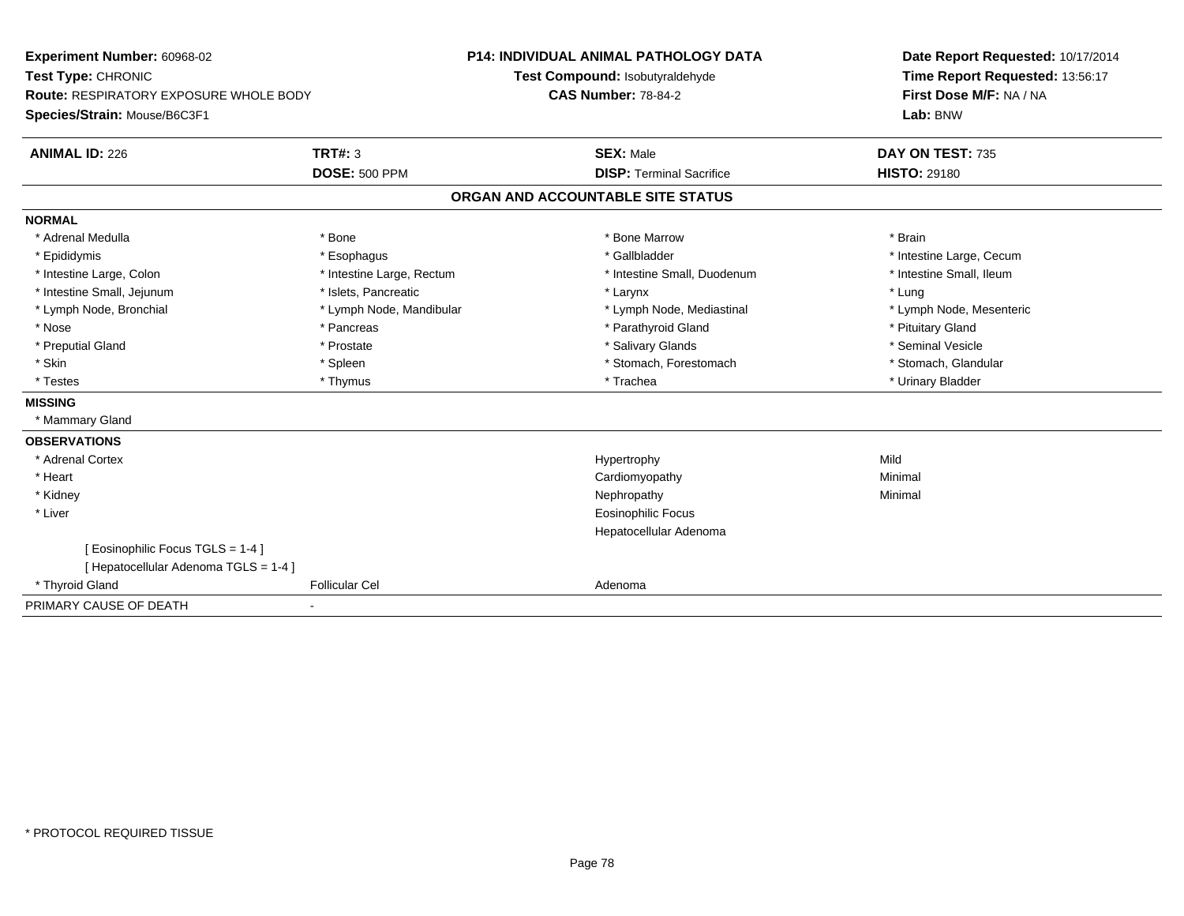**Experiment Number:** 60968-02
**Test Type:** CHRONIC
**Route:** RESPIRATORY EXPOSURE WHOLE BODY
**Species/Strain:** Mouse/B6C3F1

**P14: INDIVIDUAL ANIMAL PATHOLOGY DATA**
**Test Compound:** Isobutyraldehyde
**CAS Number:** 78-84-2

**Date Report Requested:** 10/17/2014
**Time Report Requested:** 13:56:17
**First Dose M/F:** NA / NA
**Lab:** BNW

| **ANIMAL ID:** 226 | **TRT#:** 3 | **SEX:** Male | **DAY ON TEST:** 735 |
|---|---|---|---|
| | **DOSE:** 500 PPM | **DISP:** Terminal Sacrifice | **HISTO:** 29180 |

## ORGAN AND ACCOUNTABLE SITE STATUS

**NORMAL**

| | | | |
|---|---|---|---|
| * Adrenal Medulla | * Bone | * Bone Marrow | * Brain |
| * Epididymis | * Esophagus | * Gallbladder | * Intestine Large, Cecum |
| * Intestine Large, Colon | * Intestine Large, Rectum | * Intestine Small, Duodenum | * Intestine Small, Ileum |
| * Intestine Small, Jejunum | * Islets, Pancreatic | * Larynx | * Lung |
| * Lymph Node, Bronchial | * Lymph Node, Mandibular | * Lymph Node, Mediastinal | * Lymph Node, Mesenteric |
| * Nose | * Pancreas | * Parathyroid Gland | * Pituitary Gland |
| * Preputial Gland | * Prostate | * Salivary Glands | * Seminal Vesicle |
| * Skin | * Spleen | * Stomach, Forestomach | * Stomach, Glandular |
| * Testes | * Thymus | * Trachea | * Urinary Bladder |

**MISSING**

* Mammary Gland

**OBSERVATIONS**

| | | | |
|---|---|---|---|
| * Adrenal Cortex | | Hypertrophy | Mild |
| * Heart | | Cardiomyopathy | Minimal |
| * Kidney | | Nephropathy | Minimal |
| * Liver | | Eosinophilic Focus | |
| | | Hepatocellular Adenoma | |
| [ Eosinophilic Focus TGLS = 1-4 ] | | | |
| [ Hepatocellular Adenoma TGLS = 1-4 ] | | | |
| * Thyroid Gland | Follicular Cel | Adenoma | |

PRIMARY CAUSE OF DEATH -

* PROTOCOL REQUIRED TISSUE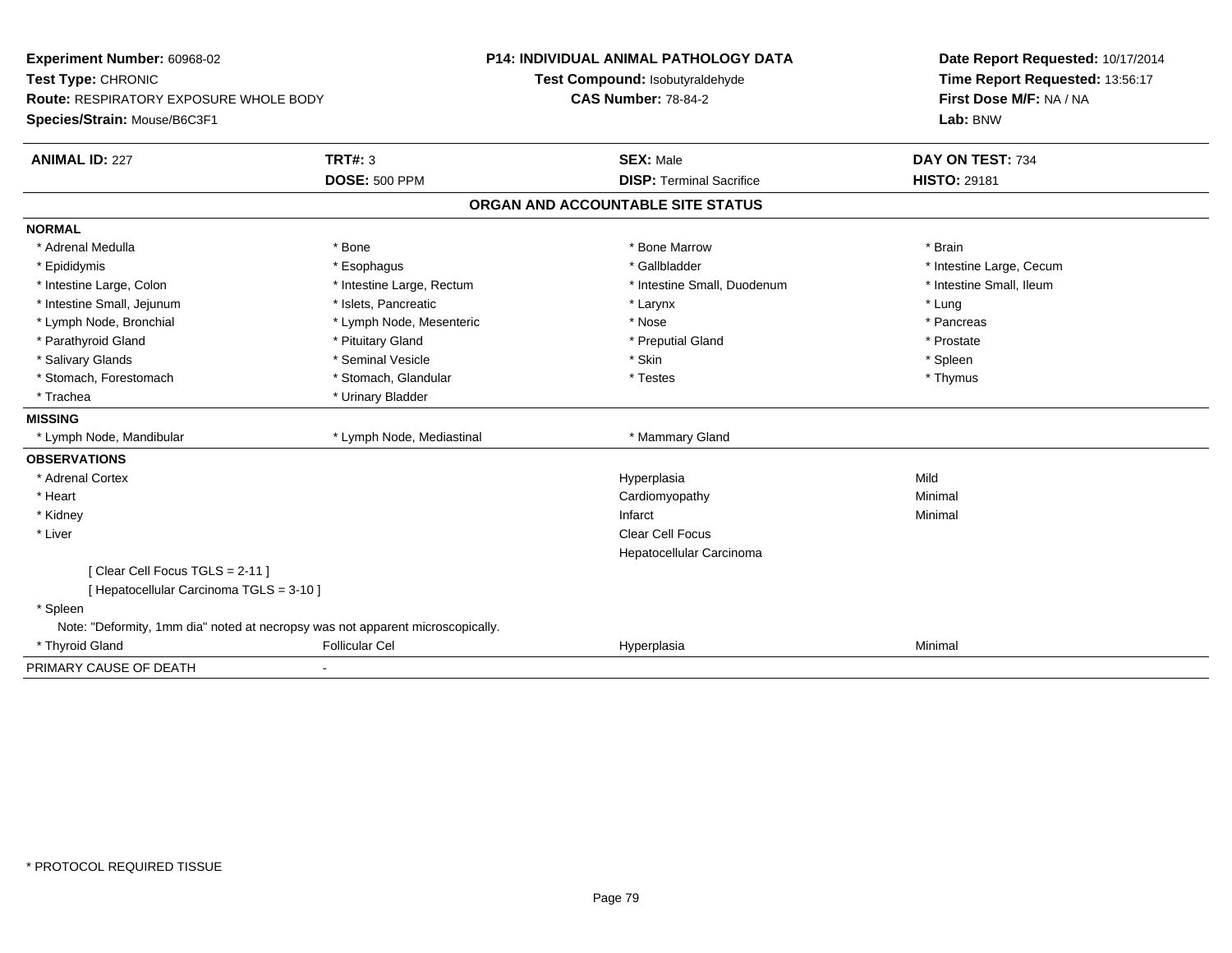**Experiment Number:** 60968-02
**Test Type:** CHRONIC
**Route:** RESPIRATORY EXPOSURE WHOLE BODY
**Species/Strain:** Mouse/B6C3F1

**P14: INDIVIDUAL ANIMAL PATHOLOGY DATA**
**Test Compound:** Isobutyraldehyde
**CAS Number:** 78-84-2

**Date Report Requested:** 10/17/2014
**Time Report Requested:** 13:56:17
**First Dose M/F:** NA / NA
**Lab:** BNW

| **ANIMAL ID:** 227 | **TRT#:** 3 | **SEX:** Male | **DAY ON TEST:** 734 |
|---|---|---|---|
| | **DOSE:** 500 PPM | **DISP:** Terminal Sacrifice | **HISTO:** 29181 |

## ORGAN AND ACCOUNTABLE SITE STATUS

**NORMAL**

| | | | |
|---|---|---|---|
| * Adrenal Medulla | * Bone | * Bone Marrow | * Brain |
| * Epididymis | * Esophagus | * Gallbladder | * Intestine Large, Cecum |
| * Intestine Large, Colon | * Intestine Large, Rectum | * Intestine Small, Duodenum | * Intestine Small, Ileum |
| * Intestine Small, Jejunum | * Islets, Pancreatic | * Larynx | * Lung |
| * Lymph Node, Bronchial | * Lymph Node, Mesenteric | * Nose | * Pancreas |
| * Parathyroid Gland | * Pituitary Gland | * Preputial Gland | * Prostate |
| * Salivary Glands | * Seminal Vesicle | * Skin | * Spleen |
| * Stomach, Forestomach | * Stomach, Glandular | * Testes | * Thymus |
| * Trachea | * Urinary Bladder | | |

**MISSING**

| | | |
|---|---|---|
| * Lymph Node, Mandibular | * Lymph Node, Mediastinal | * Mammary Gland |

**OBSERVATIONS**

| | | | |
|---|---|---|---|
| * Adrenal Cortex | | Hyperplasia | Mild |
| * Heart | | Cardiomyopathy | Minimal |
| * Kidney | | Infarct | Minimal |
| * Liver | | Clear Cell Focus | |
| | | Hepatocellular Carcinoma | |
| [ Clear Cell Focus TGLS = 2-11 ] | | | |
| [ Hepatocellular Carcinoma TGLS = 3-10 ] | | | |
| * Spleen | | | |
| Note: "Deformity, 1mm dia" noted at necropsy was not apparent microscopically. | | | |
| * Thyroid Gland | Follicular Cel | Hyperplasia | Minimal |

PRIMARY CAUSE OF DEATH -

* PROTOCOL REQUIRED TISSUE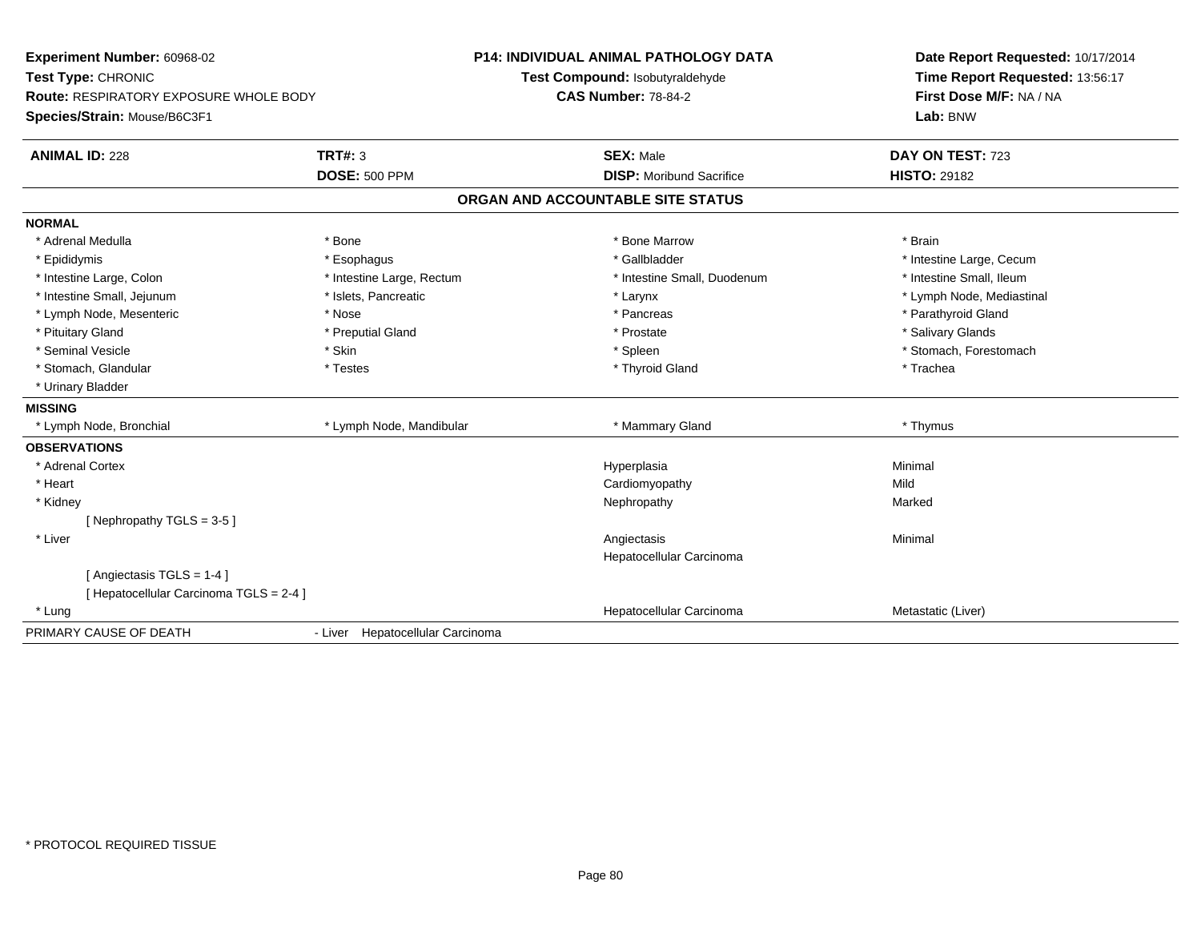**Experiment Number:** 60968-02
**Test Type:** CHRONIC
**Route:** RESPIRATORY EXPOSURE WHOLE BODY
**Species/Strain:** Mouse/B6C3F1

**P14: INDIVIDUAL ANIMAL PATHOLOGY DATA**
**Test Compound:** Isobutyraldehyde
**CAS Number:** 78-84-2

**Date Report Requested:** 10/17/2014
**Time Report Requested:** 13:56:17
**First Dose M/F:** NA / NA
**Lab:** BNW

| **ANIMAL ID:** 228 | **TRT#:** 3 | **SEX:** Male | **DAY ON TEST:** 723 |
|---|---|---|---|
| | **DOSE:** 500 PPM | **DISP:** Moribund Sacrifice | **HISTO:** 29182 |

## ORGAN AND ACCOUNTABLE SITE STATUS

**NORMAL**

| | | | |
|---|---|---|---|
| * Adrenal Medulla | * Bone | * Bone Marrow | * Brain |
| * Epididymis | * Esophagus | * Gallbladder | * Intestine Large, Cecum |
| * Intestine Large, Colon | * Intestine Large, Rectum | * Intestine Small, Duodenum | * Intestine Small, Ileum |
| * Intestine Small, Jejunum | * Islets, Pancreatic | * Larynx | * Lymph Node, Mediastinal |
| * Lymph Node, Mesenteric | * Nose | * Pancreas | * Parathyroid Gland |
| * Pituitary Gland | * Preputial Gland | * Prostate | * Salivary Glands |
| * Seminal Vesicle | * Skin | * Spleen | * Stomach, Forestomach |
| * Stomach, Glandular | * Testes | * Thyroid Gland | * Trachea |
| * Urinary Bladder | | | |

**MISSING**

| | | | |
|---|---|---|---|
| * Lymph Node, Bronchial | * Lymph Node, Mandibular | * Mammary Gland | * Thymus |

**OBSERVATIONS**

| | | |
|---|---|---|
| * Adrenal Cortex | Hyperplasia | Minimal |
| * Heart | Cardiomyopathy | Mild |
| * Kidney | Nephropathy | Marked |
| [ Nephropathy TGLS = 3-5 ] | | |
| * Liver | Angiectasis | Minimal |
| | Hepatocellular Carcinoma | |
| [ Angiectasis TGLS = 1-4 ] | | |
| [ Hepatocellular Carcinoma TGLS = 2-4 ] | | |
| * Lung | Hepatocellular Carcinoma | Metastatic (Liver) |

PRIMARY CAUSE OF DEATH - Liver Hepatocellular Carcinoma

\* PROTOCOL REQUIRED TISSUE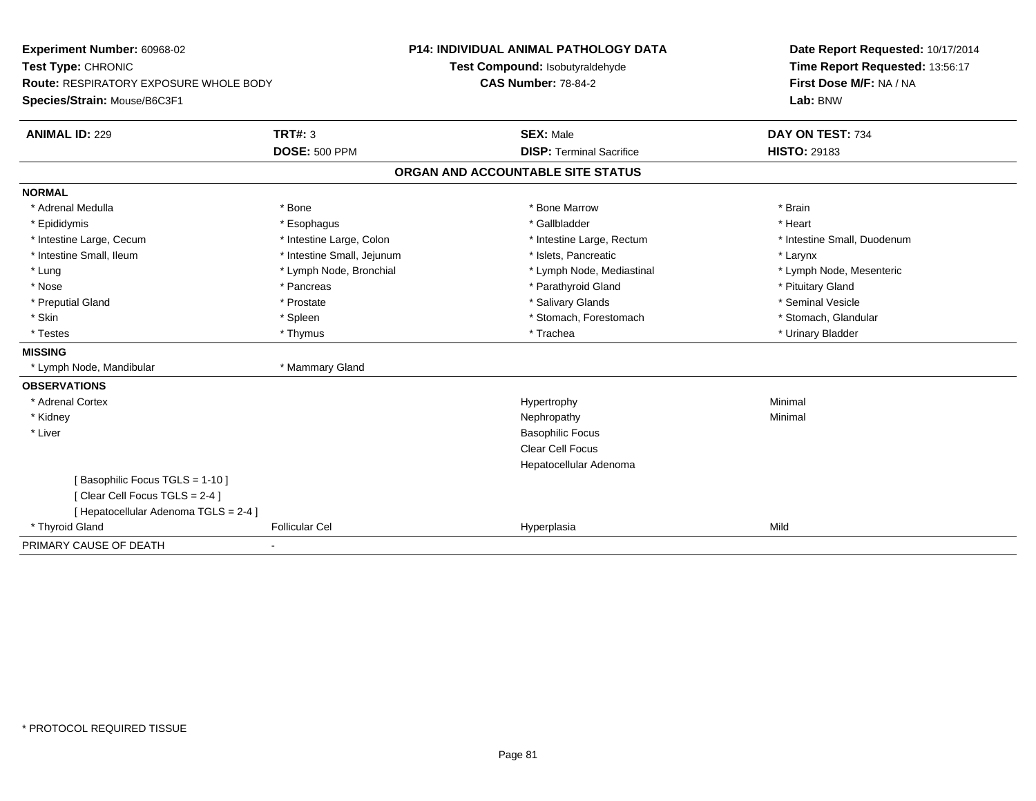**Experiment Number:** 60968-02
**Test Type:** CHRONIC
**Route:** RESPIRATORY EXPOSURE WHOLE BODY
**Species/Strain:** Mouse/B6C3F1

**P14: INDIVIDUAL ANIMAL PATHOLOGY DATA**
**Test Compound:** Isobutyraldehyde
**CAS Number:** 78-84-2

**Date Report Requested:** 10/17/2014
**Time Report Requested:** 13:56:17
**First Dose M/F:** NA / NA
**Lab:** BNW

| **ANIMAL ID:** 229 | **TRT#:** 3 | **SEX:** Male | **DAY ON TEST:** 734 |
|---|---|---|---|
| | **DOSE:** 500 PPM | **DISP:** Terminal Sacrifice | **HISTO:** 29183 |

**ORGAN AND ACCOUNTABLE SITE STATUS**

**NORMAL**

| | | | |
|---|---|---|---|
| * Adrenal Medulla | * Bone | * Bone Marrow | * Brain |
| * Epididymis | * Esophagus | * Gallbladder | * Heart |
| * Intestine Large, Cecum | * Intestine Large, Colon | * Intestine Large, Rectum | * Intestine Small, Duodenum |
| * Intestine Small, Ileum | * Intestine Small, Jejunum | * Islets, Pancreatic | * Larynx |
| * Lung | * Lymph Node, Bronchial | * Lymph Node, Mediastinal | * Lymph Node, Mesenteric |
| * Nose | * Pancreas | * Parathyroid Gland | * Pituitary Gland |
| * Preputial Gland | * Prostate | * Salivary Glands | * Seminal Vesicle |
| * Skin | * Spleen | * Stomach, Forestomach | * Stomach, Glandular |
| * Testes | * Thymus | * Trachea | * Urinary Bladder |

**MISSING**

| | |
|---|---|
| * Lymph Node, Mandibular | * Mammary Gland |

**OBSERVATIONS**

| | | | |
|---|---|---|---|
| * Adrenal Cortex | | Hypertrophy | Minimal |
| * Kidney | | Nephropathy | Minimal |
| * Liver | | Basophilic Focus | |
| | | Clear Cell Focus | |
| | | Hepatocellular Adenoma | |
| [ Basophilic Focus TGLS = 1-10 ] | | | |
| [ Clear Cell Focus TGLS = 2-4 ] | | | |
| [ Hepatocellular Adenoma TGLS = 2-4 ] | | | |
| * Thyroid Gland | Follicular Cel | Hyperplasia | Mild |

PRIMARY CAUSE OF DEATH -

* PROTOCOL REQUIRED TISSUE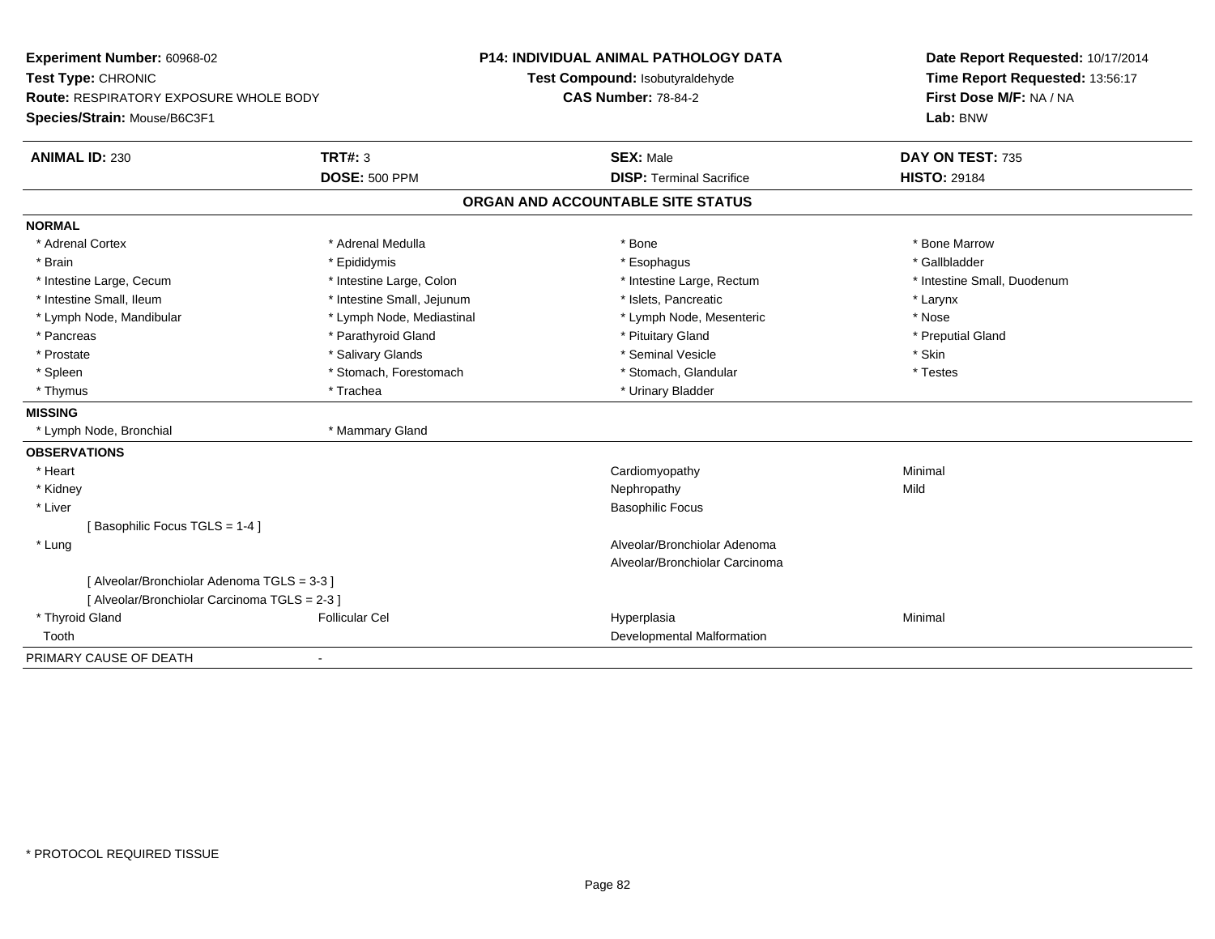**Experiment Number:** 60968-02
**Test Type:** CHRONIC
**Route:** RESPIRATORY EXPOSURE WHOLE BODY
**Species/Strain:** Mouse/B6C3F1

**P14: INDIVIDUAL ANIMAL PATHOLOGY DATA**
**Test Compound:** Isobutyraldehyde
**CAS Number:** 78-84-2

**Date Report Requested:** 10/17/2014
**Time Report Requested:** 13:56:17
**First Dose M/F:** NA / NA
**Lab:** BNW

| **ANIMAL ID:** 230 | **TRT#:** 3 | **SEX:** Male | **DAY ON TEST:** 735 |
|---|---|---|---|
| | **DOSE:** 500 PPM | **DISP:** Terminal Sacrifice | **HISTO:** 29184 |

## ORGAN AND ACCOUNTABLE SITE STATUS

**NORMAL**

| | | | |
|---|---|---|---|
| * Adrenal Cortex | * Adrenal Medulla | * Bone | * Bone Marrow |
| * Brain | * Epididymis | * Esophagus | * Gallbladder |
| * Intestine Large, Cecum | * Intestine Large, Colon | * Intestine Large, Rectum | * Intestine Small, Duodenum |
| * Intestine Small, Ileum | * Intestine Small, Jejunum | * Islets, Pancreatic | * Larynx |
| * Lymph Node, Mandibular | * Lymph Node, Mediastinal | * Lymph Node, Mesenteric | * Nose |
| * Pancreas | * Parathyroid Gland | * Pituitary Gland | * Preputial Gland |
| * Prostate | * Salivary Glands | * Seminal Vesicle | * Skin |
| * Spleen | * Stomach, Forestomach | * Stomach, Glandular | * Testes |
| * Thymus | * Trachea | * Urinary Bladder | |

**MISSING**

| | |
|---|---|
| * Lymph Node, Bronchial | * Mammary Gland |

**OBSERVATIONS**

| | | | |
|---|---|---|---|
| * Heart | | Cardiomyopathy | Minimal |
| * Kidney | | Nephropathy | Mild |
| * Liver | | Basophilic Focus | |
| [ Basophilic Focus TGLS = 1-4 ] | | | |
| * Lung | | Alveolar/Bronchiolar Adenoma | |
| | | Alveolar/Bronchiolar Carcinoma | |
| [ Alveolar/Bronchiolar Adenoma TGLS = 3-3 ] | | | |
| [ Alveolar/Bronchiolar Carcinoma TGLS = 2-3 ] | | | |
| * Thyroid Gland | Follicular Cel | Hyperplasia | Minimal |
| Tooth | | Developmental Malformation | |

PRIMARY CAUSE OF DEATH -

* PROTOCOL REQUIRED TISSUE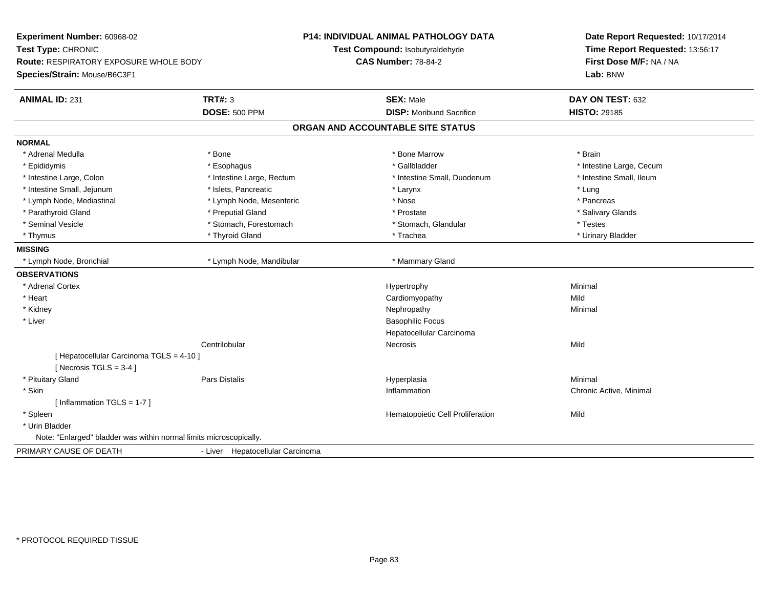**Experiment Number:** 60968-02
**Test Type:** CHRONIC
**Route:** RESPIRATORY EXPOSURE WHOLE BODY
**Species/Strain:** Mouse/B6C3F1

**P14: INDIVIDUAL ANIMAL PATHOLOGY DATA**
**Test Compound:** Isobutyraldehyde
**CAS Number:** 78-84-2

**Date Report Requested:** 10/17/2014
**Time Report Requested:** 13:56:17
**First Dose M/F:** NA / NA
**Lab:** BNW

| **ANIMAL ID:** 231 | **TRT#:** 3 | **SEX:** Male | **DAY ON TEST:** 632 |
|---|---|---|---|
| | **DOSE:** 500 PPM | **DISP:** Moribund Sacrifice | **HISTO:** 29185 |

## ORGAN AND ACCOUNTABLE SITE STATUS

**NORMAL**

| | | | |
|---|---|---|---|
| * Adrenal Medulla | * Bone | * Bone Marrow | * Brain |
| * Epididymis | * Esophagus | * Gallbladder | * Intestine Large, Cecum |
| * Intestine Large, Colon | * Intestine Large, Rectum | * Intestine Small, Duodenum | * Intestine Small, Ileum |
| * Intestine Small, Jejunum | * Islets, Pancreatic | * Larynx | * Lung |
| * Lymph Node, Mediastinal | * Lymph Node, Mesenteric | * Nose | * Pancreas |
| * Parathyroid Gland | * Preputial Gland | * Prostate | * Salivary Glands |
| * Seminal Vesicle | * Stomach, Forestomach | * Stomach, Glandular | * Testes |
| * Thymus | * Thyroid Gland | * Trachea | * Urinary Bladder |

**MISSING**

| | | |
|---|---|---|
| * Lymph Node, Bronchial | * Lymph Node, Mandibular | * Mammary Gland |

**OBSERVATIONS**

| Organ | Site | Observation | Severity |
|---|---|---|---|
| * Adrenal Cortex | | Hypertrophy | Minimal |
| * Heart | | Cardiomyopathy | Mild |
| * Kidney | | Nephropathy | Minimal |
| * Liver | | Basophilic Focus | |
| | | Hepatocellular Carcinoma | |
| | Centrilobular | Necrosis | Mild |
| [ Hepatocellular Carcinoma TGLS = 4-10 ] | | | |
| [ Necrosis TGLS = 3-4 ] | | | |
| * Pituitary Gland | Pars Distalis | Hyperplasia | Minimal |
| * Skin | | Inflammation | Chronic Active, Minimal |
| [ Inflammation TGLS = 1-7 ] | | | |
| * Spleen | | Hematopoietic Cell Proliferation | Mild |
| * Urin Bladder | | | |

Note: "Enlarged" bladder was within normal limits microscopically.

PRIMARY CAUSE OF DEATH - Liver Hepatocellular Carcinoma

* PROTOCOL REQUIRED TISSUE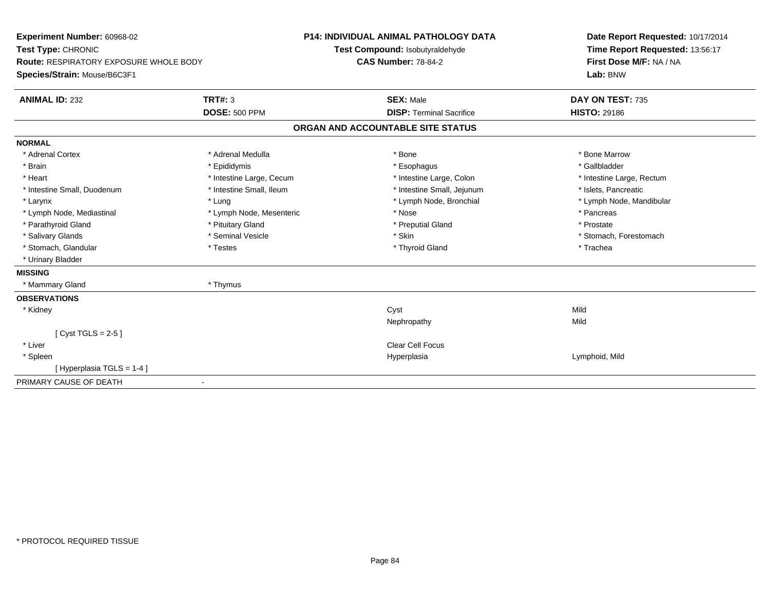**Experiment Number:** 60968-02
**Test Type:** CHRONIC
**Route:** RESPIRATORY EXPOSURE WHOLE BODY
**Species/Strain:** Mouse/B6C3F1

**P14: INDIVIDUAL ANIMAL PATHOLOGY DATA**
**Test Compound:** Isobutyraldehyde
**CAS Number:** 78-84-2

**Date Report Requested:** 10/17/2014
**Time Report Requested:** 13:56:17
**First Dose M/F:** NA / NA
**Lab:** BNW

| **ANIMAL ID:** 232 | **TRT#:** 3 | **SEX:** Male | **DAY ON TEST:** 735 |
|---|---|---|---|
| | **DOSE:** 500 PPM | **DISP:** Terminal Sacrifice | **HISTO:** 29186 |

## ORGAN AND ACCOUNTABLE SITE STATUS

| | | | |
|---|---|---|---|
| **NORMAL** | | | |
| * Adrenal Cortex | * Adrenal Medulla | * Bone | * Bone Marrow |
| * Brain | * Epididymis | * Esophagus | * Gallbladder |
| * Heart | * Intestine Large, Cecum | * Intestine Large, Colon | * Intestine Large, Rectum |
| * Intestine Small, Duodenum | * Intestine Small, Ileum | * Intestine Small, Jejunum | * Islets, Pancreatic |
| * Larynx | * Lung | * Lymph Node, Bronchial | * Lymph Node, Mandibular |
| * Lymph Node, Mediastinal | * Lymph Node, Mesenteric | * Nose | * Pancreas |
| * Parathyroid Gland | * Pituitary Gland | * Preputial Gland | * Prostate |
| * Salivary Glands | * Seminal Vesicle | * Skin | * Stomach, Forestomach |
| * Stomach, Glandular | * Testes | * Thyroid Gland | * Trachea |
| * Urinary Bladder | | | |
| **MISSING** | | | |
| * Mammary Gland | * Thymus | | |
| **OBSERVATIONS** | | | |
| * Kidney | | Cyst | Mild |
| | | Nephropathy | Mild |
| [ Cyst TGLS = 2-5 ] | | | |
| * Liver | | Clear Cell Focus | |
| * Spleen | | Hyperplasia | Lymphoid, Mild |
| [ Hyperplasia TGLS = 1-4 ] | | | |
| PRIMARY CAUSE OF DEATH | - | | |

* PROTOCOL REQUIRED TISSUE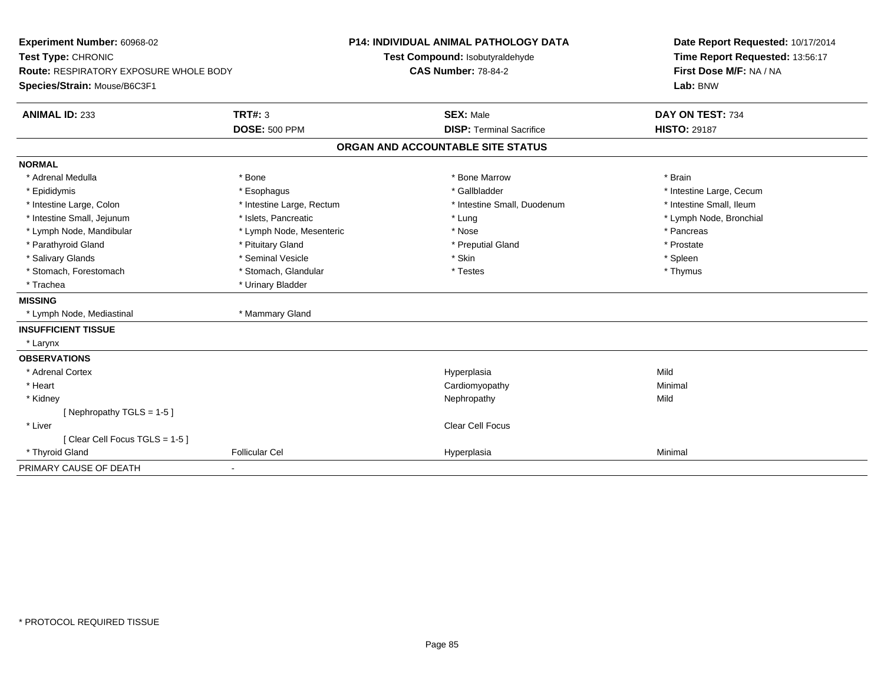**Experiment Number:** 60968-02
**Test Type:** CHRONIC
**Route:** RESPIRATORY EXPOSURE WHOLE BODY
**Species/Strain:** Mouse/B6C3F1

**P14: INDIVIDUAL ANIMAL PATHOLOGY DATA**
**Test Compound:** Isobutyraldehyde
**CAS Number:** 78-84-2

**Date Report Requested:** 10/17/2014
**Time Report Requested:** 13:56:17
**First Dose M/F:** NA / NA
**Lab:** BNW

| **ANIMAL ID:** 233 | **TRT#:** 3 | **SEX:** Male | **DAY ON TEST:** 734 |
|---|---|---|---|
| | **DOSE:** 500 PPM | **DISP:** Terminal Sacrifice | **HISTO:** 29187 |

## ORGAN AND ACCOUNTABLE SITE STATUS

| | | | |
|---|---|---|---|
| **NORMAL** | | | |
| * Adrenal Medulla | * Bone | * Bone Marrow | * Brain |
| * Epididymis | * Esophagus | * Gallbladder | * Intestine Large, Cecum |
| * Intestine Large, Colon | * Intestine Large, Rectum | * Intestine Small, Duodenum | * Intestine Small, Ileum |
| * Intestine Small, Jejunum | * Islets, Pancreatic | * Lung | * Lymph Node, Bronchial |
| * Lymph Node, Mandibular | * Lymph Node, Mesenteric | * Nose | * Pancreas |
| * Parathyroid Gland | * Pituitary Gland | * Preputial Gland | * Prostate |
| * Salivary Glands | * Seminal Vesicle | * Skin | * Spleen |
| * Stomach, Forestomach | * Stomach, Glandular | * Testes | * Thymus |
| * Trachea | * Urinary Bladder | | |
| **MISSING** | | | |
| * Lymph Node, Mediastinal | * Mammary Gland | | |
| **INSUFFICIENT TISSUE** | | | |
| * Larynx | | | |
| **OBSERVATIONS** | | | |
| * Adrenal Cortex | | Hyperplasia | Mild |
| * Heart | | Cardiomyopathy | Minimal |
| * Kidney | | Nephropathy | Mild |
| [ Nephropathy TGLS = 1-5 ] | | | |
| * Liver | | Clear Cell Focus | |
| [ Clear Cell Focus TGLS = 1-5 ] | | | |
| * Thyroid Gland | Follicular Cel | Hyperplasia | Minimal |
| PRIMARY CAUSE OF DEATH | - | | |

\* PROTOCOL REQUIRED TISSUE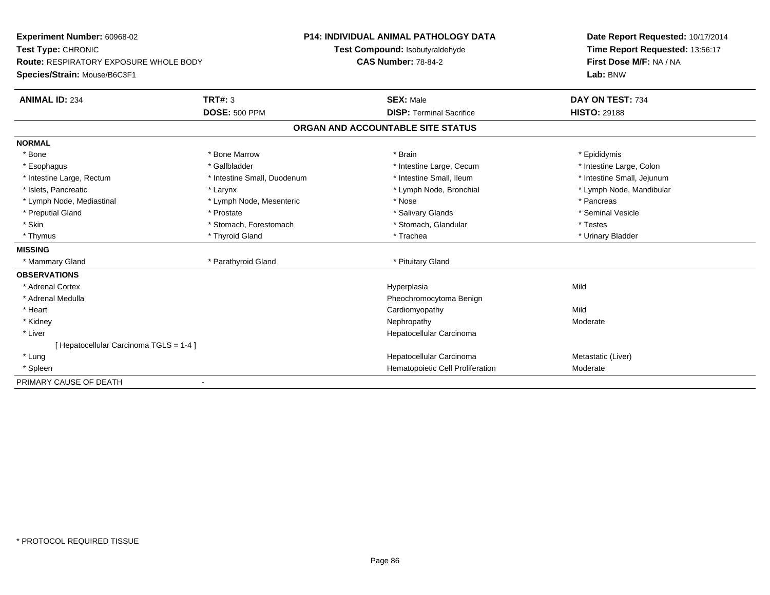**Experiment Number:** 60968-02
**Test Type:** CHRONIC
**Route:** RESPIRATORY EXPOSURE WHOLE BODY
**Species/Strain:** Mouse/B6C3F1

**P14: INDIVIDUAL ANIMAL PATHOLOGY DATA**
**Test Compound:** Isobutyraldehyde
**CAS Number:** 78-84-2

**Date Report Requested:** 10/17/2014
**Time Report Requested:** 13:56:17
**First Dose M/F:** NA / NA
**Lab:** BNW

| **ANIMAL ID:** 234 | **TRT#:** 3 | **SEX:** Male | **DAY ON TEST:** 734 |
|---|---|---|---|
| | **DOSE:** 500 PPM | **DISP:** Terminal Sacrifice | **HISTO:** 29188 |

## ORGAN AND ACCOUNTABLE SITE STATUS

| | | | |
|---|---|---|---|
| **NORMAL** | | | |
| * Bone | * Bone Marrow | * Brain | * Epididymis |
| * Esophagus | * Gallbladder | * Intestine Large, Cecum | * Intestine Large, Colon |
| * Intestine Large, Rectum | * Intestine Small, Duodenum | * Intestine Small, Ileum | * Intestine Small, Jejunum |
| * Islets, Pancreatic | * Larynx | * Lymph Node, Bronchial | * Lymph Node, Mandibular |
| * Lymph Node, Mediastinal | * Lymph Node, Mesenteric | * Nose | * Pancreas |
| * Preputial Gland | * Prostate | * Salivary Glands | * Seminal Vesicle |
| * Skin | * Stomach, Forestomach | * Stomach, Glandular | * Testes |
| * Thymus | * Thyroid Gland | * Trachea | * Urinary Bladder |
| **MISSING** | | | |
| * Mammary Gland | * Parathyroid Gland | * Pituitary Gland | |
| **OBSERVATIONS** | | | |
| * Adrenal Cortex | | Hyperplasia | Mild |
| * Adrenal Medulla | | Pheochromocytoma Benign | |
| * Heart | | Cardiomyopathy | Mild |
| * Kidney | | Nephropathy | Moderate |
| * Liver | | Hepatocellular Carcinoma | |
| [ Hepatocellular Carcinoma TGLS = 1-4 ] | | | |
| * Lung | | Hepatocellular Carcinoma | Metastatic (Liver) |
| * Spleen | | Hematopoietic Cell Proliferation | Moderate |
| PRIMARY CAUSE OF DEATH | - | | |

\* PROTOCOL REQUIRED TISSUE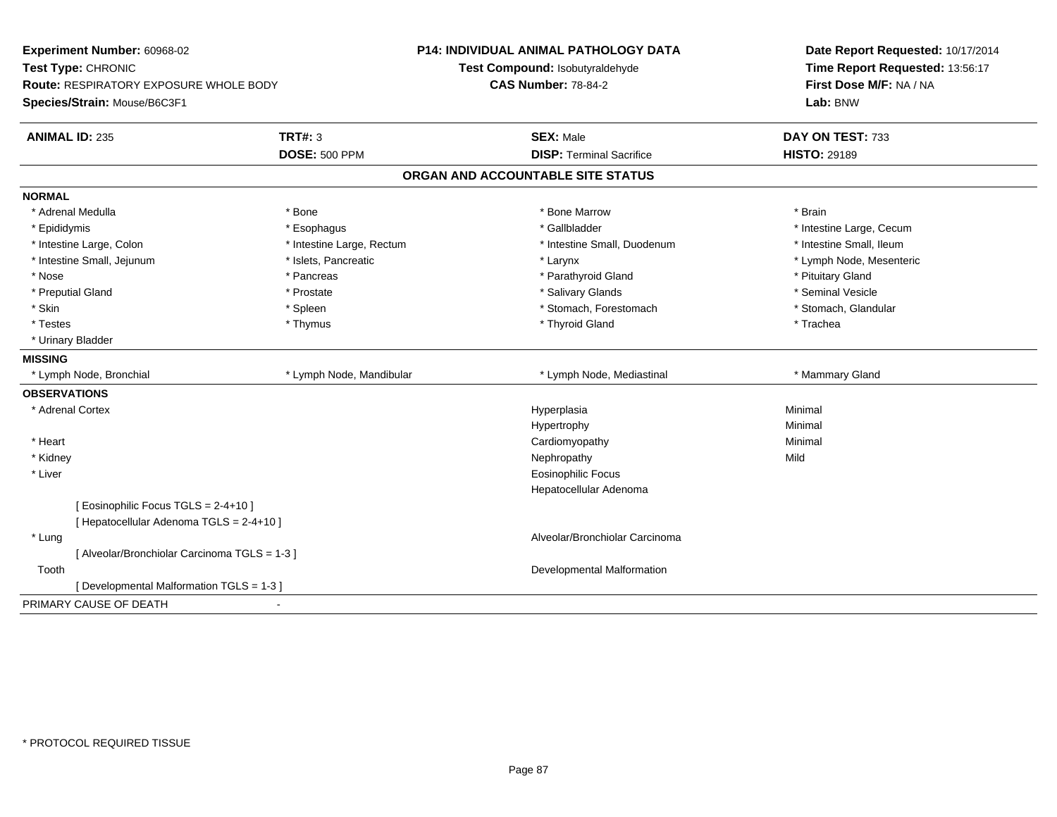**Experiment Number:** 60968-02
**Test Type:** CHRONIC
**Route:** RESPIRATORY EXPOSURE WHOLE BODY
**Species/Strain:** Mouse/B6C3F1

**P14: INDIVIDUAL ANIMAL PATHOLOGY DATA**
**Test Compound:** Isobutyraldehyde
**CAS Number:** 78-84-2

**Date Report Requested:** 10/17/2014
**Time Report Requested:** 13:56:17
**First Dose M/F:** NA / NA
**Lab:** BNW

| **ANIMAL ID:** 235 | **TRT#:** 3 | **SEX:** Male | **DAY ON TEST:** 733 |
|---|---|---|---|
| | **DOSE:** 500 PPM | **DISP:** Terminal Sacrifice | **HISTO:** 29189 |

## ORGAN AND ACCOUNTABLE SITE STATUS

**NORMAL**

| | | | |
|---|---|---|---|
| * Adrenal Medulla | * Bone | * Bone Marrow | * Brain |
| * Epididymis | * Esophagus | * Gallbladder | * Intestine Large, Cecum |
| * Intestine Large, Colon | * Intestine Large, Rectum | * Intestine Small, Duodenum | * Intestine Small, Ileum |
| * Intestine Small, Jejunum | * Islets, Pancreatic | * Larynx | * Lymph Node, Mesenteric |
| * Nose | * Pancreas | * Parathyroid Gland | * Pituitary Gland |
| * Preputial Gland | * Prostate | * Salivary Glands | * Seminal Vesicle |
| * Skin | * Spleen | * Stomach, Forestomach | * Stomach, Glandular |
| * Testes | * Thymus | * Thyroid Gland | * Trachea |
| * Urinary Bladder | | | |

**MISSING**

| | | | |
|---|---|---|---|
| * Lymph Node, Bronchial | * Lymph Node, Mandibular | * Lymph Node, Mediastinal | * Mammary Gland |

**OBSERVATIONS**

| | | |
|---|---|---|
| * Adrenal Cortex | Hyperplasia | Minimal |
| | Hypertrophy | Minimal |
| * Heart | Cardiomyopathy | Minimal |
| * Kidney | Nephropathy | Mild |
| * Liver | Eosinophilic Focus | |
| | Hepatocellular Adenoma | |
| [ Eosinophilic Focus TGLS = 2-4+10 ] | | |
| [ Hepatocellular Adenoma TGLS = 2-4+10 ] | | |
| * Lung | Alveolar/Bronchiolar Carcinoma | |
| [ Alveolar/Bronchiolar Carcinoma TGLS = 1-3 ] | | |
| Tooth | Developmental Malformation | |
| [ Developmental Malformation TGLS = 1-3 ] | | |

PRIMARY CAUSE OF DEATH -

* PROTOCOL REQUIRED TISSUE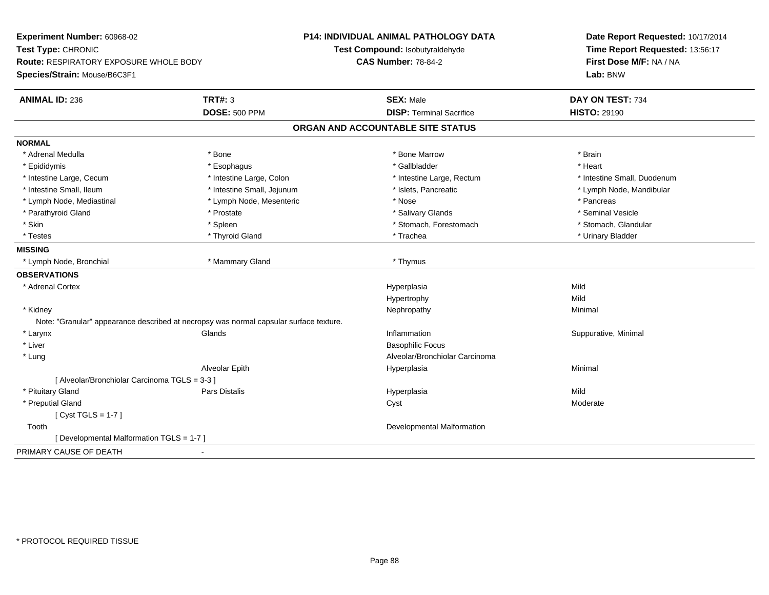**Experiment Number:** 60968-02
**Test Type:** CHRONIC
**Route:** RESPIRATORY EXPOSURE WHOLE BODY
**Species/Strain:** Mouse/B6C3F1

**P14: INDIVIDUAL ANIMAL PATHOLOGY DATA**
**Test Compound:** Isobutyraldehyde
**CAS Number:** 78-84-2

**Date Report Requested:** 10/17/2014
**Time Report Requested:** 13:56:17
**First Dose M/F:** NA / NA
**Lab:** BNW

| **ANIMAL ID:** 236 | **TRT#:** 3 | **SEX:** Male | **DAY ON TEST:** 734 |
|---|---|---|---|
| | **DOSE:** 500 PPM | **DISP:** Terminal Sacrifice | **HISTO:** 29190 |

## ORGAN AND ACCOUNTABLE SITE STATUS

**NORMAL**

| | | | |
|---|---|---|---|
| * Adrenal Medulla | * Bone | * Bone Marrow | * Brain |
| * Epididymis | * Esophagus | * Gallbladder | * Heart |
| * Intestine Large, Cecum | * Intestine Large, Colon | * Intestine Large, Rectum | * Intestine Small, Duodenum |
| * Intestine Small, Ileum | * Intestine Small, Jejunum | * Islets, Pancreatic | * Lymph Node, Mandibular |
| * Lymph Node, Mediastinal | * Lymph Node, Mesenteric | * Nose | * Pancreas |
| * Parathyroid Gland | * Prostate | * Salivary Glands | * Seminal Vesicle |
| * Skin | * Spleen | * Stomach, Forestomach | * Stomach, Glandular |
| * Testes | * Thyroid Gland | * Trachea | * Urinary Bladder |

**MISSING**

| | | |
|---|---|---|
| * Lymph Node, Bronchial | * Mammary Gland | * Thymus |

**OBSERVATIONS**

| Organ | Site | Observation | Severity |
|---|---|---|---|
| * Adrenal Cortex | | Hyperplasia | Mild |
| | | Hypertrophy | Mild |
| * Kidney | | Nephropathy | Minimal |
| Note: "Granular" appearance described at necropsy was normal capsular surface texture. | | | |
| * Larynx | Glands | Inflammation | Suppurative, Minimal |
| * Liver | | Basophilic Focus | |
| * Lung | | Alveolar/Bronchiolar Carcinoma | |
| | Alveolar Epith | Hyperplasia | Minimal |
| [ Alveolar/Bronchiolar Carcinoma TGLS = 3-3 ] | | | |
| * Pituitary Gland | Pars Distalis | Hyperplasia | Mild |
| * Preputial Gland | | Cyst | Moderate |
| [ Cyst TGLS = 1-7 ] | | | |
| Tooth | | Developmental Malformation | |
| [ Developmental Malformation TGLS = 1-7 ] | | | |

PRIMARY CAUSE OF DEATH -

* PROTOCOL REQUIRED TISSUE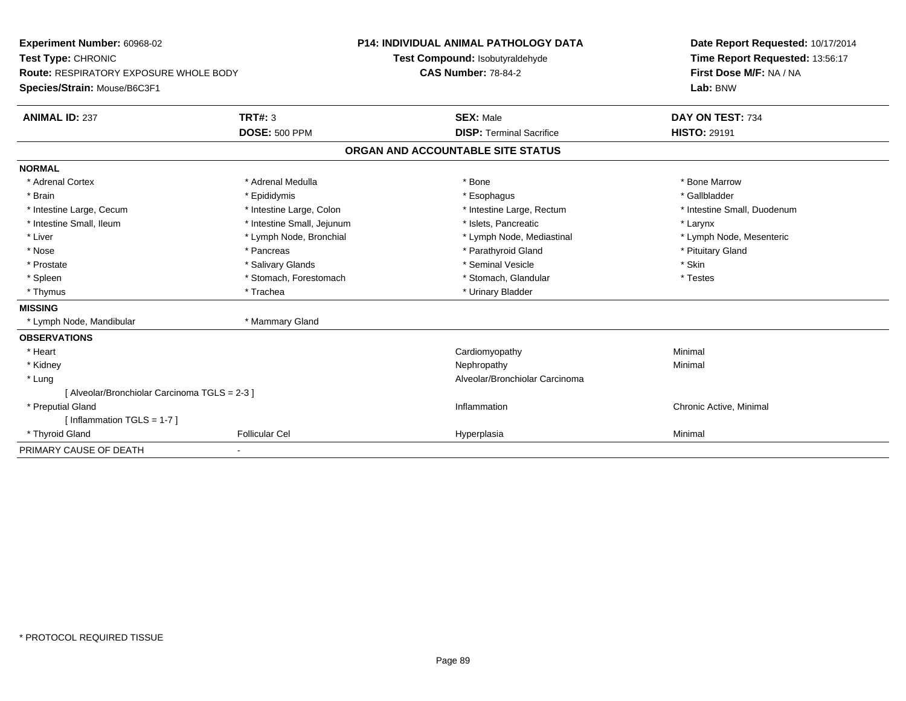**Experiment Number:** 60968-02
**Test Type:** CHRONIC
**Route:** RESPIRATORY EXPOSURE WHOLE BODY
**Species/Strain:** Mouse/B6C3F1

**P14: INDIVIDUAL ANIMAL PATHOLOGY DATA**
**Test Compound:** Isobutyraldehyde
**CAS Number:** 78-84-2

**Date Report Requested:** 10/17/2014
**Time Report Requested:** 13:56:17
**First Dose M/F:** NA / NA
**Lab:** BNW

| **ANIMAL ID:** 237 | **TRT#:** 3 | **SEX:** Male | **DAY ON TEST:** 734 |
|---|---|---|---|
| | **DOSE:** 500 PPM | **DISP:** Terminal Sacrifice | **HISTO:** 29191 |

## ORGAN AND ACCOUNTABLE SITE STATUS

**NORMAL**

| | | | |
|---|---|---|---|
| * Adrenal Cortex | * Adrenal Medulla | * Bone | * Bone Marrow |
| * Brain | * Epididymis | * Esophagus | * Gallbladder |
| * Intestine Large, Cecum | * Intestine Large, Colon | * Intestine Large, Rectum | * Intestine Small, Duodenum |
| * Intestine Small, Ileum | * Intestine Small, Jejunum | * Islets, Pancreatic | * Larynx |
| * Liver | * Lymph Node, Bronchial | * Lymph Node, Mediastinal | * Lymph Node, Mesenteric |
| * Nose | * Pancreas | * Parathyroid Gland | * Pituitary Gland |
| * Prostate | * Salivary Glands | * Seminal Vesicle | * Skin |
| * Spleen | * Stomach, Forestomach | * Stomach, Glandular | * Testes |
| * Thymus | * Trachea | * Urinary Bladder | |

**MISSING**

| | |
|---|---|
| * Lymph Node, Mandibular | * Mammary Gland |

**OBSERVATIONS**

| | | | |
|---|---|---|---|
| * Heart | | Cardiomyopathy | Minimal |
| * Kidney | | Nephropathy | Minimal |
| * Lung | | Alveolar/Bronchiolar Carcinoma | |
| [ Alveolar/Bronchiolar Carcinoma TGLS = 2-3 ] | | | |
| * Preputial Gland | | Inflammation | Chronic Active, Minimal |
| [ Inflammation TGLS = 1-7 ] | | | |
| * Thyroid Gland | Follicular Cel | Hyperplasia | Minimal |

PRIMARY CAUSE OF DEATH -

\* PROTOCOL REQUIRED TISSUE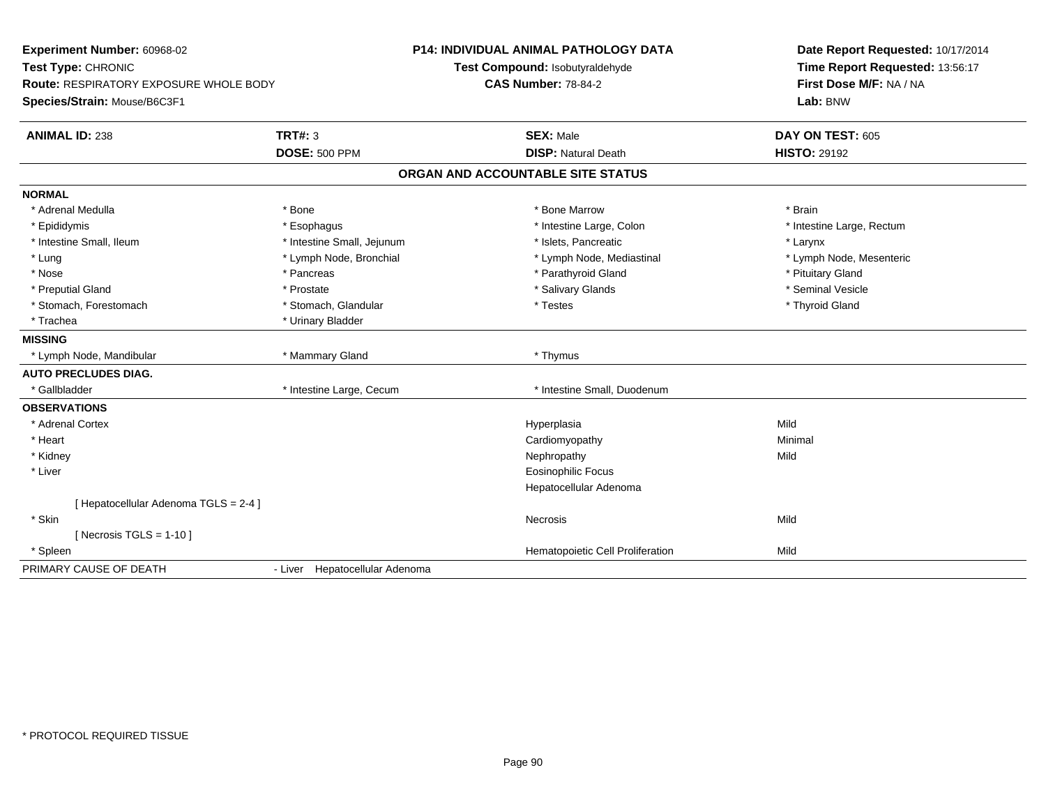**Experiment Number:** 60968-02
**Test Type:** CHRONIC
**Route:** RESPIRATORY EXPOSURE WHOLE BODY
**Species/Strain:** Mouse/B6C3F1

**P14: INDIVIDUAL ANIMAL PATHOLOGY DATA**
**Test Compound:** Isobutyraldehyde
**CAS Number:** 78-84-2

**Date Report Requested:** 10/17/2014
**Time Report Requested:** 13:56:17
**First Dose M/F:** NA / NA
**Lab:** BNW

| **ANIMAL ID:** 238 | **TRT#:** 3 | **SEX:** Male | **DAY ON TEST:** 605 |
|---|---|---|---|
| | **DOSE:** 500 PPM | **DISP:** Natural Death | **HISTO:** 29192 |

## ORGAN AND ACCOUNTABLE SITE STATUS

| | | | |
|---|---|---|---|
| **NORMAL** | | | |
| * Adrenal Medulla | * Bone | * Bone Marrow | * Brain |
| * Epididymis | * Esophagus | * Intestine Large, Colon | * Intestine Large, Rectum |
| * Intestine Small, Ileum | * Intestine Small, Jejunum | * Islets, Pancreatic | * Larynx |
| * Lung | * Lymph Node, Bronchial | * Lymph Node, Mediastinal | * Lymph Node, Mesenteric |
| * Nose | * Pancreas | * Parathyroid Gland | * Pituitary Gland |
| * Preputial Gland | * Prostate | * Salivary Glands | * Seminal Vesicle |
| * Stomach, Forestomach | * Stomach, Glandular | * Testes | * Thyroid Gland |
| * Trachea | * Urinary Bladder | | |
| **MISSING** | | | |
| * Lymph Node, Mandibular | * Mammary Gland | * Thymus | |
| **AUTO PRECLUDES DIAG.** | | | |
| * Gallbladder | * Intestine Large, Cecum | * Intestine Small, Duodenum | |
| **OBSERVATIONS** | | | |
| * Adrenal Cortex | | Hyperplasia | Mild |
| * Heart | | Cardiomyopathy | Minimal |
| * Kidney | | Nephropathy | Mild |
| * Liver | | Eosinophilic Focus | |
| | | Hepatocellular Adenoma | |
| [ Hepatocellular Adenoma TGLS = 2-4 ] | | | |
| * Skin | | Necrosis | Mild |
| [ Necrosis TGLS = 1-10 ] | | | |
| * Spleen | | Hematopoietic Cell Proliferation | Mild |
| PRIMARY CAUSE OF DEATH | - Liver Hepatocellular Adenoma | | |

* PROTOCOL REQUIRED TISSUE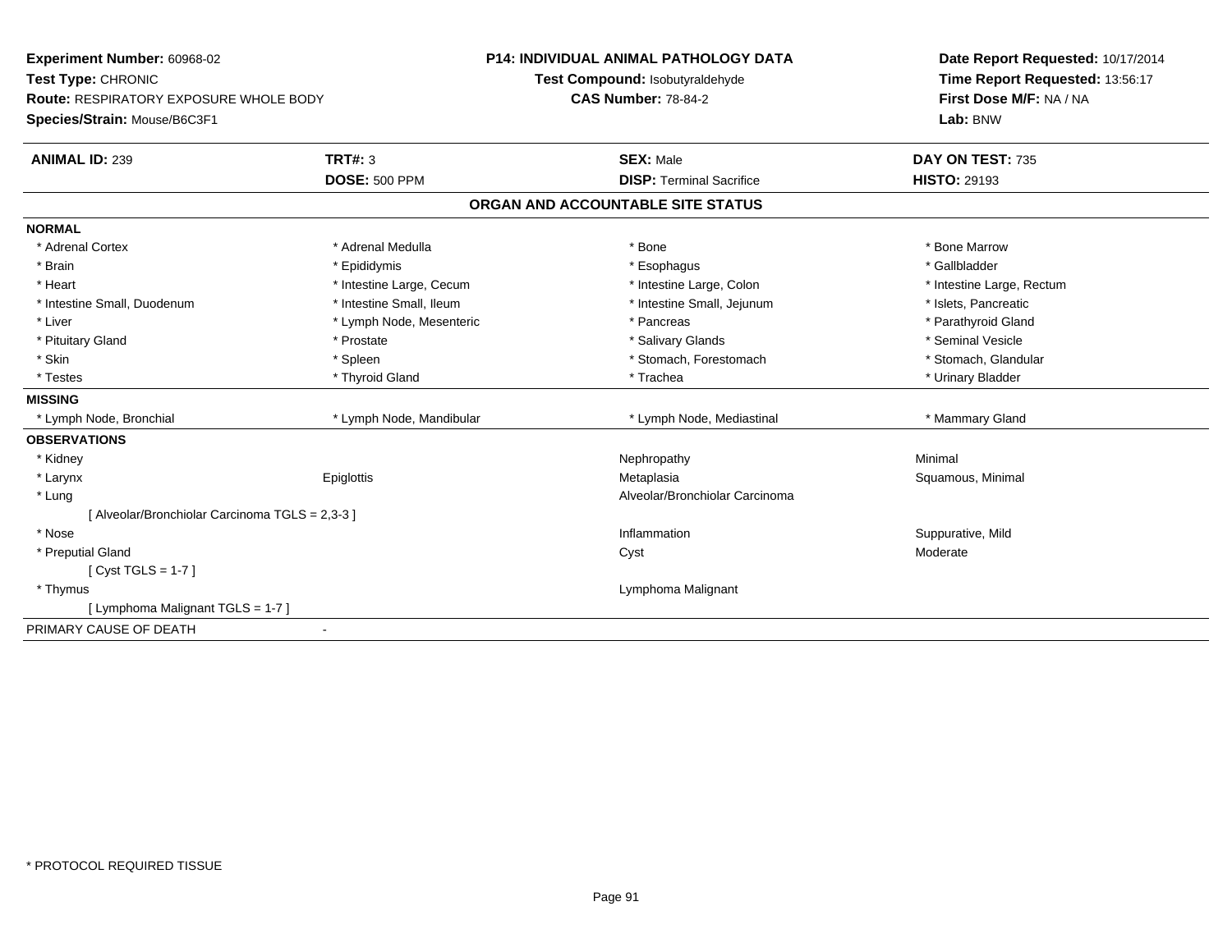**Experiment Number:** 60968-02
**Test Type:** CHRONIC
**Route:** RESPIRATORY EXPOSURE WHOLE BODY
**Species/Strain:** Mouse/B6C3F1

**P14: INDIVIDUAL ANIMAL PATHOLOGY DATA**
**Test Compound:** Isobutyraldehyde
**CAS Number:** 78-84-2

**Date Report Requested:** 10/17/2014
**Time Report Requested:** 13:56:17
**First Dose M/F:** NA / NA
**Lab:** BNW

| **ANIMAL ID:** 239 | **TRT#:** 3 | **SEX:** Male | **DAY ON TEST:** 735 |
|---|---|---|---|
| | **DOSE:** 500 PPM | **DISP:** Terminal Sacrifice | **HISTO:** 29193 |

## ORGAN AND ACCOUNTABLE SITE STATUS

| | | | |
|---|---|---|---|
| **NORMAL** | | | |
| * Adrenal Cortex | * Adrenal Medulla | * Bone | * Bone Marrow |
| * Brain | * Epididymis | * Esophagus | * Gallbladder |
| * Heart | * Intestine Large, Cecum | * Intestine Large, Colon | * Intestine Large, Rectum |
| * Intestine Small, Duodenum | * Intestine Small, Ileum | * Intestine Small, Jejunum | * Islets, Pancreatic |
| * Liver | * Lymph Node, Mesenteric | * Pancreas | * Parathyroid Gland |
| * Pituitary Gland | * Prostate | * Salivary Glands | * Seminal Vesicle |
| * Skin | * Spleen | * Stomach, Forestomach | * Stomach, Glandular |
| * Testes | * Thyroid Gland | * Trachea | * Urinary Bladder |
| **MISSING** | | | |
| * Lymph Node, Bronchial | * Lymph Node, Mandibular | * Lymph Node, Mediastinal | * Mammary Gland |
| **OBSERVATIONS** | | | |
| * Kidney | | Nephropathy | Minimal |
| * Larynx | Epiglottis | Metaplasia | Squamous, Minimal |
| * Lung | | Alveolar/Bronchiolar Carcinoma | |
| [ Alveolar/Bronchiolar Carcinoma TGLS = 2,3-3 ] | | | |
| * Nose | | Inflammation | Suppurative, Mild |
| * Preputial Gland | | Cyst | Moderate |
| [ Cyst TGLS = 1-7 ] | | | |
| * Thymus | | Lymphoma Malignant | |
| [ Lymphoma Malignant TGLS = 1-7 ] | | | |
| PRIMARY CAUSE OF DEATH | - | | |

\* PROTOCOL REQUIRED TISSUE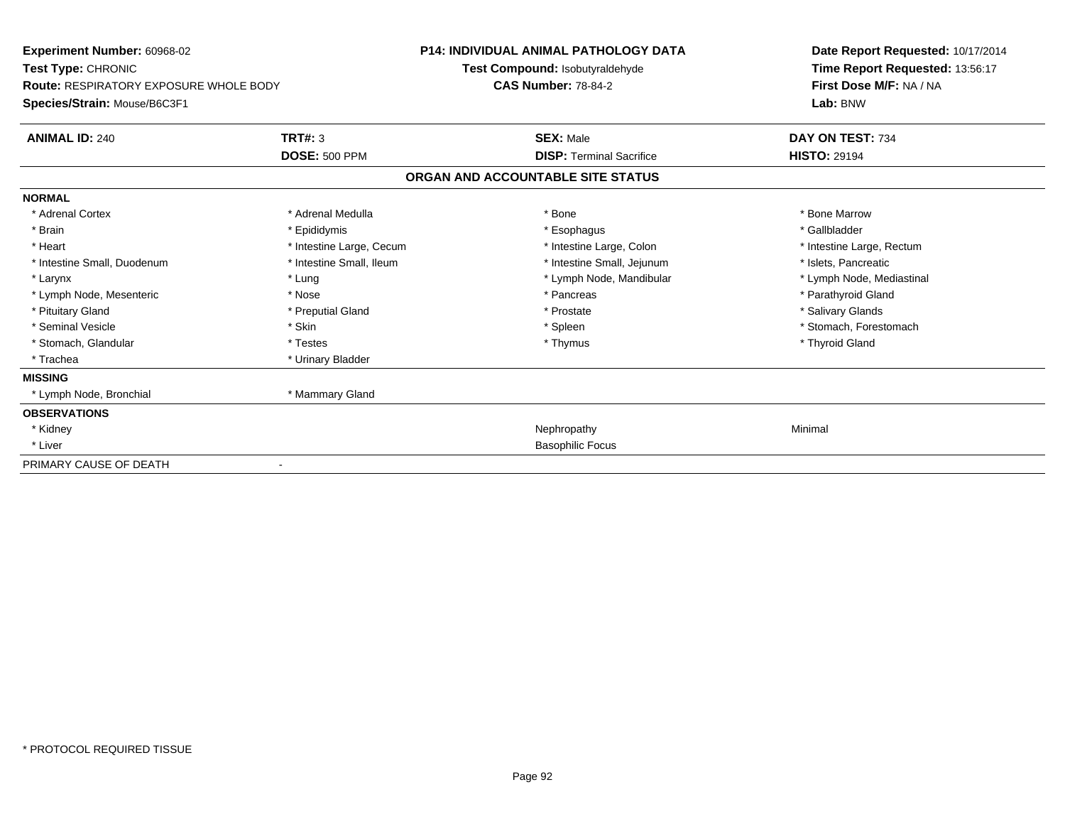**Experiment Number:** 60968-02
**Test Type:** CHRONIC
**Route:** RESPIRATORY EXPOSURE WHOLE BODY
**Species/Strain:** Mouse/B6C3F1

**P14: INDIVIDUAL ANIMAL PATHOLOGY DATA**
**Test Compound:** Isobutyraldehyde
**CAS Number:** 78-84-2

**Date Report Requested:** 10/17/2014
**Time Report Requested:** 13:56:17
**First Dose M/F:** NA / NA
**Lab:** BNW

| **ANIMAL ID:** 240 | **TRT#:** 3 | **SEX:** Male | **DAY ON TEST:** 734 |
|---|---|---|---|
| | **DOSE:** 500 PPM | **DISP:** Terminal Sacrifice | **HISTO:** 29194 |

## ORGAN AND ACCOUNTABLE SITE STATUS

| | | | |
|---|---|---|---|
| **NORMAL** | | | |
| * Adrenal Cortex | * Adrenal Medulla | * Bone | * Bone Marrow |
| * Brain | * Epididymis | * Esophagus | * Gallbladder |
| * Heart | * Intestine Large, Cecum | * Intestine Large, Colon | * Intestine Large, Rectum |
| * Intestine Small, Duodenum | * Intestine Small, Ileum | * Intestine Small, Jejunum | * Islets, Pancreatic |
| * Larynx | * Lung | * Lymph Node, Mandibular | * Lymph Node, Mediastinal |
| * Lymph Node, Mesenteric | * Nose | * Pancreas | * Parathyroid Gland |
| * Pituitary Gland | * Preputial Gland | * Prostate | * Salivary Glands |
| * Seminal Vesicle | * Skin | * Spleen | * Stomach, Forestomach |
| * Stomach, Glandular | * Testes | * Thymus | * Thyroid Gland |
| * Trachea | * Urinary Bladder | | |
| **MISSING** | | | |
| * Lymph Node, Bronchial | * Mammary Gland | | |
| **OBSERVATIONS** | | | |
| * Kidney | | Nephropathy | Minimal |
| * Liver | | Basophilic Focus | |
| PRIMARY CAUSE OF DEATH | - | | |

\* PROTOCOL REQUIRED TISSUE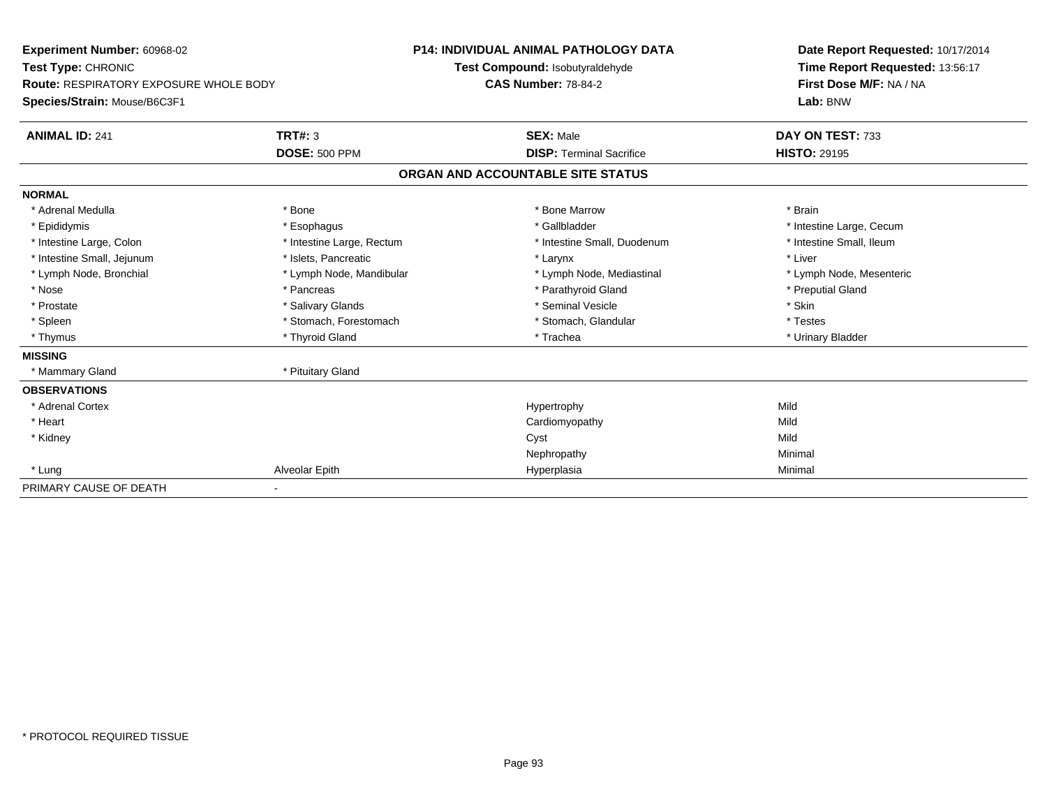**Experiment Number:** 60968-02
**Test Type:** CHRONIC
**Route:** RESPIRATORY EXPOSURE WHOLE BODY
**Species/Strain:** Mouse/B6C3F1

**P14: INDIVIDUAL ANIMAL PATHOLOGY DATA**
**Test Compound:** Isobutyraldehyde
**CAS Number:** 78-84-2

**Date Report Requested:** 10/17/2014
**Time Report Requested:** 13:56:17
**First Dose M/F:** NA / NA
**Lab:** BNW

| **ANIMAL ID:** 241 | **TRT#:** 3 | **SEX:** Male | **DAY ON TEST:** 733 |
|---|---|---|---|
| | **DOSE:** 500 PPM | **DISP:** Terminal Sacrifice | **HISTO:** 29195 |

## ORGAN AND ACCOUNTABLE SITE STATUS

| | | | |
|---|---|---|---|
| **NORMAL** | | | |
| * Adrenal Medulla | * Bone | * Bone Marrow | * Brain |
| * Epididymis | * Esophagus | * Gallbladder | * Intestine Large, Cecum |
| * Intestine Large, Colon | * Intestine Large, Rectum | * Intestine Small, Duodenum | * Intestine Small, Ileum |
| * Intestine Small, Jejunum | * Islets, Pancreatic | * Larynx | * Liver |
| * Lymph Node, Bronchial | * Lymph Node, Mandibular | * Lymph Node, Mediastinal | * Lymph Node, Mesenteric |
| * Nose | * Pancreas | * Parathyroid Gland | * Preputial Gland |
| * Prostate | * Salivary Glands | * Seminal Vesicle | * Skin |
| * Spleen | * Stomach, Forestomach | * Stomach, Glandular | * Testes |
| * Thymus | * Thyroid Gland | * Trachea | * Urinary Bladder |
| **MISSING** | | | |
| * Mammary Gland | * Pituitary Gland | | |
| **OBSERVATIONS** | | | |
| * Adrenal Cortex | | Hypertrophy | Mild |
| * Heart | | Cardiomyopathy | Mild |
| * Kidney | | Cyst | Mild |
| | | Nephropathy | Minimal |
| * Lung | Alveolar Epith | Hyperplasia | Minimal |
| PRIMARY CAUSE OF DEATH | - | | |

* PROTOCOL REQUIRED TISSUE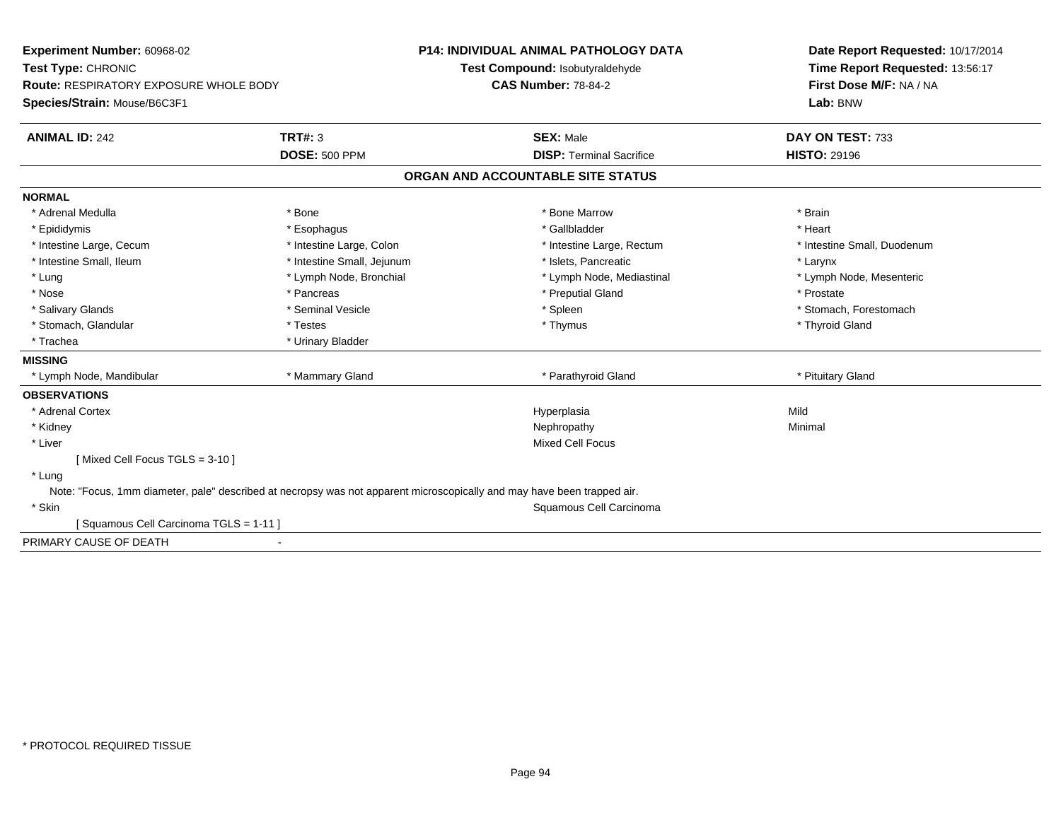**Experiment Number:** 60968-02
**Test Type:** CHRONIC
**Route:** RESPIRATORY EXPOSURE WHOLE BODY
**Species/Strain:** Mouse/B6C3F1

**P14: INDIVIDUAL ANIMAL PATHOLOGY DATA**
**Test Compound:** Isobutyraldehyde
**CAS Number:** 78-84-2

**Date Report Requested:** 10/17/2014
**Time Report Requested:** 13:56:17
**First Dose M/F:** NA / NA
**Lab:** BNW

| **ANIMAL ID:** 242 | **TRT#:** 3 | **SEX:** Male | **DAY ON TEST:** 733 |
|---|---|---|---|
| | **DOSE:** 500 PPM | **DISP:** Terminal Sacrifice | **HISTO:** 29196 |

## ORGAN AND ACCOUNTABLE SITE STATUS

**NORMAL**

| | | | |
|---|---|---|---|
| * Adrenal Medulla | * Bone | * Bone Marrow | * Brain |
| * Epididymis | * Esophagus | * Gallbladder | * Heart |
| * Intestine Large, Cecum | * Intestine Large, Colon | * Intestine Large, Rectum | * Intestine Small, Duodenum |
| * Intestine Small, Ileum | * Intestine Small, Jejunum | * Islets, Pancreatic | * Larynx |
| * Lung | * Lymph Node, Bronchial | * Lymph Node, Mediastinal | * Lymph Node, Mesenteric |
| * Nose | * Pancreas | * Preputial Gland | * Prostate |
| * Salivary Glands | * Seminal Vesicle | * Spleen | * Stomach, Forestomach |
| * Stomach, Glandular | * Testes | * Thymus | * Thyroid Gland |
| * Trachea | * Urinary Bladder | | |

**MISSING**

| | | | |
|---|---|---|---|
| * Lymph Node, Mandibular | * Mammary Gland | * Parathyroid Gland | * Pituitary Gland |

**OBSERVATIONS**

| | | |
|---|---|---|
| * Adrenal Cortex | Hyperplasia | Mild |
| * Kidney | Nephropathy | Minimal |
| * Liver | Mixed Cell Focus | |
| [ Mixed Cell Focus TGLS = 3-10 ] | | |
| * Lung | | |
| Note: "Focus, 1mm diameter, pale" described at necropsy was not apparent microscopically and may have been trapped air. | | |
| * Skin | Squamous Cell Carcinoma | |
| [ Squamous Cell Carcinoma TGLS = 1-11 ] | | |

PRIMARY CAUSE OF DEATH -

\* PROTOCOL REQUIRED TISSUE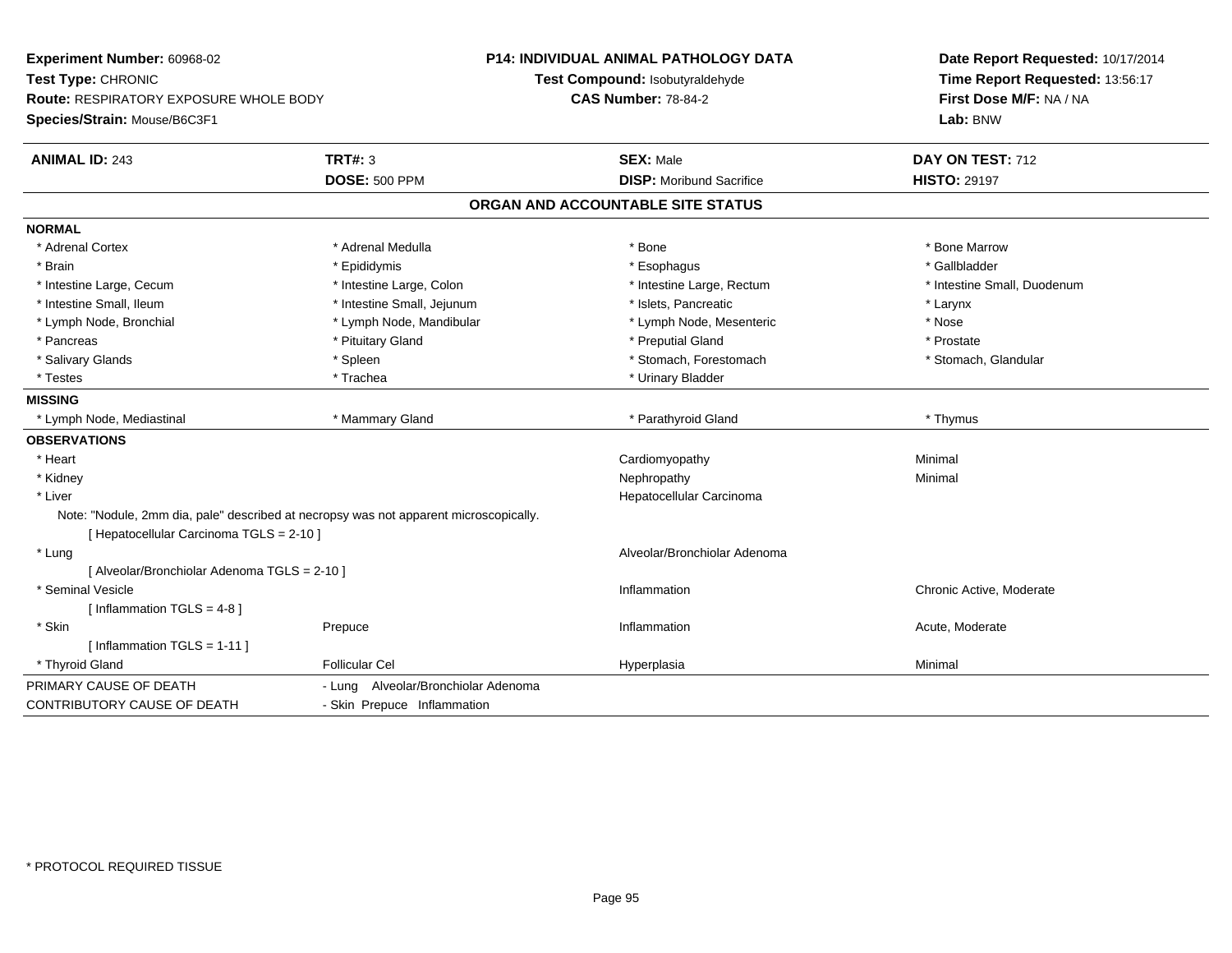**Experiment Number:** 60968-02
**Test Type:** CHRONIC
**Route:** RESPIRATORY EXPOSURE WHOLE BODY
**Species/Strain:** Mouse/B6C3F1

**P14: INDIVIDUAL ANIMAL PATHOLOGY DATA**
**Test Compound:** Isobutyraldehyde
**CAS Number:** 78-84-2

**Date Report Requested:** 10/17/2014
**Time Report Requested:** 13:56:17
**First Dose M/F:** NA / NA
**Lab:** BNW

| **ANIMAL ID:** 243 | **TRT#:** 3 | **SEX:** Male | **DAY ON TEST:** 712 |
|---|---|---|---|
| | **DOSE:** 500 PPM | **DISP:** Moribund Sacrifice | **HISTO:** 29197 |

## ORGAN AND ACCOUNTABLE SITE STATUS

**NORMAL**

| | | | |
|---|---|---|---|
| * Adrenal Cortex | * Adrenal Medulla | * Bone | * Bone Marrow |
| * Brain | * Epididymis | * Esophagus | * Gallbladder |
| * Intestine Large, Cecum | * Intestine Large, Colon | * Intestine Large, Rectum | * Intestine Small, Duodenum |
| * Intestine Small, Ileum | * Intestine Small, Jejunum | * Islets, Pancreatic | * Larynx |
| * Lymph Node, Bronchial | * Lymph Node, Mandibular | * Lymph Node, Mesenteric | * Nose |
| * Pancreas | * Pituitary Gland | * Preputial Gland | * Prostate |
| * Salivary Glands | * Spleen | * Stomach, Forestomach | * Stomach, Glandular |
| * Testes | * Trachea | * Urinary Bladder | |

**MISSING**

| | | | |
|---|---|---|---|
| * Lymph Node, Mediastinal | * Mammary Gland | * Parathyroid Gland | * Thymus |

**OBSERVATIONS**

| | | | |
|---|---|---|---|
| * Heart | | Cardiomyopathy | Minimal |
| * Kidney | | Nephropathy | Minimal |
| * Liver | | Hepatocellular Carcinoma | |

Note: "Nodule, 2mm dia, pale" described at necropsy was not apparent microscopically.
[ Hepatocellular Carcinoma TGLS = 2-10 ]

| | | | |
|---|---|---|---|
| * Lung | | Alveolar/Bronchiolar Adenoma | |

[ Alveolar/Bronchiolar Adenoma TGLS = 2-10 ]

| | | | |
|---|---|---|---|
| * Seminal Vesicle | | Inflammation | Chronic Active, Moderate |

[ Inflammation TGLS = 4-8 ]

| | | | |
|---|---|---|---|
| * Skin | Prepuce | Inflammation | Acute, Moderate |

[ Inflammation TGLS = 1-11 ]

| | | | |
|---|---|---|---|
| * Thyroid Gland | Follicular Cel | Hyperplasia | Minimal |

| | |
|---|---|
| PRIMARY CAUSE OF DEATH | - Lung Alveolar/Bronchiolar Adenoma |
| CONTRIBUTORY CAUSE OF DEATH | - Skin Prepuce Inflammation |

* PROTOCOL REQUIRED TISSUE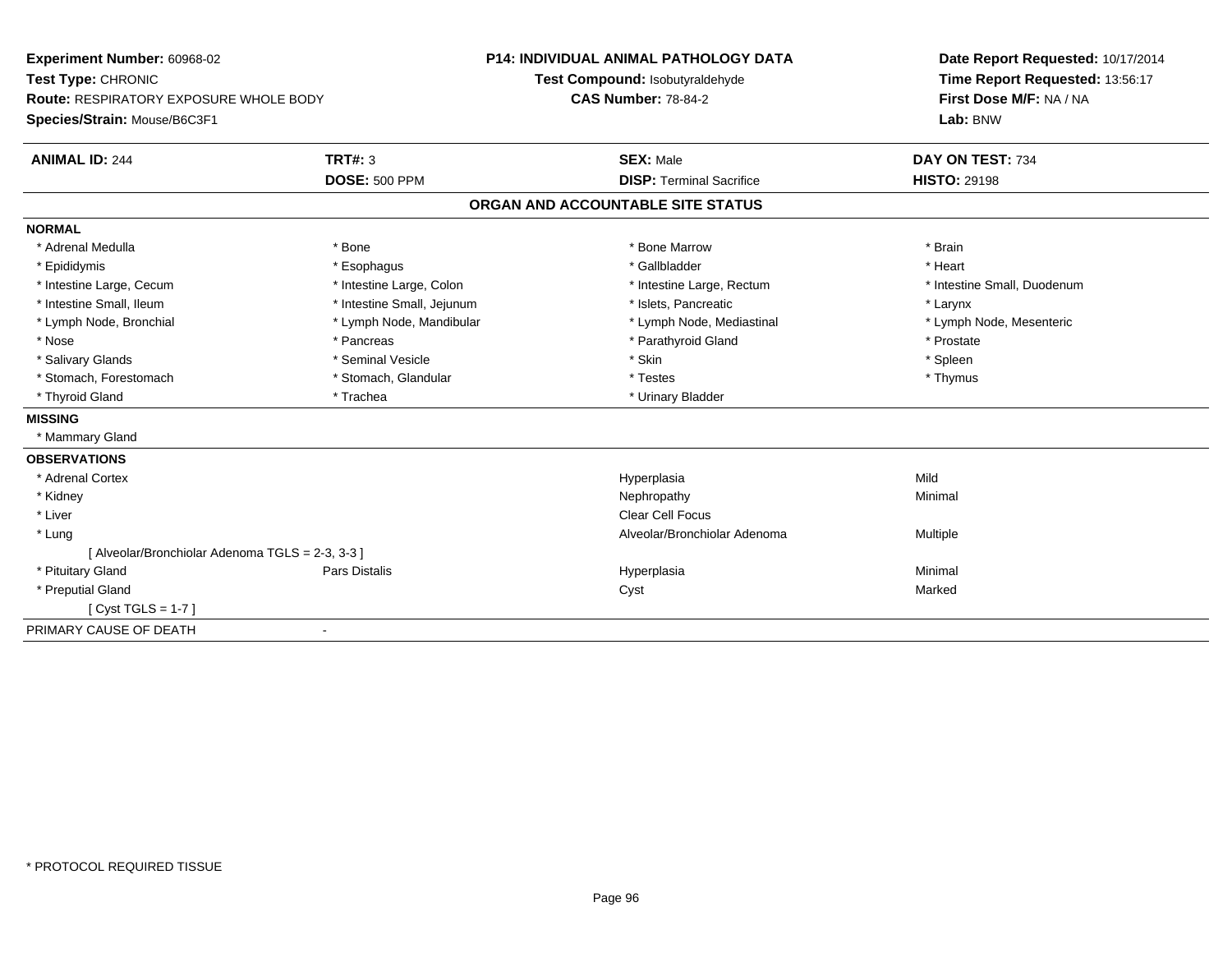**Experiment Number:** 60968-02
**Test Type:** CHRONIC
**Route:** RESPIRATORY EXPOSURE WHOLE BODY
**Species/Strain:** Mouse/B6C3F1

**P14: INDIVIDUAL ANIMAL PATHOLOGY DATA**
**Test Compound:** Isobutyraldehyde
**CAS Number:** 78-84-2

**Date Report Requested:** 10/17/2014
**Time Report Requested:** 13:56:17
**First Dose M/F:** NA / NA
**Lab:** BNW

| **ANIMAL ID:** 244 | **TRT#:** 3 | **SEX:** Male | **DAY ON TEST:** 734 |
|---|---|---|---|
| | **DOSE:** 500 PPM | **DISP:** Terminal Sacrifice | **HISTO:** 29198 |

## ORGAN AND ACCOUNTABLE SITE STATUS

**NORMAL**

| | | | |
|---|---|---|---|
| * Adrenal Medulla | * Bone | * Bone Marrow | * Brain |
| * Epididymis | * Esophagus | * Gallbladder | * Heart |
| * Intestine Large, Cecum | * Intestine Large, Colon | * Intestine Large, Rectum | * Intestine Small, Duodenum |
| * Intestine Small, Ileum | * Intestine Small, Jejunum | * Islets, Pancreatic | * Larynx |
| * Lymph Node, Bronchial | * Lymph Node, Mandibular | * Lymph Node, Mediastinal | * Lymph Node, Mesenteric |
| * Nose | * Pancreas | * Parathyroid Gland | * Prostate |
| * Salivary Glands | * Seminal Vesicle | * Skin | * Spleen |
| * Stomach, Forestomach | * Stomach, Glandular | * Testes | * Thymus |
| * Thyroid Gland | * Trachea | * Urinary Bladder | |

**MISSING**

* Mammary Gland

**OBSERVATIONS**

| | | | |
|---|---|---|---|
| * Adrenal Cortex | | Hyperplasia | Mild |
| * Kidney | | Nephropathy | Minimal |
| * Liver | | Clear Cell Focus | |
| * Lung | | Alveolar/Bronchiolar Adenoma | Multiple |
| [ Alveolar/Bronchiolar Adenoma TGLS = 2-3, 3-3 ] | | | |
| * Pituitary Gland | Pars Distalis | Hyperplasia | Minimal |
| * Preputial Gland | | Cyst | Marked |
| [ Cyst TGLS = 1-7 ] | | | |

PRIMARY CAUSE OF DEATH -

* PROTOCOL REQUIRED TISSUE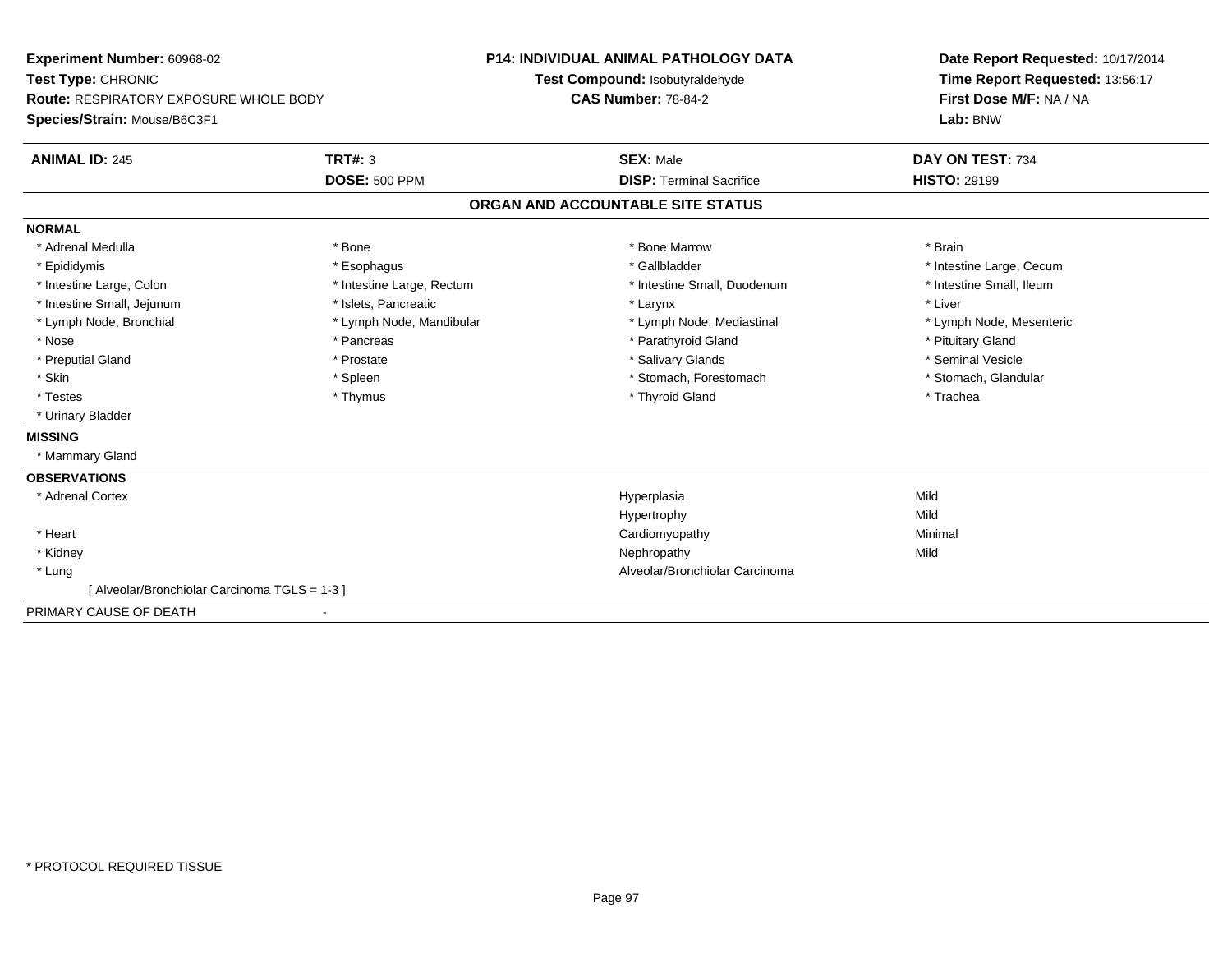**Experiment Number:** 60968-02
**Test Type:** CHRONIC
**Route:** RESPIRATORY EXPOSURE WHOLE BODY
**Species/Strain:** Mouse/B6C3F1

**P14: INDIVIDUAL ANIMAL PATHOLOGY DATA**
**Test Compound:** Isobutyraldehyde
**CAS Number:** 78-84-2

**Date Report Requested:** 10/17/2014
**Time Report Requested:** 13:56:17
**First Dose M/F:** NA / NA
**Lab:** BNW

| **ANIMAL ID:** 245 | **TRT#:** 3 | **SEX:** Male | **DAY ON TEST:** 734 |
|---|---|---|---|
| | **DOSE:** 500 PPM | **DISP:** Terminal Sacrifice | **HISTO:** 29199 |

## ORGAN AND ACCOUNTABLE SITE STATUS

**NORMAL**

| | | | |
|---|---|---|---|
| * Adrenal Medulla | * Bone | * Bone Marrow | * Brain |
| * Epididymis | * Esophagus | * Gallbladder | * Intestine Large, Cecum |
| * Intestine Large, Colon | * Intestine Large, Rectum | * Intestine Small, Duodenum | * Intestine Small, Ileum |
| * Intestine Small, Jejunum | * Islets, Pancreatic | * Larynx | * Liver |
| * Lymph Node, Bronchial | * Lymph Node, Mandibular | * Lymph Node, Mediastinal | * Lymph Node, Mesenteric |
| * Nose | * Pancreas | * Parathyroid Gland | * Pituitary Gland |
| * Preputial Gland | * Prostate | * Salivary Glands | * Seminal Vesicle |
| * Skin | * Spleen | * Stomach, Forestomach | * Stomach, Glandular |
| * Testes | * Thymus | * Thyroid Gland | * Trachea |
| * Urinary Bladder | | | |

**MISSING**

* Mammary Gland

**OBSERVATIONS**

| | | |
|---|---|---|
| * Adrenal Cortex | Hyperplasia | Mild |
| | Hypertrophy | Mild |
| * Heart | Cardiomyopathy | Minimal |
| * Kidney | Nephropathy | Mild |
| * Lung | Alveolar/Bronchiolar Carcinoma | |
| [ Alveolar/Bronchiolar Carcinoma TGLS = 1-3 ] | | |

PRIMARY CAUSE OF DEATH -

* PROTOCOL REQUIRED TISSUE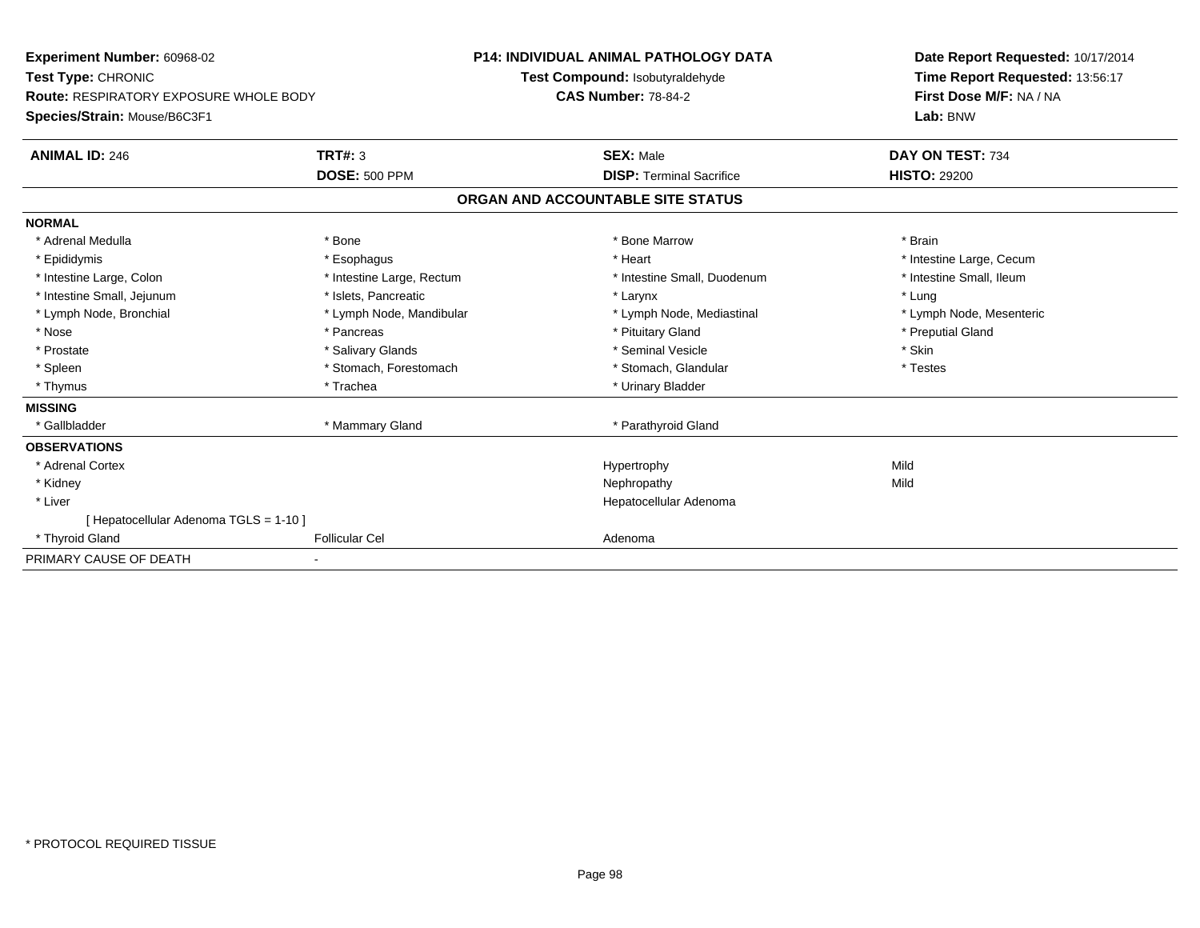**Experiment Number:** 60968-02
**Test Type:** CHRONIC
**Route:** RESPIRATORY EXPOSURE WHOLE BODY
**Species/Strain:** Mouse/B6C3F1

**P14: INDIVIDUAL ANIMAL PATHOLOGY DATA**
**Test Compound:** Isobutyraldehyde
**CAS Number:** 78-84-2

**Date Report Requested:** 10/17/2014
**Time Report Requested:** 13:56:17
**First Dose M/F:** NA / NA
**Lab:** BNW

| **ANIMAL ID:** 246 | **TRT#:** 3 | **SEX:** Male | **DAY ON TEST:** 734 |
|---|---|---|---|
| | **DOSE:** 500 PPM | **DISP:** Terminal Sacrifice | **HISTO:** 29200 |

## ORGAN AND ACCOUNTABLE SITE STATUS

**NORMAL**

| | | | |
|---|---|---|---|
| * Adrenal Medulla | * Bone | * Bone Marrow | * Brain |
| * Epididymis | * Esophagus | * Heart | * Intestine Large, Cecum |
| * Intestine Large, Colon | * Intestine Large, Rectum | * Intestine Small, Duodenum | * Intestine Small, Ileum |
| * Intestine Small, Jejunum | * Islets, Pancreatic | * Larynx | * Lung |
| * Lymph Node, Bronchial | * Lymph Node, Mandibular | * Lymph Node, Mediastinal | * Lymph Node, Mesenteric |
| * Nose | * Pancreas | * Pituitary Gland | * Preputial Gland |
| * Prostate | * Salivary Glands | * Seminal Vesicle | * Skin |
| * Spleen | * Stomach, Forestomach | * Stomach, Glandular | * Testes |
| * Thymus | * Trachea | * Urinary Bladder | |

**MISSING**

| | | |
|---|---|---|
| * Gallbladder | * Mammary Gland | * Parathyroid Gland |

**OBSERVATIONS**

| | | | |
|---|---|---|---|
| * Adrenal Cortex | | Hypertrophy | Mild |
| * Kidney | | Nephropathy | Mild |
| * Liver | | Hepatocellular Adenoma | |
| [ Hepatocellular Adenoma TGLS = 1-10 ] | | | |
| * Thyroid Gland | Follicular Cel | Adenoma | |

PRIMARY CAUSE OF DEATH -

* PROTOCOL REQUIRED TISSUE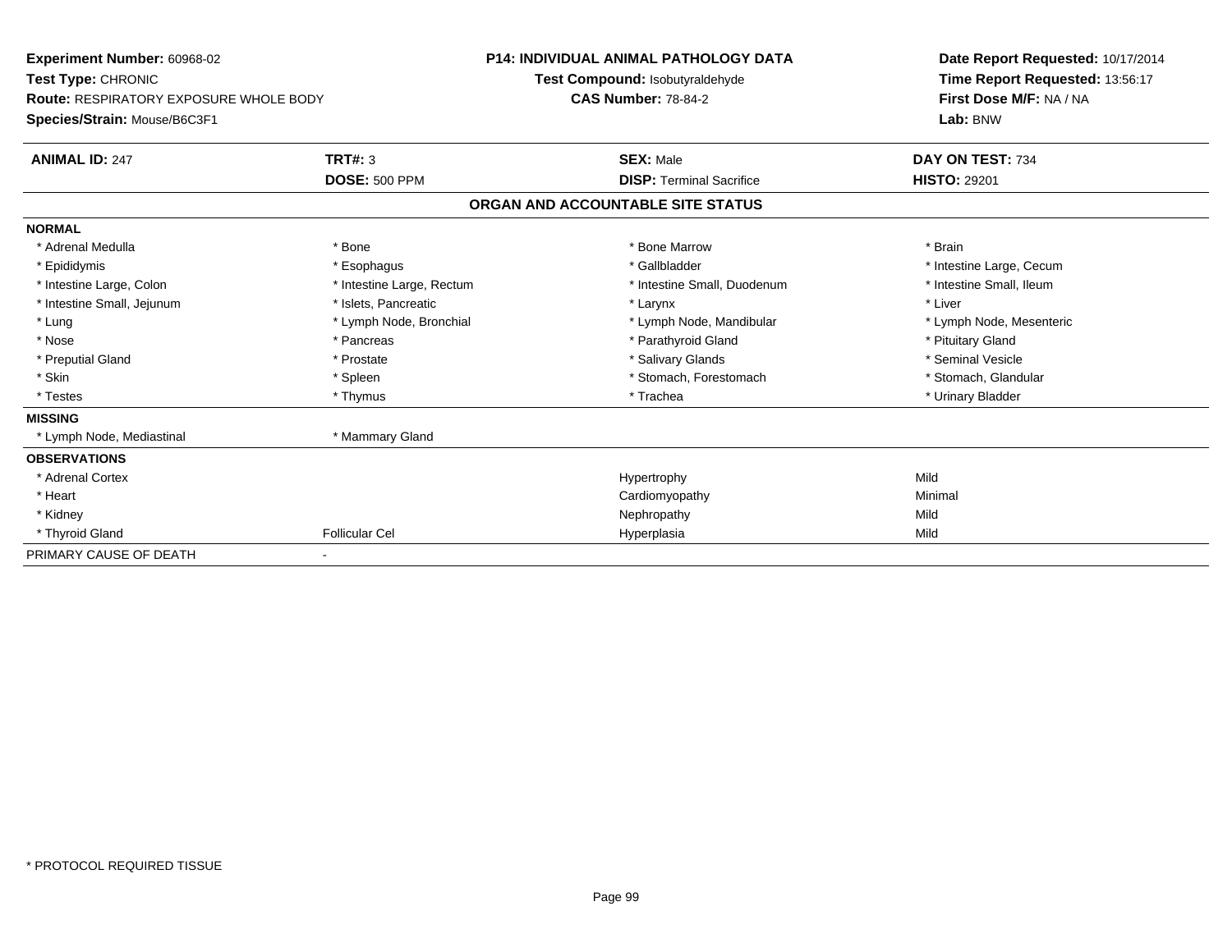**Experiment Number:** 60968-02
**Test Type:** CHRONIC
**Route:** RESPIRATORY EXPOSURE WHOLE BODY
**Species/Strain:** Mouse/B6C3F1

**P14: INDIVIDUAL ANIMAL PATHOLOGY DATA**
**Test Compound:** Isobutyraldehyde
**CAS Number:** 78-84-2

**Date Report Requested:** 10/17/2014
**Time Report Requested:** 13:56:17
**First Dose M/F:** NA / NA
**Lab:** BNW

| **ANIMAL ID:** 247 | **TRT#:** 3 | **SEX:** Male | **DAY ON TEST:** 734 |
|---|---|---|---|
| | **DOSE:** 500 PPM | **DISP:** Terminal Sacrifice | **HISTO:** 29201 |

## ORGAN AND ACCOUNTABLE SITE STATUS

| | | | |
|---|---|---|---|
| **NORMAL** | | | |
| * Adrenal Medulla | * Bone | * Bone Marrow | * Brain |
| * Epididymis | * Esophagus | * Gallbladder | * Intestine Large, Cecum |
| * Intestine Large, Colon | * Intestine Large, Rectum | * Intestine Small, Duodenum | * Intestine Small, Ileum |
| * Intestine Small, Jejunum | * Islets, Pancreatic | * Larynx | * Liver |
| * Lung | * Lymph Node, Bronchial | * Lymph Node, Mandibular | * Lymph Node, Mesenteric |
| * Nose | * Pancreas | * Parathyroid Gland | * Pituitary Gland |
| * Preputial Gland | * Prostate | * Salivary Glands | * Seminal Vesicle |
| * Skin | * Spleen | * Stomach, Forestomach | * Stomach, Glandular |
| * Testes | * Thymus | * Trachea | * Urinary Bladder |
| **MISSING** | | | |
| * Lymph Node, Mediastinal | * Mammary Gland | | |
| **OBSERVATIONS** | | | |
| * Adrenal Cortex | | Hypertrophy | Mild |
| * Heart | | Cardiomyopathy | Minimal |
| * Kidney | | Nephropathy | Mild |
| * Thyroid Gland | Follicular Cel | Hyperplasia | Mild |
| PRIMARY CAUSE OF DEATH | - | | |

* PROTOCOL REQUIRED TISSUE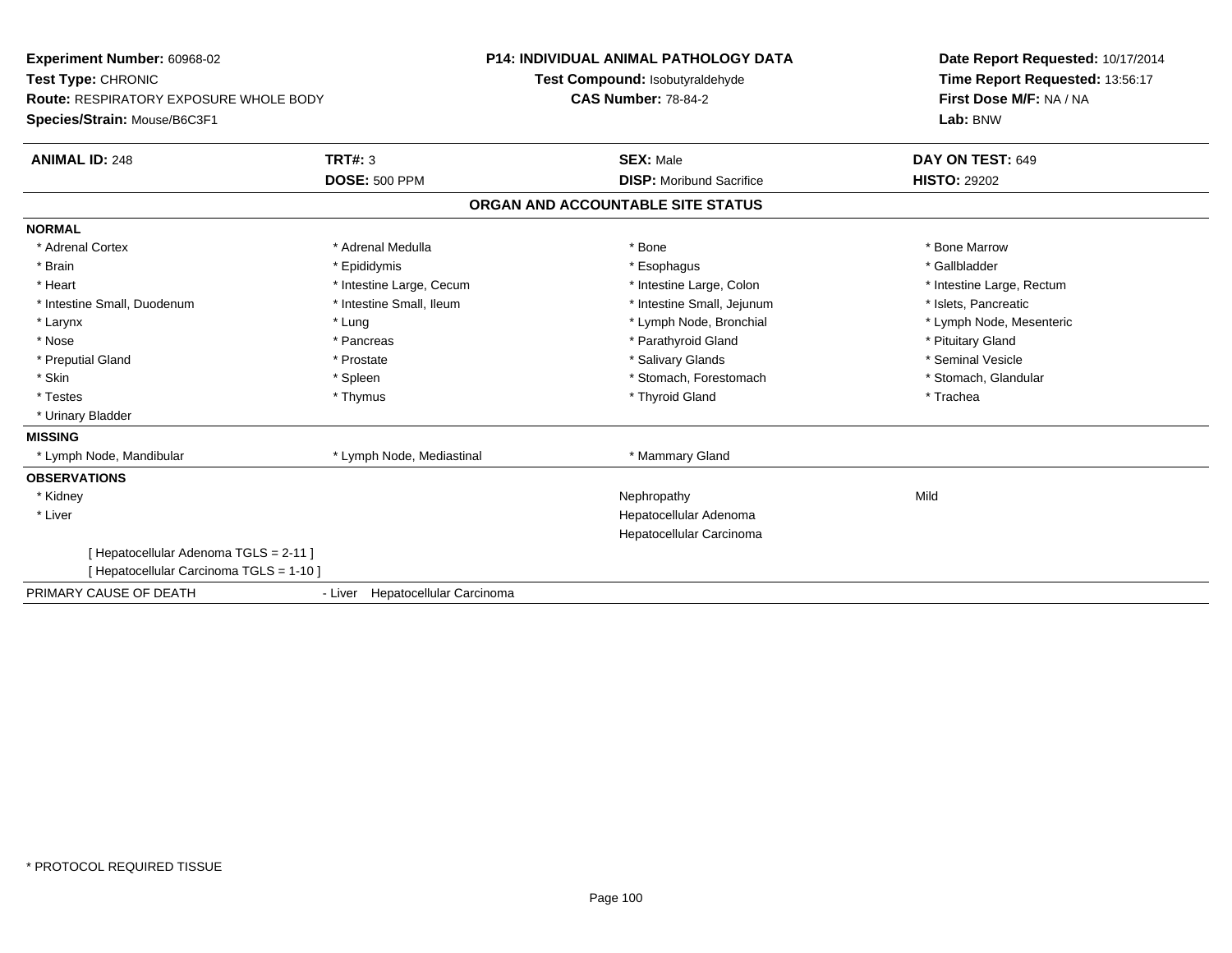**Experiment Number:** 60968-02
**Test Type:** CHRONIC
**Route:** RESPIRATORY EXPOSURE WHOLE BODY
**Species/Strain:** Mouse/B6C3F1

**P14: INDIVIDUAL ANIMAL PATHOLOGY DATA**
**Test Compound:** Isobutyraldehyde
**CAS Number:** 78-84-2

**Date Report Requested:** 10/17/2014
**Time Report Requested:** 13:56:17
**First Dose M/F:** NA / NA
**Lab:** BNW

| **ANIMAL ID:** 248 | **TRT#:** 3 | **SEX:** Male | **DAY ON TEST:** 649 |
|---|---|---|---|
| | **DOSE:** 500 PPM | **DISP:** Moribund Sacrifice | **HISTO:** 29202 |

## ORGAN AND ACCOUNTABLE SITE STATUS

**NORMAL**

| | | | |
|---|---|---|---|
| * Adrenal Cortex | * Adrenal Medulla | * Bone | * Bone Marrow |
| * Brain | * Epididymis | * Esophagus | * Gallbladder |
| * Heart | * Intestine Large, Cecum | * Intestine Large, Colon | * Intestine Large, Rectum |
| * Intestine Small, Duodenum | * Intestine Small, Ileum | * Intestine Small, Jejunum | * Islets, Pancreatic |
| * Larynx | * Lung | * Lymph Node, Bronchial | * Lymph Node, Mesenteric |
| * Nose | * Pancreas | * Parathyroid Gland | * Pituitary Gland |
| * Preputial Gland | * Prostate | * Salivary Glands | * Seminal Vesicle |
| * Skin | * Spleen | * Stomach, Forestomach | * Stomach, Glandular |
| * Testes | * Thymus | * Thyroid Gland | * Trachea |
| * Urinary Bladder | | | |

**MISSING**

| | | |
|---|---|---|
| * Lymph Node, Mandibular | * Lymph Node, Mediastinal | * Mammary Gland |

**OBSERVATIONS**

| | | |
|---|---|---|
| * Kidney | Nephropathy | Mild |
| * Liver | Hepatocellular Adenoma | |
| | Hepatocellular Carcinoma | |

[ Hepatocellular Adenoma TGLS = 2-11 ]
[ Hepatocellular Carcinoma TGLS = 1-10 ]

PRIMARY CAUSE OF DEATH - Liver Hepatocellular Carcinoma

* PROTOCOL REQUIRED TISSUE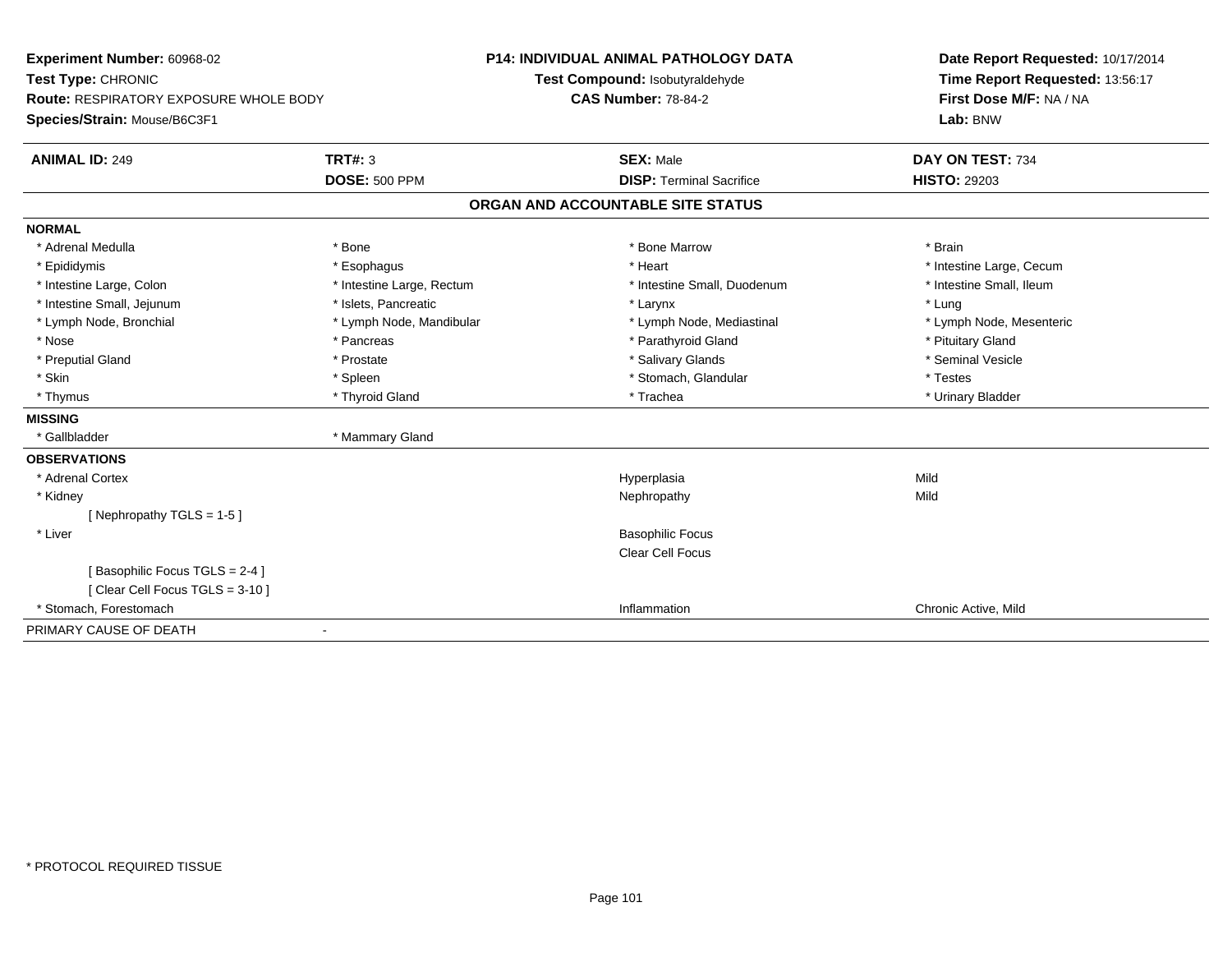**Experiment Number:** 60968-02
**Test Type:** CHRONIC
**Route:** RESPIRATORY EXPOSURE WHOLE BODY
**Species/Strain:** Mouse/B6C3F1

**P14: INDIVIDUAL ANIMAL PATHOLOGY DATA**
**Test Compound:** Isobutyraldehyde
**CAS Number:** 78-84-2

**Date Report Requested:** 10/17/2014
**Time Report Requested:** 13:56:17
**First Dose M/F:** NA / NA
**Lab:** BNW

| **ANIMAL ID:** 249 | **TRT#:** 3 | **SEX:** Male | **DAY ON TEST:** 734 |
|---|---|---|---|
| | **DOSE:** 500 PPM | **DISP:** Terminal Sacrifice | **HISTO:** 29203 |

## ORGAN AND ACCOUNTABLE SITE STATUS

| | | | |
|---|---|---|---|
| **NORMAL** | | | |
| * Adrenal Medulla | * Bone | * Bone Marrow | * Brain |
| * Epididymis | * Esophagus | * Heart | * Intestine Large, Cecum |
| * Intestine Large, Colon | * Intestine Large, Rectum | * Intestine Small, Duodenum | * Intestine Small, Ileum |
| * Intestine Small, Jejunum | * Islets, Pancreatic | * Larynx | * Lung |
| * Lymph Node, Bronchial | * Lymph Node, Mandibular | * Lymph Node, Mediastinal | * Lymph Node, Mesenteric |
| * Nose | * Pancreas | * Parathyroid Gland | * Pituitary Gland |
| * Preputial Gland | * Prostate | * Salivary Glands | * Seminal Vesicle |
| * Skin | * Spleen | * Stomach, Glandular | * Testes |
| * Thymus | * Thyroid Gland | * Trachea | * Urinary Bladder |
| **MISSING** | | | |
| * Gallbladder | * Mammary Gland | | |
| **OBSERVATIONS** | | | |
| * Adrenal Cortex | | Hyperplasia | Mild |
| * Kidney | | Nephropathy | Mild |
| [ Nephropathy TGLS = 1-5 ] | | | |
| * Liver | | Basophilic Focus | |
| | | Clear Cell Focus | |
| [ Basophilic Focus TGLS = 2-4 ] | | | |
| [ Clear Cell Focus TGLS = 3-10 ] | | | |
| * Stomach, Forestomach | | Inflammation | Chronic Active, Mild |
| PRIMARY CAUSE OF DEATH | - | | |

* PROTOCOL REQUIRED TISSUE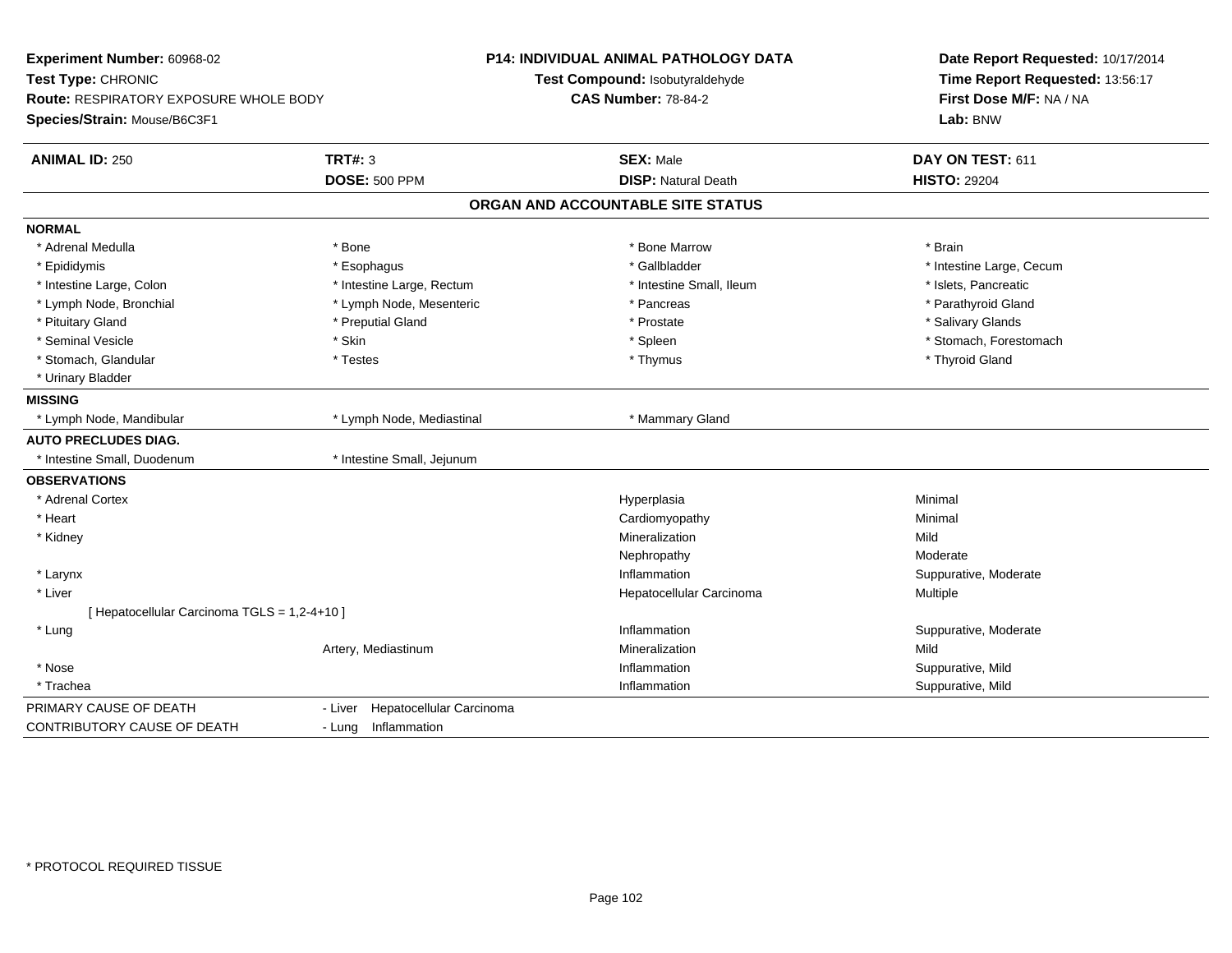**Experiment Number:** 60968-02
**Test Type:** CHRONIC
**Route:** RESPIRATORY EXPOSURE WHOLE BODY
**Species/Strain:** Mouse/B6C3F1

**P14: INDIVIDUAL ANIMAL PATHOLOGY DATA**
**Test Compound:** Isobutyraldehyde
**CAS Number:** 78-84-2

**Date Report Requested:** 10/17/2014
**Time Report Requested:** 13:56:17
**First Dose M/F:** NA / NA
**Lab:** BNW

| **ANIMAL ID:** 250 | **TRT#:** 3 | **SEX:** Male | **DAY ON TEST:** 611 |
|---|---|---|---|
| | **DOSE:** 500 PPM | **DISP:** Natural Death | **HISTO:** 29204 |

## ORGAN AND ACCOUNTABLE SITE STATUS

**NORMAL**

| | | | |
|---|---|---|---|
| * Adrenal Medulla | * Bone | * Bone Marrow | * Brain |
| * Epididymis | * Esophagus | * Gallbladder | * Intestine Large, Cecum |
| * Intestine Large, Colon | * Intestine Large, Rectum | * Intestine Small, Ileum | * Islets, Pancreatic |
| * Lymph Node, Bronchial | * Lymph Node, Mesenteric | * Pancreas | * Parathyroid Gland |
| * Pituitary Gland | * Preputial Gland | * Prostate | * Salivary Glands |
| * Seminal Vesicle | * Skin | * Spleen | * Stomach, Forestomach |
| * Stomach, Glandular | * Testes | * Thymus | * Thyroid Gland |
| * Urinary Bladder | | | |

**MISSING**

| | | |
|---|---|---|
| * Lymph Node, Mandibular | * Lymph Node, Mediastinal | * Mammary Gland |

**AUTO PRECLUDES DIAG.**

| | |
|---|---|
| * Intestine Small, Duodenum | * Intestine Small, Jejunum |

**OBSERVATIONS**

| | | | |
|---|---|---|---|
| * Adrenal Cortex | | Hyperplasia | Minimal |
| * Heart | | Cardiomyopathy | Minimal |
| * Kidney | | Mineralization | Mild |
| | | Nephropathy | Moderate |
| * Larynx | | Inflammation | Suppurative, Moderate |
| * Liver | | Hepatocellular Carcinoma | Multiple |
| [ Hepatocellular Carcinoma TGLS = 1,2-4+10 ] | | | |
| * Lung | | Inflammation | Suppurative, Moderate |
| | Artery, Mediastinum | Mineralization | Mild |
| * Nose | | Inflammation | Suppurative, Mild |
| * Trachea | | Inflammation | Suppurative, Mild |

| | |
|---|---|
| PRIMARY CAUSE OF DEATH | - Liver Hepatocellular Carcinoma |
| CONTRIBUTORY CAUSE OF DEATH | - Lung Inflammation |

* PROTOCOL REQUIRED TISSUE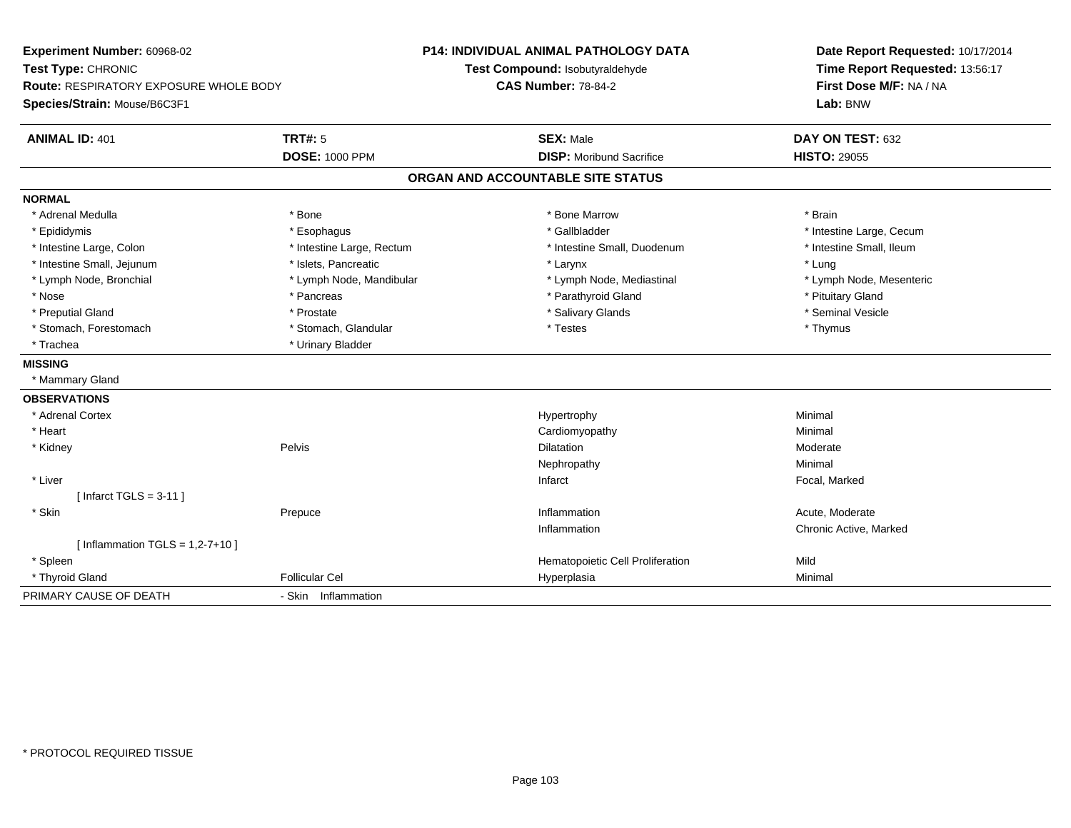**Experiment Number:** 60968-02
**Test Type:** CHRONIC
**Route:** RESPIRATORY EXPOSURE WHOLE BODY
**Species/Strain:** Mouse/B6C3F1

**P14: INDIVIDUAL ANIMAL PATHOLOGY DATA**
**Test Compound:** Isobutyraldehyde
**CAS Number:** 78-84-2

**Date Report Requested:** 10/17/2014
**Time Report Requested:** 13:56:17
**First Dose M/F:** NA / NA
**Lab:** BNW

| **ANIMAL ID:** 401 | **TRT#:** 5 | **SEX:** Male | **DAY ON TEST:** 632 |
|---|---|---|---|
| | **DOSE:** 1000 PPM | **DISP:** Moribund Sacrifice | **HISTO:** 29055 |

## ORGAN AND ACCOUNTABLE SITE STATUS

| | | | |
|---|---|---|---|
| **NORMAL** | | | |
| * Adrenal Medulla | * Bone | * Bone Marrow | * Brain |
| * Epididymis | * Esophagus | * Gallbladder | * Intestine Large, Cecum |
| * Intestine Large, Colon | * Intestine Large, Rectum | * Intestine Small, Duodenum | * Intestine Small, Ileum |
| * Intestine Small, Jejunum | * Islets, Pancreatic | * Larynx | * Lung |
| * Lymph Node, Bronchial | * Lymph Node, Mandibular | * Lymph Node, Mediastinal | * Lymph Node, Mesenteric |
| * Nose | * Pancreas | * Parathyroid Gland | * Pituitary Gland |
| * Preputial Gland | * Prostate | * Salivary Glands | * Seminal Vesicle |
| * Stomach, Forestomach | * Stomach, Glandular | * Testes | * Thymus |
| * Trachea | * Urinary Bladder | | |
| **MISSING** | | | |
| * Mammary Gland | | | |
| **OBSERVATIONS** | | | |
| * Adrenal Cortex | | Hypertrophy | Minimal |
| * Heart | | Cardiomyopathy | Minimal |
| * Kidney | Pelvis | Dilatation | Moderate |
| | | Nephropathy | Minimal |
| * Liver | | Infarct | Focal, Marked |
| [ Infarct TGLS = 3-11 ] | | | |
| * Skin | Prepuce | Inflammation | Acute, Moderate |
| | | Inflammation | Chronic Active, Marked |
| [ Inflammation TGLS = 1,2-7+10 ] | | | |
| * Spleen | | Hematopoietic Cell Proliferation | Mild |
| * Thyroid Gland | Follicular Cel | Hyperplasia | Minimal |
| PRIMARY CAUSE OF DEATH | - Skin Inflammation | | |

* PROTOCOL REQUIRED TISSUE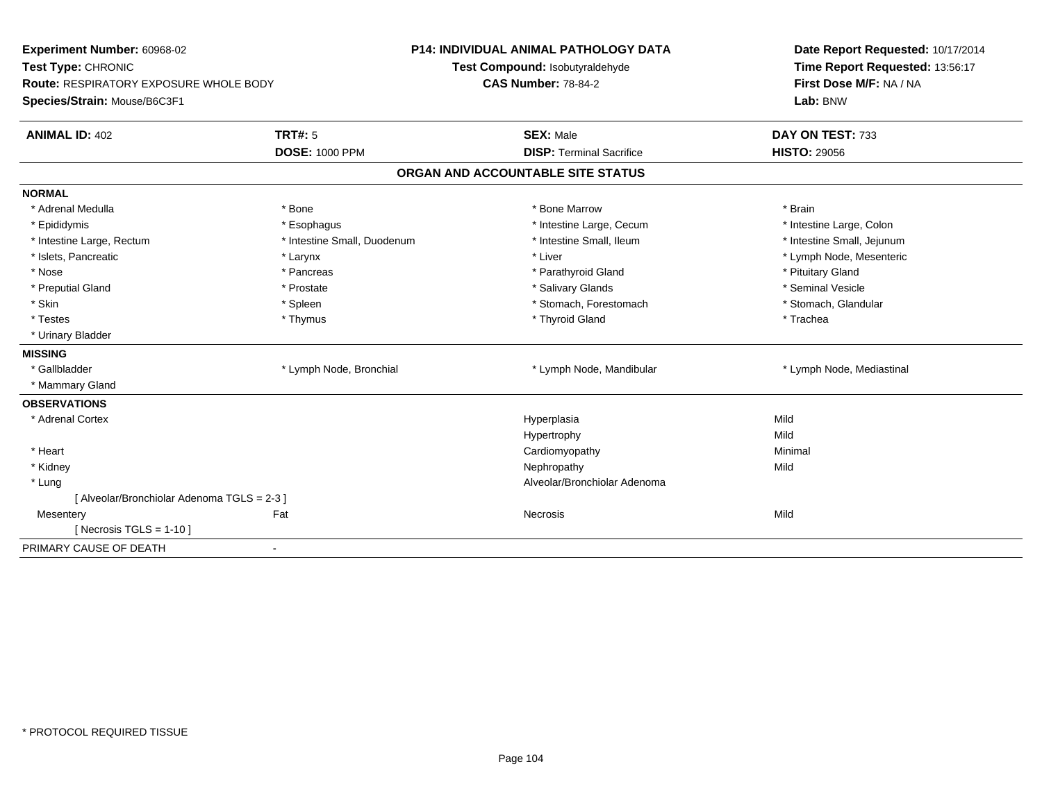**Experiment Number:** 60968-02
**Test Type:** CHRONIC
**Route:** RESPIRATORY EXPOSURE WHOLE BODY
**Species/Strain:** Mouse/B6C3F1

**P14: INDIVIDUAL ANIMAL PATHOLOGY DATA**
**Test Compound:** Isobutyraldehyde
**CAS Number:** 78-84-2

**Date Report Requested:** 10/17/2014
**Time Report Requested:** 13:56:17
**First Dose M/F:** NA / NA
**Lab:** BNW

| **ANIMAL ID:** 402 | **TRT#:** 5 | **SEX:** Male | **DAY ON TEST:** 733 |
|---|---|---|---|
| | **DOSE:** 1000 PPM | **DISP:** Terminal Sacrifice | **HISTO:** 29056 |

## ORGAN AND ACCOUNTABLE SITE STATUS

| | | | |
|---|---|---|---|
| **NORMAL** | | | |
| * Adrenal Medulla | * Bone | * Bone Marrow | * Brain |
| * Epididymis | * Esophagus | * Intestine Large, Cecum | * Intestine Large, Colon |
| * Intestine Large, Rectum | * Intestine Small, Duodenum | * Intestine Small, Ileum | * Intestine Small, Jejunum |
| * Islets, Pancreatic | * Larynx | * Liver | * Lymph Node, Mesenteric |
| * Nose | * Pancreas | * Parathyroid Gland | * Pituitary Gland |
| * Preputial Gland | * Prostate | * Salivary Glands | * Seminal Vesicle |
| * Skin | * Spleen | * Stomach, Forestomach | * Stomach, Glandular |
| * Testes | * Thymus | * Thyroid Gland | * Trachea |
| * Urinary Bladder | | | |
| **MISSING** | | | |
| * Gallbladder | * Lymph Node, Bronchial | * Lymph Node, Mandibular | * Lymph Node, Mediastinal |
| * Mammary Gland | | | |
| **OBSERVATIONS** | | | |
| * Adrenal Cortex | | Hyperplasia | Mild |
| | | Hypertrophy | Mild |
| * Heart | | Cardiomyopathy | Minimal |
| * Kidney | | Nephropathy | Mild |
| * Lung | | Alveolar/Bronchiolar Adenoma | |
| [ Alveolar/Bronchiolar Adenoma TGLS = 2-3 ] | | | |
| Mesentery | Fat | Necrosis | Mild |
| [ Necrosis TGLS = 1-10 ] | | | |
| PRIMARY CAUSE OF DEATH | - | | |

* PROTOCOL REQUIRED TISSUE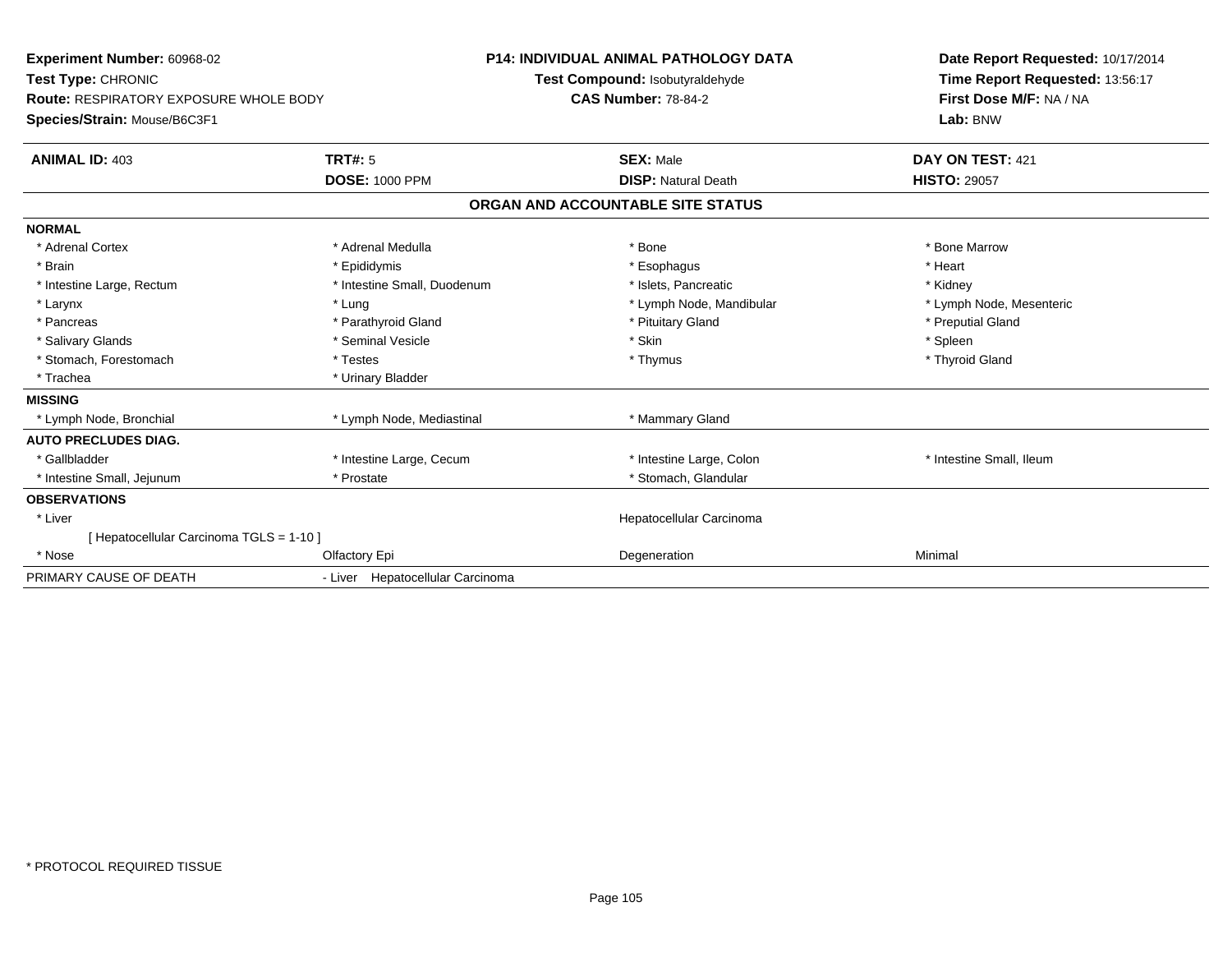**Experiment Number:** 60968-02
**Test Type:** CHRONIC
**Route:** RESPIRATORY EXPOSURE WHOLE BODY
**Species/Strain:** Mouse/B6C3F1

**P14: INDIVIDUAL ANIMAL PATHOLOGY DATA**
**Test Compound:** Isobutyraldehyde
**CAS Number:** 78-84-2

**Date Report Requested:** 10/17/2014
**Time Report Requested:** 13:56:17
**First Dose M/F:** NA / NA
**Lab:** BNW

| **ANIMAL ID:** 403 | **TRT#:** 5 | **SEX:** Male | **DAY ON TEST:** 421 |
|---|---|---|---|
| | **DOSE:** 1000 PPM | **DISP:** Natural Death | **HISTO:** 29057 |

## ORGAN AND ACCOUNTABLE SITE STATUS

| | | | |
|---|---|---|---|
| **NORMAL** | | | |
| * Adrenal Cortex | * Adrenal Medulla | * Bone | * Bone Marrow |
| * Brain | * Epididymis | * Esophagus | * Heart |
| * Intestine Large, Rectum | * Intestine Small, Duodenum | * Islets, Pancreatic | * Kidney |
| * Larynx | * Lung | * Lymph Node, Mandibular | * Lymph Node, Mesenteric |
| * Pancreas | * Parathyroid Gland | * Pituitary Gland | * Preputial Gland |
| * Salivary Glands | * Seminal Vesicle | * Skin | * Spleen |
| * Stomach, Forestomach | * Testes | * Thymus | * Thyroid Gland |
| * Trachea | * Urinary Bladder | | |
| **MISSING** | | | |
| * Lymph Node, Bronchial | * Lymph Node, Mediastinal | * Mammary Gland | |
| **AUTO PRECLUDES DIAG.** | | | |
| * Gallbladder | * Intestine Large, Cecum | * Intestine Large, Colon | * Intestine Small, Ileum |
| * Intestine Small, Jejunum | * Prostate | * Stomach, Glandular | |
| **OBSERVATIONS** | | | |
| * Liver | | Hepatocellular Carcinoma | |
| [ Hepatocellular Carcinoma TGLS = 1-10 ] | | | |
| * Nose | Olfactory Epi | Degeneration | Minimal |
| PRIMARY CAUSE OF DEATH | - Liver Hepatocellular Carcinoma | | |

* PROTOCOL REQUIRED TISSUE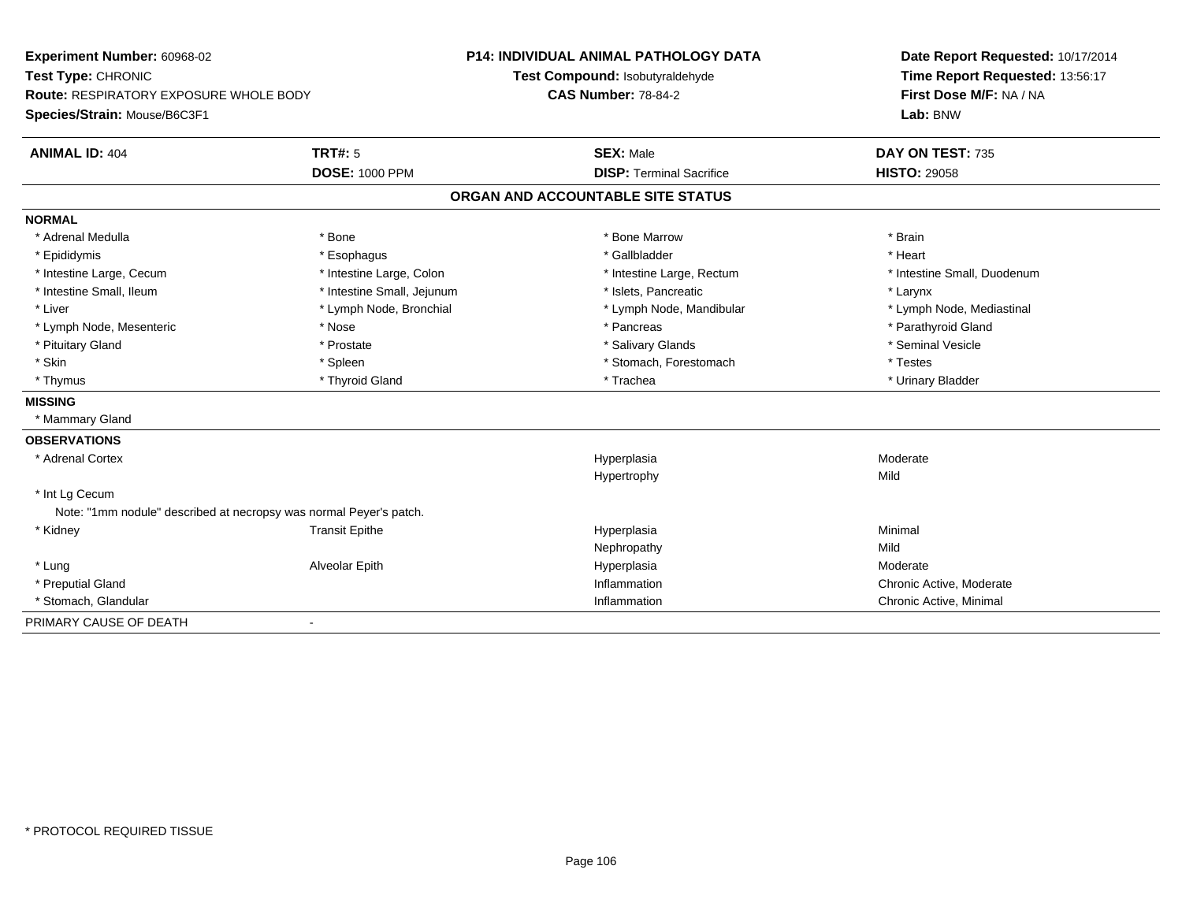**Experiment Number:** 60968-02
**Test Type:** CHRONIC
**Route:** RESPIRATORY EXPOSURE WHOLE BODY
**Species/Strain:** Mouse/B6C3F1

**P14: INDIVIDUAL ANIMAL PATHOLOGY DATA**
**Test Compound:** Isobutyraldehyde
**CAS Number:** 78-84-2

**Date Report Requested:** 10/17/2014
**Time Report Requested:** 13:56:17
**First Dose M/F:** NA / NA
**Lab:** BNW

| **ANIMAL ID:** 404 | **TRT#:** 5 | **SEX:** Male | **DAY ON TEST:** 735 |
|---|---|---|---|
| | **DOSE:** 1000 PPM | **DISP:** Terminal Sacrifice | **HISTO:** 29058 |

**ORGAN AND ACCOUNTABLE SITE STATUS**

**NORMAL**

| | | | |
|---|---|---|---|
| * Adrenal Medulla | * Bone | * Bone Marrow | * Brain |
| * Epididymis | * Esophagus | * Gallbladder | * Heart |
| * Intestine Large, Cecum | * Intestine Large, Colon | * Intestine Large, Rectum | * Intestine Small, Duodenum |
| * Intestine Small, Ileum | * Intestine Small, Jejunum | * Islets, Pancreatic | * Larynx |
| * Liver | * Lymph Node, Bronchial | * Lymph Node, Mandibular | * Lymph Node, Mediastinal |
| * Lymph Node, Mesenteric | * Nose | * Pancreas | * Parathyroid Gland |
| * Pituitary Gland | * Prostate | * Salivary Glands | * Seminal Vesicle |
| * Skin | * Spleen | * Stomach, Forestomach | * Testes |
| * Thymus | * Thyroid Gland | * Trachea | * Urinary Bladder |

**MISSING**

* Mammary Gland

**OBSERVATIONS**

| | | | |
|---|---|---|---|
| * Adrenal Cortex | | Hyperplasia | Moderate |
| | | Hypertrophy | Mild |
| * Int Lg Cecum | | | |
| Note: "1mm nodule" described at necropsy was normal Peyer's patch. | | | |
| * Kidney | Transit Epithe | Hyperplasia | Minimal |
| | | Nephropathy | Mild |
| * Lung | Alveolar Epith | Hyperplasia | Moderate |
| * Preputial Gland | | Inflammation | Chronic Active, Moderate |
| * Stomach, Glandular | | Inflammation | Chronic Active, Minimal |

PRIMARY CAUSE OF DEATH -

\* PROTOCOL REQUIRED TISSUE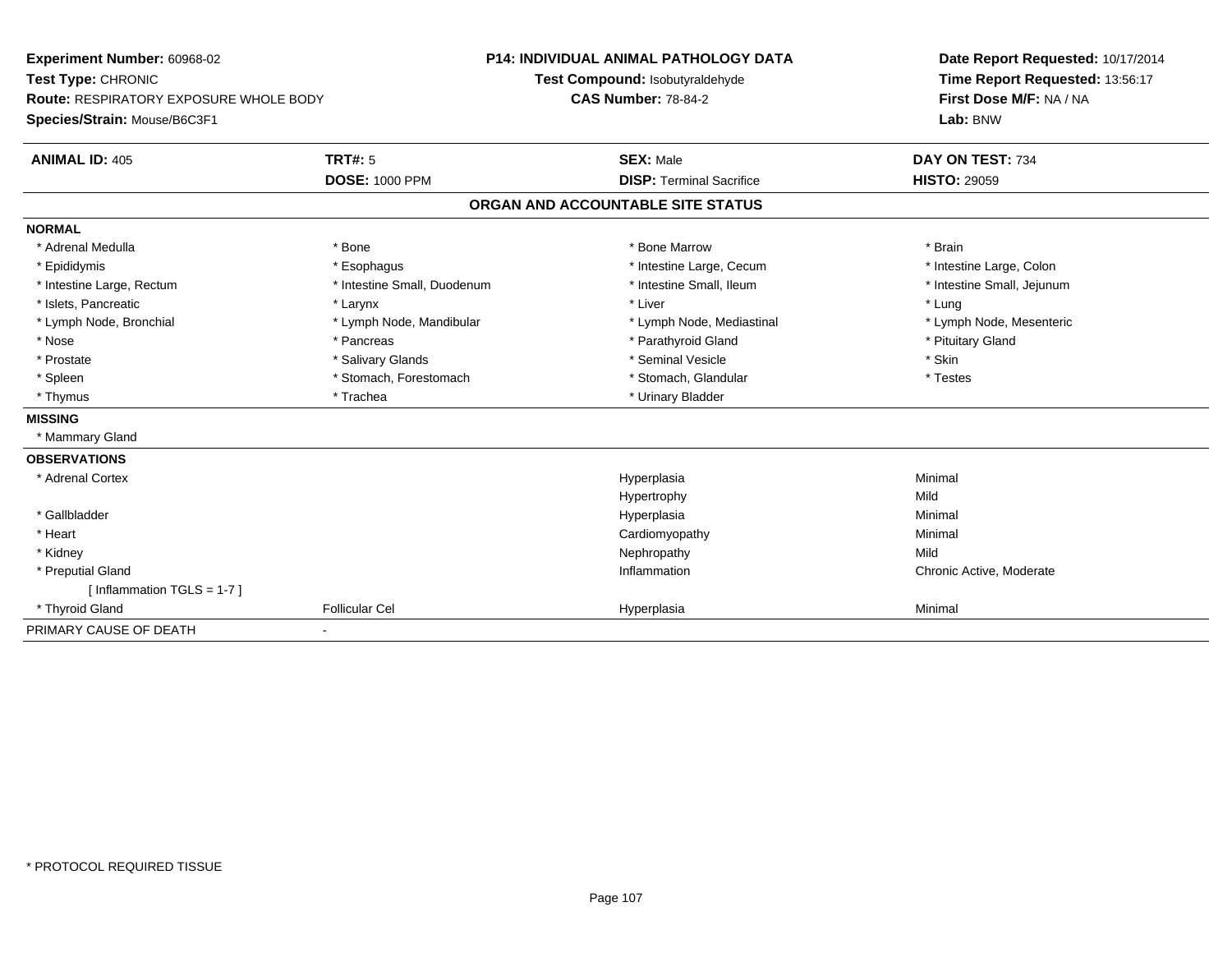**Experiment Number:** 60968-02
**Test Type:** CHRONIC
**Route:** RESPIRATORY EXPOSURE WHOLE BODY
**Species/Strain:** Mouse/B6C3F1

**P14: INDIVIDUAL ANIMAL PATHOLOGY DATA**
**Test Compound:** Isobutyraldehyde
**CAS Number:** 78-84-2

**Date Report Requested:** 10/17/2014
**Time Report Requested:** 13:56:17
**First Dose M/F:** NA / NA
**Lab:** BNW

| **ANIMAL ID:** 405 | **TRT#:** 5 | **SEX:** Male | **DAY ON TEST:** 734 |
|---|---|---|---|
| | **DOSE:** 1000 PPM | **DISP:** Terminal Sacrifice | **HISTO:** 29059 |

**ORGAN AND ACCOUNTABLE SITE STATUS**

**NORMAL**

| | | | |
|---|---|---|---|
| * Adrenal Medulla | * Bone | * Bone Marrow | * Brain |
| * Epididymis | * Esophagus | * Intestine Large, Cecum | * Intestine Large, Colon |
| * Intestine Large, Rectum | * Intestine Small, Duodenum | * Intestine Small, Ileum | * Intestine Small, Jejunum |
| * Islets, Pancreatic | * Larynx | * Liver | * Lung |
| * Lymph Node, Bronchial | * Lymph Node, Mandibular | * Lymph Node, Mediastinal | * Lymph Node, Mesenteric |
| * Nose | * Pancreas | * Parathyroid Gland | * Pituitary Gland |
| * Prostate | * Salivary Glands | * Seminal Vesicle | * Skin |
| * Spleen | * Stomach, Forestomach | * Stomach, Glandular | * Testes |
| * Thymus | * Trachea | * Urinary Bladder | |

**MISSING**

* Mammary Gland

**OBSERVATIONS**

| | | | |
|---|---|---|---|
| * Adrenal Cortex | | Hyperplasia | Minimal |
| | | Hypertrophy | Mild |
| * Gallbladder | | Hyperplasia | Minimal |
| * Heart | | Cardiomyopathy | Minimal |
| * Kidney | | Nephropathy | Mild |
| * Preputial Gland | | Inflammation | Chronic Active, Moderate |
| [ Inflammation TGLS = 1-7 ] | | | |
| * Thyroid Gland | Follicular Cel | Hyperplasia | Minimal |

PRIMARY CAUSE OF DEATH -

* PROTOCOL REQUIRED TISSUE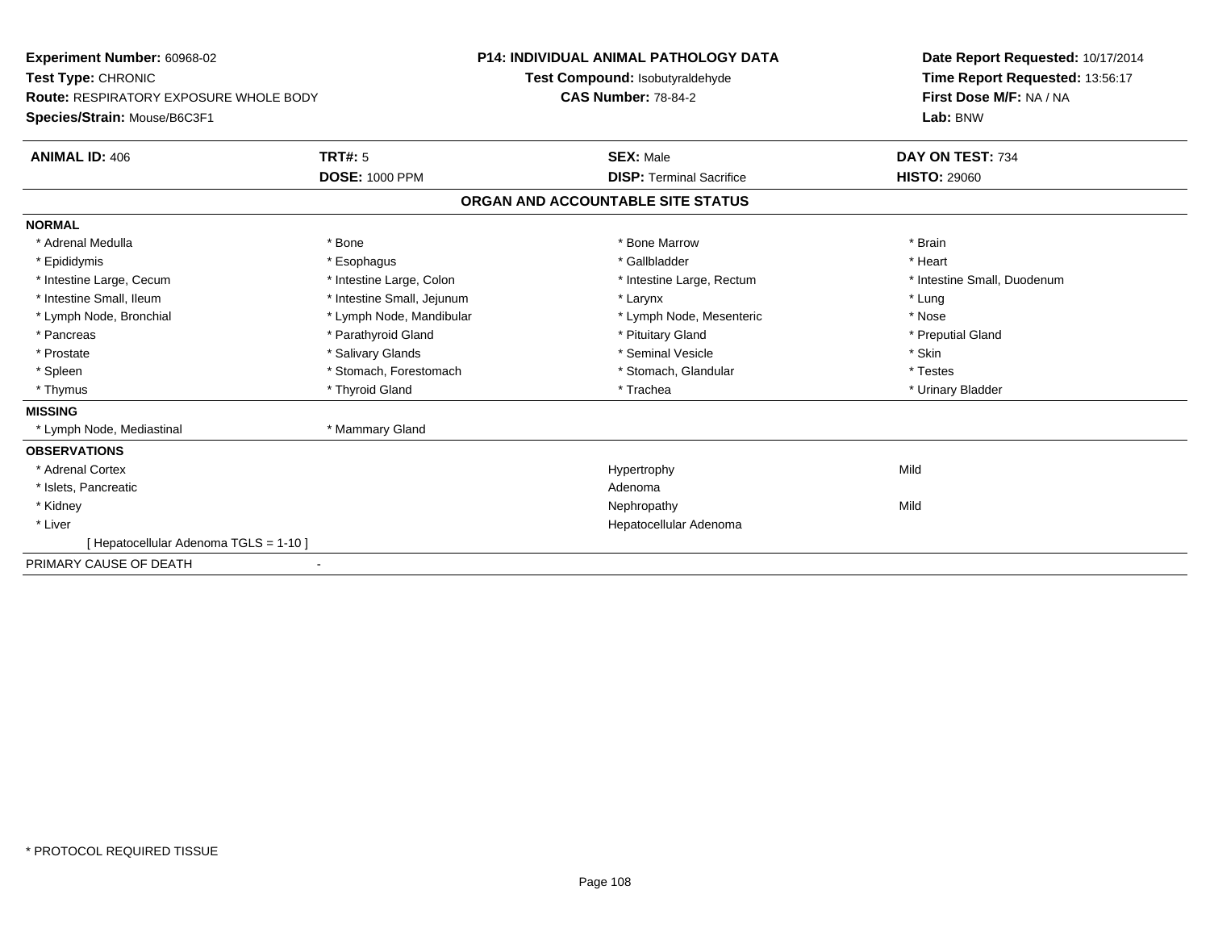**Experiment Number:** 60968-02
**Test Type:** CHRONIC
**Route:** RESPIRATORY EXPOSURE WHOLE BODY
**Species/Strain:** Mouse/B6C3F1

**P14: INDIVIDUAL ANIMAL PATHOLOGY DATA**
**Test Compound:** Isobutyraldehyde
**CAS Number:** 78-84-2

**Date Report Requested:** 10/17/2014
**Time Report Requested:** 13:56:17
**First Dose M/F:** NA / NA
**Lab:** BNW

| **ANIMAL ID:** 406 | **TRT#:** 5 | **SEX:** Male | **DAY ON TEST:** 734 |
|---|---|---|---|
| | **DOSE:** 1000 PPM | **DISP:** Terminal Sacrifice | **HISTO:** 29060 |

**ORGAN AND ACCOUNTABLE SITE STATUS**

| | | | |
|---|---|---|---|
| **NORMAL** | | | |
| * Adrenal Medulla | * Bone | * Bone Marrow | * Brain |
| * Epididymis | * Esophagus | * Gallbladder | * Heart |
| * Intestine Large, Cecum | * Intestine Large, Colon | * Intestine Large, Rectum | * Intestine Small, Duodenum |
| * Intestine Small, Ileum | * Intestine Small, Jejunum | * Larynx | * Lung |
| * Lymph Node, Bronchial | * Lymph Node, Mandibular | * Lymph Node, Mesenteric | * Nose |
| * Pancreas | * Parathyroid Gland | * Pituitary Gland | * Preputial Gland |
| * Prostate | * Salivary Glands | * Seminal Vesicle | * Skin |
| * Spleen | * Stomach, Forestomach | * Stomach, Glandular | * Testes |
| * Thymus | * Thyroid Gland | * Trachea | * Urinary Bladder |
| **MISSING** | | | |
| * Lymph Node, Mediastinal | * Mammary Gland | | |
| **OBSERVATIONS** | | | |
| * Adrenal Cortex | | Hypertrophy | Mild |
| * Islets, Pancreatic | | Adenoma | |
| * Kidney | | Nephropathy | Mild |
| * Liver | | Hepatocellular Adenoma | |
| [ Hepatocellular Adenoma TGLS = 1-10 ] | | | |
| PRIMARY CAUSE OF DEATH | - | | |

* PROTOCOL REQUIRED TISSUE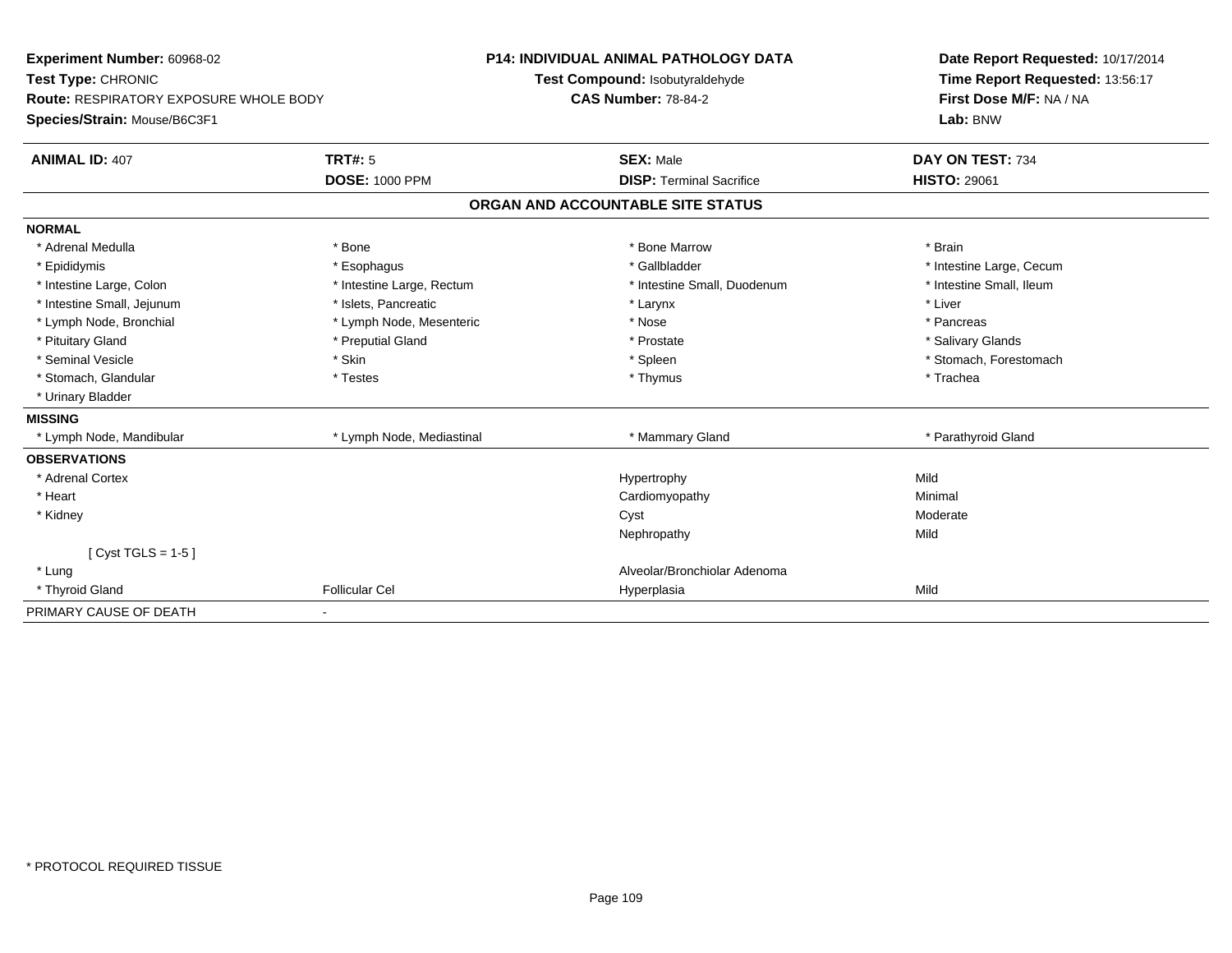**Experiment Number:** 60968-02
**Test Type:** CHRONIC
**Route:** RESPIRATORY EXPOSURE WHOLE BODY
**Species/Strain:** Mouse/B6C3F1

**P14: INDIVIDUAL ANIMAL PATHOLOGY DATA**
**Test Compound:** Isobutyraldehyde
**CAS Number:** 78-84-2

**Date Report Requested:** 10/17/2014
**Time Report Requested:** 13:56:17
**First Dose M/F:** NA / NA
**Lab:** BNW

| **ANIMAL ID:** 407 | **TRT#:** 5 | **SEX:** Male | **DAY ON TEST:** 734 |
|---|---|---|---|
| | **DOSE:** 1000 PPM | **DISP:** Terminal Sacrifice | **HISTO:** 29061 |

**ORGAN AND ACCOUNTABLE SITE STATUS**

| | | | |
|---|---|---|---|
| **NORMAL** | | | |
| * Adrenal Medulla | * Bone | * Bone Marrow | * Brain |
| * Epididymis | * Esophagus | * Gallbladder | * Intestine Large, Cecum |
| * Intestine Large, Colon | * Intestine Large, Rectum | * Intestine Small, Duodenum | * Intestine Small, Ileum |
| * Intestine Small, Jejunum | * Islets, Pancreatic | * Larynx | * Liver |
| * Lymph Node, Bronchial | * Lymph Node, Mesenteric | * Nose | * Pancreas |
| * Pituitary Gland | * Preputial Gland | * Prostate | * Salivary Glands |
| * Seminal Vesicle | * Skin | * Spleen | * Stomach, Forestomach |
| * Stomach, Glandular | * Testes | * Thymus | * Trachea |
| * Urinary Bladder | | | |
| **MISSING** | | | |
| * Lymph Node, Mandibular | * Lymph Node, Mediastinal | * Mammary Gland | * Parathyroid Gland |
| **OBSERVATIONS** | | | |
| * Adrenal Cortex | | Hypertrophy | Mild |
| * Heart | | Cardiomyopathy | Minimal |
| * Kidney | | Cyst | Moderate |
| | | Nephropathy | Mild |
| [ Cyst TGLS = 1-5 ] | | | |
| * Lung | | Alveolar/Bronchiolar Adenoma | |
| * Thyroid Gland | Follicular Cel | Hyperplasia | Mild |
| PRIMARY CAUSE OF DEATH | - | | |

* PROTOCOL REQUIRED TISSUE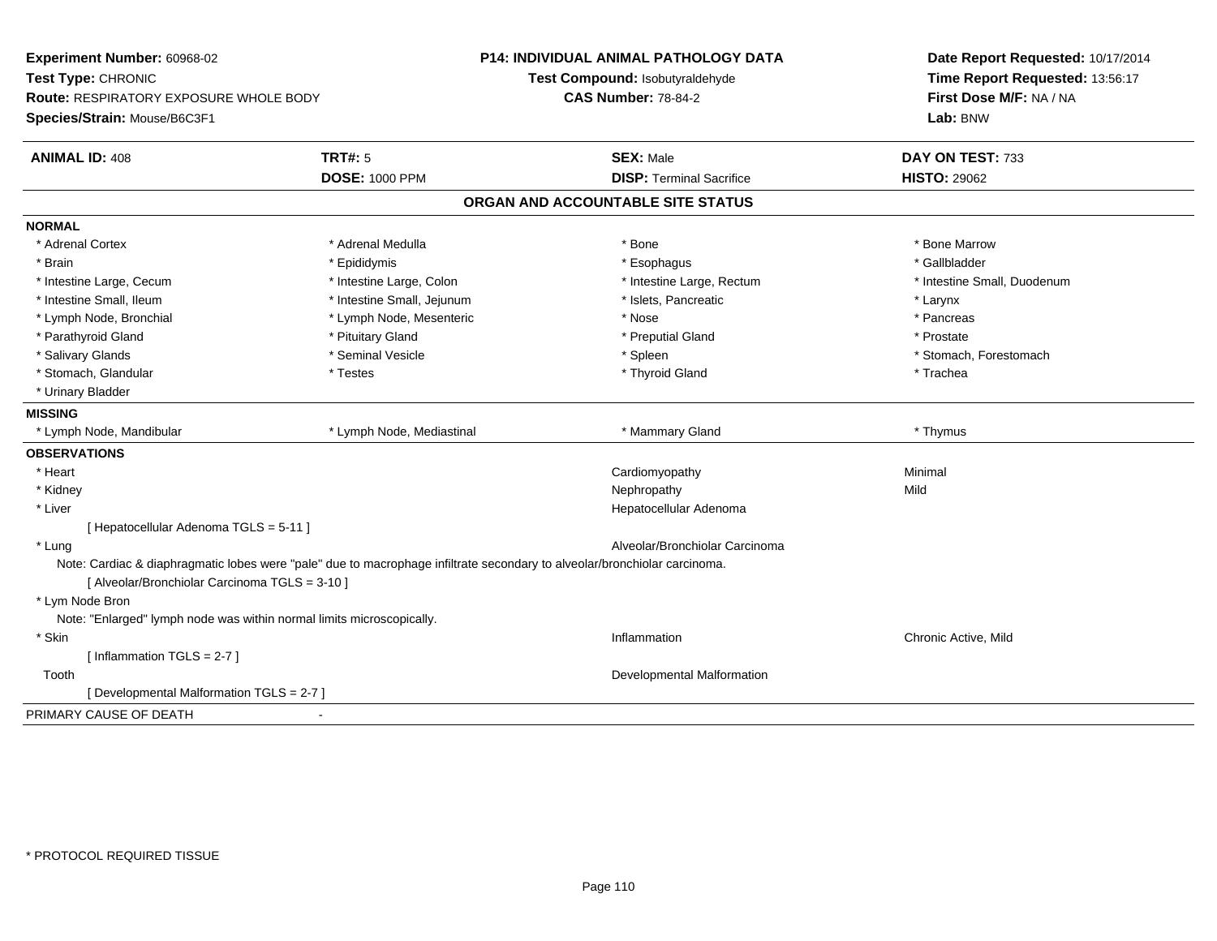**Experiment Number:** 60968-02
**Test Type:** CHRONIC
**Route:** RESPIRATORY EXPOSURE WHOLE BODY
**Species/Strain:** Mouse/B6C3F1

**P14: INDIVIDUAL ANIMAL PATHOLOGY DATA**
**Test Compound:** Isobutyraldehyde
**CAS Number:** 78-84-2

**Date Report Requested:** 10/17/2014
**Time Report Requested:** 13:56:17
**First Dose M/F:** NA / NA
**Lab:** BNW

| **ANIMAL ID:** 408 | **TRT#:** 5 | **SEX:** Male | **DAY ON TEST:** 733 |
|---|---|---|---|
| | **DOSE:** 1000 PPM | **DISP:** Terminal Sacrifice | **HISTO:** 29062 |

## ORGAN AND ACCOUNTABLE SITE STATUS

**NORMAL**

| | | | |
|---|---|---|---|
| * Adrenal Cortex | * Adrenal Medulla | * Bone | * Bone Marrow |
| * Brain | * Epididymis | * Esophagus | * Gallbladder |
| * Intestine Large, Cecum | * Intestine Large, Colon | * Intestine Large, Rectum | * Intestine Small, Duodenum |
| * Intestine Small, Ileum | * Intestine Small, Jejunum | * Islets, Pancreatic | * Larynx |
| * Lymph Node, Bronchial | * Lymph Node, Mesenteric | * Nose | * Pancreas |
| * Parathyroid Gland | * Pituitary Gland | * Preputial Gland | * Prostate |
| * Salivary Glands | * Seminal Vesicle | * Spleen | * Stomach, Forestomach |
| * Stomach, Glandular | * Testes | * Thyroid Gland | * Trachea |
| * Urinary Bladder | | | |

**MISSING**

| | | | |
|---|---|---|---|
| * Lymph Node, Mandibular | * Lymph Node, Mediastinal | * Mammary Gland | * Thymus |

**OBSERVATIONS**

* Heart — Cardiomyopathy — Minimal
* Kidney — Nephropathy — Mild
* Liver — Hepatocellular Adenoma
  [ Hepatocellular Adenoma TGLS = 5-11 ]
* Lung — Alveolar/Bronchiolar Carcinoma
  Note: Cardiac & diaphragmatic lobes were "pale" due to macrophage infiltrate secondary to alveolar/bronchiolar carcinoma.
  [ Alveolar/Bronchiolar Carcinoma TGLS = 3-10 ]
* Lym Node Bron
  Note: "Enlarged" lymph node was within normal limits microscopically.
* Skin — Inflammation — Chronic Active, Mild
  [ Inflammation TGLS = 2-7 ]

Tooth — Developmental Malformation
  [ Developmental Malformation TGLS = 2-7 ]

PRIMARY CAUSE OF DEATH -

\* PROTOCOL REQUIRED TISSUE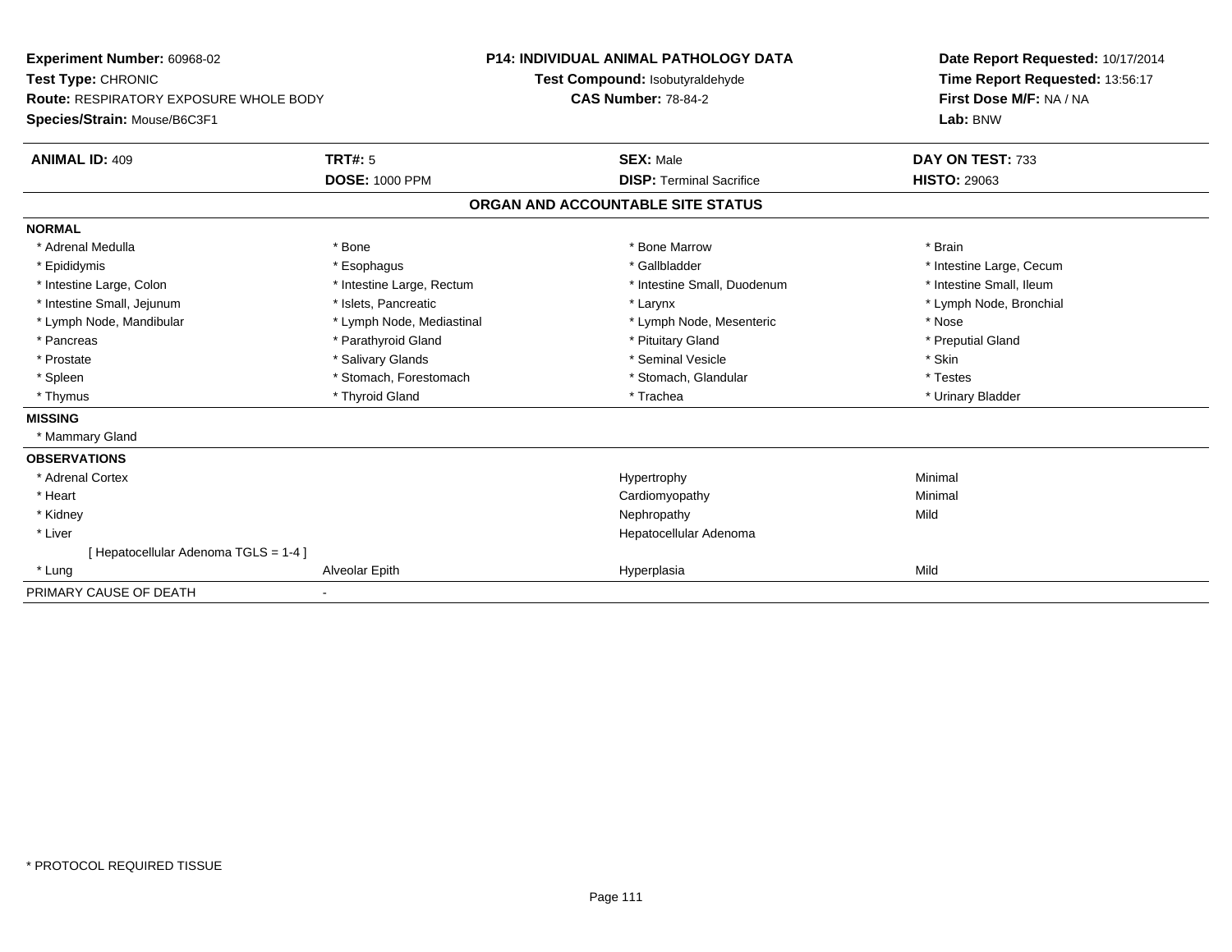**Experiment Number:** 60968-02
**Test Type:** CHRONIC
**Route:** RESPIRATORY EXPOSURE WHOLE BODY
**Species/Strain:** Mouse/B6C3F1

**P14: INDIVIDUAL ANIMAL PATHOLOGY DATA**
**Test Compound:** Isobutyraldehyde
**CAS Number:** 78-84-2

**Date Report Requested:** 10/17/2014
**Time Report Requested:** 13:56:17
**First Dose M/F:** NA / NA
**Lab:** BNW

| **ANIMAL ID:** 409 | **TRT#:** 5 | **SEX:** Male | **DAY ON TEST:** 733 |
|---|---|---|---|
| | **DOSE:** 1000 PPM | **DISP:** Terminal Sacrifice | **HISTO:** 29063 |

## ORGAN AND ACCOUNTABLE SITE STATUS

| | | | |
|---|---|---|---|
| **NORMAL** | | | |
| * Adrenal Medulla | * Bone | * Bone Marrow | * Brain |
| * Epididymis | * Esophagus | * Gallbladder | * Intestine Large, Cecum |
| * Intestine Large, Colon | * Intestine Large, Rectum | * Intestine Small, Duodenum | * Intestine Small, Ileum |
| * Intestine Small, Jejunum | * Islets, Pancreatic | * Larynx | * Lymph Node, Bronchial |
| * Lymph Node, Mandibular | * Lymph Node, Mediastinal | * Lymph Node, Mesenteric | * Nose |
| * Pancreas | * Parathyroid Gland | * Pituitary Gland | * Preputial Gland |
| * Prostate | * Salivary Glands | * Seminal Vesicle | * Skin |
| * Spleen | * Stomach, Forestomach | * Stomach, Glandular | * Testes |
| * Thymus | * Thyroid Gland | * Trachea | * Urinary Bladder |
| **MISSING** | | | |
| * Mammary Gland | | | |
| **OBSERVATIONS** | | | |
| * Adrenal Cortex | | Hypertrophy | Minimal |
| * Heart | | Cardiomyopathy | Minimal |
| * Kidney | | Nephropathy | Mild |
| * Liver | | Hepatocellular Adenoma | |
| [ Hepatocellular Adenoma TGLS = 1-4 ] | | | |
| * Lung | Alveolar Epith | Hyperplasia | Mild |
| PRIMARY CAUSE OF DEATH | - | | |

* PROTOCOL REQUIRED TISSUE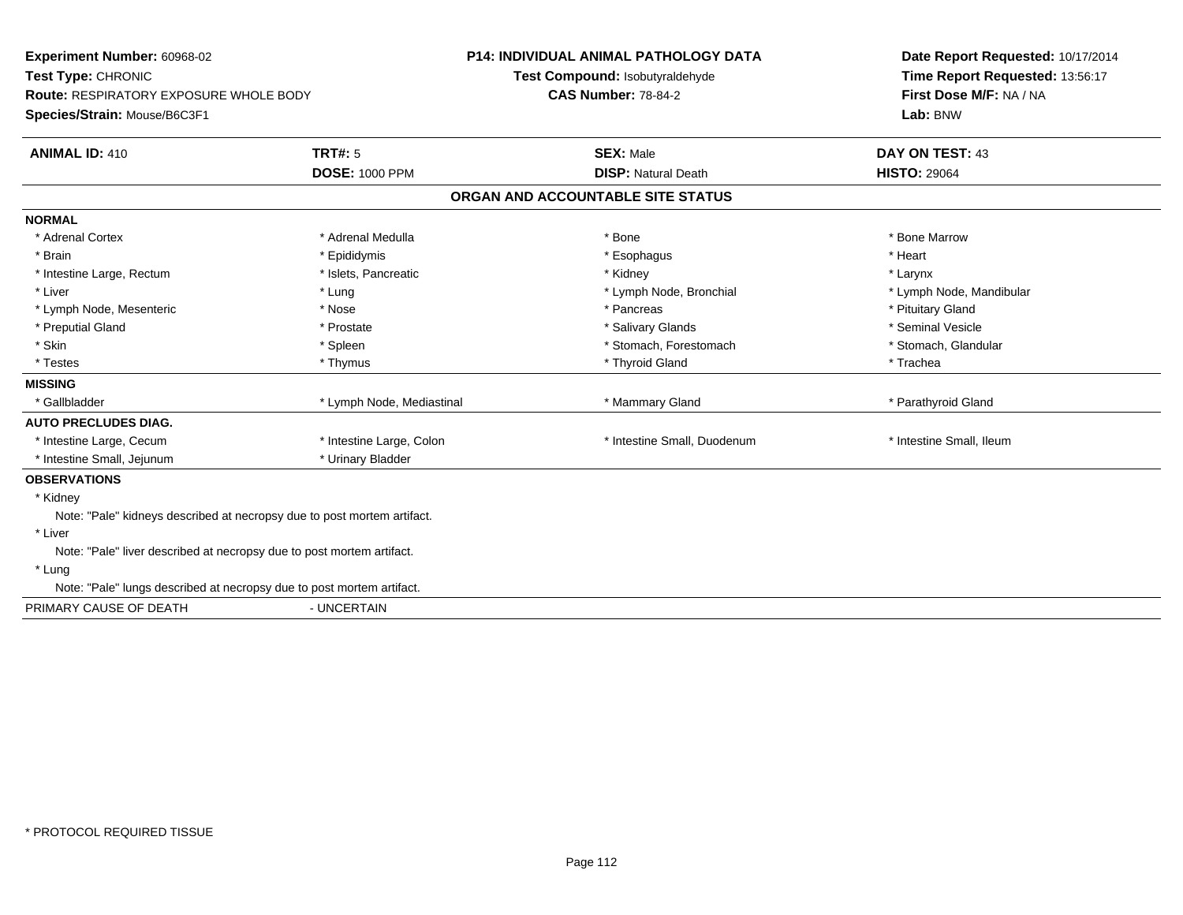**Experiment Number:** 60968-02
**Test Type:** CHRONIC
**Route:** RESPIRATORY EXPOSURE WHOLE BODY
**Species/Strain:** Mouse/B6C3F1

**P14: INDIVIDUAL ANIMAL PATHOLOGY DATA**
**Test Compound:** Isobutyraldehyde
**CAS Number:** 78-84-2

**Date Report Requested:** 10/17/2014
**Time Report Requested:** 13:56:17
**First Dose M/F:** NA / NA
**Lab:** BNW

| **ANIMAL ID:** 410 | **TRT#:** 5 | **SEX:** Male | **DAY ON TEST:** 43 |
|---|---|---|---|
| | **DOSE:** 1000 PPM | **DISP:** Natural Death | **HISTO:** 29064 |

## ORGAN AND ACCOUNTABLE SITE STATUS

**NORMAL**

| | | | |
|---|---|---|---|
| * Adrenal Cortex | * Adrenal Medulla | * Bone | * Bone Marrow |
| * Brain | * Epididymis | * Esophagus | * Heart |
| * Intestine Large, Rectum | * Islets, Pancreatic | * Kidney | * Larynx |
| * Liver | * Lung | * Lymph Node, Bronchial | * Lymph Node, Mandibular |
| * Lymph Node, Mesenteric | * Nose | * Pancreas | * Pituitary Gland |
| * Preputial Gland | * Prostate | * Salivary Glands | * Seminal Vesicle |
| * Skin | * Spleen | * Stomach, Forestomach | * Stomach, Glandular |
| * Testes | * Thymus | * Thyroid Gland | * Trachea |

**MISSING**

| | | | |
|---|---|---|---|
| * Gallbladder | * Lymph Node, Mediastinal | * Mammary Gland | * Parathyroid Gland |

**AUTO PRECLUDES DIAG.**

| | | | |
|---|---|---|---|
| * Intestine Large, Cecum | * Intestine Large, Colon | * Intestine Small, Duodenum | * Intestine Small, Ileum |
| * Intestine Small, Jejunum | * Urinary Bladder | | |

**OBSERVATIONS**

* Kidney
  Note: "Pale" kidneys described at necropsy due to post mortem artifact.
* Liver
  Note: "Pale" liver described at necropsy due to post mortem artifact.
* Lung
  Note: "Pale" lungs described at necropsy due to post mortem artifact.

PRIMARY CAUSE OF DEATH - UNCERTAIN

\* PROTOCOL REQUIRED TISSUE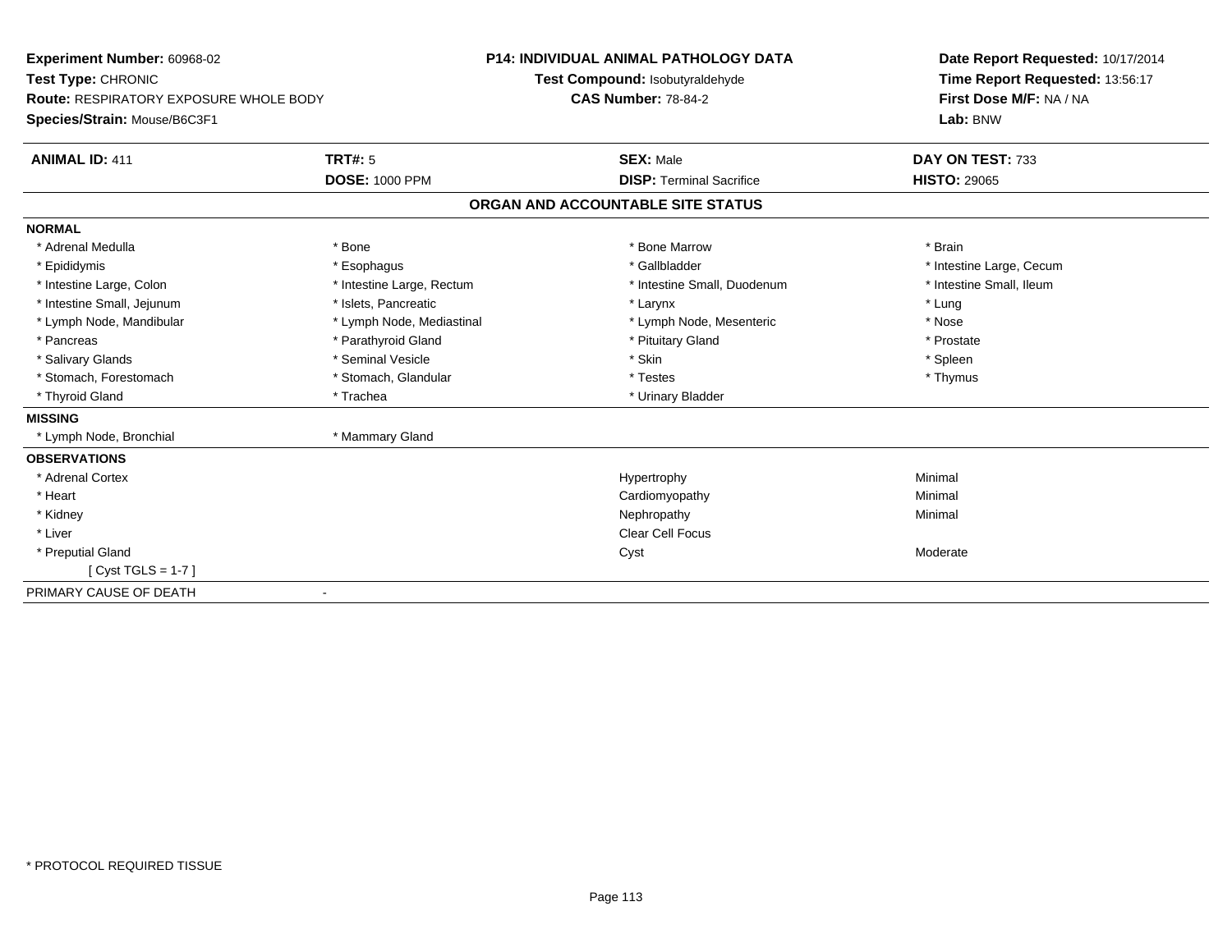**Experiment Number:** 60968-02
**Test Type:** CHRONIC
**Route:** RESPIRATORY EXPOSURE WHOLE BODY
**Species/Strain:** Mouse/B6C3F1

**P14: INDIVIDUAL ANIMAL PATHOLOGY DATA**
**Test Compound:** Isobutyraldehyde
**CAS Number:** 78-84-2

**Date Report Requested:** 10/17/2014
**Time Report Requested:** 13:56:17
**First Dose M/F:** NA / NA
**Lab:** BNW

| **ANIMAL ID:** 411 | **TRT#:** 5 | **SEX:** Male | **DAY ON TEST:** 733 |
|---|---|---|---|
| | **DOSE:** 1000 PPM | **DISP:** Terminal Sacrifice | **HISTO:** 29065 |

**ORGAN AND ACCOUNTABLE SITE STATUS**

| | | | |
|---|---|---|---|
| **NORMAL** | | | |
| * Adrenal Medulla | * Bone | * Bone Marrow | * Brain |
| * Epididymis | * Esophagus | * Gallbladder | * Intestine Large, Cecum |
| * Intestine Large, Colon | * Intestine Large, Rectum | * Intestine Small, Duodenum | * Intestine Small, Ileum |
| * Intestine Small, Jejunum | * Islets, Pancreatic | * Larynx | * Lung |
| * Lymph Node, Mandibular | * Lymph Node, Mediastinal | * Lymph Node, Mesenteric | * Nose |
| * Pancreas | * Parathyroid Gland | * Pituitary Gland | * Prostate |
| * Salivary Glands | * Seminal Vesicle | * Skin | * Spleen |
| * Stomach, Forestomach | * Stomach, Glandular | * Testes | * Thymus |
| * Thyroid Gland | * Trachea | * Urinary Bladder | |
| **MISSING** | | | |
| * Lymph Node, Bronchial | * Mammary Gland | | |
| **OBSERVATIONS** | | | |
| * Adrenal Cortex | | Hypertrophy | Minimal |
| * Heart | | Cardiomyopathy | Minimal |
| * Kidney | | Nephropathy | Minimal |
| * Liver | | Clear Cell Focus | |
| * Preputial Gland | | Cyst | Moderate |
| [ Cyst TGLS = 1-7 ] | | | |
| PRIMARY CAUSE OF DEATH | - | | |

* PROTOCOL REQUIRED TISSUE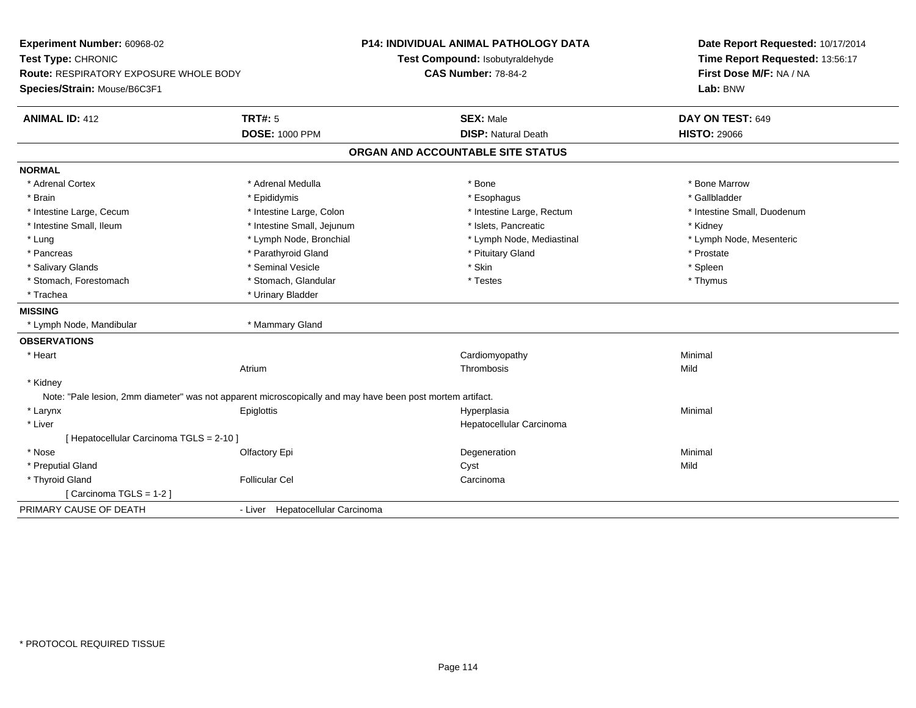**Experiment Number:** 60968-02
**Test Type:** CHRONIC
**Route:** RESPIRATORY EXPOSURE WHOLE BODY
**Species/Strain:** Mouse/B6C3F1

**P14: INDIVIDUAL ANIMAL PATHOLOGY DATA**
**Test Compound:** Isobutyraldehyde
**CAS Number:** 78-84-2

**Date Report Requested:** 10/17/2014
**Time Report Requested:** 13:56:17
**First Dose M/F:** NA / NA
**Lab:** BNW

| **ANIMAL ID:** 412 | **TRT#:** 5 | **SEX:** Male | **DAY ON TEST:** 649 |
|---|---|---|---|
| | **DOSE:** 1000 PPM | **DISP:** Natural Death | **HISTO:** 29066 |

## ORGAN AND ACCOUNTABLE SITE STATUS

**NORMAL**

| | | | |
|---|---|---|---|
| * Adrenal Cortex | * Adrenal Medulla | * Bone | * Bone Marrow |
| * Brain | * Epididymis | * Esophagus | * Gallbladder |
| * Intestine Large, Cecum | * Intestine Large, Colon | * Intestine Large, Rectum | * Intestine Small, Duodenum |
| * Intestine Small, Ileum | * Intestine Small, Jejunum | * Islets, Pancreatic | * Kidney |
| * Lung | * Lymph Node, Bronchial | * Lymph Node, Mediastinal | * Lymph Node, Mesenteric |
| * Pancreas | * Parathyroid Gland | * Pituitary Gland | * Prostate |
| * Salivary Glands | * Seminal Vesicle | * Skin | * Spleen |
| * Stomach, Forestomach | * Stomach, Glandular | * Testes | * Thymus |
| * Trachea | * Urinary Bladder | | |

**MISSING**

| | |
|---|---|
| * Lymph Node, Mandibular | * Mammary Gland |

**OBSERVATIONS**

| | | | |
|---|---|---|---|
| * Heart | | Cardiomyopathy | Minimal |
| | Atrium | Thrombosis | Mild |
| * Kidney | | | |
| Note: "Pale lesion, 2mm diameter" was not apparent microscopically and may have been post mortem artifact. | | | |
| * Larynx | Epiglottis | Hyperplasia | Minimal |
| * Liver | | Hepatocellular Carcinoma | |
| [ Hepatocellular Carcinoma TGLS = 2-10 ] | | | |
| * Nose | Olfactory Epi | Degeneration | Minimal |
| * Preputial Gland | | Cyst | Mild |
| * Thyroid Gland | Follicular Cel | Carcinoma | |
| [ Carcinoma TGLS = 1-2 ] | | | |

PRIMARY CAUSE OF DEATH - Liver Hepatocellular Carcinoma

* PROTOCOL REQUIRED TISSUE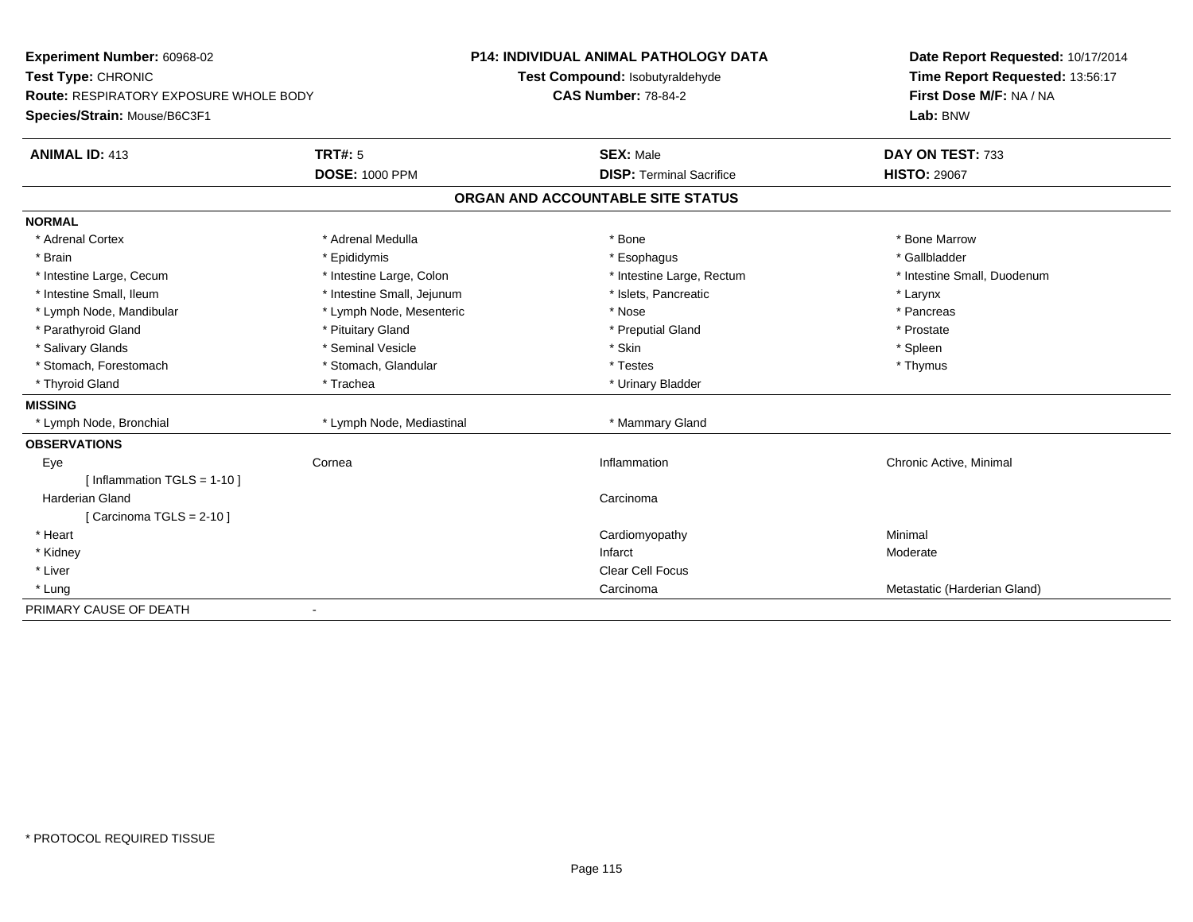**Experiment Number:** 60968-02
**Test Type:** CHRONIC
**Route:** RESPIRATORY EXPOSURE WHOLE BODY
**Species/Strain:** Mouse/B6C3F1

**P14: INDIVIDUAL ANIMAL PATHOLOGY DATA**
**Test Compound:** Isobutyraldehyde
**CAS Number:** 78-84-2

**Date Report Requested:** 10/17/2014
**Time Report Requested:** 13:56:17
**First Dose M/F:** NA / NA
**Lab:** BNW

| **ANIMAL ID:** 413 | **TRT#:** 5 | **SEX:** Male | **DAY ON TEST:** 733 |
|---|---|---|---|
| | **DOSE:** 1000 PPM | **DISP:** Terminal Sacrifice | **HISTO:** 29067 |

## ORGAN AND ACCOUNTABLE SITE STATUS

**NORMAL**

| | | | |
|---|---|---|---|
| * Adrenal Cortex | * Adrenal Medulla | * Bone | * Bone Marrow |
| * Brain | * Epididymis | * Esophagus | * Gallbladder |
| * Intestine Large, Cecum | * Intestine Large, Colon | * Intestine Large, Rectum | * Intestine Small, Duodenum |
| * Intestine Small, Ileum | * Intestine Small, Jejunum | * Islets, Pancreatic | * Larynx |
| * Lymph Node, Mandibular | * Lymph Node, Mesenteric | * Nose | * Pancreas |
| * Parathyroid Gland | * Pituitary Gland | * Preputial Gland | * Prostate |
| * Salivary Glands | * Seminal Vesicle | * Skin | * Spleen |
| * Stomach, Forestomach | * Stomach, Glandular | * Testes | * Thymus |
| * Thyroid Gland | * Trachea | * Urinary Bladder | |

**MISSING**

| | | |
|---|---|---|
| * Lymph Node, Bronchial | * Lymph Node, Mediastinal | * Mammary Gland |

**OBSERVATIONS**

| | | | |
|---|---|---|---|
| Eye | Cornea | Inflammation | Chronic Active, Minimal |
| [ Inflammation TGLS = 1-10 ] | | | |
| Harderian Gland | | Carcinoma | |
| [ Carcinoma TGLS = 2-10 ] | | | |
| * Heart | | Cardiomyopathy | Minimal |
| * Kidney | | Infarct | Moderate |
| * Liver | | Clear Cell Focus | |
| * Lung | | Carcinoma | Metastatic (Harderian Gland) |

PRIMARY CAUSE OF DEATH -

\* PROTOCOL REQUIRED TISSUE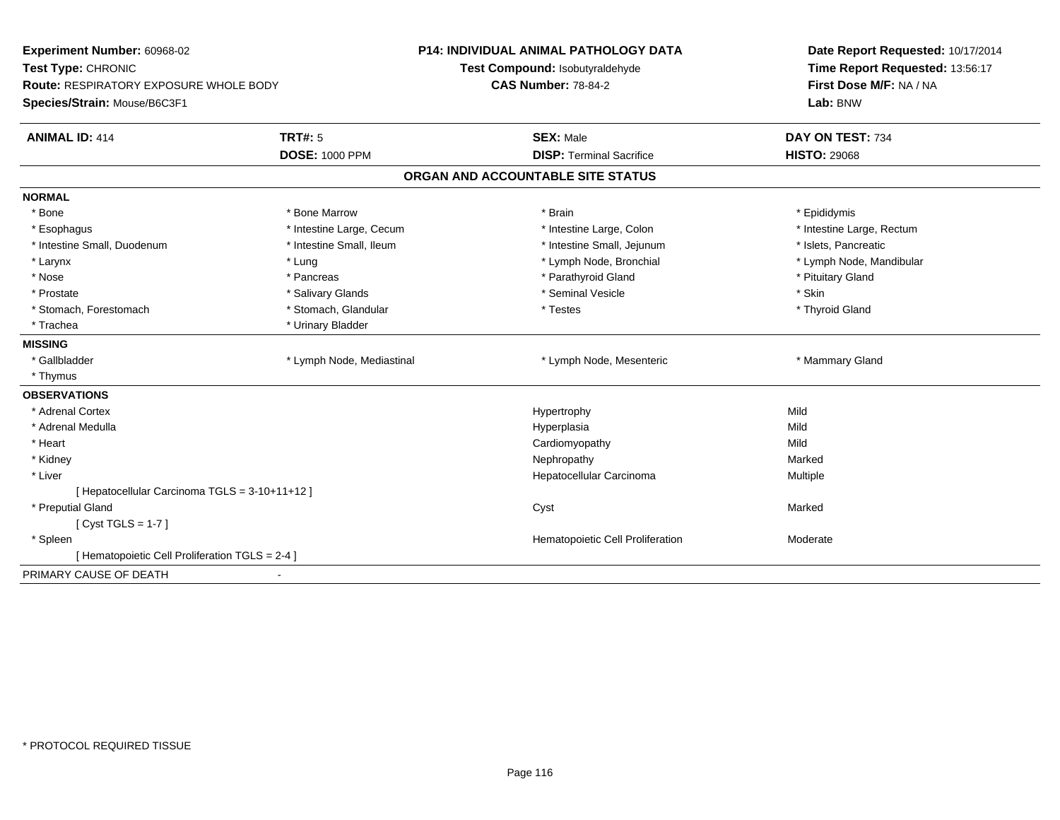**Experiment Number:** 60968-02
**Test Type:** CHRONIC
**Route:** RESPIRATORY EXPOSURE WHOLE BODY
**Species/Strain:** Mouse/B6C3F1

## P14: INDIVIDUAL ANIMAL PATHOLOGY DATA

**Test Compound:** Isobutyraldehyde
**CAS Number:** 78-84-2

**Date Report Requested:** 10/17/2014
**Time Report Requested:** 13:56:17
**First Dose M/F:** NA / NA
**Lab:** BNW

| **ANIMAL ID:** 414 | **TRT#:** 5 | **SEX:** Male | **DAY ON TEST:** 734 |
|---|---|---|---|
| | **DOSE:** 1000 PPM | **DISP:** Terminal Sacrifice | **HISTO:** 29068 |

### ORGAN AND ACCOUNTABLE SITE STATUS

**NORMAL**

| | | | |
|---|---|---|---|
| * Bone | * Bone Marrow | * Brain | * Epididymis |
| * Esophagus | * Intestine Large, Cecum | * Intestine Large, Colon | * Intestine Large, Rectum |
| * Intestine Small, Duodenum | * Intestine Small, Ileum | * Intestine Small, Jejunum | * Islets, Pancreatic |
| * Larynx | * Lung | * Lymph Node, Bronchial | * Lymph Node, Mandibular |
| * Nose | * Pancreas | * Parathyroid Gland | * Pituitary Gland |
| * Prostate | * Salivary Glands | * Seminal Vesicle | * Skin |
| * Stomach, Forestomach | * Stomach, Glandular | * Testes | * Thyroid Gland |
| * Trachea | * Urinary Bladder | | |

**MISSING**

| | | | |
|---|---|---|---|
| * Gallbladder | * Lymph Node, Mediastinal | * Lymph Node, Mesenteric | * Mammary Gland |
| * Thymus | | | |

**OBSERVATIONS**

| | | |
|---|---|---|
| * Adrenal Cortex | Hypertrophy | Mild |
| * Adrenal Medulla | Hyperplasia | Mild |
| * Heart | Cardiomyopathy | Mild |
| * Kidney | Nephropathy | Marked |
| * Liver | Hepatocellular Carcinoma | Multiple |
| [ Hepatocellular Carcinoma TGLS = 3-10+11+12 ] | | |
| * Preputial Gland | Cyst | Marked |
| [ Cyst TGLS = 1-7 ] | | |
| * Spleen | Hematopoietic Cell Proliferation | Moderate |
| [ Hematopoietic Cell Proliferation TGLS = 2-4 ] | | |

PRIMARY CAUSE OF DEATH -

* PROTOCOL REQUIRED TISSUE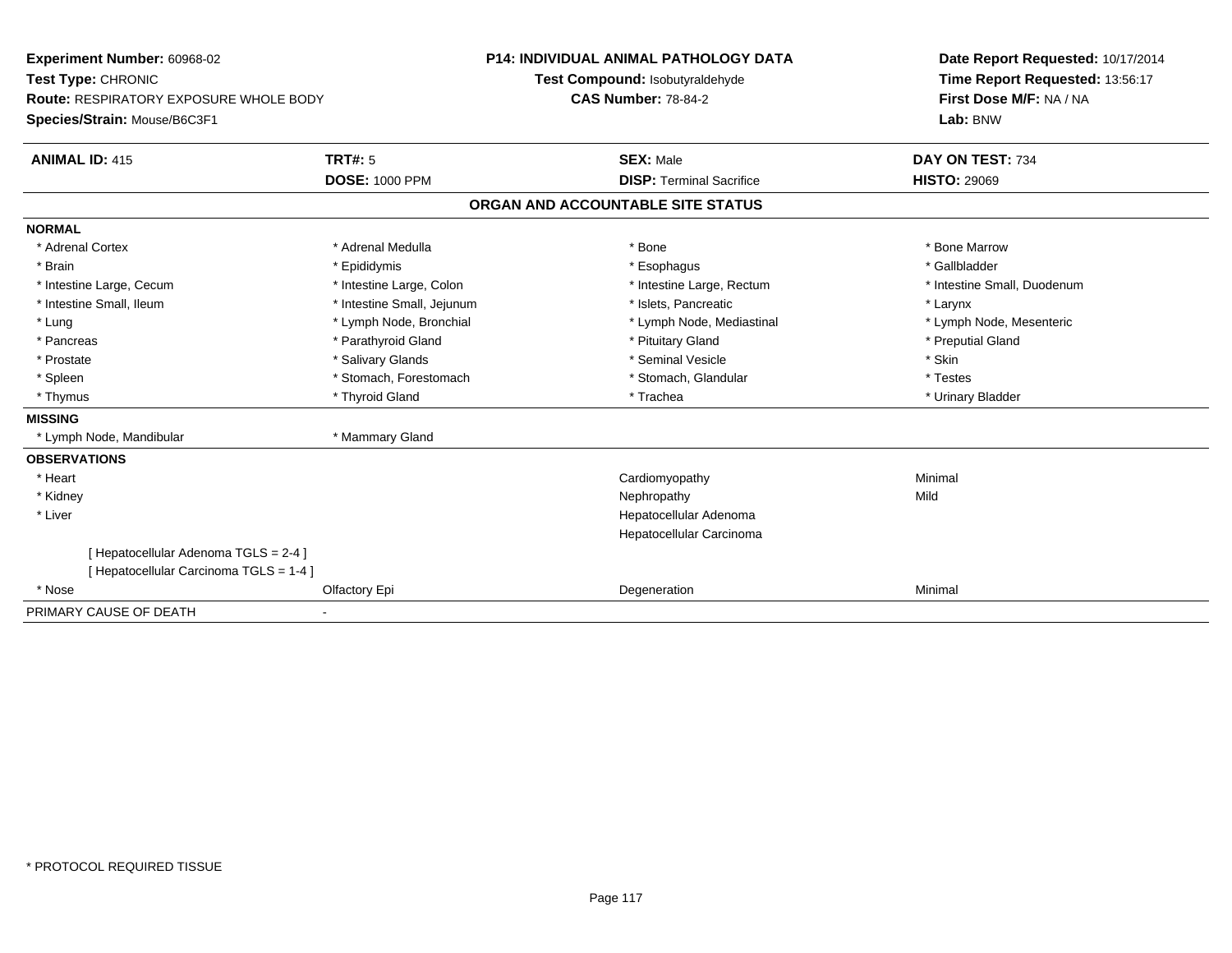**Experiment Number:** 60968-02
**Test Type:** CHRONIC
**Route:** RESPIRATORY EXPOSURE WHOLE BODY
**Species/Strain:** Mouse/B6C3F1

**P14: INDIVIDUAL ANIMAL PATHOLOGY DATA**
**Test Compound:** Isobutyraldehyde
**CAS Number:** 78-84-2

**Date Report Requested:** 10/17/2014
**Time Report Requested:** 13:56:17
**First Dose M/F:** NA / NA
**Lab:** BNW

| **ANIMAL ID:** 415 | **TRT#:** 5 | **SEX:** Male | **DAY ON TEST:** 734 |
|---|---|---|---|
| | **DOSE:** 1000 PPM | **DISP:** Terminal Sacrifice | **HISTO:** 29069 |

## ORGAN AND ACCOUNTABLE SITE STATUS

**NORMAL**

| | | | |
|---|---|---|---|
| * Adrenal Cortex | * Adrenal Medulla | * Bone | * Bone Marrow |
| * Brain | * Epididymis | * Esophagus | * Gallbladder |
| * Intestine Large, Cecum | * Intestine Large, Colon | * Intestine Large, Rectum | * Intestine Small, Duodenum |
| * Intestine Small, Ileum | * Intestine Small, Jejunum | * Islets, Pancreatic | * Larynx |
| * Lung | * Lymph Node, Bronchial | * Lymph Node, Mediastinal | * Lymph Node, Mesenteric |
| * Pancreas | * Parathyroid Gland | * Pituitary Gland | * Preputial Gland |
| * Prostate | * Salivary Glands | * Seminal Vesicle | * Skin |
| * Spleen | * Stomach, Forestomach | * Stomach, Glandular | * Testes |
| * Thymus | * Thyroid Gland | * Trachea | * Urinary Bladder |

**MISSING**

| | |
|---|---|
| * Lymph Node, Mandibular | * Mammary Gland |

**OBSERVATIONS**

| | | | |
|---|---|---|---|
| * Heart | | Cardiomyopathy | Minimal |
| * Kidney | | Nephropathy | Mild |
| * Liver | | Hepatocellular Adenoma | |
| | | Hepatocellular Carcinoma | |
| [ Hepatocellular Adenoma TGLS = 2-4 ] | | | |
| [ Hepatocellular Carcinoma TGLS = 1-4 ] | | | |
| * Nose | Olfactory Epi | Degeneration | Minimal |

PRIMARY CAUSE OF DEATH -

* PROTOCOL REQUIRED TISSUE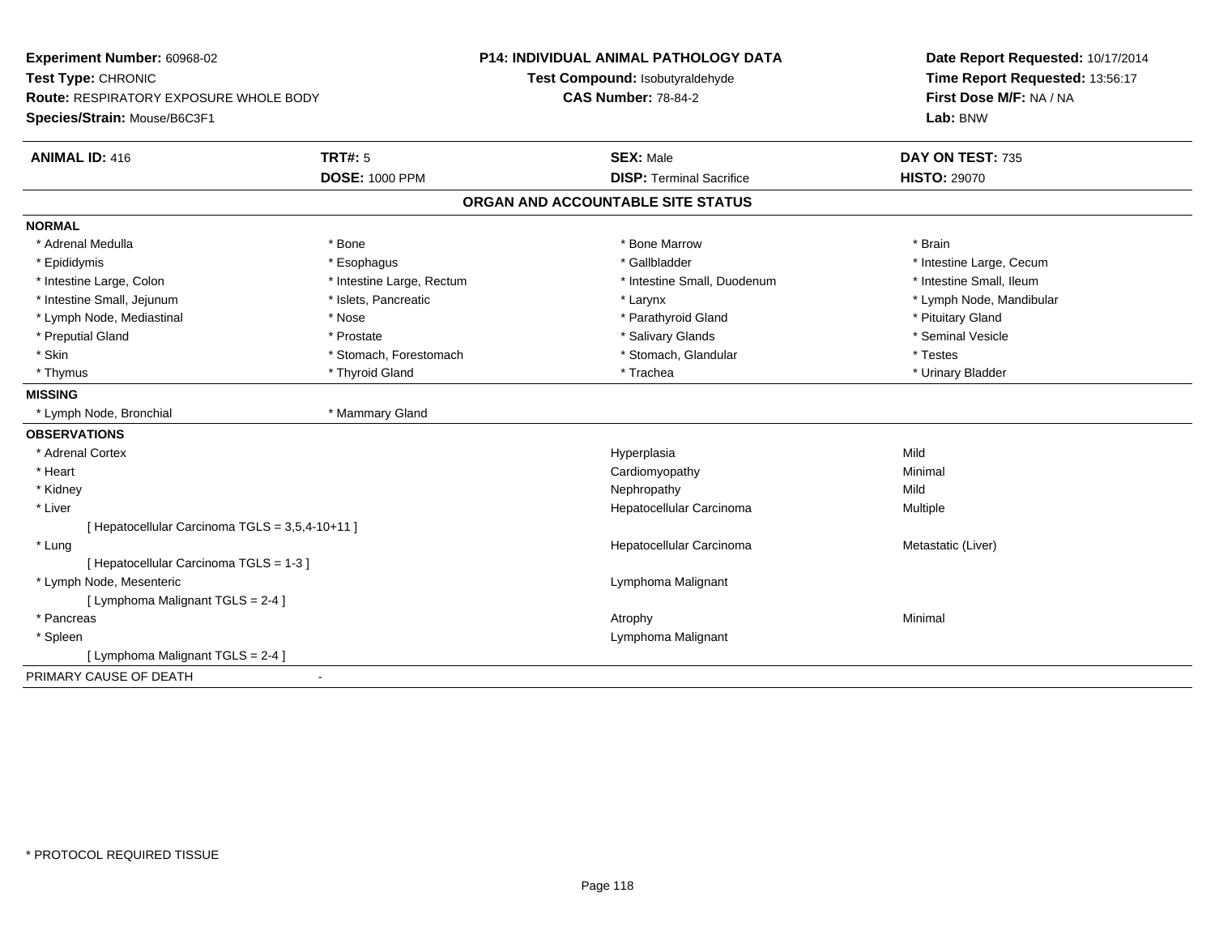**Experiment Number:** 60968-02
**Test Type:** CHRONIC
**Route:** RESPIRATORY EXPOSURE WHOLE BODY
**Species/Strain:** Mouse/B6C3F1

**P14: INDIVIDUAL ANIMAL PATHOLOGY DATA**
**Test Compound:** Isobutyraldehyde
**CAS Number:** 78-84-2

**Date Report Requested:** 10/17/2014
**Time Report Requested:** 13:56:17
**First Dose M/F:** NA / NA
**Lab:** BNW

| **ANIMAL ID:** 416 | **TRT#:** 5 | **SEX:** Male | **DAY ON TEST:** 735 |
|---|---|---|---|
| | **DOSE:** 1000 PPM | **DISP:** Terminal Sacrifice | **HISTO:** 29070 |

## ORGAN AND ACCOUNTABLE SITE STATUS

**NORMAL**

| | | | |
|---|---|---|---|
| * Adrenal Medulla | * Bone | * Bone Marrow | * Brain |
| * Epididymis | * Esophagus | * Gallbladder | * Intestine Large, Cecum |
| * Intestine Large, Colon | * Intestine Large, Rectum | * Intestine Small, Duodenum | * Intestine Small, Ileum |
| * Intestine Small, Jejunum | * Islets, Pancreatic | * Larynx | * Lymph Node, Mandibular |
| * Lymph Node, Mediastinal | * Nose | * Parathyroid Gland | * Pituitary Gland |
| * Preputial Gland | * Prostate | * Salivary Glands | * Seminal Vesicle |
| * Skin | * Stomach, Forestomach | * Stomach, Glandular | * Testes |
| * Thymus | * Thyroid Gland | * Trachea | * Urinary Bladder |

**MISSING**

| | |
|---|---|
| * Lymph Node, Bronchial | * Mammary Gland |

**OBSERVATIONS**

| Organ | Observation | Severity |
|---|---|---|
| * Adrenal Cortex | Hyperplasia | Mild |
| * Heart | Cardiomyopathy | Minimal |
| * Kidney | Nephropathy | Mild |
| * Liver | Hepatocellular Carcinoma | Multiple |
| [ Hepatocellular Carcinoma TGLS = 3,5,4-10+11 ] | | |
| * Lung | Hepatocellular Carcinoma | Metastatic (Liver) |
| [ Hepatocellular Carcinoma TGLS = 1-3 ] | | |
| * Lymph Node, Mesenteric | Lymphoma Malignant | |
| [ Lymphoma Malignant TGLS = 2-4 ] | | |
| * Pancreas | Atrophy | Minimal |
| * Spleen | Lymphoma Malignant | |
| [ Lymphoma Malignant TGLS = 2-4 ] | | |

PRIMARY CAUSE OF DEATH -

* PROTOCOL REQUIRED TISSUE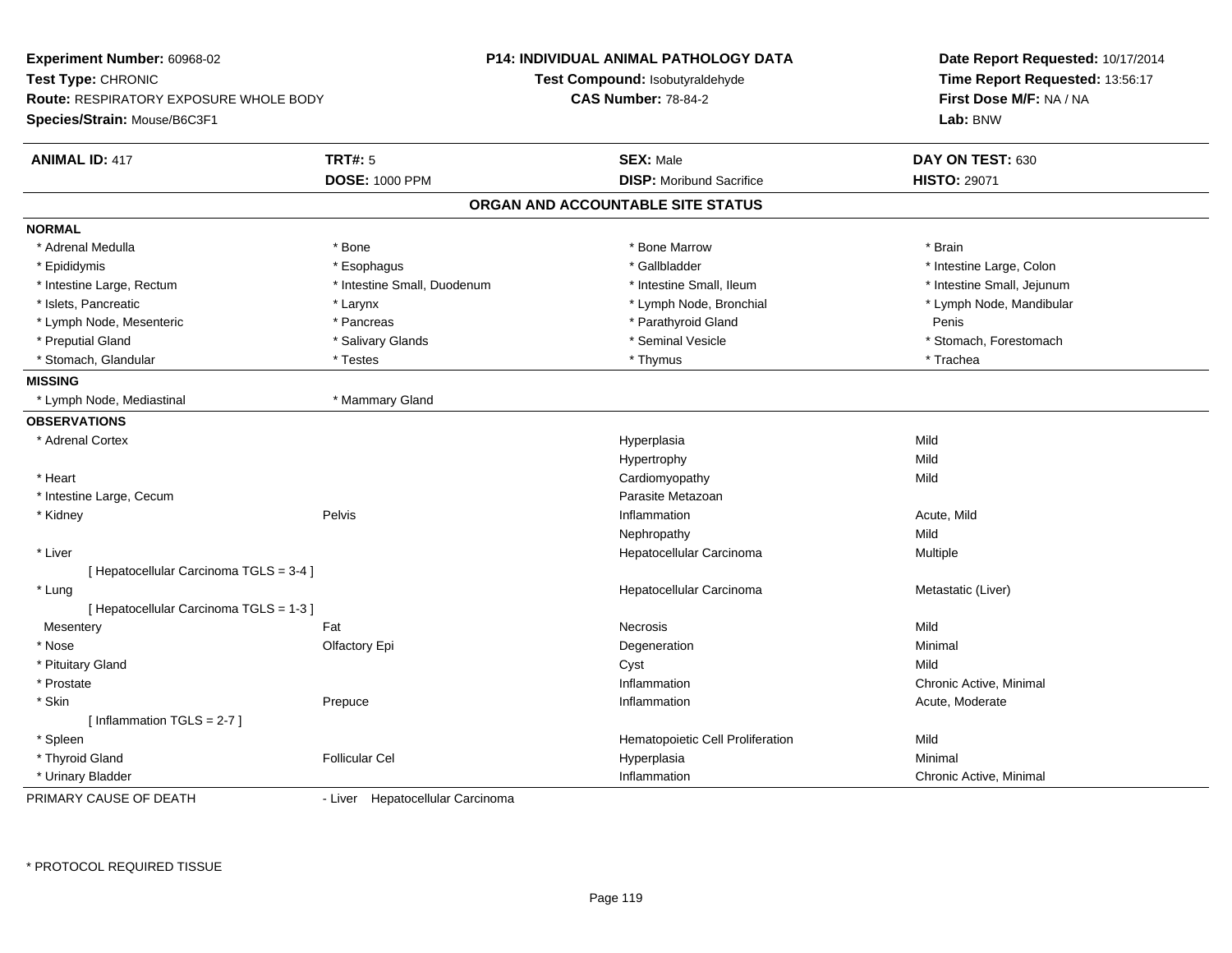**Experiment Number:** 60968-02
**Test Type:** CHRONIC
**Route:** RESPIRATORY EXPOSURE WHOLE BODY
**Species/Strain:** Mouse/B6C3F1

**P14: INDIVIDUAL ANIMAL PATHOLOGY DATA**
**Test Compound:** Isobutyraldehyde
**CAS Number:** 78-84-2

**Date Report Requested:** 10/17/2014
**Time Report Requested:** 13:56:17
**First Dose M/F:** NA / NA
**Lab:** BNW

| **ANIMAL ID:** 417 | **TRT#:** 5 | **SEX:** Male | **DAY ON TEST:** 630 |
|---|---|---|---|
| | **DOSE:** 1000 PPM | **DISP:** Moribund Sacrifice | **HISTO:** 29071 |

## ORGAN AND ACCOUNTABLE SITE STATUS

**NORMAL**

| | | | |
|---|---|---|---|
| * Adrenal Medulla | * Bone | * Bone Marrow | * Brain |
| * Epididymis | * Esophagus | * Gallbladder | * Intestine Large, Colon |
| * Intestine Large, Rectum | * Intestine Small, Duodenum | * Intestine Small, Ileum | * Intestine Small, Jejunum |
| * Islets, Pancreatic | * Larynx | * Lymph Node, Bronchial | * Lymph Node, Mandibular |
| * Lymph Node, Mesenteric | * Pancreas | * Parathyroid Gland | Penis |
| * Preputial Gland | * Salivary Glands | * Seminal Vesicle | * Stomach, Forestomach |
| * Stomach, Glandular | * Testes | * Thymus | * Trachea |

**MISSING**

| | |
|---|---|
| * Lymph Node, Mediastinal | * Mammary Gland |

**OBSERVATIONS**

| Organ | Site | Observation | Qualifier |
|---|---|---|---|
| * Adrenal Cortex | | Hyperplasia | Mild |
| | | Hypertrophy | Mild |
| * Heart | | Cardiomyopathy | Mild |
| * Intestine Large, Cecum | | Parasite Metazoan | |
| * Kidney | Pelvis | Inflammation | Acute, Mild |
| | | Nephropathy | Mild |
| * Liver | | Hepatocellular Carcinoma | Multiple |
| [ Hepatocellular Carcinoma TGLS = 3-4 ] | | | |
| * Lung | | Hepatocellular Carcinoma | Metastatic (Liver) |
| [ Hepatocellular Carcinoma TGLS = 1-3 ] | | | |
| Mesentery | Fat | Necrosis | Mild |
| * Nose | Olfactory Epi | Degeneration | Minimal |
| * Pituitary Gland | | Cyst | Mild |
| * Prostate | | Inflammation | Chronic Active, Minimal |
| * Skin | Prepuce | Inflammation | Acute, Moderate |
| [ Inflammation TGLS = 2-7 ] | | | |
| * Spleen | | Hematopoietic Cell Proliferation | Mild |
| * Thyroid Gland | Follicular Cel | Hyperplasia | Minimal |
| * Urinary Bladder | | Inflammation | Chronic Active, Minimal |

PRIMARY CAUSE OF DEATH - Liver Hepatocellular Carcinoma

* PROTOCOL REQUIRED TISSUE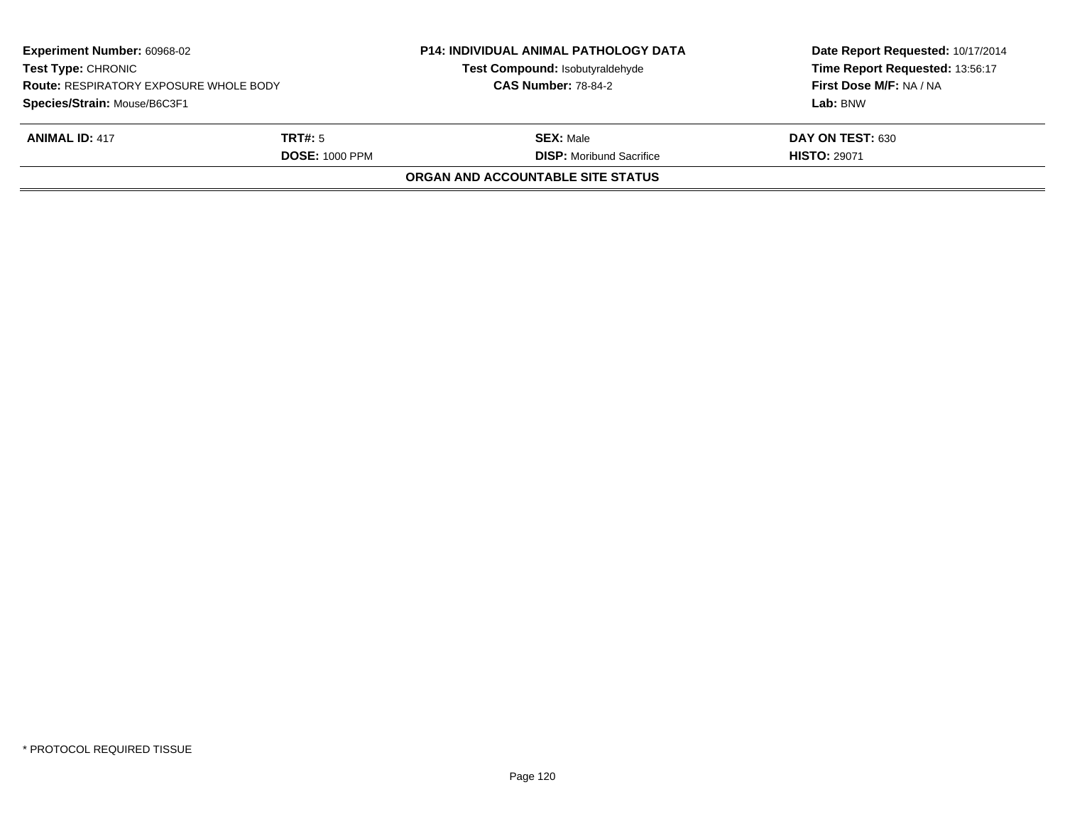| **Experiment Number:** 60968-02 | **P14: INDIVIDUAL ANIMAL PATHOLOGY DATA** | **Date Report Requested:** 10/17/2014 |
|---|---|---|
| **Test Type:** CHRONIC | **Test Compound:** Isobutyraldehyde | **Time Report Requested:** 13:56:17 |
| **Route:** RESPIRATORY EXPOSURE WHOLE BODY | **CAS Number:** 78-84-2 | **First Dose M/F:** NA / NA |
| **Species/Strain:** Mouse/B6C3F1 | | **Lab:** BNW |

| **ANIMAL ID:** 417 | **TRT#:** 5 | **SEX:** Male | **DAY ON TEST:** 630 |
|---|---|---|---|
| | **DOSE:** 1000 PPM | **DISP:** Moribund Sacrifice | **HISTO:** 29071 |

**ORGAN AND ACCOUNTABLE SITE STATUS**

* PROTOCOL REQUIRED TISSUE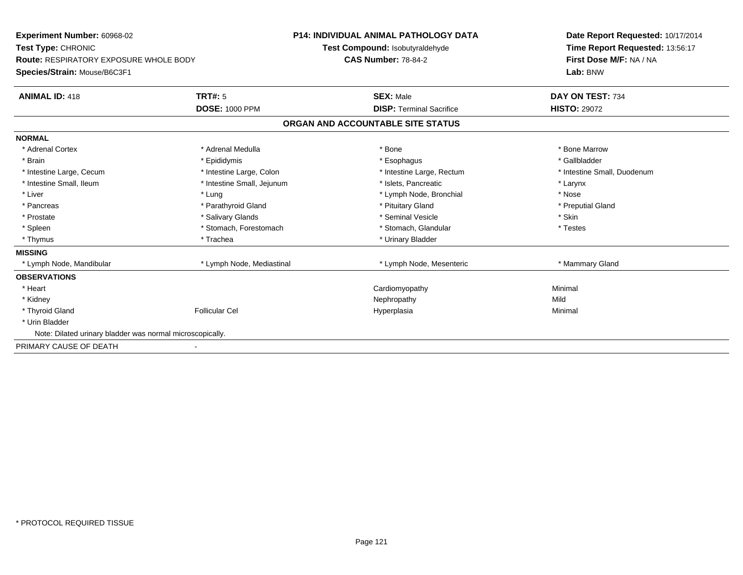**Experiment Number:** 60968-02
**Test Type:** CHRONIC
**Route:** RESPIRATORY EXPOSURE WHOLE BODY
**Species/Strain:** Mouse/B6C3F1

**P14: INDIVIDUAL ANIMAL PATHOLOGY DATA**
**Test Compound:** Isobutyraldehyde
**CAS Number:** 78-84-2

**Date Report Requested:** 10/17/2014
**Time Report Requested:** 13:56:17
**First Dose M/F:** NA / NA
**Lab:** BNW

| **ANIMAL ID:** 418 | **TRT#:** 5 | **SEX:** Male | **DAY ON TEST:** 734 |
|---|---|---|---|
| | **DOSE:** 1000 PPM | **DISP:** Terminal Sacrifice | **HISTO:** 29072 |

**ORGAN AND ACCOUNTABLE SITE STATUS**

| | | | |
|---|---|---|---|
| **NORMAL** | | | |
| * Adrenal Cortex | * Adrenal Medulla | * Bone | * Bone Marrow |
| * Brain | * Epididymis | * Esophagus | * Gallbladder |
| * Intestine Large, Cecum | * Intestine Large, Colon | * Intestine Large, Rectum | * Intestine Small, Duodenum |
| * Intestine Small, Ileum | * Intestine Small, Jejunum | * Islets, Pancreatic | * Larynx |
| * Liver | * Lung | * Lymph Node, Bronchial | * Nose |
| * Pancreas | * Parathyroid Gland | * Pituitary Gland | * Preputial Gland |
| * Prostate | * Salivary Glands | * Seminal Vesicle | * Skin |
| * Spleen | * Stomach, Forestomach | * Stomach, Glandular | * Testes |
| * Thymus | * Trachea | * Urinary Bladder | |
| **MISSING** | | | |
| * Lymph Node, Mandibular | * Lymph Node, Mediastinal | * Lymph Node, Mesenteric | * Mammary Gland |
| **OBSERVATIONS** | | | |
| * Heart | | Cardiomyopathy | Minimal |
| * Kidney | | Nephropathy | Mild |
| * Thyroid Gland | Follicular Cel | Hyperplasia | Minimal |
| * Urin Bladder | | | |
| Note: Dilated urinary bladder was normal microscopically. | | | |
| PRIMARY CAUSE OF DEATH | - | | |

\* PROTOCOL REQUIRED TISSUE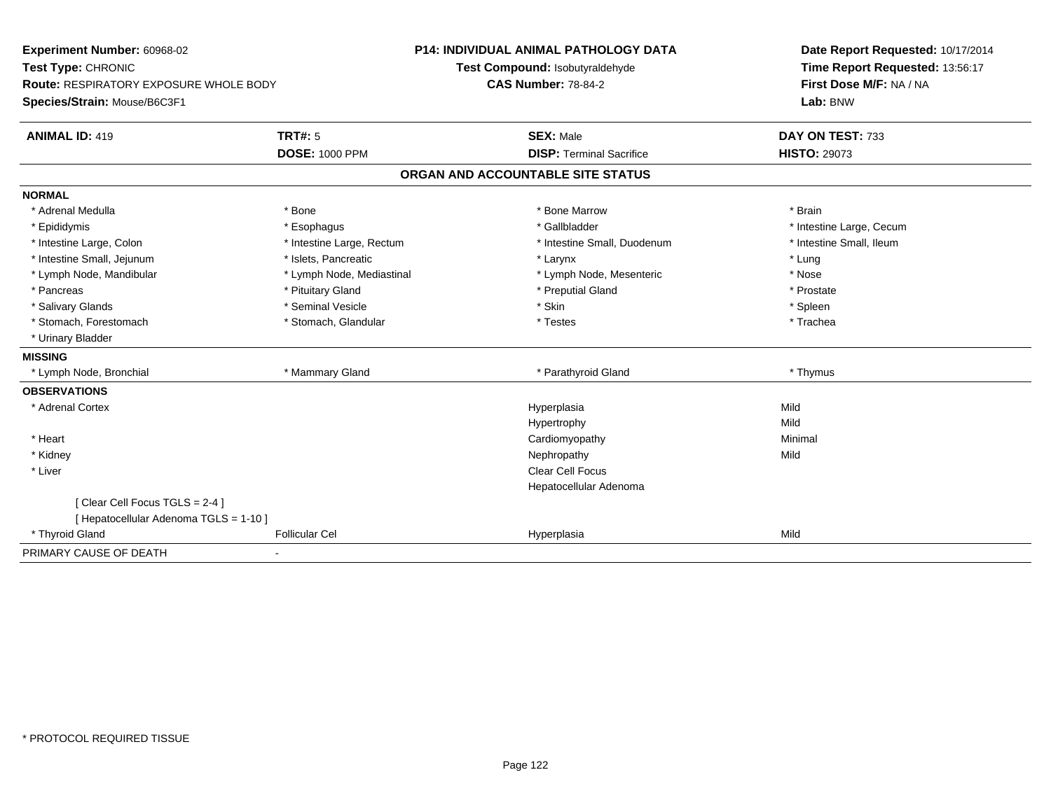**Experiment Number:** 60968-02
**Test Type:** CHRONIC
**Route:** RESPIRATORY EXPOSURE WHOLE BODY
**Species/Strain:** Mouse/B6C3F1

**P14: INDIVIDUAL ANIMAL PATHOLOGY DATA**
**Test Compound:** Isobutyraldehyde
**CAS Number:** 78-84-2

**Date Report Requested:** 10/17/2014
**Time Report Requested:** 13:56:17
**First Dose M/F:** NA / NA
**Lab:** BNW

| **ANIMAL ID:** 419 | **TRT#:** 5 | **SEX:** Male | **DAY ON TEST:** 733 |
|---|---|---|---|
| | **DOSE:** 1000 PPM | **DISP:** Terminal Sacrifice | **HISTO:** 29073 |

## ORGAN AND ACCOUNTABLE SITE STATUS

**NORMAL**

| | | | |
|---|---|---|---|
| * Adrenal Medulla | * Bone | * Bone Marrow | * Brain |
| * Epididymis | * Esophagus | * Gallbladder | * Intestine Large, Cecum |
| * Intestine Large, Colon | * Intestine Large, Rectum | * Intestine Small, Duodenum | * Intestine Small, Ileum |
| * Intestine Small, Jejunum | * Islets, Pancreatic | * Larynx | * Lung |
| * Lymph Node, Mandibular | * Lymph Node, Mediastinal | * Lymph Node, Mesenteric | * Nose |
| * Pancreas | * Pituitary Gland | * Preputial Gland | * Prostate |
| * Salivary Glands | * Seminal Vesicle | * Skin | * Spleen |
| * Stomach, Forestomach | * Stomach, Glandular | * Testes | * Trachea |
| * Urinary Bladder | | | |

**MISSING**

| | | | |
|---|---|---|---|
| * Lymph Node, Bronchial | * Mammary Gland | * Parathyroid Gland | * Thymus |

**OBSERVATIONS**

| | | | |
|---|---|---|---|
| * Adrenal Cortex | | Hyperplasia | Mild |
| | | Hypertrophy | Mild |
| * Heart | | Cardiomyopathy | Minimal |
| * Kidney | | Nephropathy | Mild |
| * Liver | | Clear Cell Focus | |
| | | Hepatocellular Adenoma | |
| [ Clear Cell Focus TGLS = 2-4 ] | | | |
| [ Hepatocellular Adenoma TGLS = 1-10 ] | | | |
| * Thyroid Gland | Follicular Cel | Hyperplasia | Mild |

PRIMARY CAUSE OF DEATH -

* PROTOCOL REQUIRED TISSUE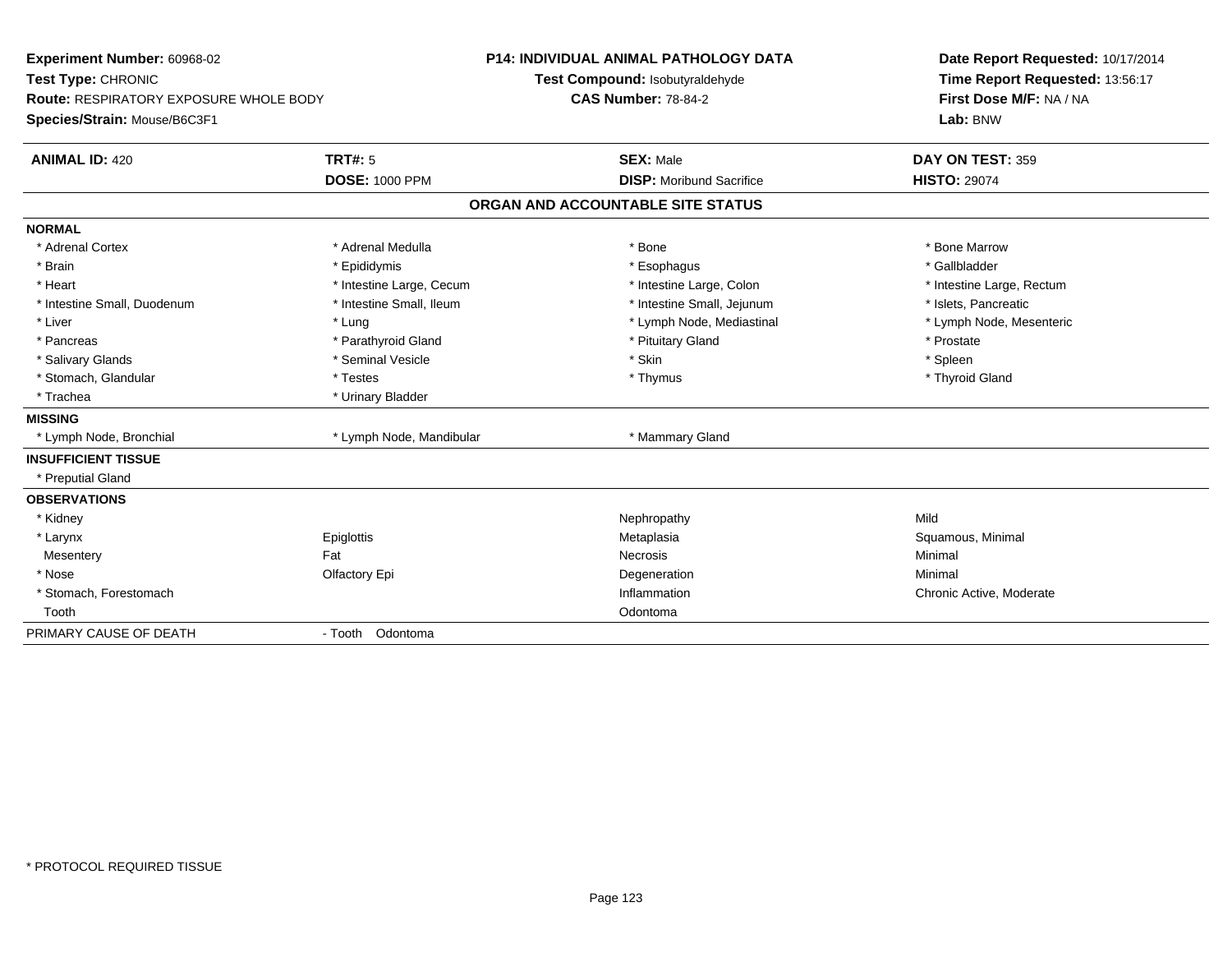**Experiment Number:** 60968-02
**Test Type:** CHRONIC
**Route:** RESPIRATORY EXPOSURE WHOLE BODY
**Species/Strain:** Mouse/B6C3F1

**P14: INDIVIDUAL ANIMAL PATHOLOGY DATA**
**Test Compound:** Isobutyraldehyde
**CAS Number:** 78-84-2

**Date Report Requested:** 10/17/2014
**Time Report Requested:** 13:56:17
**First Dose M/F:** NA / NA
**Lab:** BNW

| **ANIMAL ID:** 420 | **TRT#:** 5 | **SEX:** Male | **DAY ON TEST:** 359 |
|---|---|---|---|
| | **DOSE:** 1000 PPM | **DISP:** Moribund Sacrifice | **HISTO:** 29074 |

## ORGAN AND ACCOUNTABLE SITE STATUS

| | | | |
|---|---|---|---|
| **NORMAL** | | | |
| * Adrenal Cortex | * Adrenal Medulla | * Bone | * Bone Marrow |
| * Brain | * Epididymis | * Esophagus | * Gallbladder |
| * Heart | * Intestine Large, Cecum | * Intestine Large, Colon | * Intestine Large, Rectum |
| * Intestine Small, Duodenum | * Intestine Small, Ileum | * Intestine Small, Jejunum | * Islets, Pancreatic |
| * Liver | * Lung | * Lymph Node, Mediastinal | * Lymph Node, Mesenteric |
| * Pancreas | * Parathyroid Gland | * Pituitary Gland | * Prostate |
| * Salivary Glands | * Seminal Vesicle | * Skin | * Spleen |
| * Stomach, Glandular | * Testes | * Thymus | * Thyroid Gland |
| * Trachea | * Urinary Bladder | | |
| **MISSING** | | | |
| * Lymph Node, Bronchial | * Lymph Node, Mandibular | * Mammary Gland | |
| **INSUFFICIENT TISSUE** | | | |
| * Preputial Gland | | | |
| **OBSERVATIONS** | | | |
| * Kidney | | Nephropathy | Mild |
| * Larynx | Epiglottis | Metaplasia | Squamous, Minimal |
| Mesentery | Fat | Necrosis | Minimal |
| * Nose | Olfactory Epi | Degeneration | Minimal |
| * Stomach, Forestomach | | Inflammation | Chronic Active, Moderate |
| Tooth | | Odontoma | |
| PRIMARY CAUSE OF DEATH | - Tooth Odontoma | | |

* PROTOCOL REQUIRED TISSUE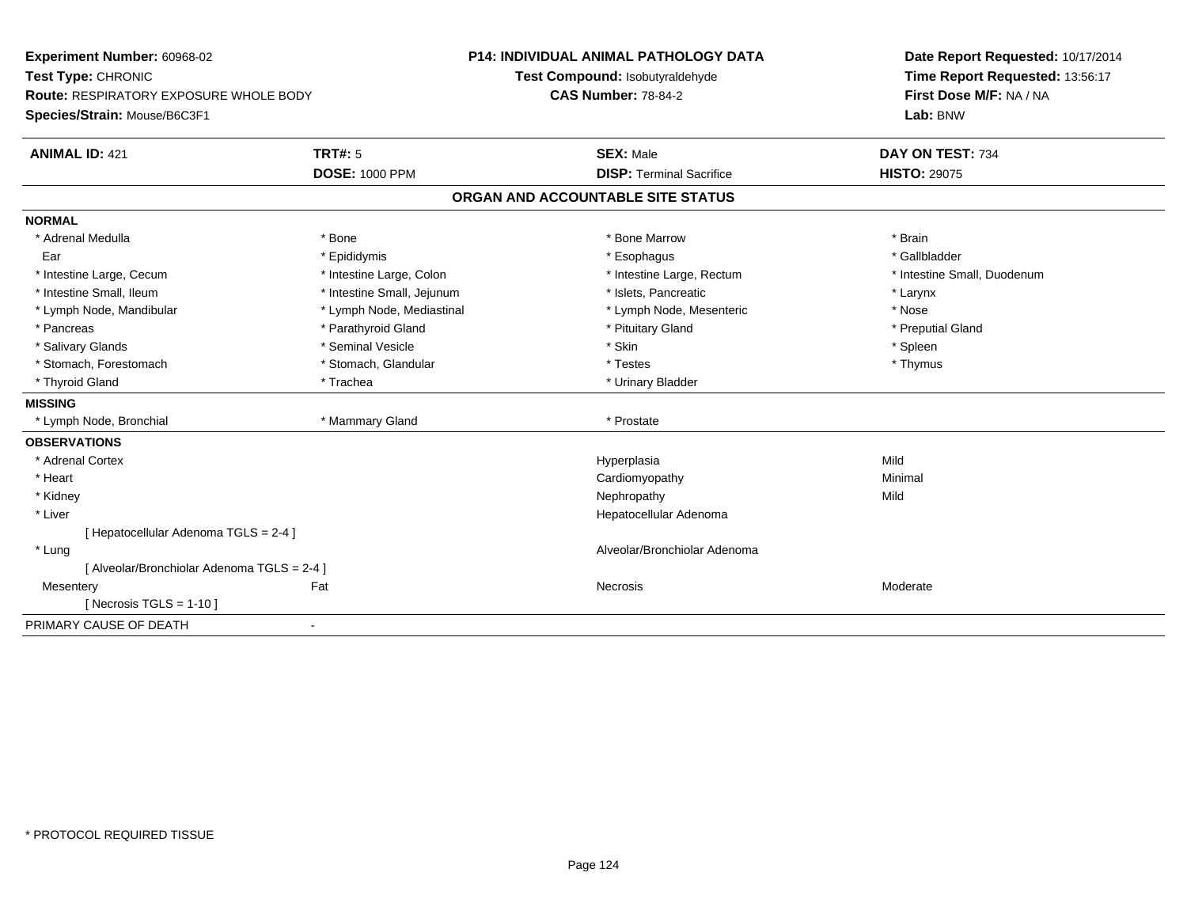**Experiment Number:** 60968-02
**Test Type:** CHRONIC
**Route:** RESPIRATORY EXPOSURE WHOLE BODY
**Species/Strain:** Mouse/B6C3F1

**P14: INDIVIDUAL ANIMAL PATHOLOGY DATA**
**Test Compound:** Isobutyraldehyde
**CAS Number:** 78-84-2

**Date Report Requested:** 10/17/2014
**Time Report Requested:** 13:56:17
**First Dose M/F:** NA / NA
**Lab:** BNW

| **ANIMAL ID:** 421 | **TRT#:** 5 | **SEX:** Male | **DAY ON TEST:** 734 |
|---|---|---|---|
| | **DOSE:** 1000 PPM | **DISP:** Terminal Sacrifice | **HISTO:** 29075 |

## ORGAN AND ACCOUNTABLE SITE STATUS

**NORMAL**

| | | | |
|---|---|---|---|
| * Adrenal Medulla | * Bone | * Bone Marrow | * Brain |
| Ear | * Epididymis | * Esophagus | * Gallbladder |
| * Intestine Large, Cecum | * Intestine Large, Colon | * Intestine Large, Rectum | * Intestine Small, Duodenum |
| * Intestine Small, Ileum | * Intestine Small, Jejunum | * Islets, Pancreatic | * Larynx |
| * Lymph Node, Mandibular | * Lymph Node, Mediastinal | * Lymph Node, Mesenteric | * Nose |
| * Pancreas | * Parathyroid Gland | * Pituitary Gland | * Preputial Gland |
| * Salivary Glands | * Seminal Vesicle | * Skin | * Spleen |
| * Stomach, Forestomach | * Stomach, Glandular | * Testes | * Thymus |
| * Thyroid Gland | * Trachea | * Urinary Bladder | |

**MISSING**

| | | | |
|---|---|---|---|
| * Lymph Node, Bronchial | * Mammary Gland | * Prostate | |

**OBSERVATIONS**

| | | | |
|---|---|---|---|
| * Adrenal Cortex | | Hyperplasia | Mild |
| * Heart | | Cardiomyopathy | Minimal |
| * Kidney | | Nephropathy | Mild |
| * Liver | | Hepatocellular Adenoma | |
| [ Hepatocellular Adenoma TGLS = 2-4 ] | | | |
| * Lung | | Alveolar/Bronchiolar Adenoma | |
| [ Alveolar/Bronchiolar Adenoma TGLS = 2-4 ] | | | |
| Mesentery | Fat | Necrosis | Moderate |
| [ Necrosis TGLS = 1-10 ] | | | |

PRIMARY CAUSE OF DEATH -

\* PROTOCOL REQUIRED TISSUE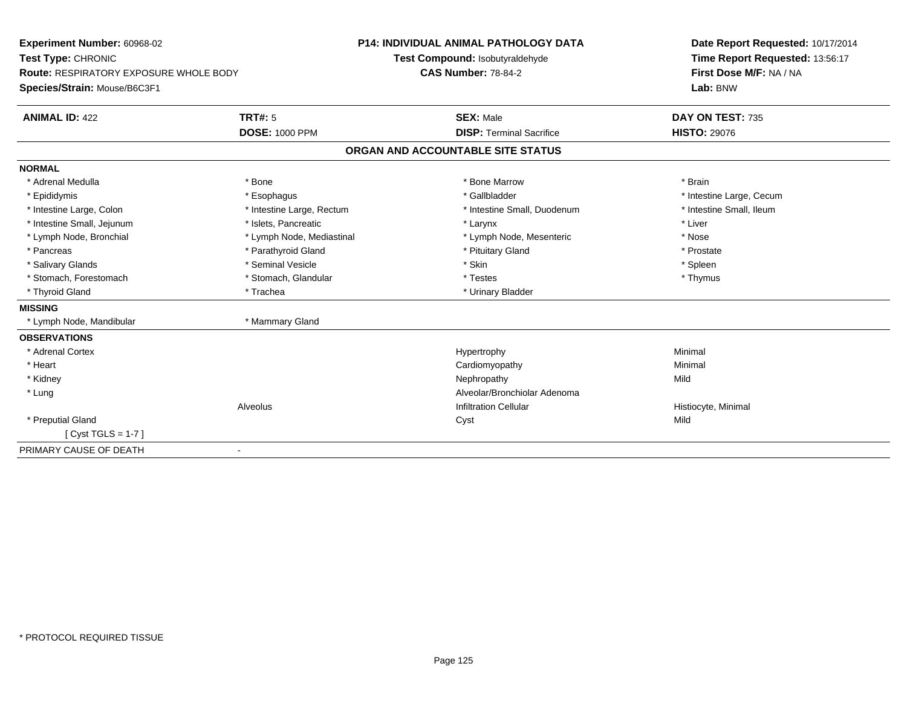**Experiment Number:** 60968-02
**Test Type:** CHRONIC
**Route:** RESPIRATORY EXPOSURE WHOLE BODY
**Species/Strain:** Mouse/B6C3F1

**P14: INDIVIDUAL ANIMAL PATHOLOGY DATA**
**Test Compound:** Isobutyraldehyde
**CAS Number:** 78-84-2

**Date Report Requested:** 10/17/2014
**Time Report Requested:** 13:56:17
**First Dose M/F:** NA / NA
**Lab:** BNW

| **ANIMAL ID:** 422 | **TRT#:** 5 | **SEX:** Male | **DAY ON TEST:** 735 |
|---|---|---|---|
| | **DOSE:** 1000 PPM | **DISP:** Terminal Sacrifice | **HISTO:** 29076 |

## ORGAN AND ACCOUNTABLE SITE STATUS

| | | | |
|---|---|---|---|
| **NORMAL** | | | |
| * Adrenal Medulla | * Bone | * Bone Marrow | * Brain |
| * Epididymis | * Esophagus | * Gallbladder | * Intestine Large, Cecum |
| * Intestine Large, Colon | * Intestine Large, Rectum | * Intestine Small, Duodenum | * Intestine Small, Ileum |
| * Intestine Small, Jejunum | * Islets, Pancreatic | * Larynx | * Liver |
| * Lymph Node, Bronchial | * Lymph Node, Mediastinal | * Lymph Node, Mesenteric | * Nose |
| * Pancreas | * Parathyroid Gland | * Pituitary Gland | * Prostate |
| * Salivary Glands | * Seminal Vesicle | * Skin | * Spleen |
| * Stomach, Forestomach | * Stomach, Glandular | * Testes | * Thymus |
| * Thyroid Gland | * Trachea | * Urinary Bladder | |
| **MISSING** | | | |
| * Lymph Node, Mandibular | * Mammary Gland | | |
| **OBSERVATIONS** | | | |
| * Adrenal Cortex | | Hypertrophy | Minimal |
| * Heart | | Cardiomyopathy | Minimal |
| * Kidney | | Nephropathy | Mild |
| * Lung | | Alveolar/Bronchiolar Adenoma | |
| | Alveolus | Infiltration Cellular | Histiocyte, Minimal |
| * Preputial Gland | | Cyst | Mild |
| [ Cyst TGLS = 1-7 ] | | | |
| PRIMARY CAUSE OF DEATH | - | | |

\* PROTOCOL REQUIRED TISSUE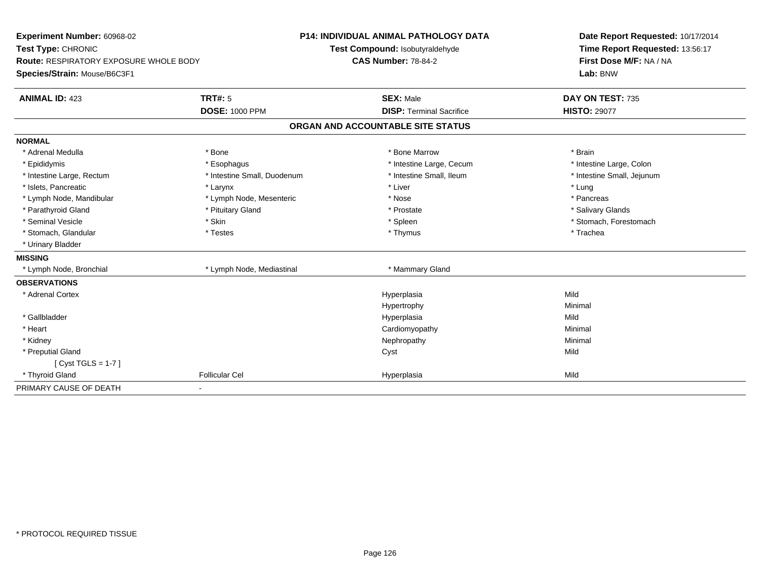**Experiment Number:** 60968-02
**Test Type:** CHRONIC
**Route:** RESPIRATORY EXPOSURE WHOLE BODY
**Species/Strain:** Mouse/B6C3F1

**P14: INDIVIDUAL ANIMAL PATHOLOGY DATA**
**Test Compound:** Isobutyraldehyde
**CAS Number:** 78-84-2

**Date Report Requested:** 10/17/2014
**Time Report Requested:** 13:56:17
**First Dose M/F:** NA / NA
**Lab:** BNW

| **ANIMAL ID:** 423 | **TRT#:** 5 | **SEX:** Male | **DAY ON TEST:** 735 |
|---|---|---|---|
| | **DOSE:** 1000 PPM | **DISP:** Terminal Sacrifice | **HISTO:** 29077 |

**ORGAN AND ACCOUNTABLE SITE STATUS**

**NORMAL**

| | | | |
|---|---|---|---|
| * Adrenal Medulla | * Bone | * Bone Marrow | * Brain |
| * Epididymis | * Esophagus | * Intestine Large, Cecum | * Intestine Large, Colon |
| * Intestine Large, Rectum | * Intestine Small, Duodenum | * Intestine Small, Ileum | * Intestine Small, Jejunum |
| * Islets, Pancreatic | * Larynx | * Liver | * Lung |
| * Lymph Node, Mandibular | * Lymph Node, Mesenteric | * Nose | * Pancreas |
| * Parathyroid Gland | * Pituitary Gland | * Prostate | * Salivary Glands |
| * Seminal Vesicle | * Skin | * Spleen | * Stomach, Forestomach |
| * Stomach, Glandular | * Testes | * Thymus | * Trachea |
| * Urinary Bladder | | | |

**MISSING**

| | | |
|---|---|---|
| * Lymph Node, Bronchial | * Lymph Node, Mediastinal | * Mammary Gland |

**OBSERVATIONS**

| | | | |
|---|---|---|---|
| * Adrenal Cortex | | Hyperplasia | Mild |
| | | Hypertrophy | Minimal |
| * Gallbladder | | Hyperplasia | Mild |
| * Heart | | Cardiomyopathy | Minimal |
| * Kidney | | Nephropathy | Minimal |
| * Preputial Gland | | Cyst | Mild |
| [ Cyst TGLS = 1-7 ] | | | |
| * Thyroid Gland | Follicular Cel | Hyperplasia | Mild |

PRIMARY CAUSE OF DEATH -

* PROTOCOL REQUIRED TISSUE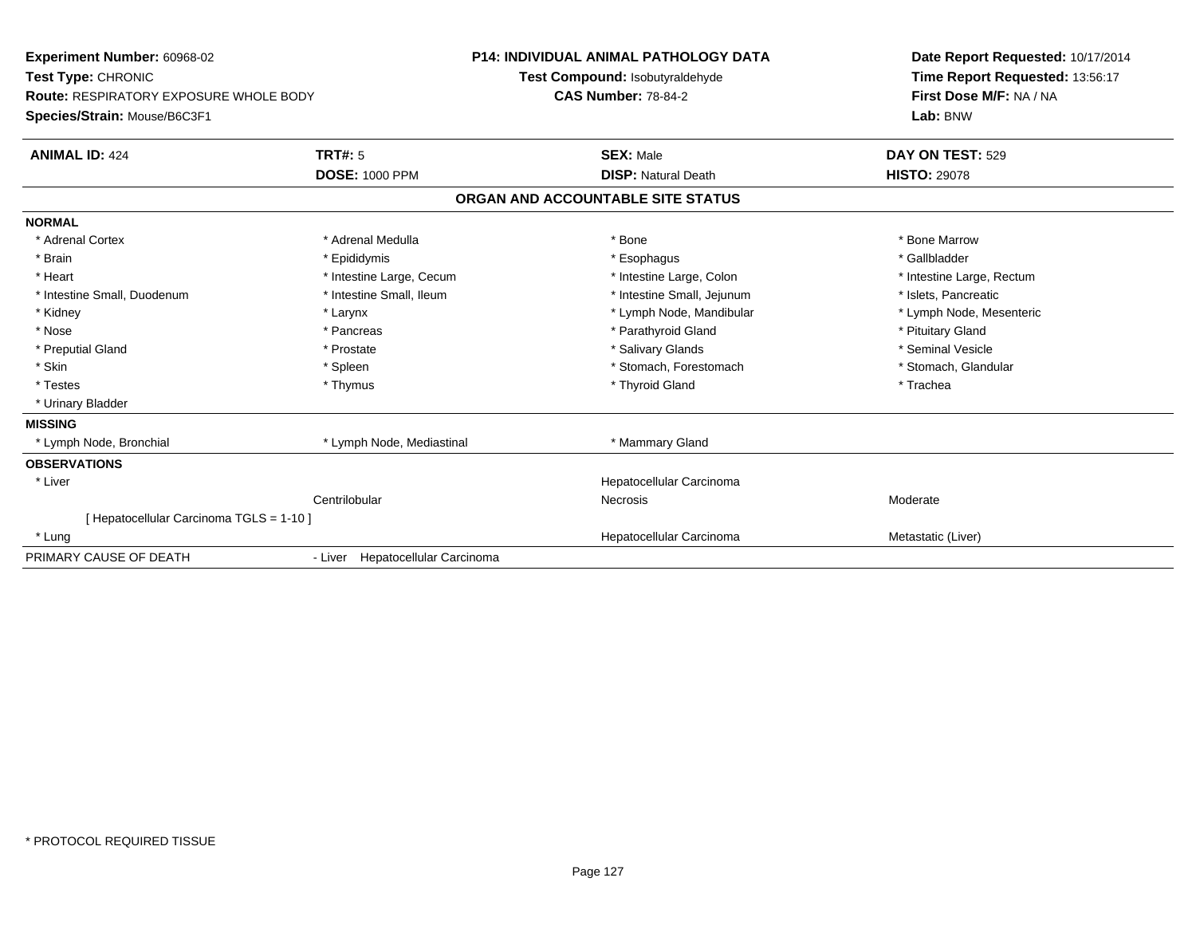**Experiment Number:** 60968-02
**Test Type:** CHRONIC
**Route:** RESPIRATORY EXPOSURE WHOLE BODY
**Species/Strain:** Mouse/B6C3F1

**P14: INDIVIDUAL ANIMAL PATHOLOGY DATA**
**Test Compound:** Isobutyraldehyde
**CAS Number:** 78-84-2

**Date Report Requested:** 10/17/2014
**Time Report Requested:** 13:56:17
**First Dose M/F:** NA / NA
**Lab:** BNW

| **ANIMAL ID:** 424 | **TRT#:** 5 | **SEX:** Male | **DAY ON TEST:** 529 |
|---|---|---|---|
| | **DOSE:** 1000 PPM | **DISP:** Natural Death | **HISTO:** 29078 |

## ORGAN AND ACCOUNTABLE SITE STATUS

| | | | |
|---|---|---|---|
| **NORMAL** | | | |
| * Adrenal Cortex | * Adrenal Medulla | * Bone | * Bone Marrow |
| * Brain | * Epididymis | * Esophagus | * Gallbladder |
| * Heart | * Intestine Large, Cecum | * Intestine Large, Colon | * Intestine Large, Rectum |
| * Intestine Small, Duodenum | * Intestine Small, Ileum | * Intestine Small, Jejunum | * Islets, Pancreatic |
| * Kidney | * Larynx | * Lymph Node, Mandibular | * Lymph Node, Mesenteric |
| * Nose | * Pancreas | * Parathyroid Gland | * Pituitary Gland |
| * Preputial Gland | * Prostate | * Salivary Glands | * Seminal Vesicle |
| * Skin | * Spleen | * Stomach, Forestomach | * Stomach, Glandular |
| * Testes | * Thymus | * Thyroid Gland | * Trachea |
| * Urinary Bladder | | | |
| **MISSING** | | | |
| * Lymph Node, Bronchial | * Lymph Node, Mediastinal | * Mammary Gland | |
| **OBSERVATIONS** | | | |
| * Liver | | Hepatocellular Carcinoma | |
| | Centrilobular | Necrosis | Moderate |
| [ Hepatocellular Carcinoma TGLS = 1-10 ] | | | |
| * Lung | | Hepatocellular Carcinoma | Metastatic (Liver) |
| PRIMARY CAUSE OF DEATH | - Liver Hepatocellular Carcinoma | | |

* PROTOCOL REQUIRED TISSUE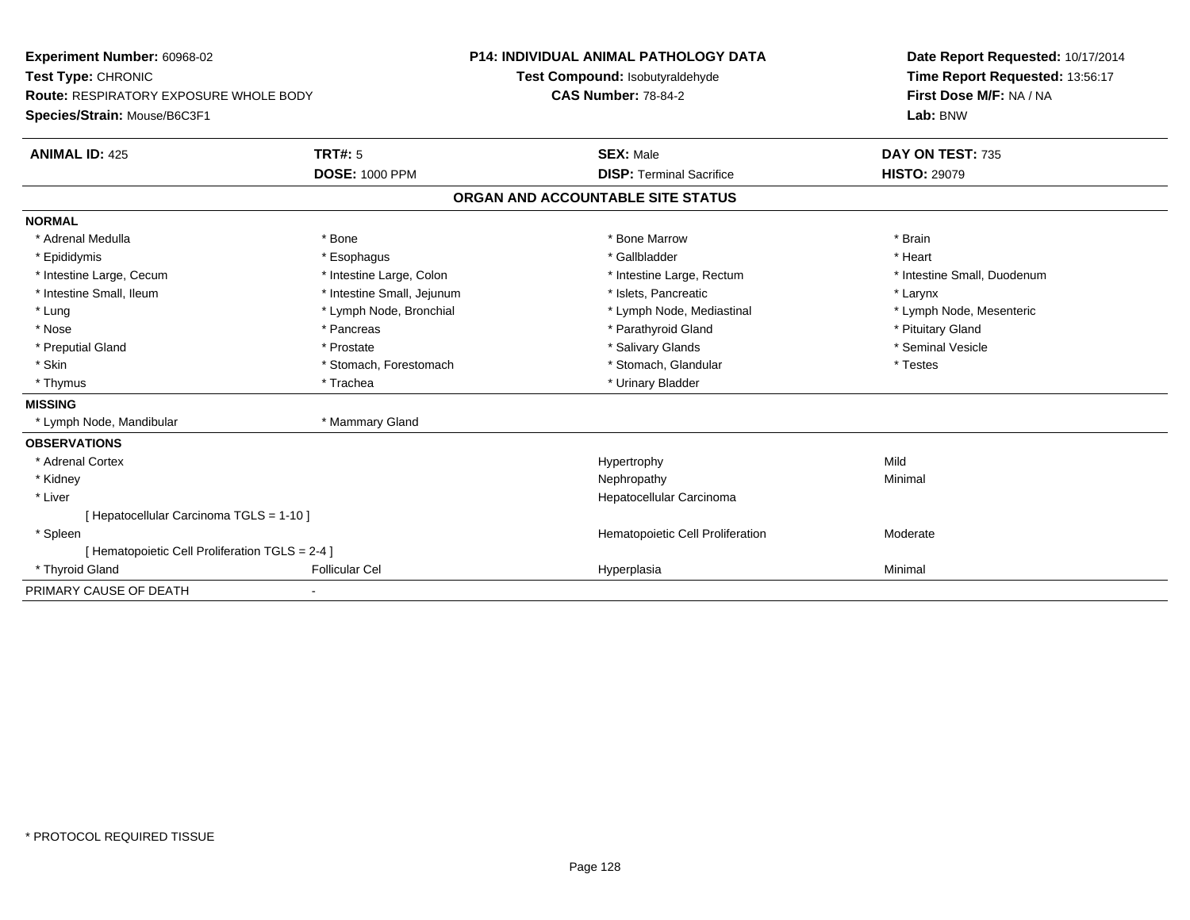**Experiment Number:** 60968-02
**Test Type:** CHRONIC
**Route:** RESPIRATORY EXPOSURE WHOLE BODY
**Species/Strain:** Mouse/B6C3F1

**P14: INDIVIDUAL ANIMAL PATHOLOGY DATA**
**Test Compound:** Isobutyraldehyde
**CAS Number:** 78-84-2

**Date Report Requested:** 10/17/2014
**Time Report Requested:** 13:56:17
**First Dose M/F:** NA / NA
**Lab:** BNW

| **ANIMAL ID:** 425 | **TRT#:** 5 | **SEX:** Male | **DAY ON TEST:** 735 |
|---|---|---|---|
| | **DOSE:** 1000 PPM | **DISP:** Terminal Sacrifice | **HISTO:** 29079 |

**ORGAN AND ACCOUNTABLE SITE STATUS**

**NORMAL**

| | | | |
|---|---|---|---|
| * Adrenal Medulla | * Bone | * Bone Marrow | * Brain |
| * Epididymis | * Esophagus | * Gallbladder | * Heart |
| * Intestine Large, Cecum | * Intestine Large, Colon | * Intestine Large, Rectum | * Intestine Small, Duodenum |
| * Intestine Small, Ileum | * Intestine Small, Jejunum | * Islets, Pancreatic | * Larynx |
| * Lung | * Lymph Node, Bronchial | * Lymph Node, Mediastinal | * Lymph Node, Mesenteric |
| * Nose | * Pancreas | * Parathyroid Gland | * Pituitary Gland |
| * Preputial Gland | * Prostate | * Salivary Glands | * Seminal Vesicle |
| * Skin | * Stomach, Forestomach | * Stomach, Glandular | * Testes |
| * Thymus | * Trachea | * Urinary Bladder | |

**MISSING**

| | |
|---|---|
| * Lymph Node, Mandibular | * Mammary Gland |

**OBSERVATIONS**

| | | | |
|---|---|---|---|
| * Adrenal Cortex | | Hypertrophy | Mild |
| * Kidney | | Nephropathy | Minimal |
| * Liver | | Hepatocellular Carcinoma | |
| [ Hepatocellular Carcinoma TGLS = 1-10 ] | | | |
| * Spleen | | Hematopoietic Cell Proliferation | Moderate |
| [ Hematopoietic Cell Proliferation TGLS = 2-4 ] | | | |
| * Thyroid Gland | Follicular Cel | Hyperplasia | Minimal |

PRIMARY CAUSE OF DEATH -

* PROTOCOL REQUIRED TISSUE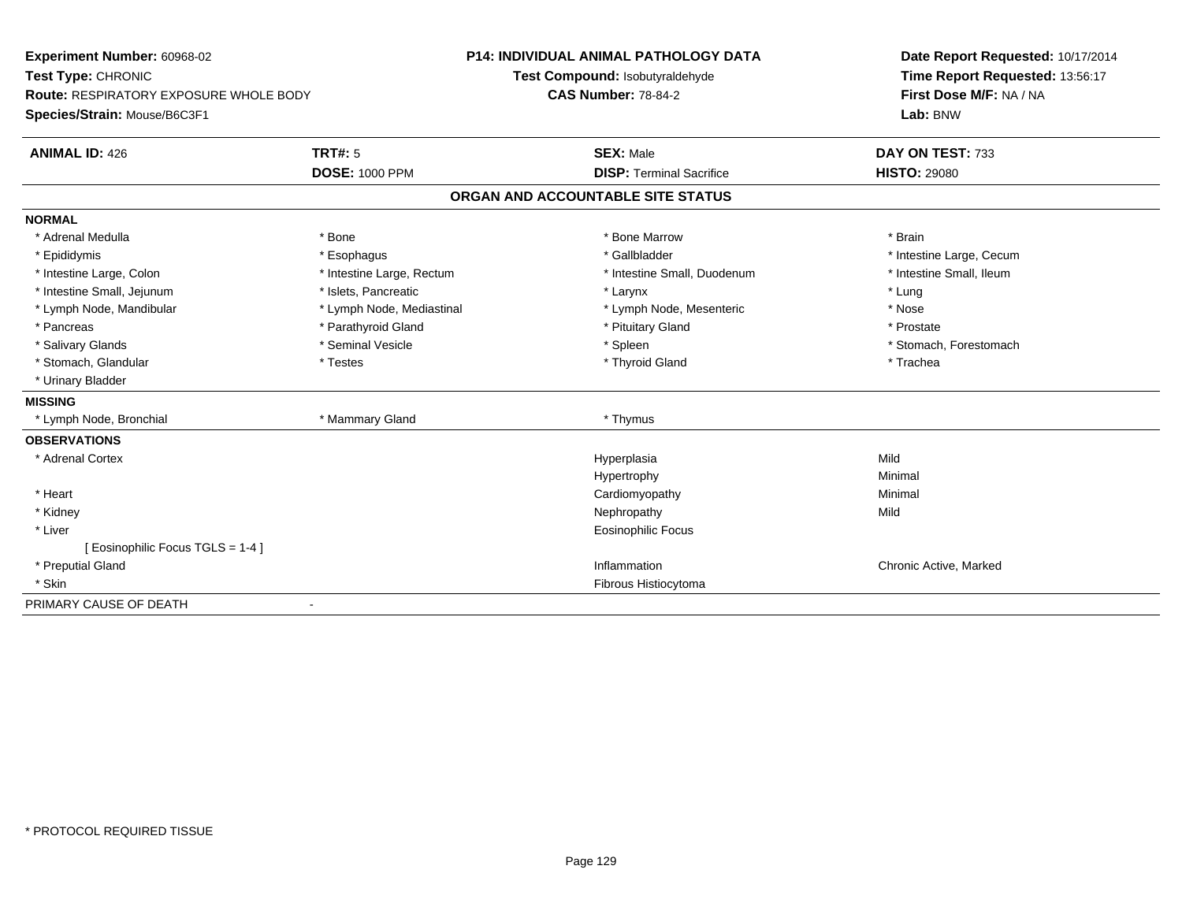**Experiment Number:** 60968-02
**Test Type:** CHRONIC
**Route:** RESPIRATORY EXPOSURE WHOLE BODY
**Species/Strain:** Mouse/B6C3F1

**P14: INDIVIDUAL ANIMAL PATHOLOGY DATA**
**Test Compound:** Isobutyraldehyde
**CAS Number:** 78-84-2

**Date Report Requested:** 10/17/2014
**Time Report Requested:** 13:56:17
**First Dose M/F:** NA / NA
**Lab:** BNW

| **ANIMAL ID:** 426 | **TRT#:** 5 | **SEX:** Male | **DAY ON TEST:** 733 |
|---|---|---|---|
| | **DOSE:** 1000 PPM | **DISP:** Terminal Sacrifice | **HISTO:** 29080 |

## ORGAN AND ACCOUNTABLE SITE STATUS

**NORMAL**

| | | | |
|---|---|---|---|
| * Adrenal Medulla | * Bone | * Bone Marrow | * Brain |
| * Epididymis | * Esophagus | * Gallbladder | * Intestine Large, Cecum |
| * Intestine Large, Colon | * Intestine Large, Rectum | * Intestine Small, Duodenum | * Intestine Small, Ileum |
| * Intestine Small, Jejunum | * Islets, Pancreatic | * Larynx | * Lung |
| * Lymph Node, Mandibular | * Lymph Node, Mediastinal | * Lymph Node, Mesenteric | * Nose |
| * Pancreas | * Parathyroid Gland | * Pituitary Gland | * Prostate |
| * Salivary Glands | * Seminal Vesicle | * Spleen | * Stomach, Forestomach |
| * Stomach, Glandular | * Testes | * Thyroid Gland | * Trachea |
| * Urinary Bladder | | | |

**MISSING**

| | | |
|---|---|---|
| * Lymph Node, Bronchial | * Mammary Gland | * Thymus |

**OBSERVATIONS**

| Organ | Observation | Severity |
|---|---|---|
| * Adrenal Cortex | Hyperplasia | Mild |
| | Hypertrophy | Minimal |
| * Heart | Cardiomyopathy | Minimal |
| * Kidney | Nephropathy | Mild |
| * Liver | Eosinophilic Focus | |
| [ Eosinophilic Focus TGLS = 1-4 ] | | |
| * Preputial Gland | Inflammation | Chronic Active, Marked |
| * Skin | Fibrous Histiocytoma | |

PRIMARY CAUSE OF DEATH -

* PROTOCOL REQUIRED TISSUE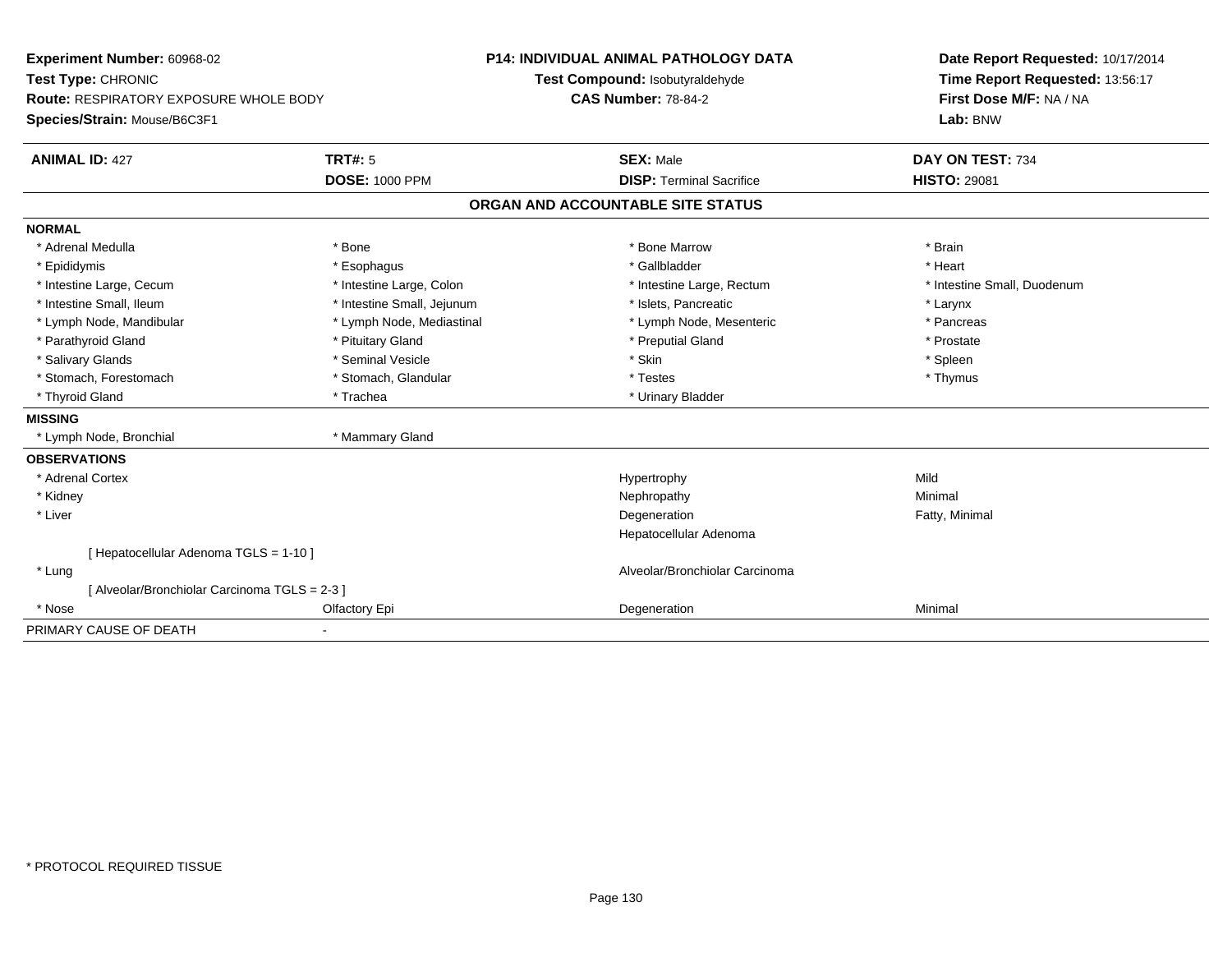**Experiment Number:** 60968-02
**Test Type:** CHRONIC
**Route:** RESPIRATORY EXPOSURE WHOLE BODY
**Species/Strain:** Mouse/B6C3F1

**P14: INDIVIDUAL ANIMAL PATHOLOGY DATA**
**Test Compound:** Isobutyraldehyde
**CAS Number:** 78-84-2

**Date Report Requested:** 10/17/2014
**Time Report Requested:** 13:56:17
**First Dose M/F:** NA / NA
**Lab:** BNW

| **ANIMAL ID:** 427 | **TRT#:** 5 | **SEX:** Male | **DAY ON TEST:** 734 |
|---|---|---|---|
| | **DOSE:** 1000 PPM | **DISP:** Terminal Sacrifice | **HISTO:** 29081 |

## ORGAN AND ACCOUNTABLE SITE STATUS

| | | | |
|---|---|---|---|
| **NORMAL** | | | |
| * Adrenal Medulla | * Bone | * Bone Marrow | * Brain |
| * Epididymis | * Esophagus | * Gallbladder | * Heart |
| * Intestine Large, Cecum | * Intestine Large, Colon | * Intestine Large, Rectum | * Intestine Small, Duodenum |
| * Intestine Small, Ileum | * Intestine Small, Jejunum | * Islets, Pancreatic | * Larynx |
| * Lymph Node, Mandibular | * Lymph Node, Mediastinal | * Lymph Node, Mesenteric | * Pancreas |
| * Parathyroid Gland | * Pituitary Gland | * Preputial Gland | * Prostate |
| * Salivary Glands | * Seminal Vesicle | * Skin | * Spleen |
| * Stomach, Forestomach | * Stomach, Glandular | * Testes | * Thymus |
| * Thyroid Gland | * Trachea | * Urinary Bladder | |
| **MISSING** | | | |
| * Lymph Node, Bronchial | * Mammary Gland | | |
| **OBSERVATIONS** | | | |
| * Adrenal Cortex | | Hypertrophy | Mild |
| * Kidney | | Nephropathy | Minimal |
| * Liver | | Degeneration | Fatty, Minimal |
| | | Hepatocellular Adenoma | |
| [ Hepatocellular Adenoma TGLS = 1-10 ] | | | |
| * Lung | | Alveolar/Bronchiolar Carcinoma | |
| [ Alveolar/Bronchiolar Carcinoma TGLS = 2-3 ] | | | |
| * Nose | Olfactory Epi | Degeneration | Minimal |
| PRIMARY CAUSE OF DEATH | - | | |

\* PROTOCOL REQUIRED TISSUE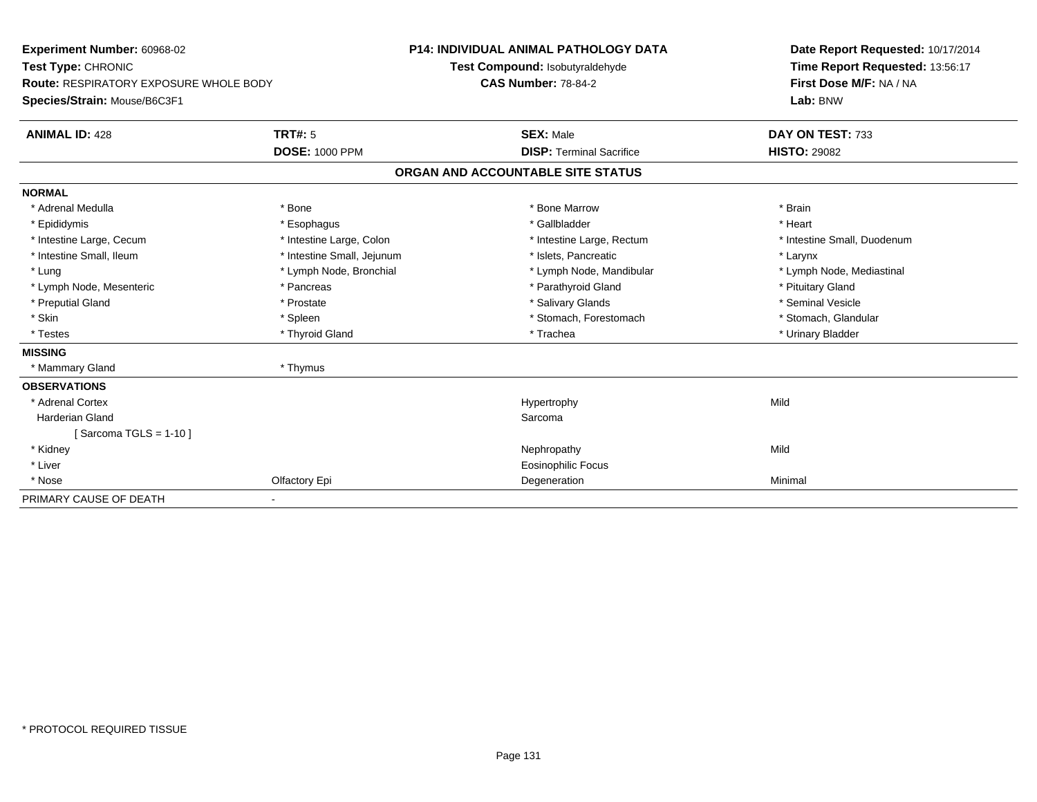**Experiment Number:** 60968-02
**Test Type:** CHRONIC
**Route:** RESPIRATORY EXPOSURE WHOLE BODY
**Species/Strain:** Mouse/B6C3F1

**P14: INDIVIDUAL ANIMAL PATHOLOGY DATA**
**Test Compound:** Isobutyraldehyde
**CAS Number:** 78-84-2

**Date Report Requested:** 10/17/2014
**Time Report Requested:** 13:56:17
**First Dose M/F:** NA / NA
**Lab:** BNW

| **ANIMAL ID:** 428 | **TRT#:** 5 | **SEX:** Male | **DAY ON TEST:** 733 |
|---|---|---|---|
| | **DOSE:** 1000 PPM | **DISP:** Terminal Sacrifice | **HISTO:** 29082 |

## ORGAN AND ACCOUNTABLE SITE STATUS

| | | | |
|---|---|---|---|
| **NORMAL** | | | |
| * Adrenal Medulla | * Bone | * Bone Marrow | * Brain |
| * Epididymis | * Esophagus | * Gallbladder | * Heart |
| * Intestine Large, Cecum | * Intestine Large, Colon | * Intestine Large, Rectum | * Intestine Small, Duodenum |
| * Intestine Small, Ileum | * Intestine Small, Jejunum | * Islets, Pancreatic | * Larynx |
| * Lung | * Lymph Node, Bronchial | * Lymph Node, Mandibular | * Lymph Node, Mediastinal |
| * Lymph Node, Mesenteric | * Pancreas | * Parathyroid Gland | * Pituitary Gland |
| * Preputial Gland | * Prostate | * Salivary Glands | * Seminal Vesicle |
| * Skin | * Spleen | * Stomach, Forestomach | * Stomach, Glandular |
| * Testes | * Thyroid Gland | * Trachea | * Urinary Bladder |
| **MISSING** | | | |
| * Mammary Gland | * Thymus | | |
| **OBSERVATIONS** | | | |
| * Adrenal Cortex | | Hypertrophy | Mild |
| Harderian Gland | | Sarcoma | |
| [ Sarcoma TGLS = 1-10 ] | | | |
| * Kidney | | Nephropathy | Mild |
| * Liver | | Eosinophilic Focus | |
| * Nose | Olfactory Epi | Degeneration | Minimal |
| PRIMARY CAUSE OF DEATH | - | | |

* PROTOCOL REQUIRED TISSUE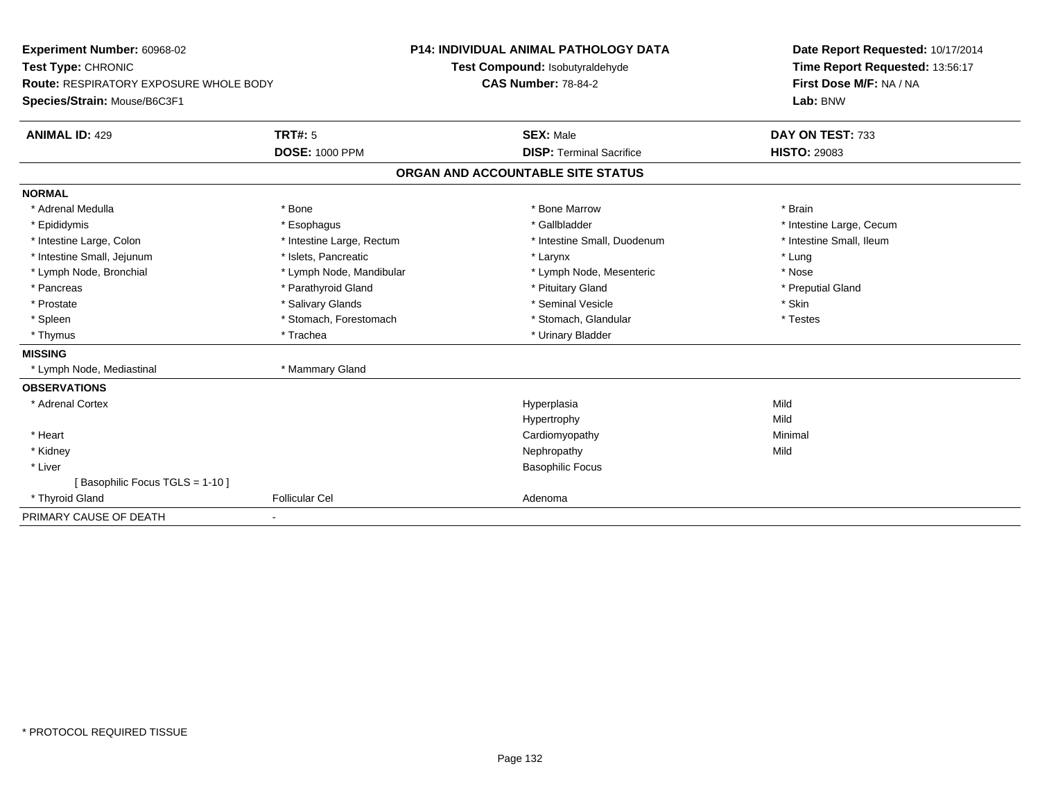**Experiment Number:** 60968-02
**Test Type:** CHRONIC
**Route:** RESPIRATORY EXPOSURE WHOLE BODY
**Species/Strain:** Mouse/B6C3F1

**P14: INDIVIDUAL ANIMAL PATHOLOGY DATA**
**Test Compound:** Isobutyraldehyde
**CAS Number:** 78-84-2

**Date Report Requested:** 10/17/2014
**Time Report Requested:** 13:56:17
**First Dose M/F:** NA / NA
**Lab:** BNW

| **ANIMAL ID:** 429 | **TRT#:** 5 | **SEX:** Male | **DAY ON TEST:** 733 |
|---|---|---|---|
| | **DOSE:** 1000 PPM | **DISP:** Terminal Sacrifice | **HISTO:** 29083 |

## ORGAN AND ACCOUNTABLE SITE STATUS

**NORMAL**

| | | | |
|---|---|---|---|
| * Adrenal Medulla | * Bone | * Bone Marrow | * Brain |
| * Epididymis | * Esophagus | * Gallbladder | * Intestine Large, Cecum |
| * Intestine Large, Colon | * Intestine Large, Rectum | * Intestine Small, Duodenum | * Intestine Small, Ileum |
| * Intestine Small, Jejunum | * Islets, Pancreatic | * Larynx | * Lung |
| * Lymph Node, Bronchial | * Lymph Node, Mandibular | * Lymph Node, Mesenteric | * Nose |
| * Pancreas | * Parathyroid Gland | * Pituitary Gland | * Preputial Gland |
| * Prostate | * Salivary Glands | * Seminal Vesicle | * Skin |
| * Spleen | * Stomach, Forestomach | * Stomach, Glandular | * Testes |
| * Thymus | * Trachea | * Urinary Bladder | |

**MISSING**

| | |
|---|---|
| * Lymph Node, Mediastinal | * Mammary Gland |

**OBSERVATIONS**

| | | | |
|---|---|---|---|
| * Adrenal Cortex | | Hyperplasia | Mild |
| | | Hypertrophy | Mild |
| * Heart | | Cardiomyopathy | Minimal |
| * Kidney | | Nephropathy | Mild |
| * Liver | | Basophilic Focus | |
| [ Basophilic Focus TGLS = 1-10 ] | | | |
| * Thyroid Gland | Follicular Cel | Adenoma | |

PRIMARY CAUSE OF DEATH -

* PROTOCOL REQUIRED TISSUE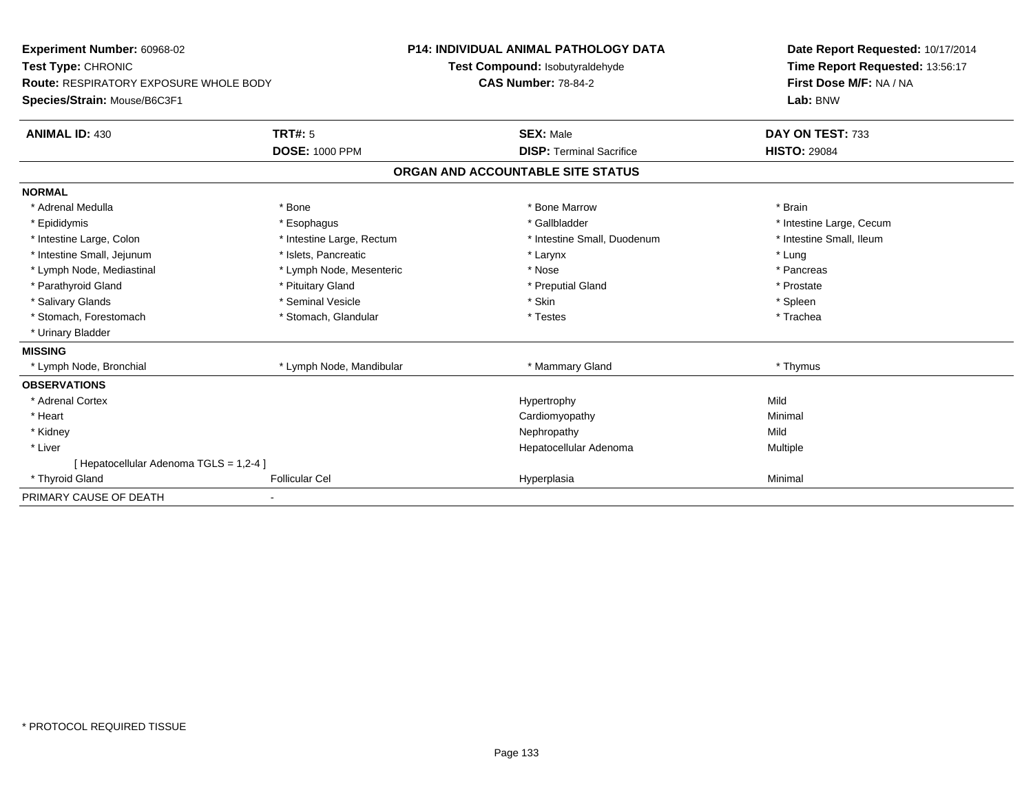**Experiment Number:** 60968-02
**Test Type:** CHRONIC
**Route:** RESPIRATORY EXPOSURE WHOLE BODY
**Species/Strain:** Mouse/B6C3F1

**P14: INDIVIDUAL ANIMAL PATHOLOGY DATA**
**Test Compound:** Isobutyraldehyde
**CAS Number:** 78-84-2

**Date Report Requested:** 10/17/2014
**Time Report Requested:** 13:56:17
**First Dose M/F:** NA / NA
**Lab:** BNW

| **ANIMAL ID:** 430 | **TRT#:** 5 | **SEX:** Male | **DAY ON TEST:** 733 |
|---|---|---|---|
| | **DOSE:** 1000 PPM | **DISP:** Terminal Sacrifice | **HISTO:** 29084 |

## ORGAN AND ACCOUNTABLE SITE STATUS

**NORMAL**

| | | | |
|---|---|---|---|
| * Adrenal Medulla | * Bone | * Bone Marrow | * Brain |
| * Epididymis | * Esophagus | * Gallbladder | * Intestine Large, Cecum |
| * Intestine Large, Colon | * Intestine Large, Rectum | * Intestine Small, Duodenum | * Intestine Small, Ileum |
| * Intestine Small, Jejunum | * Islets, Pancreatic | * Larynx | * Lung |
| * Lymph Node, Mediastinal | * Lymph Node, Mesenteric | * Nose | * Pancreas |
| * Parathyroid Gland | * Pituitary Gland | * Preputial Gland | * Prostate |
| * Salivary Glands | * Seminal Vesicle | * Skin | * Spleen |
| * Stomach, Forestomach | * Stomach, Glandular | * Testes | * Trachea |
| * Urinary Bladder | | | |

**MISSING**

| | | | |
|---|---|---|---|
| * Lymph Node, Bronchial | * Lymph Node, Mandibular | * Mammary Gland | * Thymus |

**OBSERVATIONS**

| | | | |
|---|---|---|---|
| * Adrenal Cortex | | Hypertrophy | Mild |
| * Heart | | Cardiomyopathy | Minimal |
| * Kidney | | Nephropathy | Mild |
| * Liver | | Hepatocellular Adenoma | Multiple |
| [ Hepatocellular Adenoma TGLS = 1,2-4 ] | | | |
| * Thyroid Gland | Follicular Cel | Hyperplasia | Minimal |

PRIMARY CAUSE OF DEATH -

\* PROTOCOL REQUIRED TISSUE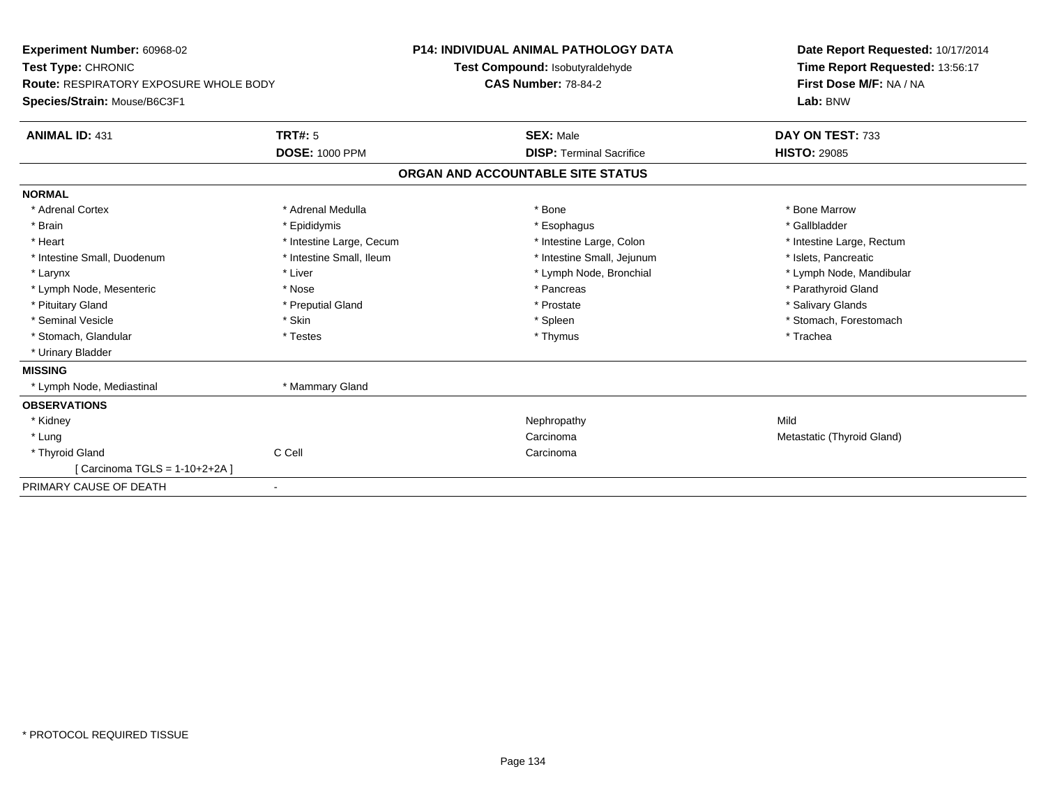**Experiment Number:** 60968-02
**Test Type:** CHRONIC
**Route:** RESPIRATORY EXPOSURE WHOLE BODY
**Species/Strain:** Mouse/B6C3F1

**P14: INDIVIDUAL ANIMAL PATHOLOGY DATA**
**Test Compound:** Isobutyraldehyde
**CAS Number:** 78-84-2

**Date Report Requested:** 10/17/2014
**Time Report Requested:** 13:56:17
**First Dose M/F:** NA / NA
**Lab:** BNW

| **ANIMAL ID:** 431 | **TRT#:** 5 | **SEX:** Male | **DAY ON TEST:** 733 |
|---|---|---|---|
| | **DOSE:** 1000 PPM | **DISP:** Terminal Sacrifice | **HISTO:** 29085 |

## ORGAN AND ACCOUNTABLE SITE STATUS

**NORMAL**

| | | | |
|---|---|---|---|
| * Adrenal Cortex | * Adrenal Medulla | * Bone | * Bone Marrow |
| * Brain | * Epididymis | * Esophagus | * Gallbladder |
| * Heart | * Intestine Large, Cecum | * Intestine Large, Colon | * Intestine Large, Rectum |
| * Intestine Small, Duodenum | * Intestine Small, Ileum | * Intestine Small, Jejunum | * Islets, Pancreatic |
| * Larynx | * Liver | * Lymph Node, Bronchial | * Lymph Node, Mandibular |
| * Lymph Node, Mesenteric | * Nose | * Pancreas | * Parathyroid Gland |
| * Pituitary Gland | * Preputial Gland | * Prostate | * Salivary Glands |
| * Seminal Vesicle | * Skin | * Spleen | * Stomach, Forestomach |
| * Stomach, Glandular | * Testes | * Thymus | * Trachea |
| * Urinary Bladder | | | |

**MISSING**

| | |
|---|---|
| * Lymph Node, Mediastinal | * Mammary Gland |

**OBSERVATIONS**

| | | | |
|---|---|---|---|
| * Kidney | | Nephropathy | Mild |
| * Lung | | Carcinoma | Metastatic (Thyroid Gland) |
| * Thyroid Gland | C Cell | Carcinoma | |
| [ Carcinoma TGLS = 1-10+2+2A ] | | | |

PRIMARY CAUSE OF DEATH -

* PROTOCOL REQUIRED TISSUE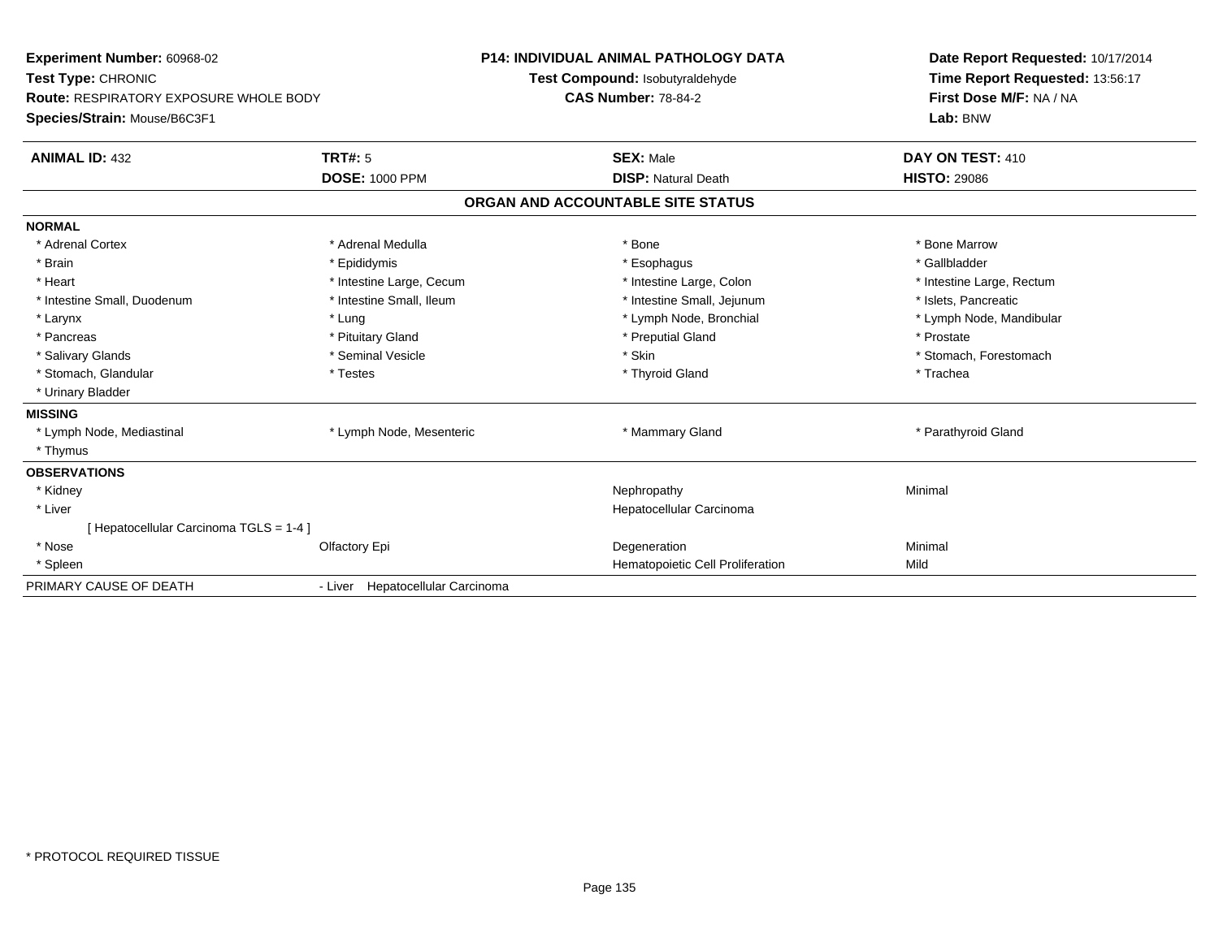**Experiment Number:** 60968-02
**Test Type:** CHRONIC
**Route:** RESPIRATORY EXPOSURE WHOLE BODY
**Species/Strain:** Mouse/B6C3F1

**P14: INDIVIDUAL ANIMAL PATHOLOGY DATA**
**Test Compound:** Isobutyraldehyde
**CAS Number:** 78-84-2

**Date Report Requested:** 10/17/2014
**Time Report Requested:** 13:56:17
**First Dose M/F:** NA / NA
**Lab:** BNW

| **ANIMAL ID:** 432 | **TRT#:** 5 | **SEX:** Male | **DAY ON TEST:** 410 |
|---|---|---|---|
| | **DOSE:** 1000 PPM | **DISP:** Natural Death | **HISTO:** 29086 |

## ORGAN AND ACCOUNTABLE SITE STATUS

| | | | |
|---|---|---|---|
| **NORMAL** | | | |
| * Adrenal Cortex | * Adrenal Medulla | * Bone | * Bone Marrow |
| * Brain | * Epididymis | * Esophagus | * Gallbladder |
| * Heart | * Intestine Large, Cecum | * Intestine Large, Colon | * Intestine Large, Rectum |
| * Intestine Small, Duodenum | * Intestine Small, Ileum | * Intestine Small, Jejunum | * Islets, Pancreatic |
| * Larynx | * Lung | * Lymph Node, Bronchial | * Lymph Node, Mandibular |
| * Pancreas | * Pituitary Gland | * Preputial Gland | * Prostate |
| * Salivary Glands | * Seminal Vesicle | * Skin | * Stomach, Forestomach |
| * Stomach, Glandular | * Testes | * Thyroid Gland | * Trachea |
| * Urinary Bladder | | | |
| **MISSING** | | | |
| * Lymph Node, Mediastinal | * Lymph Node, Mesenteric | * Mammary Gland | * Parathyroid Gland |
| * Thymus | | | |
| **OBSERVATIONS** | | | |
| * Kidney | | Nephropathy | Minimal |
| * Liver | | Hepatocellular Carcinoma | |
| [ Hepatocellular Carcinoma TGLS = 1-4 ] | | | |
| * Nose | Olfactory Epi | Degeneration | Minimal |
| * Spleen | | Hematopoietic Cell Proliferation | Mild |
| PRIMARY CAUSE OF DEATH | - Liver Hepatocellular Carcinoma | | |

* PROTOCOL REQUIRED TISSUE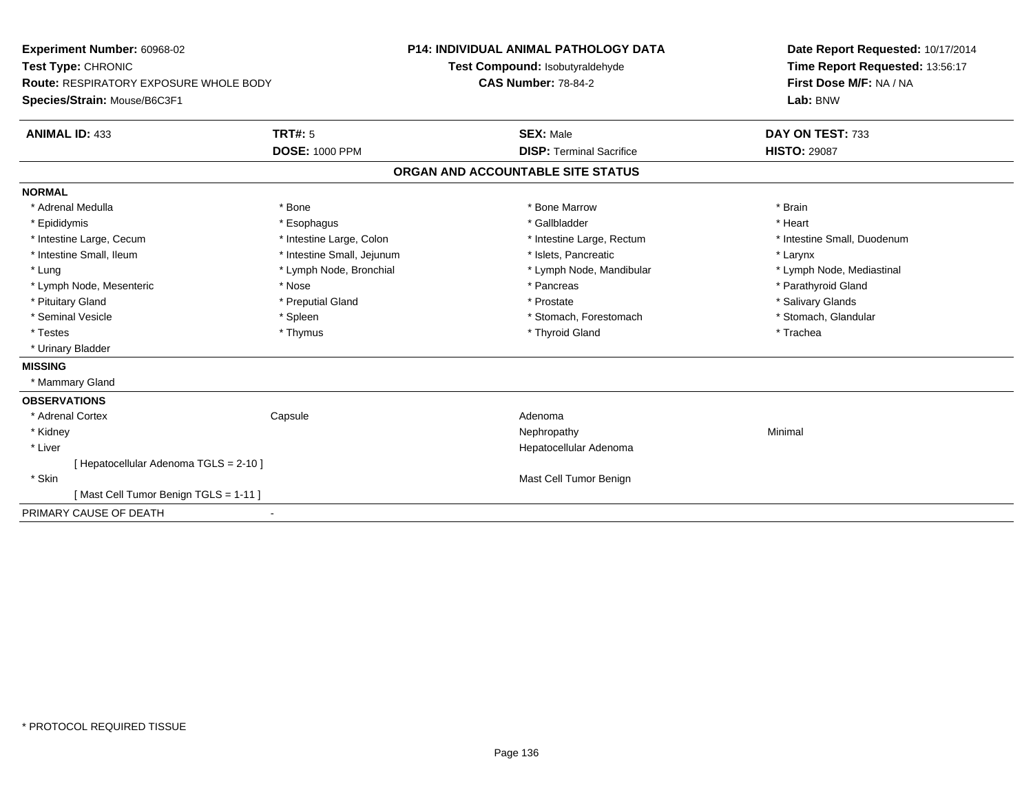**Experiment Number:** 60968-02
**Test Type:** CHRONIC
**Route:** RESPIRATORY EXPOSURE WHOLE BODY
**Species/Strain:** Mouse/B6C3F1

**P14: INDIVIDUAL ANIMAL PATHOLOGY DATA**
**Test Compound:** Isobutyraldehyde
**CAS Number:** 78-84-2

**Date Report Requested:** 10/17/2014
**Time Report Requested:** 13:56:17
**First Dose M/F:** NA / NA
**Lab:** BNW

| **ANIMAL ID:** 433 | **TRT#:** 5 | **SEX:** Male | **DAY ON TEST:** 733 |
|---|---|---|---|
| | **DOSE:** 1000 PPM | **DISP:** Terminal Sacrifice | **HISTO:** 29087 |

## ORGAN AND ACCOUNTABLE SITE STATUS

**NORMAL**

| | | | |
|---|---|---|---|
| * Adrenal Medulla | * Bone | * Bone Marrow | * Brain |
| * Epididymis | * Esophagus | * Gallbladder | * Heart |
| * Intestine Large, Cecum | * Intestine Large, Colon | * Intestine Large, Rectum | * Intestine Small, Duodenum |
| * Intestine Small, Ileum | * Intestine Small, Jejunum | * Islets, Pancreatic | * Larynx |
| * Lung | * Lymph Node, Bronchial | * Lymph Node, Mandibular | * Lymph Node, Mediastinal |
| * Lymph Node, Mesenteric | * Nose | * Pancreas | * Parathyroid Gland |
| * Pituitary Gland | * Preputial Gland | * Prostate | * Salivary Glands |
| * Seminal Vesicle | * Spleen | * Stomach, Forestomach | * Stomach, Glandular |
| * Testes | * Thymus | * Thyroid Gland | * Trachea |
| * Urinary Bladder | | | |

**MISSING**

* Mammary Gland

**OBSERVATIONS**

| | | | |
|---|---|---|---|
| * Adrenal Cortex | Capsule | Adenoma | |
| * Kidney | | Nephropathy | Minimal |
| * Liver | | Hepatocellular Adenoma | |
| [ Hepatocellular Adenoma TGLS = 2-10 ] | | | |
| * Skin | | Mast Cell Tumor Benign | |
| [ Mast Cell Tumor Benign TGLS = 1-11 ] | | | |

PRIMARY CAUSE OF DEATH -

* PROTOCOL REQUIRED TISSUE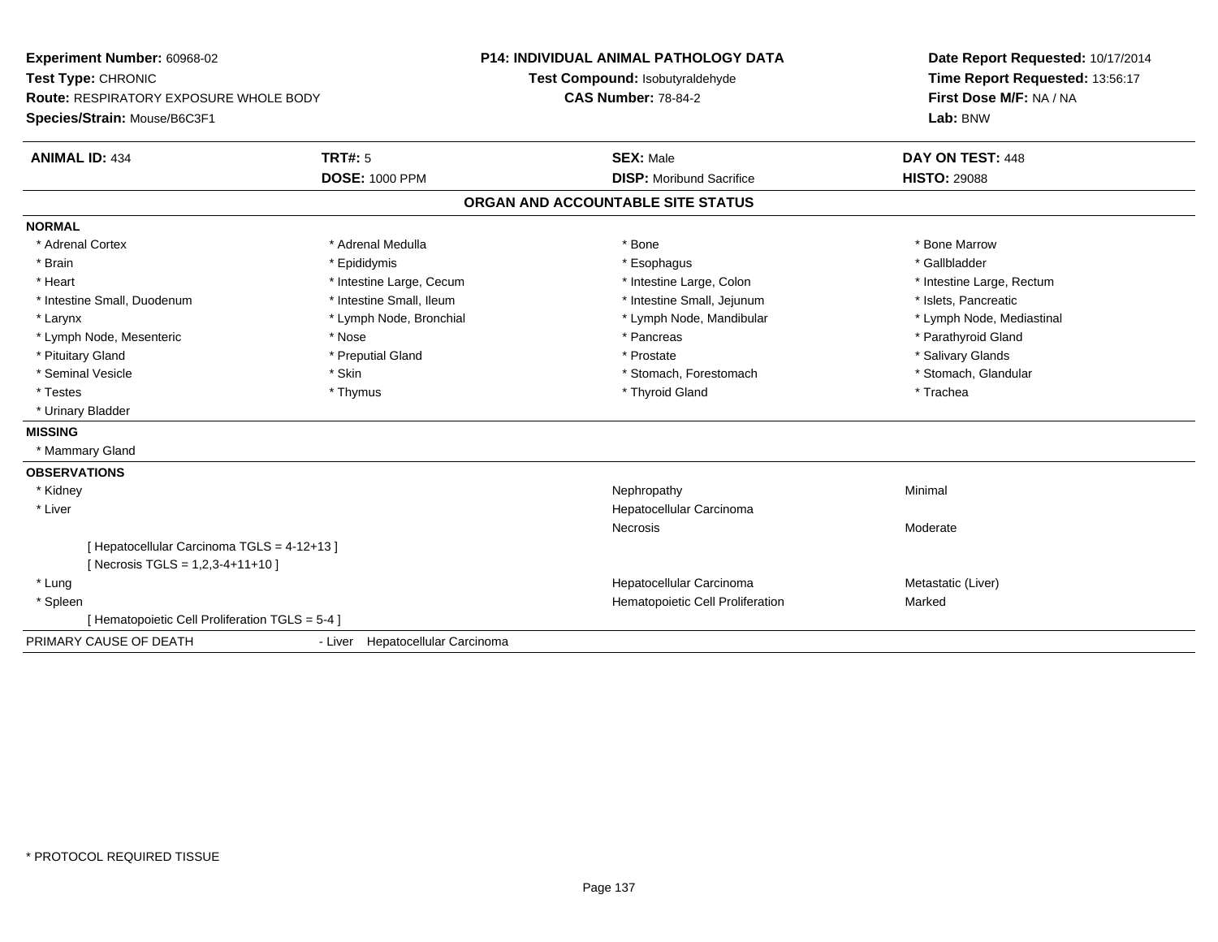**Experiment Number:** 60968-02
**Test Type:** CHRONIC
**Route:** RESPIRATORY EXPOSURE WHOLE BODY
**Species/Strain:** Mouse/B6C3F1

**P14: INDIVIDUAL ANIMAL PATHOLOGY DATA**
**Test Compound:** Isobutyraldehyde
**CAS Number:** 78-84-2

**Date Report Requested:** 10/17/2014
**Time Report Requested:** 13:56:17
**First Dose M/F:** NA / NA
**Lab:** BNW

| **ANIMAL ID:** 434 | **TRT#:** 5 | **SEX:** Male | **DAY ON TEST:** 448 |
|---|---|---|---|
| | **DOSE:** 1000 PPM | **DISP:** Moribund Sacrifice | **HISTO:** 29088 |

## ORGAN AND ACCOUNTABLE SITE STATUS

**NORMAL**

| | | | |
|---|---|---|---|
| * Adrenal Cortex | * Adrenal Medulla | * Bone | * Bone Marrow |
| * Brain | * Epididymis | * Esophagus | * Gallbladder |
| * Heart | * Intestine Large, Cecum | * Intestine Large, Colon | * Intestine Large, Rectum |
| * Intestine Small, Duodenum | * Intestine Small, Ileum | * Intestine Small, Jejunum | * Islets, Pancreatic |
| * Larynx | * Lymph Node, Bronchial | * Lymph Node, Mandibular | * Lymph Node, Mediastinal |
| * Lymph Node, Mesenteric | * Nose | * Pancreas | * Parathyroid Gland |
| * Pituitary Gland | * Preputial Gland | * Prostate | * Salivary Glands |
| * Seminal Vesicle | * Skin | * Stomach, Forestomach | * Stomach, Glandular |
| * Testes | * Thymus | * Thyroid Gland | * Trachea |
| * Urinary Bladder | | | |

**MISSING**

* Mammary Gland

**OBSERVATIONS**

| | | |
|---|---|---|
| * Kidney | Nephropathy | Minimal |
| * Liver | Hepatocellular Carcinoma | |
| | Necrosis | Moderate |
| [ Hepatocellular Carcinoma TGLS = 4-12+13 ] | | |
| [ Necrosis TGLS = 1,2,3-4+11+10 ] | | |
| * Lung | Hepatocellular Carcinoma | Metastatic (Liver) |
| * Spleen | Hematopoietic Cell Proliferation | Marked |
| [ Hematopoietic Cell Proliferation TGLS = 5-4 ] | | |

PRIMARY CAUSE OF DEATH - Liver Hepatocellular Carcinoma

* PROTOCOL REQUIRED TISSUE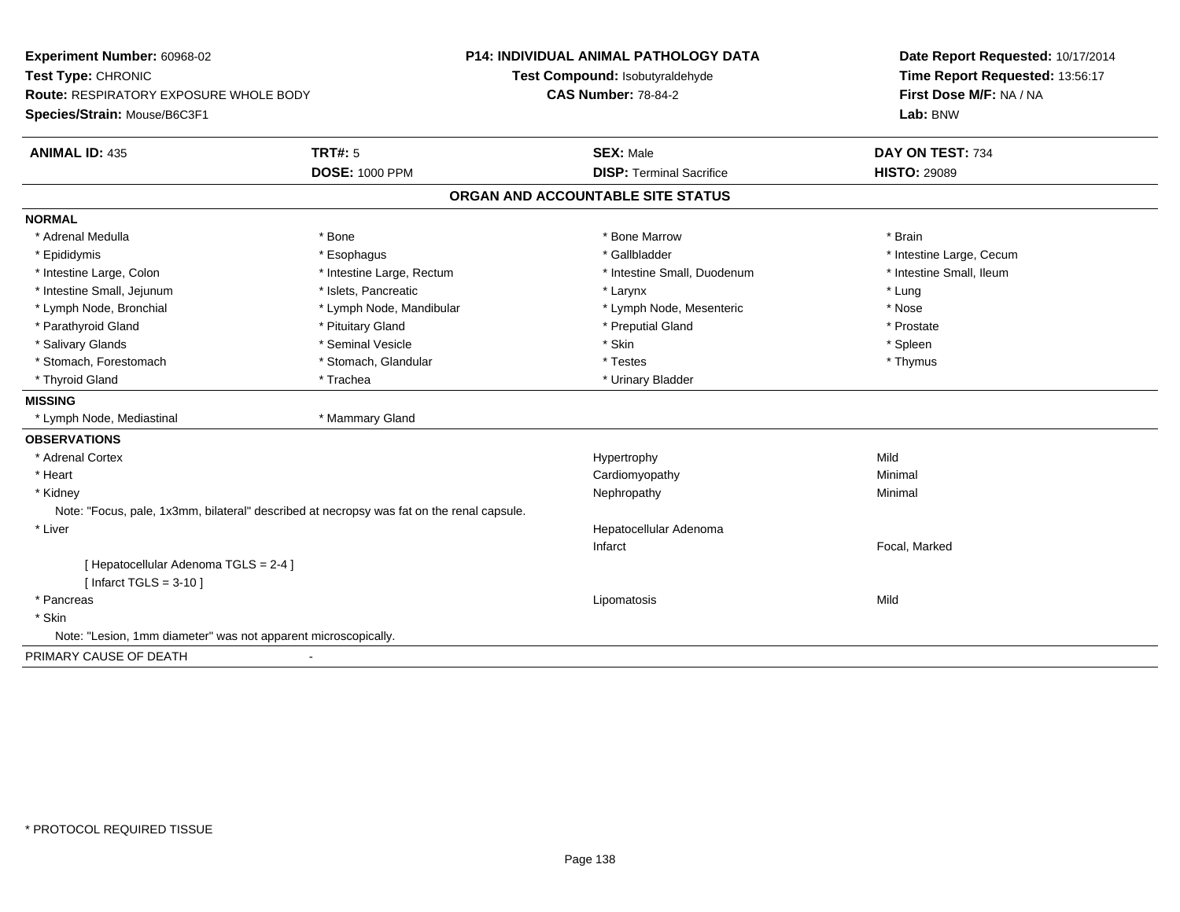**Experiment Number:** 60968-02
**Test Type:** CHRONIC
**Route:** RESPIRATORY EXPOSURE WHOLE BODY
**Species/Strain:** Mouse/B6C3F1

**P14: INDIVIDUAL ANIMAL PATHOLOGY DATA**
**Test Compound:** Isobutyraldehyde
**CAS Number:** 78-84-2

**Date Report Requested:** 10/17/2014
**Time Report Requested:** 13:56:17
**First Dose M/F:** NA / NA
**Lab:** BNW

| **ANIMAL ID:** 435 | **TRT#:** 5 | **SEX:** Male | **DAY ON TEST:** 734 |
|---|---|---|---|
| | **DOSE:** 1000 PPM | **DISP:** Terminal Sacrifice | **HISTO:** 29089 |

## ORGAN AND ACCOUNTABLE SITE STATUS

**NORMAL**

| | | | |
|---|---|---|---|
| * Adrenal Medulla | * Bone | * Bone Marrow | * Brain |
| * Epididymis | * Esophagus | * Gallbladder | * Intestine Large, Cecum |
| * Intestine Large, Colon | * Intestine Large, Rectum | * Intestine Small, Duodenum | * Intestine Small, Ileum |
| * Intestine Small, Jejunum | * Islets, Pancreatic | * Larynx | * Lung |
| * Lymph Node, Bronchial | * Lymph Node, Mandibular | * Lymph Node, Mesenteric | * Nose |
| * Parathyroid Gland | * Pituitary Gland | * Preputial Gland | * Prostate |
| * Salivary Glands | * Seminal Vesicle | * Skin | * Spleen |
| * Stomach, Forestomach | * Stomach, Glandular | * Testes | * Thymus |
| * Thyroid Gland | * Trachea | * Urinary Bladder | |

**MISSING**

* Lymph Node, Mediastinal
* Mammary Gland

**OBSERVATIONS**

| | | |
|---|---|---|
| * Adrenal Cortex | Hypertrophy | Mild |
| * Heart | Cardiomyopathy | Minimal |
| * Kidney | Nephropathy | Minimal |
| Note: "Focus, pale, 1x3mm, bilateral" described at necropsy was fat on the renal capsule. | | |
| * Liver | Hepatocellular Adenoma | |
| | Infarct | Focal, Marked |
| [ Hepatocellular Adenoma TGLS = 2-4 ] | | |
| [ Infarct TGLS = 3-10 ] | | |
| * Pancreas | Lipomatosis | Mild |
| * Skin | | |
| Note: "Lesion, 1mm diameter" was not apparent microscopically. | | |

PRIMARY CAUSE OF DEATH -

* PROTOCOL REQUIRED TISSUE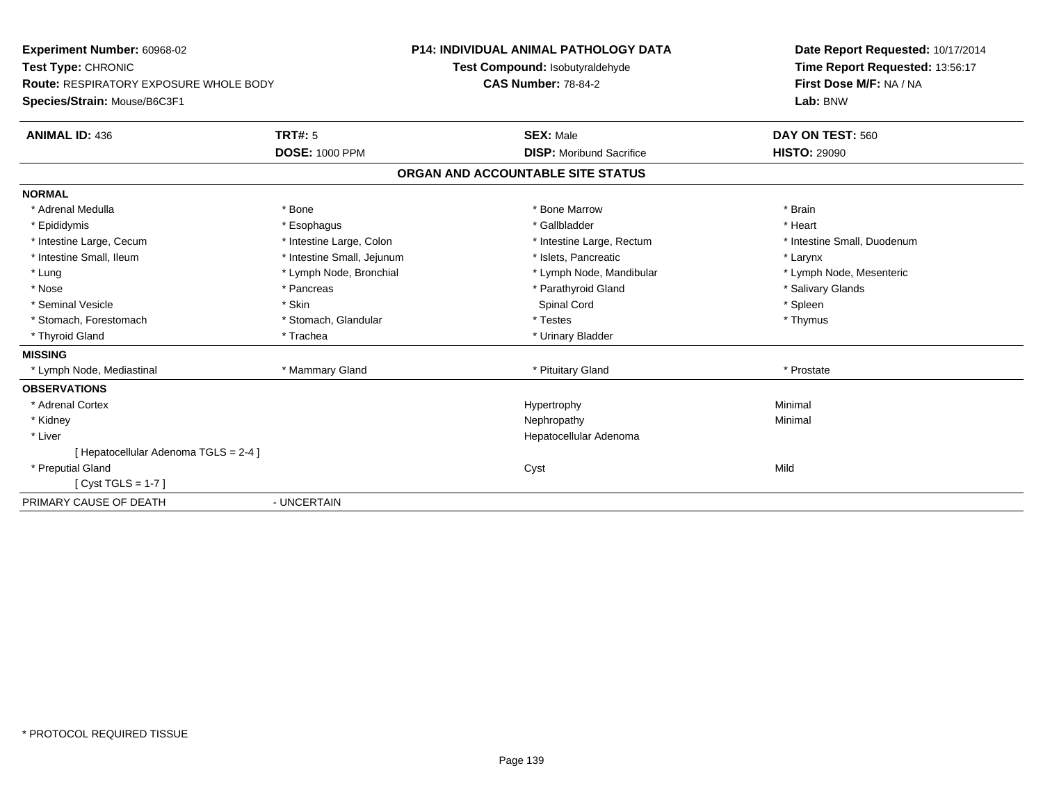**Experiment Number:** 60968-02
**Test Type:** CHRONIC
**Route:** RESPIRATORY EXPOSURE WHOLE BODY
**Species/Strain:** Mouse/B6C3F1

**P14: INDIVIDUAL ANIMAL PATHOLOGY DATA**
**Test Compound:** Isobutyraldehyde
**CAS Number:** 78-84-2

**Date Report Requested:** 10/17/2014
**Time Report Requested:** 13:56:17
**First Dose M/F:** NA / NA
**Lab:** BNW

| **ANIMAL ID:** 436 | **TRT#:** 5 | **SEX:** Male | **DAY ON TEST:** 560 |
|---|---|---|---|
| | **DOSE:** 1000 PPM | **DISP:** Moribund Sacrifice | **HISTO:** 29090 |

## ORGAN AND ACCOUNTABLE SITE STATUS

| | | | |
|---|---|---|---|
| **NORMAL** | | | |
| * Adrenal Medulla | * Bone | * Bone Marrow | * Brain |
| * Epididymis | * Esophagus | * Gallbladder | * Heart |
| * Intestine Large, Cecum | * Intestine Large, Colon | * Intestine Large, Rectum | * Intestine Small, Duodenum |
| * Intestine Small, Ileum | * Intestine Small, Jejunum | * Islets, Pancreatic | * Larynx |
| * Lung | * Lymph Node, Bronchial | * Lymph Node, Mandibular | * Lymph Node, Mesenteric |
| * Nose | * Pancreas | * Parathyroid Gland | * Salivary Glands |
| * Seminal Vesicle | * Skin | Spinal Cord | * Spleen |
| * Stomach, Forestomach | * Stomach, Glandular | * Testes | * Thymus |
| * Thyroid Gland | * Trachea | * Urinary Bladder | |
| **MISSING** | | | |
| * Lymph Node, Mediastinal | * Mammary Gland | * Pituitary Gland | * Prostate |
| **OBSERVATIONS** | | | |
| * Adrenal Cortex | | Hypertrophy | Minimal |
| * Kidney | | Nephropathy | Minimal |
| * Liver | | Hepatocellular Adenoma | |
| [ Hepatocellular Adenoma TGLS = 2-4 ] | | | |
| * Preputial Gland | | Cyst | Mild |
| [ Cyst TGLS = 1-7 ] | | | |
| PRIMARY CAUSE OF DEATH | - UNCERTAIN | | |

* PROTOCOL REQUIRED TISSUE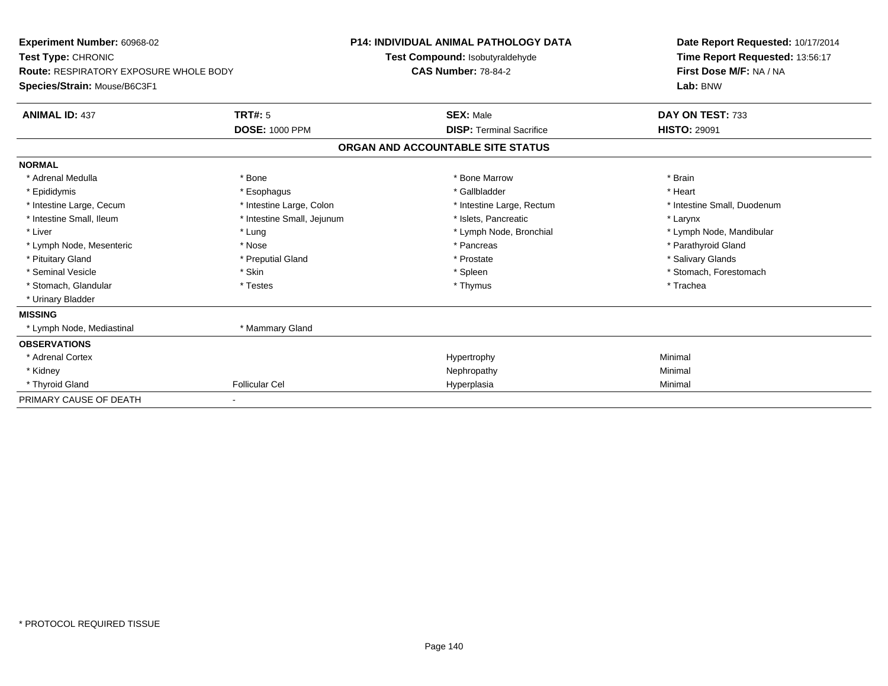**Experiment Number:** 60968-02
**Test Type:** CHRONIC
**Route:** RESPIRATORY EXPOSURE WHOLE BODY
**Species/Strain:** Mouse/B6C3F1

**P14: INDIVIDUAL ANIMAL PATHOLOGY DATA**
**Test Compound:** Isobutyraldehyde
**CAS Number:** 78-84-2

**Date Report Requested:** 10/17/2014
**Time Report Requested:** 13:56:17
**First Dose M/F:** NA / NA
**Lab:** BNW

| **ANIMAL ID:** 437 | **TRT#:** 5 | **SEX:** Male | **DAY ON TEST:** 733 |
|---|---|---|---|
| | **DOSE:** 1000 PPM | **DISP:** Terminal Sacrifice | **HISTO:** 29091 |

## ORGAN AND ACCOUNTABLE SITE STATUS

| | | | |
|---|---|---|---|
| **NORMAL** | | | |
| * Adrenal Medulla | * Bone | * Bone Marrow | * Brain |
| * Epididymis | * Esophagus | * Gallbladder | * Heart |
| * Intestine Large, Cecum | * Intestine Large, Colon | * Intestine Large, Rectum | * Intestine Small, Duodenum |
| * Intestine Small, Ileum | * Intestine Small, Jejunum | * Islets, Pancreatic | * Larynx |
| * Liver | * Lung | * Lymph Node, Bronchial | * Lymph Node, Mandibular |
| * Lymph Node, Mesenteric | * Nose | * Pancreas | * Parathyroid Gland |
| * Pituitary Gland | * Preputial Gland | * Prostate | * Salivary Glands |
| * Seminal Vesicle | * Skin | * Spleen | * Stomach, Forestomach |
| * Stomach, Glandular | * Testes | * Thymus | * Trachea |
| * Urinary Bladder | | | |
| **MISSING** | | | |
| * Lymph Node, Mediastinal | * Mammary Gland | | |
| **OBSERVATIONS** | | | |
| * Adrenal Cortex | | Hypertrophy | Minimal |
| * Kidney | | Nephropathy | Minimal |
| * Thyroid Gland | Follicular Cel | Hyperplasia | Minimal |
| PRIMARY CAUSE OF DEATH | - | | |

\* PROTOCOL REQUIRED TISSUE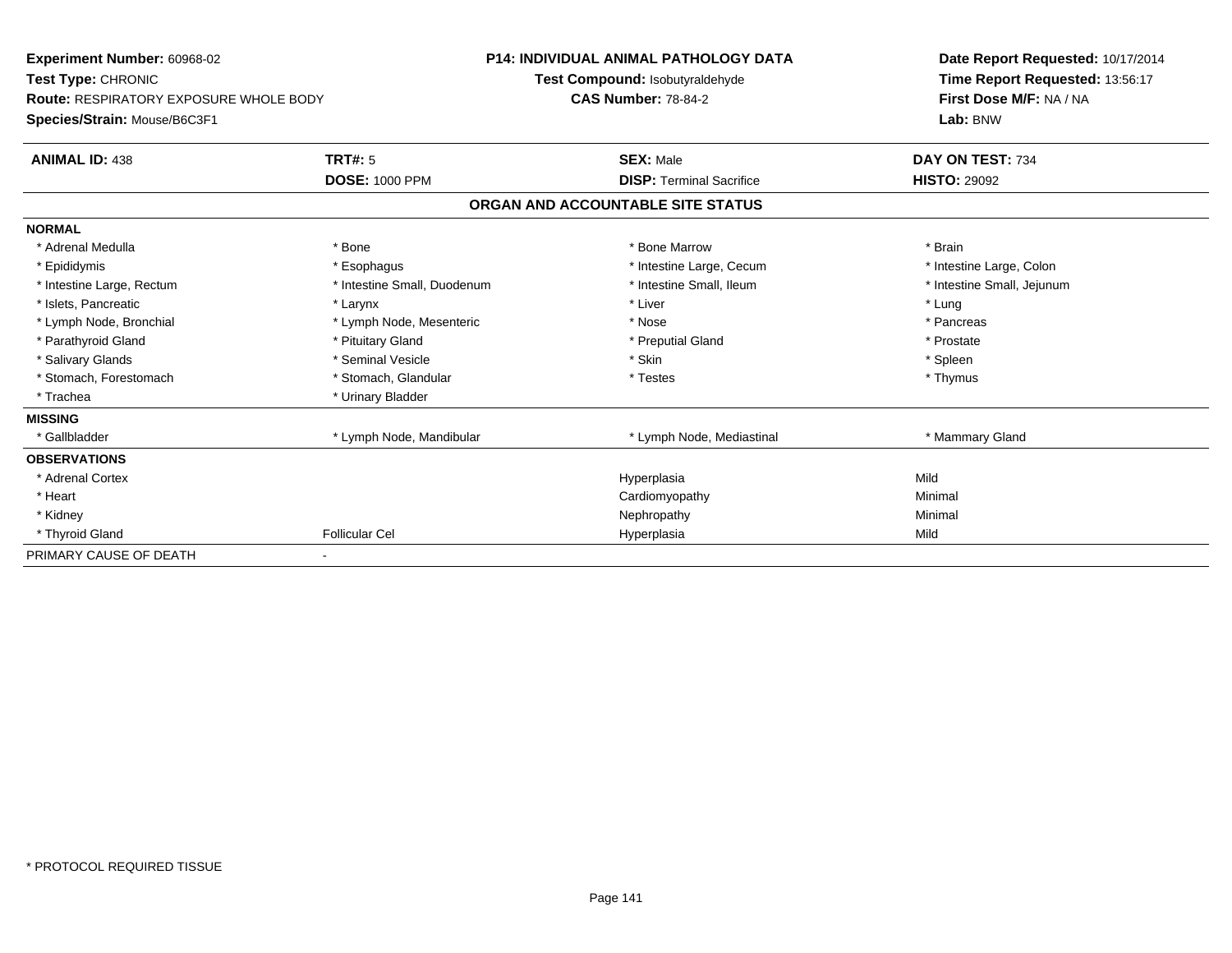**Experiment Number:** 60968-02
**Test Type:** CHRONIC
**Route:** RESPIRATORY EXPOSURE WHOLE BODY
**Species/Strain:** Mouse/B6C3F1

**P14: INDIVIDUAL ANIMAL PATHOLOGY DATA**
**Test Compound:** Isobutyraldehyde
**CAS Number:** 78-84-2

**Date Report Requested:** 10/17/2014
**Time Report Requested:** 13:56:17
**First Dose M/F:** NA / NA
**Lab:** BNW

| **ANIMAL ID:** 438 | **TRT#:** 5 | **SEX:** Male | **DAY ON TEST:** 734 |
|---|---|---|---|
| | **DOSE:** 1000 PPM | **DISP:** Terminal Sacrifice | **HISTO:** 29092 |

## ORGAN AND ACCOUNTABLE SITE STATUS

| | | | |
|---|---|---|---|
| **NORMAL** | | | |
| * Adrenal Medulla | * Bone | * Bone Marrow | * Brain |
| * Epididymis | * Esophagus | * Intestine Large, Cecum | * Intestine Large, Colon |
| * Intestine Large, Rectum | * Intestine Small, Duodenum | * Intestine Small, Ileum | * Intestine Small, Jejunum |
| * Islets, Pancreatic | * Larynx | * Liver | * Lung |
| * Lymph Node, Bronchial | * Lymph Node, Mesenteric | * Nose | * Pancreas |
| * Parathyroid Gland | * Pituitary Gland | * Preputial Gland | * Prostate |
| * Salivary Glands | * Seminal Vesicle | * Skin | * Spleen |
| * Stomach, Forestomach | * Stomach, Glandular | * Testes | * Thymus |
| * Trachea | * Urinary Bladder | | |
| **MISSING** | | | |
| * Gallbladder | * Lymph Node, Mandibular | * Lymph Node, Mediastinal | * Mammary Gland |
| **OBSERVATIONS** | | | |
| * Adrenal Cortex | | Hyperplasia | Mild |
| * Heart | | Cardiomyopathy | Minimal |
| * Kidney | | Nephropathy | Minimal |
| * Thyroid Gland | Follicular Cel | Hyperplasia | Mild |
| PRIMARY CAUSE OF DEATH | - | | |

\* PROTOCOL REQUIRED TISSUE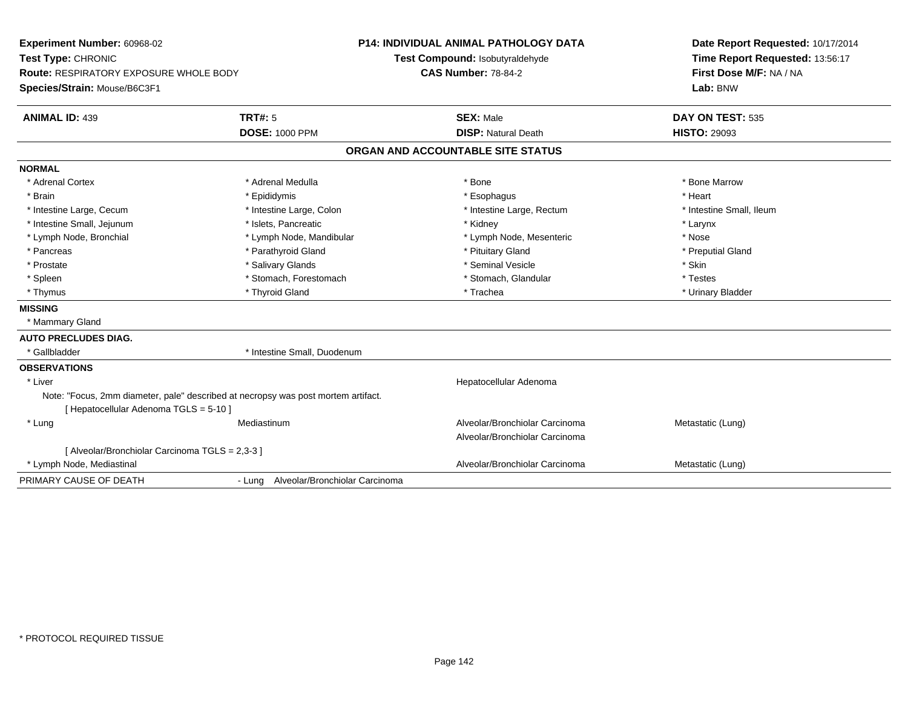**Experiment Number:** 60968-02
**Test Type:** CHRONIC
**Route:** RESPIRATORY EXPOSURE WHOLE BODY
**Species/Strain:** Mouse/B6C3F1

**P14: INDIVIDUAL ANIMAL PATHOLOGY DATA**
**Test Compound:** Isobutyraldehyde
**CAS Number:** 78-84-2

**Date Report Requested:** 10/17/2014
**Time Report Requested:** 13:56:17
**First Dose M/F:** NA / NA
**Lab:** BNW

| **ANIMAL ID:** 439 | **TRT#:** 5 | **SEX:** Male | **DAY ON TEST:** 535 |
|---|---|---|---|
| | **DOSE:** 1000 PPM | **DISP:** Natural Death | **HISTO:** 29093 |

## ORGAN AND ACCOUNTABLE SITE STATUS

**NORMAL**

| | | | |
|---|---|---|---|
| * Adrenal Cortex | * Adrenal Medulla | * Bone | * Bone Marrow |
| * Brain | * Epididymis | * Esophagus | * Heart |
| * Intestine Large, Cecum | * Intestine Large, Colon | * Intestine Large, Rectum | * Intestine Small, Ileum |
| * Intestine Small, Jejunum | * Islets, Pancreatic | * Kidney | * Larynx |
| * Lymph Node, Bronchial | * Lymph Node, Mandibular | * Lymph Node, Mesenteric | * Nose |
| * Pancreas | * Parathyroid Gland | * Pituitary Gland | * Preputial Gland |
| * Prostate | * Salivary Glands | * Seminal Vesicle | * Skin |
| * Spleen | * Stomach, Forestomach | * Stomach, Glandular | * Testes |
| * Thymus | * Thyroid Gland | * Trachea | * Urinary Bladder |

**MISSING**

* Mammary Gland

**AUTO PRECLUDES DIAG.**

* Gallbladder
* Intestine Small, Duodenum

**OBSERVATIONS**

| | | | |
|---|---|---|---|
| * Liver | | Hepatocellular Adenoma | |
| Note: "Focus, 2mm diameter, pale" described at necropsy was post mortem artifact. | | | |
| [ Hepatocellular Adenoma TGLS = 5-10 ] | | | |
| * Lung | Mediastinum | Alveolar/Bronchiolar Carcinoma | Metastatic (Lung) |
| | | Alveolar/Bronchiolar Carcinoma | |
| [ Alveolar/Bronchiolar Carcinoma TGLS = 2,3-3 ] | | | |
| * Lymph Node, Mediastinal | | Alveolar/Bronchiolar Carcinoma | Metastatic (Lung) |

PRIMARY CAUSE OF DEATH - Lung Alveolar/Bronchiolar Carcinoma

* PROTOCOL REQUIRED TISSUE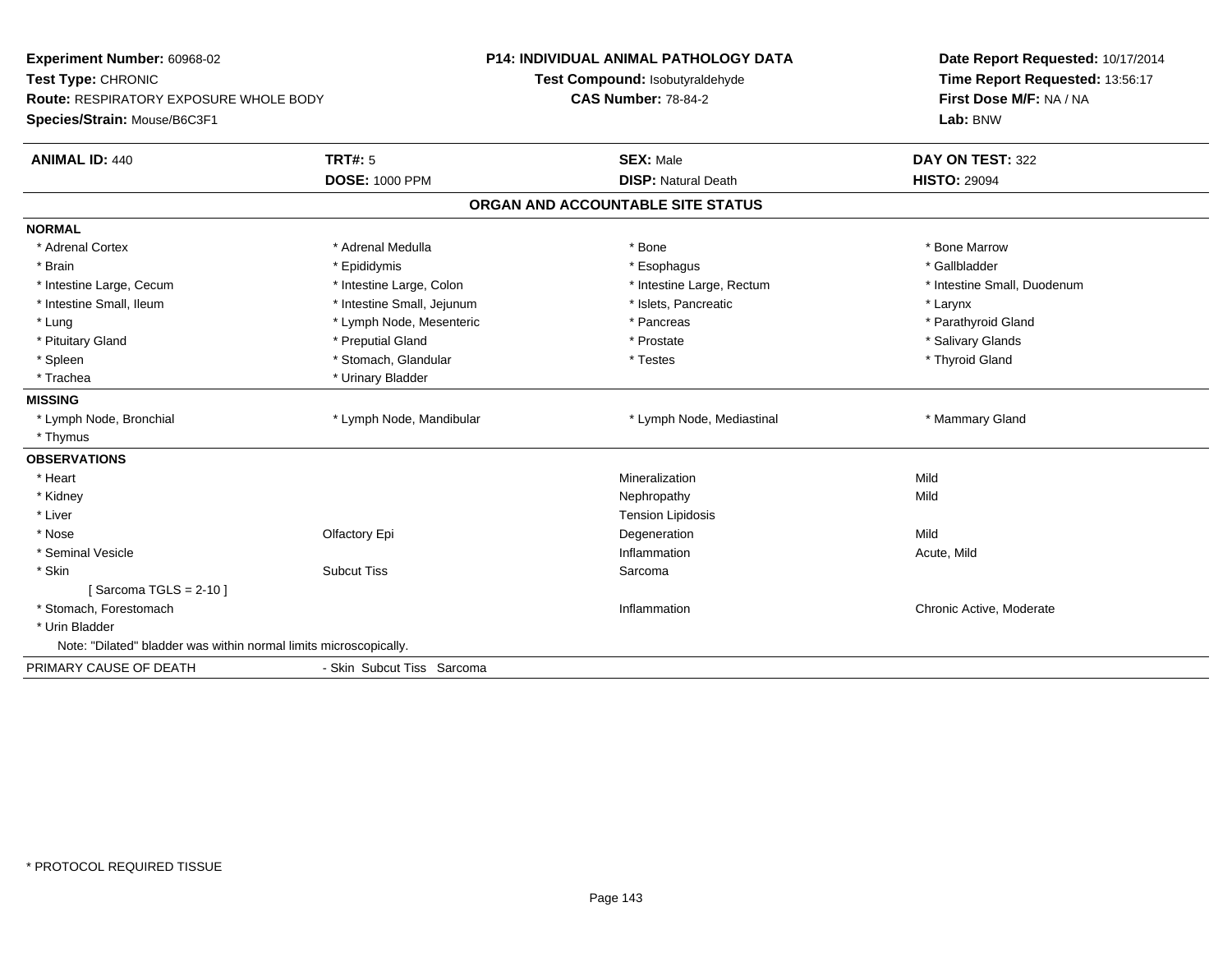**Experiment Number:** 60968-02
**Test Type:** CHRONIC
**Route:** RESPIRATORY EXPOSURE WHOLE BODY
**Species/Strain:** Mouse/B6C3F1

**P14: INDIVIDUAL ANIMAL PATHOLOGY DATA**
**Test Compound:** Isobutyraldehyde
**CAS Number:** 78-84-2

**Date Report Requested:** 10/17/2014
**Time Report Requested:** 13:56:17
**First Dose M/F:** NA / NA
**Lab:** BNW

| **ANIMAL ID:** 440 | **TRT#:** 5 | **SEX:** Male | **DAY ON TEST:** 322 |
|---|---|---|---|
| | **DOSE:** 1000 PPM | **DISP:** Natural Death | **HISTO:** 29094 |

## ORGAN AND ACCOUNTABLE SITE STATUS

**NORMAL**

| | | | |
|---|---|---|---|
| * Adrenal Cortex | * Adrenal Medulla | * Bone | * Bone Marrow |
| * Brain | * Epididymis | * Esophagus | * Gallbladder |
| * Intestine Large, Cecum | * Intestine Large, Colon | * Intestine Large, Rectum | * Intestine Small, Duodenum |
| * Intestine Small, Ileum | * Intestine Small, Jejunum | * Islets, Pancreatic | * Larynx |
| * Lung | * Lymph Node, Mesenteric | * Pancreas | * Parathyroid Gland |
| * Pituitary Gland | * Preputial Gland | * Prostate | * Salivary Glands |
| * Spleen | * Stomach, Glandular | * Testes | * Thyroid Gland |
| * Trachea | * Urinary Bladder | | |

**MISSING**

| | | | |
|---|---|---|---|
| * Lymph Node, Bronchial | * Lymph Node, Mandibular | * Lymph Node, Mediastinal | * Mammary Gland |
| * Thymus | | | |

**OBSERVATIONS**

| | | | |
|---|---|---|---|
| * Heart | | Mineralization | Mild |
| * Kidney | | Nephropathy | Mild |
| * Liver | | Tension Lipidosis | |
| * Nose | Olfactory Epi | Degeneration | Mild |
| * Seminal Vesicle | | Inflammation | Acute, Mild |
| * Skin | Subcut Tiss | Sarcoma | |
| [ Sarcoma TGLS = 2-10 ] | | | |
| * Stomach, Forestomach | | Inflammation | Chronic Active, Moderate |
| * Urin Bladder | | | |

Note: "Dilated" bladder was within normal limits microscopically.

PRIMARY CAUSE OF DEATH - Skin Subcut Tiss Sarcoma

* PROTOCOL REQUIRED TISSUE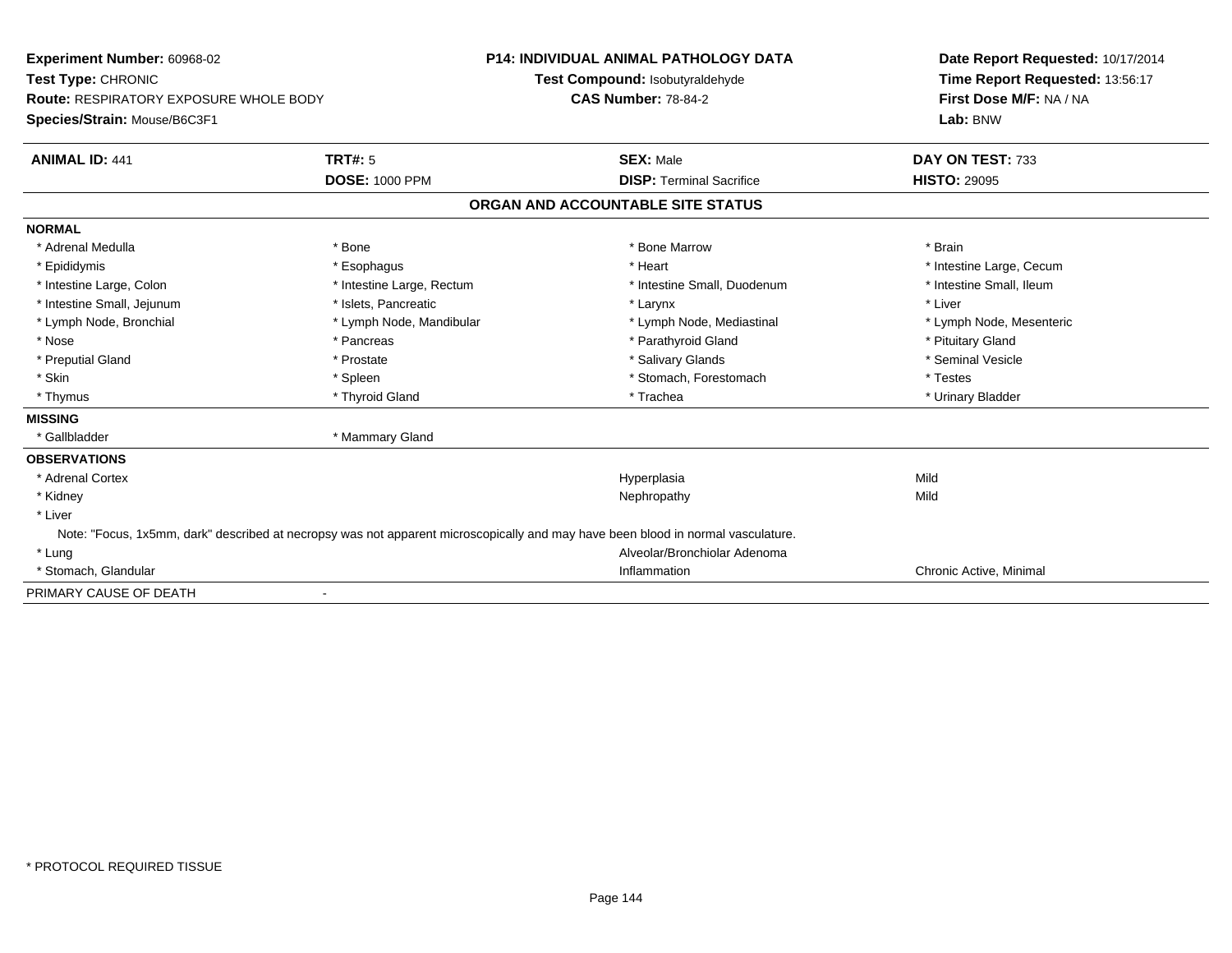**Experiment Number:** 60968-02
**Test Type:** CHRONIC
**Route:** RESPIRATORY EXPOSURE WHOLE BODY
**Species/Strain:** Mouse/B6C3F1

**P14: INDIVIDUAL ANIMAL PATHOLOGY DATA**
**Test Compound:** Isobutyraldehyde
**CAS Number:** 78-84-2

**Date Report Requested:** 10/17/2014
**Time Report Requested:** 13:56:17
**First Dose M/F:** NA / NA
**Lab:** BNW

| **ANIMAL ID:** 441 | **TRT#:** 5 | **SEX:** Male | **DAY ON TEST:** 733 |
|---|---|---|---|
| | **DOSE:** 1000 PPM | **DISP:** Terminal Sacrifice | **HISTO:** 29095 |

## ORGAN AND ACCOUNTABLE SITE STATUS

**NORMAL**

| | | | |
|---|---|---|---|
| * Adrenal Medulla | * Bone | * Bone Marrow | * Brain |
| * Epididymis | * Esophagus | * Heart | * Intestine Large, Cecum |
| * Intestine Large, Colon | * Intestine Large, Rectum | * Intestine Small, Duodenum | * Intestine Small, Ileum |
| * Intestine Small, Jejunum | * Islets, Pancreatic | * Larynx | * Liver |
| * Lymph Node, Bronchial | * Lymph Node, Mandibular | * Lymph Node, Mediastinal | * Lymph Node, Mesenteric |
| * Nose | * Pancreas | * Parathyroid Gland | * Pituitary Gland |
| * Preputial Gland | * Prostate | * Salivary Glands | * Seminal Vesicle |
| * Skin | * Spleen | * Stomach, Forestomach | * Testes |
| * Thymus | * Thyroid Gland | * Trachea | * Urinary Bladder |

**MISSING**

* Gallbladder
* Mammary Gland

**OBSERVATIONS**

| | | |
|---|---|---|
| * Adrenal Cortex | Hyperplasia | Mild |
| * Kidney | Nephropathy | Mild |
| * Liver | | |

Note: "Focus, 1x5mm, dark" described at necropsy was not apparent microscopically and may have been blood in normal vasculature.

| | | |
|---|---|---|
| * Lung | Alveolar/Bronchiolar Adenoma | |
| * Stomach, Glandular | Inflammation | Chronic Active, Minimal |

PRIMARY CAUSE OF DEATH -

\* PROTOCOL REQUIRED TISSUE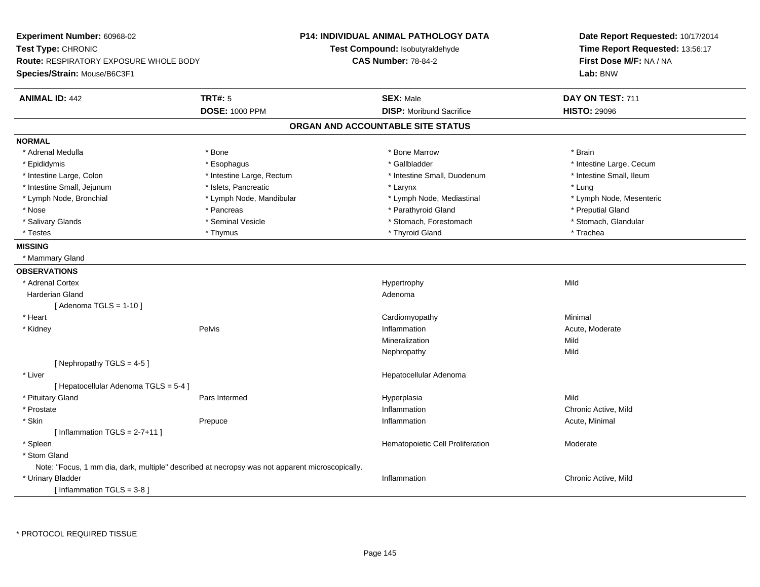**Experiment Number:** 60968-02
**Test Type:** CHRONIC
**Route:** RESPIRATORY EXPOSURE WHOLE BODY
**Species/Strain:** Mouse/B6C3F1

**P14: INDIVIDUAL ANIMAL PATHOLOGY DATA**
**Test Compound:** Isobutyraldehyde
**CAS Number:** 78-84-2

**Date Report Requested:** 10/17/2014
**Time Report Requested:** 13:56:17
**First Dose M/F:** NA / NA
**Lab:** BNW

| **ANIMAL ID:** 442 | **TRT#:** 5 | **SEX:** Male | **DAY ON TEST:** 711 |
|---|---|---|---|
| | **DOSE:** 1000 PPM | **DISP:** Moribund Sacrifice | **HISTO:** 29096 |

## ORGAN AND ACCOUNTABLE SITE STATUS

**NORMAL**

| | | | |
|---|---|---|---|
| * Adrenal Medulla | * Bone | * Bone Marrow | * Brain |
| * Epididymis | * Esophagus | * Gallbladder | * Intestine Large, Cecum |
| * Intestine Large, Colon | * Intestine Large, Rectum | * Intestine Small, Duodenum | * Intestine Small, Ileum |
| * Intestine Small, Jejunum | * Islets, Pancreatic | * Larynx | * Lung |
| * Lymph Node, Bronchial | * Lymph Node, Mandibular | * Lymph Node, Mediastinal | * Lymph Node, Mesenteric |
| * Nose | * Pancreas | * Parathyroid Gland | * Preputial Gland |
| * Salivary Glands | * Seminal Vesicle | * Stomach, Forestomach | * Stomach, Glandular |
| * Testes | * Thymus | * Thyroid Gland | * Trachea |

**MISSING**

* Mammary Gland

**OBSERVATIONS**

| | | | |
|---|---|---|---|
| * Adrenal Cortex | | Hypertrophy | Mild |
| Harderian Gland | | Adenoma | |
| [ Adenoma TGLS = 1-10 ] | | | |
| * Heart | | Cardiomyopathy | Minimal |
| * Kidney | Pelvis | Inflammation | Acute, Moderate |
| | | Mineralization | Mild |
| | | Nephropathy | Mild |
| [ Nephropathy TGLS = 4-5 ] | | | |
| * Liver | | Hepatocellular Adenoma | |
| [ Hepatocellular Adenoma TGLS = 5-4 ] | | | |
| * Pituitary Gland | Pars Intermed | Hyperplasia | Mild |
| * Prostate | | Inflammation | Chronic Active, Mild |
| * Skin | Prepuce | Inflammation | Acute, Minimal |
| [ Inflammation TGLS = 2-7+11 ] | | | |
| * Spleen | | Hematopoietic Cell Proliferation | Moderate |
| * Stom Gland | | | |
| Note: "Focus, 1 mm dia, dark, multiple" described at necropsy was not apparent microscopically. | | | |
| * Urinary Bladder | | Inflammation | Chronic Active, Mild |
| [ Inflammation TGLS = 3-8 ] | | | |

* PROTOCOL REQUIRED TISSUE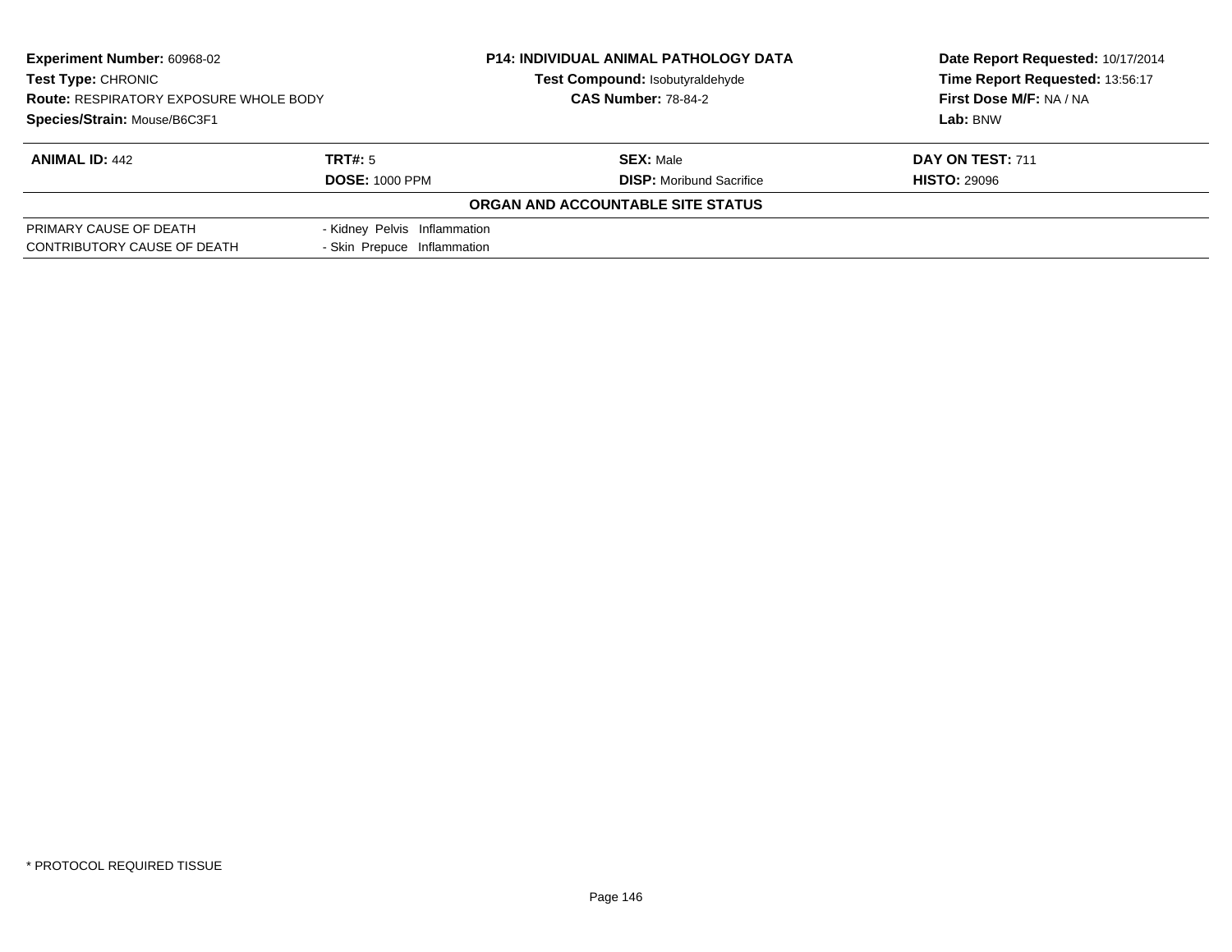**Experiment Number:** 60968-02
**Test Type:** CHRONIC
**Route:** RESPIRATORY EXPOSURE WHOLE BODY
**Species/Strain:** Mouse/B6C3F1

**P14: INDIVIDUAL ANIMAL PATHOLOGY DATA**
**Test Compound:** Isobutyraldehyde
**CAS Number:** 78-84-2

**Date Report Requested:** 10/17/2014
**Time Report Requested:** 13:56:17
**First Dose M/F:** NA / NA
**Lab:** BNW

| **ANIMAL ID:** 442 | **TRT#:** 5 | **SEX:** Male | **DAY ON TEST:** 711 |
|---|---|---|---|
| | **DOSE:** 1000 PPM | **DISP:** Moribund Sacrifice | **HISTO:** 29096 |

**ORGAN AND ACCOUNTABLE SITE STATUS**

| | |
|---|---|
| PRIMARY CAUSE OF DEATH | - Kidney Pelvis Inflammation |
| CONTRIBUTORY CAUSE OF DEATH | - Skin Prepuce Inflammation |

\* PROTOCOL REQUIRED TISSUE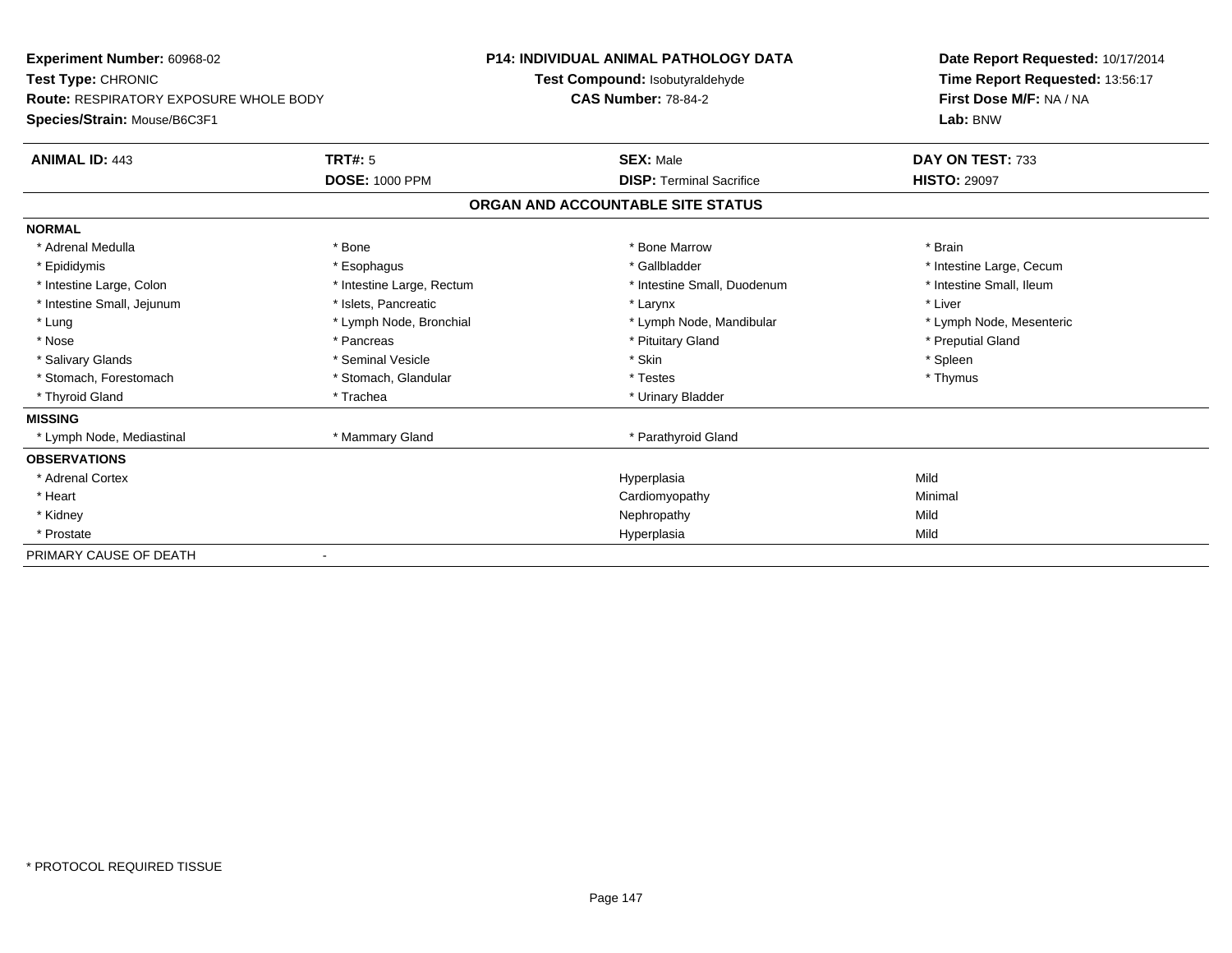**Experiment Number:** 60968-02
**Test Type:** CHRONIC
**Route:** RESPIRATORY EXPOSURE WHOLE BODY
**Species/Strain:** Mouse/B6C3F1

**P14: INDIVIDUAL ANIMAL PATHOLOGY DATA**
**Test Compound:** Isobutyraldehyde
**CAS Number:** 78-84-2

**Date Report Requested:** 10/17/2014
**Time Report Requested:** 13:56:17
**First Dose M/F:** NA / NA
**Lab:** BNW

| **ANIMAL ID:** 443 | **TRT#:** 5 | **SEX:** Male | **DAY ON TEST:** 733 |
|---|---|---|---|
| | **DOSE:** 1000 PPM | **DISP:** Terminal Sacrifice | **HISTO:** 29097 |

## ORGAN AND ACCOUNTABLE SITE STATUS

| | | | |
|---|---|---|---|
| **NORMAL** | | | |
| * Adrenal Medulla | * Bone | * Bone Marrow | * Brain |
| * Epididymis | * Esophagus | * Gallbladder | * Intestine Large, Cecum |
| * Intestine Large, Colon | * Intestine Large, Rectum | * Intestine Small, Duodenum | * Intestine Small, Ileum |
| * Intestine Small, Jejunum | * Islets, Pancreatic | * Larynx | * Liver |
| * Lung | * Lymph Node, Bronchial | * Lymph Node, Mandibular | * Lymph Node, Mesenteric |
| * Nose | * Pancreas | * Pituitary Gland | * Preputial Gland |
| * Salivary Glands | * Seminal Vesicle | * Skin | * Spleen |
| * Stomach, Forestomach | * Stomach, Glandular | * Testes | * Thymus |
| * Thyroid Gland | * Trachea | * Urinary Bladder | |
| **MISSING** | | | |
| * Lymph Node, Mediastinal | * Mammary Gland | * Parathyroid Gland | |
| **OBSERVATIONS** | | | |
| * Adrenal Cortex | | Hyperplasia | Mild |
| * Heart | | Cardiomyopathy | Minimal |
| * Kidney | | Nephropathy | Mild |
| * Prostate | | Hyperplasia | Mild |
| PRIMARY CAUSE OF DEATH | - | | |

\* PROTOCOL REQUIRED TISSUE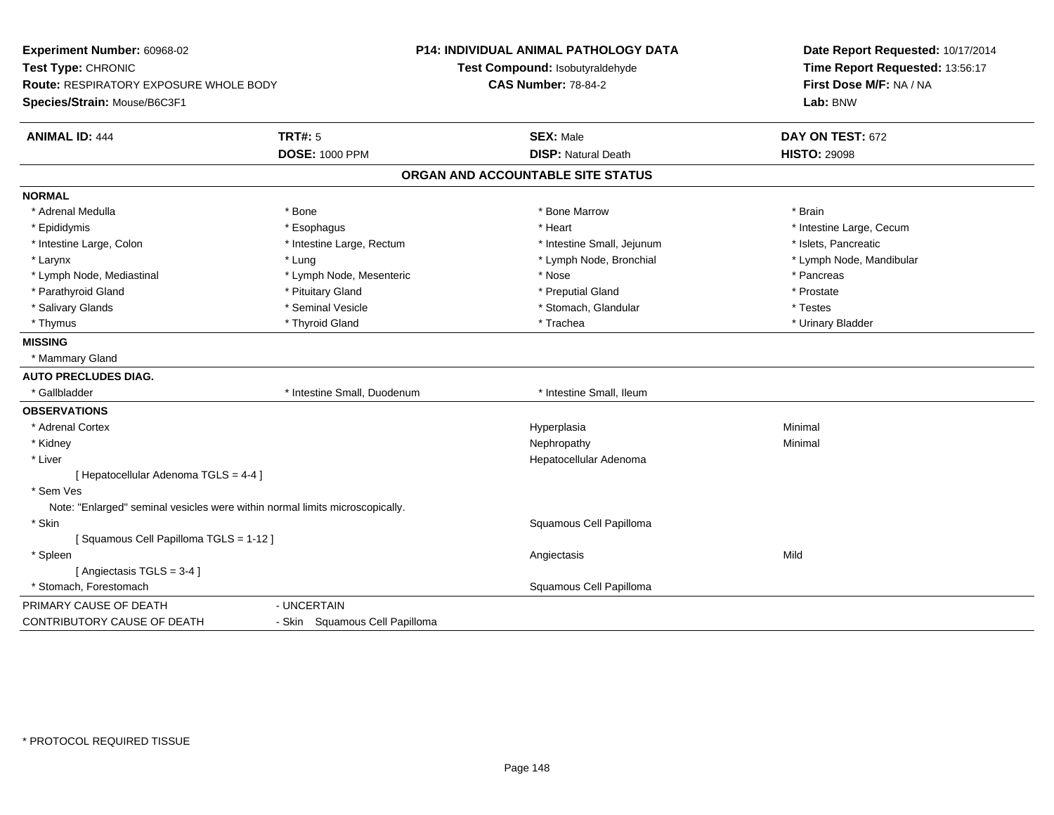**Experiment Number:** 60968-02
**Test Type:** CHRONIC
**Route:** RESPIRATORY EXPOSURE WHOLE BODY
**Species/Strain:** Mouse/B6C3F1

**P14: INDIVIDUAL ANIMAL PATHOLOGY DATA**
**Test Compound:** Isobutyraldehyde
**CAS Number:** 78-84-2

**Date Report Requested:** 10/17/2014
**Time Report Requested:** 13:56:17
**First Dose M/F:** NA / NA
**Lab:** BNW

| **ANIMAL ID:** 444 | **TRT#:** 5 | **SEX:** Male | **DAY ON TEST:** 672 |
|---|---|---|---|
| | **DOSE:** 1000 PPM | **DISP:** Natural Death | **HISTO:** 29098 |

## ORGAN AND ACCOUNTABLE SITE STATUS

**NORMAL**

| | | | |
|---|---|---|---|
| * Adrenal Medulla | * Bone | * Bone Marrow | * Brain |
| * Epididymis | * Esophagus | * Heart | * Intestine Large, Cecum |
| * Intestine Large, Colon | * Intestine Large, Rectum | * Intestine Small, Jejunum | * Islets, Pancreatic |
| * Larynx | * Lung | * Lymph Node, Bronchial | * Lymph Node, Mandibular |
| * Lymph Node, Mediastinal | * Lymph Node, Mesenteric | * Nose | * Pancreas |
| * Parathyroid Gland | * Pituitary Gland | * Preputial Gland | * Prostate |
| * Salivary Glands | * Seminal Vesicle | * Stomach, Glandular | * Testes |
| * Thymus | * Thyroid Gland | * Trachea | * Urinary Bladder |

**MISSING**

* Mammary Gland

**AUTO PRECLUDES DIAG.**

| | | |
|---|---|---|
| * Gallbladder | * Intestine Small, Duodenum | * Intestine Small, Ileum |

**OBSERVATIONS**

| | | |
|---|---|---|
| * Adrenal Cortex | Hyperplasia | Minimal |
| * Kidney | Nephropathy | Minimal |
| * Liver | Hepatocellular Adenoma | |
| [ Hepatocellular Adenoma TGLS = 4-4 ] | | |
| * Sem Ves | | |
| Note: "Enlarged" seminal vesicles were within normal limits microscopically. | | |
| * Skin | Squamous Cell Papilloma | |
| [ Squamous Cell Papilloma TGLS = 1-12 ] | | |
| * Spleen | Angiectasis | Mild |
| [ Angiectasis TGLS = 3-4 ] | | |
| * Stomach, Forestomach | Squamous Cell Papilloma | |

| | |
|---|---|
| PRIMARY CAUSE OF DEATH | - UNCERTAIN |
| CONTRIBUTORY CAUSE OF DEATH | - Skin Squamous Cell Papilloma |

\* PROTOCOL REQUIRED TISSUE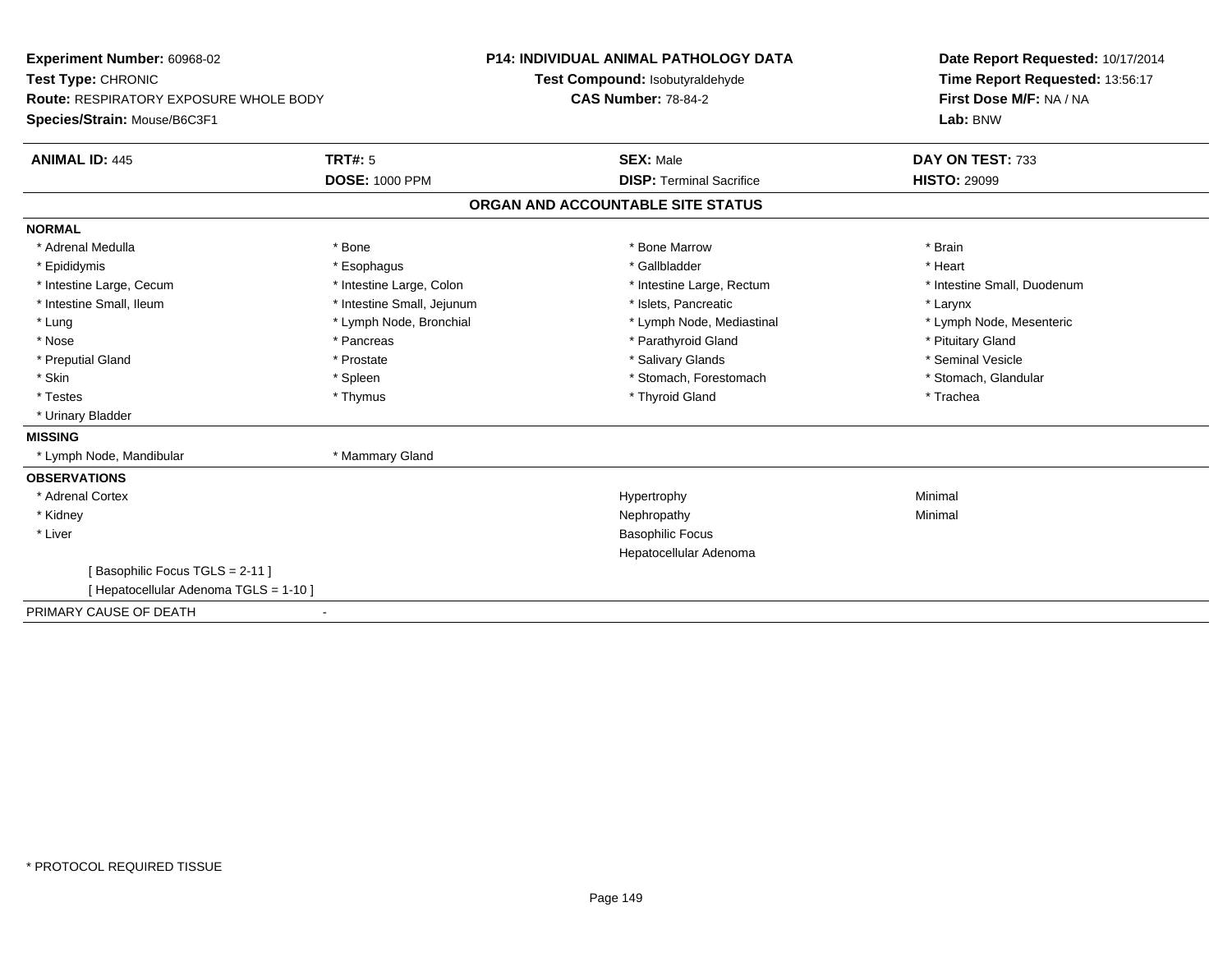**Experiment Number:** 60968-02
**Test Type:** CHRONIC
**Route:** RESPIRATORY EXPOSURE WHOLE BODY
**Species/Strain:** Mouse/B6C3F1

**P14: INDIVIDUAL ANIMAL PATHOLOGY DATA**
**Test Compound:** Isobutyraldehyde
**CAS Number:** 78-84-2

**Date Report Requested:** 10/17/2014
**Time Report Requested:** 13:56:17
**First Dose M/F:** NA / NA
**Lab:** BNW

| **ANIMAL ID:** 445 | **TRT#:** 5 | **SEX:** Male | **DAY ON TEST:** 733 |
|---|---|---|---|
| | **DOSE:** 1000 PPM | **DISP:** Terminal Sacrifice | **HISTO:** 29099 |

## ORGAN AND ACCOUNTABLE SITE STATUS

**NORMAL**

| | | | |
|---|---|---|---|
| * Adrenal Medulla | * Bone | * Bone Marrow | * Brain |
| * Epididymis | * Esophagus | * Gallbladder | * Heart |
| * Intestine Large, Cecum | * Intestine Large, Colon | * Intestine Large, Rectum | * Intestine Small, Duodenum |
| * Intestine Small, Ileum | * Intestine Small, Jejunum | * Islets, Pancreatic | * Larynx |
| * Lung | * Lymph Node, Bronchial | * Lymph Node, Mediastinal | * Lymph Node, Mesenteric |
| * Nose | * Pancreas | * Parathyroid Gland | * Pituitary Gland |
| * Preputial Gland | * Prostate | * Salivary Glands | * Seminal Vesicle |
| * Skin | * Spleen | * Stomach, Forestomach | * Stomach, Glandular |
| * Testes | * Thymus | * Thyroid Gland | * Trachea |
| * Urinary Bladder | | | |

**MISSING**

| | |
|---|---|
| * Lymph Node, Mandibular | * Mammary Gland |

**OBSERVATIONS**

| | | |
|---|---|---|
| * Adrenal Cortex | Hypertrophy | Minimal |
| * Kidney | Nephropathy | Minimal |
| * Liver | Basophilic Focus | |
| | Hepatocellular Adenoma | |

[ Basophilic Focus TGLS = 2-11 ]
[ Hepatocellular Adenoma TGLS = 1-10 ]

PRIMARY CAUSE OF DEATH -

* PROTOCOL REQUIRED TISSUE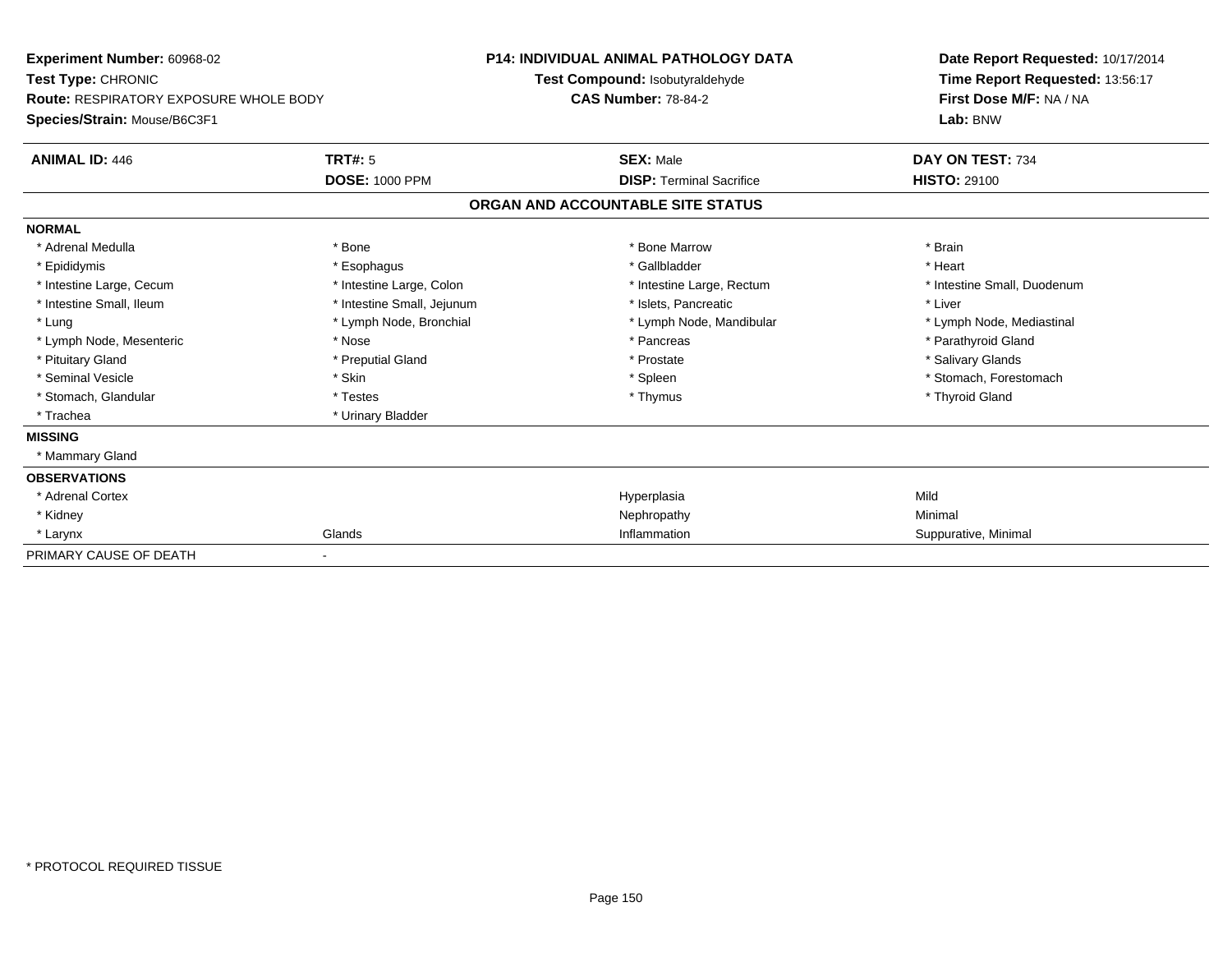**Experiment Number:** 60968-02
**Test Type:** CHRONIC
**Route:** RESPIRATORY EXPOSURE WHOLE BODY
**Species/Strain:** Mouse/B6C3F1

**P14: INDIVIDUAL ANIMAL PATHOLOGY DATA**
**Test Compound:** Isobutyraldehyde
**CAS Number:** 78-84-2

**Date Report Requested:** 10/17/2014
**Time Report Requested:** 13:56:17
**First Dose M/F:** NA / NA
**Lab:** BNW

| **ANIMAL ID:** 446 | **TRT#:** 5 | **SEX:** Male | **DAY ON TEST:** 734 |
|---|---|---|---|
| | **DOSE:** 1000 PPM | **DISP:** Terminal Sacrifice | **HISTO:** 29100 |

## ORGAN AND ACCOUNTABLE SITE STATUS

| | | | |
|---|---|---|---|
| **NORMAL** | | | |
| * Adrenal Medulla | * Bone | * Bone Marrow | * Brain |
| * Epididymis | * Esophagus | * Gallbladder | * Heart |
| * Intestine Large, Cecum | * Intestine Large, Colon | * Intestine Large, Rectum | * Intestine Small, Duodenum |
| * Intestine Small, Ileum | * Intestine Small, Jejunum | * Islets, Pancreatic | * Liver |
| * Lung | * Lymph Node, Bronchial | * Lymph Node, Mandibular | * Lymph Node, Mediastinal |
| * Lymph Node, Mesenteric | * Nose | * Pancreas | * Parathyroid Gland |
| * Pituitary Gland | * Preputial Gland | * Prostate | * Salivary Glands |
| * Seminal Vesicle | * Skin | * Spleen | * Stomach, Forestomach |
| * Stomach, Glandular | * Testes | * Thymus | * Thyroid Gland |
| * Trachea | * Urinary Bladder | | |
| **MISSING** | | | |
| * Mammary Gland | | | |
| **OBSERVATIONS** | | | |
| * Adrenal Cortex | | Hyperplasia | Mild |
| * Kidney | | Nephropathy | Minimal |
| * Larynx | Glands | Inflammation | Suppurative, Minimal |
| PRIMARY CAUSE OF DEATH | - | | |

* PROTOCOL REQUIRED TISSUE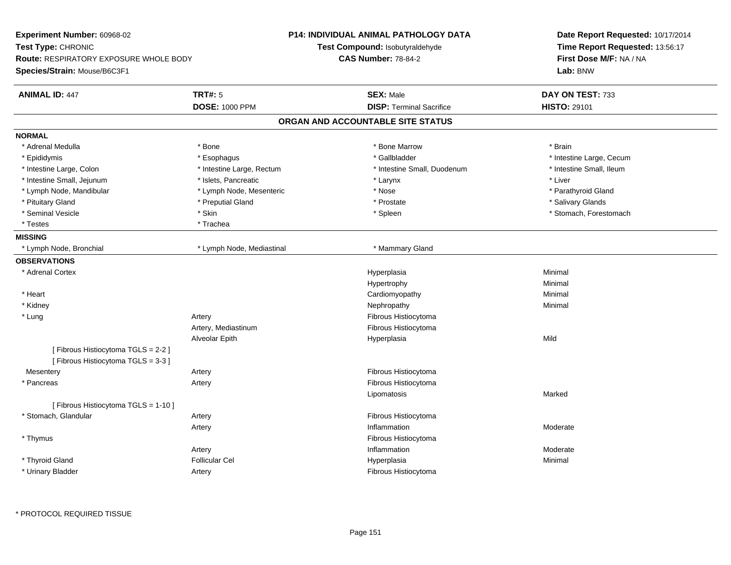**Experiment Number:** 60968-02
**Test Type:** CHRONIC
**Route:** RESPIRATORY EXPOSURE WHOLE BODY
**Species/Strain:** Mouse/B6C3F1

**P14: INDIVIDUAL ANIMAL PATHOLOGY DATA**
**Test Compound:** Isobutyraldehyde
**CAS Number:** 78-84-2

**Date Report Requested:** 10/17/2014
**Time Report Requested:** 13:56:17
**First Dose M/F:** NA / NA
**Lab:** BNW

| **ANIMAL ID:** 447 | **TRT#:** 5 | **SEX:** Male | **DAY ON TEST:** 733 |
|---|---|---|---|
| | **DOSE:** 1000 PPM | **DISP:** Terminal Sacrifice | **HISTO:** 29101 |

## ORGAN AND ACCOUNTABLE SITE STATUS

**NORMAL**

| | | | |
|---|---|---|---|
| * Adrenal Medulla | * Bone | * Bone Marrow | * Brain |
| * Epididymis | * Esophagus | * Gallbladder | * Intestine Large, Cecum |
| * Intestine Large, Colon | * Intestine Large, Rectum | * Intestine Small, Duodenum | * Intestine Small, Ileum |
| * Intestine Small, Jejunum | * Islets, Pancreatic | * Larynx | * Liver |
| * Lymph Node, Mandibular | * Lymph Node, Mesenteric | * Nose | * Parathyroid Gland |
| * Pituitary Gland | * Preputial Gland | * Prostate | * Salivary Glands |
| * Seminal Vesicle | * Skin | * Spleen | * Stomach, Forestomach |
| * Testes | * Trachea | | |

**MISSING**

| | | |
|---|---|---|
| * Lymph Node, Bronchial | * Lymph Node, Mediastinal | * Mammary Gland |

**OBSERVATIONS**

| Organ | Site | Observation | Severity |
|---|---|---|---|
| * Adrenal Cortex | | Hyperplasia | Minimal |
| | | Hypertrophy | Minimal |
| * Heart | | Cardiomyopathy | Minimal |
| * Kidney | | Nephropathy | Minimal |
| * Lung | Artery | Fibrous Histiocytoma | |
| | Artery, Mediastinum | Fibrous Histiocytoma | |
| | Alveolar Epith | Hyperplasia | Mild |
| [ Fibrous Histiocytoma TGLS = 2-2 ] | | | |
| [ Fibrous Histiocytoma TGLS = 3-3 ] | | | |
| Mesentery | Artery | Fibrous Histiocytoma | |
| * Pancreas | Artery | Fibrous Histiocytoma | |
| | | Lipomatosis | Marked |
| [ Fibrous Histiocytoma TGLS = 1-10 ] | | | |
| * Stomach, Glandular | Artery | Fibrous Histiocytoma | |
| | Artery | Inflammation | Moderate |
| * Thymus | | Fibrous Histiocytoma | |
| | Artery | Inflammation | Moderate |
| * Thyroid Gland | Follicular Cel | Hyperplasia | Minimal |
| * Urinary Bladder | Artery | Fibrous Histiocytoma | |

* PROTOCOL REQUIRED TISSUE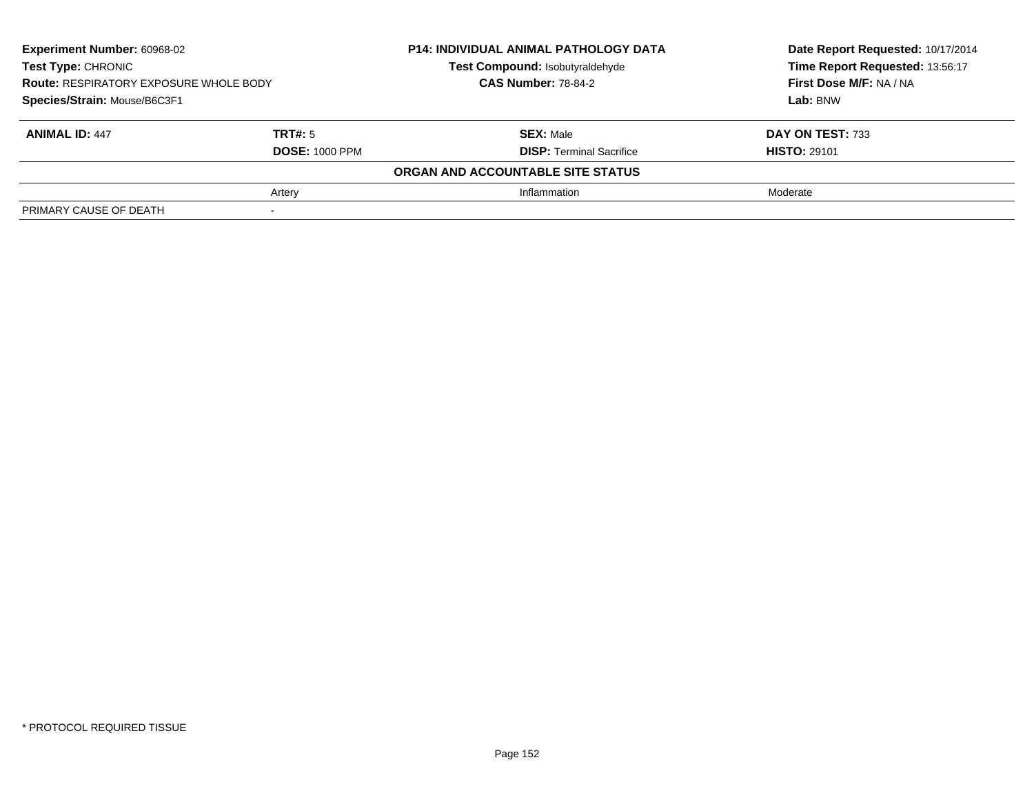**Experiment Number:** 60968-02
**Test Type:** CHRONIC
**Route:** RESPIRATORY EXPOSURE WHOLE BODY
**Species/Strain:** Mouse/B6C3F1

**P14: INDIVIDUAL ANIMAL PATHOLOGY DATA**
**Test Compound:** Isobutyraldehyde
**CAS Number:** 78-84-2

**Date Report Requested:** 10/17/2014
**Time Report Requested:** 13:56:17
**First Dose M/F:** NA / NA
**Lab:** BNW

| **ANIMAL ID:** 447 | **TRT#:** 5 | **SEX:** Male | **DAY ON TEST:** 733 |
|---|---|---|---|
| | **DOSE:** 1000 PPM | **DISP:** Terminal Sacrifice | **HISTO:** 29101 |
| | | **ORGAN AND ACCOUNTABLE SITE STATUS** | |
| | Artery | Inflammation | Moderate |
| PRIMARY CAUSE OF DEATH | - | | |

\* PROTOCOL REQUIRED TISSUE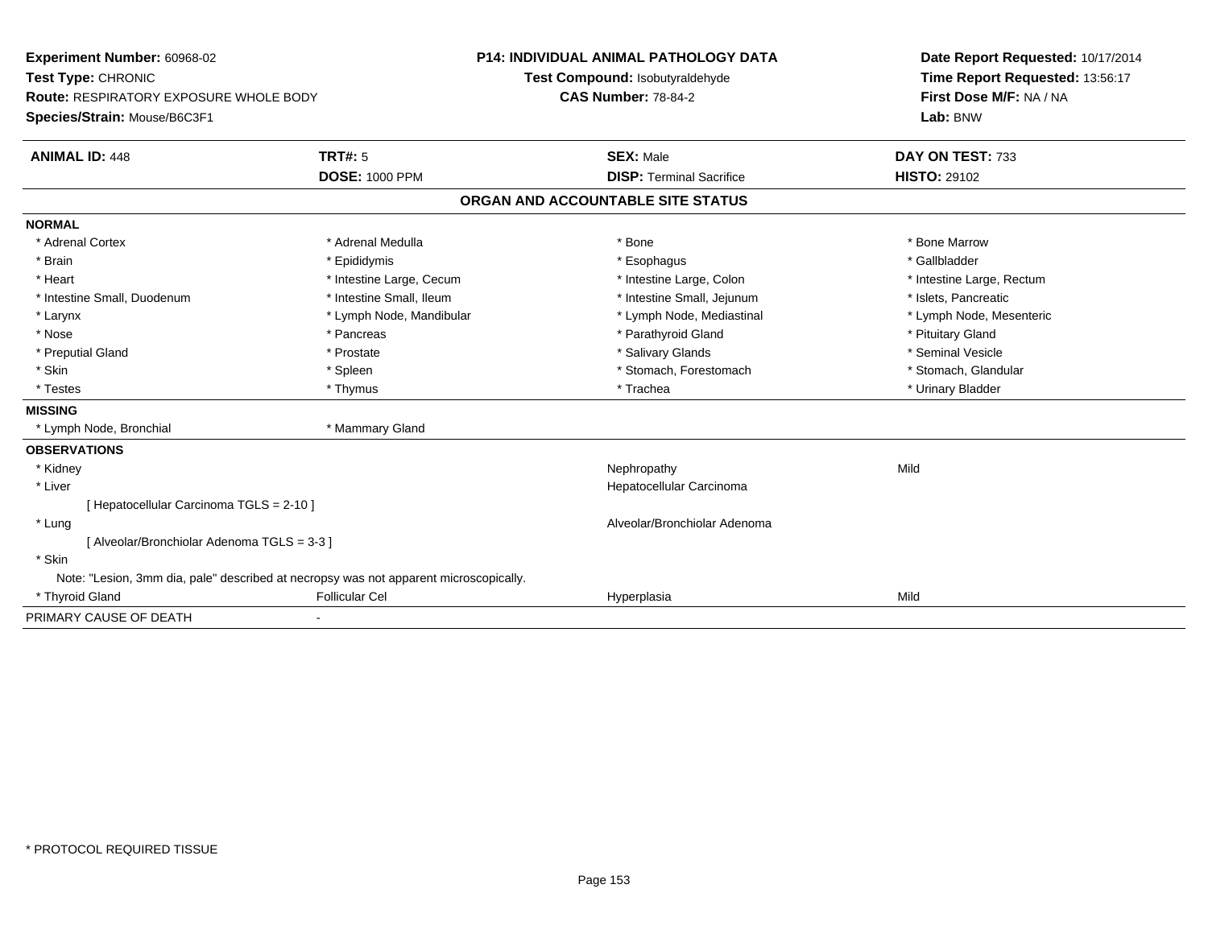**Experiment Number:** 60968-02
**Test Type:** CHRONIC
**Route:** RESPIRATORY EXPOSURE WHOLE BODY
**Species/Strain:** Mouse/B6C3F1

**P14: INDIVIDUAL ANIMAL PATHOLOGY DATA**
**Test Compound:** Isobutyraldehyde
**CAS Number:** 78-84-2

**Date Report Requested:** 10/17/2014
**Time Report Requested:** 13:56:17
**First Dose M/F:** NA / NA
**Lab:** BNW

| **ANIMAL ID:** 448 | **TRT#:** 5 | **SEX:** Male | **DAY ON TEST:** 733 |
|---|---|---|---|
| | **DOSE:** 1000 PPM | **DISP:** Terminal Sacrifice | **HISTO:** 29102 |

## ORGAN AND ACCOUNTABLE SITE STATUS

**NORMAL**

| | | | |
|---|---|---|---|
| * Adrenal Cortex | * Adrenal Medulla | * Bone | * Bone Marrow |
| * Brain | * Epididymis | * Esophagus | * Gallbladder |
| * Heart | * Intestine Large, Cecum | * Intestine Large, Colon | * Intestine Large, Rectum |
| * Intestine Small, Duodenum | * Intestine Small, Ileum | * Intestine Small, Jejunum | * Islets, Pancreatic |
| * Larynx | * Lymph Node, Mandibular | * Lymph Node, Mediastinal | * Lymph Node, Mesenteric |
| * Nose | * Pancreas | * Parathyroid Gland | * Pituitary Gland |
| * Preputial Gland | * Prostate | * Salivary Glands | * Seminal Vesicle |
| * Skin | * Spleen | * Stomach, Forestomach | * Stomach, Glandular |
| * Testes | * Thymus | * Trachea | * Urinary Bladder |

**MISSING**

| | |
|---|---|
| * Lymph Node, Bronchial | * Mammary Gland |

**OBSERVATIONS**

| | | | |
|---|---|---|---|
| * Kidney | | Nephropathy | Mild |
| * Liver | | Hepatocellular Carcinoma | |
| [ Hepatocellular Carcinoma TGLS = 2-10 ] | | | |
| * Lung | | Alveolar/Bronchiolar Adenoma | |
| [ Alveolar/Bronchiolar Adenoma TGLS = 3-3 ] | | | |
| * Skin | | | |
| Note: "Lesion, 3mm dia, pale" described at necropsy was not apparent microscopically. | | | |
| * Thyroid Gland | Follicular Cel | Hyperplasia | Mild |

PRIMARY CAUSE OF DEATH -

\* PROTOCOL REQUIRED TISSUE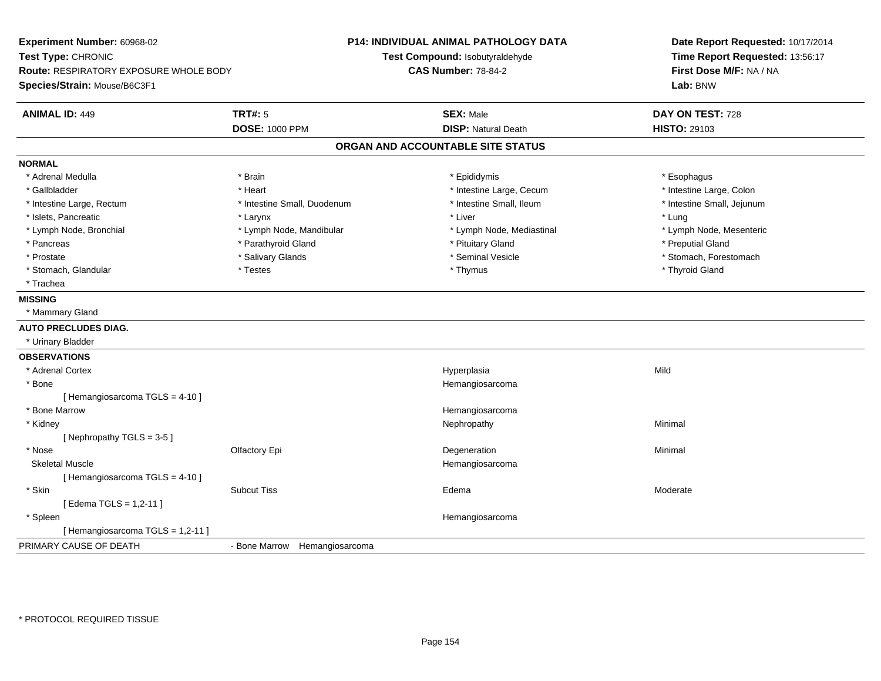**Experiment Number:** 60968-02
**Test Type:** CHRONIC
**Route:** RESPIRATORY EXPOSURE WHOLE BODY
**Species/Strain:** Mouse/B6C3F1

**P14: INDIVIDUAL ANIMAL PATHOLOGY DATA**
**Test Compound:** Isobutyraldehyde
**CAS Number:** 78-84-2

**Date Report Requested:** 10/17/2014
**Time Report Requested:** 13:56:17
**First Dose M/F:** NA / NA
**Lab:** BNW

| **ANIMAL ID:** 449 | **TRT#:** 5 | **SEX:** Male | **DAY ON TEST:** 728 |
|---|---|---|---|
| | **DOSE:** 1000 PPM | **DISP:** Natural Death | **HISTO:** 29103 |

## ORGAN AND ACCOUNTABLE SITE STATUS

**NORMAL**

| | | | |
|---|---|---|---|
| * Adrenal Medulla | * Brain | * Epididymis | * Esophagus |
| * Gallbladder | * Heart | * Intestine Large, Cecum | * Intestine Large, Colon |
| * Intestine Large, Rectum | * Intestine Small, Duodenum | * Intestine Small, Ileum | * Intestine Small, Jejunum |
| * Islets, Pancreatic | * Larynx | * Liver | * Lung |
| * Lymph Node, Bronchial | * Lymph Node, Mandibular | * Lymph Node, Mediastinal | * Lymph Node, Mesenteric |
| * Pancreas | * Parathyroid Gland | * Pituitary Gland | * Preputial Gland |
| * Prostate | * Salivary Glands | * Seminal Vesicle | * Stomach, Forestomach |
| * Stomach, Glandular | * Testes | * Thymus | * Thyroid Gland |
| * Trachea | | | |

**MISSING**

* Mammary Gland

**AUTO PRECLUDES DIAG.**

* Urinary Bladder

**OBSERVATIONS**

| | | | |
|---|---|---|---|
| * Adrenal Cortex | | Hyperplasia | Mild |
| * Bone | | Hemangiosarcoma | |
| [ Hemangiosarcoma TGLS = 4-10 ] | | | |
| * Bone Marrow | | Hemangiosarcoma | |
| * Kidney | | Nephropathy | Minimal |
| [ Nephropathy TGLS = 3-5 ] | | | |
| * Nose | Olfactory Epi | Degeneration | Minimal |
| Skeletal Muscle | | Hemangiosarcoma | |
| [ Hemangiosarcoma TGLS = 4-10 ] | | | |
| * Skin | Subcut Tiss | Edema | Moderate |
| [ Edema TGLS = 1,2-11 ] | | | |
| * Spleen | | Hemangiosarcoma | |
| [ Hemangiosarcoma TGLS = 1,2-11 ] | | | |

PRIMARY CAUSE OF DEATH - Bone Marrow Hemangiosarcoma

* PROTOCOL REQUIRED TISSUE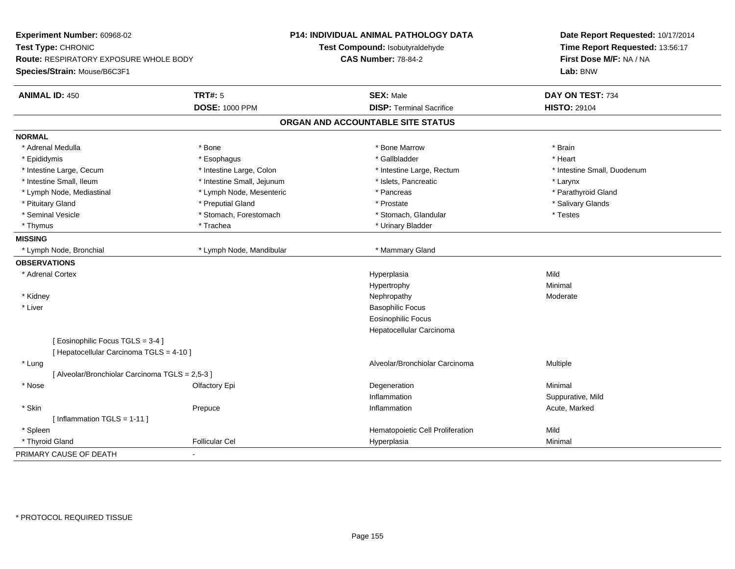**Experiment Number:** 60968-02
**Test Type:** CHRONIC
**Route:** RESPIRATORY EXPOSURE WHOLE BODY
**Species/Strain:** Mouse/B6C3F1

**P14: INDIVIDUAL ANIMAL PATHOLOGY DATA**
**Test Compound:** Isobutyraldehyde
**CAS Number:** 78-84-2

**Date Report Requested:** 10/17/2014
**Time Report Requested:** 13:56:17
**First Dose M/F:** NA / NA
**Lab:** BNW

| **ANIMAL ID:** 450 | **TRT#:** 5 | **SEX:** Male | **DAY ON TEST:** 734 |
|---|---|---|---|
| | **DOSE:** 1000 PPM | **DISP:** Terminal Sacrifice | **HISTO:** 29104 |

## ORGAN AND ACCOUNTABLE SITE STATUS

| | | | |
|---|---|---|---|
| **NORMAL** | | | |
| * Adrenal Medulla | * Bone | * Bone Marrow | * Brain |
| * Epididymis | * Esophagus | * Gallbladder | * Heart |
| * Intestine Large, Cecum | * Intestine Large, Colon | * Intestine Large, Rectum | * Intestine Small, Duodenum |
| * Intestine Small, Ileum | * Intestine Small, Jejunum | * Islets, Pancreatic | * Larynx |
| * Lymph Node, Mediastinal | * Lymph Node, Mesenteric | * Pancreas | * Parathyroid Gland |
| * Pituitary Gland | * Preputial Gland | * Prostate | * Salivary Glands |
| * Seminal Vesicle | * Stomach, Forestomach | * Stomach, Glandular | * Testes |
| * Thymus | * Trachea | * Urinary Bladder | |
| **MISSING** | | | |
| * Lymph Node, Bronchial | * Lymph Node, Mandibular | * Mammary Gland | |
| **OBSERVATIONS** | | | |
| * Adrenal Cortex | | Hyperplasia | Mild |
| | | Hypertrophy | Minimal |
| * Kidney | | Nephropathy | Moderate |
| * Liver | | Basophilic Focus | |
| | | Eosinophilic Focus | |
| | | Hepatocellular Carcinoma | |
| [ Eosinophilic Focus TGLS = 3-4 ] | | | |
| [ Hepatocellular Carcinoma TGLS = 4-10 ] | | | |
| * Lung | | Alveolar/Bronchiolar Carcinoma | Multiple |
| [ Alveolar/Bronchiolar Carcinoma TGLS = 2,5-3 ] | | | |
| * Nose | Olfactory Epi | Degeneration | Minimal |
| | | Inflammation | Suppurative, Mild |
| * Skin | Prepuce | Inflammation | Acute, Marked |
| [ Inflammation TGLS = 1-11 ] | | | |
| * Spleen | | Hematopoietic Cell Proliferation | Mild |
| * Thyroid Gland | Follicular Cel | Hyperplasia | Minimal |
| PRIMARY CAUSE OF DEATH | - | | |

* PROTOCOL REQUIRED TISSUE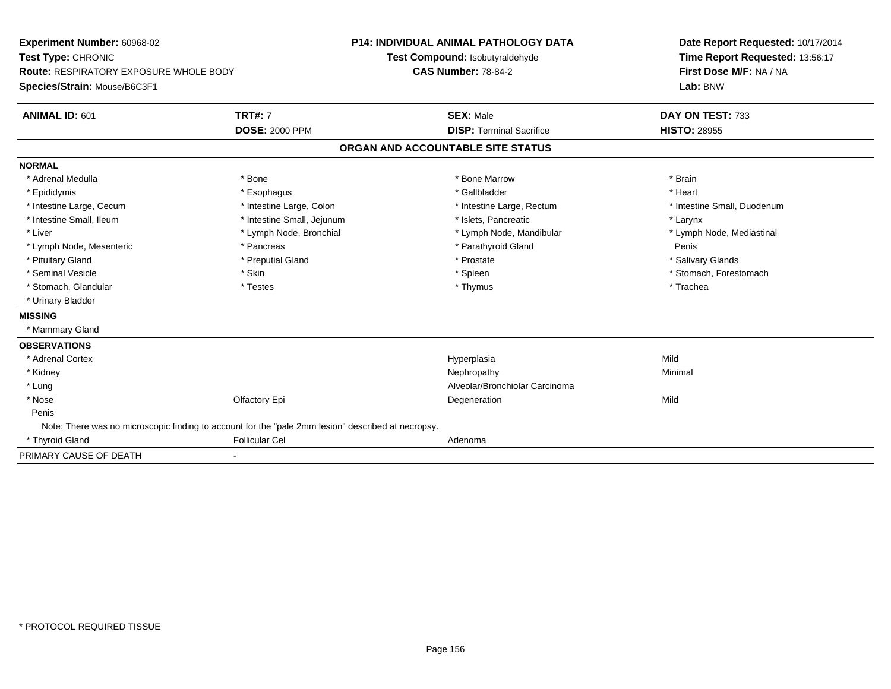**Experiment Number:** 60968-02
**Test Type:** CHRONIC
**Route:** RESPIRATORY EXPOSURE WHOLE BODY
**Species/Strain:** Mouse/B6C3F1

**P14: INDIVIDUAL ANIMAL PATHOLOGY DATA**
**Test Compound:** Isobutyraldehyde
**CAS Number:** 78-84-2

**Date Report Requested:** 10/17/2014
**Time Report Requested:** 13:56:17
**First Dose M/F:** NA / NA
**Lab:** BNW

| **ANIMAL ID:** 601 | **TRT#:** 7 | **SEX:** Male | **DAY ON TEST:** 733 |
|---|---|---|---|
| | **DOSE:** 2000 PPM | **DISP:** Terminal Sacrifice | **HISTO:** 28955 |

## ORGAN AND ACCOUNTABLE SITE STATUS

**NORMAL**

| | | | |
|---|---|---|---|
| * Adrenal Medulla | * Bone | * Bone Marrow | * Brain |
| * Epididymis | * Esophagus | * Gallbladder | * Heart |
| * Intestine Large, Cecum | * Intestine Large, Colon | * Intestine Large, Rectum | * Intestine Small, Duodenum |
| * Intestine Small, Ileum | * Intestine Small, Jejunum | * Islets, Pancreatic | * Larynx |
| * Liver | * Lymph Node, Bronchial | * Lymph Node, Mandibular | * Lymph Node, Mediastinal |
| * Lymph Node, Mesenteric | * Pancreas | * Parathyroid Gland | Penis |
| * Pituitary Gland | * Preputial Gland | * Prostate | * Salivary Glands |
| * Seminal Vesicle | * Skin | * Spleen | * Stomach, Forestomach |
| * Stomach, Glandular | * Testes | * Thymus | * Trachea |
| * Urinary Bladder | | | |

**MISSING**

* Mammary Gland

**OBSERVATIONS**

| | | | |
|---|---|---|---|
| * Adrenal Cortex | | Hyperplasia | Mild |
| * Kidney | | Nephropathy | Minimal |
| * Lung | | Alveolar/Bronchiolar Carcinoma | |
| * Nose | Olfactory Epi | Degeneration | Mild |
| Penis | | | |

Note: There was no microscopic finding to account for the "pale 2mm lesion" described at necropsy.

| | | | |
|---|---|---|---|
| * Thyroid Gland | Follicular Cel | Adenoma | |

PRIMARY CAUSE OF DEATH -

* PROTOCOL REQUIRED TISSUE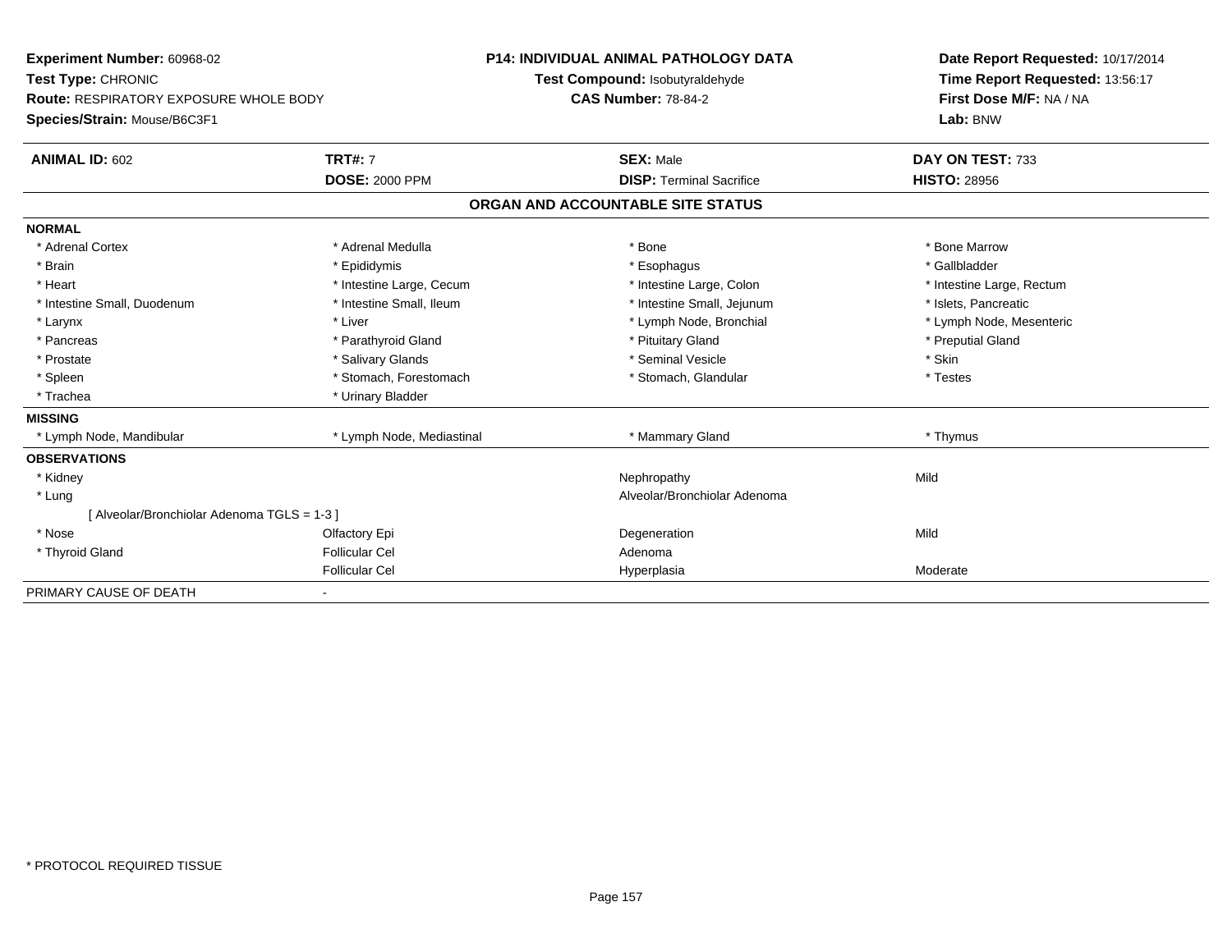**Experiment Number:** 60968-02
**Test Type:** CHRONIC
**Route:** RESPIRATORY EXPOSURE WHOLE BODY
**Species/Strain:** Mouse/B6C3F1

**P14: INDIVIDUAL ANIMAL PATHOLOGY DATA**
**Test Compound:** Isobutyraldehyde
**CAS Number:** 78-84-2

**Date Report Requested:** 10/17/2014
**Time Report Requested:** 13:56:17
**First Dose M/F:** NA / NA
**Lab:** BNW

| **ANIMAL ID:** 602 | **TRT#:** 7 | **SEX:** Male | **DAY ON TEST:** 733 |
|---|---|---|---|
| | **DOSE:** 2000 PPM | **DISP:** Terminal Sacrifice | **HISTO:** 28956 |

## ORGAN AND ACCOUNTABLE SITE STATUS

| | | | |
|---|---|---|---|
| **NORMAL** | | | |
| * Adrenal Cortex | * Adrenal Medulla | * Bone | * Bone Marrow |
| * Brain | * Epididymis | * Esophagus | * Gallbladder |
| * Heart | * Intestine Large, Cecum | * Intestine Large, Colon | * Intestine Large, Rectum |
| * Intestine Small, Duodenum | * Intestine Small, Ileum | * Intestine Small, Jejunum | * Islets, Pancreatic |
| * Larynx | * Liver | * Lymph Node, Bronchial | * Lymph Node, Mesenteric |
| * Pancreas | * Parathyroid Gland | * Pituitary Gland | * Preputial Gland |
| * Prostate | * Salivary Glands | * Seminal Vesicle | * Skin |
| * Spleen | * Stomach, Forestomach | * Stomach, Glandular | * Testes |
| * Trachea | * Urinary Bladder | | |
| **MISSING** | | | |
| * Lymph Node, Mandibular | * Lymph Node, Mediastinal | * Mammary Gland | * Thymus |
| **OBSERVATIONS** | | | |
| * Kidney | | Nephropathy | Mild |
| * Lung | | Alveolar/Bronchiolar Adenoma | |
| [ Alveolar/Bronchiolar Adenoma TGLS = 1-3 ] | | | |
| * Nose | Olfactory Epi | Degeneration | Mild |
| * Thyroid Gland | Follicular Cel | Adenoma | |
| | Follicular Cel | Hyperplasia | Moderate |
| PRIMARY CAUSE OF DEATH | - | | |

* PROTOCOL REQUIRED TISSUE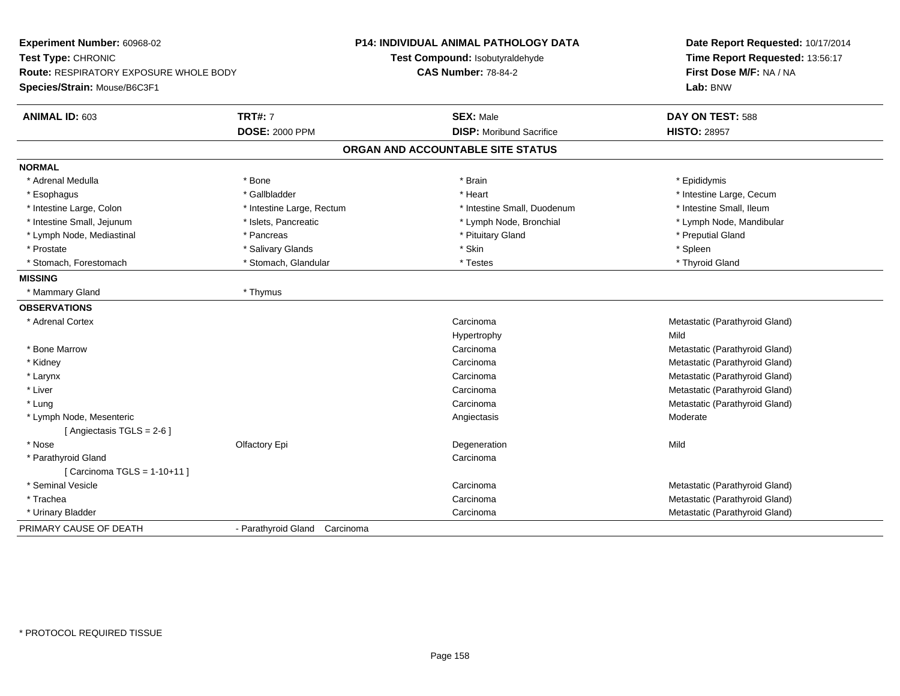**Experiment Number:** 60968-02
**Test Type:** CHRONIC
**Route:** RESPIRATORY EXPOSURE WHOLE BODY
**Species/Strain:** Mouse/B6C3F1

**P14: INDIVIDUAL ANIMAL PATHOLOGY DATA**
**Test Compound:** Isobutyraldehyde
**CAS Number:** 78-84-2

**Date Report Requested:** 10/17/2014
**Time Report Requested:** 13:56:17
**First Dose M/F:** NA / NA
**Lab:** BNW

| **ANIMAL ID:** 603 | **TRT#:** 7 | **SEX:** Male | **DAY ON TEST:** 588 |
|---|---|---|---|
| | **DOSE:** 2000 PPM | **DISP:** Moribund Sacrifice | **HISTO:** 28957 |

## ORGAN AND ACCOUNTABLE SITE STATUS

**NORMAL**

| | | | |
|---|---|---|---|
| * Adrenal Medulla | * Bone | * Brain | * Epididymis |
| * Esophagus | * Gallbladder | * Heart | * Intestine Large, Cecum |
| * Intestine Large, Colon | * Intestine Large, Rectum | * Intestine Small, Duodenum | * Intestine Small, Ileum |
| * Intestine Small, Jejunum | * Islets, Pancreatic | * Lymph Node, Bronchial | * Lymph Node, Mandibular |
| * Lymph Node, Mediastinal | * Pancreas | * Pituitary Gland | * Preputial Gland |
| * Prostate | * Salivary Glands | * Skin | * Spleen |
| * Stomach, Forestomach | * Stomach, Glandular | * Testes | * Thyroid Gland |

**MISSING**

| | |
|---|---|
| * Mammary Gland | * Thymus |

**OBSERVATIONS**

| Organ | Site | Observation | Qualifier |
|---|---|---|---|
| * Adrenal Cortex | | Carcinoma | Metastatic (Parathyroid Gland) |
| | | Hypertrophy | Mild |
| * Bone Marrow | | Carcinoma | Metastatic (Parathyroid Gland) |
| * Kidney | | Carcinoma | Metastatic (Parathyroid Gland) |
| * Larynx | | Carcinoma | Metastatic (Parathyroid Gland) |
| * Liver | | Carcinoma | Metastatic (Parathyroid Gland) |
| * Lung | | Carcinoma | Metastatic (Parathyroid Gland) |
| * Lymph Node, Mesenteric | | Angiectasis | Moderate |
| [ Angiectasis TGLS = 2-6 ] | | | |
| * Nose | Olfactory Epi | Degeneration | Mild |
| * Parathyroid Gland | | Carcinoma | |
| [ Carcinoma TGLS = 1-10+11 ] | | | |
| * Seminal Vesicle | | Carcinoma | Metastatic (Parathyroid Gland) |
| * Trachea | | Carcinoma | Metastatic (Parathyroid Gland) |
| * Urinary Bladder | | Carcinoma | Metastatic (Parathyroid Gland) |

PRIMARY CAUSE OF DEATH - Parathyroid Gland Carcinoma

\* PROTOCOL REQUIRED TISSUE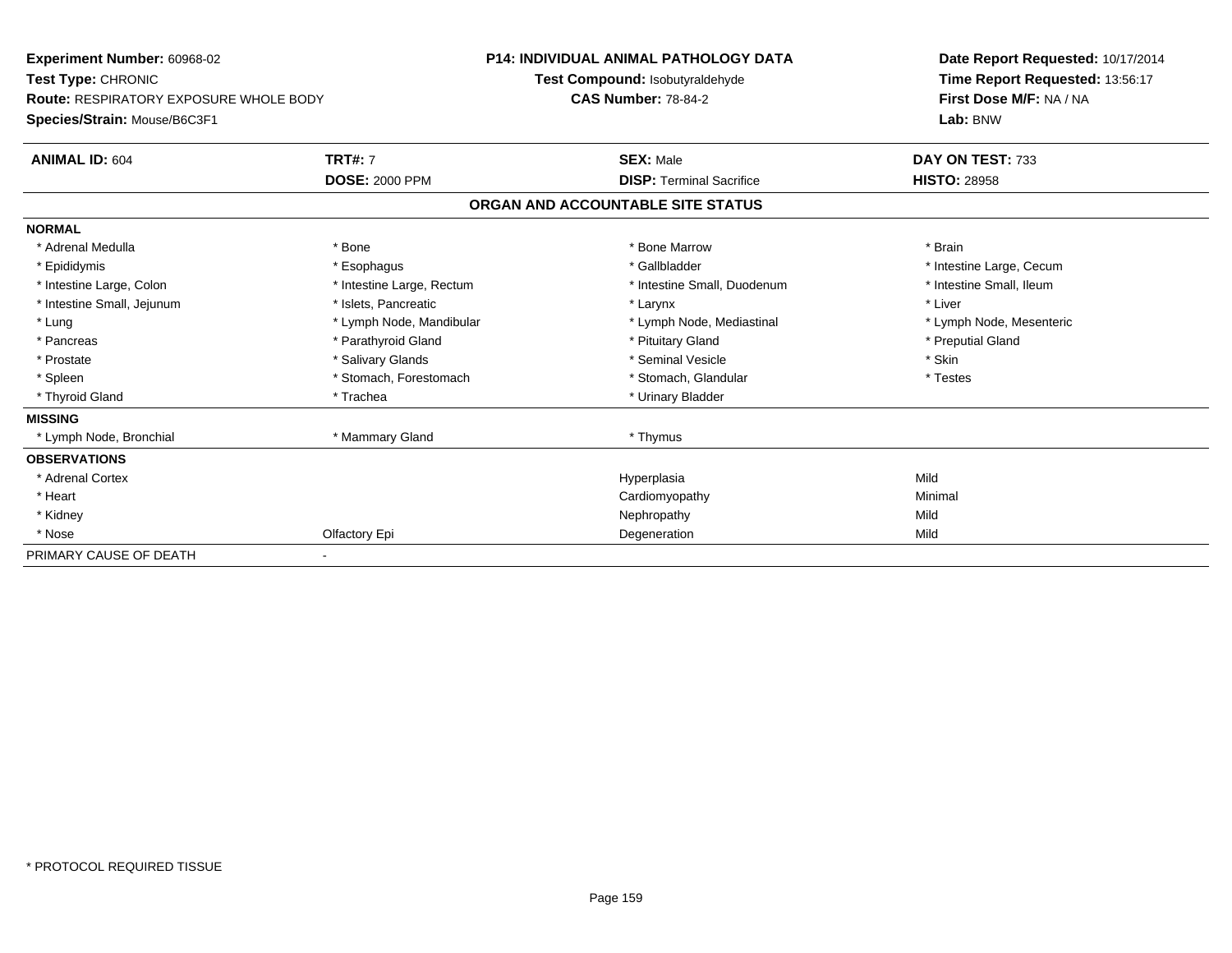**Experiment Number:** 60968-02
**Test Type:** CHRONIC
**Route:** RESPIRATORY EXPOSURE WHOLE BODY
**Species/Strain:** Mouse/B6C3F1

**P14: INDIVIDUAL ANIMAL PATHOLOGY DATA**
**Test Compound:** Isobutyraldehyde
**CAS Number:** 78-84-2

**Date Report Requested:** 10/17/2014
**Time Report Requested:** 13:56:17
**First Dose M/F:** NA / NA
**Lab:** BNW

| **ANIMAL ID:** 604 | **TRT#:** 7 | **SEX:** Male | **DAY ON TEST:** 733 |
|---|---|---|---|
| | **DOSE:** 2000 PPM | **DISP:** Terminal Sacrifice | **HISTO:** 28958 |

## ORGAN AND ACCOUNTABLE SITE STATUS

| | | | |
|---|---|---|---|
| **NORMAL** | | | |
| * Adrenal Medulla | * Bone | * Bone Marrow | * Brain |
| * Epididymis | * Esophagus | * Gallbladder | * Intestine Large, Cecum |
| * Intestine Large, Colon | * Intestine Large, Rectum | * Intestine Small, Duodenum | * Intestine Small, Ileum |
| * Intestine Small, Jejunum | * Islets, Pancreatic | * Larynx | * Liver |
| * Lung | * Lymph Node, Mandibular | * Lymph Node, Mediastinal | * Lymph Node, Mesenteric |
| * Pancreas | * Parathyroid Gland | * Pituitary Gland | * Preputial Gland |
| * Prostate | * Salivary Glands | * Seminal Vesicle | * Skin |
| * Spleen | * Stomach, Forestomach | * Stomach, Glandular | * Testes |
| * Thyroid Gland | * Trachea | * Urinary Bladder | |
| **MISSING** | | | |
| * Lymph Node, Bronchial | * Mammary Gland | * Thymus | |
| **OBSERVATIONS** | | | |
| * Adrenal Cortex | | Hyperplasia | Mild |
| * Heart | | Cardiomyopathy | Minimal |
| * Kidney | | Nephropathy | Mild |
| * Nose | Olfactory Epi | Degeneration | Mild |
| PRIMARY CAUSE OF DEATH | - | | |

* PROTOCOL REQUIRED TISSUE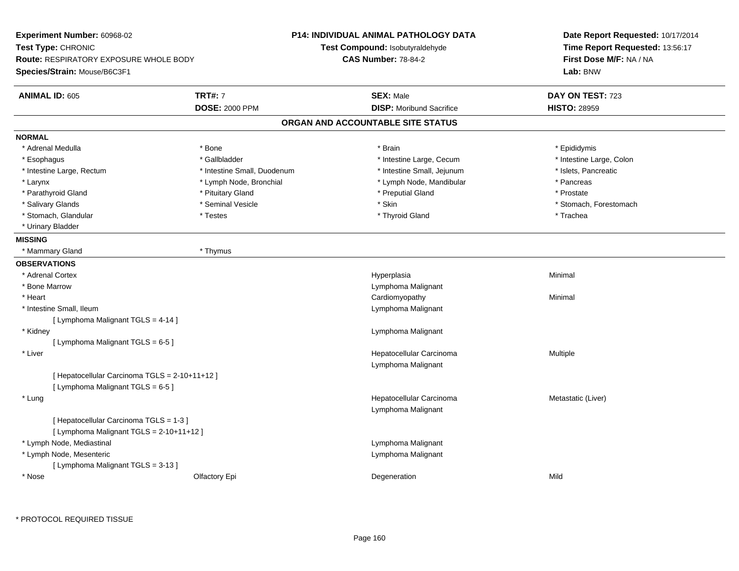**Experiment Number:** 60968-02
**Test Type:** CHRONIC
**Route:** RESPIRATORY EXPOSURE WHOLE BODY
**Species/Strain:** Mouse/B6C3F1

**P14: INDIVIDUAL ANIMAL PATHOLOGY DATA**
**Test Compound:** Isobutyraldehyde
**CAS Number:** 78-84-2

**Date Report Requested:** 10/17/2014
**Time Report Requested:** 13:56:17
**First Dose M/F:** NA / NA
**Lab:** BNW

| **ANIMAL ID:** 605 | **TRT#:** 7 | **SEX:** Male | **DAY ON TEST:** 723 |
|---|---|---|---|
| | **DOSE:** 2000 PPM | **DISP:** Moribund Sacrifice | **HISTO:** 28959 |

## ORGAN AND ACCOUNTABLE SITE STATUS

**NORMAL**

| | | | |
|---|---|---|---|
| * Adrenal Medulla | * Bone | * Brain | * Epididymis |
| * Esophagus | * Gallbladder | * Intestine Large, Cecum | * Intestine Large, Colon |
| * Intestine Large, Rectum | * Intestine Small, Duodenum | * Intestine Small, Jejunum | * Islets, Pancreatic |
| * Larynx | * Lymph Node, Bronchial | * Lymph Node, Mandibular | * Pancreas |
| * Parathyroid Gland | * Pituitary Gland | * Preputial Gland | * Prostate |
| * Salivary Glands | * Seminal Vesicle | * Skin | * Stomach, Forestomach |
| * Stomach, Glandular | * Testes | * Thyroid Gland | * Trachea |
| * Urinary Bladder | | | |

**MISSING**

| | |
|---|---|
| * Mammary Gland | * Thymus |

**OBSERVATIONS**

| Organ | Site | Observation | Qualifier |
|---|---|---|---|
| * Adrenal Cortex | | Hyperplasia | Minimal |
| * Bone Marrow | | Lymphoma Malignant | |
| * Heart | | Cardiomyopathy | Minimal |
| * Intestine Small, Ileum | | Lymphoma Malignant | |
| [ Lymphoma Malignant TGLS = 4-14 ] | | | |
| * Kidney | | Lymphoma Malignant | |
| [ Lymphoma Malignant TGLS = 6-5 ] | | | |
| * Liver | | Hepatocellular Carcinoma | Multiple |
| | | Lymphoma Malignant | |
| [ Hepatocellular Carcinoma TGLS = 2-10+11+12 ] | | | |
| [ Lymphoma Malignant TGLS = 6-5 ] | | | |
| * Lung | | Hepatocellular Carcinoma | Metastatic (Liver) |
| | | Lymphoma Malignant | |
| [ Hepatocellular Carcinoma TGLS = 1-3 ] | | | |
| [ Lymphoma Malignant TGLS = 2-10+11+12 ] | | | |
| * Lymph Node, Mediastinal | | Lymphoma Malignant | |
| * Lymph Node, Mesenteric | | Lymphoma Malignant | |
| [ Lymphoma Malignant TGLS = 3-13 ] | | | |
| * Nose | Olfactory Epi | Degeneration | Mild |

* PROTOCOL REQUIRED TISSUE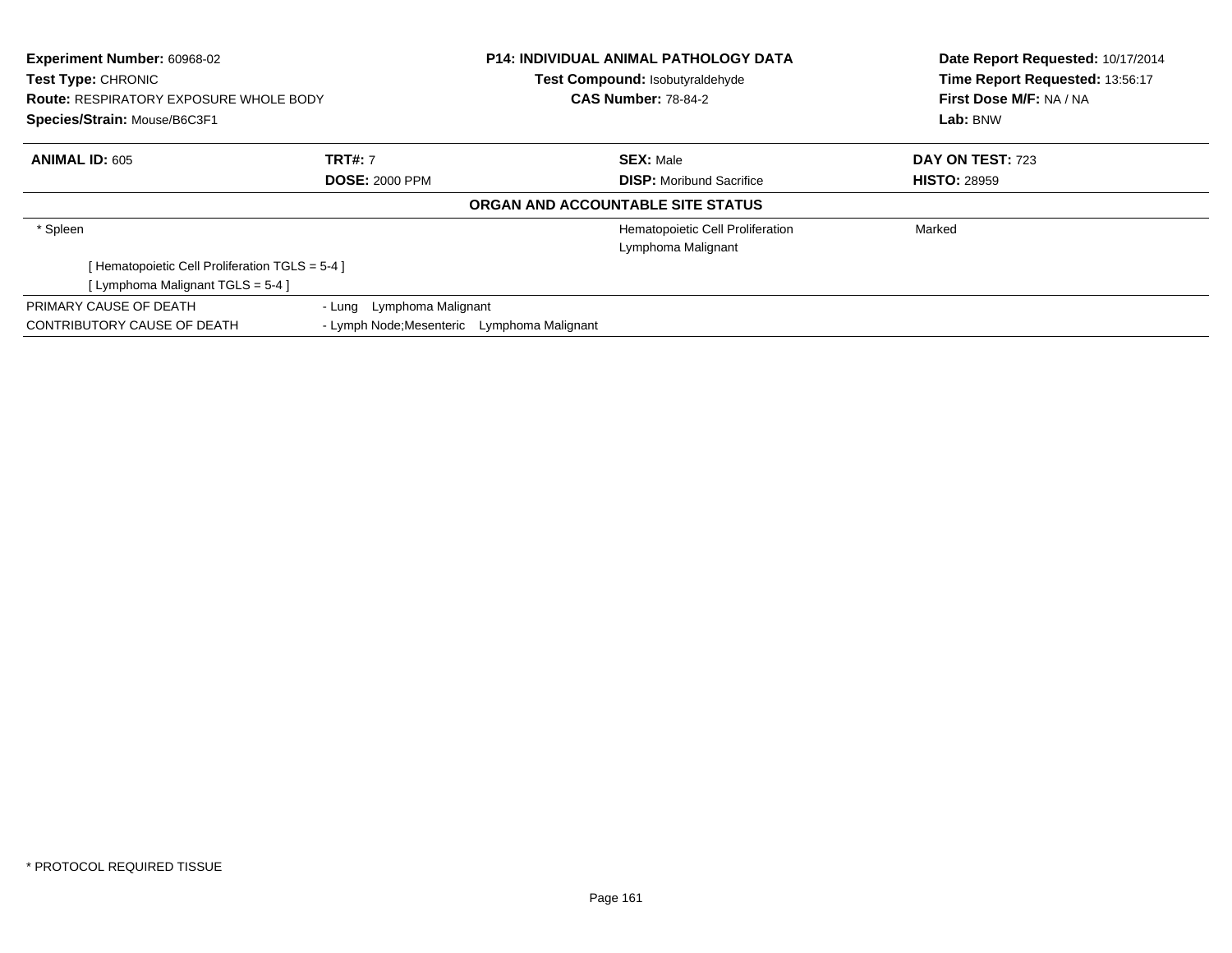**Experiment Number:** 60968-02
**Test Type:** CHRONIC
**Route:** RESPIRATORY EXPOSURE WHOLE BODY
**Species/Strain:** Mouse/B6C3F1

**P14: INDIVIDUAL ANIMAL PATHOLOGY DATA**
**Test Compound:** Isobutyraldehyde
**CAS Number:** 78-84-2

**Date Report Requested:** 10/17/2014
**Time Report Requested:** 13:56:17
**First Dose M/F:** NA / NA
**Lab:** BNW

| **ANIMAL ID:** 605 | **TRT#:** 7 | **SEX:** Male | **DAY ON TEST:** 723 |
|---|---|---|---|
| | **DOSE:** 2000 PPM | **DISP:** Moribund Sacrifice | **HISTO:** 28959 |

**ORGAN AND ACCOUNTABLE SITE STATUS**

| | | | |
|---|---|---|---|
| * Spleen | | Hematopoietic Cell Proliferation | Marked |
| | | Lymphoma Malignant | |
| [ Hematopoietic Cell Proliferation TGLS = 5-4 ] | | | |
| [ Lymphoma Malignant TGLS = 5-4 ] | | | |
| PRIMARY CAUSE OF DEATH | - Lung Lymphoma Malignant | | |
| CONTRIBUTORY CAUSE OF DEATH | - Lymph Node;Mesenteric Lymphoma Malignant | | |

* PROTOCOL REQUIRED TISSUE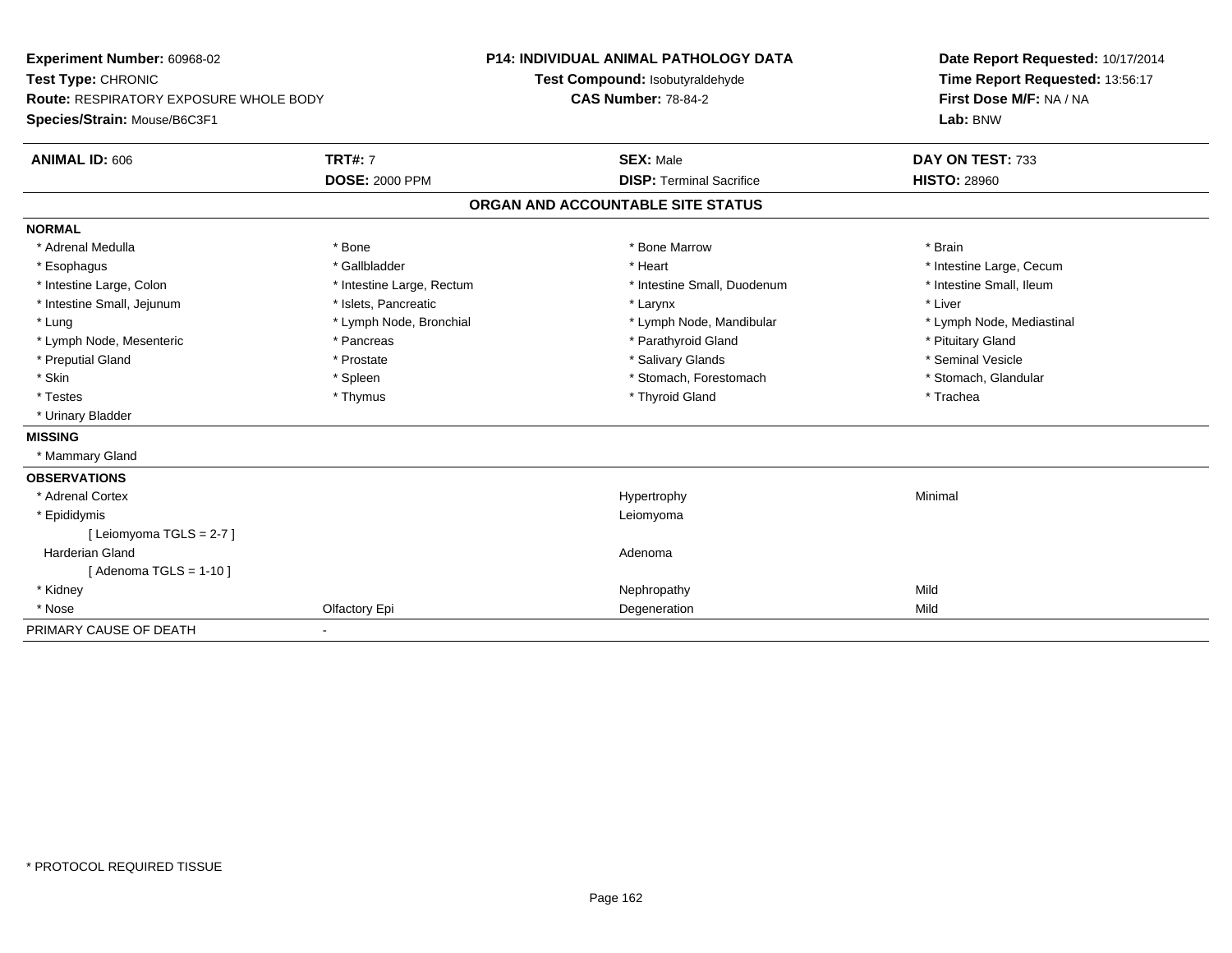**Experiment Number:** 60968-02
**Test Type:** CHRONIC
**Route:** RESPIRATORY EXPOSURE WHOLE BODY
**Species/Strain:** Mouse/B6C3F1

**P14: INDIVIDUAL ANIMAL PATHOLOGY DATA**
**Test Compound:** Isobutyraldehyde
**CAS Number:** 78-84-2

**Date Report Requested:** 10/17/2014
**Time Report Requested:** 13:56:17
**First Dose M/F:** NA / NA
**Lab:** BNW

| **ANIMAL ID:** 606 | **TRT#:** 7 | **SEX:** Male | **DAY ON TEST:** 733 |
|---|---|---|---|
| | **DOSE:** 2000 PPM | **DISP:** Terminal Sacrifice | **HISTO:** 28960 |

**ORGAN AND ACCOUNTABLE SITE STATUS**

**NORMAL**

| | | | |
|---|---|---|---|
| * Adrenal Medulla | * Bone | * Bone Marrow | * Brain |
| * Esophagus | * Gallbladder | * Heart | * Intestine Large, Cecum |
| * Intestine Large, Colon | * Intestine Large, Rectum | * Intestine Small, Duodenum | * Intestine Small, Ileum |
| * Intestine Small, Jejunum | * Islets, Pancreatic | * Larynx | * Liver |
| * Lung | * Lymph Node, Bronchial | * Lymph Node, Mandibular | * Lymph Node, Mediastinal |
| * Lymph Node, Mesenteric | * Pancreas | * Parathyroid Gland | * Pituitary Gland |
| * Preputial Gland | * Prostate | * Salivary Glands | * Seminal Vesicle |
| * Skin | * Spleen | * Stomach, Forestomach | * Stomach, Glandular |
| * Testes | * Thymus | * Thyroid Gland | * Trachea |
| * Urinary Bladder | | | |

**MISSING**

* Mammary Gland

**OBSERVATIONS**

| | | | |
|---|---|---|---|
| * Adrenal Cortex | | Hypertrophy | Minimal |
| * Epididymis | | Leiomyoma | |
| [ Leiomyoma TGLS = 2-7 ] | | | |
| Harderian Gland | | Adenoma | |
| [ Adenoma TGLS = 1-10 ] | | | |
| * Kidney | | Nephropathy | Mild |
| * Nose | Olfactory Epi | Degeneration | Mild |

PRIMARY CAUSE OF DEATH -

* PROTOCOL REQUIRED TISSUE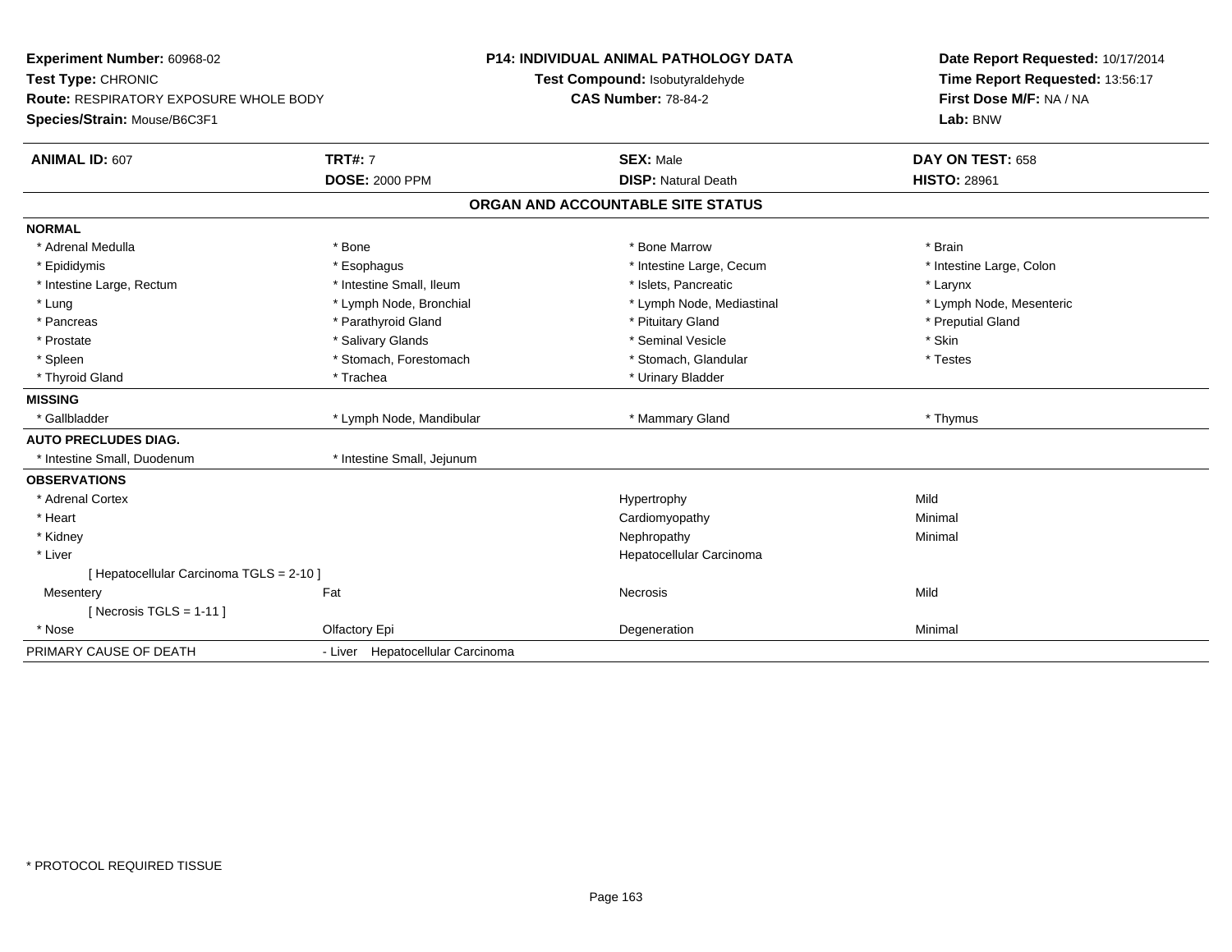**Experiment Number:** 60968-02
**Test Type:** CHRONIC
**Route:** RESPIRATORY EXPOSURE WHOLE BODY
**Species/Strain:** Mouse/B6C3F1

**P14: INDIVIDUAL ANIMAL PATHOLOGY DATA**
**Test Compound:** Isobutyraldehyde
**CAS Number:** 78-84-2

**Date Report Requested:** 10/17/2014
**Time Report Requested:** 13:56:17
**First Dose M/F:** NA / NA
**Lab:** BNW

| **ANIMAL ID:** 607 | **TRT#:** 7 | **SEX:** Male | **DAY ON TEST:** 658 |
|---|---|---|---|
| | **DOSE:** 2000 PPM | **DISP:** Natural Death | **HISTO:** 28961 |

## ORGAN AND ACCOUNTABLE SITE STATUS

| | | | |
|---|---|---|---|
| **NORMAL** | | | |
| * Adrenal Medulla | * Bone | * Bone Marrow | * Brain |
| * Epididymis | * Esophagus | * Intestine Large, Cecum | * Intestine Large, Colon |
| * Intestine Large, Rectum | * Intestine Small, Ileum | * Islets, Pancreatic | * Larynx |
| * Lung | * Lymph Node, Bronchial | * Lymph Node, Mediastinal | * Lymph Node, Mesenteric |
| * Pancreas | * Parathyroid Gland | * Pituitary Gland | * Preputial Gland |
| * Prostate | * Salivary Glands | * Seminal Vesicle | * Skin |
| * Spleen | * Stomach, Forestomach | * Stomach, Glandular | * Testes |
| * Thyroid Gland | * Trachea | * Urinary Bladder | |
| **MISSING** | | | |
| * Gallbladder | * Lymph Node, Mandibular | * Mammary Gland | * Thymus |
| **AUTO PRECLUDES DIAG.** | | | |
| * Intestine Small, Duodenum | * Intestine Small, Jejunum | | |
| **OBSERVATIONS** | | | |
| * Adrenal Cortex | | Hypertrophy | Mild |
| * Heart | | Cardiomyopathy | Minimal |
| * Kidney | | Nephropathy | Minimal |
| * Liver | | Hepatocellular Carcinoma | |
| [ Hepatocellular Carcinoma TGLS = 2-10 ] | | | |
| Mesentery | Fat | Necrosis | Mild |
| [ Necrosis TGLS = 1-11 ] | | | |
| * Nose | Olfactory Epi | Degeneration | Minimal |
| PRIMARY CAUSE OF DEATH | - Liver Hepatocellular Carcinoma | | |

* PROTOCOL REQUIRED TISSUE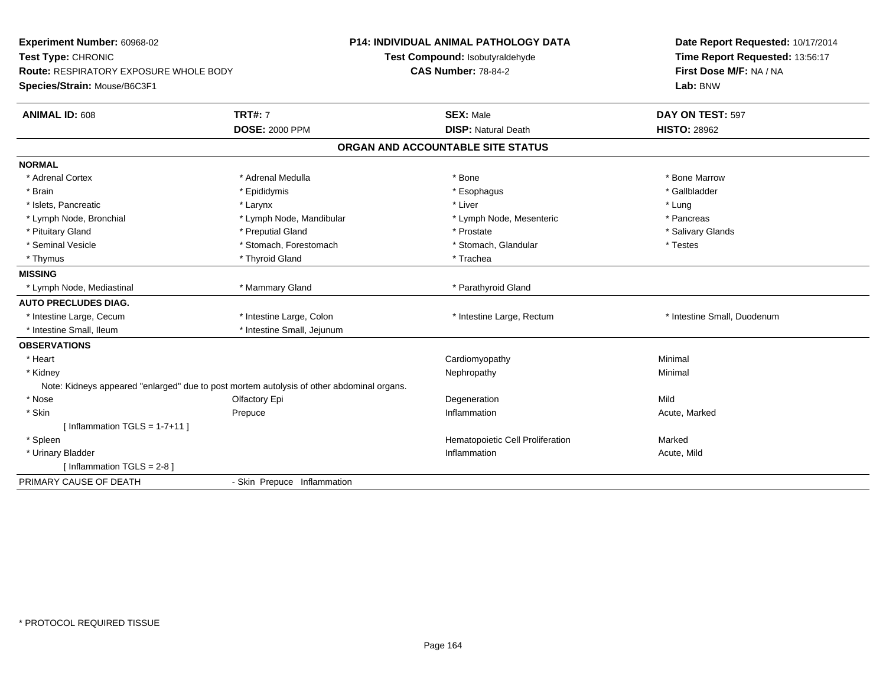**Experiment Number:** 60968-02
**Test Type:** CHRONIC
**Route:** RESPIRATORY EXPOSURE WHOLE BODY
**Species/Strain:** Mouse/B6C3F1

**P14: INDIVIDUAL ANIMAL PATHOLOGY DATA**
**Test Compound:** Isobutyraldehyde
**CAS Number:** 78-84-2

**Date Report Requested:** 10/17/2014
**Time Report Requested:** 13:56:17
**First Dose M/F:** NA / NA
**Lab:** BNW

| **ANIMAL ID:** 608 | **TRT#:** 7 | **SEX:** Male | **DAY ON TEST:** 597 |
|---|---|---|---|
| | **DOSE:** 2000 PPM | **DISP:** Natural Death | **HISTO:** 28962 |

## ORGAN AND ACCOUNTABLE SITE STATUS

**NORMAL**

| | | | |
|---|---|---|---|
| * Adrenal Cortex | * Adrenal Medulla | * Bone | * Bone Marrow |
| * Brain | * Epididymis | * Esophagus | * Gallbladder |
| * Islets, Pancreatic | * Larynx | * Liver | * Lung |
| * Lymph Node, Bronchial | * Lymph Node, Mandibular | * Lymph Node, Mesenteric | * Pancreas |
| * Pituitary Gland | * Preputial Gland | * Prostate | * Salivary Glands |
| * Seminal Vesicle | * Stomach, Forestomach | * Stomach, Glandular | * Testes |
| * Thymus | * Thyroid Gland | * Trachea | |

**MISSING**

| | | |
|---|---|---|
| * Lymph Node, Mediastinal | * Mammary Gland | * Parathyroid Gland |

**AUTO PRECLUDES DIAG.**

| | | | |
|---|---|---|---|
| * Intestine Large, Cecum | * Intestine Large, Colon | * Intestine Large, Rectum | * Intestine Small, Duodenum |
| * Intestine Small, Ileum | * Intestine Small, Jejunum | | |

**OBSERVATIONS**

| | | | |
|---|---|---|---|
| * Heart | | Cardiomyopathy | Minimal |
| * Kidney | | Nephropathy | Minimal |
| Note: Kidneys appeared "enlarged" due to post mortem autolysis of other abdominal organs. | | | |
| * Nose | Olfactory Epi | Degeneration | Mild |
| * Skin | Prepuce | Inflammation | Acute, Marked |
| [ Inflammation TGLS = 1-7+11 ] | | | |
| * Spleen | | Hematopoietic Cell Proliferation | Marked |
| * Urinary Bladder | | Inflammation | Acute, Mild |
| [ Inflammation TGLS = 2-8 ] | | | |

PRIMARY CAUSE OF DEATH - Skin Prepuce Inflammation

\* PROTOCOL REQUIRED TISSUE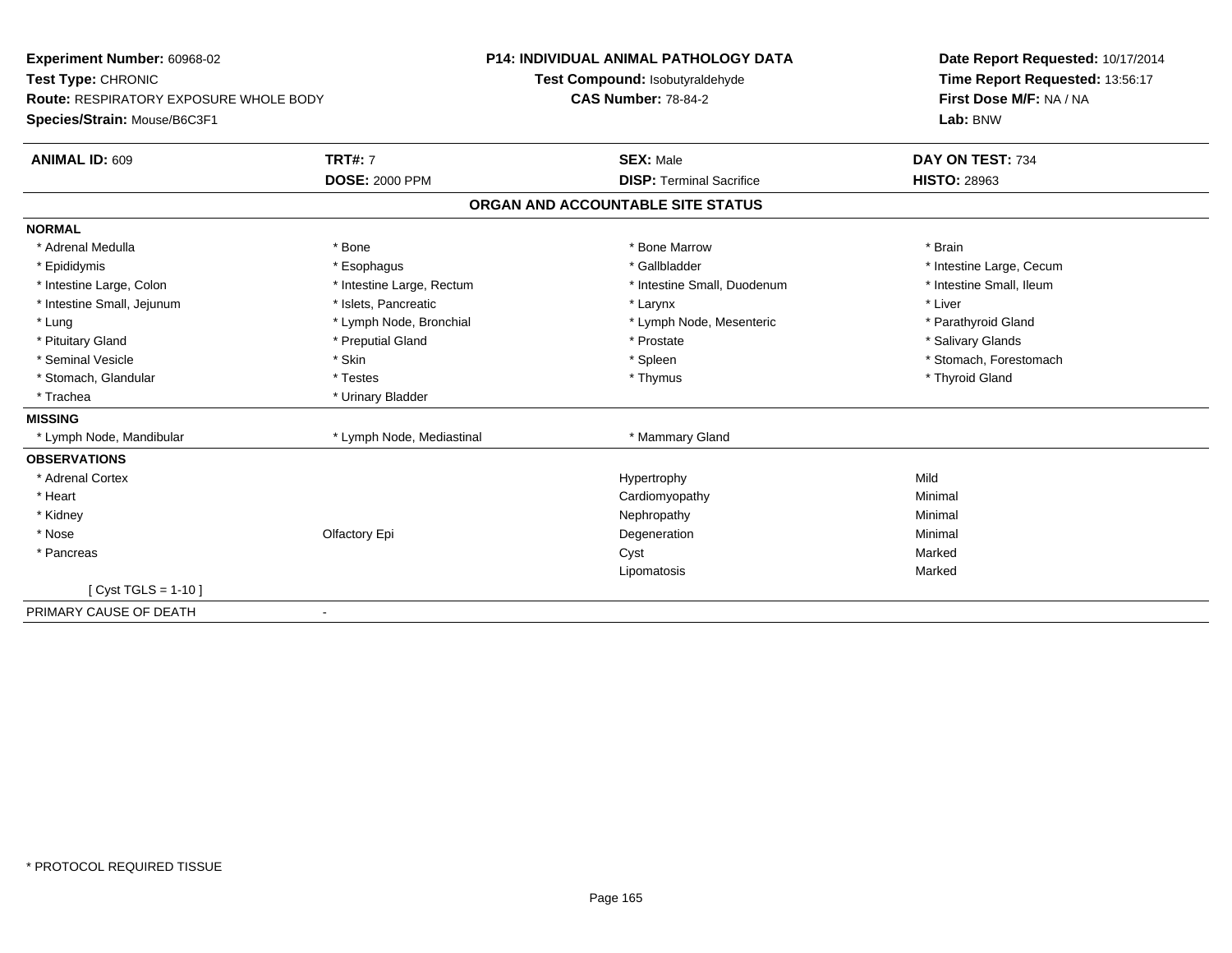**Experiment Number:** 60968-02
**Test Type:** CHRONIC
**Route:** RESPIRATORY EXPOSURE WHOLE BODY
**Species/Strain:** Mouse/B6C3F1

**P14: INDIVIDUAL ANIMAL PATHOLOGY DATA**
**Test Compound:** Isobutyraldehyde
**CAS Number:** 78-84-2

**Date Report Requested:** 10/17/2014
**Time Report Requested:** 13:56:17
**First Dose M/F:** NA / NA
**Lab:** BNW

| **ANIMAL ID:** 609 | **TRT#:** 7 | **SEX:** Male | **DAY ON TEST:** 734 |
|---|---|---|---|
| | **DOSE:** 2000 PPM | **DISP:** Terminal Sacrifice | **HISTO:** 28963 |

**ORGAN AND ACCOUNTABLE SITE STATUS**

**NORMAL**

| | | | |
|---|---|---|---|
| * Adrenal Medulla | * Bone | * Bone Marrow | * Brain |
| * Epididymis | * Esophagus | * Gallbladder | * Intestine Large, Cecum |
| * Intestine Large, Colon | * Intestine Large, Rectum | * Intestine Small, Duodenum | * Intestine Small, Ileum |
| * Intestine Small, Jejunum | * Islets, Pancreatic | * Larynx | * Liver |
| * Lung | * Lymph Node, Bronchial | * Lymph Node, Mesenteric | * Parathyroid Gland |
| * Pituitary Gland | * Preputial Gland | * Prostate | * Salivary Glands |
| * Seminal Vesicle | * Skin | * Spleen | * Stomach, Forestomach |
| * Stomach, Glandular | * Testes | * Thymus | * Thyroid Gland |
| * Trachea | * Urinary Bladder | | |

**MISSING**

| | | |
|---|---|---|
| * Lymph Node, Mandibular | * Lymph Node, Mediastinal | * Mammary Gland |

**OBSERVATIONS**

| | | | |
|---|---|---|---|
| * Adrenal Cortex | | Hypertrophy | Mild |
| * Heart | | Cardiomyopathy | Minimal |
| * Kidney | | Nephropathy | Minimal |
| * Nose | Olfactory Epi | Degeneration | Minimal |
| * Pancreas | | Cyst | Marked |
| | | Lipomatosis | Marked |
| [ Cyst TGLS = 1-10 ] | | | |

PRIMARY CAUSE OF DEATH -

\* PROTOCOL REQUIRED TISSUE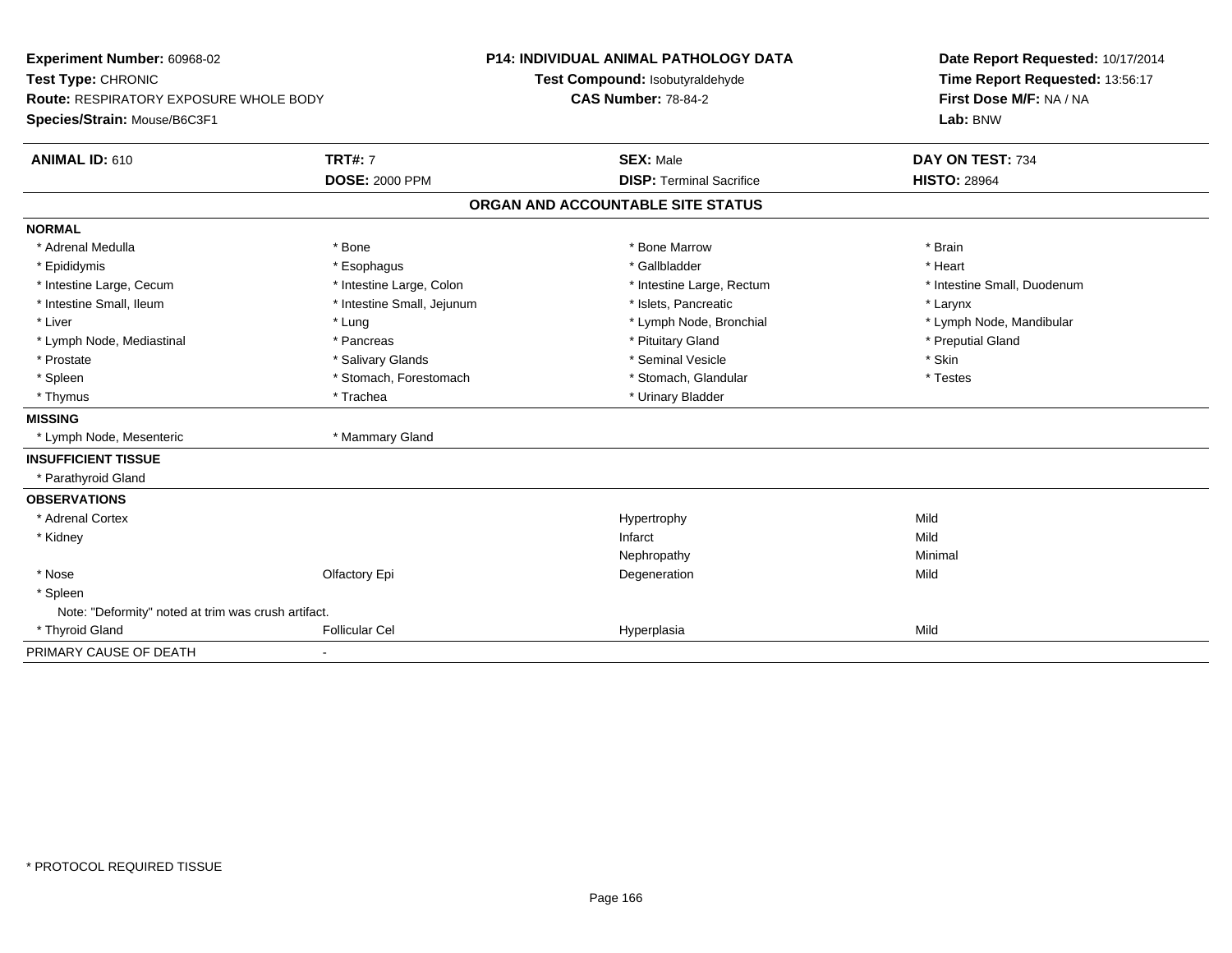**Experiment Number:** 60968-02
**Test Type:** CHRONIC
**Route:** RESPIRATORY EXPOSURE WHOLE BODY
**Species/Strain:** Mouse/B6C3F1

**P14: INDIVIDUAL ANIMAL PATHOLOGY DATA**
**Test Compound:** Isobutyraldehyde
**CAS Number:** 78-84-2

**Date Report Requested:** 10/17/2014
**Time Report Requested:** 13:56:17
**First Dose M/F:** NA / NA
**Lab:** BNW

| **ANIMAL ID:** 610 | **TRT#:** 7 | **SEX:** Male | **DAY ON TEST:** 734 |
|---|---|---|---|
| | **DOSE:** 2000 PPM | **DISP:** Terminal Sacrifice | **HISTO:** 28964 |

## ORGAN AND ACCOUNTABLE SITE STATUS

| | | | |
|---|---|---|---|
| **NORMAL** | | | |
| * Adrenal Medulla | * Bone | * Bone Marrow | * Brain |
| * Epididymis | * Esophagus | * Gallbladder | * Heart |
| * Intestine Large, Cecum | * Intestine Large, Colon | * Intestine Large, Rectum | * Intestine Small, Duodenum |
| * Intestine Small, Ileum | * Intestine Small, Jejunum | * Islets, Pancreatic | * Larynx |
| * Liver | * Lung | * Lymph Node, Bronchial | * Lymph Node, Mandibular |
| * Lymph Node, Mediastinal | * Pancreas | * Pituitary Gland | * Preputial Gland |
| * Prostate | * Salivary Glands | * Seminal Vesicle | * Skin |
| * Spleen | * Stomach, Forestomach | * Stomach, Glandular | * Testes |
| * Thymus | * Trachea | * Urinary Bladder | |
| **MISSING** | | | |
| * Lymph Node, Mesenteric | * Mammary Gland | | |
| **INSUFFICIENT TISSUE** | | | |
| * Parathyroid Gland | | | |
| **OBSERVATIONS** | | | |
| * Adrenal Cortex | | Hypertrophy | Mild |
| * Kidney | | Infarct | Mild |
| | | Nephropathy | Minimal |
| * Nose | Olfactory Epi | Degeneration | Mild |
| * Spleen | | | |
| Note: "Deformity" noted at trim was crush artifact. | | | |
| * Thyroid Gland | Follicular Cel | Hyperplasia | Mild |
| PRIMARY CAUSE OF DEATH | - | | |

\* PROTOCOL REQUIRED TISSUE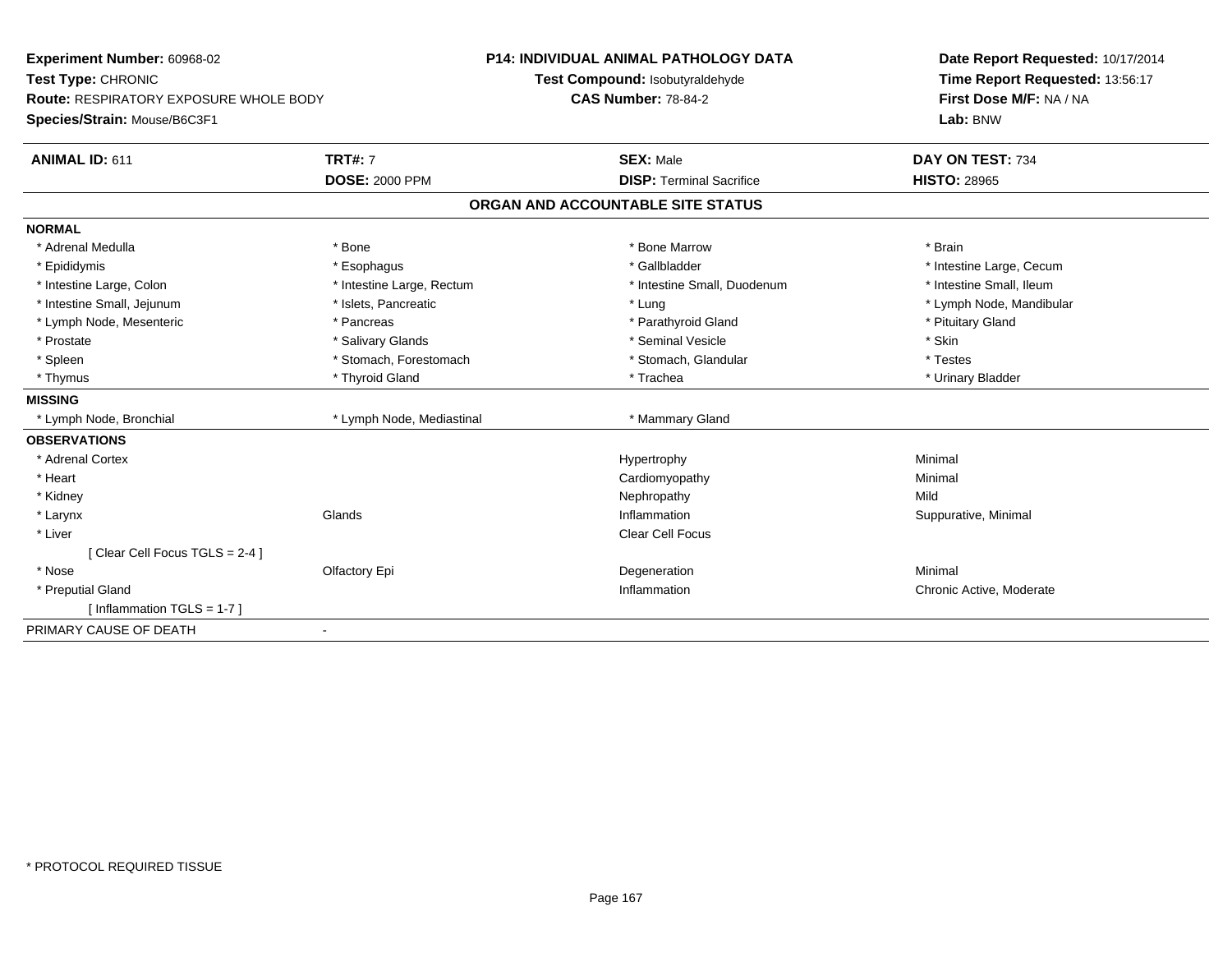**Experiment Number:** 60968-02
**Test Type:** CHRONIC
**Route:** RESPIRATORY EXPOSURE WHOLE BODY
**Species/Strain:** Mouse/B6C3F1

**P14: INDIVIDUAL ANIMAL PATHOLOGY DATA**
**Test Compound:** Isobutyraldehyde
**CAS Number:** 78-84-2

**Date Report Requested:** 10/17/2014
**Time Report Requested:** 13:56:17
**First Dose M/F:** NA / NA
**Lab:** BNW

| **ANIMAL ID:** 611 | **TRT#:** 7 | **SEX:** Male | **DAY ON TEST:** 734 |
|---|---|---|---|
| | **DOSE:** 2000 PPM | **DISP:** Terminal Sacrifice | **HISTO:** 28965 |

## ORGAN AND ACCOUNTABLE SITE STATUS

| | | | |
|---|---|---|---|
| **NORMAL** | | | |
| * Adrenal Medulla | * Bone | * Bone Marrow | * Brain |
| * Epididymis | * Esophagus | * Gallbladder | * Intestine Large, Cecum |
| * Intestine Large, Colon | * Intestine Large, Rectum | * Intestine Small, Duodenum | * Intestine Small, Ileum |
| * Intestine Small, Jejunum | * Islets, Pancreatic | * Lung | * Lymph Node, Mandibular |
| * Lymph Node, Mesenteric | * Pancreas | * Parathyroid Gland | * Pituitary Gland |
| * Prostate | * Salivary Glands | * Seminal Vesicle | * Skin |
| * Spleen | * Stomach, Forestomach | * Stomach, Glandular | * Testes |
| * Thymus | * Thyroid Gland | * Trachea | * Urinary Bladder |
| **MISSING** | | | |
| * Lymph Node, Bronchial | * Lymph Node, Mediastinal | * Mammary Gland | |
| **OBSERVATIONS** | | | |
| * Adrenal Cortex | | Hypertrophy | Minimal |
| * Heart | | Cardiomyopathy | Minimal |
| * Kidney | | Nephropathy | Mild |
| * Larynx | Glands | Inflammation | Suppurative, Minimal |
| * Liver | | Clear Cell Focus | |
| [ Clear Cell Focus TGLS = 2-4 ] | | | |
| * Nose | Olfactory Epi | Degeneration | Minimal |
| * Preputial Gland | | Inflammation | Chronic Active, Moderate |
| [ Inflammation TGLS = 1-7 ] | | | |
| PRIMARY CAUSE OF DEATH | - | | |

\* PROTOCOL REQUIRED TISSUE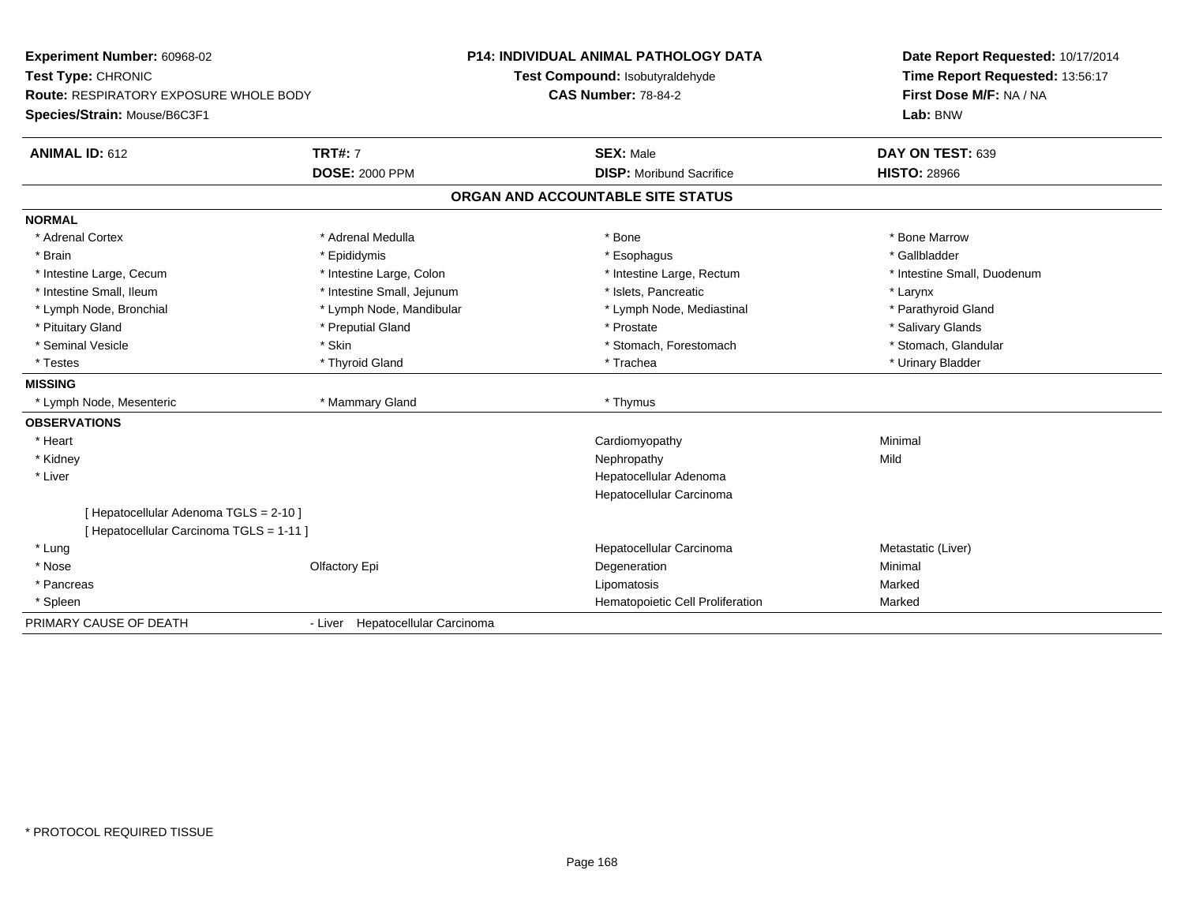**Experiment Number:** 60968-02
**Test Type:** CHRONIC
**Route:** RESPIRATORY EXPOSURE WHOLE BODY
**Species/Strain:** Mouse/B6C3F1

**P14: INDIVIDUAL ANIMAL PATHOLOGY DATA**
**Test Compound:** Isobutyraldehyde
**CAS Number:** 78-84-2

**Date Report Requested:** 10/17/2014
**Time Report Requested:** 13:56:17
**First Dose M/F:** NA / NA
**Lab:** BNW

| **ANIMAL ID:** 612 | **TRT#:** 7 | **SEX:** Male | **DAY ON TEST:** 639 |
|---|---|---|---|
| | **DOSE:** 2000 PPM | **DISP:** Moribund Sacrifice | **HISTO:** 28966 |

## ORGAN AND ACCOUNTABLE SITE STATUS

**NORMAL**

| | | | |
|---|---|---|---|
| * Adrenal Cortex | * Adrenal Medulla | * Bone | * Bone Marrow |
| * Brain | * Epididymis | * Esophagus | * Gallbladder |
| * Intestine Large, Cecum | * Intestine Large, Colon | * Intestine Large, Rectum | * Intestine Small, Duodenum |
| * Intestine Small, Ileum | * Intestine Small, Jejunum | * Islets, Pancreatic | * Larynx |
| * Lymph Node, Bronchial | * Lymph Node, Mandibular | * Lymph Node, Mediastinal | * Parathyroid Gland |
| * Pituitary Gland | * Preputial Gland | * Prostate | * Salivary Glands |
| * Seminal Vesicle | * Skin | * Stomach, Forestomach | * Stomach, Glandular |
| * Testes | * Thyroid Gland | * Trachea | * Urinary Bladder |

**MISSING**

| | | |
|---|---|---|
| * Lymph Node, Mesenteric | * Mammary Gland | * Thymus |

**OBSERVATIONS**

| Organ | Site | Observation | Severity |
|---|---|---|---|
| * Heart | | Cardiomyopathy | Minimal |
| * Kidney | | Nephropathy | Mild |
| * Liver | | Hepatocellular Adenoma | |
| | | Hepatocellular Carcinoma | |
| [ Hepatocellular Adenoma TGLS = 2-10 ] | | | |
| [ Hepatocellular Carcinoma TGLS = 1-11 ] | | | |
| * Lung | | Hepatocellular Carcinoma | Metastatic (Liver) |
| * Nose | Olfactory Epi | Degeneration | Minimal |
| * Pancreas | | Lipomatosis | Marked |
| * Spleen | | Hematopoietic Cell Proliferation | Marked |

PRIMARY CAUSE OF DEATH - Liver Hepatocellular Carcinoma

* PROTOCOL REQUIRED TISSUE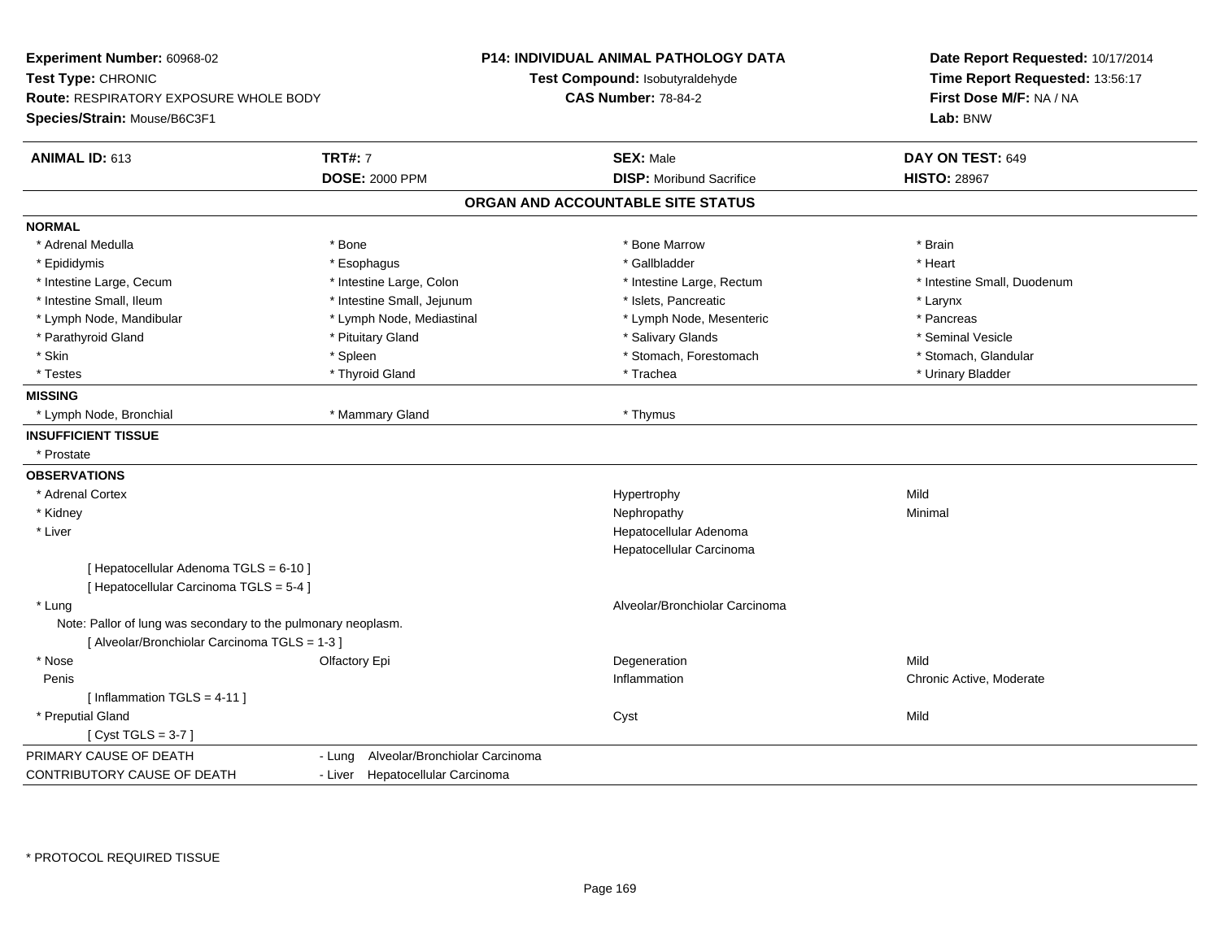**Experiment Number:** 60968-02
**Test Type:** CHRONIC
**Route:** RESPIRATORY EXPOSURE WHOLE BODY
**Species/Strain:** Mouse/B6C3F1

**P14: INDIVIDUAL ANIMAL PATHOLOGY DATA**
**Test Compound:** Isobutyraldehyde
**CAS Number:** 78-84-2

**Date Report Requested:** 10/17/2014
**Time Report Requested:** 13:56:17
**First Dose M/F:** NA / NA
**Lab:** BNW

| **ANIMAL ID:** 613 | **TRT#:** 7 | **SEX:** Male | **DAY ON TEST:** 649 |
|---|---|---|---|
| | **DOSE:** 2000 PPM | **DISP:** Moribund Sacrifice | **HISTO:** 28967 |

## ORGAN AND ACCOUNTABLE SITE STATUS

**NORMAL**

| | | | |
|---|---|---|---|
| * Adrenal Medulla | * Bone | * Bone Marrow | * Brain |
| * Epididymis | * Esophagus | * Gallbladder | * Heart |
| * Intestine Large, Cecum | * Intestine Large, Colon | * Intestine Large, Rectum | * Intestine Small, Duodenum |
| * Intestine Small, Ileum | * Intestine Small, Jejunum | * Islets, Pancreatic | * Larynx |
| * Lymph Node, Mandibular | * Lymph Node, Mediastinal | * Lymph Node, Mesenteric | * Pancreas |
| * Parathyroid Gland | * Pituitary Gland | * Salivary Glands | * Seminal Vesicle |
| * Skin | * Spleen | * Stomach, Forestomach | * Stomach, Glandular |
| * Testes | * Thyroid Gland | * Trachea | * Urinary Bladder |

**MISSING**

* Lymph Node, Bronchial
* Mammary Gland
* Thymus

**INSUFFICIENT TISSUE**

* Prostate

**OBSERVATIONS**

| | | | |
|---|---|---|---|
| * Adrenal Cortex | | Hypertrophy | Mild |
| * Kidney | | Nephropathy | Minimal |
| * Liver | | Hepatocellular Adenoma | |
| | | Hepatocellular Carcinoma | |
| [ Hepatocellular Adenoma TGLS = 6-10 ] | | | |
| [ Hepatocellular Carcinoma TGLS = 5-4 ] | | | |
| * Lung | | Alveolar/Bronchiolar Carcinoma | |
| Note: Pallor of lung was secondary to the pulmonary neoplasm. | | | |
| [ Alveolar/Bronchiolar Carcinoma TGLS = 1-3 ] | | | |
| * Nose | Olfactory Epi | Degeneration | Mild |
| Penis | | Inflammation | Chronic Active, Moderate |
| [ Inflammation TGLS = 4-11 ] | | | |
| * Preputial Gland | | Cyst | Mild |
| [ Cyst TGLS = 3-7 ] | | | |

| | |
|---|---|
| PRIMARY CAUSE OF DEATH | - Lung Alveolar/Bronchiolar Carcinoma |
| CONTRIBUTORY CAUSE OF DEATH | - Liver Hepatocellular Carcinoma |

* PROTOCOL REQUIRED TISSUE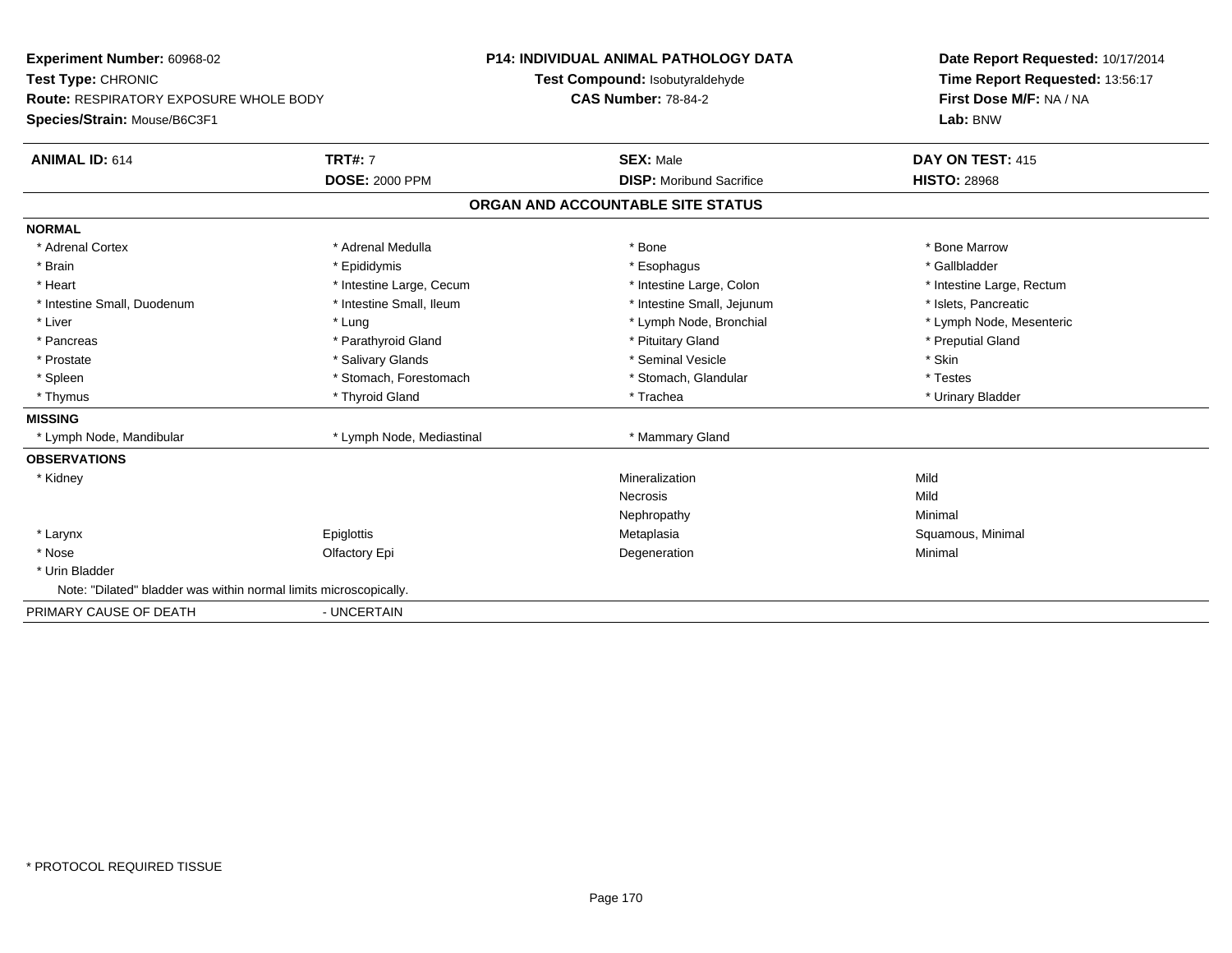**Experiment Number:** 60968-02
**Test Type:** CHRONIC
**Route:** RESPIRATORY EXPOSURE WHOLE BODY
**Species/Strain:** Mouse/B6C3F1

**P14: INDIVIDUAL ANIMAL PATHOLOGY DATA**
**Test Compound:** Isobutyraldehyde
**CAS Number:** 78-84-2

**Date Report Requested:** 10/17/2014
**Time Report Requested:** 13:56:17
**First Dose M/F:** NA / NA
**Lab:** BNW

| **ANIMAL ID:** 614 | **TRT#:** 7 | **SEX:** Male | **DAY ON TEST:** 415 |
|---|---|---|---|
| | **DOSE:** 2000 PPM | **DISP:** Moribund Sacrifice | **HISTO:** 28968 |

## ORGAN AND ACCOUNTABLE SITE STATUS

| | | | |
|---|---|---|---|
| **NORMAL** | | | |
| * Adrenal Cortex | * Adrenal Medulla | * Bone | * Bone Marrow |
| * Brain | * Epididymis | * Esophagus | * Gallbladder |
| * Heart | * Intestine Large, Cecum | * Intestine Large, Colon | * Intestine Large, Rectum |
| * Intestine Small, Duodenum | * Intestine Small, Ileum | * Intestine Small, Jejunum | * Islets, Pancreatic |
| * Liver | * Lung | * Lymph Node, Bronchial | * Lymph Node, Mesenteric |
| * Pancreas | * Parathyroid Gland | * Pituitary Gland | * Preputial Gland |
| * Prostate | * Salivary Glands | * Seminal Vesicle | * Skin |
| * Spleen | * Stomach, Forestomach | * Stomach, Glandular | * Testes |
| * Thymus | * Thyroid Gland | * Trachea | * Urinary Bladder |
| **MISSING** | | | |
| * Lymph Node, Mandibular | * Lymph Node, Mediastinal | * Mammary Gland | |
| **OBSERVATIONS** | | | |
| * Kidney | | Mineralization | Mild |
| | | Necrosis | Mild |
| | | Nephropathy | Minimal |
| * Larynx | Epiglottis | Metaplasia | Squamous, Minimal |
| * Nose | Olfactory Epi | Degeneration | Minimal |
| * Urin Bladder | | | |
| Note: "Dilated" bladder was within normal limits microscopically. | | | |
| PRIMARY CAUSE OF DEATH | - UNCERTAIN | | |

* PROTOCOL REQUIRED TISSUE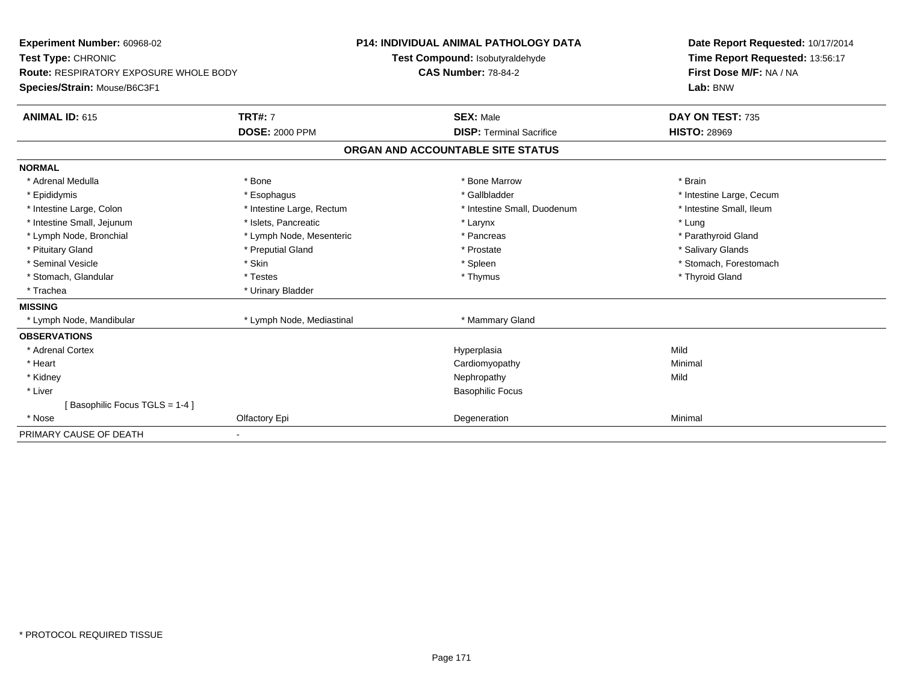**Experiment Number:** 60968-02
**Test Type:** CHRONIC
**Route:** RESPIRATORY EXPOSURE WHOLE BODY
**Species/Strain:** Mouse/B6C3F1

**P14: INDIVIDUAL ANIMAL PATHOLOGY DATA**
**Test Compound:** Isobutyraldehyde
**CAS Number:** 78-84-2

**Date Report Requested:** 10/17/2014
**Time Report Requested:** 13:56:17
**First Dose M/F:** NA / NA
**Lab:** BNW

| **ANIMAL ID:** 615 | **TRT#:** 7 | **SEX:** Male | **DAY ON TEST:** 735 |
|---|---|---|---|
| | **DOSE:** 2000 PPM | **DISP:** Terminal Sacrifice | **HISTO:** 28969 |

## ORGAN AND ACCOUNTABLE SITE STATUS

| | | | |
|---|---|---|---|
| **NORMAL** | | | |
| * Adrenal Medulla | * Bone | * Bone Marrow | * Brain |
| * Epididymis | * Esophagus | * Gallbladder | * Intestine Large, Cecum |
| * Intestine Large, Colon | * Intestine Large, Rectum | * Intestine Small, Duodenum | * Intestine Small, Ileum |
| * Intestine Small, Jejunum | * Islets, Pancreatic | * Larynx | * Lung |
| * Lymph Node, Bronchial | * Lymph Node, Mesenteric | * Pancreas | * Parathyroid Gland |
| * Pituitary Gland | * Preputial Gland | * Prostate | * Salivary Glands |
| * Seminal Vesicle | * Skin | * Spleen | * Stomach, Forestomach |
| * Stomach, Glandular | * Testes | * Thymus | * Thyroid Gland |
| * Trachea | * Urinary Bladder | | |
| **MISSING** | | | |
| * Lymph Node, Mandibular | * Lymph Node, Mediastinal | * Mammary Gland | |
| **OBSERVATIONS** | | | |
| * Adrenal Cortex | | Hyperplasia | Mild |
| * Heart | | Cardiomyopathy | Minimal |
| * Kidney | | Nephropathy | Mild |
| * Liver | | Basophilic Focus | |
| [ Basophilic Focus TGLS = 1-4 ] | | | |
| * Nose | Olfactory Epi | Degeneration | Minimal |
| PRIMARY CAUSE OF DEATH | - | | |

\* PROTOCOL REQUIRED TISSUE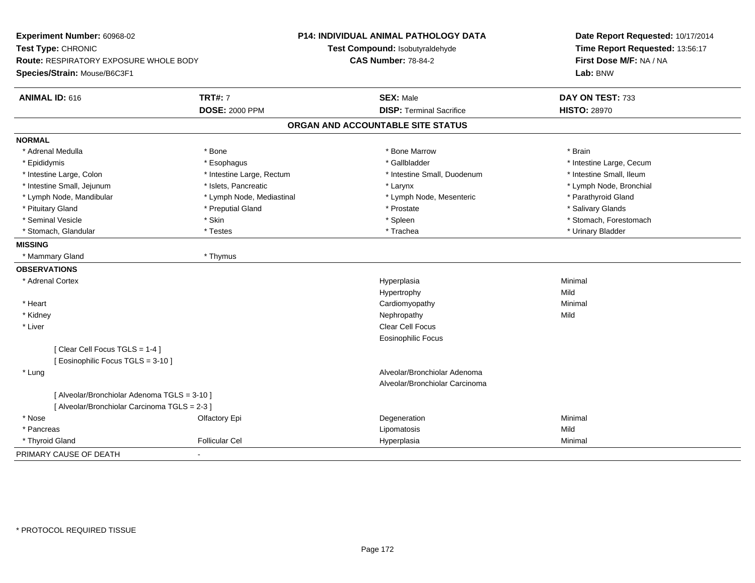**Experiment Number:** 60968-02
**Test Type:** CHRONIC
**Route:** RESPIRATORY EXPOSURE WHOLE BODY
**Species/Strain:** Mouse/B6C3F1

**P14: INDIVIDUAL ANIMAL PATHOLOGY DATA**
**Test Compound:** Isobutyraldehyde
**CAS Number:** 78-84-2

**Date Report Requested:** 10/17/2014
**Time Report Requested:** 13:56:17
**First Dose M/F:** NA / NA
**Lab:** BNW

| **ANIMAL ID:** 616 | **TRT#:** 7 | **SEX:** Male | **DAY ON TEST:** 733 |
|---|---|---|---|
| | **DOSE:** 2000 PPM | **DISP:** Terminal Sacrifice | **HISTO:** 28970 |

## ORGAN AND ACCOUNTABLE SITE STATUS

**NORMAL**

| | | | |
|---|---|---|---|
| * Adrenal Medulla | * Bone | * Bone Marrow | * Brain |
| * Epididymis | * Esophagus | * Gallbladder | * Intestine Large, Cecum |
| * Intestine Large, Colon | * Intestine Large, Rectum | * Intestine Small, Duodenum | * Intestine Small, Ileum |
| * Intestine Small, Jejunum | * Islets, Pancreatic | * Larynx | * Lymph Node, Bronchial |
| * Lymph Node, Mandibular | * Lymph Node, Mediastinal | * Lymph Node, Mesenteric | * Parathyroid Gland |
| * Pituitary Gland | * Preputial Gland | * Prostate | * Salivary Glands |
| * Seminal Vesicle | * Skin | * Spleen | * Stomach, Forestomach |
| * Stomach, Glandular | * Testes | * Trachea | * Urinary Bladder |

**MISSING**

| | |
|---|---|
| * Mammary Gland | * Thymus |

**OBSERVATIONS**

| | | | |
|---|---|---|---|
| * Adrenal Cortex | | Hyperplasia | Minimal |
| | | Hypertrophy | Mild |
| * Heart | | Cardiomyopathy | Minimal |
| * Kidney | | Nephropathy | Mild |
| * Liver | | Clear Cell Focus | |
| | | Eosinophilic Focus | |
| [ Clear Cell Focus TGLS = 1-4 ] | | | |
| [ Eosinophilic Focus TGLS = 3-10 ] | | | |
| * Lung | | Alveolar/Bronchiolar Adenoma | |
| | | Alveolar/Bronchiolar Carcinoma | |
| [ Alveolar/Bronchiolar Adenoma TGLS = 3-10 ] | | | |
| [ Alveolar/Bronchiolar Carcinoma TGLS = 2-3 ] | | | |
| * Nose | Olfactory Epi | Degeneration | Minimal |
| * Pancreas | | Lipomatosis | Mild |
| * Thyroid Gland | Follicular Cel | Hyperplasia | Minimal |

PRIMARY CAUSE OF DEATH -

* PROTOCOL REQUIRED TISSUE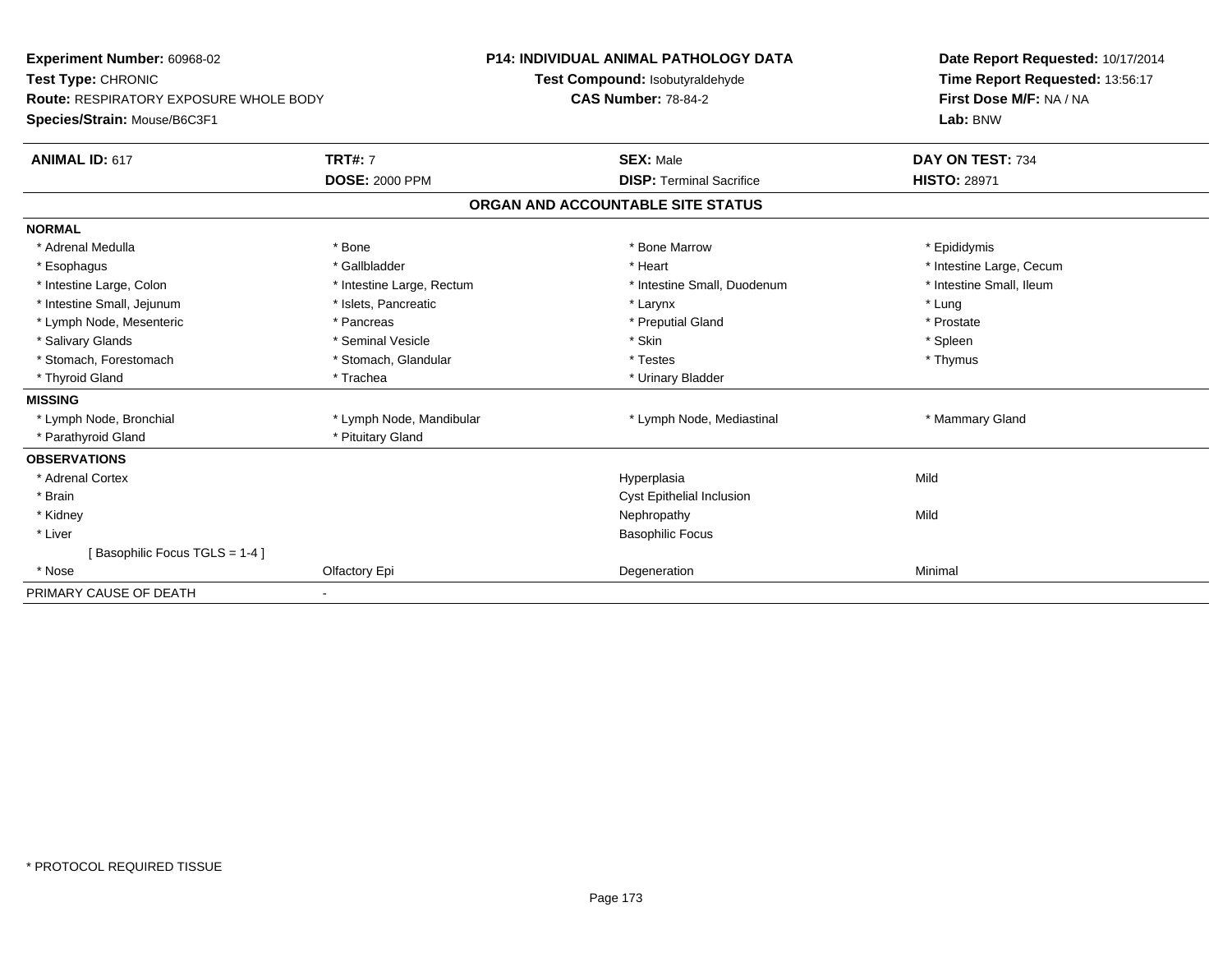**Experiment Number:** 60968-02
**Test Type:** CHRONIC
**Route:** RESPIRATORY EXPOSURE WHOLE BODY
**Species/Strain:** Mouse/B6C3F1

**P14: INDIVIDUAL ANIMAL PATHOLOGY DATA**
**Test Compound:** Isobutyraldehyde
**CAS Number:** 78-84-2

**Date Report Requested:** 10/17/2014
**Time Report Requested:** 13:56:17
**First Dose M/F:** NA / NA
**Lab:** BNW

| **ANIMAL ID:** 617 | **TRT#:** 7 | **SEX:** Male | **DAY ON TEST:** 734 |
|---|---|---|---|
| | **DOSE:** 2000 PPM | **DISP:** Terminal Sacrifice | **HISTO:** 28971 |

## ORGAN AND ACCOUNTABLE SITE STATUS

| | | | |
|---|---|---|---|
| **NORMAL** | | | |
| * Adrenal Medulla | * Bone | * Bone Marrow | * Epididymis |
| * Esophagus | * Gallbladder | * Heart | * Intestine Large, Cecum |
| * Intestine Large, Colon | * Intestine Large, Rectum | * Intestine Small, Duodenum | * Intestine Small, Ileum |
| * Intestine Small, Jejunum | * Islets, Pancreatic | * Larynx | * Lung |
| * Lymph Node, Mesenteric | * Pancreas | * Preputial Gland | * Prostate |
| * Salivary Glands | * Seminal Vesicle | * Skin | * Spleen |
| * Stomach, Forestomach | * Stomach, Glandular | * Testes | * Thymus |
| * Thyroid Gland | * Trachea | * Urinary Bladder | |
| **MISSING** | | | |
| * Lymph Node, Bronchial | * Lymph Node, Mandibular | * Lymph Node, Mediastinal | * Mammary Gland |
| * Parathyroid Gland | * Pituitary Gland | | |
| **OBSERVATIONS** | | | |
| * Adrenal Cortex | | Hyperplasia | Mild |
| * Brain | | Cyst Epithelial Inclusion | |
| * Kidney | | Nephropathy | Mild |
| * Liver | | Basophilic Focus | |
| [ Basophilic Focus TGLS = 1-4 ] | | | |
| * Nose | Olfactory Epi | Degeneration | Minimal |
| PRIMARY CAUSE OF DEATH | - | | |

\* PROTOCOL REQUIRED TISSUE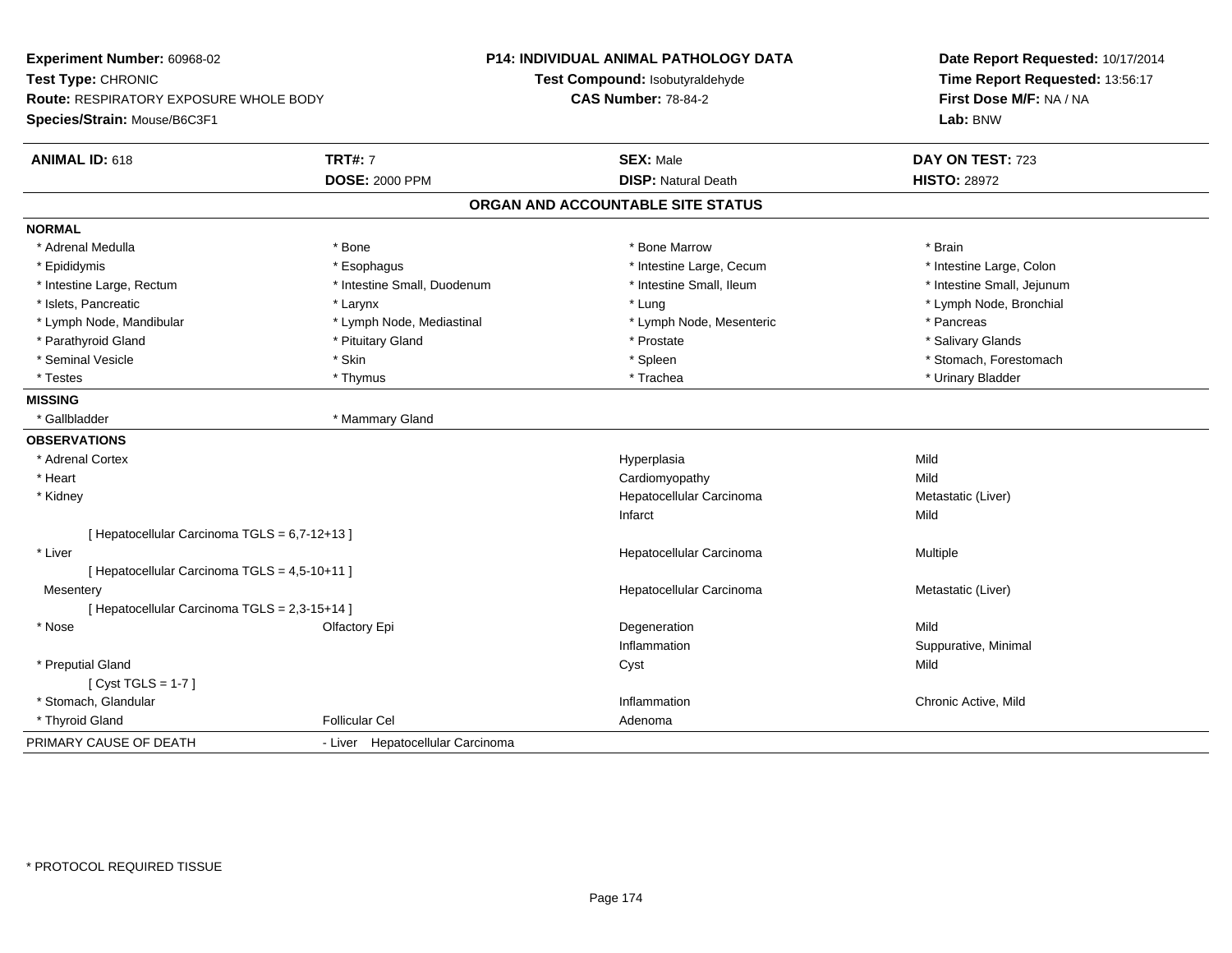**Experiment Number:** 60968-02
**Test Type:** CHRONIC
**Route:** RESPIRATORY EXPOSURE WHOLE BODY
**Species/Strain:** Mouse/B6C3F1

**P14: INDIVIDUAL ANIMAL PATHOLOGY DATA**
**Test Compound:** Isobutyraldehyde
**CAS Number:** 78-84-2

**Date Report Requested:** 10/17/2014
**Time Report Requested:** 13:56:17
**First Dose M/F:** NA / NA
**Lab:** BNW

| **ANIMAL ID:** 618 | **TRT#:** 7 | **SEX:** Male | **DAY ON TEST:** 723 |
|---|---|---|---|
| | **DOSE:** 2000 PPM | **DISP:** Natural Death | **HISTO:** 28972 |

## ORGAN AND ACCOUNTABLE SITE STATUS

**NORMAL**

| | | | |
|---|---|---|---|
| * Adrenal Medulla | * Bone | * Bone Marrow | * Brain |
| * Epididymis | * Esophagus | * Intestine Large, Cecum | * Intestine Large, Colon |
| * Intestine Large, Rectum | * Intestine Small, Duodenum | * Intestine Small, Ileum | * Intestine Small, Jejunum |
| * Islets, Pancreatic | * Larynx | * Lung | * Lymph Node, Bronchial |
| * Lymph Node, Mandibular | * Lymph Node, Mediastinal | * Lymph Node, Mesenteric | * Pancreas |
| * Parathyroid Gland | * Pituitary Gland | * Prostate | * Salivary Glands |
| * Seminal Vesicle | * Skin | * Spleen | * Stomach, Forestomach |
| * Testes | * Thymus | * Trachea | * Urinary Bladder |

**MISSING**

| | |
|---|---|
| * Gallbladder | * Mammary Gland |

**OBSERVATIONS**

| | | | |
|---|---|---|---|
| * Adrenal Cortex | | Hyperplasia | Mild |
| * Heart | | Cardiomyopathy | Mild |
| * Kidney | | Hepatocellular Carcinoma | Metastatic (Liver) |
| | | Infarct | Mild |
| [ Hepatocellular Carcinoma TGLS = 6,7-12+13 ] | | | |
| * Liver | | Hepatocellular Carcinoma | Multiple |
| [ Hepatocellular Carcinoma TGLS = 4,5-10+11 ] | | | |
| Mesentery | | Hepatocellular Carcinoma | Metastatic (Liver) |
| [ Hepatocellular Carcinoma TGLS = 2,3-15+14 ] | | | |
| * Nose | Olfactory Epi | Degeneration | Mild |
| | | Inflammation | Suppurative, Minimal |
| * Preputial Gland | | Cyst | Mild |
| [ Cyst TGLS = 1-7 ] | | | |
| * Stomach, Glandular | | Inflammation | Chronic Active, Mild |
| * Thyroid Gland | Follicular Cel | Adenoma | |

PRIMARY CAUSE OF DEATH - Liver Hepatocellular Carcinoma

* PROTOCOL REQUIRED TISSUE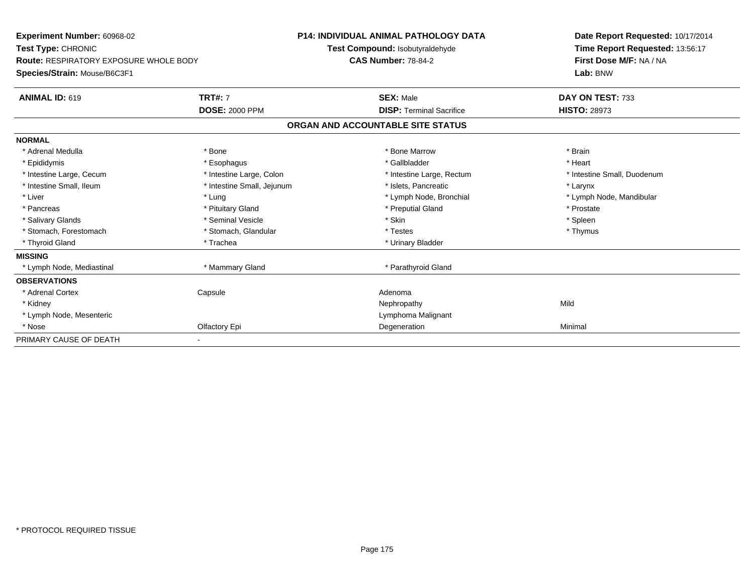**Experiment Number:** 60968-02
**Test Type:** CHRONIC
**Route:** RESPIRATORY EXPOSURE WHOLE BODY
**Species/Strain:** Mouse/B6C3F1

**P14: INDIVIDUAL ANIMAL PATHOLOGY DATA**
**Test Compound:** Isobutyraldehyde
**CAS Number:** 78-84-2

**Date Report Requested:** 10/17/2014
**Time Report Requested:** 13:56:17
**First Dose M/F:** NA / NA
**Lab:** BNW

| **ANIMAL ID:** 619 | **TRT#:** 7 | **SEX:** Male | **DAY ON TEST:** 733 |
|---|---|---|---|
| | **DOSE:** 2000 PPM | **DISP:** Terminal Sacrifice | **HISTO:** 28973 |

## ORGAN AND ACCOUNTABLE SITE STATUS

| | | | |
|---|---|---|---|
| **NORMAL** | | | |
| * Adrenal Medulla | * Bone | * Bone Marrow | * Brain |
| * Epididymis | * Esophagus | * Gallbladder | * Heart |
| * Intestine Large, Cecum | * Intestine Large, Colon | * Intestine Large, Rectum | * Intestine Small, Duodenum |
| * Intestine Small, Ileum | * Intestine Small, Jejunum | * Islets, Pancreatic | * Larynx |
| * Liver | * Lung | * Lymph Node, Bronchial | * Lymph Node, Mandibular |
| * Pancreas | * Pituitary Gland | * Preputial Gland | * Prostate |
| * Salivary Glands | * Seminal Vesicle | * Skin | * Spleen |
| * Stomach, Forestomach | * Stomach, Glandular | * Testes | * Thymus |
| * Thyroid Gland | * Trachea | * Urinary Bladder | |
| **MISSING** | | | |
| * Lymph Node, Mediastinal | * Mammary Gland | * Parathyroid Gland | |
| **OBSERVATIONS** | | | |
| * Adrenal Cortex | Capsule | Adenoma | |
| * Kidney | | Nephropathy | Mild |
| * Lymph Node, Mesenteric | | Lymphoma Malignant | |
| * Nose | Olfactory Epi | Degeneration | Minimal |
| PRIMARY CAUSE OF DEATH | - | | |

* PROTOCOL REQUIRED TISSUE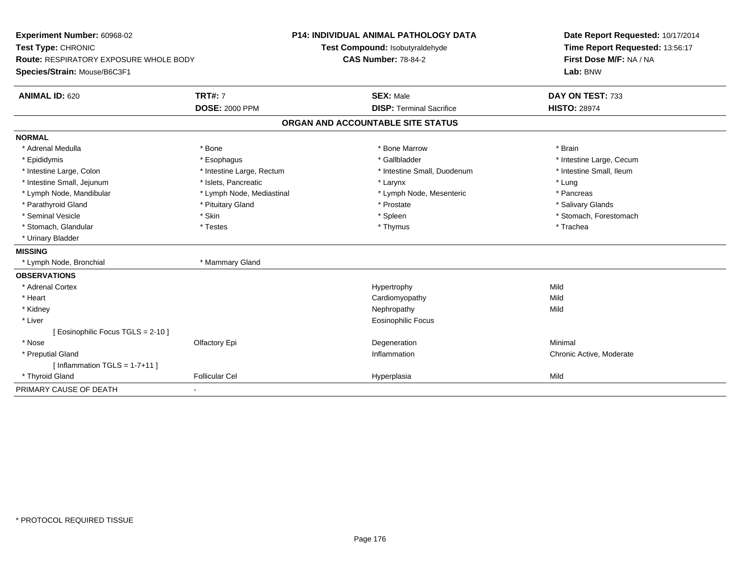**Experiment Number:** 60968-02
**Test Type:** CHRONIC
**Route:** RESPIRATORY EXPOSURE WHOLE BODY
**Species/Strain:** Mouse/B6C3F1

**P14: INDIVIDUAL ANIMAL PATHOLOGY DATA**
**Test Compound:** Isobutyraldehyde
**CAS Number:** 78-84-2

**Date Report Requested:** 10/17/2014
**Time Report Requested:** 13:56:17
**First Dose M/F:** NA / NA
**Lab:** BNW

| **ANIMAL ID:** 620 | **TRT#:** 7 | **SEX:** Male | **DAY ON TEST:** 733 |
|---|---|---|---|
| | **DOSE:** 2000 PPM | **DISP:** Terminal Sacrifice | **HISTO:** 28974 |

## ORGAN AND ACCOUNTABLE SITE STATUS

| | | | |
|---|---|---|---|
| **NORMAL** | | | |
| * Adrenal Medulla | * Bone | * Bone Marrow | * Brain |
| * Epididymis | * Esophagus | * Gallbladder | * Intestine Large, Cecum |
| * Intestine Large, Colon | * Intestine Large, Rectum | * Intestine Small, Duodenum | * Intestine Small, Ileum |
| * Intestine Small, Jejunum | * Islets, Pancreatic | * Larynx | * Lung |
| * Lymph Node, Mandibular | * Lymph Node, Mediastinal | * Lymph Node, Mesenteric | * Pancreas |
| * Parathyroid Gland | * Pituitary Gland | * Prostate | * Salivary Glands |
| * Seminal Vesicle | * Skin | * Spleen | * Stomach, Forestomach |
| * Stomach, Glandular | * Testes | * Thymus | * Trachea |
| * Urinary Bladder | | | |
| **MISSING** | | | |
| * Lymph Node, Bronchial | * Mammary Gland | | |
| **OBSERVATIONS** | | | |
| * Adrenal Cortex | | Hypertrophy | Mild |
| * Heart | | Cardiomyopathy | Mild |
| * Kidney | | Nephropathy | Mild |
| * Liver | | Eosinophilic Focus | |
| [ Eosinophilic Focus TGLS = 2-10 ] | | | |
| * Nose | Olfactory Epi | Degeneration | Minimal |
| * Preputial Gland | | Inflammation | Chronic Active, Moderate |
| [ Inflammation TGLS = 1-7+11 ] | | | |
| * Thyroid Gland | Follicular Cel | Hyperplasia | Mild |
| PRIMARY CAUSE OF DEATH | - | | |

* PROTOCOL REQUIRED TISSUE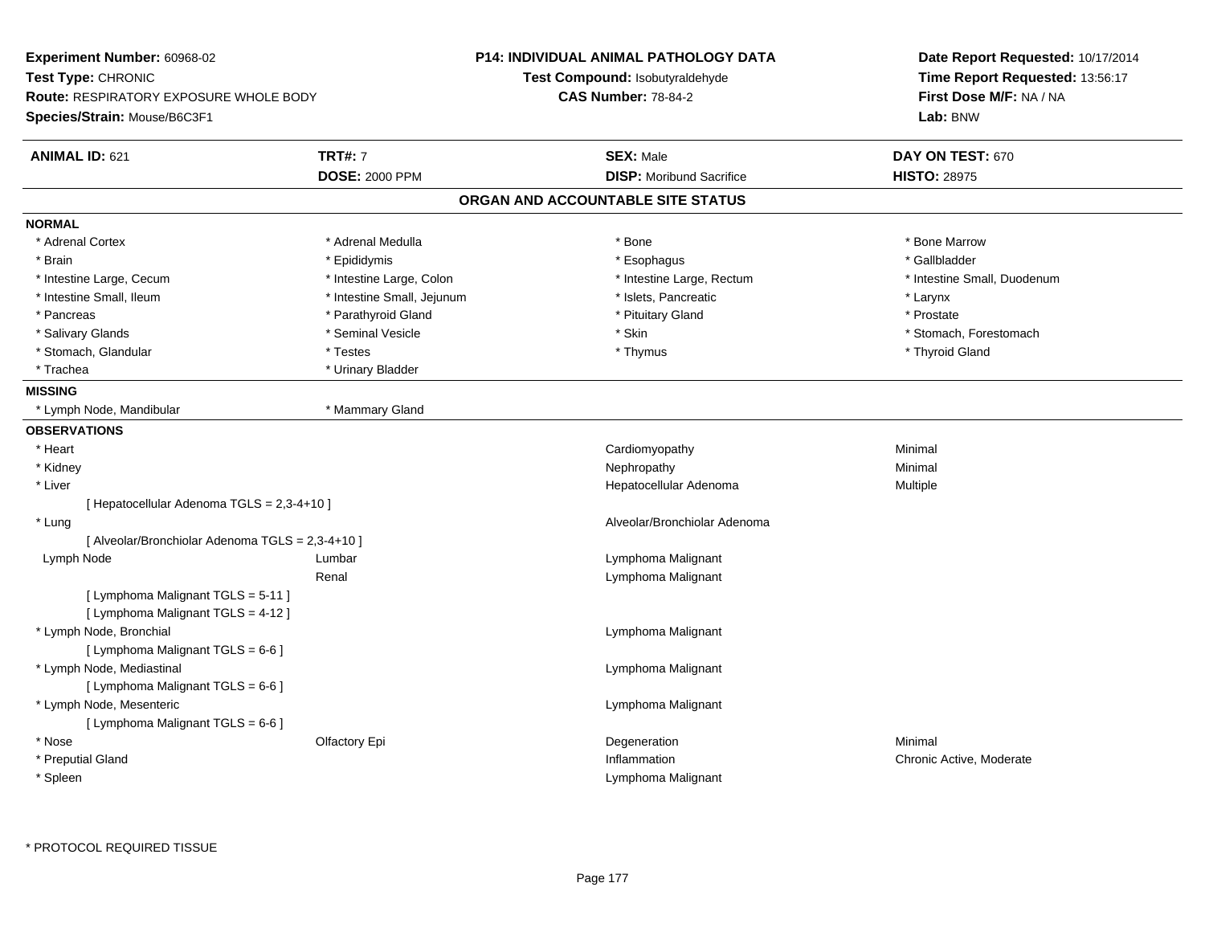**Experiment Number:** 60968-02
**Test Type:** CHRONIC
**Route:** RESPIRATORY EXPOSURE WHOLE BODY
**Species/Strain:** Mouse/B6C3F1

**P14: INDIVIDUAL ANIMAL PATHOLOGY DATA**
**Test Compound:** Isobutyraldehyde
**CAS Number:** 78-84-2

**Date Report Requested:** 10/17/2014
**Time Report Requested:** 13:56:17
**First Dose M/F:** NA / NA
**Lab:** BNW

| **ANIMAL ID:** 621 | **TRT#:** 7 | **SEX:** Male | **DAY ON TEST:** 670 |
|---|---|---|---|
| | **DOSE:** 2000 PPM | **DISP:** Moribund Sacrifice | **HISTO:** 28975 |

## ORGAN AND ACCOUNTABLE SITE STATUS

**NORMAL**

| | | | |
|---|---|---|---|
| * Adrenal Cortex | * Adrenal Medulla | * Bone | * Bone Marrow |
| * Brain | * Epididymis | * Esophagus | * Gallbladder |
| * Intestine Large, Cecum | * Intestine Large, Colon | * Intestine Large, Rectum | * Intestine Small, Duodenum |
| * Intestine Small, Ileum | * Intestine Small, Jejunum | * Islets, Pancreatic | * Larynx |
| * Pancreas | * Parathyroid Gland | * Pituitary Gland | * Prostate |
| * Salivary Glands | * Seminal Vesicle | * Skin | * Stomach, Forestomach |
| * Stomach, Glandular | * Testes | * Thymus | * Thyroid Gland |
| * Trachea | * Urinary Bladder | | |

**MISSING**

| | |
|---|---|
| * Lymph Node, Mandibular | * Mammary Gland |

**OBSERVATIONS**

| Organ | Site | Observation | Severity |
|---|---|---|---|
| * Heart | | Cardiomyopathy | Minimal |
| * Kidney | | Nephropathy | Minimal |
| * Liver | | Hepatocellular Adenoma | Multiple |
| [ Hepatocellular Adenoma TGLS = 2,3-4+10 ] | | | |
| * Lung | | Alveolar/Bronchiolar Adenoma | |
| [ Alveolar/Bronchiolar Adenoma TGLS = 2,3-4+10 ] | | | |
| Lymph Node | Lumbar | Lymphoma Malignant | |
| | Renal | Lymphoma Malignant | |
| [ Lymphoma Malignant TGLS = 5-11 ] | | | |
| [ Lymphoma Malignant TGLS = 4-12 ] | | | |
| * Lymph Node, Bronchial | | Lymphoma Malignant | |
| [ Lymphoma Malignant TGLS = 6-6 ] | | | |
| * Lymph Node, Mediastinal | | Lymphoma Malignant | |
| [ Lymphoma Malignant TGLS = 6-6 ] | | | |
| * Lymph Node, Mesenteric | | Lymphoma Malignant | |
| [ Lymphoma Malignant TGLS = 6-6 ] | | | |
| * Nose | Olfactory Epi | Degeneration | Minimal |
| * Preputial Gland | | Inflammation | Chronic Active, Moderate |
| * Spleen | | Lymphoma Malignant | |

\* PROTOCOL REQUIRED TISSUE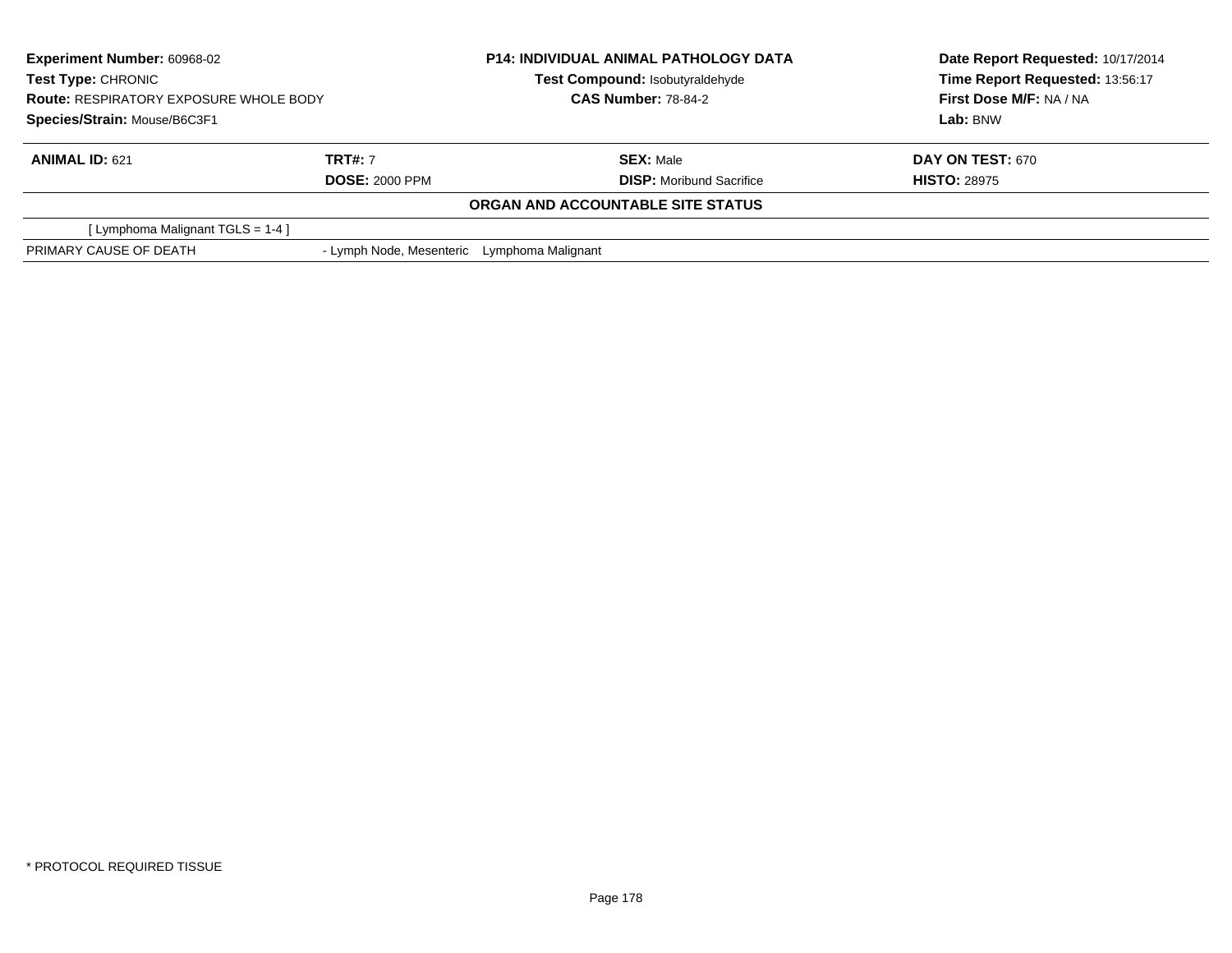| **Experiment Number:** 60968-02 | **P14: INDIVIDUAL ANIMAL PATHOLOGY DATA** | **Date Report Requested:** 10/17/2014 |
|---|---|---|
| **Test Type:** CHRONIC | **Test Compound:** Isobutyraldehyde | **Time Report Requested:** 13:56:17 |
| **Route:** RESPIRATORY EXPOSURE WHOLE BODY | **CAS Number:** 78-84-2 | **First Dose M/F:** NA / NA |
| **Species/Strain:** Mouse/B6C3F1 | | **Lab:** BNW |

| **ANIMAL ID:** 621 | **TRT#:** 7 | **SEX:** Male | **DAY ON TEST:** 670 |
|---|---|---|---|
| | **DOSE:** 2000 PPM | **DISP:** Moribund Sacrifice | **HISTO:** 28975 |

**ORGAN AND ACCOUNTABLE SITE STATUS**

| | | |
|---|---|---|
| [ Lymphoma Malignant TGLS = 1-4 ] | | |
| PRIMARY CAUSE OF DEATH | - Lymph Node, Mesenteric | Lymphoma Malignant |

* PROTOCOL REQUIRED TISSUE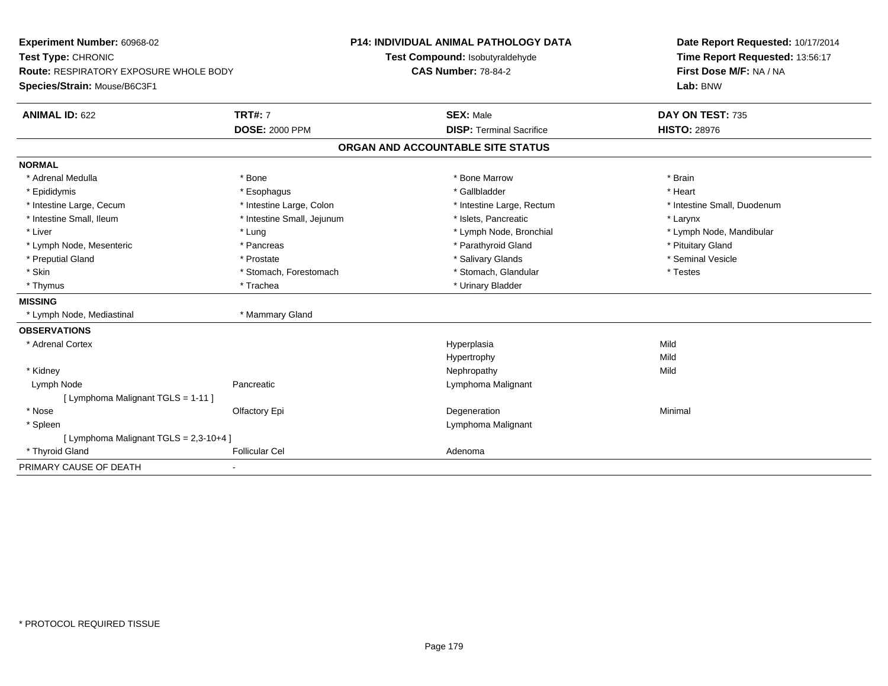**Experiment Number:** 60968-02
**Test Type:** CHRONIC
**Route:** RESPIRATORY EXPOSURE WHOLE BODY
**Species/Strain:** Mouse/B6C3F1

**P14: INDIVIDUAL ANIMAL PATHOLOGY DATA**
**Test Compound:** Isobutyraldehyde
**CAS Number:** 78-84-2

**Date Report Requested:** 10/17/2014
**Time Report Requested:** 13:56:17
**First Dose M/F:** NA / NA
**Lab:** BNW

| **ANIMAL ID:** 622 | **TRT#:** 7 | **SEX:** Male | **DAY ON TEST:** 735 |
|---|---|---|---|
| | **DOSE:** 2000 PPM | **DISP:** Terminal Sacrifice | **HISTO:** 28976 |

## ORGAN AND ACCOUNTABLE SITE STATUS

**NORMAL**

| | | | |
|---|---|---|---|
| * Adrenal Medulla | * Bone | * Bone Marrow | * Brain |
| * Epididymis | * Esophagus | * Gallbladder | * Heart |
| * Intestine Large, Cecum | * Intestine Large, Colon | * Intestine Large, Rectum | * Intestine Small, Duodenum |
| * Intestine Small, Ileum | * Intestine Small, Jejunum | * Islets, Pancreatic | * Larynx |
| * Liver | * Lung | * Lymph Node, Bronchial | * Lymph Node, Mandibular |
| * Lymph Node, Mesenteric | * Pancreas | * Parathyroid Gland | * Pituitary Gland |
| * Preputial Gland | * Prostate | * Salivary Glands | * Seminal Vesicle |
| * Skin | * Stomach, Forestomach | * Stomach, Glandular | * Testes |
| * Thymus | * Trachea | * Urinary Bladder | |

**MISSING**

| | |
|---|---|
| * Lymph Node, Mediastinal | * Mammary Gland |

**OBSERVATIONS**

| | | | |
|---|---|---|---|
| * Adrenal Cortex | | Hyperplasia | Mild |
| | | Hypertrophy | Mild |
| * Kidney | | Nephropathy | Mild |
| Lymph Node | Pancreatic | Lymphoma Malignant | |
| [ Lymphoma Malignant TGLS = 1-11 ] | | | |
| * Nose | Olfactory Epi | Degeneration | Minimal |
| * Spleen | | Lymphoma Malignant | |
| [ Lymphoma Malignant TGLS = 2,3-10+4 ] | | | |
| * Thyroid Gland | Follicular Cel | Adenoma | |

PRIMARY CAUSE OF DEATH -

\* PROTOCOL REQUIRED TISSUE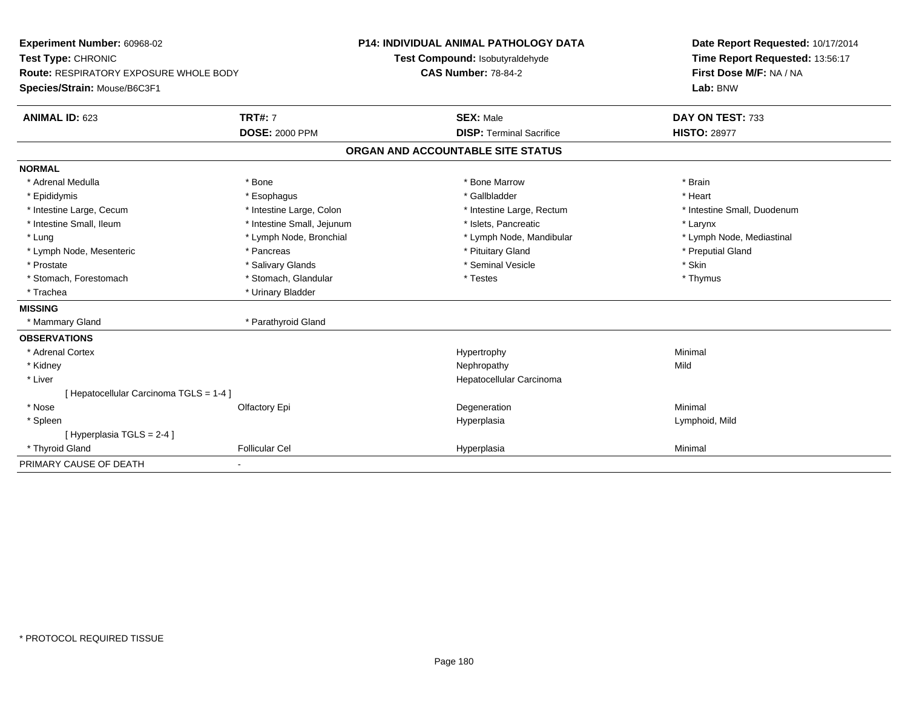**Experiment Number:** 60968-02
**Test Type:** CHRONIC
**Route:** RESPIRATORY EXPOSURE WHOLE BODY
**Species/Strain:** Mouse/B6C3F1

**P14: INDIVIDUAL ANIMAL PATHOLOGY DATA**
**Test Compound:** Isobutyraldehyde
**CAS Number:** 78-84-2

**Date Report Requested:** 10/17/2014
**Time Report Requested:** 13:56:17
**First Dose M/F:** NA / NA
**Lab:** BNW

| **ANIMAL ID:** 623 | **TRT#:** 7 | **SEX:** Male | **DAY ON TEST:** 733 |
|---|---|---|---|
| | **DOSE:** 2000 PPM | **DISP:** Terminal Sacrifice | **HISTO:** 28977 |

## ORGAN AND ACCOUNTABLE SITE STATUS

| | | | |
|---|---|---|---|
| **NORMAL** | | | |
| * Adrenal Medulla | * Bone | * Bone Marrow | * Brain |
| * Epididymis | * Esophagus | * Gallbladder | * Heart |
| * Intestine Large, Cecum | * Intestine Large, Colon | * Intestine Large, Rectum | * Intestine Small, Duodenum |
| * Intestine Small, Ileum | * Intestine Small, Jejunum | * Islets, Pancreatic | * Larynx |
| * Lung | * Lymph Node, Bronchial | * Lymph Node, Mandibular | * Lymph Node, Mediastinal |
| * Lymph Node, Mesenteric | * Pancreas | * Pituitary Gland | * Preputial Gland |
| * Prostate | * Salivary Glands | * Seminal Vesicle | * Skin |
| * Stomach, Forestomach | * Stomach, Glandular | * Testes | * Thymus |
| * Trachea | * Urinary Bladder | | |
| **MISSING** | | | |
| * Mammary Gland | * Parathyroid Gland | | |
| **OBSERVATIONS** | | | |
| * Adrenal Cortex | | Hypertrophy | Minimal |
| * Kidney | | Nephropathy | Mild |
| * Liver | | Hepatocellular Carcinoma | |
| [ Hepatocellular Carcinoma TGLS = 1-4 ] | | | |
| * Nose | Olfactory Epi | Degeneration | Minimal |
| * Spleen | | Hyperplasia | Lymphoid, Mild |
| [ Hyperplasia TGLS = 2-4 ] | | | |
| * Thyroid Gland | Follicular Cel | Hyperplasia | Minimal |
| PRIMARY CAUSE OF DEATH | - | | |

* PROTOCOL REQUIRED TISSUE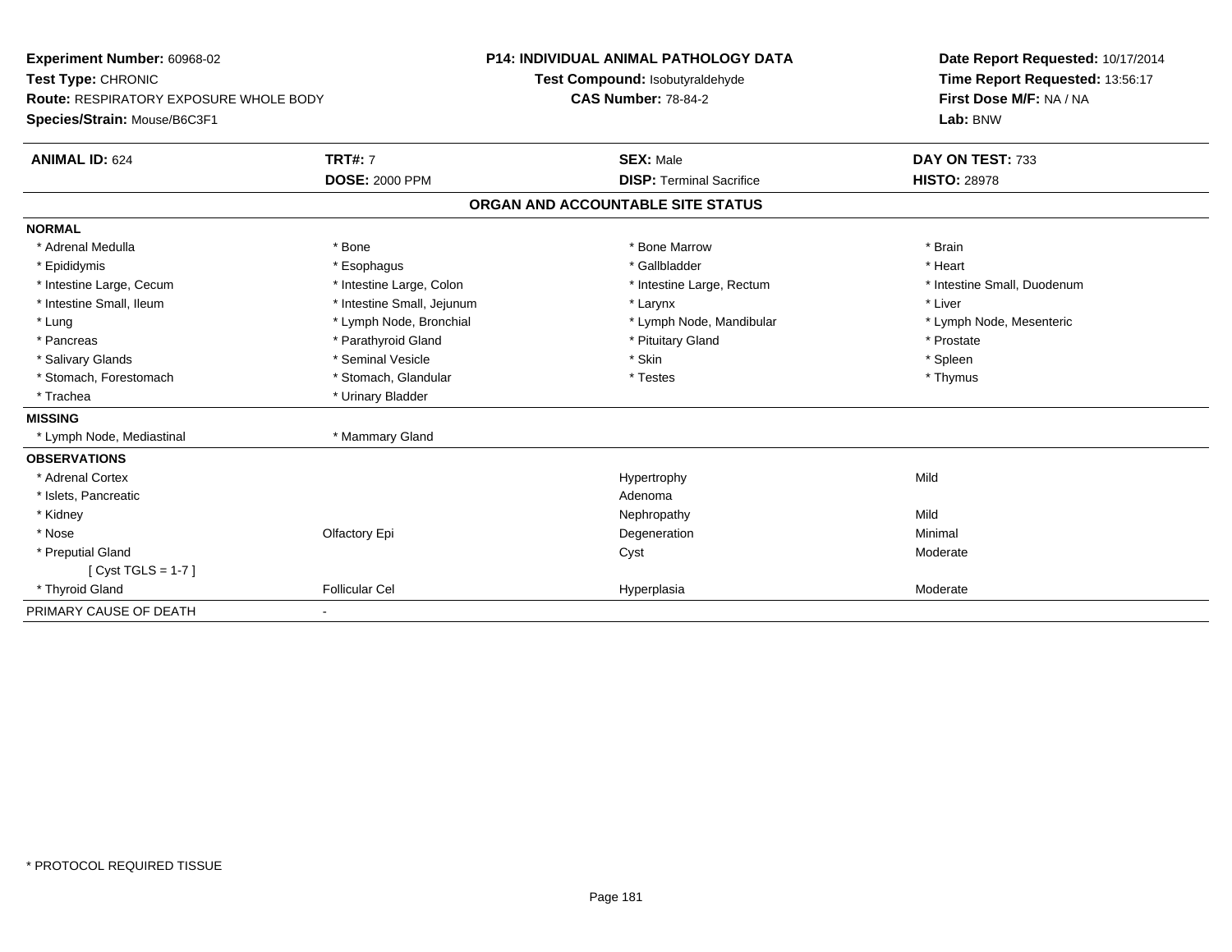**Experiment Number:** 60968-02
**Test Type:** CHRONIC
**Route:** RESPIRATORY EXPOSURE WHOLE BODY
**Species/Strain:** Mouse/B6C3F1

**P14: INDIVIDUAL ANIMAL PATHOLOGY DATA**
**Test Compound:** Isobutyraldehyde
**CAS Number:** 78-84-2

**Date Report Requested:** 10/17/2014
**Time Report Requested:** 13:56:17
**First Dose M/F:** NA / NA
**Lab:** BNW

| **ANIMAL ID:** 624 | **TRT#:** 7 | **SEX:** Male | **DAY ON TEST:** 733 |
|---|---|---|---|
| | **DOSE:** 2000 PPM | **DISP:** Terminal Sacrifice | **HISTO:** 28978 |

**ORGAN AND ACCOUNTABLE SITE STATUS**

| **NORMAL** | | | |
|---|---|---|---|
| * Adrenal Medulla | * Bone | * Bone Marrow | * Brain |
| * Epididymis | * Esophagus | * Gallbladder | * Heart |
| * Intestine Large, Cecum | * Intestine Large, Colon | * Intestine Large, Rectum | * Intestine Small, Duodenum |
| * Intestine Small, Ileum | * Intestine Small, Jejunum | * Larynx | * Liver |
| * Lung | * Lymph Node, Bronchial | * Lymph Node, Mandibular | * Lymph Node, Mesenteric |
| * Pancreas | * Parathyroid Gland | * Pituitary Gland | * Prostate |
| * Salivary Glands | * Seminal Vesicle | * Skin | * Spleen |
| * Stomach, Forestomach | * Stomach, Glandular | * Testes | * Thymus |
| * Trachea | * Urinary Bladder | | |
| **MISSING** | | | |
| * Lymph Node, Mediastinal | * Mammary Gland | | |
| **OBSERVATIONS** | | | |
| * Adrenal Cortex | | Hypertrophy | Mild |
| * Islets, Pancreatic | | Adenoma | |
| * Kidney | | Nephropathy | Mild |
| * Nose | Olfactory Epi | Degeneration | Minimal |
| * Preputial Gland | | Cyst | Moderate |
| [ Cyst TGLS = 1-7 ] | | | |
| * Thyroid Gland | Follicular Cel | Hyperplasia | Moderate |
| PRIMARY CAUSE OF DEATH | - | | |

\* PROTOCOL REQUIRED TISSUE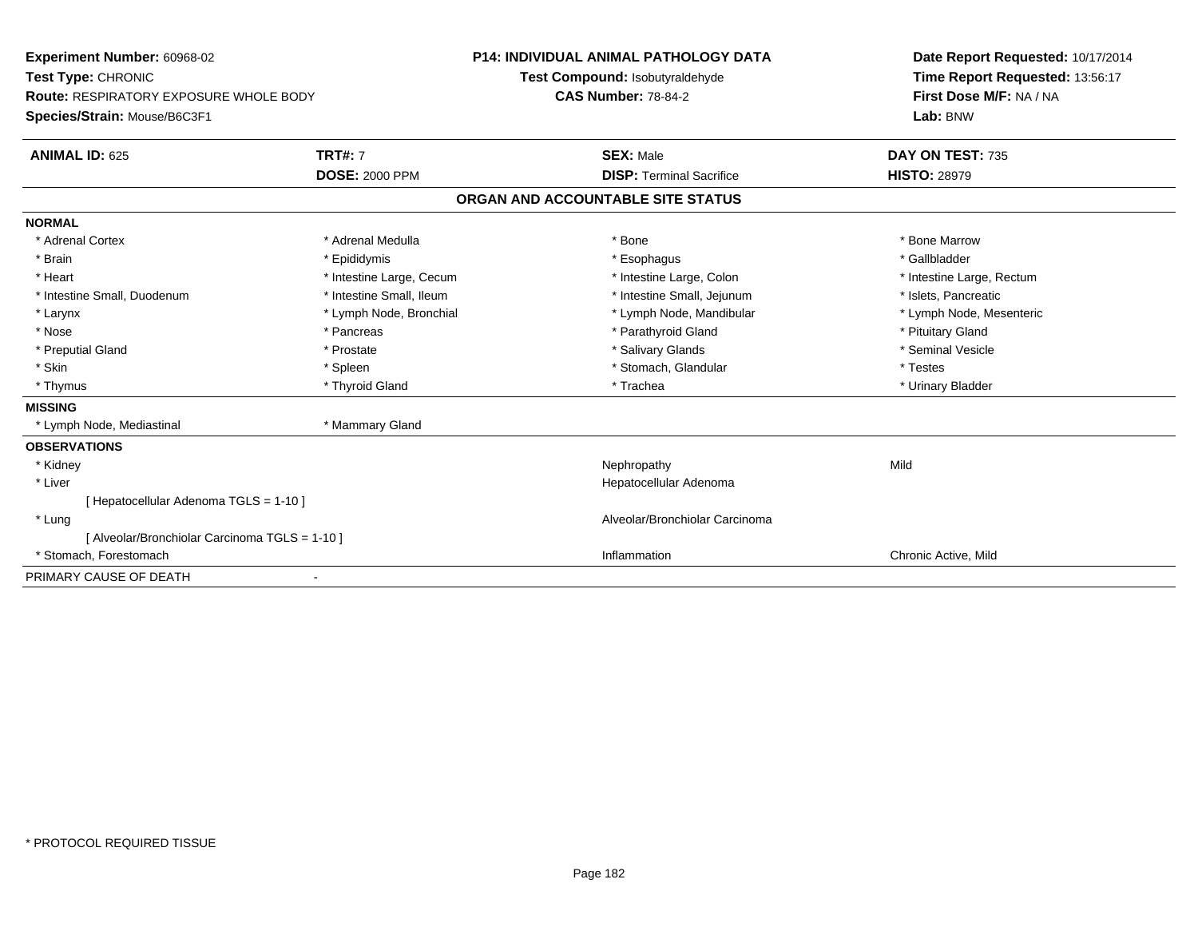**Experiment Number:** 60968-02
**Test Type:** CHRONIC
**Route:** RESPIRATORY EXPOSURE WHOLE BODY
**Species/Strain:** Mouse/B6C3F1

**P14: INDIVIDUAL ANIMAL PATHOLOGY DATA**
**Test Compound:** Isobutyraldehyde
**CAS Number:** 78-84-2

**Date Report Requested:** 10/17/2014
**Time Report Requested:** 13:56:17
**First Dose M/F:** NA / NA
**Lab:** BNW

| **ANIMAL ID:** 625 | **TRT#:** 7 | **SEX:** Male | **DAY ON TEST:** 735 |
|---|---|---|---|
| | **DOSE:** 2000 PPM | **DISP:** Terminal Sacrifice | **HISTO:** 28979 |

## ORGAN AND ACCOUNTABLE SITE STATUS

**NORMAL**

| | | | |
|---|---|---|---|
| * Adrenal Cortex | * Adrenal Medulla | * Bone | * Bone Marrow |
| * Brain | * Epididymis | * Esophagus | * Gallbladder |
| * Heart | * Intestine Large, Cecum | * Intestine Large, Colon | * Intestine Large, Rectum |
| * Intestine Small, Duodenum | * Intestine Small, Ileum | * Intestine Small, Jejunum | * Islets, Pancreatic |
| * Larynx | * Lymph Node, Bronchial | * Lymph Node, Mandibular | * Lymph Node, Mesenteric |
| * Nose | * Pancreas | * Parathyroid Gland | * Pituitary Gland |
| * Preputial Gland | * Prostate | * Salivary Glands | * Seminal Vesicle |
| * Skin | * Spleen | * Stomach, Glandular | * Testes |
| * Thymus | * Thyroid Gland | * Trachea | * Urinary Bladder |

**MISSING**

| | |
|---|---|
| * Lymph Node, Mediastinal | * Mammary Gland |

**OBSERVATIONS**

| | | |
|---|---|---|
| * Kidney | Nephropathy | Mild |
| * Liver | Hepatocellular Adenoma | |
| [ Hepatocellular Adenoma TGLS = 1-10 ] | | |
| * Lung | Alveolar/Bronchiolar Carcinoma | |
| [ Alveolar/Bronchiolar Carcinoma TGLS = 1-10 ] | | |
| * Stomach, Forestomach | Inflammation | Chronic Active, Mild |

PRIMARY CAUSE OF DEATH -

* PROTOCOL REQUIRED TISSUE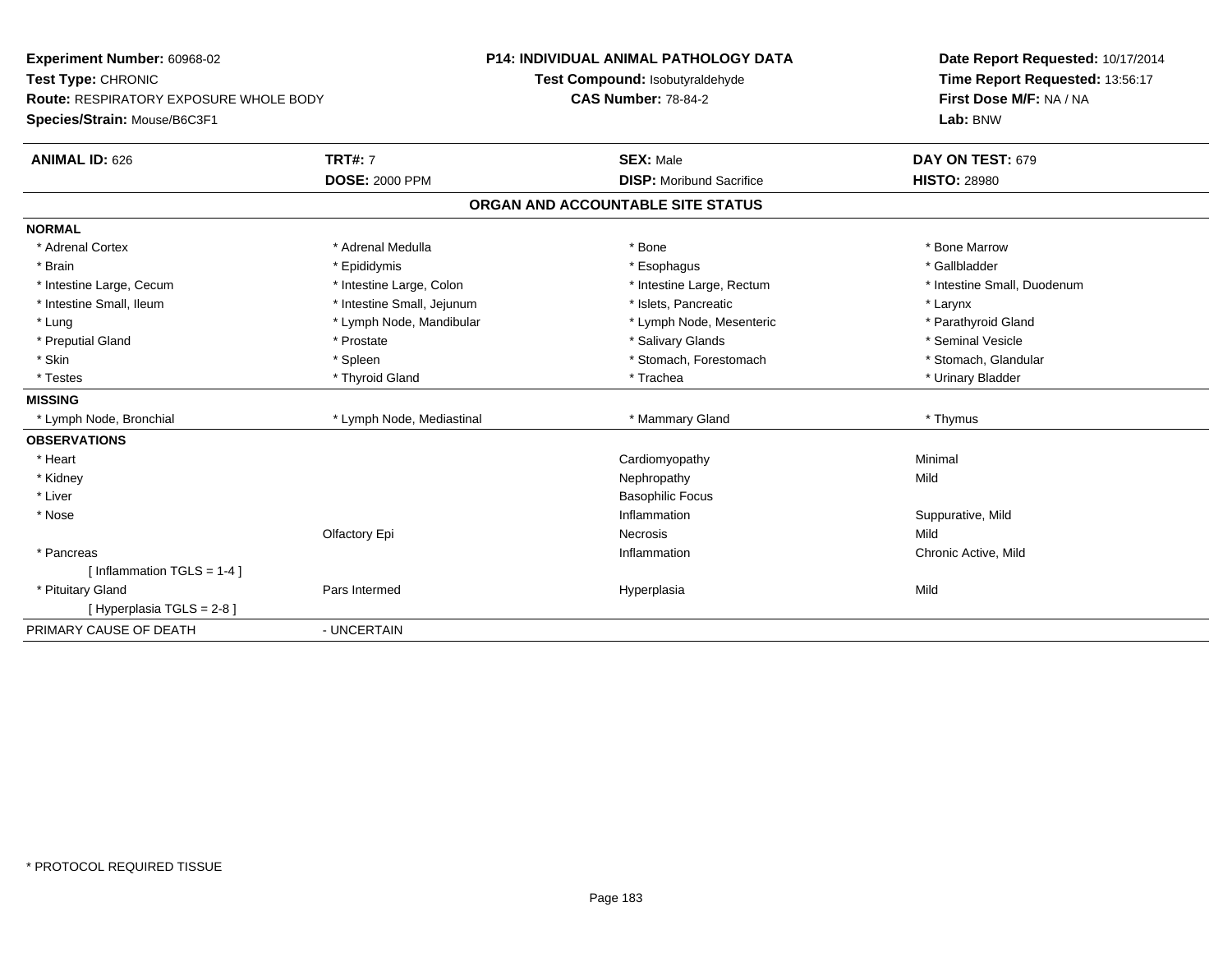**Experiment Number:** 60968-02
**Test Type:** CHRONIC
**Route:** RESPIRATORY EXPOSURE WHOLE BODY
**Species/Strain:** Mouse/B6C3F1

**P14: INDIVIDUAL ANIMAL PATHOLOGY DATA**
**Test Compound:** Isobutyraldehyde
**CAS Number:** 78-84-2

**Date Report Requested:** 10/17/2014
**Time Report Requested:** 13:56:17
**First Dose M/F:** NA / NA
**Lab:** BNW

| **ANIMAL ID:** 626 | **TRT#:** 7 | **SEX:** Male | **DAY ON TEST:** 679 |
|---|---|---|---|
| | **DOSE:** 2000 PPM | **DISP:** Moribund Sacrifice | **HISTO:** 28980 |

## ORGAN AND ACCOUNTABLE SITE STATUS

| | | | |
|---|---|---|---|
| **NORMAL** | | | |
| * Adrenal Cortex | * Adrenal Medulla | * Bone | * Bone Marrow |
| * Brain | * Epididymis | * Esophagus | * Gallbladder |
| * Intestine Large, Cecum | * Intestine Large, Colon | * Intestine Large, Rectum | * Intestine Small, Duodenum |
| * Intestine Small, Ileum | * Intestine Small, Jejunum | * Islets, Pancreatic | * Larynx |
| * Lung | * Lymph Node, Mandibular | * Lymph Node, Mesenteric | * Parathyroid Gland |
| * Preputial Gland | * Prostate | * Salivary Glands | * Seminal Vesicle |
| * Skin | * Spleen | * Stomach, Forestomach | * Stomach, Glandular |
| * Testes | * Thyroid Gland | * Trachea | * Urinary Bladder |
| **MISSING** | | | |
| * Lymph Node, Bronchial | * Lymph Node, Mediastinal | * Mammary Gland | * Thymus |
| **OBSERVATIONS** | | | |
| * Heart | | Cardiomyopathy | Minimal |
| * Kidney | | Nephropathy | Mild |
| * Liver | | Basophilic Focus | |
| * Nose | | Inflammation | Suppurative, Mild |
| | Olfactory Epi | Necrosis | Mild |
| * Pancreas | | Inflammation | Chronic Active, Mild |
| [ Inflammation TGLS = 1-4 ] | | | |
| * Pituitary Gland | Pars Intermed | Hyperplasia | Mild |
| [ Hyperplasia TGLS = 2-8 ] | | | |
| PRIMARY CAUSE OF DEATH | - UNCERTAIN | | |

* PROTOCOL REQUIRED TISSUE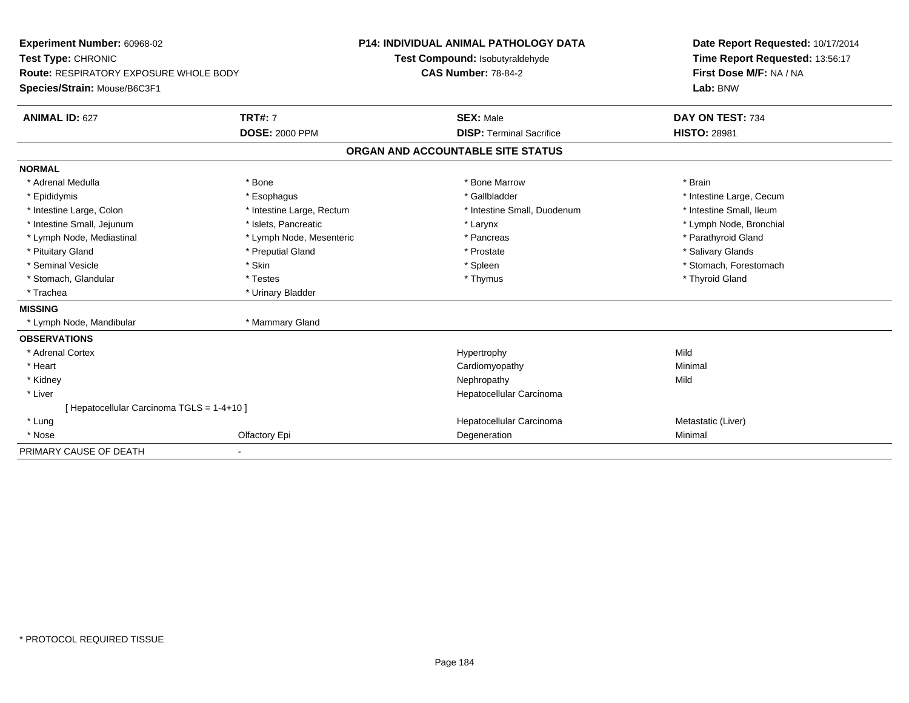**Experiment Number:** 60968-02
**Test Type:** CHRONIC
**Route:** RESPIRATORY EXPOSURE WHOLE BODY
**Species/Strain:** Mouse/B6C3F1

**P14: INDIVIDUAL ANIMAL PATHOLOGY DATA**
**Test Compound:** Isobutyraldehyde
**CAS Number:** 78-84-2

**Date Report Requested:** 10/17/2014
**Time Report Requested:** 13:56:17
**First Dose M/F:** NA / NA
**Lab:** BNW

| **ANIMAL ID:** 627 | **TRT#:** 7 | **SEX:** Male | **DAY ON TEST:** 734 |
|---|---|---|---|
| | **DOSE:** 2000 PPM | **DISP:** Terminal Sacrifice | **HISTO:** 28981 |

## ORGAN AND ACCOUNTABLE SITE STATUS

**NORMAL**

| | | | |
|---|---|---|---|
| * Adrenal Medulla | * Bone | * Bone Marrow | * Brain |
| * Epididymis | * Esophagus | * Gallbladder | * Intestine Large, Cecum |
| * Intestine Large, Colon | * Intestine Large, Rectum | * Intestine Small, Duodenum | * Intestine Small, Ileum |
| * Intestine Small, Jejunum | * Islets, Pancreatic | * Larynx | * Lymph Node, Bronchial |
| * Lymph Node, Mediastinal | * Lymph Node, Mesenteric | * Pancreas | * Parathyroid Gland |
| * Pituitary Gland | * Preputial Gland | * Prostate | * Salivary Glands |
| * Seminal Vesicle | * Skin | * Spleen | * Stomach, Forestomach |
| * Stomach, Glandular | * Testes | * Thymus | * Thyroid Gland |
| * Trachea | * Urinary Bladder | | |

**MISSING**

| | |
|---|---|
| * Lymph Node, Mandibular | * Mammary Gland |

**OBSERVATIONS**

| | | | |
|---|---|---|---|
| * Adrenal Cortex | | Hypertrophy | Mild |
| * Heart | | Cardiomyopathy | Minimal |
| * Kidney | | Nephropathy | Mild |
| * Liver | | Hepatocellular Carcinoma | |
| [ Hepatocellular Carcinoma TGLS = 1-4+10 ] | | | |
| * Lung | | Hepatocellular Carcinoma | Metastatic (Liver) |
| * Nose | Olfactory Epi | Degeneration | Minimal |

PRIMARY CAUSE OF DEATH -

* PROTOCOL REQUIRED TISSUE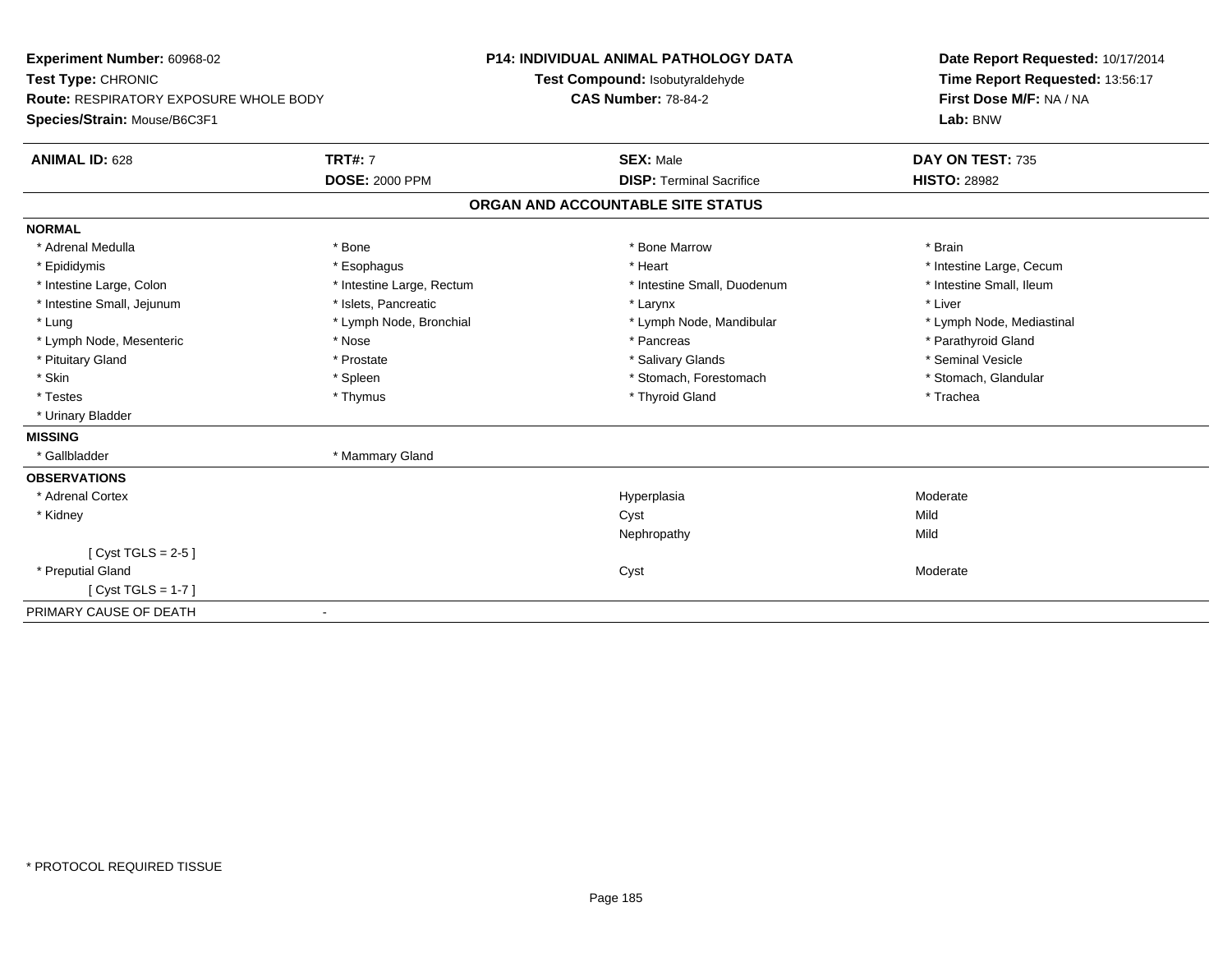**Experiment Number:** 60968-02
**Test Type:** CHRONIC
**Route:** RESPIRATORY EXPOSURE WHOLE BODY
**Species/Strain:** Mouse/B6C3F1

**P14: INDIVIDUAL ANIMAL PATHOLOGY DATA**
**Test Compound:** Isobutyraldehyde
**CAS Number:** 78-84-2

**Date Report Requested:** 10/17/2014
**Time Report Requested:** 13:56:17
**First Dose M/F:** NA / NA
**Lab:** BNW

| **ANIMAL ID:** 628 | **TRT#:** 7 | **SEX:** Male | **DAY ON TEST:** 735 |
|---|---|---|---|
| | **DOSE:** 2000 PPM | **DISP:** Terminal Sacrifice | **HISTO:** 28982 |

## ORGAN AND ACCOUNTABLE SITE STATUS

**NORMAL**

| | | | |
|---|---|---|---|
| * Adrenal Medulla | * Bone | * Bone Marrow | * Brain |
| * Epididymis | * Esophagus | * Heart | * Intestine Large, Cecum |
| * Intestine Large, Colon | * Intestine Large, Rectum | * Intestine Small, Duodenum | * Intestine Small, Ileum |
| * Intestine Small, Jejunum | * Islets, Pancreatic | * Larynx | * Liver |
| * Lung | * Lymph Node, Bronchial | * Lymph Node, Mandibular | * Lymph Node, Mediastinal |
| * Lymph Node, Mesenteric | * Nose | * Pancreas | * Parathyroid Gland |
| * Pituitary Gland | * Prostate | * Salivary Glands | * Seminal Vesicle |
| * Skin | * Spleen | * Stomach, Forestomach | * Stomach, Glandular |
| * Testes | * Thymus | * Thyroid Gland | * Trachea |
| * Urinary Bladder | | | |

**MISSING**

| | |
|---|---|
| * Gallbladder | * Mammary Gland |

**OBSERVATIONS**

| | | |
|---|---|---|
| * Adrenal Cortex | Hyperplasia | Moderate |
| * Kidney | Cyst | Mild |
| | Nephropathy | Mild |
| [ Cyst TGLS = 2-5 ] | | |
| * Preputial Gland | Cyst | Moderate |
| [ Cyst TGLS = 1-7 ] | | |

PRIMARY CAUSE OF DEATH -

* PROTOCOL REQUIRED TISSUE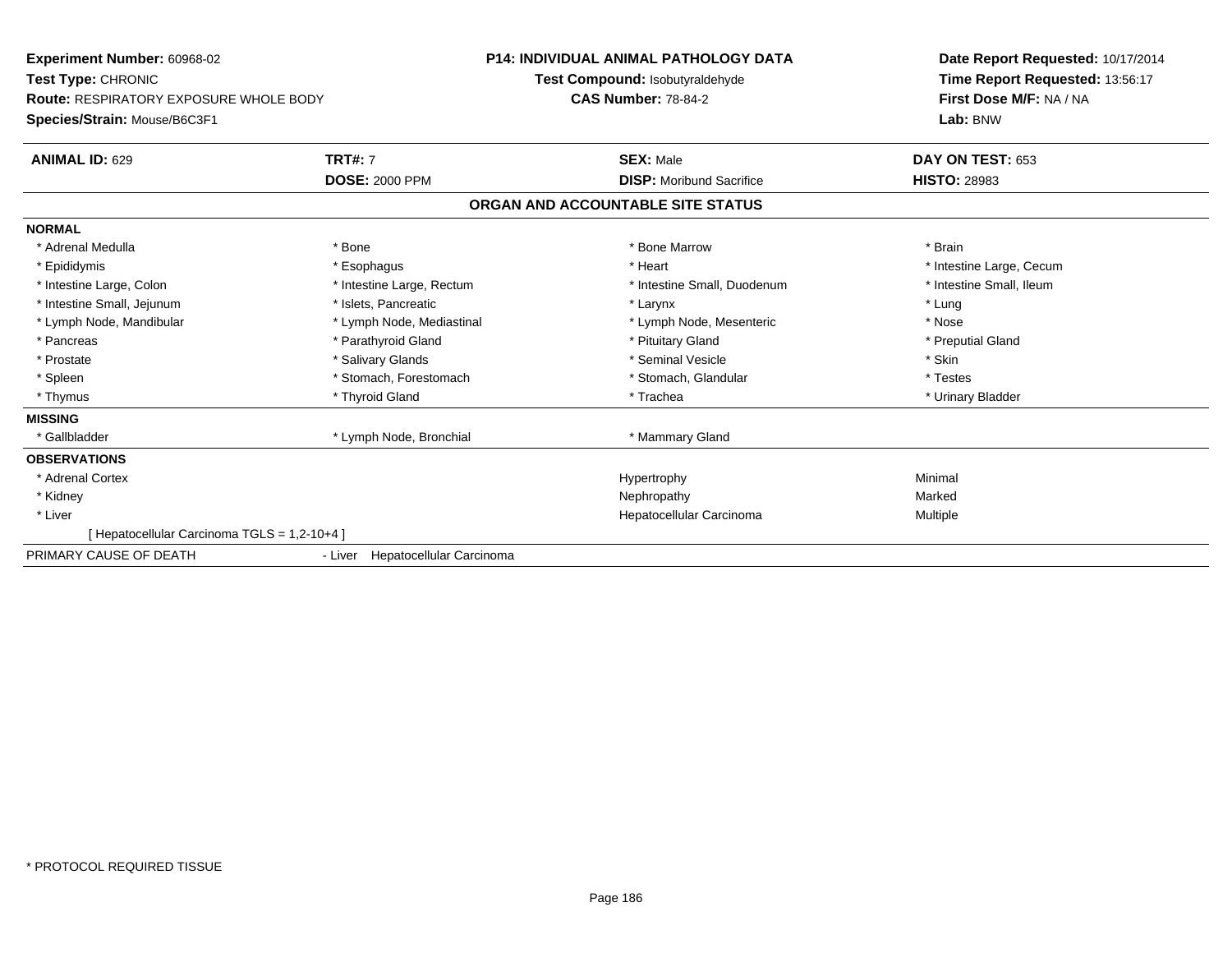**Experiment Number:** 60968-02
**Test Type:** CHRONIC
**Route:** RESPIRATORY EXPOSURE WHOLE BODY
**Species/Strain:** Mouse/B6C3F1

**P14: INDIVIDUAL ANIMAL PATHOLOGY DATA**
**Test Compound:** Isobutyraldehyde
**CAS Number:** 78-84-2

**Date Report Requested:** 10/17/2014
**Time Report Requested:** 13:56:17
**First Dose M/F:** NA / NA
**Lab:** BNW

| **ANIMAL ID:** 629 | **TRT#:** 7 | **SEX:** Male | **DAY ON TEST:** 653 |
|---|---|---|---|
| | **DOSE:** 2000 PPM | **DISP:** Moribund Sacrifice | **HISTO:** 28983 |

## ORGAN AND ACCOUNTABLE SITE STATUS

**NORMAL**

| | | | |
|---|---|---|---|
| * Adrenal Medulla | * Bone | * Bone Marrow | * Brain |
| * Epididymis | * Esophagus | * Heart | * Intestine Large, Cecum |
| * Intestine Large, Colon | * Intestine Large, Rectum | * Intestine Small, Duodenum | * Intestine Small, Ileum |
| * Intestine Small, Jejunum | * Islets, Pancreatic | * Larynx | * Lung |
| * Lymph Node, Mandibular | * Lymph Node, Mediastinal | * Lymph Node, Mesenteric | * Nose |
| * Pancreas | * Parathyroid Gland | * Pituitary Gland | * Preputial Gland |
| * Prostate | * Salivary Glands | * Seminal Vesicle | * Skin |
| * Spleen | * Stomach, Forestomach | * Stomach, Glandular | * Testes |
| * Thymus | * Thyroid Gland | * Trachea | * Urinary Bladder |

**MISSING**

| | | |
|---|---|---|
| * Gallbladder | * Lymph Node, Bronchial | * Mammary Gland |

**OBSERVATIONS**

| | | |
|---|---|---|
| * Adrenal Cortex | Hypertrophy | Minimal |
| * Kidney | Nephropathy | Marked |
| * Liver | Hepatocellular Carcinoma | Multiple |
| [ Hepatocellular Carcinoma TGLS = 1,2-10+4 ] | | |

PRIMARY CAUSE OF DEATH - Liver Hepatocellular Carcinoma

\* PROTOCOL REQUIRED TISSUE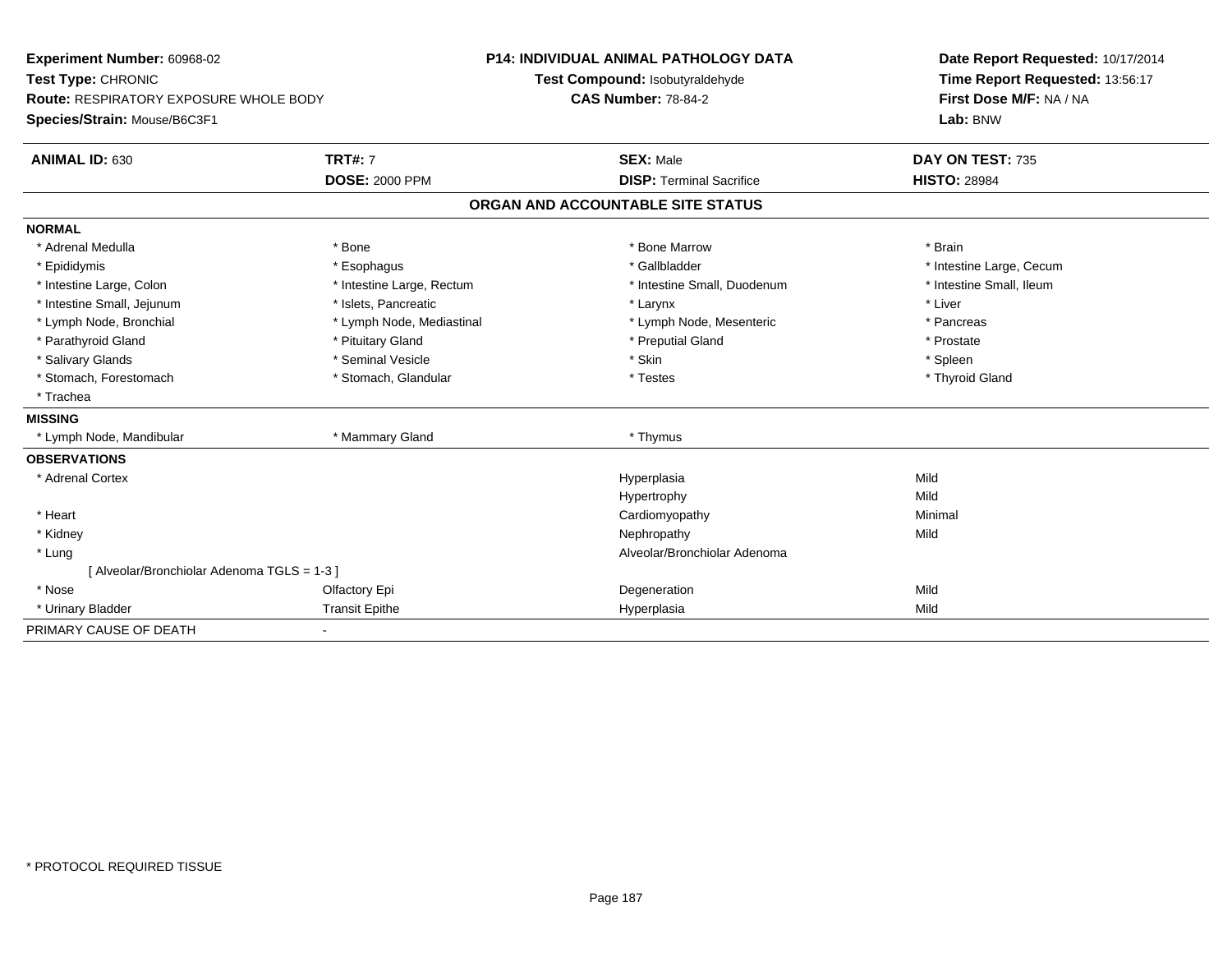**Experiment Number:** 60968-02
**Test Type:** CHRONIC
**Route:** RESPIRATORY EXPOSURE WHOLE BODY
**Species/Strain:** Mouse/B6C3F1

**P14: INDIVIDUAL ANIMAL PATHOLOGY DATA**
**Test Compound:** Isobutyraldehyde
**CAS Number:** 78-84-2

**Date Report Requested:** 10/17/2014
**Time Report Requested:** 13:56:17
**First Dose M/F:** NA / NA
**Lab:** BNW

| **ANIMAL ID:** 630 | **TRT#:** 7 | **SEX:** Male | **DAY ON TEST:** 735 |
|---|---|---|---|
| | **DOSE:** 2000 PPM | **DISP:** Terminal Sacrifice | **HISTO:** 28984 |

## ORGAN AND ACCOUNTABLE SITE STATUS

**NORMAL**

| | | | |
|---|---|---|---|
| * Adrenal Medulla | * Bone | * Bone Marrow | * Brain |
| * Epididymis | * Esophagus | * Gallbladder | * Intestine Large, Cecum |
| * Intestine Large, Colon | * Intestine Large, Rectum | * Intestine Small, Duodenum | * Intestine Small, Ileum |
| * Intestine Small, Jejunum | * Islets, Pancreatic | * Larynx | * Liver |
| * Lymph Node, Bronchial | * Lymph Node, Mediastinal | * Lymph Node, Mesenteric | * Pancreas |
| * Parathyroid Gland | * Pituitary Gland | * Preputial Gland | * Prostate |
| * Salivary Glands | * Seminal Vesicle | * Skin | * Spleen |
| * Stomach, Forestomach | * Stomach, Glandular | * Testes | * Thyroid Gland |
| * Trachea | | | |

**MISSING**

| | | |
|---|---|---|
| * Lymph Node, Mandibular | * Mammary Gland | * Thymus |

**OBSERVATIONS**

| Organ | Site | Observation | Severity |
|---|---|---|---|
| * Adrenal Cortex | | Hyperplasia | Mild |
| | | Hypertrophy | Mild |
| * Heart | | Cardiomyopathy | Minimal |
| * Kidney | | Nephropathy | Mild |
| * Lung | | Alveolar/Bronchiolar Adenoma | |
| [ Alveolar/Bronchiolar Adenoma TGLS = 1-3 ] | | | |
| * Nose | Olfactory Epi | Degeneration | Mild |
| * Urinary Bladder | Transit Epithe | Hyperplasia | Mild |

PRIMARY CAUSE OF DEATH -

* PROTOCOL REQUIRED TISSUE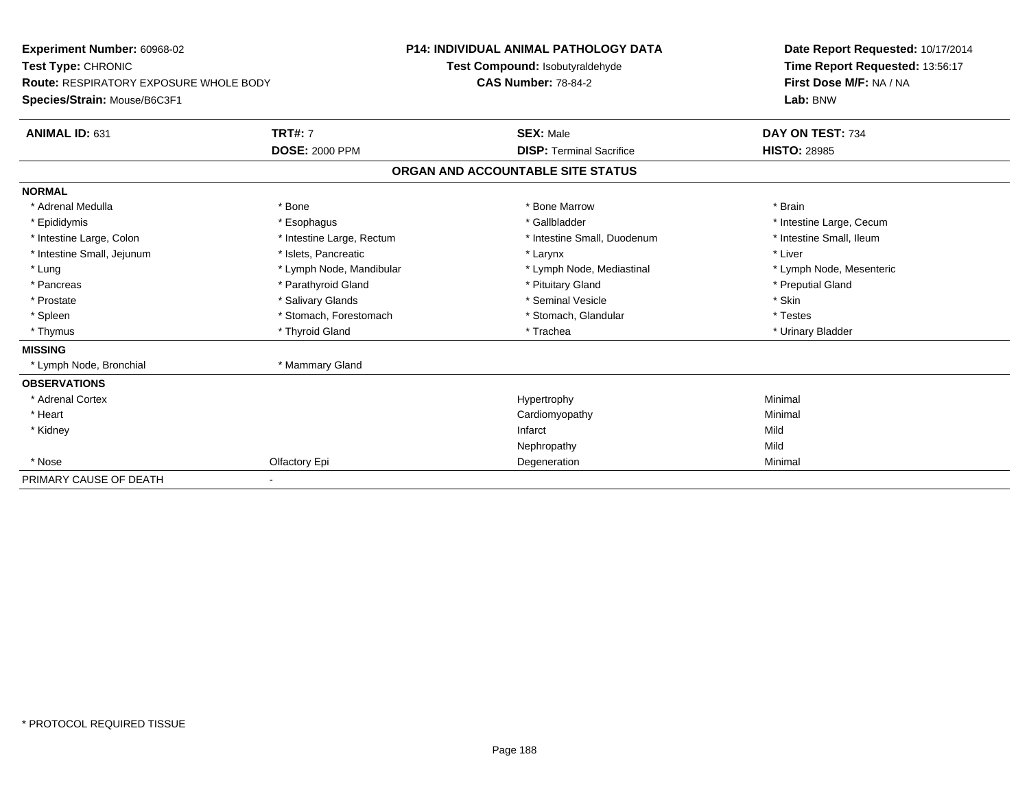**Experiment Number:** 60968-02
**Test Type:** CHRONIC
**Route:** RESPIRATORY EXPOSURE WHOLE BODY
**Species/Strain:** Mouse/B6C3F1

**P14: INDIVIDUAL ANIMAL PATHOLOGY DATA**
**Test Compound:** Isobutyraldehyde
**CAS Number:** 78-84-2

**Date Report Requested:** 10/17/2014
**Time Report Requested:** 13:56:17
**First Dose M/F:** NA / NA
**Lab:** BNW

| **ANIMAL ID:** 631 | **TRT#:** 7 | **SEX:** Male | **DAY ON TEST:** 734 |
|---|---|---|---|
| | **DOSE:** 2000 PPM | **DISP:** Terminal Sacrifice | **HISTO:** 28985 |

## ORGAN AND ACCOUNTABLE SITE STATUS

**NORMAL**

| | | | |
|---|---|---|---|
| * Adrenal Medulla | * Bone | * Bone Marrow | * Brain |
| * Epididymis | * Esophagus | * Gallbladder | * Intestine Large, Cecum |
| * Intestine Large, Colon | * Intestine Large, Rectum | * Intestine Small, Duodenum | * Intestine Small, Ileum |
| * Intestine Small, Jejunum | * Islets, Pancreatic | * Larynx | * Liver |
| * Lung | * Lymph Node, Mandibular | * Lymph Node, Mediastinal | * Lymph Node, Mesenteric |
| * Pancreas | * Parathyroid Gland | * Pituitary Gland | * Preputial Gland |
| * Prostate | * Salivary Glands | * Seminal Vesicle | * Skin |
| * Spleen | * Stomach, Forestomach | * Stomach, Glandular | * Testes |
| * Thymus | * Thyroid Gland | * Trachea | * Urinary Bladder |

**MISSING**

| | |
|---|---|
| * Lymph Node, Bronchial | * Mammary Gland |

**OBSERVATIONS**

| | | | |
|---|---|---|---|
| * Adrenal Cortex | | Hypertrophy | Minimal |
| * Heart | | Cardiomyopathy | Minimal |
| * Kidney | | Infarct | Mild |
| | | Nephropathy | Mild |
| * Nose | Olfactory Epi | Degeneration | Minimal |

PRIMARY CAUSE OF DEATH -

* PROTOCOL REQUIRED TISSUE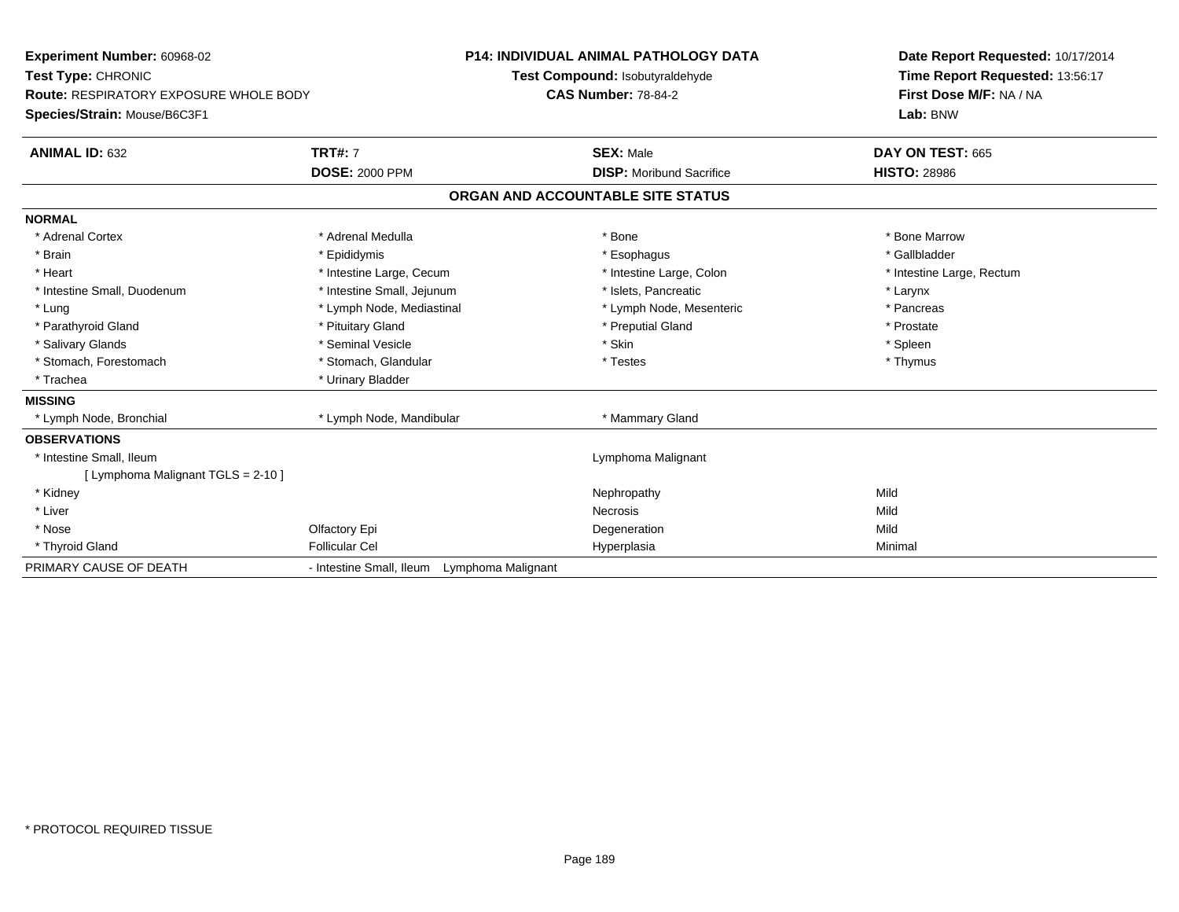**Experiment Number:** 60968-02
**Test Type:** CHRONIC
**Route:** RESPIRATORY EXPOSURE WHOLE BODY
**Species/Strain:** Mouse/B6C3F1

**P14: INDIVIDUAL ANIMAL PATHOLOGY DATA**
**Test Compound:** Isobutyraldehyde
**CAS Number:** 78-84-2

**Date Report Requested:** 10/17/2014
**Time Report Requested:** 13:56:17
**First Dose M/F:** NA / NA
**Lab:** BNW

| **ANIMAL ID:** 632 | **TRT#:** 7 | **SEX:** Male | **DAY ON TEST:** 665 |
|---|---|---|---|
| | **DOSE:** 2000 PPM | **DISP:** Moribund Sacrifice | **HISTO:** 28986 |

## ORGAN AND ACCOUNTABLE SITE STATUS

| | | | |
|---|---|---|---|
| **NORMAL** | | | |
| * Adrenal Cortex | * Adrenal Medulla | * Bone | * Bone Marrow |
| * Brain | * Epididymis | * Esophagus | * Gallbladder |
| * Heart | * Intestine Large, Cecum | * Intestine Large, Colon | * Intestine Large, Rectum |
| * Intestine Small, Duodenum | * Intestine Small, Jejunum | * Islets, Pancreatic | * Larynx |
| * Lung | * Lymph Node, Mediastinal | * Lymph Node, Mesenteric | * Pancreas |
| * Parathyroid Gland | * Pituitary Gland | * Preputial Gland | * Prostate |
| * Salivary Glands | * Seminal Vesicle | * Skin | * Spleen |
| * Stomach, Forestomach | * Stomach, Glandular | * Testes | * Thymus |
| * Trachea | * Urinary Bladder | | |
| **MISSING** | | | |
| * Lymph Node, Bronchial | * Lymph Node, Mandibular | * Mammary Gland | |
| **OBSERVATIONS** | | | |
| * Intestine Small, Ileum | | Lymphoma Malignant | |
| [ Lymphoma Malignant TGLS = 2-10 ] | | | |
| * Kidney | | Nephropathy | Mild |
| * Liver | | Necrosis | Mild |
| * Nose | Olfactory Epi | Degeneration | Mild |
| * Thyroid Gland | Follicular Cel | Hyperplasia | Minimal |
| PRIMARY CAUSE OF DEATH | - Intestine Small, Ileum Lymphoma Malignant | | |

\* PROTOCOL REQUIRED TISSUE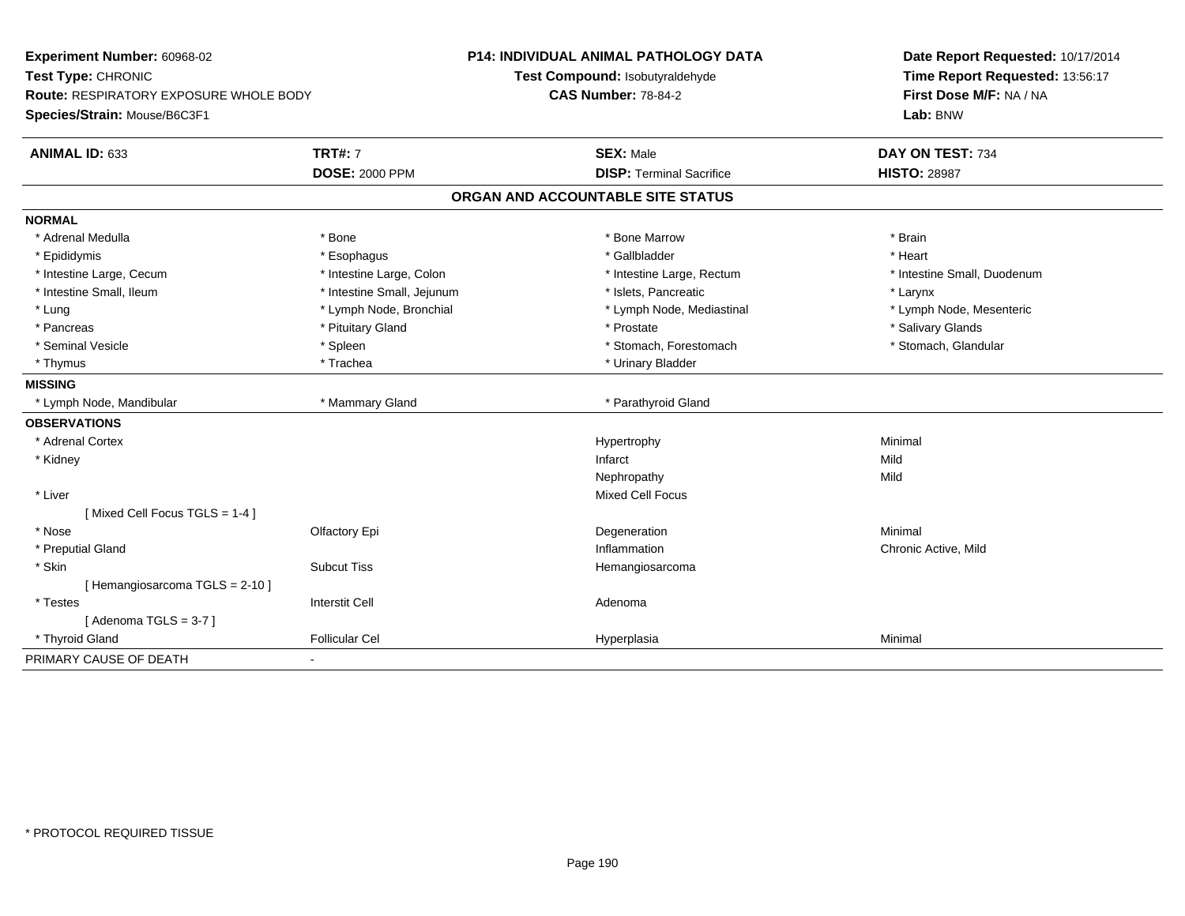**Experiment Number:** 60968-02
**Test Type:** CHRONIC
**Route:** RESPIRATORY EXPOSURE WHOLE BODY
**Species/Strain:** Mouse/B6C3F1

**P14: INDIVIDUAL ANIMAL PATHOLOGY DATA**
**Test Compound:** Isobutyraldehyde
**CAS Number:** 78-84-2

**Date Report Requested:** 10/17/2014
**Time Report Requested:** 13:56:17
**First Dose M/F:** NA / NA
**Lab:** BNW

| **ANIMAL ID:** 633 | **TRT#:** 7 | **SEX:** Male | **DAY ON TEST:** 734 |
|---|---|---|---|
| | **DOSE:** 2000 PPM | **DISP:** Terminal Sacrifice | **HISTO:** 28987 |

## ORGAN AND ACCOUNTABLE SITE STATUS

**NORMAL**

| | | | |
|---|---|---|---|
| * Adrenal Medulla | * Bone | * Bone Marrow | * Brain |
| * Epididymis | * Esophagus | * Gallbladder | * Heart |
| * Intestine Large, Cecum | * Intestine Large, Colon | * Intestine Large, Rectum | * Intestine Small, Duodenum |
| * Intestine Small, Ileum | * Intestine Small, Jejunum | * Islets, Pancreatic | * Larynx |
| * Lung | * Lymph Node, Bronchial | * Lymph Node, Mediastinal | * Lymph Node, Mesenteric |
| * Pancreas | * Pituitary Gland | * Prostate | * Salivary Glands |
| * Seminal Vesicle | * Spleen | * Stomach, Forestomach | * Stomach, Glandular |
| * Thymus | * Trachea | * Urinary Bladder | |

**MISSING**

| | | |
|---|---|---|
| * Lymph Node, Mandibular | * Mammary Gland | * Parathyroid Gland |

**OBSERVATIONS**

| | | | |
|---|---|---|---|
| * Adrenal Cortex | | Hypertrophy | Minimal |
| * Kidney | | Infarct | Mild |
| | | Nephropathy | Mild |
| * Liver | | Mixed Cell Focus | |
| [ Mixed Cell Focus TGLS = 1-4 ] | | | |
| * Nose | Olfactory Epi | Degeneration | Minimal |
| * Preputial Gland | | Inflammation | Chronic Active, Mild |
| * Skin | Subcut Tiss | Hemangiosarcoma | |
| [ Hemangiosarcoma TGLS = 2-10 ] | | | |
| * Testes | Interstit Cell | Adenoma | |
| [ Adenoma TGLS = 3-7 ] | | | |
| * Thyroid Gland | Follicular Cel | Hyperplasia | Minimal |

PRIMARY CAUSE OF DEATH -

\* PROTOCOL REQUIRED TISSUE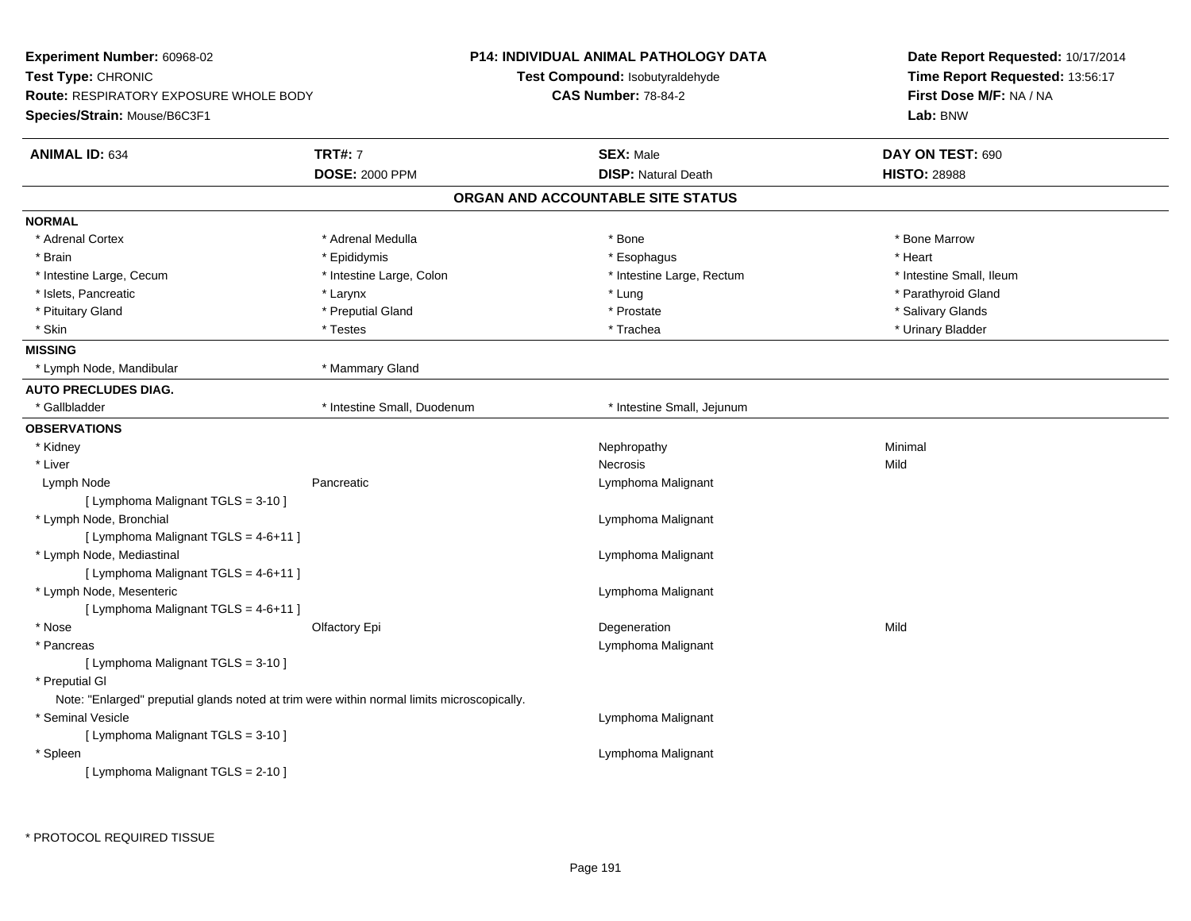**Experiment Number:** 60968-02
**Test Type:** CHRONIC
**Route:** RESPIRATORY EXPOSURE WHOLE BODY
**Species/Strain:** Mouse/B6C3F1

**P14: INDIVIDUAL ANIMAL PATHOLOGY DATA**
**Test Compound:** Isobutyraldehyde
**CAS Number:** 78-84-2

**Date Report Requested:** 10/17/2014
**Time Report Requested:** 13:56:17
**First Dose M/F:** NA / NA
**Lab:** BNW

| **ANIMAL ID:** 634 | **TRT#:** 7 | **SEX:** Male | **DAY ON TEST:** 690 |
|---|---|---|---|
| | **DOSE:** 2000 PPM | **DISP:** Natural Death | **HISTO:** 28988 |

## ORGAN AND ACCOUNTABLE SITE STATUS

**NORMAL**

| | | | |
|---|---|---|---|
| * Adrenal Cortex | * Adrenal Medulla | * Bone | * Bone Marrow |
| * Brain | * Epididymis | * Esophagus | * Heart |
| * Intestine Large, Cecum | * Intestine Large, Colon | * Intestine Large, Rectum | * Intestine Small, Ileum |
| * Islets, Pancreatic | * Larynx | * Lung | * Parathyroid Gland |
| * Pituitary Gland | * Preputial Gland | * Prostate | * Salivary Glands |
| * Skin | * Testes | * Trachea | * Urinary Bladder |

**MISSING**

| | |
|---|---|
| * Lymph Node, Mandibular | * Mammary Gland |

**AUTO PRECLUDES DIAG.**

| | | |
|---|---|---|
| * Gallbladder | * Intestine Small, Duodenum | * Intestine Small, Jejunum |

**OBSERVATIONS**

| | | | |
|---|---|---|---|
| * Kidney | | Nephropathy | Minimal |
| * Liver | | Necrosis | Mild |
| Lymph Node | Pancreatic | Lymphoma Malignant | |
| [ Lymphoma Malignant TGLS = 3-10 ] | | | |
| * Lymph Node, Bronchial | | Lymphoma Malignant | |
| [ Lymphoma Malignant TGLS = 4-6+11 ] | | | |
| * Lymph Node, Mediastinal | | Lymphoma Malignant | |
| [ Lymphoma Malignant TGLS = 4-6+11 ] | | | |
| * Lymph Node, Mesenteric | | Lymphoma Malignant | |
| [ Lymphoma Malignant TGLS = 4-6+11 ] | | | |
| * Nose | Olfactory Epi | Degeneration | Mild |
| * Pancreas | | Lymphoma Malignant | |
| [ Lymphoma Malignant TGLS = 3-10 ] | | | |
| * Preputial Gl | | | |
| Note: "Enlarged" preputial glands noted at trim were within normal limits microscopically. | | | |
| * Seminal Vesicle | | Lymphoma Malignant | |
| [ Lymphoma Malignant TGLS = 3-10 ] | | | |
| * Spleen | | Lymphoma Malignant | |
| [ Lymphoma Malignant TGLS = 2-10 ] | | | |

\* PROTOCOL REQUIRED TISSUE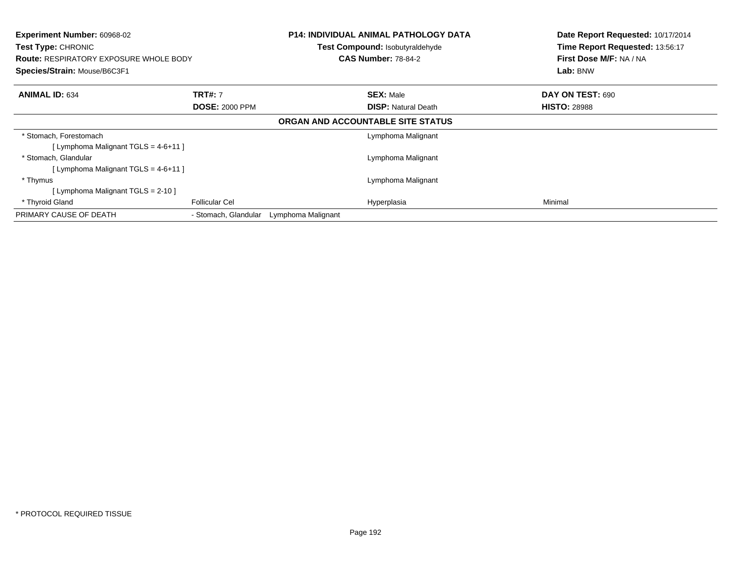**Experiment Number:** 60968-02
**Test Type:** CHRONIC
**Route:** RESPIRATORY EXPOSURE WHOLE BODY
**Species/Strain:** Mouse/B6C3F1

**P14: INDIVIDUAL ANIMAL PATHOLOGY DATA**
**Test Compound:** Isobutyraldehyde
**CAS Number:** 78-84-2

**Date Report Requested:** 10/17/2014
**Time Report Requested:** 13:56:17
**First Dose M/F:** NA / NA
**Lab:** BNW

| **ANIMAL ID:** 634 | **TRT#:** 7 | **SEX:** Male | **DAY ON TEST:** 690 |
|---|---|---|---|
| | **DOSE:** 2000 PPM | **DISP:** Natural Death | **HISTO:** 28988 |

**ORGAN AND ACCOUNTABLE SITE STATUS**

| | | | |
|---|---|---|---|
| * Stomach, Forestomach | | Lymphoma Malignant | |
| [ Lymphoma Malignant TGLS = 4-6+11 ] | | | |
| * Stomach, Glandular | | Lymphoma Malignant | |
| [ Lymphoma Malignant TGLS = 4-6+11 ] | | | |
| * Thymus | | Lymphoma Malignant | |
| [ Lymphoma Malignant TGLS = 2-10 ] | | | |
| * Thyroid Gland | Follicular Cel | Hyperplasia | Minimal |
| PRIMARY CAUSE OF DEATH | - Stomach, Glandular Lymphoma Malignant | | |

* PROTOCOL REQUIRED TISSUE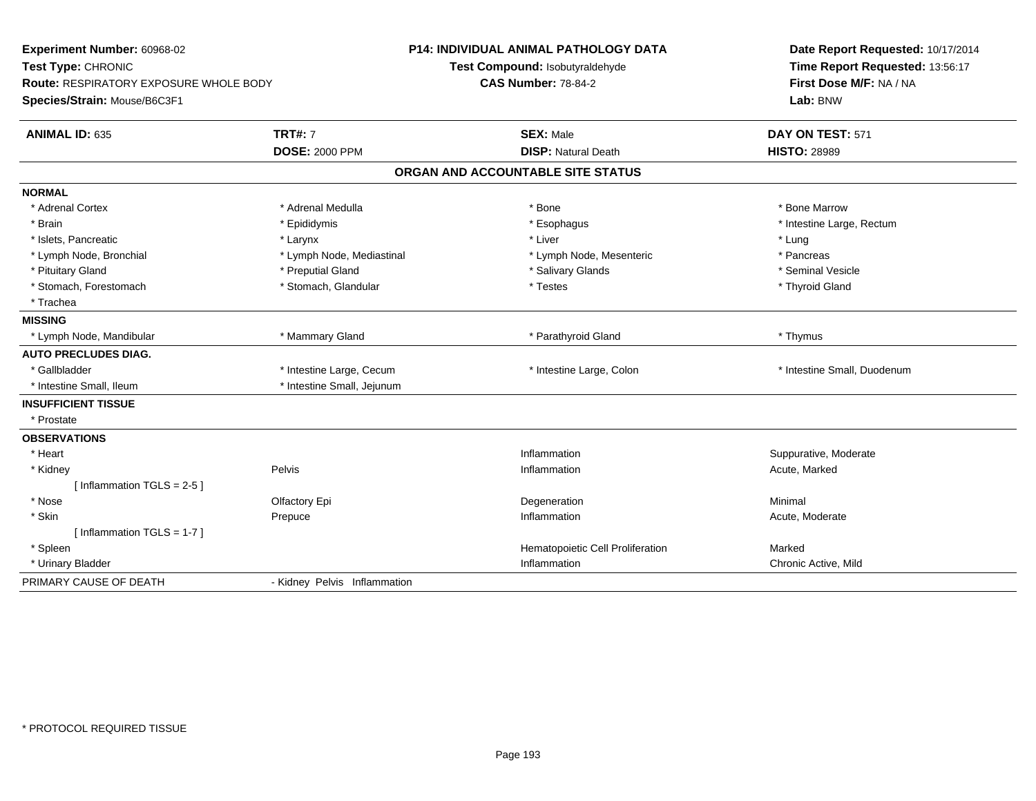**Experiment Number:** 60968-02
**Test Type:** CHRONIC
**Route:** RESPIRATORY EXPOSURE WHOLE BODY
**Species/Strain:** Mouse/B6C3F1

**P14: INDIVIDUAL ANIMAL PATHOLOGY DATA**
**Test Compound:** Isobutyraldehyde
**CAS Number:** 78-84-2

**Date Report Requested:** 10/17/2014
**Time Report Requested:** 13:56:17
**First Dose M/F:** NA / NA
**Lab:** BNW

| **ANIMAL ID:** 635 | **TRT#:** 7 | **SEX:** Male | **DAY ON TEST:** 571 |
|---|---|---|---|
| | **DOSE:** 2000 PPM | **DISP:** Natural Death | **HISTO:** 28989 |

## ORGAN AND ACCOUNTABLE SITE STATUS

| | | | |
|---|---|---|---|
| **NORMAL** | | | |
| * Adrenal Cortex | * Adrenal Medulla | * Bone | * Bone Marrow |
| * Brain | * Epididymis | * Esophagus | * Intestine Large, Rectum |
| * Islets, Pancreatic | * Larynx | * Liver | * Lung |
| * Lymph Node, Bronchial | * Lymph Node, Mediastinal | * Lymph Node, Mesenteric | * Pancreas |
| * Pituitary Gland | * Preputial Gland | * Salivary Glands | * Seminal Vesicle |
| * Stomach, Forestomach | * Stomach, Glandular | * Testes | * Thyroid Gland |
| * Trachea | | | |
| **MISSING** | | | |
| * Lymph Node, Mandibular | * Mammary Gland | * Parathyroid Gland | * Thymus |
| **AUTO PRECLUDES DIAG.** | | | |
| * Gallbladder | * Intestine Large, Cecum | * Intestine Large, Colon | * Intestine Small, Duodenum |
| * Intestine Small, Ileum | * Intestine Small, Jejunum | | |
| **INSUFFICIENT TISSUE** | | | |
| * Prostate | | | |
| **OBSERVATIONS** | | | |
| * Heart | | Inflammation | Suppurative, Moderate |
| * Kidney | Pelvis | Inflammation | Acute, Marked |
| [ Inflammation TGLS = 2-5 ] | | | |
| * Nose | Olfactory Epi | Degeneration | Minimal |
| * Skin | Prepuce | Inflammation | Acute, Moderate |
| [ Inflammation TGLS = 1-7 ] | | | |
| * Spleen | | Hematopoietic Cell Proliferation | Marked |
| * Urinary Bladder | | Inflammation | Chronic Active, Mild |
| PRIMARY CAUSE OF DEATH | - Kidney Pelvis Inflammation | | |

* PROTOCOL REQUIRED TISSUE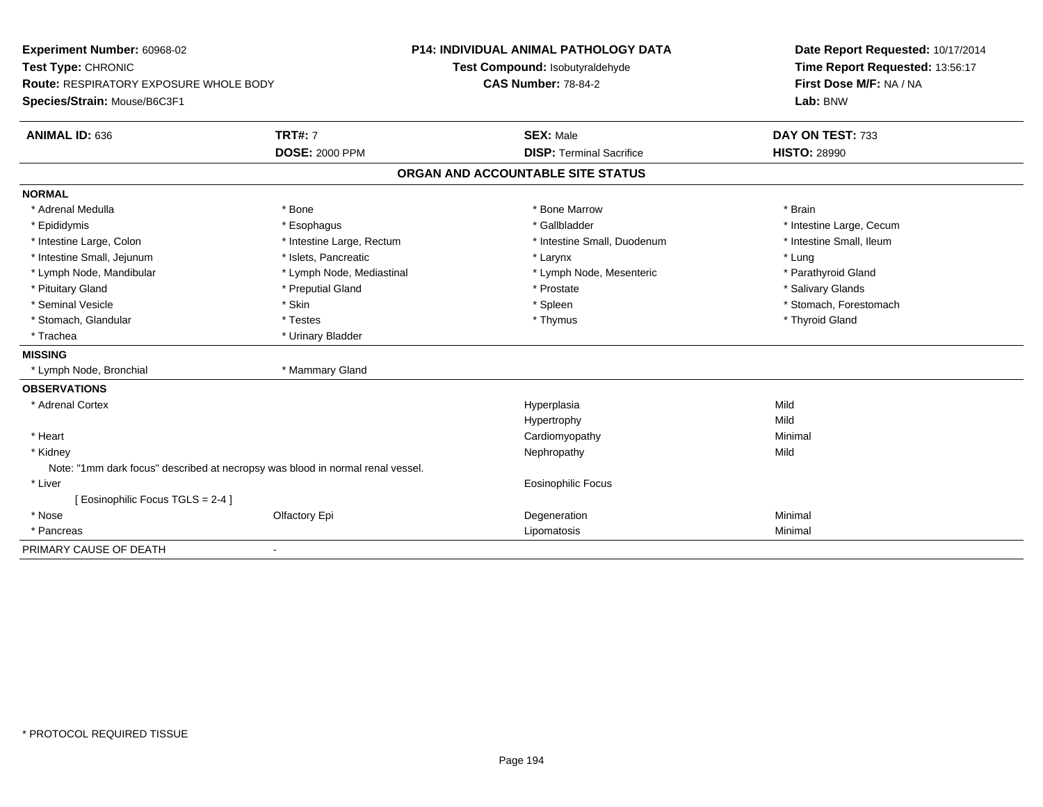**Experiment Number:** 60968-02
**Test Type:** CHRONIC
**Route:** RESPIRATORY EXPOSURE WHOLE BODY
**Species/Strain:** Mouse/B6C3F1

**P14: INDIVIDUAL ANIMAL PATHOLOGY DATA**
**Test Compound:** Isobutyraldehyde
**CAS Number:** 78-84-2

**Date Report Requested:** 10/17/2014
**Time Report Requested:** 13:56:17
**First Dose M/F:** NA / NA
**Lab:** BNW

| **ANIMAL ID:** 636 | **TRT#:** 7 | **SEX:** Male | **DAY ON TEST:** 733 |
|---|---|---|---|
| | **DOSE:** 2000 PPM | **DISP:** Terminal Sacrifice | **HISTO:** 28990 |

## ORGAN AND ACCOUNTABLE SITE STATUS

**NORMAL**

| | | | |
|---|---|---|---|
| * Adrenal Medulla | * Bone | * Bone Marrow | * Brain |
| * Epididymis | * Esophagus | * Gallbladder | * Intestine Large, Cecum |
| * Intestine Large, Colon | * Intestine Large, Rectum | * Intestine Small, Duodenum | * Intestine Small, Ileum |
| * Intestine Small, Jejunum | * Islets, Pancreatic | * Larynx | * Lung |
| * Lymph Node, Mandibular | * Lymph Node, Mediastinal | * Lymph Node, Mesenteric | * Parathyroid Gland |
| * Pituitary Gland | * Preputial Gland | * Prostate | * Salivary Glands |
| * Seminal Vesicle | * Skin | * Spleen | * Stomach, Forestomach |
| * Stomach, Glandular | * Testes | * Thymus | * Thyroid Gland |
| * Trachea | * Urinary Bladder | | |

**MISSING**

| | |
|---|---|
| * Lymph Node, Bronchial | * Mammary Gland |

**OBSERVATIONS**

| | | | |
|---|---|---|---|
| * Adrenal Cortex | | Hyperplasia | Mild |
| | | Hypertrophy | Mild |
| * Heart | | Cardiomyopathy | Minimal |
| * Kidney | | Nephropathy | Mild |
| Note: "1mm dark focus" described at necropsy was blood in normal renal vessel. | | | |
| * Liver | | Eosinophilic Focus | |
| [ Eosinophilic Focus TGLS = 2-4 ] | | | |
| * Nose | Olfactory Epi | Degeneration | Minimal |
| * Pancreas | | Lipomatosis | Minimal |

PRIMARY CAUSE OF DEATH -

* PROTOCOL REQUIRED TISSUE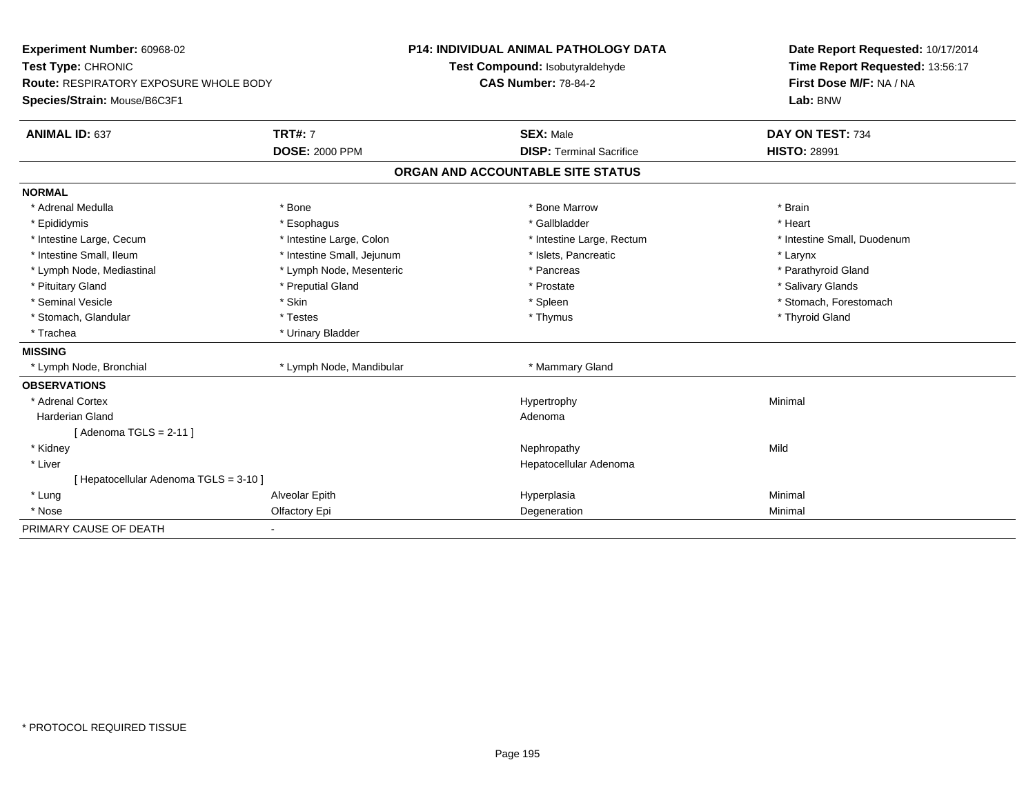**Experiment Number:** 60968-02
**Test Type:** CHRONIC
**Route:** RESPIRATORY EXPOSURE WHOLE BODY
**Species/Strain:** Mouse/B6C3F1

**P14: INDIVIDUAL ANIMAL PATHOLOGY DATA**
**Test Compound:** Isobutyraldehyde
**CAS Number:** 78-84-2

**Date Report Requested:** 10/17/2014
**Time Report Requested:** 13:56:17
**First Dose M/F:** NA / NA
**Lab:** BNW

| **ANIMAL ID:** 637 | **TRT#:** 7 | **SEX:** Male | **DAY ON TEST:** 734 |
|---|---|---|---|
| | **DOSE:** 2000 PPM | **DISP:** Terminal Sacrifice | **HISTO:** 28991 |

## ORGAN AND ACCOUNTABLE SITE STATUS

| | | | |
|---|---|---|---|
| **NORMAL** | | | |
| * Adrenal Medulla | * Bone | * Bone Marrow | * Brain |
| * Epididymis | * Esophagus | * Gallbladder | * Heart |
| * Intestine Large, Cecum | * Intestine Large, Colon | * Intestine Large, Rectum | * Intestine Small, Duodenum |
| * Intestine Small, Ileum | * Intestine Small, Jejunum | * Islets, Pancreatic | * Larynx |
| * Lymph Node, Mediastinal | * Lymph Node, Mesenteric | * Pancreas | * Parathyroid Gland |
| * Pituitary Gland | * Preputial Gland | * Prostate | * Salivary Glands |
| * Seminal Vesicle | * Skin | * Spleen | * Stomach, Forestomach |
| * Stomach, Glandular | * Testes | * Thymus | * Thyroid Gland |
| * Trachea | * Urinary Bladder | | |
| **MISSING** | | | |
| * Lymph Node, Bronchial | * Lymph Node, Mandibular | * Mammary Gland | |
| **OBSERVATIONS** | | | |
| * Adrenal Cortex | | Hypertrophy | Minimal |
| Harderian Gland | | Adenoma | |
| [ Adenoma TGLS = 2-11 ] | | | |
| * Kidney | | Nephropathy | Mild |
| * Liver | | Hepatocellular Adenoma | |
| [ Hepatocellular Adenoma TGLS = 3-10 ] | | | |
| * Lung | Alveolar Epith | Hyperplasia | Minimal |
| * Nose | Olfactory Epi | Degeneration | Minimal |
| PRIMARY CAUSE OF DEATH | - | | |

\* PROTOCOL REQUIRED TISSUE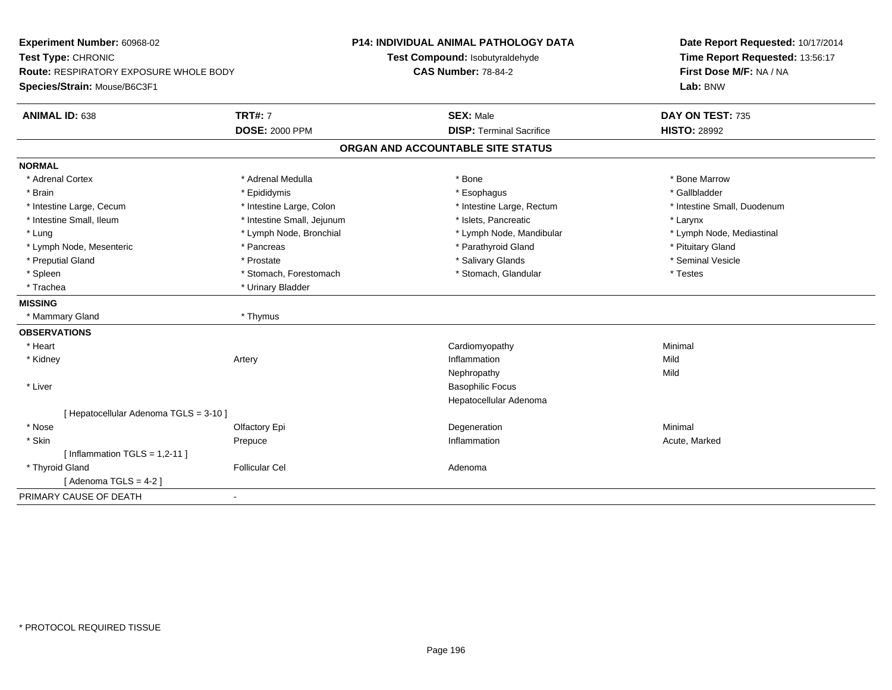**Experiment Number:** 60968-02
**Test Type:** CHRONIC
**Route:** RESPIRATORY EXPOSURE WHOLE BODY
**Species/Strain:** Mouse/B6C3F1

**P14: INDIVIDUAL ANIMAL PATHOLOGY DATA**
**Test Compound:** Isobutyraldehyde
**CAS Number:** 78-84-2

**Date Report Requested:** 10/17/2014
**Time Report Requested:** 13:56:17
**First Dose M/F:** NA / NA
**Lab:** BNW

| **ANIMAL ID:** 638 | **TRT#:** 7 | **SEX:** Male | **DAY ON TEST:** 735 |
|---|---|---|---|
| | **DOSE:** 2000 PPM | **DISP:** Terminal Sacrifice | **HISTO:** 28992 |

## ORGAN AND ACCOUNTABLE SITE STATUS

**NORMAL**

| | | | |
|---|---|---|---|
| * Adrenal Cortex | * Adrenal Medulla | * Bone | * Bone Marrow |
| * Brain | * Epididymis | * Esophagus | * Gallbladder |
| * Intestine Large, Cecum | * Intestine Large, Colon | * Intestine Large, Rectum | * Intestine Small, Duodenum |
| * Intestine Small, Ileum | * Intestine Small, Jejunum | * Islets, Pancreatic | * Larynx |
| * Lung | * Lymph Node, Bronchial | * Lymph Node, Mandibular | * Lymph Node, Mediastinal |
| * Lymph Node, Mesenteric | * Pancreas | * Parathyroid Gland | * Pituitary Gland |
| * Preputial Gland | * Prostate | * Salivary Glands | * Seminal Vesicle |
| * Spleen | * Stomach, Forestomach | * Stomach, Glandular | * Testes |
| * Trachea | * Urinary Bladder | | |

**MISSING**

| | |
|---|---|
| * Mammary Gland | * Thymus |

**OBSERVATIONS**

| | | | |
|---|---|---|---|
| * Heart | | Cardiomyopathy | Minimal |
| * Kidney | Artery | Inflammation | Mild |
| | | Nephropathy | Mild |
| * Liver | | Basophilic Focus | |
| | | Hepatocellular Adenoma | |
| [ Hepatocellular Adenoma TGLS = 3-10 ] | | | |
| * Nose | Olfactory Epi | Degeneration | Minimal |
| * Skin | Prepuce | Inflammation | Acute, Marked |
| [ Inflammation TGLS = 1,2-11 ] | | | |
| * Thyroid Gland | Follicular Cel | Adenoma | |
| [ Adenoma TGLS = 4-2 ] | | | |

PRIMARY CAUSE OF DEATH -

* PROTOCOL REQUIRED TISSUE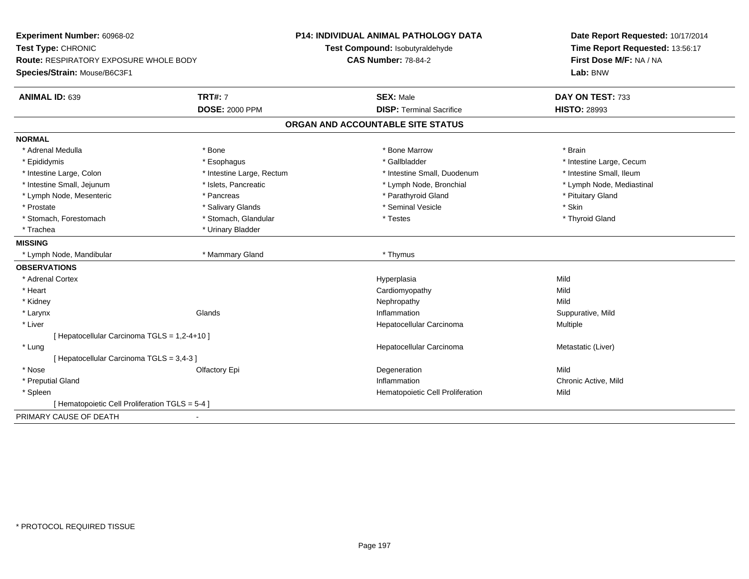**Experiment Number:** 60968-02
**Test Type:** CHRONIC
**Route:** RESPIRATORY EXPOSURE WHOLE BODY
**Species/Strain:** Mouse/B6C3F1

**P14: INDIVIDUAL ANIMAL PATHOLOGY DATA**
**Test Compound:** Isobutyraldehyde
**CAS Number:** 78-84-2

**Date Report Requested:** 10/17/2014
**Time Report Requested:** 13:56:17
**First Dose M/F:** NA / NA
**Lab:** BNW

| **ANIMAL ID:** 639 | **TRT#:** 7 | **SEX:** Male | **DAY ON TEST:** 733 |
|---|---|---|---|
| | **DOSE:** 2000 PPM | **DISP:** Terminal Sacrifice | **HISTO:** 28993 |

## ORGAN AND ACCOUNTABLE SITE STATUS

**NORMAL**

| | | | |
|---|---|---|---|
| * Adrenal Medulla | * Bone | * Bone Marrow | * Brain |
| * Epididymis | * Esophagus | * Gallbladder | * Intestine Large, Cecum |
| * Intestine Large, Colon | * Intestine Large, Rectum | * Intestine Small, Duodenum | * Intestine Small, Ileum |
| * Intestine Small, Jejunum | * Islets, Pancreatic | * Lymph Node, Bronchial | * Lymph Node, Mediastinal |
| * Lymph Node, Mesenteric | * Pancreas | * Parathyroid Gland | * Pituitary Gland |
| * Prostate | * Salivary Glands | * Seminal Vesicle | * Skin |
| * Stomach, Forestomach | * Stomach, Glandular | * Testes | * Thyroid Gland |
| * Trachea | * Urinary Bladder | | |

**MISSING**

| | | | |
|---|---|---|---|
| * Lymph Node, Mandibular | * Mammary Gland | * Thymus | |

**OBSERVATIONS**

| | | | |
|---|---|---|---|
| * Adrenal Cortex | | Hyperplasia | Mild |
| * Heart | | Cardiomyopathy | Mild |
| * Kidney | | Nephropathy | Mild |
| * Larynx | Glands | Inflammation | Suppurative, Mild |
| * Liver | | Hepatocellular Carcinoma | Multiple |
| [ Hepatocellular Carcinoma TGLS = 1,2-4+10 ] | | | |
| * Lung | | Hepatocellular Carcinoma | Metastatic (Liver) |
| [ Hepatocellular Carcinoma TGLS = 3,4-3 ] | | | |
| * Nose | Olfactory Epi | Degeneration | Mild |
| * Preputial Gland | | Inflammation | Chronic Active, Mild |
| * Spleen | | Hematopoietic Cell Proliferation | Mild |
| [ Hematopoietic Cell Proliferation TGLS = 5-4 ] | | | |

PRIMARY CAUSE OF DEATH -

\* PROTOCOL REQUIRED TISSUE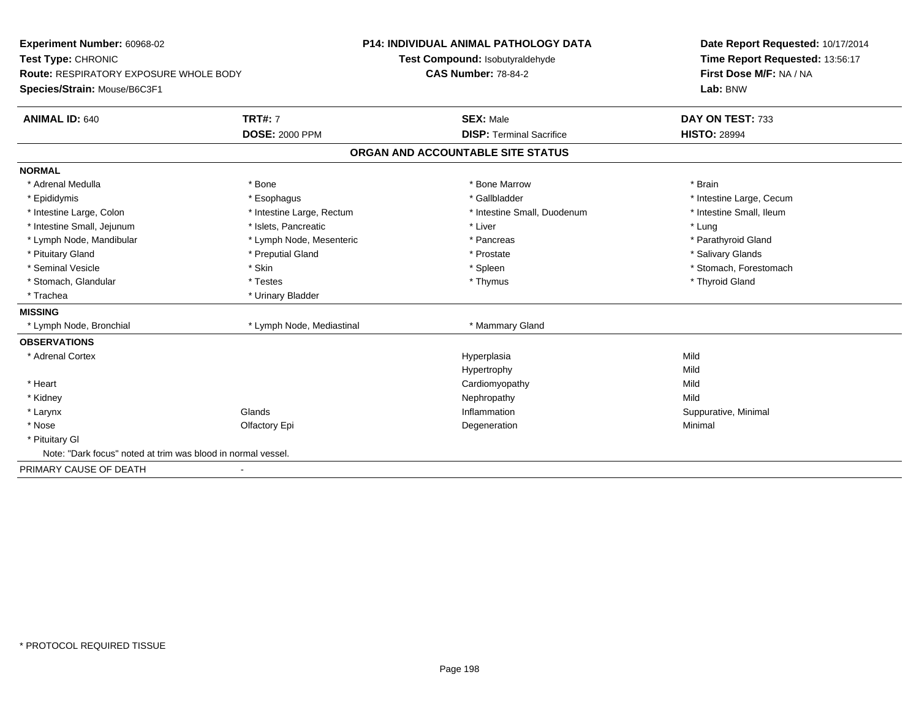**Experiment Number:** 60968-02
**Test Type:** CHRONIC
**Route:** RESPIRATORY EXPOSURE WHOLE BODY
**Species/Strain:** Mouse/B6C3F1

**P14: INDIVIDUAL ANIMAL PATHOLOGY DATA**
**Test Compound:** Isobutyraldehyde
**CAS Number:** 78-84-2

**Date Report Requested:** 10/17/2014
**Time Report Requested:** 13:56:17
**First Dose M/F:** NA / NA
**Lab:** BNW

| **ANIMAL ID:** 640 | **TRT#:** 7 | **SEX:** Male | **DAY ON TEST:** 733 |
|---|---|---|---|
| | **DOSE:** 2000 PPM | **DISP:** Terminal Sacrifice | **HISTO:** 28994 |

## ORGAN AND ACCOUNTABLE SITE STATUS

**NORMAL**

| | | | |
|---|---|---|---|
| * Adrenal Medulla | * Bone | * Bone Marrow | * Brain |
| * Epididymis | * Esophagus | * Gallbladder | * Intestine Large, Cecum |
| * Intestine Large, Colon | * Intestine Large, Rectum | * Intestine Small, Duodenum | * Intestine Small, Ileum |
| * Intestine Small, Jejunum | * Islets, Pancreatic | * Liver | * Lung |
| * Lymph Node, Mandibular | * Lymph Node, Mesenteric | * Pancreas | * Parathyroid Gland |
| * Pituitary Gland | * Preputial Gland | * Prostate | * Salivary Glands |
| * Seminal Vesicle | * Skin | * Spleen | * Stomach, Forestomach |
| * Stomach, Glandular | * Testes | * Thymus | * Thyroid Gland |
| * Trachea | * Urinary Bladder | | |

**MISSING**

| | | |
|---|---|---|
| * Lymph Node, Bronchial | * Lymph Node, Mediastinal | * Mammary Gland |

**OBSERVATIONS**

| | | | |
|---|---|---|---|
| * Adrenal Cortex | | Hyperplasia | Mild |
| | | Hypertrophy | Mild |
| * Heart | | Cardiomyopathy | Mild |
| * Kidney | | Nephropathy | Mild |
| * Larynx | Glands | Inflammation | Suppurative, Minimal |
| * Nose | Olfactory Epi | Degeneration | Minimal |
| * Pituitary Gl | | | |

Note: "Dark focus" noted at trim was blood in normal vessel.

PRIMARY CAUSE OF DEATH -

\* PROTOCOL REQUIRED TISSUE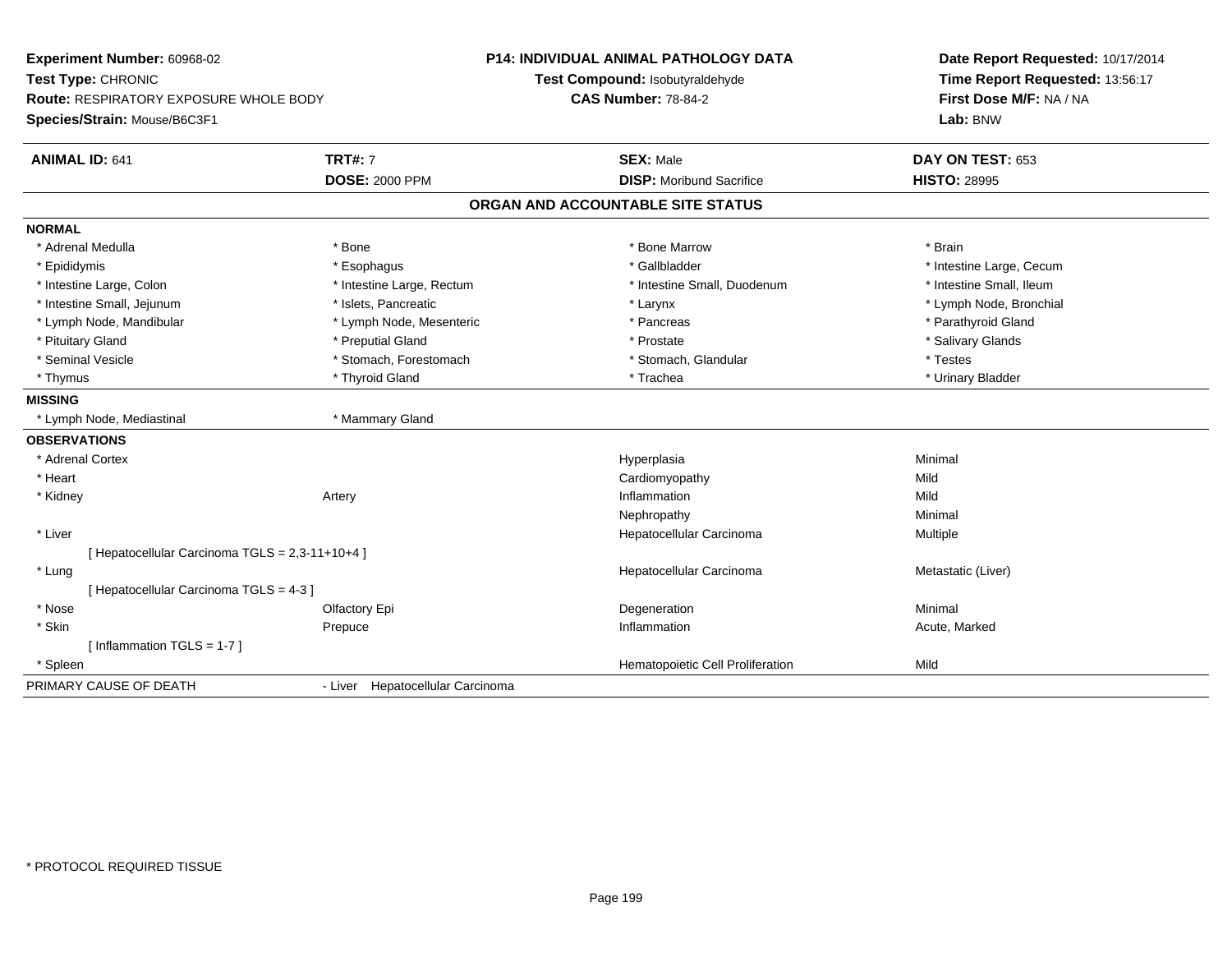**Experiment Number:** 60968-02
**Test Type:** CHRONIC
**Route:** RESPIRATORY EXPOSURE WHOLE BODY
**Species/Strain:** Mouse/B6C3F1

**P14: INDIVIDUAL ANIMAL PATHOLOGY DATA**
**Test Compound:** Isobutyraldehyde
**CAS Number:** 78-84-2

**Date Report Requested:** 10/17/2014
**Time Report Requested:** 13:56:17
**First Dose M/F:** NA / NA
**Lab:** BNW

| **ANIMAL ID:** 641 | **TRT#:** 7 | **SEX:** Male | **DAY ON TEST:** 653 |
|---|---|---|---|
| | **DOSE:** 2000 PPM | **DISP:** Moribund Sacrifice | **HISTO:** 28995 |

## ORGAN AND ACCOUNTABLE SITE STATUS

**NORMAL**

| | | | |
|---|---|---|---|
| * Adrenal Medulla | * Bone | * Bone Marrow | * Brain |
| * Epididymis | * Esophagus | * Gallbladder | * Intestine Large, Cecum |
| * Intestine Large, Colon | * Intestine Large, Rectum | * Intestine Small, Duodenum | * Intestine Small, Ileum |
| * Intestine Small, Jejunum | * Islets, Pancreatic | * Larynx | * Lymph Node, Bronchial |
| * Lymph Node, Mandibular | * Lymph Node, Mesenteric | * Pancreas | * Parathyroid Gland |
| * Pituitary Gland | * Preputial Gland | * Prostate | * Salivary Glands |
| * Seminal Vesicle | * Stomach, Forestomach | * Stomach, Glandular | * Testes |
| * Thymus | * Thyroid Gland | * Trachea | * Urinary Bladder |

**MISSING**

| | |
|---|---|
| * Lymph Node, Mediastinal | * Mammary Gland |

**OBSERVATIONS**

| | | | |
|---|---|---|---|
| * Adrenal Cortex | | Hyperplasia | Minimal |
| * Heart | | Cardiomyopathy | Mild |
| * Kidney | Artery | Inflammation | Mild |
| | | Nephropathy | Minimal |
| * Liver | | Hepatocellular Carcinoma | Multiple |
| [ Hepatocellular Carcinoma TGLS = 2,3-11+10+4 ] | | | |
| * Lung | | Hepatocellular Carcinoma | Metastatic (Liver) |
| [ Hepatocellular Carcinoma TGLS = 4-3 ] | | | |
| * Nose | Olfactory Epi | Degeneration | Minimal |
| * Skin | Prepuce | Inflammation | Acute, Marked |
| [ Inflammation TGLS = 1-7 ] | | | |
| * Spleen | | Hematopoietic Cell Proliferation | Mild |

PRIMARY CAUSE OF DEATH - Liver Hepatocellular Carcinoma

* PROTOCOL REQUIRED TISSUE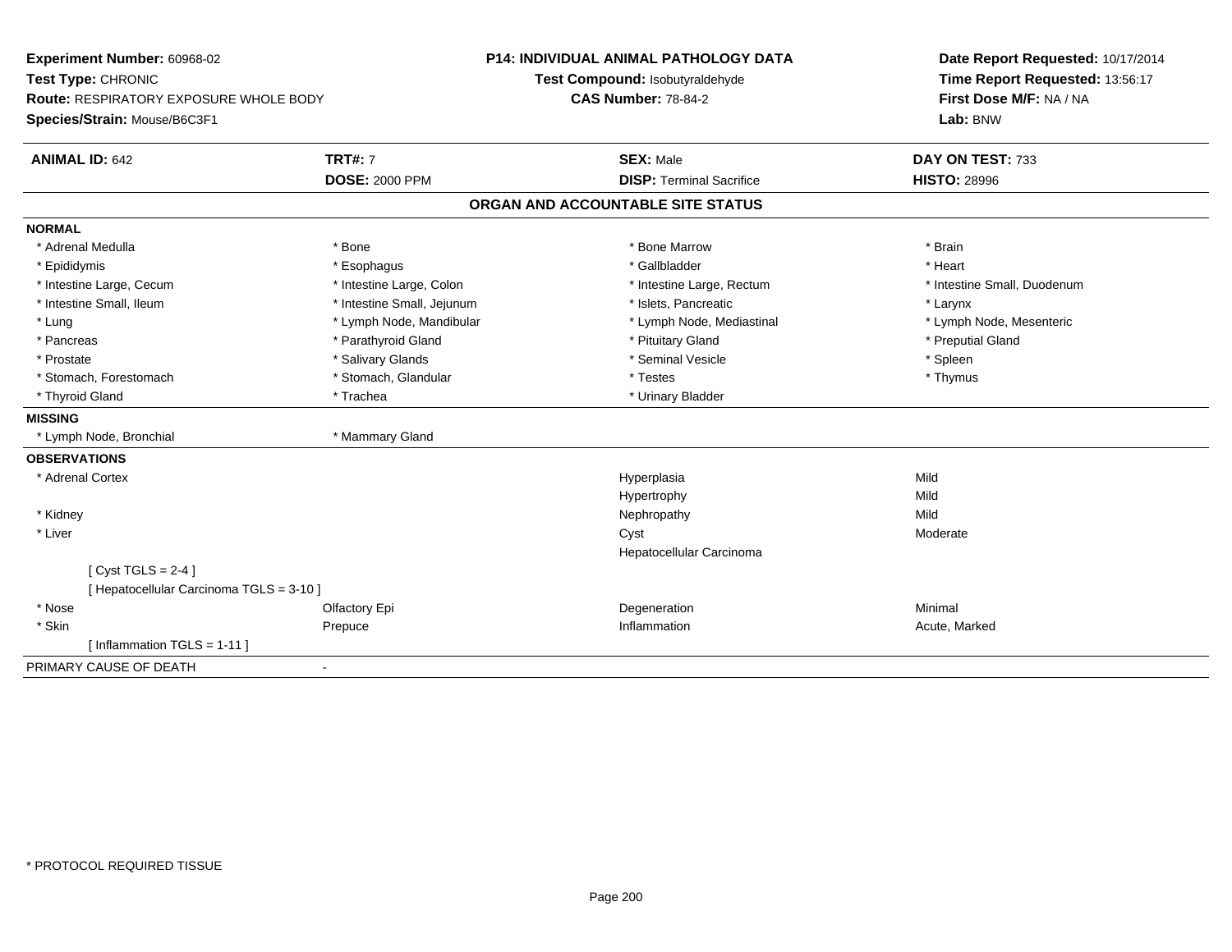**Experiment Number:** 60968-02
**Test Type:** CHRONIC
**Route:** RESPIRATORY EXPOSURE WHOLE BODY
**Species/Strain:** Mouse/B6C3F1

**P14: INDIVIDUAL ANIMAL PATHOLOGY DATA**
**Test Compound:** Isobutyraldehyde
**CAS Number:** 78-84-2

**Date Report Requested:** 10/17/2014
**Time Report Requested:** 13:56:17
**First Dose M/F:** NA / NA
**Lab:** BNW

| **ANIMAL ID:** 642 | **TRT#:** 7 | **SEX:** Male | **DAY ON TEST:** 733 |
|---|---|---|---|
| | **DOSE:** 2000 PPM | **DISP:** Terminal Sacrifice | **HISTO:** 28996 |

## ORGAN AND ACCOUNTABLE SITE STATUS

| | | | |
|---|---|---|---|
| **NORMAL** | | | |
| * Adrenal Medulla | * Bone | * Bone Marrow | * Brain |
| * Epididymis | * Esophagus | * Gallbladder | * Heart |
| * Intestine Large, Cecum | * Intestine Large, Colon | * Intestine Large, Rectum | * Intestine Small, Duodenum |
| * Intestine Small, Ileum | * Intestine Small, Jejunum | * Islets, Pancreatic | * Larynx |
| * Lung | * Lymph Node, Mandibular | * Lymph Node, Mediastinal | * Lymph Node, Mesenteric |
| * Pancreas | * Parathyroid Gland | * Pituitary Gland | * Preputial Gland |
| * Prostate | * Salivary Glands | * Seminal Vesicle | * Spleen |
| * Stomach, Forestomach | * Stomach, Glandular | * Testes | * Thymus |
| * Thyroid Gland | * Trachea | * Urinary Bladder | |
| **MISSING** | | | |
| * Lymph Node, Bronchial | * Mammary Gland | | |
| **OBSERVATIONS** | | | |
| * Adrenal Cortex | | Hyperplasia | Mild |
| | | Hypertrophy | Mild |
| * Kidney | | Nephropathy | Mild |
| * Liver | | Cyst | Moderate |
| | | Hepatocellular Carcinoma | |
| [ Cyst TGLS = 2-4 ] | | | |
| [ Hepatocellular Carcinoma TGLS = 3-10 ] | | | |
| * Nose | Olfactory Epi | Degeneration | Minimal |
| * Skin | Prepuce | Inflammation | Acute, Marked |
| [ Inflammation TGLS = 1-11 ] | | | |
| PRIMARY CAUSE OF DEATH | - | | |

* PROTOCOL REQUIRED TISSUE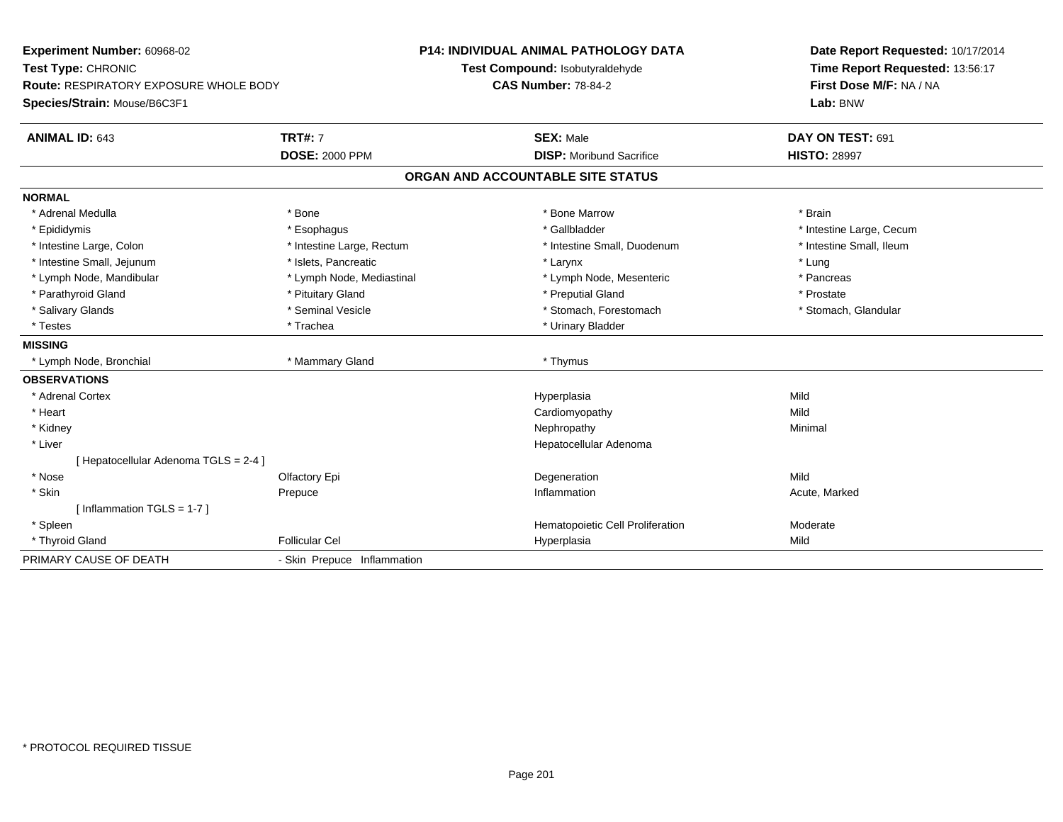**Experiment Number:** 60968-02
**Test Type:** CHRONIC
**Route:** RESPIRATORY EXPOSURE WHOLE BODY
**Species/Strain:** Mouse/B6C3F1

**P14: INDIVIDUAL ANIMAL PATHOLOGY DATA**
**Test Compound:** Isobutyraldehyde
**CAS Number:** 78-84-2

**Date Report Requested:** 10/17/2014
**Time Report Requested:** 13:56:17
**First Dose M/F:** NA / NA
**Lab:** BNW

| **ANIMAL ID:** 643 | **TRT#:** 7 | **SEX:** Male | **DAY ON TEST:** 691 |
|---|---|---|---|
| | **DOSE:** 2000 PPM | **DISP:** Moribund Sacrifice | **HISTO:** 28997 |

## ORGAN AND ACCOUNTABLE SITE STATUS

**NORMAL**

| | | | |
|---|---|---|---|
| * Adrenal Medulla | * Bone | * Bone Marrow | * Brain |
| * Epididymis | * Esophagus | * Gallbladder | * Intestine Large, Cecum |
| * Intestine Large, Colon | * Intestine Large, Rectum | * Intestine Small, Duodenum | * Intestine Small, Ileum |
| * Intestine Small, Jejunum | * Islets, Pancreatic | * Larynx | * Lung |
| * Lymph Node, Mandibular | * Lymph Node, Mediastinal | * Lymph Node, Mesenteric | * Pancreas |
| * Parathyroid Gland | * Pituitary Gland | * Preputial Gland | * Prostate |
| * Salivary Glands | * Seminal Vesicle | * Stomach, Forestomach | * Stomach, Glandular |
| * Testes | * Trachea | * Urinary Bladder | |

**MISSING**

| | | |
|---|---|---|
| * Lymph Node, Bronchial | * Mammary Gland | * Thymus |

**OBSERVATIONS**

| | | | |
|---|---|---|---|
| * Adrenal Cortex | | Hyperplasia | Mild |
| * Heart | | Cardiomyopathy | Mild |
| * Kidney | | Nephropathy | Minimal |
| * Liver | | Hepatocellular Adenoma | |
| [ Hepatocellular Adenoma TGLS = 2-4 ] | | | |
| * Nose | Olfactory Epi | Degeneration | Mild |
| * Skin | Prepuce | Inflammation | Acute, Marked |
| [ Inflammation TGLS = 1-7 ] | | | |
| * Spleen | | Hematopoietic Cell Proliferation | Moderate |
| * Thyroid Gland | Follicular Cel | Hyperplasia | Mild |

PRIMARY CAUSE OF DEATH - Skin Prepuce Inflammation

* PROTOCOL REQUIRED TISSUE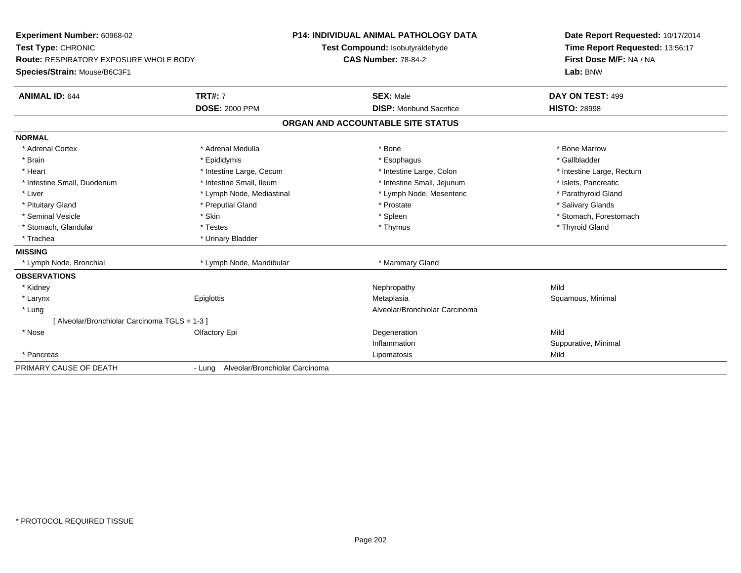**Experiment Number:** 60968-02
**Test Type:** CHRONIC
**Route:** RESPIRATORY EXPOSURE WHOLE BODY
**Species/Strain:** Mouse/B6C3F1

**P14: INDIVIDUAL ANIMAL PATHOLOGY DATA**
**Test Compound:** Isobutyraldehyde
**CAS Number:** 78-84-2

**Date Report Requested:** 10/17/2014
**Time Report Requested:** 13:56:17
**First Dose M/F:** NA / NA
**Lab:** BNW

| **ANIMAL ID:** 644 | **TRT#:** 7 | **SEX:** Male | **DAY ON TEST:** 499 |
|---|---|---|---|
| | **DOSE:** 2000 PPM | **DISP:** Moribund Sacrifice | **HISTO:** 28998 |

## ORGAN AND ACCOUNTABLE SITE STATUS

| | | | |
|---|---|---|---|
| **NORMAL** | | | |
| * Adrenal Cortex | * Adrenal Medulla | * Bone | * Bone Marrow |
| * Brain | * Epididymis | * Esophagus | * Gallbladder |
| * Heart | * Intestine Large, Cecum | * Intestine Large, Colon | * Intestine Large, Rectum |
| * Intestine Small, Duodenum | * Intestine Small, Ileum | * Intestine Small, Jejunum | * Islets, Pancreatic |
| * Liver | * Lymph Node, Mediastinal | * Lymph Node, Mesenteric | * Parathyroid Gland |
| * Pituitary Gland | * Preputial Gland | * Prostate | * Salivary Glands |
| * Seminal Vesicle | * Skin | * Spleen | * Stomach, Forestomach |
| * Stomach, Glandular | * Testes | * Thymus | * Thyroid Gland |
| * Trachea | * Urinary Bladder | | |
| **MISSING** | | | |
| * Lymph Node, Bronchial | * Lymph Node, Mandibular | * Mammary Gland | |
| **OBSERVATIONS** | | | |
| * Kidney | | Nephropathy | Mild |
| * Larynx | Epiglottis | Metaplasia | Squamous, Minimal |
| * Lung | | Alveolar/Bronchiolar Carcinoma | |
| [ Alveolar/Bronchiolar Carcinoma TGLS = 1-3 ] | | | |
| * Nose | Olfactory Epi | Degeneration | Mild |
| | | Inflammation | Suppurative, Minimal |
| * Pancreas | | Lipomatosis | Mild |
| PRIMARY CAUSE OF DEATH | - Lung Alveolar/Bronchiolar Carcinoma | | |

* PROTOCOL REQUIRED TISSUE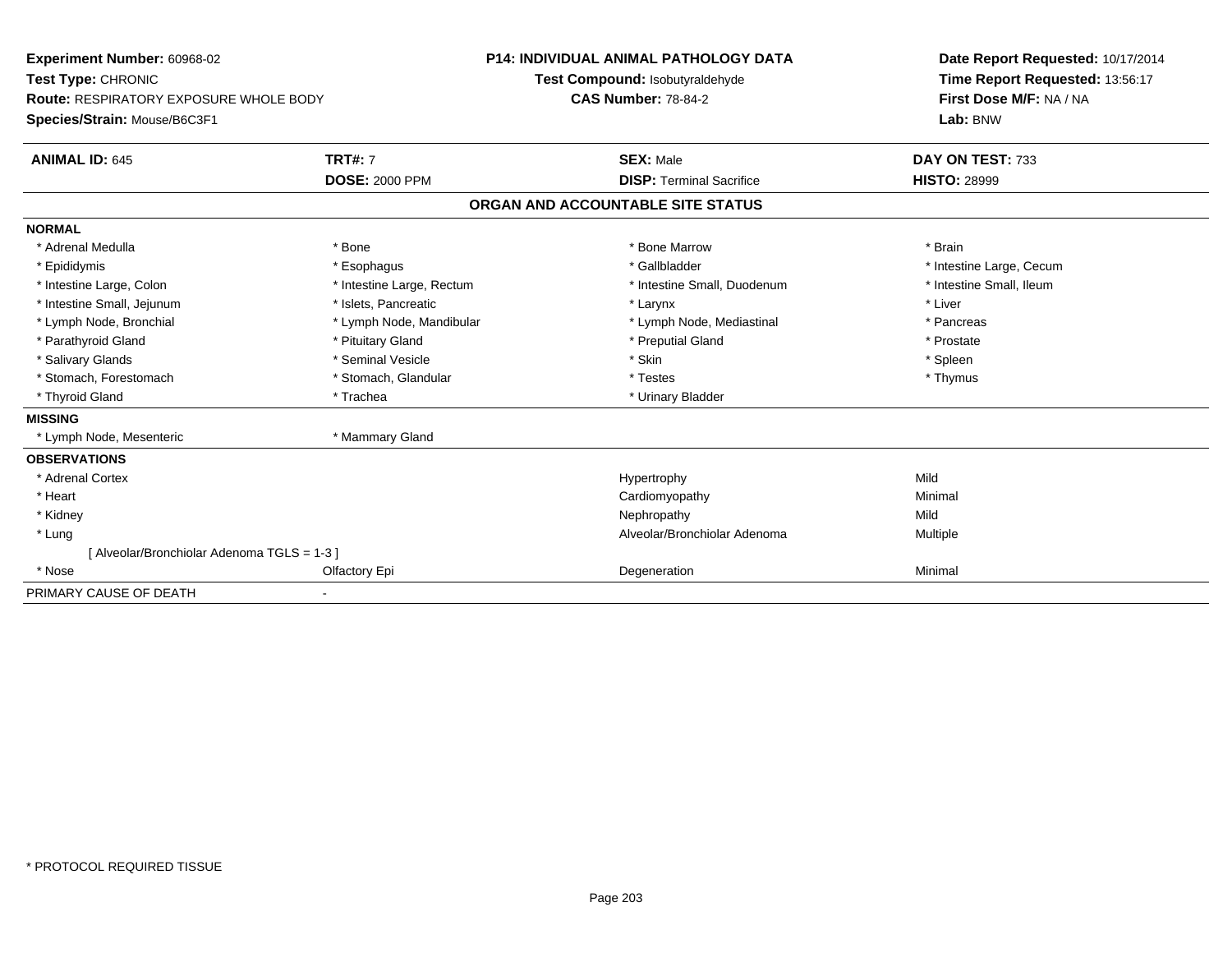**Experiment Number:** 60968-02
**Test Type:** CHRONIC
**Route:** RESPIRATORY EXPOSURE WHOLE BODY
**Species/Strain:** Mouse/B6C3F1

**P14: INDIVIDUAL ANIMAL PATHOLOGY DATA**
**Test Compound:** Isobutyraldehyde
**CAS Number:** 78-84-2

**Date Report Requested:** 10/17/2014
**Time Report Requested:** 13:56:17
**First Dose M/F:** NA / NA
**Lab:** BNW

| **ANIMAL ID:** 645 | **TRT#:** 7 | **SEX:** Male | **DAY ON TEST:** 733 |
|---|---|---|---|
| | **DOSE:** 2000 PPM | **DISP:** Terminal Sacrifice | **HISTO:** 28999 |

## ORGAN AND ACCOUNTABLE SITE STATUS

**NORMAL**

| | | | |
|---|---|---|---|
| * Adrenal Medulla | * Bone | * Bone Marrow | * Brain |
| * Epididymis | * Esophagus | * Gallbladder | * Intestine Large, Cecum |
| * Intestine Large, Colon | * Intestine Large, Rectum | * Intestine Small, Duodenum | * Intestine Small, Ileum |
| * Intestine Small, Jejunum | * Islets, Pancreatic | * Larynx | * Liver |
| * Lymph Node, Bronchial | * Lymph Node, Mandibular | * Lymph Node, Mediastinal | * Pancreas |
| * Parathyroid Gland | * Pituitary Gland | * Preputial Gland | * Prostate |
| * Salivary Glands | * Seminal Vesicle | * Skin | * Spleen |
| * Stomach, Forestomach | * Stomach, Glandular | * Testes | * Thymus |
| * Thyroid Gland | * Trachea | * Urinary Bladder | |

**MISSING**

| | |
|---|---|
| * Lymph Node, Mesenteric | * Mammary Gland |

**OBSERVATIONS**

| | | | |
|---|---|---|---|
| * Adrenal Cortex | | Hypertrophy | Mild |
| * Heart | | Cardiomyopathy | Minimal |
| * Kidney | | Nephropathy | Mild |
| * Lung | | Alveolar/Bronchiolar Adenoma | Multiple |
| [ Alveolar/Bronchiolar Adenoma TGLS = 1-3 ] | | | |
| * Nose | Olfactory Epi | Degeneration | Minimal |

| | |
|---|---|
| PRIMARY CAUSE OF DEATH | - |

\* PROTOCOL REQUIRED TISSUE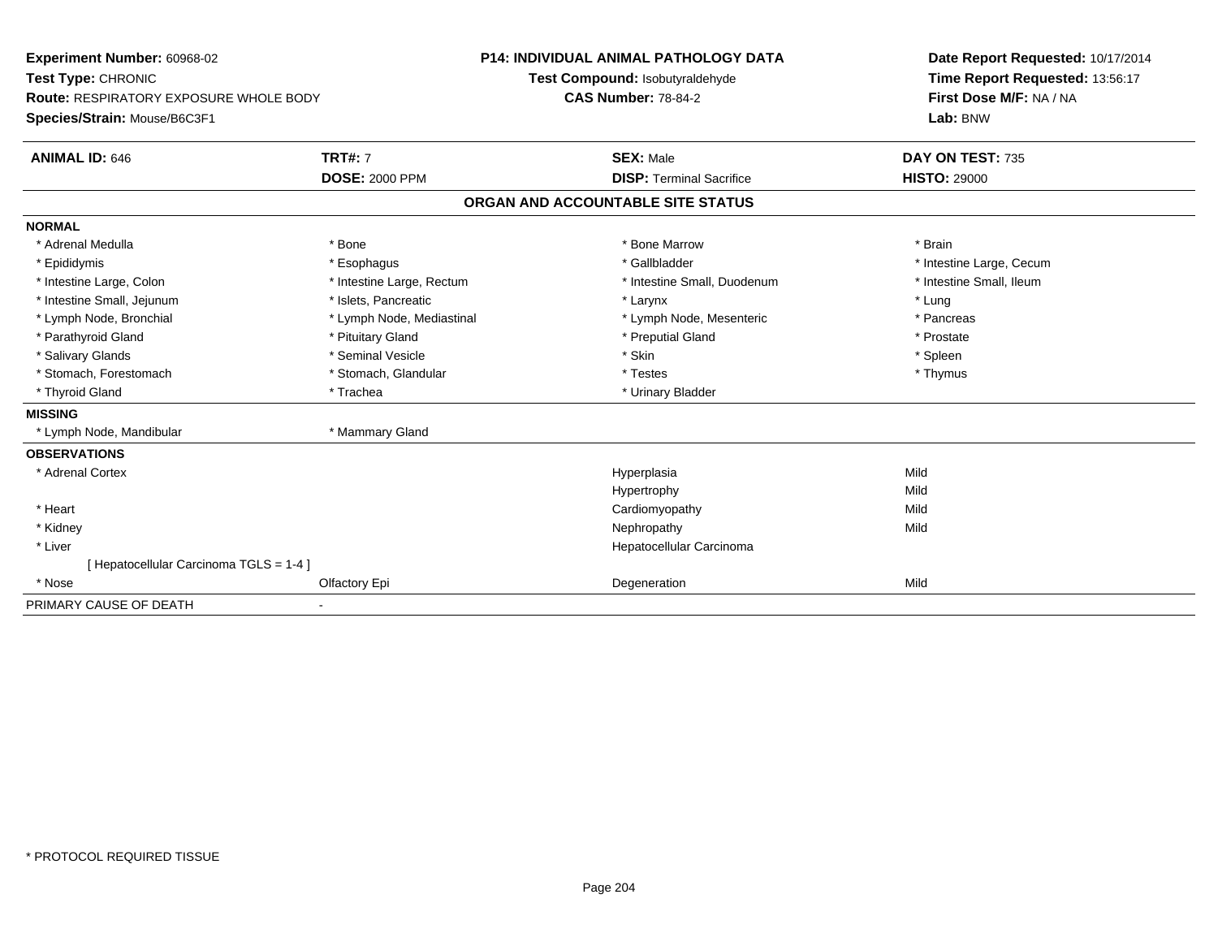**Experiment Number:** 60968-02
**Test Type:** CHRONIC
**Route:** RESPIRATORY EXPOSURE WHOLE BODY
**Species/Strain:** Mouse/B6C3F1

**P14: INDIVIDUAL ANIMAL PATHOLOGY DATA**
**Test Compound:** Isobutyraldehyde
**CAS Number:** 78-84-2

**Date Report Requested:** 10/17/2014
**Time Report Requested:** 13:56:17
**First Dose M/F:** NA / NA
**Lab:** BNW

| **ANIMAL ID:** 646 | **TRT#:** 7 | **SEX:** Male | **DAY ON TEST:** 735 |
|---|---|---|---|
| | **DOSE:** 2000 PPM | **DISP:** Terminal Sacrifice | **HISTO:** 29000 |

**ORGAN AND ACCOUNTABLE SITE STATUS**

**NORMAL**

| | | | |
|---|---|---|---|
| * Adrenal Medulla | * Bone | * Bone Marrow | * Brain |
| * Epididymis | * Esophagus | * Gallbladder | * Intestine Large, Cecum |
| * Intestine Large, Colon | * Intestine Large, Rectum | * Intestine Small, Duodenum | * Intestine Small, Ileum |
| * Intestine Small, Jejunum | * Islets, Pancreatic | * Larynx | * Lung |
| * Lymph Node, Bronchial | * Lymph Node, Mediastinal | * Lymph Node, Mesenteric | * Pancreas |
| * Parathyroid Gland | * Pituitary Gland | * Preputial Gland | * Prostate |
| * Salivary Glands | * Seminal Vesicle | * Skin | * Spleen |
| * Stomach, Forestomach | * Stomach, Glandular | * Testes | * Thymus |
| * Thyroid Gland | * Trachea | * Urinary Bladder | |

**MISSING**

| | |
|---|---|
| * Lymph Node, Mandibular | * Mammary Gland |

**OBSERVATIONS**

| | | | |
|---|---|---|---|
| * Adrenal Cortex | | Hyperplasia | Mild |
| | | Hypertrophy | Mild |
| * Heart | | Cardiomyopathy | Mild |
| * Kidney | | Nephropathy | Mild |
| * Liver | | Hepatocellular Carcinoma | |
| [ Hepatocellular Carcinoma TGLS = 1-4 ] | | | |
| * Nose | Olfactory Epi | Degeneration | Mild |

| PRIMARY CAUSE OF DEATH | - |
|---|---|

* PROTOCOL REQUIRED TISSUE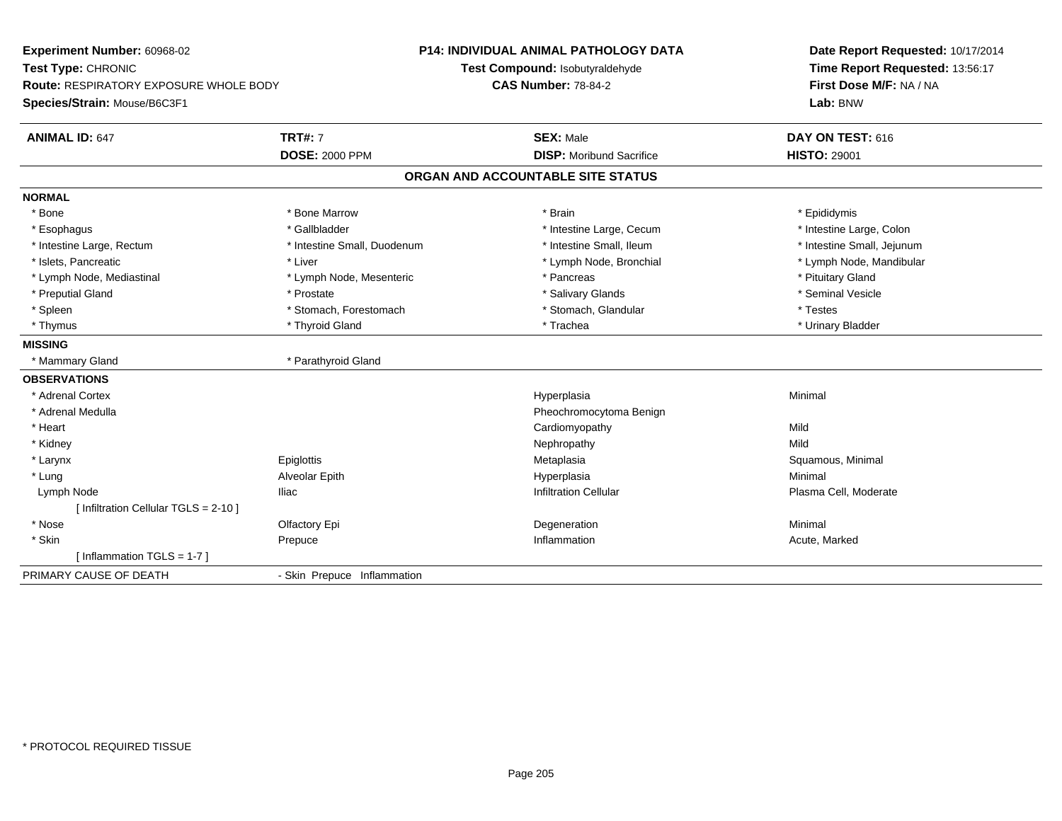**Experiment Number:** 60968-02
**Test Type:** CHRONIC
**Route:** RESPIRATORY EXPOSURE WHOLE BODY
**Species/Strain:** Mouse/B6C3F1

**P14: INDIVIDUAL ANIMAL PATHOLOGY DATA**
**Test Compound:** Isobutyraldehyde
**CAS Number:** 78-84-2

**Date Report Requested:** 10/17/2014
**Time Report Requested:** 13:56:17
**First Dose M/F:** NA / NA
**Lab:** BNW

| **ANIMAL ID:** 647 | **TRT#:** 7 | **SEX:** Male | **DAY ON TEST:** 616 |
|---|---|---|---|
| | **DOSE:** 2000 PPM | **DISP:** Moribund Sacrifice | **HISTO:** 29001 |

## ORGAN AND ACCOUNTABLE SITE STATUS

| | | | |
|---|---|---|---|
| **NORMAL** | | | |
| * Bone | * Bone Marrow | * Brain | * Epididymis |
| * Esophagus | * Gallbladder | * Intestine Large, Cecum | * Intestine Large, Colon |
| * Intestine Large, Rectum | * Intestine Small, Duodenum | * Intestine Small, Ileum | * Intestine Small, Jejunum |
| * Islets, Pancreatic | * Liver | * Lymph Node, Bronchial | * Lymph Node, Mandibular |
| * Lymph Node, Mediastinal | * Lymph Node, Mesenteric | * Pancreas | * Pituitary Gland |
| * Preputial Gland | * Prostate | * Salivary Glands | * Seminal Vesicle |
| * Spleen | * Stomach, Forestomach | * Stomach, Glandular | * Testes |
| * Thymus | * Thyroid Gland | * Trachea | * Urinary Bladder |
| **MISSING** | | | |
| * Mammary Gland | * Parathyroid Gland | | |
| **OBSERVATIONS** | | | |
| * Adrenal Cortex | | Hyperplasia | Minimal |
| * Adrenal Medulla | | Pheochromocytoma Benign | |
| * Heart | | Cardiomyopathy | Mild |
| * Kidney | | Nephropathy | Mild |
| * Larynx | Epiglottis | Metaplasia | Squamous, Minimal |
| * Lung | Alveolar Epith | Hyperplasia | Minimal |
| Lymph Node | Iliac | Infiltration Cellular | Plasma Cell, Moderate |
| [ Infiltration Cellular TGLS = 2-10 ] | | | |
| * Nose | Olfactory Epi | Degeneration | Minimal |
| * Skin | Prepuce | Inflammation | Acute, Marked |
| [ Inflammation TGLS = 1-7 ] | | | |
| PRIMARY CAUSE OF DEATH | - Skin Prepuce Inflammation | | |

* PROTOCOL REQUIRED TISSUE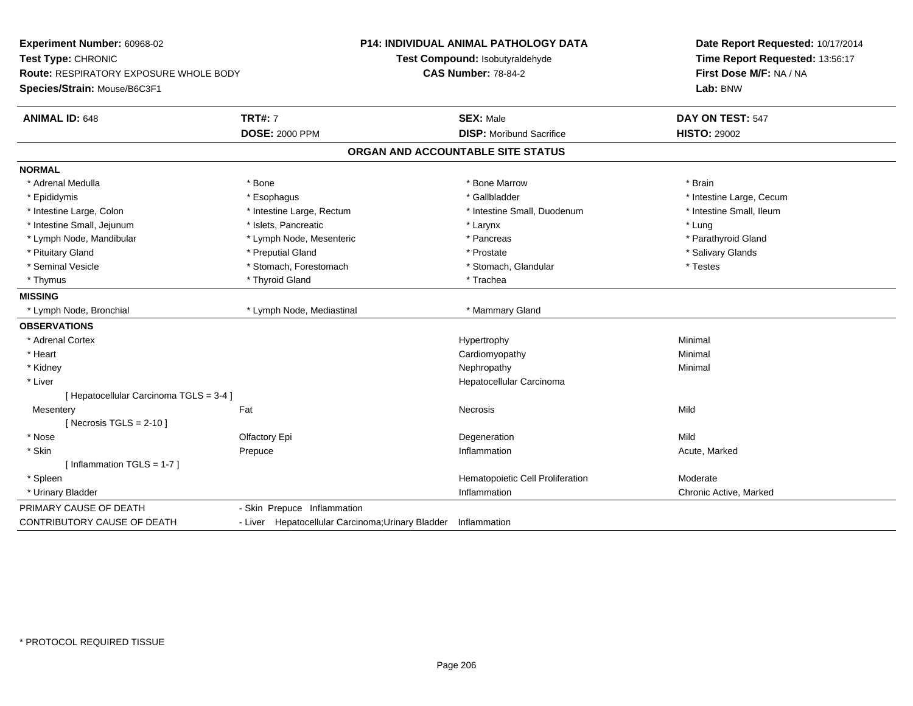**Experiment Number:** 60968-02
**Test Type:** CHRONIC
**Route:** RESPIRATORY EXPOSURE WHOLE BODY
**Species/Strain:** Mouse/B6C3F1

**P14: INDIVIDUAL ANIMAL PATHOLOGY DATA**
**Test Compound:** Isobutyraldehyde
**CAS Number:** 78-84-2

**Date Report Requested:** 10/17/2014
**Time Report Requested:** 13:56:17
**First Dose M/F:** NA / NA
**Lab:** BNW

| **ANIMAL ID:** 648 | **TRT#:** 7 | **SEX:** Male | **DAY ON TEST:** 547 |
|---|---|---|---|
| | **DOSE:** 2000 PPM | **DISP:** Moribund Sacrifice | **HISTO:** 29002 |

## ORGAN AND ACCOUNTABLE SITE STATUS

**NORMAL**

| | | | |
|---|---|---|---|
| * Adrenal Medulla | * Bone | * Bone Marrow | * Brain |
| * Epididymis | * Esophagus | * Gallbladder | * Intestine Large, Cecum |
| * Intestine Large, Colon | * Intestine Large, Rectum | * Intestine Small, Duodenum | * Intestine Small, Ileum |
| * Intestine Small, Jejunum | * Islets, Pancreatic | * Larynx | * Lung |
| * Lymph Node, Mandibular | * Lymph Node, Mesenteric | * Pancreas | * Parathyroid Gland |
| * Pituitary Gland | * Preputial Gland | * Prostate | * Salivary Glands |
| * Seminal Vesicle | * Stomach, Forestomach | * Stomach, Glandular | * Testes |
| * Thymus | * Thyroid Gland | * Trachea | |

**MISSING**

| | | |
|---|---|---|
| * Lymph Node, Bronchial | * Lymph Node, Mediastinal | * Mammary Gland |

**OBSERVATIONS**

| Organ | Site | Observation | Severity |
|---|---|---|---|
| * Adrenal Cortex | | Hypertrophy | Minimal |
| * Heart | | Cardiomyopathy | Minimal |
| * Kidney | | Nephropathy | Minimal |
| * Liver | | Hepatocellular Carcinoma | |
| [ Hepatocellular Carcinoma TGLS = 3-4 ] | | | |
| Mesentery | Fat | Necrosis | Mild |
| [ Necrosis TGLS = 2-10 ] | | | |
| * Nose | Olfactory Epi | Degeneration | Mild |
| * Skin | Prepuce | Inflammation | Acute, Marked |
| [ Inflammation TGLS = 1-7 ] | | | |
| * Spleen | | Hematopoietic Cell Proliferation | Moderate |
| * Urinary Bladder | | Inflammation | Chronic Active, Marked |

| | |
|---|---|
| PRIMARY CAUSE OF DEATH | - Skin Prepuce Inflammation |
| CONTRIBUTORY CAUSE OF DEATH | - Liver Hepatocellular Carcinoma;Urinary Bladder Inflammation |

* PROTOCOL REQUIRED TISSUE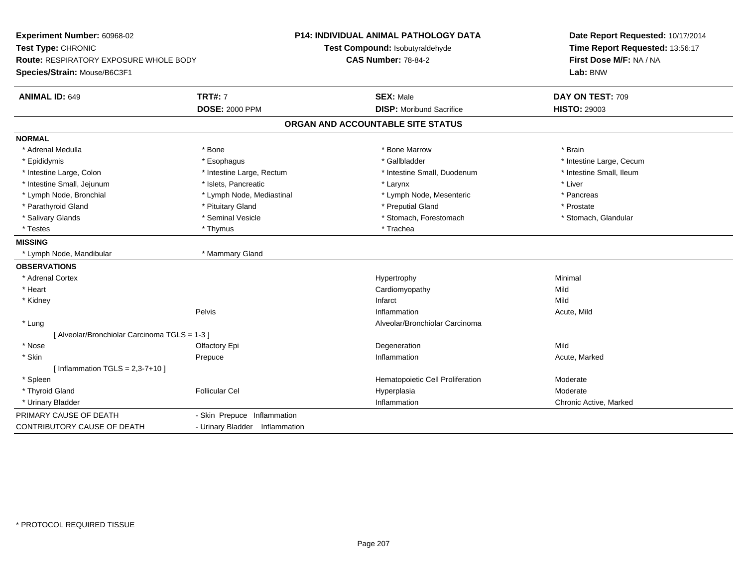**Experiment Number:** 60968-02
**Test Type:** CHRONIC
**Route:** RESPIRATORY EXPOSURE WHOLE BODY
**Species/Strain:** Mouse/B6C3F1

**P14: INDIVIDUAL ANIMAL PATHOLOGY DATA**
**Test Compound:** Isobutyraldehyde
**CAS Number:** 78-84-2

**Date Report Requested:** 10/17/2014
**Time Report Requested:** 13:56:17
**First Dose M/F:** NA / NA
**Lab:** BNW

| **ANIMAL ID:** 649 | **TRT#:** 7 | **SEX:** Male | **DAY ON TEST:** 709 |
|---|---|---|---|
| | **DOSE:** 2000 PPM | **DISP:** Moribund Sacrifice | **HISTO:** 29003 |

## ORGAN AND ACCOUNTABLE SITE STATUS

**NORMAL**

| | | | |
|---|---|---|---|
| * Adrenal Medulla | * Bone | * Bone Marrow | * Brain |
| * Epididymis | * Esophagus | * Gallbladder | * Intestine Large, Cecum |
| * Intestine Large, Colon | * Intestine Large, Rectum | * Intestine Small, Duodenum | * Intestine Small, Ileum |
| * Intestine Small, Jejunum | * Islets, Pancreatic | * Larynx | * Liver |
| * Lymph Node, Bronchial | * Lymph Node, Mediastinal | * Lymph Node, Mesenteric | * Pancreas |
| * Parathyroid Gland | * Pituitary Gland | * Preputial Gland | * Prostate |
| * Salivary Glands | * Seminal Vesicle | * Stomach, Forestomach | * Stomach, Glandular |
| * Testes | * Thymus | * Trachea | |

**MISSING**

| | |
|---|---|
| * Lymph Node, Mandibular | * Mammary Gland |

**OBSERVATIONS**

| | | | |
|---|---|---|---|
| * Adrenal Cortex | | Hypertrophy | Minimal |
| * Heart | | Cardiomyopathy | Mild |
| * Kidney | | Infarct | Mild |
| | Pelvis | Inflammation | Acute, Mild |
| * Lung | | Alveolar/Bronchiolar Carcinoma | |
| [ Alveolar/Bronchiolar Carcinoma TGLS = 1-3 ] | | | |
| * Nose | Olfactory Epi | Degeneration | Mild |
| * Skin | Prepuce | Inflammation | Acute, Marked |
| [ Inflammation TGLS = 2,3-7+10 ] | | | |
| * Spleen | | Hematopoietic Cell Proliferation | Moderate |
| * Thyroid Gland | Follicular Cel | Hyperplasia | Moderate |
| * Urinary Bladder | | Inflammation | Chronic Active, Marked |

| | |
|---|---|
| PRIMARY CAUSE OF DEATH | - Skin Prepuce Inflammation |
| CONTRIBUTORY CAUSE OF DEATH | - Urinary Bladder Inflammation |

* PROTOCOL REQUIRED TISSUE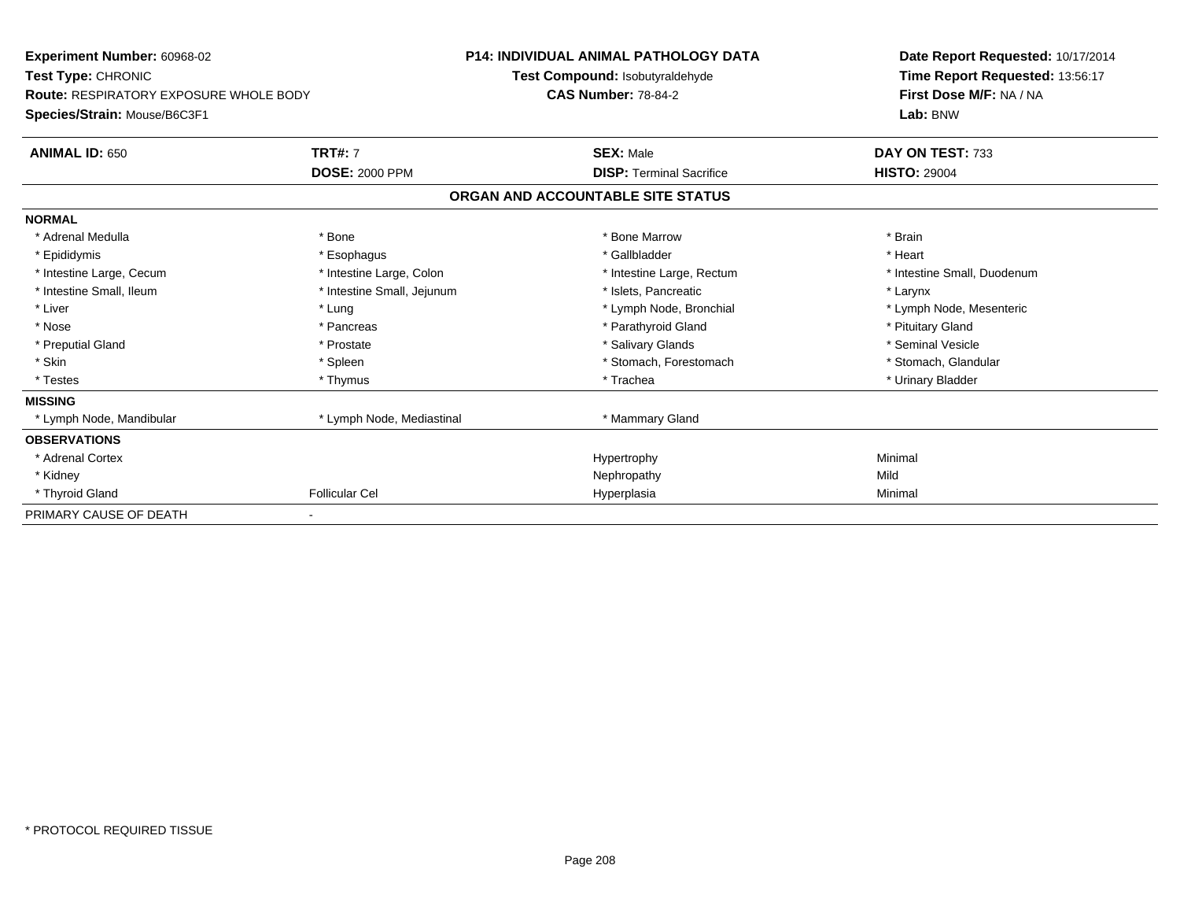**Experiment Number:** 60968-02
**Test Type:** CHRONIC
**Route:** RESPIRATORY EXPOSURE WHOLE BODY
**Species/Strain:** Mouse/B6C3F1

**P14: INDIVIDUAL ANIMAL PATHOLOGY DATA**
**Test Compound:** Isobutyraldehyde
**CAS Number:** 78-84-2

**Date Report Requested:** 10/17/2014
**Time Report Requested:** 13:56:17
**First Dose M/F:** NA / NA
**Lab:** BNW

| **ANIMAL ID:** 650 | **TRT#:** 7 | **SEX:** Male | **DAY ON TEST:** 733 |
|---|---|---|---|
| | **DOSE:** 2000 PPM | **DISP:** Terminal Sacrifice | **HISTO:** 29004 |

**ORGAN AND ACCOUNTABLE SITE STATUS**

| | | | |
|---|---|---|---|
| **NORMAL** | | | |
| * Adrenal Medulla | * Bone | * Bone Marrow | * Brain |
| * Epididymis | * Esophagus | * Gallbladder | * Heart |
| * Intestine Large, Cecum | * Intestine Large, Colon | * Intestine Large, Rectum | * Intestine Small, Duodenum |
| * Intestine Small, Ileum | * Intestine Small, Jejunum | * Islets, Pancreatic | * Larynx |
| * Liver | * Lung | * Lymph Node, Bronchial | * Lymph Node, Mesenteric |
| * Nose | * Pancreas | * Parathyroid Gland | * Pituitary Gland |
| * Preputial Gland | * Prostate | * Salivary Glands | * Seminal Vesicle |
| * Skin | * Spleen | * Stomach, Forestomach | * Stomach, Glandular |
| * Testes | * Thymus | * Trachea | * Urinary Bladder |
| **MISSING** | | | |
| * Lymph Node, Mandibular | * Lymph Node, Mediastinal | * Mammary Gland | |
| **OBSERVATIONS** | | | |
| * Adrenal Cortex | | Hypertrophy | Minimal |
| * Kidney | | Nephropathy | Mild |
| * Thyroid Gland | Follicular Cel | Hyperplasia | Minimal |
| PRIMARY CAUSE OF DEATH | - | | |

* PROTOCOL REQUIRED TISSUE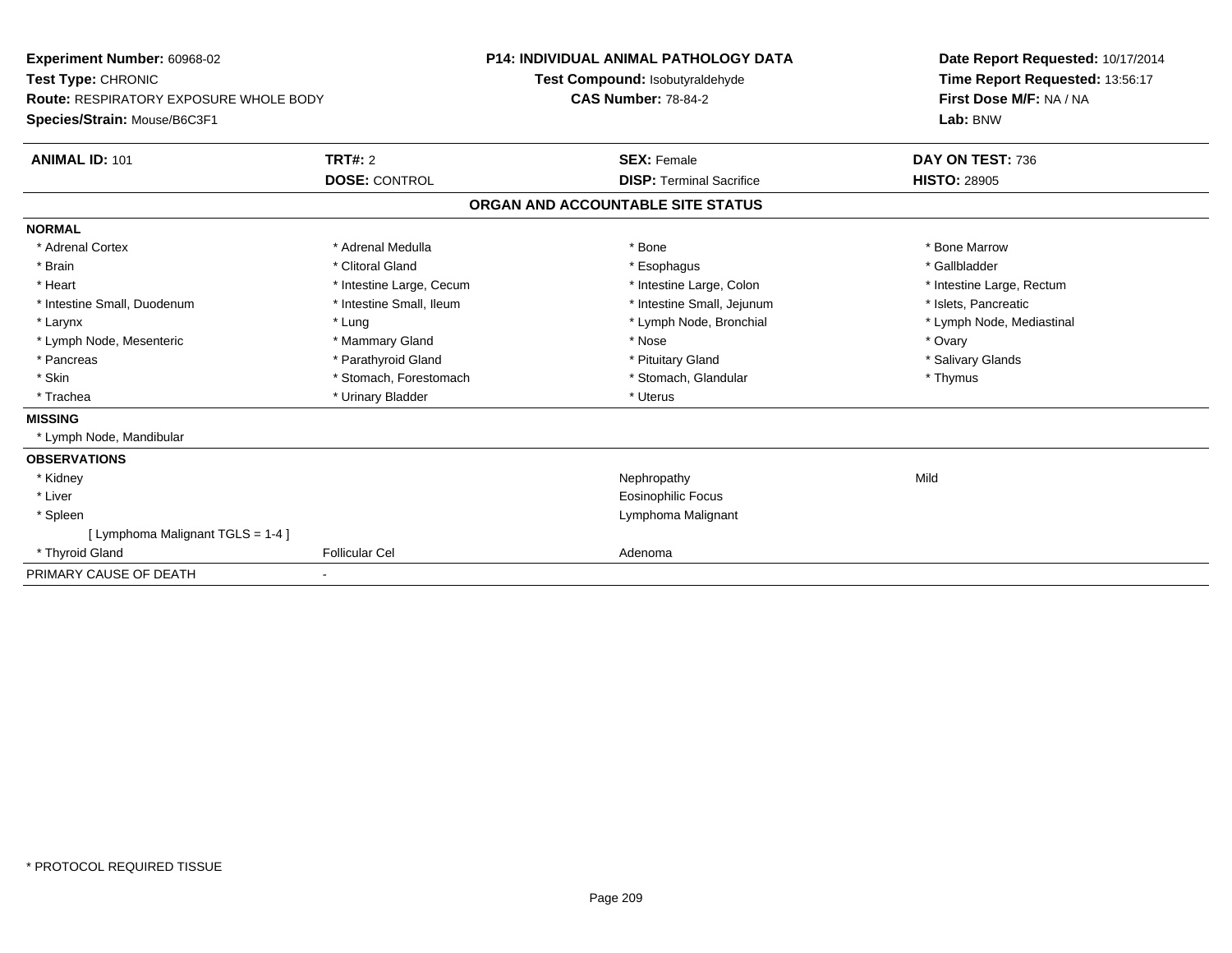| Experiment Number: 60968-02 | P14: INDIVIDUAL ANIMAL PATHOLOGY DATA | Date Report Requested: 10/17/2014 |
|---|---|---|
| Test Type: CHRONIC | Test Compound: Isobutyraldehyde | Time Report Requested: 13:56:17 |
| Route: RESPIRATORY EXPOSURE WHOLE BODY | CAS Number: 78-84-2 | First Dose M/F: NA / NA |
| Species/Strain: Mouse/B6C3F1 | | Lab: BNW |

| ANIMAL ID: 101 | TRT#: 2 | SEX: Female | DAY ON TEST: 736 |
|---|---|---|---|
| | DOSE: CONTROL | DISP: Terminal Sacrifice | HISTO: 28905 |

## ORGAN AND ACCOUNTABLE SITE STATUS

**NORMAL**

| | | | |
|---|---|---|---|
| * Adrenal Cortex | * Adrenal Medulla | * Bone | * Bone Marrow |
| * Brain | * Clitoral Gland | * Esophagus | * Gallbladder |
| * Heart | * Intestine Large, Cecum | * Intestine Large, Colon | * Intestine Large, Rectum |
| * Intestine Small, Duodenum | * Intestine Small, Ileum | * Intestine Small, Jejunum | * Islets, Pancreatic |
| * Larynx | * Lung | * Lymph Node, Bronchial | * Lymph Node, Mediastinal |
| * Lymph Node, Mesenteric | * Mammary Gland | * Nose | * Ovary |
| * Pancreas | * Parathyroid Gland | * Pituitary Gland | * Salivary Glands |
| * Skin | * Stomach, Forestomach | * Stomach, Glandular | * Thymus |
| * Trachea | * Urinary Bladder | * Uterus | |

**MISSING**

* Lymph Node, Mandibular

**OBSERVATIONS**

| | | | |
|---|---|---|---|
| * Kidney | | Nephropathy | Mild |
| * Liver | | Eosinophilic Focus | |
| * Spleen | | Lymphoma Malignant | |
| [ Lymphoma Malignant TGLS = 1-4 ] | | | |
| * Thyroid Gland | Follicular Cel | Adenoma | |

PRIMARY CAUSE OF DEATH -

* PROTOCOL REQUIRED TISSUE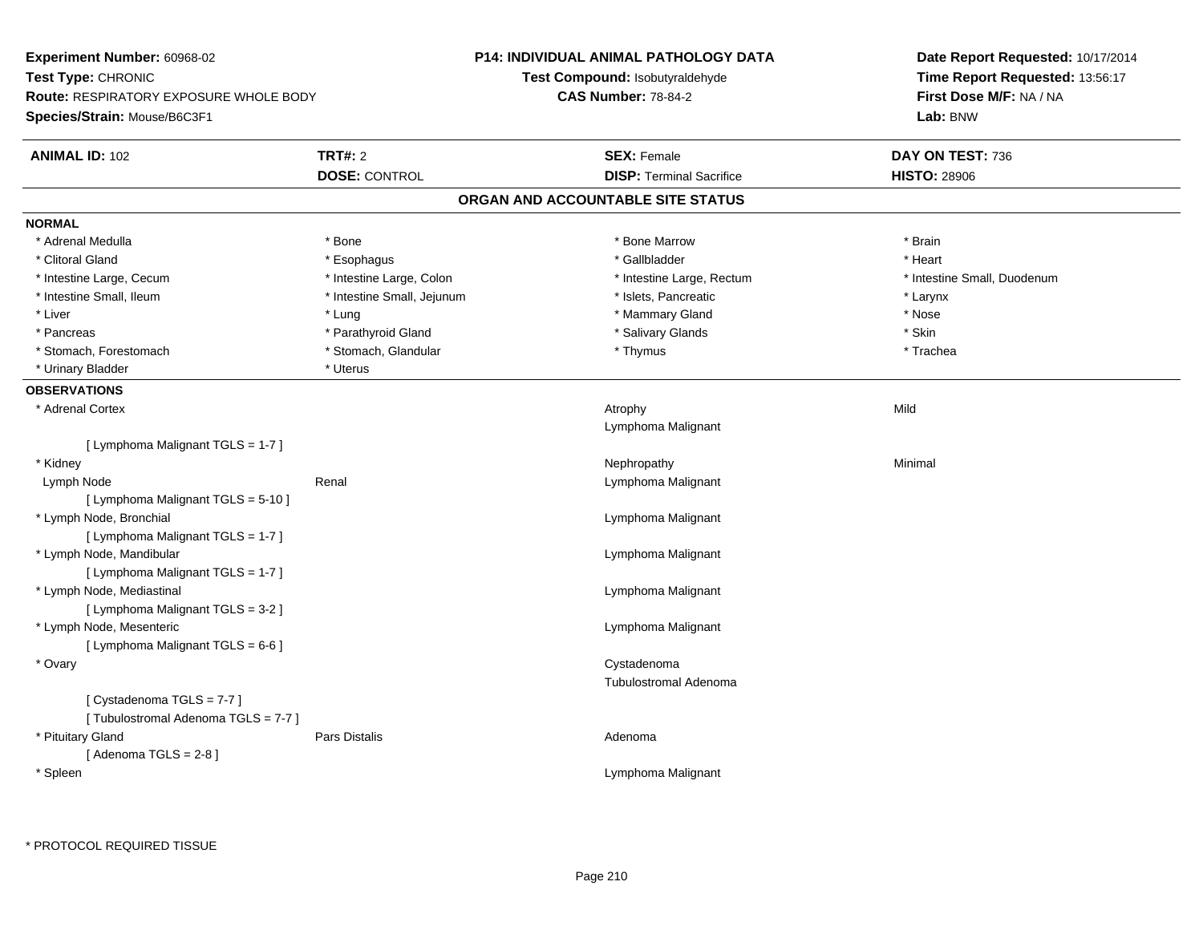**Experiment Number:** 60968-02
**Test Type:** CHRONIC
**Route:** RESPIRATORY EXPOSURE WHOLE BODY
**Species/Strain:** Mouse/B6C3F1

**P14: INDIVIDUAL ANIMAL PATHOLOGY DATA**
**Test Compound:** Isobutyraldehyde
**CAS Number:** 78-84-2

**Date Report Requested:** 10/17/2014
**Time Report Requested:** 13:56:17
**First Dose M/F:** NA / NA
**Lab:** BNW

| **ANIMAL ID:** 102 | **TRT#:** 2 | **SEX:** Female | **DAY ON TEST:** 736 |
|---|---|---|---|
| | **DOSE:** CONTROL | **DISP:** Terminal Sacrifice | **HISTO:** 28906 |

## ORGAN AND ACCOUNTABLE SITE STATUS

**NORMAL**

| | | | |
|---|---|---|---|
| * Adrenal Medulla | * Bone | * Bone Marrow | * Brain |
| * Clitoral Gland | * Esophagus | * Gallbladder | * Heart |
| * Intestine Large, Cecum | * Intestine Large, Colon | * Intestine Large, Rectum | * Intestine Small, Duodenum |
| * Intestine Small, Ileum | * Intestine Small, Jejunum | * Islets, Pancreatic | * Larynx |
| * Liver | * Lung | * Mammary Gland | * Nose |
| * Pancreas | * Parathyroid Gland | * Salivary Glands | * Skin |
| * Stomach, Forestomach | * Stomach, Glandular | * Thymus | * Trachea |
| * Urinary Bladder | * Uterus | | |

**OBSERVATIONS**

| | | | |
|---|---|---|---|
| * Adrenal Cortex | | Atrophy | Mild |
| | | Lymphoma Malignant | |
| [ Lymphoma Malignant TGLS = 1-7 ] | | | |
| * Kidney | | Nephropathy | Minimal |
| Lymph Node | Renal | Lymphoma Malignant | |
| [ Lymphoma Malignant TGLS = 5-10 ] | | | |
| * Lymph Node, Bronchial | | Lymphoma Malignant | |
| [ Lymphoma Malignant TGLS = 1-7 ] | | | |
| * Lymph Node, Mandibular | | Lymphoma Malignant | |
| [ Lymphoma Malignant TGLS = 1-7 ] | | | |
| * Lymph Node, Mediastinal | | Lymphoma Malignant | |
| [ Lymphoma Malignant TGLS = 3-2 ] | | | |
| * Lymph Node, Mesenteric | | Lymphoma Malignant | |
| [ Lymphoma Malignant TGLS = 6-6 ] | | | |
| * Ovary | | Cystadenoma | |
| | | Tubulostromal Adenoma | |
| [ Cystadenoma TGLS = 7-7 ] | | | |
| [ Tubulostromal Adenoma TGLS = 7-7 ] | | | |
| * Pituitary Gland | Pars Distalis | Adenoma | |
| [ Adenoma TGLS = 2-8 ] | | | |
| * Spleen | | Lymphoma Malignant | |

* PROTOCOL REQUIRED TISSUE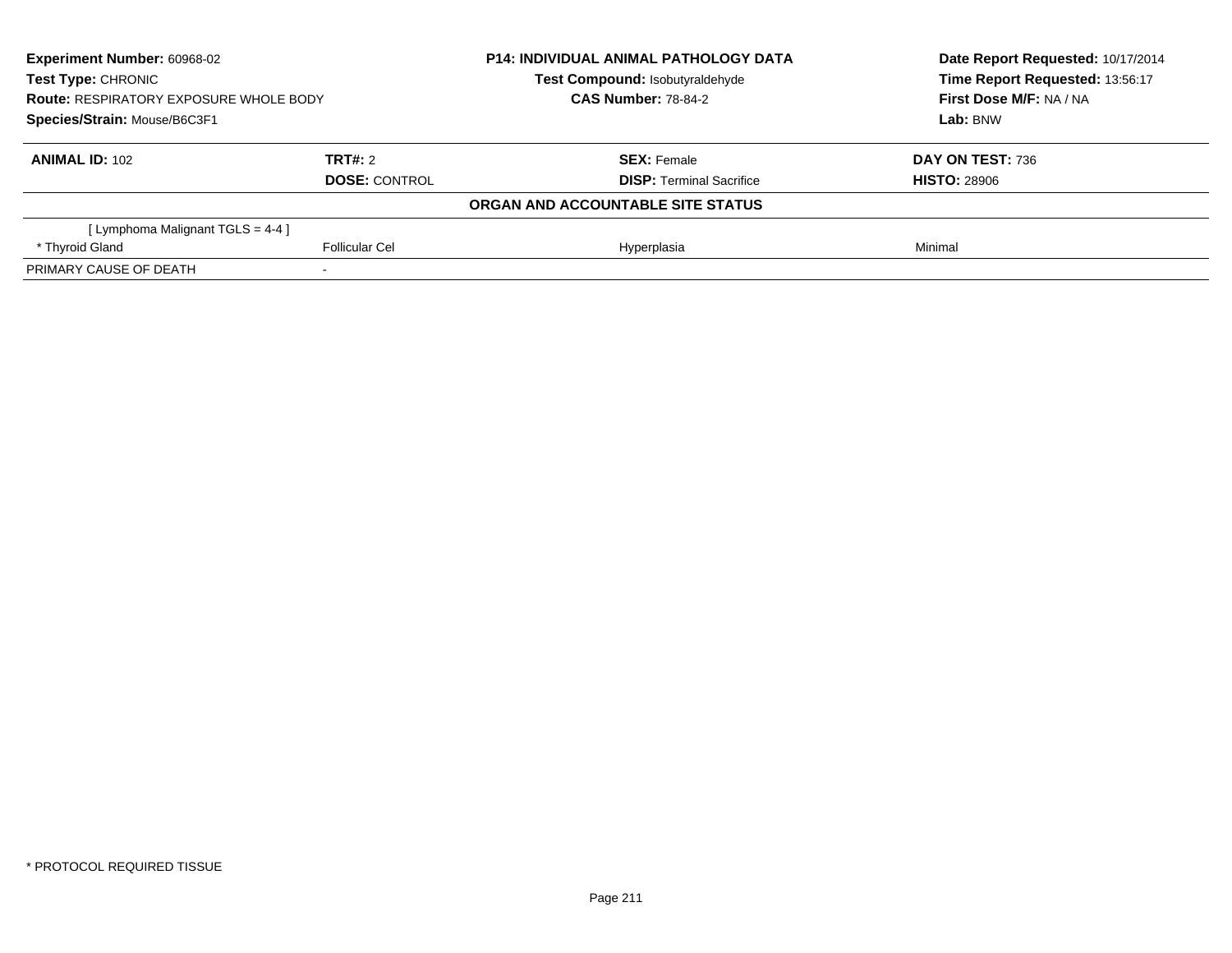| Experiment Number: 60968-02 | P14: INDIVIDUAL ANIMAL PATHOLOGY DATA | Date Report Requested: 10/17/2014 |
|---|---|---|
| Test Type: CHRONIC | Test Compound: Isobutyraldehyde | Time Report Requested: 13:56:17 |
| Route: RESPIRATORY EXPOSURE WHOLE BODY | CAS Number: 78-84-2 | First Dose M/F: NA / NA |
| Species/Strain: Mouse/B6C3F1 | | Lab: BNW |

| ANIMAL ID: 102 | TRT#: 2 | SEX: Female | DAY ON TEST: 736 |
|---|---|---|---|
| | DOSE: CONTROL | DISP: Terminal Sacrifice | HISTO: 28906 |

**ORGAN AND ACCOUNTABLE SITE STATUS**

| | | | |
|---|---|---|---|
| [ Lymphoma Malignant TGLS = 4-4 ] | | | |
| * Thyroid Gland | Follicular Cel | Hyperplasia | Minimal |
| PRIMARY CAUSE OF DEATH | - | | |

* PROTOCOL REQUIRED TISSUE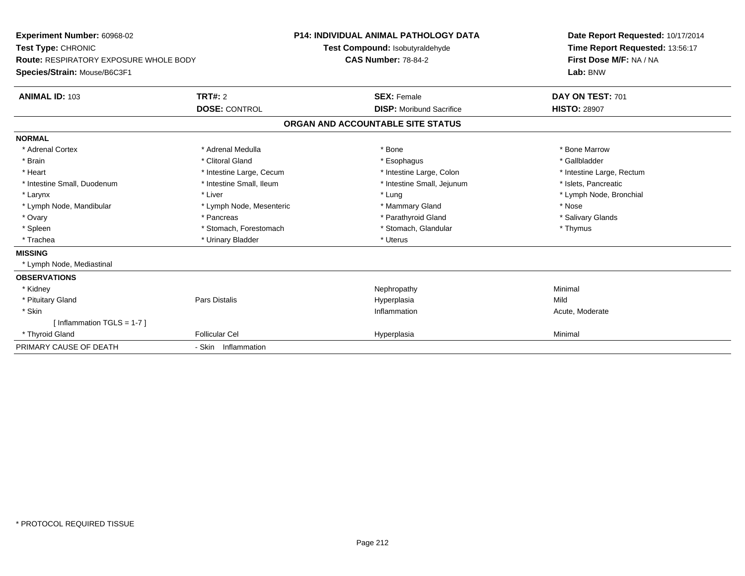**Experiment Number:** 60968-02
**Test Type:** CHRONIC
**Route:** RESPIRATORY EXPOSURE WHOLE BODY
**Species/Strain:** Mouse/B6C3F1

**P14: INDIVIDUAL ANIMAL PATHOLOGY DATA**
**Test Compound:** Isobutyraldehyde
**CAS Number:** 78-84-2

**Date Report Requested:** 10/17/2014
**Time Report Requested:** 13:56:17
**First Dose M/F:** NA / NA
**Lab:** BNW

| **ANIMAL ID:** 103 | **TRT#:** 2 | **SEX:** Female | **DAY ON TEST:** 701 |
|---|---|---|---|
| | **DOSE:** CONTROL | **DISP:** Moribund Sacrifice | **HISTO:** 28907 |

**ORGAN AND ACCOUNTABLE SITE STATUS**

**NORMAL**

| | | | |
|---|---|---|---|
| * Adrenal Cortex | * Adrenal Medulla | * Bone | * Bone Marrow |
| * Brain | * Clitoral Gland | * Esophagus | * Gallbladder |
| * Heart | * Intestine Large, Cecum | * Intestine Large, Colon | * Intestine Large, Rectum |
| * Intestine Small, Duodenum | * Intestine Small, Ileum | * Intestine Small, Jejunum | * Islets, Pancreatic |
| * Larynx | * Liver | * Lung | * Lymph Node, Bronchial |
| * Lymph Node, Mandibular | * Lymph Node, Mesenteric | * Mammary Gland | * Nose |
| * Ovary | * Pancreas | * Parathyroid Gland | * Salivary Glands |
| * Spleen | * Stomach, Forestomach | * Stomach, Glandular | * Thymus |
| * Trachea | * Urinary Bladder | * Uterus | |

**MISSING**

* Lymph Node, Mediastinal

**OBSERVATIONS**

| | | | |
|---|---|---|---|
| * Kidney | | Nephropathy | Minimal |
| * Pituitary Gland | Pars Distalis | Hyperplasia | Mild |
| * Skin | | Inflammation | Acute, Moderate |
| [ Inflammation TGLS = 1-7 ] | | | |
| * Thyroid Gland | Follicular Cel | Hyperplasia | Minimal |

PRIMARY CAUSE OF DEATH - Skin Inflammation

* PROTOCOL REQUIRED TISSUE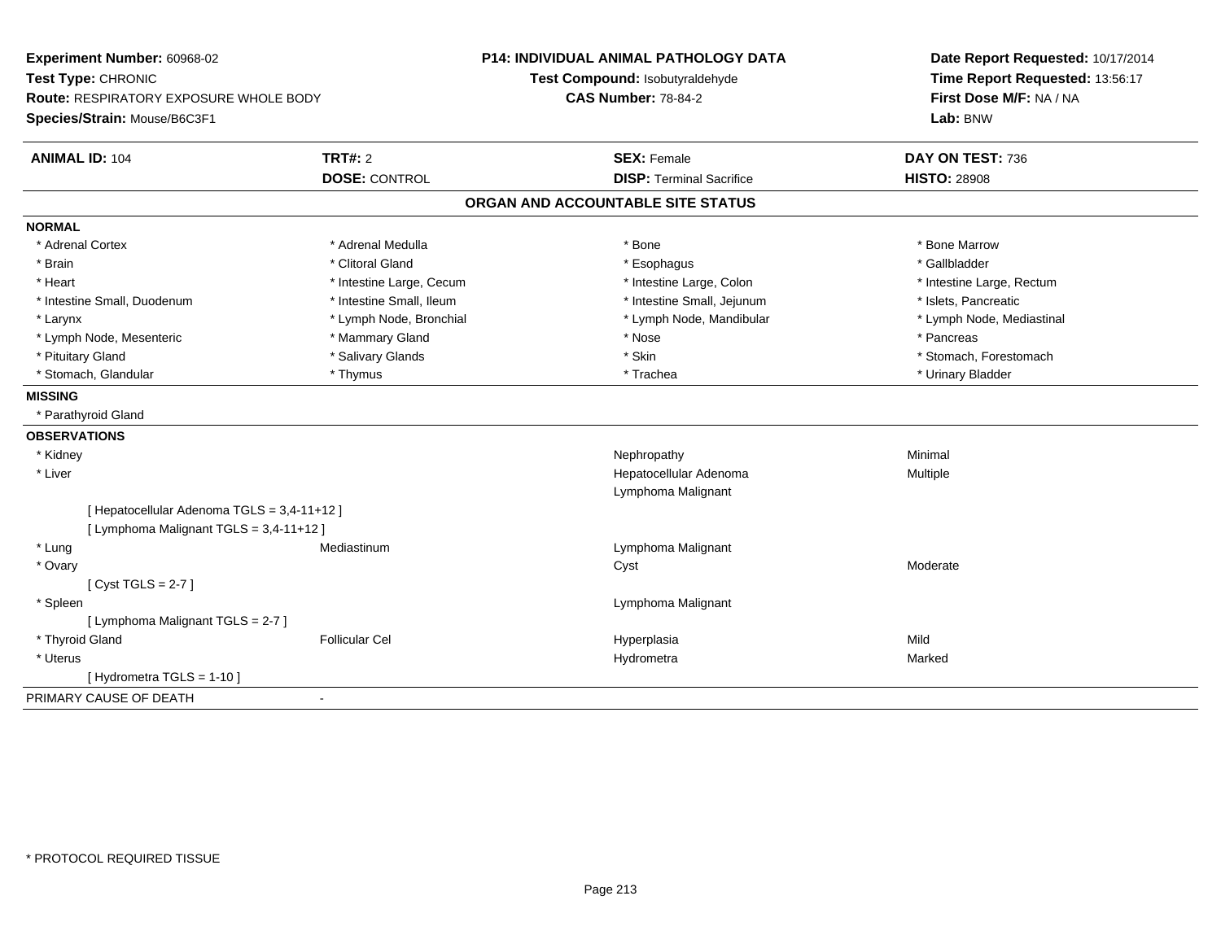**Experiment Number:** 60968-02
**Test Type:** CHRONIC
**Route:** RESPIRATORY EXPOSURE WHOLE BODY
**Species/Strain:** Mouse/B6C3F1

**P14: INDIVIDUAL ANIMAL PATHOLOGY DATA**
**Test Compound:** Isobutyraldehyde
**CAS Number:** 78-84-2

**Date Report Requested:** 10/17/2014
**Time Report Requested:** 13:56:17
**First Dose M/F:** NA / NA
**Lab:** BNW

| **ANIMAL ID:** 104 | **TRT#:** 2 | **SEX:** Female | **DAY ON TEST:** 736 |
|---|---|---|---|
| | **DOSE:** CONTROL | **DISP:** Terminal Sacrifice | **HISTO:** 28908 |

## ORGAN AND ACCOUNTABLE SITE STATUS

**NORMAL**

| | | | |
|---|---|---|---|
| * Adrenal Cortex | * Adrenal Medulla | * Bone | * Bone Marrow |
| * Brain | * Clitoral Gland | * Esophagus | * Gallbladder |
| * Heart | * Intestine Large, Cecum | * Intestine Large, Colon | * Intestine Large, Rectum |
| * Intestine Small, Duodenum | * Intestine Small, Ileum | * Intestine Small, Jejunum | * Islets, Pancreatic |
| * Larynx | * Lymph Node, Bronchial | * Lymph Node, Mandibular | * Lymph Node, Mediastinal |
| * Lymph Node, Mesenteric | * Mammary Gland | * Nose | * Pancreas |
| * Pituitary Gland | * Salivary Glands | * Skin | * Stomach, Forestomach |
| * Stomach, Glandular | * Thymus | * Trachea | * Urinary Bladder |

**MISSING**

* Parathyroid Gland

**OBSERVATIONS**

| | | | |
|---|---|---|---|
| * Kidney | | Nephropathy | Minimal |
| * Liver | | Hepatocellular Adenoma | Multiple |
| | | Lymphoma Malignant | |
| [ Hepatocellular Adenoma TGLS = 3,4-11+12 ] | | | |
| [ Lymphoma Malignant TGLS = 3,4-11+12 ] | | | |
| * Lung | Mediastinum | Lymphoma Malignant | |
| * Ovary | | Cyst | Moderate |
| [ Cyst TGLS = 2-7 ] | | | |
| * Spleen | | Lymphoma Malignant | |
| [ Lymphoma Malignant TGLS = 2-7 ] | | | |
| * Thyroid Gland | Follicular Cel | Hyperplasia | Mild |
| * Uterus | | Hydrometra | Marked |
| [ Hydrometra TGLS = 1-10 ] | | | |

PRIMARY CAUSE OF DEATH -

* PROTOCOL REQUIRED TISSUE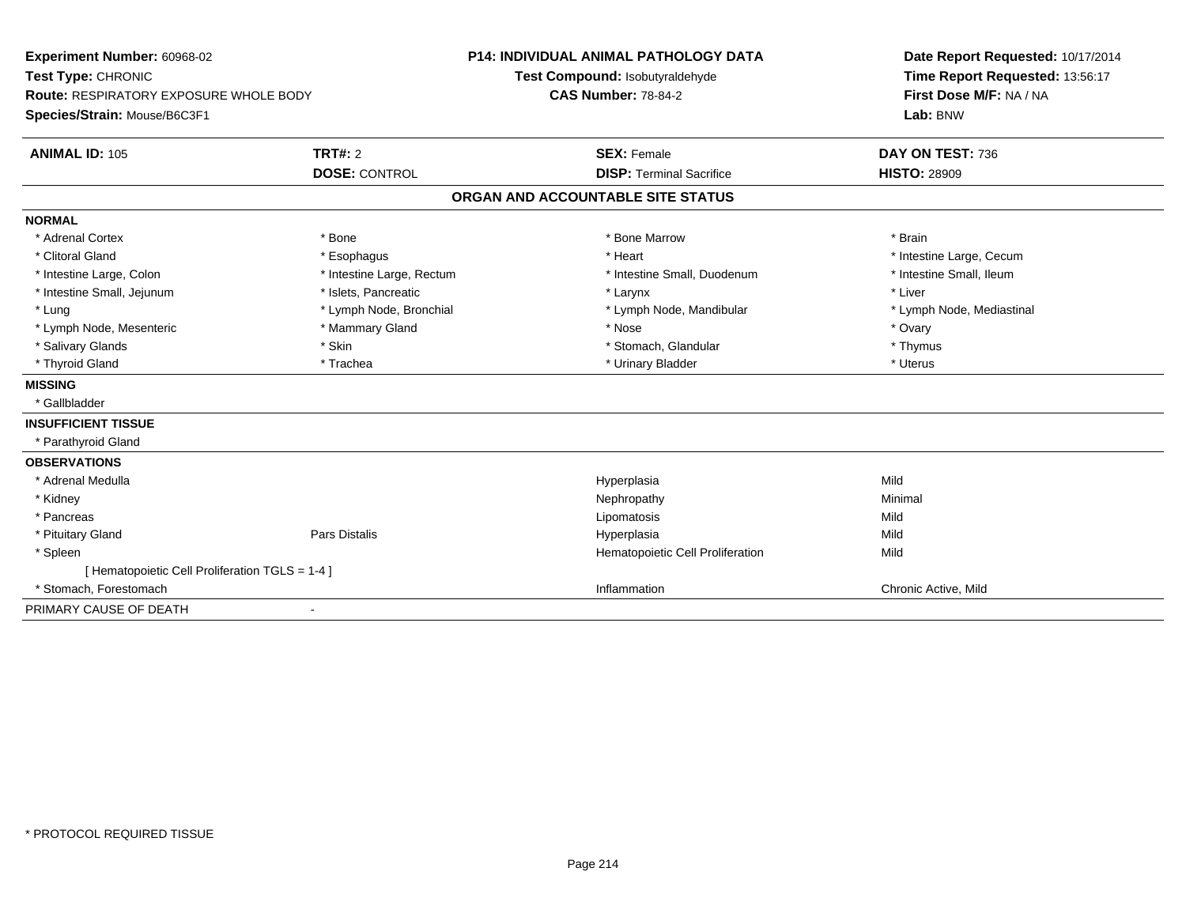**Experiment Number:** 60968-02
**Test Type:** CHRONIC
**Route:** RESPIRATORY EXPOSURE WHOLE BODY
**Species/Strain:** Mouse/B6C3F1

**P14: INDIVIDUAL ANIMAL PATHOLOGY DATA**
**Test Compound:** Isobutyraldehyde
**CAS Number:** 78-84-2

**Date Report Requested:** 10/17/2014
**Time Report Requested:** 13:56:17
**First Dose M/F:** NA / NA
**Lab:** BNW

| **ANIMAL ID:** 105 | **TRT#:** 2 | **SEX:** Female | **DAY ON TEST:** 736 |
|---|---|---|---|
| | **DOSE:** CONTROL | **DISP:** Terminal Sacrifice | **HISTO:** 28909 |

## ORGAN AND ACCOUNTABLE SITE STATUS

**NORMAL**

| | | | |
|---|---|---|---|
| * Adrenal Cortex | * Bone | * Bone Marrow | * Brain |
| * Clitoral Gland | * Esophagus | * Heart | * Intestine Large, Cecum |
| * Intestine Large, Colon | * Intestine Large, Rectum | * Intestine Small, Duodenum | * Intestine Small, Ileum |
| * Intestine Small, Jejunum | * Islets, Pancreatic | * Larynx | * Liver |
| * Lung | * Lymph Node, Bronchial | * Lymph Node, Mandibular | * Lymph Node, Mediastinal |
| * Lymph Node, Mesenteric | * Mammary Gland | * Nose | * Ovary |
| * Salivary Glands | * Skin | * Stomach, Glandular | * Thymus |
| * Thyroid Gland | * Trachea | * Urinary Bladder | * Uterus |

**MISSING**

* Gallbladder

**INSUFFICIENT TISSUE**

* Parathyroid Gland

**OBSERVATIONS**

| | | | |
|---|---|---|---|
| * Adrenal Medulla | | Hyperplasia | Mild |
| * Kidney | | Nephropathy | Minimal |
| * Pancreas | | Lipomatosis | Mild |
| * Pituitary Gland | Pars Distalis | Hyperplasia | Mild |
| * Spleen | | Hematopoietic Cell Proliferation | Mild |
| [ Hematopoietic Cell Proliferation TGLS = 1-4 ] | | | |
| * Stomach, Forestomach | | Inflammation | Chronic Active, Mild |

PRIMARY CAUSE OF DEATH -

\* PROTOCOL REQUIRED TISSUE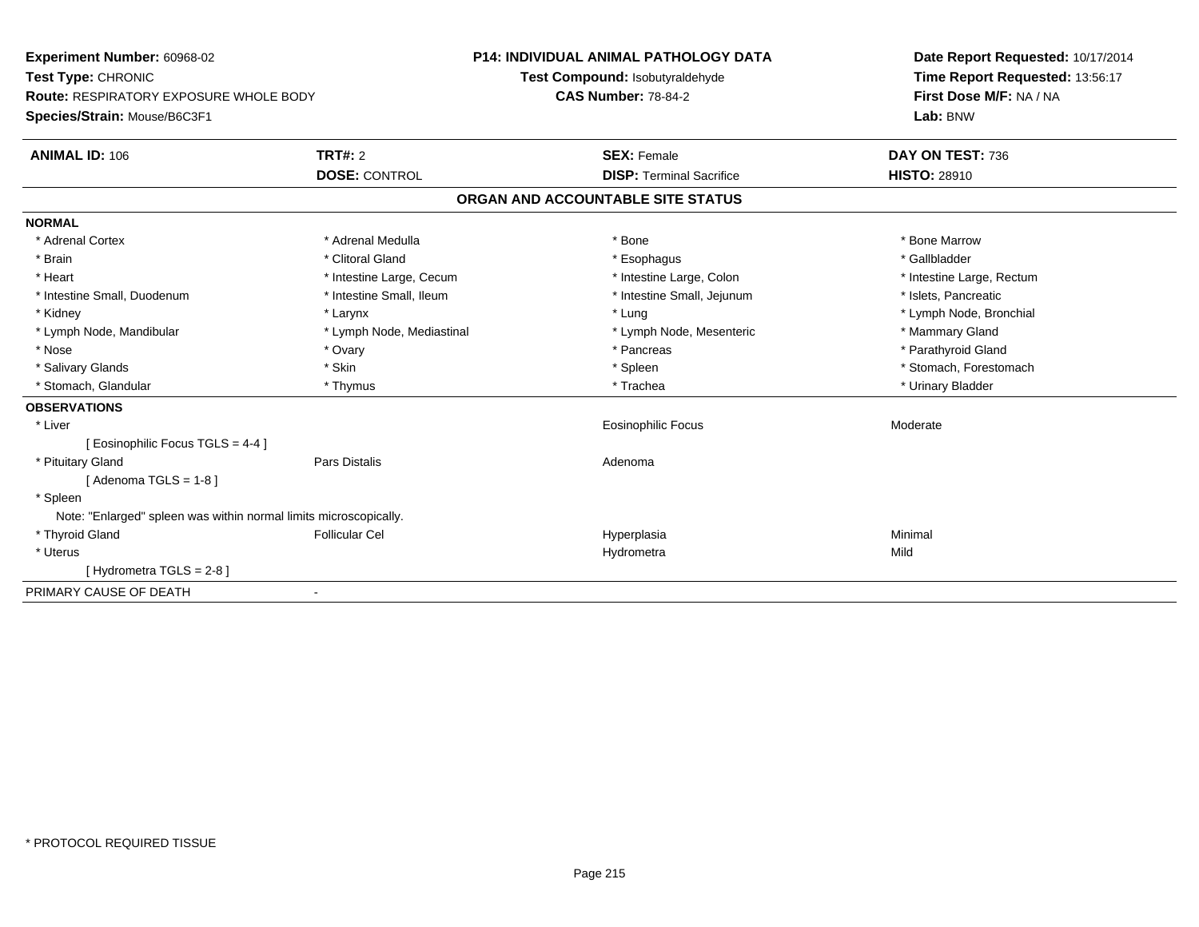**Experiment Number:** 60968-02
**Test Type:** CHRONIC
**Route:** RESPIRATORY EXPOSURE WHOLE BODY
**Species/Strain:** Mouse/B6C3F1

**P14: INDIVIDUAL ANIMAL PATHOLOGY DATA**
**Test Compound:** Isobutyraldehyde
**CAS Number:** 78-84-2

**Date Report Requested:** 10/17/2014
**Time Report Requested:** 13:56:17
**First Dose M/F:** NA / NA
**Lab:** BNW

| **ANIMAL ID:** 106 | **TRT#:** 2 | **SEX:** Female | **DAY ON TEST:** 736 |
|---|---|---|---|
| | **DOSE:** CONTROL | **DISP:** Terminal Sacrifice | **HISTO:** 28910 |

## ORGAN AND ACCOUNTABLE SITE STATUS

**NORMAL**

| | | | |
|---|---|---|---|
| * Adrenal Cortex | * Adrenal Medulla | * Bone | * Bone Marrow |
| * Brain | * Clitoral Gland | * Esophagus | * Gallbladder |
| * Heart | * Intestine Large, Cecum | * Intestine Large, Colon | * Intestine Large, Rectum |
| * Intestine Small, Duodenum | * Intestine Small, Ileum | * Intestine Small, Jejunum | * Islets, Pancreatic |
| * Kidney | * Larynx | * Lung | * Lymph Node, Bronchial |
| * Lymph Node, Mandibular | * Lymph Node, Mediastinal | * Lymph Node, Mesenteric | * Mammary Gland |
| * Nose | * Ovary | * Pancreas | * Parathyroid Gland |
| * Salivary Glands | * Skin | * Spleen | * Stomach, Forestomach |
| * Stomach, Glandular | * Thymus | * Trachea | * Urinary Bladder |

**OBSERVATIONS**

| | | | |
|---|---|---|---|
| * Liver | | Eosinophilic Focus | Moderate |
| [ Eosinophilic Focus TGLS = 4-4 ] | | | |
| * Pituitary Gland | Pars Distalis | Adenoma | |
| [ Adenoma TGLS = 1-8 ] | | | |
| * Spleen | | | |
| Note: "Enlarged" spleen was within normal limits microscopically. | | | |
| * Thyroid Gland | Follicular Cel | Hyperplasia | Minimal |
| * Uterus | | Hydrometra | Mild |
| [ Hydrometra TGLS = 2-8 ] | | | |

PRIMARY CAUSE OF DEATH -

* PROTOCOL REQUIRED TISSUE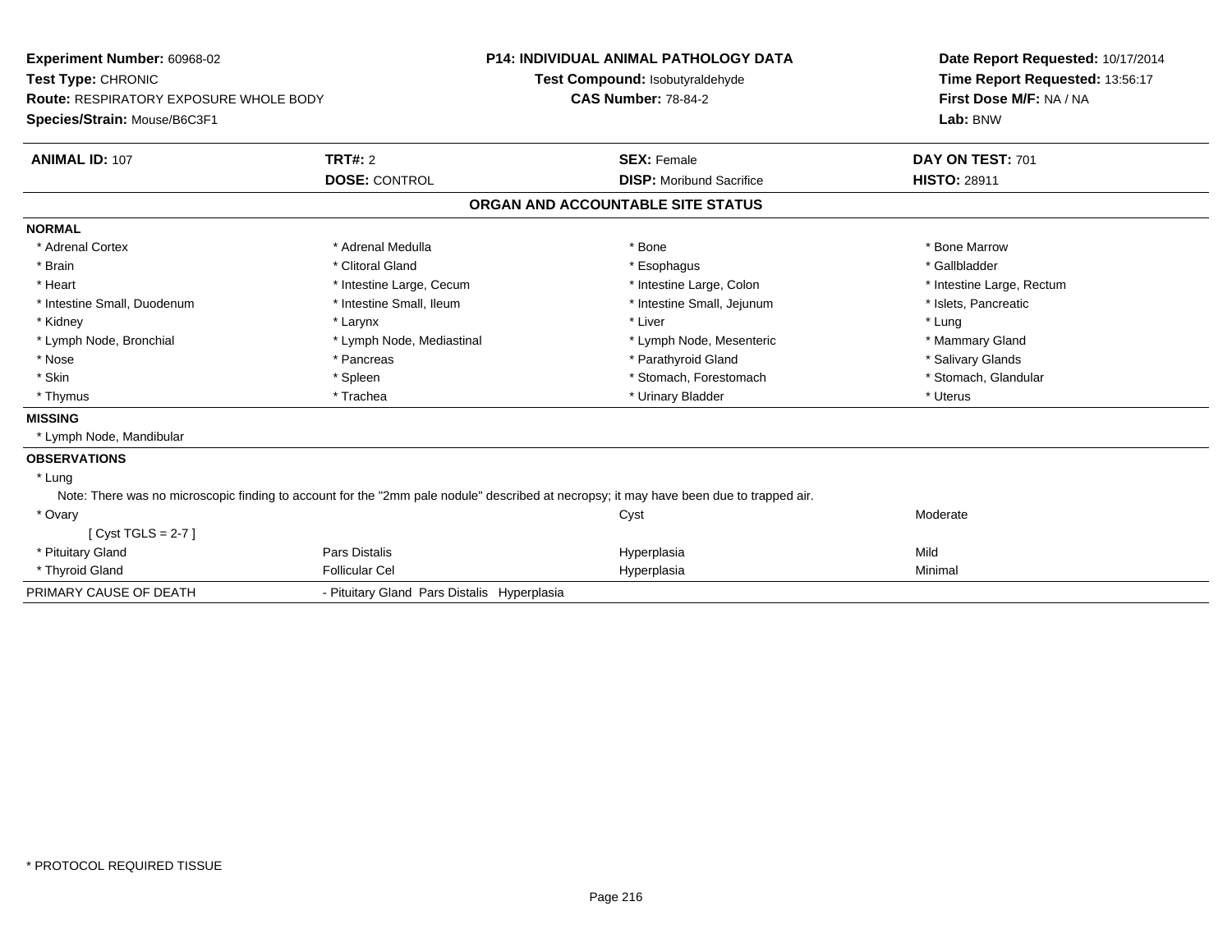**Experiment Number:** 60968-02
**Test Type:** CHRONIC
**Route:** RESPIRATORY EXPOSURE WHOLE BODY
**Species/Strain:** Mouse/B6C3F1

**P14: INDIVIDUAL ANIMAL PATHOLOGY DATA**
**Test Compound:** Isobutyraldehyde
**CAS Number:** 78-84-2

**Date Report Requested:** 10/17/2014
**Time Report Requested:** 13:56:17
**First Dose M/F:** NA / NA
**Lab:** BNW

| **ANIMAL ID:** 107 | **TRT#:** 2 | **SEX:** Female | **DAY ON TEST:** 701 |
|---|---|---|---|
| | **DOSE:** CONTROL | **DISP:** Moribund Sacrifice | **HISTO:** 28911 |

## ORGAN AND ACCOUNTABLE SITE STATUS

**NORMAL**

| | | | |
|---|---|---|---|
| * Adrenal Cortex | * Adrenal Medulla | * Bone | * Bone Marrow |
| * Brain | * Clitoral Gland | * Esophagus | * Gallbladder |
| * Heart | * Intestine Large, Cecum | * Intestine Large, Colon | * Intestine Large, Rectum |
| * Intestine Small, Duodenum | * Intestine Small, Ileum | * Intestine Small, Jejunum | * Islets, Pancreatic |
| * Kidney | * Larynx | * Liver | * Lung |
| * Lymph Node, Bronchial | * Lymph Node, Mediastinal | * Lymph Node, Mesenteric | * Mammary Gland |
| * Nose | * Pancreas | * Parathyroid Gland | * Salivary Glands |
| * Skin | * Spleen | * Stomach, Forestomach | * Stomach, Glandular |
| * Thymus | * Trachea | * Urinary Bladder | * Uterus |

**MISSING**

* Lymph Node, Mandibular

**OBSERVATIONS**

* Lung

Note: There was no microscopic finding to account for the "2mm pale nodule" described at necropsy; it may have been due to trapped air.

| | | | |
|---|---|---|---|
| * Ovary | | Cyst | Moderate |
| [ Cyst TGLS = 2-7 ] | | | |
| * Pituitary Gland | Pars Distalis | Hyperplasia | Mild |
| * Thyroid Gland | Follicular Cel | Hyperplasia | Minimal |

PRIMARY CAUSE OF DEATH - Pituitary Gland Pars Distalis Hyperplasia

* PROTOCOL REQUIRED TISSUE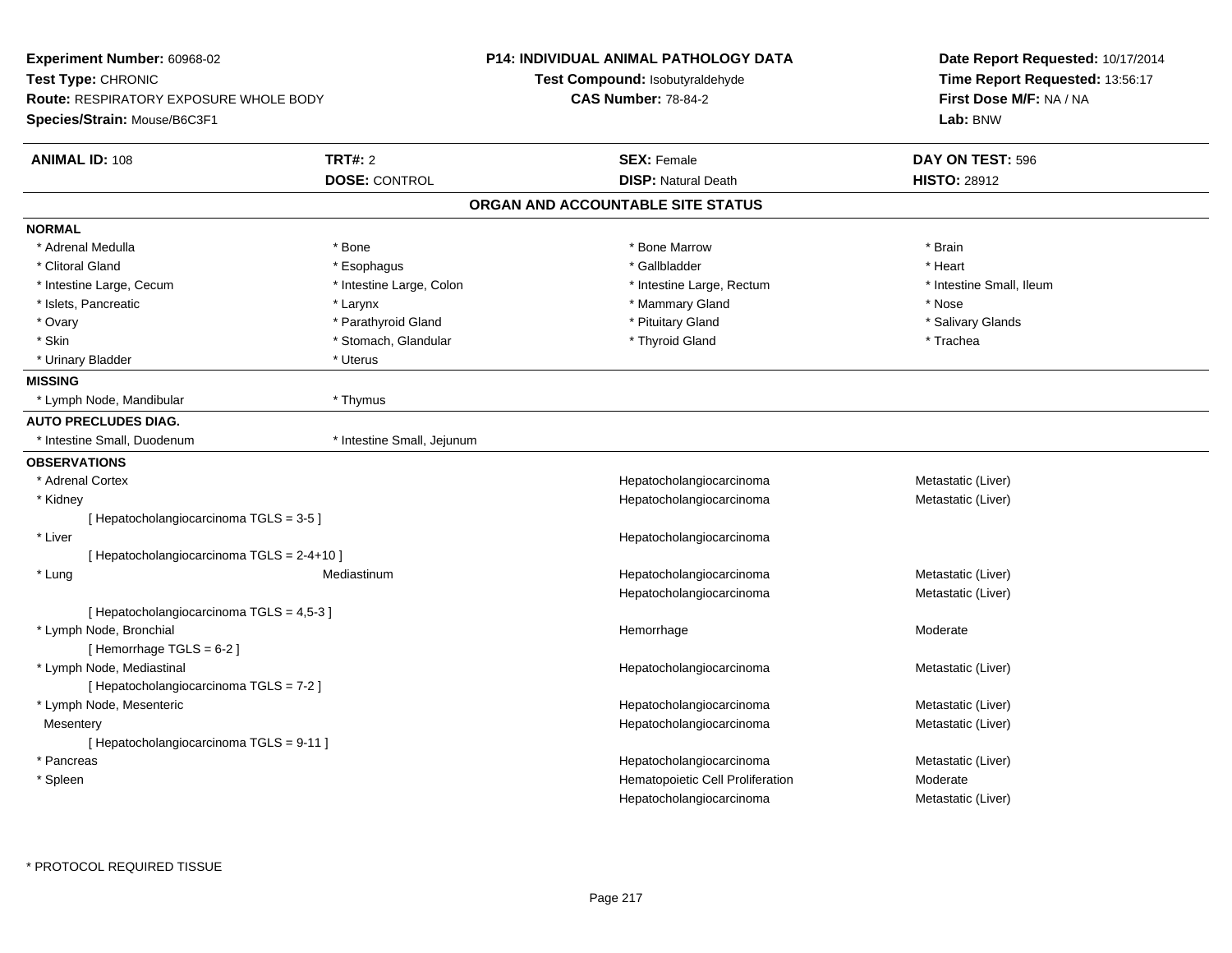**Experiment Number:** 60968-02
**Test Type:** CHRONIC
**Route:** RESPIRATORY EXPOSURE WHOLE BODY
**Species/Strain:** Mouse/B6C3F1

**P14: INDIVIDUAL ANIMAL PATHOLOGY DATA**
**Test Compound:** Isobutyraldehyde
**CAS Number:** 78-84-2

**Date Report Requested:** 10/17/2014
**Time Report Requested:** 13:56:17
**First Dose M/F:** NA / NA
**Lab:** BNW

| **ANIMAL ID:** 108 | **TRT#:** 2 | **SEX:** Female | **DAY ON TEST:** 596 |
|---|---|---|---|
| | **DOSE:** CONTROL | **DISP:** Natural Death | **HISTO:** 28912 |

## ORGAN AND ACCOUNTABLE SITE STATUS

**NORMAL**

| | | | |
|---|---|---|---|
| * Adrenal Medulla | * Bone | * Bone Marrow | * Brain |
| * Clitoral Gland | * Esophagus | * Gallbladder | * Heart |
| * Intestine Large, Cecum | * Intestine Large, Colon | * Intestine Large, Rectum | * Intestine Small, Ileum |
| * Islets, Pancreatic | * Larynx | * Mammary Gland | * Nose |
| * Ovary | * Parathyroid Gland | * Pituitary Gland | * Salivary Glands |
| * Skin | * Stomach, Glandular | * Thyroid Gland | * Trachea |
| * Urinary Bladder | * Uterus | | |

**MISSING**

| | |
|---|---|
| * Lymph Node, Mandibular | * Thymus |

**AUTO PRECLUDES DIAG.**

| | |
|---|---|
| * Intestine Small, Duodenum | * Intestine Small, Jejunum |

**OBSERVATIONS**

| | | | |
|---|---|---|---|
| * Adrenal Cortex | | Hepatocholangiocarcinoma | Metastatic (Liver) |
| * Kidney | | Hepatocholangiocarcinoma | Metastatic (Liver) |
| [ Hepatocholangiocarcinoma TGLS = 3-5 ] | | | |
| * Liver | | Hepatocholangiocarcinoma | |
| [ Hepatocholangiocarcinoma TGLS = 2-4+10 ] | | | |
| * Lung | Mediastinum | Hepatocholangiocarcinoma | Metastatic (Liver) |
| | | Hepatocholangiocarcinoma | Metastatic (Liver) |
| [ Hepatocholangiocarcinoma TGLS = 4,5-3 ] | | | |
| * Lymph Node, Bronchial | | Hemorrhage | Moderate |
| [ Hemorrhage TGLS = 6-2 ] | | | |
| * Lymph Node, Mediastinal | | Hepatocholangiocarcinoma | Metastatic (Liver) |
| [ Hepatocholangiocarcinoma TGLS = 7-2 ] | | | |
| * Lymph Node, Mesenteric | | Hepatocholangiocarcinoma | Metastatic (Liver) |
| Mesentery | | Hepatocholangiocarcinoma | Metastatic (Liver) |
| [ Hepatocholangiocarcinoma TGLS = 9-11 ] | | | |
| * Pancreas | | Hepatocholangiocarcinoma | Metastatic (Liver) |
| * Spleen | | Hematopoietic Cell Proliferation | Moderate |
| | | Hepatocholangiocarcinoma | Metastatic (Liver) |

\* PROTOCOL REQUIRED TISSUE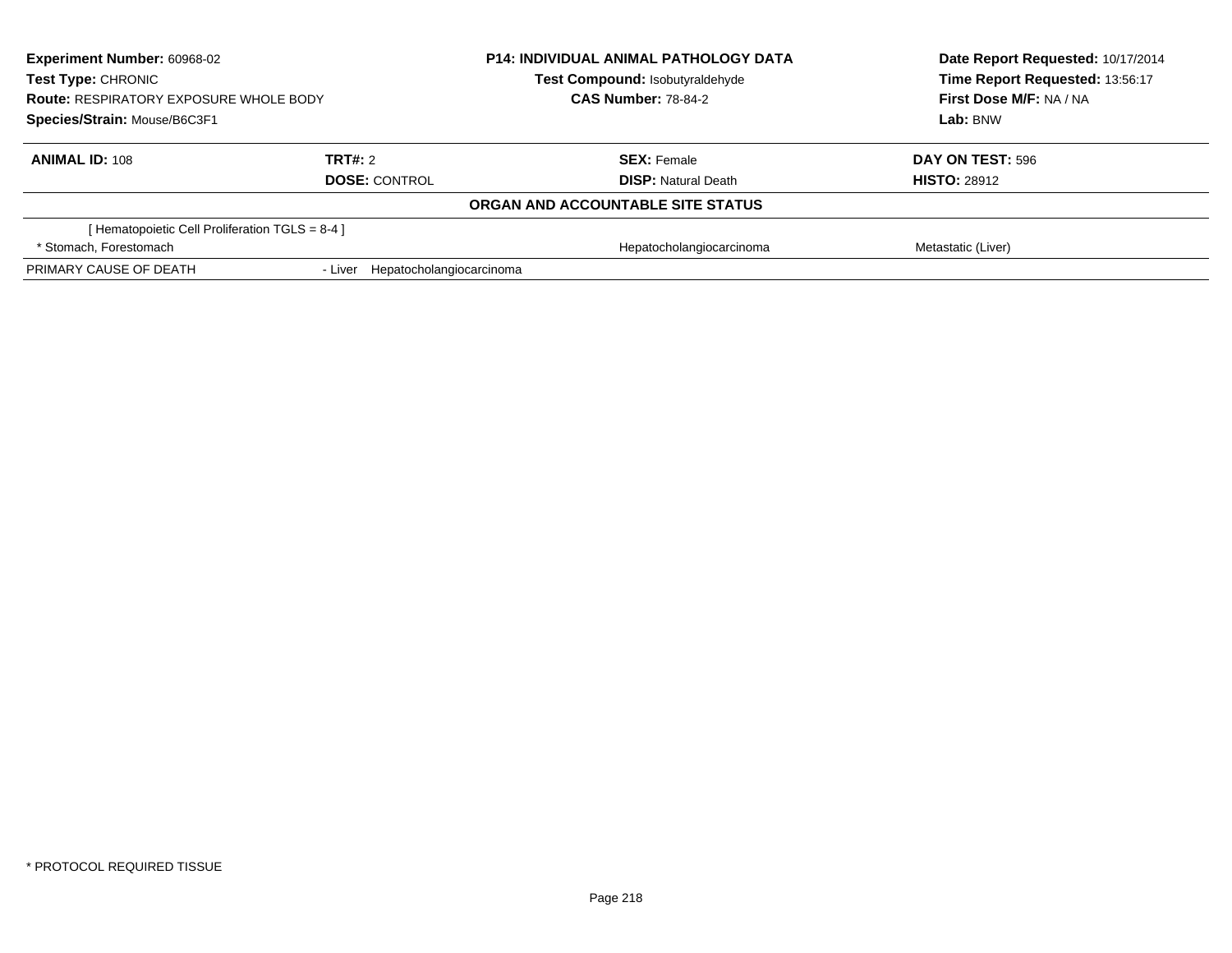| **Experiment Number:** 60968-02 | **P14: INDIVIDUAL ANIMAL PATHOLOGY DATA** | **Date Report Requested:** 10/17/2014 |
|---|---|---|
| **Test Type:** CHRONIC | **Test Compound:** Isobutyraldehyde | **Time Report Requested:** 13:56:17 |
| **Route:** RESPIRATORY EXPOSURE WHOLE BODY | **CAS Number:** 78-84-2 | **First Dose M/F:** NA / NA |
| **Species/Strain:** Mouse/B6C3F1 | | **Lab:** BNW |

| **ANIMAL ID:** 108 | **TRT#:** 2 | **SEX:** Female | **DAY ON TEST:** 596 |
|---|---|---|---|
| | **DOSE:** CONTROL | **DISP:** Natural Death | **HISTO:** 28912 |

**ORGAN AND ACCOUNTABLE SITE STATUS**

| | | | |
|---|---|---|---|
| [ Hematopoietic Cell Proliferation TGLS = 8-4 ] | | | |
| * Stomach, Forestomach | | Hepatocholangiocarcinoma | Metastatic (Liver) |
| PRIMARY CAUSE OF DEATH | - Liver Hepatocholangiocarcinoma | | |

* PROTOCOL REQUIRED TISSUE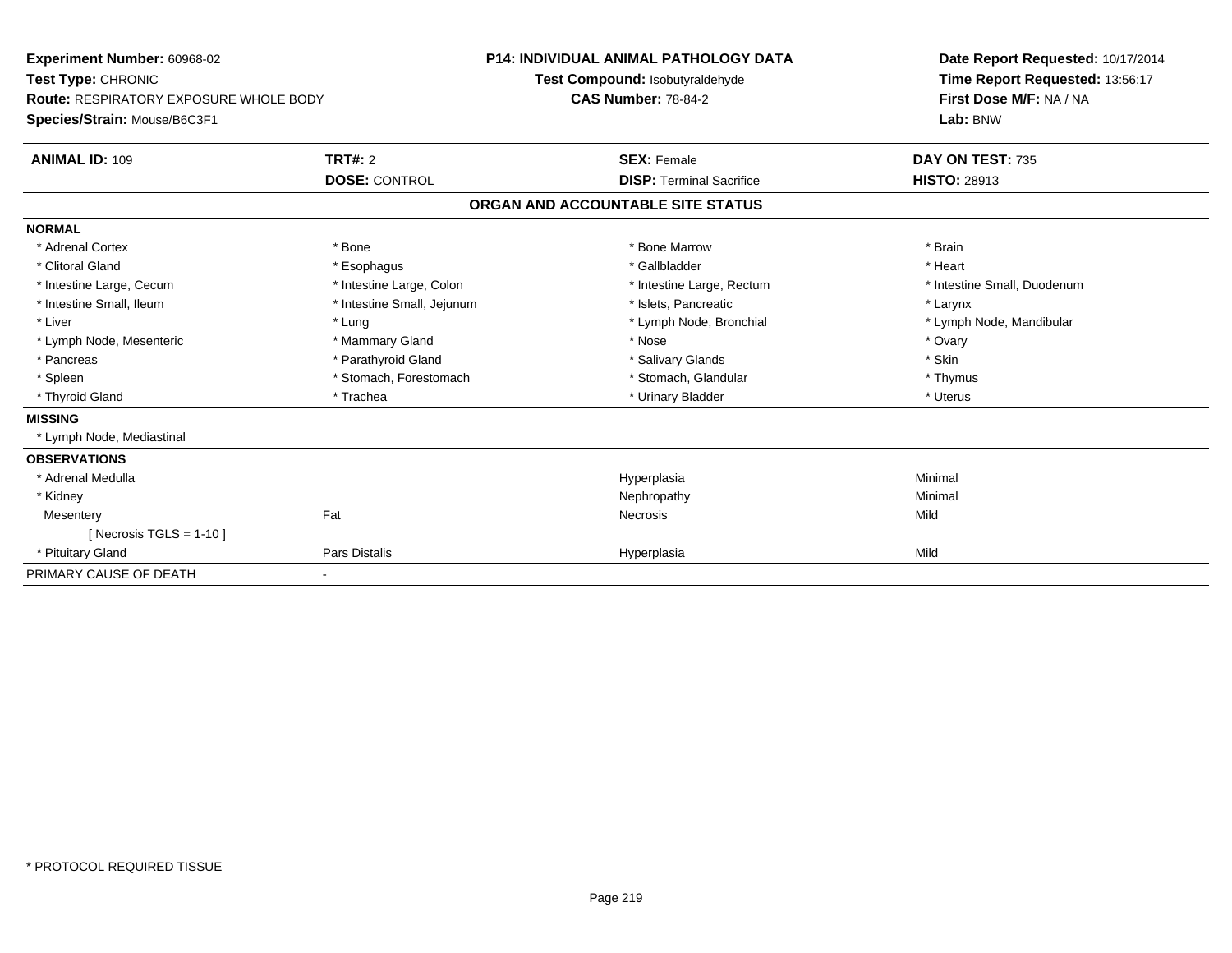**Experiment Number:** 60968-02
**Test Type:** CHRONIC
**Route:** RESPIRATORY EXPOSURE WHOLE BODY
**Species/Strain:** Mouse/B6C3F1

**P14: INDIVIDUAL ANIMAL PATHOLOGY DATA**
**Test Compound:** Isobutyraldehyde
**CAS Number:** 78-84-2

**Date Report Requested:** 10/17/2014
**Time Report Requested:** 13:56:17
**First Dose M/F:** NA / NA
**Lab:** BNW

| **ANIMAL ID:** 109 | **TRT#:** 2 | **SEX:** Female | **DAY ON TEST:** 735 |
|---|---|---|---|
| | **DOSE:** CONTROL | **DISP:** Terminal Sacrifice | **HISTO:** 28913 |

## ORGAN AND ACCOUNTABLE SITE STATUS

**NORMAL**

| | | | |
|---|---|---|---|
| * Adrenal Cortex | * Bone | * Bone Marrow | * Brain |
| * Clitoral Gland | * Esophagus | * Gallbladder | * Heart |
| * Intestine Large, Cecum | * Intestine Large, Colon | * Intestine Large, Rectum | * Intestine Small, Duodenum |
| * Intestine Small, Ileum | * Intestine Small, Jejunum | * Islets, Pancreatic | * Larynx |
| * Liver | * Lung | * Lymph Node, Bronchial | * Lymph Node, Mandibular |
| * Lymph Node, Mesenteric | * Mammary Gland | * Nose | * Ovary |
| * Pancreas | * Parathyroid Gland | * Salivary Glands | * Skin |
| * Spleen | * Stomach, Forestomach | * Stomach, Glandular | * Thymus |
| * Thyroid Gland | * Trachea | * Urinary Bladder | * Uterus |

**MISSING**

* Lymph Node, Mediastinal

**OBSERVATIONS**

| | | | |
|---|---|---|---|
| * Adrenal Medulla | | Hyperplasia | Minimal |
| * Kidney | | Nephropathy | Minimal |
| Mesentery | Fat | Necrosis | Mild |
| [ Necrosis TGLS = 1-10 ] | | | |
| * Pituitary Gland | Pars Distalis | Hyperplasia | Mild |

PRIMARY CAUSE OF DEATH -

* PROTOCOL REQUIRED TISSUE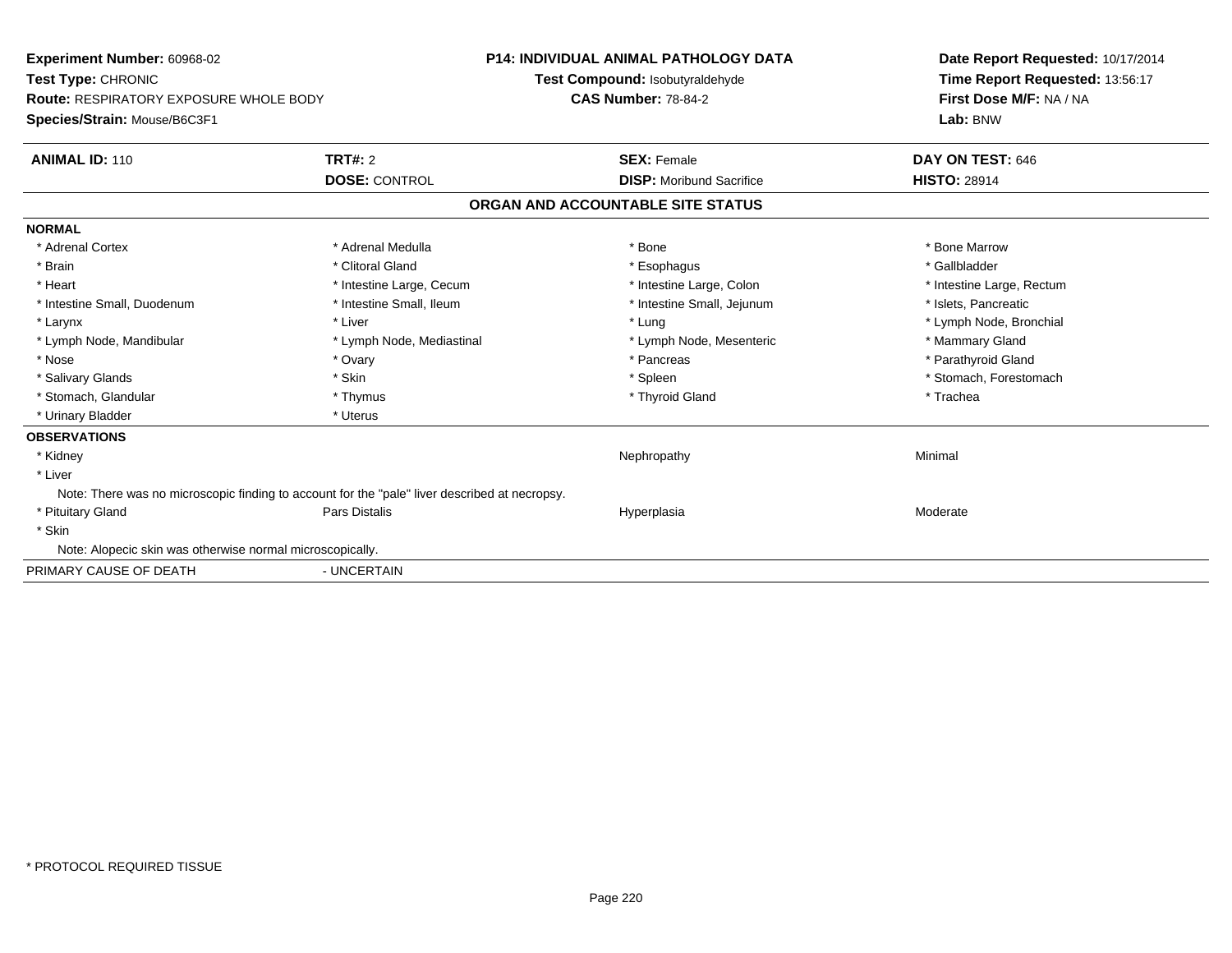**Experiment Number:** 60968-02
**Test Type:** CHRONIC
**Route:** RESPIRATORY EXPOSURE WHOLE BODY
**Species/Strain:** Mouse/B6C3F1

**P14: INDIVIDUAL ANIMAL PATHOLOGY DATA**
**Test Compound:** Isobutyraldehyde
**CAS Number:** 78-84-2

**Date Report Requested:** 10/17/2014
**Time Report Requested:** 13:56:17
**First Dose M/F:** NA / NA
**Lab:** BNW

| **ANIMAL ID:** 110 | **TRT#:** 2 | **SEX:** Female | **DAY ON TEST:** 646 |
|---|---|---|---|
| | **DOSE:** CONTROL | **DISP:** Moribund Sacrifice | **HISTO:** 28914 |

## ORGAN AND ACCOUNTABLE SITE STATUS

| | | | |
|---|---|---|---|
| **NORMAL** | | | |
| * Adrenal Cortex | * Adrenal Medulla | * Bone | * Bone Marrow |
| * Brain | * Clitoral Gland | * Esophagus | * Gallbladder |
| * Heart | * Intestine Large, Cecum | * Intestine Large, Colon | * Intestine Large, Rectum |
| * Intestine Small, Duodenum | * Intestine Small, Ileum | * Intestine Small, Jejunum | * Islets, Pancreatic |
| * Larynx | * Liver | * Lung | * Lymph Node, Bronchial |
| * Lymph Node, Mandibular | * Lymph Node, Mediastinal | * Lymph Node, Mesenteric | * Mammary Gland |
| * Nose | * Ovary | * Pancreas | * Parathyroid Gland |
| * Salivary Glands | * Skin | * Spleen | * Stomach, Forestomach |
| * Stomach, Glandular | * Thymus | * Thyroid Gland | * Trachea |
| * Urinary Bladder | * Uterus | | |
| **OBSERVATIONS** | | | |
| * Kidney | | Nephropathy | Minimal |
| * Liver | | | |
| Note: There was no microscopic finding to account for the "pale" liver described at necropsy. | | | |
| * Pituitary Gland | Pars Distalis | Hyperplasia | Moderate |
| * Skin | | | |
| Note: Alopecic skin was otherwise normal microscopically. | | | |
| PRIMARY CAUSE OF DEATH | - UNCERTAIN | | |

* PROTOCOL REQUIRED TISSUE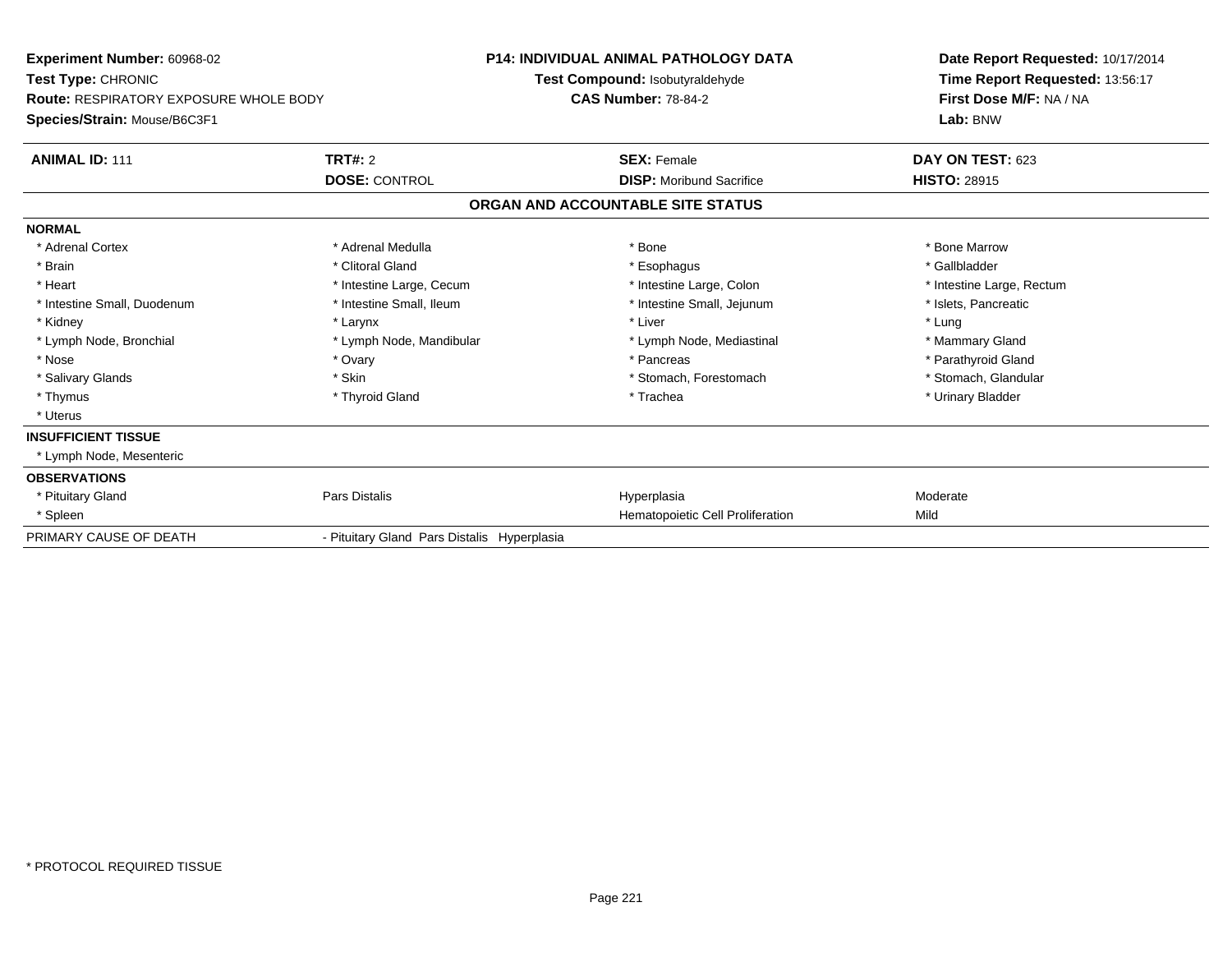**Experiment Number:** 60968-02
**Test Type:** CHRONIC
**Route:** RESPIRATORY EXPOSURE WHOLE BODY
**Species/Strain:** Mouse/B6C3F1

**P14: INDIVIDUAL ANIMAL PATHOLOGY DATA**
**Test Compound:** Isobutyraldehyde
**CAS Number:** 78-84-2

**Date Report Requested:** 10/17/2014
**Time Report Requested:** 13:56:17
**First Dose M/F:** NA / NA
**Lab:** BNW

| **ANIMAL ID:** 111 | **TRT#:** 2 | **SEX:** Female | **DAY ON TEST:** 623 |
|---|---|---|---|
| | **DOSE:** CONTROL | **DISP:** Moribund Sacrifice | **HISTO:** 28915 |

## ORGAN AND ACCOUNTABLE SITE STATUS

**NORMAL**

| | | | |
|---|---|---|---|
| * Adrenal Cortex | * Adrenal Medulla | * Bone | * Bone Marrow |
| * Brain | * Clitoral Gland | * Esophagus | * Gallbladder |
| * Heart | * Intestine Large, Cecum | * Intestine Large, Colon | * Intestine Large, Rectum |
| * Intestine Small, Duodenum | * Intestine Small, Ileum | * Intestine Small, Jejunum | * Islets, Pancreatic |
| * Kidney | * Larynx | * Liver | * Lung |
| * Lymph Node, Bronchial | * Lymph Node, Mandibular | * Lymph Node, Mediastinal | * Mammary Gland |
| * Nose | * Ovary | * Pancreas | * Parathyroid Gland |
| * Salivary Glands | * Skin | * Stomach, Forestomach | * Stomach, Glandular |
| * Thymus | * Thyroid Gland | * Trachea | * Urinary Bladder |
| * Uterus | | | |

**INSUFFICIENT TISSUE**

* Lymph Node, Mesenteric

**OBSERVATIONS**

| | | | |
|---|---|---|---|
| * Pituitary Gland | Pars Distalis | Hyperplasia | Moderate |
| * Spleen | | Hematopoietic Cell Proliferation | Mild |

| PRIMARY CAUSE OF DEATH | - Pituitary Gland Pars Distalis Hyperplasia |
|---|---|

* PROTOCOL REQUIRED TISSUE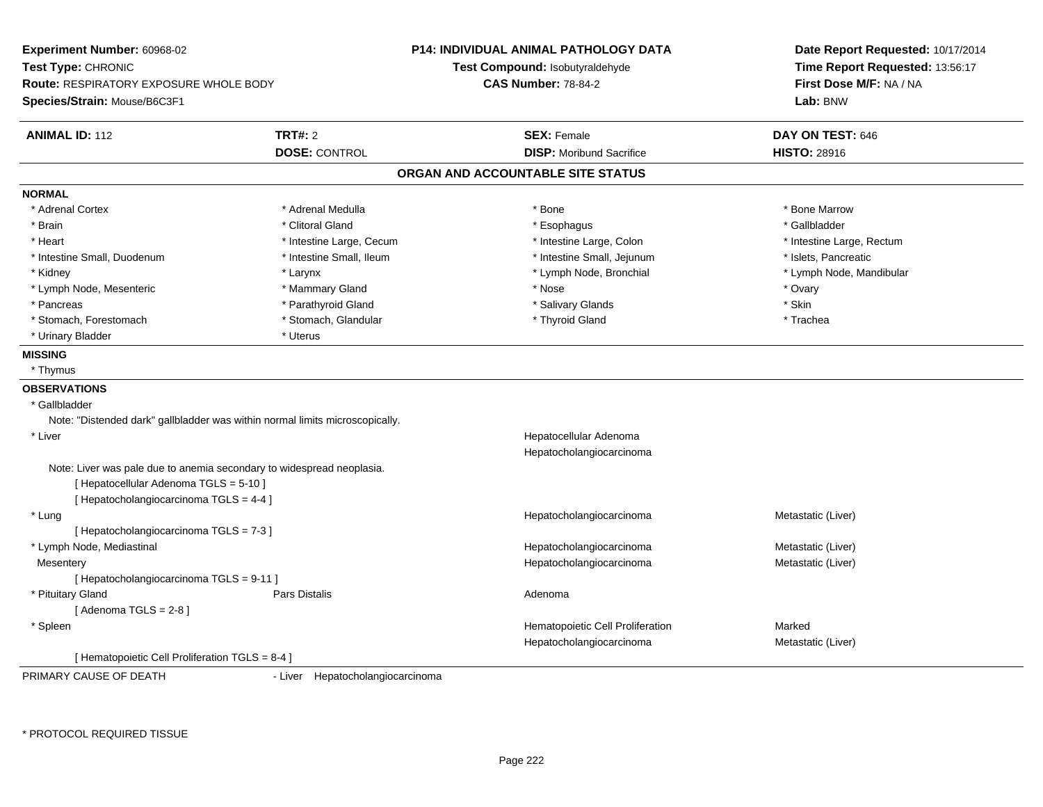**Experiment Number:** 60968-02
**Test Type:** CHRONIC
**Route:** RESPIRATORY EXPOSURE WHOLE BODY
**Species/Strain:** Mouse/B6C3F1

**P14: INDIVIDUAL ANIMAL PATHOLOGY DATA**
**Test Compound:** Isobutyraldehyde
**CAS Number:** 78-84-2

**Date Report Requested:** 10/17/2014
**Time Report Requested:** 13:56:17
**First Dose M/F:** NA / NA
**Lab:** BNW

| **ANIMAL ID:** 112 | **TRT#:** 2 | **SEX:** Female | **DAY ON TEST:** 646 |
|---|---|---|---|
| | **DOSE:** CONTROL | **DISP:** Moribund Sacrifice | **HISTO:** 28916 |

## ORGAN AND ACCOUNTABLE SITE STATUS

**NORMAL**

| | | | |
|---|---|---|---|
| * Adrenal Cortex | * Adrenal Medulla | * Bone | * Bone Marrow |
| * Brain | * Clitoral Gland | * Esophagus | * Gallbladder |
| * Heart | * Intestine Large, Cecum | * Intestine Large, Colon | * Intestine Large, Rectum |
| * Intestine Small, Duodenum | * Intestine Small, Ileum | * Intestine Small, Jejunum | * Islets, Pancreatic |
| * Kidney | * Larynx | * Lymph Node, Bronchial | * Lymph Node, Mandibular |
| * Lymph Node, Mesenteric | * Mammary Gland | * Nose | * Ovary |
| * Pancreas | * Parathyroid Gland | * Salivary Glands | * Skin |
| * Stomach, Forestomach | * Stomach, Glandular | * Thyroid Gland | * Trachea |
| * Urinary Bladder | * Uterus | | |

**MISSING**

* Thymus

**OBSERVATIONS**

* Gallbladder
  Note: "Distended dark" gallbladder was within normal limits microscopically.

| | | | |
|---|---|---|---|
| * Liver | | Hepatocellular Adenoma | |
| | | Hepatocholangiocarcinoma | |

Note: Liver was pale due to anemia secondary to widespread neoplasia.
[ Hepatocellular Adenoma TGLS = 5-10 ]
[ Hepatocholangiocarcinoma TGLS = 4-4 ]

| | | | |
|---|---|---|---|
| * Lung | | Hepatocholangiocarcinoma | Metastatic (Liver) |

[ Hepatocholangiocarcinoma TGLS = 7-3 ]

| | | | |
|---|---|---|---|
| * Lymph Node, Mediastinal | | Hepatocholangiocarcinoma | Metastatic (Liver) |
| Mesentery | | Hepatocholangiocarcinoma | Metastatic (Liver) |

[ Hepatocholangiocarcinoma TGLS = 9-11 ]

| | | | |
|---|---|---|---|
| * Pituitary Gland | Pars Distalis | Adenoma | |

[ Adenoma TGLS = 2-8 ]

| | | | |
|---|---|---|---|
| * Spleen | | Hematopoietic Cell Proliferation | Marked |
| | | Hepatocholangiocarcinoma | Metastatic (Liver) |

[ Hematopoietic Cell Proliferation TGLS = 8-4 ]

PRIMARY CAUSE OF DEATH - Liver Hepatocholangiocarcinoma

\* PROTOCOL REQUIRED TISSUE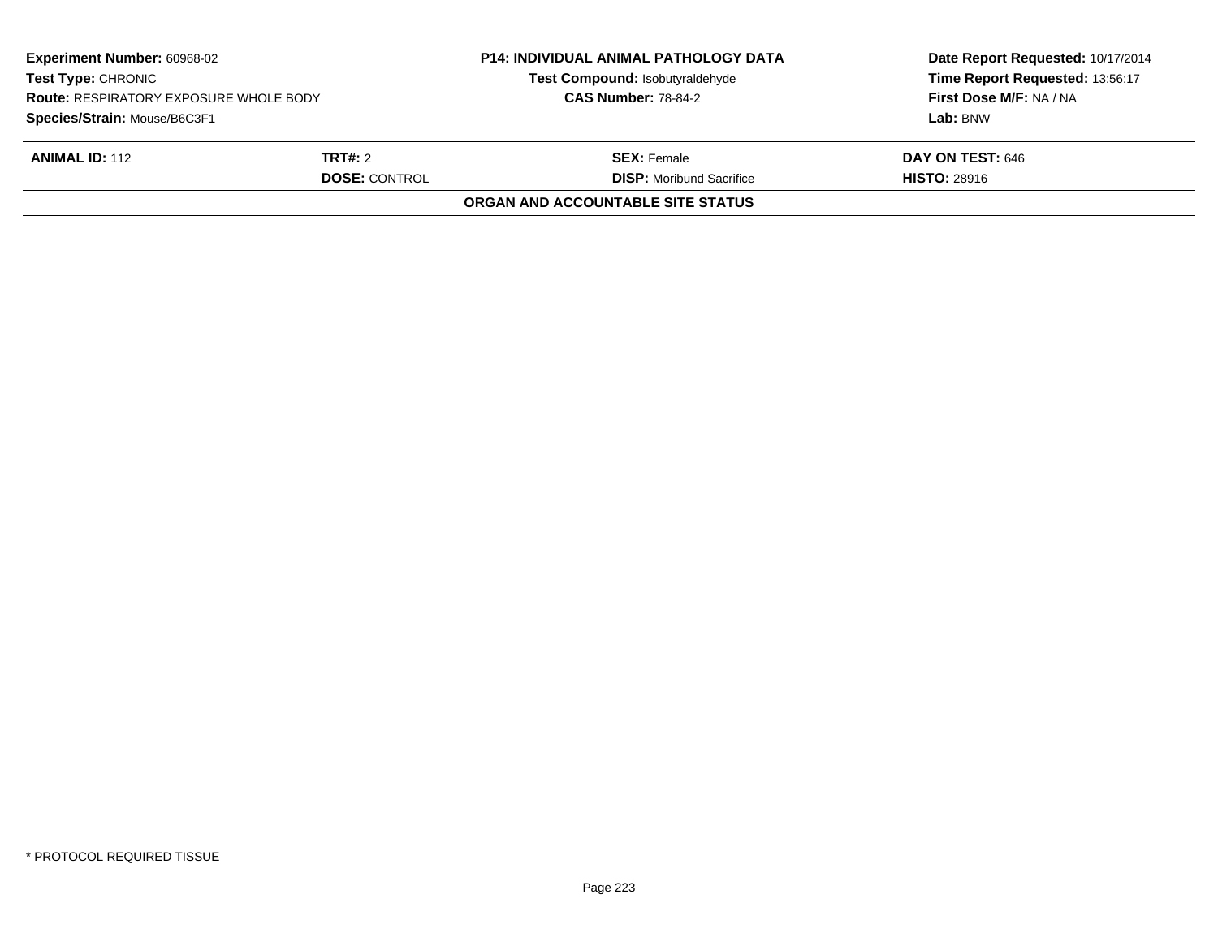**Experiment Number:** 60968-02
**Test Type:** CHRONIC
**Route:** RESPIRATORY EXPOSURE WHOLE BODY
**Species/Strain:** Mouse/B6C3F1

**P14: INDIVIDUAL ANIMAL PATHOLOGY DATA**
**Test Compound:** Isobutyraldehyde
**CAS Number:** 78-84-2

**Date Report Requested:** 10/17/2014
**Time Report Requested:** 13:56:17
**First Dose M/F:** NA / NA
**Lab:** BNW

| **ANIMAL ID:** 112 | **TRT#:** 2 | **SEX:** Female | **DAY ON TEST:** 646 |
|---|---|---|---|
| | **DOSE:** CONTROL | **DISP:** Moribund Sacrifice | **HISTO:** 28916 |

**ORGAN AND ACCOUNTABLE SITE STATUS**

* PROTOCOL REQUIRED TISSUE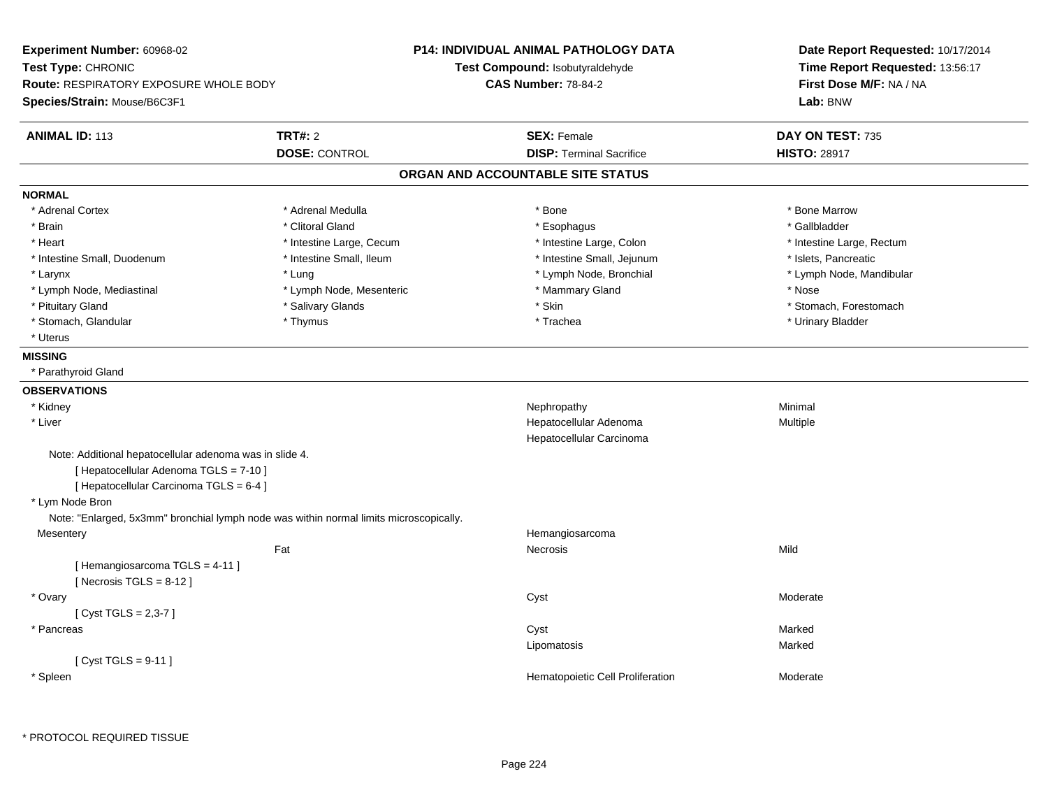**Experiment Number:** 60968-02
**Test Type:** CHRONIC
**Route:** RESPIRATORY EXPOSURE WHOLE BODY
**Species/Strain:** Mouse/B6C3F1

**P14: INDIVIDUAL ANIMAL PATHOLOGY DATA**
**Test Compound:** Isobutyraldehyde
**CAS Number:** 78-84-2

**Date Report Requested:** 10/17/2014
**Time Report Requested:** 13:56:17
**First Dose M/F:** NA / NA
**Lab:** BNW

| **ANIMAL ID:** 113 | **TRT#:** 2 | **SEX:** Female | **DAY ON TEST:** 735 |
|---|---|---|---|
| | **DOSE:** CONTROL | **DISP:** Terminal Sacrifice | **HISTO:** 28917 |

## ORGAN AND ACCOUNTABLE SITE STATUS

**NORMAL**

| | | | |
|---|---|---|---|
| * Adrenal Cortex | * Adrenal Medulla | * Bone | * Bone Marrow |
| * Brain | * Clitoral Gland | * Esophagus | * Gallbladder |
| * Heart | * Intestine Large, Cecum | * Intestine Large, Colon | * Intestine Large, Rectum |
| * Intestine Small, Duodenum | * Intestine Small, Ileum | * Intestine Small, Jejunum | * Islets, Pancreatic |
| * Larynx | * Lung | * Lymph Node, Bronchial | * Lymph Node, Mandibular |
| * Lymph Node, Mediastinal | * Lymph Node, Mesenteric | * Mammary Gland | * Nose |
| * Pituitary Gland | * Salivary Glands | * Skin | * Stomach, Forestomach |
| * Stomach, Glandular | * Thymus | * Trachea | * Urinary Bladder |
| * Uterus | | | |

**MISSING**

* Parathyroid Gland

**OBSERVATIONS**

| | | | |
|---|---|---|---|
| * Kidney | | Nephropathy | Minimal |
| * Liver | | Hepatocellular Adenoma | Multiple |
| | | Hepatocellular Carcinoma | |

Note: Additional hepatocellular adenoma was in slide 4.
[ Hepatocellular Adenoma TGLS = 7-10 ]
[ Hepatocellular Carcinoma TGLS = 6-4 ]

* Lym Node Bron

Note: "Enlarged, 5x3mm" bronchial lymph node was within normal limits microscopically.

| | | | |
|---|---|---|---|
| Mesentery | | Hemangiosarcoma | |
| | Fat | Necrosis | Mild |

[ Hemangiosarcoma TGLS = 4-11 ]
[ Necrosis TGLS = 8-12 ]

| | | | |
|---|---|---|---|
| * Ovary | | Cyst | Moderate |

[ Cyst TGLS = 2,3-7 ]

| | | | |
|---|---|---|---|
| * Pancreas | | Cyst | Marked |
| | | Lipomatosis | Marked |

[ Cyst TGLS = 9-11 ]

| | | | |
|---|---|---|---|
| * Spleen | | Hematopoietic Cell Proliferation | Moderate |

* PROTOCOL REQUIRED TISSUE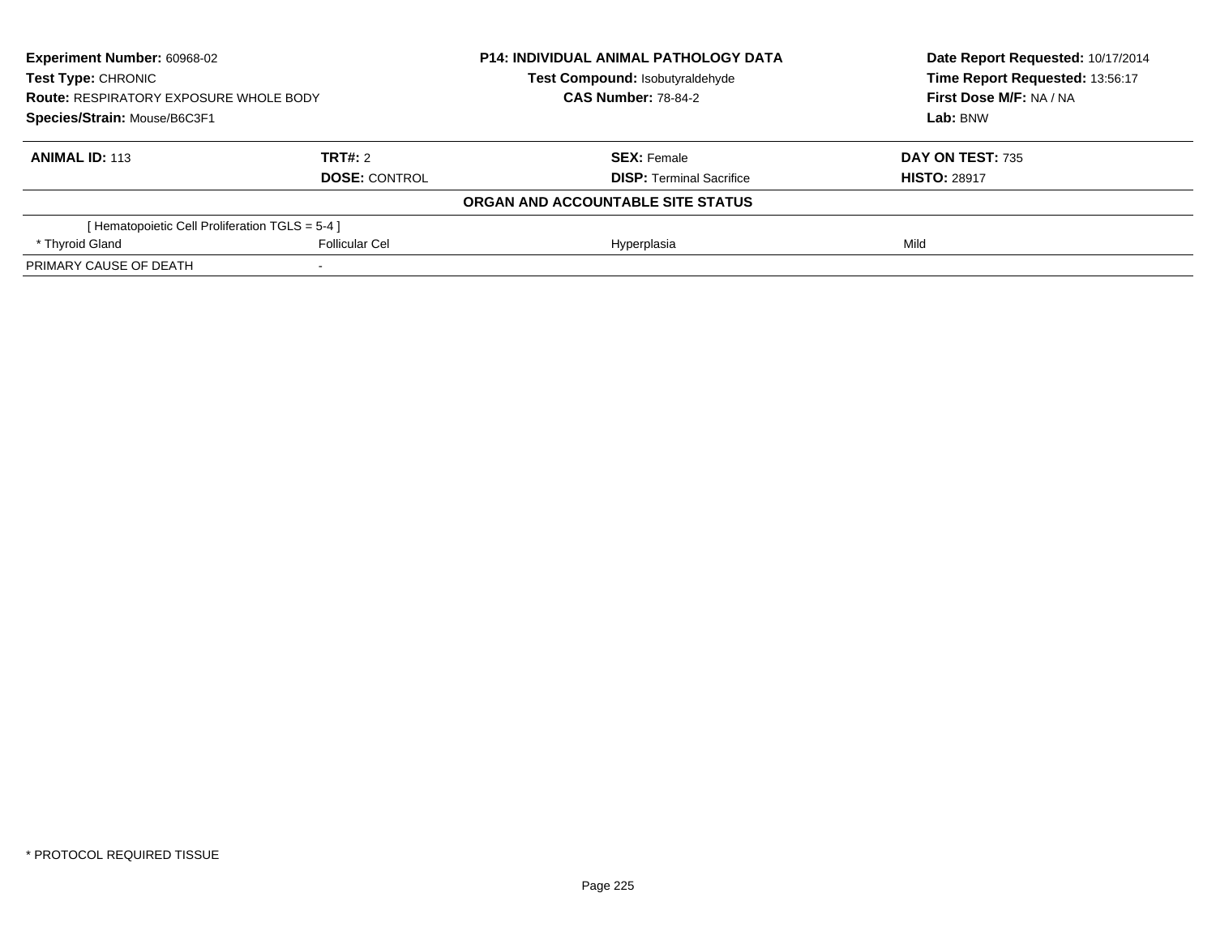**Experiment Number:** 60968-02
**Test Type:** CHRONIC
**Route:** RESPIRATORY EXPOSURE WHOLE BODY
**Species/Strain:** Mouse/B6C3F1

**P14: INDIVIDUAL ANIMAL PATHOLOGY DATA**
**Test Compound:** Isobutyraldehyde
**CAS Number:** 78-84-2

**Date Report Requested:** 10/17/2014
**Time Report Requested:** 13:56:17
**First Dose M/F:** NA / NA
**Lab:** BNW

| **ANIMAL ID:** 113 | **TRT#:** 2 | **SEX:** Female | **DAY ON TEST:** 735 |
|---|---|---|---|
| | **DOSE:** CONTROL | **DISP:** Terminal Sacrifice | **HISTO:** 28917 |

**ORGAN AND ACCOUNTABLE SITE STATUS**

| | | | |
|---|---|---|---|
| [ Hematopoietic Cell Proliferation TGLS = 5-4 ] | | | |
| * Thyroid Gland | Follicular Cel | Hyperplasia | Mild |
| PRIMARY CAUSE OF DEATH | - | | |

* PROTOCOL REQUIRED TISSUE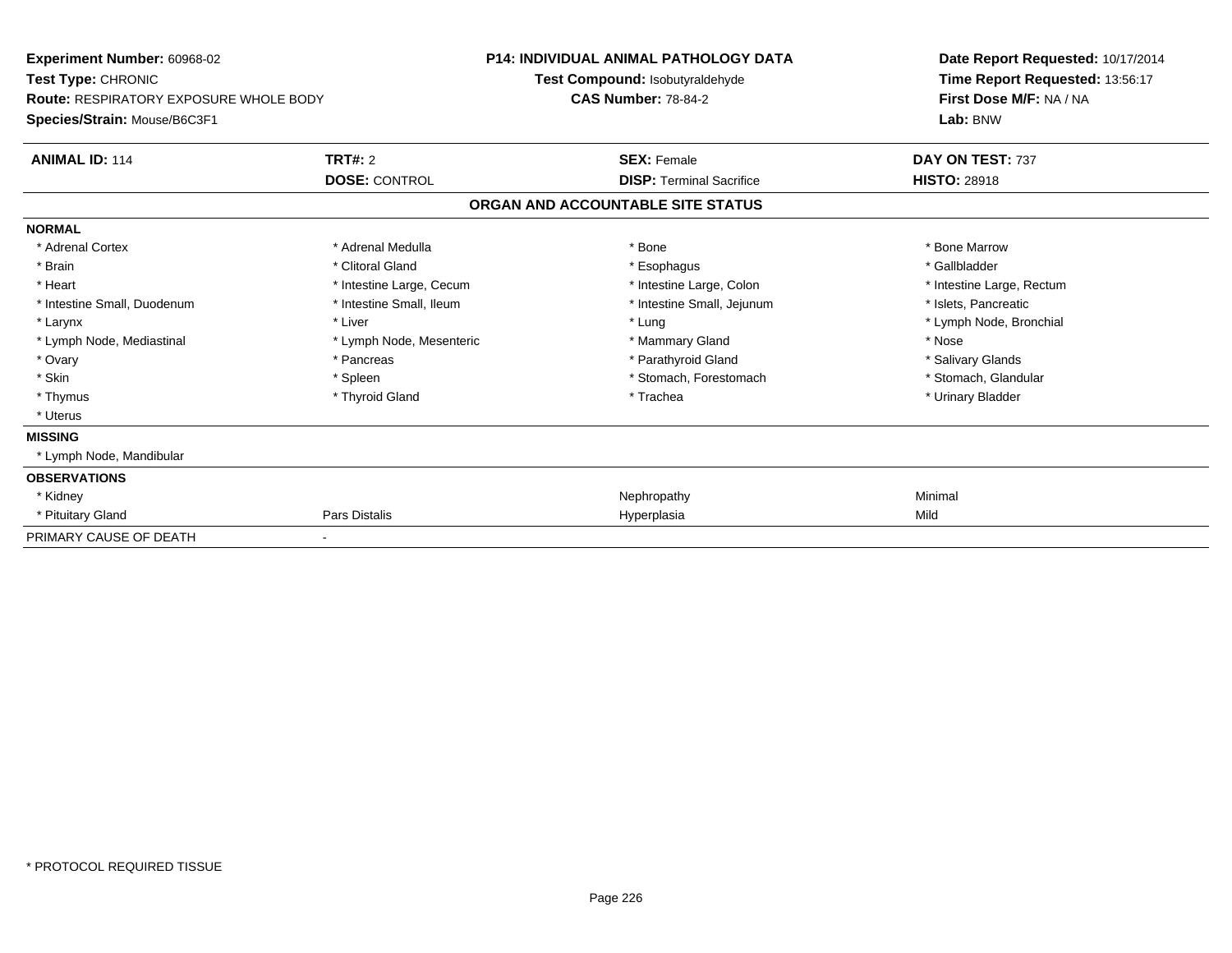**Experiment Number:** 60968-02
**Test Type:** CHRONIC
**Route:** RESPIRATORY EXPOSURE WHOLE BODY
**Species/Strain:** Mouse/B6C3F1

**P14: INDIVIDUAL ANIMAL PATHOLOGY DATA**
**Test Compound:** Isobutyraldehyde
**CAS Number:** 78-84-2

**Date Report Requested:** 10/17/2014
**Time Report Requested:** 13:56:17
**First Dose M/F:** NA / NA
**Lab:** BNW

| **ANIMAL ID:** 114 | **TRT#:** 2 | **SEX:** Female | **DAY ON TEST:** 737 |
|---|---|---|---|
| | **DOSE:** CONTROL | **DISP:** Terminal Sacrifice | **HISTO:** 28918 |

## ORGAN AND ACCOUNTABLE SITE STATUS

| | | | |
|---|---|---|---|
| **NORMAL** | | | |
| * Adrenal Cortex | * Adrenal Medulla | * Bone | * Bone Marrow |
| * Brain | * Clitoral Gland | * Esophagus | * Gallbladder |
| * Heart | * Intestine Large, Cecum | * Intestine Large, Colon | * Intestine Large, Rectum |
| * Intestine Small, Duodenum | * Intestine Small, Ileum | * Intestine Small, Jejunum | * Islets, Pancreatic |
| * Larynx | * Liver | * Lung | * Lymph Node, Bronchial |
| * Lymph Node, Mediastinal | * Lymph Node, Mesenteric | * Mammary Gland | * Nose |
| * Ovary | * Pancreas | * Parathyroid Gland | * Salivary Glands |
| * Skin | * Spleen | * Stomach, Forestomach | * Stomach, Glandular |
| * Thymus | * Thyroid Gland | * Trachea | * Urinary Bladder |
| * Uterus | | | |
| **MISSING** | | | |
| * Lymph Node, Mandibular | | | |
| **OBSERVATIONS** | | | |
| * Kidney | | Nephropathy | Minimal |
| * Pituitary Gland | Pars Distalis | Hyperplasia | Mild |
| PRIMARY CAUSE OF DEATH | - | | |

* PROTOCOL REQUIRED TISSUE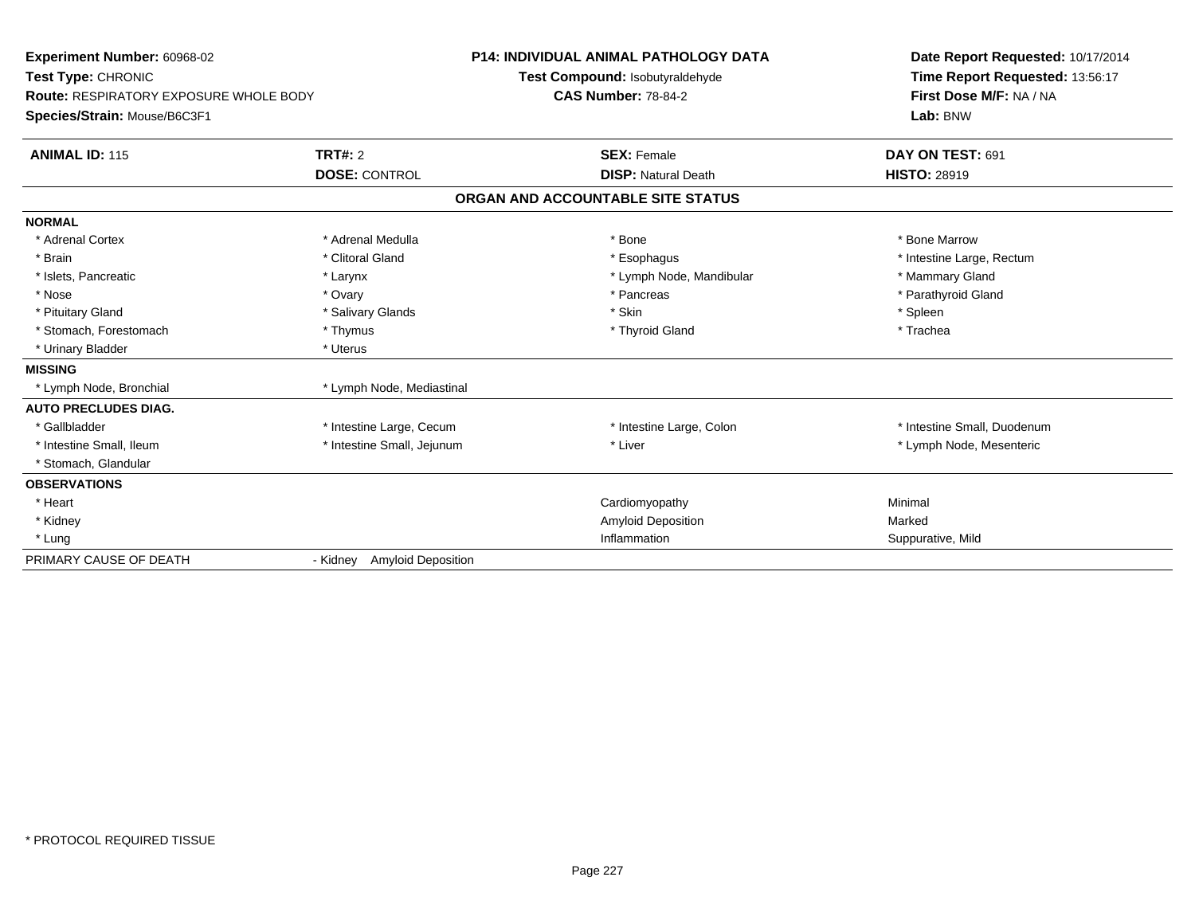**Experiment Number:** 60968-02
**Test Type:** CHRONIC
**Route:** RESPIRATORY EXPOSURE WHOLE BODY
**Species/Strain:** Mouse/B6C3F1

**P14: INDIVIDUAL ANIMAL PATHOLOGY DATA**
**Test Compound:** Isobutyraldehyde
**CAS Number:** 78-84-2

**Date Report Requested:** 10/17/2014
**Time Report Requested:** 13:56:17
**First Dose M/F:** NA / NA
**Lab:** BNW

| **ANIMAL ID:** 115 | **TRT#:** 2 | **SEX:** Female | **DAY ON TEST:** 691 |
|---|---|---|---|
| | **DOSE:** CONTROL | **DISP:** Natural Death | **HISTO:** 28919 |

**ORGAN AND ACCOUNTABLE SITE STATUS**

| | | | |
|---|---|---|---|
| **NORMAL** | | | |
| * Adrenal Cortex | * Adrenal Medulla | * Bone | * Bone Marrow |
| * Brain | * Clitoral Gland | * Esophagus | * Intestine Large, Rectum |
| * Islets, Pancreatic | * Larynx | * Lymph Node, Mandibular | * Mammary Gland |
| * Nose | * Ovary | * Pancreas | * Parathyroid Gland |
| * Pituitary Gland | * Salivary Glands | * Skin | * Spleen |
| * Stomach, Forestomach | * Thymus | * Thyroid Gland | * Trachea |
| * Urinary Bladder | * Uterus | | |
| **MISSING** | | | |
| * Lymph Node, Bronchial | * Lymph Node, Mediastinal | | |
| **AUTO PRECLUDES DIAG.** | | | |
| * Gallbladder | * Intestine Large, Cecum | * Intestine Large, Colon | * Intestine Small, Duodenum |
| * Intestine Small, Ileum | * Intestine Small, Jejunum | * Liver | * Lymph Node, Mesenteric |
| * Stomach, Glandular | | | |
| **OBSERVATIONS** | | | |
| * Heart | | Cardiomyopathy | Minimal |
| * Kidney | | Amyloid Deposition | Marked |
| * Lung | | Inflammation | Suppurative, Mild |
| PRIMARY CAUSE OF DEATH | - Kidney Amyloid Deposition | | |

* PROTOCOL REQUIRED TISSUE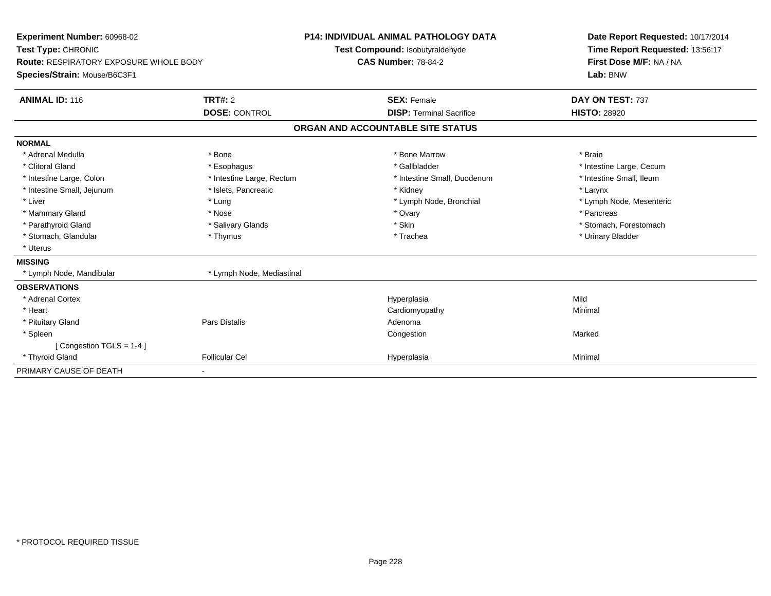**Experiment Number:** 60968-02
**Test Type:** CHRONIC
**Route:** RESPIRATORY EXPOSURE WHOLE BODY
**Species/Strain:** Mouse/B6C3F1

**P14: INDIVIDUAL ANIMAL PATHOLOGY DATA**
**Test Compound:** Isobutyraldehyde
**CAS Number:** 78-84-2

**Date Report Requested:** 10/17/2014
**Time Report Requested:** 13:56:17
**First Dose M/F:** NA / NA
**Lab:** BNW

| **ANIMAL ID:** 116 | **TRT#:** 2 | **SEX:** Female | **DAY ON TEST:** 737 |
|---|---|---|---|
| | **DOSE:** CONTROL | **DISP:** Terminal Sacrifice | **HISTO:** 28920 |

## ORGAN AND ACCOUNTABLE SITE STATUS

| | | | |
|---|---|---|---|
| **NORMAL** | | | |
| * Adrenal Medulla | * Bone | * Bone Marrow | * Brain |
| * Clitoral Gland | * Esophagus | * Gallbladder | * Intestine Large, Cecum |
| * Intestine Large, Colon | * Intestine Large, Rectum | * Intestine Small, Duodenum | * Intestine Small, Ileum |
| * Intestine Small, Jejunum | * Islets, Pancreatic | * Kidney | * Larynx |
| * Liver | * Lung | * Lymph Node, Bronchial | * Lymph Node, Mesenteric |
| * Mammary Gland | * Nose | * Ovary | * Pancreas |
| * Parathyroid Gland | * Salivary Glands | * Skin | * Stomach, Forestomach |
| * Stomach, Glandular | * Thymus | * Trachea | * Urinary Bladder |
| * Uterus | | | |
| **MISSING** | | | |
| * Lymph Node, Mandibular | * Lymph Node, Mediastinal | | |
| **OBSERVATIONS** | | | |
| * Adrenal Cortex | | Hyperplasia | Mild |
| * Heart | | Cardiomyopathy | Minimal |
| * Pituitary Gland | Pars Distalis | Adenoma | |
| * Spleen | | Congestion | Marked |
| [ Congestion TGLS = 1-4 ] | | | |
| * Thyroid Gland | Follicular Cel | Hyperplasia | Minimal |
| PRIMARY CAUSE OF DEATH | - | | |

* PROTOCOL REQUIRED TISSUE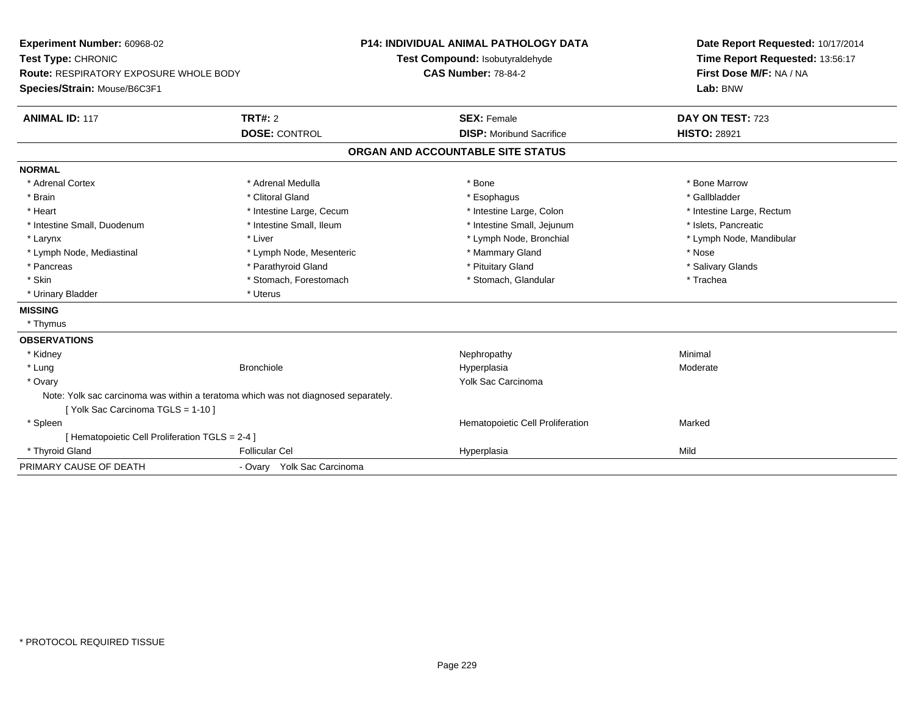**Experiment Number:** 60968-02
**Test Type:** CHRONIC
**Route:** RESPIRATORY EXPOSURE WHOLE BODY
**Species/Strain:** Mouse/B6C3F1

**P14: INDIVIDUAL ANIMAL PATHOLOGY DATA**
**Test Compound:** Isobutyraldehyde
**CAS Number:** 78-84-2

**Date Report Requested:** 10/17/2014
**Time Report Requested:** 13:56:17
**First Dose M/F:** NA / NA
**Lab:** BNW

| **ANIMAL ID:** 117 | **TRT#:** 2 | **SEX:** Female | **DAY ON TEST:** 723 |
|---|---|---|---|
| | **DOSE:** CONTROL | **DISP:** Moribund Sacrifice | **HISTO:** 28921 |

## ORGAN AND ACCOUNTABLE SITE STATUS

**NORMAL**

| | | | |
|---|---|---|---|
| * Adrenal Cortex | * Adrenal Medulla | * Bone | * Bone Marrow |
| * Brain | * Clitoral Gland | * Esophagus | * Gallbladder |
| * Heart | * Intestine Large, Cecum | * Intestine Large, Colon | * Intestine Large, Rectum |
| * Intestine Small, Duodenum | * Intestine Small, Ileum | * Intestine Small, Jejunum | * Islets, Pancreatic |
| * Larynx | * Liver | * Lymph Node, Bronchial | * Lymph Node, Mandibular |
| * Lymph Node, Mediastinal | * Lymph Node, Mesenteric | * Mammary Gland | * Nose |
| * Pancreas | * Parathyroid Gland | * Pituitary Gland | * Salivary Glands |
| * Skin | * Stomach, Forestomach | * Stomach, Glandular | * Trachea |
| * Urinary Bladder | * Uterus | | |

**MISSING**

* Thymus

**OBSERVATIONS**

| | | | |
|---|---|---|---|
| * Kidney | | Nephropathy | Minimal |
| * Lung | Bronchiole | Hyperplasia | Moderate |
| * Ovary | | Yolk Sac Carcinoma | |

Note: Yolk sac carcinoma was within a teratoma which was not diagnosed separately.
[ Yolk Sac Carcinoma TGLS = 1-10 ]

| | | | |
|---|---|---|---|
| * Spleen | | Hematopoietic Cell Proliferation | Marked |

[ Hematopoietic Cell Proliferation TGLS = 2-4 ]

| | | | |
|---|---|---|---|
| * Thyroid Gland | Follicular Cel | Hyperplasia | Mild |

PRIMARY CAUSE OF DEATH - Ovary Yolk Sac Carcinoma

* PROTOCOL REQUIRED TISSUE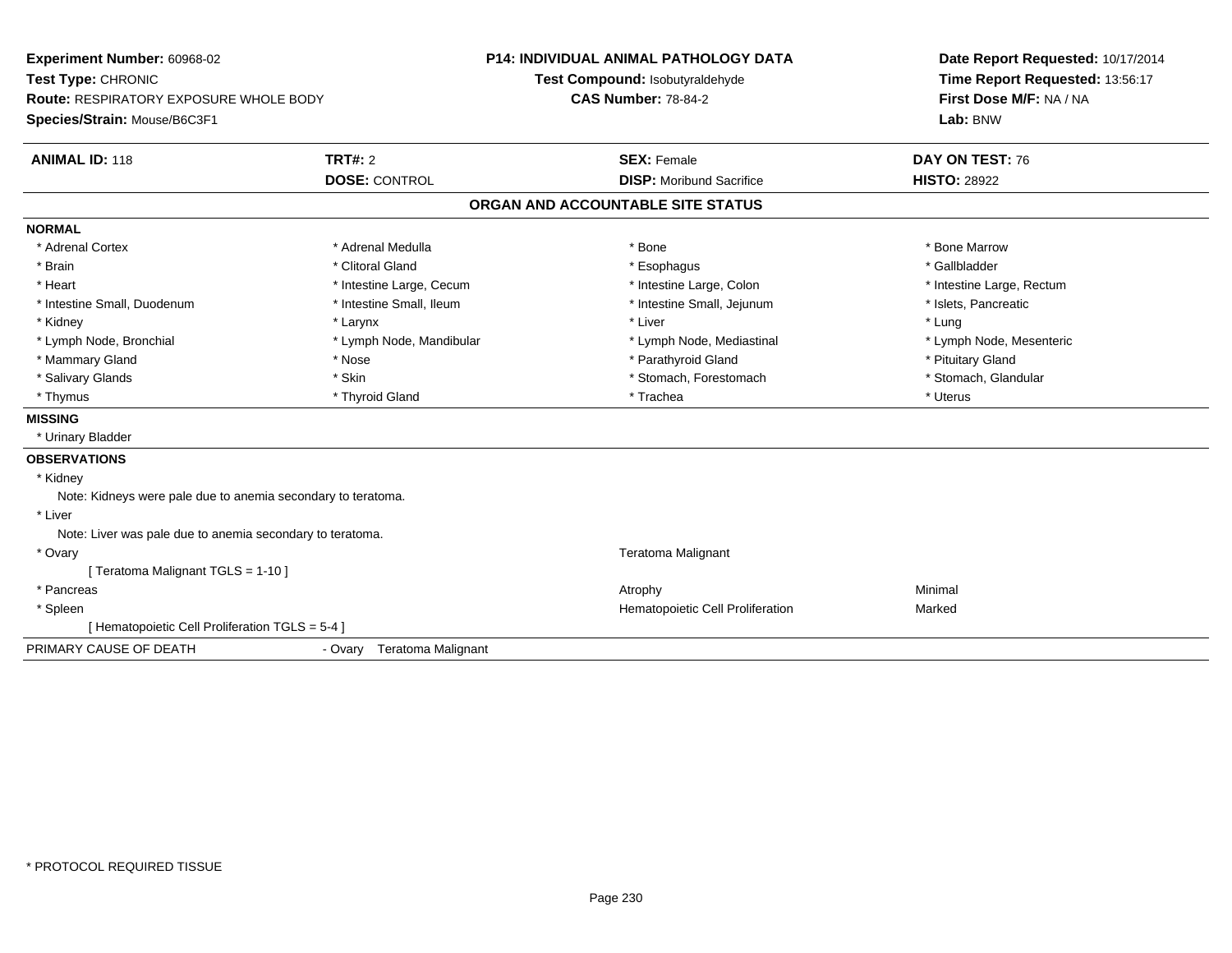**Experiment Number:** 60968-02
**Test Type:** CHRONIC
**Route:** RESPIRATORY EXPOSURE WHOLE BODY
**Species/Strain:** Mouse/B6C3F1

**P14: INDIVIDUAL ANIMAL PATHOLOGY DATA**
**Test Compound:** Isobutyraldehyde
**CAS Number:** 78-84-2

**Date Report Requested:** 10/17/2014
**Time Report Requested:** 13:56:17
**First Dose M/F:** NA / NA
**Lab:** BNW

| **ANIMAL ID:** 118 | **TRT#:** 2 | **SEX:** Female | **DAY ON TEST:** 76 |
|---|---|---|---|
| | **DOSE:** CONTROL | **DISP:** Moribund Sacrifice | **HISTO:** 28922 |

## ORGAN AND ACCOUNTABLE SITE STATUS

**NORMAL**

| | | | |
|---|---|---|---|
| * Adrenal Cortex | * Adrenal Medulla | * Bone | * Bone Marrow |
| * Brain | * Clitoral Gland | * Esophagus | * Gallbladder |
| * Heart | * Intestine Large, Cecum | * Intestine Large, Colon | * Intestine Large, Rectum |
| * Intestine Small, Duodenum | * Intestine Small, Ileum | * Intestine Small, Jejunum | * Islets, Pancreatic |
| * Kidney | * Larynx | * Liver | * Lung |
| * Lymph Node, Bronchial | * Lymph Node, Mandibular | * Lymph Node, Mediastinal | * Lymph Node, Mesenteric |
| * Mammary Gland | * Nose | * Parathyroid Gland | * Pituitary Gland |
| * Salivary Glands | * Skin | * Stomach, Forestomach | * Stomach, Glandular |
| * Thymus | * Thyroid Gland | * Trachea | * Uterus |

**MISSING**

* Urinary Bladder

**OBSERVATIONS**

* Kidney
  Note: Kidneys were pale due to anemia secondary to teratoma.
* Liver
  Note: Liver was pale due to anemia secondary to teratoma.

| | | |
|---|---|---|
| * Ovary | Teratoma Malignant | |
| [ Teratoma Malignant TGLS = 1-10 ] | | |
| * Pancreas | Atrophy | Minimal |
| * Spleen | Hematopoietic Cell Proliferation | Marked |
| [ Hematopoietic Cell Proliferation TGLS = 5-4 ] | | |

PRIMARY CAUSE OF DEATH - Ovary Teratoma Malignant

* PROTOCOL REQUIRED TISSUE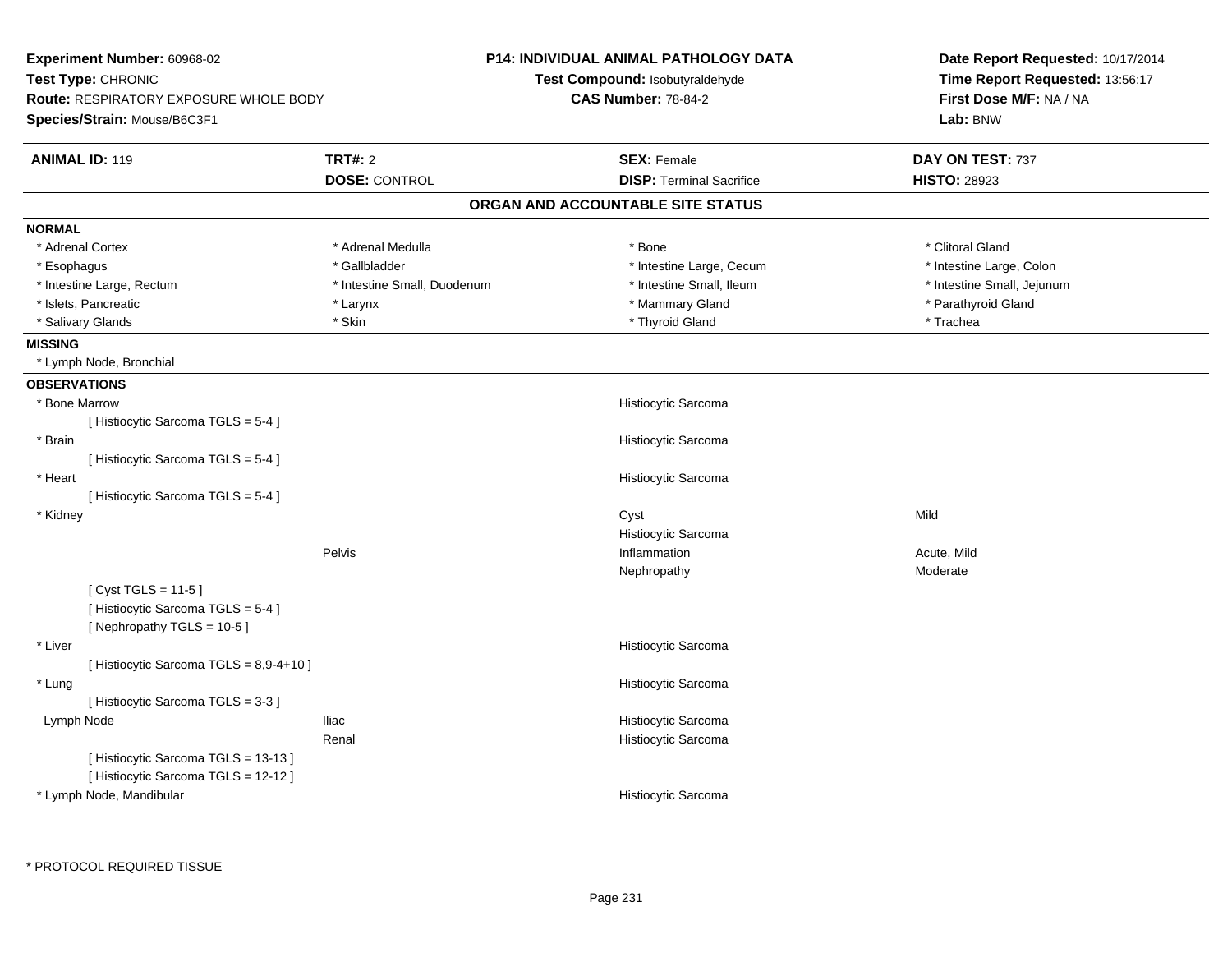**Experiment Number:** 60968-02
**Test Type:** CHRONIC
**Route:** RESPIRATORY EXPOSURE WHOLE BODY
**Species/Strain:** Mouse/B6C3F1

**P14: INDIVIDUAL ANIMAL PATHOLOGY DATA**
**Test Compound:** Isobutyraldehyde
**CAS Number:** 78-84-2

**Date Report Requested:** 10/17/2014
**Time Report Requested:** 13:56:17
**First Dose M/F:** NA / NA
**Lab:** BNW

| **ANIMAL ID:** 119 | **TRT#:** 2 | **SEX:** Female | **DAY ON TEST:** 737 |
|---|---|---|---|
| | **DOSE:** CONTROL | **DISP:** Terminal Sacrifice | **HISTO:** 28923 |

## ORGAN AND ACCOUNTABLE SITE STATUS

**NORMAL**

| | | | |
|---|---|---|---|
| * Adrenal Cortex | * Adrenal Medulla | * Bone | * Clitoral Gland |
| * Esophagus | * Gallbladder | * Intestine Large, Cecum | * Intestine Large, Colon |
| * Intestine Large, Rectum | * Intestine Small, Duodenum | * Intestine Small, Ileum | * Intestine Small, Jejunum |
| * Islets, Pancreatic | * Larynx | * Mammary Gland | * Parathyroid Gland |
| * Salivary Glands | * Skin | * Thyroid Gland | * Trachea |

**MISSING**

* Lymph Node, Bronchial

**OBSERVATIONS**

| | | | |
|---|---|---|---|
| * Bone Marrow | | Histiocytic Sarcoma | |
| [ Histiocytic Sarcoma TGLS = 5-4 ] | | | |
| * Brain | | Histiocytic Sarcoma | |
| [ Histiocytic Sarcoma TGLS = 5-4 ] | | | |
| * Heart | | Histiocytic Sarcoma | |
| [ Histiocytic Sarcoma TGLS = 5-4 ] | | | |
| * Kidney | | Cyst | Mild |
| | | Histiocytic Sarcoma | |
| | Pelvis | Inflammation | Acute, Mild |
| | | Nephropathy | Moderate |
| [ Cyst TGLS = 11-5 ] | | | |
| [ Histiocytic Sarcoma TGLS = 5-4 ] | | | |
| [ Nephropathy TGLS = 10-5 ] | | | |
| * Liver | | Histiocytic Sarcoma | |
| [ Histiocytic Sarcoma TGLS = 8,9-4+10 ] | | | |
| * Lung | | Histiocytic Sarcoma | |
| [ Histiocytic Sarcoma TGLS = 3-3 ] | | | |
| Lymph Node | Iliac | Histiocytic Sarcoma | |
| | Renal | Histiocytic Sarcoma | |
| [ Histiocytic Sarcoma TGLS = 13-13 ] | | | |
| [ Histiocytic Sarcoma TGLS = 12-12 ] | | | |
| * Lymph Node, Mandibular | | Histiocytic Sarcoma | |

* PROTOCOL REQUIRED TISSUE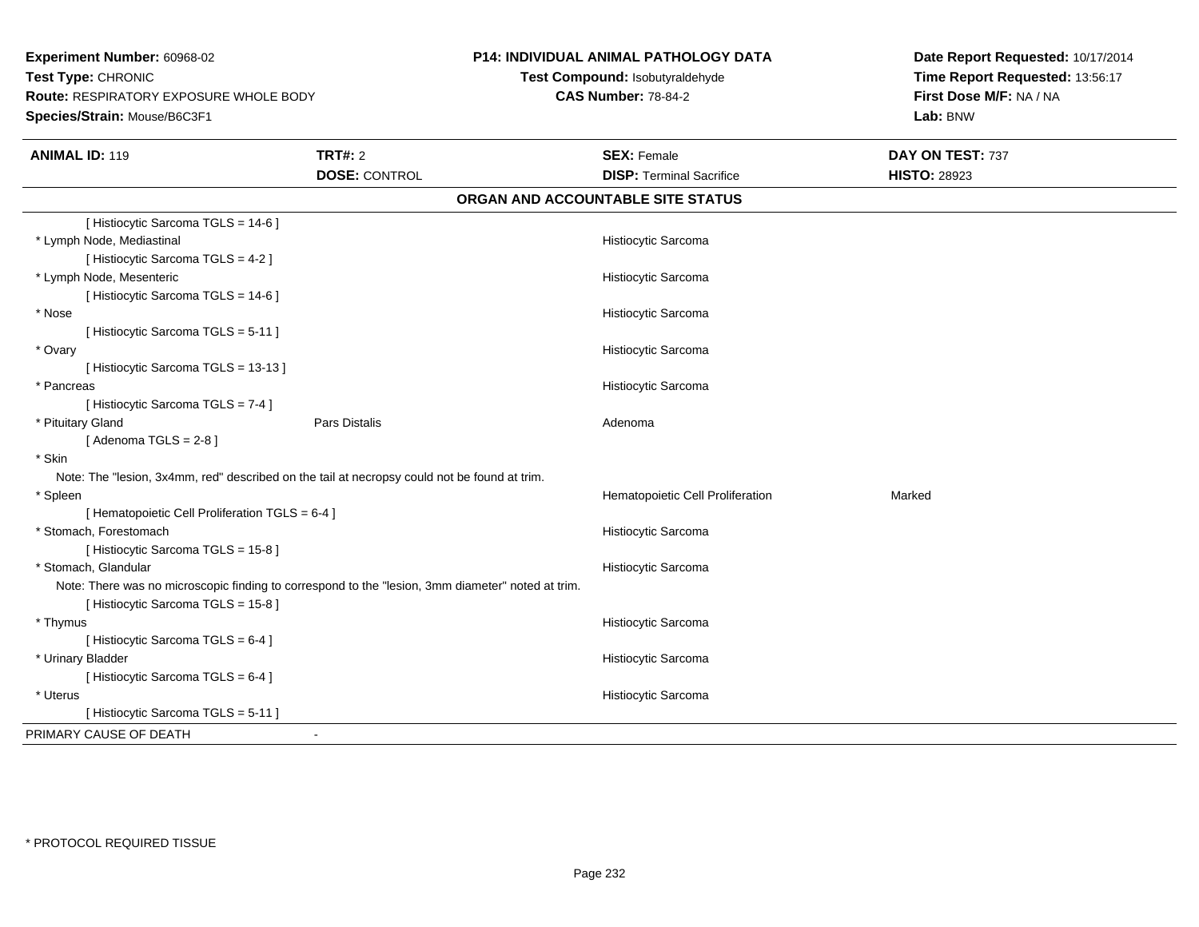**Experiment Number:** 60968-02
**Test Type:** CHRONIC
**Route:** RESPIRATORY EXPOSURE WHOLE BODY
**Species/Strain:** Mouse/B6C3F1

**P14: INDIVIDUAL ANIMAL PATHOLOGY DATA**
**Test Compound:** Isobutyraldehyde
**CAS Number:** 78-84-2

**Date Report Requested:** 10/17/2014
**Time Report Requested:** 13:56:17
**First Dose M/F:** NA / NA
**Lab:** BNW

| **ANIMAL ID:** 119 | **TRT#:** 2 | **SEX:** Female | **DAY ON TEST:** 737 |
|---|---|---|---|
| | **DOSE:** CONTROL | **DISP:** Terminal Sacrifice | **HISTO:** 28923 |

## ORGAN AND ACCOUNTABLE SITE STATUS

| | | | |
|---|---|---|---|
| [ Histiocytic Sarcoma TGLS = 14-6 ] | | | |
| * Lymph Node, Mediastinal | | Histiocytic Sarcoma | |
| [ Histiocytic Sarcoma TGLS = 4-2 ] | | | |
| * Lymph Node, Mesenteric | | Histiocytic Sarcoma | |
| [ Histiocytic Sarcoma TGLS = 14-6 ] | | | |
| * Nose | | Histiocytic Sarcoma | |
| [ Histiocytic Sarcoma TGLS = 5-11 ] | | | |
| * Ovary | | Histiocytic Sarcoma | |
| [ Histiocytic Sarcoma TGLS = 13-13 ] | | | |
| * Pancreas | | Histiocytic Sarcoma | |
| [ Histiocytic Sarcoma TGLS = 7-4 ] | | | |
| * Pituitary Gland | Pars Distalis | Adenoma | |
| [ Adenoma TGLS = 2-8 ] | | | |
| * Skin | | | |
| Note: The "lesion, 3x4mm, red" described on the tail at necropsy could not be found at trim. | | | |
| * Spleen | | Hematopoietic Cell Proliferation | Marked |
| [ Hematopoietic Cell Proliferation TGLS = 6-4 ] | | | |
| * Stomach, Forestomach | | Histiocytic Sarcoma | |
| [ Histiocytic Sarcoma TGLS = 15-8 ] | | | |
| * Stomach, Glandular | | Histiocytic Sarcoma | |
| Note: There was no microscopic finding to correspond to the "lesion, 3mm diameter" noted at trim. | | | |
| [ Histiocytic Sarcoma TGLS = 15-8 ] | | | |
| * Thymus | | Histiocytic Sarcoma | |
| [ Histiocytic Sarcoma TGLS = 6-4 ] | | | |
| * Urinary Bladder | | Histiocytic Sarcoma | |
| [ Histiocytic Sarcoma TGLS = 6-4 ] | | | |
| * Uterus | | Histiocytic Sarcoma | |
| [ Histiocytic Sarcoma TGLS = 5-11 ] | | | |

PRIMARY CAUSE OF DEATH -

* PROTOCOL REQUIRED TISSUE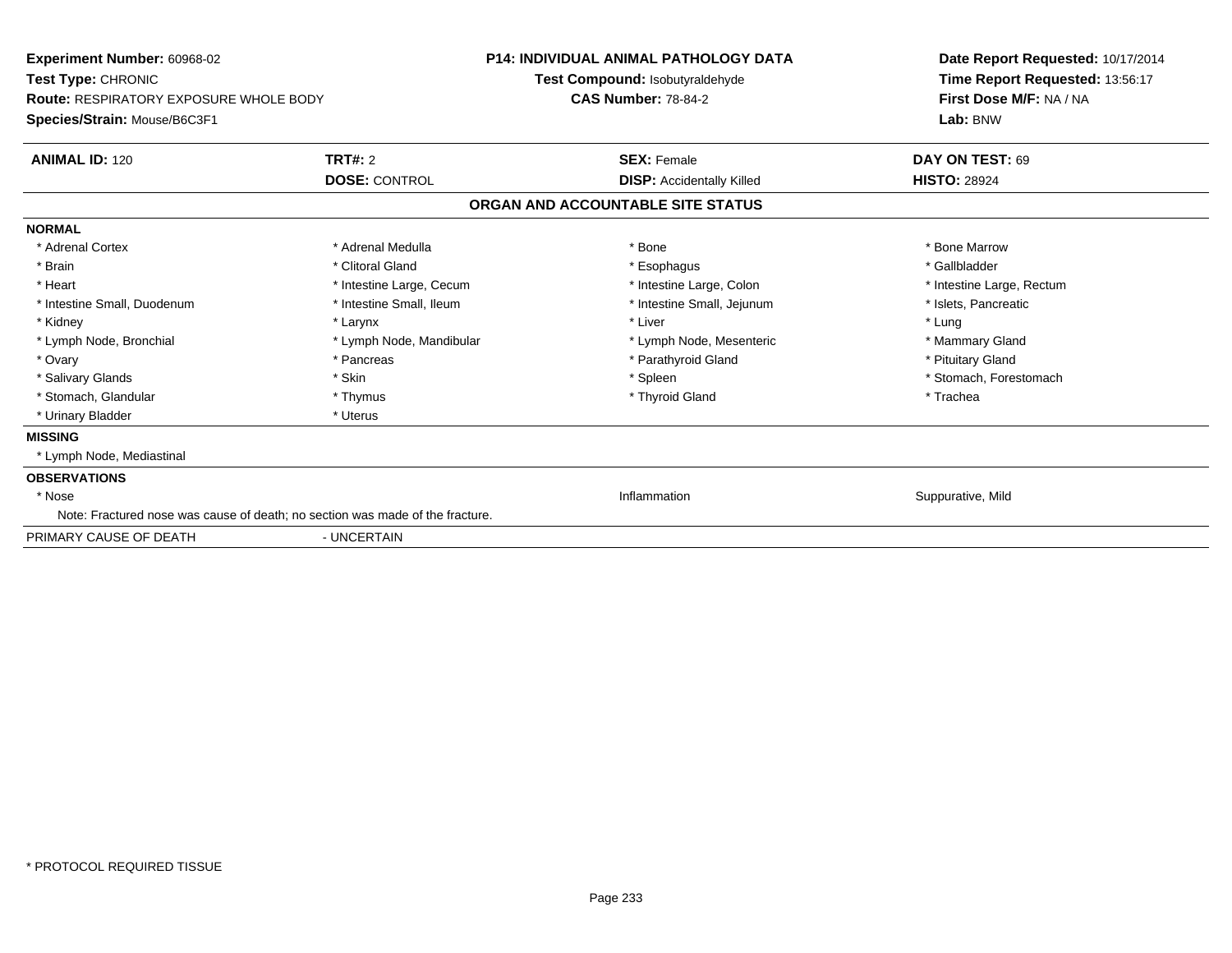**Experiment Number:** 60968-02
**Test Type:** CHRONIC
**Route:** RESPIRATORY EXPOSURE WHOLE BODY
**Species/Strain:** Mouse/B6C3F1

**P14: INDIVIDUAL ANIMAL PATHOLOGY DATA**
**Test Compound:** Isobutyraldehyde
**CAS Number:** 78-84-2

**Date Report Requested:** 10/17/2014
**Time Report Requested:** 13:56:17
**First Dose M/F:** NA / NA
**Lab:** BNW

| **ANIMAL ID:** 120 | **TRT#:** 2 | **SEX:** Female | **DAY ON TEST:** 69 |
|---|---|---|---|
| | **DOSE:** CONTROL | **DISP:** Accidentally Killed | **HISTO:** 28924 |

**ORGAN AND ACCOUNTABLE SITE STATUS**

**NORMAL**

| | | | |
|---|---|---|---|
| * Adrenal Cortex | * Adrenal Medulla | * Bone | * Bone Marrow |
| * Brain | * Clitoral Gland | * Esophagus | * Gallbladder |
| * Heart | * Intestine Large, Cecum | * Intestine Large, Colon | * Intestine Large, Rectum |
| * Intestine Small, Duodenum | * Intestine Small, Ileum | * Intestine Small, Jejunum | * Islets, Pancreatic |
| * Kidney | * Larynx | * Liver | * Lung |
| * Lymph Node, Bronchial | * Lymph Node, Mandibular | * Lymph Node, Mesenteric | * Mammary Gland |
| * Ovary | * Pancreas | * Parathyroid Gland | * Pituitary Gland |
| * Salivary Glands | * Skin | * Spleen | * Stomach, Forestomach |
| * Stomach, Glandular | * Thymus | * Thyroid Gland | * Trachea |
| * Urinary Bladder | * Uterus | | |

**MISSING**

* Lymph Node, Mediastinal

**OBSERVATIONS**

| | | |
|---|---|---|
| * Nose | Inflammation | Suppurative, Mild |

Note: Fractured nose was cause of death; no section was made of the fracture.

PRIMARY CAUSE OF DEATH - UNCERTAIN

* PROTOCOL REQUIRED TISSUE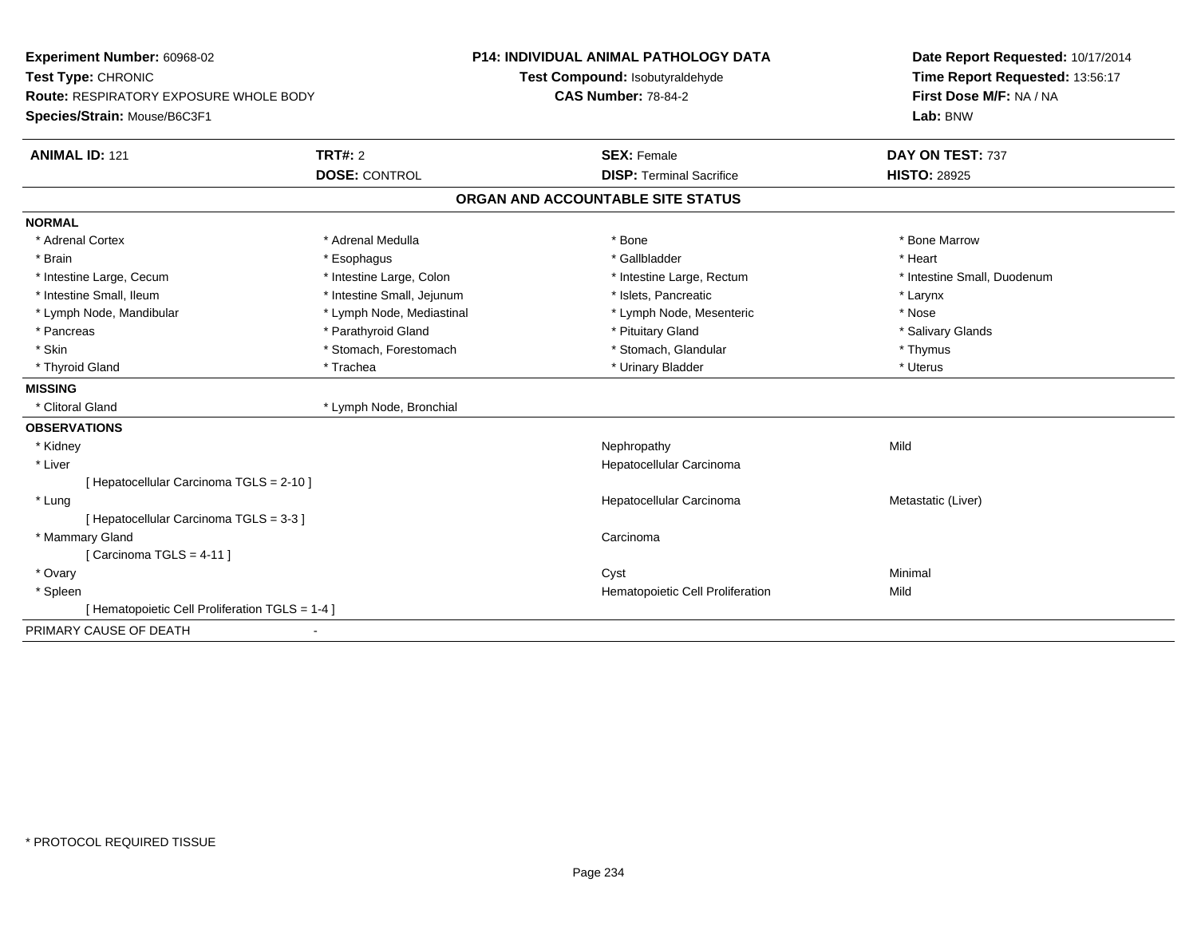**Experiment Number:** 60968-02
**Test Type:** CHRONIC
**Route:** RESPIRATORY EXPOSURE WHOLE BODY
**Species/Strain:** Mouse/B6C3F1

**P14: INDIVIDUAL ANIMAL PATHOLOGY DATA**
**Test Compound:** Isobutyraldehyde
**CAS Number:** 78-84-2

**Date Report Requested:** 10/17/2014
**Time Report Requested:** 13:56:17
**First Dose M/F:** NA / NA
**Lab:** BNW

| **ANIMAL ID:** 121 | **TRT#:** 2 | **SEX:** Female | **DAY ON TEST:** 737 |
|---|---|---|---|
| | **DOSE:** CONTROL | **DISP:** Terminal Sacrifice | **HISTO:** 28925 |

## ORGAN AND ACCOUNTABLE SITE STATUS

**NORMAL**

| | | | |
|---|---|---|---|
| * Adrenal Cortex | * Adrenal Medulla | * Bone | * Bone Marrow |
| * Brain | * Esophagus | * Gallbladder | * Heart |
| * Intestine Large, Cecum | * Intestine Large, Colon | * Intestine Large, Rectum | * Intestine Small, Duodenum |
| * Intestine Small, Ileum | * Intestine Small, Jejunum | * Islets, Pancreatic | * Larynx |
| * Lymph Node, Mandibular | * Lymph Node, Mediastinal | * Lymph Node, Mesenteric | * Nose |
| * Pancreas | * Parathyroid Gland | * Pituitary Gland | * Salivary Glands |
| * Skin | * Stomach, Forestomach | * Stomach, Glandular | * Thymus |
| * Thyroid Gland | * Trachea | * Urinary Bladder | * Uterus |

**MISSING**

* Clitoral Gland
* Lymph Node, Bronchial

**OBSERVATIONS**

| Organ | Observation | Severity/Note |
|---|---|---|
| * Kidney | Nephropathy | Mild |
| * Liver | Hepatocellular Carcinoma | |
| [ Hepatocellular Carcinoma TGLS = 2-10 ] | | |
| * Lung | Hepatocellular Carcinoma | Metastatic (Liver) |
| [ Hepatocellular Carcinoma TGLS = 3-3 ] | | |
| * Mammary Gland | Carcinoma | |
| [ Carcinoma TGLS = 4-11 ] | | |
| * Ovary | Cyst | Minimal |
| * Spleen | Hematopoietic Cell Proliferation | Mild |
| [ Hematopoietic Cell Proliferation TGLS = 1-4 ] | | |

PRIMARY CAUSE OF DEATH -

* PROTOCOL REQUIRED TISSUE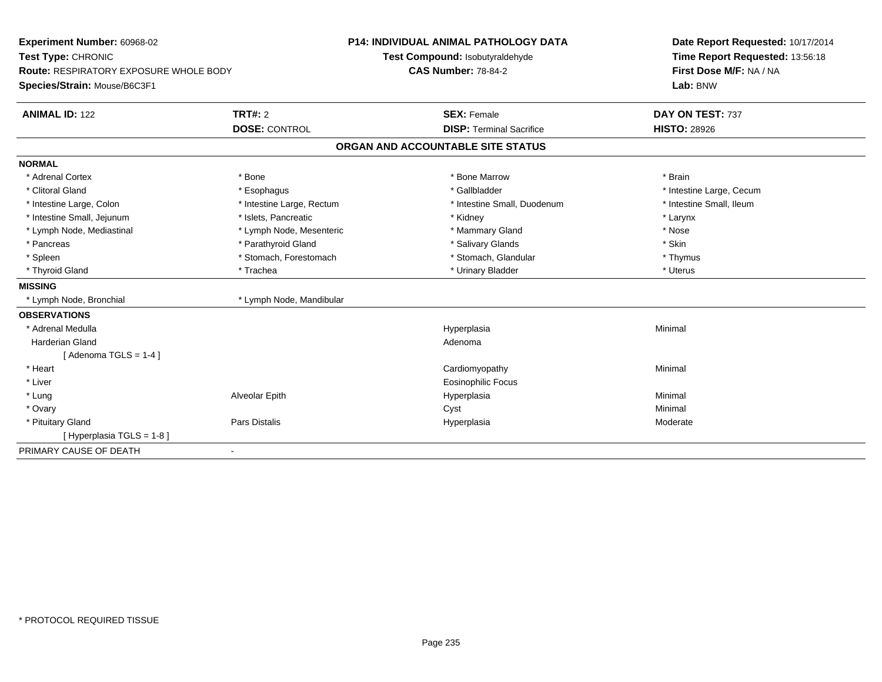**Experiment Number:** 60968-02
**Test Type:** CHRONIC
**Route:** RESPIRATORY EXPOSURE WHOLE BODY
**Species/Strain:** Mouse/B6C3F1

**P14: INDIVIDUAL ANIMAL PATHOLOGY DATA**
**Test Compound:** Isobutyraldehyde
**CAS Number:** 78-84-2

**Date Report Requested:** 10/17/2014
**Time Report Requested:** 13:56:18
**First Dose M/F:** NA / NA
**Lab:** BNW

| **ANIMAL ID:** 122 | **TRT#:** 2 | **SEX:** Female | **DAY ON TEST:** 737 |
|---|---|---|---|
| | **DOSE:** CONTROL | **DISP:** Terminal Sacrifice | **HISTO:** 28926 |

## ORGAN AND ACCOUNTABLE SITE STATUS

| | | | |
|---|---|---|---|
| **NORMAL** | | | |
| * Adrenal Cortex | * Bone | * Bone Marrow | * Brain |
| * Clitoral Gland | * Esophagus | * Gallbladder | * Intestine Large, Cecum |
| * Intestine Large, Colon | * Intestine Large, Rectum | * Intestine Small, Duodenum | * Intestine Small, Ileum |
| * Intestine Small, Jejunum | * Islets, Pancreatic | * Kidney | * Larynx |
| * Lymph Node, Mediastinal | * Lymph Node, Mesenteric | * Mammary Gland | * Nose |
| * Pancreas | * Parathyroid Gland | * Salivary Glands | * Skin |
| * Spleen | * Stomach, Forestomach | * Stomach, Glandular | * Thymus |
| * Thyroid Gland | * Trachea | * Urinary Bladder | * Uterus |
| **MISSING** | | | |
| * Lymph Node, Bronchial | * Lymph Node, Mandibular | | |
| **OBSERVATIONS** | | | |
| * Adrenal Medulla | | Hyperplasia | Minimal |
| Harderian Gland | | Adenoma | |
| [ Adenoma TGLS = 1-4 ] | | | |
| * Heart | | Cardiomyopathy | Minimal |
| * Liver | | Eosinophilic Focus | |
| * Lung | Alveolar Epith | Hyperplasia | Minimal |
| * Ovary | | Cyst | Minimal |
| * Pituitary Gland | Pars Distalis | Hyperplasia | Moderate |
| [ Hyperplasia TGLS = 1-8 ] | | | |
| PRIMARY CAUSE OF DEATH | - | | |

* PROTOCOL REQUIRED TISSUE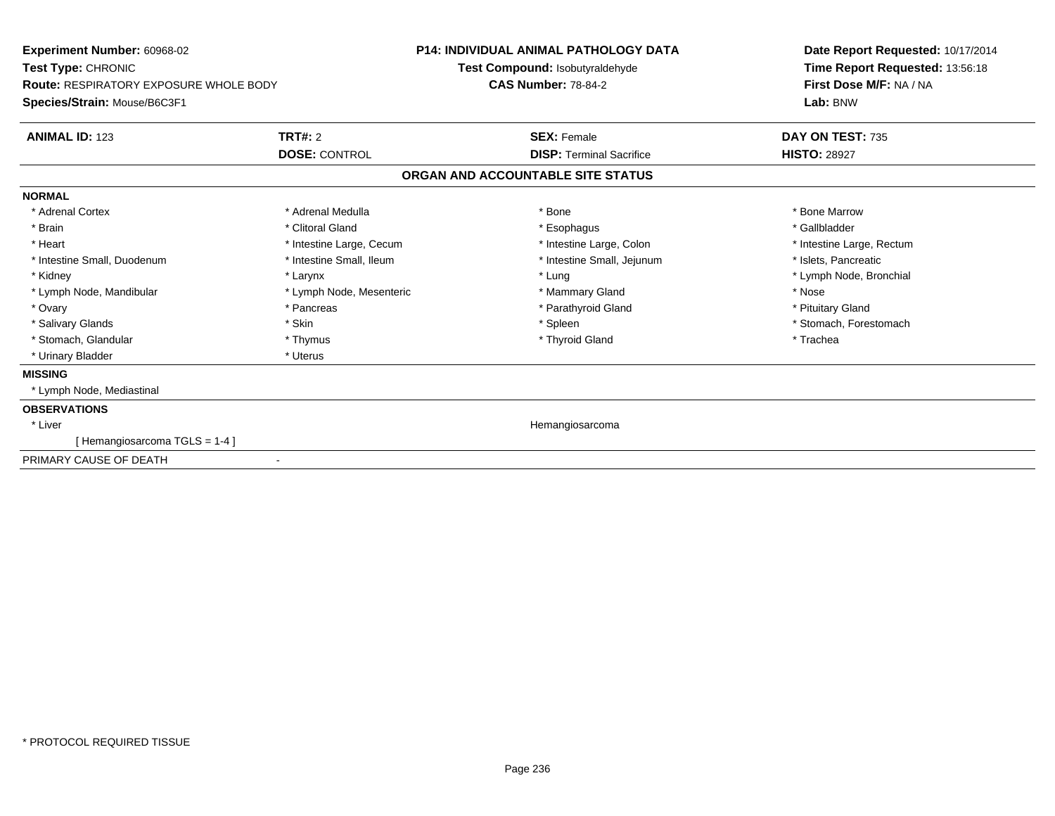**Experiment Number:** 60968-02
**Test Type:** CHRONIC
**Route:** RESPIRATORY EXPOSURE WHOLE BODY
**Species/Strain:** Mouse/B6C3F1

**P14: INDIVIDUAL ANIMAL PATHOLOGY DATA**
**Test Compound:** Isobutyraldehyde
**CAS Number:** 78-84-2

**Date Report Requested:** 10/17/2014
**Time Report Requested:** 13:56:18
**First Dose M/F:** NA / NA
**Lab:** BNW

| **ANIMAL ID:** 123 | **TRT#:** 2 | **SEX:** Female | **DAY ON TEST:** 735 |
|---|---|---|---|
| | **DOSE:** CONTROL | **DISP:** Terminal Sacrifice | **HISTO:** 28927 |

**ORGAN AND ACCOUNTABLE SITE STATUS**

**NORMAL**

| | | | |
|---|---|---|---|
| * Adrenal Cortex | * Adrenal Medulla | * Bone | * Bone Marrow |
| * Brain | * Clitoral Gland | * Esophagus | * Gallbladder |
| * Heart | * Intestine Large, Cecum | * Intestine Large, Colon | * Intestine Large, Rectum |
| * Intestine Small, Duodenum | * Intestine Small, Ileum | * Intestine Small, Jejunum | * Islets, Pancreatic |
| * Kidney | * Larynx | * Lung | * Lymph Node, Bronchial |
| * Lymph Node, Mandibular | * Lymph Node, Mesenteric | * Mammary Gland | * Nose |
| * Ovary | * Pancreas | * Parathyroid Gland | * Pituitary Gland |
| * Salivary Glands | * Skin | * Spleen | * Stomach, Forestomach |
| * Stomach, Glandular | * Thymus | * Thyroid Gland | * Trachea |
| * Urinary Bladder | * Uterus | | |

**MISSING**

* Lymph Node, Mediastinal

**OBSERVATIONS**

* Liver — Hemangiosarcoma
  [ Hemangiosarcoma TGLS = 1-4 ]

PRIMARY CAUSE OF DEATH -

* PROTOCOL REQUIRED TISSUE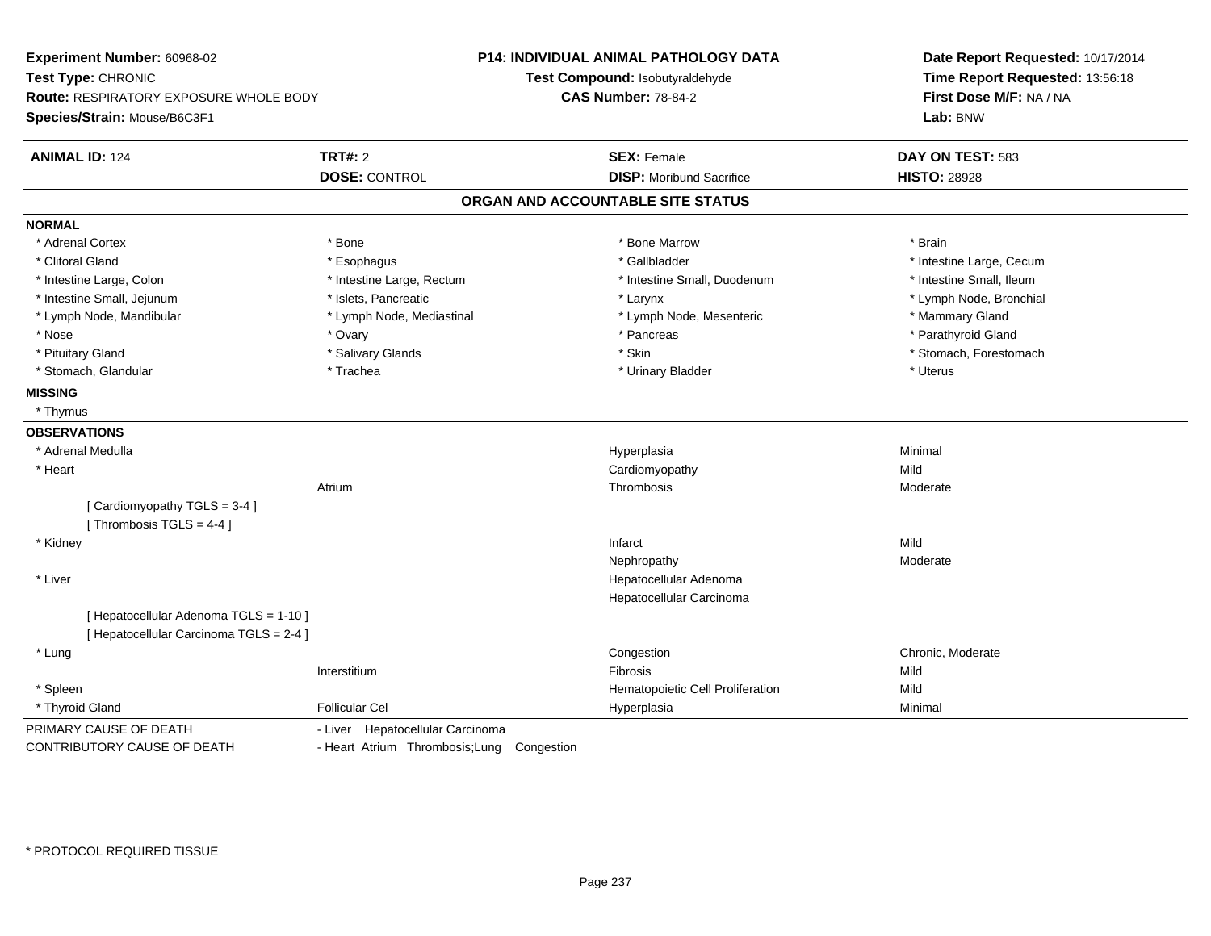**Experiment Number:** 60968-02
**Test Type:** CHRONIC
**Route:** RESPIRATORY EXPOSURE WHOLE BODY
**Species/Strain:** Mouse/B6C3F1

**P14: INDIVIDUAL ANIMAL PATHOLOGY DATA**
**Test Compound:** Isobutyraldehyde
**CAS Number:** 78-84-2

**Date Report Requested:** 10/17/2014
**Time Report Requested:** 13:56:18
**First Dose M/F:** NA / NA
**Lab:** BNW

| **ANIMAL ID:** 124 | **TRT#:** 2 | **SEX:** Female | **DAY ON TEST:** 583 |
|---|---|---|---|
| | **DOSE:** CONTROL | **DISP:** Moribund Sacrifice | **HISTO:** 28928 |

## ORGAN AND ACCOUNTABLE SITE STATUS

**NORMAL**

| | | | |
|---|---|---|---|
| * Adrenal Cortex | * Bone | * Bone Marrow | * Brain |
| * Clitoral Gland | * Esophagus | * Gallbladder | * Intestine Large, Cecum |
| * Intestine Large, Colon | * Intestine Large, Rectum | * Intestine Small, Duodenum | * Intestine Small, Ileum |
| * Intestine Small, Jejunum | * Islets, Pancreatic | * Larynx | * Lymph Node, Bronchial |
| * Lymph Node, Mandibular | * Lymph Node, Mediastinal | * Lymph Node, Mesenteric | * Mammary Gland |
| * Nose | * Ovary | * Pancreas | * Parathyroid Gland |
| * Pituitary Gland | * Salivary Glands | * Skin | * Stomach, Forestomach |
| * Stomach, Glandular | * Trachea | * Urinary Bladder | * Uterus |

**MISSING**

* Thymus

**OBSERVATIONS**

| | | | |
|---|---|---|---|
| * Adrenal Medulla | | Hyperplasia | Minimal |
| * Heart | | Cardiomyopathy | Mild |
| | Atrium | Thrombosis | Moderate |
| [ Cardiomyopathy TGLS = 3-4 ] | | | |
| [ Thrombosis TGLS = 4-4 ] | | | |
| * Kidney | | Infarct | Mild |
| | | Nephropathy | Moderate |
| * Liver | | Hepatocellular Adenoma | |
| | | Hepatocellular Carcinoma | |
| [ Hepatocellular Adenoma TGLS = 1-10 ] | | | |
| [ Hepatocellular Carcinoma TGLS = 2-4 ] | | | |
| * Lung | | Congestion | Chronic, Moderate |
| | Interstitium | Fibrosis | Mild |
| * Spleen | | Hematopoietic Cell Proliferation | Mild |
| * Thyroid Gland | Follicular Cel | Hyperplasia | Minimal |

| | |
|---|---|
| PRIMARY CAUSE OF DEATH | - Liver Hepatocellular Carcinoma |
| CONTRIBUTORY CAUSE OF DEATH | - Heart Atrium Thrombosis;Lung Congestion |

\* PROTOCOL REQUIRED TISSUE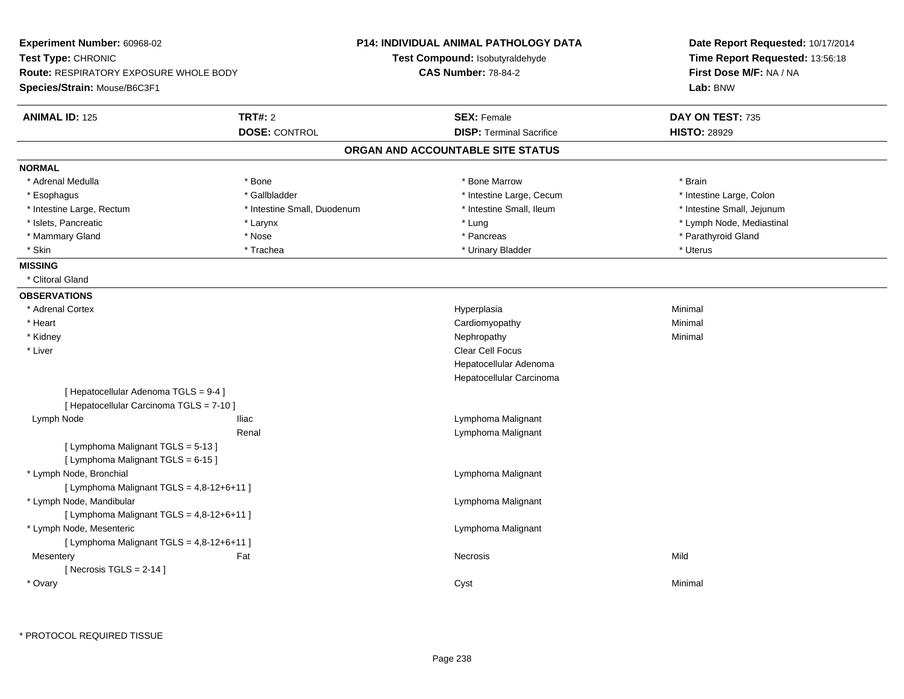**Experiment Number:** 60968-02
**Test Type:** CHRONIC
**Route:** RESPIRATORY EXPOSURE WHOLE BODY
**Species/Strain:** Mouse/B6C3F1

**P14: INDIVIDUAL ANIMAL PATHOLOGY DATA**
**Test Compound:** Isobutyraldehyde
**CAS Number:** 78-84-2

**Date Report Requested:** 10/17/2014
**Time Report Requested:** 13:56:18
**First Dose M/F:** NA / NA
**Lab:** BNW

| **ANIMAL ID:** 125 | **TRT#:** 2 | **SEX:** Female | **DAY ON TEST:** 735 |
|---|---|---|---|
| | **DOSE:** CONTROL | **DISP:** Terminal Sacrifice | **HISTO:** 28929 |

## ORGAN AND ACCOUNTABLE SITE STATUS

**NORMAL**

| | | | |
|---|---|---|---|
| * Adrenal Medulla | * Bone | * Bone Marrow | * Brain |
| * Esophagus | * Gallbladder | * Intestine Large, Cecum | * Intestine Large, Colon |
| * Intestine Large, Rectum | * Intestine Small, Duodenum | * Intestine Small, Ileum | * Intestine Small, Jejunum |
| * Islets, Pancreatic | * Larynx | * Lung | * Lymph Node, Mediastinal |
| * Mammary Gland | * Nose | * Pancreas | * Parathyroid Gland |
| * Skin | * Trachea | * Urinary Bladder | * Uterus |

**MISSING**

* Clitoral Gland

**OBSERVATIONS**

| | | | |
|---|---|---|---|
| * Adrenal Cortex | | Hyperplasia | Minimal |
| * Heart | | Cardiomyopathy | Minimal |
| * Kidney | | Nephropathy | Minimal |
| * Liver | | Clear Cell Focus | |
| | | Hepatocellular Adenoma | |
| | | Hepatocellular Carcinoma | |
| [ Hepatocellular Adenoma TGLS = 9-4 ] | | | |
| [ Hepatocellular Carcinoma TGLS = 7-10 ] | | | |
| Lymph Node | Iliac | Lymphoma Malignant | |
| | Renal | Lymphoma Malignant | |
| [ Lymphoma Malignant TGLS = 5-13 ] | | | |
| [ Lymphoma Malignant TGLS = 6-15 ] | | | |
| * Lymph Node, Bronchial | | Lymphoma Malignant | |
| [ Lymphoma Malignant TGLS = 4,8-12+6+11 ] | | | |
| * Lymph Node, Mandibular | | Lymphoma Malignant | |
| [ Lymphoma Malignant TGLS = 4,8-12+6+11 ] | | | |
| * Lymph Node, Mesenteric | | Lymphoma Malignant | |
| [ Lymphoma Malignant TGLS = 4,8-12+6+11 ] | | | |
| Mesentery | Fat | Necrosis | Mild |
| [ Necrosis TGLS = 2-14 ] | | | |
| * Ovary | | Cyst | Minimal |

* PROTOCOL REQUIRED TISSUE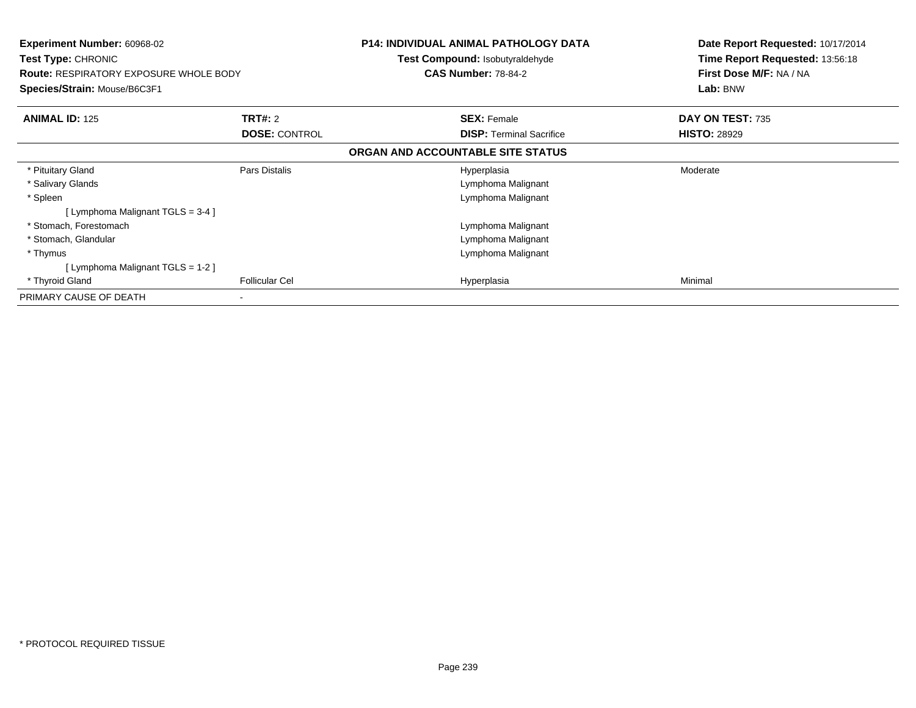**Experiment Number:** 60968-02
**Test Type:** CHRONIC
**Route:** RESPIRATORY EXPOSURE WHOLE BODY
**Species/Strain:** Mouse/B6C3F1

**P14: INDIVIDUAL ANIMAL PATHOLOGY DATA**
**Test Compound:** Isobutyraldehyde
**CAS Number:** 78-84-2

**Date Report Requested:** 10/17/2014
**Time Report Requested:** 13:56:18
**First Dose M/F:** NA / NA
**Lab:** BNW

| **ANIMAL ID:** 125 | **TRT#:** 2 | **SEX:** Female | **DAY ON TEST:** 735 |
|---|---|---|---|
| | **DOSE:** CONTROL | **DISP:** Terminal Sacrifice | **HISTO:** 28929 |

**ORGAN AND ACCOUNTABLE SITE STATUS**

| | | | |
|---|---|---|---|
| * Pituitary Gland | Pars Distalis | Hyperplasia | Moderate |
| * Salivary Glands | | Lymphoma Malignant | |
| * Spleen | | Lymphoma Malignant | |
| [ Lymphoma Malignant TGLS = 3-4 ] | | | |
| * Stomach, Forestomach | | Lymphoma Malignant | |
| * Stomach, Glandular | | Lymphoma Malignant | |
| * Thymus | | Lymphoma Malignant | |
| [ Lymphoma Malignant TGLS = 1-2 ] | | | |
| * Thyroid Gland | Follicular Cel | Hyperplasia | Minimal |
| PRIMARY CAUSE OF DEATH | - | | |

* PROTOCOL REQUIRED TISSUE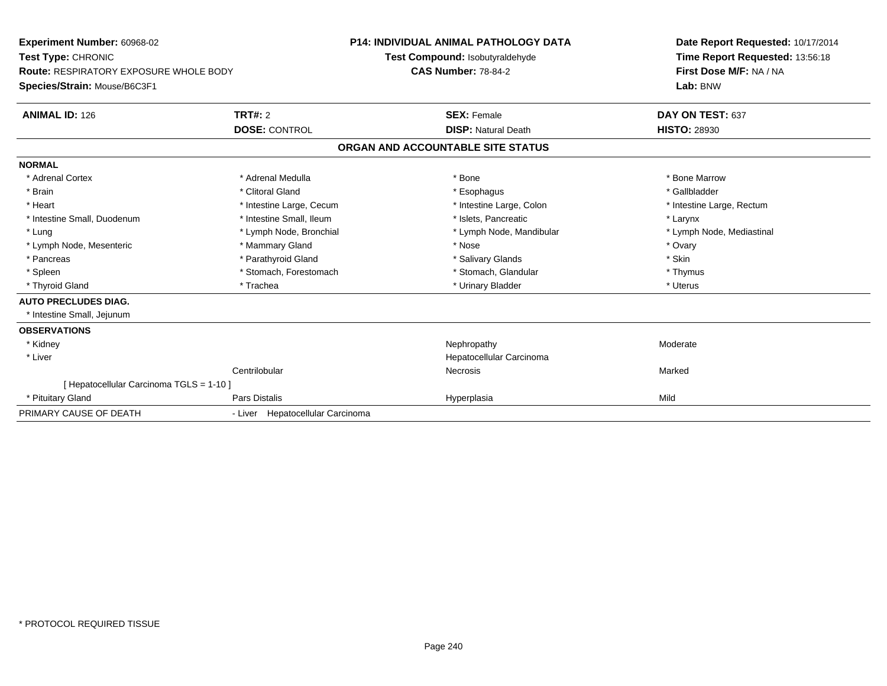**Experiment Number:** 60968-02
**Test Type:** CHRONIC
**Route:** RESPIRATORY EXPOSURE WHOLE BODY
**Species/Strain:** Mouse/B6C3F1

**P14: INDIVIDUAL ANIMAL PATHOLOGY DATA**
**Test Compound:** Isobutyraldehyde
**CAS Number:** 78-84-2

**Date Report Requested:** 10/17/2014
**Time Report Requested:** 13:56:18
**First Dose M/F:** NA / NA
**Lab:** BNW

| **ANIMAL ID:** 126 | **TRT#:** 2 | **SEX:** Female | **DAY ON TEST:** 637 |
|---|---|---|---|
| | **DOSE:** CONTROL | **DISP:** Natural Death | **HISTO:** 28930 |

**ORGAN AND ACCOUNTABLE SITE STATUS**

| | | | |
|---|---|---|---|
| **NORMAL** | | | |
| * Adrenal Cortex | * Adrenal Medulla | * Bone | * Bone Marrow |
| * Brain | * Clitoral Gland | * Esophagus | * Gallbladder |
| * Heart | * Intestine Large, Cecum | * Intestine Large, Colon | * Intestine Large, Rectum |
| * Intestine Small, Duodenum | * Intestine Small, Ileum | * Islets, Pancreatic | * Larynx |
| * Lung | * Lymph Node, Bronchial | * Lymph Node, Mandibular | * Lymph Node, Mediastinal |
| * Lymph Node, Mesenteric | * Mammary Gland | * Nose | * Ovary |
| * Pancreas | * Parathyroid Gland | * Salivary Glands | * Skin |
| * Spleen | * Stomach, Forestomach | * Stomach, Glandular | * Thymus |
| * Thyroid Gland | * Trachea | * Urinary Bladder | * Uterus |
| **AUTO PRECLUDES DIAG.** | | | |
| * Intestine Small, Jejunum | | | |
| **OBSERVATIONS** | | | |
| * Kidney | | Nephropathy | Moderate |
| * Liver | | Hepatocellular Carcinoma | |
| | Centrilobular | Necrosis | Marked |
| [ Hepatocellular Carcinoma TGLS = 1-10 ] | | | |
| * Pituitary Gland | Pars Distalis | Hyperplasia | Mild |
| PRIMARY CAUSE OF DEATH | - Liver Hepatocellular Carcinoma | | |

* PROTOCOL REQUIRED TISSUE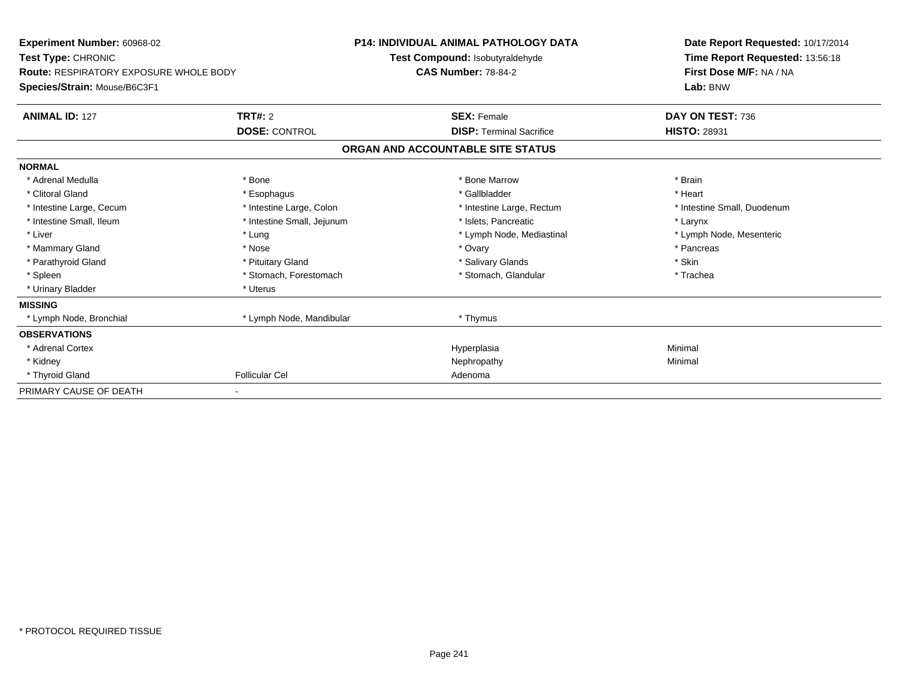**Experiment Number:** 60968-02
**Test Type:** CHRONIC
**Route:** RESPIRATORY EXPOSURE WHOLE BODY
**Species/Strain:** Mouse/B6C3F1

**P14: INDIVIDUAL ANIMAL PATHOLOGY DATA**
**Test Compound:** Isobutyraldehyde
**CAS Number:** 78-84-2

**Date Report Requested:** 10/17/2014
**Time Report Requested:** 13:56:18
**First Dose M/F:** NA / NA
**Lab:** BNW

| **ANIMAL ID:** 127 | **TRT#:** 2 | **SEX:** Female | **DAY ON TEST:** 736 |
|---|---|---|---|
| | **DOSE:** CONTROL | **DISP:** Terminal Sacrifice | **HISTO:** 28931 |

**ORGAN AND ACCOUNTABLE SITE STATUS**

| | | | |
|---|---|---|---|
| **NORMAL** | | | |
| * Adrenal Medulla | * Bone | * Bone Marrow | * Brain |
| * Clitoral Gland | * Esophagus | * Gallbladder | * Heart |
| * Intestine Large, Cecum | * Intestine Large, Colon | * Intestine Large, Rectum | * Intestine Small, Duodenum |
| * Intestine Small, Ileum | * Intestine Small, Jejunum | * Islets, Pancreatic | * Larynx |
| * Liver | * Lung | * Lymph Node, Mediastinal | * Lymph Node, Mesenteric |
| * Mammary Gland | * Nose | * Ovary | * Pancreas |
| * Parathyroid Gland | * Pituitary Gland | * Salivary Glands | * Skin |
| * Spleen | * Stomach, Forestomach | * Stomach, Glandular | * Trachea |
| * Urinary Bladder | * Uterus | | |
| **MISSING** | | | |
| * Lymph Node, Bronchial | * Lymph Node, Mandibular | * Thymus | |
| **OBSERVATIONS** | | | |
| * Adrenal Cortex | | Hyperplasia | Minimal |
| * Kidney | | Nephropathy | Minimal |
| * Thyroid Gland | Follicular Cel | Adenoma | |
| PRIMARY CAUSE OF DEATH | - | | |

* PROTOCOL REQUIRED TISSUE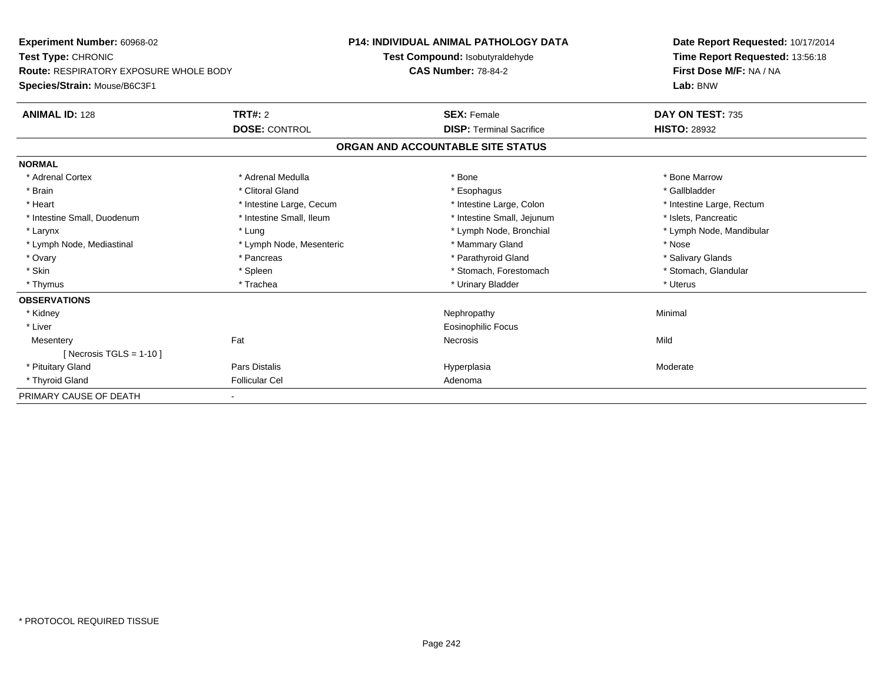**Experiment Number:** 60968-02
**Test Type:** CHRONIC
**Route:** RESPIRATORY EXPOSURE WHOLE BODY
**Species/Strain:** Mouse/B6C3F1

**P14: INDIVIDUAL ANIMAL PATHOLOGY DATA**
**Test Compound:** Isobutyraldehyde
**CAS Number:** 78-84-2

**Date Report Requested:** 10/17/2014
**Time Report Requested:** 13:56:18
**First Dose M/F:** NA / NA
**Lab:** BNW

| **ANIMAL ID:** 128 | **TRT#:** 2 | **SEX:** Female | **DAY ON TEST:** 735 |
|---|---|---|---|
| | **DOSE:** CONTROL | **DISP:** Terminal Sacrifice | **HISTO:** 28932 |

**ORGAN AND ACCOUNTABLE SITE STATUS**

| | | | |
|---|---|---|---|
| **NORMAL** | | | |
| * Adrenal Cortex | * Adrenal Medulla | * Bone | * Bone Marrow |
| * Brain | * Clitoral Gland | * Esophagus | * Gallbladder |
| * Heart | * Intestine Large, Cecum | * Intestine Large, Colon | * Intestine Large, Rectum |
| * Intestine Small, Duodenum | * Intestine Small, Ileum | * Intestine Small, Jejunum | * Islets, Pancreatic |
| * Larynx | * Lung | * Lymph Node, Bronchial | * Lymph Node, Mandibular |
| * Lymph Node, Mediastinal | * Lymph Node, Mesenteric | * Mammary Gland | * Nose |
| * Ovary | * Pancreas | * Parathyroid Gland | * Salivary Glands |
| * Skin | * Spleen | * Stomach, Forestomach | * Stomach, Glandular |
| * Thymus | * Trachea | * Urinary Bladder | * Uterus |
| **OBSERVATIONS** | | | |
| * Kidney | | Nephropathy | Minimal |
| * Liver | | Eosinophilic Focus | |
| Mesentery | Fat | Necrosis | Mild |
| [ Necrosis TGLS = 1-10 ] | | | |
| * Pituitary Gland | Pars Distalis | Hyperplasia | Moderate |
| * Thyroid Gland | Follicular Cel | Adenoma | |
| PRIMARY CAUSE OF DEATH | - | | |

* PROTOCOL REQUIRED TISSUE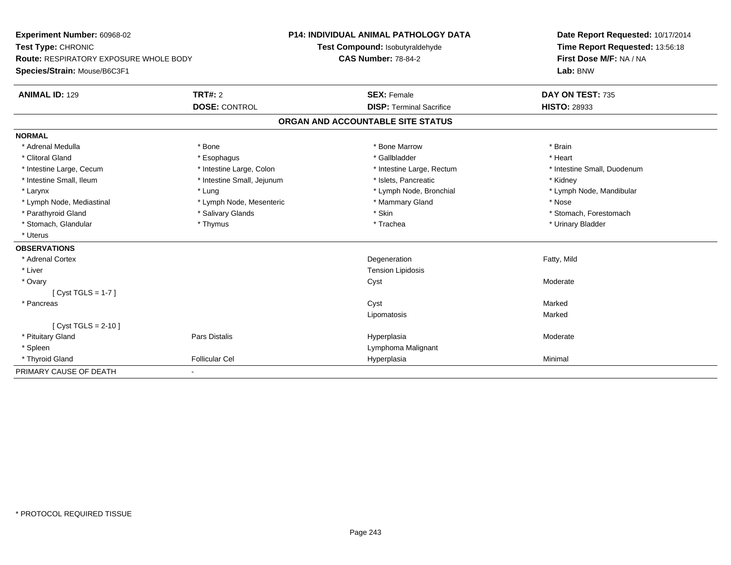**Experiment Number:** 60968-02
**Test Type:** CHRONIC
**Route:** RESPIRATORY EXPOSURE WHOLE BODY
**Species/Strain:** Mouse/B6C3F1

**P14: INDIVIDUAL ANIMAL PATHOLOGY DATA**
**Test Compound:** Isobutyraldehyde
**CAS Number:** 78-84-2

**Date Report Requested:** 10/17/2014
**Time Report Requested:** 13:56:18
**First Dose M/F:** NA / NA
**Lab:** BNW

| **ANIMAL ID:** 129 | **TRT#:** 2 | **SEX:** Female | **DAY ON TEST:** 735 |
|---|---|---|---|
| | **DOSE:** CONTROL | **DISP:** Terminal Sacrifice | **HISTO:** 28933 |

## ORGAN AND ACCOUNTABLE SITE STATUS

**NORMAL**

| | | | |
|---|---|---|---|
| * Adrenal Medulla | * Bone | * Bone Marrow | * Brain |
| * Clitoral Gland | * Esophagus | * Gallbladder | * Heart |
| * Intestine Large, Cecum | * Intestine Large, Colon | * Intestine Large, Rectum | * Intestine Small, Duodenum |
| * Intestine Small, Ileum | * Intestine Small, Jejunum | * Islets, Pancreatic | * Kidney |
| * Larynx | * Lung | * Lymph Node, Bronchial | * Lymph Node, Mandibular |
| * Lymph Node, Mediastinal | * Lymph Node, Mesenteric | * Mammary Gland | * Nose |
| * Parathyroid Gland | * Salivary Glands | * Skin | * Stomach, Forestomach |
| * Stomach, Glandular | * Thymus | * Trachea | * Urinary Bladder |
| * Uterus | | | |

**OBSERVATIONS**

| | | | |
|---|---|---|---|
| * Adrenal Cortex | | Degeneration | Fatty, Mild |
| * Liver | | Tension Lipidosis | |
| * Ovary | | Cyst | Moderate |
| [ Cyst TGLS = 1-7 ] | | | |
| * Pancreas | | Cyst | Marked |
| | | Lipomatosis | Marked |
| [ Cyst TGLS = 2-10 ] | | | |
| * Pituitary Gland | Pars Distalis | Hyperplasia | Moderate |
| * Spleen | | Lymphoma Malignant | |
| * Thyroid Gland | Follicular Cel | Hyperplasia | Minimal |

PRIMARY CAUSE OF DEATH -

\* PROTOCOL REQUIRED TISSUE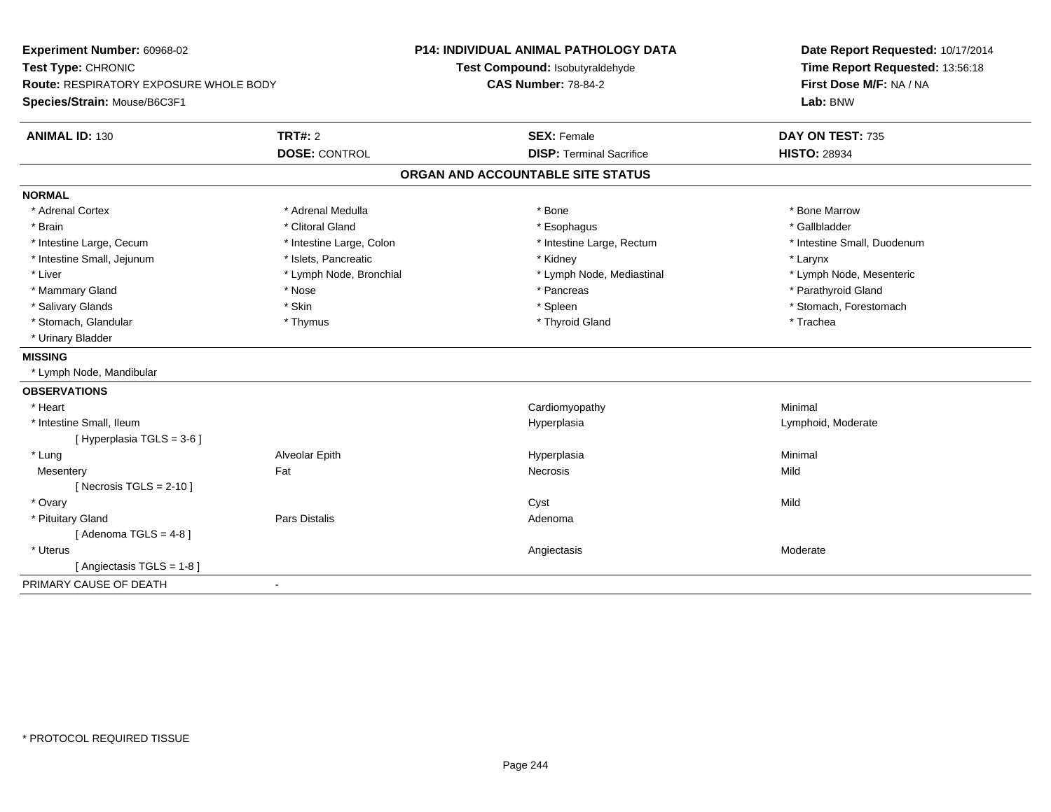**Experiment Number:** 60968-02
**Test Type:** CHRONIC
**Route:** RESPIRATORY EXPOSURE WHOLE BODY
**Species/Strain:** Mouse/B6C3F1

**P14: INDIVIDUAL ANIMAL PATHOLOGY DATA**
**Test Compound:** Isobutyraldehyde
**CAS Number:** 78-84-2

**Date Report Requested:** 10/17/2014
**Time Report Requested:** 13:56:18
**First Dose M/F:** NA / NA
**Lab:** BNW

| **ANIMAL ID:** 130 | **TRT#:** 2 | **SEX:** Female | **DAY ON TEST:** 735 |
|---|---|---|---|
| | **DOSE:** CONTROL | **DISP:** Terminal Sacrifice | **HISTO:** 28934 |

## ORGAN AND ACCOUNTABLE SITE STATUS

**NORMAL**

| | | | |
|---|---|---|---|
| * Adrenal Cortex | * Adrenal Medulla | * Bone | * Bone Marrow |
| * Brain | * Clitoral Gland | * Esophagus | * Gallbladder |
| * Intestine Large, Cecum | * Intestine Large, Colon | * Intestine Large, Rectum | * Intestine Small, Duodenum |
| * Intestine Small, Jejunum | * Islets, Pancreatic | * Kidney | * Larynx |
| * Liver | * Lymph Node, Bronchial | * Lymph Node, Mediastinal | * Lymph Node, Mesenteric |
| * Mammary Gland | * Nose | * Pancreas | * Parathyroid Gland |
| * Salivary Glands | * Skin | * Spleen | * Stomach, Forestomach |
| * Stomach, Glandular | * Thymus | * Thyroid Gland | * Trachea |
| * Urinary Bladder | | | |

**MISSING**

* Lymph Node, Mandibular

**OBSERVATIONS**

| | | | |
|---|---|---|---|
| * Heart | | Cardiomyopathy | Minimal |
| * Intestine Small, Ileum | | Hyperplasia | Lymphoid, Moderate |
| [ Hyperplasia TGLS = 3-6 ] | | | |
| * Lung | Alveolar Epith | Hyperplasia | Minimal |
| Mesentery | Fat | Necrosis | Mild |
| [ Necrosis TGLS = 2-10 ] | | | |
| * Ovary | | Cyst | Mild |
| * Pituitary Gland | Pars Distalis | Adenoma | |
| [ Adenoma TGLS = 4-8 ] | | | |
| * Uterus | | Angiectasis | Moderate |
| [ Angiectasis TGLS = 1-8 ] | | | |

PRIMARY CAUSE OF DEATH -

* PROTOCOL REQUIRED TISSUE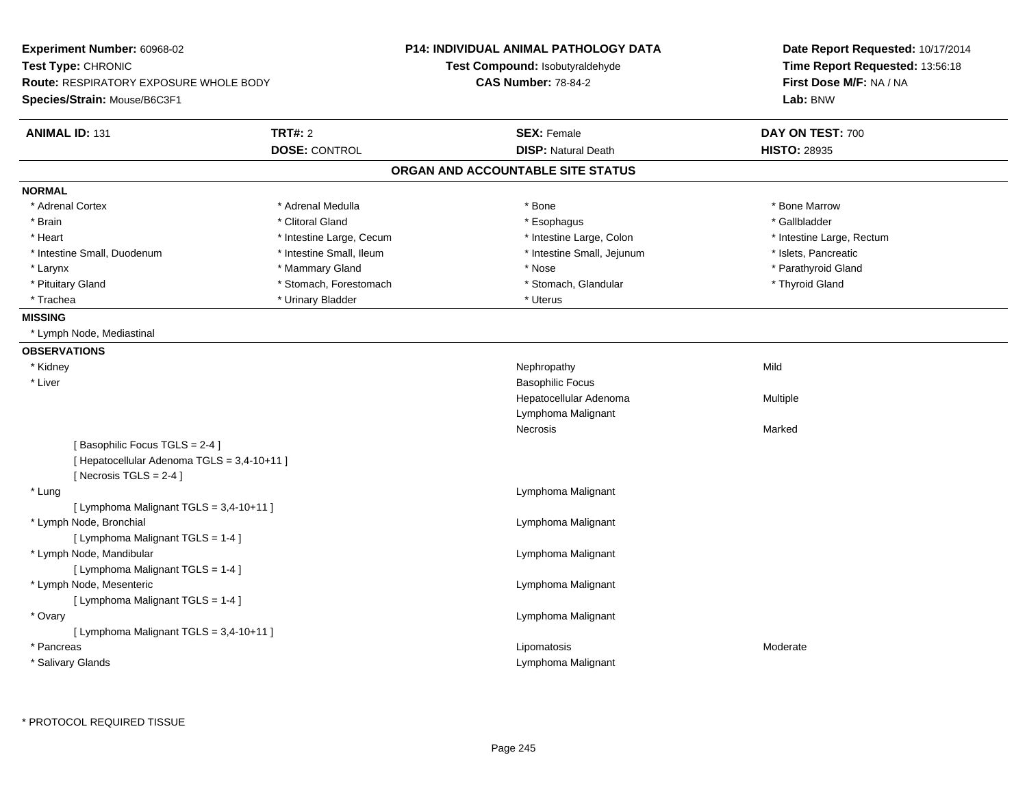**Experiment Number:** 60968-02
**Test Type:** CHRONIC
**Route:** RESPIRATORY EXPOSURE WHOLE BODY
**Species/Strain:** Mouse/B6C3F1

**P14: INDIVIDUAL ANIMAL PATHOLOGY DATA**
**Test Compound:** Isobutyraldehyde
**CAS Number:** 78-84-2

**Date Report Requested:** 10/17/2014
**Time Report Requested:** 13:56:18
**First Dose M/F:** NA / NA
**Lab:** BNW

| **ANIMAL ID:** 131 | **TRT#:** 2 | **SEX:** Female | **DAY ON TEST:** 700 |
|---|---|---|---|
| | **DOSE:** CONTROL | **DISP:** Natural Death | **HISTO:** 28935 |

## ORGAN AND ACCOUNTABLE SITE STATUS

**NORMAL**

| | | | |
|---|---|---|---|
| * Adrenal Cortex | * Adrenal Medulla | * Bone | * Bone Marrow |
| * Brain | * Clitoral Gland | * Esophagus | * Gallbladder |
| * Heart | * Intestine Large, Cecum | * Intestine Large, Colon | * Intestine Large, Rectum |
| * Intestine Small, Duodenum | * Intestine Small, Ileum | * Intestine Small, Jejunum | * Islets, Pancreatic |
| * Larynx | * Mammary Gland | * Nose | * Parathyroid Gland |
| * Pituitary Gland | * Stomach, Forestomach | * Stomach, Glandular | * Thyroid Gland |
| * Trachea | * Urinary Bladder | * Uterus | |

**MISSING**

* Lymph Node, Mediastinal

**OBSERVATIONS**

| Organ | Observation | Severity |
|---|---|---|
| * Kidney | Nephropathy | Mild |
| * Liver | Basophilic Focus | |
| | Hepatocellular Adenoma | Multiple |
| | Lymphoma Malignant | |
| | Necrosis | Marked |
| [ Basophilic Focus TGLS = 2-4 ] | | |
| [ Hepatocellular Adenoma TGLS = 3,4-10+11 ] | | |
| [ Necrosis TGLS = 2-4 ] | | |
| * Lung | Lymphoma Malignant | |
| [ Lymphoma Malignant TGLS = 3,4-10+11 ] | | |
| * Lymph Node, Bronchial | Lymphoma Malignant | |
| [ Lymphoma Malignant TGLS = 1-4 ] | | |
| * Lymph Node, Mandibular | Lymphoma Malignant | |
| [ Lymphoma Malignant TGLS = 1-4 ] | | |
| * Lymph Node, Mesenteric | Lymphoma Malignant | |
| [ Lymphoma Malignant TGLS = 1-4 ] | | |
| * Ovary | Lymphoma Malignant | |
| [ Lymphoma Malignant TGLS = 3,4-10+11 ] | | |
| * Pancreas | Lipomatosis | Moderate |
| * Salivary Glands | Lymphoma Malignant | |

* PROTOCOL REQUIRED TISSUE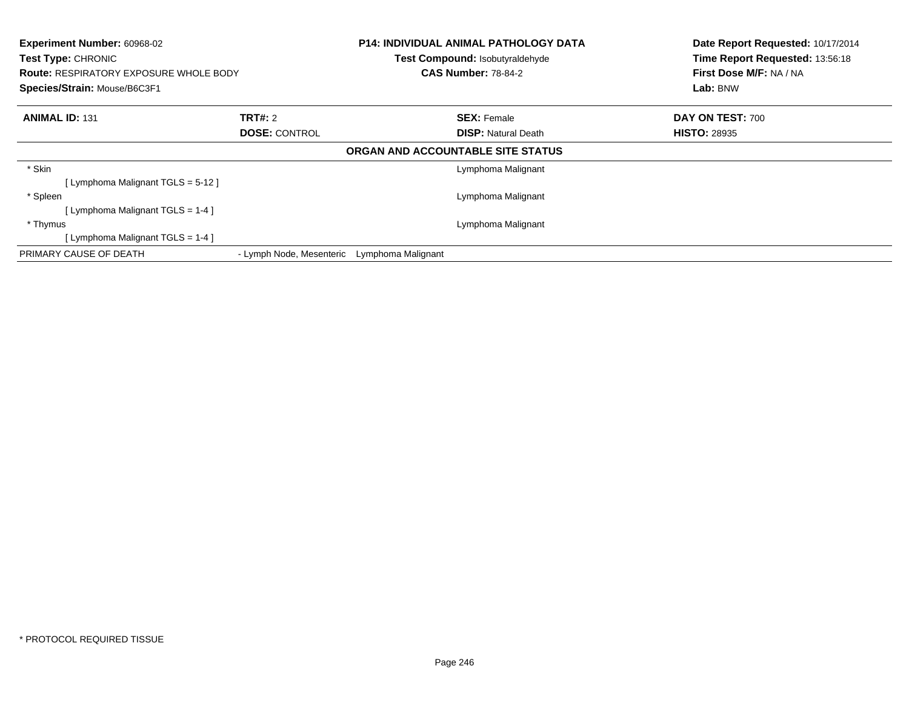**Experiment Number:** 60968-02
**Test Type:** CHRONIC
**Route:** RESPIRATORY EXPOSURE WHOLE BODY
**Species/Strain:** Mouse/B6C3F1

**P14: INDIVIDUAL ANIMAL PATHOLOGY DATA**
**Test Compound:** Isobutyraldehyde
**CAS Number:** 78-84-2

**Date Report Requested:** 10/17/2014
**Time Report Requested:** 13:56:18
**First Dose M/F:** NA / NA
**Lab:** BNW

| **ANIMAL ID:** 131 | **TRT#:** 2 | **SEX:** Female | **DAY ON TEST:** 700 |
|---|---|---|---|
| | **DOSE:** CONTROL | **DISP:** Natural Death | **HISTO:** 28935 |

**ORGAN AND ACCOUNTABLE SITE STATUS**

| Organ | Status |
|---|---|
| * Skin | Lymphoma Malignant |
| [ Lymphoma Malignant TGLS = 5-12 ] | |
| * Spleen | Lymphoma Malignant |
| [ Lymphoma Malignant TGLS = 1-4 ] | |
| * Thymus | Lymphoma Malignant |
| [ Lymphoma Malignant TGLS = 1-4 ] | |

PRIMARY CAUSE OF DEATH - Lymph Node, Mesenteric Lymphoma Malignant

* PROTOCOL REQUIRED TISSUE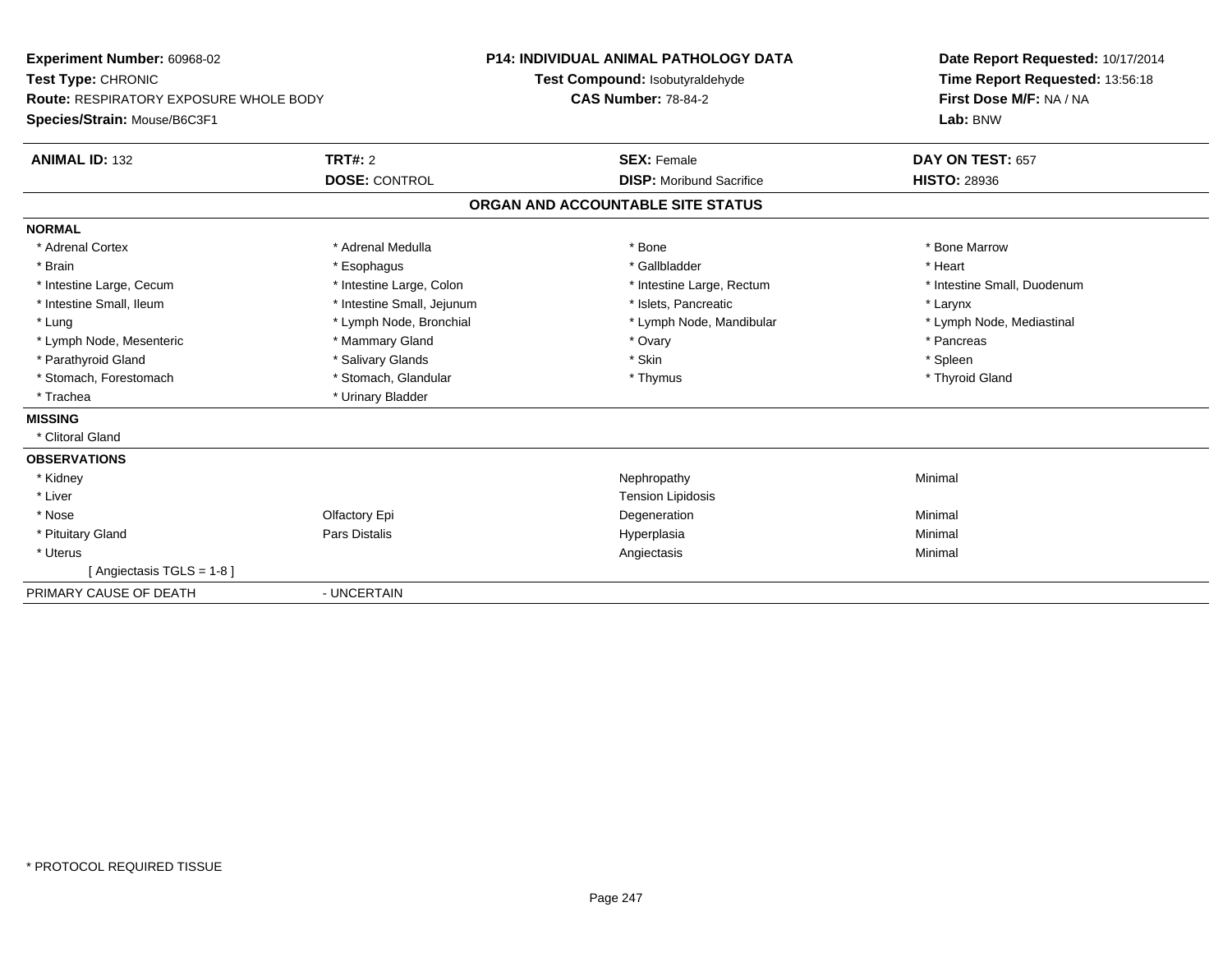**Experiment Number:** 60968-02
**Test Type:** CHRONIC
**Route:** RESPIRATORY EXPOSURE WHOLE BODY
**Species/Strain:** Mouse/B6C3F1

**P14: INDIVIDUAL ANIMAL PATHOLOGY DATA**
**Test Compound:** Isobutyraldehyde
**CAS Number:** 78-84-2

**Date Report Requested:** 10/17/2014
**Time Report Requested:** 13:56:18
**First Dose M/F:** NA / NA
**Lab:** BNW

| **ANIMAL ID:** 132 | **TRT#:** 2 | **SEX:** Female | **DAY ON TEST:** 657 |
|---|---|---|---|
| | **DOSE:** CONTROL | **DISP:** Moribund Sacrifice | **HISTO:** 28936 |

## ORGAN AND ACCOUNTABLE SITE STATUS

**NORMAL**

| | | | |
|---|---|---|---|
| * Adrenal Cortex | * Adrenal Medulla | * Bone | * Bone Marrow |
| * Brain | * Esophagus | * Gallbladder | * Heart |
| * Intestine Large, Cecum | * Intestine Large, Colon | * Intestine Large, Rectum | * Intestine Small, Duodenum |
| * Intestine Small, Ileum | * Intestine Small, Jejunum | * Islets, Pancreatic | * Larynx |
| * Lung | * Lymph Node, Bronchial | * Lymph Node, Mandibular | * Lymph Node, Mediastinal |
| * Lymph Node, Mesenteric | * Mammary Gland | * Ovary | * Pancreas |
| * Parathyroid Gland | * Salivary Glands | * Skin | * Spleen |
| * Stomach, Forestomach | * Stomach, Glandular | * Thymus | * Thyroid Gland |
| * Trachea | * Urinary Bladder | | |

**MISSING**

* Clitoral Gland

**OBSERVATIONS**

| | | | |
|---|---|---|---|
| * Kidney | | Nephropathy | Minimal |
| * Liver | | Tension Lipidosis | |
| * Nose | Olfactory Epi | Degeneration | Minimal |
| * Pituitary Gland | Pars Distalis | Hyperplasia | Minimal |
| * Uterus | | Angiectasis | Minimal |
| [ Angiectasis TGLS = 1-8 ] | | | |

PRIMARY CAUSE OF DEATH - UNCERTAIN

* PROTOCOL REQUIRED TISSUE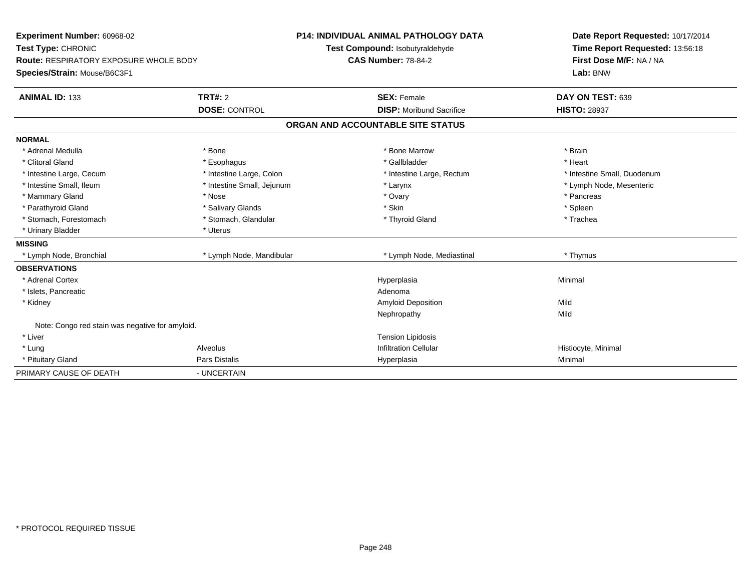**Experiment Number:** 60968-02
**Test Type:** CHRONIC
**Route:** RESPIRATORY EXPOSURE WHOLE BODY
**Species/Strain:** Mouse/B6C3F1

**P14: INDIVIDUAL ANIMAL PATHOLOGY DATA**
**Test Compound:** Isobutyraldehyde
**CAS Number:** 78-84-2

**Date Report Requested:** 10/17/2014
**Time Report Requested:** 13:56:18
**First Dose M/F:** NA / NA
**Lab:** BNW

| **ANIMAL ID:** 133 | **TRT#:** 2 | **SEX:** Female | **DAY ON TEST:** 639 |
|---|---|---|---|
| | **DOSE:** CONTROL | **DISP:** Moribund Sacrifice | **HISTO:** 28937 |

**ORGAN AND ACCOUNTABLE SITE STATUS**

| | | | |
|---|---|---|---|
| **NORMAL** | | | |
| * Adrenal Medulla | * Bone | * Bone Marrow | * Brain |
| * Clitoral Gland | * Esophagus | * Gallbladder | * Heart |
| * Intestine Large, Cecum | * Intestine Large, Colon | * Intestine Large, Rectum | * Intestine Small, Duodenum |
| * Intestine Small, Ileum | * Intestine Small, Jejunum | * Larynx | * Lymph Node, Mesenteric |
| * Mammary Gland | * Nose | * Ovary | * Pancreas |
| * Parathyroid Gland | * Salivary Glands | * Skin | * Spleen |
| * Stomach, Forestomach | * Stomach, Glandular | * Thyroid Gland | * Trachea |
| * Urinary Bladder | * Uterus | | |
| **MISSING** | | | |
| * Lymph Node, Bronchial | * Lymph Node, Mandibular | * Lymph Node, Mediastinal | * Thymus |
| **OBSERVATIONS** | | | |
| * Adrenal Cortex | | Hyperplasia | Minimal |
| * Islets, Pancreatic | | Adenoma | |
| * Kidney | | Amyloid Deposition | Mild |
| | | Nephropathy | Mild |
| Note: Congo red stain was negative for amyloid. | | | |
| * Liver | | Tension Lipidosis | |
| * Lung | Alveolus | Infiltration Cellular | Histiocyte, Minimal |
| * Pituitary Gland | Pars Distalis | Hyperplasia | Minimal |
| PRIMARY CAUSE OF DEATH | - UNCERTAIN | | |

\* PROTOCOL REQUIRED TISSUE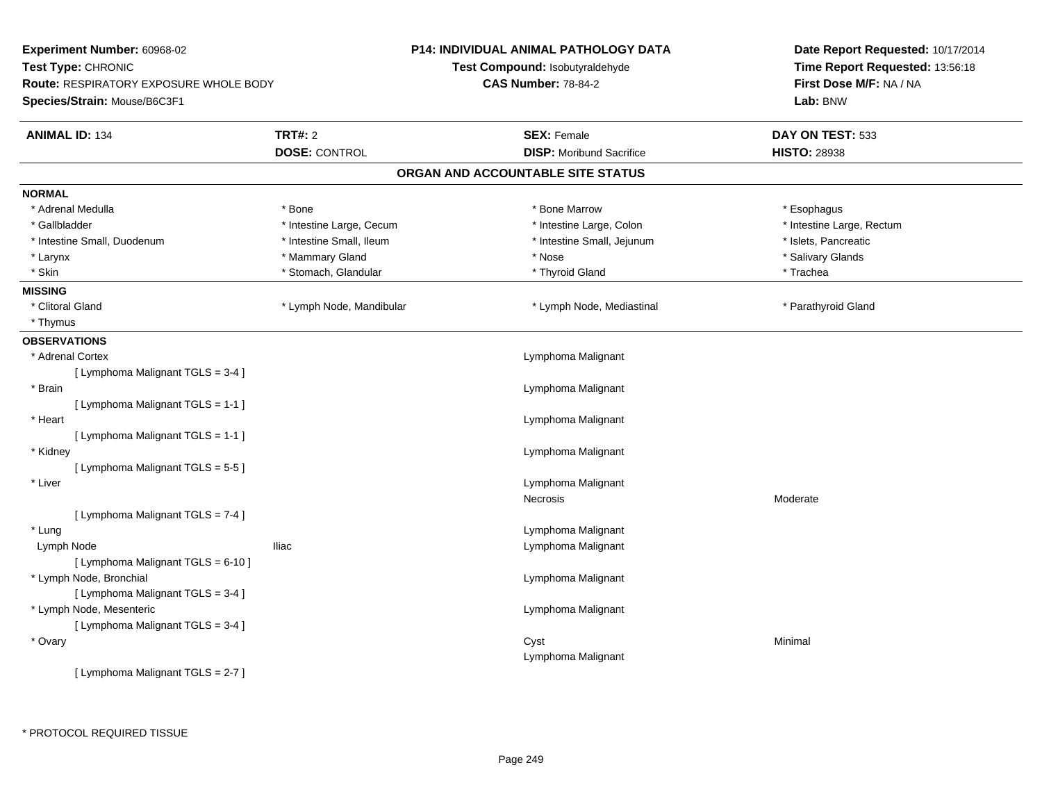**Experiment Number:** 60968-02
**Test Type:** CHRONIC
**Route:** RESPIRATORY EXPOSURE WHOLE BODY
**Species/Strain:** Mouse/B6C3F1

**P14: INDIVIDUAL ANIMAL PATHOLOGY DATA**
**Test Compound:** Isobutyraldehyde
**CAS Number:** 78-84-2

**Date Report Requested:** 10/17/2014
**Time Report Requested:** 13:56:18
**First Dose M/F:** NA / NA
**Lab:** BNW

| **ANIMAL ID:** 134 | **TRT#:** 2 | **SEX:** Female | **DAY ON TEST:** 533 |
|---|---|---|---|
| | **DOSE:** CONTROL | **DISP:** Moribund Sacrifice | **HISTO:** 28938 |

## ORGAN AND ACCOUNTABLE SITE STATUS

**NORMAL**

| | | | |
|---|---|---|---|
| * Adrenal Medulla | * Bone | * Bone Marrow | * Esophagus |
| * Gallbladder | * Intestine Large, Cecum | * Intestine Large, Colon | * Intestine Large, Rectum |
| * Intestine Small, Duodenum | * Intestine Small, Ileum | * Intestine Small, Jejunum | * Islets, Pancreatic |
| * Larynx | * Mammary Gland | * Nose | * Salivary Glands |
| * Skin | * Stomach, Glandular | * Thyroid Gland | * Trachea |

**MISSING**

| | | | |
|---|---|---|---|
| * Clitoral Gland | * Lymph Node, Mandibular | * Lymph Node, Mediastinal | * Parathyroid Gland |
| * Thymus | | | |

**OBSERVATIONS**

| | | | |
|---|---|---|---|
| * Adrenal Cortex | | Lymphoma Malignant | |
| [ Lymphoma Malignant TGLS = 3-4 ] | | | |
| * Brain | | Lymphoma Malignant | |
| [ Lymphoma Malignant TGLS = 1-1 ] | | | |
| * Heart | | Lymphoma Malignant | |
| [ Lymphoma Malignant TGLS = 1-1 ] | | | |
| * Kidney | | Lymphoma Malignant | |
| [ Lymphoma Malignant TGLS = 5-5 ] | | | |
| * Liver | | Lymphoma Malignant | |
| | | Necrosis | Moderate |
| [ Lymphoma Malignant TGLS = 7-4 ] | | | |
| * Lung | | Lymphoma Malignant | |
| Lymph Node | Iliac | Lymphoma Malignant | |
| [ Lymphoma Malignant TGLS = 6-10 ] | | | |
| * Lymph Node, Bronchial | | Lymphoma Malignant | |
| [ Lymphoma Malignant TGLS = 3-4 ] | | | |
| * Lymph Node, Mesenteric | | Lymphoma Malignant | |
| [ Lymphoma Malignant TGLS = 3-4 ] | | | |
| * Ovary | | Cyst | Minimal |
| | | Lymphoma Malignant | |
| [ Lymphoma Malignant TGLS = 2-7 ] | | | |

* PROTOCOL REQUIRED TISSUE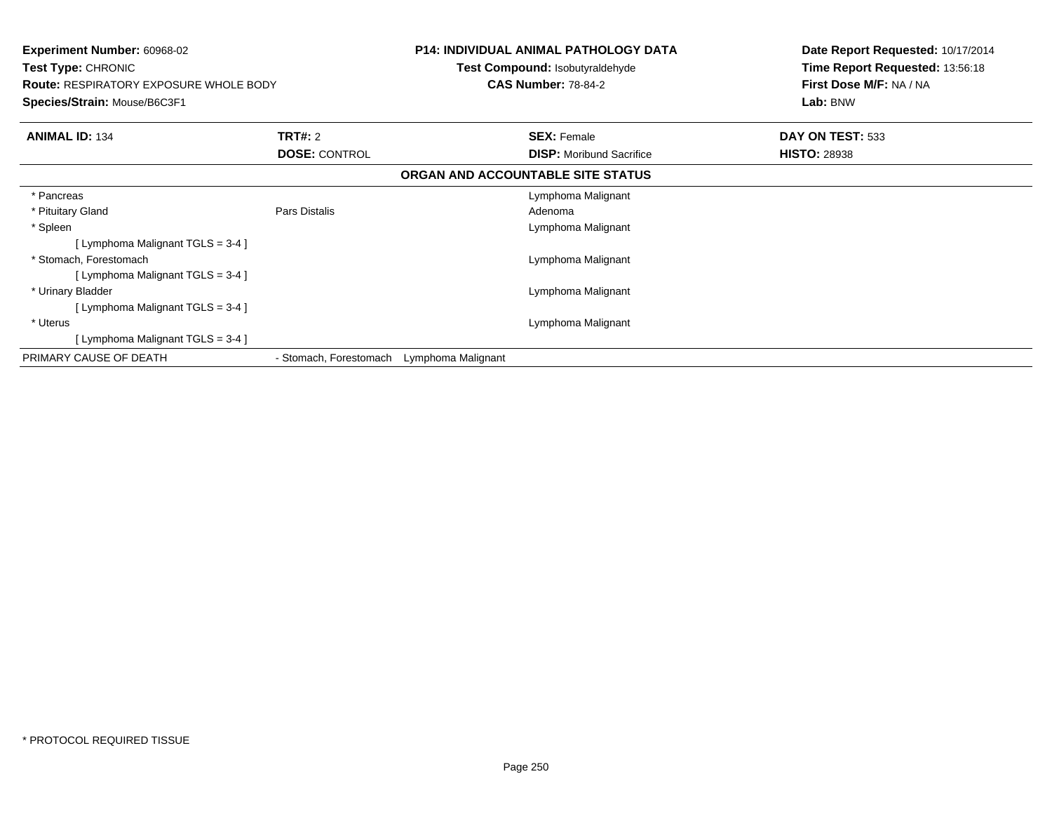**Experiment Number:** 60968-02
**Test Type:** CHRONIC
**Route:** RESPIRATORY EXPOSURE WHOLE BODY
**Species/Strain:** Mouse/B6C3F1

**P14: INDIVIDUAL ANIMAL PATHOLOGY DATA**
**Test Compound:** Isobutyraldehyde
**CAS Number:** 78-84-2

**Date Report Requested:** 10/17/2014
**Time Report Requested:** 13:56:18
**First Dose M/F:** NA / NA
**Lab:** BNW

| **ANIMAL ID:** 134 | **TRT#:** 2 | **SEX:** Female | **DAY ON TEST:** 533 |
|---|---|---|---|
| | **DOSE:** CONTROL | **DISP:** Moribund Sacrifice | **HISTO:** 28938 |

**ORGAN AND ACCOUNTABLE SITE STATUS**

| | | |
|---|---|---|
| * Pancreas | | Lymphoma Malignant |
| * Pituitary Gland | Pars Distalis | Adenoma |
| * Spleen | | Lymphoma Malignant |
| [ Lymphoma Malignant TGLS = 3-4 ] | | |
| * Stomach, Forestomach | | Lymphoma Malignant |
| [ Lymphoma Malignant TGLS = 3-4 ] | | |
| * Urinary Bladder | | Lymphoma Malignant |
| [ Lymphoma Malignant TGLS = 3-4 ] | | |
| * Uterus | | Lymphoma Malignant |
| [ Lymphoma Malignant TGLS = 3-4 ] | | |
| PRIMARY CAUSE OF DEATH | - Stomach, Forestomach | Lymphoma Malignant |

* PROTOCOL REQUIRED TISSUE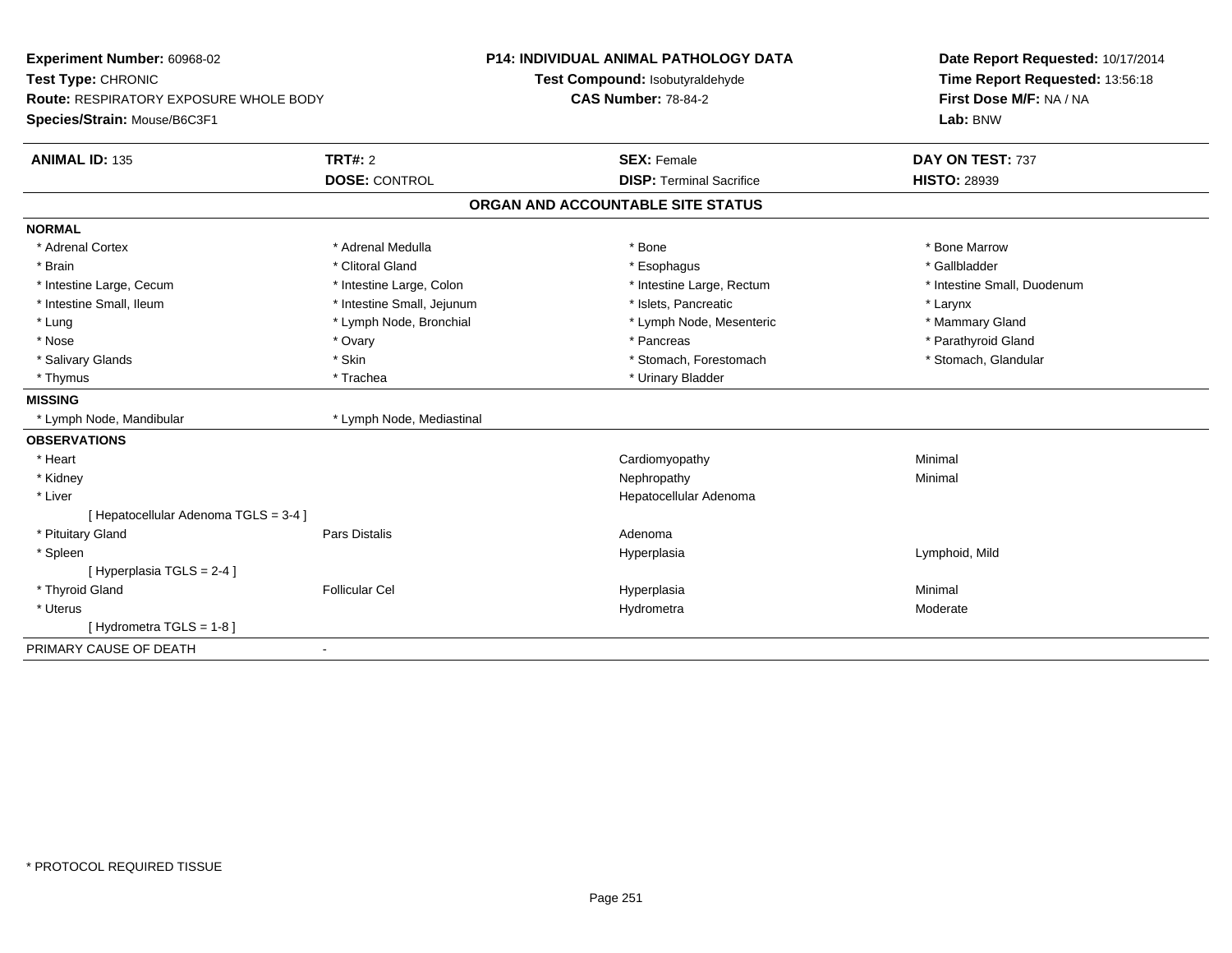**Experiment Number:** 60968-02
**Test Type:** CHRONIC
**Route:** RESPIRATORY EXPOSURE WHOLE BODY
**Species/Strain:** Mouse/B6C3F1

**P14: INDIVIDUAL ANIMAL PATHOLOGY DATA**
**Test Compound:** Isobutyraldehyde
**CAS Number:** 78-84-2

**Date Report Requested:** 10/17/2014
**Time Report Requested:** 13:56:18
**First Dose M/F:** NA / NA
**Lab:** BNW

| **ANIMAL ID:** 135 | **TRT#:** 2 | **SEX:** Female | **DAY ON TEST:** 737 |
|---|---|---|---|
| | **DOSE:** CONTROL | **DISP:** Terminal Sacrifice | **HISTO:** 28939 |

## ORGAN AND ACCOUNTABLE SITE STATUS

| | | | |
|---|---|---|---|
| **NORMAL** | | | |
| * Adrenal Cortex | * Adrenal Medulla | * Bone | * Bone Marrow |
| * Brain | * Clitoral Gland | * Esophagus | * Gallbladder |
| * Intestine Large, Cecum | * Intestine Large, Colon | * Intestine Large, Rectum | * Intestine Small, Duodenum |
| * Intestine Small, Ileum | * Intestine Small, Jejunum | * Islets, Pancreatic | * Larynx |
| * Lung | * Lymph Node, Bronchial | * Lymph Node, Mesenteric | * Mammary Gland |
| * Nose | * Ovary | * Pancreas | * Parathyroid Gland |
| * Salivary Glands | * Skin | * Stomach, Forestomach | * Stomach, Glandular |
| * Thymus | * Trachea | * Urinary Bladder | |
| **MISSING** | | | |
| * Lymph Node, Mandibular | * Lymph Node, Mediastinal | | |
| **OBSERVATIONS** | | | |
| * Heart | | Cardiomyopathy | Minimal |
| * Kidney | | Nephropathy | Minimal |
| * Liver | | Hepatocellular Adenoma | |
| [ Hepatocellular Adenoma TGLS = 3-4 ] | | | |
| * Pituitary Gland | Pars Distalis | Adenoma | |
| * Spleen | | Hyperplasia | Lymphoid, Mild |
| [ Hyperplasia TGLS = 2-4 ] | | | |
| * Thyroid Gland | Follicular Cel | Hyperplasia | Minimal |
| * Uterus | | Hydrometra | Moderate |
| [ Hydrometra TGLS = 1-8 ] | | | |
| PRIMARY CAUSE OF DEATH | - | | |

\* PROTOCOL REQUIRED TISSUE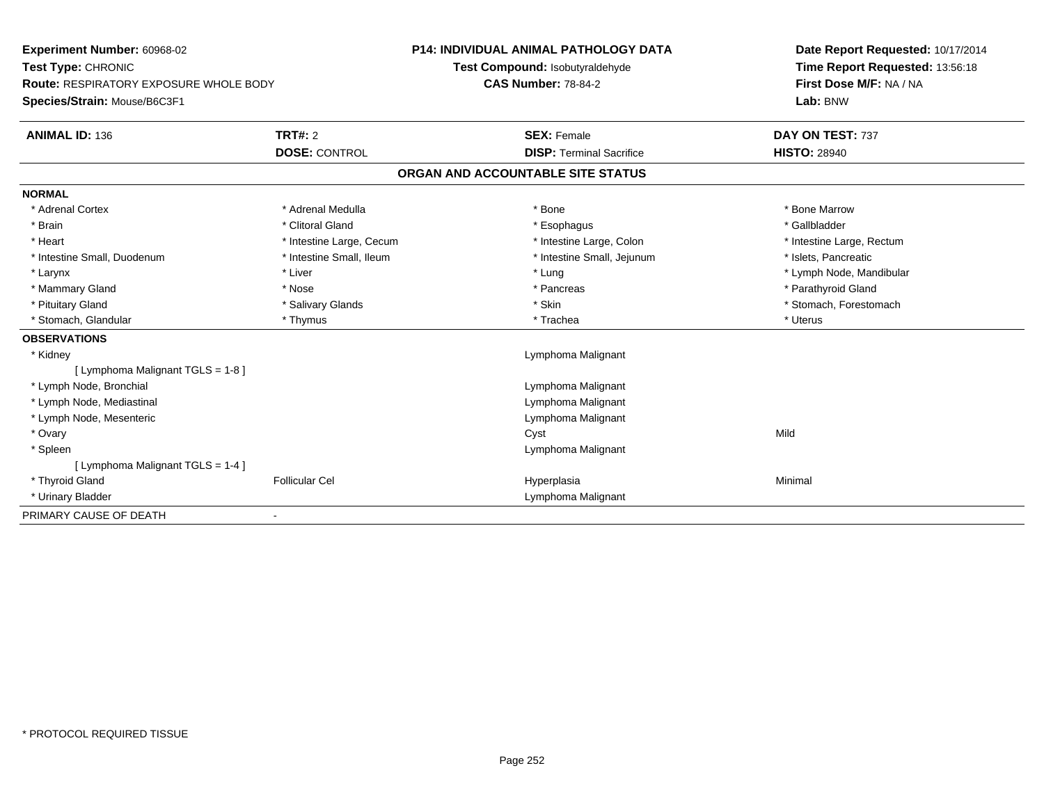**Experiment Number:** 60968-02
**Test Type:** CHRONIC
**Route:** RESPIRATORY EXPOSURE WHOLE BODY
**Species/Strain:** Mouse/B6C3F1

**P14: INDIVIDUAL ANIMAL PATHOLOGY DATA**
**Test Compound:** Isobutyraldehyde
**CAS Number:** 78-84-2

**Date Report Requested:** 10/17/2014
**Time Report Requested:** 13:56:18
**First Dose M/F:** NA / NA
**Lab:** BNW

| **ANIMAL ID:** 136 | **TRT#:** 2 | **SEX:** Female | **DAY ON TEST:** 737 |
|---|---|---|---|
| | **DOSE:** CONTROL | **DISP:** Terminal Sacrifice | **HISTO:** 28940 |

## ORGAN AND ACCOUNTABLE SITE STATUS

**NORMAL**

| | | | |
|---|---|---|---|
| * Adrenal Cortex | * Adrenal Medulla | * Bone | * Bone Marrow |
| * Brain | * Clitoral Gland | * Esophagus | * Gallbladder |
| * Heart | * Intestine Large, Cecum | * Intestine Large, Colon | * Intestine Large, Rectum |
| * Intestine Small, Duodenum | * Intestine Small, Ileum | * Intestine Small, Jejunum | * Islets, Pancreatic |
| * Larynx | * Liver | * Lung | * Lymph Node, Mandibular |
| * Mammary Gland | * Nose | * Pancreas | * Parathyroid Gland |
| * Pituitary Gland | * Salivary Glands | * Skin | * Stomach, Forestomach |
| * Stomach, Glandular | * Thymus | * Trachea | * Uterus |

**OBSERVATIONS**

| | | | |
|---|---|---|---|
| * Kidney | | Lymphoma Malignant | |
| [ Lymphoma Malignant TGLS = 1-8 ] | | | |
| * Lymph Node, Bronchial | | Lymphoma Malignant | |
| * Lymph Node, Mediastinal | | Lymphoma Malignant | |
| * Lymph Node, Mesenteric | | Lymphoma Malignant | |
| * Ovary | | Cyst | Mild |
| * Spleen | | Lymphoma Malignant | |
| [ Lymphoma Malignant TGLS = 1-4 ] | | | |
| * Thyroid Gland | Follicular Cel | Hyperplasia | Minimal |
| * Urinary Bladder | | Lymphoma Malignant | |

PRIMARY CAUSE OF DEATH -

* PROTOCOL REQUIRED TISSUE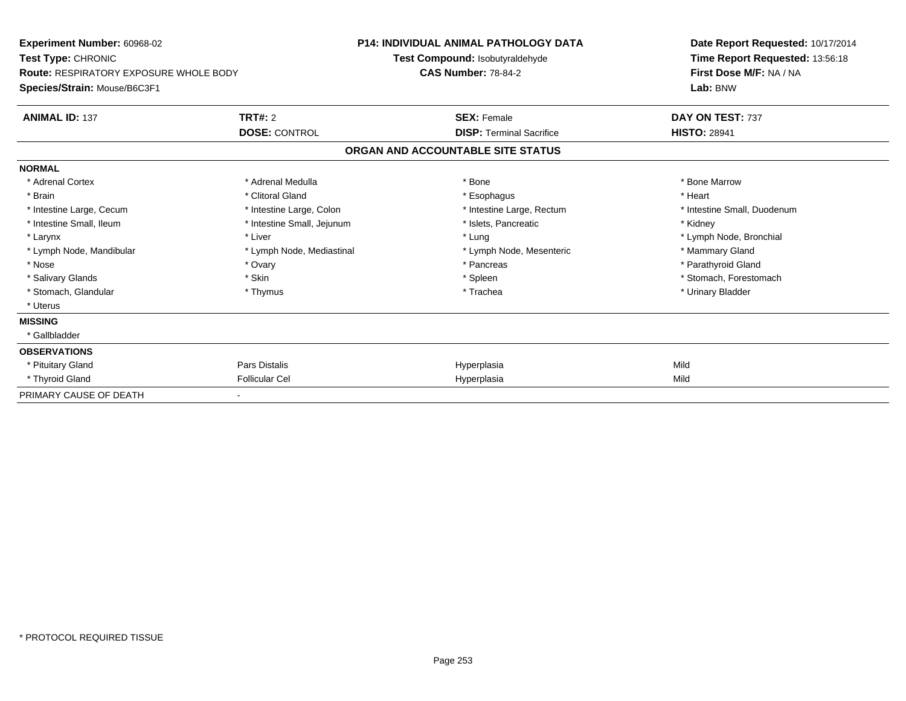**Experiment Number:** 60968-02
**Test Type:** CHRONIC
**Route:** RESPIRATORY EXPOSURE WHOLE BODY
**Species/Strain:** Mouse/B6C3F1

**P14: INDIVIDUAL ANIMAL PATHOLOGY DATA**
**Test Compound:** Isobutyraldehyde
**CAS Number:** 78-84-2

**Date Report Requested:** 10/17/2014
**Time Report Requested:** 13:56:18
**First Dose M/F:** NA / NA
**Lab:** BNW

| **ANIMAL ID:** 137 | **TRT#:** 2 | **SEX:** Female | **DAY ON TEST:** 737 |
|---|---|---|---|
| | **DOSE:** CONTROL | **DISP:** Terminal Sacrifice | **HISTO:** 28941 |

**ORGAN AND ACCOUNTABLE SITE STATUS**

**NORMAL**

| | | | |
|---|---|---|---|
| * Adrenal Cortex | * Adrenal Medulla | * Bone | * Bone Marrow |
| * Brain | * Clitoral Gland | * Esophagus | * Heart |
| * Intestine Large, Cecum | * Intestine Large, Colon | * Intestine Large, Rectum | * Intestine Small, Duodenum |
| * Intestine Small, Ileum | * Intestine Small, Jejunum | * Islets, Pancreatic | * Kidney |
| * Larynx | * Liver | * Lung | * Lymph Node, Bronchial |
| * Lymph Node, Mandibular | * Lymph Node, Mediastinal | * Lymph Node, Mesenteric | * Mammary Gland |
| * Nose | * Ovary | * Pancreas | * Parathyroid Gland |
| * Salivary Glands | * Skin | * Spleen | * Stomach, Forestomach |
| * Stomach, Glandular | * Thymus | * Trachea | * Urinary Bladder |
| * Uterus | | | |

**MISSING**

* Gallbladder

**OBSERVATIONS**

| | | | |
|---|---|---|---|
| * Pituitary Gland | Pars Distalis | Hyperplasia | Mild |
| * Thyroid Gland | Follicular Cel | Hyperplasia | Mild |

PRIMARY CAUSE OF DEATH -

* PROTOCOL REQUIRED TISSUE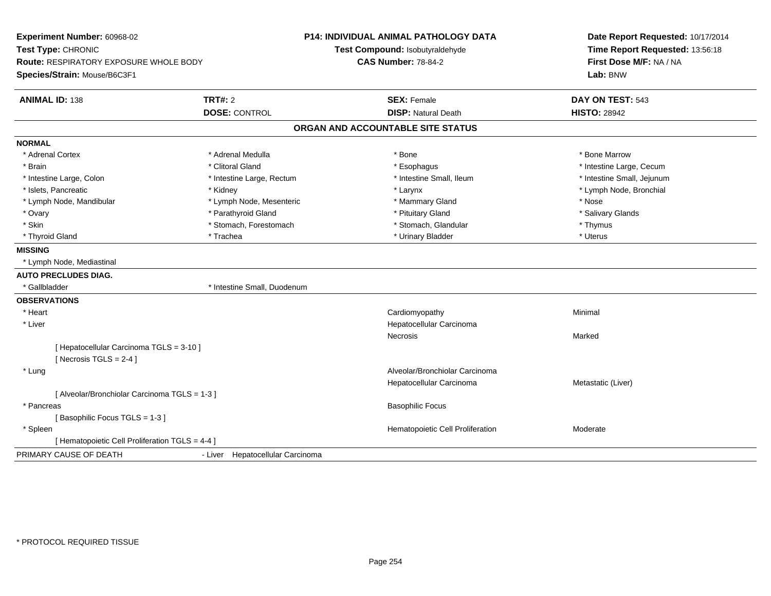**Experiment Number:** 60968-02
**Test Type:** CHRONIC
**Route:** RESPIRATORY EXPOSURE WHOLE BODY
**Species/Strain:** Mouse/B6C3F1

**P14: INDIVIDUAL ANIMAL PATHOLOGY DATA**
**Test Compound:** Isobutyraldehyde
**CAS Number:** 78-84-2

**Date Report Requested:** 10/17/2014
**Time Report Requested:** 13:56:18
**First Dose M/F:** NA / NA
**Lab:** BNW

| **ANIMAL ID:** 138 | **TRT#:** 2 | **SEX:** Female | **DAY ON TEST:** 543 |
|---|---|---|---|
| | **DOSE:** CONTROL | **DISP:** Natural Death | **HISTO:** 28942 |

## ORGAN AND ACCOUNTABLE SITE STATUS

**NORMAL**

| | | | |
|---|---|---|---|
| * Adrenal Cortex | * Adrenal Medulla | * Bone | * Bone Marrow |
| * Brain | * Clitoral Gland | * Esophagus | * Intestine Large, Cecum |
| * Intestine Large, Colon | * Intestine Large, Rectum | * Intestine Small, Ileum | * Intestine Small, Jejunum |
| * Islets, Pancreatic | * Kidney | * Larynx | * Lymph Node, Bronchial |
| * Lymph Node, Mandibular | * Lymph Node, Mesenteric | * Mammary Gland | * Nose |
| * Ovary | * Parathyroid Gland | * Pituitary Gland | * Salivary Glands |
| * Skin | * Stomach, Forestomach | * Stomach, Glandular | * Thymus |
| * Thyroid Gland | * Trachea | * Urinary Bladder | * Uterus |

**MISSING**

* Lymph Node, Mediastinal

**AUTO PRECLUDES DIAG.**

* Gallbladder
* Intestine Small, Duodenum

**OBSERVATIONS**

| | | |
|---|---|---|
| * Heart | Cardiomyopathy | Minimal |
| * Liver | Hepatocellular Carcinoma | |
| | Necrosis | Marked |
| [ Hepatocellular Carcinoma TGLS = 3-10 ] | | |
| [ Necrosis TGLS = 2-4 ] | | |
| * Lung | Alveolar/Bronchiolar Carcinoma | |
| | Hepatocellular Carcinoma | Metastatic (Liver) |
| [ Alveolar/Bronchiolar Carcinoma TGLS = 1-3 ] | | |
| * Pancreas | Basophilic Focus | |
| [ Basophilic Focus TGLS = 1-3 ] | | |
| * Spleen | Hematopoietic Cell Proliferation | Moderate |
| [ Hematopoietic Cell Proliferation TGLS = 4-4 ] | | |

PRIMARY CAUSE OF DEATH - Liver Hepatocellular Carcinoma

* PROTOCOL REQUIRED TISSUE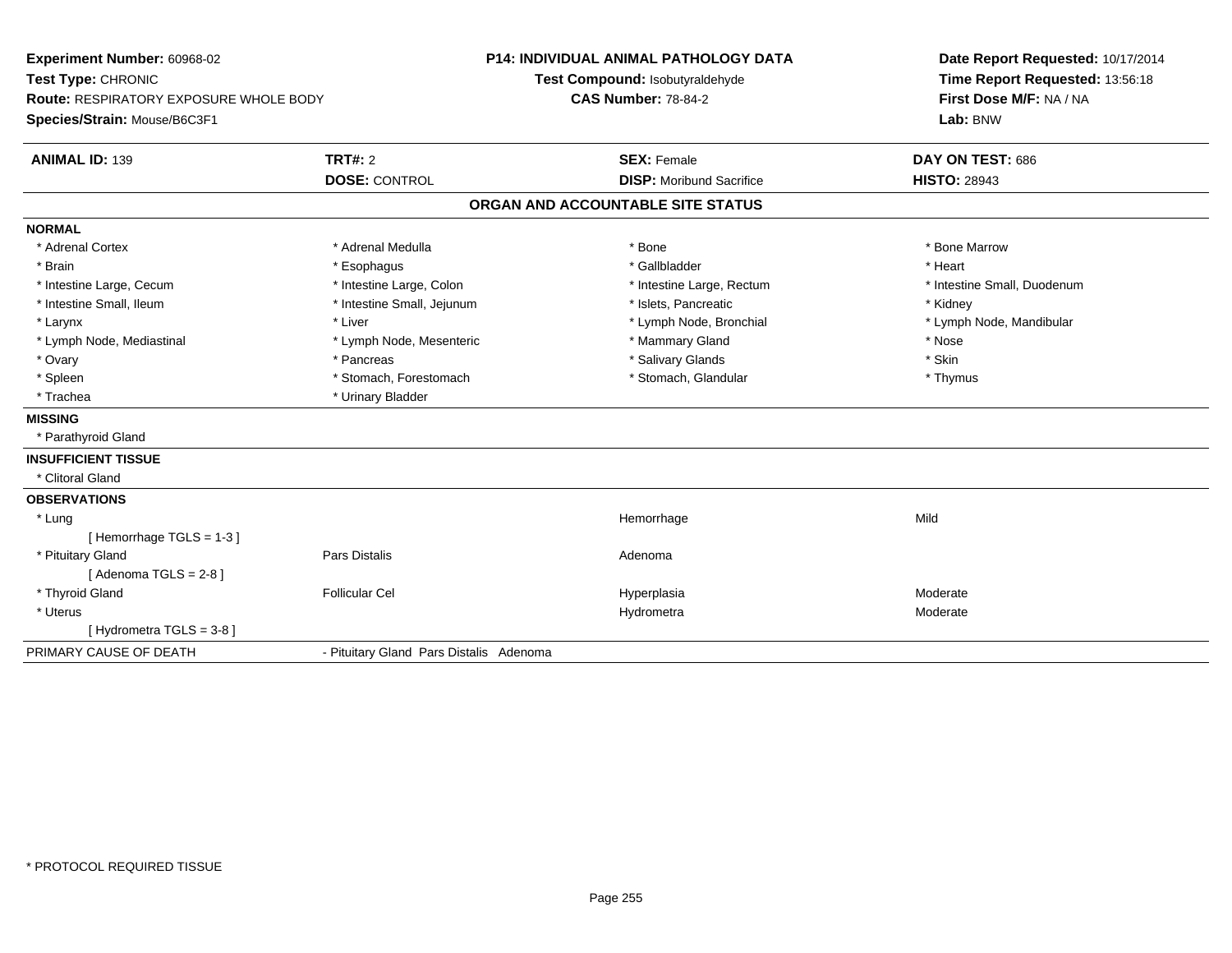**Experiment Number:** 60968-02
**Test Type:** CHRONIC
**Route:** RESPIRATORY EXPOSURE WHOLE BODY
**Species/Strain:** Mouse/B6C3F1

**P14: INDIVIDUAL ANIMAL PATHOLOGY DATA**
**Test Compound:** Isobutyraldehyde
**CAS Number:** 78-84-2

**Date Report Requested:** 10/17/2014
**Time Report Requested:** 13:56:18
**First Dose M/F:** NA / NA
**Lab:** BNW

| **ANIMAL ID:** 139 | **TRT#:** 2 | **SEX:** Female | **DAY ON TEST:** 686 |
|---|---|---|---|
| | **DOSE:** CONTROL | **DISP:** Moribund Sacrifice | **HISTO:** 28943 |

## ORGAN AND ACCOUNTABLE SITE STATUS

**NORMAL**

| | | | |
|---|---|---|---|
| * Adrenal Cortex | * Adrenal Medulla | * Bone | * Bone Marrow |
| * Brain | * Esophagus | * Gallbladder | * Heart |
| * Intestine Large, Cecum | * Intestine Large, Colon | * Intestine Large, Rectum | * Intestine Small, Duodenum |
| * Intestine Small, Ileum | * Intestine Small, Jejunum | * Islets, Pancreatic | * Kidney |
| * Larynx | * Liver | * Lymph Node, Bronchial | * Lymph Node, Mandibular |
| * Lymph Node, Mediastinal | * Lymph Node, Mesenteric | * Mammary Gland | * Nose |
| * Ovary | * Pancreas | * Salivary Glands | * Skin |
| * Spleen | * Stomach, Forestomach | * Stomach, Glandular | * Thymus |
| * Trachea | * Urinary Bladder | | |

**MISSING**

* Parathyroid Gland

**INSUFFICIENT TISSUE**

* Clitoral Gland

**OBSERVATIONS**

| | | | |
|---|---|---|---|
| * Lung | | Hemorrhage | Mild |
| [ Hemorrhage TGLS = 1-3 ] | | | |
| * Pituitary Gland | Pars Distalis | Adenoma | |
| [ Adenoma TGLS = 2-8 ] | | | |
| * Thyroid Gland | Follicular Cel | Hyperplasia | Moderate |
| * Uterus | | Hydrometra | Moderate |
| [ Hydrometra TGLS = 3-8 ] | | | |

PRIMARY CAUSE OF DEATH - Pituitary Gland Pars Distalis Adenoma

* PROTOCOL REQUIRED TISSUE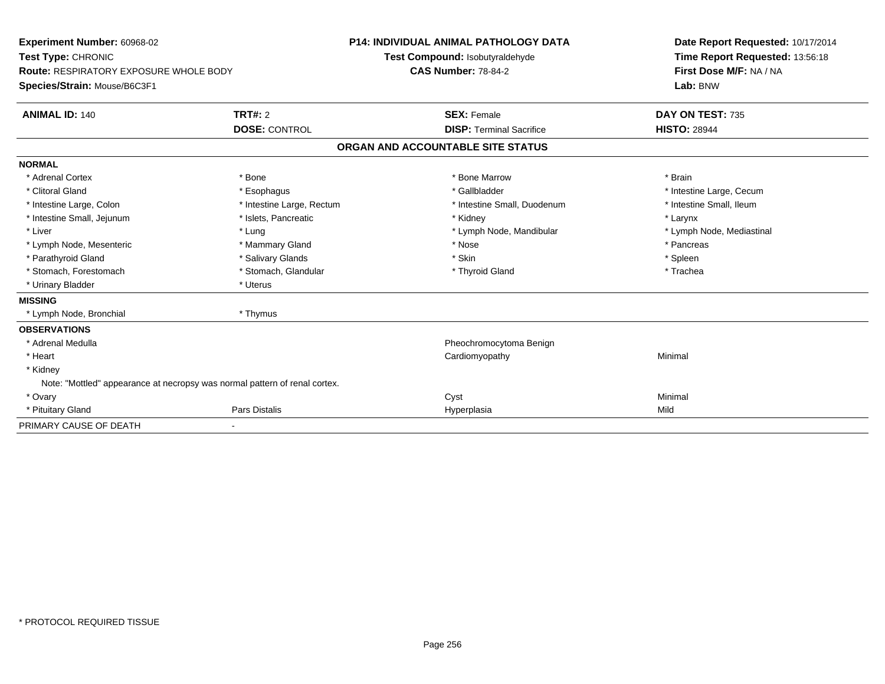**Experiment Number:** 60968-02
**Test Type:** CHRONIC
**Route:** RESPIRATORY EXPOSURE WHOLE BODY
**Species/Strain:** Mouse/B6C3F1

**P14: INDIVIDUAL ANIMAL PATHOLOGY DATA**
**Test Compound:** Isobutyraldehyde
**CAS Number:** 78-84-2

**Date Report Requested:** 10/17/2014
**Time Report Requested:** 13:56:18
**First Dose M/F:** NA / NA
**Lab:** BNW

| **ANIMAL ID:** 140 | **TRT#:** 2 | **SEX:** Female | **DAY ON TEST:** 735 |
|---|---|---|---|
| | **DOSE:** CONTROL | **DISP:** Terminal Sacrifice | **HISTO:** 28944 |

## ORGAN AND ACCOUNTABLE SITE STATUS

| | | | |
|---|---|---|---|
| **NORMAL** | | | |
| * Adrenal Cortex | * Bone | * Bone Marrow | * Brain |
| * Clitoral Gland | * Esophagus | * Gallbladder | * Intestine Large, Cecum |
| * Intestine Large, Colon | * Intestine Large, Rectum | * Intestine Small, Duodenum | * Intestine Small, Ileum |
| * Intestine Small, Jejunum | * Islets, Pancreatic | * Kidney | * Larynx |
| * Liver | * Lung | * Lymph Node, Mandibular | * Lymph Node, Mediastinal |
| * Lymph Node, Mesenteric | * Mammary Gland | * Nose | * Pancreas |
| * Parathyroid Gland | * Salivary Glands | * Skin | * Spleen |
| * Stomach, Forestomach | * Stomach, Glandular | * Thyroid Gland | * Trachea |
| * Urinary Bladder | * Uterus | | |
| **MISSING** | | | |
| * Lymph Node, Bronchial | * Thymus | | |
| **OBSERVATIONS** | | | |
| * Adrenal Medulla | | Pheochromocytoma Benign | |
| * Heart | | Cardiomyopathy | Minimal |
| * Kidney | | | |
| Note: "Mottled" appearance at necropsy was normal pattern of renal cortex. | | | |
| * Ovary | | Cyst | Minimal |
| * Pituitary Gland | Pars Distalis | Hyperplasia | Mild |
| PRIMARY CAUSE OF DEATH | - | | |

* PROTOCOL REQUIRED TISSUE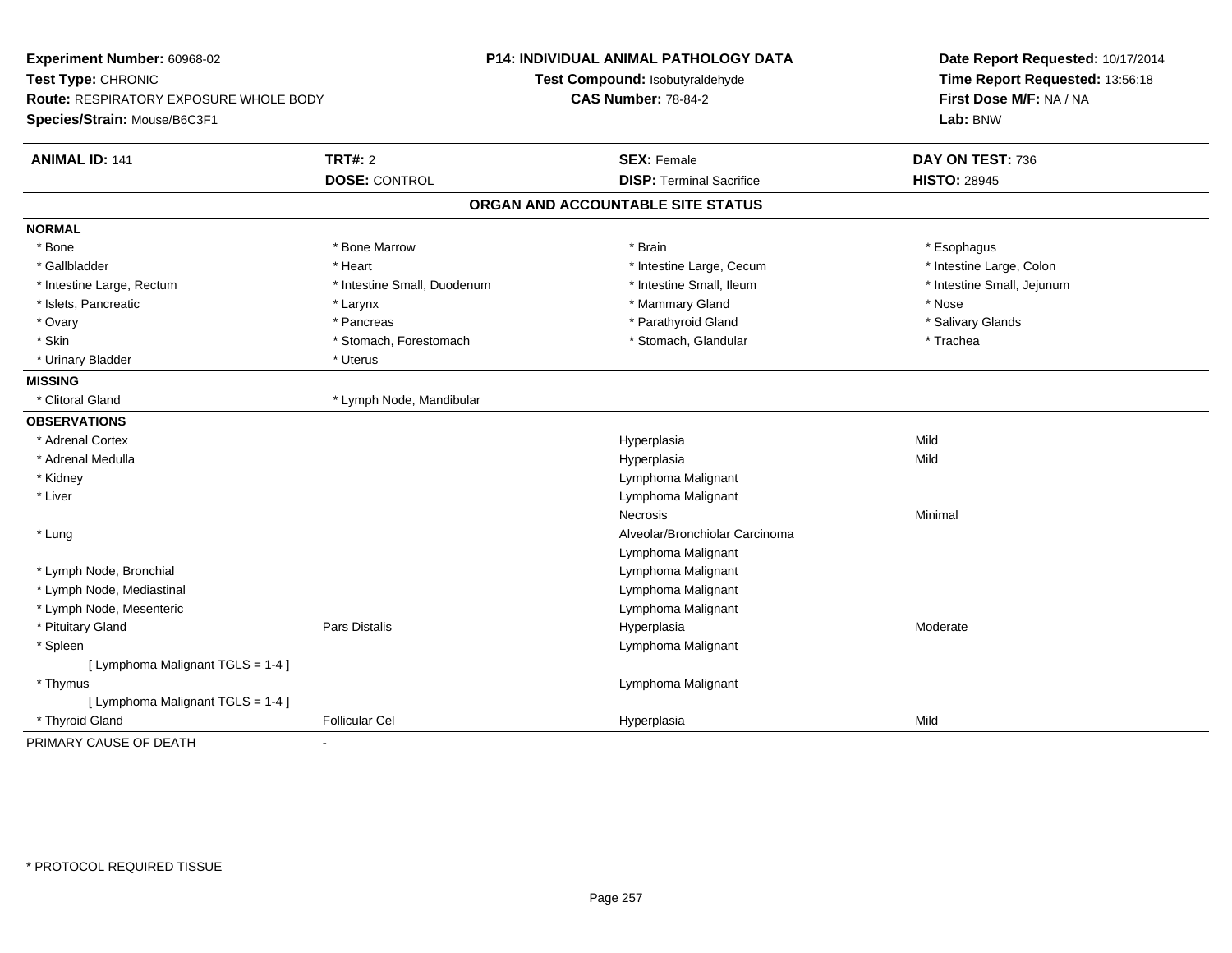**Experiment Number:** 60968-02
**Test Type:** CHRONIC
**Route:** RESPIRATORY EXPOSURE WHOLE BODY
**Species/Strain:** Mouse/B6C3F1

**P14: INDIVIDUAL ANIMAL PATHOLOGY DATA**
**Test Compound:** Isobutyraldehyde
**CAS Number:** 78-84-2

**Date Report Requested:** 10/17/2014
**Time Report Requested:** 13:56:18
**First Dose M/F:** NA / NA
**Lab:** BNW

| **ANIMAL ID:** 141 | **TRT#:** 2 | **SEX:** Female | **DAY ON TEST:** 736 |
|---|---|---|---|
| | **DOSE:** CONTROL | **DISP:** Terminal Sacrifice | **HISTO:** 28945 |

## ORGAN AND ACCOUNTABLE SITE STATUS

**NORMAL**

| | | | |
|---|---|---|---|
| * Bone | * Bone Marrow | * Brain | * Esophagus |
| * Gallbladder | * Heart | * Intestine Large, Cecum | * Intestine Large, Colon |
| * Intestine Large, Rectum | * Intestine Small, Duodenum | * Intestine Small, Ileum | * Intestine Small, Jejunum |
| * Islets, Pancreatic | * Larynx | * Mammary Gland | * Nose |
| * Ovary | * Pancreas | * Parathyroid Gland | * Salivary Glands |
| * Skin | * Stomach, Forestomach | * Stomach, Glandular | * Trachea |
| * Urinary Bladder | * Uterus | | |

**MISSING**

| | |
|---|---|
| * Clitoral Gland | * Lymph Node, Mandibular |

**OBSERVATIONS**

| | | | |
|---|---|---|---|
| * Adrenal Cortex | | Hyperplasia | Mild |
| * Adrenal Medulla | | Hyperplasia | Mild |
| * Kidney | | Lymphoma Malignant | |
| * Liver | | Lymphoma Malignant | |
| | | Necrosis | Minimal |
| * Lung | | Alveolar/Bronchiolar Carcinoma | |
| | | Lymphoma Malignant | |
| * Lymph Node, Bronchial | | Lymphoma Malignant | |
| * Lymph Node, Mediastinal | | Lymphoma Malignant | |
| * Lymph Node, Mesenteric | | Lymphoma Malignant | |
| * Pituitary Gland | Pars Distalis | Hyperplasia | Moderate |
| * Spleen | | Lymphoma Malignant | |
| [ Lymphoma Malignant TGLS = 1-4 ] | | | |
| * Thymus | | Lymphoma Malignant | |
| [ Lymphoma Malignant TGLS = 1-4 ] | | | |
| * Thyroid Gland | Follicular Cel | Hyperplasia | Mild |

PRIMARY CAUSE OF DEATH -

* PROTOCOL REQUIRED TISSUE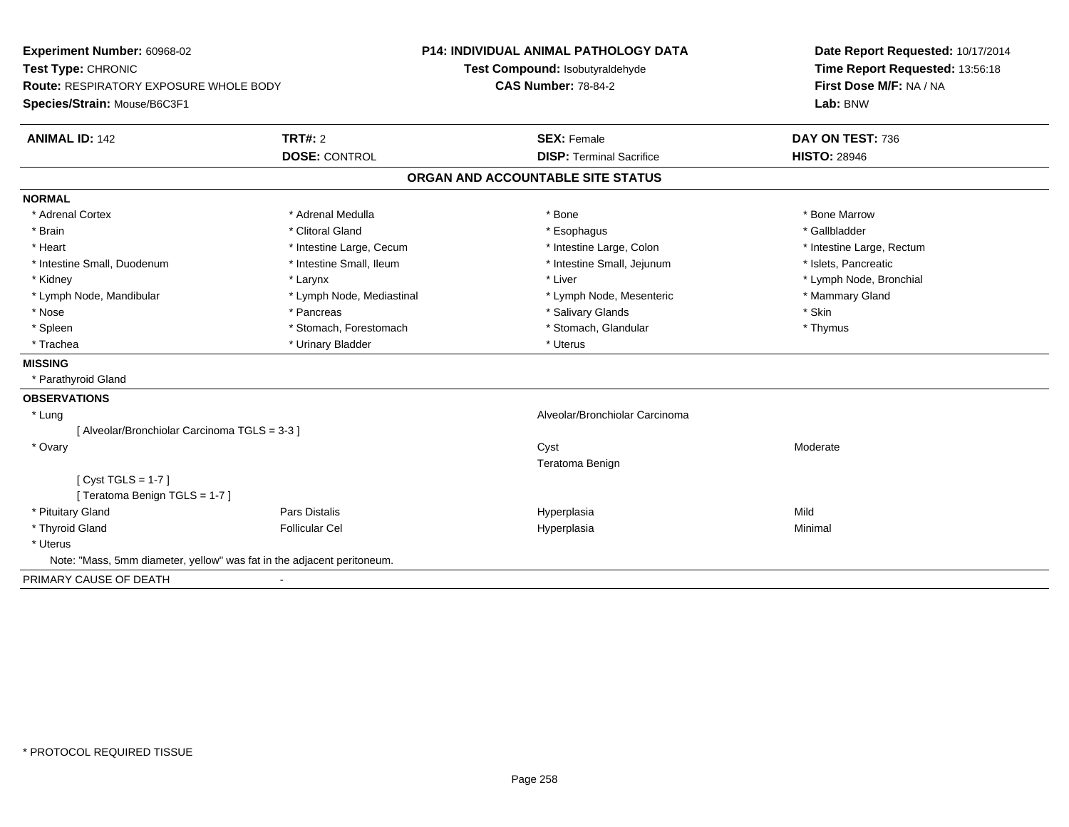**Experiment Number:** 60968-02
**Test Type:** CHRONIC
**Route:** RESPIRATORY EXPOSURE WHOLE BODY
**Species/Strain:** Mouse/B6C3F1

**P14: INDIVIDUAL ANIMAL PATHOLOGY DATA**
**Test Compound:** Isobutyraldehyde
**CAS Number:** 78-84-2

**Date Report Requested:** 10/17/2014
**Time Report Requested:** 13:56:18
**First Dose M/F:** NA / NA
**Lab:** BNW

| **ANIMAL ID:** 142 | **TRT#:** 2 | **SEX:** Female | **DAY ON TEST:** 736 |
|---|---|---|---|
| | **DOSE:** CONTROL | **DISP:** Terminal Sacrifice | **HISTO:** 28946 |

## ORGAN AND ACCOUNTABLE SITE STATUS

**NORMAL**

| | | | |
|---|---|---|---|
| * Adrenal Cortex | * Adrenal Medulla | * Bone | * Bone Marrow |
| * Brain | * Clitoral Gland | * Esophagus | * Gallbladder |
| * Heart | * Intestine Large, Cecum | * Intestine Large, Colon | * Intestine Large, Rectum |
| * Intestine Small, Duodenum | * Intestine Small, Ileum | * Intestine Small, Jejunum | * Islets, Pancreatic |
| * Kidney | * Larynx | * Liver | * Lymph Node, Bronchial |
| * Lymph Node, Mandibular | * Lymph Node, Mediastinal | * Lymph Node, Mesenteric | * Mammary Gland |
| * Nose | * Pancreas | * Salivary Glands | * Skin |
| * Spleen | * Stomach, Forestomach | * Stomach, Glandular | * Thymus |
| * Trachea | * Urinary Bladder | * Uterus | |

**MISSING**

* Parathyroid Gland

**OBSERVATIONS**

| | | | |
|---|---|---|---|
| * Lung | | Alveolar/Bronchiolar Carcinoma | |
| [ Alveolar/Bronchiolar Carcinoma TGLS = 3-3 ] | | | |
| * Ovary | | Cyst | Moderate |
| | | Teratoma Benign | |
| [ Cyst TGLS = 1-7 ] | | | |
| [ Teratoma Benign TGLS = 1-7 ] | | | |
| * Pituitary Gland | Pars Distalis | Hyperplasia | Mild |
| * Thyroid Gland | Follicular Cel | Hyperplasia | Minimal |
| * Uterus | | | |

Note: "Mass, 5mm diameter, yellow" was fat in the adjacent peritoneum.

PRIMARY CAUSE OF DEATH -

* PROTOCOL REQUIRED TISSUE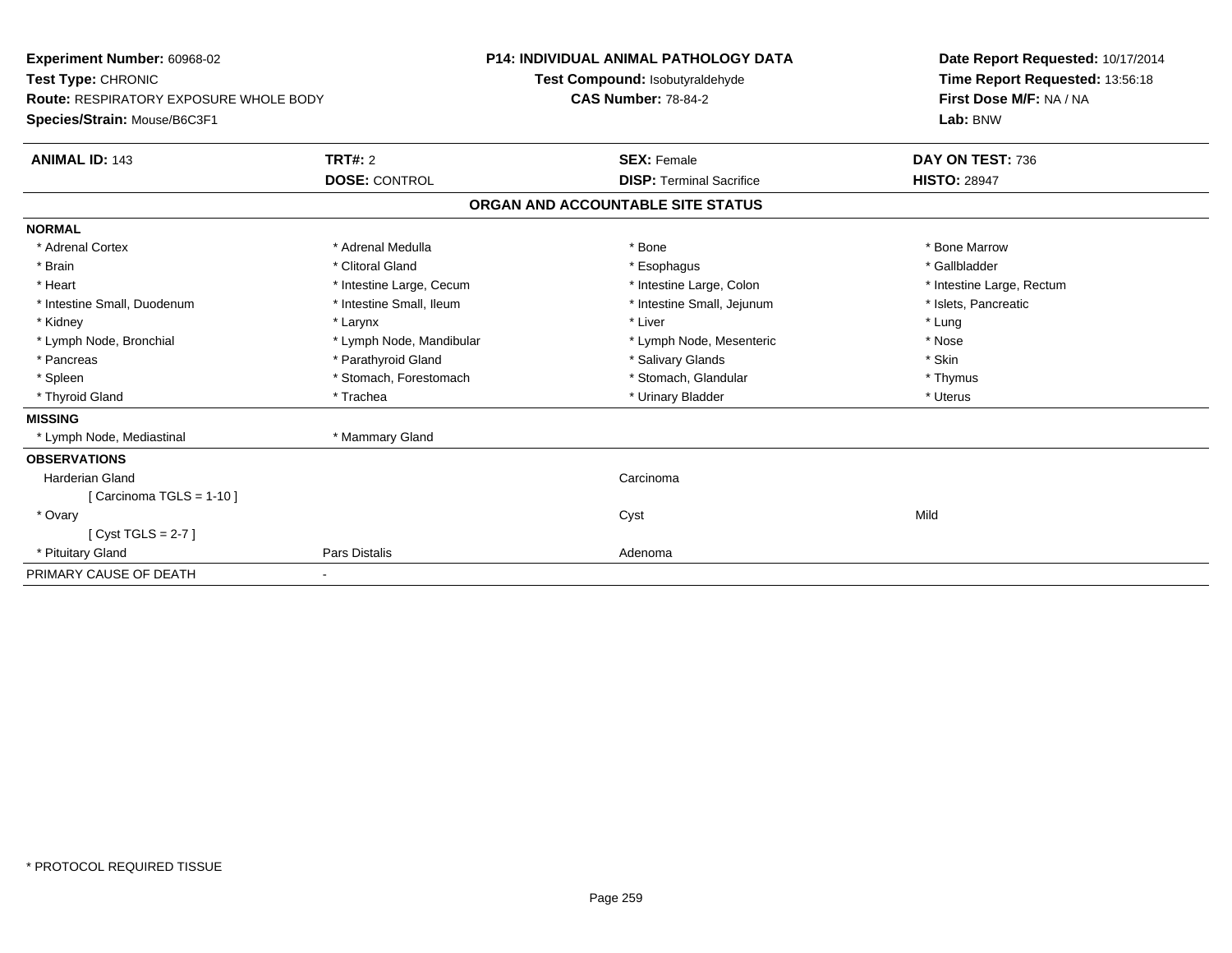**Experiment Number:** 60968-02
**Test Type:** CHRONIC
**Route:** RESPIRATORY EXPOSURE WHOLE BODY
**Species/Strain:** Mouse/B6C3F1

**P14: INDIVIDUAL ANIMAL PATHOLOGY DATA**
**Test Compound:** Isobutyraldehyde
**CAS Number:** 78-84-2

**Date Report Requested:** 10/17/2014
**Time Report Requested:** 13:56:18
**First Dose M/F:** NA / NA
**Lab:** BNW

| **ANIMAL ID:** 143 | **TRT#:** 2 | **SEX:** Female | **DAY ON TEST:** 736 |
|---|---|---|---|
| | **DOSE:** CONTROL | **DISP:** Terminal Sacrifice | **HISTO:** 28947 |

## ORGAN AND ACCOUNTABLE SITE STATUS

**NORMAL**

| | | | |
|---|---|---|---|
| * Adrenal Cortex | * Adrenal Medulla | * Bone | * Bone Marrow |
| * Brain | * Clitoral Gland | * Esophagus | * Gallbladder |
| * Heart | * Intestine Large, Cecum | * Intestine Large, Colon | * Intestine Large, Rectum |
| * Intestine Small, Duodenum | * Intestine Small, Ileum | * Intestine Small, Jejunum | * Islets, Pancreatic |
| * Kidney | * Larynx | * Liver | * Lung |
| * Lymph Node, Bronchial | * Lymph Node, Mandibular | * Lymph Node, Mesenteric | * Nose |
| * Pancreas | * Parathyroid Gland | * Salivary Glands | * Skin |
| * Spleen | * Stomach, Forestomach | * Stomach, Glandular | * Thymus |
| * Thyroid Gland | * Trachea | * Urinary Bladder | * Uterus |

**MISSING**

| | |
|---|---|
| * Lymph Node, Mediastinal | * Mammary Gland |

**OBSERVATIONS**

| | | | |
|---|---|---|---|
| Harderian Gland | | Carcinoma | |
| [ Carcinoma TGLS = 1-10 ] | | | |
| * Ovary | | Cyst | Mild |
| [ Cyst TGLS = 2-7 ] | | | |
| * Pituitary Gland | Pars Distalis | Adenoma | |

PRIMARY CAUSE OF DEATH -

\* PROTOCOL REQUIRED TISSUE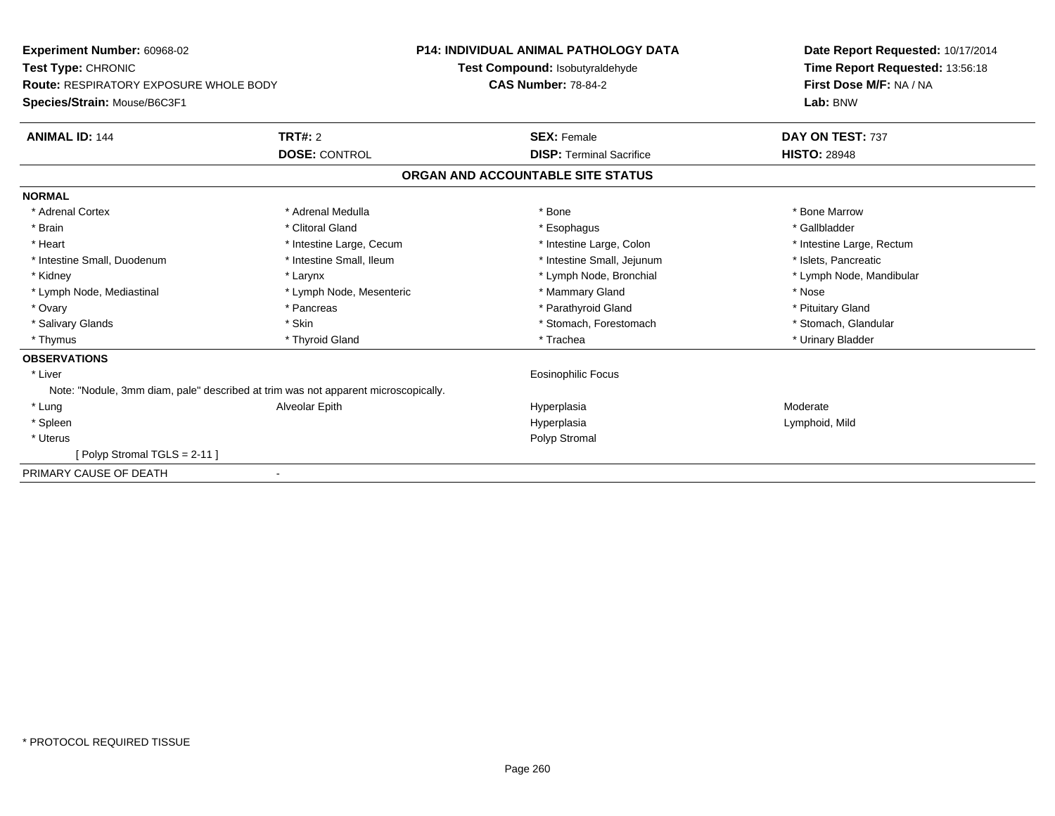**Experiment Number:** 60968-02
**Test Type:** CHRONIC
**Route:** RESPIRATORY EXPOSURE WHOLE BODY
**Species/Strain:** Mouse/B6C3F1

**P14: INDIVIDUAL ANIMAL PATHOLOGY DATA**
**Test Compound:** Isobutyraldehyde
**CAS Number:** 78-84-2

**Date Report Requested:** 10/17/2014
**Time Report Requested:** 13:56:18
**First Dose M/F:** NA / NA
**Lab:** BNW

| **ANIMAL ID:** 144 | **TRT#:** 2 | **SEX:** Female | **DAY ON TEST:** 737 |
|---|---|---|---|
| | **DOSE:** CONTROL | **DISP:** Terminal Sacrifice | **HISTO:** 28948 |

## ORGAN AND ACCOUNTABLE SITE STATUS

**NORMAL**

| | | | |
|---|---|---|---|
| * Adrenal Cortex | * Adrenal Medulla | * Bone | * Bone Marrow |
| * Brain | * Clitoral Gland | * Esophagus | * Gallbladder |
| * Heart | * Intestine Large, Cecum | * Intestine Large, Colon | * Intestine Large, Rectum |
| * Intestine Small, Duodenum | * Intestine Small, Ileum | * Intestine Small, Jejunum | * Islets, Pancreatic |
| * Kidney | * Larynx | * Lymph Node, Bronchial | * Lymph Node, Mandibular |
| * Lymph Node, Mediastinal | * Lymph Node, Mesenteric | * Mammary Gland | * Nose |
| * Ovary | * Pancreas | * Parathyroid Gland | * Pituitary Gland |
| * Salivary Glands | * Skin | * Stomach, Forestomach | * Stomach, Glandular |
| * Thymus | * Thyroid Gland | * Trachea | * Urinary Bladder |

**OBSERVATIONS**

| | | | |
|---|---|---|---|
| * Liver | | Eosinophilic Focus | |
| Note: "Nodule, 3mm diam, pale" described at trim was not apparent microscopically. | | | |
| * Lung | Alveolar Epith | Hyperplasia | Moderate |
| * Spleen | | Hyperplasia | Lymphoid, Mild |
| * Uterus | | Polyp Stromal | |
| [ Polyp Stromal TGLS = 2-11 ] | | | |

PRIMARY CAUSE OF DEATH -

\* PROTOCOL REQUIRED TISSUE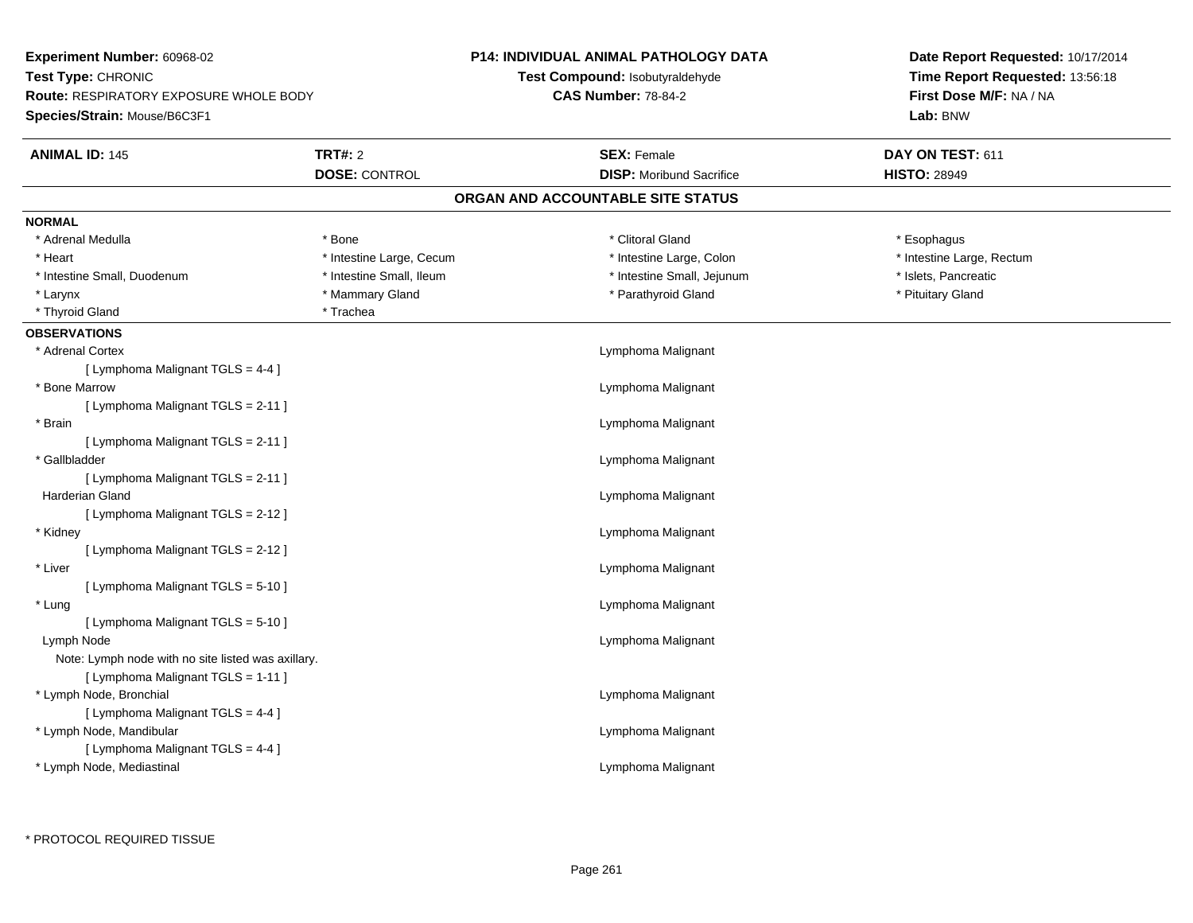**Experiment Number:** 60968-02
**Test Type:** CHRONIC
**Route:** RESPIRATORY EXPOSURE WHOLE BODY
**Species/Strain:** Mouse/B6C3F1

**P14: INDIVIDUAL ANIMAL PATHOLOGY DATA**
**Test Compound:** Isobutyraldehyde
**CAS Number:** 78-84-2

**Date Report Requested:** 10/17/2014
**Time Report Requested:** 13:56:18
**First Dose M/F:** NA / NA
**Lab:** BNW

| **ANIMAL ID:** 145 | **TRT#:** 2 | **SEX:** Female | **DAY ON TEST:** 611 |
|---|---|---|---|
| | **DOSE:** CONTROL | **DISP:** Moribund Sacrifice | **HISTO:** 28949 |

## ORGAN AND ACCOUNTABLE SITE STATUS

**NORMAL**

| | | | |
|---|---|---|---|
| * Adrenal Medulla | * Bone | * Clitoral Gland | * Esophagus |
| * Heart | * Intestine Large, Cecum | * Intestine Large, Colon | * Intestine Large, Rectum |
| * Intestine Small, Duodenum | * Intestine Small, Ileum | * Intestine Small, Jejunum | * Islets, Pancreatic |
| * Larynx | * Mammary Gland | * Parathyroid Gland | * Pituitary Gland |
| * Thyroid Gland | * Trachea | | |

**OBSERVATIONS**

* Adrenal Cortex — Lymphoma Malignant
  [ Lymphoma Malignant TGLS = 4-4 ]
* Bone Marrow — Lymphoma Malignant
  [ Lymphoma Malignant TGLS = 2-11 ]
* Brain — Lymphoma Malignant
  [ Lymphoma Malignant TGLS = 2-11 ]
* Gallbladder — Lymphoma Malignant
  [ Lymphoma Malignant TGLS = 2-11 ]
Harderian Gland — Lymphoma Malignant
  [ Lymphoma Malignant TGLS = 2-12 ]
* Kidney — Lymphoma Malignant
  [ Lymphoma Malignant TGLS = 2-12 ]
* Liver — Lymphoma Malignant
  [ Lymphoma Malignant TGLS = 5-10 ]
* Lung — Lymphoma Malignant
  [ Lymphoma Malignant TGLS = 5-10 ]
Lymph Node — Lymphoma Malignant
  Note: Lymph node with no site listed was axillary.
  [ Lymphoma Malignant TGLS = 1-11 ]
* Lymph Node, Bronchial — Lymphoma Malignant
  [ Lymphoma Malignant TGLS = 4-4 ]
* Lymph Node, Mandibular — Lymphoma Malignant
  [ Lymphoma Malignant TGLS = 4-4 ]
* Lymph Node, Mediastinal — Lymphoma Malignant

* PROTOCOL REQUIRED TISSUE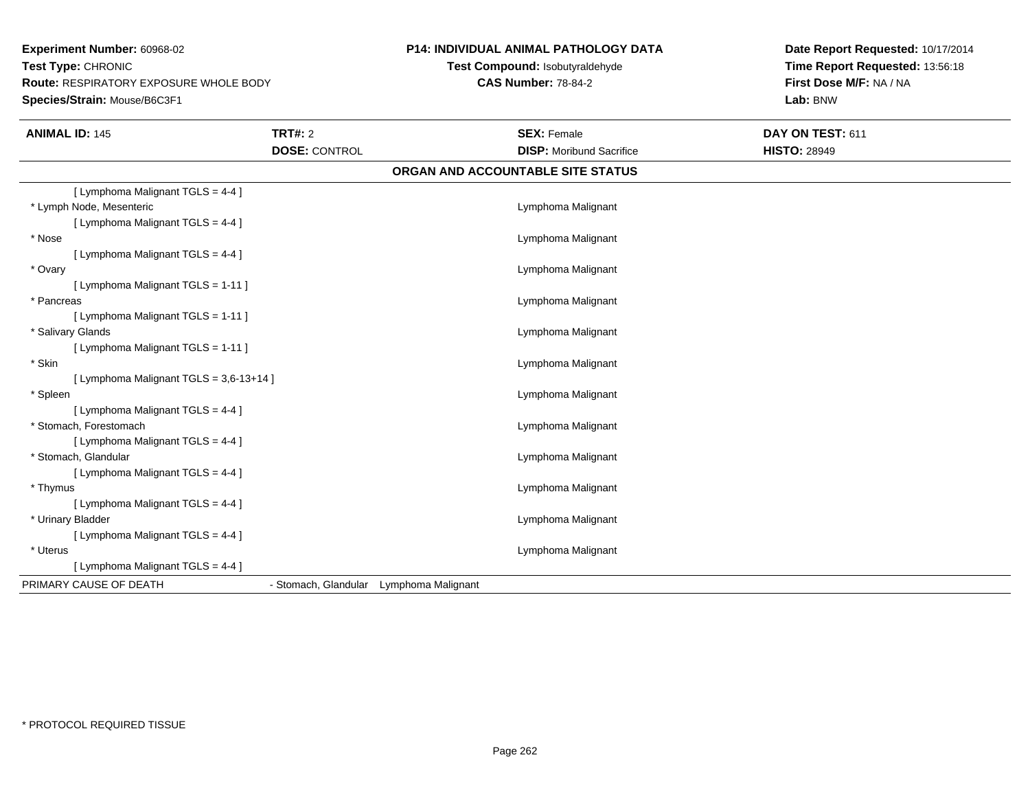**Experiment Number:** 60968-02
**Test Type:** CHRONIC
**Route:** RESPIRATORY EXPOSURE WHOLE BODY
**Species/Strain:** Mouse/B6C3F1

**P14: INDIVIDUAL ANIMAL PATHOLOGY DATA**
**Test Compound:** Isobutyraldehyde
**CAS Number:** 78-84-2

**Date Report Requested:** 10/17/2014
**Time Report Requested:** 13:56:18
**First Dose M/F:** NA / NA
**Lab:** BNW

| **ANIMAL ID:** 145 | **TRT#:** 2 | **SEX:** Female | **DAY ON TEST:** 611 |
|---|---|---|---|
| | **DOSE:** CONTROL | **DISP:** Moribund Sacrifice | **HISTO:** 28949 |

## ORGAN AND ACCOUNTABLE SITE STATUS

| | |
|---|---|
| [ Lymphoma Malignant TGLS = 4-4 ] | |
| * Lymph Node, Mesenteric | Lymphoma Malignant |
| [ Lymphoma Malignant TGLS = 4-4 ] | |
| * Nose | Lymphoma Malignant |
| [ Lymphoma Malignant TGLS = 4-4 ] | |
| * Ovary | Lymphoma Malignant |
| [ Lymphoma Malignant TGLS = 1-11 ] | |
| * Pancreas | Lymphoma Malignant |
| [ Lymphoma Malignant TGLS = 1-11 ] | |
| * Salivary Glands | Lymphoma Malignant |
| [ Lymphoma Malignant TGLS = 1-11 ] | |
| * Skin | Lymphoma Malignant |
| [ Lymphoma Malignant TGLS = 3,6-13+14 ] | |
| * Spleen | Lymphoma Malignant |
| [ Lymphoma Malignant TGLS = 4-4 ] | |
| * Stomach, Forestomach | Lymphoma Malignant |
| [ Lymphoma Malignant TGLS = 4-4 ] | |
| * Stomach, Glandular | Lymphoma Malignant |
| [ Lymphoma Malignant TGLS = 4-4 ] | |
| * Thymus | Lymphoma Malignant |
| [ Lymphoma Malignant TGLS = 4-4 ] | |
| * Urinary Bladder | Lymphoma Malignant |
| [ Lymphoma Malignant TGLS = 4-4 ] | |
| * Uterus | Lymphoma Malignant |
| [ Lymphoma Malignant TGLS = 4-4 ] | |

PRIMARY CAUSE OF DEATH - Stomach, Glandular Lymphoma Malignant

* PROTOCOL REQUIRED TISSUE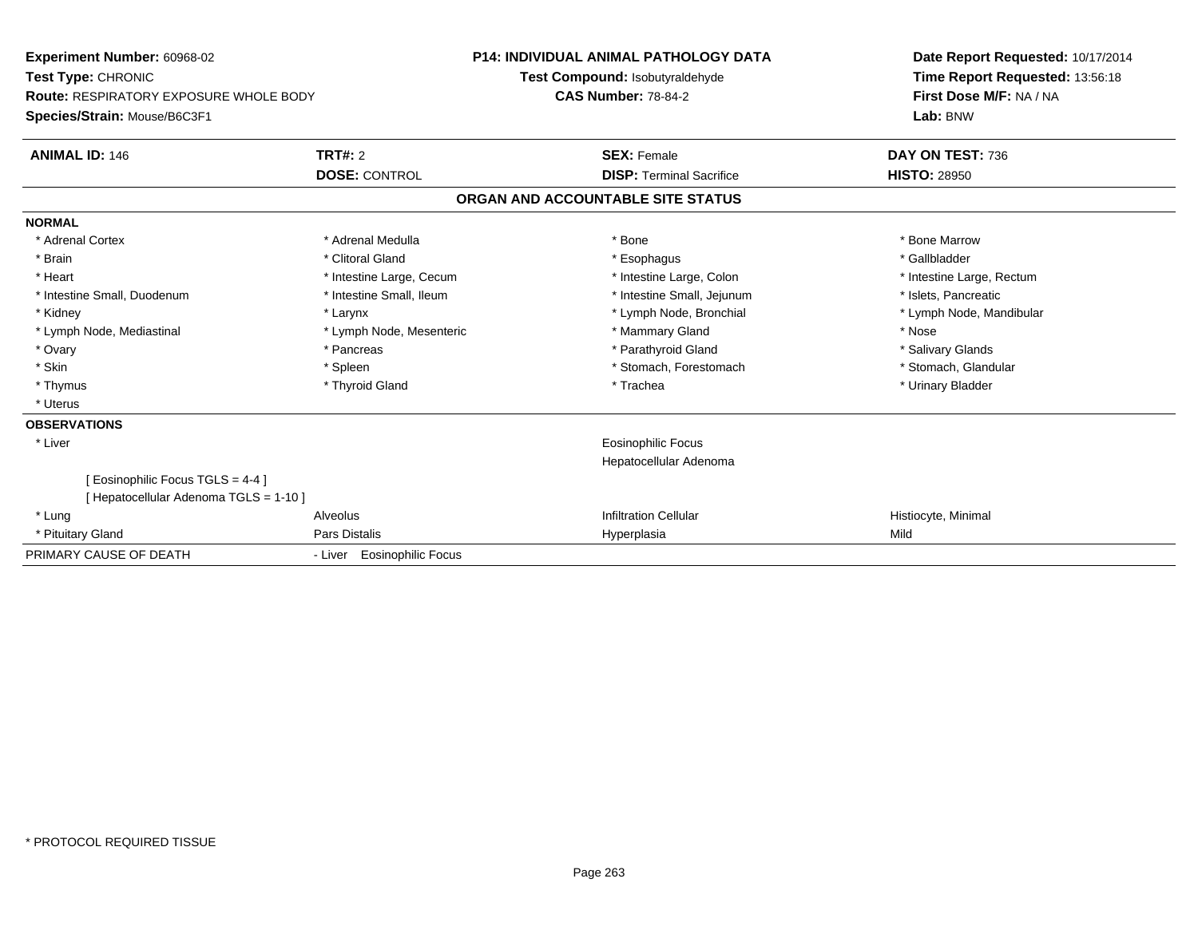**Experiment Number:** 60968-02
**Test Type:** CHRONIC
**Route:** RESPIRATORY EXPOSURE WHOLE BODY
**Species/Strain:** Mouse/B6C3F1

**P14: INDIVIDUAL ANIMAL PATHOLOGY DATA**
**Test Compound:** Isobutyraldehyde
**CAS Number:** 78-84-2

**Date Report Requested:** 10/17/2014
**Time Report Requested:** 13:56:18
**First Dose M/F:** NA / NA
**Lab:** BNW

| **ANIMAL ID:** 146 | **TRT#:** 2 | **SEX:** Female | **DAY ON TEST:** 736 |
|---|---|---|---|
| | **DOSE:** CONTROL | **DISP:** Terminal Sacrifice | **HISTO:** 28950 |

## ORGAN AND ACCOUNTABLE SITE STATUS

| | | | |
|---|---|---|---|
| **NORMAL** | | | |
| * Adrenal Cortex | * Adrenal Medulla | * Bone | * Bone Marrow |
| * Brain | * Clitoral Gland | * Esophagus | * Gallbladder |
| * Heart | * Intestine Large, Cecum | * Intestine Large, Colon | * Intestine Large, Rectum |
| * Intestine Small, Duodenum | * Intestine Small, Ileum | * Intestine Small, Jejunum | * Islets, Pancreatic |
| * Kidney | * Larynx | * Lymph Node, Bronchial | * Lymph Node, Mandibular |
| * Lymph Node, Mediastinal | * Lymph Node, Mesenteric | * Mammary Gland | * Nose |
| * Ovary | * Pancreas | * Parathyroid Gland | * Salivary Glands |
| * Skin | * Spleen | * Stomach, Forestomach | * Stomach, Glandular |
| * Thymus | * Thyroid Gland | * Trachea | * Urinary Bladder |
| * Uterus | | | |
| **OBSERVATIONS** | | | |
| * Liver | | Eosinophilic Focus | |
| | | Hepatocellular Adenoma | |
| [ Eosinophilic Focus TGLS = 4-4 ] | | | |
| [ Hepatocellular Adenoma TGLS = 1-10 ] | | | |
| * Lung | Alveolus | Infiltration Cellular | Histiocyte, Minimal |
| * Pituitary Gland | Pars Distalis | Hyperplasia | Mild |
| PRIMARY CAUSE OF DEATH | - Liver Eosinophilic Focus | | |

* PROTOCOL REQUIRED TISSUE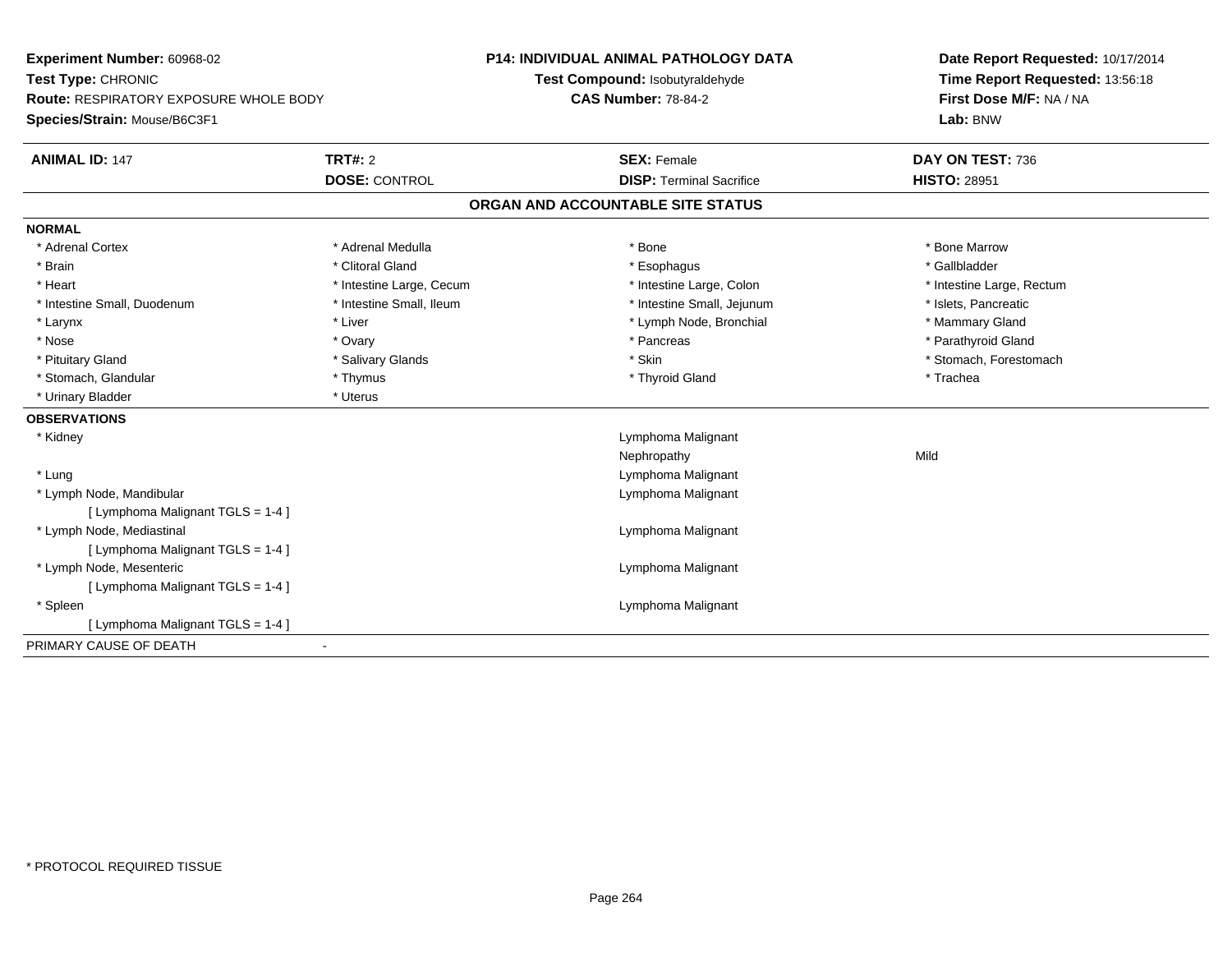**Experiment Number:** 60968-02
**Test Type:** CHRONIC
**Route:** RESPIRATORY EXPOSURE WHOLE BODY
**Species/Strain:** Mouse/B6C3F1

**P14: INDIVIDUAL ANIMAL PATHOLOGY DATA**
**Test Compound:** Isobutyraldehyde
**CAS Number:** 78-84-2

**Date Report Requested:** 10/17/2014
**Time Report Requested:** 13:56:18
**First Dose M/F:** NA / NA
**Lab:** BNW

| **ANIMAL ID:** 147 | **TRT#:** 2 | **SEX:** Female | **DAY ON TEST:** 736 |
|---|---|---|---|
| | **DOSE:** CONTROL | **DISP:** Terminal Sacrifice | **HISTO:** 28951 |

## ORGAN AND ACCOUNTABLE SITE STATUS

**NORMAL**

| | | | |
|---|---|---|---|
| * Adrenal Cortex | * Adrenal Medulla | * Bone | * Bone Marrow |
| * Brain | * Clitoral Gland | * Esophagus | * Gallbladder |
| * Heart | * Intestine Large, Cecum | * Intestine Large, Colon | * Intestine Large, Rectum |
| * Intestine Small, Duodenum | * Intestine Small, Ileum | * Intestine Small, Jejunum | * Islets, Pancreatic |
| * Larynx | * Liver | * Lymph Node, Bronchial | * Mammary Gland |
| * Nose | * Ovary | * Pancreas | * Parathyroid Gland |
| * Pituitary Gland | * Salivary Glands | * Skin | * Stomach, Forestomach |
| * Stomach, Glandular | * Thymus | * Thyroid Gland | * Trachea |
| * Urinary Bladder | * Uterus | | |

**OBSERVATIONS**

| | | |
|---|---|---|
| * Kidney | Lymphoma Malignant | |
| | Nephropathy | Mild |
| * Lung | Lymphoma Malignant | |
| * Lymph Node, Mandibular | Lymphoma Malignant | |
| [ Lymphoma Malignant TGLS = 1-4 ] | | |
| * Lymph Node, Mediastinal | Lymphoma Malignant | |
| [ Lymphoma Malignant TGLS = 1-4 ] | | |
| * Lymph Node, Mesenteric | Lymphoma Malignant | |
| [ Lymphoma Malignant TGLS = 1-4 ] | | |
| * Spleen | Lymphoma Malignant | |
| [ Lymphoma Malignant TGLS = 1-4 ] | | |

PRIMARY CAUSE OF DEATH -

* PROTOCOL REQUIRED TISSUE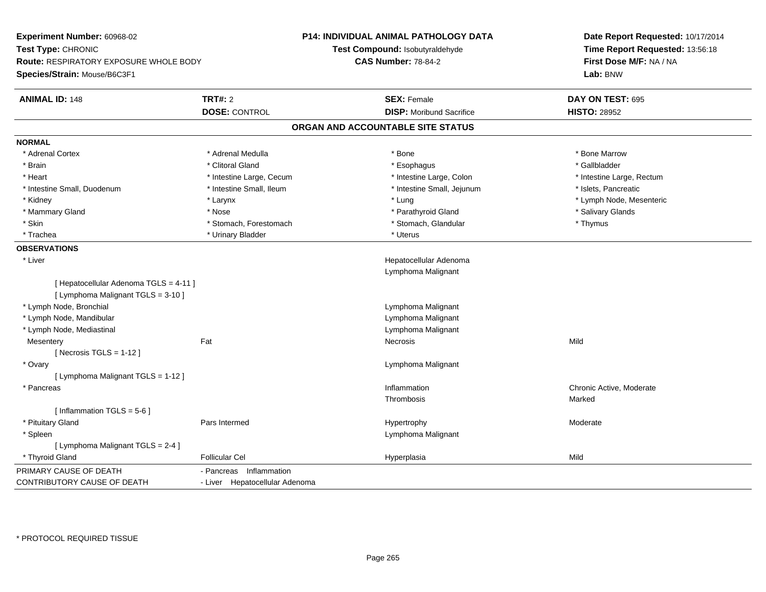**Experiment Number:** 60968-02
**Test Type:** CHRONIC
**Route:** RESPIRATORY EXPOSURE WHOLE BODY
**Species/Strain:** Mouse/B6C3F1

**P14: INDIVIDUAL ANIMAL PATHOLOGY DATA**
**Test Compound:** Isobutyraldehyde
**CAS Number:** 78-84-2

**Date Report Requested:** 10/17/2014
**Time Report Requested:** 13:56:18
**First Dose M/F:** NA / NA
**Lab:** BNW

| **ANIMAL ID:** 148 | **TRT#:** 2 | **SEX:** Female | **DAY ON TEST:** 695 |
|---|---|---|---|
| | **DOSE:** CONTROL | **DISP:** Moribund Sacrifice | **HISTO:** 28952 |

## ORGAN AND ACCOUNTABLE SITE STATUS

**NORMAL**

| | | | |
|---|---|---|---|
| * Adrenal Cortex | * Adrenal Medulla | * Bone | * Bone Marrow |
| * Brain | * Clitoral Gland | * Esophagus | * Gallbladder |
| * Heart | * Intestine Large, Cecum | * Intestine Large, Colon | * Intestine Large, Rectum |
| * Intestine Small, Duodenum | * Intestine Small, Ileum | * Intestine Small, Jejunum | * Islets, Pancreatic |
| * Kidney | * Larynx | * Lung | * Lymph Node, Mesenteric |
| * Mammary Gland | * Nose | * Parathyroid Gland | * Salivary Glands |
| * Skin | * Stomach, Forestomach | * Stomach, Glandular | * Thymus |
| * Trachea | * Urinary Bladder | * Uterus | |

**OBSERVATIONS**

| | | | |
|---|---|---|---|
| * Liver | | Hepatocellular Adenoma | |
| | | Lymphoma Malignant | |
| [ Hepatocellular Adenoma TGLS = 4-11 ] | | | |
| [ Lymphoma Malignant TGLS = 3-10 ] | | | |
| * Lymph Node, Bronchial | | Lymphoma Malignant | |
| * Lymph Node, Mandibular | | Lymphoma Malignant | |
| * Lymph Node, Mediastinal | | Lymphoma Malignant | |
| Mesentery | Fat | Necrosis | Mild |
| [ Necrosis TGLS = 1-12 ] | | | |
| * Ovary | | Lymphoma Malignant | |
| [ Lymphoma Malignant TGLS = 1-12 ] | | | |
| * Pancreas | | Inflammation | Chronic Active, Moderate |
| | | Thrombosis | Marked |
| [ Inflammation TGLS = 5-6 ] | | | |
| * Pituitary Gland | Pars Intermed | Hypertrophy | Moderate |
| * Spleen | | Lymphoma Malignant | |
| [ Lymphoma Malignant TGLS = 2-4 ] | | | |
| * Thyroid Gland | Follicular Cel | Hyperplasia | Mild |

| | |
|---|---|
| PRIMARY CAUSE OF DEATH | - Pancreas Inflammation |
| CONTRIBUTORY CAUSE OF DEATH | - Liver Hepatocellular Adenoma |

* PROTOCOL REQUIRED TISSUE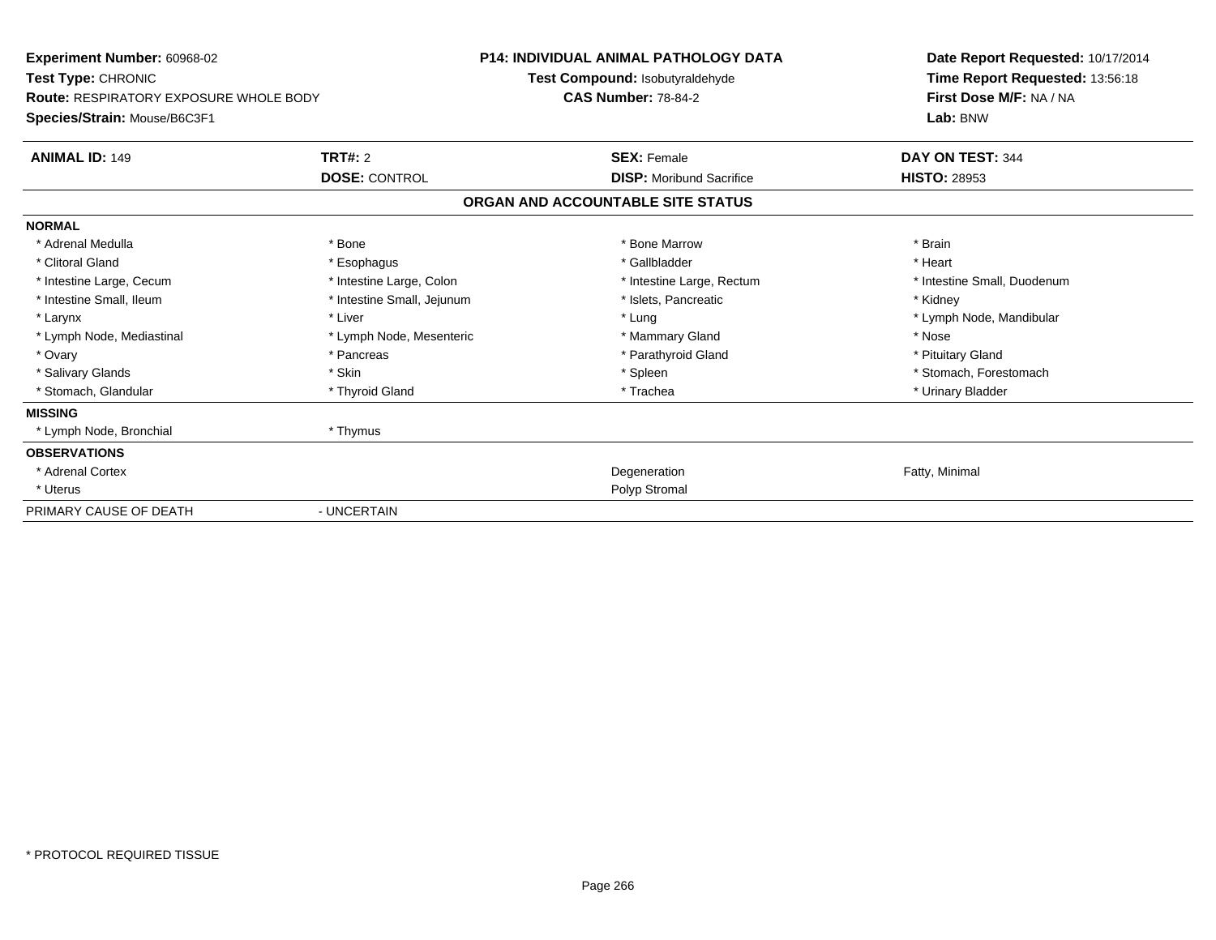**Experiment Number:** 60968-02
**Test Type:** CHRONIC
**Route:** RESPIRATORY EXPOSURE WHOLE BODY
**Species/Strain:** Mouse/B6C3F1

**P14: INDIVIDUAL ANIMAL PATHOLOGY DATA**
**Test Compound:** Isobutyraldehyde
**CAS Number:** 78-84-2

**Date Report Requested:** 10/17/2014
**Time Report Requested:** 13:56:18
**First Dose M/F:** NA / NA
**Lab:** BNW

| **ANIMAL ID:** 149 | **TRT#:** 2 | **SEX:** Female | **DAY ON TEST:** 344 |
|---|---|---|---|
| | **DOSE:** CONTROL | **DISP:** Moribund Sacrifice | **HISTO:** 28953 |

**ORGAN AND ACCOUNTABLE SITE STATUS**

**NORMAL**

| | | | |
|---|---|---|---|
| * Adrenal Medulla | * Bone | * Bone Marrow | * Brain |
| * Clitoral Gland | * Esophagus | * Gallbladder | * Heart |
| * Intestine Large, Cecum | * Intestine Large, Colon | * Intestine Large, Rectum | * Intestine Small, Duodenum |
| * Intestine Small, Ileum | * Intestine Small, Jejunum | * Islets, Pancreatic | * Kidney |
| * Larynx | * Liver | * Lung | * Lymph Node, Mandibular |
| * Lymph Node, Mediastinal | * Lymph Node, Mesenteric | * Mammary Gland | * Nose |
| * Ovary | * Pancreas | * Parathyroid Gland | * Pituitary Gland |
| * Salivary Glands | * Skin | * Spleen | * Stomach, Forestomach |
| * Stomach, Glandular | * Thyroid Gland | * Trachea | * Urinary Bladder |

**MISSING**

| | |
|---|---|
| * Lymph Node, Bronchial | * Thymus |

**OBSERVATIONS**

| | | |
|---|---|---|
| * Adrenal Cortex | Degeneration | Fatty, Minimal |
| * Uterus | Polyp Stromal | |

PRIMARY CAUSE OF DEATH - UNCERTAIN

* PROTOCOL REQUIRED TISSUE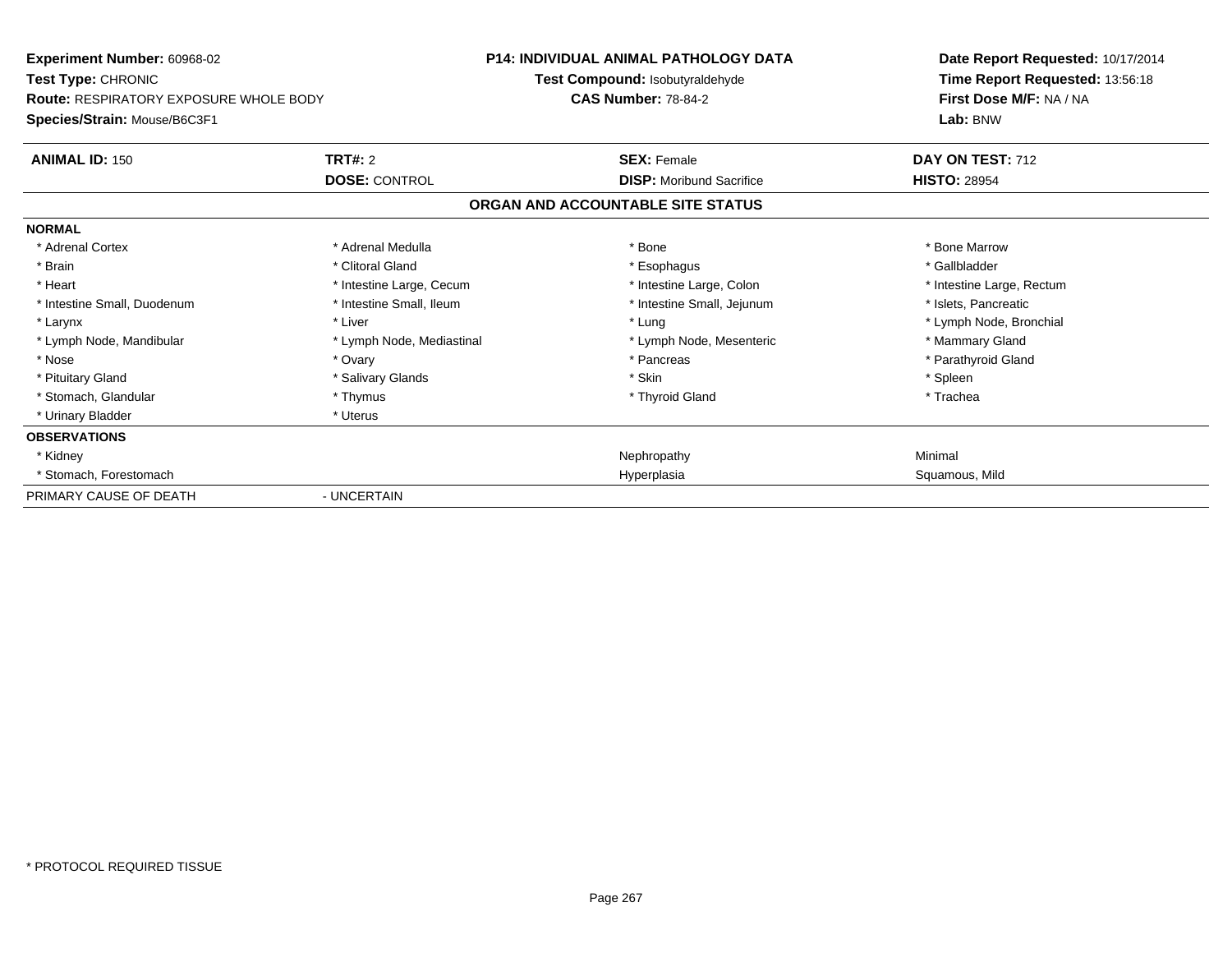**Experiment Number:** 60968-02
**Test Type:** CHRONIC
**Route:** RESPIRATORY EXPOSURE WHOLE BODY
**Species/Strain:** Mouse/B6C3F1

**P14: INDIVIDUAL ANIMAL PATHOLOGY DATA**
**Test Compound:** Isobutyraldehyde
**CAS Number:** 78-84-2

**Date Report Requested:** 10/17/2014
**Time Report Requested:** 13:56:18
**First Dose M/F:** NA / NA
**Lab:** BNW

| **ANIMAL ID:** 150 | **TRT#:** 2 | **SEX:** Female | **DAY ON TEST:** 712 |
|---|---|---|---|
| | **DOSE:** CONTROL | **DISP:** Moribund Sacrifice | **HISTO:** 28954 |

## ORGAN AND ACCOUNTABLE SITE STATUS

**NORMAL**

| | | | |
|---|---|---|---|
| * Adrenal Cortex | * Adrenal Medulla | * Bone | * Bone Marrow |
| * Brain | * Clitoral Gland | * Esophagus | * Gallbladder |
| * Heart | * Intestine Large, Cecum | * Intestine Large, Colon | * Intestine Large, Rectum |
| * Intestine Small, Duodenum | * Intestine Small, Ileum | * Intestine Small, Jejunum | * Islets, Pancreatic |
| * Larynx | * Liver | * Lung | * Lymph Node, Bronchial |
| * Lymph Node, Mandibular | * Lymph Node, Mediastinal | * Lymph Node, Mesenteric | * Mammary Gland |
| * Nose | * Ovary | * Pancreas | * Parathyroid Gland |
| * Pituitary Gland | * Salivary Glands | * Skin | * Spleen |
| * Stomach, Glandular | * Thymus | * Thyroid Gland | * Trachea |
| * Urinary Bladder | * Uterus | | |

**OBSERVATIONS**

| | | | |
|---|---|---|---|
| * Kidney | | Nephropathy | Minimal |
| * Stomach, Forestomach | | Hyperplasia | Squamous, Mild |

PRIMARY CAUSE OF DEATH - UNCERTAIN

* PROTOCOL REQUIRED TISSUE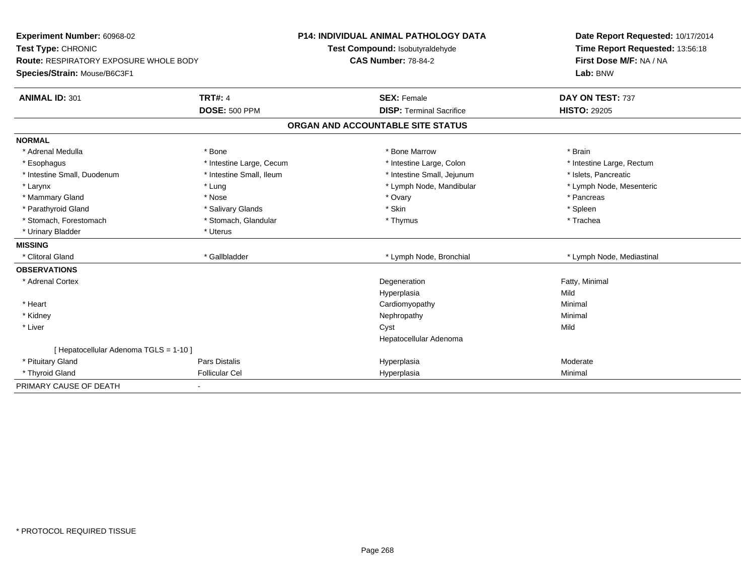**Experiment Number:** 60968-02
**Test Type:** CHRONIC
**Route:** RESPIRATORY EXPOSURE WHOLE BODY
**Species/Strain:** Mouse/B6C3F1

**P14: INDIVIDUAL ANIMAL PATHOLOGY DATA**
**Test Compound:** Isobutyraldehyde
**CAS Number:** 78-84-2

**Date Report Requested:** 10/17/2014
**Time Report Requested:** 13:56:18
**First Dose M/F:** NA / NA
**Lab:** BNW

| **ANIMAL ID:** 301 | **TRT#:** 4 | **SEX:** Female | **DAY ON TEST:** 737 |
|---|---|---|---|
| | **DOSE:** 500 PPM | **DISP:** Terminal Sacrifice | **HISTO:** 29205 |

**ORGAN AND ACCOUNTABLE SITE STATUS**

| | | | |
|---|---|---|---|
| **NORMAL** | | | |
| * Adrenal Medulla | * Bone | * Bone Marrow | * Brain |
| * Esophagus | * Intestine Large, Cecum | * Intestine Large, Colon | * Intestine Large, Rectum |
| * Intestine Small, Duodenum | * Intestine Small, Ileum | * Intestine Small, Jejunum | * Islets, Pancreatic |
| * Larynx | * Lung | * Lymph Node, Mandibular | * Lymph Node, Mesenteric |
| * Mammary Gland | * Nose | * Ovary | * Pancreas |
| * Parathyroid Gland | * Salivary Glands | * Skin | * Spleen |
| * Stomach, Forestomach | * Stomach, Glandular | * Thymus | * Trachea |
| * Urinary Bladder | * Uterus | | |
| **MISSING** | | | |
| * Clitoral Gland | * Gallbladder | * Lymph Node, Bronchial | * Lymph Node, Mediastinal |
| **OBSERVATIONS** | | | |
| * Adrenal Cortex | | Degeneration | Fatty, Minimal |
| | | Hyperplasia | Mild |
| * Heart | | Cardiomyopathy | Minimal |
| * Kidney | | Nephropathy | Minimal |
| * Liver | | Cyst | Mild |
| | | Hepatocellular Adenoma | |
| [ Hepatocellular Adenoma TGLS = 1-10 ] | | | |
| * Pituitary Gland | Pars Distalis | Hyperplasia | Moderate |
| * Thyroid Gland | Follicular Cel | Hyperplasia | Minimal |
| PRIMARY CAUSE OF DEATH | - | | |

* PROTOCOL REQUIRED TISSUE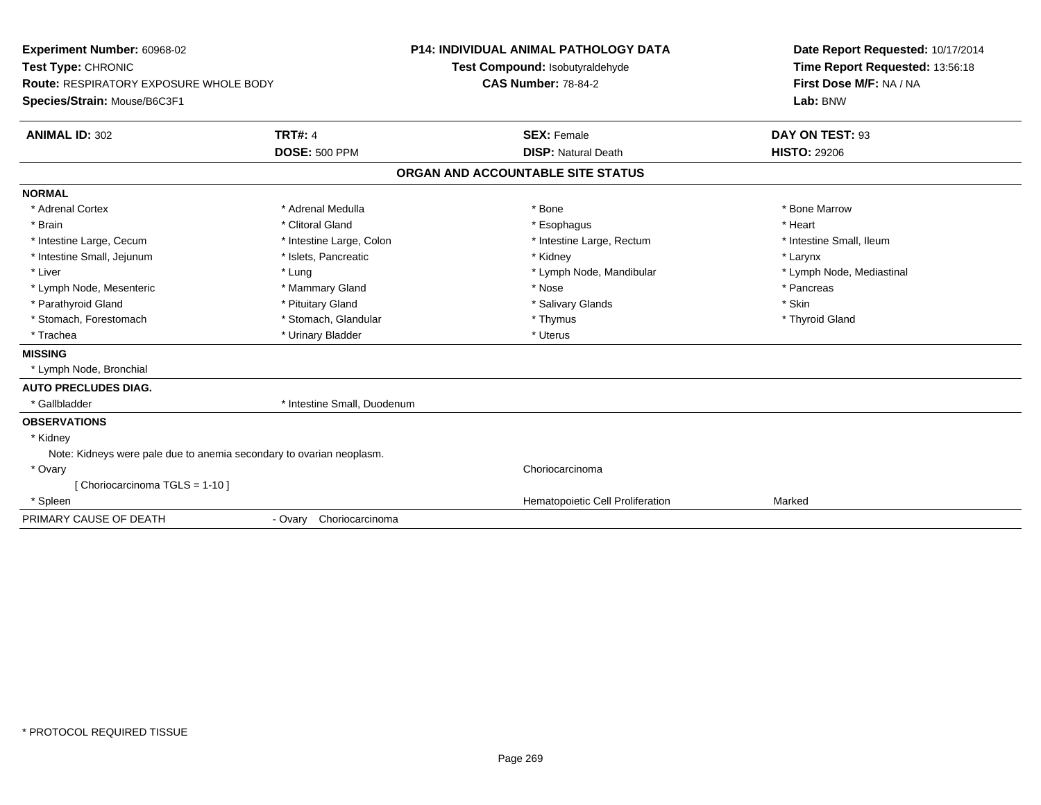**Experiment Number:** 60968-02
**Test Type:** CHRONIC
**Route:** RESPIRATORY EXPOSURE WHOLE BODY
**Species/Strain:** Mouse/B6C3F1

**P14: INDIVIDUAL ANIMAL PATHOLOGY DATA**
**Test Compound:** Isobutyraldehyde
**CAS Number:** 78-84-2

**Date Report Requested:** 10/17/2014
**Time Report Requested:** 13:56:18
**First Dose M/F:** NA / NA
**Lab:** BNW

| **ANIMAL ID:** 302 | **TRT#:** 4 | **SEX:** Female | **DAY ON TEST:** 93 |
|---|---|---|---|
| | **DOSE:** 500 PPM | **DISP:** Natural Death | **HISTO:** 29206 |

## ORGAN AND ACCOUNTABLE SITE STATUS

**NORMAL**

| | | | |
|---|---|---|---|
| * Adrenal Cortex | * Adrenal Medulla | * Bone | * Bone Marrow |
| * Brain | * Clitoral Gland | * Esophagus | * Heart |
| * Intestine Large, Cecum | * Intestine Large, Colon | * Intestine Large, Rectum | * Intestine Small, Ileum |
| * Intestine Small, Jejunum | * Islets, Pancreatic | * Kidney | * Larynx |
| * Liver | * Lung | * Lymph Node, Mandibular | * Lymph Node, Mediastinal |
| * Lymph Node, Mesenteric | * Mammary Gland | * Nose | * Pancreas |
| * Parathyroid Gland | * Pituitary Gland | * Salivary Glands | * Skin |
| * Stomach, Forestomach | * Stomach, Glandular | * Thymus | * Thyroid Gland |
| * Trachea | * Urinary Bladder | * Uterus | |

**MISSING**

* Lymph Node, Bronchial

**AUTO PRECLUDES DIAG.**

* Gallbladder
* Intestine Small, Duodenum

**OBSERVATIONS**

* Kidney
  Note: Kidneys were pale due to anemia secondary to ovarian neoplasm.
* Ovary — Choriocarcinoma
  [ Choriocarcinoma TGLS = 1-10 ]
* Spleen — Hematopoietic Cell Proliferation — Marked

PRIMARY CAUSE OF DEATH - Ovary Choriocarcinoma

\* PROTOCOL REQUIRED TISSUE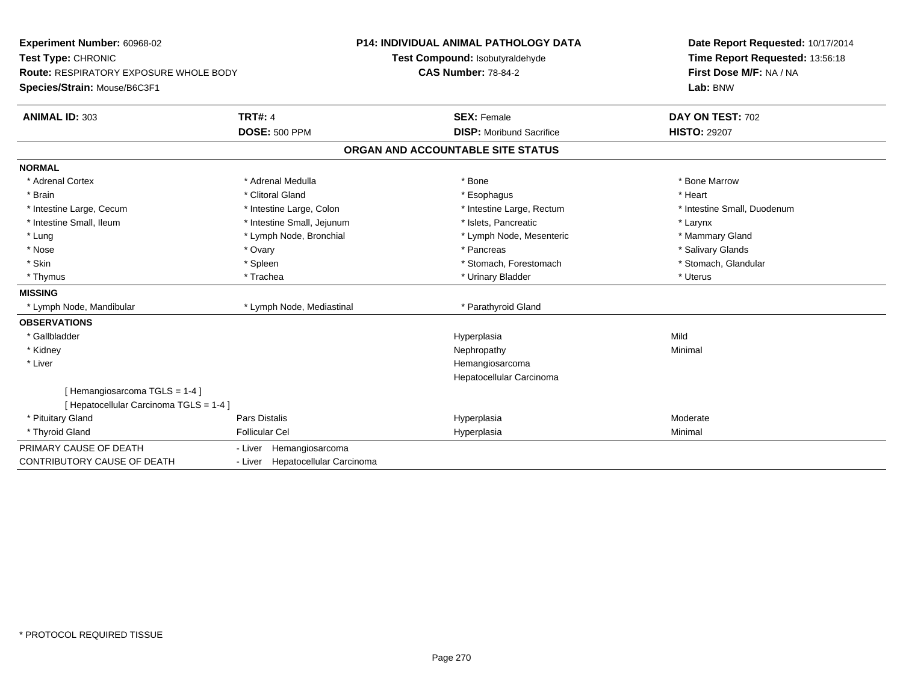**Experiment Number:** 60968-02
**Test Type:** CHRONIC
**Route:** RESPIRATORY EXPOSURE WHOLE BODY
**Species/Strain:** Mouse/B6C3F1

**P14: INDIVIDUAL ANIMAL PATHOLOGY DATA**
**Test Compound:** Isobutyraldehyde
**CAS Number:** 78-84-2

**Date Report Requested:** 10/17/2014
**Time Report Requested:** 13:56:18
**First Dose M/F:** NA / NA
**Lab:** BNW

| **ANIMAL ID:** 303 | **TRT#:** 4 | **SEX:** Female | **DAY ON TEST:** 702 |
|---|---|---|---|
| | **DOSE:** 500 PPM | **DISP:** Moribund Sacrifice | **HISTO:** 29207 |

## ORGAN AND ACCOUNTABLE SITE STATUS

| | | | |
|---|---|---|---|
| **NORMAL** | | | |
| * Adrenal Cortex | * Adrenal Medulla | * Bone | * Bone Marrow |
| * Brain | * Clitoral Gland | * Esophagus | * Heart |
| * Intestine Large, Cecum | * Intestine Large, Colon | * Intestine Large, Rectum | * Intestine Small, Duodenum |
| * Intestine Small, Ileum | * Intestine Small, Jejunum | * Islets, Pancreatic | * Larynx |
| * Lung | * Lymph Node, Bronchial | * Lymph Node, Mesenteric | * Mammary Gland |
| * Nose | * Ovary | * Pancreas | * Salivary Glands |
| * Skin | * Spleen | * Stomach, Forestomach | * Stomach, Glandular |
| * Thymus | * Trachea | * Urinary Bladder | * Uterus |
| **MISSING** | | | |
| * Lymph Node, Mandibular | * Lymph Node, Mediastinal | * Parathyroid Gland | |
| **OBSERVATIONS** | | | |
| * Gallbladder | | Hyperplasia | Mild |
| * Kidney | | Nephropathy | Minimal |
| * Liver | | Hemangiosarcoma | |
| | | Hepatocellular Carcinoma | |
| [ Hemangiosarcoma TGLS = 1-4 ] | | | |
| [ Hepatocellular Carcinoma TGLS = 1-4 ] | | | |
| * Pituitary Gland | Pars Distalis | Hyperplasia | Moderate |
| * Thyroid Gland | Follicular Cel | Hyperplasia | Minimal |

| | |
|---|---|
| PRIMARY CAUSE OF DEATH | - Liver Hemangiosarcoma |
| CONTRIBUTORY CAUSE OF DEATH | - Liver Hepatocellular Carcinoma |

* PROTOCOL REQUIRED TISSUE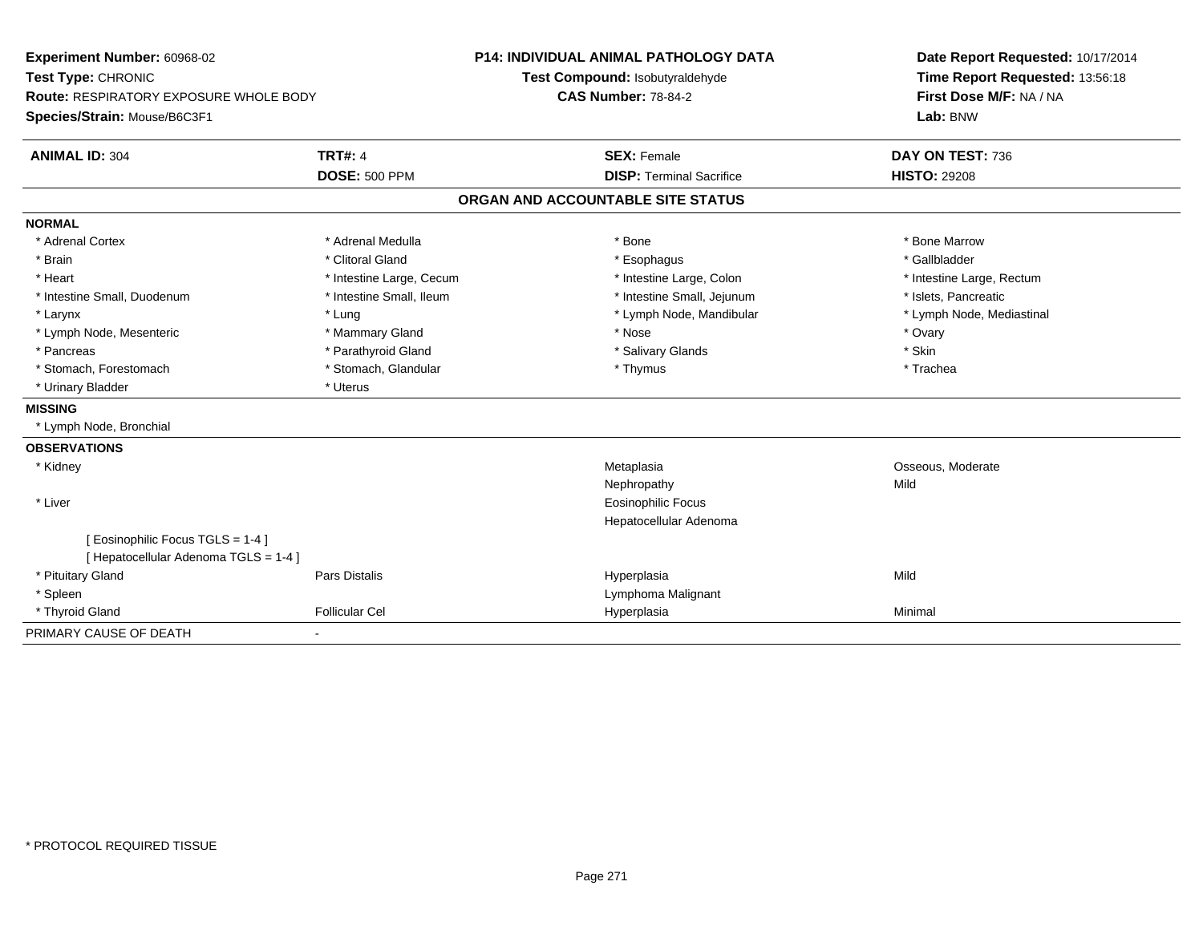**Experiment Number:** 60968-02
**Test Type:** CHRONIC
**Route:** RESPIRATORY EXPOSURE WHOLE BODY
**Species/Strain:** Mouse/B6C3F1

**P14: INDIVIDUAL ANIMAL PATHOLOGY DATA**
**Test Compound:** Isobutyraldehyde
**CAS Number:** 78-84-2

**Date Report Requested:** 10/17/2014
**Time Report Requested:** 13:56:18
**First Dose M/F:** NA / NA
**Lab:** BNW

| **ANIMAL ID:** 304 | **TRT#:** 4 | **SEX:** Female | **DAY ON TEST:** 736 |
|---|---|---|---|
| | **DOSE:** 500 PPM | **DISP:** Terminal Sacrifice | **HISTO:** 29208 |

## ORGAN AND ACCOUNTABLE SITE STATUS

**NORMAL**

| | | | |
|---|---|---|---|
| * Adrenal Cortex | * Adrenal Medulla | * Bone | * Bone Marrow |
| * Brain | * Clitoral Gland | * Esophagus | * Gallbladder |
| * Heart | * Intestine Large, Cecum | * Intestine Large, Colon | * Intestine Large, Rectum |
| * Intestine Small, Duodenum | * Intestine Small, Ileum | * Intestine Small, Jejunum | * Islets, Pancreatic |
| * Larynx | * Lung | * Lymph Node, Mandibular | * Lymph Node, Mediastinal |
| * Lymph Node, Mesenteric | * Mammary Gland | * Nose | * Ovary |
| * Pancreas | * Parathyroid Gland | * Salivary Glands | * Skin |
| * Stomach, Forestomach | * Stomach, Glandular | * Thymus | * Trachea |
| * Urinary Bladder | * Uterus | | |

**MISSING**

* Lymph Node, Bronchial

**OBSERVATIONS**

| | | | |
|---|---|---|---|
| * Kidney | | Metaplasia | Osseous, Moderate |
| | | Nephropathy | Mild |
| * Liver | | Eosinophilic Focus | |
| | | Hepatocellular Adenoma | |
| [ Eosinophilic Focus TGLS = 1-4 ] | | | |
| [ Hepatocellular Adenoma TGLS = 1-4 ] | | | |
| * Pituitary Gland | Pars Distalis | Hyperplasia | Mild |
| * Spleen | | Lymphoma Malignant | |
| * Thyroid Gland | Follicular Cel | Hyperplasia | Minimal |

PRIMARY CAUSE OF DEATH -

* PROTOCOL REQUIRED TISSUE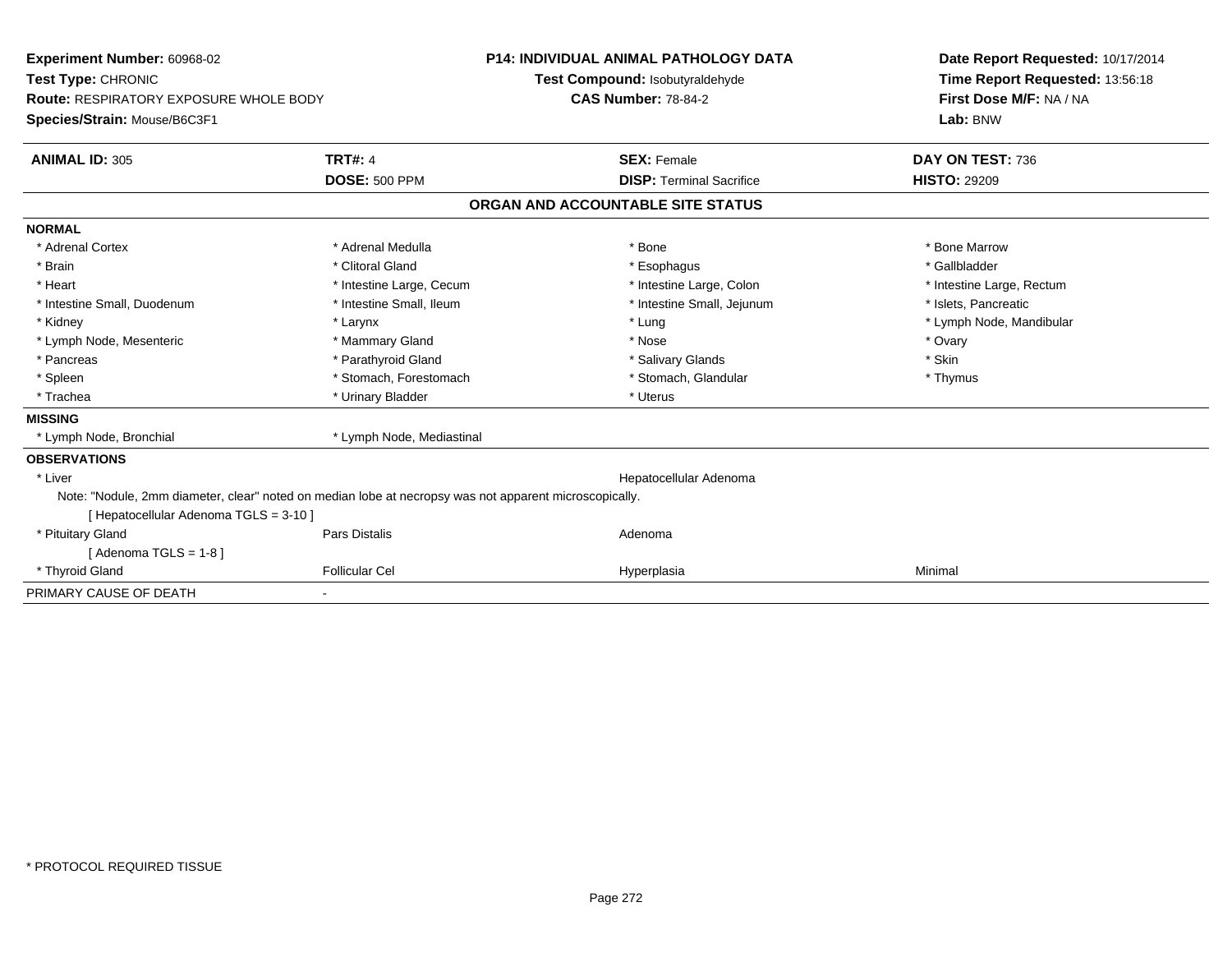**Experiment Number:** 60968-02
**Test Type:** CHRONIC
**Route:** RESPIRATORY EXPOSURE WHOLE BODY
**Species/Strain:** Mouse/B6C3F1

**P14: INDIVIDUAL ANIMAL PATHOLOGY DATA**
**Test Compound:** Isobutyraldehyde
**CAS Number:** 78-84-2

**Date Report Requested:** 10/17/2014
**Time Report Requested:** 13:56:18
**First Dose M/F:** NA / NA
**Lab:** BNW

| **ANIMAL ID:** 305 | **TRT#:** 4 | **SEX:** Female | **DAY ON TEST:** 736 |
|---|---|---|---|
| | **DOSE:** 500 PPM | **DISP:** Terminal Sacrifice | **HISTO:** 29209 |

## ORGAN AND ACCOUNTABLE SITE STATUS

**NORMAL**

| | | | |
|---|---|---|---|
| * Adrenal Cortex | * Adrenal Medulla | * Bone | * Bone Marrow |
| * Brain | * Clitoral Gland | * Esophagus | * Gallbladder |
| * Heart | * Intestine Large, Cecum | * Intestine Large, Colon | * Intestine Large, Rectum |
| * Intestine Small, Duodenum | * Intestine Small, Ileum | * Intestine Small, Jejunum | * Islets, Pancreatic |
| * Kidney | * Larynx | * Lung | * Lymph Node, Mandibular |
| * Lymph Node, Mesenteric | * Mammary Gland | * Nose | * Ovary |
| * Pancreas | * Parathyroid Gland | * Salivary Glands | * Skin |
| * Spleen | * Stomach, Forestomach | * Stomach, Glandular | * Thymus |
| * Trachea | * Urinary Bladder | * Uterus | |

**MISSING**

| | |
|---|---|
| * Lymph Node, Bronchial | * Lymph Node, Mediastinal |

**OBSERVATIONS**

| | | | |
|---|---|---|---|
| * Liver | | Hepatocellular Adenoma | |

Note: "Nodule, 2mm diameter, clear" noted on median lobe at necropsy was not apparent microscopically.

[ Hepatocellular Adenoma TGLS = 3-10 ]

| | | | |
|---|---|---|---|
| * Pituitary Gland | Pars Distalis | Adenoma | |

[ Adenoma TGLS = 1-8 ]

| | | | |
|---|---|---|---|
| * Thyroid Gland | Follicular Cel | Hyperplasia | Minimal |

PRIMARY CAUSE OF DEATH -

\* PROTOCOL REQUIRED TISSUE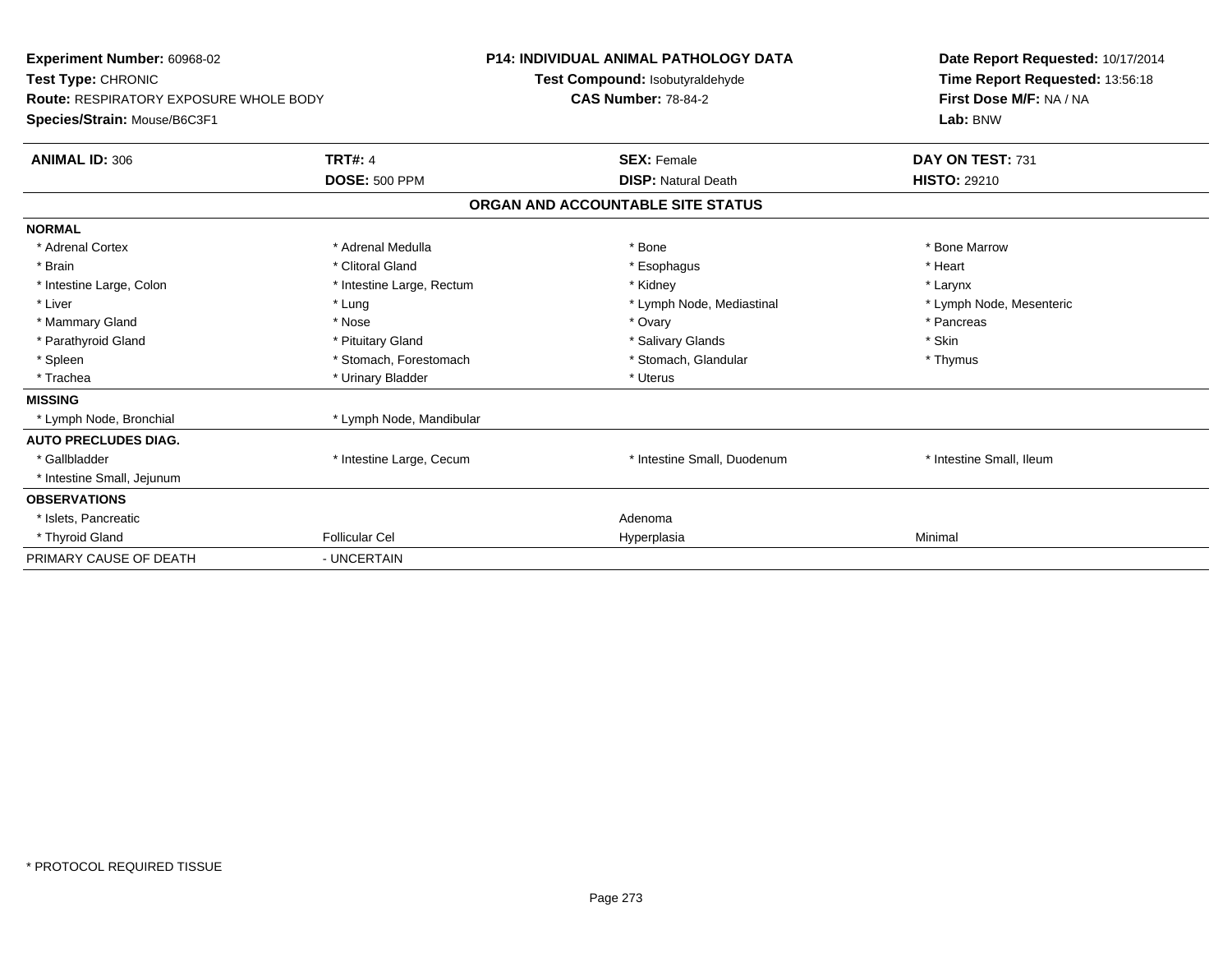**Experiment Number:** 60968-02
**Test Type:** CHRONIC
**Route:** RESPIRATORY EXPOSURE WHOLE BODY
**Species/Strain:** Mouse/B6C3F1

**P14: INDIVIDUAL ANIMAL PATHOLOGY DATA**
**Test Compound:** Isobutyraldehyde
**CAS Number:** 78-84-2

**Date Report Requested:** 10/17/2014
**Time Report Requested:** 13:56:18
**First Dose M/F:** NA / NA
**Lab:** BNW

| **ANIMAL ID:** 306 | **TRT#:** 4 | **SEX:** Female | **DAY ON TEST:** 731 |
|---|---|---|---|
| | **DOSE:** 500 PPM | **DISP:** Natural Death | **HISTO:** 29210 |

**ORGAN AND ACCOUNTABLE SITE STATUS**

| | | | |
|---|---|---|---|
| **NORMAL** | | | |
| * Adrenal Cortex | * Adrenal Medulla | * Bone | * Bone Marrow |
| * Brain | * Clitoral Gland | * Esophagus | * Heart |
| * Intestine Large, Colon | * Intestine Large, Rectum | * Kidney | * Larynx |
| * Liver | * Lung | * Lymph Node, Mediastinal | * Lymph Node, Mesenteric |
| * Mammary Gland | * Nose | * Ovary | * Pancreas |
| * Parathyroid Gland | * Pituitary Gland | * Salivary Glands | * Skin |
| * Spleen | * Stomach, Forestomach | * Stomach, Glandular | * Thymus |
| * Trachea | * Urinary Bladder | * Uterus | |
| **MISSING** | | | |
| * Lymph Node, Bronchial | * Lymph Node, Mandibular | | |
| **AUTO PRECLUDES DIAG.** | | | |
| * Gallbladder | * Intestine Large, Cecum | * Intestine Small, Duodenum | * Intestine Small, Ileum |
| * Intestine Small, Jejunum | | | |
| **OBSERVATIONS** | | | |
| * Islets, Pancreatic | | Adenoma | |
| * Thyroid Gland | Follicular Cel | Hyperplasia | Minimal |
| PRIMARY CAUSE OF DEATH | - UNCERTAIN | | |

\* PROTOCOL REQUIRED TISSUE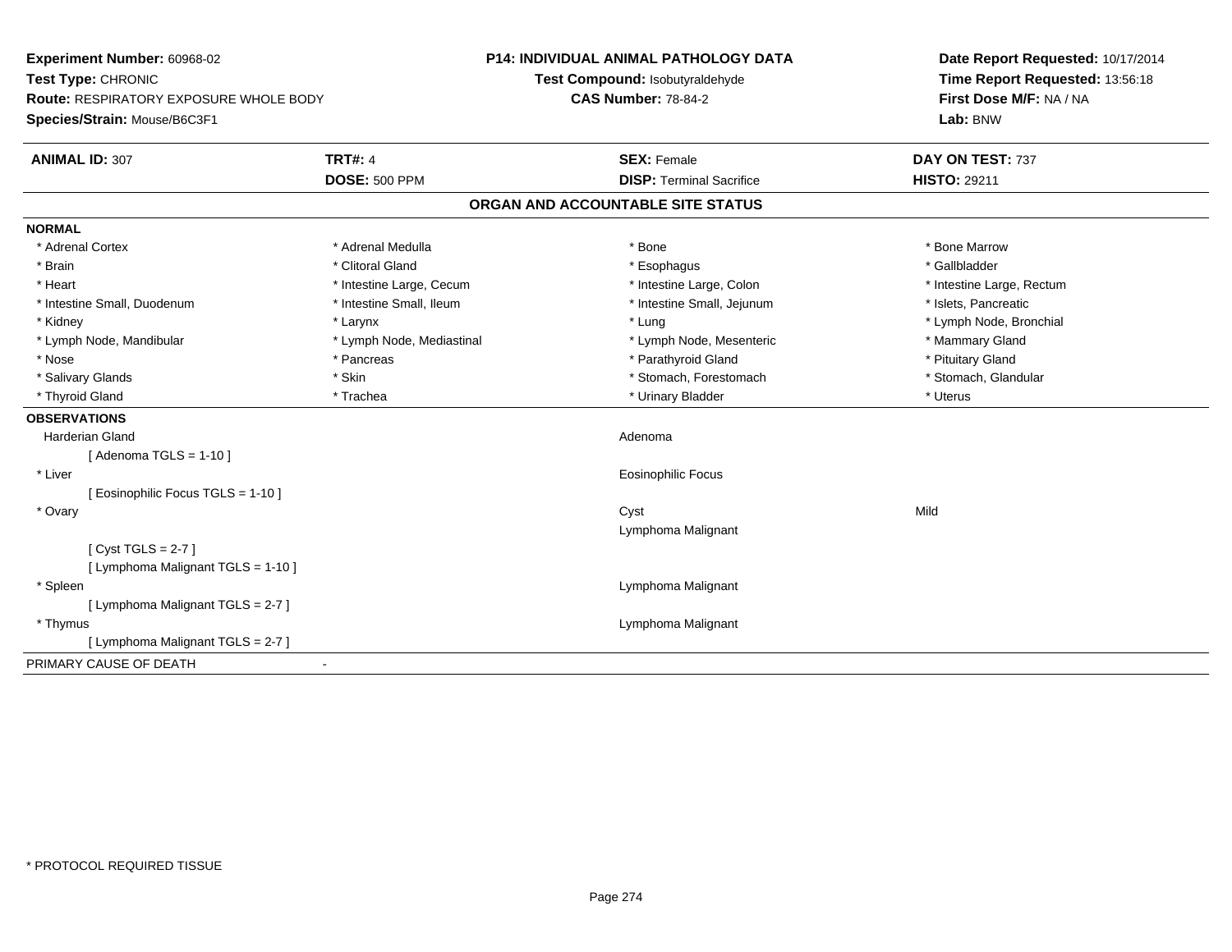**Experiment Number:** 60968-02
**Test Type:** CHRONIC
**Route:** RESPIRATORY EXPOSURE WHOLE BODY
**Species/Strain:** Mouse/B6C3F1

**P14: INDIVIDUAL ANIMAL PATHOLOGY DATA**
**Test Compound:** Isobutyraldehyde
**CAS Number:** 78-84-2

**Date Report Requested:** 10/17/2014
**Time Report Requested:** 13:56:18
**First Dose M/F:** NA / NA
**Lab:** BNW

| **ANIMAL ID:** 307 | **TRT#:** 4 | **SEX:** Female | **DAY ON TEST:** 737 |
|---|---|---|---|
| | **DOSE:** 500 PPM | **DISP:** Terminal Sacrifice | **HISTO:** 29211 |

## ORGAN AND ACCOUNTABLE SITE STATUS

**NORMAL**

| | | | |
|---|---|---|---|
| * Adrenal Cortex | * Adrenal Medulla | * Bone | * Bone Marrow |
| * Brain | * Clitoral Gland | * Esophagus | * Gallbladder |
| * Heart | * Intestine Large, Cecum | * Intestine Large, Colon | * Intestine Large, Rectum |
| * Intestine Small, Duodenum | * Intestine Small, Ileum | * Intestine Small, Jejunum | * Islets, Pancreatic |
| * Kidney | * Larynx | * Lung | * Lymph Node, Bronchial |
| * Lymph Node, Mandibular | * Lymph Node, Mediastinal | * Lymph Node, Mesenteric | * Mammary Gland |
| * Nose | * Pancreas | * Parathyroid Gland | * Pituitary Gland |
| * Salivary Glands | * Skin | * Stomach, Forestomach | * Stomach, Glandular |
| * Thyroid Gland | * Trachea | * Urinary Bladder | * Uterus |

**OBSERVATIONS**

| | | |
|---|---|---|
| Harderian Gland | Adenoma | |
| [ Adenoma TGLS = 1-10 ] | | |
| * Liver | Eosinophilic Focus | |
| [ Eosinophilic Focus TGLS = 1-10 ] | | |
| * Ovary | Cyst | Mild |
| | Lymphoma Malignant | |
| [ Cyst TGLS = 2-7 ] | | |
| [ Lymphoma Malignant TGLS = 1-10 ] | | |
| * Spleen | Lymphoma Malignant | |
| [ Lymphoma Malignant TGLS = 2-7 ] | | |
| * Thymus | Lymphoma Malignant | |
| [ Lymphoma Malignant TGLS = 2-7 ] | | |

PRIMARY CAUSE OF DEATH -

* PROTOCOL REQUIRED TISSUE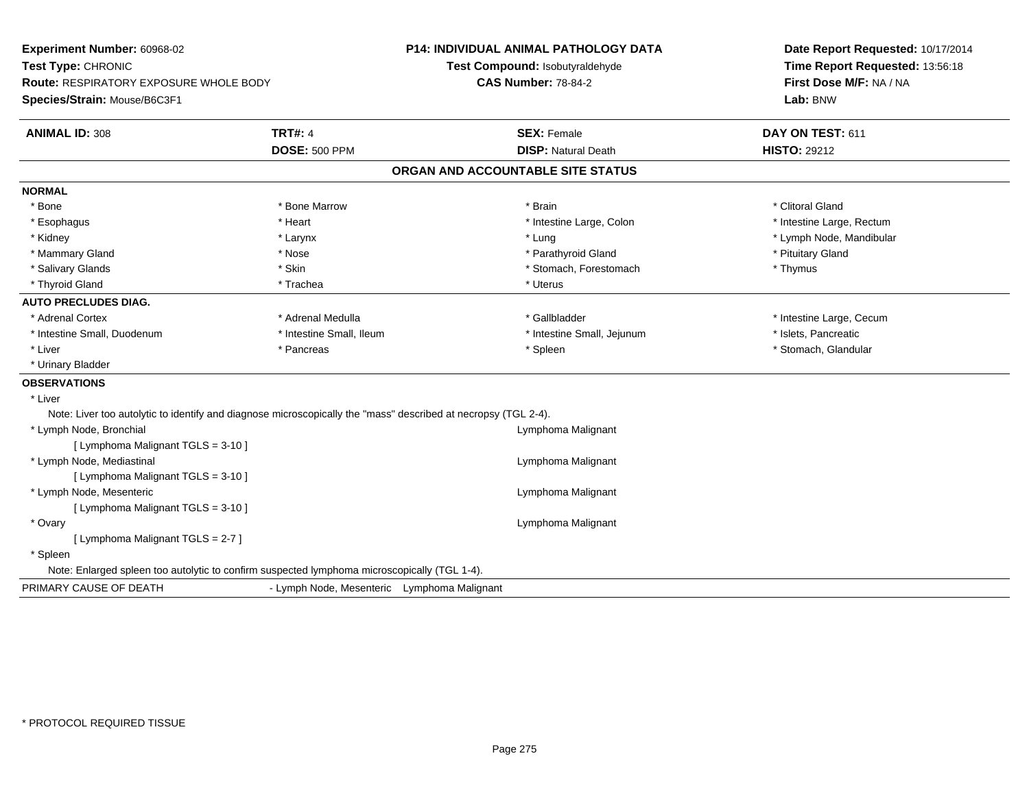**Experiment Number:** 60968-02
**Test Type:** CHRONIC
**Route:** RESPIRATORY EXPOSURE WHOLE BODY
**Species/Strain:** Mouse/B6C3F1

**P14: INDIVIDUAL ANIMAL PATHOLOGY DATA**
**Test Compound:** Isobutyraldehyde
**CAS Number:** 78-84-2

**Date Report Requested:** 10/17/2014
**Time Report Requested:** 13:56:18
**First Dose M/F:** NA / NA
**Lab:** BNW

| **ANIMAL ID:** 308 | **TRT#:** 4 | **SEX:** Female | **DAY ON TEST:** 611 |
|---|---|---|---|
| | **DOSE:** 500 PPM | **DISP:** Natural Death | **HISTO:** 29212 |

## ORGAN AND ACCOUNTABLE SITE STATUS

**NORMAL**

| | | | |
|---|---|---|---|
| * Bone | * Bone Marrow | * Brain | * Clitoral Gland |
| * Esophagus | * Heart | * Intestine Large, Colon | * Intestine Large, Rectum |
| * Kidney | * Larynx | * Lung | * Lymph Node, Mandibular |
| * Mammary Gland | * Nose | * Parathyroid Gland | * Pituitary Gland |
| * Salivary Glands | * Skin | * Stomach, Forestomach | * Thymus |
| * Thyroid Gland | * Trachea | * Uterus | |

**AUTO PRECLUDES DIAG.**

| | | | |
|---|---|---|---|
| * Adrenal Cortex | * Adrenal Medulla | * Gallbladder | * Intestine Large, Cecum |
| * Intestine Small, Duodenum | * Intestine Small, Ileum | * Intestine Small, Jejunum | * Islets, Pancreatic |
| * Liver | * Pancreas | * Spleen | * Stomach, Glandular |
| * Urinary Bladder | | | |

**OBSERVATIONS**

* Liver
    Note: Liver too autolytic to identify and diagnose microscopically the "mass" described at necropsy (TGL 2-4).
* Lymph Node, Bronchial — Lymphoma Malignant
    [ Lymphoma Malignant TGLS = 3-10 ]
* Lymph Node, Mediastinal — Lymphoma Malignant
    [ Lymphoma Malignant TGLS = 3-10 ]
* Lymph Node, Mesenteric — Lymphoma Malignant
    [ Lymphoma Malignant TGLS = 3-10 ]
* Ovary — Lymphoma Malignant
    [ Lymphoma Malignant TGLS = 2-7 ]
* Spleen
    Note: Enlarged spleen too autolytic to confirm suspected lymphoma microscopically (TGL 1-4).

PRIMARY CAUSE OF DEATH - Lymph Node, Mesenteric Lymphoma Malignant

* PROTOCOL REQUIRED TISSUE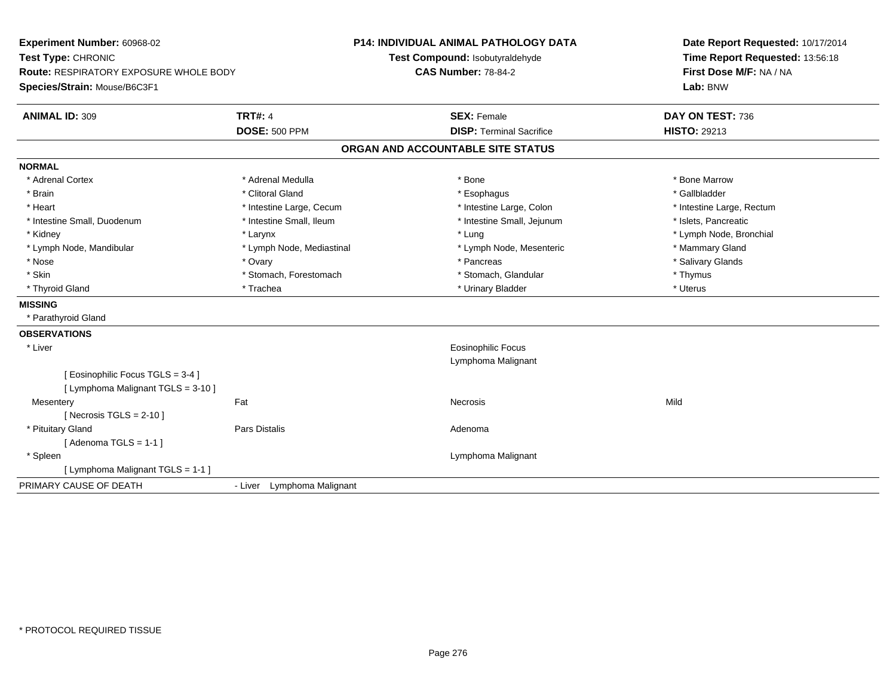**Experiment Number:** 60968-02
**Test Type:** CHRONIC
**Route:** RESPIRATORY EXPOSURE WHOLE BODY
**Species/Strain:** Mouse/B6C3F1

**P14: INDIVIDUAL ANIMAL PATHOLOGY DATA**
**Test Compound:** Isobutyraldehyde
**CAS Number:** 78-84-2

**Date Report Requested:** 10/17/2014
**Time Report Requested:** 13:56:18
**First Dose M/F:** NA / NA
**Lab:** BNW

| **ANIMAL ID:** 309 | **TRT#:** 4 | **SEX:** Female | **DAY ON TEST:** 736 |
|---|---|---|---|
| | **DOSE:** 500 PPM | **DISP:** Terminal Sacrifice | **HISTO:** 29213 |

## ORGAN AND ACCOUNTABLE SITE STATUS

**NORMAL**

| | | | |
|---|---|---|---|
| * Adrenal Cortex | * Adrenal Medulla | * Bone | * Bone Marrow |
| * Brain | * Clitoral Gland | * Esophagus | * Gallbladder |
| * Heart | * Intestine Large, Cecum | * Intestine Large, Colon | * Intestine Large, Rectum |
| * Intestine Small, Duodenum | * Intestine Small, Ileum | * Intestine Small, Jejunum | * Islets, Pancreatic |
| * Kidney | * Larynx | * Lung | * Lymph Node, Bronchial |
| * Lymph Node, Mandibular | * Lymph Node, Mediastinal | * Lymph Node, Mesenteric | * Mammary Gland |
| * Nose | * Ovary | * Pancreas | * Salivary Glands |
| * Skin | * Stomach, Forestomach | * Stomach, Glandular | * Thymus |
| * Thyroid Gland | * Trachea | * Urinary Bladder | * Uterus |

**MISSING**

* Parathyroid Gland

**OBSERVATIONS**

| | | | |
|---|---|---|---|
| * Liver | | Eosinophilic Focus | |
| | | Lymphoma Malignant | |
| [ Eosinophilic Focus TGLS = 3-4 ] | | | |
| [ Lymphoma Malignant TGLS = 3-10 ] | | | |
| Mesentery | Fat | Necrosis | Mild |
| [ Necrosis TGLS = 2-10 ] | | | |
| * Pituitary Gland | Pars Distalis | Adenoma | |
| [ Adenoma TGLS = 1-1 ] | | | |
| * Spleen | | Lymphoma Malignant | |
| [ Lymphoma Malignant TGLS = 1-1 ] | | | |

PRIMARY CAUSE OF DEATH - Liver Lymphoma Malignant

* PROTOCOL REQUIRED TISSUE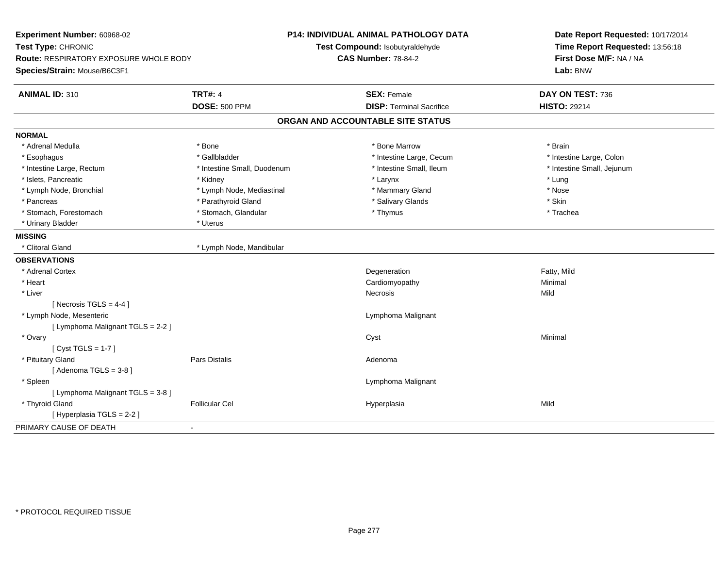**Experiment Number:** 60968-02
**Test Type:** CHRONIC
**Route:** RESPIRATORY EXPOSURE WHOLE BODY
**Species/Strain:** Mouse/B6C3F1

**P14: INDIVIDUAL ANIMAL PATHOLOGY DATA**
**Test Compound:** Isobutyraldehyde
**CAS Number:** 78-84-2

**Date Report Requested:** 10/17/2014
**Time Report Requested:** 13:56:18
**First Dose M/F:** NA / NA
**Lab:** BNW

| **ANIMAL ID:** 310 | **TRT#:** 4 | **SEX:** Female | **DAY ON TEST:** 736 |
|---|---|---|---|
| | **DOSE:** 500 PPM | **DISP:** Terminal Sacrifice | **HISTO:** 29214 |

## ORGAN AND ACCOUNTABLE SITE STATUS

**NORMAL**

| | | | |
|---|---|---|---|
| * Adrenal Medulla | * Bone | * Bone Marrow | * Brain |
| * Esophagus | * Gallbladder | * Intestine Large, Cecum | * Intestine Large, Colon |
| * Intestine Large, Rectum | * Intestine Small, Duodenum | * Intestine Small, Ileum | * Intestine Small, Jejunum |
| * Islets, Pancreatic | * Kidney | * Larynx | * Lung |
| * Lymph Node, Bronchial | * Lymph Node, Mediastinal | * Mammary Gland | * Nose |
| * Pancreas | * Parathyroid Gland | * Salivary Glands | * Skin |
| * Stomach, Forestomach | * Stomach, Glandular | * Thymus | * Trachea |
| * Urinary Bladder | * Uterus | | |

**MISSING**

| | |
|---|---|
| * Clitoral Gland | * Lymph Node, Mandibular |

**OBSERVATIONS**

| | | | |
|---|---|---|---|
| * Adrenal Cortex | | Degeneration | Fatty, Mild |
| * Heart | | Cardiomyopathy | Minimal |
| * Liver | | Necrosis | Mild |
| [ Necrosis TGLS = 4-4 ] | | | |
| * Lymph Node, Mesenteric | | Lymphoma Malignant | |
| [ Lymphoma Malignant TGLS = 2-2 ] | | | |
| * Ovary | | Cyst | Minimal |
| [ Cyst TGLS = 1-7 ] | | | |
| * Pituitary Gland | Pars Distalis | Adenoma | |
| [ Adenoma TGLS = 3-8 ] | | | |
| * Spleen | | Lymphoma Malignant | |
| [ Lymphoma Malignant TGLS = 3-8 ] | | | |
| * Thyroid Gland | Follicular Cel | Hyperplasia | Mild |
| [ Hyperplasia TGLS = 2-2 ] | | | |

PRIMARY CAUSE OF DEATH -

* PROTOCOL REQUIRED TISSUE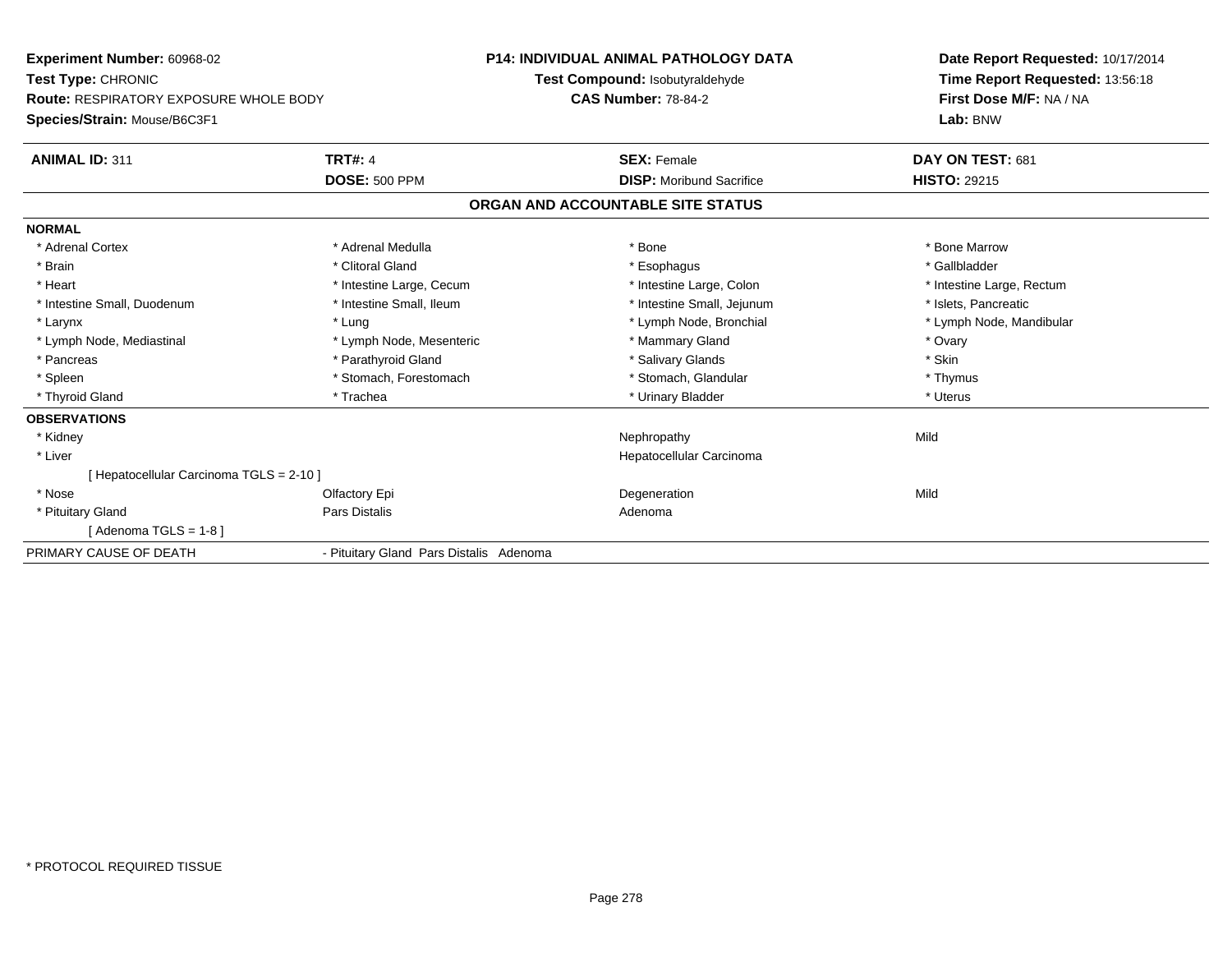**Experiment Number:** 60968-02
**Test Type:** CHRONIC
**Route:** RESPIRATORY EXPOSURE WHOLE BODY
**Species/Strain:** Mouse/B6C3F1

**P14: INDIVIDUAL ANIMAL PATHOLOGY DATA**
**Test Compound:** Isobutyraldehyde
**CAS Number:** 78-84-2

**Date Report Requested:** 10/17/2014
**Time Report Requested:** 13:56:18
**First Dose M/F:** NA / NA
**Lab:** BNW

| **ANIMAL ID:** 311 | **TRT#:** 4 | **SEX:** Female | **DAY ON TEST:** 681 |
|---|---|---|---|
| | **DOSE:** 500 PPM | **DISP:** Moribund Sacrifice | **HISTO:** 29215 |

## ORGAN AND ACCOUNTABLE SITE STATUS

**NORMAL**

| | | | |
|---|---|---|---|
| * Adrenal Cortex | * Adrenal Medulla | * Bone | * Bone Marrow |
| * Brain | * Clitoral Gland | * Esophagus | * Gallbladder |
| * Heart | * Intestine Large, Cecum | * Intestine Large, Colon | * Intestine Large, Rectum |
| * Intestine Small, Duodenum | * Intestine Small, Ileum | * Intestine Small, Jejunum | * Islets, Pancreatic |
| * Larynx | * Lung | * Lymph Node, Bronchial | * Lymph Node, Mandibular |
| * Lymph Node, Mediastinal | * Lymph Node, Mesenteric | * Mammary Gland | * Ovary |
| * Pancreas | * Parathyroid Gland | * Salivary Glands | * Skin |
| * Spleen | * Stomach, Forestomach | * Stomach, Glandular | * Thymus |
| * Thyroid Gland | * Trachea | * Urinary Bladder | * Uterus |

**OBSERVATIONS**

| | | | |
|---|---|---|---|
| * Kidney | | Nephropathy | Mild |
| * Liver | | Hepatocellular Carcinoma | |
| [ Hepatocellular Carcinoma TGLS = 2-10 ] | | | |
| * Nose | Olfactory Epi | Degeneration | Mild |
| * Pituitary Gland | Pars Distalis | Adenoma | |
| [ Adenoma TGLS = 1-8 ] | | | |

PRIMARY CAUSE OF DEATH - Pituitary Gland Pars Distalis Adenoma

* PROTOCOL REQUIRED TISSUE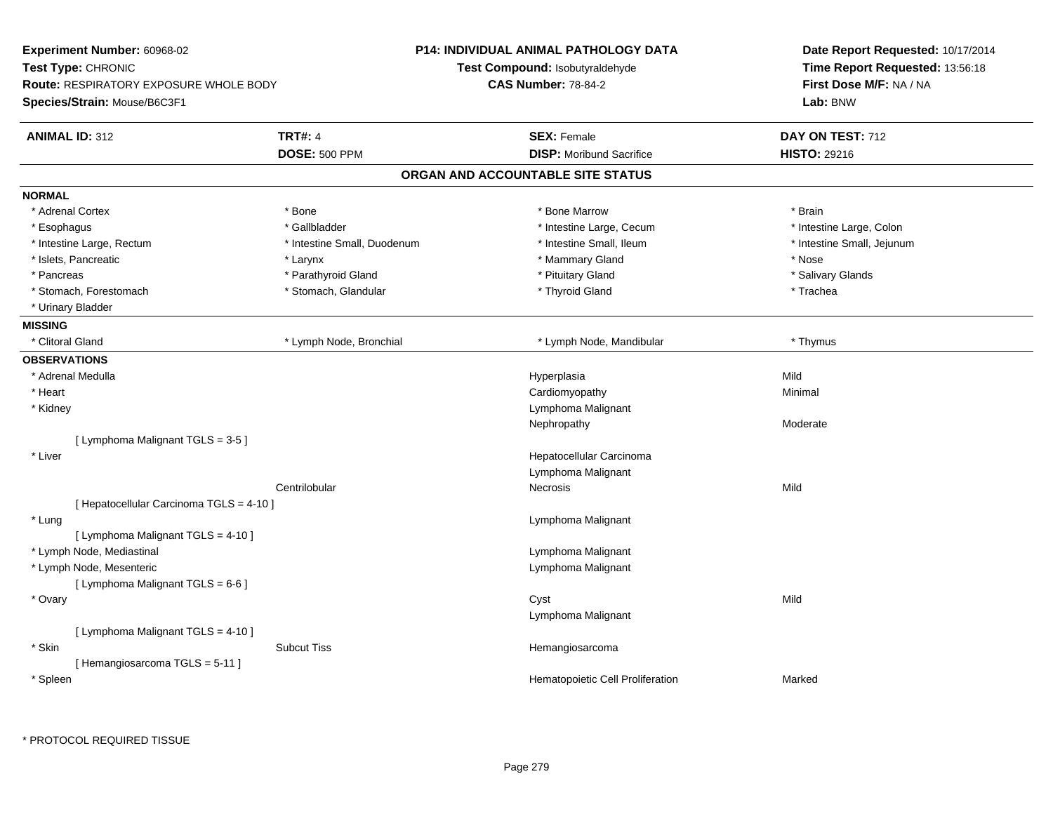**Experiment Number:** 60968-02
**Test Type:** CHRONIC
**Route:** RESPIRATORY EXPOSURE WHOLE BODY
**Species/Strain:** Mouse/B6C3F1

**P14: INDIVIDUAL ANIMAL PATHOLOGY DATA**
**Test Compound:** Isobutyraldehyde
**CAS Number:** 78-84-2

**Date Report Requested:** 10/17/2014
**Time Report Requested:** 13:56:18
**First Dose M/F:** NA / NA
**Lab:** BNW

| **ANIMAL ID:** 312 | **TRT#:** 4 | **SEX:** Female | **DAY ON TEST:** 712 |
|---|---|---|---|
| | **DOSE:** 500 PPM | **DISP:** Moribund Sacrifice | **HISTO:** 29216 |

## ORGAN AND ACCOUNTABLE SITE STATUS

**NORMAL**

| | | | |
|---|---|---|---|
| * Adrenal Cortex | * Bone | * Bone Marrow | * Brain |
| * Esophagus | * Gallbladder | * Intestine Large, Cecum | * Intestine Large, Colon |
| * Intestine Large, Rectum | * Intestine Small, Duodenum | * Intestine Small, Ileum | * Intestine Small, Jejunum |
| * Islets, Pancreatic | * Larynx | * Mammary Gland | * Nose |
| * Pancreas | * Parathyroid Gland | * Pituitary Gland | * Salivary Glands |
| * Stomach, Forestomach | * Stomach, Glandular | * Thyroid Gland | * Trachea |
| * Urinary Bladder | | | |

**MISSING**

| | | | |
|---|---|---|---|
| * Clitoral Gland | * Lymph Node, Bronchial | * Lymph Node, Mandibular | * Thymus |

**OBSERVATIONS**

| Organ | Site | Observation | Severity |
|---|---|---|---|
| * Adrenal Medulla | | Hyperplasia | Mild |
| * Heart | | Cardiomyopathy | Minimal |
| * Kidney | | Lymphoma Malignant | |
| | | Nephropathy | Moderate |
| [ Lymphoma Malignant TGLS = 3-5 ] | | | |
| * Liver | | Hepatocellular Carcinoma | |
| | | Lymphoma Malignant | |
| | Centrilobular | Necrosis | Mild |
| [ Hepatocellular Carcinoma TGLS = 4-10 ] | | | |
| * Lung | | Lymphoma Malignant | |
| [ Lymphoma Malignant TGLS = 4-10 ] | | | |
| * Lymph Node, Mediastinal | | Lymphoma Malignant | |
| * Lymph Node, Mesenteric | | Lymphoma Malignant | |
| [ Lymphoma Malignant TGLS = 6-6 ] | | | |
| * Ovary | | Cyst | Mild |
| | | Lymphoma Malignant | |
| [ Lymphoma Malignant TGLS = 4-10 ] | | | |
| * Skin | Subcut Tiss | Hemangiosarcoma | |
| [ Hemangiosarcoma TGLS = 5-11 ] | | | |
| * Spleen | | Hematopoietic Cell Proliferation | Marked |

* PROTOCOL REQUIRED TISSUE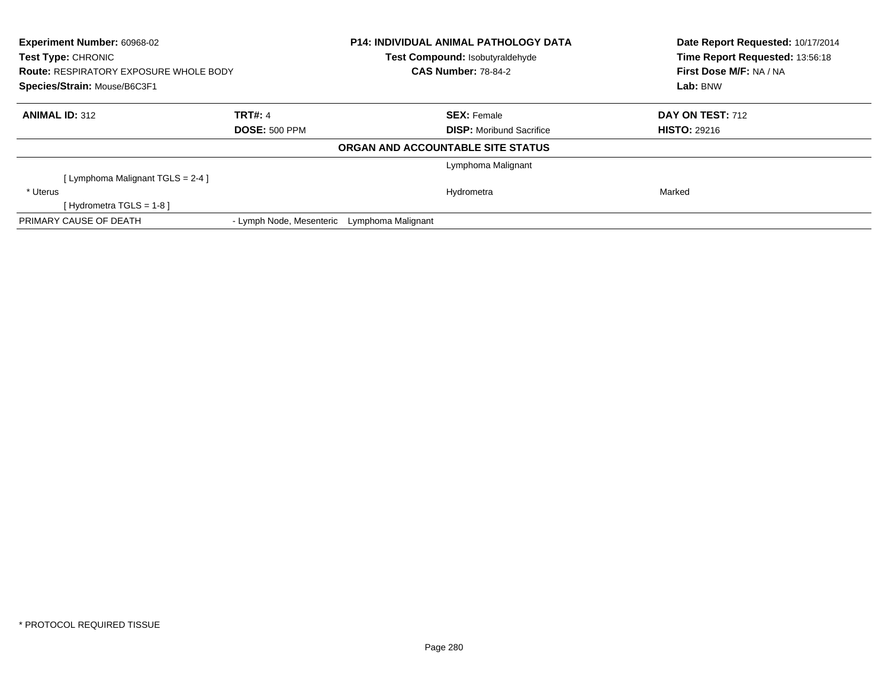**Experiment Number:** 60968-02
**Test Type:** CHRONIC
**Route:** RESPIRATORY EXPOSURE WHOLE BODY
**Species/Strain:** Mouse/B6C3F1

**P14: INDIVIDUAL ANIMAL PATHOLOGY DATA**
**Test Compound:** Isobutyraldehyde
**CAS Number:** 78-84-2

**Date Report Requested:** 10/17/2014
**Time Report Requested:** 13:56:18
**First Dose M/F:** NA / NA
**Lab:** BNW

| **ANIMAL ID:** 312 | **TRT#:** 4 | **SEX:** Female | **DAY ON TEST:** 712 |
|---|---|---|---|
| | **DOSE:** 500 PPM | **DISP:** Moribund Sacrifice | **HISTO:** 29216 |

**ORGAN AND ACCOUNTABLE SITE STATUS**

| | | | |
|---|---|---|---|
| | | Lymphoma Malignant | |
| [ Lymphoma Malignant TGLS = 2-4 ] | | | |
| * Uterus | | Hydrometra | Marked |
| [ Hydrometra TGLS = 1-8 ] | | | |
| PRIMARY CAUSE OF DEATH | - Lymph Node, Mesenteric | Lymphoma Malignant | |

* PROTOCOL REQUIRED TISSUE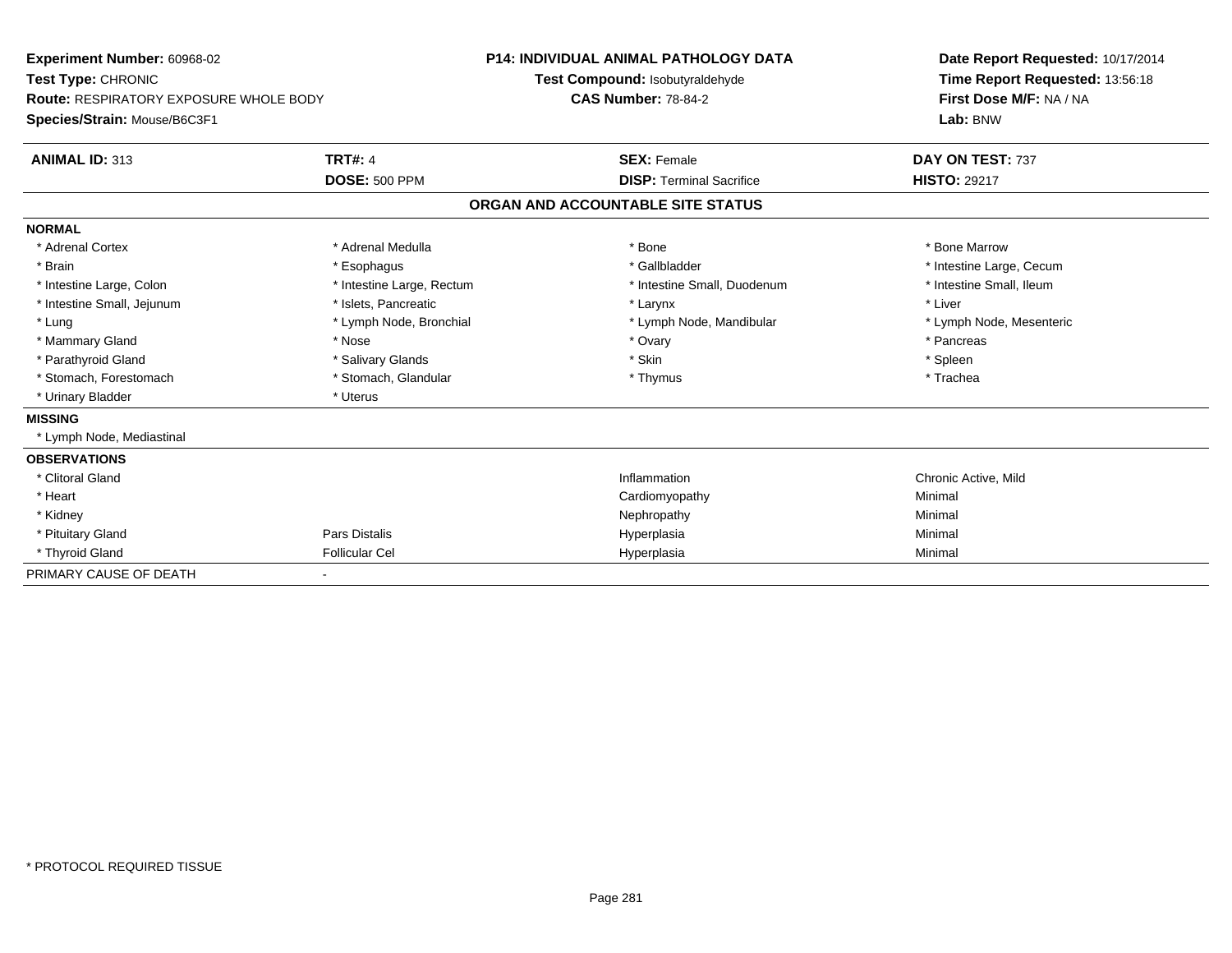**Experiment Number:** 60968-02
**Test Type:** CHRONIC
**Route:** RESPIRATORY EXPOSURE WHOLE BODY
**Species/Strain:** Mouse/B6C3F1

**P14: INDIVIDUAL ANIMAL PATHOLOGY DATA**
**Test Compound:** Isobutyraldehyde
**CAS Number:** 78-84-2

**Date Report Requested:** 10/17/2014
**Time Report Requested:** 13:56:18
**First Dose M/F:** NA / NA
**Lab:** BNW

| **ANIMAL ID:** 313 | **TRT#:** 4 | **SEX:** Female | **DAY ON TEST:** 737 |
|---|---|---|---|
| | **DOSE:** 500 PPM | **DISP:** Terminal Sacrifice | **HISTO:** 29217 |

## ORGAN AND ACCOUNTABLE SITE STATUS

| | | | |
|---|---|---|---|
| **NORMAL** | | | |
| * Adrenal Cortex | * Adrenal Medulla | * Bone | * Bone Marrow |
| * Brain | * Esophagus | * Gallbladder | * Intestine Large, Cecum |
| * Intestine Large, Colon | * Intestine Large, Rectum | * Intestine Small, Duodenum | * Intestine Small, Ileum |
| * Intestine Small, Jejunum | * Islets, Pancreatic | * Larynx | * Liver |
| * Lung | * Lymph Node, Bronchial | * Lymph Node, Mandibular | * Lymph Node, Mesenteric |
| * Mammary Gland | * Nose | * Ovary | * Pancreas |
| * Parathyroid Gland | * Salivary Glands | * Skin | * Spleen |
| * Stomach, Forestomach | * Stomach, Glandular | * Thymus | * Trachea |
| * Urinary Bladder | * Uterus | | |
| **MISSING** | | | |
| * Lymph Node, Mediastinal | | | |
| **OBSERVATIONS** | | | |
| * Clitoral Gland | | Inflammation | Chronic Active, Mild |
| * Heart | | Cardiomyopathy | Minimal |
| * Kidney | | Nephropathy | Minimal |
| * Pituitary Gland | Pars Distalis | Hyperplasia | Minimal |
| * Thyroid Gland | Follicular Cel | Hyperplasia | Minimal |
| PRIMARY CAUSE OF DEATH | - | | |

* PROTOCOL REQUIRED TISSUE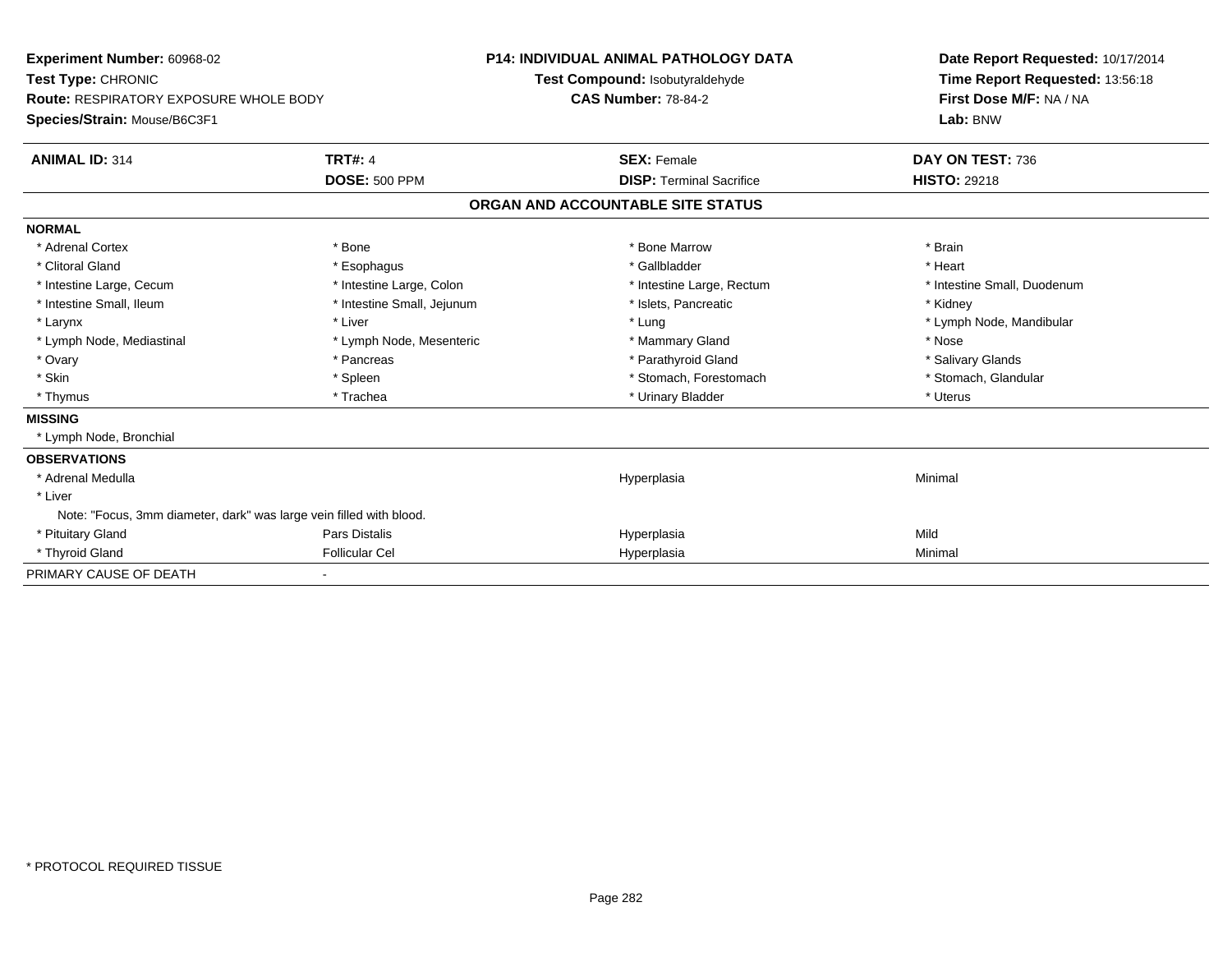**Experiment Number:** 60968-02
**Test Type:** CHRONIC
**Route:** RESPIRATORY EXPOSURE WHOLE BODY
**Species/Strain:** Mouse/B6C3F1

**P14: INDIVIDUAL ANIMAL PATHOLOGY DATA**
**Test Compound:** Isobutyraldehyde
**CAS Number:** 78-84-2

**Date Report Requested:** 10/17/2014
**Time Report Requested:** 13:56:18
**First Dose M/F:** NA / NA
**Lab:** BNW

| **ANIMAL ID:** 314 | **TRT#:** 4 | **SEX:** Female | **DAY ON TEST:** 736 |
|---|---|---|---|
| | **DOSE:** 500 PPM | **DISP:** Terminal Sacrifice | **HISTO:** 29218 |

## ORGAN AND ACCOUNTABLE SITE STATUS

**NORMAL**

| | | | |
|---|---|---|---|
| * Adrenal Cortex | * Bone | * Bone Marrow | * Brain |
| * Clitoral Gland | * Esophagus | * Gallbladder | * Heart |
| * Intestine Large, Cecum | * Intestine Large, Colon | * Intestine Large, Rectum | * Intestine Small, Duodenum |
| * Intestine Small, Ileum | * Intestine Small, Jejunum | * Islets, Pancreatic | * Kidney |
| * Larynx | * Liver | * Lung | * Lymph Node, Mandibular |
| * Lymph Node, Mediastinal | * Lymph Node, Mesenteric | * Mammary Gland | * Nose |
| * Ovary | * Pancreas | * Parathyroid Gland | * Salivary Glands |
| * Skin | * Spleen | * Stomach, Forestomach | * Stomach, Glandular |
| * Thymus | * Trachea | * Urinary Bladder | * Uterus |

**MISSING**

* Lymph Node, Bronchial

**OBSERVATIONS**

| | | | |
|---|---|---|---|
| * Adrenal Medulla | | Hyperplasia | Minimal |
| * Liver | | | |
| Note: "Focus, 3mm diameter, dark" was large vein filled with blood. | | | |
| * Pituitary Gland | Pars Distalis | Hyperplasia | Mild |
| * Thyroid Gland | Follicular Cel | Hyperplasia | Minimal |

PRIMARY CAUSE OF DEATH -

* PROTOCOL REQUIRED TISSUE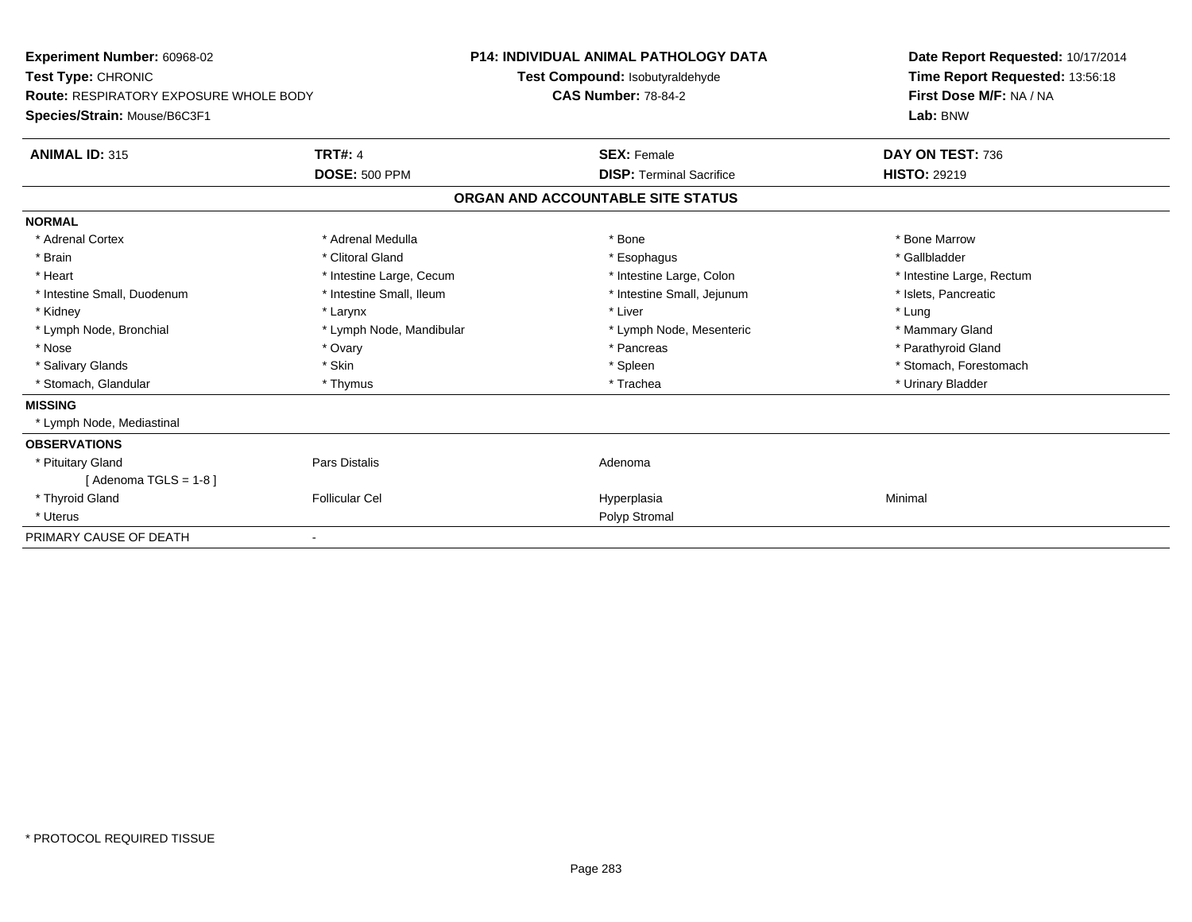**Experiment Number:** 60968-02
**Test Type:** CHRONIC
**Route:** RESPIRATORY EXPOSURE WHOLE BODY
**Species/Strain:** Mouse/B6C3F1

**P14: INDIVIDUAL ANIMAL PATHOLOGY DATA**
**Test Compound:** Isobutyraldehyde
**CAS Number:** 78-84-2

**Date Report Requested:** 10/17/2014
**Time Report Requested:** 13:56:18
**First Dose M/F:** NA / NA
**Lab:** BNW

| **ANIMAL ID:** 315 | **TRT#:** 4 | **SEX:** Female | **DAY ON TEST:** 736 |
|---|---|---|---|
| | **DOSE:** 500 PPM | **DISP:** Terminal Sacrifice | **HISTO:** 29219 |

## ORGAN AND ACCOUNTABLE SITE STATUS

| | | | |
|---|---|---|---|
| **NORMAL** | | | |
| * Adrenal Cortex | * Adrenal Medulla | * Bone | * Bone Marrow |
| * Brain | * Clitoral Gland | * Esophagus | * Gallbladder |
| * Heart | * Intestine Large, Cecum | * Intestine Large, Colon | * Intestine Large, Rectum |
| * Intestine Small, Duodenum | * Intestine Small, Ileum | * Intestine Small, Jejunum | * Islets, Pancreatic |
| * Kidney | * Larynx | * Liver | * Lung |
| * Lymph Node, Bronchial | * Lymph Node, Mandibular | * Lymph Node, Mesenteric | * Mammary Gland |
| * Nose | * Ovary | * Pancreas | * Parathyroid Gland |
| * Salivary Glands | * Skin | * Spleen | * Stomach, Forestomach |
| * Stomach, Glandular | * Thymus | * Trachea | * Urinary Bladder |
| **MISSING** | | | |
| * Lymph Node, Mediastinal | | | |
| **OBSERVATIONS** | | | |
| * Pituitary Gland | Pars Distalis | Adenoma | |
| [ Adenoma TGLS = 1-8 ] | | | |
| * Thyroid Gland | Follicular Cel | Hyperplasia | Minimal |
| * Uterus | | Polyp Stromal | |
| PRIMARY CAUSE OF DEATH | - | | |

* PROTOCOL REQUIRED TISSUE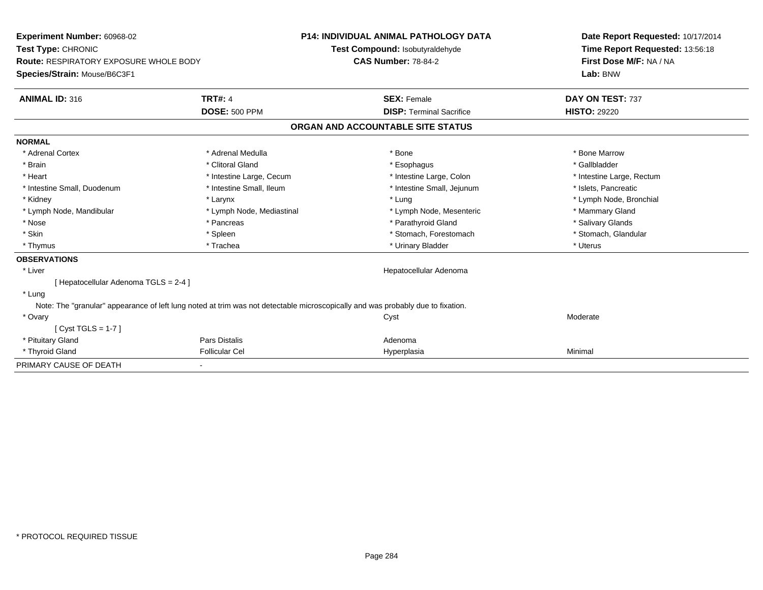**Experiment Number:** 60968-02
**Test Type:** CHRONIC
**Route:** RESPIRATORY EXPOSURE WHOLE BODY
**Species/Strain:** Mouse/B6C3F1

**P14: INDIVIDUAL ANIMAL PATHOLOGY DATA**
**Test Compound:** Isobutyraldehyde
**CAS Number:** 78-84-2

**Date Report Requested:** 10/17/2014
**Time Report Requested:** 13:56:18
**First Dose M/F:** NA / NA
**Lab:** BNW

| **ANIMAL ID:** 316 | **TRT#:** 4 | **SEX:** Female | **DAY ON TEST:** 737 |
|---|---|---|---|
| | **DOSE:** 500 PPM | **DISP:** Terminal Sacrifice | **HISTO:** 29220 |

## ORGAN AND ACCOUNTABLE SITE STATUS

**NORMAL**

| | | | |
|---|---|---|---|
| * Adrenal Cortex | * Adrenal Medulla | * Bone | * Bone Marrow |
| * Brain | * Clitoral Gland | * Esophagus | * Gallbladder |
| * Heart | * Intestine Large, Cecum | * Intestine Large, Colon | * Intestine Large, Rectum |
| * Intestine Small, Duodenum | * Intestine Small, Ileum | * Intestine Small, Jejunum | * Islets, Pancreatic |
| * Kidney | * Larynx | * Lung | * Lymph Node, Bronchial |
| * Lymph Node, Mandibular | * Lymph Node, Mediastinal | * Lymph Node, Mesenteric | * Mammary Gland |
| * Nose | * Pancreas | * Parathyroid Gland | * Salivary Glands |
| * Skin | * Spleen | * Stomach, Forestomach | * Stomach, Glandular |
| * Thymus | * Trachea | * Urinary Bladder | * Uterus |

**OBSERVATIONS**

| | | | |
|---|---|---|---|
| * Liver | | Hepatocellular Adenoma | |
| [ Hepatocellular Adenoma TGLS = 2-4 ] | | | |
| * Lung | | | |
| Note: The "granular" appearance of left lung noted at trim was not detectable microscopically and was probably due to fixation. | | | |
| * Ovary | | Cyst | Moderate |
| [ Cyst TGLS = 1-7 ] | | | |
| * Pituitary Gland | Pars Distalis | Adenoma | |
| * Thyroid Gland | Follicular Cel | Hyperplasia | Minimal |

PRIMARY CAUSE OF DEATH -

* PROTOCOL REQUIRED TISSUE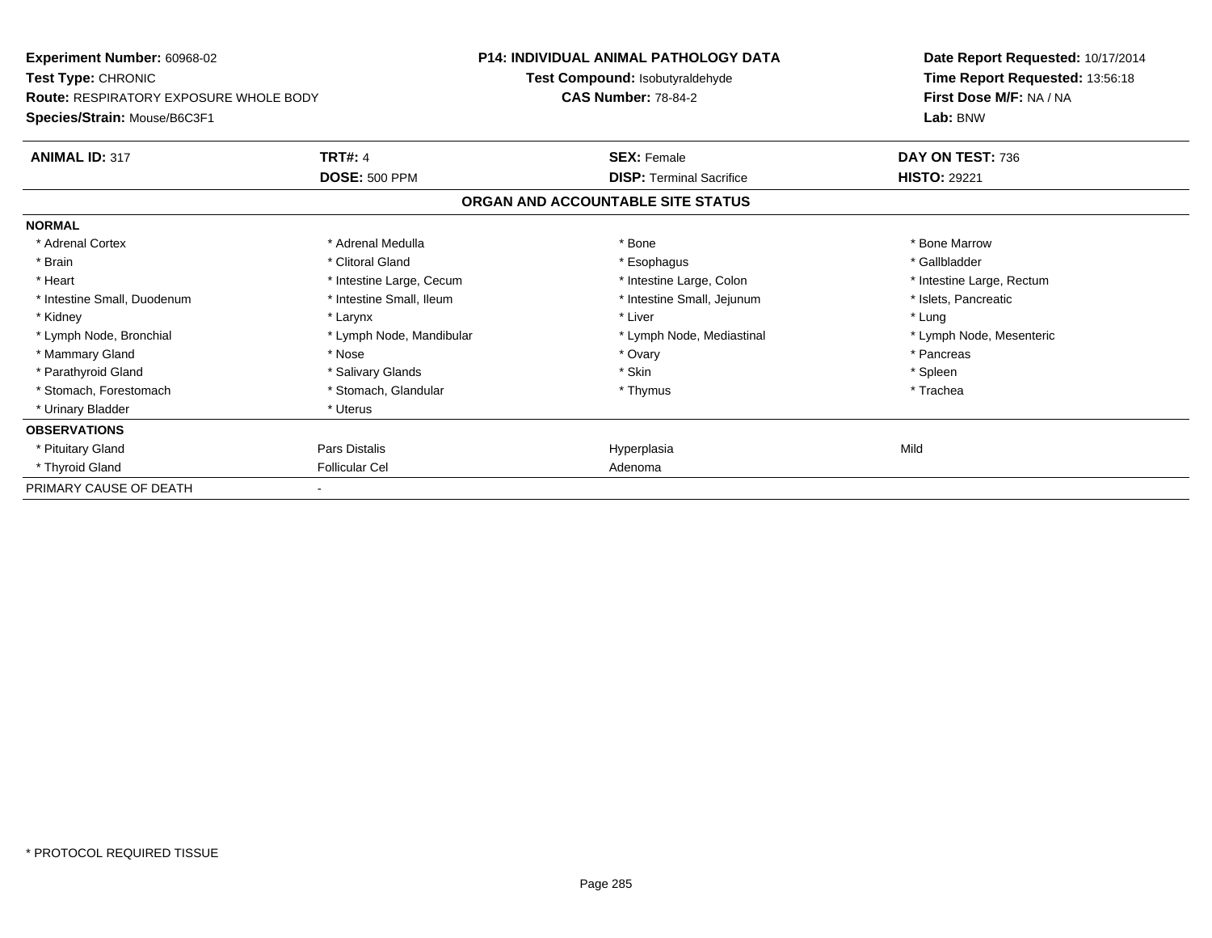**Experiment Number:** 60968-02
**Test Type:** CHRONIC
**Route:** RESPIRATORY EXPOSURE WHOLE BODY
**Species/Strain:** Mouse/B6C3F1

**P14: INDIVIDUAL ANIMAL PATHOLOGY DATA**
**Test Compound:** Isobutyraldehyde
**CAS Number:** 78-84-2

**Date Report Requested:** 10/17/2014
**Time Report Requested:** 13:56:18
**First Dose M/F:** NA / NA
**Lab:** BNW

| **ANIMAL ID:** 317 | **TRT#:** 4 | **SEX:** Female | **DAY ON TEST:** 736 |
|---|---|---|---|
| | **DOSE:** 500 PPM | **DISP:** Terminal Sacrifice | **HISTO:** 29221 |

## ORGAN AND ACCOUNTABLE SITE STATUS

| | | | |
|---|---|---|---|
| **NORMAL** | | | |
| * Adrenal Cortex | * Adrenal Medulla | * Bone | * Bone Marrow |
| * Brain | * Clitoral Gland | * Esophagus | * Gallbladder |
| * Heart | * Intestine Large, Cecum | * Intestine Large, Colon | * Intestine Large, Rectum |
| * Intestine Small, Duodenum | * Intestine Small, Ileum | * Intestine Small, Jejunum | * Islets, Pancreatic |
| * Kidney | * Larynx | * Liver | * Lung |
| * Lymph Node, Bronchial | * Lymph Node, Mandibular | * Lymph Node, Mediastinal | * Lymph Node, Mesenteric |
| * Mammary Gland | * Nose | * Ovary | * Pancreas |
| * Parathyroid Gland | * Salivary Glands | * Skin | * Spleen |
| * Stomach, Forestomach | * Stomach, Glandular | * Thymus | * Trachea |
| * Urinary Bladder | * Uterus | | |
| **OBSERVATIONS** | | | |
| * Pituitary Gland | Pars Distalis | Hyperplasia | Mild |
| * Thyroid Gland | Follicular Cel | Adenoma | |
| PRIMARY CAUSE OF DEATH | - | | |

* PROTOCOL REQUIRED TISSUE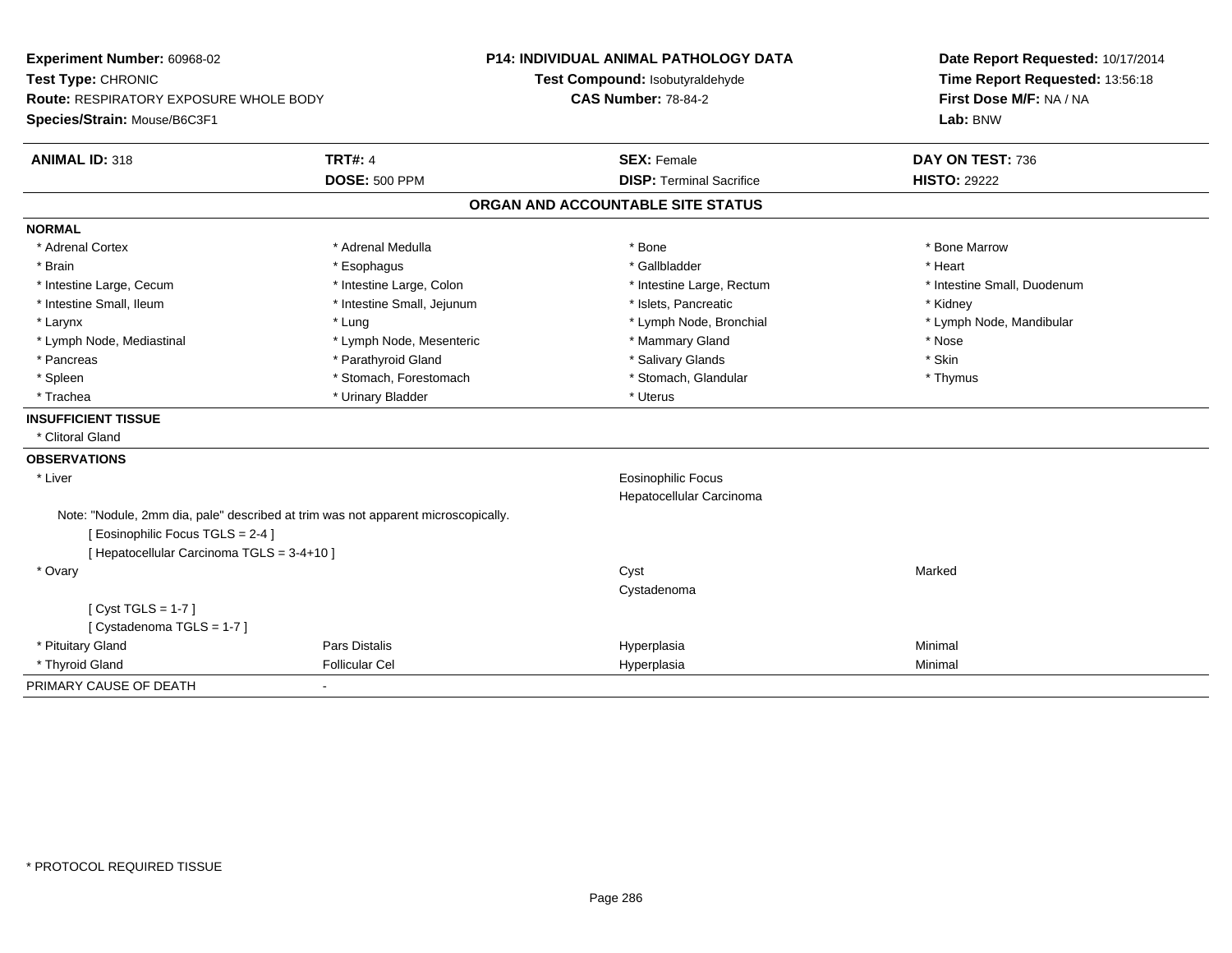**Experiment Number:** 60968-02
**Test Type:** CHRONIC
**Route:** RESPIRATORY EXPOSURE WHOLE BODY
**Species/Strain:** Mouse/B6C3F1

**P14: INDIVIDUAL ANIMAL PATHOLOGY DATA**
**Test Compound:** Isobutyraldehyde
**CAS Number:** 78-84-2

**Date Report Requested:** 10/17/2014
**Time Report Requested:** 13:56:18
**First Dose M/F:** NA / NA
**Lab:** BNW

| **ANIMAL ID:** 318 | **TRT#:** 4 | **SEX:** Female | **DAY ON TEST:** 736 |
|---|---|---|---|
| | **DOSE:** 500 PPM | **DISP:** Terminal Sacrifice | **HISTO:** 29222 |

## ORGAN AND ACCOUNTABLE SITE STATUS

**NORMAL**

| | | | |
|---|---|---|---|
| * Adrenal Cortex | * Adrenal Medulla | * Bone | * Bone Marrow |
| * Brain | * Esophagus | * Gallbladder | * Heart |
| * Intestine Large, Cecum | * Intestine Large, Colon | * Intestine Large, Rectum | * Intestine Small, Duodenum |
| * Intestine Small, Ileum | * Intestine Small, Jejunum | * Islets, Pancreatic | * Kidney |
| * Larynx | * Lung | * Lymph Node, Bronchial | * Lymph Node, Mandibular |
| * Lymph Node, Mediastinal | * Lymph Node, Mesenteric | * Mammary Gland | * Nose |
| * Pancreas | * Parathyroid Gland | * Salivary Glands | * Skin |
| * Spleen | * Stomach, Forestomach | * Stomach, Glandular | * Thymus |
| * Trachea | * Urinary Bladder | * Uterus | |

**INSUFFICIENT TISSUE**

* Clitoral Gland

**OBSERVATIONS**

| | | | |
|---|---|---|---|
| * Liver | | Eosinophilic Focus | |
| | | Hepatocellular Carcinoma | |

Note: "Nodule, 2mm dia, pale" described at trim was not apparent microscopically.
[ Eosinophilic Focus TGLS = 2-4 ]
[ Hepatocellular Carcinoma TGLS = 3-4+10 ]

| | | | |
|---|---|---|---|
| * Ovary | | Cyst | Marked |
| | | Cystadenoma | |

[ Cyst TGLS = 1-7 ]
[ Cystadenoma TGLS = 1-7 ]

| | | | |
|---|---|---|---|
| * Pituitary Gland | Pars Distalis | Hyperplasia | Minimal |
| * Thyroid Gland | Follicular Cel | Hyperplasia | Minimal |

PRIMARY CAUSE OF DEATH -

* PROTOCOL REQUIRED TISSUE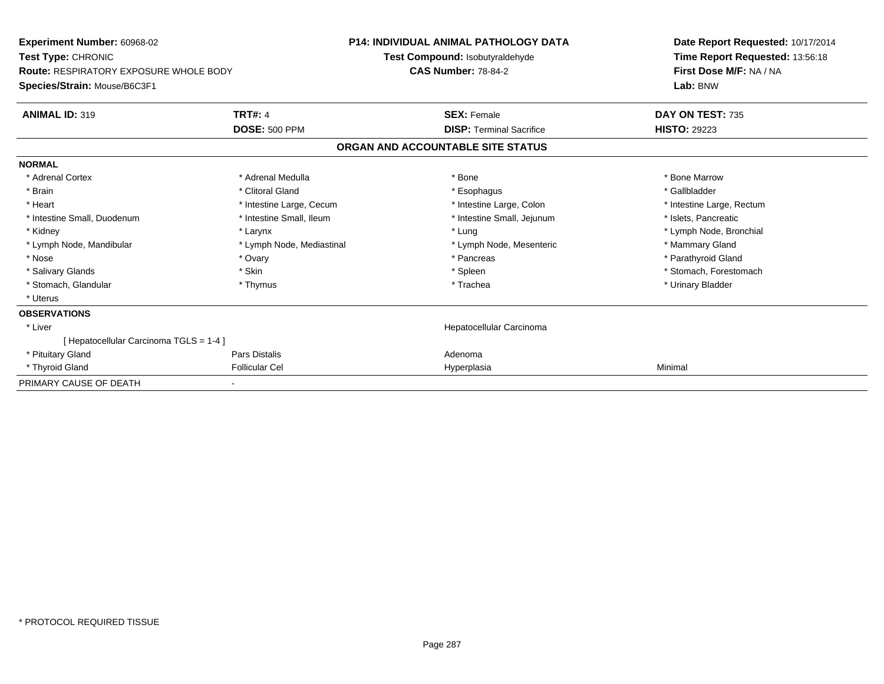**Experiment Number:** 60968-02
**Test Type:** CHRONIC
**Route:** RESPIRATORY EXPOSURE WHOLE BODY
**Species/Strain:** Mouse/B6C3F1

**P14: INDIVIDUAL ANIMAL PATHOLOGY DATA**
**Test Compound:** Isobutyraldehyde
**CAS Number:** 78-84-2

**Date Report Requested:** 10/17/2014
**Time Report Requested:** 13:56:18
**First Dose M/F:** NA / NA
**Lab:** BNW

| **ANIMAL ID:** 319 | **TRT#:** 4 | **SEX:** Female | **DAY ON TEST:** 735 |
|---|---|---|---|
| | **DOSE:** 500 PPM | **DISP:** Terminal Sacrifice | **HISTO:** 29223 |

## ORGAN AND ACCOUNTABLE SITE STATUS

**NORMAL**

| | | | |
|---|---|---|---|
| * Adrenal Cortex | * Adrenal Medulla | * Bone | * Bone Marrow |
| * Brain | * Clitoral Gland | * Esophagus | * Gallbladder |
| * Heart | * Intestine Large, Cecum | * Intestine Large, Colon | * Intestine Large, Rectum |
| * Intestine Small, Duodenum | * Intestine Small, Ileum | * Intestine Small, Jejunum | * Islets, Pancreatic |
| * Kidney | * Larynx | * Lung | * Lymph Node, Bronchial |
| * Lymph Node, Mandibular | * Lymph Node, Mediastinal | * Lymph Node, Mesenteric | * Mammary Gland |
| * Nose | * Ovary | * Pancreas | * Parathyroid Gland |
| * Salivary Glands | * Skin | * Spleen | * Stomach, Forestomach |
| * Stomach, Glandular | * Thymus | * Trachea | * Urinary Bladder |
| * Uterus | | | |

**OBSERVATIONS**

| | | | |
|---|---|---|---|
| * Liver | | Hepatocellular Carcinoma | |
| [ Hepatocellular Carcinoma TGLS = 1-4 ] | | | |
| * Pituitary Gland | Pars Distalis | Adenoma | |
| * Thyroid Gland | Follicular Cel | Hyperplasia | Minimal |

PRIMARY CAUSE OF DEATH -

\* PROTOCOL REQUIRED TISSUE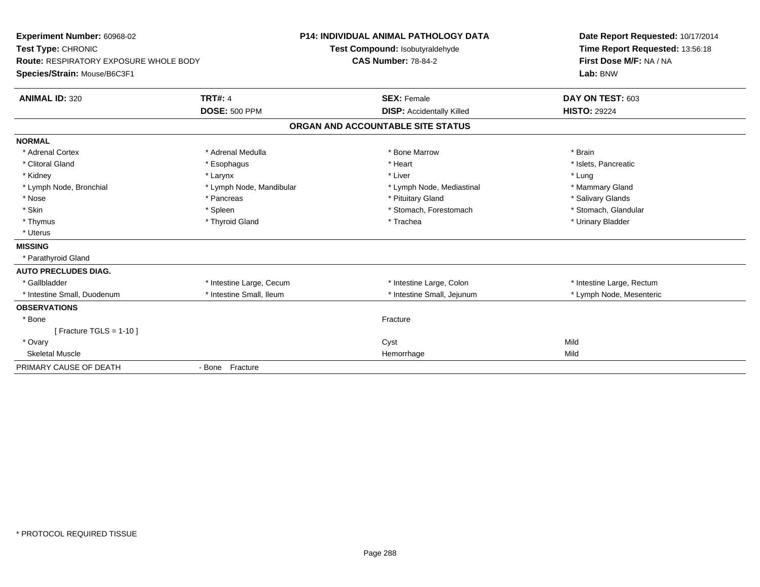**Experiment Number:** 60968-02
**Test Type:** CHRONIC
**Route:** RESPIRATORY EXPOSURE WHOLE BODY
**Species/Strain:** Mouse/B6C3F1

**P14: INDIVIDUAL ANIMAL PATHOLOGY DATA**
**Test Compound:** Isobutyraldehyde
**CAS Number:** 78-84-2

**Date Report Requested:** 10/17/2014
**Time Report Requested:** 13:56:18
**First Dose M/F:** NA / NA
**Lab:** BNW

| **ANIMAL ID:** 320 | **TRT#:** 4 | **SEX:** Female | **DAY ON TEST:** 603 |
|---|---|---|---|
| | **DOSE:** 500 PPM | **DISP:** Accidentally Killed | **HISTO:** 29224 |

## ORGAN AND ACCOUNTABLE SITE STATUS

| | | | |
|---|---|---|---|
| **NORMAL** | | | |
| * Adrenal Cortex | * Adrenal Medulla | * Bone Marrow | * Brain |
| * Clitoral Gland | * Esophagus | * Heart | * Islets, Pancreatic |
| * Kidney | * Larynx | * Liver | * Lung |
| * Lymph Node, Bronchial | * Lymph Node, Mandibular | * Lymph Node, Mediastinal | * Mammary Gland |
| * Nose | * Pancreas | * Pituitary Gland | * Salivary Glands |
| * Skin | * Spleen | * Stomach, Forestomach | * Stomach, Glandular |
| * Thymus | * Thyroid Gland | * Trachea | * Urinary Bladder |
| * Uterus | | | |
| **MISSING** | | | |
| * Parathyroid Gland | | | |
| **AUTO PRECLUDES DIAG.** | | | |
| * Gallbladder | * Intestine Large, Cecum | * Intestine Large, Colon | * Intestine Large, Rectum |
| * Intestine Small, Duodenum | * Intestine Small, Ileum | * Intestine Small, Jejunum | * Lymph Node, Mesenteric |
| **OBSERVATIONS** | | | |
| * Bone | | Fracture | |
| [ Fracture TGLS = 1-10 ] | | | |
| * Ovary | | Cyst | Mild |
| Skeletal Muscle | | Hemorrhage | Mild |
| PRIMARY CAUSE OF DEATH | - Bone Fracture | | |

* PROTOCOL REQUIRED TISSUE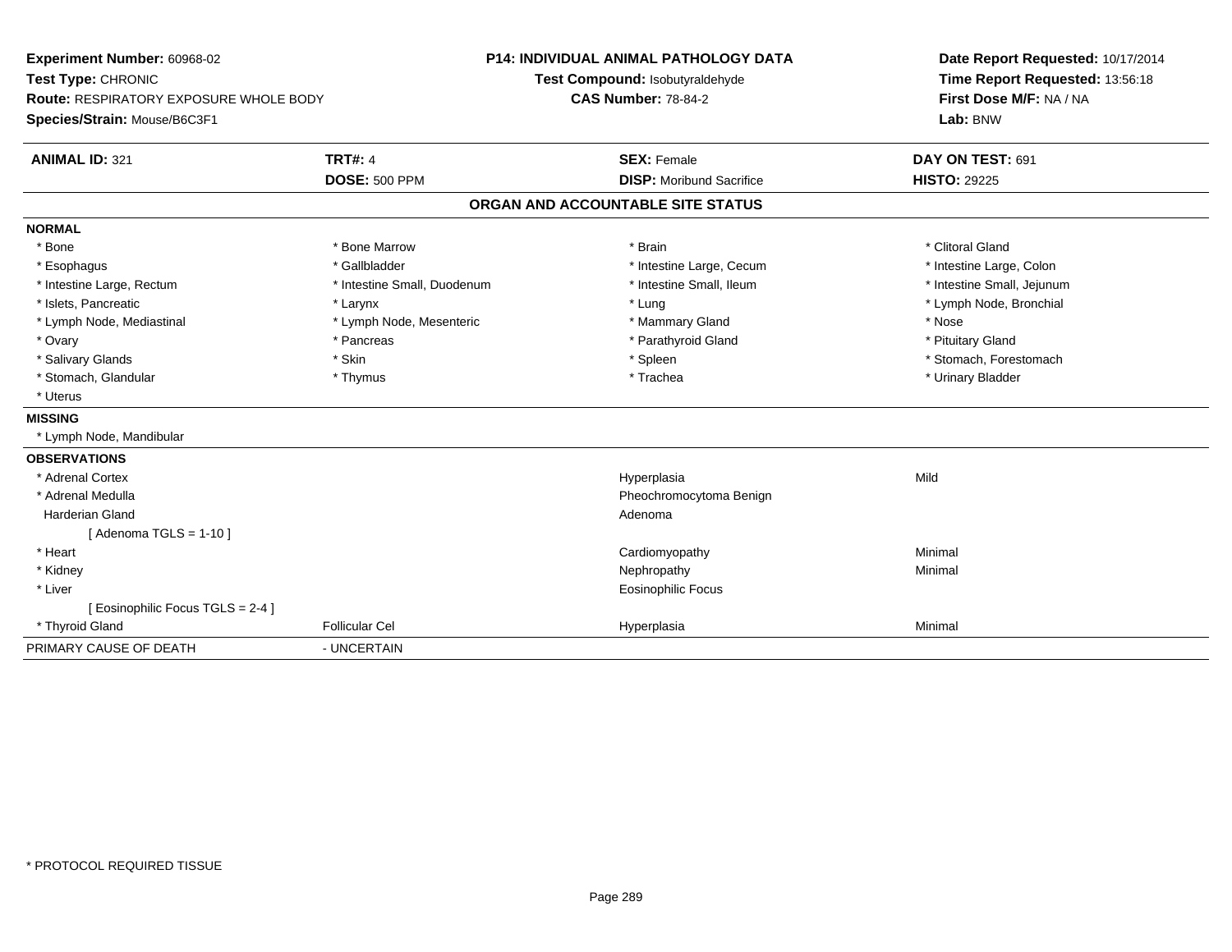**Experiment Number:** 60968-02
**Test Type:** CHRONIC
**Route:** RESPIRATORY EXPOSURE WHOLE BODY
**Species/Strain:** Mouse/B6C3F1

**P14: INDIVIDUAL ANIMAL PATHOLOGY DATA**
**Test Compound:** Isobutyraldehyde
**CAS Number:** 78-84-2

**Date Report Requested:** 10/17/2014
**Time Report Requested:** 13:56:18
**First Dose M/F:** NA / NA
**Lab:** BNW

| **ANIMAL ID:** 321 | **TRT#:** 4 | **SEX:** Female | **DAY ON TEST:** 691 |
|---|---|---|---|
| | **DOSE:** 500 PPM | **DISP:** Moribund Sacrifice | **HISTO:** 29225 |

**ORGAN AND ACCOUNTABLE SITE STATUS**

**NORMAL**

| | | | |
|---|---|---|---|
| * Bone | * Bone Marrow | * Brain | * Clitoral Gland |
| * Esophagus | * Gallbladder | * Intestine Large, Cecum | * Intestine Large, Colon |
| * Intestine Large, Rectum | * Intestine Small, Duodenum | * Intestine Small, Ileum | * Intestine Small, Jejunum |
| * Islets, Pancreatic | * Larynx | * Lung | * Lymph Node, Bronchial |
| * Lymph Node, Mediastinal | * Lymph Node, Mesenteric | * Mammary Gland | * Nose |
| * Ovary | * Pancreas | * Parathyroid Gland | * Pituitary Gland |
| * Salivary Glands | * Skin | * Spleen | * Stomach, Forestomach |
| * Stomach, Glandular | * Thymus | * Trachea | * Urinary Bladder |
| * Uterus | | | |

**MISSING**

* Lymph Node, Mandibular

**OBSERVATIONS**

| | | | |
|---|---|---|---|
| * Adrenal Cortex | | Hyperplasia | Mild |
| * Adrenal Medulla | | Pheochromocytoma Benign | |
| Harderian Gland | | Adenoma | |
| [ Adenoma TGLS = 1-10 ] | | | |
| * Heart | | Cardiomyopathy | Minimal |
| * Kidney | | Nephropathy | Minimal |
| * Liver | | Eosinophilic Focus | |
| [ Eosinophilic Focus TGLS = 2-4 ] | | | |
| * Thyroid Gland | Follicular Cel | Hyperplasia | Minimal |

PRIMARY CAUSE OF DEATH - UNCERTAIN

* PROTOCOL REQUIRED TISSUE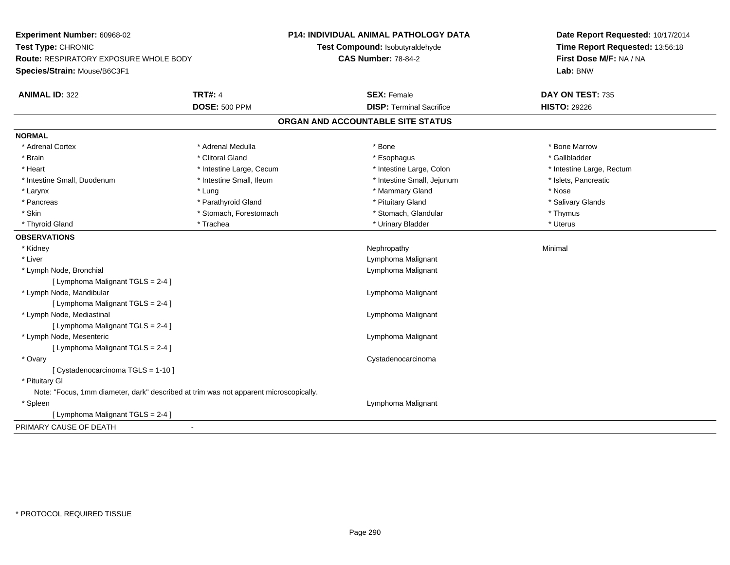**Experiment Number:** 60968-02
**Test Type:** CHRONIC
**Route:** RESPIRATORY EXPOSURE WHOLE BODY
**Species/Strain:** Mouse/B6C3F1

**P14: INDIVIDUAL ANIMAL PATHOLOGY DATA**
**Test Compound:** Isobutyraldehyde
**CAS Number:** 78-84-2

**Date Report Requested:** 10/17/2014
**Time Report Requested:** 13:56:18
**First Dose M/F:** NA / NA
**Lab:** BNW

| **ANIMAL ID:** 322 | **TRT#:** 4 | **SEX:** Female | **DAY ON TEST:** 735 |
|---|---|---|---|
| | **DOSE:** 500 PPM | **DISP:** Terminal Sacrifice | **HISTO:** 29226 |

## ORGAN AND ACCOUNTABLE SITE STATUS

**NORMAL**

| | | | |
|---|---|---|---|
| * Adrenal Cortex | * Adrenal Medulla | * Bone | * Bone Marrow |
| * Brain | * Clitoral Gland | * Esophagus | * Gallbladder |
| * Heart | * Intestine Large, Cecum | * Intestine Large, Colon | * Intestine Large, Rectum |
| * Intestine Small, Duodenum | * Intestine Small, Ileum | * Intestine Small, Jejunum | * Islets, Pancreatic |
| * Larynx | * Lung | * Mammary Gland | * Nose |
| * Pancreas | * Parathyroid Gland | * Pituitary Gland | * Salivary Glands |
| * Skin | * Stomach, Forestomach | * Stomach, Glandular | * Thymus |
| * Thyroid Gland | * Trachea | * Urinary Bladder | * Uterus |

**OBSERVATIONS**

| | | |
|---|---|---|
| * Kidney | Nephropathy | Minimal |
| * Liver | Lymphoma Malignant | |
| * Lymph Node, Bronchial | Lymphoma Malignant | |
| [ Lymphoma Malignant TGLS = 2-4 ] | | |
| * Lymph Node, Mandibular | Lymphoma Malignant | |
| [ Lymphoma Malignant TGLS = 2-4 ] | | |
| * Lymph Node, Mediastinal | Lymphoma Malignant | |
| [ Lymphoma Malignant TGLS = 2-4 ] | | |
| * Lymph Node, Mesenteric | Lymphoma Malignant | |
| [ Lymphoma Malignant TGLS = 2-4 ] | | |
| * Ovary | Cystadenocarcinoma | |
| [ Cystadenocarcinoma TGLS = 1-10 ] | | |
| * Pituitary Gl | | |
| Note: "Focus, 1mm diameter, dark" described at trim was not apparent microscopically. | | |
| * Spleen | Lymphoma Malignant | |
| [ Lymphoma Malignant TGLS = 2-4 ] | | |

PRIMARY CAUSE OF DEATH -

* PROTOCOL REQUIRED TISSUE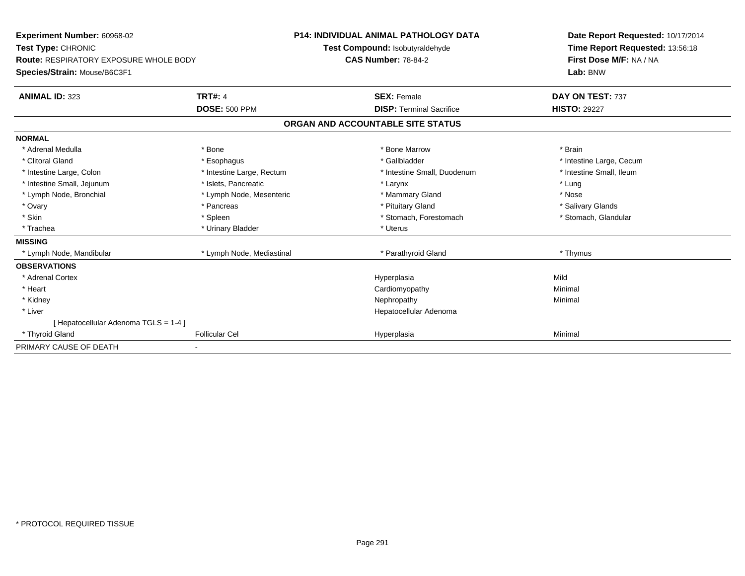**Experiment Number:** 60968-02
**Test Type:** CHRONIC
**Route:** RESPIRATORY EXPOSURE WHOLE BODY
**Species/Strain:** Mouse/B6C3F1

**P14: INDIVIDUAL ANIMAL PATHOLOGY DATA**
**Test Compound:** Isobutyraldehyde
**CAS Number:** 78-84-2

**Date Report Requested:** 10/17/2014
**Time Report Requested:** 13:56:18
**First Dose M/F:** NA / NA
**Lab:** BNW

| **ANIMAL ID:** 323 | **TRT#:** 4 | **SEX:** Female | **DAY ON TEST:** 737 |
|---|---|---|---|
| | **DOSE:** 500 PPM | **DISP:** Terminal Sacrifice | **HISTO:** 29227 |

## ORGAN AND ACCOUNTABLE SITE STATUS

| | | | |
|---|---|---|---|
| **NORMAL** | | | |
| * Adrenal Medulla | * Bone | * Bone Marrow | * Brain |
| * Clitoral Gland | * Esophagus | * Gallbladder | * Intestine Large, Cecum |
| * Intestine Large, Colon | * Intestine Large, Rectum | * Intestine Small, Duodenum | * Intestine Small, Ileum |
| * Intestine Small, Jejunum | * Islets, Pancreatic | * Larynx | * Lung |
| * Lymph Node, Bronchial | * Lymph Node, Mesenteric | * Mammary Gland | * Nose |
| * Ovary | * Pancreas | * Pituitary Gland | * Salivary Glands |
| * Skin | * Spleen | * Stomach, Forestomach | * Stomach, Glandular |
| * Trachea | * Urinary Bladder | * Uterus | |
| **MISSING** | | | |
| * Lymph Node, Mandibular | * Lymph Node, Mediastinal | * Parathyroid Gland | * Thymus |
| **OBSERVATIONS** | | | |
| * Adrenal Cortex | | Hyperplasia | Mild |
| * Heart | | Cardiomyopathy | Minimal |
| * Kidney | | Nephropathy | Minimal |
| * Liver | | Hepatocellular Adenoma | |
| [ Hepatocellular Adenoma TGLS = 1-4 ] | | | |
| * Thyroid Gland | Follicular Cel | Hyperplasia | Minimal |
| PRIMARY CAUSE OF DEATH | - | | |

* PROTOCOL REQUIRED TISSUE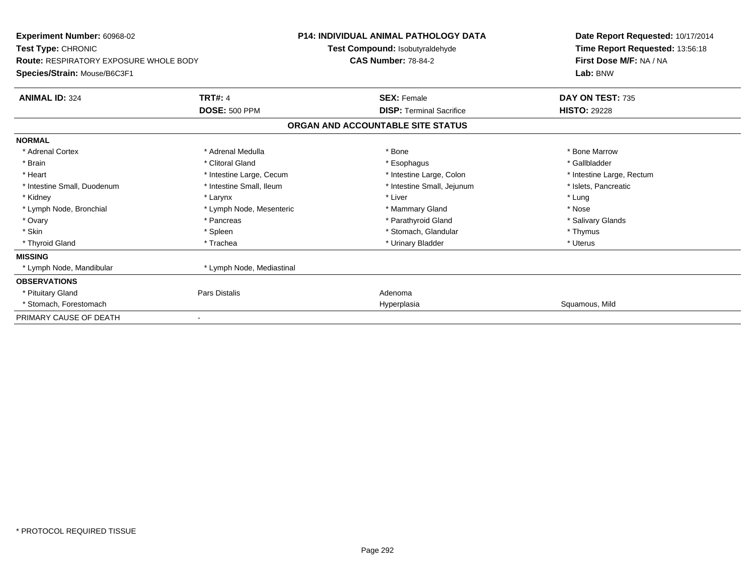**Experiment Number:** 60968-02
**Test Type:** CHRONIC
**Route:** RESPIRATORY EXPOSURE WHOLE BODY
**Species/Strain:** Mouse/B6C3F1

**P14: INDIVIDUAL ANIMAL PATHOLOGY DATA**
**Test Compound:** Isobutyraldehyde
**CAS Number:** 78-84-2

**Date Report Requested:** 10/17/2014
**Time Report Requested:** 13:56:18
**First Dose M/F:** NA / NA
**Lab:** BNW

| **ANIMAL ID:** 324 | **TRT#:** 4 | **SEX:** Female | **DAY ON TEST:** 735 |
|---|---|---|---|
| | **DOSE:** 500 PPM | **DISP:** Terminal Sacrifice | **HISTO:** 29228 |

## ORGAN AND ACCOUNTABLE SITE STATUS

| | | | |
|---|---|---|---|
| **NORMAL** | | | |
| * Adrenal Cortex | * Adrenal Medulla | * Bone | * Bone Marrow |
| * Brain | * Clitoral Gland | * Esophagus | * Gallbladder |
| * Heart | * Intestine Large, Cecum | * Intestine Large, Colon | * Intestine Large, Rectum |
| * Intestine Small, Duodenum | * Intestine Small, Ileum | * Intestine Small, Jejunum | * Islets, Pancreatic |
| * Kidney | * Larynx | * Liver | * Lung |
| * Lymph Node, Bronchial | * Lymph Node, Mesenteric | * Mammary Gland | * Nose |
| * Ovary | * Pancreas | * Parathyroid Gland | * Salivary Glands |
| * Skin | * Spleen | * Stomach, Glandular | * Thymus |
| * Thyroid Gland | * Trachea | * Urinary Bladder | * Uterus |
| **MISSING** | | | |
| * Lymph Node, Mandibular | * Lymph Node, Mediastinal | | |
| **OBSERVATIONS** | | | |
| * Pituitary Gland | Pars Distalis | Adenoma | |
| * Stomach, Forestomach | | Hyperplasia | Squamous, Mild |
| PRIMARY CAUSE OF DEATH | - | | |

* PROTOCOL REQUIRED TISSUE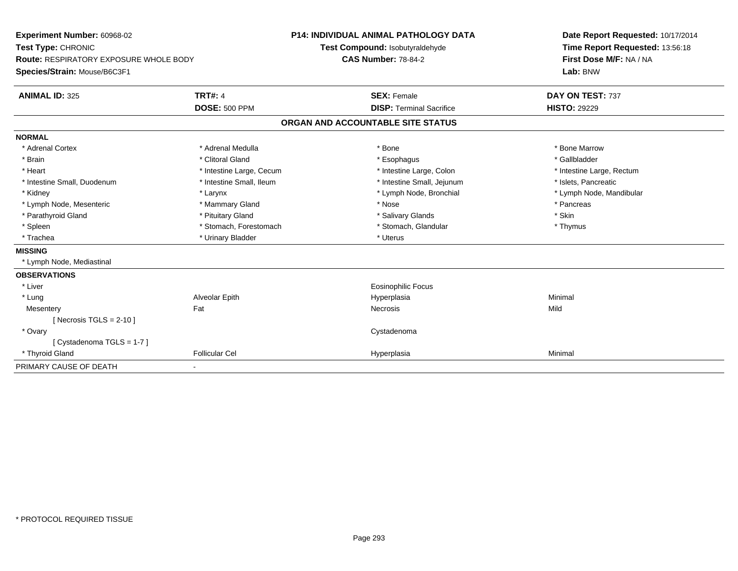**Experiment Number:** 60968-02
**Test Type:** CHRONIC
**Route:** RESPIRATORY EXPOSURE WHOLE BODY
**Species/Strain:** Mouse/B6C3F1

**P14: INDIVIDUAL ANIMAL PATHOLOGY DATA**
**Test Compound:** Isobutyraldehyde
**CAS Number:** 78-84-2

**Date Report Requested:** 10/17/2014
**Time Report Requested:** 13:56:18
**First Dose M/F:** NA / NA
**Lab:** BNW

| **ANIMAL ID:** 325 | **TRT#:** 4 | **SEX:** Female | **DAY ON TEST:** 737 |
|---|---|---|---|
| | **DOSE:** 500 PPM | **DISP:** Terminal Sacrifice | **HISTO:** 29229 |

## ORGAN AND ACCOUNTABLE SITE STATUS

**NORMAL**

| | | | |
|---|---|---|---|
| * Adrenal Cortex | * Adrenal Medulla | * Bone | * Bone Marrow |
| * Brain | * Clitoral Gland | * Esophagus | * Gallbladder |
| * Heart | * Intestine Large, Cecum | * Intestine Large, Colon | * Intestine Large, Rectum |
| * Intestine Small, Duodenum | * Intestine Small, Ileum | * Intestine Small, Jejunum | * Islets, Pancreatic |
| * Kidney | * Larynx | * Lymph Node, Bronchial | * Lymph Node, Mandibular |
| * Lymph Node, Mesenteric | * Mammary Gland | * Nose | * Pancreas |
| * Parathyroid Gland | * Pituitary Gland | * Salivary Glands | * Skin |
| * Spleen | * Stomach, Forestomach | * Stomach, Glandular | * Thymus |
| * Trachea | * Urinary Bladder | * Uterus | |

**MISSING**

* Lymph Node, Mediastinal

**OBSERVATIONS**

| | | | |
|---|---|---|---|
| * Liver | | Eosinophilic Focus | |
| * Lung | Alveolar Epith | Hyperplasia | Minimal |
| Mesentery | Fat | Necrosis | Mild |
| [ Necrosis TGLS = 2-10 ] | | | |
| * Ovary | | Cystadenoma | |
| [ Cystadenoma TGLS = 1-7 ] | | | |
| * Thyroid Gland | Follicular Cel | Hyperplasia | Minimal |

PRIMARY CAUSE OF DEATH -

* PROTOCOL REQUIRED TISSUE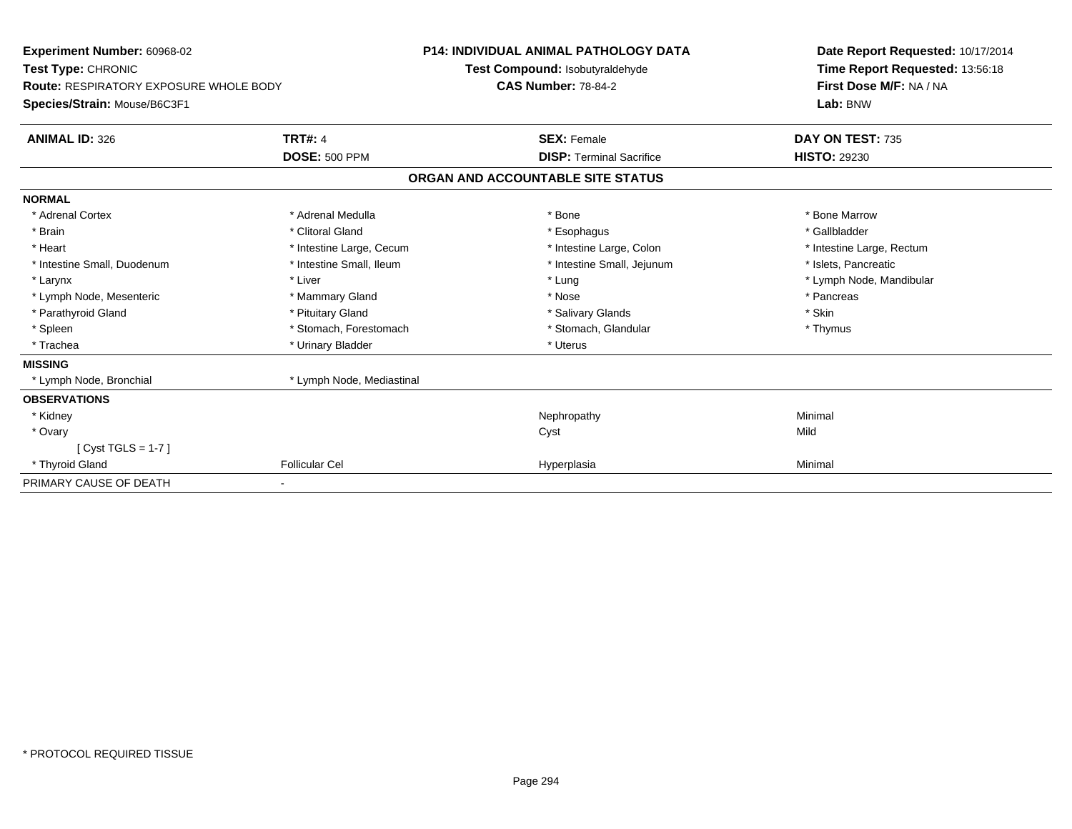**Experiment Number:** 60968-02
**Test Type:** CHRONIC
**Route:** RESPIRATORY EXPOSURE WHOLE BODY
**Species/Strain:** Mouse/B6C3F1

**P14: INDIVIDUAL ANIMAL PATHOLOGY DATA**
**Test Compound:** Isobutyraldehyde
**CAS Number:** 78-84-2

**Date Report Requested:** 10/17/2014
**Time Report Requested:** 13:56:18
**First Dose M/F:** NA / NA
**Lab:** BNW

| **ANIMAL ID:** 326 | **TRT#:** 4 | **SEX:** Female | **DAY ON TEST:** 735 |
|---|---|---|---|
| | **DOSE:** 500 PPM | **DISP:** Terminal Sacrifice | **HISTO:** 29230 |

**ORGAN AND ACCOUNTABLE SITE STATUS**

| | | | |
|---|---|---|---|
| **NORMAL** | | | |
| * Adrenal Cortex | * Adrenal Medulla | * Bone | * Bone Marrow |
| * Brain | * Clitoral Gland | * Esophagus | * Gallbladder |
| * Heart | * Intestine Large, Cecum | * Intestine Large, Colon | * Intestine Large, Rectum |
| * Intestine Small, Duodenum | * Intestine Small, Ileum | * Intestine Small, Jejunum | * Islets, Pancreatic |
| * Larynx | * Liver | * Lung | * Lymph Node, Mandibular |
| * Lymph Node, Mesenteric | * Mammary Gland | * Nose | * Pancreas |
| * Parathyroid Gland | * Pituitary Gland | * Salivary Glands | * Skin |
| * Spleen | * Stomach, Forestomach | * Stomach, Glandular | * Thymus |
| * Trachea | * Urinary Bladder | * Uterus | |
| **MISSING** | | | |
| * Lymph Node, Bronchial | * Lymph Node, Mediastinal | | |
| **OBSERVATIONS** | | | |
| * Kidney | | Nephropathy | Minimal |
| * Ovary | | Cyst | Mild |
| [ Cyst TGLS = 1-7 ] | | | |
| * Thyroid Gland | Follicular Cel | Hyperplasia | Minimal |
| PRIMARY CAUSE OF DEATH | - | | |

* PROTOCOL REQUIRED TISSUE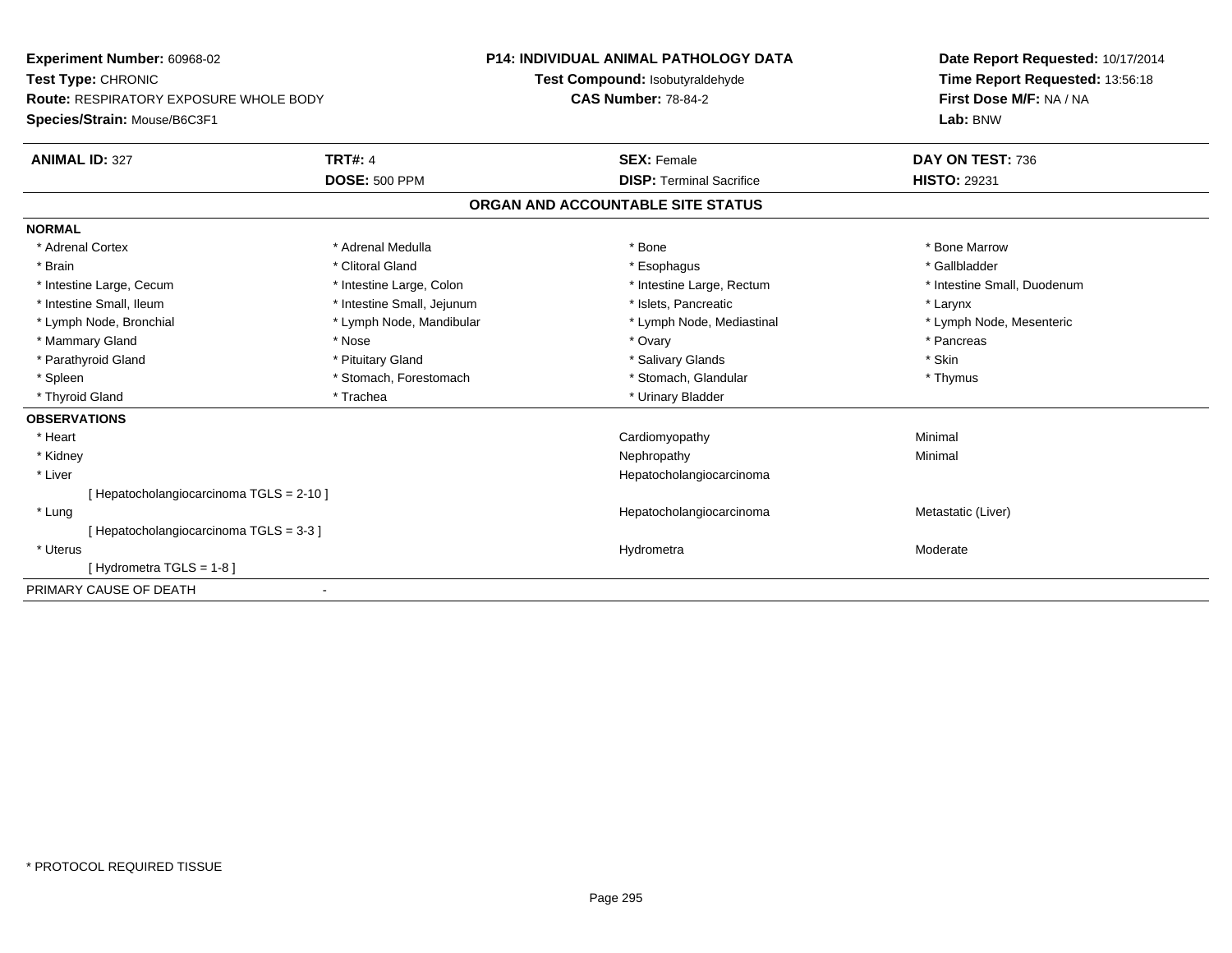**Experiment Number:** 60968-02
**Test Type:** CHRONIC
**Route:** RESPIRATORY EXPOSURE WHOLE BODY
**Species/Strain:** Mouse/B6C3F1

**P14: INDIVIDUAL ANIMAL PATHOLOGY DATA**
**Test Compound:** Isobutyraldehyde
**CAS Number:** 78-84-2

**Date Report Requested:** 10/17/2014
**Time Report Requested:** 13:56:18
**First Dose M/F:** NA / NA
**Lab:** BNW

| **ANIMAL ID:** 327 | **TRT#:** 4 | **SEX:** Female | **DAY ON TEST:** 736 |
|---|---|---|---|
| | **DOSE:** 500 PPM | **DISP:** Terminal Sacrifice | **HISTO:** 29231 |

## ORGAN AND ACCOUNTABLE SITE STATUS

**NORMAL**

| | | | |
|---|---|---|---|
| * Adrenal Cortex | * Adrenal Medulla | * Bone | * Bone Marrow |
| * Brain | * Clitoral Gland | * Esophagus | * Gallbladder |
| * Intestine Large, Cecum | * Intestine Large, Colon | * Intestine Large, Rectum | * Intestine Small, Duodenum |
| * Intestine Small, Ileum | * Intestine Small, Jejunum | * Islets, Pancreatic | * Larynx |
| * Lymph Node, Bronchial | * Lymph Node, Mandibular | * Lymph Node, Mediastinal | * Lymph Node, Mesenteric |
| * Mammary Gland | * Nose | * Ovary | * Pancreas |
| * Parathyroid Gland | * Pituitary Gland | * Salivary Glands | * Skin |
| * Spleen | * Stomach, Forestomach | * Stomach, Glandular | * Thymus |
| * Thyroid Gland | * Trachea | * Urinary Bladder | |

**OBSERVATIONS**

| | | |
|---|---|---|
| * Heart | Cardiomyopathy | Minimal |
| * Kidney | Nephropathy | Minimal |
| * Liver | Hepatocholangiocarcinoma | |
| [ Hepatocholangiocarcinoma TGLS = 2-10 ] | | |
| * Lung | Hepatocholangiocarcinoma | Metastatic (Liver) |
| [ Hepatocholangiocarcinoma TGLS = 3-3 ] | | |
| * Uterus | Hydrometra | Moderate |
| [ Hydrometra TGLS = 1-8 ] | | |

PRIMARY CAUSE OF DEATH -

* PROTOCOL REQUIRED TISSUE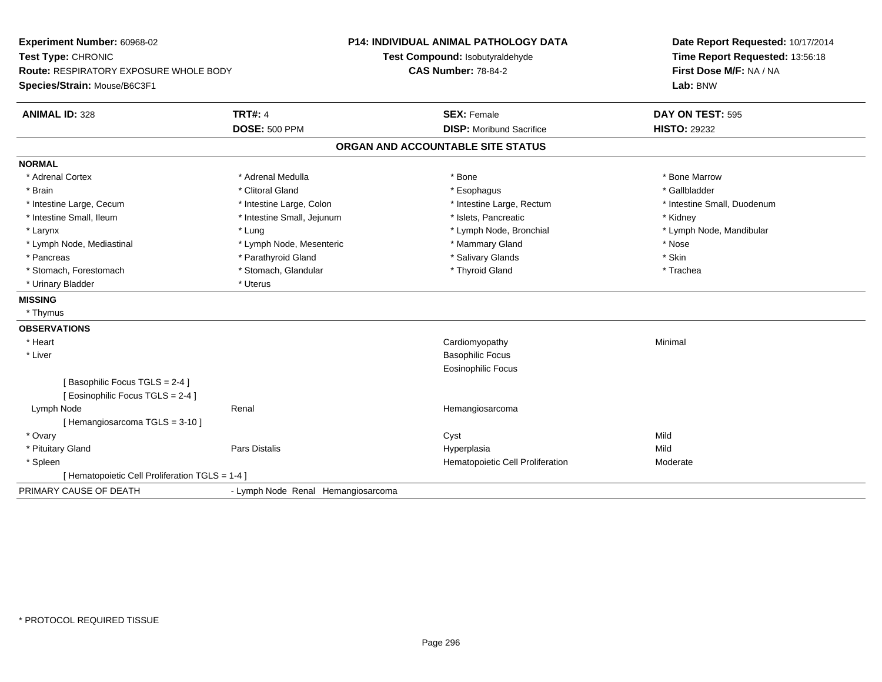**Experiment Number:** 60968-02
**Test Type:** CHRONIC
**Route:** RESPIRATORY EXPOSURE WHOLE BODY
**Species/Strain:** Mouse/B6C3F1

**P14: INDIVIDUAL ANIMAL PATHOLOGY DATA**
**Test Compound:** Isobutyraldehyde
**CAS Number:** 78-84-2

**Date Report Requested:** 10/17/2014
**Time Report Requested:** 13:56:18
**First Dose M/F:** NA / NA
**Lab:** BNW

| **ANIMAL ID:** 328 | **TRT#:** 4 | **SEX:** Female | **DAY ON TEST:** 595 |
|---|---|---|---|
| | **DOSE:** 500 PPM | **DISP:** Moribund Sacrifice | **HISTO:** 29232 |

## ORGAN AND ACCOUNTABLE SITE STATUS

**NORMAL**

| | | | |
|---|---|---|---|
| * Adrenal Cortex | * Adrenal Medulla | * Bone | * Bone Marrow |
| * Brain | * Clitoral Gland | * Esophagus | * Gallbladder |
| * Intestine Large, Cecum | * Intestine Large, Colon | * Intestine Large, Rectum | * Intestine Small, Duodenum |
| * Intestine Small, Ileum | * Intestine Small, Jejunum | * Islets, Pancreatic | * Kidney |
| * Larynx | * Lung | * Lymph Node, Bronchial | * Lymph Node, Mandibular |
| * Lymph Node, Mediastinal | * Lymph Node, Mesenteric | * Mammary Gland | * Nose |
| * Pancreas | * Parathyroid Gland | * Salivary Glands | * Skin |
| * Stomach, Forestomach | * Stomach, Glandular | * Thyroid Gland | * Trachea |
| * Urinary Bladder | * Uterus | | |

**MISSING**

* Thymus

**OBSERVATIONS**

| | | | |
|---|---|---|---|
| * Heart | | Cardiomyopathy | Minimal |
| * Liver | | Basophilic Focus | |
| | | Eosinophilic Focus | |
| [ Basophilic Focus TGLS = 2-4 ] | | | |
| [ Eosinophilic Focus TGLS = 2-4 ] | | | |
| Lymph Node | Renal | Hemangiosarcoma | |
| [ Hemangiosarcoma TGLS = 3-10 ] | | | |
| * Ovary | | Cyst | Mild |
| * Pituitary Gland | Pars Distalis | Hyperplasia | Mild |
| * Spleen | | Hematopoietic Cell Proliferation | Moderate |
| [ Hematopoietic Cell Proliferation TGLS = 1-4 ] | | | |

PRIMARY CAUSE OF DEATH - Lymph Node Renal Hemangiosarcoma

* PROTOCOL REQUIRED TISSUE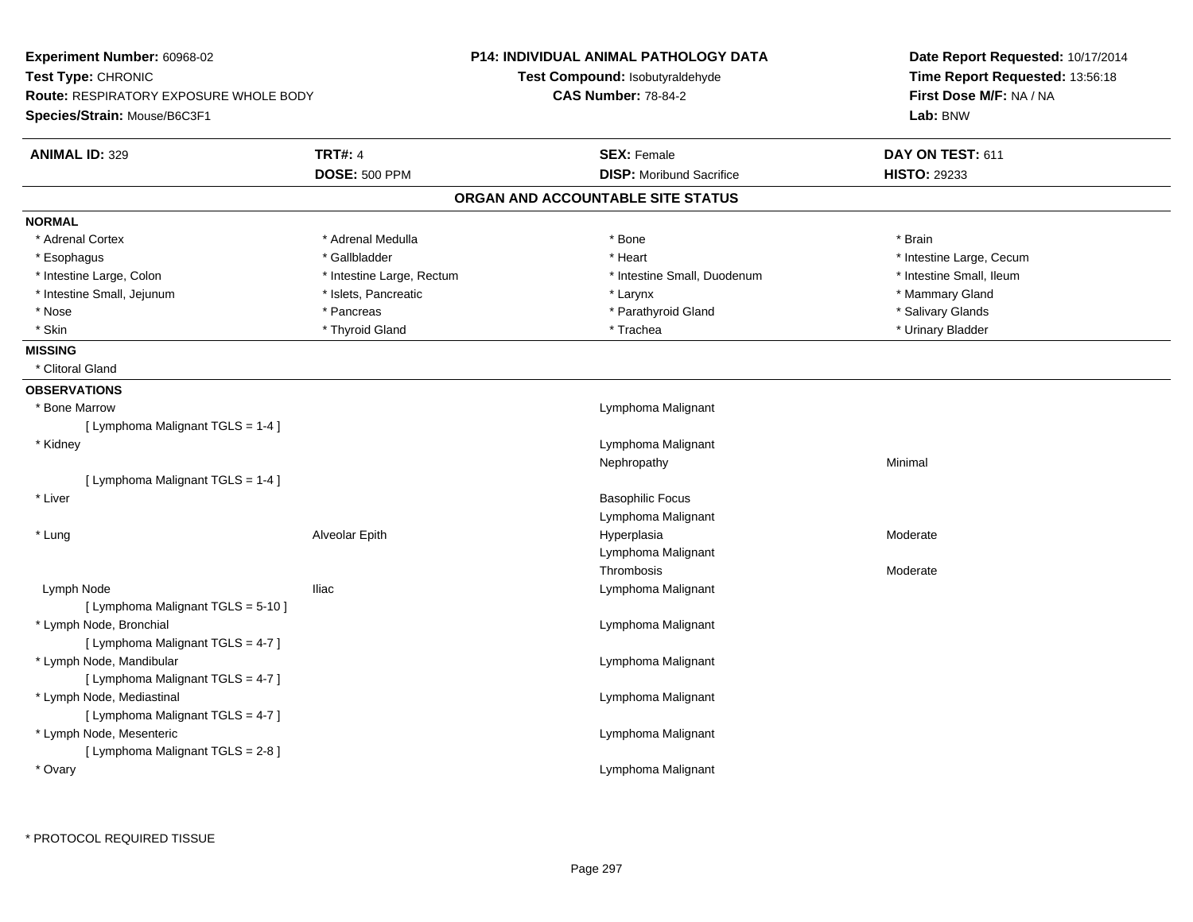**Experiment Number:** 60968-02
**Test Type:** CHRONIC
**Route:** RESPIRATORY EXPOSURE WHOLE BODY
**Species/Strain:** Mouse/B6C3F1

**P14: INDIVIDUAL ANIMAL PATHOLOGY DATA**
**Test Compound:** Isobutyraldehyde
**CAS Number:** 78-84-2

**Date Report Requested:** 10/17/2014
**Time Report Requested:** 13:56:18
**First Dose M/F:** NA / NA
**Lab:** BNW

| **ANIMAL ID:** 329 | **TRT#:** 4 | **SEX:** Female | **DAY ON TEST:** 611 |
|---|---|---|---|
| | **DOSE:** 500 PPM | **DISP:** Moribund Sacrifice | **HISTO:** 29233 |

## ORGAN AND ACCOUNTABLE SITE STATUS

**NORMAL**

| | | | |
|---|---|---|---|
| * Adrenal Cortex | * Adrenal Medulla | * Bone | * Brain |
| * Esophagus | * Gallbladder | * Heart | * Intestine Large, Cecum |
| * Intestine Large, Colon | * Intestine Large, Rectum | * Intestine Small, Duodenum | * Intestine Small, Ileum |
| * Intestine Small, Jejunum | * Islets, Pancreatic | * Larynx | * Mammary Gland |
| * Nose | * Pancreas | * Parathyroid Gland | * Salivary Glands |
| * Skin | * Thyroid Gland | * Trachea | * Urinary Bladder |

**MISSING**

* Clitoral Gland

**OBSERVATIONS**

| Organ | Site | Observation | Severity |
|---|---|---|---|
| * Bone Marrow | | Lymphoma Malignant | |
| [ Lymphoma Malignant TGLS = 1-4 ] | | | |
| * Kidney | | Lymphoma Malignant | |
| | | Nephropathy | Minimal |
| [ Lymphoma Malignant TGLS = 1-4 ] | | | |
| * Liver | | Basophilic Focus | |
| | | Lymphoma Malignant | |
| * Lung | Alveolar Epith | Hyperplasia | Moderate |
| | | Lymphoma Malignant | |
| | | Thrombosis | Moderate |
| Lymph Node | Iliac | Lymphoma Malignant | |
| [ Lymphoma Malignant TGLS = 5-10 ] | | | |
| * Lymph Node, Bronchial | | Lymphoma Malignant | |
| [ Lymphoma Malignant TGLS = 4-7 ] | | | |
| * Lymph Node, Mandibular | | Lymphoma Malignant | |
| [ Lymphoma Malignant TGLS = 4-7 ] | | | |
| * Lymph Node, Mediastinal | | Lymphoma Malignant | |
| [ Lymphoma Malignant TGLS = 4-7 ] | | | |
| * Lymph Node, Mesenteric | | Lymphoma Malignant | |
| [ Lymphoma Malignant TGLS = 2-8 ] | | | |
| * Ovary | | Lymphoma Malignant | |

* PROTOCOL REQUIRED TISSUE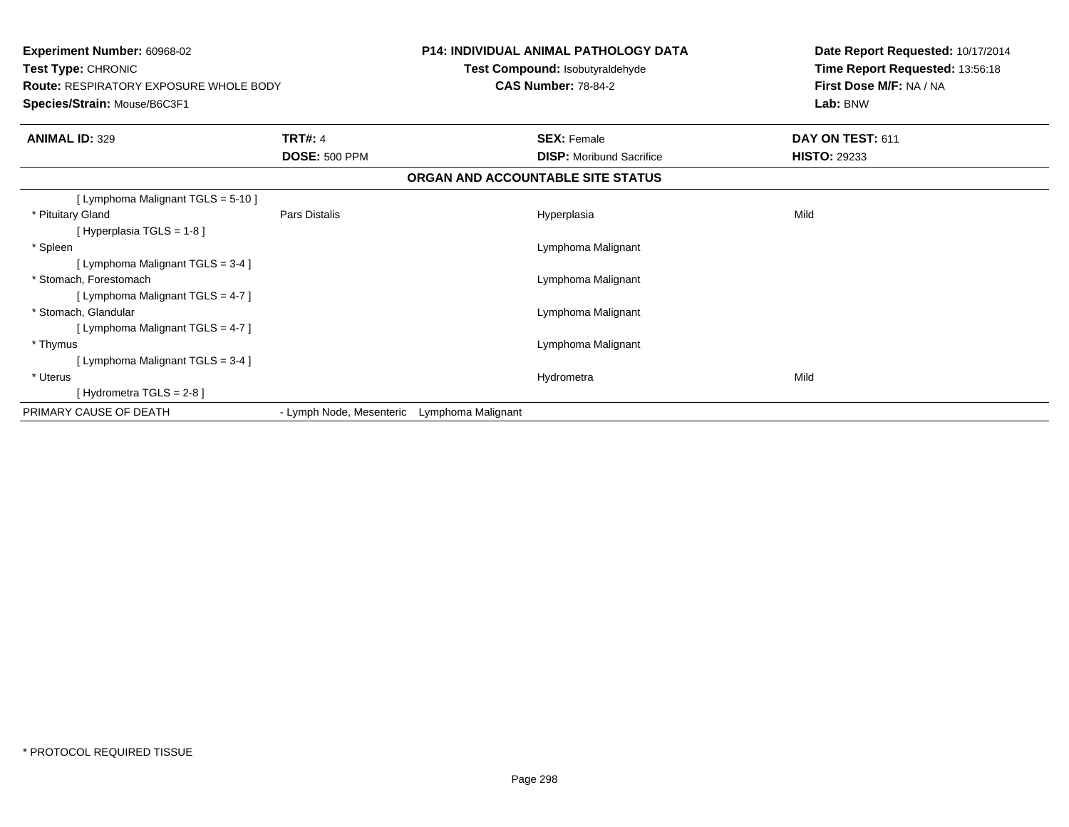**Experiment Number:** 60968-02
**Test Type:** CHRONIC
**Route:** RESPIRATORY EXPOSURE WHOLE BODY
**Species/Strain:** Mouse/B6C3F1

**P14: INDIVIDUAL ANIMAL PATHOLOGY DATA**
**Test Compound:** Isobutyraldehyde
**CAS Number:** 78-84-2

**Date Report Requested:** 10/17/2014
**Time Report Requested:** 13:56:18
**First Dose M/F:** NA / NA
**Lab:** BNW

| **ANIMAL ID:** 329 | **TRT#:** 4 | **SEX:** Female | **DAY ON TEST:** 611 |
|---|---|---|---|
| | **DOSE:** 500 PPM | **DISP:** Moribund Sacrifice | **HISTO:** 29233 |

**ORGAN AND ACCOUNTABLE SITE STATUS**

| | | | |
|---|---|---|---|
| [ Lymphoma Malignant TGLS = 5-10 ] | | | |
| * Pituitary Gland | Pars Distalis | Hyperplasia | Mild |
| [ Hyperplasia TGLS = 1-8 ] | | | |
| * Spleen | | Lymphoma Malignant | |
| [ Lymphoma Malignant TGLS = 3-4 ] | | | |
| * Stomach, Forestomach | | Lymphoma Malignant | |
| [ Lymphoma Malignant TGLS = 4-7 ] | | | |
| * Stomach, Glandular | | Lymphoma Malignant | |
| [ Lymphoma Malignant TGLS = 4-7 ] | | | |
| * Thymus | | Lymphoma Malignant | |
| [ Lymphoma Malignant TGLS = 3-4 ] | | | |
| * Uterus | | Hydrometra | Mild |
| [ Hydrometra TGLS = 2-8 ] | | | |
| PRIMARY CAUSE OF DEATH | - Lymph Node, Mesenteric | Lymphoma Malignant | |

* PROTOCOL REQUIRED TISSUE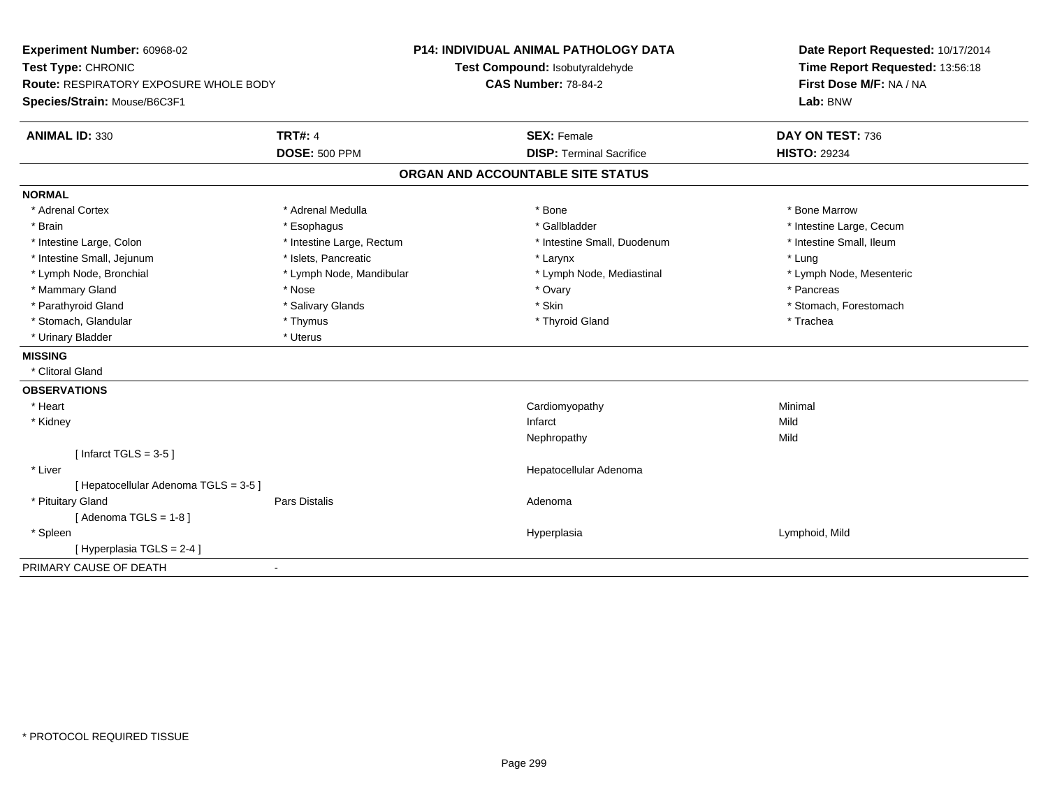**Experiment Number:** 60968-02
**Test Type:** CHRONIC
**Route:** RESPIRATORY EXPOSURE WHOLE BODY
**Species/Strain:** Mouse/B6C3F1

**P14: INDIVIDUAL ANIMAL PATHOLOGY DATA**
**Test Compound:** Isobutyraldehyde
**CAS Number:** 78-84-2

**Date Report Requested:** 10/17/2014
**Time Report Requested:** 13:56:18
**First Dose M/F:** NA / NA
**Lab:** BNW

| **ANIMAL ID:** 330 | **TRT#:** 4 | **SEX:** Female | **DAY ON TEST:** 736 |
|---|---|---|---|
| | **DOSE:** 500 PPM | **DISP:** Terminal Sacrifice | **HISTO:** 29234 |

## ORGAN AND ACCOUNTABLE SITE STATUS

**NORMAL**

| | | | |
|---|---|---|---|
| * Adrenal Cortex | * Adrenal Medulla | * Bone | * Bone Marrow |
| * Brain | * Esophagus | * Gallbladder | * Intestine Large, Cecum |
| * Intestine Large, Colon | * Intestine Large, Rectum | * Intestine Small, Duodenum | * Intestine Small, Ileum |
| * Intestine Small, Jejunum | * Islets, Pancreatic | * Larynx | * Lung |
| * Lymph Node, Bronchial | * Lymph Node, Mandibular | * Lymph Node, Mediastinal | * Lymph Node, Mesenteric |
| * Mammary Gland | * Nose | * Ovary | * Pancreas |
| * Parathyroid Gland | * Salivary Glands | * Skin | * Stomach, Forestomach |
| * Stomach, Glandular | * Thymus | * Thyroid Gland | * Trachea |
| * Urinary Bladder | * Uterus | | |

**MISSING**

* Clitoral Gland

**OBSERVATIONS**

| | | | |
|---|---|---|---|
| * Heart | | Cardiomyopathy | Minimal |
| * Kidney | | Infarct | Mild |
| | | Nephropathy | Mild |
| [ Infarct TGLS = 3-5 ] | | | |
| * Liver | | Hepatocellular Adenoma | |
| [ Hepatocellular Adenoma TGLS = 3-5 ] | | | |
| * Pituitary Gland | Pars Distalis | Adenoma | |
| [ Adenoma TGLS = 1-8 ] | | | |
| * Spleen | | Hyperplasia | Lymphoid, Mild |
| [ Hyperplasia TGLS = 2-4 ] | | | |

PRIMARY CAUSE OF DEATH -

* PROTOCOL REQUIRED TISSUE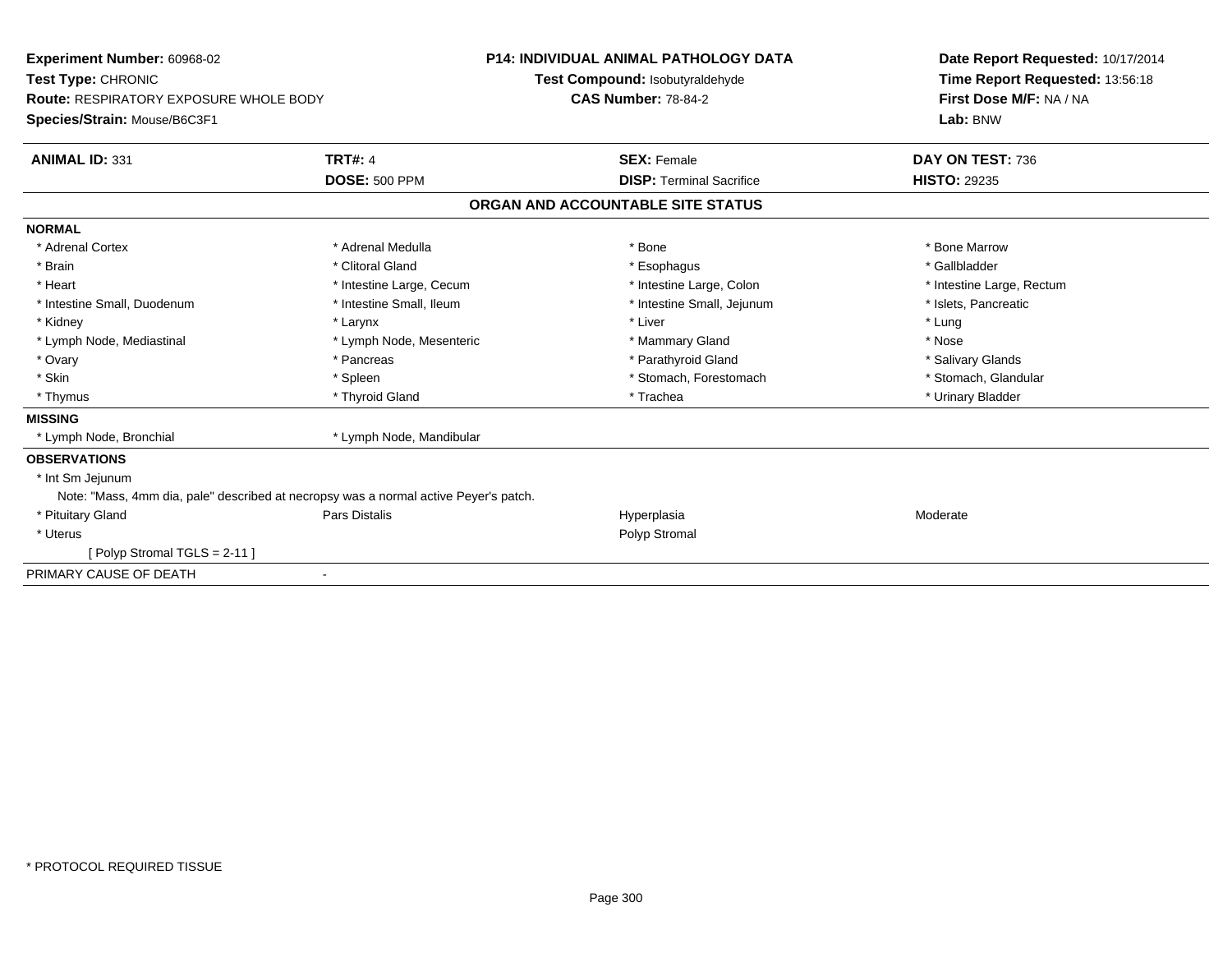**Experiment Number:** 60968-02
**Test Type:** CHRONIC
**Route:** RESPIRATORY EXPOSURE WHOLE BODY
**Species/Strain:** Mouse/B6C3F1

**P14: INDIVIDUAL ANIMAL PATHOLOGY DATA**
**Test Compound:** Isobutyraldehyde
**CAS Number:** 78-84-2

**Date Report Requested:** 10/17/2014
**Time Report Requested:** 13:56:18
**First Dose M/F:** NA / NA
**Lab:** BNW

| **ANIMAL ID:** 331 | **TRT#:** 4 | **SEX:** Female | **DAY ON TEST:** 736 |
|---|---|---|---|
| | **DOSE:** 500 PPM | **DISP:** Terminal Sacrifice | **HISTO:** 29235 |

## ORGAN AND ACCOUNTABLE SITE STATUS

**NORMAL**

| | | | |
|---|---|---|---|
| * Adrenal Cortex | * Adrenal Medulla | * Bone | * Bone Marrow |
| * Brain | * Clitoral Gland | * Esophagus | * Gallbladder |
| * Heart | * Intestine Large, Cecum | * Intestine Large, Colon | * Intestine Large, Rectum |
| * Intestine Small, Duodenum | * Intestine Small, Ileum | * Intestine Small, Jejunum | * Islets, Pancreatic |
| * Kidney | * Larynx | * Liver | * Lung |
| * Lymph Node, Mediastinal | * Lymph Node, Mesenteric | * Mammary Gland | * Nose |
| * Ovary | * Pancreas | * Parathyroid Gland | * Salivary Glands |
| * Skin | * Spleen | * Stomach, Forestomach | * Stomach, Glandular |
| * Thymus | * Thyroid Gland | * Trachea | * Urinary Bladder |

**MISSING**

* Lymph Node, Bronchial
* Lymph Node, Mandibular

**OBSERVATIONS**

* Int Sm Jejunum

Note: "Mass, 4mm dia, pale" described at necropsy was a normal active Peyer's patch.

| | | | |
|---|---|---|---|
| * Pituitary Gland | Pars Distalis | Hyperplasia | Moderate |
| * Uterus | | Polyp Stromal | |

[ Polyp Stromal TGLS = 2-11 ]

PRIMARY CAUSE OF DEATH -

* PROTOCOL REQUIRED TISSUE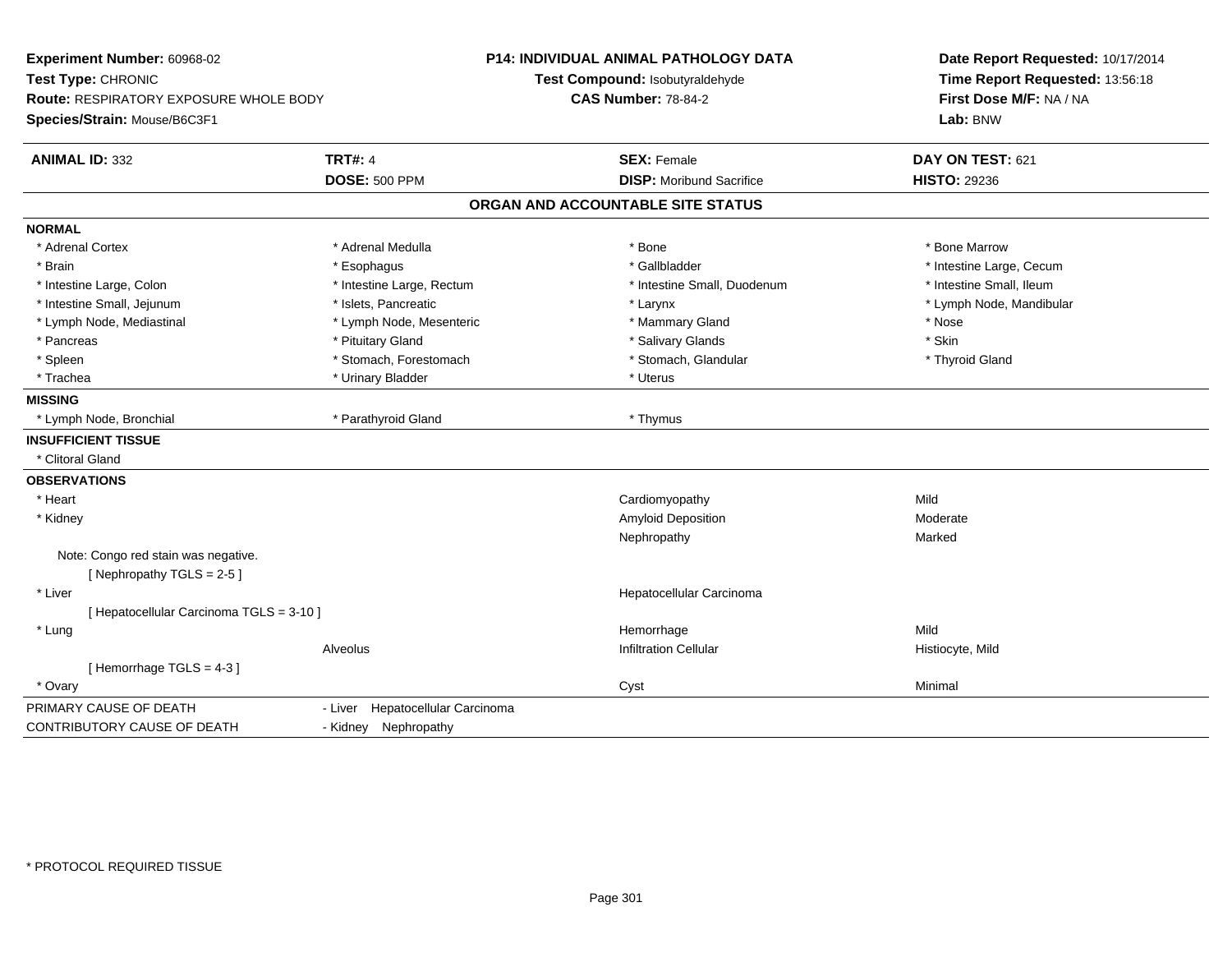**Experiment Number:** 60968-02
**Test Type:** CHRONIC
**Route:** RESPIRATORY EXPOSURE WHOLE BODY
**Species/Strain:** Mouse/B6C3F1

**P14: INDIVIDUAL ANIMAL PATHOLOGY DATA**
**Test Compound:** Isobutyraldehyde
**CAS Number:** 78-84-2

**Date Report Requested:** 10/17/2014
**Time Report Requested:** 13:56:18
**First Dose M/F:** NA / NA
**Lab:** BNW

| **ANIMAL ID:** 332 | **TRT#:** 4 | **SEX:** Female | **DAY ON TEST:** 621 |
|---|---|---|---|
| | **DOSE:** 500 PPM | **DISP:** Moribund Sacrifice | **HISTO:** 29236 |

## ORGAN AND ACCOUNTABLE SITE STATUS

**NORMAL**

| | | | |
|---|---|---|---|
| * Adrenal Cortex | * Adrenal Medulla | * Bone | * Bone Marrow |
| * Brain | * Esophagus | * Gallbladder | * Intestine Large, Cecum |
| * Intestine Large, Colon | * Intestine Large, Rectum | * Intestine Small, Duodenum | * Intestine Small, Ileum |
| * Intestine Small, Jejunum | * Islets, Pancreatic | * Larynx | * Lymph Node, Mandibular |
| * Lymph Node, Mediastinal | * Lymph Node, Mesenteric | * Mammary Gland | * Nose |
| * Pancreas | * Pituitary Gland | * Salivary Glands | * Skin |
| * Spleen | * Stomach, Forestomach | * Stomach, Glandular | * Thyroid Gland |
| * Trachea | * Urinary Bladder | * Uterus | |

**MISSING**

| | | |
|---|---|---|
| * Lymph Node, Bronchial | * Parathyroid Gland | * Thymus |

**INSUFFICIENT TISSUE**

* Clitoral Gland

**OBSERVATIONS**

| | | | |
|---|---|---|---|
| * Heart | | Cardiomyopathy | Mild |
| * Kidney | | Amyloid Deposition | Moderate |
| | | Nephropathy | Marked |
| Note: Congo red stain was negative. | | | |
| [ Nephropathy TGLS = 2-5 ] | | | |
| * Liver | | Hepatocellular Carcinoma | |
| [ Hepatocellular Carcinoma TGLS = 3-10 ] | | | |
| * Lung | | Hemorrhage | Mild |
| | Alveolus | Infiltration Cellular | Histiocyte, Mild |
| [ Hemorrhage TGLS = 4-3 ] | | | |
| * Ovary | | Cyst | Minimal |

| | |
|---|---|
| PRIMARY CAUSE OF DEATH | - Liver Hepatocellular Carcinoma |
| CONTRIBUTORY CAUSE OF DEATH | - Kidney Nephropathy |

* PROTOCOL REQUIRED TISSUE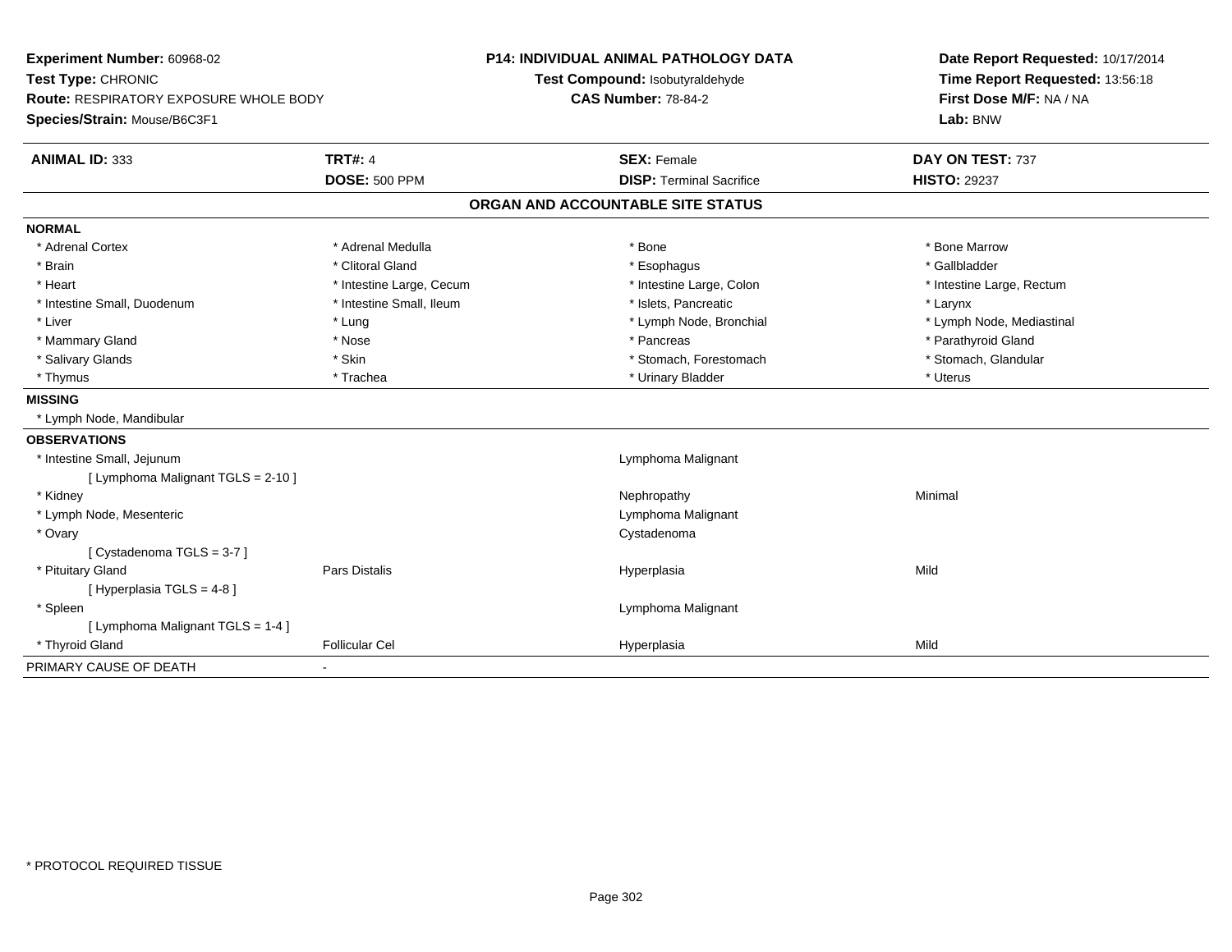**Experiment Number:** 60968-02
**Test Type:** CHRONIC
**Route:** RESPIRATORY EXPOSURE WHOLE BODY
**Species/Strain:** Mouse/B6C3F1

**P14: INDIVIDUAL ANIMAL PATHOLOGY DATA**
**Test Compound:** Isobutyraldehyde
**CAS Number:** 78-84-2

**Date Report Requested:** 10/17/2014
**Time Report Requested:** 13:56:18
**First Dose M/F:** NA / NA
**Lab:** BNW

| **ANIMAL ID:** 333 | **TRT#:** 4 | **SEX:** Female | **DAY ON TEST:** 737 |
|---|---|---|---|
| | **DOSE:** 500 PPM | **DISP:** Terminal Sacrifice | **HISTO:** 29237 |

## ORGAN AND ACCOUNTABLE SITE STATUS

**NORMAL**

| | | | |
|---|---|---|---|
| * Adrenal Cortex | * Adrenal Medulla | * Bone | * Bone Marrow |
| * Brain | * Clitoral Gland | * Esophagus | * Gallbladder |
| * Heart | * Intestine Large, Cecum | * Intestine Large, Colon | * Intestine Large, Rectum |
| * Intestine Small, Duodenum | * Intestine Small, Ileum | * Islets, Pancreatic | * Larynx |
| * Liver | * Lung | * Lymph Node, Bronchial | * Lymph Node, Mediastinal |
| * Mammary Gland | * Nose | * Pancreas | * Parathyroid Gland |
| * Salivary Glands | * Skin | * Stomach, Forestomach | * Stomach, Glandular |
| * Thymus | * Trachea | * Urinary Bladder | * Uterus |

**MISSING**

* Lymph Node, Mandibular

**OBSERVATIONS**

| | | | |
|---|---|---|---|
| * Intestine Small, Jejunum | | Lymphoma Malignant | |
| [ Lymphoma Malignant TGLS = 2-10 ] | | | |
| * Kidney | | Nephropathy | Minimal |
| * Lymph Node, Mesenteric | | Lymphoma Malignant | |
| * Ovary | | Cystadenoma | |
| [ Cystadenoma TGLS = 3-7 ] | | | |
| * Pituitary Gland | Pars Distalis | Hyperplasia | Mild |
| [ Hyperplasia TGLS = 4-8 ] | | | |
| * Spleen | | Lymphoma Malignant | |
| [ Lymphoma Malignant TGLS = 1-4 ] | | | |
| * Thyroid Gland | Follicular Cel | Hyperplasia | Mild |

PRIMARY CAUSE OF DEATH -

* PROTOCOL REQUIRED TISSUE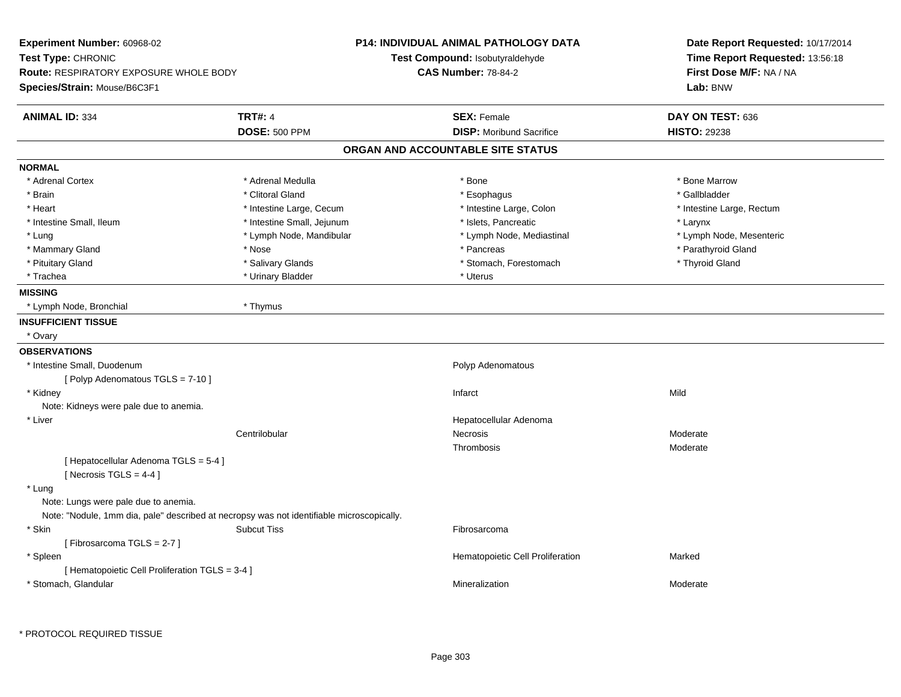**Experiment Number:** 60968-02
**Test Type:** CHRONIC
**Route:** RESPIRATORY EXPOSURE WHOLE BODY
**Species/Strain:** Mouse/B6C3F1

**P14: INDIVIDUAL ANIMAL PATHOLOGY DATA**
**Test Compound:** Isobutyraldehyde
**CAS Number:** 78-84-2

**Date Report Requested:** 10/17/2014
**Time Report Requested:** 13:56:18
**First Dose M/F:** NA / NA
**Lab:** BNW

| **ANIMAL ID:** 334 | **TRT#:** 4 | **SEX:** Female | **DAY ON TEST:** 636 |
|---|---|---|---|
| | **DOSE:** 500 PPM | **DISP:** Moribund Sacrifice | **HISTO:** 29238 |

## ORGAN AND ACCOUNTABLE SITE STATUS

**NORMAL**

| | | | |
|---|---|---|---|
| * Adrenal Cortex | * Adrenal Medulla | * Bone | * Bone Marrow |
| * Brain | * Clitoral Gland | * Esophagus | * Gallbladder |
| * Heart | * Intestine Large, Cecum | * Intestine Large, Colon | * Intestine Large, Rectum |
| * Intestine Small, Ileum | * Intestine Small, Jejunum | * Islets, Pancreatic | * Larynx |
| * Lung | * Lymph Node, Mandibular | * Lymph Node, Mediastinal | * Lymph Node, Mesenteric |
| * Mammary Gland | * Nose | * Pancreas | * Parathyroid Gland |
| * Pituitary Gland | * Salivary Glands | * Stomach, Forestomach | * Thyroid Gland |
| * Trachea | * Urinary Bladder | * Uterus | |

**MISSING**

* Lymph Node, Bronchial
* Thymus

**INSUFFICIENT TISSUE**

* Ovary

**OBSERVATIONS**

| Organ | Site | Observation | Severity |
|---|---|---|---|
| * Intestine Small, Duodenum | | Polyp Adenomatous | |
| [ Polyp Adenomatous TGLS = 7-10 ] | | | |
| * Kidney | | Infarct | Mild |
| Note: Kidneys were pale due to anemia. | | | |
| * Liver | | Hepatocellular Adenoma | |
| | Centrilobular | Necrosis | Moderate |
| | | Thrombosis | Moderate |
| [ Hepatocellular Adenoma TGLS = 5-4 ] | | | |
| [ Necrosis TGLS = 4-4 ] | | | |
| * Lung | | | |
| Note: Lungs were pale due to anemia. | | | |
| Note: "Nodule, 1mm dia, pale" described at necropsy was not identifiable microscopically. | | | |
| * Skin | Subcut Tiss | Fibrosarcoma | |
| [ Fibrosarcoma TGLS = 2-7 ] | | | |
| * Spleen | | Hematopoietic Cell Proliferation | Marked |
| [ Hematopoietic Cell Proliferation TGLS = 3-4 ] | | | |
| * Stomach, Glandular | | Mineralization | Moderate |

* PROTOCOL REQUIRED TISSUE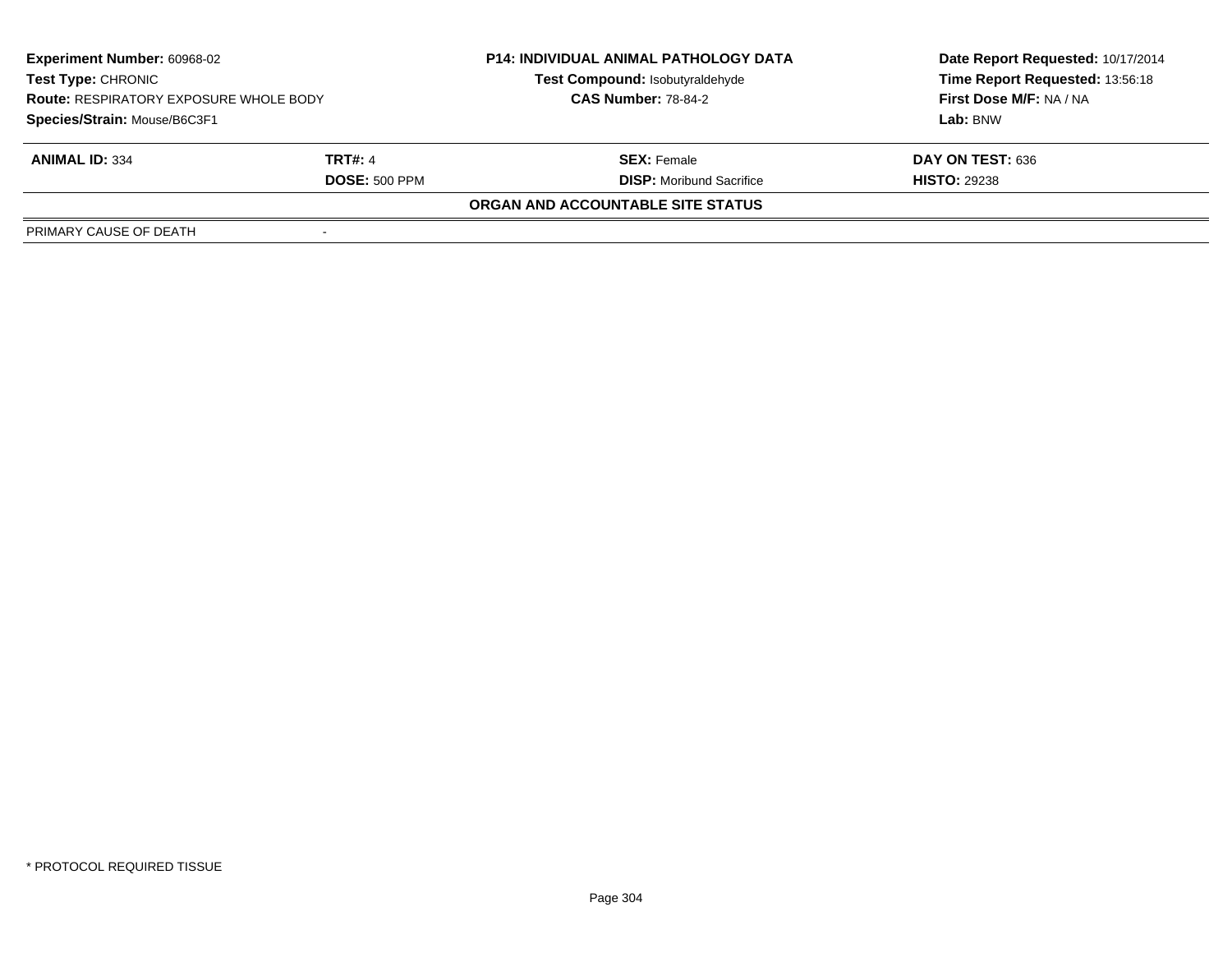| **Experiment Number:** 60968-02 | **P14: INDIVIDUAL ANIMAL PATHOLOGY DATA** | **Date Report Requested:** 10/17/2014 |
|---|---|---|
| **Test Type:** CHRONIC | **Test Compound:** Isobutyraldehyde | **Time Report Requested:** 13:56:18 |
| **Route:** RESPIRATORY EXPOSURE WHOLE BODY | **CAS Number:** 78-84-2 | **First Dose M/F:** NA / NA |
| **Species/Strain:** Mouse/B6C3F1 | | **Lab:** BNW |

| **ANIMAL ID:** 334 | **TRT#:** 4 | **SEX:** Female | **DAY ON TEST:** 636 |
|---|---|---|---|
| | **DOSE:** 500 PPM | **DISP:** Moribund Sacrifice | **HISTO:** 29238 |

**ORGAN AND ACCOUNTABLE SITE STATUS**

| PRIMARY CAUSE OF DEATH | - |
|---|---|

\* PROTOCOL REQUIRED TISSUE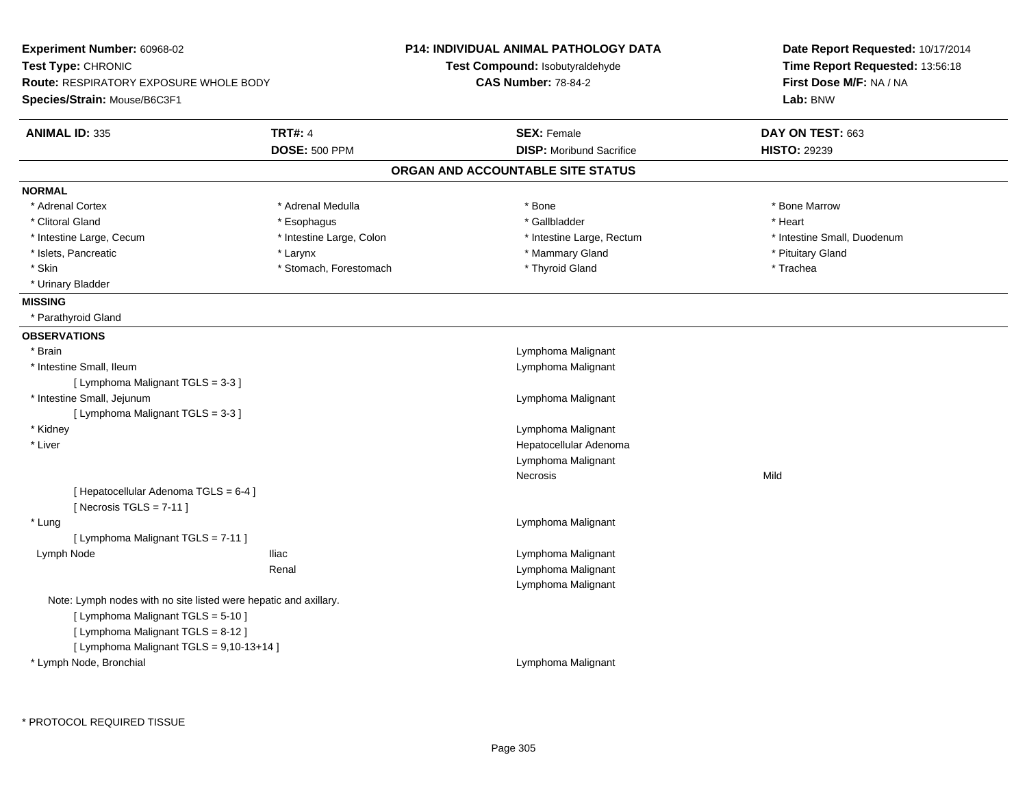**Experiment Number:** 60968-02
**Test Type:** CHRONIC
**Route:** RESPIRATORY EXPOSURE WHOLE BODY
**Species/Strain:** Mouse/B6C3F1

**P14: INDIVIDUAL ANIMAL PATHOLOGY DATA**
**Test Compound:** Isobutyraldehyde
**CAS Number:** 78-84-2

**Date Report Requested:** 10/17/2014
**Time Report Requested:** 13:56:18
**First Dose M/F:** NA / NA
**Lab:** BNW

| **ANIMAL ID:** 335 | **TRT#:** 4 | **SEX:** Female | **DAY ON TEST:** 663 |
|---|---|---|---|
| | **DOSE:** 500 PPM | **DISP:** Moribund Sacrifice | **HISTO:** 29239 |

## ORGAN AND ACCOUNTABLE SITE STATUS

**NORMAL**

| | | | |
|---|---|---|---|
| * Adrenal Cortex | * Adrenal Medulla | * Bone | * Bone Marrow |
| * Clitoral Gland | * Esophagus | * Gallbladder | * Heart |
| * Intestine Large, Cecum | * Intestine Large, Colon | * Intestine Large, Rectum | * Intestine Small, Duodenum |
| * Islets, Pancreatic | * Larynx | * Mammary Gland | * Pituitary Gland |
| * Skin | * Stomach, Forestomach | * Thyroid Gland | * Trachea |
| * Urinary Bladder | | | |

**MISSING**

* Parathyroid Gland

**OBSERVATIONS**

| | | | |
|---|---|---|---|
| * Brain | | Lymphoma Malignant | |
| * Intestine Small, Ileum | | Lymphoma Malignant | |
| [ Lymphoma Malignant TGLS = 3-3 ] | | | |
| * Intestine Small, Jejunum | | Lymphoma Malignant | |
| [ Lymphoma Malignant TGLS = 3-3 ] | | | |
| * Kidney | | Lymphoma Malignant | |
| * Liver | | Hepatocellular Adenoma | |
| | | Lymphoma Malignant | |
| | | Necrosis | Mild |
| [ Hepatocellular Adenoma TGLS = 6-4 ] | | | |
| [ Necrosis TGLS = 7-11 ] | | | |
| * Lung | | Lymphoma Malignant | |
| [ Lymphoma Malignant TGLS = 7-11 ] | | | |
| Lymph Node | Iliac | Lymphoma Malignant | |
| | Renal | Lymphoma Malignant | |
| | | Lymphoma Malignant | |
| Note: Lymph nodes with no site listed were hepatic and axillary. | | | |
| [ Lymphoma Malignant TGLS = 5-10 ] | | | |
| [ Lymphoma Malignant TGLS = 8-12 ] | | | |
| [ Lymphoma Malignant TGLS = 9,10-13+14 ] | | | |
| * Lymph Node, Bronchial | | Lymphoma Malignant | |

* PROTOCOL REQUIRED TISSUE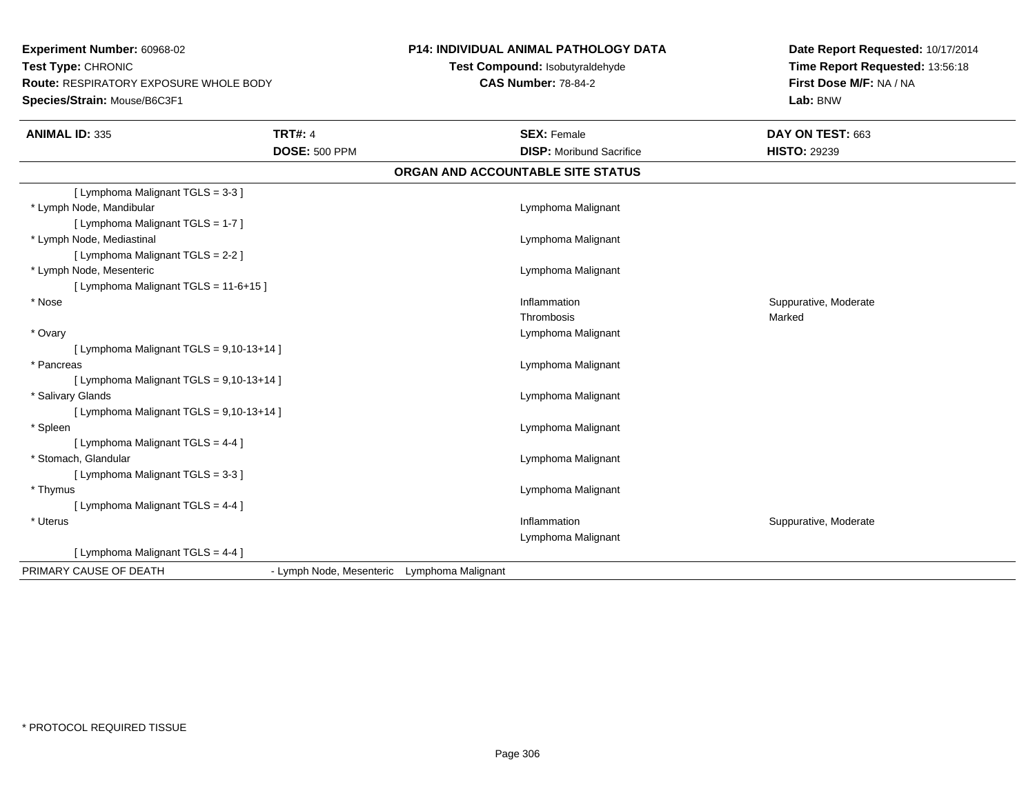**Experiment Number:** 60968-02
**Test Type:** CHRONIC
**Route:** RESPIRATORY EXPOSURE WHOLE BODY
**Species/Strain:** Mouse/B6C3F1

**P14: INDIVIDUAL ANIMAL PATHOLOGY DATA**
**Test Compound:** Isobutyraldehyde
**CAS Number:** 78-84-2

**Date Report Requested:** 10/17/2014
**Time Report Requested:** 13:56:18
**First Dose M/F:** NA / NA
**Lab:** BNW

| **ANIMAL ID:** 335 | **TRT#:** 4 | **SEX:** Female | **DAY ON TEST:** 663 |
|---|---|---|---|
| | **DOSE:** 500 PPM | **DISP:** Moribund Sacrifice | **HISTO:** 29239 |

**ORGAN AND ACCOUNTABLE SITE STATUS**

| | | |
|---|---|---|
| [ Lymphoma Malignant TGLS = 3-3 ] | | |
| * Lymph Node, Mandibular | Lymphoma Malignant | |
| [ Lymphoma Malignant TGLS = 1-7 ] | | |
| * Lymph Node, Mediastinal | Lymphoma Malignant | |
| [ Lymphoma Malignant TGLS = 2-2 ] | | |
| * Lymph Node, Mesenteric | Lymphoma Malignant | |
| [ Lymphoma Malignant TGLS = 11-6+15 ] | | |
| * Nose | Inflammation | Suppurative, Moderate |
| | Thrombosis | Marked |
| * Ovary | Lymphoma Malignant | |
| [ Lymphoma Malignant TGLS = 9,10-13+14 ] | | |
| * Pancreas | Lymphoma Malignant | |
| [ Lymphoma Malignant TGLS = 9,10-13+14 ] | | |
| * Salivary Glands | Lymphoma Malignant | |
| [ Lymphoma Malignant TGLS = 9,10-13+14 ] | | |
| * Spleen | Lymphoma Malignant | |
| [ Lymphoma Malignant TGLS = 4-4 ] | | |
| * Stomach, Glandular | Lymphoma Malignant | |
| [ Lymphoma Malignant TGLS = 3-3 ] | | |
| * Thymus | Lymphoma Malignant | |
| [ Lymphoma Malignant TGLS = 4-4 ] | | |
| * Uterus | Inflammation | Suppurative, Moderate |
| | Lymphoma Malignant | |
| [ Lymphoma Malignant TGLS = 4-4 ] | | |

PRIMARY CAUSE OF DEATH - Lymph Node, Mesenteric Lymphoma Malignant

\* PROTOCOL REQUIRED TISSUE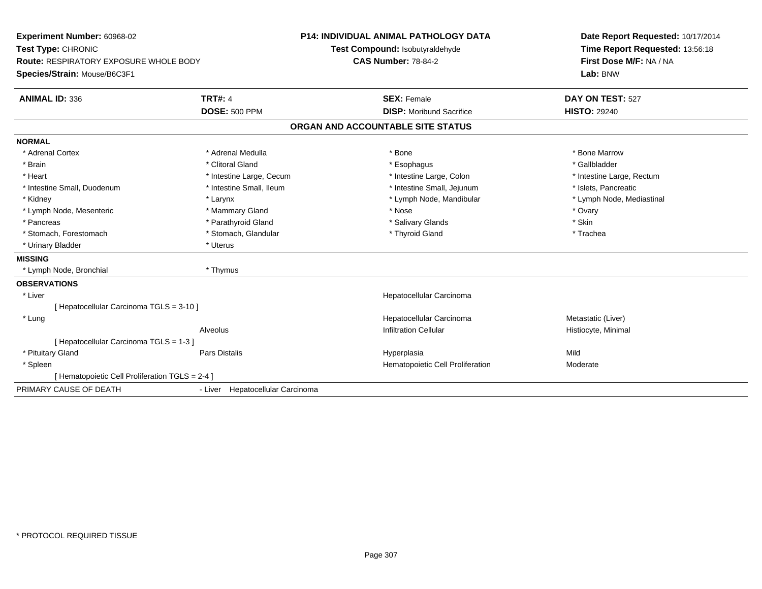**Experiment Number:** 60968-02
**Test Type:** CHRONIC
**Route:** RESPIRATORY EXPOSURE WHOLE BODY
**Species/Strain:** Mouse/B6C3F1

**P14: INDIVIDUAL ANIMAL PATHOLOGY DATA**
**Test Compound:** Isobutyraldehyde
**CAS Number:** 78-84-2

**Date Report Requested:** 10/17/2014
**Time Report Requested:** 13:56:18
**First Dose M/F:** NA / NA
**Lab:** BNW

| **ANIMAL ID:** 336 | **TRT#:** 4 | **SEX:** Female | **DAY ON TEST:** 527 |
|---|---|---|---|
| | **DOSE:** 500 PPM | **DISP:** Moribund Sacrifice | **HISTO:** 29240 |

## ORGAN AND ACCOUNTABLE SITE STATUS

**NORMAL**

| | | | |
|---|---|---|---|
| * Adrenal Cortex | * Adrenal Medulla | * Bone | * Bone Marrow |
| * Brain | * Clitoral Gland | * Esophagus | * Gallbladder |
| * Heart | * Intestine Large, Cecum | * Intestine Large, Colon | * Intestine Large, Rectum |
| * Intestine Small, Duodenum | * Intestine Small, Ileum | * Intestine Small, Jejunum | * Islets, Pancreatic |
| * Kidney | * Larynx | * Lymph Node, Mandibular | * Lymph Node, Mediastinal |
| * Lymph Node, Mesenteric | * Mammary Gland | * Nose | * Ovary |
| * Pancreas | * Parathyroid Gland | * Salivary Glands | * Skin |
| * Stomach, Forestomach | * Stomach, Glandular | * Thyroid Gland | * Trachea |
| * Urinary Bladder | * Uterus | | |

**MISSING**

| | |
|---|---|
| * Lymph Node, Bronchial | * Thymus |

**OBSERVATIONS**

| | | | |
|---|---|---|---|
| * Liver | | Hepatocellular Carcinoma | |
| [ Hepatocellular Carcinoma TGLS = 3-10 ] | | | |
| * Lung | | Hepatocellular Carcinoma | Metastatic (Liver) |
| | Alveolus | Infiltration Cellular | Histiocyte, Minimal |
| [ Hepatocellular Carcinoma TGLS = 1-3 ] | | | |
| * Pituitary Gland | Pars Distalis | Hyperplasia | Mild |
| * Spleen | | Hematopoietic Cell Proliferation | Moderate |
| [ Hematopoietic Cell Proliferation TGLS = 2-4 ] | | | |

PRIMARY CAUSE OF DEATH - Liver Hepatocellular Carcinoma

* PROTOCOL REQUIRED TISSUE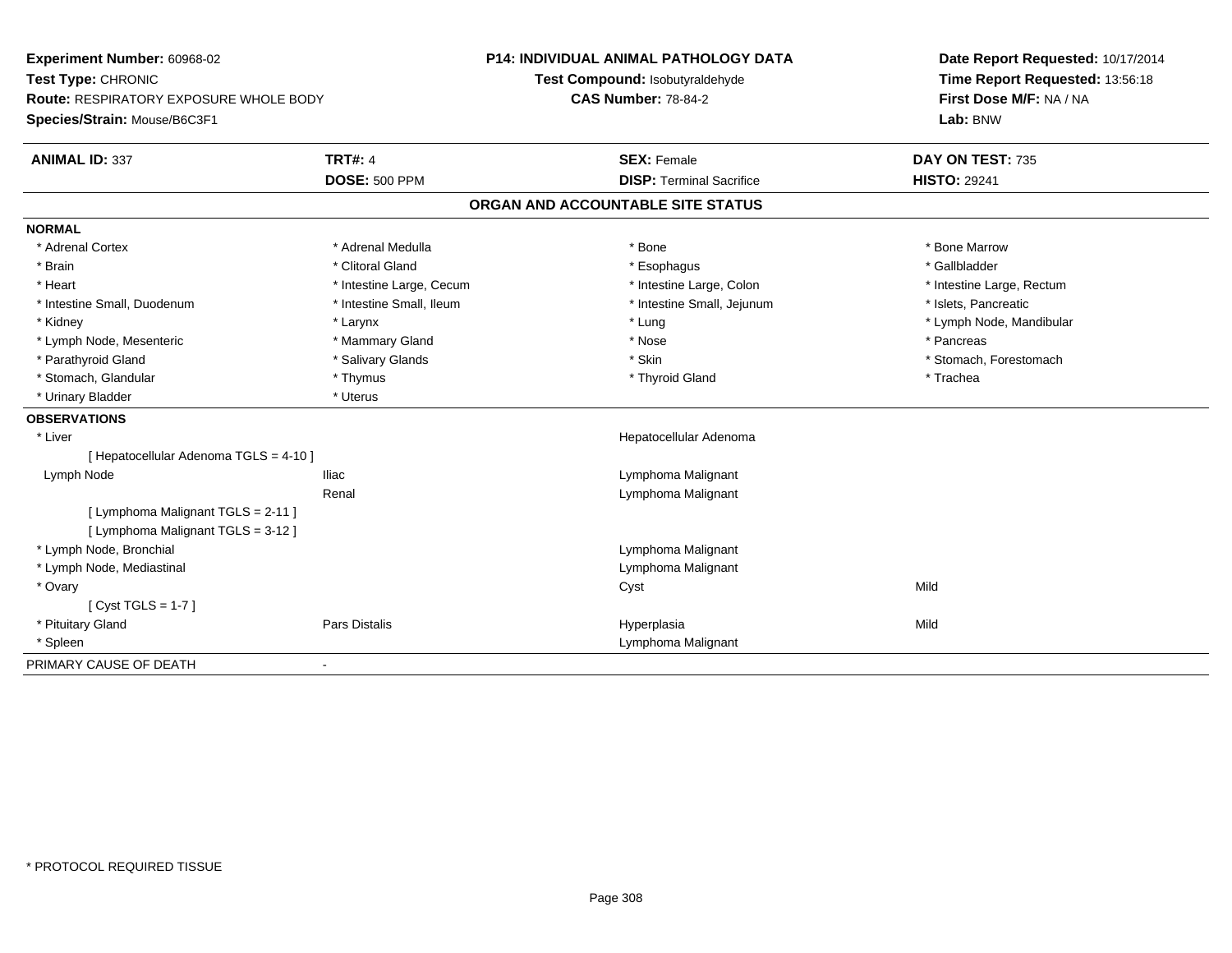**Experiment Number:** 60968-02
**Test Type:** CHRONIC
**Route:** RESPIRATORY EXPOSURE WHOLE BODY
**Species/Strain:** Mouse/B6C3F1

**P14: INDIVIDUAL ANIMAL PATHOLOGY DATA**
**Test Compound:** Isobutyraldehyde
**CAS Number:** 78-84-2

**Date Report Requested:** 10/17/2014
**Time Report Requested:** 13:56:18
**First Dose M/F:** NA / NA
**Lab:** BNW

| **ANIMAL ID:** 337 | **TRT#:** 4 | **SEX:** Female | **DAY ON TEST:** 735 |
|---|---|---|---|
| | **DOSE:** 500 PPM | **DISP:** Terminal Sacrifice | **HISTO:** 29241 |

## ORGAN AND ACCOUNTABLE SITE STATUS

**NORMAL**

| | | | |
|---|---|---|---|
| * Adrenal Cortex | * Adrenal Medulla | * Bone | * Bone Marrow |
| * Brain | * Clitoral Gland | * Esophagus | * Gallbladder |
| * Heart | * Intestine Large, Cecum | * Intestine Large, Colon | * Intestine Large, Rectum |
| * Intestine Small, Duodenum | * Intestine Small, Ileum | * Intestine Small, Jejunum | * Islets, Pancreatic |
| * Kidney | * Larynx | * Lung | * Lymph Node, Mandibular |
| * Lymph Node, Mesenteric | * Mammary Gland | * Nose | * Pancreas |
| * Parathyroid Gland | * Salivary Glands | * Skin | * Stomach, Forestomach |
| * Stomach, Glandular | * Thymus | * Thyroid Gland | * Trachea |
| * Urinary Bladder | * Uterus | | |

**OBSERVATIONS**

| | | | |
|---|---|---|---|
| * Liver | | Hepatocellular Adenoma | |
| [ Hepatocellular Adenoma TGLS = 4-10 ] | | | |
| Lymph Node | Iliac | Lymphoma Malignant | |
| | Renal | Lymphoma Malignant | |
| [ Lymphoma Malignant TGLS = 2-11 ] | | | |
| [ Lymphoma Malignant TGLS = 3-12 ] | | | |
| * Lymph Node, Bronchial | | Lymphoma Malignant | |
| * Lymph Node, Mediastinal | | Lymphoma Malignant | |
| * Ovary | | Cyst | Mild |
| [ Cyst TGLS = 1-7 ] | | | |
| * Pituitary Gland | Pars Distalis | Hyperplasia | Mild |
| * Spleen | | Lymphoma Malignant | |

PRIMARY CAUSE OF DEATH -

* PROTOCOL REQUIRED TISSUE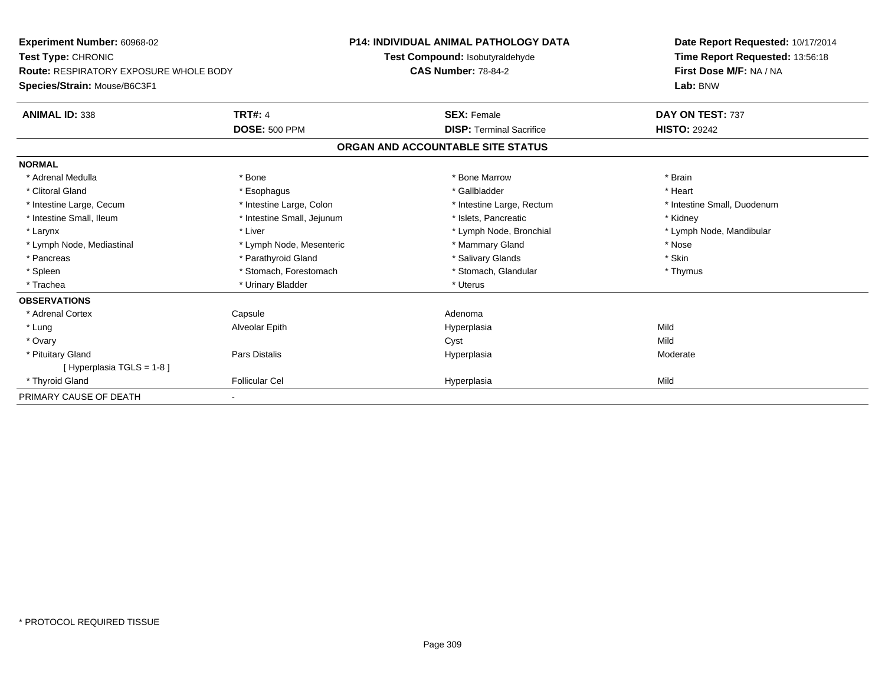**Experiment Number:** 60968-02
**Test Type:** CHRONIC
**Route:** RESPIRATORY EXPOSURE WHOLE BODY
**Species/Strain:** Mouse/B6C3F1

**P14: INDIVIDUAL ANIMAL PATHOLOGY DATA**
**Test Compound:** Isobutyraldehyde
**CAS Number:** 78-84-2

**Date Report Requested:** 10/17/2014
**Time Report Requested:** 13:56:18
**First Dose M/F:** NA / NA
**Lab:** BNW

| **ANIMAL ID:** 338 | **TRT#:** 4 | **SEX:** Female | **DAY ON TEST:** 737 |
|---|---|---|---|
| | **DOSE:** 500 PPM | **DISP:** Terminal Sacrifice | **HISTO:** 29242 |

## ORGAN AND ACCOUNTABLE SITE STATUS

**NORMAL**

| | | | |
|---|---|---|---|
| * Adrenal Medulla | * Bone | * Bone Marrow | * Brain |
| * Clitoral Gland | * Esophagus | * Gallbladder | * Heart |
| * Intestine Large, Cecum | * Intestine Large, Colon | * Intestine Large, Rectum | * Intestine Small, Duodenum |
| * Intestine Small, Ileum | * Intestine Small, Jejunum | * Islets, Pancreatic | * Kidney |
| * Larynx | * Liver | * Lymph Node, Bronchial | * Lymph Node, Mandibular |
| * Lymph Node, Mediastinal | * Lymph Node, Mesenteric | * Mammary Gland | * Nose |
| * Pancreas | * Parathyroid Gland | * Salivary Glands | * Skin |
| * Spleen | * Stomach, Forestomach | * Stomach, Glandular | * Thymus |
| * Trachea | * Urinary Bladder | * Uterus | |

**OBSERVATIONS**

| | | | |
|---|---|---|---|
| * Adrenal Cortex | Capsule | Adenoma | |
| * Lung | Alveolar Epith | Hyperplasia | Mild |
| * Ovary | | Cyst | Mild |
| * Pituitary Gland | Pars Distalis | Hyperplasia | Moderate |
| [ Hyperplasia TGLS = 1-8 ] | | | |
| * Thyroid Gland | Follicular Cel | Hyperplasia | Mild |

PRIMARY CAUSE OF DEATH -

* PROTOCOL REQUIRED TISSUE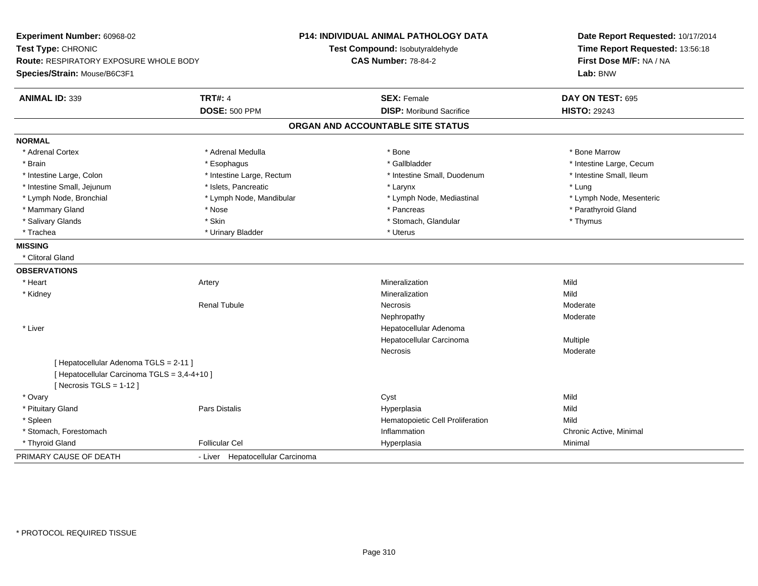**Experiment Number:** 60968-02
**Test Type:** CHRONIC
**Route:** RESPIRATORY EXPOSURE WHOLE BODY
**Species/Strain:** Mouse/B6C3F1

**P14: INDIVIDUAL ANIMAL PATHOLOGY DATA**
**Test Compound:** Isobutyraldehyde
**CAS Number:** 78-84-2

**Date Report Requested:** 10/17/2014
**Time Report Requested:** 13:56:18
**First Dose M/F:** NA / NA
**Lab:** BNW

| **ANIMAL ID:** 339 | **TRT#:** 4 | **SEX:** Female | **DAY ON TEST:** 695 |
|---|---|---|---|
| | **DOSE:** 500 PPM | **DISP:** Moribund Sacrifice | **HISTO:** 29243 |

## ORGAN AND ACCOUNTABLE SITE STATUS

**NORMAL**

| | | | |
|---|---|---|---|
| * Adrenal Cortex | * Adrenal Medulla | * Bone | * Bone Marrow |
| * Brain | * Esophagus | * Gallbladder | * Intestine Large, Cecum |
| * Intestine Large, Colon | * Intestine Large, Rectum | * Intestine Small, Duodenum | * Intestine Small, Ileum |
| * Intestine Small, Jejunum | * Islets, Pancreatic | * Larynx | * Lung |
| * Lymph Node, Bronchial | * Lymph Node, Mandibular | * Lymph Node, Mediastinal | * Lymph Node, Mesenteric |
| * Mammary Gland | * Nose | * Pancreas | * Parathyroid Gland |
| * Salivary Glands | * Skin | * Stomach, Glandular | * Thymus |
| * Trachea | * Urinary Bladder | * Uterus | |

**MISSING**

* Clitoral Gland

**OBSERVATIONS**

| | | | |
|---|---|---|---|
| * Heart | Artery | Mineralization | Mild |
| * Kidney | | Mineralization | Mild |
| | Renal Tubule | Necrosis | Moderate |
| | | Nephropathy | Moderate |
| * Liver | | Hepatocellular Adenoma | |
| | | Hepatocellular Carcinoma | Multiple |
| | | Necrosis | Moderate |
| [ Hepatocellular Adenoma TGLS = 2-11 ] | | | |
| [ Hepatocellular Carcinoma TGLS = 3,4-4+10 ] | | | |
| [ Necrosis TGLS = 1-12 ] | | | |
| * Ovary | | Cyst | Mild |
| * Pituitary Gland | Pars Distalis | Hyperplasia | Mild |
| * Spleen | | Hematopoietic Cell Proliferation | Mild |
| * Stomach, Forestomach | | Inflammation | Chronic Active, Minimal |
| * Thyroid Gland | Follicular Cel | Hyperplasia | Minimal |

PRIMARY CAUSE OF DEATH - Liver Hepatocellular Carcinoma

* PROTOCOL REQUIRED TISSUE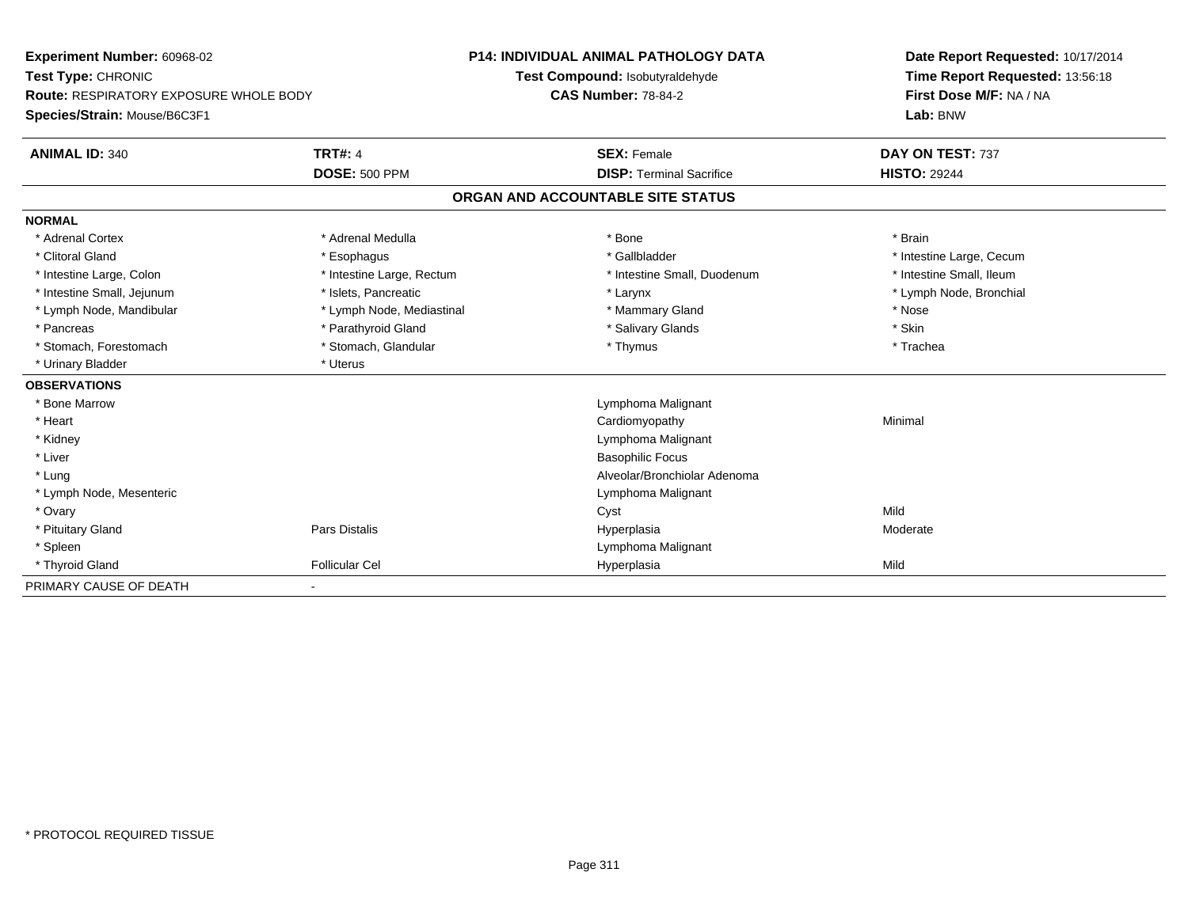**Experiment Number:** 60968-02
**Test Type:** CHRONIC
**Route:** RESPIRATORY EXPOSURE WHOLE BODY
**Species/Strain:** Mouse/B6C3F1

**P14: INDIVIDUAL ANIMAL PATHOLOGY DATA**
**Test Compound:** Isobutyraldehyde
**CAS Number:** 78-84-2

**Date Report Requested:** 10/17/2014
**Time Report Requested:** 13:56:18
**First Dose M/F:** NA / NA
**Lab:** BNW

| **ANIMAL ID:** 340 | **TRT#:** 4 | **SEX:** Female | **DAY ON TEST:** 737 |
|---|---|---|---|
| | **DOSE:** 500 PPM | **DISP:** Terminal Sacrifice | **HISTO:** 29244 |

## ORGAN AND ACCOUNTABLE SITE STATUS

**NORMAL**

| | | | |
|---|---|---|---|
| * Adrenal Cortex | * Adrenal Medulla | * Bone | * Brain |
| * Clitoral Gland | * Esophagus | * Gallbladder | * Intestine Large, Cecum |
| * Intestine Large, Colon | * Intestine Large, Rectum | * Intestine Small, Duodenum | * Intestine Small, Ileum |
| * Intestine Small, Jejunum | * Islets, Pancreatic | * Larynx | * Lymph Node, Bronchial |
| * Lymph Node, Mandibular | * Lymph Node, Mediastinal | * Mammary Gland | * Nose |
| * Pancreas | * Parathyroid Gland | * Salivary Glands | * Skin |
| * Stomach, Forestomach | * Stomach, Glandular | * Thymus | * Trachea |
| * Urinary Bladder | * Uterus | | |

**OBSERVATIONS**

| | | | |
|---|---|---|---|
| * Bone Marrow | | Lymphoma Malignant | |
| * Heart | | Cardiomyopathy | Minimal |
| * Kidney | | Lymphoma Malignant | |
| * Liver | | Basophilic Focus | |
| * Lung | | Alveolar/Bronchiolar Adenoma | |
| * Lymph Node, Mesenteric | | Lymphoma Malignant | |
| * Ovary | | Cyst | Mild |
| * Pituitary Gland | Pars Distalis | Hyperplasia | Moderate |
| * Spleen | | Lymphoma Malignant | |
| * Thyroid Gland | Follicular Cel | Hyperplasia | Mild |

PRIMARY CAUSE OF DEATH -

* PROTOCOL REQUIRED TISSUE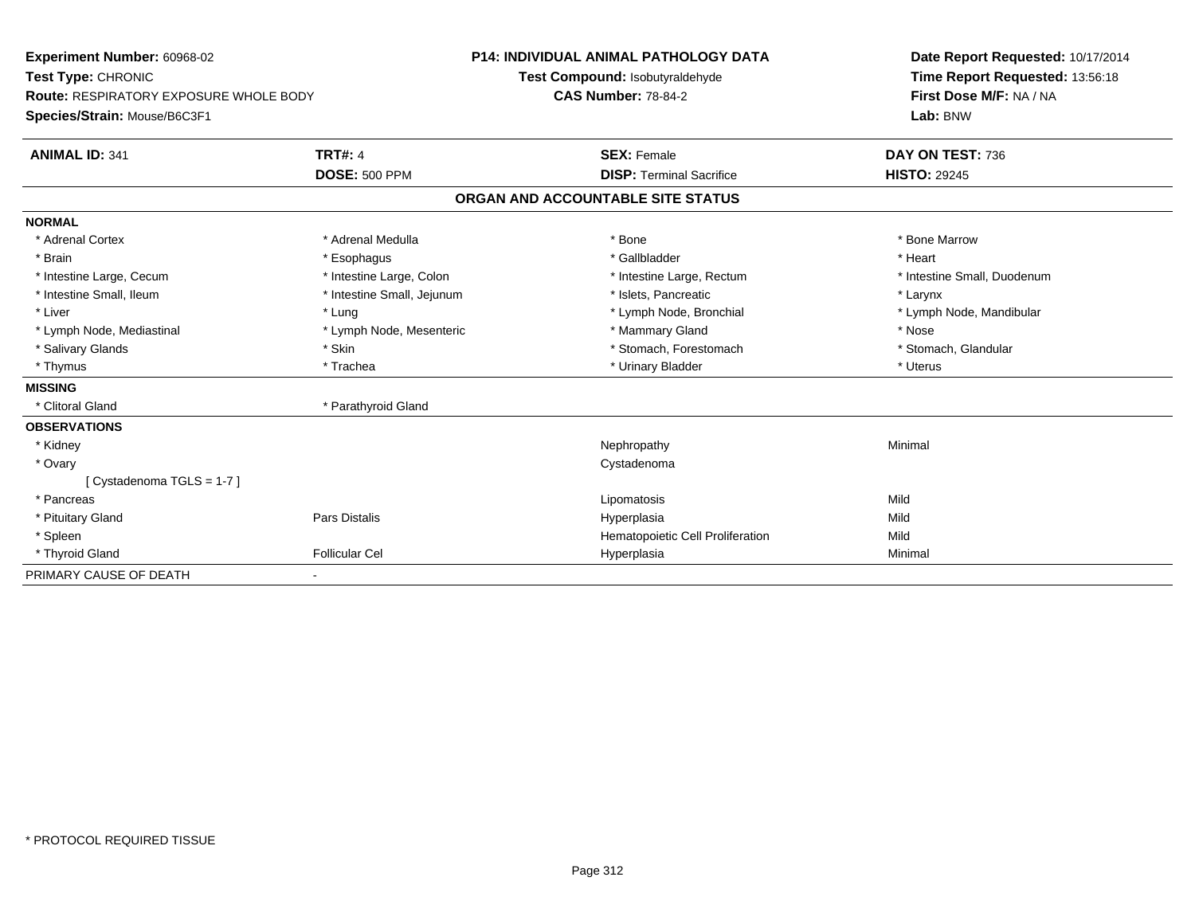**Experiment Number:** 60968-02
**Test Type:** CHRONIC
**Route:** RESPIRATORY EXPOSURE WHOLE BODY
**Species/Strain:** Mouse/B6C3F1

**P14: INDIVIDUAL ANIMAL PATHOLOGY DATA**
**Test Compound:** Isobutyraldehyde
**CAS Number:** 78-84-2

**Date Report Requested:** 10/17/2014
**Time Report Requested:** 13:56:18
**First Dose M/F:** NA / NA
**Lab:** BNW

| **ANIMAL ID:** 341 | **TRT#:** 4 | **SEX:** Female | **DAY ON TEST:** 736 |
|---|---|---|---|
| | **DOSE:** 500 PPM | **DISP:** Terminal Sacrifice | **HISTO:** 29245 |

**ORGAN AND ACCOUNTABLE SITE STATUS**

| | | | |
|---|---|---|---|
| **NORMAL** | | | |
| * Adrenal Cortex | * Adrenal Medulla | * Bone | * Bone Marrow |
| * Brain | * Esophagus | * Gallbladder | * Heart |
| * Intestine Large, Cecum | * Intestine Large, Colon | * Intestine Large, Rectum | * Intestine Small, Duodenum |
| * Intestine Small, Ileum | * Intestine Small, Jejunum | * Islets, Pancreatic | * Larynx |
| * Liver | * Lung | * Lymph Node, Bronchial | * Lymph Node, Mandibular |
| * Lymph Node, Mediastinal | * Lymph Node, Mesenteric | * Mammary Gland | * Nose |
| * Salivary Glands | * Skin | * Stomach, Forestomach | * Stomach, Glandular |
| * Thymus | * Trachea | * Urinary Bladder | * Uterus |
| **MISSING** | | | |
| * Clitoral Gland | * Parathyroid Gland | | |
| **OBSERVATIONS** | | | |
| * Kidney | | Nephropathy | Minimal |
| * Ovary | | Cystadenoma | |
| [ Cystadenoma TGLS = 1-7 ] | | | |
| * Pancreas | | Lipomatosis | Mild |
| * Pituitary Gland | Pars Distalis | Hyperplasia | Mild |
| * Spleen | | Hematopoietic Cell Proliferation | Mild |
| * Thyroid Gland | Follicular Cel | Hyperplasia | Minimal |
| PRIMARY CAUSE OF DEATH | - | | |

\* PROTOCOL REQUIRED TISSUE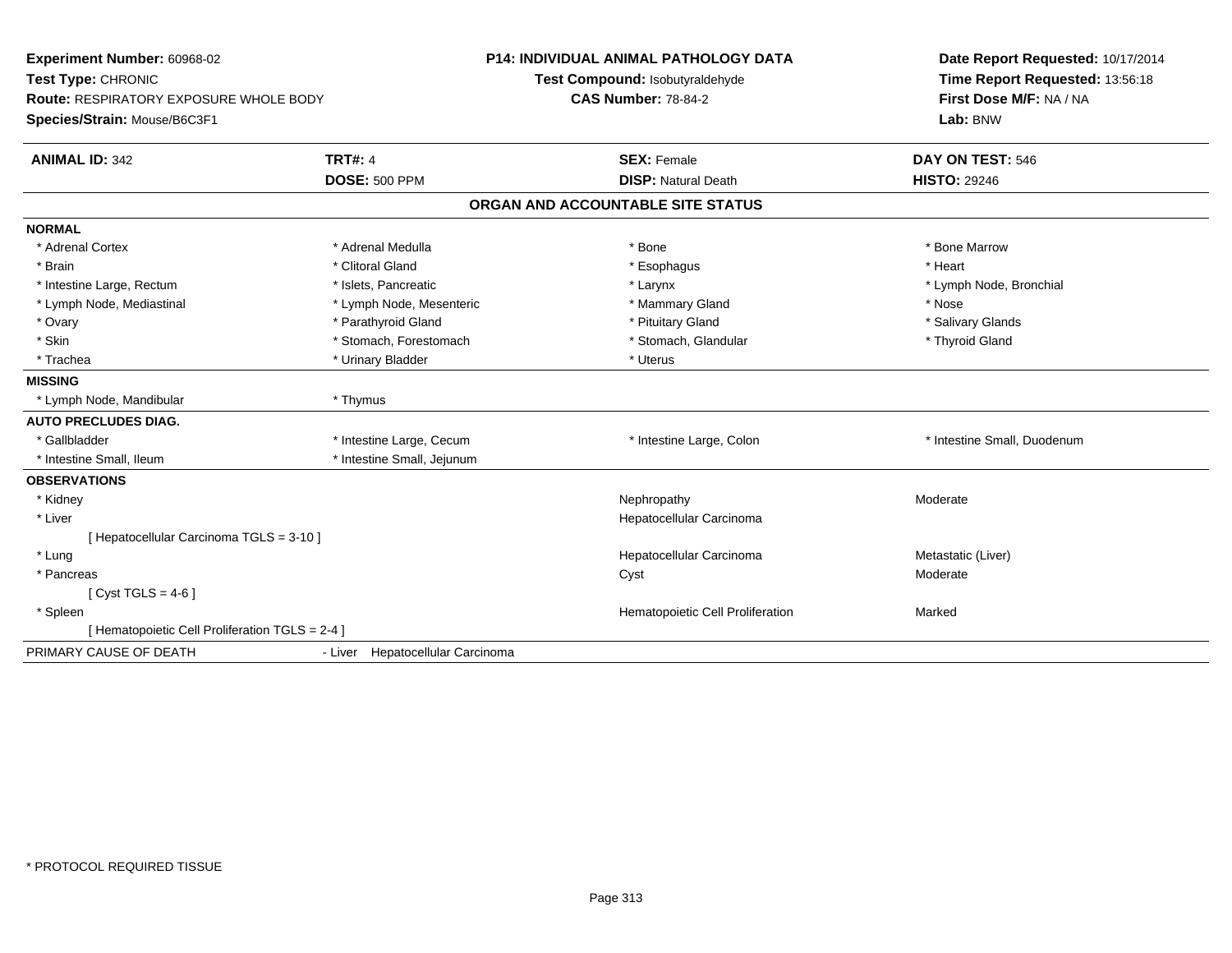**Experiment Number:** 60968-02
**Test Type:** CHRONIC
**Route:** RESPIRATORY EXPOSURE WHOLE BODY
**Species/Strain:** Mouse/B6C3F1

**P14: INDIVIDUAL ANIMAL PATHOLOGY DATA**
**Test Compound:** Isobutyraldehyde
**CAS Number:** 78-84-2

**Date Report Requested:** 10/17/2014
**Time Report Requested:** 13:56:18
**First Dose M/F:** NA / NA
**Lab:** BNW

| **ANIMAL ID:** 342 | **TRT#:** 4 | **SEX:** Female | **DAY ON TEST:** 546 |
|---|---|---|---|
| | **DOSE:** 500 PPM | **DISP:** Natural Death | **HISTO:** 29246 |

## ORGAN AND ACCOUNTABLE SITE STATUS

**NORMAL**

| | | | |
|---|---|---|---|
| * Adrenal Cortex | * Adrenal Medulla | * Bone | * Bone Marrow |
| * Brain | * Clitoral Gland | * Esophagus | * Heart |
| * Intestine Large, Rectum | * Islets, Pancreatic | * Larynx | * Lymph Node, Bronchial |
| * Lymph Node, Mediastinal | * Lymph Node, Mesenteric | * Mammary Gland | * Nose |
| * Ovary | * Parathyroid Gland | * Pituitary Gland | * Salivary Glands |
| * Skin | * Stomach, Forestomach | * Stomach, Glandular | * Thyroid Gland |
| * Trachea | * Urinary Bladder | * Uterus | |

**MISSING**

| | |
|---|---|
| * Lymph Node, Mandibular | * Thymus |

**AUTO PRECLUDES DIAG.**

| | | | |
|---|---|---|---|
| * Gallbladder | * Intestine Large, Cecum | * Intestine Large, Colon | * Intestine Small, Duodenum |
| * Intestine Small, Ileum | * Intestine Small, Jejunum | | |

**OBSERVATIONS**

| | | |
|---|---|---|
| * Kidney | Nephropathy | Moderate |
| * Liver | Hepatocellular Carcinoma | |
| [ Hepatocellular Carcinoma TGLS = 3-10 ] | | |
| * Lung | Hepatocellular Carcinoma | Metastatic (Liver) |
| * Pancreas | Cyst | Moderate |
| [ Cyst TGLS = 4-6 ] | | |
| * Spleen | Hematopoietic Cell Proliferation | Marked |
| [ Hematopoietic Cell Proliferation TGLS = 2-4 ] | | |

PRIMARY CAUSE OF DEATH - Liver Hepatocellular Carcinoma

* PROTOCOL REQUIRED TISSUE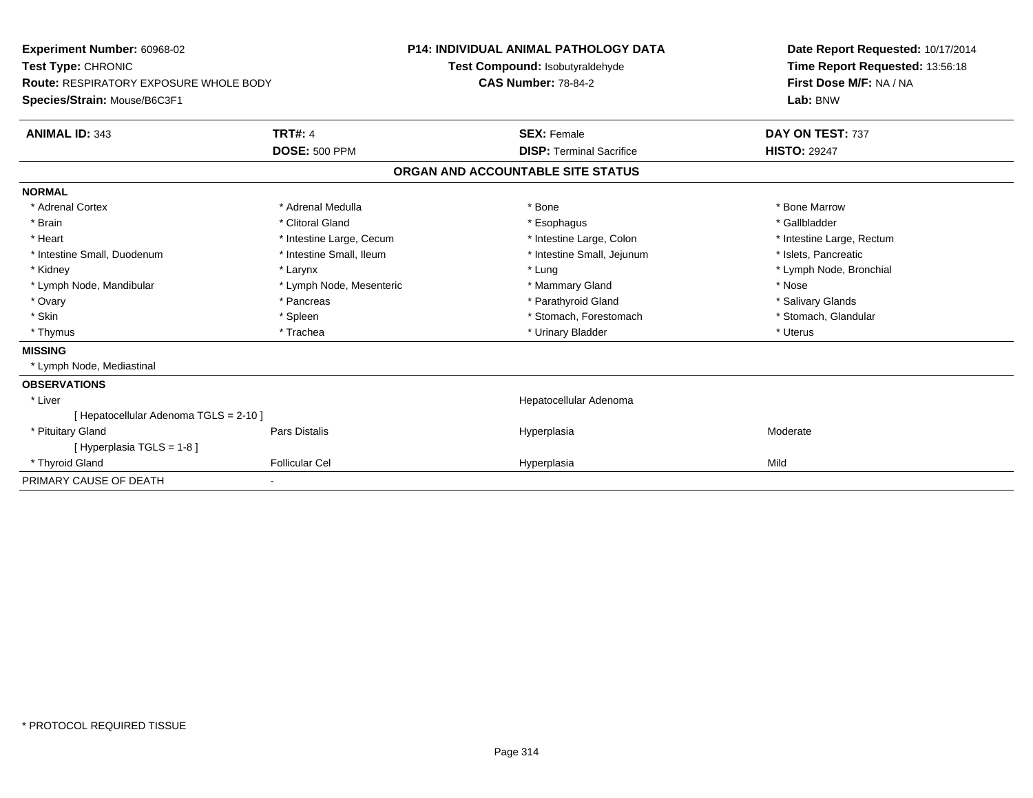**Experiment Number:** 60968-02
**Test Type:** CHRONIC
**Route:** RESPIRATORY EXPOSURE WHOLE BODY
**Species/Strain:** Mouse/B6C3F1

**P14: INDIVIDUAL ANIMAL PATHOLOGY DATA**
**Test Compound:** Isobutyraldehyde
**CAS Number:** 78-84-2

**Date Report Requested:** 10/17/2014
**Time Report Requested:** 13:56:18
**First Dose M/F:** NA / NA
**Lab:** BNW

| **ANIMAL ID:** 343 | **TRT#:** 4 | **SEX:** Female | **DAY ON TEST:** 737 |
|---|---|---|---|
| | **DOSE:** 500 PPM | **DISP:** Terminal Sacrifice | **HISTO:** 29247 |

## ORGAN AND ACCOUNTABLE SITE STATUS

| | | | |
|---|---|---|---|
| **NORMAL** | | | |
| * Adrenal Cortex | * Adrenal Medulla | * Bone | * Bone Marrow |
| * Brain | * Clitoral Gland | * Esophagus | * Gallbladder |
| * Heart | * Intestine Large, Cecum | * Intestine Large, Colon | * Intestine Large, Rectum |
| * Intestine Small, Duodenum | * Intestine Small, Ileum | * Intestine Small, Jejunum | * Islets, Pancreatic |
| * Kidney | * Larynx | * Lung | * Lymph Node, Bronchial |
| * Lymph Node, Mandibular | * Lymph Node, Mesenteric | * Mammary Gland | * Nose |
| * Ovary | * Pancreas | * Parathyroid Gland | * Salivary Glands |
| * Skin | * Spleen | * Stomach, Forestomach | * Stomach, Glandular |
| * Thymus | * Trachea | * Urinary Bladder | * Uterus |
| **MISSING** | | | |
| * Lymph Node, Mediastinal | | | |
| **OBSERVATIONS** | | | |
| * Liver | | Hepatocellular Adenoma | |
| [ Hepatocellular Adenoma TGLS = 2-10 ] | | | |
| * Pituitary Gland | Pars Distalis | Hyperplasia | Moderate |
| [ Hyperplasia TGLS = 1-8 ] | | | |
| * Thyroid Gland | Follicular Cel | Hyperplasia | Mild |
| PRIMARY CAUSE OF DEATH | - | | |

* PROTOCOL REQUIRED TISSUE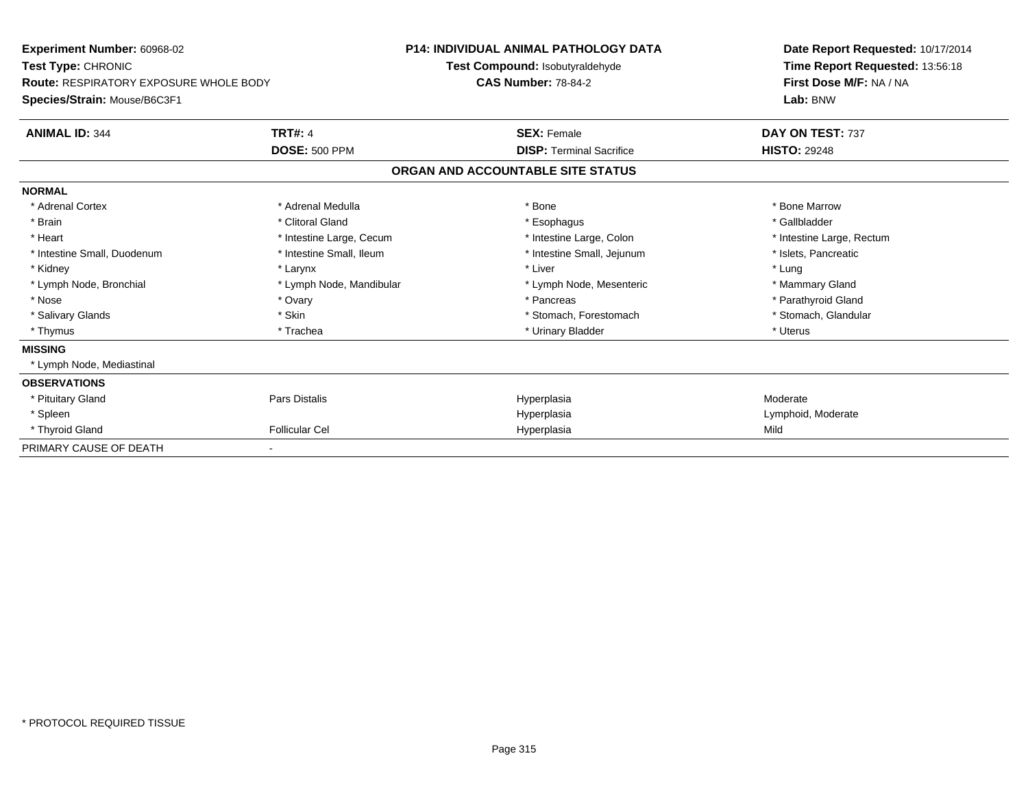**Experiment Number:** 60968-02
**Test Type:** CHRONIC
**Route:** RESPIRATORY EXPOSURE WHOLE BODY
**Species/Strain:** Mouse/B6C3F1

**P14: INDIVIDUAL ANIMAL PATHOLOGY DATA**
**Test Compound:** Isobutyraldehyde
**CAS Number:** 78-84-2

**Date Report Requested:** 10/17/2014
**Time Report Requested:** 13:56:18
**First Dose M/F:** NA / NA
**Lab:** BNW

| **ANIMAL ID:** 344 | **TRT#:** 4 | **SEX:** Female | **DAY ON TEST:** 737 |
|---|---|---|---|
| | **DOSE:** 500 PPM | **DISP:** Terminal Sacrifice | **HISTO:** 29248 |

## ORGAN AND ACCOUNTABLE SITE STATUS

| | | | |
|---|---|---|---|
| **NORMAL** | | | |
| * Adrenal Cortex | * Adrenal Medulla | * Bone | * Bone Marrow |
| * Brain | * Clitoral Gland | * Esophagus | * Gallbladder |
| * Heart | * Intestine Large, Cecum | * Intestine Large, Colon | * Intestine Large, Rectum |
| * Intestine Small, Duodenum | * Intestine Small, Ileum | * Intestine Small, Jejunum | * Islets, Pancreatic |
| * Kidney | * Larynx | * Liver | * Lung |
| * Lymph Node, Bronchial | * Lymph Node, Mandibular | * Lymph Node, Mesenteric | * Mammary Gland |
| * Nose | * Ovary | * Pancreas | * Parathyroid Gland |
| * Salivary Glands | * Skin | * Stomach, Forestomach | * Stomach, Glandular |
| * Thymus | * Trachea | * Urinary Bladder | * Uterus |
| **MISSING** | | | |
| * Lymph Node, Mediastinal | | | |
| **OBSERVATIONS** | | | |
| * Pituitary Gland | Pars Distalis | Hyperplasia | Moderate |
| * Spleen | | Hyperplasia | Lymphoid, Moderate |
| * Thyroid Gland | Follicular Cel | Hyperplasia | Mild |
| PRIMARY CAUSE OF DEATH | - | | |

\* PROTOCOL REQUIRED TISSUE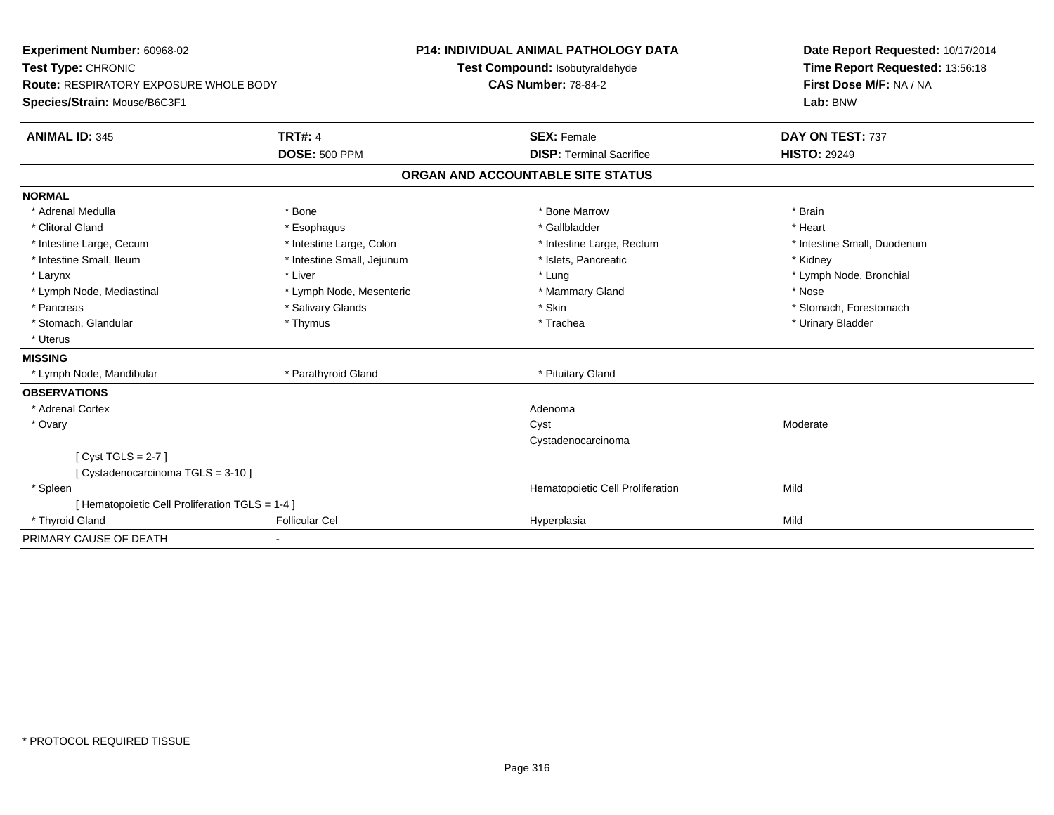**Experiment Number:** 60968-02
**Test Type:** CHRONIC
**Route:** RESPIRATORY EXPOSURE WHOLE BODY
**Species/Strain:** Mouse/B6C3F1

**P14: INDIVIDUAL ANIMAL PATHOLOGY DATA**
**Test Compound:** Isobutyraldehyde
**CAS Number:** 78-84-2

**Date Report Requested:** 10/17/2014
**Time Report Requested:** 13:56:18
**First Dose M/F:** NA / NA
**Lab:** BNW

| **ANIMAL ID:** 345 | **TRT#:** 4 | **SEX:** Female | **DAY ON TEST:** 737 |
|---|---|---|---|
| | **DOSE:** 500 PPM | **DISP:** Terminal Sacrifice | **HISTO:** 29249 |

## ORGAN AND ACCOUNTABLE SITE STATUS

**NORMAL**

| | | | |
|---|---|---|---|
| * Adrenal Medulla | * Bone | * Bone Marrow | * Brain |
| * Clitoral Gland | * Esophagus | * Gallbladder | * Heart |
| * Intestine Large, Cecum | * Intestine Large, Colon | * Intestine Large, Rectum | * Intestine Small, Duodenum |
| * Intestine Small, Ileum | * Intestine Small, Jejunum | * Islets, Pancreatic | * Kidney |
| * Larynx | * Liver | * Lung | * Lymph Node, Bronchial |
| * Lymph Node, Mediastinal | * Lymph Node, Mesenteric | * Mammary Gland | * Nose |
| * Pancreas | * Salivary Glands | * Skin | * Stomach, Forestomach |
| * Stomach, Glandular | * Thymus | * Trachea | * Urinary Bladder |
| * Uterus | | | |

**MISSING**

| | | |
|---|---|---|
| * Lymph Node, Mandibular | * Parathyroid Gland | * Pituitary Gland |

**OBSERVATIONS**

| | | | |
|---|---|---|---|
| * Adrenal Cortex | | Adenoma | |
| * Ovary | | Cyst | Moderate |
| | | Cystadenocarcinoma | |
| [ Cyst TGLS = 2-7 ] | | | |
| [ Cystadenocarcinoma TGLS = 3-10 ] | | | |
| * Spleen | | Hematopoietic Cell Proliferation | Mild |
| [ Hematopoietic Cell Proliferation TGLS = 1-4 ] | | | |
| * Thyroid Gland | Follicular Cel | Hyperplasia | Mild |

PRIMARY CAUSE OF DEATH -

\* PROTOCOL REQUIRED TISSUE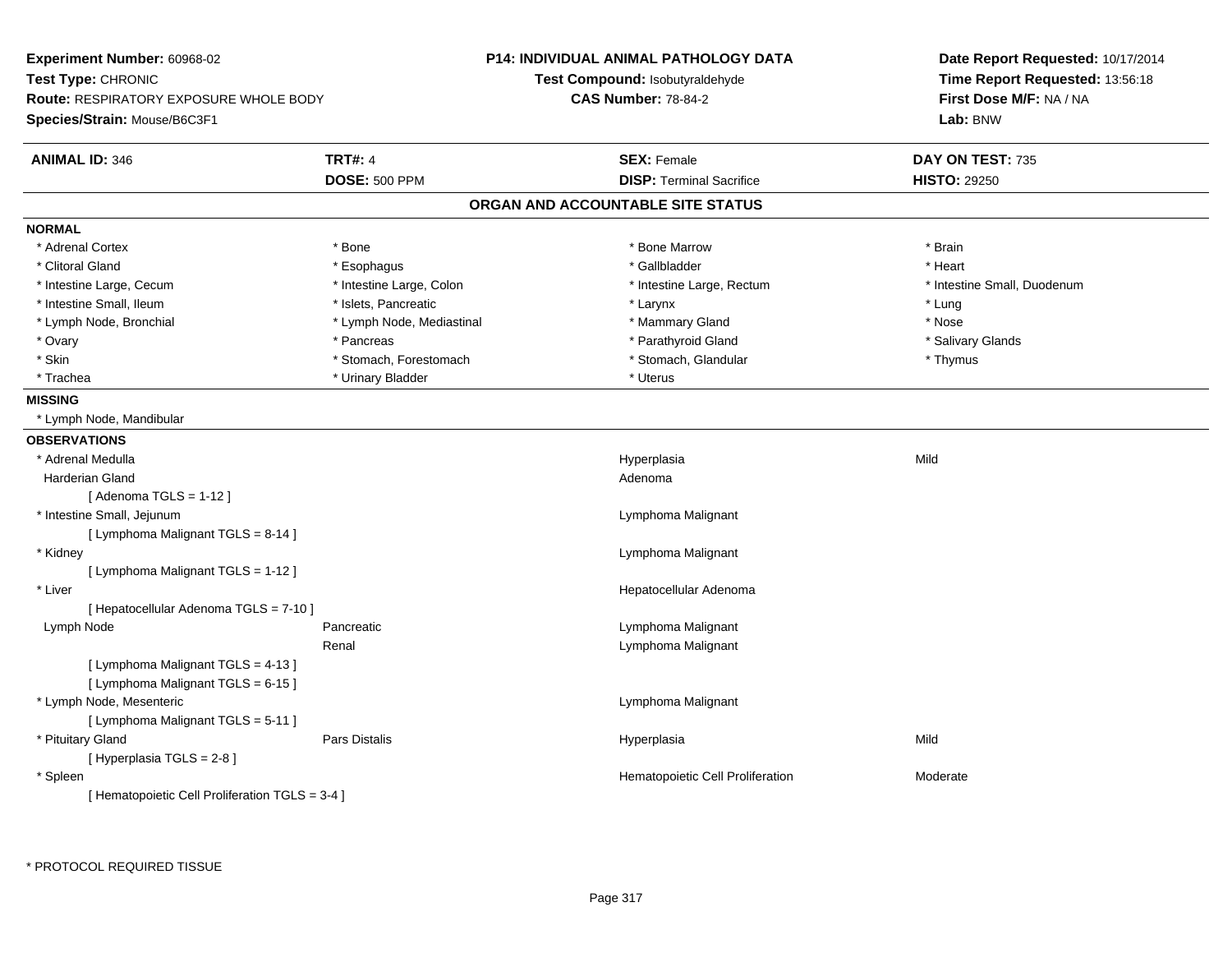**Experiment Number:** 60968-02
**Test Type:** CHRONIC
**Route:** RESPIRATORY EXPOSURE WHOLE BODY
**Species/Strain:** Mouse/B6C3F1

**P14: INDIVIDUAL ANIMAL PATHOLOGY DATA**
**Test Compound:** Isobutyraldehyde
**CAS Number:** 78-84-2

**Date Report Requested:** 10/17/2014
**Time Report Requested:** 13:56:18
**First Dose M/F:** NA / NA
**Lab:** BNW

| **ANIMAL ID:** 346 | **TRT#:** 4 | **SEX:** Female | **DAY ON TEST:** 735 |
|---|---|---|---|
| | **DOSE:** 500 PPM | **DISP:** Terminal Sacrifice | **HISTO:** 29250 |

## ORGAN AND ACCOUNTABLE SITE STATUS

**NORMAL**

| | | | |
|---|---|---|---|
| * Adrenal Cortex | * Bone | * Bone Marrow | * Brain |
| * Clitoral Gland | * Esophagus | * Gallbladder | * Heart |
| * Intestine Large, Cecum | * Intestine Large, Colon | * Intestine Large, Rectum | * Intestine Small, Duodenum |
| * Intestine Small, Ileum | * Islets, Pancreatic | * Larynx | * Lung |
| * Lymph Node, Bronchial | * Lymph Node, Mediastinal | * Mammary Gland | * Nose |
| * Ovary | * Pancreas | * Parathyroid Gland | * Salivary Glands |
| * Skin | * Stomach, Forestomach | * Stomach, Glandular | * Thymus |
| * Trachea | * Urinary Bladder | * Uterus | |

**MISSING**

* Lymph Node, Mandibular

**OBSERVATIONS**

| | | | |
|---|---|---|---|
| * Adrenal Medulla | | Hyperplasia | Mild |
| Harderian Gland | | Adenoma | |
| [ Adenoma TGLS = 1-12 ] | | | |
| * Intestine Small, Jejunum | | Lymphoma Malignant | |
| [ Lymphoma Malignant TGLS = 8-14 ] | | | |
| * Kidney | | Lymphoma Malignant | |
| [ Lymphoma Malignant TGLS = 1-12 ] | | | |
| * Liver | | Hepatocellular Adenoma | |
| [ Hepatocellular Adenoma TGLS = 7-10 ] | | | |
| Lymph Node | Pancreatic | Lymphoma Malignant | |
| | Renal | Lymphoma Malignant | |
| [ Lymphoma Malignant TGLS = 4-13 ] | | | |
| [ Lymphoma Malignant TGLS = 6-15 ] | | | |
| * Lymph Node, Mesenteric | | Lymphoma Malignant | |
| [ Lymphoma Malignant TGLS = 5-11 ] | | | |
| * Pituitary Gland | Pars Distalis | Hyperplasia | Mild |
| [ Hyperplasia TGLS = 2-8 ] | | | |
| * Spleen | | Hematopoietic Cell Proliferation | Moderate |
| [ Hematopoietic Cell Proliferation TGLS = 3-4 ] | | | |

* PROTOCOL REQUIRED TISSUE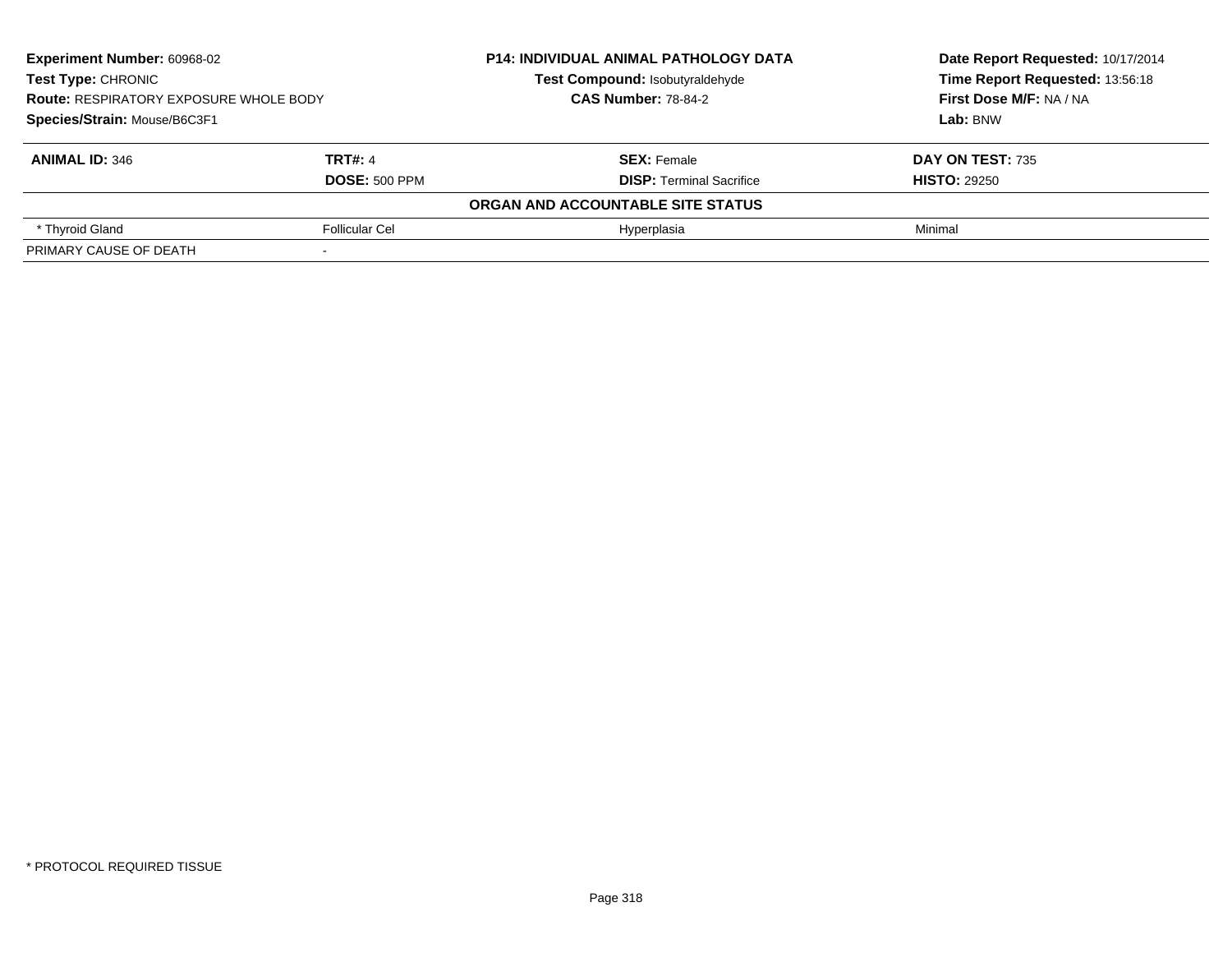**Experiment Number:** 60968-02
**Test Type:** CHRONIC
**Route:** RESPIRATORY EXPOSURE WHOLE BODY
**Species/Strain:** Mouse/B6C3F1

**P14: INDIVIDUAL ANIMAL PATHOLOGY DATA**
**Test Compound:** Isobutyraldehyde
**CAS Number:** 78-84-2

**Date Report Requested:** 10/17/2014
**Time Report Requested:** 13:56:18
**First Dose M/F:** NA / NA
**Lab:** BNW

| **ANIMAL ID:** 346 | **TRT#:** 4 | **SEX:** Female | **DAY ON TEST:** 735 |
|---|---|---|---|
| | **DOSE:** 500 PPM | **DISP:** Terminal Sacrifice | **HISTO:** 29250 |
| | | **ORGAN AND ACCOUNTABLE SITE STATUS** | |
| * Thyroid Gland | Follicular Cel | Hyperplasia | Minimal |
| PRIMARY CAUSE OF DEATH | - | | |

* PROTOCOL REQUIRED TISSUE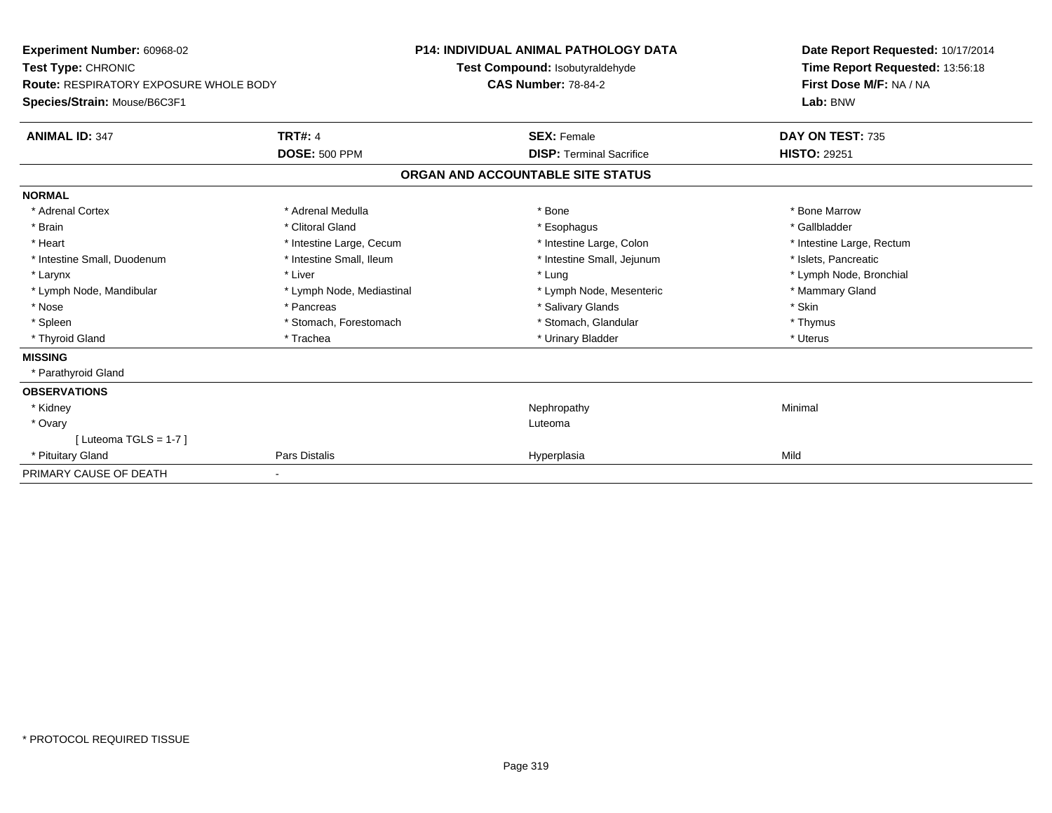**Experiment Number:** 60968-02
**Test Type:** CHRONIC
**Route:** RESPIRATORY EXPOSURE WHOLE BODY
**Species/Strain:** Mouse/B6C3F1

**P14: INDIVIDUAL ANIMAL PATHOLOGY DATA**
**Test Compound:** Isobutyraldehyde
**CAS Number:** 78-84-2

**Date Report Requested:** 10/17/2014
**Time Report Requested:** 13:56:18
**First Dose M/F:** NA / NA
**Lab:** BNW

| **ANIMAL ID:** 347 | **TRT#:** 4 | **SEX:** Female | **DAY ON TEST:** 735 |
|---|---|---|---|
| | **DOSE:** 500 PPM | **DISP:** Terminal Sacrifice | **HISTO:** 29251 |

## ORGAN AND ACCOUNTABLE SITE STATUS

| | | | |
|---|---|---|---|
| **NORMAL** | | | |
| * Adrenal Cortex | * Adrenal Medulla | * Bone | * Bone Marrow |
| * Brain | * Clitoral Gland | * Esophagus | * Gallbladder |
| * Heart | * Intestine Large, Cecum | * Intestine Large, Colon | * Intestine Large, Rectum |
| * Intestine Small, Duodenum | * Intestine Small, Ileum | * Intestine Small, Jejunum | * Islets, Pancreatic |
| * Larynx | * Liver | * Lung | * Lymph Node, Bronchial |
| * Lymph Node, Mandibular | * Lymph Node, Mediastinal | * Lymph Node, Mesenteric | * Mammary Gland |
| * Nose | * Pancreas | * Salivary Glands | * Skin |
| * Spleen | * Stomach, Forestomach | * Stomach, Glandular | * Thymus |
| * Thyroid Gland | * Trachea | * Urinary Bladder | * Uterus |
| **MISSING** | | | |
| * Parathyroid Gland | | | |
| **OBSERVATIONS** | | | |
| * Kidney | | Nephropathy | Minimal |
| * Ovary | | Luteoma | |
| [ Luteoma TGLS = 1-7 ] | | | |
| * Pituitary Gland | Pars Distalis | Hyperplasia | Mild |
| PRIMARY CAUSE OF DEATH | - | | |

* PROTOCOL REQUIRED TISSUE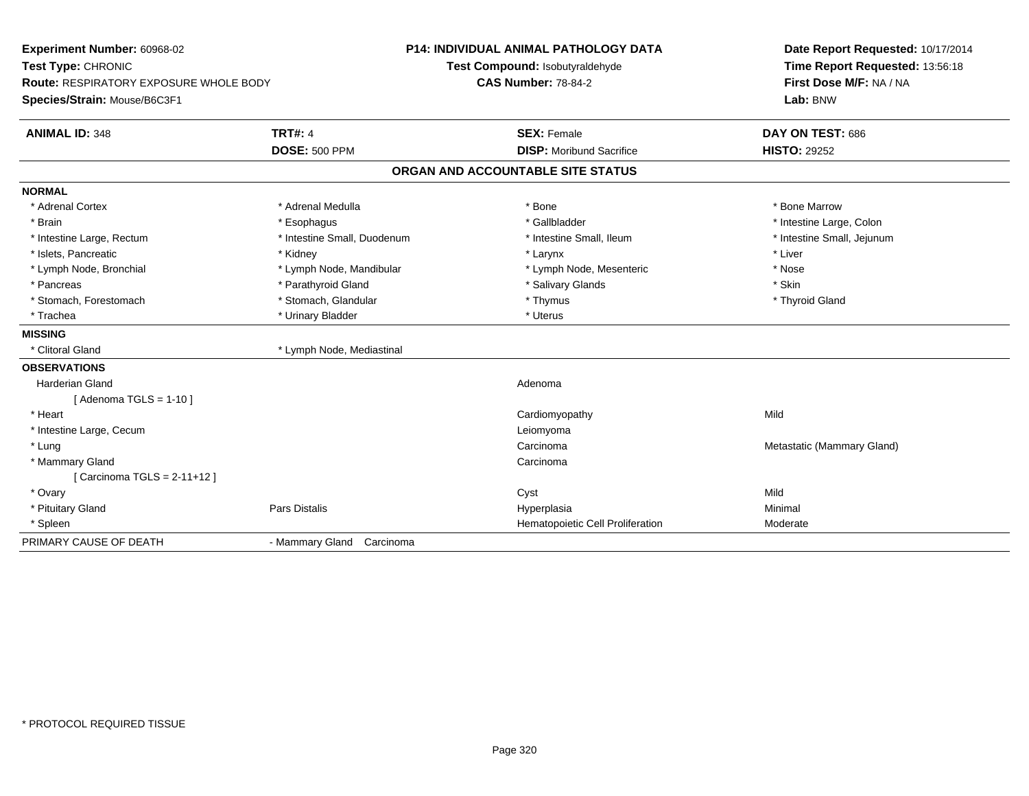**Experiment Number:** 60968-02
**Test Type:** CHRONIC
**Route:** RESPIRATORY EXPOSURE WHOLE BODY
**Species/Strain:** Mouse/B6C3F1

**P14: INDIVIDUAL ANIMAL PATHOLOGY DATA**
**Test Compound:** Isobutyraldehyde
**CAS Number:** 78-84-2

**Date Report Requested:** 10/17/2014
**Time Report Requested:** 13:56:18
**First Dose M/F:** NA / NA
**Lab:** BNW

| **ANIMAL ID:** 348 | **TRT#:** 4 | **SEX:** Female | **DAY ON TEST:** 686 |
|---|---|---|---|
| | **DOSE:** 500 PPM | **DISP:** Moribund Sacrifice | **HISTO:** 29252 |

## ORGAN AND ACCOUNTABLE SITE STATUS

| | | | |
|---|---|---|---|
| **NORMAL** | | | |
| * Adrenal Cortex | * Adrenal Medulla | * Bone | * Bone Marrow |
| * Brain | * Esophagus | * Gallbladder | * Intestine Large, Colon |
| * Intestine Large, Rectum | * Intestine Small, Duodenum | * Intestine Small, Ileum | * Intestine Small, Jejunum |
| * Islets, Pancreatic | * Kidney | * Larynx | * Liver |
| * Lymph Node, Bronchial | * Lymph Node, Mandibular | * Lymph Node, Mesenteric | * Nose |
| * Pancreas | * Parathyroid Gland | * Salivary Glands | * Skin |
| * Stomach, Forestomach | * Stomach, Glandular | * Thymus | * Thyroid Gland |
| * Trachea | * Urinary Bladder | * Uterus | |
| **MISSING** | | | |
| * Clitoral Gland | * Lymph Node, Mediastinal | | |
| **OBSERVATIONS** | | | |
| Harderian Gland | | Adenoma | |
| [ Adenoma TGLS = 1-10 ] | | | |
| * Heart | | Cardiomyopathy | Mild |
| * Intestine Large, Cecum | | Leiomyoma | |
| * Lung | | Carcinoma | Metastatic (Mammary Gland) |
| * Mammary Gland | | Carcinoma | |
| [ Carcinoma TGLS = 2-11+12 ] | | | |
| * Ovary | | Cyst | Mild |
| * Pituitary Gland | Pars Distalis | Hyperplasia | Minimal |
| * Spleen | | Hematopoietic Cell Proliferation | Moderate |
| PRIMARY CAUSE OF DEATH | - Mammary Gland Carcinoma | | |

\* PROTOCOL REQUIRED TISSUE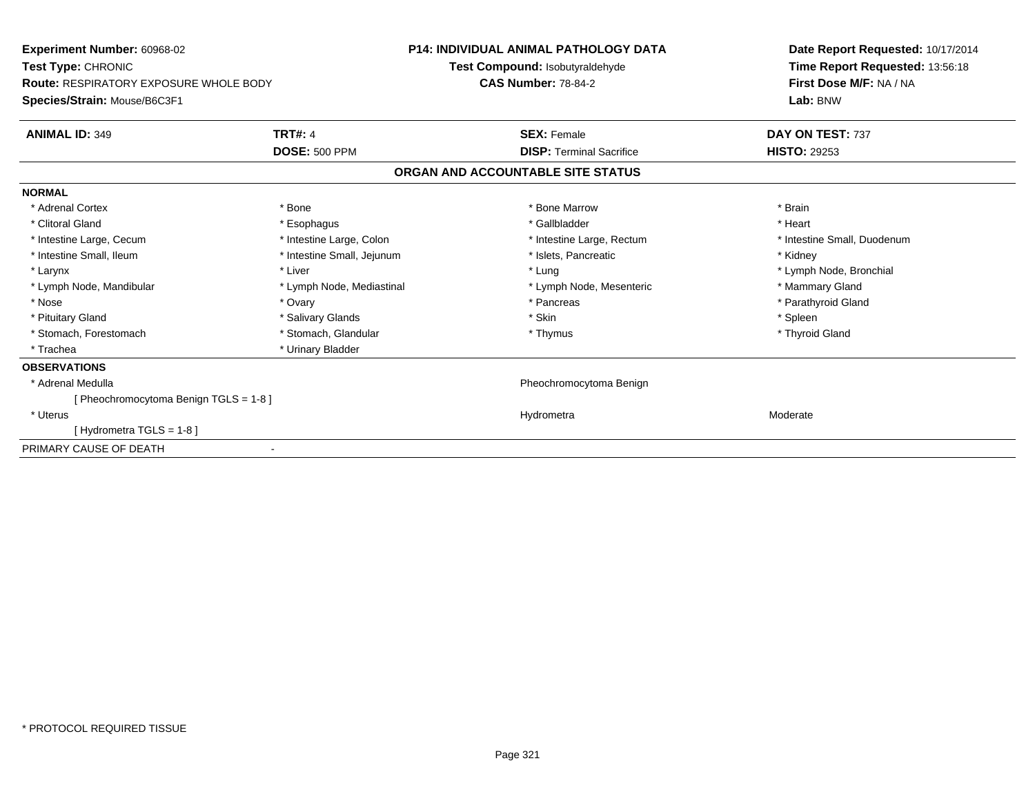**Experiment Number:** 60968-02
**Test Type:** CHRONIC
**Route:** RESPIRATORY EXPOSURE WHOLE BODY
**Species/Strain:** Mouse/B6C3F1

**P14: INDIVIDUAL ANIMAL PATHOLOGY DATA**
**Test Compound:** Isobutyraldehyde
**CAS Number:** 78-84-2

**Date Report Requested:** 10/17/2014
**Time Report Requested:** 13:56:18
**First Dose M/F:** NA / NA
**Lab:** BNW

| **ANIMAL ID:** 349 | **TRT#:** 4 | **SEX:** Female | **DAY ON TEST:** 737 |
|---|---|---|---|
| | **DOSE:** 500 PPM | **DISP:** Terminal Sacrifice | **HISTO:** 29253 |

## ORGAN AND ACCOUNTABLE SITE STATUS

**NORMAL**

| | | | |
|---|---|---|---|
| * Adrenal Cortex | * Bone | * Bone Marrow | * Brain |
| * Clitoral Gland | * Esophagus | * Gallbladder | * Heart |
| * Intestine Large, Cecum | * Intestine Large, Colon | * Intestine Large, Rectum | * Intestine Small, Duodenum |
| * Intestine Small, Ileum | * Intestine Small, Jejunum | * Islets, Pancreatic | * Kidney |
| * Larynx | * Liver | * Lung | * Lymph Node, Bronchial |
| * Lymph Node, Mandibular | * Lymph Node, Mediastinal | * Lymph Node, Mesenteric | * Mammary Gland |
| * Nose | * Ovary | * Pancreas | * Parathyroid Gland |
| * Pituitary Gland | * Salivary Glands | * Skin | * Spleen |
| * Stomach, Forestomach | * Stomach, Glandular | * Thymus | * Thyroid Gland |
| * Trachea | * Urinary Bladder | | |

**OBSERVATIONS**

| | | |
|---|---|---|
| * Adrenal Medulla | Pheochromocytoma Benign | |
| [ Pheochromocytoma Benign TGLS = 1-8 ] | | |
| * Uterus | Hydrometra | Moderate |
| [ Hydrometra TGLS = 1-8 ] | | |

PRIMARY CAUSE OF DEATH -

\* PROTOCOL REQUIRED TISSUE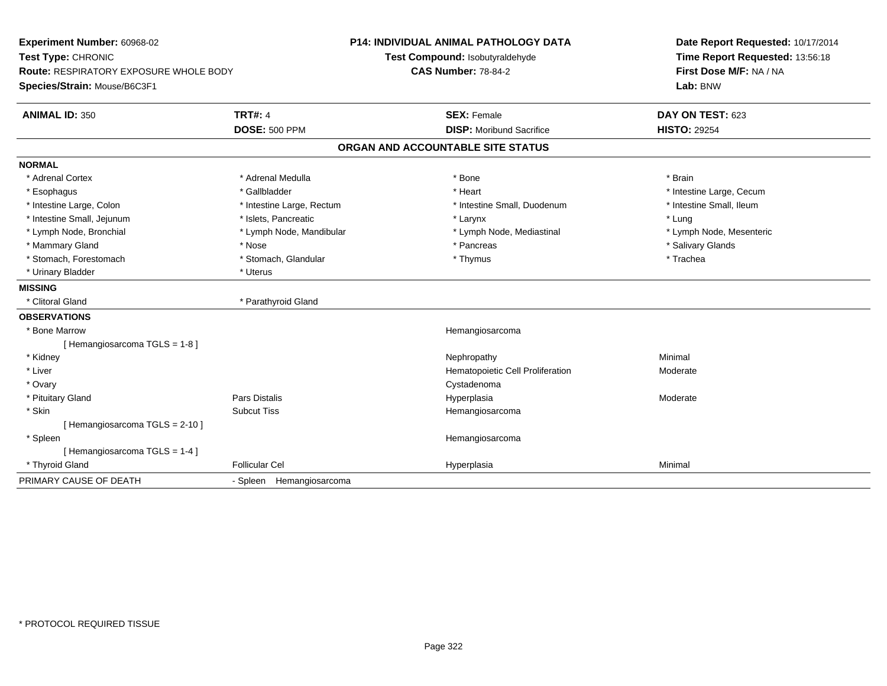**Experiment Number:** 60968-02
**Test Type:** CHRONIC
**Route:** RESPIRATORY EXPOSURE WHOLE BODY
**Species/Strain:** Mouse/B6C3F1

## P14: INDIVIDUAL ANIMAL PATHOLOGY DATA

**Test Compound:** Isobutyraldehyde
**CAS Number:** 78-84-2

**Date Report Requested:** 10/17/2014
**Time Report Requested:** 13:56:18
**First Dose M/F:** NA / NA
**Lab:** BNW

| **ANIMAL ID:** 350 | **TRT#:** 4 | **SEX:** Female | **DAY ON TEST:** 623 |
|---|---|---|---|
| | **DOSE:** 500 PPM | **DISP:** Moribund Sacrifice | **HISTO:** 29254 |

### ORGAN AND ACCOUNTABLE SITE STATUS

**NORMAL**

| | | | |
|---|---|---|---|
| * Adrenal Cortex | * Adrenal Medulla | * Bone | * Brain |
| * Esophagus | * Gallbladder | * Heart | * Intestine Large, Cecum |
| * Intestine Large, Colon | * Intestine Large, Rectum | * Intestine Small, Duodenum | * Intestine Small, Ileum |
| * Intestine Small, Jejunum | * Islets, Pancreatic | * Larynx | * Lung |
| * Lymph Node, Bronchial | * Lymph Node, Mandibular | * Lymph Node, Mediastinal | * Lymph Node, Mesenteric |
| * Mammary Gland | * Nose | * Pancreas | * Salivary Glands |
| * Stomach, Forestomach | * Stomach, Glandular | * Thymus | * Trachea |
| * Urinary Bladder | * Uterus | | |

**MISSING**

| | |
|---|---|
| * Clitoral Gland | * Parathyroid Gland |

**OBSERVATIONS**

| | | | |
|---|---|---|---|
| * Bone Marrow | | Hemangiosarcoma | |
| [ Hemangiosarcoma TGLS = 1-8 ] | | | |
| * Kidney | | Nephropathy | Minimal |
| * Liver | | Hematopoietic Cell Proliferation | Moderate |
| * Ovary | | Cystadenoma | |
| * Pituitary Gland | Pars Distalis | Hyperplasia | Moderate |
| * Skin | Subcut Tiss | Hemangiosarcoma | |
| [ Hemangiosarcoma TGLS = 2-10 ] | | | |
| * Spleen | | Hemangiosarcoma | |
| [ Hemangiosarcoma TGLS = 1-4 ] | | | |
| * Thyroid Gland | Follicular Cel | Hyperplasia | Minimal |

PRIMARY CAUSE OF DEATH - Spleen Hemangiosarcoma

\* PROTOCOL REQUIRED TISSUE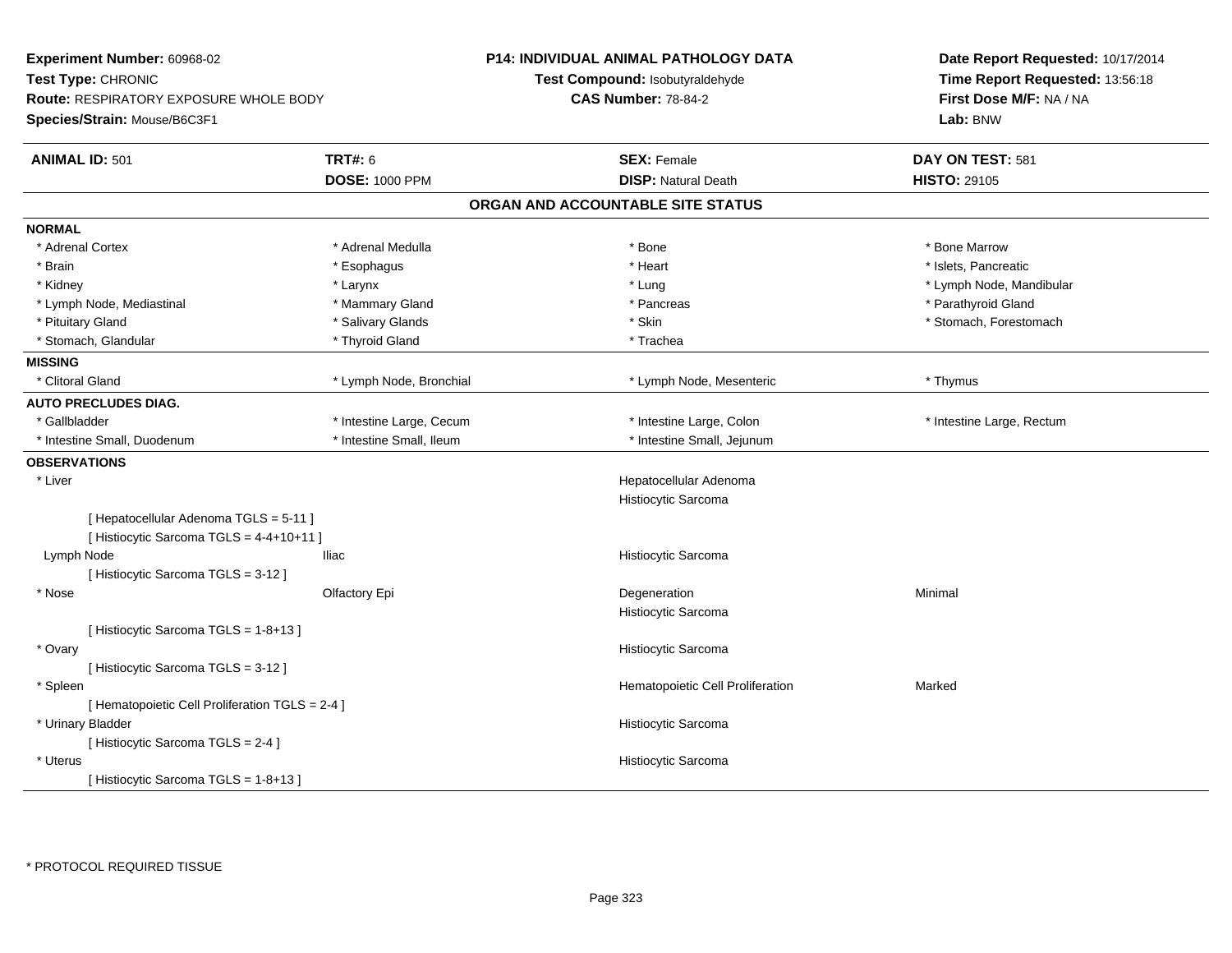**Experiment Number:** 60968-02
**Test Type:** CHRONIC
**Route:** RESPIRATORY EXPOSURE WHOLE BODY
**Species/Strain:** Mouse/B6C3F1

**P14: INDIVIDUAL ANIMAL PATHOLOGY DATA**
**Test Compound:** Isobutyraldehyde
**CAS Number:** 78-84-2

**Date Report Requested:** 10/17/2014
**Time Report Requested:** 13:56:18
**First Dose M/F:** NA / NA
**Lab:** BNW

| **ANIMAL ID:** 501 | **TRT#:** 6 | **SEX:** Female | **DAY ON TEST:** 581 |
|---|---|---|---|
| | **DOSE:** 1000 PPM | **DISP:** Natural Death | **HISTO:** 29105 |

## ORGAN AND ACCOUNTABLE SITE STATUS

**NORMAL**

| | | | |
|---|---|---|---|
| * Adrenal Cortex | * Adrenal Medulla | * Bone | * Bone Marrow |
| * Brain | * Esophagus | * Heart | * Islets, Pancreatic |
| * Kidney | * Larynx | * Lung | * Lymph Node, Mandibular |
| * Lymph Node, Mediastinal | * Mammary Gland | * Pancreas | * Parathyroid Gland |
| * Pituitary Gland | * Salivary Glands | * Skin | * Stomach, Forestomach |
| * Stomach, Glandular | * Thyroid Gland | * Trachea | |

**MISSING**

| | | | |
|---|---|---|---|
| * Clitoral Gland | * Lymph Node, Bronchial | * Lymph Node, Mesenteric | * Thymus |

**AUTO PRECLUDES DIAG.**

| | | | |
|---|---|---|---|
| * Gallbladder | * Intestine Large, Cecum | * Intestine Large, Colon | * Intestine Large, Rectum |
| * Intestine Small, Duodenum | * Intestine Small, Ileum | * Intestine Small, Jejunum | |

**OBSERVATIONS**

| | | | |
|---|---|---|---|
| * Liver | | Hepatocellular Adenoma | |
| | | Histiocytic Sarcoma | |
| [ Hepatocellular Adenoma TGLS = 5-11 ] | | | |
| [ Histiocytic Sarcoma TGLS = 4-4+10+11 ] | | | |
| Lymph Node | Iliac | Histiocytic Sarcoma | |
| [ Histiocytic Sarcoma TGLS = 3-12 ] | | | |
| * Nose | Olfactory Epi | Degeneration | Minimal |
| | | Histiocytic Sarcoma | |
| [ Histiocytic Sarcoma TGLS = 1-8+13 ] | | | |
| * Ovary | | Histiocytic Sarcoma | |
| [ Histiocytic Sarcoma TGLS = 3-12 ] | | | |
| * Spleen | | Hematopoietic Cell Proliferation | Marked |
| [ Hematopoietic Cell Proliferation TGLS = 2-4 ] | | | |
| * Urinary Bladder | | Histiocytic Sarcoma | |
| [ Histiocytic Sarcoma TGLS = 2-4 ] | | | |
| * Uterus | | Histiocytic Sarcoma | |
| [ Histiocytic Sarcoma TGLS = 1-8+13 ] | | | |

* PROTOCOL REQUIRED TISSUE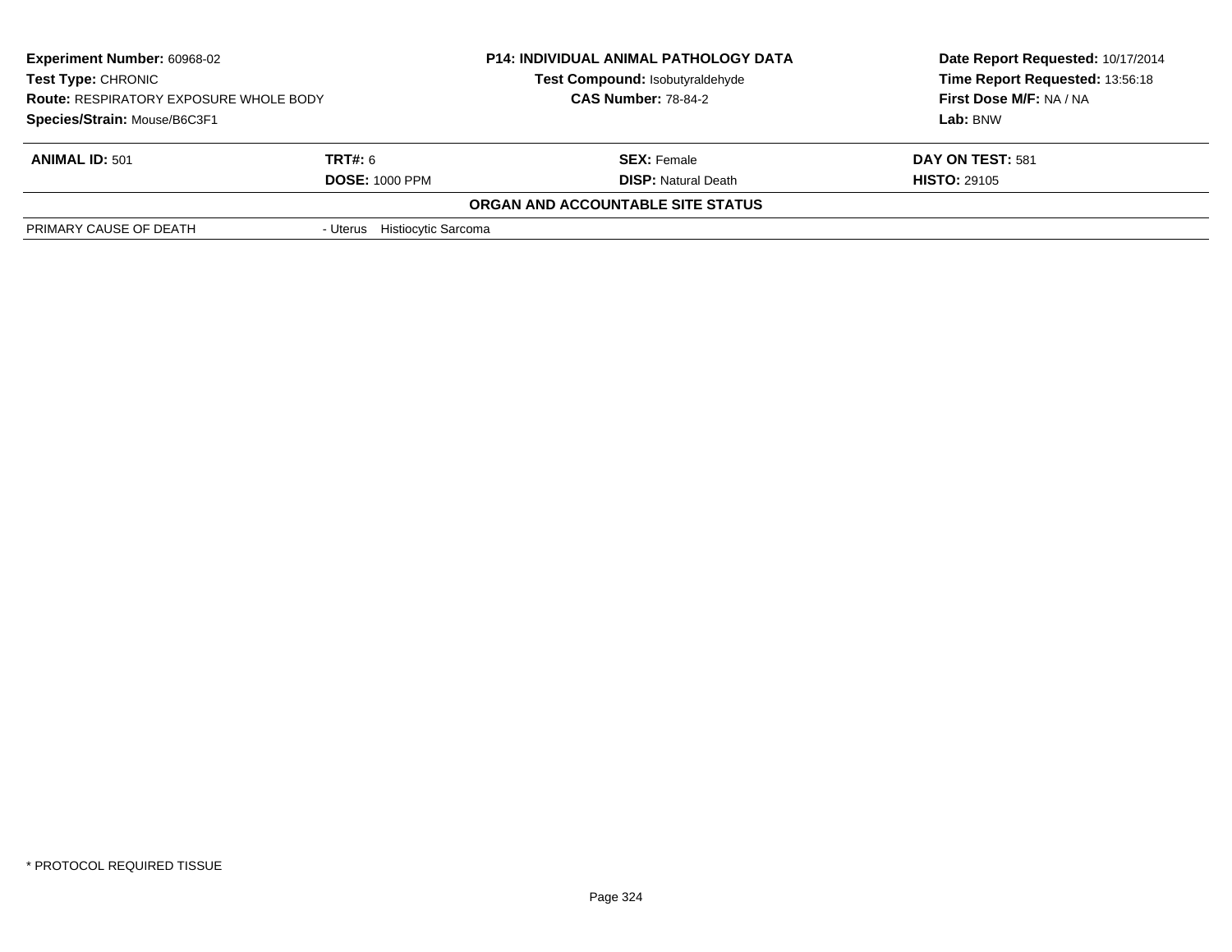| Experiment Number: 60968-02 | P14: INDIVIDUAL ANIMAL PATHOLOGY DATA | Date Report Requested: 10/17/2014 |
|---|---|---|
| Test Type: CHRONIC | Test Compound: Isobutyraldehyde | Time Report Requested: 13:56:18 |
| Route: RESPIRATORY EXPOSURE WHOLE BODY | CAS Number: 78-84-2 | First Dose M/F: NA / NA |
| Species/Strain: Mouse/B6C3F1 | | Lab: BNW |

| ANIMAL ID: 501 | TRT#: 6 | SEX: Female | DAY ON TEST: 581 |
|---|---|---|---|
| | DOSE: 1000 PPM | DISP: Natural Death | HISTO: 29105 |

**ORGAN AND ACCOUNTABLE SITE STATUS**

| | |
|---|---|
| PRIMARY CAUSE OF DEATH | - Uterus Histiocytic Sarcoma |

* PROTOCOL REQUIRED TISSUE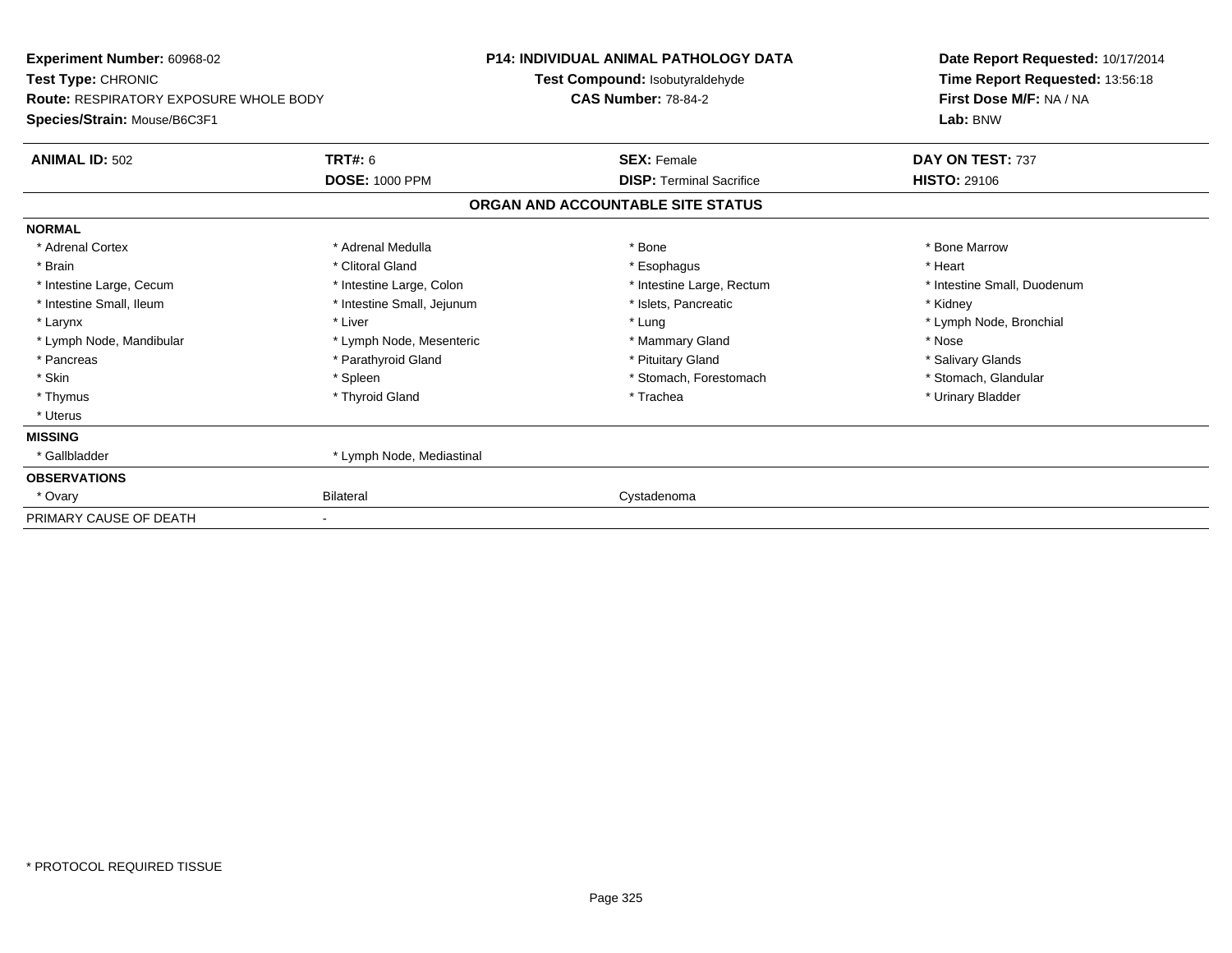**Experiment Number:** 60968-02
**Test Type:** CHRONIC
**Route:** RESPIRATORY EXPOSURE WHOLE BODY
**Species/Strain:** Mouse/B6C3F1

**P14: INDIVIDUAL ANIMAL PATHOLOGY DATA**
**Test Compound:** Isobutyraldehyde
**CAS Number:** 78-84-2

**Date Report Requested:** 10/17/2014
**Time Report Requested:** 13:56:18
**First Dose M/F:** NA / NA
**Lab:** BNW

| **ANIMAL ID:** 502 | **TRT#:** 6 | **SEX:** Female | **DAY ON TEST:** 737 |
|---|---|---|---|
| | **DOSE:** 1000 PPM | **DISP:** Terminal Sacrifice | **HISTO:** 29106 |

## ORGAN AND ACCOUNTABLE SITE STATUS

**NORMAL**

| | | | |
|---|---|---|---|
| * Adrenal Cortex | * Adrenal Medulla | * Bone | * Bone Marrow |
| * Brain | * Clitoral Gland | * Esophagus | * Heart |
| * Intestine Large, Cecum | * Intestine Large, Colon | * Intestine Large, Rectum | * Intestine Small, Duodenum |
| * Intestine Small, Ileum | * Intestine Small, Jejunum | * Islets, Pancreatic | * Kidney |
| * Larynx | * Liver | * Lung | * Lymph Node, Bronchial |
| * Lymph Node, Mandibular | * Lymph Node, Mesenteric | * Mammary Gland | * Nose |
| * Pancreas | * Parathyroid Gland | * Pituitary Gland | * Salivary Glands |
| * Skin | * Spleen | * Stomach, Forestomach | * Stomach, Glandular |
| * Thymus | * Thyroid Gland | * Trachea | * Urinary Bladder |
| * Uterus | | | |

**MISSING**

| | |
|---|---|
| * Gallbladder | * Lymph Node, Mediastinal |

**OBSERVATIONS**

| | | |
|---|---|---|
| * Ovary | Bilateral | Cystadenoma |

PRIMARY CAUSE OF DEATH -

\* PROTOCOL REQUIRED TISSUE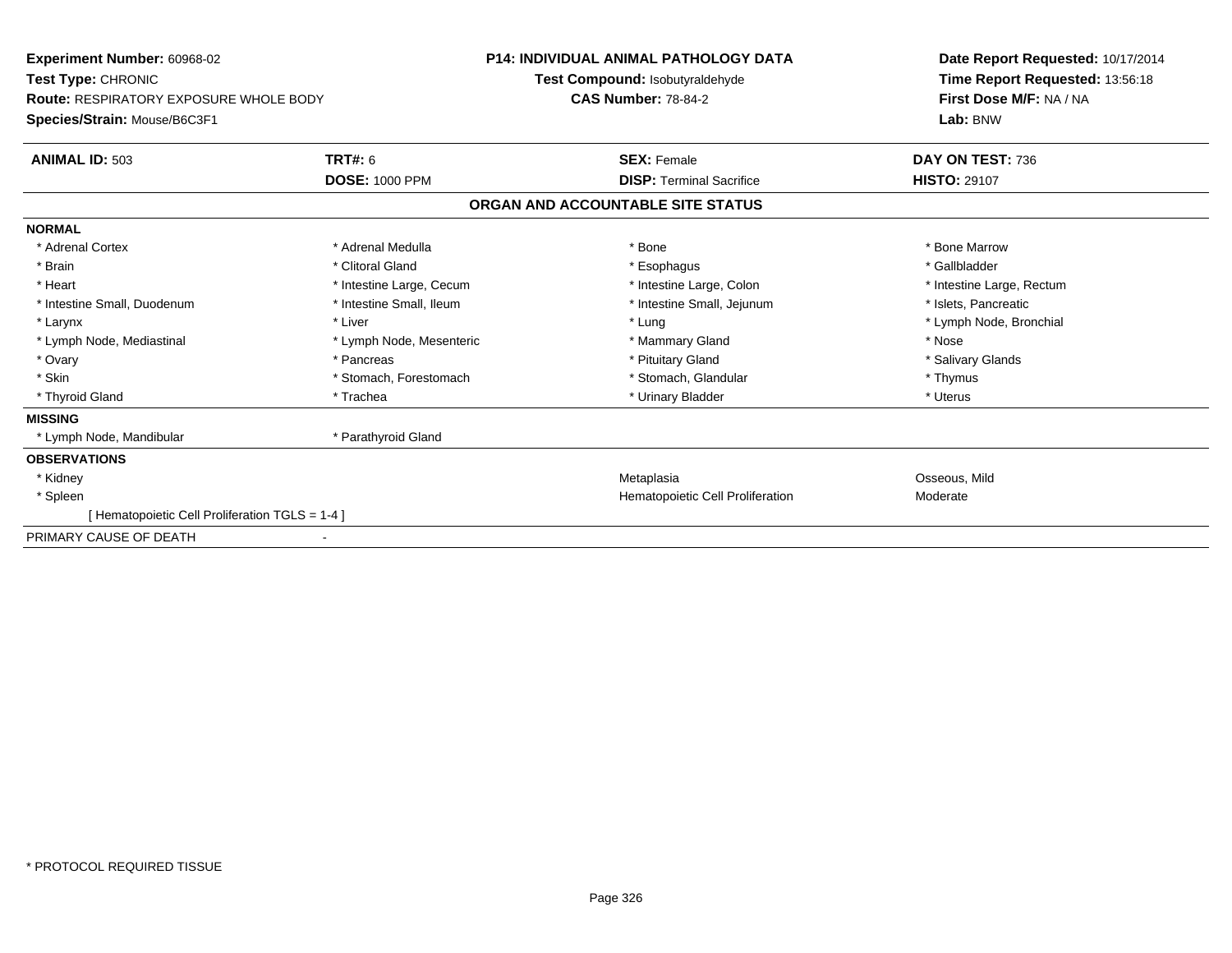**Experiment Number:** 60968-02
**Test Type:** CHRONIC
**Route:** RESPIRATORY EXPOSURE WHOLE BODY
**Species/Strain:** Mouse/B6C3F1

**P14: INDIVIDUAL ANIMAL PATHOLOGY DATA**
**Test Compound:** Isobutyraldehyde
**CAS Number:** 78-84-2

**Date Report Requested:** 10/17/2014
**Time Report Requested:** 13:56:18
**First Dose M/F:** NA / NA
**Lab:** BNW

| **ANIMAL ID:** 503 | **TRT#:** 6 | **SEX:** Female | **DAY ON TEST:** 736 |
|---|---|---|---|
| | **DOSE:** 1000 PPM | **DISP:** Terminal Sacrifice | **HISTO:** 29107 |

## ORGAN AND ACCOUNTABLE SITE STATUS

**NORMAL**

| | | | |
|---|---|---|---|
| * Adrenal Cortex | * Adrenal Medulla | * Bone | * Bone Marrow |
| * Brain | * Clitoral Gland | * Esophagus | * Gallbladder |
| * Heart | * Intestine Large, Cecum | * Intestine Large, Colon | * Intestine Large, Rectum |
| * Intestine Small, Duodenum | * Intestine Small, Ileum | * Intestine Small, Jejunum | * Islets, Pancreatic |
| * Larynx | * Liver | * Lung | * Lymph Node, Bronchial |
| * Lymph Node, Mediastinal | * Lymph Node, Mesenteric | * Mammary Gland | * Nose |
| * Ovary | * Pancreas | * Pituitary Gland | * Salivary Glands |
| * Skin | * Stomach, Forestomach | * Stomach, Glandular | * Thymus |
| * Thyroid Gland | * Trachea | * Urinary Bladder | * Uterus |

**MISSING**

| | |
|---|---|
| * Lymph Node, Mandibular | * Parathyroid Gland |

**OBSERVATIONS**

| | | |
|---|---|---|
| * Kidney | Metaplasia | Osseous, Mild |
| * Spleen | Hematopoietic Cell Proliferation | Moderate |
| [ Hematopoietic Cell Proliferation TGLS = 1-4 ] | | |

PRIMARY CAUSE OF DEATH -

* PROTOCOL REQUIRED TISSUE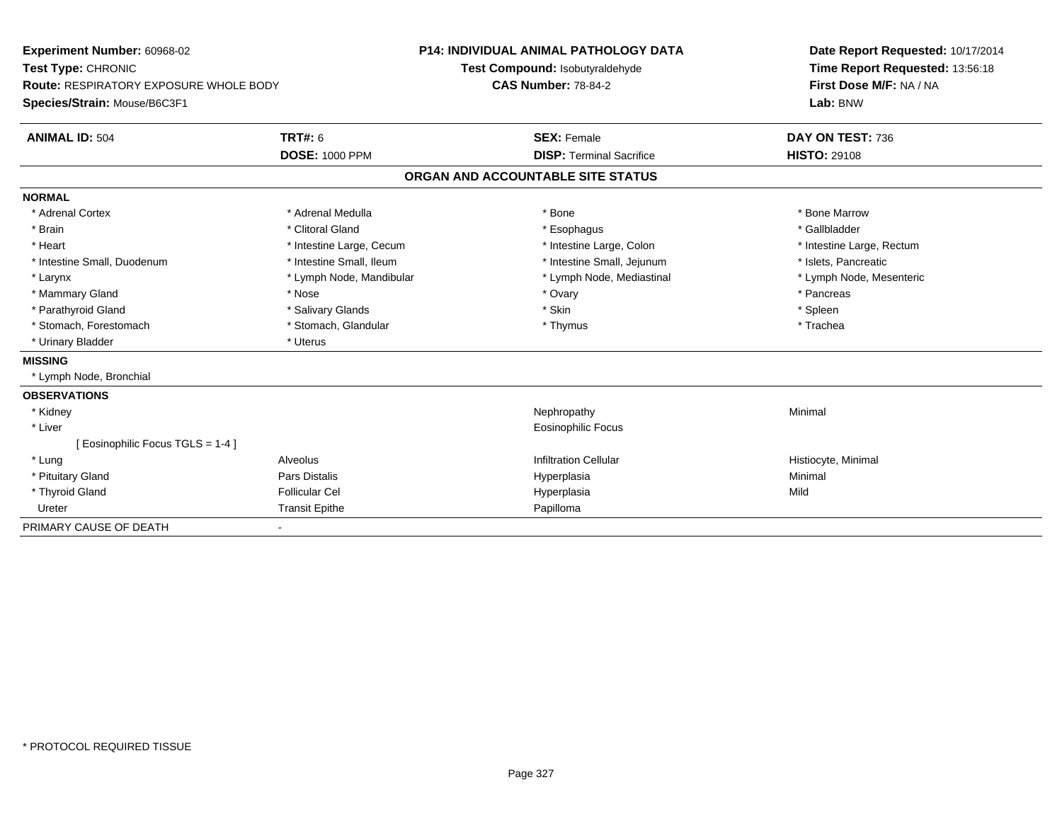**Experiment Number:** 60968-02
**Test Type:** CHRONIC
**Route:** RESPIRATORY EXPOSURE WHOLE BODY
**Species/Strain:** Mouse/B6C3F1

**P14: INDIVIDUAL ANIMAL PATHOLOGY DATA**
**Test Compound:** Isobutyraldehyde
**CAS Number:** 78-84-2

**Date Report Requested:** 10/17/2014
**Time Report Requested:** 13:56:18
**First Dose M/F:** NA / NA
**Lab:** BNW

| **ANIMAL ID:** 504 | **TRT#:** 6 | **SEX:** Female | **DAY ON TEST:** 736 |
|---|---|---|---|
| | **DOSE:** 1000 PPM | **DISP:** Terminal Sacrifice | **HISTO:** 29108 |

## ORGAN AND ACCOUNTABLE SITE STATUS

**NORMAL**

| | | | |
|---|---|---|---|
| * Adrenal Cortex | * Adrenal Medulla | * Bone | * Bone Marrow |
| * Brain | * Clitoral Gland | * Esophagus | * Gallbladder |
| * Heart | * Intestine Large, Cecum | * Intestine Large, Colon | * Intestine Large, Rectum |
| * Intestine Small, Duodenum | * Intestine Small, Ileum | * Intestine Small, Jejunum | * Islets, Pancreatic |
| * Larynx | * Lymph Node, Mandibular | * Lymph Node, Mediastinal | * Lymph Node, Mesenteric |
| * Mammary Gland | * Nose | * Ovary | * Pancreas |
| * Parathyroid Gland | * Salivary Glands | * Skin | * Spleen |
| * Stomach, Forestomach | * Stomach, Glandular | * Thymus | * Trachea |
| * Urinary Bladder | * Uterus | | |

**MISSING**

* Lymph Node, Bronchial

**OBSERVATIONS**

| | | | |
|---|---|---|---|
| * Kidney | | Nephropathy | Minimal |
| * Liver | | Eosinophilic Focus | |
| [ Eosinophilic Focus TGLS = 1-4 ] | | | |
| * Lung | Alveolus | Infiltration Cellular | Histiocyte, Minimal |
| * Pituitary Gland | Pars Distalis | Hyperplasia | Minimal |
| * Thyroid Gland | Follicular Cel | Hyperplasia | Mild |
| Ureter | Transit Epithe | Papilloma | |

PRIMARY CAUSE OF DEATH -

\* PROTOCOL REQUIRED TISSUE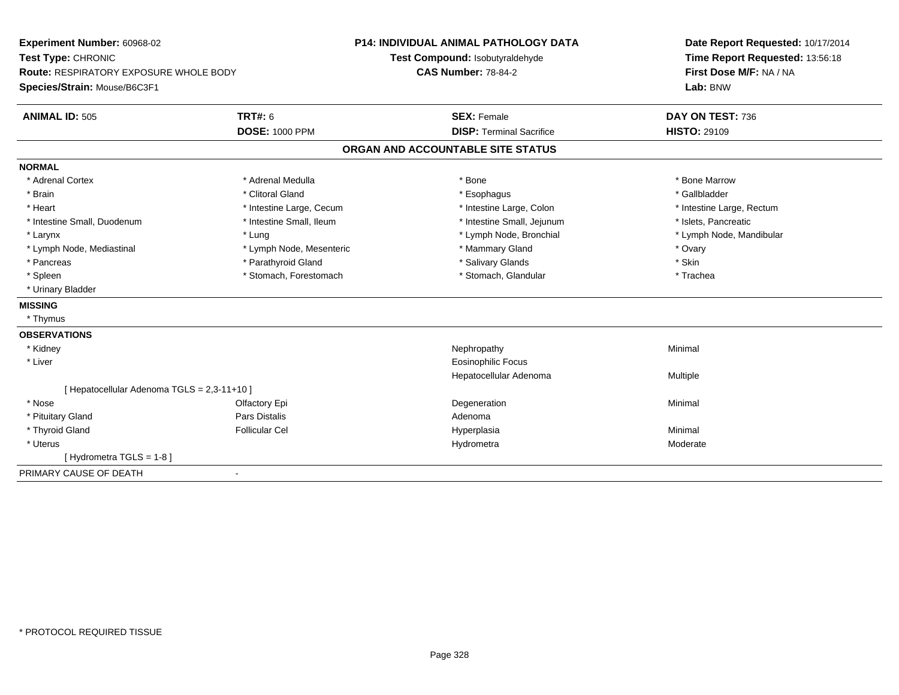**Experiment Number:** 60968-02
**Test Type:** CHRONIC
**Route:** RESPIRATORY EXPOSURE WHOLE BODY
**Species/Strain:** Mouse/B6C3F1

**P14: INDIVIDUAL ANIMAL PATHOLOGY DATA**
**Test Compound:** Isobutyraldehyde
**CAS Number:** 78-84-2

**Date Report Requested:** 10/17/2014
**Time Report Requested:** 13:56:18
**First Dose M/F:** NA / NA
**Lab:** BNW

| **ANIMAL ID:** 505 | **TRT#:** 6 | **SEX:** Female | **DAY ON TEST:** 736 |
|---|---|---|---|
| | **DOSE:** 1000 PPM | **DISP:** Terminal Sacrifice | **HISTO:** 29109 |

## ORGAN AND ACCOUNTABLE SITE STATUS

**NORMAL**

| | | | |
|---|---|---|---|
| * Adrenal Cortex | * Adrenal Medulla | * Bone | * Bone Marrow |
| * Brain | * Clitoral Gland | * Esophagus | * Gallbladder |
| * Heart | * Intestine Large, Cecum | * Intestine Large, Colon | * Intestine Large, Rectum |
| * Intestine Small, Duodenum | * Intestine Small, Ileum | * Intestine Small, Jejunum | * Islets, Pancreatic |
| * Larynx | * Lung | * Lymph Node, Bronchial | * Lymph Node, Mandibular |
| * Lymph Node, Mediastinal | * Lymph Node, Mesenteric | * Mammary Gland | * Ovary |
| * Pancreas | * Parathyroid Gland | * Salivary Glands | * Skin |
| * Spleen | * Stomach, Forestomach | * Stomach, Glandular | * Trachea |
| * Urinary Bladder | | | |

**MISSING**

* Thymus

**OBSERVATIONS**

| | | | |
|---|---|---|---|
| * Kidney | | Nephropathy | Minimal |
| * Liver | | Eosinophilic Focus | |
| | | Hepatocellular Adenoma | Multiple |
| [ Hepatocellular Adenoma TGLS = 2,3-11+10 ] | | | |
| * Nose | Olfactory Epi | Degeneration | Minimal |
| * Pituitary Gland | Pars Distalis | Adenoma | |
| * Thyroid Gland | Follicular Cel | Hyperplasia | Minimal |
| * Uterus | | Hydrometra | Moderate |
| [ Hydrometra TGLS = 1-8 ] | | | |

PRIMARY CAUSE OF DEATH -

\* PROTOCOL REQUIRED TISSUE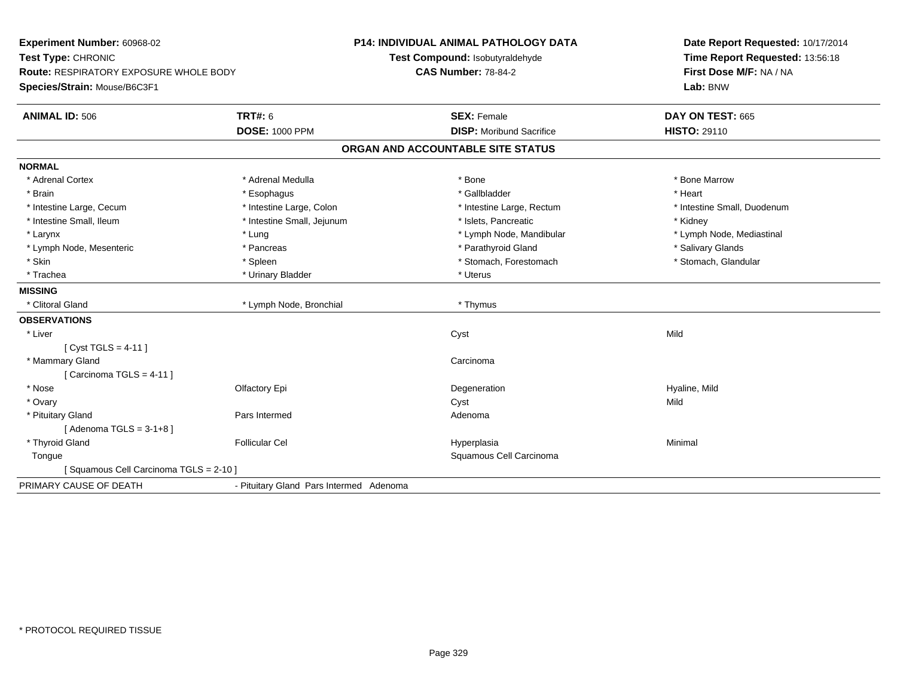**Experiment Number:** 60968-02
**Test Type:** CHRONIC
**Route:** RESPIRATORY EXPOSURE WHOLE BODY
**Species/Strain:** Mouse/B6C3F1

**P14: INDIVIDUAL ANIMAL PATHOLOGY DATA**
**Test Compound:** Isobutyraldehyde
**CAS Number:** 78-84-2

**Date Report Requested:** 10/17/2014
**Time Report Requested:** 13:56:18
**First Dose M/F:** NA / NA
**Lab:** BNW

| **ANIMAL ID:** 506 | **TRT#:** 6 | **SEX:** Female | **DAY ON TEST:** 665 |
|---|---|---|---|
| | **DOSE:** 1000 PPM | **DISP:** Moribund Sacrifice | **HISTO:** 29110 |

## ORGAN AND ACCOUNTABLE SITE STATUS

**NORMAL**

| | | | |
|---|---|---|---|
| * Adrenal Cortex | * Adrenal Medulla | * Bone | * Bone Marrow |
| * Brain | * Esophagus | * Gallbladder | * Heart |
| * Intestine Large, Cecum | * Intestine Large, Colon | * Intestine Large, Rectum | * Intestine Small, Duodenum |
| * Intestine Small, Ileum | * Intestine Small, Jejunum | * Islets, Pancreatic | * Kidney |
| * Larynx | * Lung | * Lymph Node, Mandibular | * Lymph Node, Mediastinal |
| * Lymph Node, Mesenteric | * Pancreas | * Parathyroid Gland | * Salivary Glands |
| * Skin | * Spleen | * Stomach, Forestomach | * Stomach, Glandular |
| * Trachea | * Urinary Bladder | * Uterus | |

**MISSING**

| | | |
|---|---|---|
| * Clitoral Gland | * Lymph Node, Bronchial | * Thymus |

**OBSERVATIONS**

| Organ | Site | Observation | Severity |
|---|---|---|---|
| * Liver | | Cyst | Mild |
| [ Cyst TGLS = 4-11 ] | | | |
| * Mammary Gland | | Carcinoma | |
| [ Carcinoma TGLS = 4-11 ] | | | |
| * Nose | Olfactory Epi | Degeneration | Hyaline, Mild |
| * Ovary | | Cyst | Mild |
| * Pituitary Gland | Pars Intermed | Adenoma | |
| [ Adenoma TGLS = 3-1+8 ] | | | |
| * Thyroid Gland | Follicular Cel | Hyperplasia | Minimal |
| Tongue | | Squamous Cell Carcinoma | |
| [ Squamous Cell Carcinoma TGLS = 2-10 ] | | | |

PRIMARY CAUSE OF DEATH - Pituitary Gland Pars Intermed Adenoma

\* PROTOCOL REQUIRED TISSUE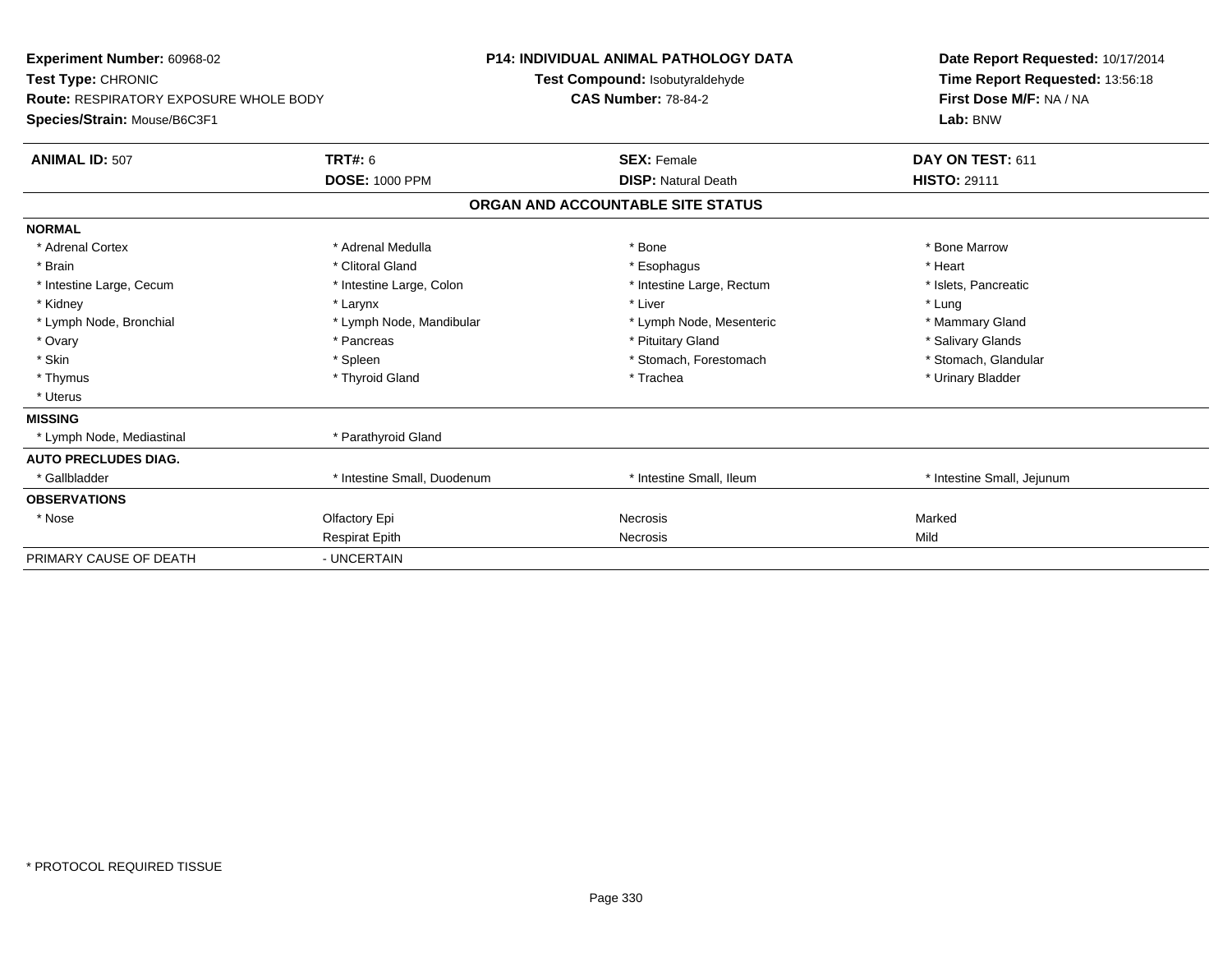**Experiment Number:** 60968-02
**Test Type:** CHRONIC
**Route:** RESPIRATORY EXPOSURE WHOLE BODY
**Species/Strain:** Mouse/B6C3F1

**P14: INDIVIDUAL ANIMAL PATHOLOGY DATA**
**Test Compound:** Isobutyraldehyde
**CAS Number:** 78-84-2

**Date Report Requested:** 10/17/2014
**Time Report Requested:** 13:56:18
**First Dose M/F:** NA / NA
**Lab:** BNW

| **ANIMAL ID:** 507 | **TRT#:** 6 | **SEX:** Female | **DAY ON TEST:** 611 |
|---|---|---|---|
| | **DOSE:** 1000 PPM | **DISP:** Natural Death | **HISTO:** 29111 |

## ORGAN AND ACCOUNTABLE SITE STATUS

| | | | |
|---|---|---|---|
| **NORMAL** | | | |
| * Adrenal Cortex | * Adrenal Medulla | * Bone | * Bone Marrow |
| * Brain | * Clitoral Gland | * Esophagus | * Heart |
| * Intestine Large, Cecum | * Intestine Large, Colon | * Intestine Large, Rectum | * Islets, Pancreatic |
| * Kidney | * Larynx | * Liver | * Lung |
| * Lymph Node, Bronchial | * Lymph Node, Mandibular | * Lymph Node, Mesenteric | * Mammary Gland |
| * Ovary | * Pancreas | * Pituitary Gland | * Salivary Glands |
| * Skin | * Spleen | * Stomach, Forestomach | * Stomach, Glandular |
| * Thymus | * Thyroid Gland | * Trachea | * Urinary Bladder |
| * Uterus | | | |
| **MISSING** | | | |
| * Lymph Node, Mediastinal | * Parathyroid Gland | | |
| **AUTO PRECLUDES DIAG.** | | | |
| * Gallbladder | * Intestine Small, Duodenum | * Intestine Small, Ileum | * Intestine Small, Jejunum |
| **OBSERVATIONS** | | | |
| * Nose | Olfactory Epi | Necrosis | Marked |
| | Respirat Epith | Necrosis | Mild |
| PRIMARY CAUSE OF DEATH | - UNCERTAIN | | |

* PROTOCOL REQUIRED TISSUE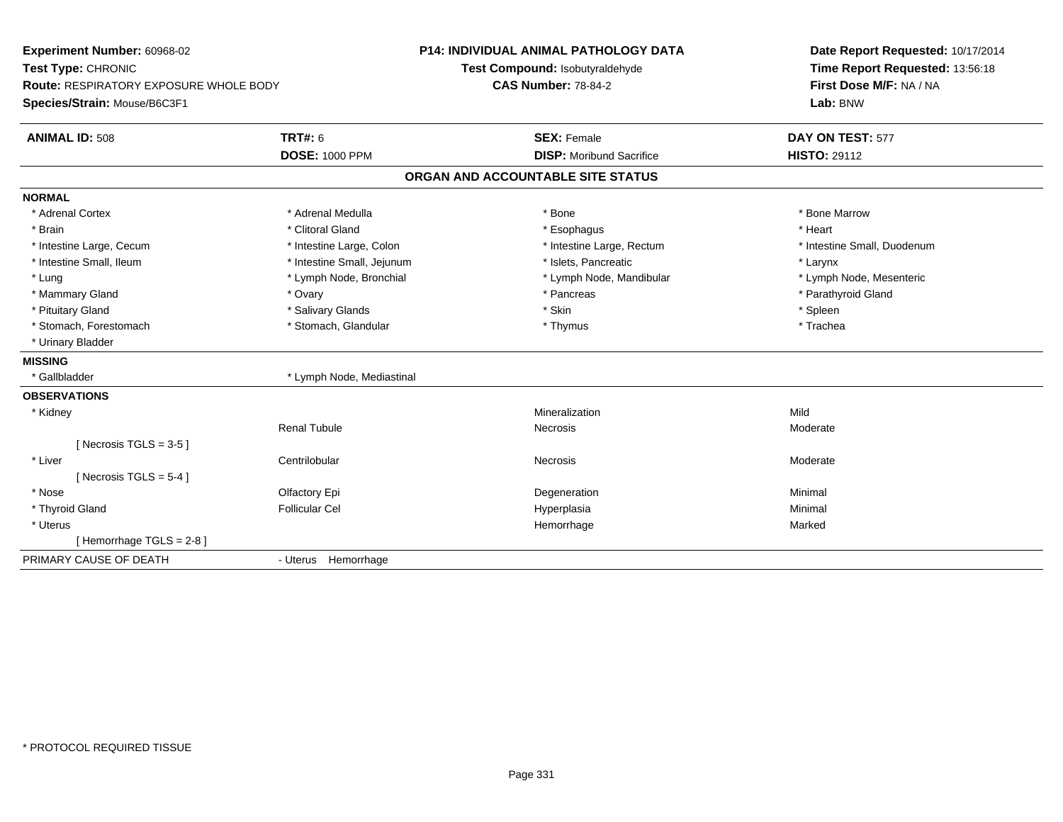**Experiment Number:** 60968-02
**Test Type:** CHRONIC
**Route:** RESPIRATORY EXPOSURE WHOLE BODY
**Species/Strain:** Mouse/B6C3F1

**P14: INDIVIDUAL ANIMAL PATHOLOGY DATA**
**Test Compound:** Isobutyraldehyde
**CAS Number:** 78-84-2

**Date Report Requested:** 10/17/2014
**Time Report Requested:** 13:56:18
**First Dose M/F:** NA / NA
**Lab:** BNW

| **ANIMAL ID:** 508 | **TRT#:** 6 | **SEX:** Female | **DAY ON TEST:** 577 |
|---|---|---|---|
| | **DOSE:** 1000 PPM | **DISP:** Moribund Sacrifice | **HISTO:** 29112 |

## ORGAN AND ACCOUNTABLE SITE STATUS

**NORMAL**

| | | | |
|---|---|---|---|
| * Adrenal Cortex | * Adrenal Medulla | * Bone | * Bone Marrow |
| * Brain | * Clitoral Gland | * Esophagus | * Heart |
| * Intestine Large, Cecum | * Intestine Large, Colon | * Intestine Large, Rectum | * Intestine Small, Duodenum |
| * Intestine Small, Ileum | * Intestine Small, Jejunum | * Islets, Pancreatic | * Larynx |
| * Lung | * Lymph Node, Bronchial | * Lymph Node, Mandibular | * Lymph Node, Mesenteric |
| * Mammary Gland | * Ovary | * Pancreas | * Parathyroid Gland |
| * Pituitary Gland | * Salivary Glands | * Skin | * Spleen |
| * Stomach, Forestomach | * Stomach, Glandular | * Thymus | * Trachea |
| * Urinary Bladder | | | |

**MISSING**

| | |
|---|---|
| * Gallbladder | * Lymph Node, Mediastinal |

**OBSERVATIONS**

| | | | |
|---|---|---|---|
| * Kidney | | Mineralization | Mild |
| | Renal Tubule | Necrosis | Moderate |
| [ Necrosis TGLS = 3-5 ] | | | |
| * Liver | Centrilobular | Necrosis | Moderate |
| [ Necrosis TGLS = 5-4 ] | | | |
| * Nose | Olfactory Epi | Degeneration | Minimal |
| * Thyroid Gland | Follicular Cel | Hyperplasia | Minimal |
| * Uterus | | Hemorrhage | Marked |
| [ Hemorrhage TGLS = 2-8 ] | | | |

PRIMARY CAUSE OF DEATH - Uterus Hemorrhage

\* PROTOCOL REQUIRED TISSUE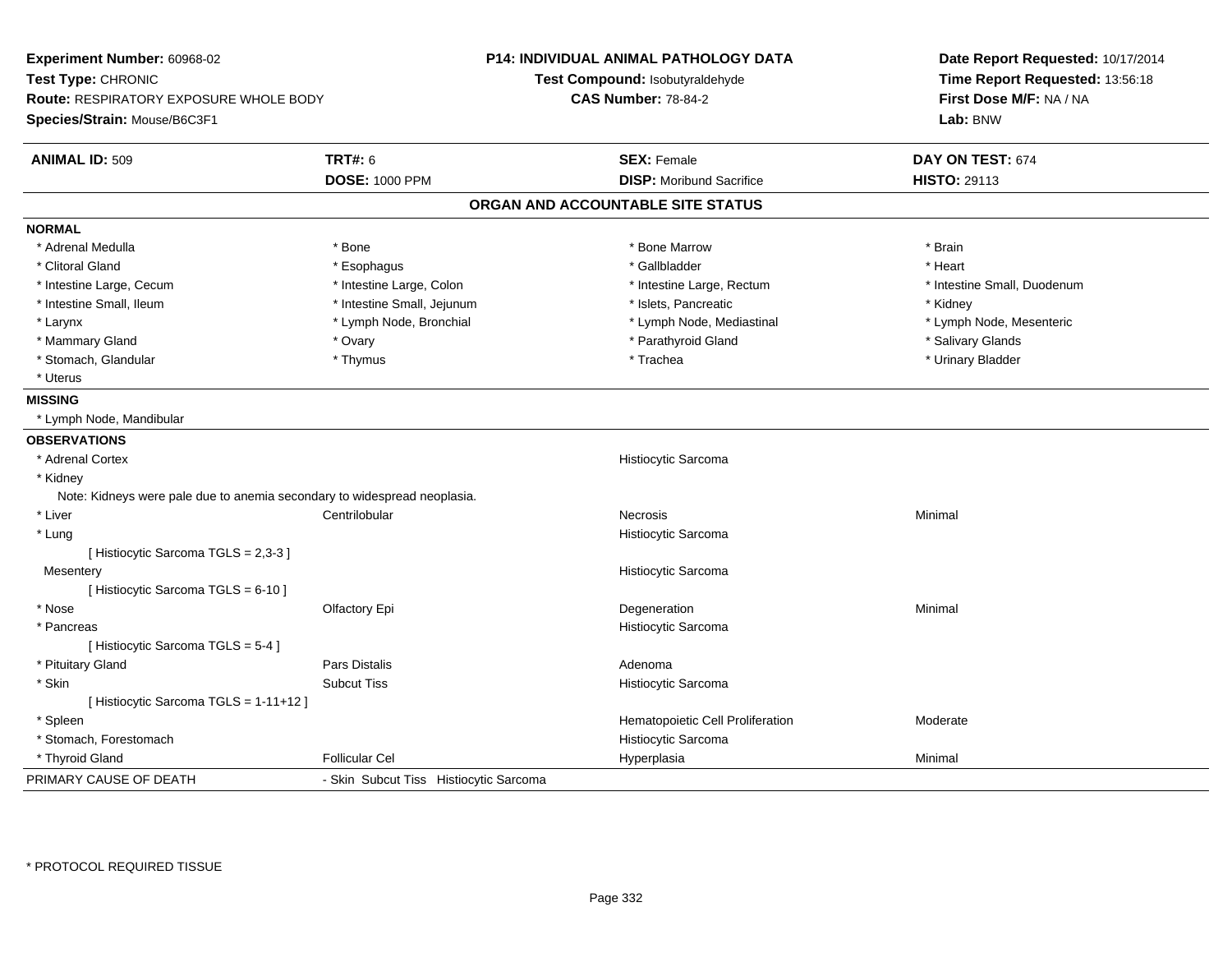**Experiment Number:** 60968-02
**Test Type:** CHRONIC
**Route:** RESPIRATORY EXPOSURE WHOLE BODY
**Species/Strain:** Mouse/B6C3F1

**P14: INDIVIDUAL ANIMAL PATHOLOGY DATA**
**Test Compound:** Isobutyraldehyde
**CAS Number:** 78-84-2

**Date Report Requested:** 10/17/2014
**Time Report Requested:** 13:56:18
**First Dose M/F:** NA / NA
**Lab:** BNW

| **ANIMAL ID:** 509 | **TRT#:** 6 | **SEX:** Female | **DAY ON TEST:** 674 |
|---|---|---|---|
| | **DOSE:** 1000 PPM | **DISP:** Moribund Sacrifice | **HISTO:** 29113 |

## ORGAN AND ACCOUNTABLE SITE STATUS

**NORMAL**

| | | | |
|---|---|---|---|
| * Adrenal Medulla | * Bone | * Bone Marrow | * Brain |
| * Clitoral Gland | * Esophagus | * Gallbladder | * Heart |
| * Intestine Large, Cecum | * Intestine Large, Colon | * Intestine Large, Rectum | * Intestine Small, Duodenum |
| * Intestine Small, Ileum | * Intestine Small, Jejunum | * Islets, Pancreatic | * Kidney |
| * Larynx | * Lymph Node, Bronchial | * Lymph Node, Mediastinal | * Lymph Node, Mesenteric |
| * Mammary Gland | * Ovary | * Parathyroid Gland | * Salivary Glands |
| * Stomach, Glandular | * Thymus | * Trachea | * Urinary Bladder |
| * Uterus | | | |

**MISSING**

* Lymph Node, Mandibular

**OBSERVATIONS**

| Organ | Site | Observation | Severity |
|---|---|---|---|
| * Adrenal Cortex | | Histiocytic Sarcoma | |
| * Kidney | | | |
| Note: Kidneys were pale due to anemia secondary to widespread neoplasia. | | | |
| * Liver | Centrilobular | Necrosis | Minimal |
| * Lung | | Histiocytic Sarcoma | |
| [ Histiocytic Sarcoma TGLS = 2,3-3 ] | | | |
| Mesentery | | Histiocytic Sarcoma | |
| [ Histiocytic Sarcoma TGLS = 6-10 ] | | | |
| * Nose | Olfactory Epi | Degeneration | Minimal |
| * Pancreas | | Histiocytic Sarcoma | |
| [ Histiocytic Sarcoma TGLS = 5-4 ] | | | |
| * Pituitary Gland | Pars Distalis | Adenoma | |
| * Skin | Subcut Tiss | Histiocytic Sarcoma | |
| [ Histiocytic Sarcoma TGLS = 1-11+12 ] | | | |
| * Spleen | | Hematopoietic Cell Proliferation | Moderate |
| * Stomach, Forestomach | | Histiocytic Sarcoma | |
| * Thyroid Gland | Follicular Cel | Hyperplasia | Minimal |

PRIMARY CAUSE OF DEATH - Skin Subcut Tiss Histiocytic Sarcoma

\* PROTOCOL REQUIRED TISSUE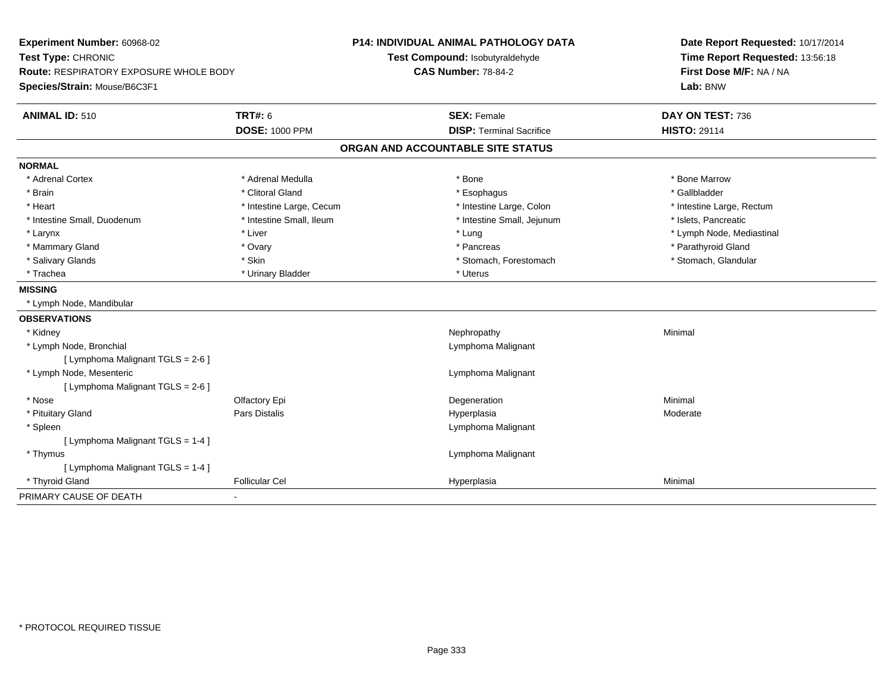**Experiment Number:** 60968-02
**Test Type:** CHRONIC
**Route:** RESPIRATORY EXPOSURE WHOLE BODY
**Species/Strain:** Mouse/B6C3F1

**P14: INDIVIDUAL ANIMAL PATHOLOGY DATA**
**Test Compound:** Isobutyraldehyde
**CAS Number:** 78-84-2

**Date Report Requested:** 10/17/2014
**Time Report Requested:** 13:56:18
**First Dose M/F:** NA / NA
**Lab:** BNW

| **ANIMAL ID:** 510 | **TRT#:** 6 | **SEX:** Female | **DAY ON TEST:** 736 |
|---|---|---|---|
| | **DOSE:** 1000 PPM | **DISP:** Terminal Sacrifice | **HISTO:** 29114 |

## ORGAN AND ACCOUNTABLE SITE STATUS

**NORMAL**

| | | | |
|---|---|---|---|
| * Adrenal Cortex | * Adrenal Medulla | * Bone | * Bone Marrow |
| * Brain | * Clitoral Gland | * Esophagus | * Gallbladder |
| * Heart | * Intestine Large, Cecum | * Intestine Large, Colon | * Intestine Large, Rectum |
| * Intestine Small, Duodenum | * Intestine Small, Ileum | * Intestine Small, Jejunum | * Islets, Pancreatic |
| * Larynx | * Liver | * Lung | * Lymph Node, Mediastinal |
| * Mammary Gland | * Ovary | * Pancreas | * Parathyroid Gland |
| * Salivary Glands | * Skin | * Stomach, Forestomach | * Stomach, Glandular |
| * Trachea | * Urinary Bladder | * Uterus | |

**MISSING**

* Lymph Node, Mandibular

**OBSERVATIONS**

| | | | |
|---|---|---|---|
| * Kidney | | Nephropathy | Minimal |
| * Lymph Node, Bronchial | | Lymphoma Malignant | |
| [ Lymphoma Malignant TGLS = 2-6 ] | | | |
| * Lymph Node, Mesenteric | | Lymphoma Malignant | |
| [ Lymphoma Malignant TGLS = 2-6 ] | | | |
| * Nose | Olfactory Epi | Degeneration | Minimal |
| * Pituitary Gland | Pars Distalis | Hyperplasia | Moderate |
| * Spleen | | Lymphoma Malignant | |
| [ Lymphoma Malignant TGLS = 1-4 ] | | | |
| * Thymus | | Lymphoma Malignant | |
| [ Lymphoma Malignant TGLS = 1-4 ] | | | |
| * Thyroid Gland | Follicular Cel | Hyperplasia | Minimal |

PRIMARY CAUSE OF DEATH -

* PROTOCOL REQUIRED TISSUE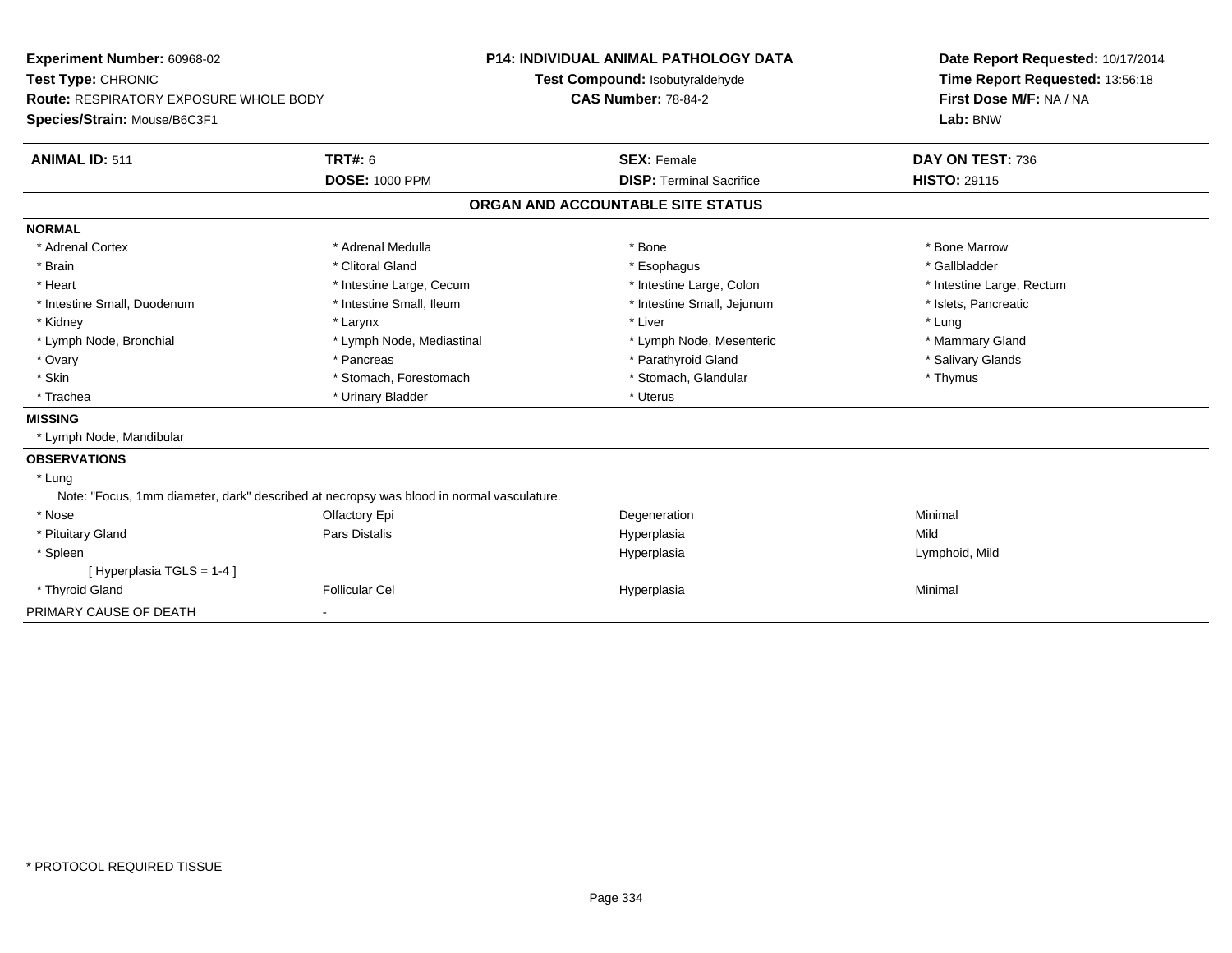**Experiment Number:** 60968-02
**Test Type:** CHRONIC
**Route:** RESPIRATORY EXPOSURE WHOLE BODY
**Species/Strain:** Mouse/B6C3F1

**P14: INDIVIDUAL ANIMAL PATHOLOGY DATA**
**Test Compound:** Isobutyraldehyde
**CAS Number:** 78-84-2

**Date Report Requested:** 10/17/2014
**Time Report Requested:** 13:56:18
**First Dose M/F:** NA / NA
**Lab:** BNW

| **ANIMAL ID:** 511 | **TRT#:** 6 | **SEX:** Female | **DAY ON TEST:** 736 |
|---|---|---|---|
| | **DOSE:** 1000 PPM | **DISP:** Terminal Sacrifice | **HISTO:** 29115 |

## ORGAN AND ACCOUNTABLE SITE STATUS

**NORMAL**

| | | | |
|---|---|---|---|
| * Adrenal Cortex | * Adrenal Medulla | * Bone | * Bone Marrow |
| * Brain | * Clitoral Gland | * Esophagus | * Gallbladder |
| * Heart | * Intestine Large, Cecum | * Intestine Large, Colon | * Intestine Large, Rectum |
| * Intestine Small, Duodenum | * Intestine Small, Ileum | * Intestine Small, Jejunum | * Islets, Pancreatic |
| * Kidney | * Larynx | * Liver | * Lung |
| * Lymph Node, Bronchial | * Lymph Node, Mediastinal | * Lymph Node, Mesenteric | * Mammary Gland |
| * Ovary | * Pancreas | * Parathyroid Gland | * Salivary Glands |
| * Skin | * Stomach, Forestomach | * Stomach, Glandular | * Thymus |
| * Trachea | * Urinary Bladder | * Uterus | |

**MISSING**

* Lymph Node, Mandibular

**OBSERVATIONS**

* Lung

Note: "Focus, 1mm diameter, dark" described at necropsy was blood in normal vasculature.

| | | | |
|---|---|---|---|
| * Nose | Olfactory Epi | Degeneration | Minimal |
| * Pituitary Gland | Pars Distalis | Hyperplasia | Mild |
| * Spleen | | Hyperplasia | Lymphoid, Mild |
| [ Hyperplasia TGLS = 1-4 ] | | | |
| * Thyroid Gland | Follicular Cel | Hyperplasia | Minimal |

PRIMARY CAUSE OF DEATH -

* PROTOCOL REQUIRED TISSUE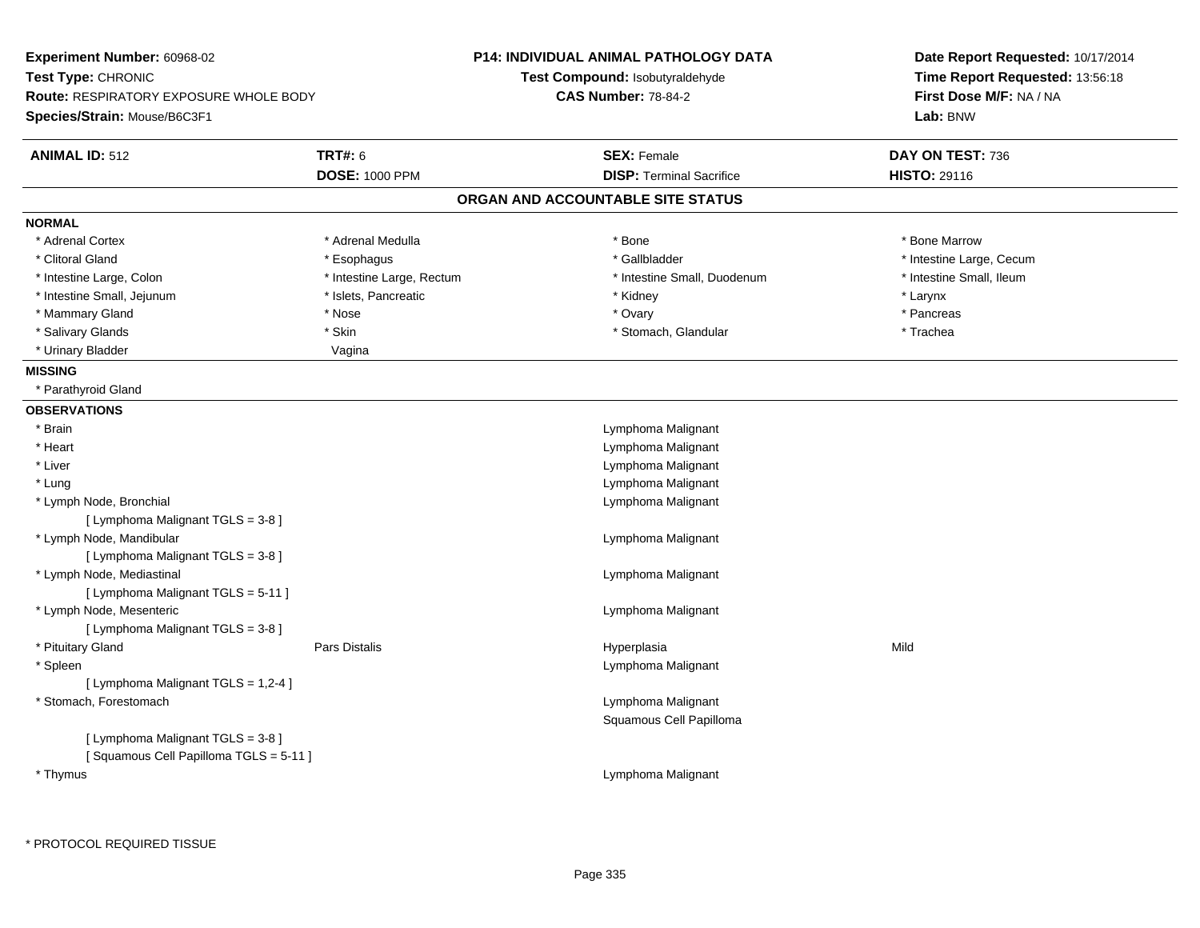**Experiment Number:** 60968-02
**Test Type:** CHRONIC
**Route:** RESPIRATORY EXPOSURE WHOLE BODY
**Species/Strain:** Mouse/B6C3F1

**P14: INDIVIDUAL ANIMAL PATHOLOGY DATA**
**Test Compound:** Isobutyraldehyde
**CAS Number:** 78-84-2

**Date Report Requested:** 10/17/2014
**Time Report Requested:** 13:56:18
**First Dose M/F:** NA / NA
**Lab:** BNW

| **ANIMAL ID:** 512 | **TRT#:** 6 | **SEX:** Female | **DAY ON TEST:** 736 |
|---|---|---|---|
| | **DOSE:** 1000 PPM | **DISP:** Terminal Sacrifice | **HISTO:** 29116 |

## ORGAN AND ACCOUNTABLE SITE STATUS

**NORMAL**

| | | | |
|---|---|---|---|
| * Adrenal Cortex | * Adrenal Medulla | * Bone | * Bone Marrow |
| * Clitoral Gland | * Esophagus | * Gallbladder | * Intestine Large, Cecum |
| * Intestine Large, Colon | * Intestine Large, Rectum | * Intestine Small, Duodenum | * Intestine Small, Ileum |
| * Intestine Small, Jejunum | * Islets, Pancreatic | * Kidney | * Larynx |
| * Mammary Gland | * Nose | * Ovary | * Pancreas |
| * Salivary Glands | * Skin | * Stomach, Glandular | * Trachea |
| * Urinary Bladder | Vagina | | |

**MISSING**

* Parathyroid Gland

**OBSERVATIONS**

| | | | |
|---|---|---|---|
| * Brain | | Lymphoma Malignant | |
| * Heart | | Lymphoma Malignant | |
| * Liver | | Lymphoma Malignant | |
| * Lung | | Lymphoma Malignant | |
| * Lymph Node, Bronchial | | Lymphoma Malignant | |
| [ Lymphoma Malignant TGLS = 3-8 ] | | | |
| * Lymph Node, Mandibular | | Lymphoma Malignant | |
| [ Lymphoma Malignant TGLS = 3-8 ] | | | |
| * Lymph Node, Mediastinal | | Lymphoma Malignant | |
| [ Lymphoma Malignant TGLS = 5-11 ] | | | |
| * Lymph Node, Mesenteric | | Lymphoma Malignant | |
| [ Lymphoma Malignant TGLS = 3-8 ] | | | |
| * Pituitary Gland | Pars Distalis | Hyperplasia | Mild |
| * Spleen | | Lymphoma Malignant | |
| [ Lymphoma Malignant TGLS = 1,2-4 ] | | | |
| * Stomach, Forestomach | | Lymphoma Malignant | |
| | | Squamous Cell Papilloma | |
| [ Lymphoma Malignant TGLS = 3-8 ] | | | |
| [ Squamous Cell Papilloma TGLS = 5-11 ] | | | |
| * Thymus | | Lymphoma Malignant | |

* PROTOCOL REQUIRED TISSUE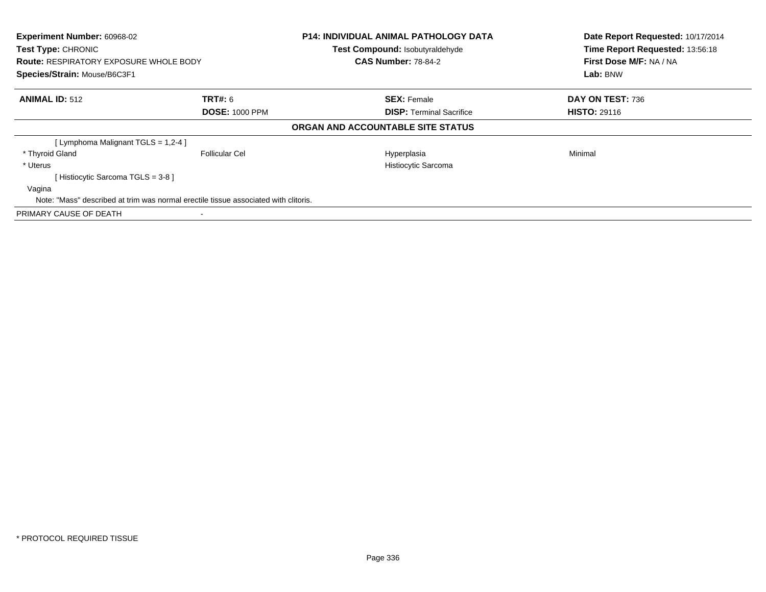| **Experiment Number:** 60968-02 | **P14: INDIVIDUAL ANIMAL PATHOLOGY DATA** | **Date Report Requested:** 10/17/2014 |
|---|---|---|
| **Test Type:** CHRONIC | **Test Compound:** Isobutyraldehyde | **Time Report Requested:** 13:56:18 |
| **Route:** RESPIRATORY EXPOSURE WHOLE BODY | **CAS Number:** 78-84-2 | **First Dose M/F:** NA / NA |
| **Species/Strain:** Mouse/B6C3F1 | | **Lab:** BNW |

| **ANIMAL ID:** 512 | **TRT#:** 6 | **SEX:** Female | **DAY ON TEST:** 736 |
|---|---|---|---|
| | **DOSE:** 1000 PPM | **DISP:** Terminal Sacrifice | **HISTO:** 29116 |

**ORGAN AND ACCOUNTABLE SITE STATUS**

| | | | |
|---|---|---|---|
| [ Lymphoma Malignant TGLS = 1,2-4 ] | | | |
| * Thyroid Gland | Follicular Cel | Hyperplasia | Minimal |
| * Uterus | | Histiocytic Sarcoma | |
| [ Histiocytic Sarcoma TGLS = 3-8 ] | | | |
| Vagina | | | |
| Note: "Mass" described at trim was normal erectile tissue associated with clitoris. | | | |
| PRIMARY CAUSE OF DEATH | - | | |

* PROTOCOL REQUIRED TISSUE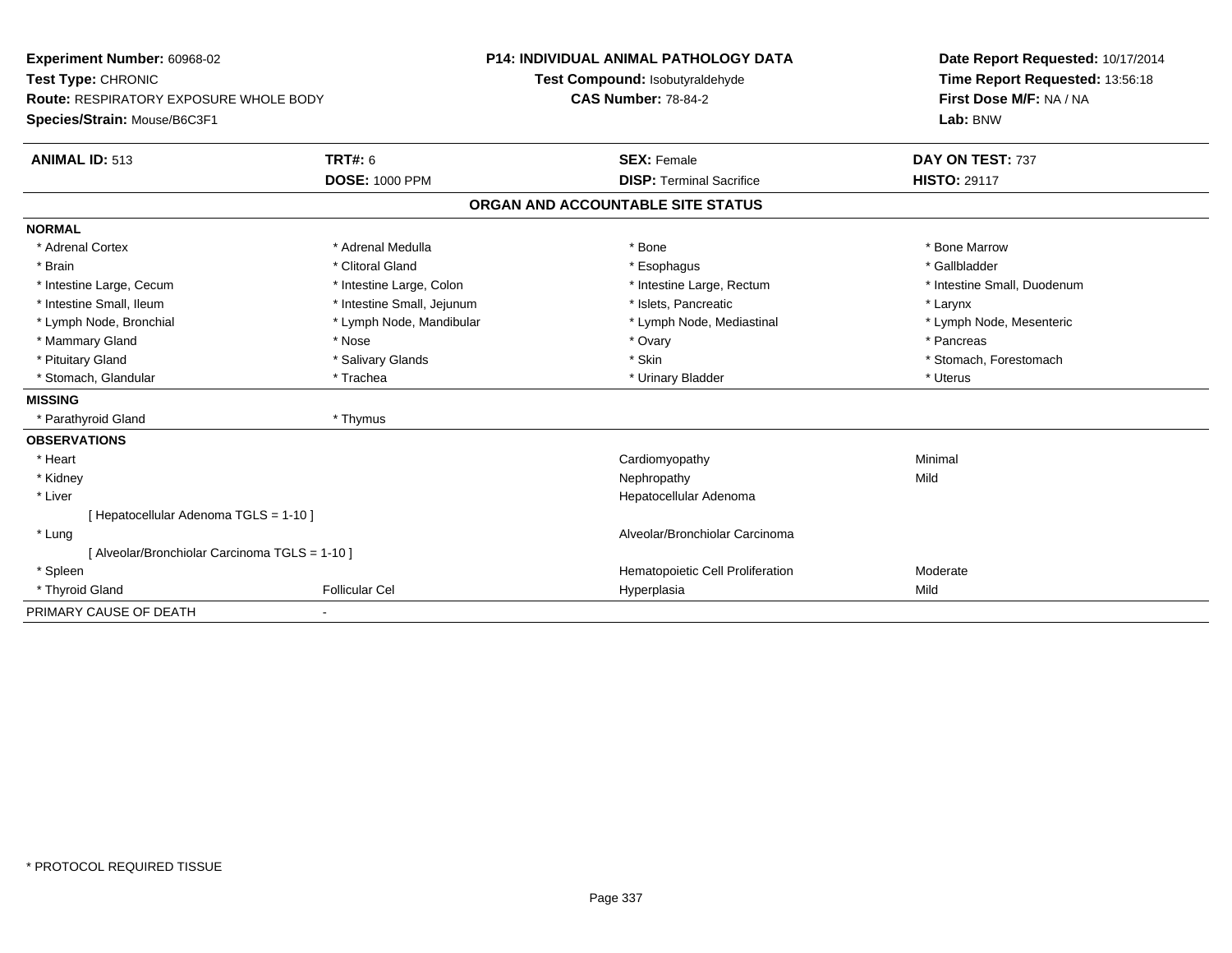**Experiment Number:** 60968-02
**Test Type:** CHRONIC
**Route:** RESPIRATORY EXPOSURE WHOLE BODY
**Species/Strain:** Mouse/B6C3F1

**P14: INDIVIDUAL ANIMAL PATHOLOGY DATA**
**Test Compound:** Isobutyraldehyde
**CAS Number:** 78-84-2

**Date Report Requested:** 10/17/2014
**Time Report Requested:** 13:56:18
**First Dose M/F:** NA / NA
**Lab:** BNW

| **ANIMAL ID:** 513 | **TRT#:** 6 | **SEX:** Female | **DAY ON TEST:** 737 |
|---|---|---|---|
| | **DOSE:** 1000 PPM | **DISP:** Terminal Sacrifice | **HISTO:** 29117 |

## ORGAN AND ACCOUNTABLE SITE STATUS

| | | | |
|---|---|---|---|
| **NORMAL** | | | |
| * Adrenal Cortex | * Adrenal Medulla | * Bone | * Bone Marrow |
| * Brain | * Clitoral Gland | * Esophagus | * Gallbladder |
| * Intestine Large, Cecum | * Intestine Large, Colon | * Intestine Large, Rectum | * Intestine Small, Duodenum |
| * Intestine Small, Ileum | * Intestine Small, Jejunum | * Islets, Pancreatic | * Larynx |
| * Lymph Node, Bronchial | * Lymph Node, Mandibular | * Lymph Node, Mediastinal | * Lymph Node, Mesenteric |
| * Mammary Gland | * Nose | * Ovary | * Pancreas |
| * Pituitary Gland | * Salivary Glands | * Skin | * Stomach, Forestomach |
| * Stomach, Glandular | * Trachea | * Urinary Bladder | * Uterus |
| **MISSING** | | | |
| * Parathyroid Gland | * Thymus | | |
| **OBSERVATIONS** | | | |
| * Heart | | Cardiomyopathy | Minimal |
| * Kidney | | Nephropathy | Mild |
| * Liver | | Hepatocellular Adenoma | |
| [ Hepatocellular Adenoma TGLS = 1-10 ] | | | |
| * Lung | | Alveolar/Bronchiolar Carcinoma | |
| [ Alveolar/Bronchiolar Carcinoma TGLS = 1-10 ] | | | |
| * Spleen | | Hematopoietic Cell Proliferation | Moderate |
| * Thyroid Gland | Follicular Cel | Hyperplasia | Mild |
| PRIMARY CAUSE OF DEATH | - | | |

* PROTOCOL REQUIRED TISSUE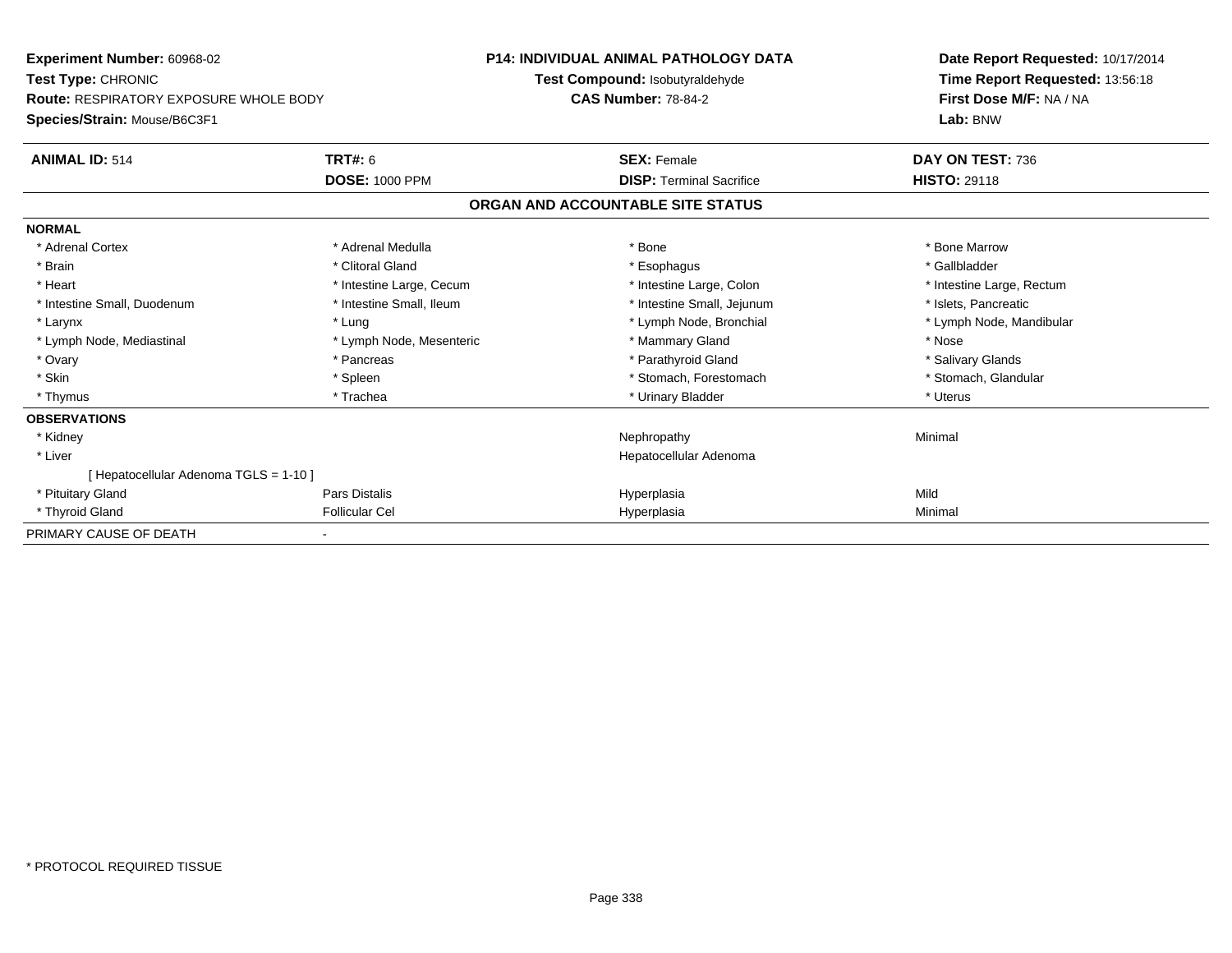**Experiment Number:** 60968-02
**Test Type:** CHRONIC
**Route:** RESPIRATORY EXPOSURE WHOLE BODY
**Species/Strain:** Mouse/B6C3F1

**P14: INDIVIDUAL ANIMAL PATHOLOGY DATA**
**Test Compound:** Isobutyraldehyde
**CAS Number:** 78-84-2

**Date Report Requested:** 10/17/2014
**Time Report Requested:** 13:56:18
**First Dose M/F:** NA / NA
**Lab:** BNW

| **ANIMAL ID:** 514 | **TRT#:** 6 | **SEX:** Female | **DAY ON TEST:** 736 |
|---|---|---|---|
| | **DOSE:** 1000 PPM | **DISP:** Terminal Sacrifice | **HISTO:** 29118 |

## ORGAN AND ACCOUNTABLE SITE STATUS

| | | | |
|---|---|---|---|
| **NORMAL** | | | |
| * Adrenal Cortex | * Adrenal Medulla | * Bone | * Bone Marrow |
| * Brain | * Clitoral Gland | * Esophagus | * Gallbladder |
| * Heart | * Intestine Large, Cecum | * Intestine Large, Colon | * Intestine Large, Rectum |
| * Intestine Small, Duodenum | * Intestine Small, Ileum | * Intestine Small, Jejunum | * Islets, Pancreatic |
| * Larynx | * Lung | * Lymph Node, Bronchial | * Lymph Node, Mandibular |
| * Lymph Node, Mediastinal | * Lymph Node, Mesenteric | * Mammary Gland | * Nose |
| * Ovary | * Pancreas | * Parathyroid Gland | * Salivary Glands |
| * Skin | * Spleen | * Stomach, Forestomach | * Stomach, Glandular |
| * Thymus | * Trachea | * Urinary Bladder | * Uterus |
| **OBSERVATIONS** | | | |
| * Kidney | | Nephropathy | Minimal |
| * Liver | | Hepatocellular Adenoma | |
| [ Hepatocellular Adenoma TGLS = 1-10 ] | | | |
| * Pituitary Gland | Pars Distalis | Hyperplasia | Mild |
| * Thyroid Gland | Follicular Cel | Hyperplasia | Minimal |
| PRIMARY CAUSE OF DEATH | - | | |

* PROTOCOL REQUIRED TISSUE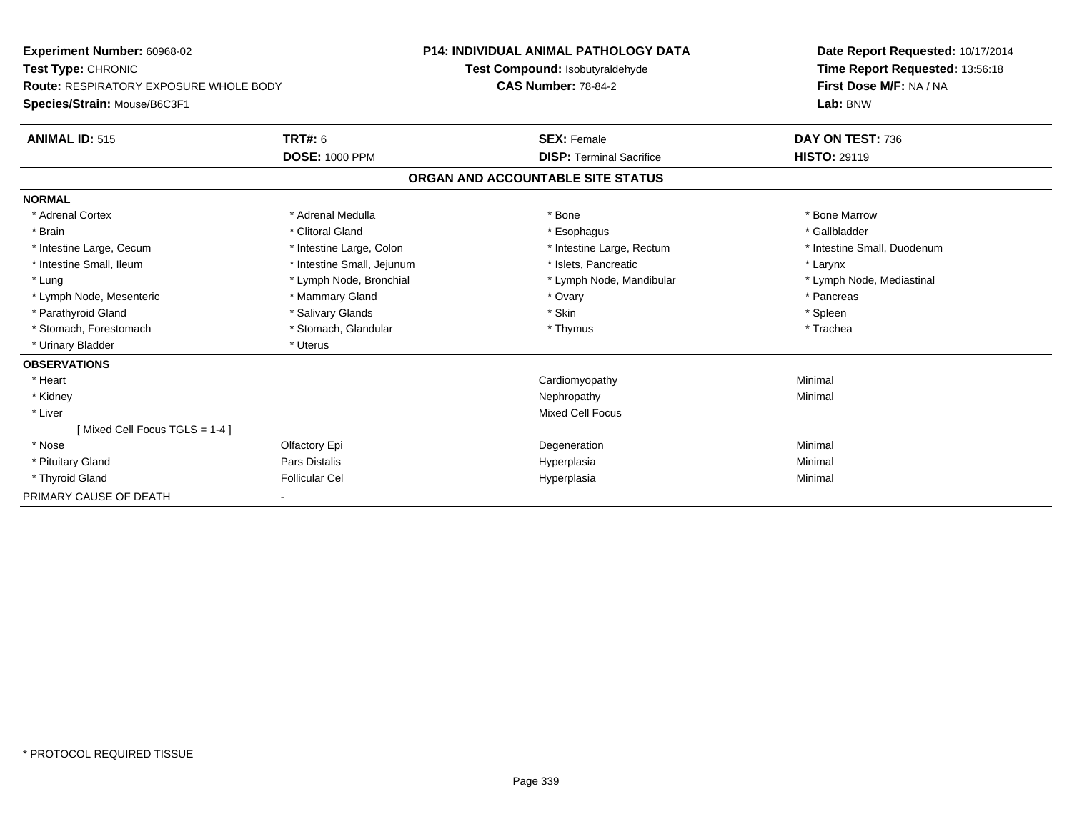**Experiment Number:** 60968-02
**Test Type:** CHRONIC
**Route:** RESPIRATORY EXPOSURE WHOLE BODY
**Species/Strain:** Mouse/B6C3F1

**P14: INDIVIDUAL ANIMAL PATHOLOGY DATA**
**Test Compound:** Isobutyraldehyde
**CAS Number:** 78-84-2

**Date Report Requested:** 10/17/2014
**Time Report Requested:** 13:56:18
**First Dose M/F:** NA / NA
**Lab:** BNW

| **ANIMAL ID:** 515 | **TRT#:** 6 | **SEX:** Female | **DAY ON TEST:** 736 |
|---|---|---|---|
| | **DOSE:** 1000 PPM | **DISP:** Terminal Sacrifice | **HISTO:** 29119 |

## ORGAN AND ACCOUNTABLE SITE STATUS

| | | | |
|---|---|---|---|
| **NORMAL** | | | |
| * Adrenal Cortex | * Adrenal Medulla | * Bone | * Bone Marrow |
| * Brain | * Clitoral Gland | * Esophagus | * Gallbladder |
| * Intestine Large, Cecum | * Intestine Large, Colon | * Intestine Large, Rectum | * Intestine Small, Duodenum |
| * Intestine Small, Ileum | * Intestine Small, Jejunum | * Islets, Pancreatic | * Larynx |
| * Lung | * Lymph Node, Bronchial | * Lymph Node, Mandibular | * Lymph Node, Mediastinal |
| * Lymph Node, Mesenteric | * Mammary Gland | * Ovary | * Pancreas |
| * Parathyroid Gland | * Salivary Glands | * Skin | * Spleen |
| * Stomach, Forestomach | * Stomach, Glandular | * Thymus | * Trachea |
| * Urinary Bladder | * Uterus | | |
| **OBSERVATIONS** | | | |
| * Heart | | Cardiomyopathy | Minimal |
| * Kidney | | Nephropathy | Minimal |
| * Liver | | Mixed Cell Focus | |
| [ Mixed Cell Focus TGLS = 1-4 ] | | | |
| * Nose | Olfactory Epi | Degeneration | Minimal |
| * Pituitary Gland | Pars Distalis | Hyperplasia | Minimal |
| * Thyroid Gland | Follicular Cel | Hyperplasia | Minimal |
| PRIMARY CAUSE OF DEATH | - | | |

* PROTOCOL REQUIRED TISSUE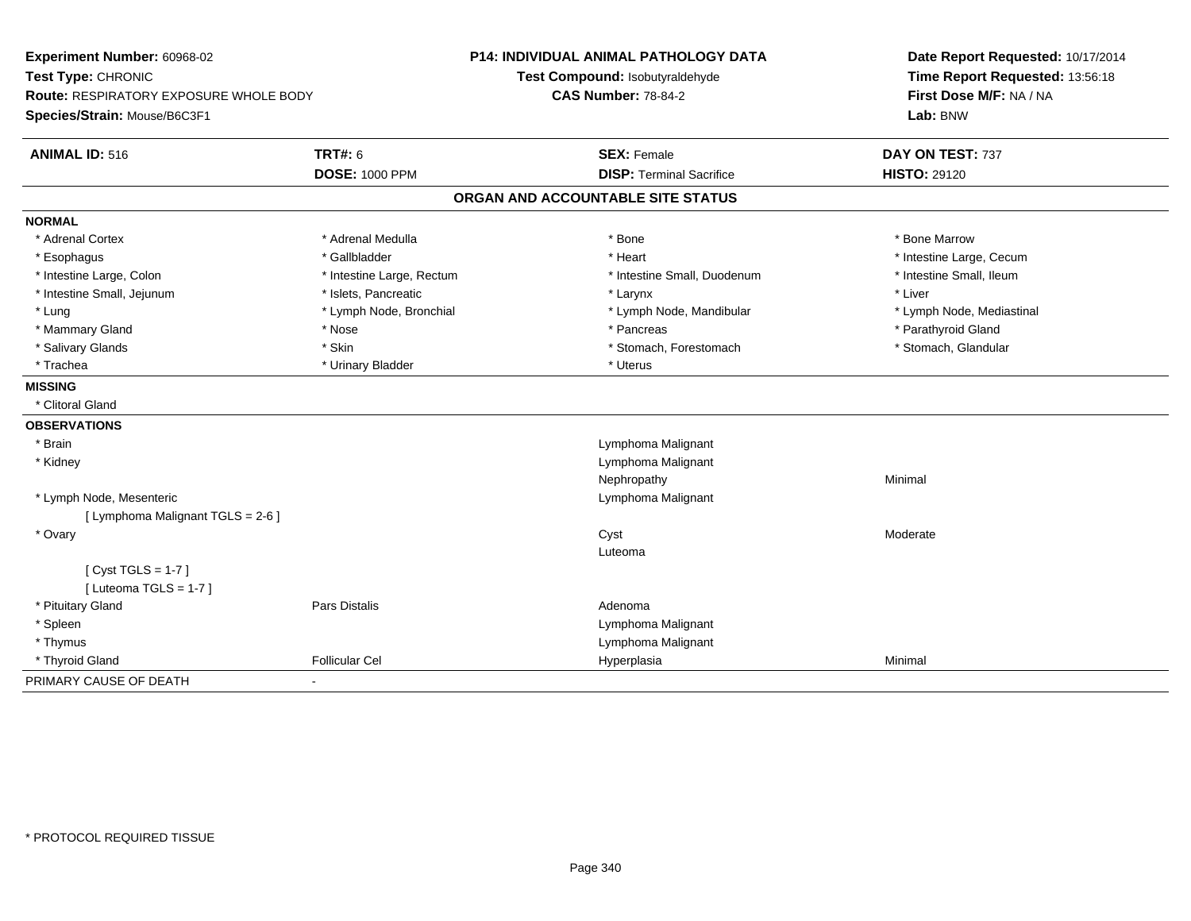**Experiment Number:** 60968-02
**Test Type:** CHRONIC
**Route:** RESPIRATORY EXPOSURE WHOLE BODY
**Species/Strain:** Mouse/B6C3F1

**P14: INDIVIDUAL ANIMAL PATHOLOGY DATA**
**Test Compound:** Isobutyraldehyde
**CAS Number:** 78-84-2

**Date Report Requested:** 10/17/2014
**Time Report Requested:** 13:56:18
**First Dose M/F:** NA / NA
**Lab:** BNW

| **ANIMAL ID:** 516 | **TRT#:** 6 | **SEX:** Female | **DAY ON TEST:** 737 |
|---|---|---|---|
| | **DOSE:** 1000 PPM | **DISP:** Terminal Sacrifice | **HISTO:** 29120 |

## ORGAN AND ACCOUNTABLE SITE STATUS

**NORMAL**

| | | | |
|---|---|---|---|
| * Adrenal Cortex | * Adrenal Medulla | * Bone | * Bone Marrow |
| * Esophagus | * Gallbladder | * Heart | * Intestine Large, Cecum |
| * Intestine Large, Colon | * Intestine Large, Rectum | * Intestine Small, Duodenum | * Intestine Small, Ileum |
| * Intestine Small, Jejunum | * Islets, Pancreatic | * Larynx | * Liver |
| * Lung | * Lymph Node, Bronchial | * Lymph Node, Mandibular | * Lymph Node, Mediastinal |
| * Mammary Gland | * Nose | * Pancreas | * Parathyroid Gland |
| * Salivary Glands | * Skin | * Stomach, Forestomach | * Stomach, Glandular |
| * Trachea | * Urinary Bladder | * Uterus | |

**MISSING**

* Clitoral Gland

**OBSERVATIONS**

| | | | |
|---|---|---|---|
| * Brain | | Lymphoma Malignant | |
| * Kidney | | Lymphoma Malignant | |
| | | Nephropathy | Minimal |
| * Lymph Node, Mesenteric | | Lymphoma Malignant | |
| [ Lymphoma Malignant TGLS = 2-6 ] | | | |
| * Ovary | | Cyst | Moderate |
| | | Luteoma | |
| [ Cyst TGLS = 1-7 ] | | | |
| [ Luteoma TGLS = 1-7 ] | | | |
| * Pituitary Gland | Pars Distalis | Adenoma | |
| * Spleen | | Lymphoma Malignant | |
| * Thymus | | Lymphoma Malignant | |
| * Thyroid Gland | Follicular Cel | Hyperplasia | Minimal |

PRIMARY CAUSE OF DEATH -

* PROTOCOL REQUIRED TISSUE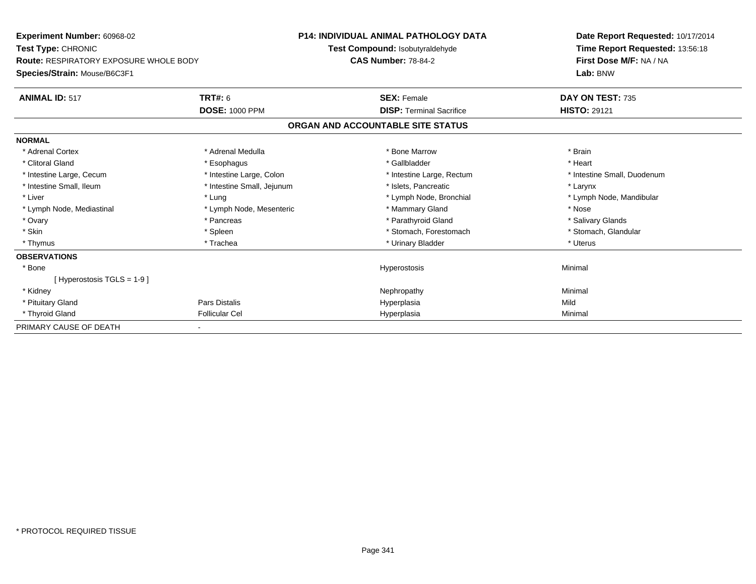**Experiment Number:** 60968-02
**Test Type:** CHRONIC
**Route:** RESPIRATORY EXPOSURE WHOLE BODY
**Species/Strain:** Mouse/B6C3F1

**P14: INDIVIDUAL ANIMAL PATHOLOGY DATA**
**Test Compound:** Isobutyraldehyde
**CAS Number:** 78-84-2

**Date Report Requested:** 10/17/2014
**Time Report Requested:** 13:56:18
**First Dose M/F:** NA / NA
**Lab:** BNW

| **ANIMAL ID:** 517 | **TRT#:** 6 | **SEX:** Female | **DAY ON TEST:** 735 |
|---|---|---|---|
| | **DOSE:** 1000 PPM | **DISP:** Terminal Sacrifice | **HISTO:** 29121 |

## ORGAN AND ACCOUNTABLE SITE STATUS

| | | | |
|---|---|---|---|
| **NORMAL** | | | |
| * Adrenal Cortex | * Adrenal Medulla | * Bone Marrow | * Brain |
| * Clitoral Gland | * Esophagus | * Gallbladder | * Heart |
| * Intestine Large, Cecum | * Intestine Large, Colon | * Intestine Large, Rectum | * Intestine Small, Duodenum |
| * Intestine Small, Ileum | * Intestine Small, Jejunum | * Islets, Pancreatic | * Larynx |
| * Liver | * Lung | * Lymph Node, Bronchial | * Lymph Node, Mandibular |
| * Lymph Node, Mediastinal | * Lymph Node, Mesenteric | * Mammary Gland | * Nose |
| * Ovary | * Pancreas | * Parathyroid Gland | * Salivary Glands |
| * Skin | * Spleen | * Stomach, Forestomach | * Stomach, Glandular |
| * Thymus | * Trachea | * Urinary Bladder | * Uterus |
| **OBSERVATIONS** | | | |
| * Bone | | Hyperostosis | Minimal |
| [ Hyperostosis TGLS = 1-9 ] | | | |
| * Kidney | | Nephropathy | Minimal |
| * Pituitary Gland | Pars Distalis | Hyperplasia | Mild |
| * Thyroid Gland | Follicular Cel | Hyperplasia | Minimal |
| PRIMARY CAUSE OF DEATH | - | | |

* PROTOCOL REQUIRED TISSUE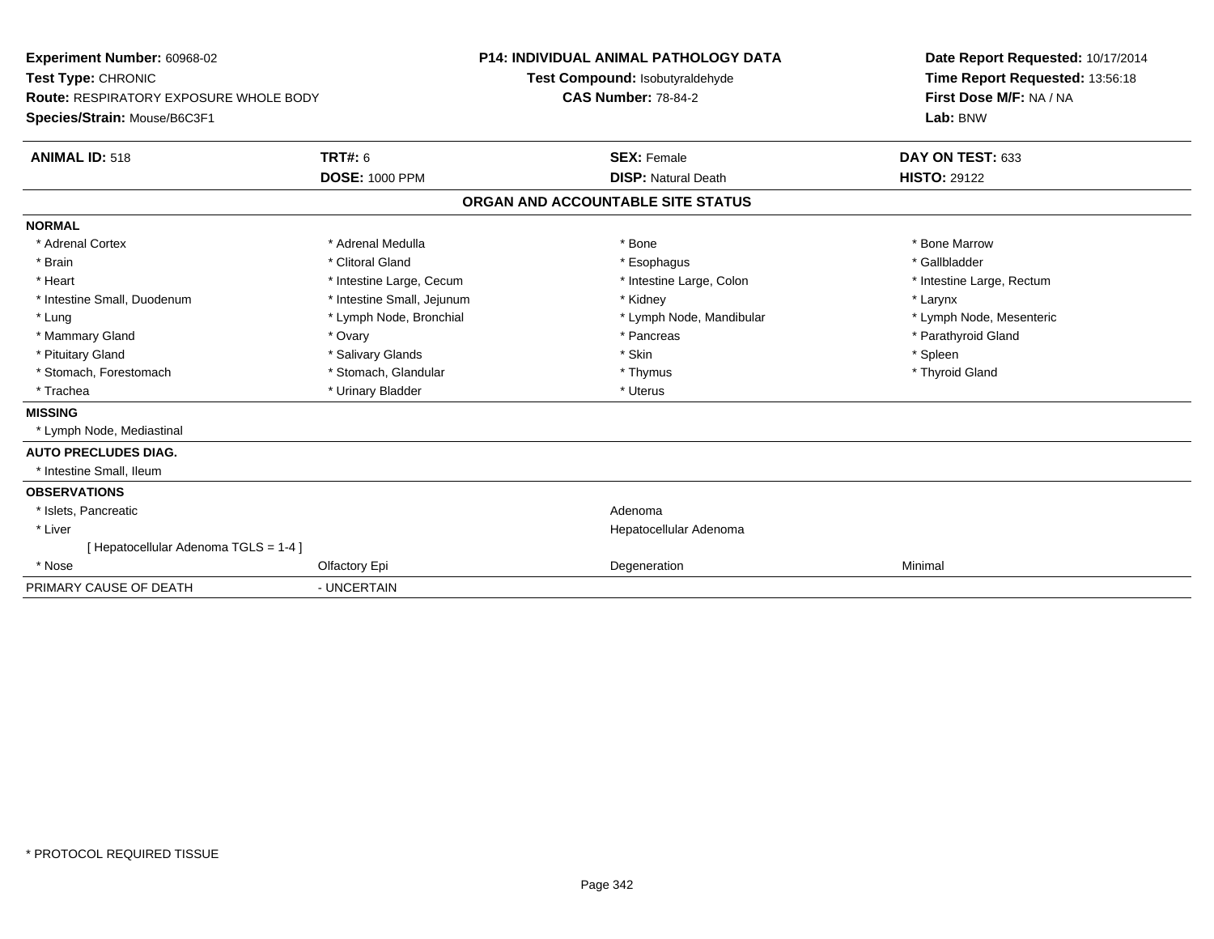**Experiment Number:** 60968-02
**Test Type:** CHRONIC
**Route:** RESPIRATORY EXPOSURE WHOLE BODY
**Species/Strain:** Mouse/B6C3F1

**P14: INDIVIDUAL ANIMAL PATHOLOGY DATA**
**Test Compound:** Isobutyraldehyde
**CAS Number:** 78-84-2

**Date Report Requested:** 10/17/2014
**Time Report Requested:** 13:56:18
**First Dose M/F:** NA / NA
**Lab:** BNW

| **ANIMAL ID:** 518 | **TRT#:** 6 | **SEX:** Female | **DAY ON TEST:** 633 |
|---|---|---|---|
| | **DOSE:** 1000 PPM | **DISP:** Natural Death | **HISTO:** 29122 |

**ORGAN AND ACCOUNTABLE SITE STATUS**

| | | | |
|---|---|---|---|
| **NORMAL** | | | |
| * Adrenal Cortex | * Adrenal Medulla | * Bone | * Bone Marrow |
| * Brain | * Clitoral Gland | * Esophagus | * Gallbladder |
| * Heart | * Intestine Large, Cecum | * Intestine Large, Colon | * Intestine Large, Rectum |
| * Intestine Small, Duodenum | * Intestine Small, Jejunum | * Kidney | * Larynx |
| * Lung | * Lymph Node, Bronchial | * Lymph Node, Mandibular | * Lymph Node, Mesenteric |
| * Mammary Gland | * Ovary | * Pancreas | * Parathyroid Gland |
| * Pituitary Gland | * Salivary Glands | * Skin | * Spleen |
| * Stomach, Forestomach | * Stomach, Glandular | * Thymus | * Thyroid Gland |
| * Trachea | * Urinary Bladder | * Uterus | |
| **MISSING** | | | |
| * Lymph Node, Mediastinal | | | |
| **AUTO PRECLUDES DIAG.** | | | |
| * Intestine Small, Ileum | | | |
| **OBSERVATIONS** | | | |
| * Islets, Pancreatic | | Adenoma | |
| * Liver | | Hepatocellular Adenoma | |
| [ Hepatocellular Adenoma TGLS = 1-4 ] | | | |
| * Nose | Olfactory Epi | Degeneration | Minimal |
| PRIMARY CAUSE OF DEATH | - UNCERTAIN | | |

* PROTOCOL REQUIRED TISSUE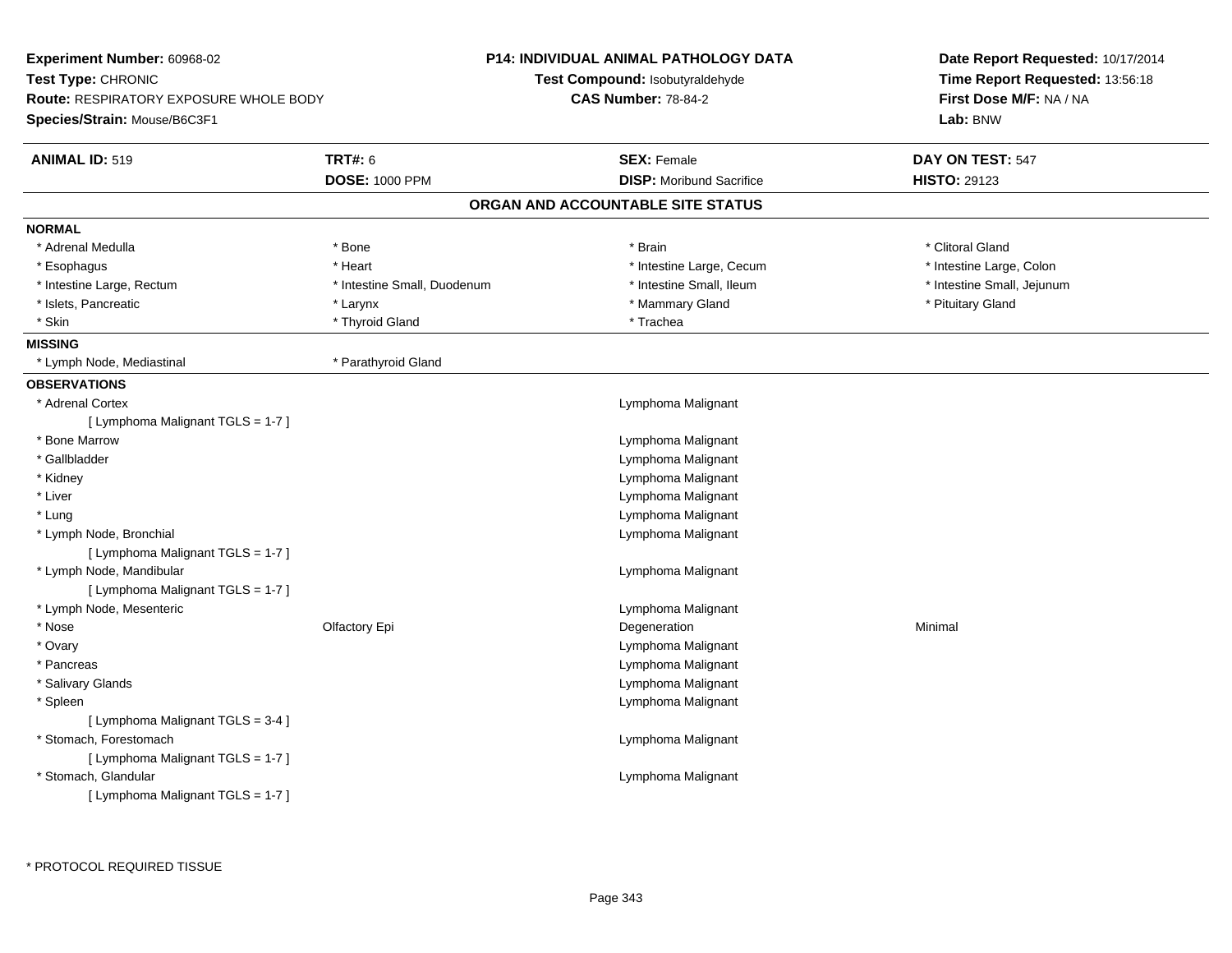**Experiment Number:** 60968-02
**Test Type:** CHRONIC
**Route:** RESPIRATORY EXPOSURE WHOLE BODY
**Species/Strain:** Mouse/B6C3F1

**P14: INDIVIDUAL ANIMAL PATHOLOGY DATA**
**Test Compound:** Isobutyraldehyde
**CAS Number:** 78-84-2

**Date Report Requested:** 10/17/2014
**Time Report Requested:** 13:56:18
**First Dose M/F:** NA / NA
**Lab:** BNW

| **ANIMAL ID:** 519 | **TRT#:** 6 | **SEX:** Female | **DAY ON TEST:** 547 |
|---|---|---|---|
| | **DOSE:** 1000 PPM | **DISP:** Moribund Sacrifice | **HISTO:** 29123 |

## ORGAN AND ACCOUNTABLE SITE STATUS

**NORMAL**

| | | | |
|---|---|---|---|
| * Adrenal Medulla | * Bone | * Brain | * Clitoral Gland |
| * Esophagus | * Heart | * Intestine Large, Cecum | * Intestine Large, Colon |
| * Intestine Large, Rectum | * Intestine Small, Duodenum | * Intestine Small, Ileum | * Intestine Small, Jejunum |
| * Islets, Pancreatic | * Larynx | * Mammary Gland | * Pituitary Gland |
| * Skin | * Thyroid Gland | * Trachea | |

**MISSING**

| | |
|---|---|
| * Lymph Node, Mediastinal | * Parathyroid Gland |

**OBSERVATIONS**

| | | | |
|---|---|---|---|
| * Adrenal Cortex | | Lymphoma Malignant | |
| [ Lymphoma Malignant TGLS = 1-7 ] | | | |
| * Bone Marrow | | Lymphoma Malignant | |
| * Gallbladder | | Lymphoma Malignant | |
| * Kidney | | Lymphoma Malignant | |
| * Liver | | Lymphoma Malignant | |
| * Lung | | Lymphoma Malignant | |
| * Lymph Node, Bronchial | | Lymphoma Malignant | |
| [ Lymphoma Malignant TGLS = 1-7 ] | | | |
| * Lymph Node, Mandibular | | Lymphoma Malignant | |
| [ Lymphoma Malignant TGLS = 1-7 ] | | | |
| * Lymph Node, Mesenteric | | Lymphoma Malignant | |
| * Nose | Olfactory Epi | Degeneration | Minimal |
| * Ovary | | Lymphoma Malignant | |
| * Pancreas | | Lymphoma Malignant | |
| * Salivary Glands | | Lymphoma Malignant | |
| * Spleen | | Lymphoma Malignant | |
| [ Lymphoma Malignant TGLS = 3-4 ] | | | |
| * Stomach, Forestomach | | Lymphoma Malignant | |
| [ Lymphoma Malignant TGLS = 1-7 ] | | | |
| * Stomach, Glandular | | Lymphoma Malignant | |
| [ Lymphoma Malignant TGLS = 1-7 ] | | | |

* PROTOCOL REQUIRED TISSUE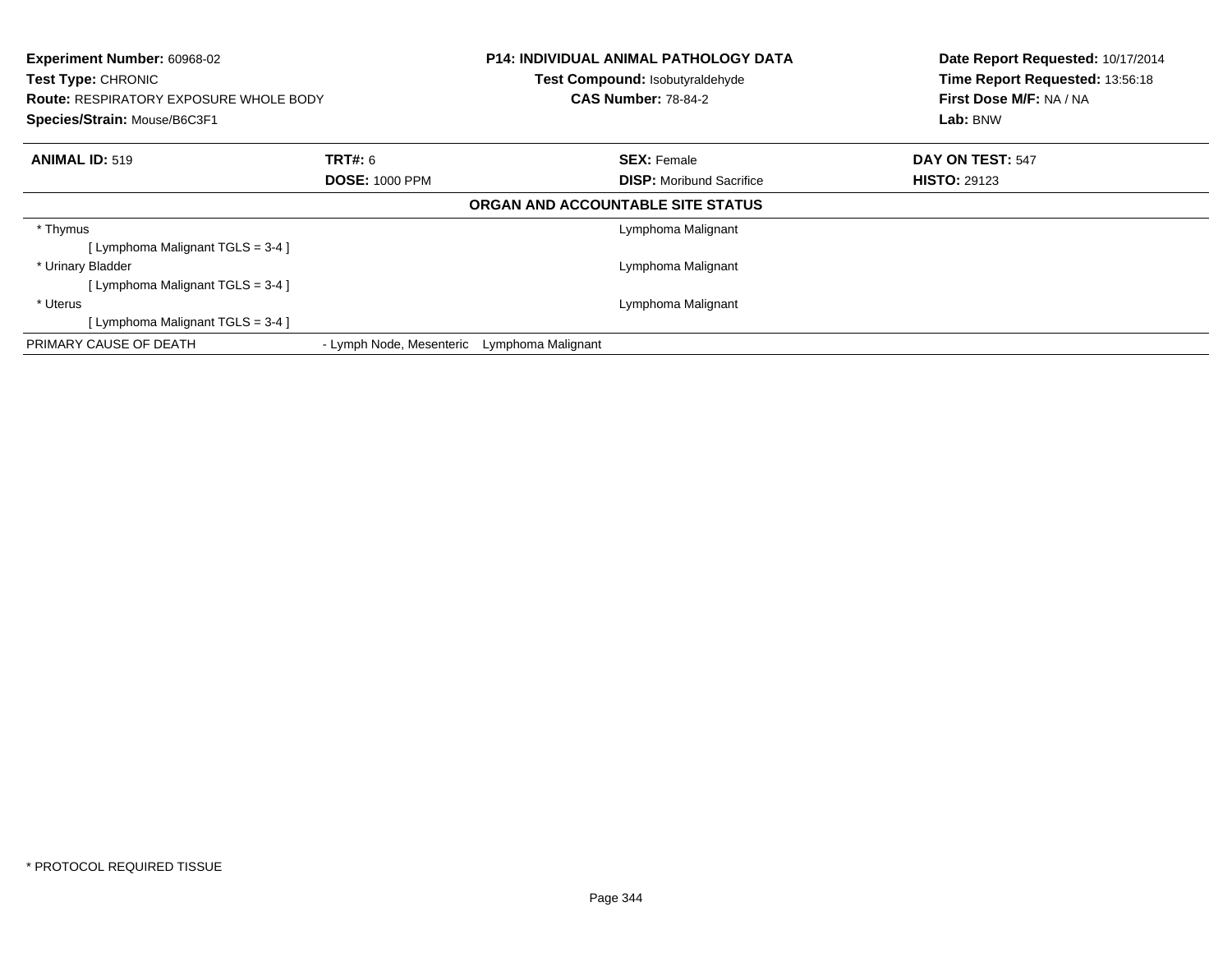**Experiment Number:** 60968-02
**Test Type:** CHRONIC
**Route:** RESPIRATORY EXPOSURE WHOLE BODY
**Species/Strain:** Mouse/B6C3F1

**P14: INDIVIDUAL ANIMAL PATHOLOGY DATA**
**Test Compound:** Isobutyraldehyde
**CAS Number:** 78-84-2

**Date Report Requested:** 10/17/2014
**Time Report Requested:** 13:56:18
**First Dose M/F:** NA / NA
**Lab:** BNW

| **ANIMAL ID:** 519 | **TRT#:** 6 | **SEX:** Female | **DAY ON TEST:** 547 |
|---|---|---|---|
| | **DOSE:** 1000 PPM | **DISP:** Moribund Sacrifice | **HISTO:** 29123 |

**ORGAN AND ACCOUNTABLE SITE STATUS**

| | | |
|---|---|---|
| * Thymus | | Lymphoma Malignant |
| [ Lymphoma Malignant TGLS = 3-4 ] | | |
| * Urinary Bladder | | Lymphoma Malignant |
| [ Lymphoma Malignant TGLS = 3-4 ] | | |
| * Uterus | | Lymphoma Malignant |
| [ Lymphoma Malignant TGLS = 3-4 ] | | |
| PRIMARY CAUSE OF DEATH | - Lymph Node, Mesenteric Lymphoma Malignant | |

* PROTOCOL REQUIRED TISSUE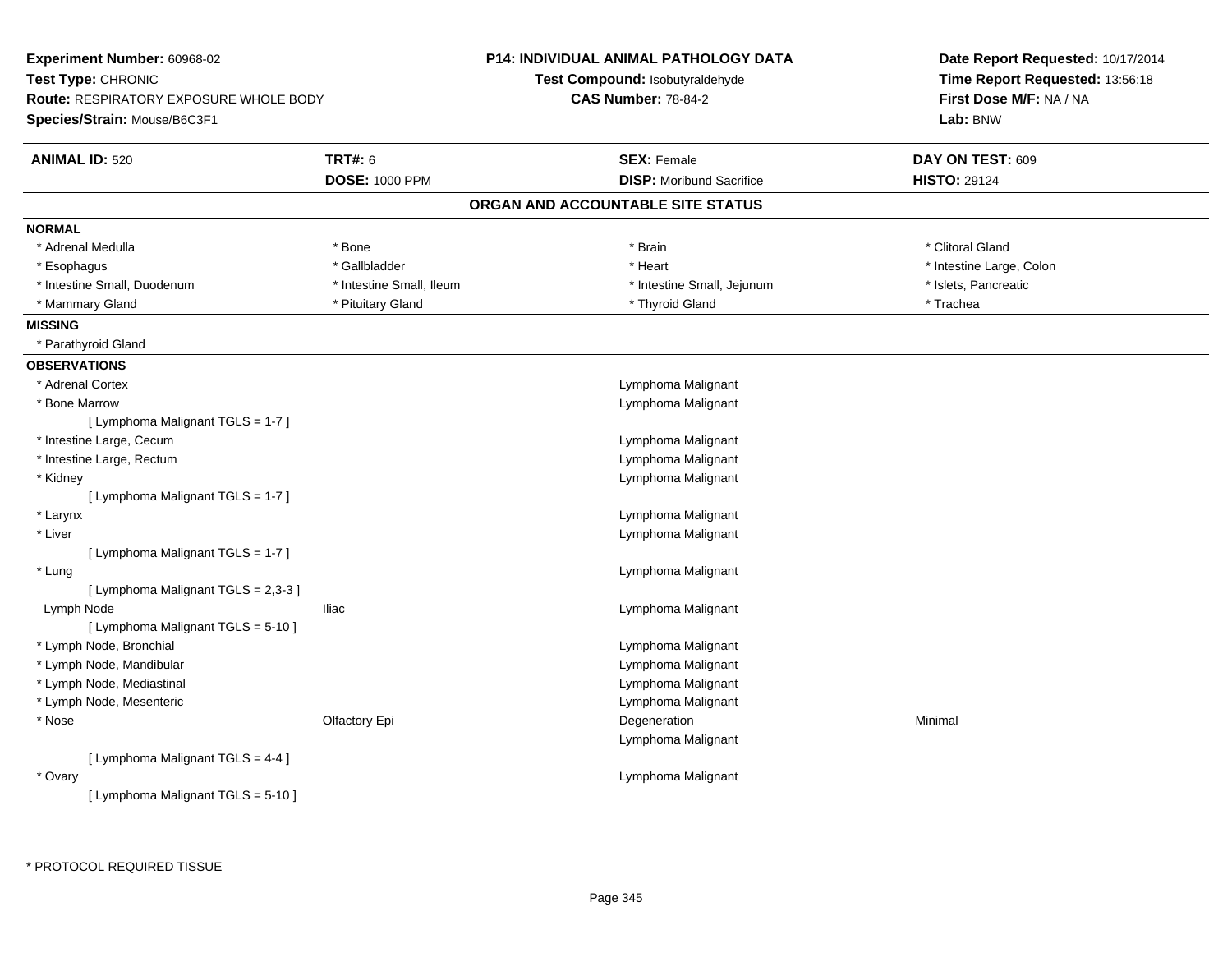**Experiment Number:** 60968-02
**Test Type:** CHRONIC
**Route:** RESPIRATORY EXPOSURE WHOLE BODY
**Species/Strain:** Mouse/B6C3F1

**P14: INDIVIDUAL ANIMAL PATHOLOGY DATA**
**Test Compound:** Isobutyraldehyde
**CAS Number:** 78-84-2

**Date Report Requested:** 10/17/2014
**Time Report Requested:** 13:56:18
**First Dose M/F:** NA / NA
**Lab:** BNW

| **ANIMAL ID:** 520 | **TRT#:** 6 | **SEX:** Female | **DAY ON TEST:** 609 |
|---|---|---|---|
| | **DOSE:** 1000 PPM | **DISP:** Moribund Sacrifice | **HISTO:** 29124 |

## ORGAN AND ACCOUNTABLE SITE STATUS

**NORMAL**

| | | | |
|---|---|---|---|
| * Adrenal Medulla | * Bone | * Brain | * Clitoral Gland |
| * Esophagus | * Gallbladder | * Heart | * Intestine Large, Colon |
| * Intestine Small, Duodenum | * Intestine Small, Ileum | * Intestine Small, Jejunum | * Islets, Pancreatic |
| * Mammary Gland | * Pituitary Gland | * Thyroid Gland | * Trachea |

**MISSING**

* Parathyroid Gland

**OBSERVATIONS**

| Organ | Site | Observation | Severity |
|---|---|---|---|
| * Adrenal Cortex | | Lymphoma Malignant | |
| * Bone Marrow | | Lymphoma Malignant | |
| [ Lymphoma Malignant TGLS = 1-7 ] | | | |
| * Intestine Large, Cecum | | Lymphoma Malignant | |
| * Intestine Large, Rectum | | Lymphoma Malignant | |
| * Kidney | | Lymphoma Malignant | |
| [ Lymphoma Malignant TGLS = 1-7 ] | | | |
| * Larynx | | Lymphoma Malignant | |
| * Liver | | Lymphoma Malignant | |
| [ Lymphoma Malignant TGLS = 1-7 ] | | | |
| * Lung | | Lymphoma Malignant | |
| [ Lymphoma Malignant TGLS = 2,3-3 ] | | | |
| Lymph Node | Iliac | Lymphoma Malignant | |
| [ Lymphoma Malignant TGLS = 5-10 ] | | | |
| * Lymph Node, Bronchial | | Lymphoma Malignant | |
| * Lymph Node, Mandibular | | Lymphoma Malignant | |
| * Lymph Node, Mediastinal | | Lymphoma Malignant | |
| * Lymph Node, Mesenteric | | Lymphoma Malignant | |
| * Nose | Olfactory Epi | Degeneration | Minimal |
| | | Lymphoma Malignant | |
| [ Lymphoma Malignant TGLS = 4-4 ] | | | |
| * Ovary | | Lymphoma Malignant | |
| [ Lymphoma Malignant TGLS = 5-10 ] | | | |

\* PROTOCOL REQUIRED TISSUE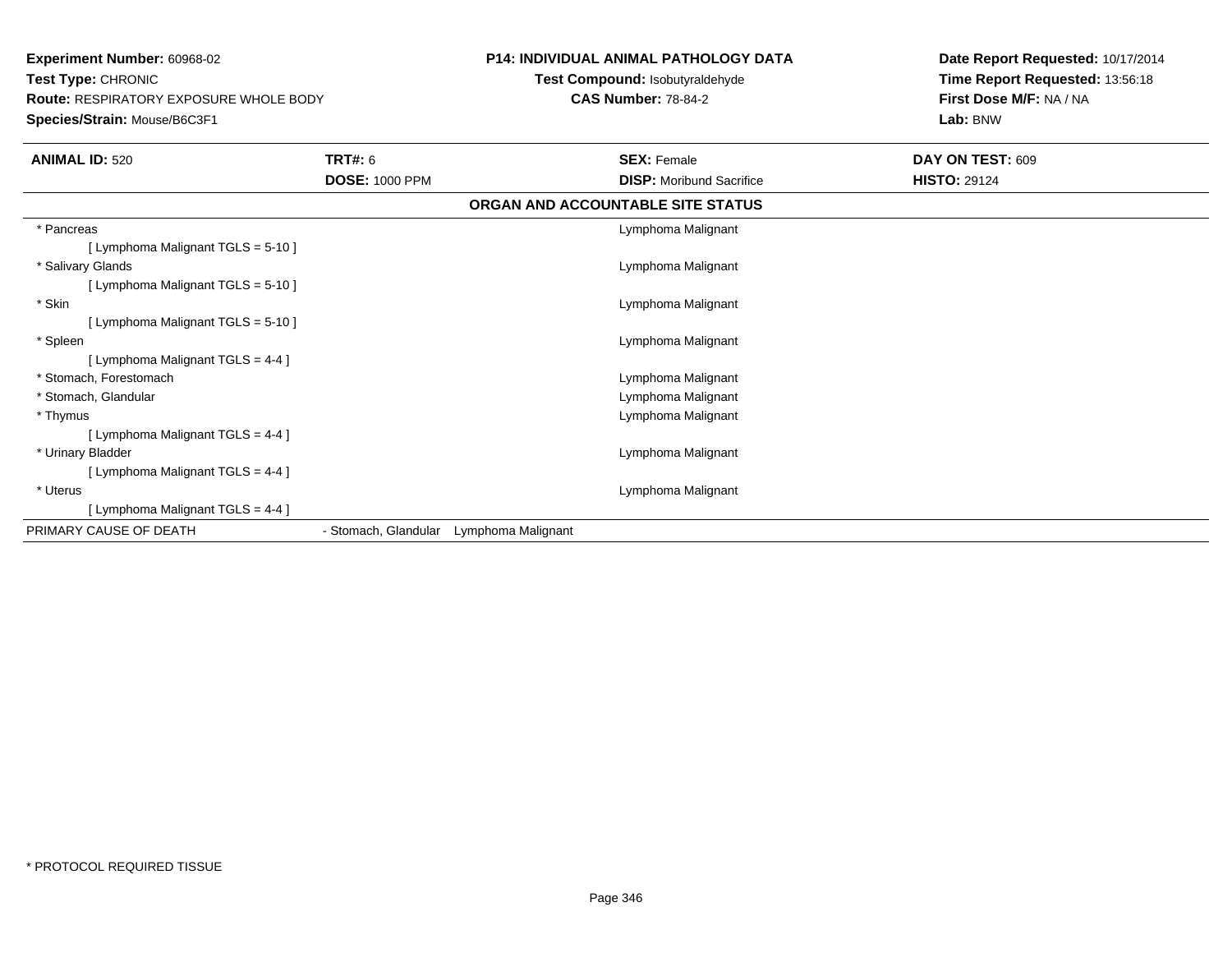**Experiment Number:** 60968-02
**Test Type:** CHRONIC
**Route:** RESPIRATORY EXPOSURE WHOLE BODY
**Species/Strain:** Mouse/B6C3F1

**P14: INDIVIDUAL ANIMAL PATHOLOGY DATA**
**Test Compound:** Isobutyraldehyde
**CAS Number:** 78-84-2

**Date Report Requested:** 10/17/2014
**Time Report Requested:** 13:56:18
**First Dose M/F:** NA / NA
**Lab:** BNW

| **ANIMAL ID:** 520 | **TRT#:** 6 | **SEX:** Female | **DAY ON TEST:** 609 |
|---|---|---|---|
| | **DOSE:** 1000 PPM | **DISP:** Moribund Sacrifice | **HISTO:** 29124 |

**ORGAN AND ACCOUNTABLE SITE STATUS**

| Organ | Status |
|---|---|
| * Pancreas | Lymphoma Malignant |
| [ Lymphoma Malignant TGLS = 5-10 ] | |
| * Salivary Glands | Lymphoma Malignant |
| [ Lymphoma Malignant TGLS = 5-10 ] | |
| * Skin | Lymphoma Malignant |
| [ Lymphoma Malignant TGLS = 5-10 ] | |
| * Spleen | Lymphoma Malignant |
| [ Lymphoma Malignant TGLS = 4-4 ] | |
| * Stomach, Forestomach | Lymphoma Malignant |
| * Stomach, Glandular | Lymphoma Malignant |
| * Thymus | Lymphoma Malignant |
| [ Lymphoma Malignant TGLS = 4-4 ] | |
| * Urinary Bladder | Lymphoma Malignant |
| [ Lymphoma Malignant TGLS = 4-4 ] | |
| * Uterus | Lymphoma Malignant |
| [ Lymphoma Malignant TGLS = 4-4 ] | |

PRIMARY CAUSE OF DEATH - Stomach, Glandular Lymphoma Malignant

* PROTOCOL REQUIRED TISSUE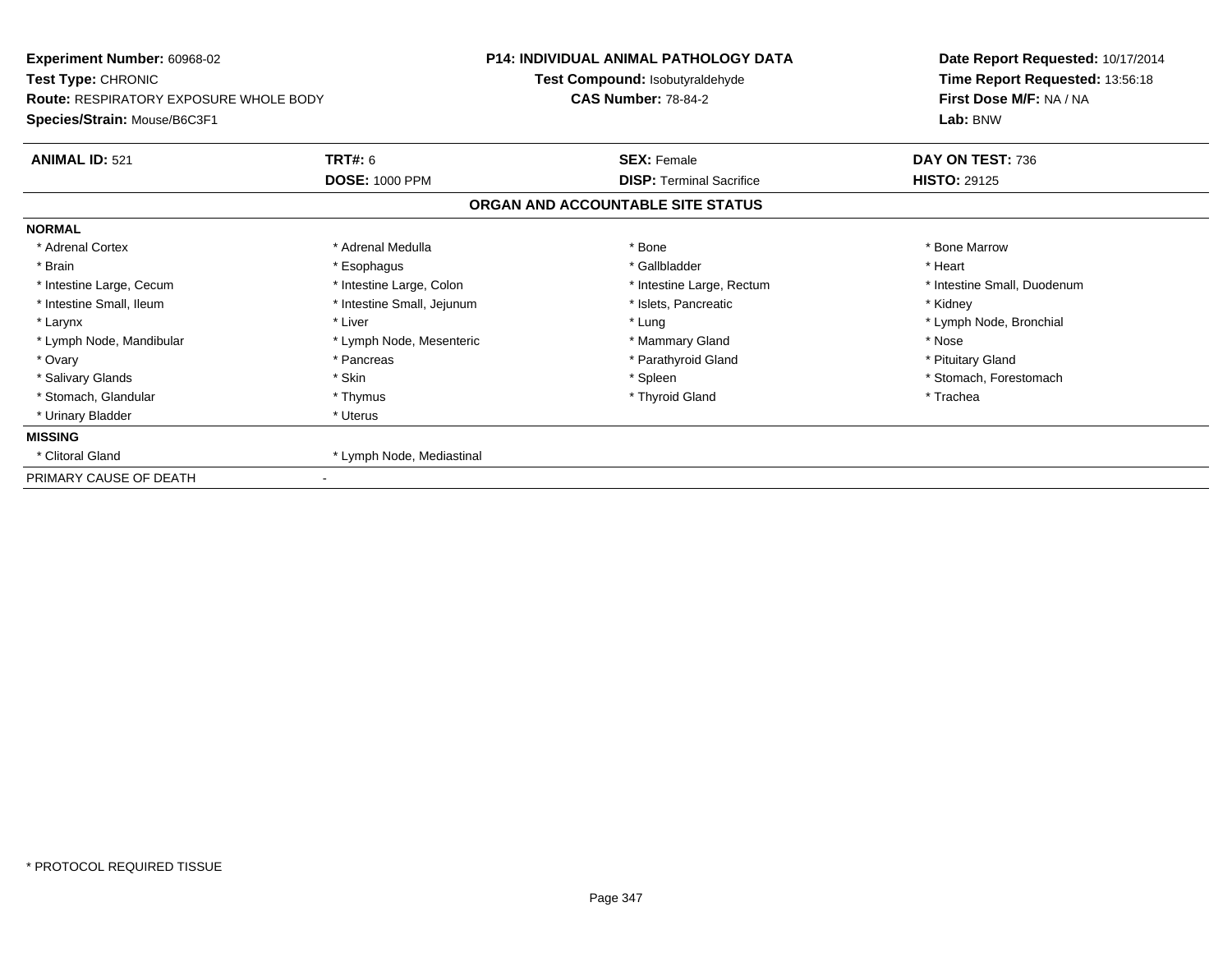**Experiment Number:** 60968-02
**Test Type:** CHRONIC
**Route:** RESPIRATORY EXPOSURE WHOLE BODY
**Species/Strain:** Mouse/B6C3F1

**P14: INDIVIDUAL ANIMAL PATHOLOGY DATA**
**Test Compound:** Isobutyraldehyde
**CAS Number:** 78-84-2

**Date Report Requested:** 10/17/2014
**Time Report Requested:** 13:56:18
**First Dose M/F:** NA / NA
**Lab:** BNW

| **ANIMAL ID:** 521 | **TRT#:** 6 | **SEX:** Female | **DAY ON TEST:** 736 |
|---|---|---|---|
| | **DOSE:** 1000 PPM | **DISP:** Terminal Sacrifice | **HISTO:** 29125 |

## ORGAN AND ACCOUNTABLE SITE STATUS

**NORMAL**

| | | | |
|---|---|---|---|
| * Adrenal Cortex | * Adrenal Medulla | * Bone | * Bone Marrow |
| * Brain | * Esophagus | * Gallbladder | * Heart |
| * Intestine Large, Cecum | * Intestine Large, Colon | * Intestine Large, Rectum | * Intestine Small, Duodenum |
| * Intestine Small, Ileum | * Intestine Small, Jejunum | * Islets, Pancreatic | * Kidney |
| * Larynx | * Liver | * Lung | * Lymph Node, Bronchial |
| * Lymph Node, Mandibular | * Lymph Node, Mesenteric | * Mammary Gland | * Nose |
| * Ovary | * Pancreas | * Parathyroid Gland | * Pituitary Gland |
| * Salivary Glands | * Skin | * Spleen | * Stomach, Forestomach |
| * Stomach, Glandular | * Thymus | * Thyroid Gland | * Trachea |
| * Urinary Bladder | * Uterus | | |

**MISSING**

| | |
|---|---|
| * Clitoral Gland | * Lymph Node, Mediastinal |

PRIMARY CAUSE OF DEATH -

* PROTOCOL REQUIRED TISSUE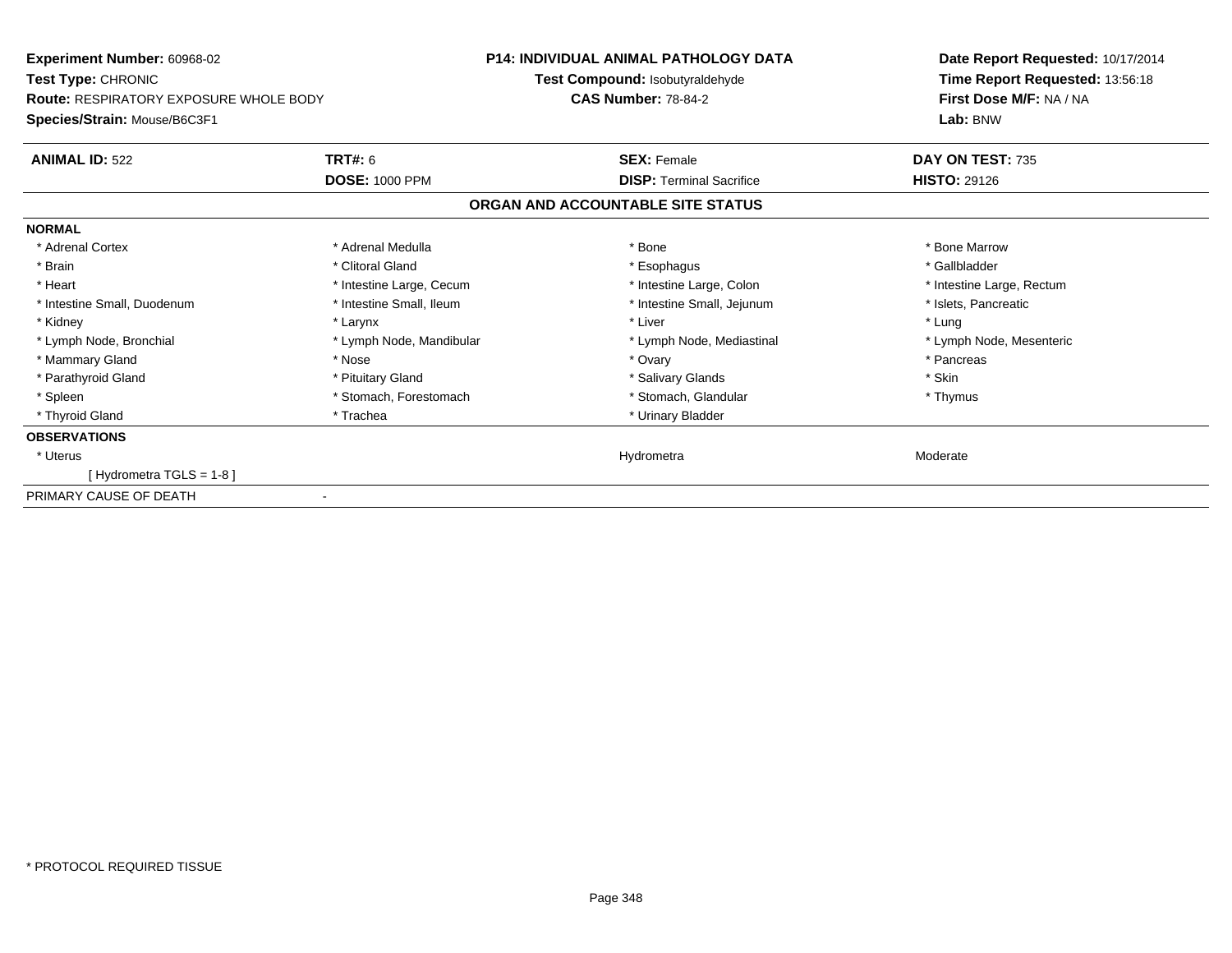**Experiment Number:** 60968-02
**Test Type:** CHRONIC
**Route:** RESPIRATORY EXPOSURE WHOLE BODY
**Species/Strain:** Mouse/B6C3F1

**P14: INDIVIDUAL ANIMAL PATHOLOGY DATA**
**Test Compound:** Isobutyraldehyde
**CAS Number:** 78-84-2

**Date Report Requested:** 10/17/2014
**Time Report Requested:** 13:56:18
**First Dose M/F:** NA / NA
**Lab:** BNW

| **ANIMAL ID:** 522 | **TRT#:** 6 | **SEX:** Female | **DAY ON TEST:** 735 |
|---|---|---|---|
| | **DOSE:** 1000 PPM | **DISP:** Terminal Sacrifice | **HISTO:** 29126 |

**ORGAN AND ACCOUNTABLE SITE STATUS**

| | | | |
|---|---|---|---|
| **NORMAL** | | | |
| * Adrenal Cortex | * Adrenal Medulla | * Bone | * Bone Marrow |
| * Brain | * Clitoral Gland | * Esophagus | * Gallbladder |
| * Heart | * Intestine Large, Cecum | * Intestine Large, Colon | * Intestine Large, Rectum |
| * Intestine Small, Duodenum | * Intestine Small, Ileum | * Intestine Small, Jejunum | * Islets, Pancreatic |
| * Kidney | * Larynx | * Liver | * Lung |
| * Lymph Node, Bronchial | * Lymph Node, Mandibular | * Lymph Node, Mediastinal | * Lymph Node, Mesenteric |
| * Mammary Gland | * Nose | * Ovary | * Pancreas |
| * Parathyroid Gland | * Pituitary Gland | * Salivary Glands | * Skin |
| * Spleen | * Stomach, Forestomach | * Stomach, Glandular | * Thymus |
| * Thyroid Gland | * Trachea | * Urinary Bladder | |
| **OBSERVATIONS** | | | |
| * Uterus | | Hydrometra | Moderate |
| [ Hydrometra TGLS = 1-8 ] | | | |
| PRIMARY CAUSE OF DEATH | - | | |

* PROTOCOL REQUIRED TISSUE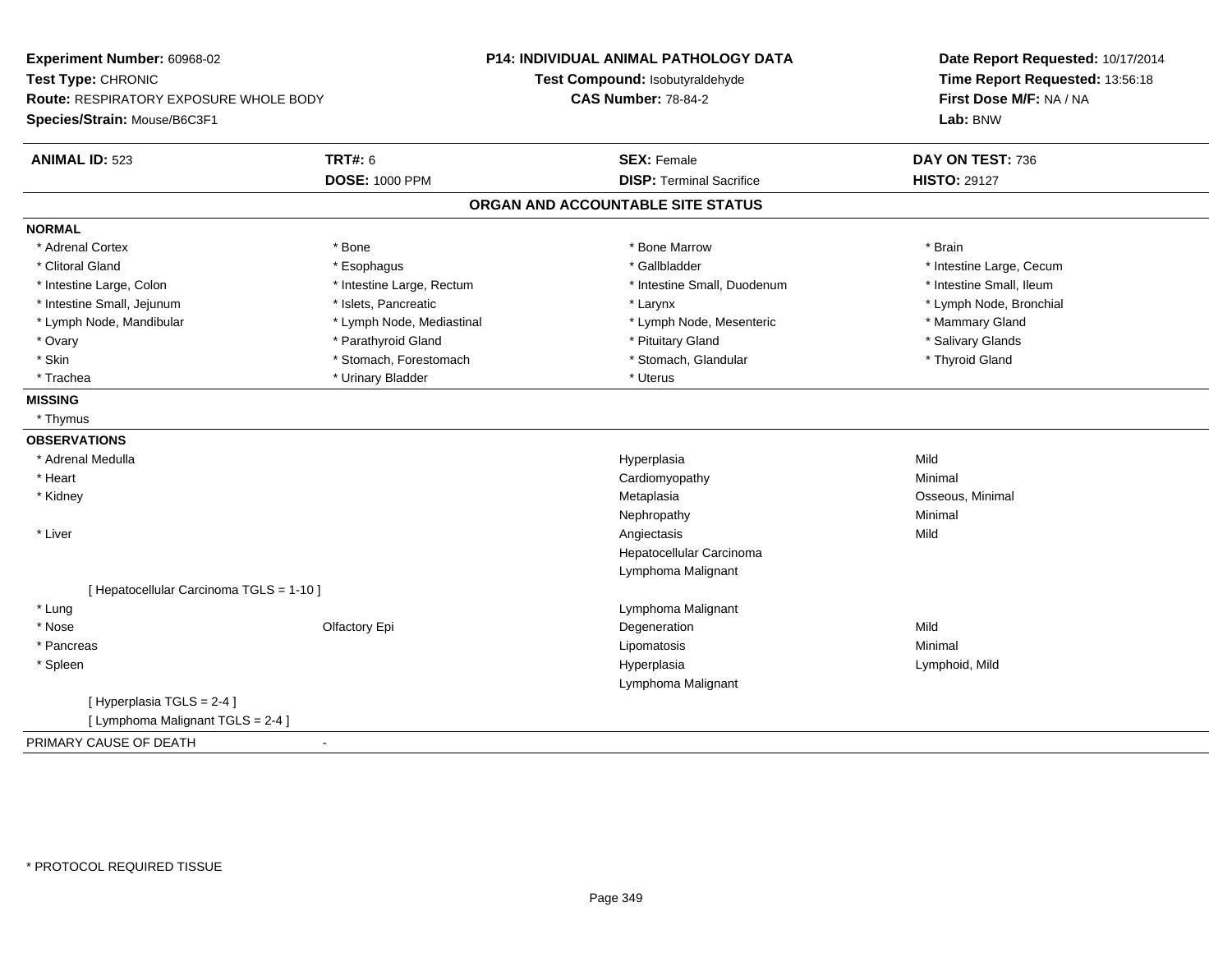**Experiment Number:** 60968-02
**Test Type:** CHRONIC
**Route:** RESPIRATORY EXPOSURE WHOLE BODY
**Species/Strain:** Mouse/B6C3F1

**P14: INDIVIDUAL ANIMAL PATHOLOGY DATA**
**Test Compound:** Isobutyraldehyde
**CAS Number:** 78-84-2

**Date Report Requested:** 10/17/2014
**Time Report Requested:** 13:56:18
**First Dose M/F:** NA / NA
**Lab:** BNW

| **ANIMAL ID:** 523 | **TRT#:** 6 | **SEX:** Female | **DAY ON TEST:** 736 |
|---|---|---|---|
| | **DOSE:** 1000 PPM | **DISP:** Terminal Sacrifice | **HISTO:** 29127 |

## ORGAN AND ACCOUNTABLE SITE STATUS

**NORMAL**

| | | | |
|---|---|---|---|
| * Adrenal Cortex | * Bone | * Bone Marrow | * Brain |
| * Clitoral Gland | * Esophagus | * Gallbladder | * Intestine Large, Cecum |
| * Intestine Large, Colon | * Intestine Large, Rectum | * Intestine Small, Duodenum | * Intestine Small, Ileum |
| * Intestine Small, Jejunum | * Islets, Pancreatic | * Larynx | * Lymph Node, Bronchial |
| * Lymph Node, Mandibular | * Lymph Node, Mediastinal | * Lymph Node, Mesenteric | * Mammary Gland |
| * Ovary | * Parathyroid Gland | * Pituitary Gland | * Salivary Glands |
| * Skin | * Stomach, Forestomach | * Stomach, Glandular | * Thyroid Gland |
| * Trachea | * Urinary Bladder | * Uterus | |

**MISSING**

* Thymus

**OBSERVATIONS**

| | | | |
|---|---|---|---|
| * Adrenal Medulla | | Hyperplasia | Mild |
| * Heart | | Cardiomyopathy | Minimal |
| * Kidney | | Metaplasia | Osseous, Minimal |
| | | Nephropathy | Minimal |
| * Liver | | Angiectasis | Mild |
| | | Hepatocellular Carcinoma | |
| | | Lymphoma Malignant | |
| [ Hepatocellular Carcinoma TGLS = 1-10 ] | | | |
| * Lung | | Lymphoma Malignant | |
| * Nose | Olfactory Epi | Degeneration | Mild |
| * Pancreas | | Lipomatosis | Minimal |
| * Spleen | | Hyperplasia | Lymphoid, Mild |
| | | Lymphoma Malignant | |
| [ Hyperplasia TGLS = 2-4 ] | | | |
| [ Lymphoma Malignant TGLS = 2-4 ] | | | |

PRIMARY CAUSE OF DEATH -

* PROTOCOL REQUIRED TISSUE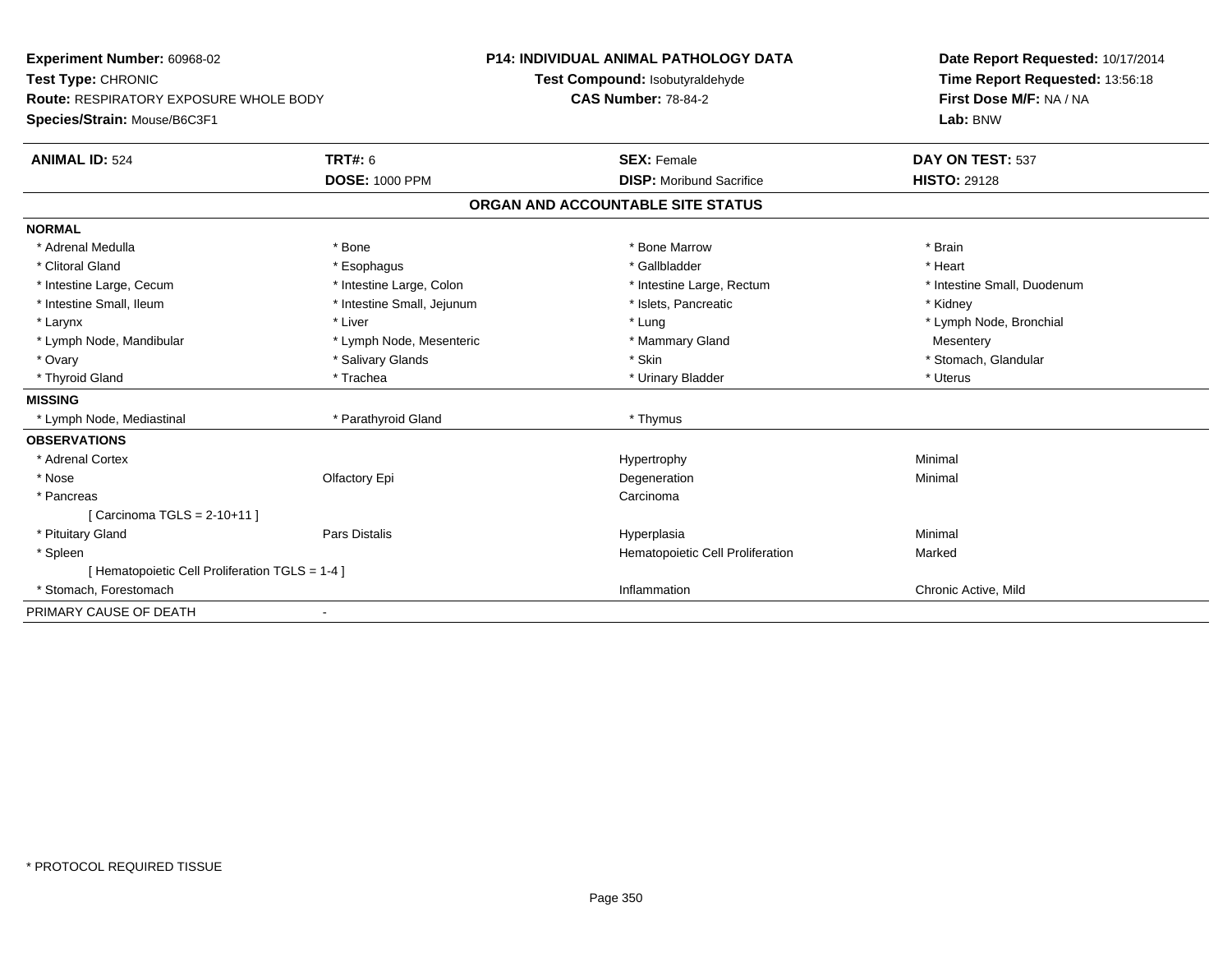**Experiment Number:** 60968-02
**Test Type:** CHRONIC
**Route:** RESPIRATORY EXPOSURE WHOLE BODY
**Species/Strain:** Mouse/B6C3F1

**P14: INDIVIDUAL ANIMAL PATHOLOGY DATA**
**Test Compound:** Isobutyraldehyde
**CAS Number:** 78-84-2

**Date Report Requested:** 10/17/2014
**Time Report Requested:** 13:56:18
**First Dose M/F:** NA / NA
**Lab:** BNW

| **ANIMAL ID:** 524 | **TRT#:** 6 | **SEX:** Female | **DAY ON TEST:** 537 |
|---|---|---|---|
| | **DOSE:** 1000 PPM | **DISP:** Moribund Sacrifice | **HISTO:** 29128 |

## ORGAN AND ACCOUNTABLE SITE STATUS

| | | | |
|---|---|---|---|
| **NORMAL** | | | |
| * Adrenal Medulla | * Bone | * Bone Marrow | * Brain |
| * Clitoral Gland | * Esophagus | * Gallbladder | * Heart |
| * Intestine Large, Cecum | * Intestine Large, Colon | * Intestine Large, Rectum | * Intestine Small, Duodenum |
| * Intestine Small, Ileum | * Intestine Small, Jejunum | * Islets, Pancreatic | * Kidney |
| * Larynx | * Liver | * Lung | * Lymph Node, Bronchial |
| * Lymph Node, Mandibular | * Lymph Node, Mesenteric | * Mammary Gland | Mesentery |
| * Ovary | * Salivary Glands | * Skin | * Stomach, Glandular |
| * Thyroid Gland | * Trachea | * Urinary Bladder | * Uterus |
| **MISSING** | | | |
| * Lymph Node, Mediastinal | * Parathyroid Gland | * Thymus | |
| **OBSERVATIONS** | | | |
| * Adrenal Cortex | | Hypertrophy | Minimal |
| * Nose | Olfactory Epi | Degeneration | Minimal |
| * Pancreas | | Carcinoma | |
| [ Carcinoma TGLS = 2-10+11 ] | | | |
| * Pituitary Gland | Pars Distalis | Hyperplasia | Minimal |
| * Spleen | | Hematopoietic Cell Proliferation | Marked |
| [ Hematopoietic Cell Proliferation TGLS = 1-4 ] | | | |
| * Stomach, Forestomach | | Inflammation | Chronic Active, Mild |
| PRIMARY CAUSE OF DEATH | - | | |

* PROTOCOL REQUIRED TISSUE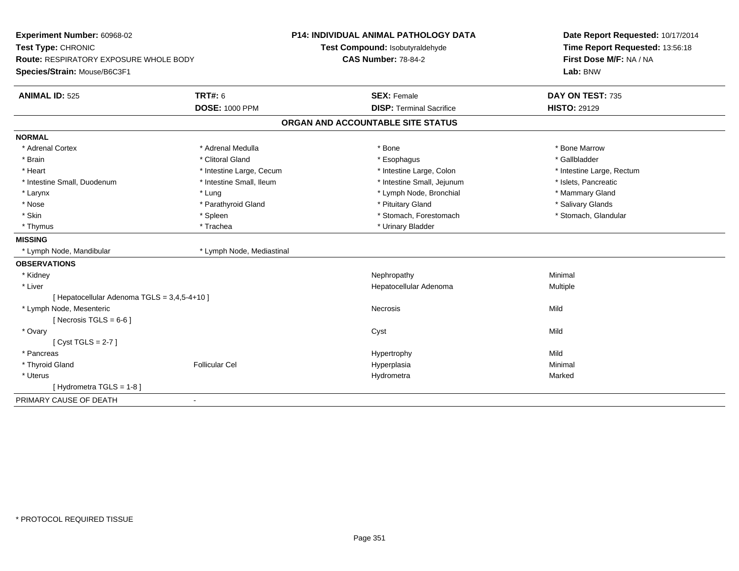**Experiment Number:** 60968-02
**Test Type:** CHRONIC
**Route:** RESPIRATORY EXPOSURE WHOLE BODY
**Species/Strain:** Mouse/B6C3F1

**P14: INDIVIDUAL ANIMAL PATHOLOGY DATA**
**Test Compound:** Isobutyraldehyde
**CAS Number:** 78-84-2

**Date Report Requested:** 10/17/2014
**Time Report Requested:** 13:56:18
**First Dose M/F:** NA / NA
**Lab:** BNW

| **ANIMAL ID:** 525 | **TRT#:** 6 | **SEX:** Female | **DAY ON TEST:** 735 |
|---|---|---|---|
| | **DOSE:** 1000 PPM | **DISP:** Terminal Sacrifice | **HISTO:** 29129 |

## ORGAN AND ACCOUNTABLE SITE STATUS

**NORMAL**

| | | | |
|---|---|---|---|
| * Adrenal Cortex | * Adrenal Medulla | * Bone | * Bone Marrow |
| * Brain | * Clitoral Gland | * Esophagus | * Gallbladder |
| * Heart | * Intestine Large, Cecum | * Intestine Large, Colon | * Intestine Large, Rectum |
| * Intestine Small, Duodenum | * Intestine Small, Ileum | * Intestine Small, Jejunum | * Islets, Pancreatic |
| * Larynx | * Lung | * Lymph Node, Bronchial | * Mammary Gland |
| * Nose | * Parathyroid Gland | * Pituitary Gland | * Salivary Glands |
| * Skin | * Spleen | * Stomach, Forestomach | * Stomach, Glandular |
| * Thymus | * Trachea | * Urinary Bladder | |

**MISSING**

| | |
|---|---|
| * Lymph Node, Mandibular | * Lymph Node, Mediastinal |

**OBSERVATIONS**

| | | | |
|---|---|---|---|
| * Kidney | | Nephropathy | Minimal |
| * Liver | | Hepatocellular Adenoma | Multiple |
| [ Hepatocellular Adenoma TGLS = 3,4,5-4+10 ] | | | |
| * Lymph Node, Mesenteric | | Necrosis | Mild |
| [ Necrosis TGLS = 6-6 ] | | | |
| * Ovary | | Cyst | Mild |
| [ Cyst TGLS = 2-7 ] | | | |
| * Pancreas | | Hypertrophy | Mild |
| * Thyroid Gland | Follicular Cel | Hyperplasia | Minimal |
| * Uterus | | Hydrometra | Marked |
| [ Hydrometra TGLS = 1-8 ] | | | |

PRIMARY CAUSE OF DEATH -

* PROTOCOL REQUIRED TISSUE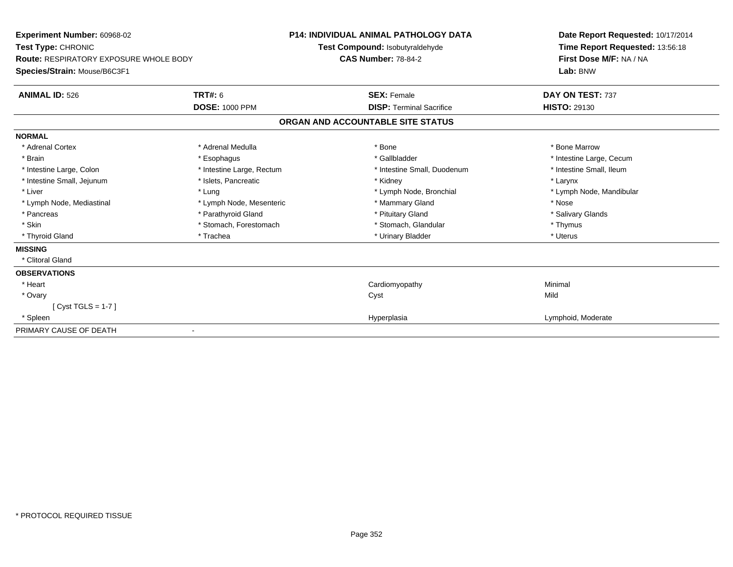**Experiment Number:** 60968-02
**Test Type:** CHRONIC
**Route:** RESPIRATORY EXPOSURE WHOLE BODY
**Species/Strain:** Mouse/B6C3F1

**P14: INDIVIDUAL ANIMAL PATHOLOGY DATA**
**Test Compound:** Isobutyraldehyde
**CAS Number:** 78-84-2

**Date Report Requested:** 10/17/2014
**Time Report Requested:** 13:56:18
**First Dose M/F:** NA / NA
**Lab:** BNW

| **ANIMAL ID:** 526 | **TRT#:** 6 | **SEX:** Female | **DAY ON TEST:** 737 |
|---|---|---|---|
| | **DOSE:** 1000 PPM | **DISP:** Terminal Sacrifice | **HISTO:** 29130 |

## ORGAN AND ACCOUNTABLE SITE STATUS

| | | | |
|---|---|---|---|
| **NORMAL** | | | |
| * Adrenal Cortex | * Adrenal Medulla | * Bone | * Bone Marrow |
| * Brain | * Esophagus | * Gallbladder | * Intestine Large, Cecum |
| * Intestine Large, Colon | * Intestine Large, Rectum | * Intestine Small, Duodenum | * Intestine Small, Ileum |
| * Intestine Small, Jejunum | * Islets, Pancreatic | * Kidney | * Larynx |
| * Liver | * Lung | * Lymph Node, Bronchial | * Lymph Node, Mandibular |
| * Lymph Node, Mediastinal | * Lymph Node, Mesenteric | * Mammary Gland | * Nose |
| * Pancreas | * Parathyroid Gland | * Pituitary Gland | * Salivary Glands |
| * Skin | * Stomach, Forestomach | * Stomach, Glandular | * Thymus |
| * Thyroid Gland | * Trachea | * Urinary Bladder | * Uterus |
| **MISSING** | | | |
| * Clitoral Gland | | | |
| **OBSERVATIONS** | | | |
| * Heart | | Cardiomyopathy | Minimal |
| * Ovary | | Cyst | Mild |
| [ Cyst TGLS = 1-7 ] | | | |
| * Spleen | | Hyperplasia | Lymphoid, Moderate |
| PRIMARY CAUSE OF DEATH | - | | |

* PROTOCOL REQUIRED TISSUE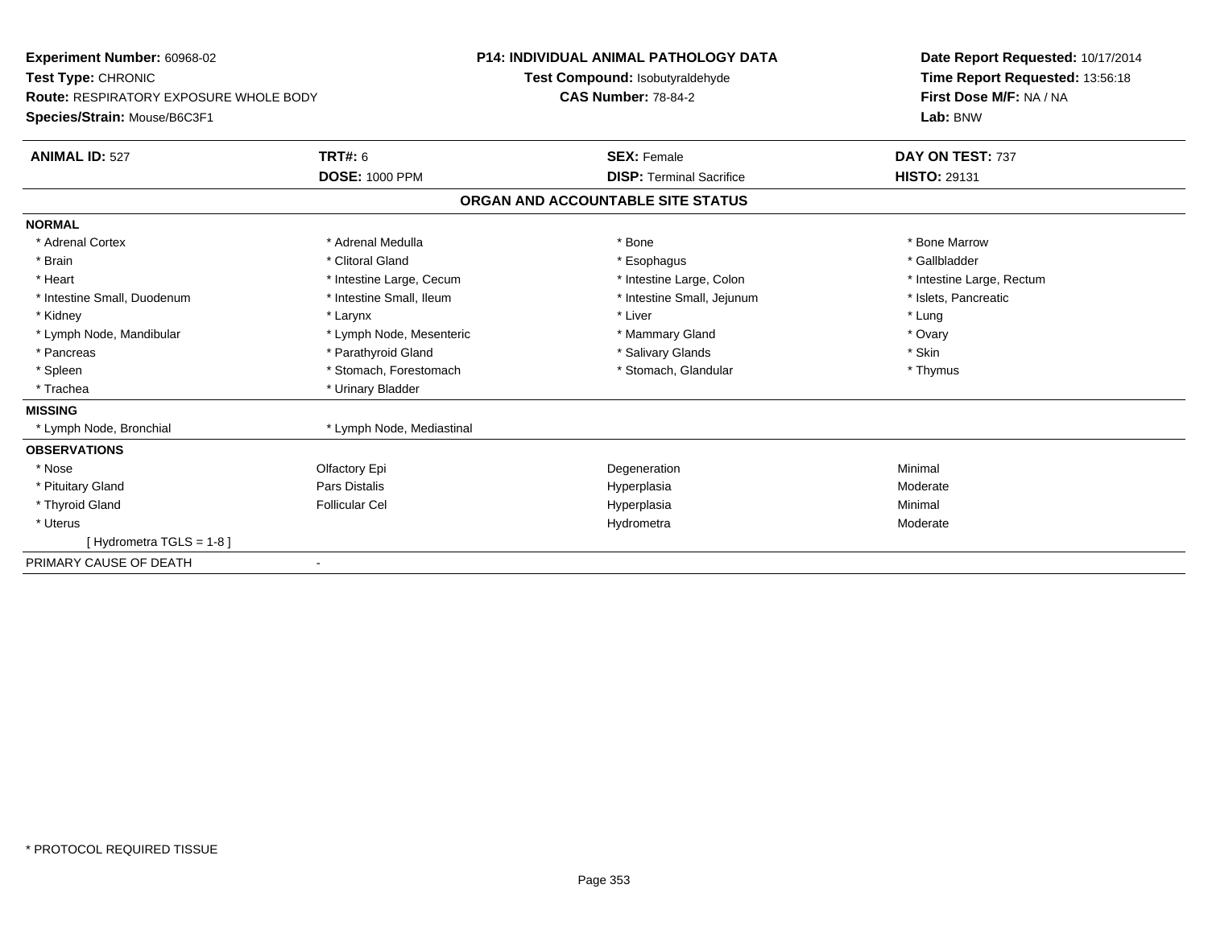**Experiment Number:** 60968-02
**Test Type:** CHRONIC
**Route:** RESPIRATORY EXPOSURE WHOLE BODY
**Species/Strain:** Mouse/B6C3F1

**P14: INDIVIDUAL ANIMAL PATHOLOGY DATA**
**Test Compound:** Isobutyraldehyde
**CAS Number:** 78-84-2

**Date Report Requested:** 10/17/2014
**Time Report Requested:** 13:56:18
**First Dose M/F:** NA / NA
**Lab:** BNW

| **ANIMAL ID:** 527 | **TRT#:** 6 | **SEX:** Female | **DAY ON TEST:** 737 |
|---|---|---|---|
| | **DOSE:** 1000 PPM | **DISP:** Terminal Sacrifice | **HISTO:** 29131 |

## ORGAN AND ACCOUNTABLE SITE STATUS

| | | | |
|---|---|---|---|
| **NORMAL** | | | |
| * Adrenal Cortex | * Adrenal Medulla | * Bone | * Bone Marrow |
| * Brain | * Clitoral Gland | * Esophagus | * Gallbladder |
| * Heart | * Intestine Large, Cecum | * Intestine Large, Colon | * Intestine Large, Rectum |
| * Intestine Small, Duodenum | * Intestine Small, Ileum | * Intestine Small, Jejunum | * Islets, Pancreatic |
| * Kidney | * Larynx | * Liver | * Lung |
| * Lymph Node, Mandibular | * Lymph Node, Mesenteric | * Mammary Gland | * Ovary |
| * Pancreas | * Parathyroid Gland | * Salivary Glands | * Skin |
| * Spleen | * Stomach, Forestomach | * Stomach, Glandular | * Thymus |
| * Trachea | * Urinary Bladder | | |
| **MISSING** | | | |
| * Lymph Node, Bronchial | * Lymph Node, Mediastinal | | |
| **OBSERVATIONS** | | | |
| * Nose | Olfactory Epi | Degeneration | Minimal |
| * Pituitary Gland | Pars Distalis | Hyperplasia | Moderate |
| * Thyroid Gland | Follicular Cel | Hyperplasia | Minimal |
| * Uterus | | Hydrometra | Moderate |
| [ Hydrometra TGLS = 1-8 ] | | | |
| PRIMARY CAUSE OF DEATH | - | | |

* PROTOCOL REQUIRED TISSUE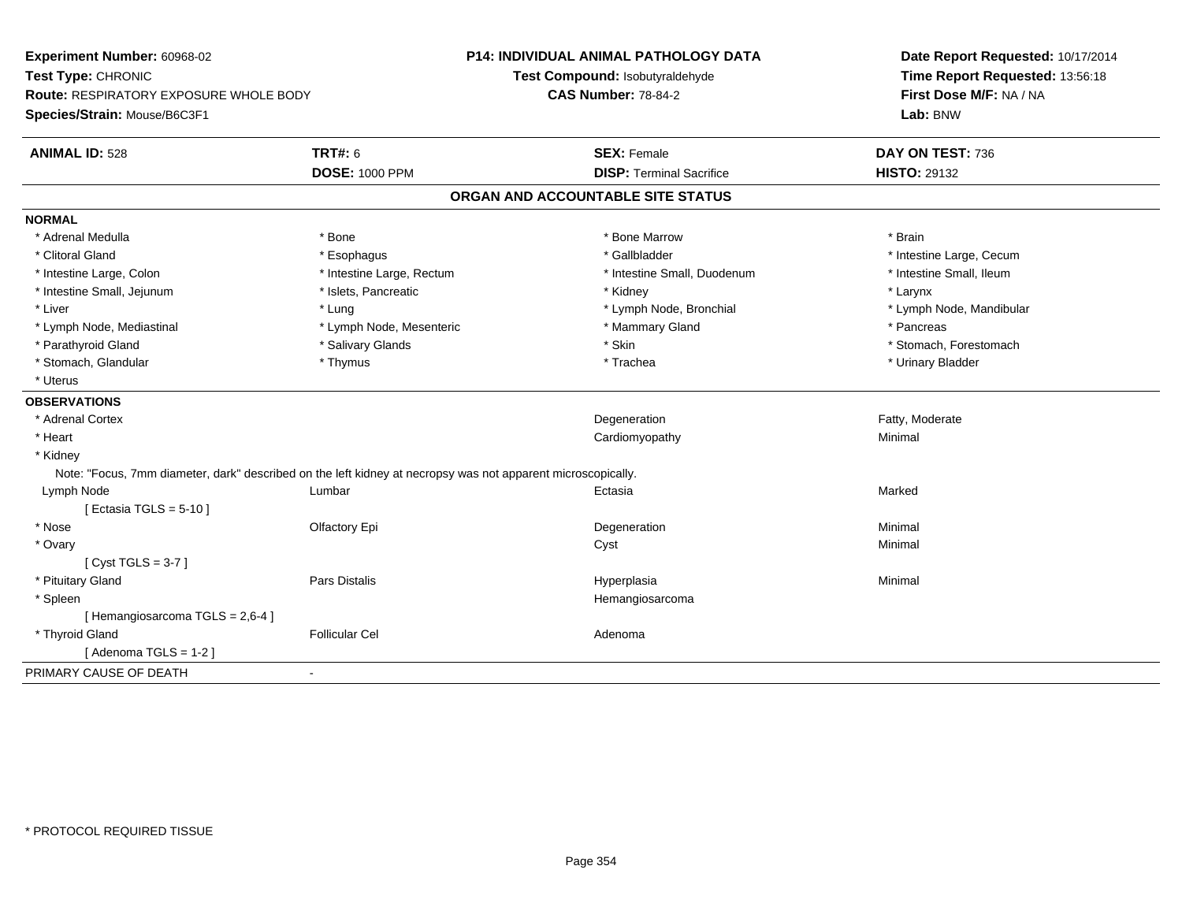**Experiment Number:** 60968-02
**Test Type:** CHRONIC
**Route:** RESPIRATORY EXPOSURE WHOLE BODY
**Species/Strain:** Mouse/B6C3F1

**P14: INDIVIDUAL ANIMAL PATHOLOGY DATA**
**Test Compound:** Isobutyraldehyde
**CAS Number:** 78-84-2

**Date Report Requested:** 10/17/2014
**Time Report Requested:** 13:56:18
**First Dose M/F:** NA / NA
**Lab:** BNW

| **ANIMAL ID:** 528 | **TRT#:** 6 | **SEX:** Female | **DAY ON TEST:** 736 |
|---|---|---|---|
| | **DOSE:** 1000 PPM | **DISP:** Terminal Sacrifice | **HISTO:** 29132 |

## ORGAN AND ACCOUNTABLE SITE STATUS

**NORMAL**

| | | | |
|---|---|---|---|
| * Adrenal Medulla | * Bone | * Bone Marrow | * Brain |
| * Clitoral Gland | * Esophagus | * Gallbladder | * Intestine Large, Cecum |
| * Intestine Large, Colon | * Intestine Large, Rectum | * Intestine Small, Duodenum | * Intestine Small, Ileum |
| * Intestine Small, Jejunum | * Islets, Pancreatic | * Kidney | * Larynx |
| * Liver | * Lung | * Lymph Node, Bronchial | * Lymph Node, Mandibular |
| * Lymph Node, Mediastinal | * Lymph Node, Mesenteric | * Mammary Gland | * Pancreas |
| * Parathyroid Gland | * Salivary Glands | * Skin | * Stomach, Forestomach |
| * Stomach, Glandular | * Thymus | * Trachea | * Urinary Bladder |
| * Uterus | | | |

**OBSERVATIONS**

| | | | |
|---|---|---|---|
| * Adrenal Cortex | | Degeneration | Fatty, Moderate |
| * Heart | | Cardiomyopathy | Minimal |
| * Kidney | | | |

Note: "Focus, 7mm diameter, dark" described on the left kidney at necropsy was not apparent microscopically.

| | | | |
|---|---|---|---|
| Lymph Node | Lumbar | Ectasia | Marked |
| [ Ectasia TGLS = 5-10 ] | | | |
| * Nose | Olfactory Epi | Degeneration | Minimal |
| * Ovary | | Cyst | Minimal |
| [ Cyst TGLS = 3-7 ] | | | |
| * Pituitary Gland | Pars Distalis | Hyperplasia | Minimal |
| * Spleen | | Hemangiosarcoma | |
| [ Hemangiosarcoma TGLS = 2,6-4 ] | | | |
| * Thyroid Gland | Follicular Cel | Adenoma | |
| [ Adenoma TGLS = 1-2 ] | | | |

PRIMARY CAUSE OF DEATH -

* PROTOCOL REQUIRED TISSUE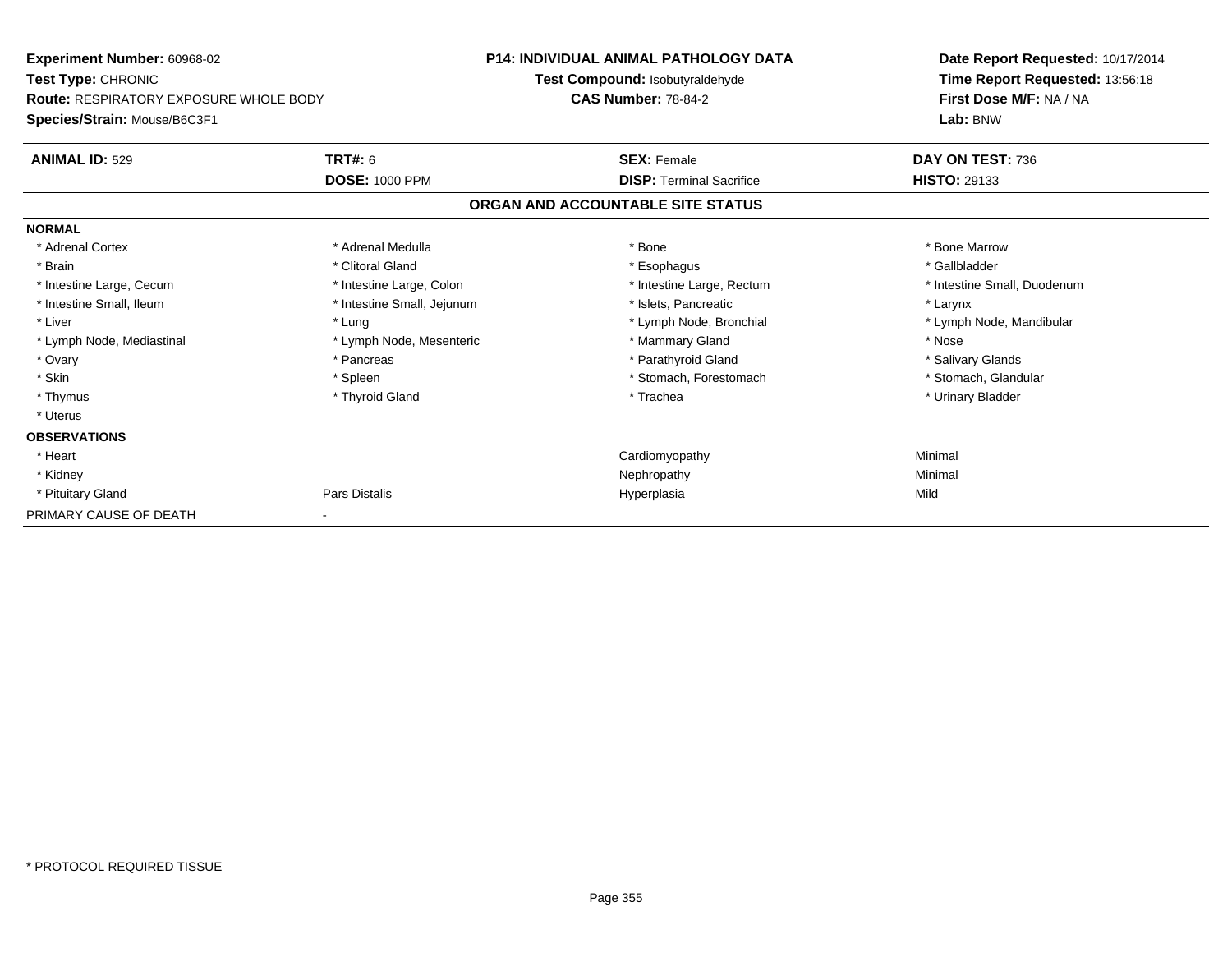**Experiment Number:** 60968-02
**Test Type:** CHRONIC
**Route:** RESPIRATORY EXPOSURE WHOLE BODY
**Species/Strain:** Mouse/B6C3F1

**P14: INDIVIDUAL ANIMAL PATHOLOGY DATA**
**Test Compound:** Isobutyraldehyde
**CAS Number:** 78-84-2

**Date Report Requested:** 10/17/2014
**Time Report Requested:** 13:56:18
**First Dose M/F:** NA / NA
**Lab:** BNW

| **ANIMAL ID:** 529 | **TRT#:** 6 | **SEX:** Female | **DAY ON TEST:** 736 |
|---|---|---|---|
| | **DOSE:** 1000 PPM | **DISP:** Terminal Sacrifice | **HISTO:** 29133 |

## ORGAN AND ACCOUNTABLE SITE STATUS

| | | | |
|---|---|---|---|
| **NORMAL** | | | |
| * Adrenal Cortex | * Adrenal Medulla | * Bone | * Bone Marrow |
| * Brain | * Clitoral Gland | * Esophagus | * Gallbladder |
| * Intestine Large, Cecum | * Intestine Large, Colon | * Intestine Large, Rectum | * Intestine Small, Duodenum |
| * Intestine Small, Ileum | * Intestine Small, Jejunum | * Islets, Pancreatic | * Larynx |
| * Liver | * Lung | * Lymph Node, Bronchial | * Lymph Node, Mandibular |
| * Lymph Node, Mediastinal | * Lymph Node, Mesenteric | * Mammary Gland | * Nose |
| * Ovary | * Pancreas | * Parathyroid Gland | * Salivary Glands |
| * Skin | * Spleen | * Stomach, Forestomach | * Stomach, Glandular |
| * Thymus | * Thyroid Gland | * Trachea | * Urinary Bladder |
| * Uterus | | | |
| **OBSERVATIONS** | | | |
| * Heart | | Cardiomyopathy | Minimal |
| * Kidney | | Nephropathy | Minimal |
| * Pituitary Gland | Pars Distalis | Hyperplasia | Mild |
| PRIMARY CAUSE OF DEATH | - | | |

* PROTOCOL REQUIRED TISSUE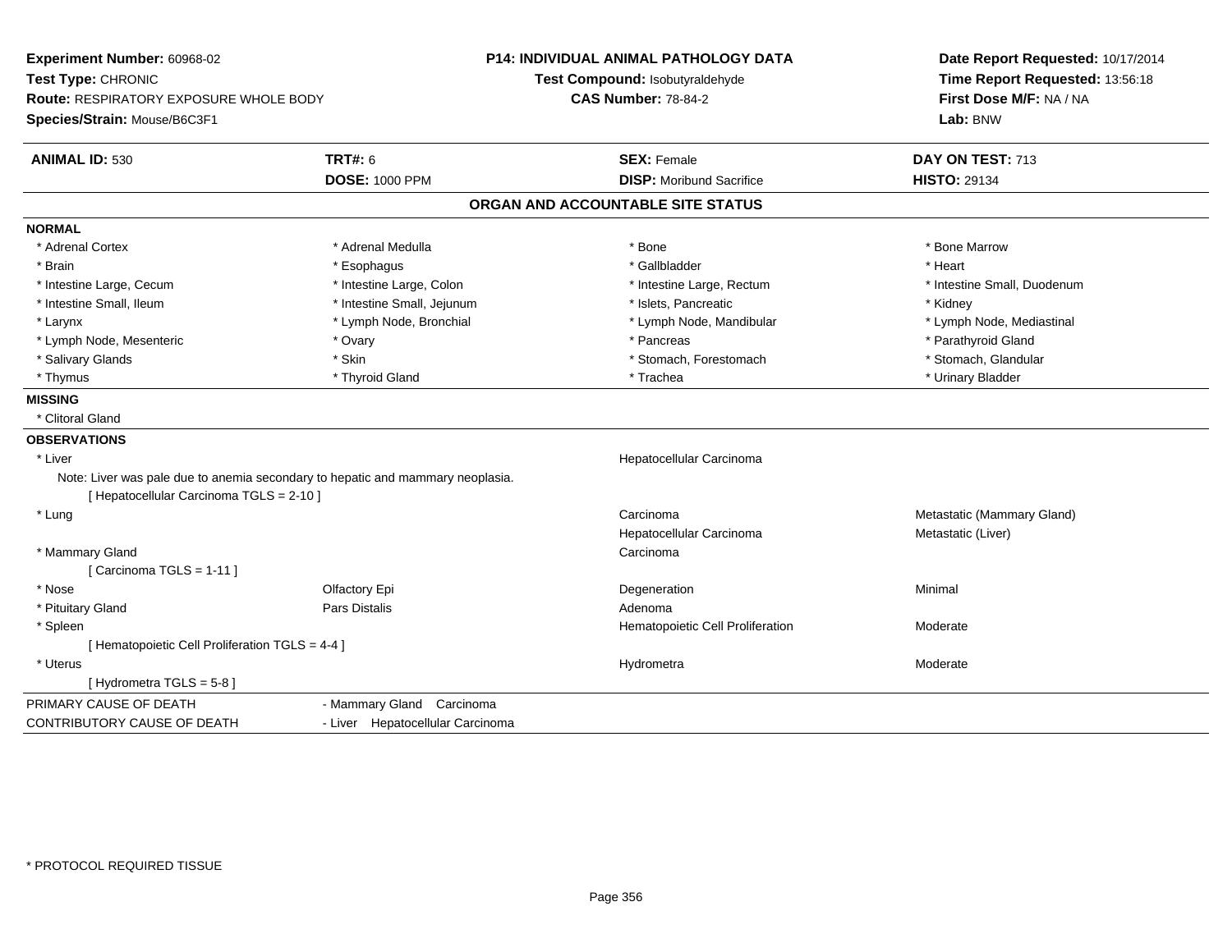**Experiment Number:** 60968-02
**Test Type:** CHRONIC
**Route:** RESPIRATORY EXPOSURE WHOLE BODY
**Species/Strain:** Mouse/B6C3F1

**P14: INDIVIDUAL ANIMAL PATHOLOGY DATA**
**Test Compound:** Isobutyraldehyde
**CAS Number:** 78-84-2

**Date Report Requested:** 10/17/2014
**Time Report Requested:** 13:56:18
**First Dose M/F:** NA / NA
**Lab:** BNW

| **ANIMAL ID:** 530 | **TRT#:** 6 | **SEX:** Female | **DAY ON TEST:** 713 |
|---|---|---|---|
| | **DOSE:** 1000 PPM | **DISP:** Moribund Sacrifice | **HISTO:** 29134 |

## ORGAN AND ACCOUNTABLE SITE STATUS

**NORMAL**

| | | | |
|---|---|---|---|
| * Adrenal Cortex | * Adrenal Medulla | * Bone | * Bone Marrow |
| * Brain | * Esophagus | * Gallbladder | * Heart |
| * Intestine Large, Cecum | * Intestine Large, Colon | * Intestine Large, Rectum | * Intestine Small, Duodenum |
| * Intestine Small, Ileum | * Intestine Small, Jejunum | * Islets, Pancreatic | * Kidney |
| * Larynx | * Lymph Node, Bronchial | * Lymph Node, Mandibular | * Lymph Node, Mediastinal |
| * Lymph Node, Mesenteric | * Ovary | * Pancreas | * Parathyroid Gland |
| * Salivary Glands | * Skin | * Stomach, Forestomach | * Stomach, Glandular |
| * Thymus | * Thyroid Gland | * Trachea | * Urinary Bladder |

**MISSING**

* Clitoral Gland

**OBSERVATIONS**

| | | | |
|---|---|---|---|
| * Liver | | Hepatocellular Carcinoma | |
| Note: Liver was pale due to anemia secondary to hepatic and mammary neoplasia. | | | |
| [ Hepatocellular Carcinoma TGLS = 2-10 ] | | | |
| * Lung | | Carcinoma | Metastatic (Mammary Gland) |
| | | Hepatocellular Carcinoma | Metastatic (Liver) |
| * Mammary Gland | | Carcinoma | |
| [ Carcinoma TGLS = 1-11 ] | | | |
| * Nose | Olfactory Epi | Degeneration | Minimal |
| * Pituitary Gland | Pars Distalis | Adenoma | |
| * Spleen | | Hematopoietic Cell Proliferation | Moderate |
| [ Hematopoietic Cell Proliferation TGLS = 4-4 ] | | | |
| * Uterus | | Hydrometra | Moderate |
| [ Hydrometra TGLS = 5-8 ] | | | |

| | |
|---|---|
| PRIMARY CAUSE OF DEATH | - Mammary Gland Carcinoma |
| CONTRIBUTORY CAUSE OF DEATH | - Liver Hepatocellular Carcinoma |

* PROTOCOL REQUIRED TISSUE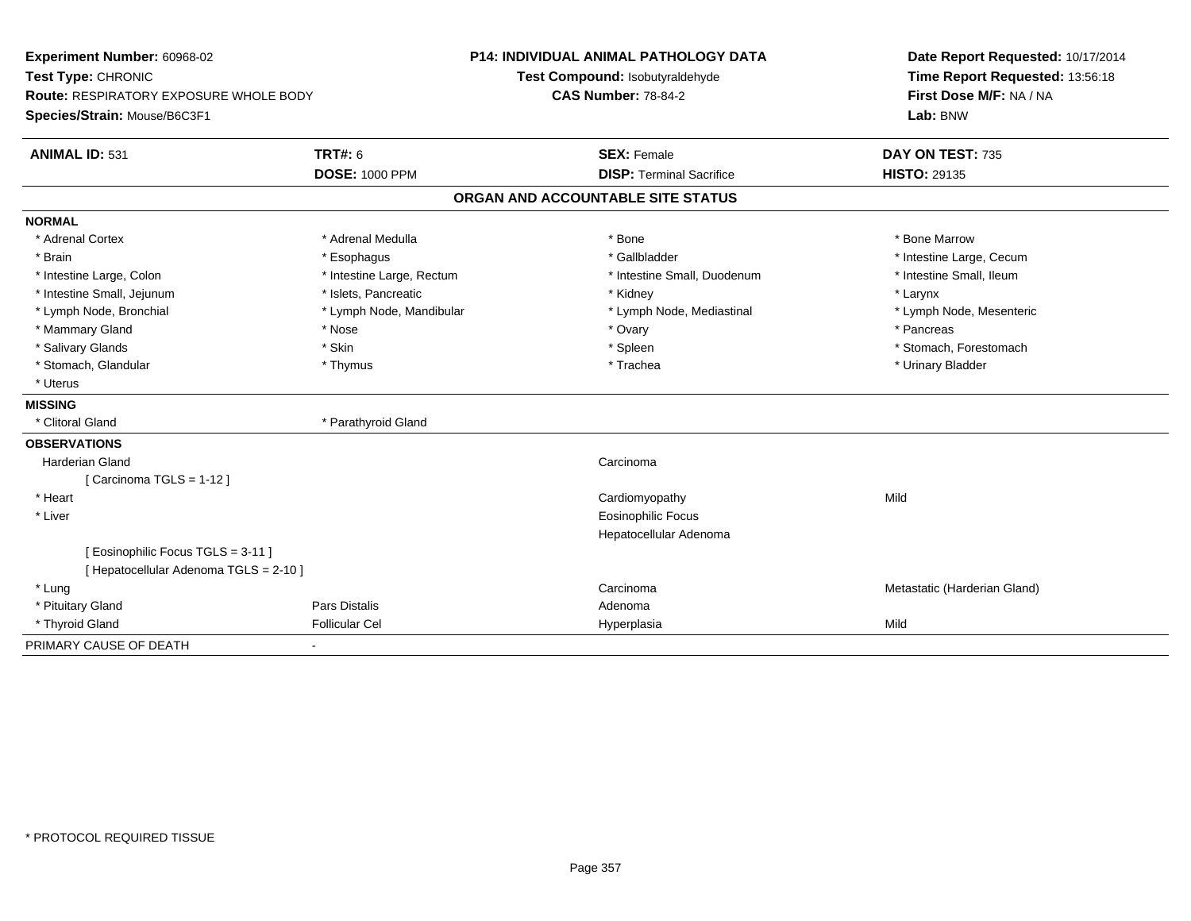**Experiment Number:** 60968-02
**Test Type:** CHRONIC
**Route:** RESPIRATORY EXPOSURE WHOLE BODY
**Species/Strain:** Mouse/B6C3F1

**P14: INDIVIDUAL ANIMAL PATHOLOGY DATA**
**Test Compound:** Isobutyraldehyde
**CAS Number:** 78-84-2

**Date Report Requested:** 10/17/2014
**Time Report Requested:** 13:56:18
**First Dose M/F:** NA / NA
**Lab:** BNW

| **ANIMAL ID:** 531 | **TRT#:** 6 | **SEX:** Female | **DAY ON TEST:** 735 |
|---|---|---|---|
| | **DOSE:** 1000 PPM | **DISP:** Terminal Sacrifice | **HISTO:** 29135 |

## ORGAN AND ACCOUNTABLE SITE STATUS

**NORMAL**

| | | | |
|---|---|---|---|
| * Adrenal Cortex | * Adrenal Medulla | * Bone | * Bone Marrow |
| * Brain | * Esophagus | * Gallbladder | * Intestine Large, Cecum |
| * Intestine Large, Colon | * Intestine Large, Rectum | * Intestine Small, Duodenum | * Intestine Small, Ileum |
| * Intestine Small, Jejunum | * Islets, Pancreatic | * Kidney | * Larynx |
| * Lymph Node, Bronchial | * Lymph Node, Mandibular | * Lymph Node, Mediastinal | * Lymph Node, Mesenteric |
| * Mammary Gland | * Nose | * Ovary | * Pancreas |
| * Salivary Glands | * Skin | * Spleen | * Stomach, Forestomach |
| * Stomach, Glandular | * Thymus | * Trachea | * Urinary Bladder |
| * Uterus | | | |

**MISSING**

| | |
|---|---|
| * Clitoral Gland | * Parathyroid Gland |

**OBSERVATIONS**

| | | | |
|---|---|---|---|
| Harderian Gland | | Carcinoma | |
| [ Carcinoma TGLS = 1-12 ] | | | |
| * Heart | | Cardiomyopathy | Mild |
| * Liver | | Eosinophilic Focus | |
| | | Hepatocellular Adenoma | |
| [ Eosinophilic Focus TGLS = 3-11 ] | | | |
| [ Hepatocellular Adenoma TGLS = 2-10 ] | | | |
| * Lung | | Carcinoma | Metastatic (Harderian Gland) |
| * Pituitary Gland | Pars Distalis | Adenoma | |
| * Thyroid Gland | Follicular Cel | Hyperplasia | Mild |

PRIMARY CAUSE OF DEATH -

\* PROTOCOL REQUIRED TISSUE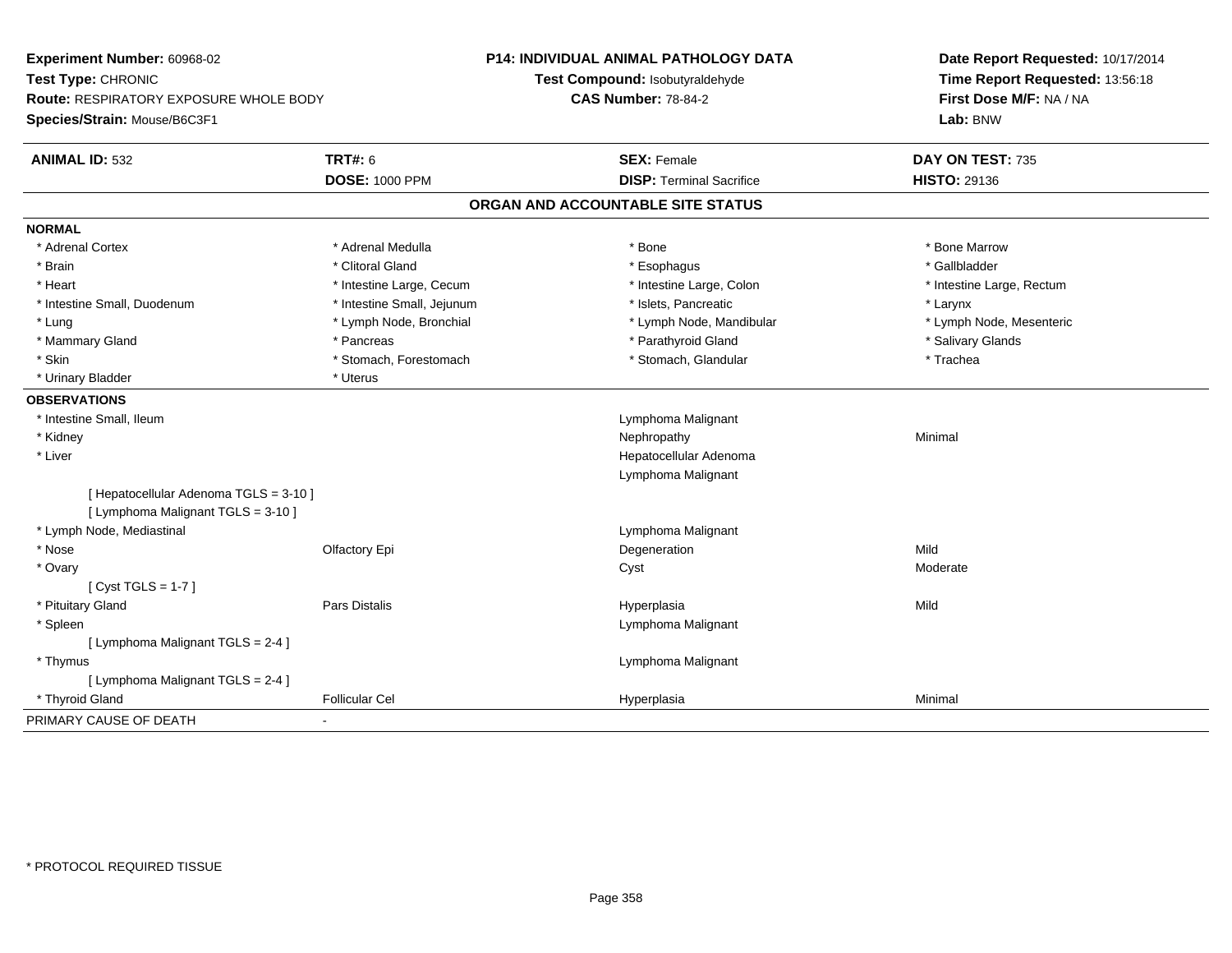**Experiment Number:** 60968-02
**Test Type:** CHRONIC
**Route:** RESPIRATORY EXPOSURE WHOLE BODY
**Species/Strain:** Mouse/B6C3F1

**P14: INDIVIDUAL ANIMAL PATHOLOGY DATA**
**Test Compound:** Isobutyraldehyde
**CAS Number:** 78-84-2

**Date Report Requested:** 10/17/2014
**Time Report Requested:** 13:56:18
**First Dose M/F:** NA / NA
**Lab:** BNW

| **ANIMAL ID:** 532 | **TRT#:** 6 | **SEX:** Female | **DAY ON TEST:** 735 |
|---|---|---|---|
| | **DOSE:** 1000 PPM | **DISP:** Terminal Sacrifice | **HISTO:** 29136 |

## ORGAN AND ACCOUNTABLE SITE STATUS

**NORMAL**

| | | | |
|---|---|---|---|
| * Adrenal Cortex | * Adrenal Medulla | * Bone | * Bone Marrow |
| * Brain | * Clitoral Gland | * Esophagus | * Gallbladder |
| * Heart | * Intestine Large, Cecum | * Intestine Large, Colon | * Intestine Large, Rectum |
| * Intestine Small, Duodenum | * Intestine Small, Jejunum | * Islets, Pancreatic | * Larynx |
| * Lung | * Lymph Node, Bronchial | * Lymph Node, Mandibular | * Lymph Node, Mesenteric |
| * Mammary Gland | * Pancreas | * Parathyroid Gland | * Salivary Glands |
| * Skin | * Stomach, Forestomach | * Stomach, Glandular | * Trachea |
| * Urinary Bladder | * Uterus | | |

**OBSERVATIONS**

| | | | |
|---|---|---|---|
| * Intestine Small, Ileum | | Lymphoma Malignant | |
| * Kidney | | Nephropathy | Minimal |
| * Liver | | Hepatocellular Adenoma | |
| | | Lymphoma Malignant | |
| [ Hepatocellular Adenoma TGLS = 3-10 ] | | | |
| [ Lymphoma Malignant TGLS = 3-10 ] | | | |
| * Lymph Node, Mediastinal | | Lymphoma Malignant | |
| * Nose | Olfactory Epi | Degeneration | Mild |
| * Ovary | | Cyst | Moderate |
| [ Cyst TGLS = 1-7 ] | | | |
| * Pituitary Gland | Pars Distalis | Hyperplasia | Mild |
| * Spleen | | Lymphoma Malignant | |
| [ Lymphoma Malignant TGLS = 2-4 ] | | | |
| * Thymus | | Lymphoma Malignant | |
| [ Lymphoma Malignant TGLS = 2-4 ] | | | |
| * Thyroid Gland | Follicular Cel | Hyperplasia | Minimal |

PRIMARY CAUSE OF DEATH -

* PROTOCOL REQUIRED TISSUE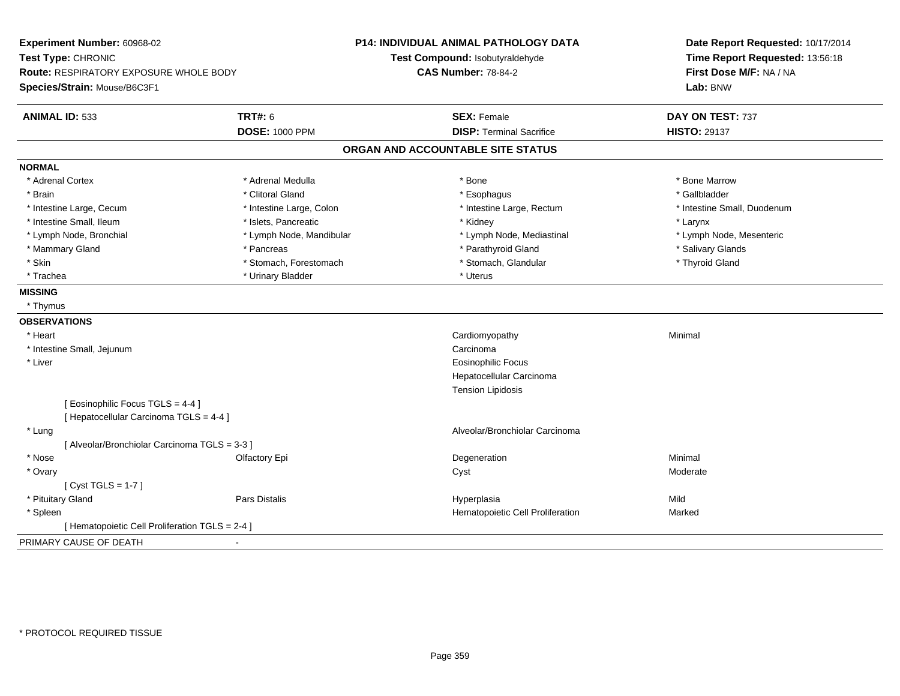**Experiment Number:** 60968-02
**Test Type:** CHRONIC
**Route:** RESPIRATORY EXPOSURE WHOLE BODY
**Species/Strain:** Mouse/B6C3F1

**P14: INDIVIDUAL ANIMAL PATHOLOGY DATA**
**Test Compound:** Isobutyraldehyde
**CAS Number:** 78-84-2

**Date Report Requested:** 10/17/2014
**Time Report Requested:** 13:56:18
**First Dose M/F:** NA / NA
**Lab:** BNW

| **ANIMAL ID:** 533 | **TRT#:** 6 | **SEX:** Female | **DAY ON TEST:** 737 |
|---|---|---|---|
| | **DOSE:** 1000 PPM | **DISP:** Terminal Sacrifice | **HISTO:** 29137 |

## ORGAN AND ACCOUNTABLE SITE STATUS

**NORMAL**

| | | | |
|---|---|---|---|
| * Adrenal Cortex | * Adrenal Medulla | * Bone | * Bone Marrow |
| * Brain | * Clitoral Gland | * Esophagus | * Gallbladder |
| * Intestine Large, Cecum | * Intestine Large, Colon | * Intestine Large, Rectum | * Intestine Small, Duodenum |
| * Intestine Small, Ileum | * Islets, Pancreatic | * Kidney | * Larynx |
| * Lymph Node, Bronchial | * Lymph Node, Mandibular | * Lymph Node, Mediastinal | * Lymph Node, Mesenteric |
| * Mammary Gland | * Pancreas | * Parathyroid Gland | * Salivary Glands |
| * Skin | * Stomach, Forestomach | * Stomach, Glandular | * Thyroid Gland |
| * Trachea | * Urinary Bladder | * Uterus | |

**MISSING**

* Thymus

**OBSERVATIONS**

| | | | |
|---|---|---|---|
| * Heart | | Cardiomyopathy | Minimal |
| * Intestine Small, Jejunum | | Carcinoma | |
| * Liver | | Eosinophilic Focus | |
| | | Hepatocellular Carcinoma | |
| | | Tension Lipidosis | |
| [ Eosinophilic Focus TGLS = 4-4 ] | | | |
| [ Hepatocellular Carcinoma TGLS = 4-4 ] | | | |
| * Lung | | Alveolar/Bronchiolar Carcinoma | |
| [ Alveolar/Bronchiolar Carcinoma TGLS = 3-3 ] | | | |
| * Nose | Olfactory Epi | Degeneration | Minimal |
| * Ovary | | Cyst | Moderate |
| [ Cyst TGLS = 1-7 ] | | | |
| * Pituitary Gland | Pars Distalis | Hyperplasia | Mild |
| * Spleen | | Hematopoietic Cell Proliferation | Marked |
| [ Hematopoietic Cell Proliferation TGLS = 2-4 ] | | | |

PRIMARY CAUSE OF DEATH -

* PROTOCOL REQUIRED TISSUE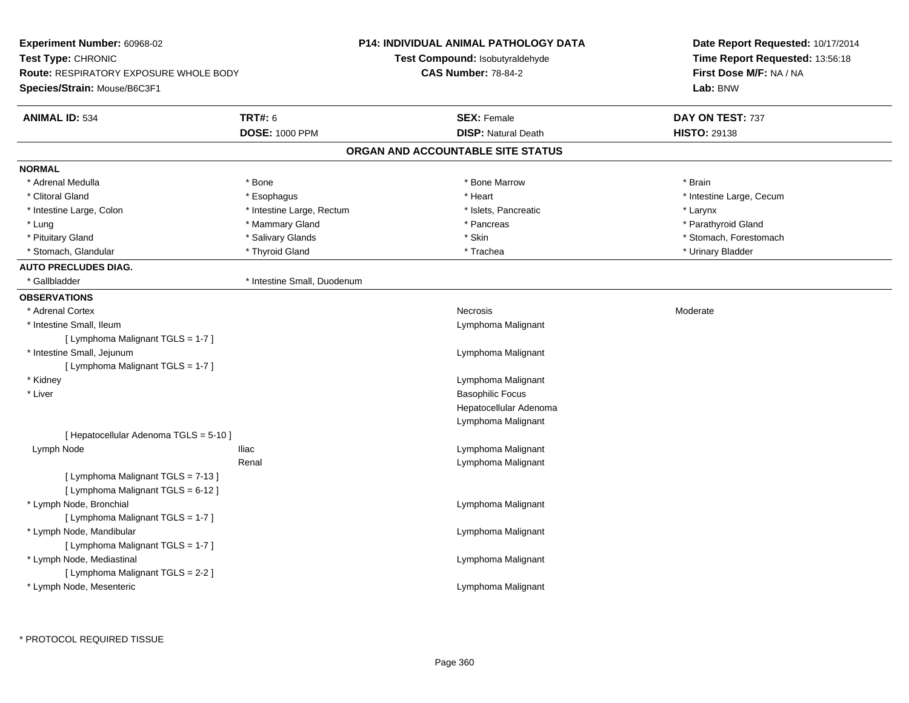**Experiment Number:** 60968-02
**Test Type:** CHRONIC
**Route:** RESPIRATORY EXPOSURE WHOLE BODY
**Species/Strain:** Mouse/B6C3F1

**P14: INDIVIDUAL ANIMAL PATHOLOGY DATA**
**Test Compound:** Isobutyraldehyde
**CAS Number:** 78-84-2

**Date Report Requested:** 10/17/2014
**Time Report Requested:** 13:56:18
**First Dose M/F:** NA / NA
**Lab:** BNW

| **ANIMAL ID:** 534 | **TRT#:** 6 | **SEX:** Female | **DAY ON TEST:** 737 |
|---|---|---|---|
| | **DOSE:** 1000 PPM | **DISP:** Natural Death | **HISTO:** 29138 |

## ORGAN AND ACCOUNTABLE SITE STATUS

**NORMAL**

| | | | |
|---|---|---|---|
| * Adrenal Medulla | * Bone | * Bone Marrow | * Brain |
| * Clitoral Gland | * Esophagus | * Heart | * Intestine Large, Cecum |
| * Intestine Large, Colon | * Intestine Large, Rectum | * Islets, Pancreatic | * Larynx |
| * Lung | * Mammary Gland | * Pancreas | * Parathyroid Gland |
| * Pituitary Gland | * Salivary Glands | * Skin | * Stomach, Forestomach |
| * Stomach, Glandular | * Thyroid Gland | * Trachea | * Urinary Bladder |

**AUTO PRECLUDES DIAG.**

* Gallbladder
* Intestine Small, Duodenum

**OBSERVATIONS**

| | | | |
|---|---|---|---|
| * Adrenal Cortex | | Necrosis | Moderate |
| * Intestine Small, Ileum | | Lymphoma Malignant | |
| [ Lymphoma Malignant TGLS = 1-7 ] | | | |
| * Intestine Small, Jejunum | | Lymphoma Malignant | |
| [ Lymphoma Malignant TGLS = 1-7 ] | | | |
| * Kidney | | Lymphoma Malignant | |
| * Liver | | Basophilic Focus | |
| | | Hepatocellular Adenoma | |
| | | Lymphoma Malignant | |
| [ Hepatocellular Adenoma TGLS = 5-10 ] | | | |
| Lymph Node | Iliac | Lymphoma Malignant | |
| | Renal | Lymphoma Malignant | |
| [ Lymphoma Malignant TGLS = 7-13 ] | | | |
| [ Lymphoma Malignant TGLS = 6-12 ] | | | |
| * Lymph Node, Bronchial | | Lymphoma Malignant | |
| [ Lymphoma Malignant TGLS = 1-7 ] | | | |
| * Lymph Node, Mandibular | | Lymphoma Malignant | |
| [ Lymphoma Malignant TGLS = 1-7 ] | | | |
| * Lymph Node, Mediastinal | | Lymphoma Malignant | |
| [ Lymphoma Malignant TGLS = 2-2 ] | | | |
| * Lymph Node, Mesenteric | | Lymphoma Malignant | |

* PROTOCOL REQUIRED TISSUE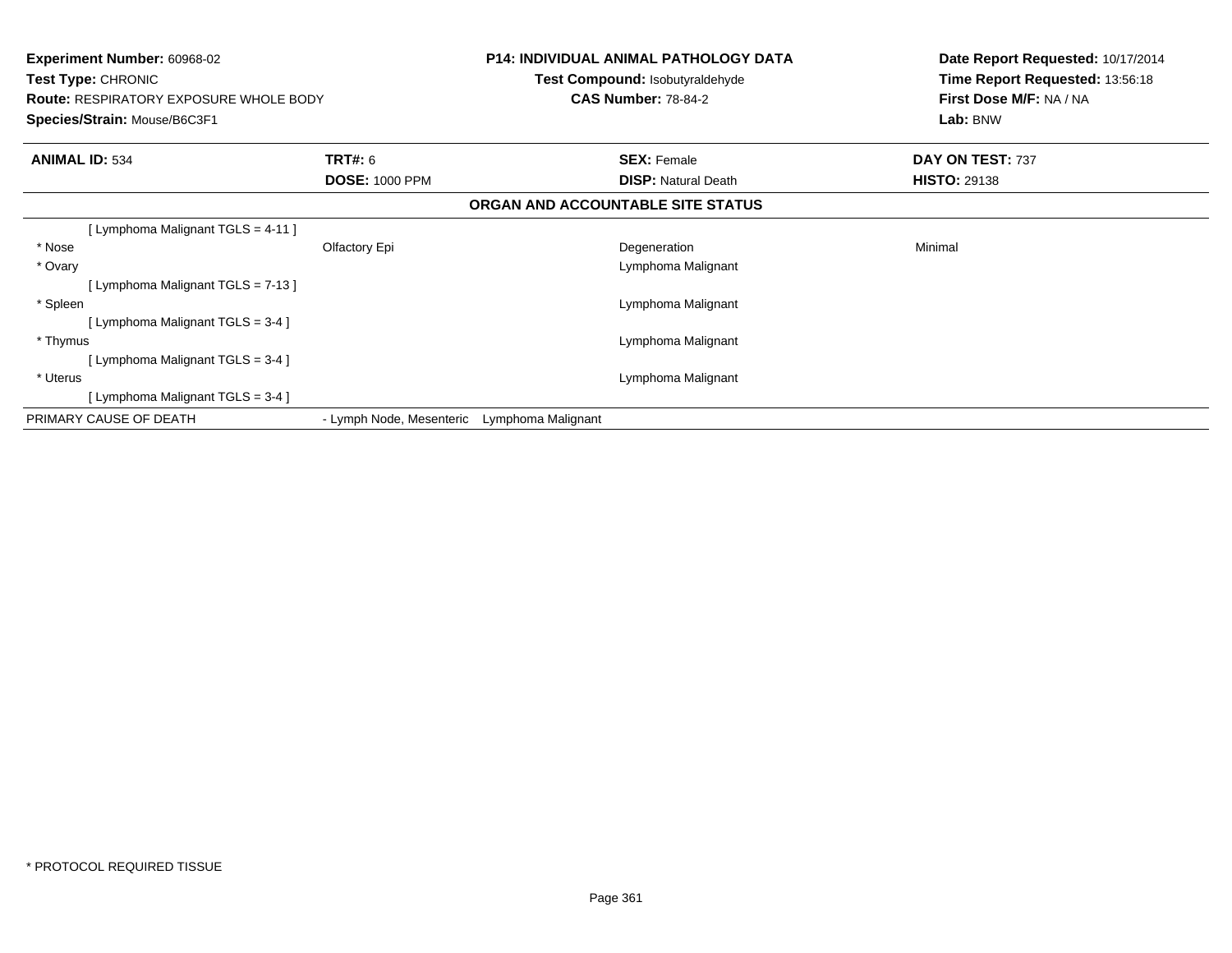**Experiment Number:** 60968-02
**Test Type:** CHRONIC
**Route:** RESPIRATORY EXPOSURE WHOLE BODY
**Species/Strain:** Mouse/B6C3F1

**P14: INDIVIDUAL ANIMAL PATHOLOGY DATA**
**Test Compound:** Isobutyraldehyde
**CAS Number:** 78-84-2

**Date Report Requested:** 10/17/2014
**Time Report Requested:** 13:56:18
**First Dose M/F:** NA / NA
**Lab:** BNW

| **ANIMAL ID:** 534 | **TRT#:** 6 | **SEX:** Female | **DAY ON TEST:** 737 |
|---|---|---|---|
| | **DOSE:** 1000 PPM | **DISP:** Natural Death | **HISTO:** 29138 |

**ORGAN AND ACCOUNTABLE SITE STATUS**

| | | | |
|---|---|---|---|
| [ Lymphoma Malignant TGLS = 4-11 ] | | | |
| * Nose | Olfactory Epi | Degeneration | Minimal |
| * Ovary | | Lymphoma Malignant | |
| [ Lymphoma Malignant TGLS = 7-13 ] | | | |
| * Spleen | | Lymphoma Malignant | |
| [ Lymphoma Malignant TGLS = 3-4 ] | | | |
| * Thymus | | Lymphoma Malignant | |
| [ Lymphoma Malignant TGLS = 3-4 ] | | | |
| * Uterus | | Lymphoma Malignant | |
| [ Lymphoma Malignant TGLS = 3-4 ] | | | |
| PRIMARY CAUSE OF DEATH | - Lymph Node, Mesenteric | Lymphoma Malignant | |

* PROTOCOL REQUIRED TISSUE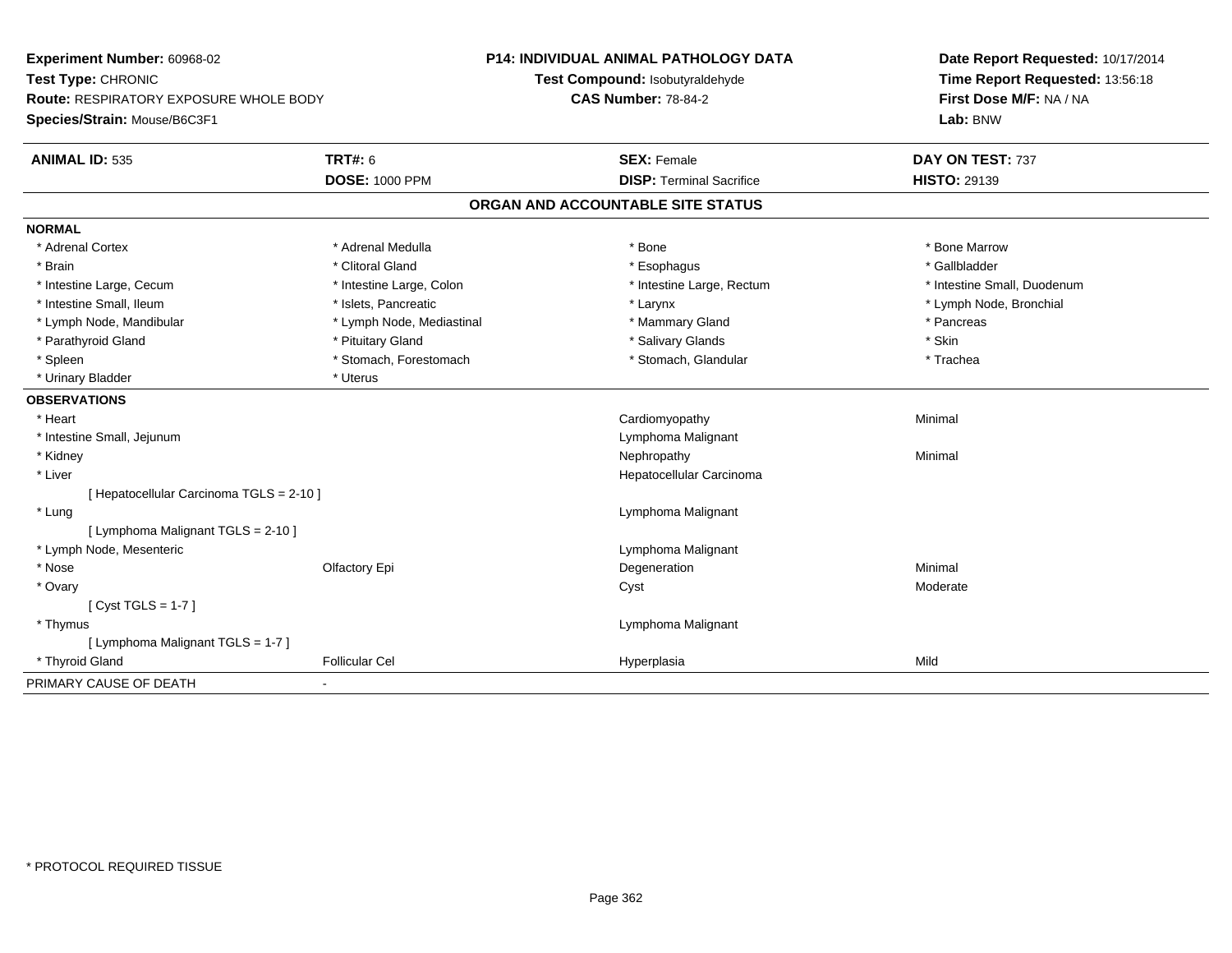**Experiment Number:** 60968-02
**Test Type:** CHRONIC
**Route:** RESPIRATORY EXPOSURE WHOLE BODY
**Species/Strain:** Mouse/B6C3F1

**P14: INDIVIDUAL ANIMAL PATHOLOGY DATA**
**Test Compound:** Isobutyraldehyde
**CAS Number:** 78-84-2

**Date Report Requested:** 10/17/2014
**Time Report Requested:** 13:56:18
**First Dose M/F:** NA / NA
**Lab:** BNW

| **ANIMAL ID:** 535 | **TRT#:** 6 | **SEX:** Female | **DAY ON TEST:** 737 |
|---|---|---|---|
| | **DOSE:** 1000 PPM | **DISP:** Terminal Sacrifice | **HISTO:** 29139 |

## ORGAN AND ACCOUNTABLE SITE STATUS

**NORMAL**

| | | | |
|---|---|---|---|
| * Adrenal Cortex | * Adrenal Medulla | * Bone | * Bone Marrow |
| * Brain | * Clitoral Gland | * Esophagus | * Gallbladder |
| * Intestine Large, Cecum | * Intestine Large, Colon | * Intestine Large, Rectum | * Intestine Small, Duodenum |
| * Intestine Small, Ileum | * Islets, Pancreatic | * Larynx | * Lymph Node, Bronchial |
| * Lymph Node, Mandibular | * Lymph Node, Mediastinal | * Mammary Gland | * Pancreas |
| * Parathyroid Gland | * Pituitary Gland | * Salivary Glands | * Skin |
| * Spleen | * Stomach, Forestomach | * Stomach, Glandular | * Trachea |
| * Urinary Bladder | * Uterus | | |

**OBSERVATIONS**

| | | | |
|---|---|---|---|
| * Heart | | Cardiomyopathy | Minimal |
| * Intestine Small, Jejunum | | Lymphoma Malignant | |
| * Kidney | | Nephropathy | Minimal |
| * Liver | | Hepatocellular Carcinoma | |
| [ Hepatocellular Carcinoma TGLS = 2-10 ] | | | |
| * Lung | | Lymphoma Malignant | |
| [ Lymphoma Malignant TGLS = 2-10 ] | | | |
| * Lymph Node, Mesenteric | | Lymphoma Malignant | |
| * Nose | Olfactory Epi | Degeneration | Minimal |
| * Ovary | | Cyst | Moderate |
| [ Cyst TGLS = 1-7 ] | | | |
| * Thymus | | Lymphoma Malignant | |
| [ Lymphoma Malignant TGLS = 1-7 ] | | | |
| * Thyroid Gland | Follicular Cel | Hyperplasia | Mild |

PRIMARY CAUSE OF DEATH -

* PROTOCOL REQUIRED TISSUE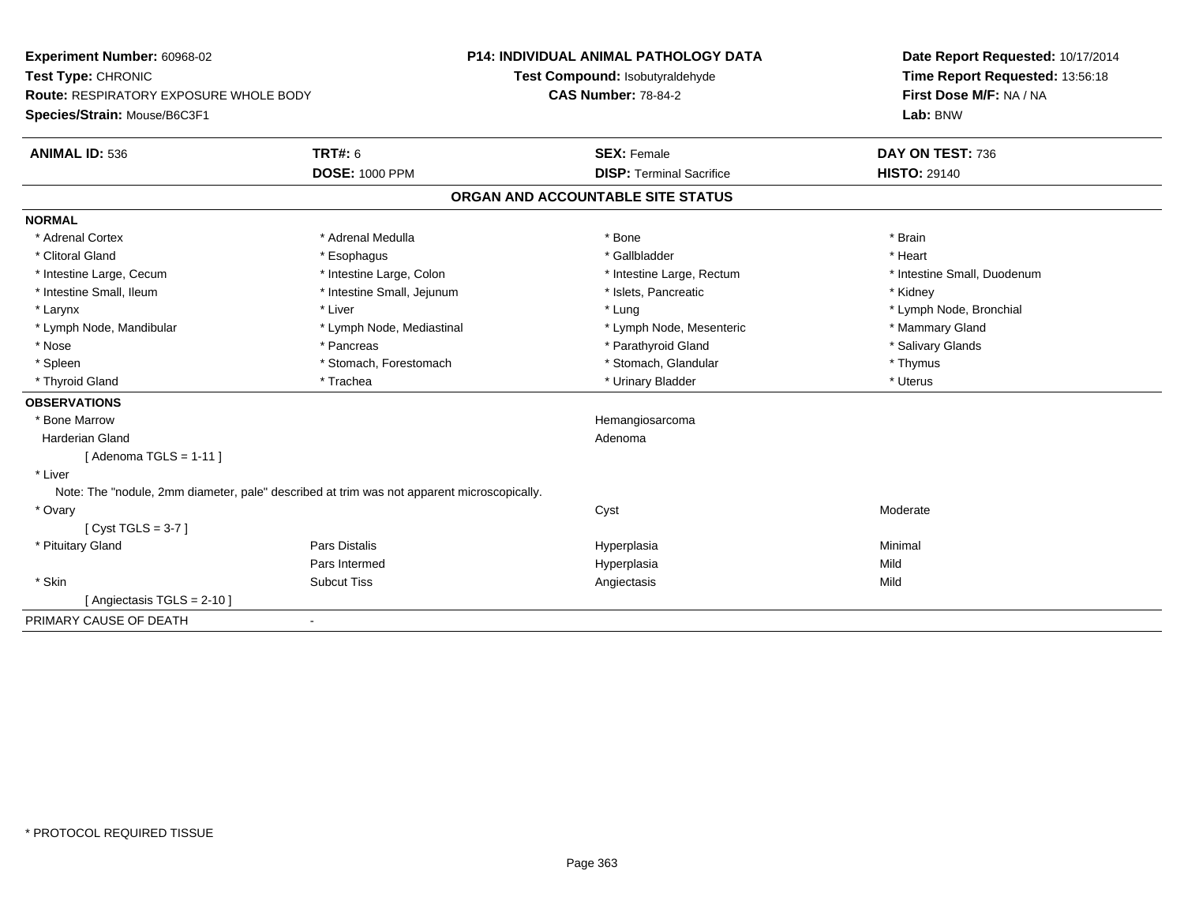**Experiment Number:** 60968-02
**Test Type:** CHRONIC
**Route:** RESPIRATORY EXPOSURE WHOLE BODY
**Species/Strain:** Mouse/B6C3F1

**P14: INDIVIDUAL ANIMAL PATHOLOGY DATA**
**Test Compound:** Isobutyraldehyde
**CAS Number:** 78-84-2

**Date Report Requested:** 10/17/2014
**Time Report Requested:** 13:56:18
**First Dose M/F:** NA / NA
**Lab:** BNW

| **ANIMAL ID:** 536 | **TRT#:** 6 | **SEX:** Female | **DAY ON TEST:** 736 |
|---|---|---|---|
| | **DOSE:** 1000 PPM | **DISP:** Terminal Sacrifice | **HISTO:** 29140 |

## ORGAN AND ACCOUNTABLE SITE STATUS

**NORMAL**

| | | | |
|---|---|---|---|
| * Adrenal Cortex | * Adrenal Medulla | * Bone | * Brain |
| * Clitoral Gland | * Esophagus | * Gallbladder | * Heart |
| * Intestine Large, Cecum | * Intestine Large, Colon | * Intestine Large, Rectum | * Intestine Small, Duodenum |
| * Intestine Small, Ileum | * Intestine Small, Jejunum | * Islets, Pancreatic | * Kidney |
| * Larynx | * Liver | * Lung | * Lymph Node, Bronchial |
| * Lymph Node, Mandibular | * Lymph Node, Mediastinal | * Lymph Node, Mesenteric | * Mammary Gland |
| * Nose | * Pancreas | * Parathyroid Gland | * Salivary Glands |
| * Spleen | * Stomach, Forestomach | * Stomach, Glandular | * Thymus |
| * Thyroid Gland | * Trachea | * Urinary Bladder | * Uterus |

**OBSERVATIONS**

| | | | |
|---|---|---|---|
| * Bone Marrow | | Hemangiosarcoma | |
| Harderian Gland | | Adenoma | |
| [ Adenoma TGLS = 1-11 ] | | | |
| * Liver | | | |
| Note: The "nodule, 2mm diameter, pale" described at trim was not apparent microscopically. | | | |
| * Ovary | | Cyst | Moderate |
| [ Cyst TGLS = 3-7 ] | | | |
| * Pituitary Gland | Pars Distalis | Hyperplasia | Minimal |
| | Pars Intermed | Hyperplasia | Mild |
| * Skin | Subcut Tiss | Angiectasis | Mild |
| [ Angiectasis TGLS = 2-10 ] | | | |

PRIMARY CAUSE OF DEATH -

* PROTOCOL REQUIRED TISSUE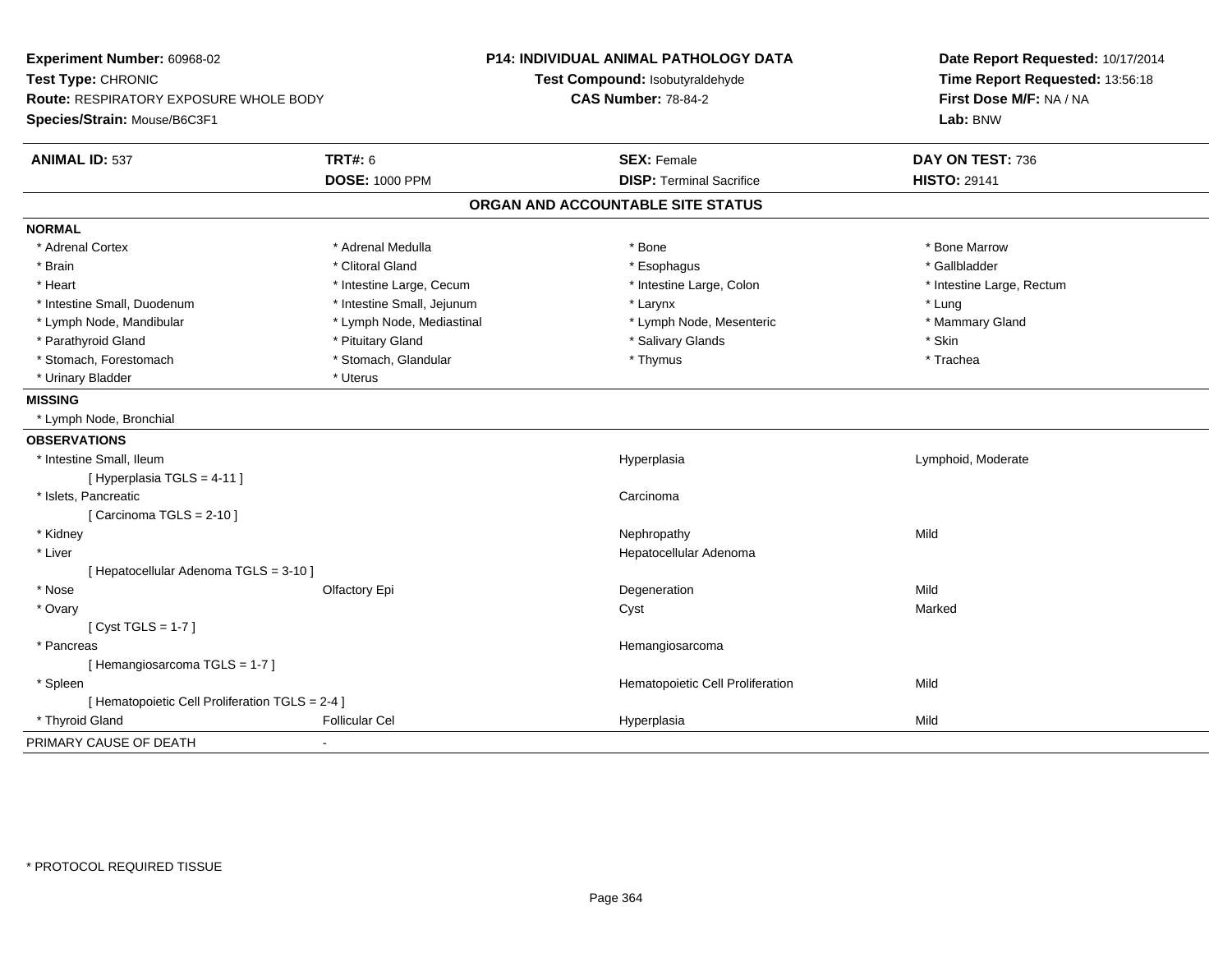**Experiment Number:** 60968-02
**Test Type:** CHRONIC
**Route:** RESPIRATORY EXPOSURE WHOLE BODY
**Species/Strain:** Mouse/B6C3F1

**P14: INDIVIDUAL ANIMAL PATHOLOGY DATA**
**Test Compound:** Isobutyraldehyde
**CAS Number:** 78-84-2

**Date Report Requested:** 10/17/2014
**Time Report Requested:** 13:56:18
**First Dose M/F:** NA / NA
**Lab:** BNW

| **ANIMAL ID:** 537 | **TRT#:** 6 | **SEX:** Female | **DAY ON TEST:** 736 |
|---|---|---|---|
| | **DOSE:** 1000 PPM | **DISP:** Terminal Sacrifice | **HISTO:** 29141 |

## ORGAN AND ACCOUNTABLE SITE STATUS

**NORMAL**

| | | | |
|---|---|---|---|
| * Adrenal Cortex | * Adrenal Medulla | * Bone | * Bone Marrow |
| * Brain | * Clitoral Gland | * Esophagus | * Gallbladder |
| * Heart | * Intestine Large, Cecum | * Intestine Large, Colon | * Intestine Large, Rectum |
| * Intestine Small, Duodenum | * Intestine Small, Jejunum | * Larynx | * Lung |
| * Lymph Node, Mandibular | * Lymph Node, Mediastinal | * Lymph Node, Mesenteric | * Mammary Gland |
| * Parathyroid Gland | * Pituitary Gland | * Salivary Glands | * Skin |
| * Stomach, Forestomach | * Stomach, Glandular | * Thymus | * Trachea |
| * Urinary Bladder | * Uterus | | |

**MISSING**

* Lymph Node, Bronchial

**OBSERVATIONS**

| Organ | Site | Observation | Severity |
|---|---|---|---|
| * Intestine Small, Ileum | | Hyperplasia | Lymphoid, Moderate |
| [ Hyperplasia TGLS = 4-11 ] | | | |
| * Islets, Pancreatic | | Carcinoma | |
| [ Carcinoma TGLS = 2-10 ] | | | |
| * Kidney | | Nephropathy | Mild |
| * Liver | | Hepatocellular Adenoma | |
| [ Hepatocellular Adenoma TGLS = 3-10 ] | | | |
| * Nose | Olfactory Epi | Degeneration | Mild |
| * Ovary | | Cyst | Marked |
| [ Cyst TGLS = 1-7 ] | | | |
| * Pancreas | | Hemangiosarcoma | |
| [ Hemangiosarcoma TGLS = 1-7 ] | | | |
| * Spleen | | Hematopoietic Cell Proliferation | Mild |
| [ Hematopoietic Cell Proliferation TGLS = 2-4 ] | | | |
| * Thyroid Gland | Follicular Cel | Hyperplasia | Mild |

PRIMARY CAUSE OF DEATH -

* PROTOCOL REQUIRED TISSUE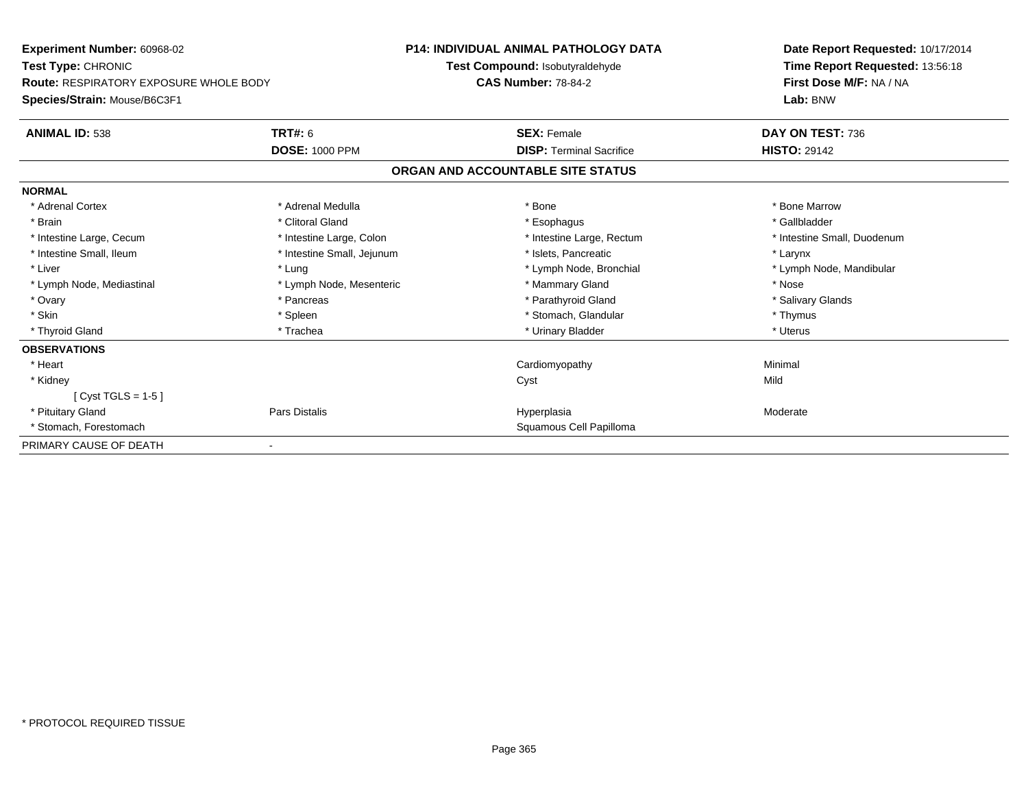**Experiment Number:** 60968-02
**Test Type:** CHRONIC
**Route:** RESPIRATORY EXPOSURE WHOLE BODY
**Species/Strain:** Mouse/B6C3F1

**P14: INDIVIDUAL ANIMAL PATHOLOGY DATA**
**Test Compound:** Isobutyraldehyde
**CAS Number:** 78-84-2

**Date Report Requested:** 10/17/2014
**Time Report Requested:** 13:56:18
**First Dose M/F:** NA / NA
**Lab:** BNW

| **ANIMAL ID:** 538 | **TRT#:** 6 | **SEX:** Female | **DAY ON TEST:** 736 |
|---|---|---|---|
| | **DOSE:** 1000 PPM | **DISP:** Terminal Sacrifice | **HISTO:** 29142 |

## ORGAN AND ACCOUNTABLE SITE STATUS

| | | | |
|---|---|---|---|
| **NORMAL** | | | |
| * Adrenal Cortex | * Adrenal Medulla | * Bone | * Bone Marrow |
| * Brain | * Clitoral Gland | * Esophagus | * Gallbladder |
| * Intestine Large, Cecum | * Intestine Large, Colon | * Intestine Large, Rectum | * Intestine Small, Duodenum |
| * Intestine Small, Ileum | * Intestine Small, Jejunum | * Islets, Pancreatic | * Larynx |
| * Liver | * Lung | * Lymph Node, Bronchial | * Lymph Node, Mandibular |
| * Lymph Node, Mediastinal | * Lymph Node, Mesenteric | * Mammary Gland | * Nose |
| * Ovary | * Pancreas | * Parathyroid Gland | * Salivary Glands |
| * Skin | * Spleen | * Stomach, Glandular | * Thymus |
| * Thyroid Gland | * Trachea | * Urinary Bladder | * Uterus |
| **OBSERVATIONS** | | | |
| * Heart | | Cardiomyopathy | Minimal |
| * Kidney | | Cyst | Mild |
| [ Cyst TGLS = 1-5 ] | | | |
| * Pituitary Gland | Pars Distalis | Hyperplasia | Moderate |
| * Stomach, Forestomach | | Squamous Cell Papilloma | |
| PRIMARY CAUSE OF DEATH | - | | |

* PROTOCOL REQUIRED TISSUE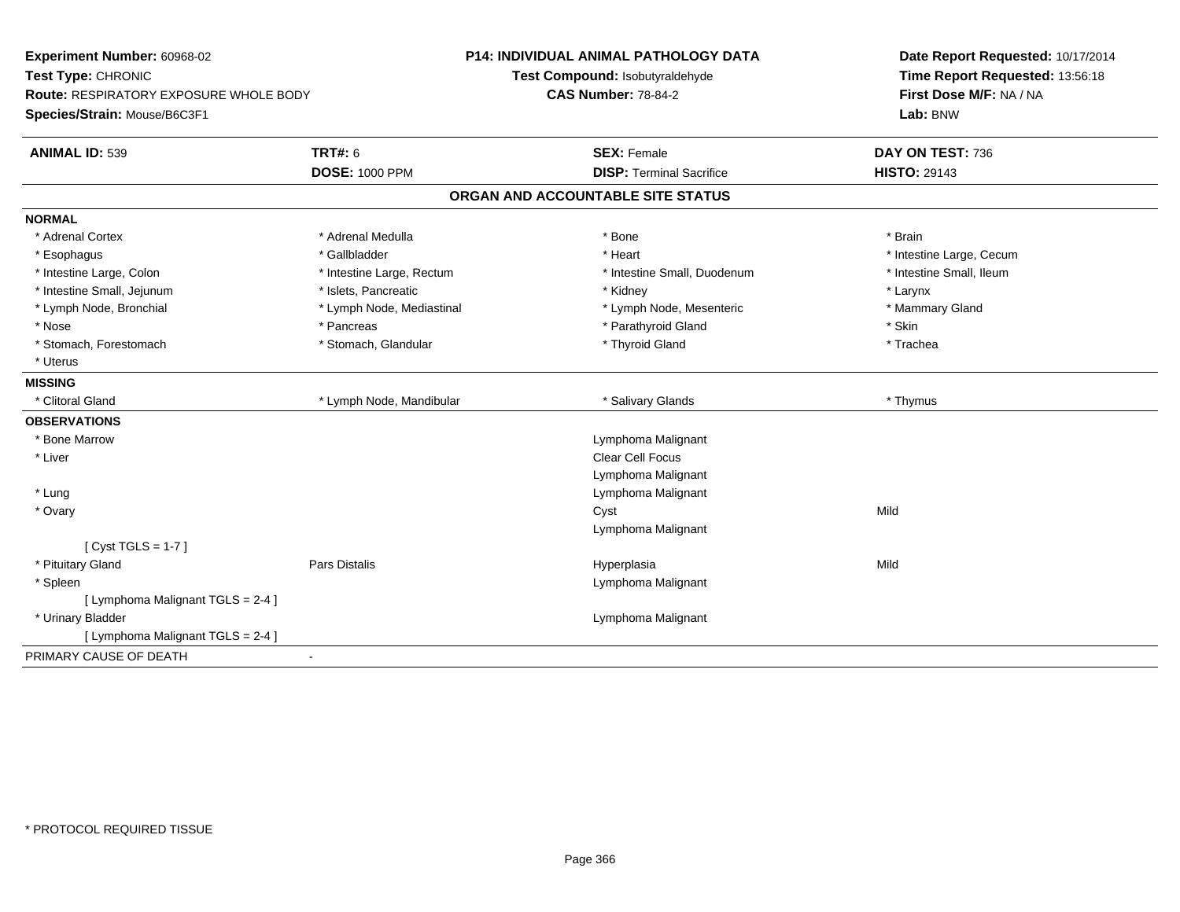**Experiment Number:** 60968-02
**Test Type:** CHRONIC
**Route:** RESPIRATORY EXPOSURE WHOLE BODY
**Species/Strain:** Mouse/B6C3F1

**P14: INDIVIDUAL ANIMAL PATHOLOGY DATA**
**Test Compound:** Isobutyraldehyde
**CAS Number:** 78-84-2

**Date Report Requested:** 10/17/2014
**Time Report Requested:** 13:56:18
**First Dose M/F:** NA / NA
**Lab:** BNW

| **ANIMAL ID:** 539 | **TRT#:** 6 | **SEX:** Female | **DAY ON TEST:** 736 |
|---|---|---|---|
| | **DOSE:** 1000 PPM | **DISP:** Terminal Sacrifice | **HISTO:** 29143 |

## ORGAN AND ACCOUNTABLE SITE STATUS

**NORMAL**

| | | | |
|---|---|---|---|
| * Adrenal Cortex | * Adrenal Medulla | * Bone | * Brain |
| * Esophagus | * Gallbladder | * Heart | * Intestine Large, Cecum |
| * Intestine Large, Colon | * Intestine Large, Rectum | * Intestine Small, Duodenum | * Intestine Small, Ileum |
| * Intestine Small, Jejunum | * Islets, Pancreatic | * Kidney | * Larynx |
| * Lymph Node, Bronchial | * Lymph Node, Mediastinal | * Lymph Node, Mesenteric | * Mammary Gland |
| * Nose | * Pancreas | * Parathyroid Gland | * Skin |
| * Stomach, Forestomach | * Stomach, Glandular | * Thyroid Gland | * Trachea |
| * Uterus | | | |

**MISSING**

| | | | |
|---|---|---|---|
| * Clitoral Gland | * Lymph Node, Mandibular | * Salivary Glands | * Thymus |

**OBSERVATIONS**

| | | | |
|---|---|---|---|
| * Bone Marrow | | Lymphoma Malignant | |
| * Liver | | Clear Cell Focus | |
| | | Lymphoma Malignant | |
| * Lung | | Lymphoma Malignant | |
| * Ovary | | Cyst | Mild |
| | | Lymphoma Malignant | |
| [ Cyst TGLS = 1-7 ] | | | |
| * Pituitary Gland | Pars Distalis | Hyperplasia | Mild |
| * Spleen | | Lymphoma Malignant | |
| [ Lymphoma Malignant TGLS = 2-4 ] | | | |
| * Urinary Bladder | | Lymphoma Malignant | |
| [ Lymphoma Malignant TGLS = 2-4 ] | | | |

PRIMARY CAUSE OF DEATH -

* PROTOCOL REQUIRED TISSUE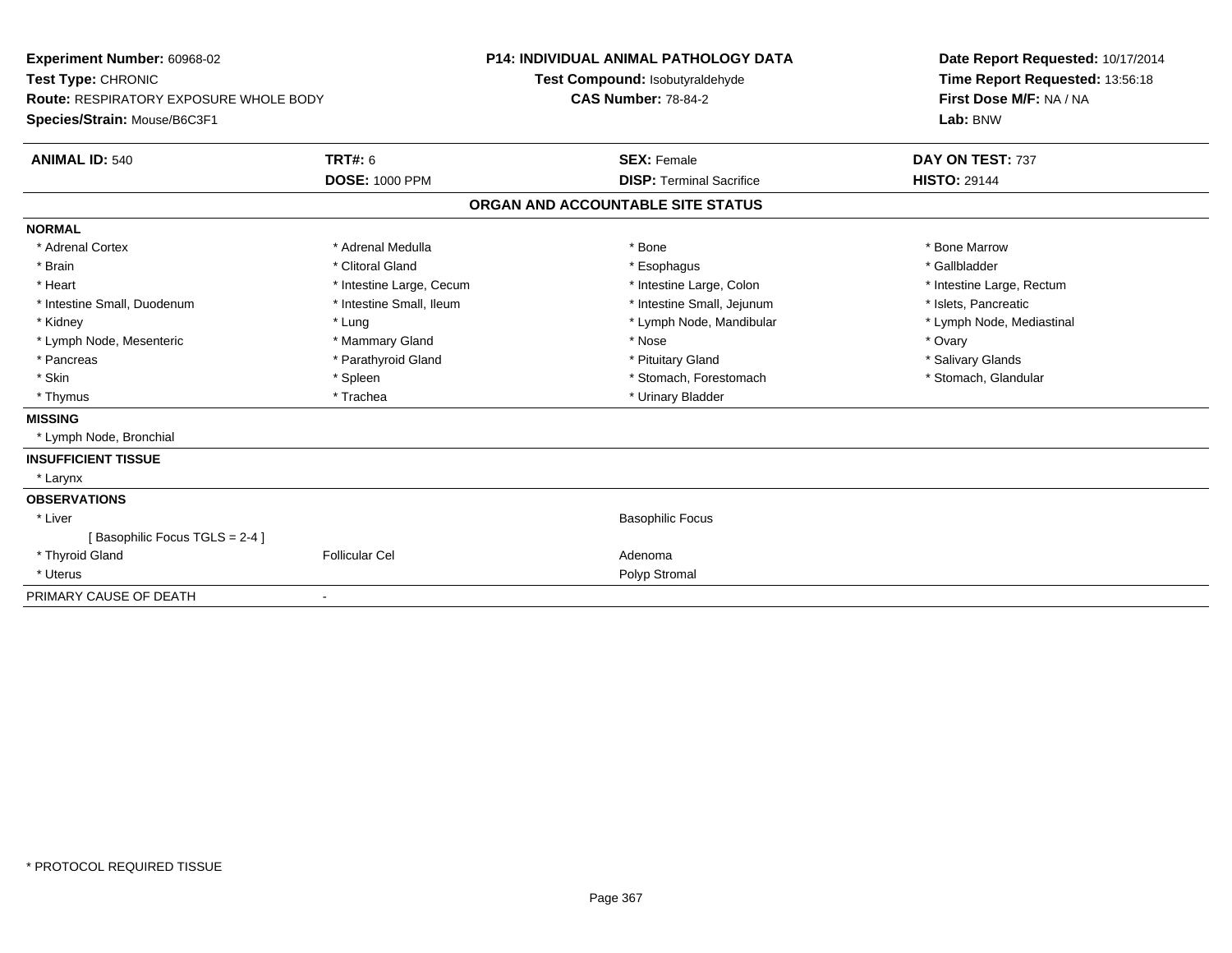**Experiment Number:** 60968-02
**Test Type:** CHRONIC
**Route:** RESPIRATORY EXPOSURE WHOLE BODY
**Species/Strain:** Mouse/B6C3F1

**P14: INDIVIDUAL ANIMAL PATHOLOGY DATA**
**Test Compound:** Isobutyraldehyde
**CAS Number:** 78-84-2

**Date Report Requested:** 10/17/2014
**Time Report Requested:** 13:56:18
**First Dose M/F:** NA / NA
**Lab:** BNW

| **ANIMAL ID:** 540 | **TRT#:** 6 | **SEX:** Female | **DAY ON TEST:** 737 |
|---|---|---|---|
| | **DOSE:** 1000 PPM | **DISP:** Terminal Sacrifice | **HISTO:** 29144 |

## ORGAN AND ACCOUNTABLE SITE STATUS

| | | | |
|---|---|---|---|
| **NORMAL** | | | |
| * Adrenal Cortex | * Adrenal Medulla | * Bone | * Bone Marrow |
| * Brain | * Clitoral Gland | * Esophagus | * Gallbladder |
| * Heart | * Intestine Large, Cecum | * Intestine Large, Colon | * Intestine Large, Rectum |
| * Intestine Small, Duodenum | * Intestine Small, Ileum | * Intestine Small, Jejunum | * Islets, Pancreatic |
| * Kidney | * Lung | * Lymph Node, Mandibular | * Lymph Node, Mediastinal |
| * Lymph Node, Mesenteric | * Mammary Gland | * Nose | * Ovary |
| * Pancreas | * Parathyroid Gland | * Pituitary Gland | * Salivary Glands |
| * Skin | * Spleen | * Stomach, Forestomach | * Stomach, Glandular |
| * Thymus | * Trachea | * Urinary Bladder | |
| **MISSING** | | | |
| * Lymph Node, Bronchial | | | |
| **INSUFFICIENT TISSUE** | | | |
| * Larynx | | | |
| **OBSERVATIONS** | | | |
| * Liver | | Basophilic Focus | |
| [ Basophilic Focus TGLS = 2-4 ] | | | |
| * Thyroid Gland | Follicular Cel | Adenoma | |
| * Uterus | | Polyp Stromal | |
| PRIMARY CAUSE OF DEATH | - | | |

* PROTOCOL REQUIRED TISSUE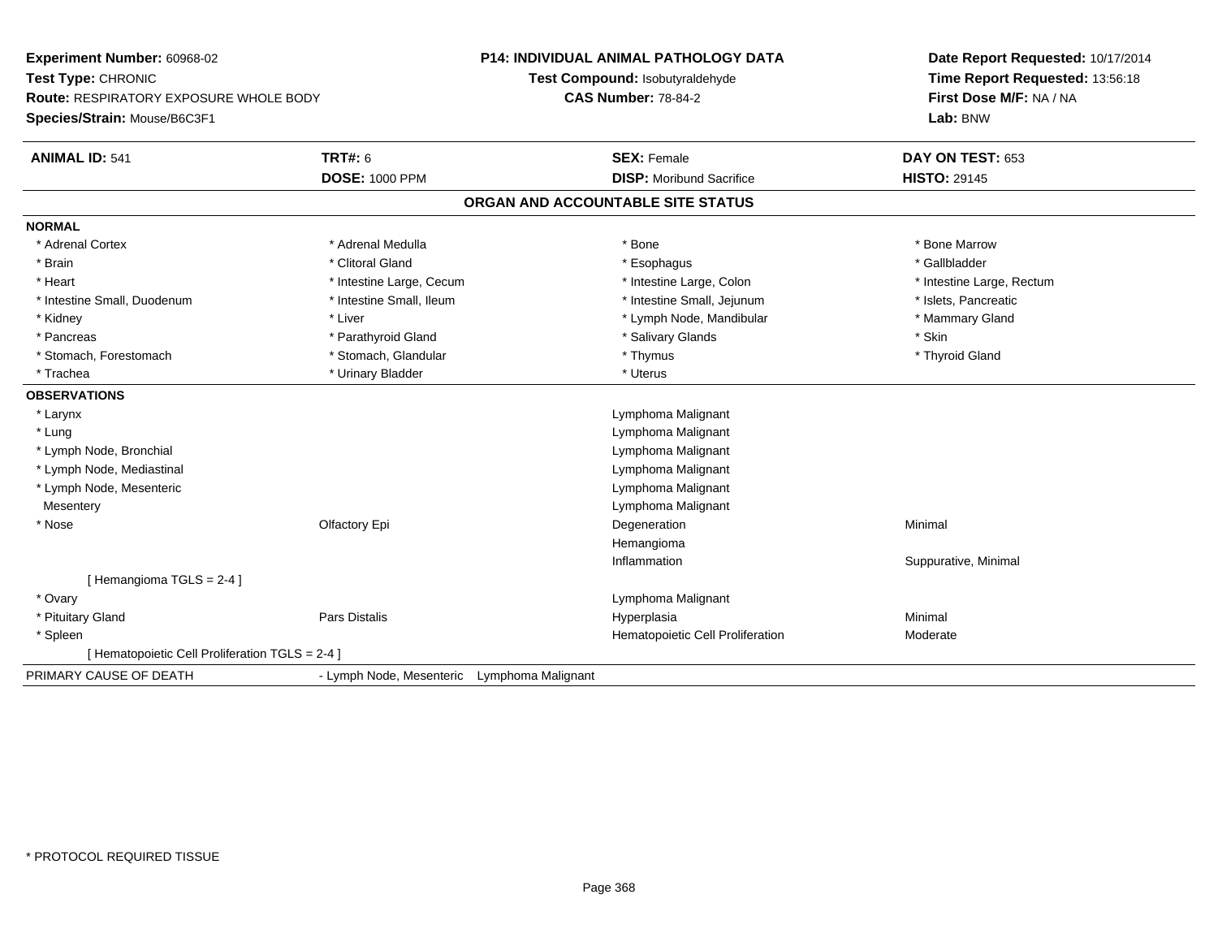**Experiment Number:** 60968-02
**Test Type:** CHRONIC
**Route:** RESPIRATORY EXPOSURE WHOLE BODY
**Species/Strain:** Mouse/B6C3F1

**P14: INDIVIDUAL ANIMAL PATHOLOGY DATA**
**Test Compound:** Isobutyraldehyde
**CAS Number:** 78-84-2

**Date Report Requested:** 10/17/2014
**Time Report Requested:** 13:56:18
**First Dose M/F:** NA / NA
**Lab:** BNW

| **ANIMAL ID:** 541 | **TRT#:** 6 | **SEX:** Female | **DAY ON TEST:** 653 |
|---|---|---|---|
| | **DOSE:** 1000 PPM | **DISP:** Moribund Sacrifice | **HISTO:** 29145 |

## ORGAN AND ACCOUNTABLE SITE STATUS

**NORMAL**

| | | | |
|---|---|---|---|
| * Adrenal Cortex | * Adrenal Medulla | * Bone | * Bone Marrow |
| * Brain | * Clitoral Gland | * Esophagus | * Gallbladder |
| * Heart | * Intestine Large, Cecum | * Intestine Large, Colon | * Intestine Large, Rectum |
| * Intestine Small, Duodenum | * Intestine Small, Ileum | * Intestine Small, Jejunum | * Islets, Pancreatic |
| * Kidney | * Liver | * Lymph Node, Mandibular | * Mammary Gland |
| * Pancreas | * Parathyroid Gland | * Salivary Glands | * Skin |
| * Stomach, Forestomach | * Stomach, Glandular | * Thymus | * Thyroid Gland |
| * Trachea | * Urinary Bladder | * Uterus | |

**OBSERVATIONS**

| | | | |
|---|---|---|---|
| * Larynx | | Lymphoma Malignant | |
| * Lung | | Lymphoma Malignant | |
| * Lymph Node, Bronchial | | Lymphoma Malignant | |
| * Lymph Node, Mediastinal | | Lymphoma Malignant | |
| * Lymph Node, Mesenteric | | Lymphoma Malignant | |
| Mesentery | | Lymphoma Malignant | |
| * Nose | Olfactory Epi | Degeneration | Minimal |
| | | Hemangioma | |
| | | Inflammation | Suppurative, Minimal |
| [ Hemangioma TGLS = 2-4 ] | | | |
| * Ovary | | Lymphoma Malignant | |
| * Pituitary Gland | Pars Distalis | Hyperplasia | Minimal |
| * Spleen | | Hematopoietic Cell Proliferation | Moderate |
| [ Hematopoietic Cell Proliferation TGLS = 2-4 ] | | | |

PRIMARY CAUSE OF DEATH - Lymph Node, Mesenteric Lymphoma Malignant

* PROTOCOL REQUIRED TISSUE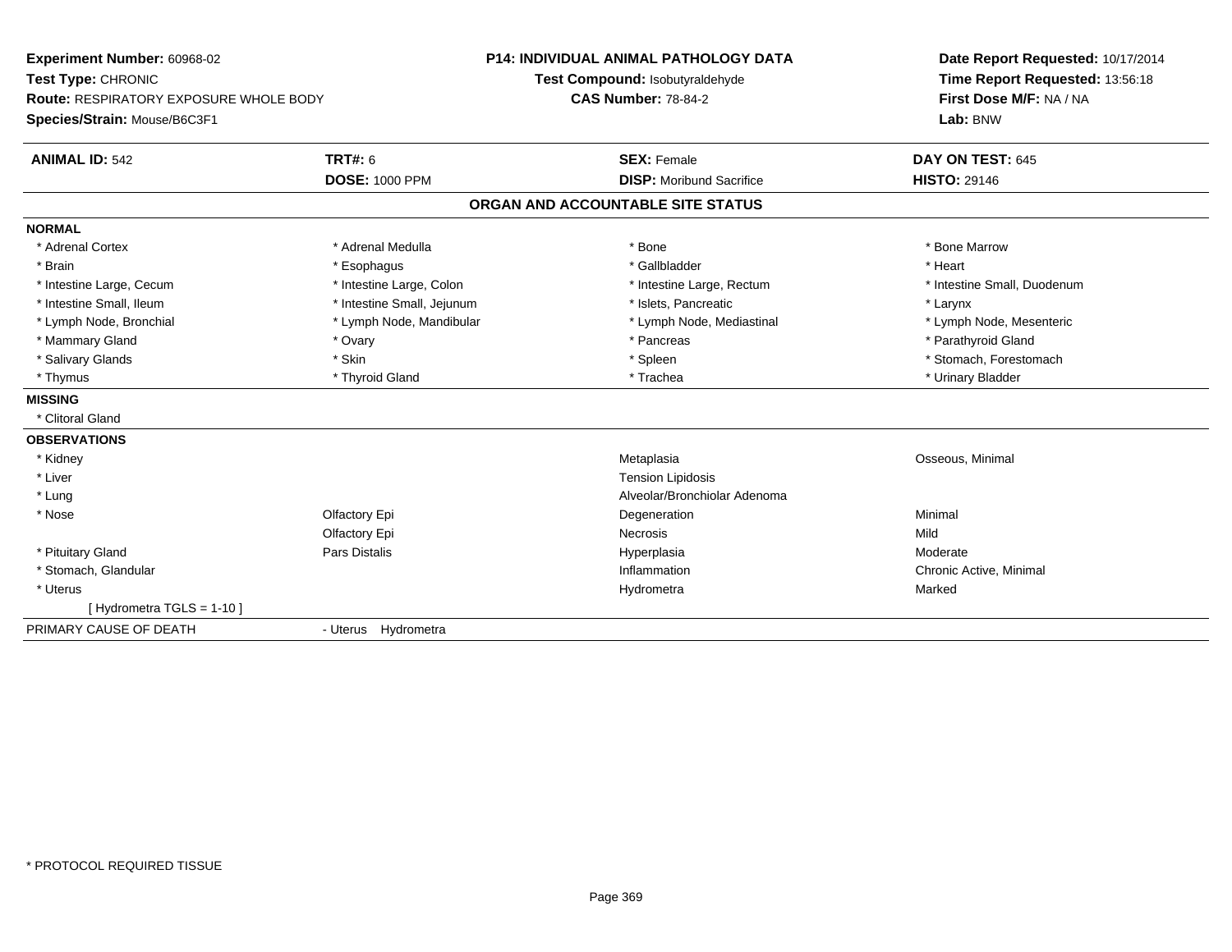**Experiment Number:** 60968-02
**Test Type:** CHRONIC
**Route:** RESPIRATORY EXPOSURE WHOLE BODY
**Species/Strain:** Mouse/B6C3F1

**P14: INDIVIDUAL ANIMAL PATHOLOGY DATA**
**Test Compound:** Isobutyraldehyde
**CAS Number:** 78-84-2

**Date Report Requested:** 10/17/2014
**Time Report Requested:** 13:56:18
**First Dose M/F:** NA / NA
**Lab:** BNW

| **ANIMAL ID:** 542 | **TRT#:** 6 | **SEX:** Female | **DAY ON TEST:** 645 |
|---|---|---|---|
| | **DOSE:** 1000 PPM | **DISP:** Moribund Sacrifice | **HISTO:** 29146 |

## ORGAN AND ACCOUNTABLE SITE STATUS

| | | | |
|---|---|---|---|
| **NORMAL** | | | |
| * Adrenal Cortex | * Adrenal Medulla | * Bone | * Bone Marrow |
| * Brain | * Esophagus | * Gallbladder | * Heart |
| * Intestine Large, Cecum | * Intestine Large, Colon | * Intestine Large, Rectum | * Intestine Small, Duodenum |
| * Intestine Small, Ileum | * Intestine Small, Jejunum | * Islets, Pancreatic | * Larynx |
| * Lymph Node, Bronchial | * Lymph Node, Mandibular | * Lymph Node, Mediastinal | * Lymph Node, Mesenteric |
| * Mammary Gland | * Ovary | * Pancreas | * Parathyroid Gland |
| * Salivary Glands | * Skin | * Spleen | * Stomach, Forestomach |
| * Thymus | * Thyroid Gland | * Trachea | * Urinary Bladder |
| **MISSING** | | | |
| * Clitoral Gland | | | |
| **OBSERVATIONS** | | | |
| * Kidney | | Metaplasia | Osseous, Minimal |
| * Liver | | Tension Lipidosis | |
| * Lung | | Alveolar/Bronchiolar Adenoma | |
| * Nose | Olfactory Epi | Degeneration | Minimal |
| | Olfactory Epi | Necrosis | Mild |
| * Pituitary Gland | Pars Distalis | Hyperplasia | Moderate |
| * Stomach, Glandular | | Inflammation | Chronic Active, Minimal |
| * Uterus | | Hydrometra | Marked |
| [ Hydrometra TGLS = 1-10 ] | | | |
| PRIMARY CAUSE OF DEATH | - Uterus Hydrometra | | |

* PROTOCOL REQUIRED TISSUE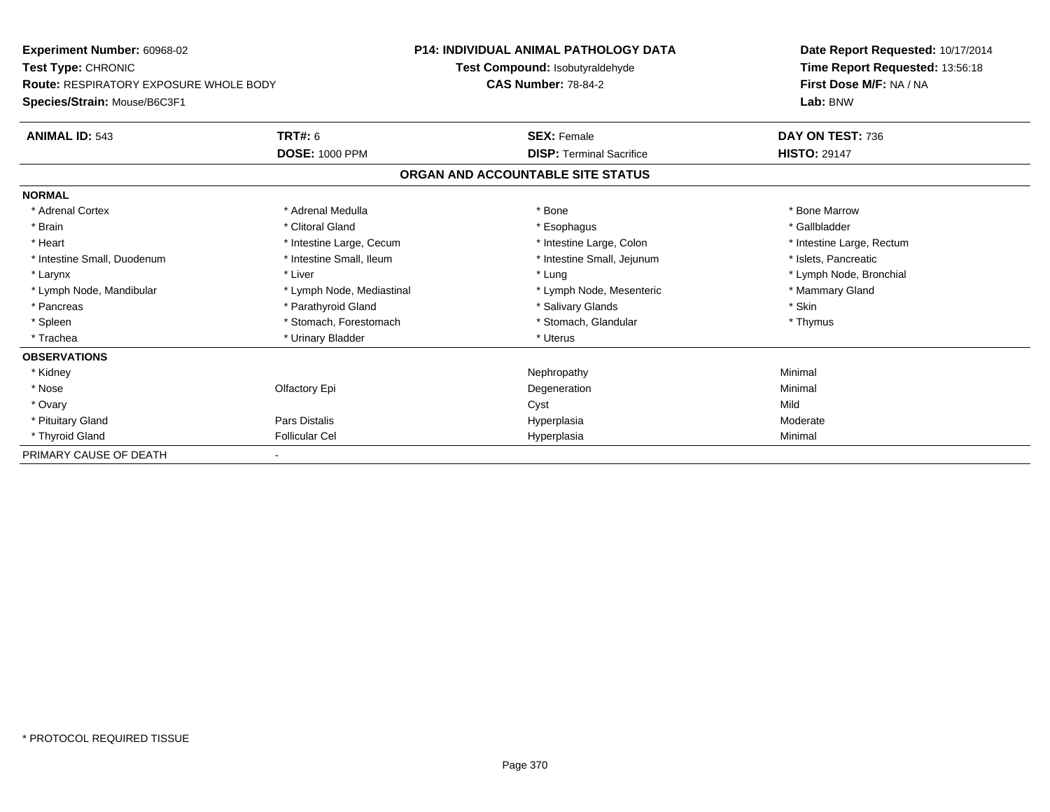**Experiment Number:** 60968-02
**Test Type:** CHRONIC
**Route:** RESPIRATORY EXPOSURE WHOLE BODY
**Species/Strain:** Mouse/B6C3F1

**P14: INDIVIDUAL ANIMAL PATHOLOGY DATA**
**Test Compound:** Isobutyraldehyde
**CAS Number:** 78-84-2

**Date Report Requested:** 10/17/2014
**Time Report Requested:** 13:56:18
**First Dose M/F:** NA / NA
**Lab:** BNW

| **ANIMAL ID:** 543 | **TRT#:** 6 | **SEX:** Female | **DAY ON TEST:** 736 |
|---|---|---|---|
| | **DOSE:** 1000 PPM | **DISP:** Terminal Sacrifice | **HISTO:** 29147 |

## ORGAN AND ACCOUNTABLE SITE STATUS

| | | | |
|---|---|---|---|
| **NORMAL** | | | |
| * Adrenal Cortex | * Adrenal Medulla | * Bone | * Bone Marrow |
| * Brain | * Clitoral Gland | * Esophagus | * Gallbladder |
| * Heart | * Intestine Large, Cecum | * Intestine Large, Colon | * Intestine Large, Rectum |
| * Intestine Small, Duodenum | * Intestine Small, Ileum | * Intestine Small, Jejunum | * Islets, Pancreatic |
| * Larynx | * Liver | * Lung | * Lymph Node, Bronchial |
| * Lymph Node, Mandibular | * Lymph Node, Mediastinal | * Lymph Node, Mesenteric | * Mammary Gland |
| * Pancreas | * Parathyroid Gland | * Salivary Glands | * Skin |
| * Spleen | * Stomach, Forestomach | * Stomach, Glandular | * Thymus |
| * Trachea | * Urinary Bladder | * Uterus | |
| **OBSERVATIONS** | | | |
| * Kidney | | Nephropathy | Minimal |
| * Nose | Olfactory Epi | Degeneration | Minimal |
| * Ovary | | Cyst | Mild |
| * Pituitary Gland | Pars Distalis | Hyperplasia | Moderate |
| * Thyroid Gland | Follicular Cel | Hyperplasia | Minimal |
| PRIMARY CAUSE OF DEATH | - | | |

* PROTOCOL REQUIRED TISSUE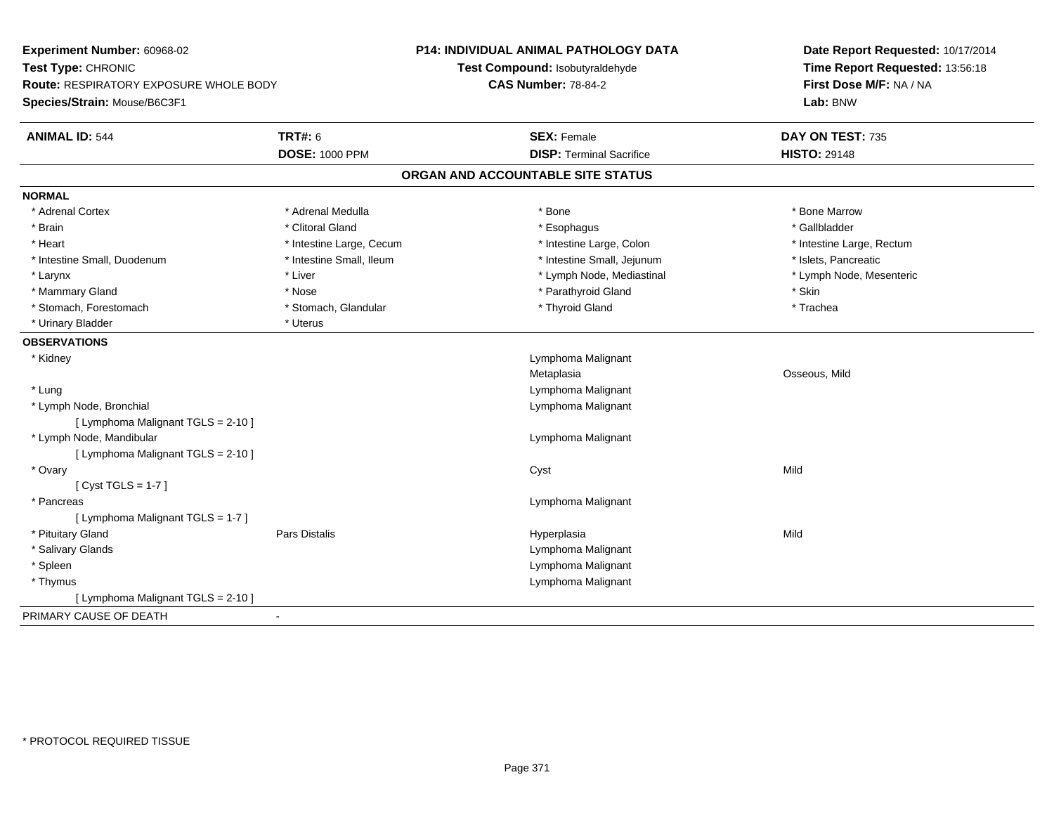**Experiment Number:** 60968-02
**Test Type:** CHRONIC
**Route:** RESPIRATORY EXPOSURE WHOLE BODY
**Species/Strain:** Mouse/B6C3F1

**P14: INDIVIDUAL ANIMAL PATHOLOGY DATA**
**Test Compound:** Isobutyraldehyde
**CAS Number:** 78-84-2

**Date Report Requested:** 10/17/2014
**Time Report Requested:** 13:56:18
**First Dose M/F:** NA / NA
**Lab:** BNW

| **ANIMAL ID:** 544 | **TRT#:** 6 | **SEX:** Female | **DAY ON TEST:** 735 |
|---|---|---|---|
| | **DOSE:** 1000 PPM | **DISP:** Terminal Sacrifice | **HISTO:** 29148 |

## ORGAN AND ACCOUNTABLE SITE STATUS

**NORMAL**

| | | | |
|---|---|---|---|
| * Adrenal Cortex | * Adrenal Medulla | * Bone | * Bone Marrow |
| * Brain | * Clitoral Gland | * Esophagus | * Gallbladder |
| * Heart | * Intestine Large, Cecum | * Intestine Large, Colon | * Intestine Large, Rectum |
| * Intestine Small, Duodenum | * Intestine Small, Ileum | * Intestine Small, Jejunum | * Islets, Pancreatic |
| * Larynx | * Liver | * Lymph Node, Mediastinal | * Lymph Node, Mesenteric |
| * Mammary Gland | * Nose | * Parathyroid Gland | * Skin |
| * Stomach, Forestomach | * Stomach, Glandular | * Thyroid Gland | * Trachea |
| * Urinary Bladder | * Uterus | | |

**OBSERVATIONS**

| | | | |
|---|---|---|---|
| * Kidney | | Lymphoma Malignant | |
| | | Metaplasia | Osseous, Mild |
| * Lung | | Lymphoma Malignant | |
| * Lymph Node, Bronchial | | Lymphoma Malignant | |
| [ Lymphoma Malignant TGLS = 2-10 ] | | | |
| * Lymph Node, Mandibular | | Lymphoma Malignant | |
| [ Lymphoma Malignant TGLS = 2-10 ] | | | |
| * Ovary | | Cyst | Mild |
| [ Cyst TGLS = 1-7 ] | | | |
| * Pancreas | | Lymphoma Malignant | |
| [ Lymphoma Malignant TGLS = 1-7 ] | | | |
| * Pituitary Gland | Pars Distalis | Hyperplasia | Mild |
| * Salivary Glands | | Lymphoma Malignant | |
| * Spleen | | Lymphoma Malignant | |
| * Thymus | | Lymphoma Malignant | |
| [ Lymphoma Malignant TGLS = 2-10 ] | | | |

PRIMARY CAUSE OF DEATH -

* PROTOCOL REQUIRED TISSUE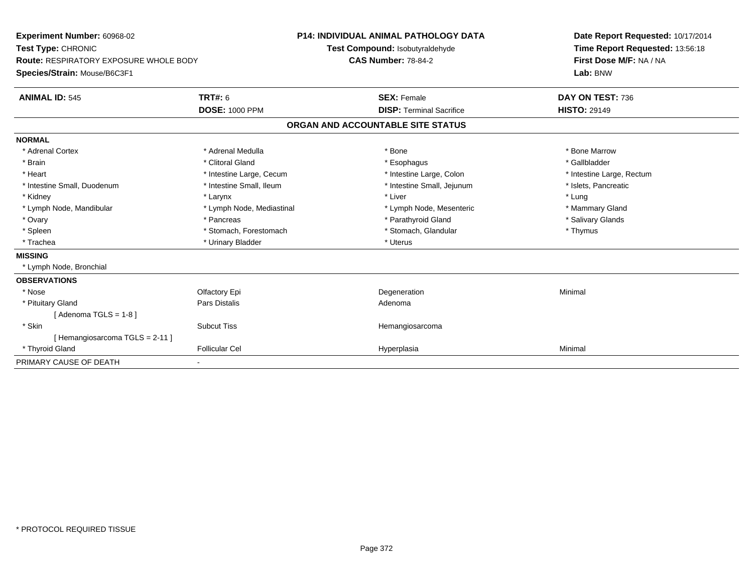**Experiment Number:** 60968-02
**Test Type:** CHRONIC
**Route:** RESPIRATORY EXPOSURE WHOLE BODY
**Species/Strain:** Mouse/B6C3F1

**P14: INDIVIDUAL ANIMAL PATHOLOGY DATA**
**Test Compound:** Isobutyraldehyde
**CAS Number:** 78-84-2

**Date Report Requested:** 10/17/2014
**Time Report Requested:** 13:56:18
**First Dose M/F:** NA / NA
**Lab:** BNW

| **ANIMAL ID:** 545 | **TRT#:** 6 | **SEX:** Female | **DAY ON TEST:** 736 |
|---|---|---|---|
| | **DOSE:** 1000 PPM | **DISP:** Terminal Sacrifice | **HISTO:** 29149 |

## ORGAN AND ACCOUNTABLE SITE STATUS

**NORMAL**

| | | | |
|---|---|---|---|
| * Adrenal Cortex | * Adrenal Medulla | * Bone | * Bone Marrow |
| * Brain | * Clitoral Gland | * Esophagus | * Gallbladder |
| * Heart | * Intestine Large, Cecum | * Intestine Large, Colon | * Intestine Large, Rectum |
| * Intestine Small, Duodenum | * Intestine Small, Ileum | * Intestine Small, Jejunum | * Islets, Pancreatic |
| * Kidney | * Larynx | * Liver | * Lung |
| * Lymph Node, Mandibular | * Lymph Node, Mediastinal | * Lymph Node, Mesenteric | * Mammary Gland |
| * Ovary | * Pancreas | * Parathyroid Gland | * Salivary Glands |
| * Spleen | * Stomach, Forestomach | * Stomach, Glandular | * Thymus |
| * Trachea | * Urinary Bladder | * Uterus | |

**MISSING**

* Lymph Node, Bronchial

**OBSERVATIONS**

| | | | |
|---|---|---|---|
| * Nose | Olfactory Epi | Degeneration | Minimal |
| * Pituitary Gland | Pars Distalis | Adenoma | |
| [ Adenoma TGLS = 1-8 ] | | | |
| * Skin | Subcut Tiss | Hemangiosarcoma | |
| [ Hemangiosarcoma TGLS = 2-11 ] | | | |
| * Thyroid Gland | Follicular Cel | Hyperplasia | Minimal |

PRIMARY CAUSE OF DEATH -

* PROTOCOL REQUIRED TISSUE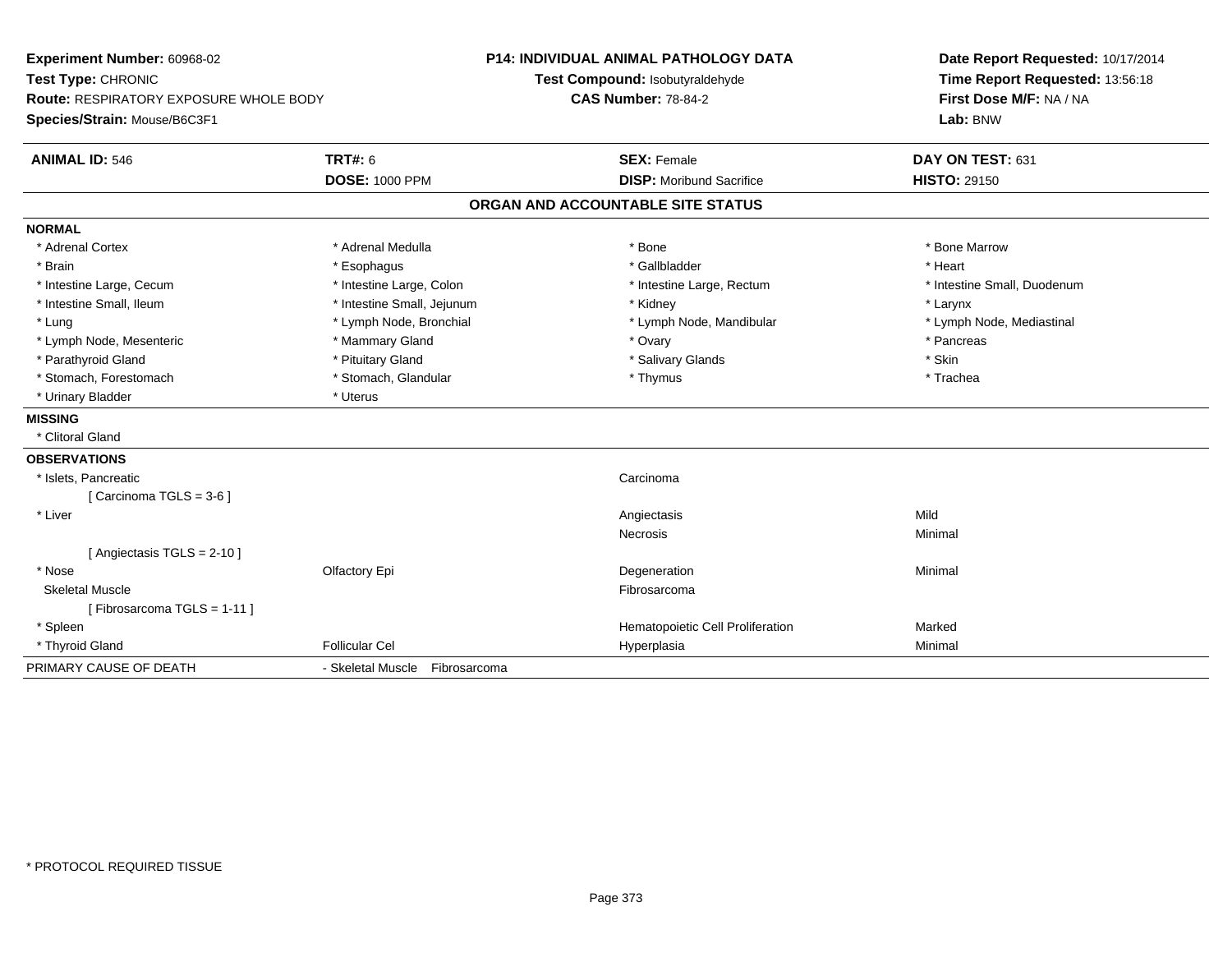**Experiment Number:** 60968-02
**Test Type:** CHRONIC
**Route:** RESPIRATORY EXPOSURE WHOLE BODY
**Species/Strain:** Mouse/B6C3F1

**P14: INDIVIDUAL ANIMAL PATHOLOGY DATA**
**Test Compound:** Isobutyraldehyde
**CAS Number:** 78-84-2

**Date Report Requested:** 10/17/2014
**Time Report Requested:** 13:56:18
**First Dose M/F:** NA / NA
**Lab:** BNW

| **ANIMAL ID:** 546 | **TRT#:** 6 | **SEX:** Female | **DAY ON TEST:** 631 |
|---|---|---|---|
| | **DOSE:** 1000 PPM | **DISP:** Moribund Sacrifice | **HISTO:** 29150 |

## ORGAN AND ACCOUNTABLE SITE STATUS

**NORMAL**

| | | | |
|---|---|---|---|
| * Adrenal Cortex | * Adrenal Medulla | * Bone | * Bone Marrow |
| * Brain | * Esophagus | * Gallbladder | * Heart |
| * Intestine Large, Cecum | * Intestine Large, Colon | * Intestine Large, Rectum | * Intestine Small, Duodenum |
| * Intestine Small, Ileum | * Intestine Small, Jejunum | * Kidney | * Larynx |
| * Lung | * Lymph Node, Bronchial | * Lymph Node, Mandibular | * Lymph Node, Mediastinal |
| * Lymph Node, Mesenteric | * Mammary Gland | * Ovary | * Pancreas |
| * Parathyroid Gland | * Pituitary Gland | * Salivary Glands | * Skin |
| * Stomach, Forestomach | * Stomach, Glandular | * Thymus | * Trachea |
| * Urinary Bladder | * Uterus | | |

**MISSING**

* Clitoral Gland

**OBSERVATIONS**

| | | | |
|---|---|---|---|
| * Islets, Pancreatic | | Carcinoma | |
| [ Carcinoma TGLS = 3-6 ] | | | |
| * Liver | | Angiectasis | Mild |
| | | Necrosis | Minimal |
| [ Angiectasis TGLS = 2-10 ] | | | |
| * Nose | Olfactory Epi | Degeneration | Minimal |
| Skeletal Muscle | | Fibrosarcoma | |
| [ Fibrosarcoma TGLS = 1-11 ] | | | |
| * Spleen | | Hematopoietic Cell Proliferation | Marked |
| * Thyroid Gland | Follicular Cel | Hyperplasia | Minimal |

PRIMARY CAUSE OF DEATH - Skeletal Muscle Fibrosarcoma

* PROTOCOL REQUIRED TISSUE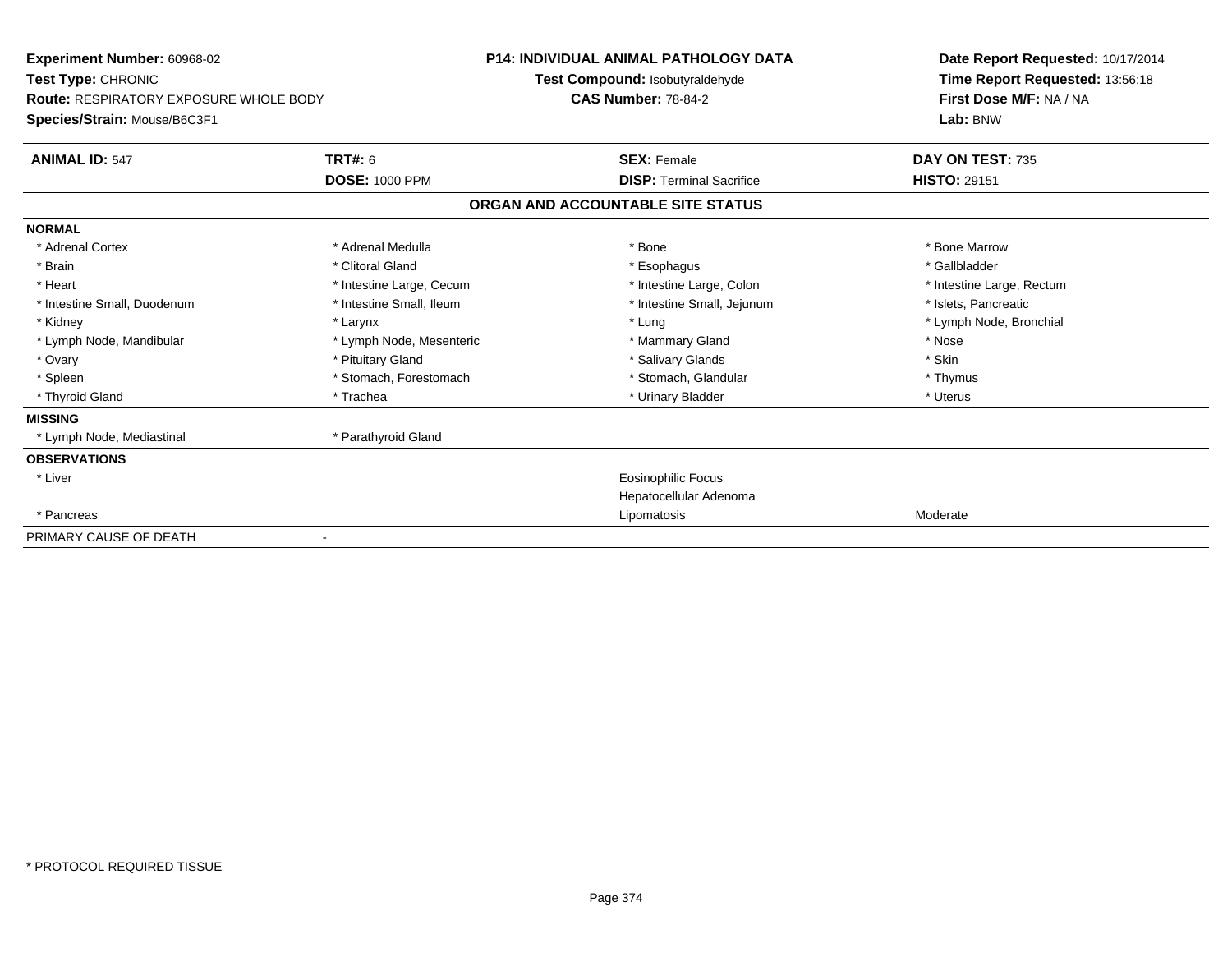**Experiment Number:** 60968-02
**Test Type:** CHRONIC
**Route:** RESPIRATORY EXPOSURE WHOLE BODY
**Species/Strain:** Mouse/B6C3F1

**P14: INDIVIDUAL ANIMAL PATHOLOGY DATA**
**Test Compound:** Isobutyraldehyde
**CAS Number:** 78-84-2

**Date Report Requested:** 10/17/2014
**Time Report Requested:** 13:56:18
**First Dose M/F:** NA / NA
**Lab:** BNW

| **ANIMAL ID:** 547 | **TRT#:** 6 | **SEX:** Female | **DAY ON TEST:** 735 |
|---|---|---|---|
| | **DOSE:** 1000 PPM | **DISP:** Terminal Sacrifice | **HISTO:** 29151 |

## ORGAN AND ACCOUNTABLE SITE STATUS

| | | | |
|---|---|---|---|
| **NORMAL** | | | |
| * Adrenal Cortex | * Adrenal Medulla | * Bone | * Bone Marrow |
| * Brain | * Clitoral Gland | * Esophagus | * Gallbladder |
| * Heart | * Intestine Large, Cecum | * Intestine Large, Colon | * Intestine Large, Rectum |
| * Intestine Small, Duodenum | * Intestine Small, Ileum | * Intestine Small, Jejunum | * Islets, Pancreatic |
| * Kidney | * Larynx | * Lung | * Lymph Node, Bronchial |
| * Lymph Node, Mandibular | * Lymph Node, Mesenteric | * Mammary Gland | * Nose |
| * Ovary | * Pituitary Gland | * Salivary Glands | * Skin |
| * Spleen | * Stomach, Forestomach | * Stomach, Glandular | * Thymus |
| * Thyroid Gland | * Trachea | * Urinary Bladder | * Uterus |
| **MISSING** | | | |
| * Lymph Node, Mediastinal | * Parathyroid Gland | | |
| **OBSERVATIONS** | | | |
| * Liver | | Eosinophilic Focus | |
| | | Hepatocellular Adenoma | |
| * Pancreas | | Lipomatosis | Moderate |
| PRIMARY CAUSE OF DEATH | - | | |

* PROTOCOL REQUIRED TISSUE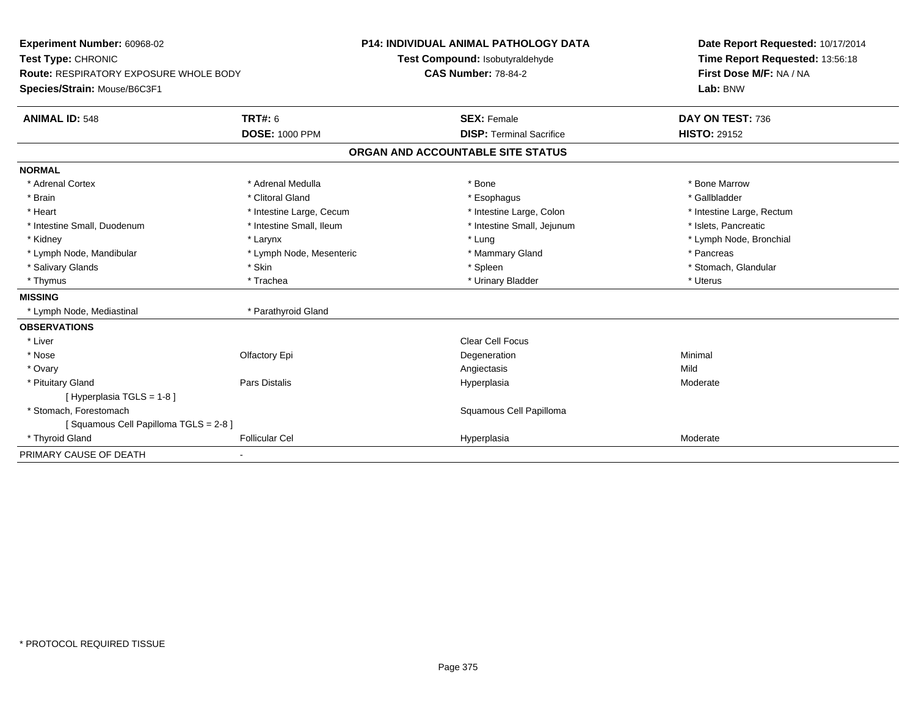**Experiment Number:** 60968-02
**Test Type:** CHRONIC
**Route:** RESPIRATORY EXPOSURE WHOLE BODY
**Species/Strain:** Mouse/B6C3F1

**P14: INDIVIDUAL ANIMAL PATHOLOGY DATA**
**Test Compound:** Isobutyraldehyde
**CAS Number:** 78-84-2

**Date Report Requested:** 10/17/2014
**Time Report Requested:** 13:56:18
**First Dose M/F:** NA / NA
**Lab:** BNW

| **ANIMAL ID:** 548 | **TRT#:** 6 | **SEX:** Female | **DAY ON TEST:** 736 |
|---|---|---|---|
| | **DOSE:** 1000 PPM | **DISP:** Terminal Sacrifice | **HISTO:** 29152 |

## ORGAN AND ACCOUNTABLE SITE STATUS

| | | | |
|---|---|---|---|
| **NORMAL** | | | |
| * Adrenal Cortex | * Adrenal Medulla | * Bone | * Bone Marrow |
| * Brain | * Clitoral Gland | * Esophagus | * Gallbladder |
| * Heart | * Intestine Large, Cecum | * Intestine Large, Colon | * Intestine Large, Rectum |
| * Intestine Small, Duodenum | * Intestine Small, Ileum | * Intestine Small, Jejunum | * Islets, Pancreatic |
| * Kidney | * Larynx | * Lung | * Lymph Node, Bronchial |
| * Lymph Node, Mandibular | * Lymph Node, Mesenteric | * Mammary Gland | * Pancreas |
| * Salivary Glands | * Skin | * Spleen | * Stomach, Glandular |
| * Thymus | * Trachea | * Urinary Bladder | * Uterus |
| **MISSING** | | | |
| * Lymph Node, Mediastinal | * Parathyroid Gland | | |
| **OBSERVATIONS** | | | |
| * Liver | | Clear Cell Focus | |
| * Nose | Olfactory Epi | Degeneration | Minimal |
| * Ovary | | Angiectasis | Mild |
| * Pituitary Gland | Pars Distalis | Hyperplasia | Moderate |
| [ Hyperplasia TGLS = 1-8 ] | | | |
| * Stomach, Forestomach | | Squamous Cell Papilloma | |
| [ Squamous Cell Papilloma TGLS = 2-8 ] | | | |
| * Thyroid Gland | Follicular Cel | Hyperplasia | Moderate |
| PRIMARY CAUSE OF DEATH | - | | |

* PROTOCOL REQUIRED TISSUE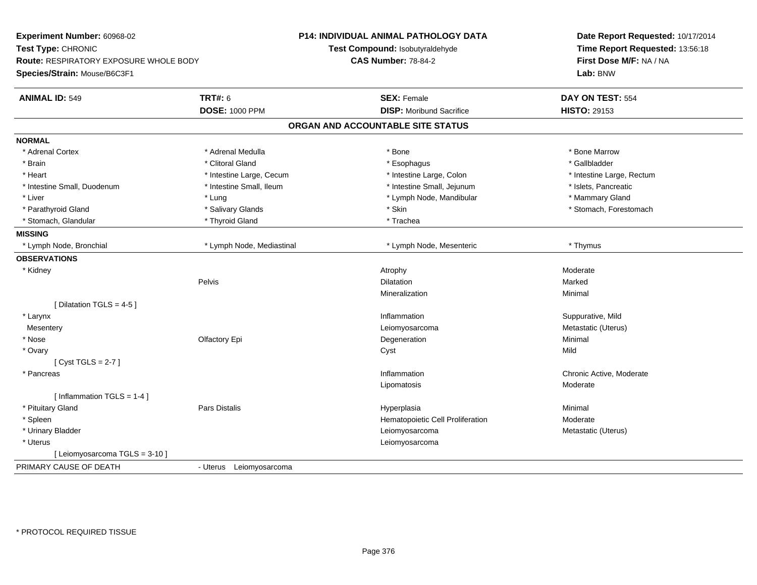**Experiment Number:** 60968-02
**Test Type:** CHRONIC
**Route:** RESPIRATORY EXPOSURE WHOLE BODY
**Species/Strain:** Mouse/B6C3F1

**P14: INDIVIDUAL ANIMAL PATHOLOGY DATA**
**Test Compound:** Isobutyraldehyde
**CAS Number:** 78-84-2

**Date Report Requested:** 10/17/2014
**Time Report Requested:** 13:56:18
**First Dose M/F:** NA / NA
**Lab:** BNW

| **ANIMAL ID:** 549 | **TRT#:** 6 | **SEX:** Female | **DAY ON TEST:** 554 |
|---|---|---|---|
| | **DOSE:** 1000 PPM | **DISP:** Moribund Sacrifice | **HISTO:** 29153 |

## ORGAN AND ACCOUNTABLE SITE STATUS

| | | | |
|---|---|---|---|
| **NORMAL** | | | |
| * Adrenal Cortex | * Adrenal Medulla | * Bone | * Bone Marrow |
| * Brain | * Clitoral Gland | * Esophagus | * Gallbladder |
| * Heart | * Intestine Large, Cecum | * Intestine Large, Colon | * Intestine Large, Rectum |
| * Intestine Small, Duodenum | * Intestine Small, Ileum | * Intestine Small, Jejunum | * Islets, Pancreatic |
| * Liver | * Lung | * Lymph Node, Mandibular | * Mammary Gland |
| * Parathyroid Gland | * Salivary Glands | * Skin | * Stomach, Forestomach |
| * Stomach, Glandular | * Thyroid Gland | * Trachea | |
| **MISSING** | | | |
| * Lymph Node, Bronchial | * Lymph Node, Mediastinal | * Lymph Node, Mesenteric | * Thymus |
| **OBSERVATIONS** | | | |
| * Kidney | | Atrophy | Moderate |
| | Pelvis | Dilatation | Marked |
| | | Mineralization | Minimal |
| [ Dilatation TGLS = 4-5 ] | | | |
| * Larynx | | Inflammation | Suppurative, Mild |
| Mesentery | | Leiomyosarcoma | Metastatic (Uterus) |
| * Nose | Olfactory Epi | Degeneration | Minimal |
| * Ovary | | Cyst | Mild |
| [ Cyst TGLS = 2-7 ] | | | |
| * Pancreas | | Inflammation | Chronic Active, Moderate |
| | | Lipomatosis | Moderate |
| [ Inflammation TGLS = 1-4 ] | | | |
| * Pituitary Gland | Pars Distalis | Hyperplasia | Minimal |
| * Spleen | | Hematopoietic Cell Proliferation | Moderate |
| * Urinary Bladder | | Leiomyosarcoma | Metastatic (Uterus) |
| * Uterus | | Leiomyosarcoma | |
| [ Leiomyosarcoma TGLS = 3-10 ] | | | |
| PRIMARY CAUSE OF DEATH | - Uterus Leiomyosarcoma | | |

\* PROTOCOL REQUIRED TISSUE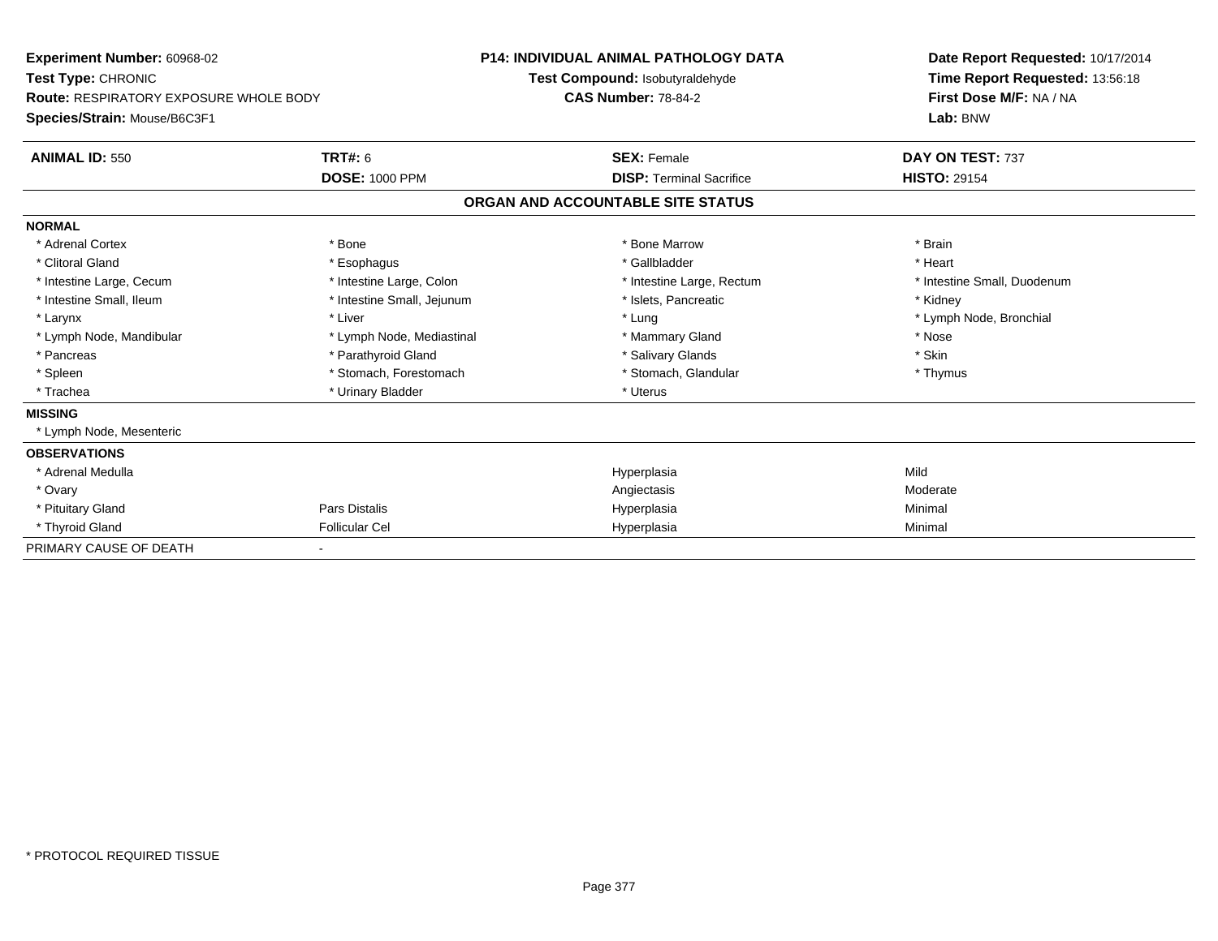**Experiment Number:** 60968-02
**Test Type:** CHRONIC
**Route:** RESPIRATORY EXPOSURE WHOLE BODY
**Species/Strain:** Mouse/B6C3F1

**P14: INDIVIDUAL ANIMAL PATHOLOGY DATA**
**Test Compound:** Isobutyraldehyde
**CAS Number:** 78-84-2

**Date Report Requested:** 10/17/2014
**Time Report Requested:** 13:56:18
**First Dose M/F:** NA / NA
**Lab:** BNW

| **ANIMAL ID:** 550 | **TRT#:** 6 | **SEX:** Female | **DAY ON TEST:** 737 |
|---|---|---|---|
| | **DOSE:** 1000 PPM | **DISP:** Terminal Sacrifice | **HISTO:** 29154 |

## ORGAN AND ACCOUNTABLE SITE STATUS

| | | | |
|---|---|---|---|
| **NORMAL** | | | |
| * Adrenal Cortex | * Bone | * Bone Marrow | * Brain |
| * Clitoral Gland | * Esophagus | * Gallbladder | * Heart |
| * Intestine Large, Cecum | * Intestine Large, Colon | * Intestine Large, Rectum | * Intestine Small, Duodenum |
| * Intestine Small, Ileum | * Intestine Small, Jejunum | * Islets, Pancreatic | * Kidney |
| * Larynx | * Liver | * Lung | * Lymph Node, Bronchial |
| * Lymph Node, Mandibular | * Lymph Node, Mediastinal | * Mammary Gland | * Nose |
| * Pancreas | * Parathyroid Gland | * Salivary Glands | * Skin |
| * Spleen | * Stomach, Forestomach | * Stomach, Glandular | * Thymus |
| * Trachea | * Urinary Bladder | * Uterus | |
| **MISSING** | | | |
| * Lymph Node, Mesenteric | | | |
| **OBSERVATIONS** | | | |
| * Adrenal Medulla | | Hyperplasia | Mild |
| * Ovary | | Angiectasis | Moderate |
| * Pituitary Gland | Pars Distalis | Hyperplasia | Minimal |
| * Thyroid Gland | Follicular Cel | Hyperplasia | Minimal |
| PRIMARY CAUSE OF DEATH | - | | |

* PROTOCOL REQUIRED TISSUE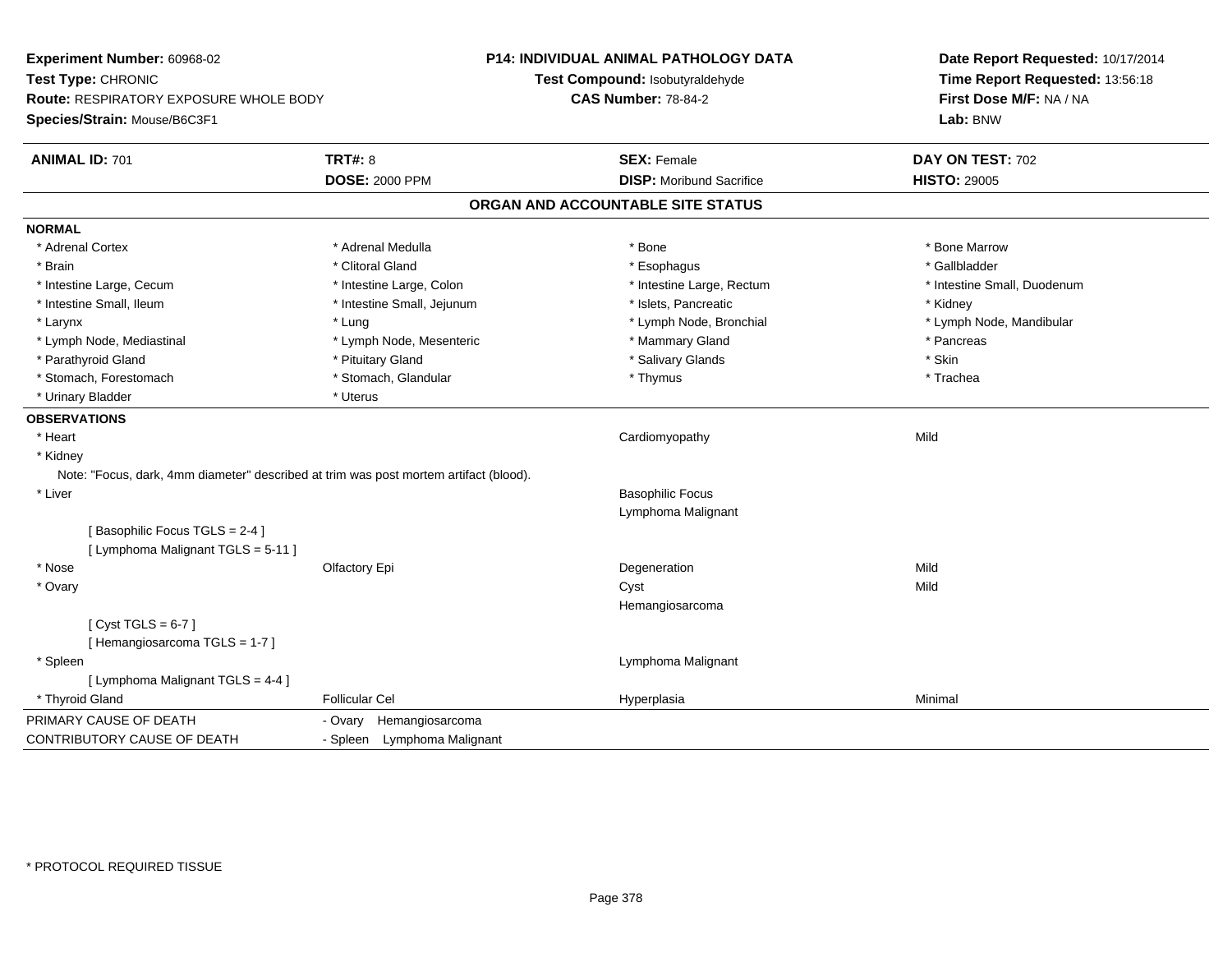**Experiment Number:** 60968-02
**Test Type:** CHRONIC
**Route:** RESPIRATORY EXPOSURE WHOLE BODY
**Species/Strain:** Mouse/B6C3F1

**P14: INDIVIDUAL ANIMAL PATHOLOGY DATA**
**Test Compound:** Isobutyraldehyde
**CAS Number:** 78-84-2

**Date Report Requested:** 10/17/2014
**Time Report Requested:** 13:56:18
**First Dose M/F:** NA / NA
**Lab:** BNW

| **ANIMAL ID:** 701 | **TRT#:** 8 | **SEX:** Female | **DAY ON TEST:** 702 |
|---|---|---|---|
| | **DOSE:** 2000 PPM | **DISP:** Moribund Sacrifice | **HISTO:** 29005 |

## ORGAN AND ACCOUNTABLE SITE STATUS

**NORMAL**

| | | | |
|---|---|---|---|
| * Adrenal Cortex | * Adrenal Medulla | * Bone | * Bone Marrow |
| * Brain | * Clitoral Gland | * Esophagus | * Gallbladder |
| * Intestine Large, Cecum | * Intestine Large, Colon | * Intestine Large, Rectum | * Intestine Small, Duodenum |
| * Intestine Small, Ileum | * Intestine Small, Jejunum | * Islets, Pancreatic | * Kidney |
| * Larynx | * Lung | * Lymph Node, Bronchial | * Lymph Node, Mandibular |
| * Lymph Node, Mediastinal | * Lymph Node, Mesenteric | * Mammary Gland | * Pancreas |
| * Parathyroid Gland | * Pituitary Gland | * Salivary Glands | * Skin |
| * Stomach, Forestomach | * Stomach, Glandular | * Thymus | * Trachea |
| * Urinary Bladder | * Uterus | | |

**OBSERVATIONS**

| | | | |
|---|---|---|---|
| * Heart | | Cardiomyopathy | Mild |
| * Kidney | | | |
| Note: "Focus, dark, 4mm diameter" described at trim was post mortem artifact (blood). | | | |
| * Liver | | Basophilic Focus | |
| | | Lymphoma Malignant | |
| [ Basophilic Focus TGLS = 2-4 ] | | | |
| [ Lymphoma Malignant TGLS = 5-11 ] | | | |
| * Nose | Olfactory Epi | Degeneration | Mild |
| * Ovary | | Cyst | Mild |
| | | Hemangiosarcoma | |
| [ Cyst TGLS = 6-7 ] | | | |
| [ Hemangiosarcoma TGLS = 1-7 ] | | | |
| * Spleen | | Lymphoma Malignant | |
| [ Lymphoma Malignant TGLS = 4-4 ] | | | |
| * Thyroid Gland | Follicular Cel | Hyperplasia | Minimal |

| | |
|---|---|
| PRIMARY CAUSE OF DEATH | - Ovary Hemangiosarcoma |
| CONTRIBUTORY CAUSE OF DEATH | - Spleen Lymphoma Malignant |

* PROTOCOL REQUIRED TISSUE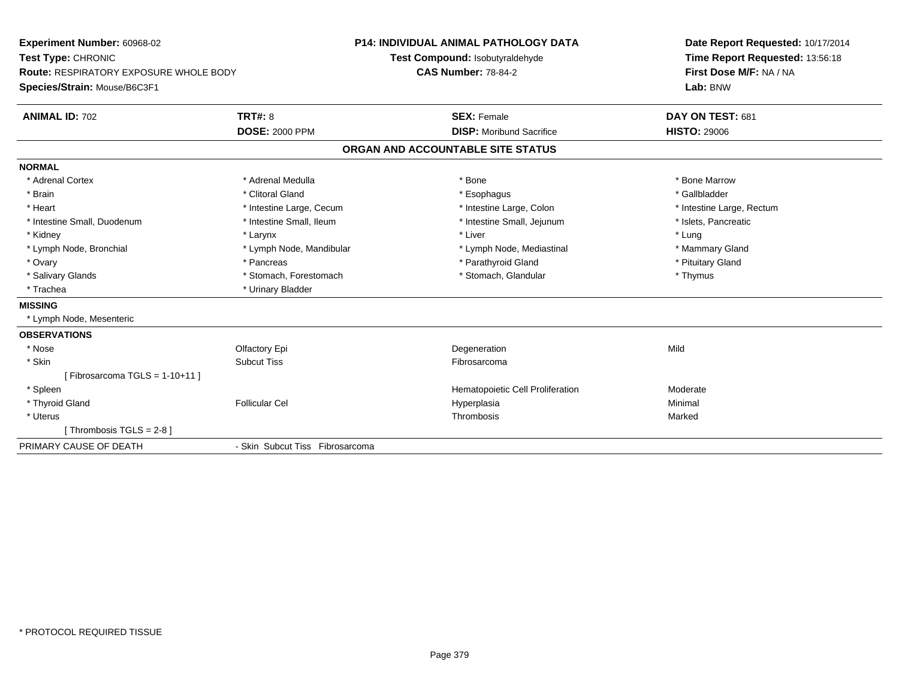**Experiment Number:** 60968-02
**Test Type:** CHRONIC
**Route:** RESPIRATORY EXPOSURE WHOLE BODY
**Species/Strain:** Mouse/B6C3F1

**P14: INDIVIDUAL ANIMAL PATHOLOGY DATA**
**Test Compound:** Isobutyraldehyde
**CAS Number:** 78-84-2

**Date Report Requested:** 10/17/2014
**Time Report Requested:** 13:56:18
**First Dose M/F:** NA / NA
**Lab:** BNW

| **ANIMAL ID:** 702 | **TRT#:** 8 | **SEX:** Female | **DAY ON TEST:** 681 |
|---|---|---|---|
| | **DOSE:** 2000 PPM | **DISP:** Moribund Sacrifice | **HISTO:** 29006 |

## ORGAN AND ACCOUNTABLE SITE STATUS

**NORMAL**

| | | | |
|---|---|---|---|
| * Adrenal Cortex | * Adrenal Medulla | * Bone | * Bone Marrow |
| * Brain | * Clitoral Gland | * Esophagus | * Gallbladder |
| * Heart | * Intestine Large, Cecum | * Intestine Large, Colon | * Intestine Large, Rectum |
| * Intestine Small, Duodenum | * Intestine Small, Ileum | * Intestine Small, Jejunum | * Islets, Pancreatic |
| * Kidney | * Larynx | * Liver | * Lung |
| * Lymph Node, Bronchial | * Lymph Node, Mandibular | * Lymph Node, Mediastinal | * Mammary Gland |
| * Ovary | * Pancreas | * Parathyroid Gland | * Pituitary Gland |
| * Salivary Glands | * Stomach, Forestomach | * Stomach, Glandular | * Thymus |
| * Trachea | * Urinary Bladder | | |

**MISSING**

* Lymph Node, Mesenteric

**OBSERVATIONS**

| | | | |
|---|---|---|---|
| * Nose | Olfactory Epi | Degeneration | Mild |
| * Skin | Subcut Tiss | Fibrosarcoma | |
| [ Fibrosarcoma TGLS = 1-10+11 ] | | | |
| * Spleen | | Hematopoietic Cell Proliferation | Moderate |
| * Thyroid Gland | Follicular Cel | Hyperplasia | Minimal |
| * Uterus | | Thrombosis | Marked |
| [ Thrombosis TGLS = 2-8 ] | | | |

PRIMARY CAUSE OF DEATH - Skin Subcut Tiss Fibrosarcoma

* PROTOCOL REQUIRED TISSUE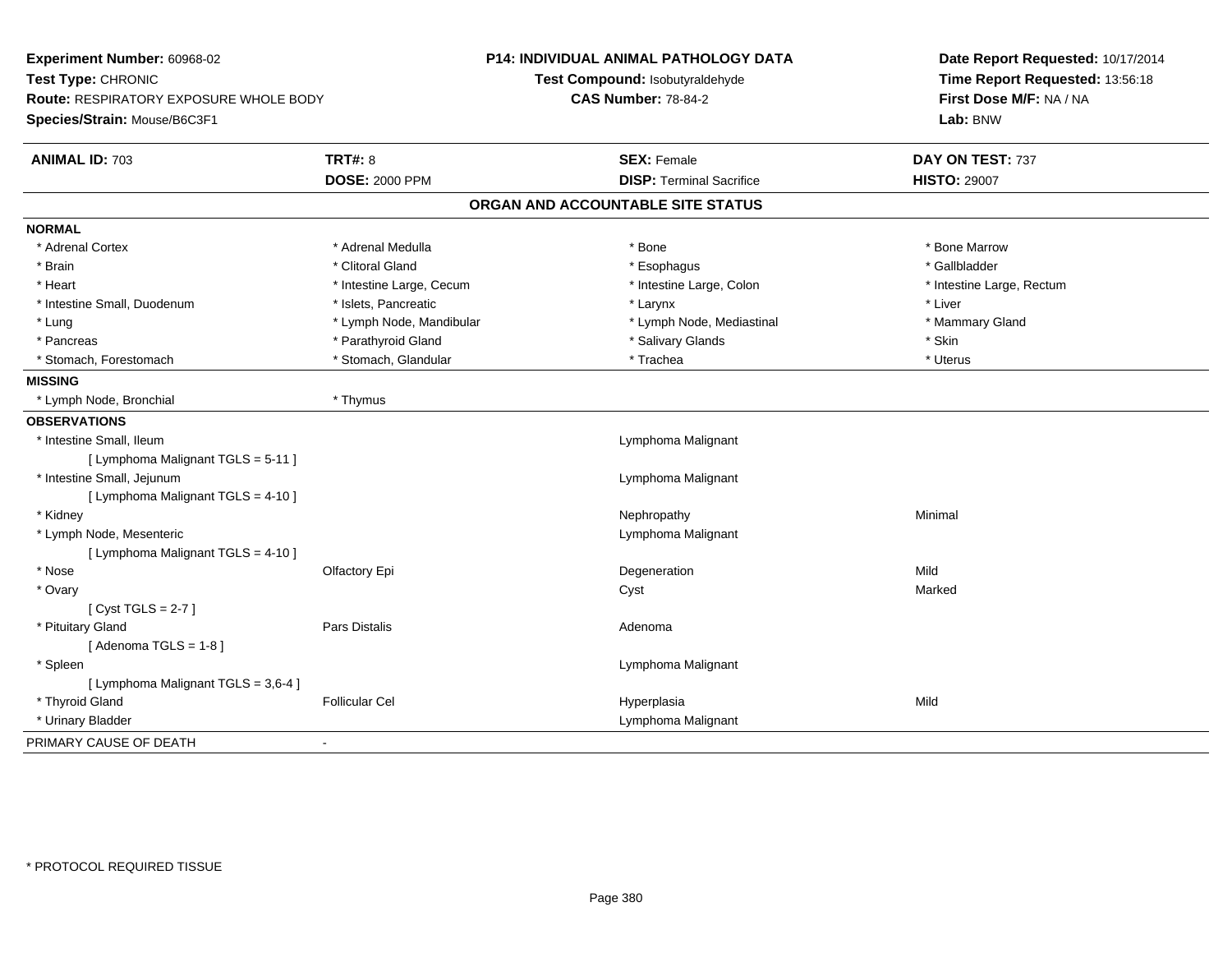**Experiment Number:** 60968-02
**Test Type:** CHRONIC
**Route:** RESPIRATORY EXPOSURE WHOLE BODY
**Species/Strain:** Mouse/B6C3F1

**P14: INDIVIDUAL ANIMAL PATHOLOGY DATA**
**Test Compound:** Isobutyraldehyde
**CAS Number:** 78-84-2

**Date Report Requested:** 10/17/2014
**Time Report Requested:** 13:56:18
**First Dose M/F:** NA / NA
**Lab:** BNW

| **ANIMAL ID:** 703 | **TRT#:** 8 | **SEX:** Female | **DAY ON TEST:** 737 |
|---|---|---|---|
| | **DOSE:** 2000 PPM | **DISP:** Terminal Sacrifice | **HISTO:** 29007 |

## ORGAN AND ACCOUNTABLE SITE STATUS

**NORMAL**

| | | | |
|---|---|---|---|
| * Adrenal Cortex | * Adrenal Medulla | * Bone | * Bone Marrow |
| * Brain | * Clitoral Gland | * Esophagus | * Gallbladder |
| * Heart | * Intestine Large, Cecum | * Intestine Large, Colon | * Intestine Large, Rectum |
| * Intestine Small, Duodenum | * Islets, Pancreatic | * Larynx | * Liver |
| * Lung | * Lymph Node, Mandibular | * Lymph Node, Mediastinal | * Mammary Gland |
| * Pancreas | * Parathyroid Gland | * Salivary Glands | * Skin |
| * Stomach, Forestomach | * Stomach, Glandular | * Trachea | * Uterus |

**MISSING**

| | |
|---|---|
| * Lymph Node, Bronchial | * Thymus |

**OBSERVATIONS**

| | | | |
|---|---|---|---|
| * Intestine Small, Ileum | | Lymphoma Malignant | |
| [ Lymphoma Malignant TGLS = 5-11 ] | | | |
| * Intestine Small, Jejunum | | Lymphoma Malignant | |
| [ Lymphoma Malignant TGLS = 4-10 ] | | | |
| * Kidney | | Nephropathy | Minimal |
| * Lymph Node, Mesenteric | | Lymphoma Malignant | |
| [ Lymphoma Malignant TGLS = 4-10 ] | | | |
| * Nose | Olfactory Epi | Degeneration | Mild |
| * Ovary | | Cyst | Marked |
| [ Cyst TGLS = 2-7 ] | | | |
| * Pituitary Gland | Pars Distalis | Adenoma | |
| [ Adenoma TGLS = 1-8 ] | | | |
| * Spleen | | Lymphoma Malignant | |
| [ Lymphoma Malignant TGLS = 3,6-4 ] | | | |
| * Thyroid Gland | Follicular Cel | Hyperplasia | Mild |
| * Urinary Bladder | | Lymphoma Malignant | |

| | |
|---|---|
| PRIMARY CAUSE OF DEATH | - |

* PROTOCOL REQUIRED TISSUE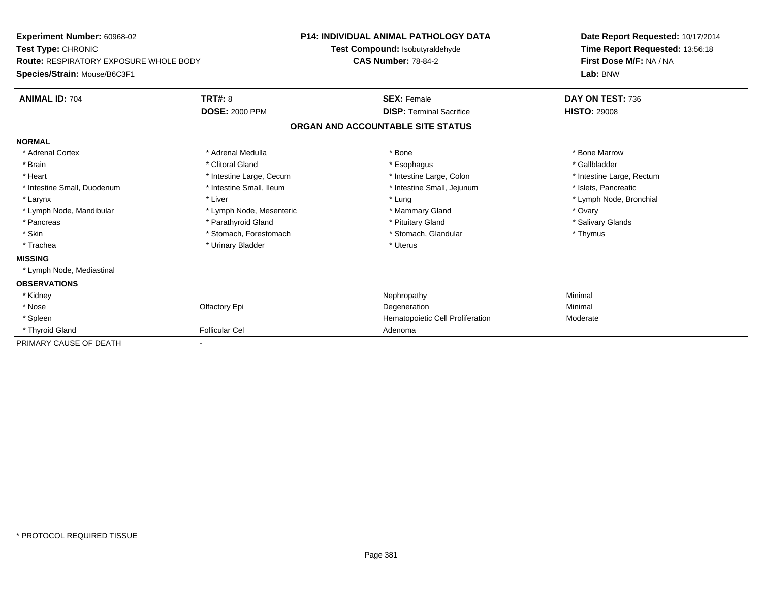**Experiment Number:** 60968-02
**Test Type:** CHRONIC
**Route:** RESPIRATORY EXPOSURE WHOLE BODY
**Species/Strain:** Mouse/B6C3F1

**P14: INDIVIDUAL ANIMAL PATHOLOGY DATA**
**Test Compound:** Isobutyraldehyde
**CAS Number:** 78-84-2

**Date Report Requested:** 10/17/2014
**Time Report Requested:** 13:56:18
**First Dose M/F:** NA / NA
**Lab:** BNW

| **ANIMAL ID:** 704 | **TRT#:** 8 | **SEX:** Female | **DAY ON TEST:** 736 |
|---|---|---|---|
| | **DOSE:** 2000 PPM | **DISP:** Terminal Sacrifice | **HISTO:** 29008 |

## ORGAN AND ACCOUNTABLE SITE STATUS

| | | | |
|---|---|---|---|
| **NORMAL** | | | |
| * Adrenal Cortex | * Adrenal Medulla | * Bone | * Bone Marrow |
| * Brain | * Clitoral Gland | * Esophagus | * Gallbladder |
| * Heart | * Intestine Large, Cecum | * Intestine Large, Colon | * Intestine Large, Rectum |
| * Intestine Small, Duodenum | * Intestine Small, Ileum | * Intestine Small, Jejunum | * Islets, Pancreatic |
| * Larynx | * Liver | * Lung | * Lymph Node, Bronchial |
| * Lymph Node, Mandibular | * Lymph Node, Mesenteric | * Mammary Gland | * Ovary |
| * Pancreas | * Parathyroid Gland | * Pituitary Gland | * Salivary Glands |
| * Skin | * Stomach, Forestomach | * Stomach, Glandular | * Thymus |
| * Trachea | * Urinary Bladder | * Uterus | |
| **MISSING** | | | |
| * Lymph Node, Mediastinal | | | |
| **OBSERVATIONS** | | | |
| * Kidney | | Nephropathy | Minimal |
| * Nose | Olfactory Epi | Degeneration | Minimal |
| * Spleen | | Hematopoietic Cell Proliferation | Moderate |
| * Thyroid Gland | Follicular Cel | Adenoma | |
| PRIMARY CAUSE OF DEATH | - | | |

* PROTOCOL REQUIRED TISSUE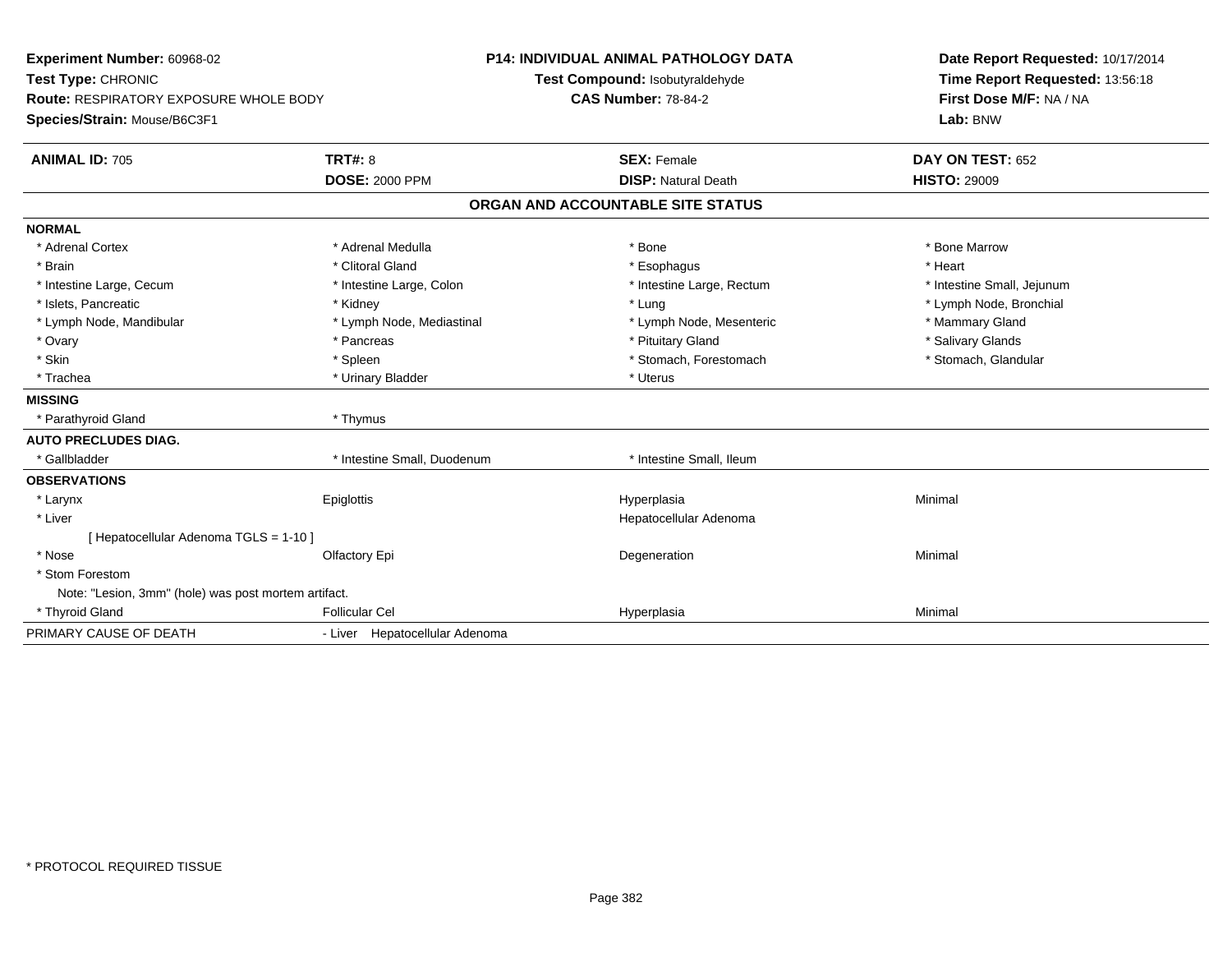**Experiment Number:** 60968-02
**Test Type:** CHRONIC
**Route:** RESPIRATORY EXPOSURE WHOLE BODY
**Species/Strain:** Mouse/B6C3F1

**P14: INDIVIDUAL ANIMAL PATHOLOGY DATA**
**Test Compound:** Isobutyraldehyde
**CAS Number:** 78-84-2

**Date Report Requested:** 10/17/2014
**Time Report Requested:** 13:56:18
**First Dose M/F:** NA / NA
**Lab:** BNW

| **ANIMAL ID:** 705 | **TRT#:** 8 | **SEX:** Female | **DAY ON TEST:** 652 |
|---|---|---|---|
| | **DOSE:** 2000 PPM | **DISP:** Natural Death | **HISTO:** 29009 |

## ORGAN AND ACCOUNTABLE SITE STATUS

| | | | |
|---|---|---|---|
| **NORMAL** | | | |
| * Adrenal Cortex | * Adrenal Medulla | * Bone | * Bone Marrow |
| * Brain | * Clitoral Gland | * Esophagus | * Heart |
| * Intestine Large, Cecum | * Intestine Large, Colon | * Intestine Large, Rectum | * Intestine Small, Jejunum |
| * Islets, Pancreatic | * Kidney | * Lung | * Lymph Node, Bronchial |
| * Lymph Node, Mandibular | * Lymph Node, Mediastinal | * Lymph Node, Mesenteric | * Mammary Gland |
| * Ovary | * Pancreas | * Pituitary Gland | * Salivary Glands |
| * Skin | * Spleen | * Stomach, Forestomach | * Stomach, Glandular |
| * Trachea | * Urinary Bladder | * Uterus | |
| **MISSING** | | | |
| * Parathyroid Gland | * Thymus | | |
| **AUTO PRECLUDES DIAG.** | | | |
| * Gallbladder | * Intestine Small, Duodenum | * Intestine Small, Ileum | |
| **OBSERVATIONS** | | | |
| * Larynx | Epiglottis | Hyperplasia | Minimal |
| * Liver | | Hepatocellular Adenoma | |
| [ Hepatocellular Adenoma TGLS = 1-10 ] | | | |
| * Nose | Olfactory Epi | Degeneration | Minimal |
| * Stom Forestom | | | |
| Note: "Lesion, 3mm" (hole) was post mortem artifact. | | | |
| * Thyroid Gland | Follicular Cel | Hyperplasia | Minimal |
| PRIMARY CAUSE OF DEATH | - Liver Hepatocellular Adenoma | | |

* PROTOCOL REQUIRED TISSUE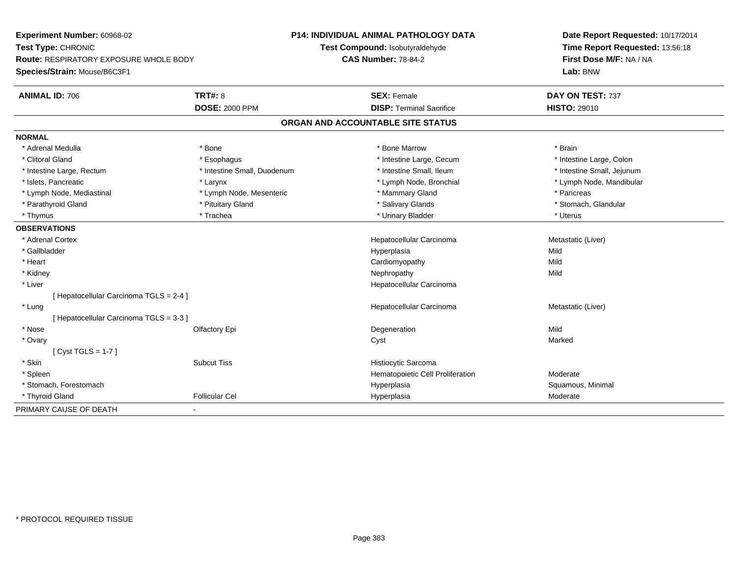**Experiment Number:** 60968-02
**Test Type:** CHRONIC
**Route:** RESPIRATORY EXPOSURE WHOLE BODY
**Species/Strain:** Mouse/B6C3F1

**P14: INDIVIDUAL ANIMAL PATHOLOGY DATA**
**Test Compound:** Isobutyraldehyde
**CAS Number:** 78-84-2

**Date Report Requested:** 10/17/2014
**Time Report Requested:** 13:56:18
**First Dose M/F:** NA / NA
**Lab:** BNW

| **ANIMAL ID:** 706 | **TRT#:** 8 | **SEX:** Female | **DAY ON TEST:** 737 |
|---|---|---|---|
| | **DOSE:** 2000 PPM | **DISP:** Terminal Sacrifice | **HISTO:** 29010 |

## ORGAN AND ACCOUNTABLE SITE STATUS

| | | | |
|---|---|---|---|
| **NORMAL** | | | |
| * Adrenal Medulla | * Bone | * Bone Marrow | * Brain |
| * Clitoral Gland | * Esophagus | * Intestine Large, Cecum | * Intestine Large, Colon |
| * Intestine Large, Rectum | * Intestine Small, Duodenum | * Intestine Small, Ileum | * Intestine Small, Jejunum |
| * Islets, Pancreatic | * Larynx | * Lymph Node, Bronchial | * Lymph Node, Mandibular |
| * Lymph Node, Mediastinal | * Lymph Node, Mesenteric | * Mammary Gland | * Pancreas |
| * Parathyroid Gland | * Pituitary Gland | * Salivary Glands | * Stomach, Glandular |
| * Thymus | * Trachea | * Urinary Bladder | * Uterus |
| **OBSERVATIONS** | | | |
| * Adrenal Cortex | | Hepatocellular Carcinoma | Metastatic (Liver) |
| * Gallbladder | | Hyperplasia | Mild |
| * Heart | | Cardiomyopathy | Mild |
| * Kidney | | Nephropathy | Mild |
| * Liver | | Hepatocellular Carcinoma | |
| [ Hepatocellular Carcinoma TGLS = 2-4 ] | | | |
| * Lung | | Hepatocellular Carcinoma | Metastatic (Liver) |
| [ Hepatocellular Carcinoma TGLS = 3-3 ] | | | |
| * Nose | Olfactory Epi | Degeneration | Mild |
| * Ovary | | Cyst | Marked |
| [ Cyst TGLS = 1-7 ] | | | |
| * Skin | Subcut Tiss | Histiocytic Sarcoma | |
| * Spleen | | Hematopoietic Cell Proliferation | Moderate |
| * Stomach, Forestomach | | Hyperplasia | Squamous, Minimal |
| * Thyroid Gland | Follicular Cel | Hyperplasia | Moderate |
| PRIMARY CAUSE OF DEATH | - | | |

* PROTOCOL REQUIRED TISSUE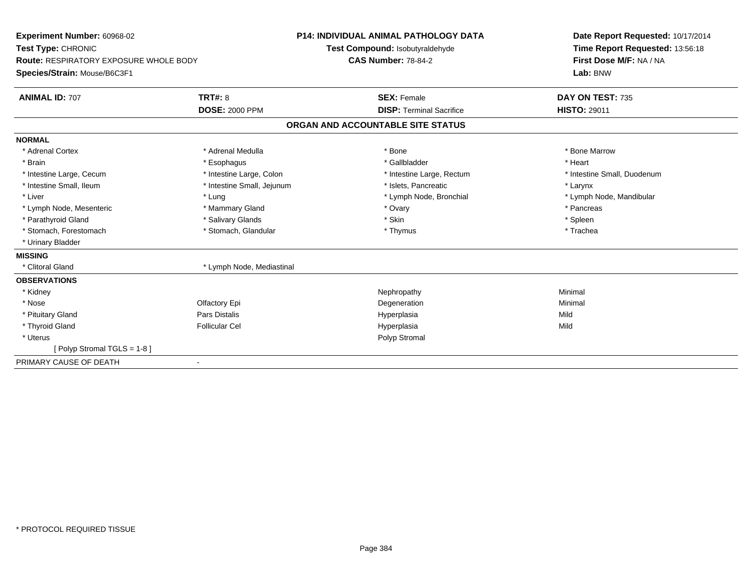**Experiment Number:** 60968-02
**Test Type:** CHRONIC
**Route:** RESPIRATORY EXPOSURE WHOLE BODY
**Species/Strain:** Mouse/B6C3F1

**P14: INDIVIDUAL ANIMAL PATHOLOGY DATA**
**Test Compound:** Isobutyraldehyde
**CAS Number:** 78-84-2

**Date Report Requested:** 10/17/2014
**Time Report Requested:** 13:56:18
**First Dose M/F:** NA / NA
**Lab:** BNW

| **ANIMAL ID:** 707 | **TRT#:** 8 | **SEX:** Female | **DAY ON TEST:** 735 |
|---|---|---|---|
| | **DOSE:** 2000 PPM | **DISP:** Terminal Sacrifice | **HISTO:** 29011 |

## ORGAN AND ACCOUNTABLE SITE STATUS

**NORMAL**

| | | | |
|---|---|---|---|
| * Adrenal Cortex | * Adrenal Medulla | * Bone | * Bone Marrow |
| * Brain | * Esophagus | * Gallbladder | * Heart |
| * Intestine Large, Cecum | * Intestine Large, Colon | * Intestine Large, Rectum | * Intestine Small, Duodenum |
| * Intestine Small, Ileum | * Intestine Small, Jejunum | * Islets, Pancreatic | * Larynx |
| * Liver | * Lung | * Lymph Node, Bronchial | * Lymph Node, Mandibular |
| * Lymph Node, Mesenteric | * Mammary Gland | * Ovary | * Pancreas |
| * Parathyroid Gland | * Salivary Glands | * Skin | * Spleen |
| * Stomach, Forestomach | * Stomach, Glandular | * Thymus | * Trachea |
| * Urinary Bladder | | | |

**MISSING**

| | |
|---|---|
| * Clitoral Gland | * Lymph Node, Mediastinal |

**OBSERVATIONS**

| | | | |
|---|---|---|---|
| * Kidney | | Nephropathy | Minimal |
| * Nose | Olfactory Epi | Degeneration | Minimal |
| * Pituitary Gland | Pars Distalis | Hyperplasia | Mild |
| * Thyroid Gland | Follicular Cel | Hyperplasia | Mild |
| * Uterus | | Polyp Stromal | |
| [ Polyp Stromal TGLS = 1-8 ] | | | |

PRIMARY CAUSE OF DEATH -

* PROTOCOL REQUIRED TISSUE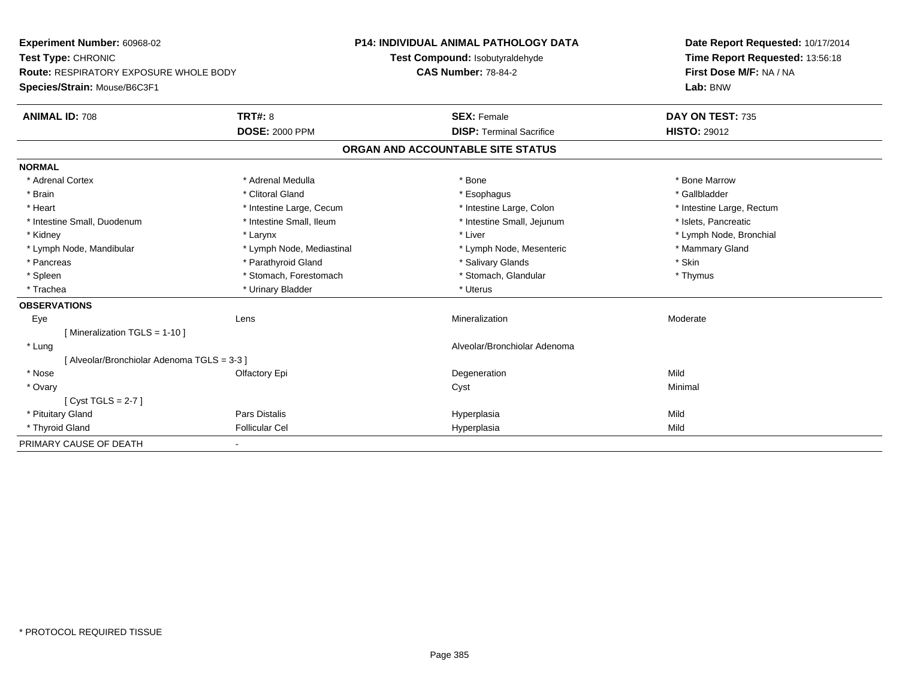**Experiment Number:** 60968-02
**Test Type:** CHRONIC
**Route:** RESPIRATORY EXPOSURE WHOLE BODY
**Species/Strain:** Mouse/B6C3F1

**P14: INDIVIDUAL ANIMAL PATHOLOGY DATA**
**Test Compound:** Isobutyraldehyde
**CAS Number:** 78-84-2

**Date Report Requested:** 10/17/2014
**Time Report Requested:** 13:56:18
**First Dose M/F:** NA / NA
**Lab:** BNW

| **ANIMAL ID:** 708 | **TRT#:** 8 | **SEX:** Female | **DAY ON TEST:** 735 |
|---|---|---|---|
| | **DOSE:** 2000 PPM | **DISP:** Terminal Sacrifice | **HISTO:** 29012 |

## ORGAN AND ACCOUNTABLE SITE STATUS

**NORMAL**

| | | | |
|---|---|---|---|
| * Adrenal Cortex | * Adrenal Medulla | * Bone | * Bone Marrow |
| * Brain | * Clitoral Gland | * Esophagus | * Gallbladder |
| * Heart | * Intestine Large, Cecum | * Intestine Large, Colon | * Intestine Large, Rectum |
| * Intestine Small, Duodenum | * Intestine Small, Ileum | * Intestine Small, Jejunum | * Islets, Pancreatic |
| * Kidney | * Larynx | * Liver | * Lymph Node, Bronchial |
| * Lymph Node, Mandibular | * Lymph Node, Mediastinal | * Lymph Node, Mesenteric | * Mammary Gland |
| * Pancreas | * Parathyroid Gland | * Salivary Glands | * Skin |
| * Spleen | * Stomach, Forestomach | * Stomach, Glandular | * Thymus |
| * Trachea | * Urinary Bladder | * Uterus | |

**OBSERVATIONS**

| | | | |
|---|---|---|---|
| Eye | Lens | Mineralization | Moderate |
| [ Mineralization TGLS = 1-10 ] | | | |
| * Lung | | Alveolar/Bronchiolar Adenoma | |
| [ Alveolar/Bronchiolar Adenoma TGLS = 3-3 ] | | | |
| * Nose | Olfactory Epi | Degeneration | Mild |
| * Ovary | | Cyst | Minimal |
| [ Cyst TGLS = 2-7 ] | | | |
| * Pituitary Gland | Pars Distalis | Hyperplasia | Mild |
| * Thyroid Gland | Follicular Cel | Hyperplasia | Mild |

PRIMARY CAUSE OF DEATH -

* PROTOCOL REQUIRED TISSUE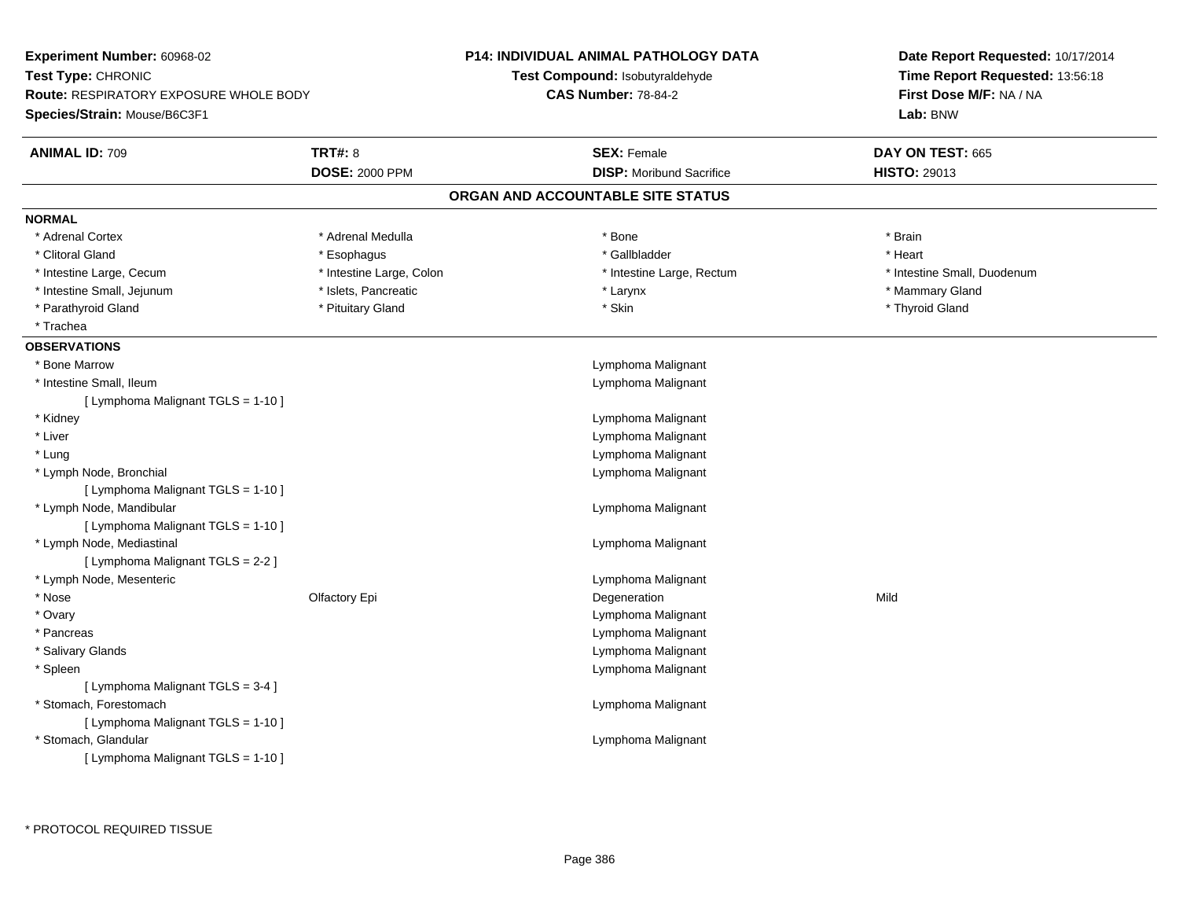**Experiment Number:** 60968-02
**Test Type:** CHRONIC
**Route:** RESPIRATORY EXPOSURE WHOLE BODY
**Species/Strain:** Mouse/B6C3F1

**P14: INDIVIDUAL ANIMAL PATHOLOGY DATA**
**Test Compound:** Isobutyraldehyde
**CAS Number:** 78-84-2

**Date Report Requested:** 10/17/2014
**Time Report Requested:** 13:56:18
**First Dose M/F:** NA / NA
**Lab:** BNW

| **ANIMAL ID:** 709 | **TRT#:** 8 | **SEX:** Female | **DAY ON TEST:** 665 |
|---|---|---|---|
| | **DOSE:** 2000 PPM | **DISP:** Moribund Sacrifice | **HISTO:** 29013 |

## ORGAN AND ACCOUNTABLE SITE STATUS

**NORMAL**

| | | | |
|---|---|---|---|
| * Adrenal Cortex | * Adrenal Medulla | * Bone | * Brain |
| * Clitoral Gland | * Esophagus | * Gallbladder | * Heart |
| * Intestine Large, Cecum | * Intestine Large, Colon | * Intestine Large, Rectum | * Intestine Small, Duodenum |
| * Intestine Small, Jejunum | * Islets, Pancreatic | * Larynx | * Mammary Gland |
| * Parathyroid Gland | * Pituitary Gland | * Skin | * Thyroid Gland |
| * Trachea | | | |

**OBSERVATIONS**

| | | | |
|---|---|---|---|
| * Bone Marrow | | Lymphoma Malignant | |
| * Intestine Small, Ileum | | Lymphoma Malignant | |
| [ Lymphoma Malignant TGLS = 1-10 ] | | | |
| * Kidney | | Lymphoma Malignant | |
| * Liver | | Lymphoma Malignant | |
| * Lung | | Lymphoma Malignant | |
| * Lymph Node, Bronchial | | Lymphoma Malignant | |
| [ Lymphoma Malignant TGLS = 1-10 ] | | | |
| * Lymph Node, Mandibular | | Lymphoma Malignant | |
| [ Lymphoma Malignant TGLS = 1-10 ] | | | |
| * Lymph Node, Mediastinal | | Lymphoma Malignant | |
| [ Lymphoma Malignant TGLS = 2-2 ] | | | |
| * Lymph Node, Mesenteric | | Lymphoma Malignant | |
| * Nose | Olfactory Epi | Degeneration | Mild |
| * Ovary | | Lymphoma Malignant | |
| * Pancreas | | Lymphoma Malignant | |
| * Salivary Glands | | Lymphoma Malignant | |
| * Spleen | | Lymphoma Malignant | |
| [ Lymphoma Malignant TGLS = 3-4 ] | | | |
| * Stomach, Forestomach | | Lymphoma Malignant | |
| [ Lymphoma Malignant TGLS = 1-10 ] | | | |
| * Stomach, Glandular | | Lymphoma Malignant | |
| [ Lymphoma Malignant TGLS = 1-10 ] | | | |

* PROTOCOL REQUIRED TISSUE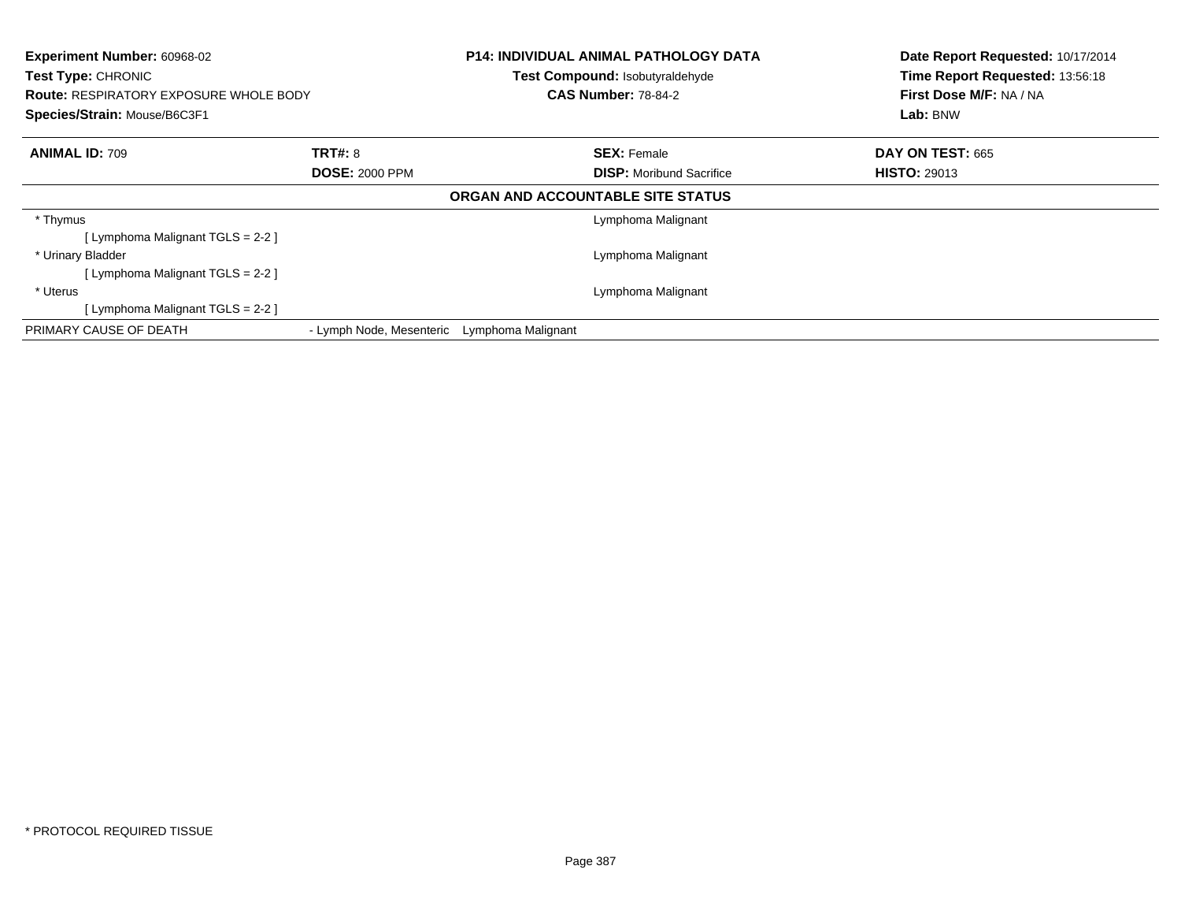**Experiment Number:** 60968-02
**Test Type:** CHRONIC
**Route:** RESPIRATORY EXPOSURE WHOLE BODY
**Species/Strain:** Mouse/B6C3F1

**P14: INDIVIDUAL ANIMAL PATHOLOGY DATA**
**Test Compound:** Isobutyraldehyde
**CAS Number:** 78-84-2

**Date Report Requested:** 10/17/2014
**Time Report Requested:** 13:56:18
**First Dose M/F:** NA / NA
**Lab:** BNW

| **ANIMAL ID:** 709 | **TRT#:** 8 | **SEX:** Female | **DAY ON TEST:** 665 |
|---|---|---|---|
| | **DOSE:** 2000 PPM | **DISP:** Moribund Sacrifice | **HISTO:** 29013 |

## ORGAN AND ACCOUNTABLE SITE STATUS

| Organ | Status |
|---|---|
| * Thymus | Lymphoma Malignant |
| [ Lymphoma Malignant TGLS = 2-2 ] | |
| * Urinary Bladder | Lymphoma Malignant |
| [ Lymphoma Malignant TGLS = 2-2 ] | |
| * Uterus | Lymphoma Malignant |
| [ Lymphoma Malignant TGLS = 2-2 ] | |

PRIMARY CAUSE OF DEATH - Lymph Node, Mesenteric Lymphoma Malignant

* PROTOCOL REQUIRED TISSUE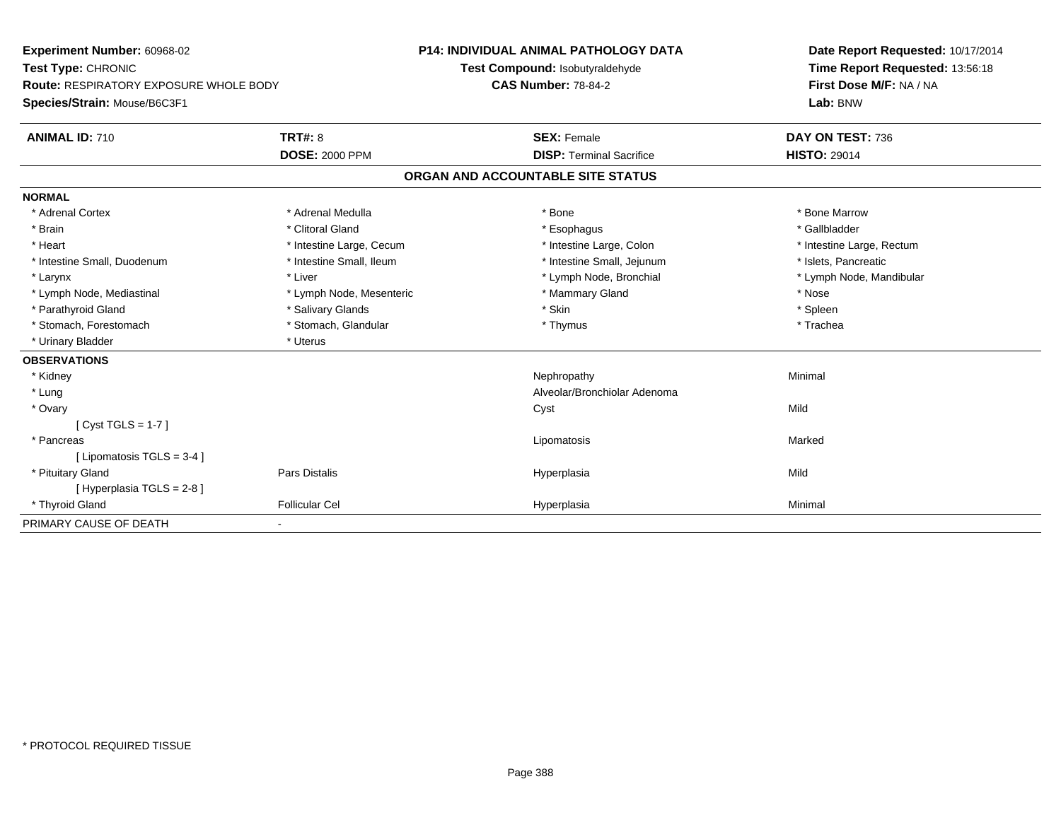**Experiment Number:** 60968-02
**Test Type:** CHRONIC
**Route:** RESPIRATORY EXPOSURE WHOLE BODY
**Species/Strain:** Mouse/B6C3F1

**P14: INDIVIDUAL ANIMAL PATHOLOGY DATA**
**Test Compound:** Isobutyraldehyde
**CAS Number:** 78-84-2

**Date Report Requested:** 10/17/2014
**Time Report Requested:** 13:56:18
**First Dose M/F:** NA / NA
**Lab:** BNW

| **ANIMAL ID:** 710 | **TRT#:** 8 | **SEX:** Female | **DAY ON TEST:** 736 |
|---|---|---|---|
| | **DOSE:** 2000 PPM | **DISP:** Terminal Sacrifice | **HISTO:** 29014 |

## ORGAN AND ACCOUNTABLE SITE STATUS

**NORMAL**

| | | | |
|---|---|---|---|
| * Adrenal Cortex | * Adrenal Medulla | * Bone | * Bone Marrow |
| * Brain | * Clitoral Gland | * Esophagus | * Gallbladder |
| * Heart | * Intestine Large, Cecum | * Intestine Large, Colon | * Intestine Large, Rectum |
| * Intestine Small, Duodenum | * Intestine Small, Ileum | * Intestine Small, Jejunum | * Islets, Pancreatic |
| * Larynx | * Liver | * Lymph Node, Bronchial | * Lymph Node, Mandibular |
| * Lymph Node, Mediastinal | * Lymph Node, Mesenteric | * Mammary Gland | * Nose |
| * Parathyroid Gland | * Salivary Glands | * Skin | * Spleen |
| * Stomach, Forestomach | * Stomach, Glandular | * Thymus | * Trachea |
| * Urinary Bladder | * Uterus | | |

**OBSERVATIONS**

| | | | |
|---|---|---|---|
| * Kidney | | Nephropathy | Minimal |
| * Lung | | Alveolar/Bronchiolar Adenoma | |
| * Ovary | | Cyst | Mild |
| [ Cyst TGLS = 1-7 ] | | | |
| * Pancreas | | Lipomatosis | Marked |
| [ Lipomatosis TGLS = 3-4 ] | | | |
| * Pituitary Gland | Pars Distalis | Hyperplasia | Mild |
| [ Hyperplasia TGLS = 2-8 ] | | | |
| * Thyroid Gland | Follicular Cel | Hyperplasia | Minimal |

PRIMARY CAUSE OF DEATH -

\* PROTOCOL REQUIRED TISSUE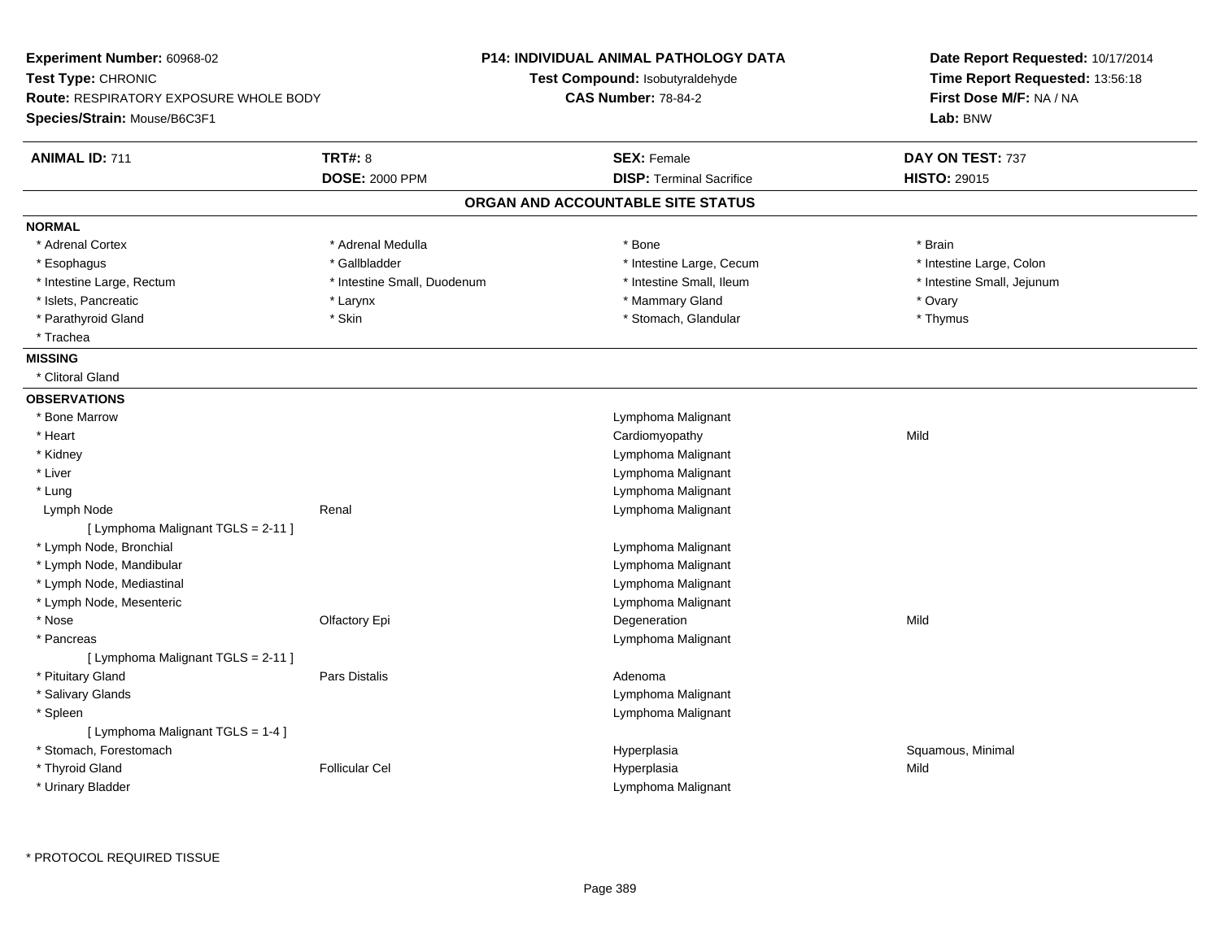**Experiment Number:** 60968-02
**Test Type:** CHRONIC
**Route:** RESPIRATORY EXPOSURE WHOLE BODY
**Species/Strain:** Mouse/B6C3F1

**P14: INDIVIDUAL ANIMAL PATHOLOGY DATA**
**Test Compound:** Isobutyraldehyde
**CAS Number:** 78-84-2

**Date Report Requested:** 10/17/2014
**Time Report Requested:** 13:56:18
**First Dose M/F:** NA / NA
**Lab:** BNW

| **ANIMAL ID:** 711 | **TRT#:** 8 | **SEX:** Female | **DAY ON TEST:** 737 |
|---|---|---|---|
| | **DOSE:** 2000 PPM | **DISP:** Terminal Sacrifice | **HISTO:** 29015 |

## ORGAN AND ACCOUNTABLE SITE STATUS

**NORMAL**

| | | | |
|---|---|---|---|
| * Adrenal Cortex | * Adrenal Medulla | * Bone | * Brain |
| * Esophagus | * Gallbladder | * Intestine Large, Cecum | * Intestine Large, Colon |
| * Intestine Large, Rectum | * Intestine Small, Duodenum | * Intestine Small, Ileum | * Intestine Small, Jejunum |
| * Islets, Pancreatic | * Larynx | * Mammary Gland | * Ovary |
| * Parathyroid Gland | * Skin | * Stomach, Glandular | * Thymus |
| * Trachea | | | |

**MISSING**

* Clitoral Gland

**OBSERVATIONS**

| Organ | Site | Observation | Severity |
|---|---|---|---|
| * Bone Marrow | | Lymphoma Malignant | |
| * Heart | | Cardiomyopathy | Mild |
| * Kidney | | Lymphoma Malignant | |
| * Liver | | Lymphoma Malignant | |
| * Lung | | Lymphoma Malignant | |
| Lymph Node | Renal | Lymphoma Malignant | |
| [ Lymphoma Malignant TGLS = 2-11 ] | | | |
| * Lymph Node, Bronchial | | Lymphoma Malignant | |
| * Lymph Node, Mandibular | | Lymphoma Malignant | |
| * Lymph Node, Mediastinal | | Lymphoma Malignant | |
| * Lymph Node, Mesenteric | | Lymphoma Malignant | |
| * Nose | Olfactory Epi | Degeneration | Mild |
| * Pancreas | | Lymphoma Malignant | |
| [ Lymphoma Malignant TGLS = 2-11 ] | | | |
| * Pituitary Gland | Pars Distalis | Adenoma | |
| * Salivary Glands | | Lymphoma Malignant | |
| * Spleen | | Lymphoma Malignant | |
| [ Lymphoma Malignant TGLS = 1-4 ] | | | |
| * Stomach, Forestomach | | Hyperplasia | Squamous, Minimal |
| * Thyroid Gland | Follicular Cel | Hyperplasia | Mild |
| * Urinary Bladder | | Lymphoma Malignant | |

* PROTOCOL REQUIRED TISSUE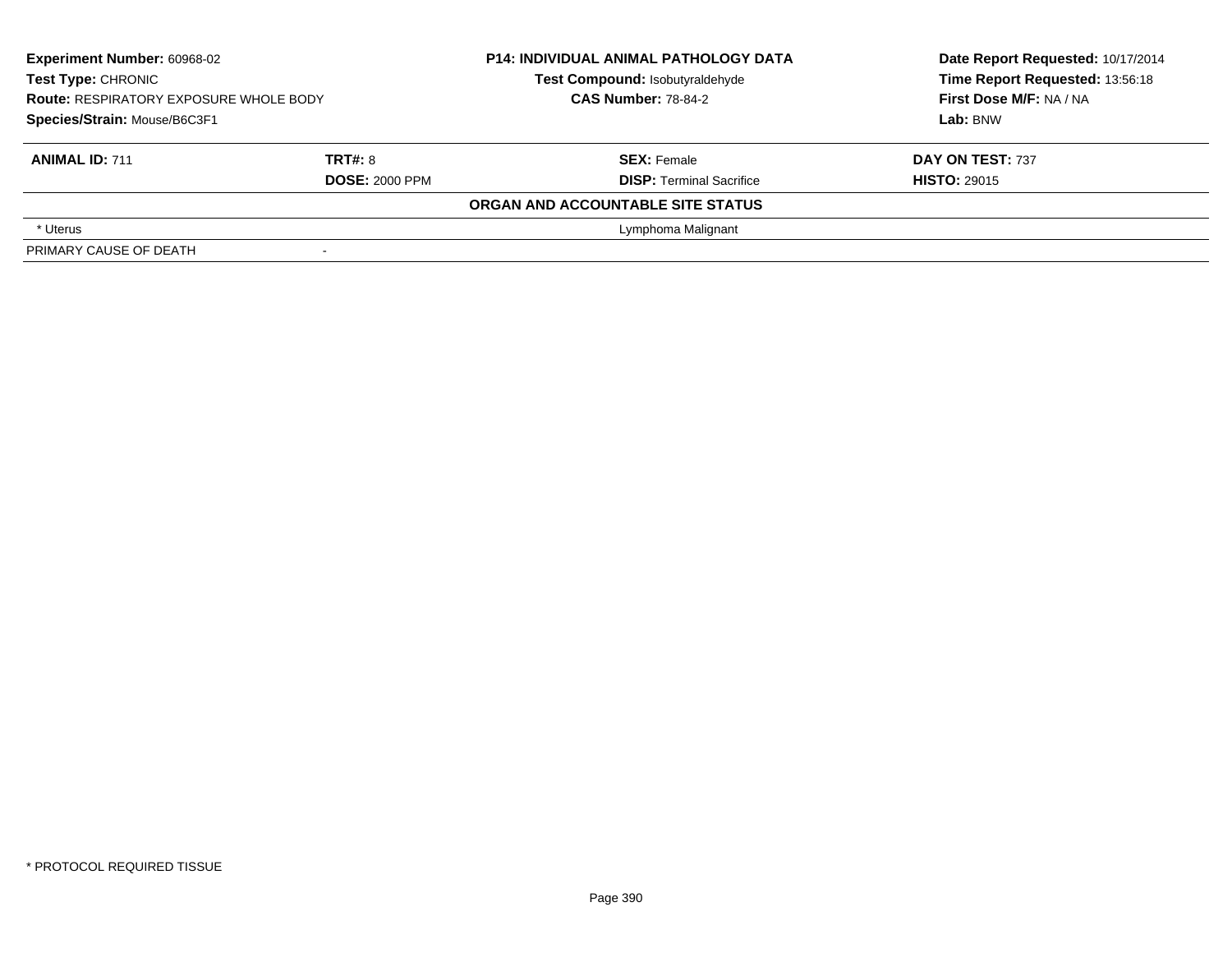**Experiment Number:** 60968-02
**Test Type:** CHRONIC
**Route:** RESPIRATORY EXPOSURE WHOLE BODY
**Species/Strain:** Mouse/B6C3F1

**P14: INDIVIDUAL ANIMAL PATHOLOGY DATA**
**Test Compound:** Isobutyraldehyde
**CAS Number:** 78-84-2

**Date Report Requested:** 10/17/2014
**Time Report Requested:** 13:56:18
**First Dose M/F:** NA / NA
**Lab:** BNW

| **ANIMAL ID:** 711 | **TRT#:** 8 | **SEX:** Female | **DAY ON TEST:** 737 |
|---|---|---|---|
| | **DOSE:** 2000 PPM | **DISP:** Terminal Sacrifice | **HISTO:** 29015 |

**ORGAN AND ACCOUNTABLE SITE STATUS**

| | |
|---|---|
| * Uterus | Lymphoma Malignant |
| PRIMARY CAUSE OF DEATH | - |

* PROTOCOL REQUIRED TISSUE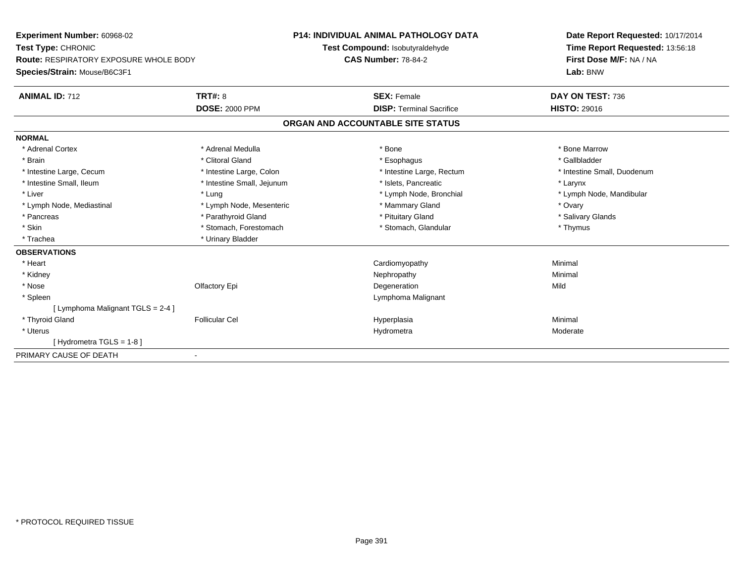**Experiment Number:** 60968-02
**Test Type:** CHRONIC
**Route:** RESPIRATORY EXPOSURE WHOLE BODY
**Species/Strain:** Mouse/B6C3F1

**P14: INDIVIDUAL ANIMAL PATHOLOGY DATA**
**Test Compound:** Isobutyraldehyde
**CAS Number:** 78-84-2

**Date Report Requested:** 10/17/2014
**Time Report Requested:** 13:56:18
**First Dose M/F:** NA / NA
**Lab:** BNW

| **ANIMAL ID:** 712 | **TRT#:** 8 | **SEX:** Female | **DAY ON TEST:** 736 |
|---|---|---|---|
| | **DOSE:** 2000 PPM | **DISP:** Terminal Sacrifice | **HISTO:** 29016 |

## ORGAN AND ACCOUNTABLE SITE STATUS

**NORMAL**

| | | | |
|---|---|---|---|
| * Adrenal Cortex | * Adrenal Medulla | * Bone | * Bone Marrow |
| * Brain | * Clitoral Gland | * Esophagus | * Gallbladder |
| * Intestine Large, Cecum | * Intestine Large, Colon | * Intestine Large, Rectum | * Intestine Small, Duodenum |
| * Intestine Small, Ileum | * Intestine Small, Jejunum | * Islets, Pancreatic | * Larynx |
| * Liver | * Lung | * Lymph Node, Bronchial | * Lymph Node, Mandibular |
| * Lymph Node, Mediastinal | * Lymph Node, Mesenteric | * Mammary Gland | * Ovary |
| * Pancreas | * Parathyroid Gland | * Pituitary Gland | * Salivary Glands |
| * Skin | * Stomach, Forestomach | * Stomach, Glandular | * Thymus |
| * Trachea | * Urinary Bladder | | |

**OBSERVATIONS**

| | | | |
|---|---|---|---|
| * Heart | | Cardiomyopathy | Minimal |
| * Kidney | | Nephropathy | Minimal |
| * Nose | Olfactory Epi | Degeneration | Mild |
| * Spleen | | Lymphoma Malignant | |
| [ Lymphoma Malignant TGLS = 2-4 ] | | | |
| * Thyroid Gland | Follicular Cel | Hyperplasia | Minimal |
| * Uterus | | Hydrometra | Moderate |
| [ Hydrometra TGLS = 1-8 ] | | | |

PRIMARY CAUSE OF DEATH -

* PROTOCOL REQUIRED TISSUE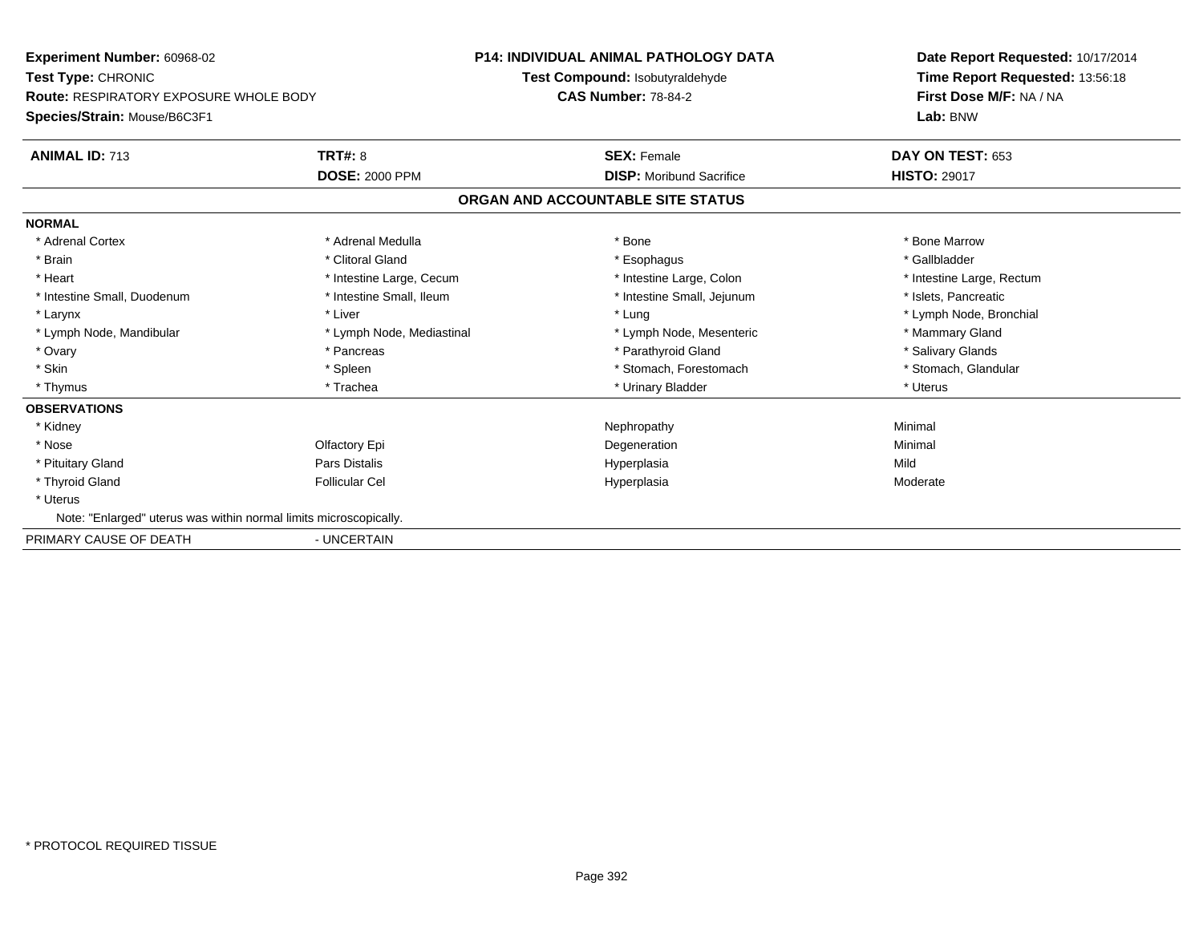**Experiment Number:** 60968-02
**Test Type:** CHRONIC
**Route:** RESPIRATORY EXPOSURE WHOLE BODY
**Species/Strain:** Mouse/B6C3F1

**P14: INDIVIDUAL ANIMAL PATHOLOGY DATA**
**Test Compound:** Isobutyraldehyde
**CAS Number:** 78-84-2

**Date Report Requested:** 10/17/2014
**Time Report Requested:** 13:56:18
**First Dose M/F:** NA / NA
**Lab:** BNW

| **ANIMAL ID:** 713 | **TRT#:** 8 | **SEX:** Female | **DAY ON TEST:** 653 |
|---|---|---|---|
| | **DOSE:** 2000 PPM | **DISP:** Moribund Sacrifice | **HISTO:** 29017 |

## ORGAN AND ACCOUNTABLE SITE STATUS

**NORMAL**

| | | | |
|---|---|---|---|
| * Adrenal Cortex | * Adrenal Medulla | * Bone | * Bone Marrow |
| * Brain | * Clitoral Gland | * Esophagus | * Gallbladder |
| * Heart | * Intestine Large, Cecum | * Intestine Large, Colon | * Intestine Large, Rectum |
| * Intestine Small, Duodenum | * Intestine Small, Ileum | * Intestine Small, Jejunum | * Islets, Pancreatic |
| * Larynx | * Liver | * Lung | * Lymph Node, Bronchial |
| * Lymph Node, Mandibular | * Lymph Node, Mediastinal | * Lymph Node, Mesenteric | * Mammary Gland |
| * Ovary | * Pancreas | * Parathyroid Gland | * Salivary Glands |
| * Skin | * Spleen | * Stomach, Forestomach | * Stomach, Glandular |
| * Thymus | * Trachea | * Urinary Bladder | * Uterus |

**OBSERVATIONS**

| | | | |
|---|---|---|---|
| * Kidney | | Nephropathy | Minimal |
| * Nose | Olfactory Epi | Degeneration | Minimal |
| * Pituitary Gland | Pars Distalis | Hyperplasia | Mild |
| * Thyroid Gland | Follicular Cel | Hyperplasia | Moderate |
| * Uterus | | | |

Note: "Enlarged" uterus was within normal limits microscopically.

PRIMARY CAUSE OF DEATH - UNCERTAIN

* PROTOCOL REQUIRED TISSUE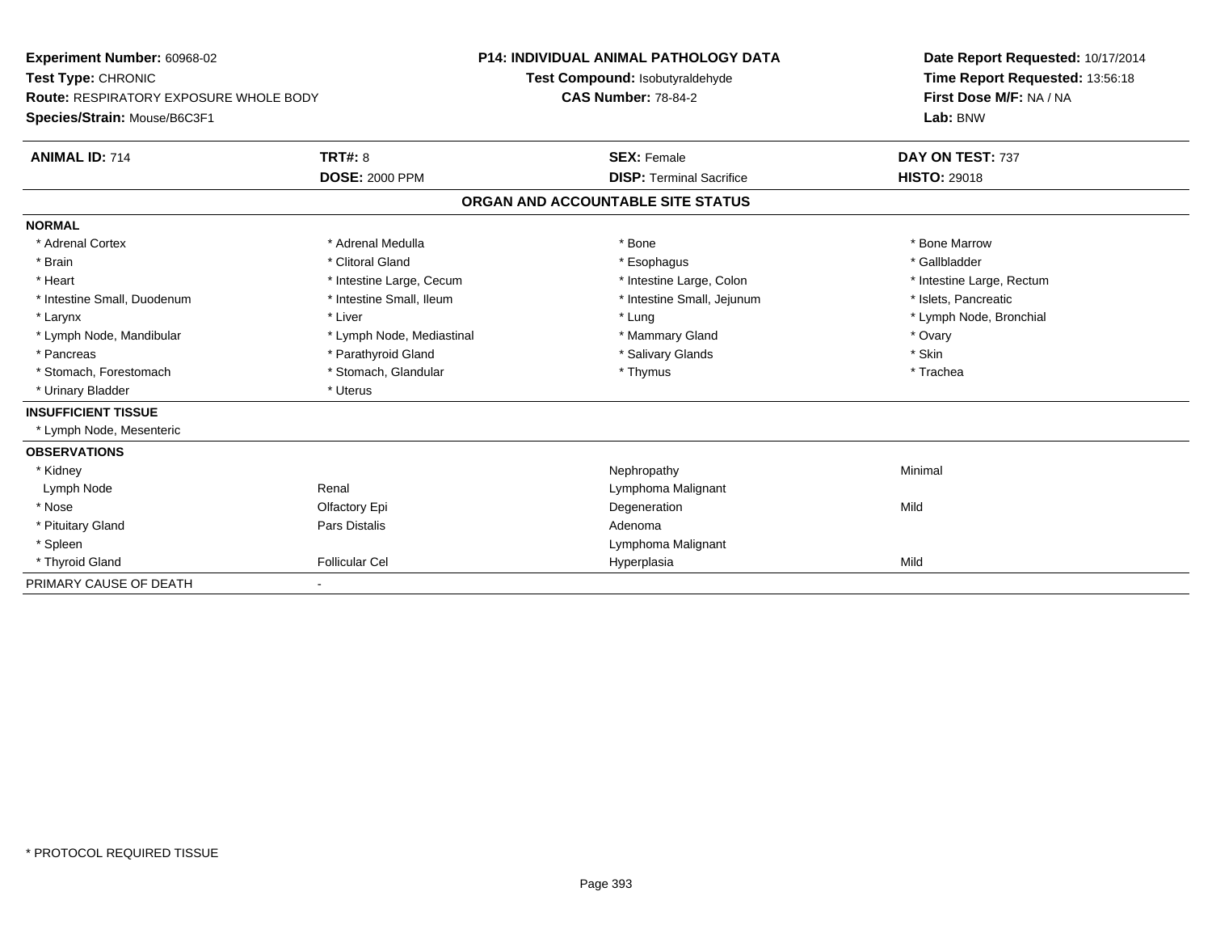**Experiment Number:** 60968-02
**Test Type:** CHRONIC
**Route:** RESPIRATORY EXPOSURE WHOLE BODY
**Species/Strain:** Mouse/B6C3F1

**P14: INDIVIDUAL ANIMAL PATHOLOGY DATA**
**Test Compound:** Isobutyraldehyde
**CAS Number:** 78-84-2

**Date Report Requested:** 10/17/2014
**Time Report Requested:** 13:56:18
**First Dose M/F:** NA / NA
**Lab:** BNW

| **ANIMAL ID:** 714 | **TRT#:** 8 | **SEX:** Female | **DAY ON TEST:** 737 |
|---|---|---|---|
| | **DOSE:** 2000 PPM | **DISP:** Terminal Sacrifice | **HISTO:** 29018 |

**ORGAN AND ACCOUNTABLE SITE STATUS**

| | | | |
|---|---|---|---|
| **NORMAL** | | | |
| * Adrenal Cortex | * Adrenal Medulla | * Bone | * Bone Marrow |
| * Brain | * Clitoral Gland | * Esophagus | * Gallbladder |
| * Heart | * Intestine Large, Cecum | * Intestine Large, Colon | * Intestine Large, Rectum |
| * Intestine Small, Duodenum | * Intestine Small, Ileum | * Intestine Small, Jejunum | * Islets, Pancreatic |
| * Larynx | * Liver | * Lung | * Lymph Node, Bronchial |
| * Lymph Node, Mandibular | * Lymph Node, Mediastinal | * Mammary Gland | * Ovary |
| * Pancreas | * Parathyroid Gland | * Salivary Glands | * Skin |
| * Stomach, Forestomach | * Stomach, Glandular | * Thymus | * Trachea |
| * Urinary Bladder | * Uterus | | |
| **INSUFFICIENT TISSUE** | | | |
| * Lymph Node, Mesenteric | | | |
| **OBSERVATIONS** | | | |
| * Kidney | | Nephropathy | Minimal |
| Lymph Node | Renal | Lymphoma Malignant | |
| * Nose | Olfactory Epi | Degeneration | Mild |
| * Pituitary Gland | Pars Distalis | Adenoma | |
| * Spleen | | Lymphoma Malignant | |
| * Thyroid Gland | Follicular Cel | Hyperplasia | Mild |
| PRIMARY CAUSE OF DEATH | - | | |

\* PROTOCOL REQUIRED TISSUE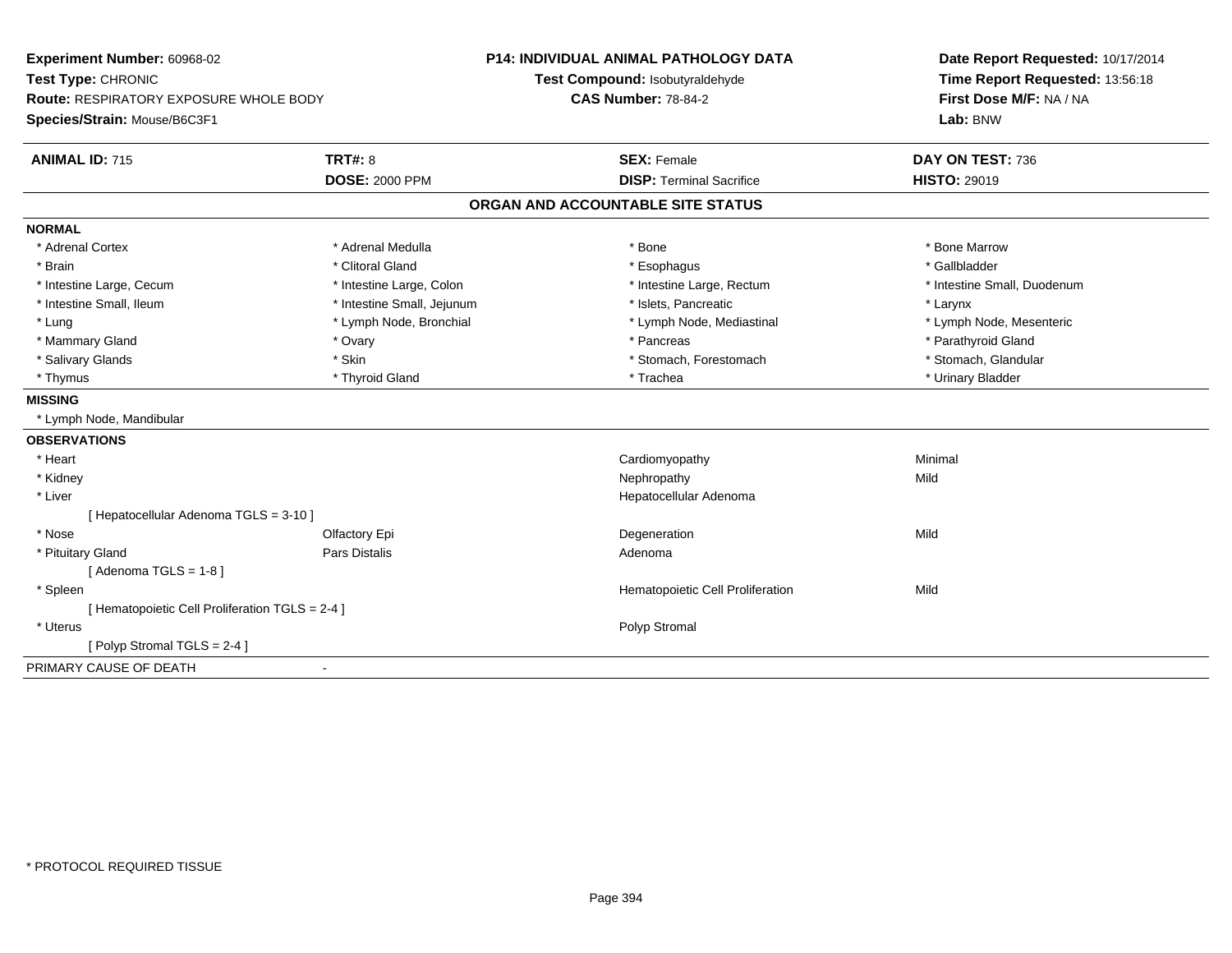**Experiment Number:** 60968-02
**Test Type:** CHRONIC
**Route:** RESPIRATORY EXPOSURE WHOLE BODY
**Species/Strain:** Mouse/B6C3F1

**P14: INDIVIDUAL ANIMAL PATHOLOGY DATA**
**Test Compound:** Isobutyraldehyde
**CAS Number:** 78-84-2

**Date Report Requested:** 10/17/2014
**Time Report Requested:** 13:56:18
**First Dose M/F:** NA / NA
**Lab:** BNW

| **ANIMAL ID:** 715 | **TRT#:** 8 | **SEX:** Female | **DAY ON TEST:** 736 |
|---|---|---|---|
| | **DOSE:** 2000 PPM | **DISP:** Terminal Sacrifice | **HISTO:** 29019 |

## ORGAN AND ACCOUNTABLE SITE STATUS

**NORMAL**

| | | | |
|---|---|---|---|
| * Adrenal Cortex | * Adrenal Medulla | * Bone | * Bone Marrow |
| * Brain | * Clitoral Gland | * Esophagus | * Gallbladder |
| * Intestine Large, Cecum | * Intestine Large, Colon | * Intestine Large, Rectum | * Intestine Small, Duodenum |
| * Intestine Small, Ileum | * Intestine Small, Jejunum | * Islets, Pancreatic | * Larynx |
| * Lung | * Lymph Node, Bronchial | * Lymph Node, Mediastinal | * Lymph Node, Mesenteric |
| * Mammary Gland | * Ovary | * Pancreas | * Parathyroid Gland |
| * Salivary Glands | * Skin | * Stomach, Forestomach | * Stomach, Glandular |
| * Thymus | * Thyroid Gland | * Trachea | * Urinary Bladder |

**MISSING**

* Lymph Node, Mandibular

**OBSERVATIONS**

| | | | |
|---|---|---|---|
| * Heart | | Cardiomyopathy | Minimal |
| * Kidney | | Nephropathy | Mild |
| * Liver | | Hepatocellular Adenoma | |
| [ Hepatocellular Adenoma TGLS = 3-10 ] | | | |
| * Nose | Olfactory Epi | Degeneration | Mild |
| * Pituitary Gland | Pars Distalis | Adenoma | |
| [ Adenoma TGLS = 1-8 ] | | | |
| * Spleen | | Hematopoietic Cell Proliferation | Mild |
| [ Hematopoietic Cell Proliferation TGLS = 2-4 ] | | | |
| * Uterus | | Polyp Stromal | |
| [ Polyp Stromal TGLS = 2-4 ] | | | |

PRIMARY CAUSE OF DEATH -

* PROTOCOL REQUIRED TISSUE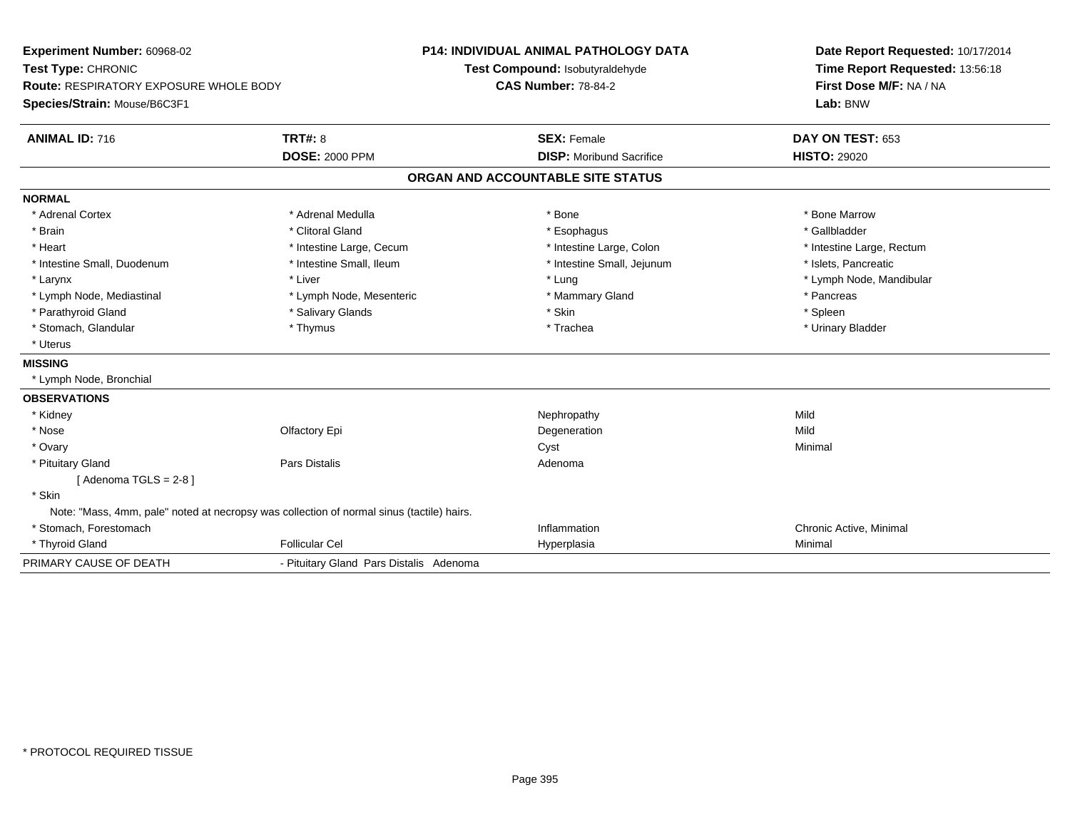**Experiment Number:** 60968-02
**Test Type:** CHRONIC
**Route:** RESPIRATORY EXPOSURE WHOLE BODY
**Species/Strain:** Mouse/B6C3F1

**P14: INDIVIDUAL ANIMAL PATHOLOGY DATA**
**Test Compound:** Isobutyraldehyde
**CAS Number:** 78-84-2

**Date Report Requested:** 10/17/2014
**Time Report Requested:** 13:56:18
**First Dose M/F:** NA / NA
**Lab:** BNW

| **ANIMAL ID:** 716 | **TRT#:** 8 | **SEX:** Female | **DAY ON TEST:** 653 |
|---|---|---|---|
| | **DOSE:** 2000 PPM | **DISP:** Moribund Sacrifice | **HISTO:** 29020 |

## ORGAN AND ACCOUNTABLE SITE STATUS

**NORMAL**

| | | | |
|---|---|---|---|
| * Adrenal Cortex | * Adrenal Medulla | * Bone | * Bone Marrow |
| * Brain | * Clitoral Gland | * Esophagus | * Gallbladder |
| * Heart | * Intestine Large, Cecum | * Intestine Large, Colon | * Intestine Large, Rectum |
| * Intestine Small, Duodenum | * Intestine Small, Ileum | * Intestine Small, Jejunum | * Islets, Pancreatic |
| * Larynx | * Liver | * Lung | * Lymph Node, Mandibular |
| * Lymph Node, Mediastinal | * Lymph Node, Mesenteric | * Mammary Gland | * Pancreas |
| * Parathyroid Gland | * Salivary Glands | * Skin | * Spleen |
| * Stomach, Glandular | * Thymus | * Trachea | * Urinary Bladder |
| * Uterus | | | |

**MISSING**

* Lymph Node, Bronchial

**OBSERVATIONS**

| | | | |
|---|---|---|---|
| * Kidney | | Nephropathy | Mild |
| * Nose | Olfactory Epi | Degeneration | Mild |
| * Ovary | | Cyst | Minimal |
| * Pituitary Gland | Pars Distalis | Adenoma | |
| [ Adenoma TGLS = 2-8 ] | | | |
| * Skin | | | |
| Note: "Mass, 4mm, pale" noted at necropsy was collection of normal sinus (tactile) hairs. | | | |
| * Stomach, Forestomach | | Inflammation | Chronic Active, Minimal |
| * Thyroid Gland | Follicular Cel | Hyperplasia | Minimal |

| PRIMARY CAUSE OF DEATH | - Pituitary Gland Pars Distalis Adenoma |
|---|---|

* PROTOCOL REQUIRED TISSUE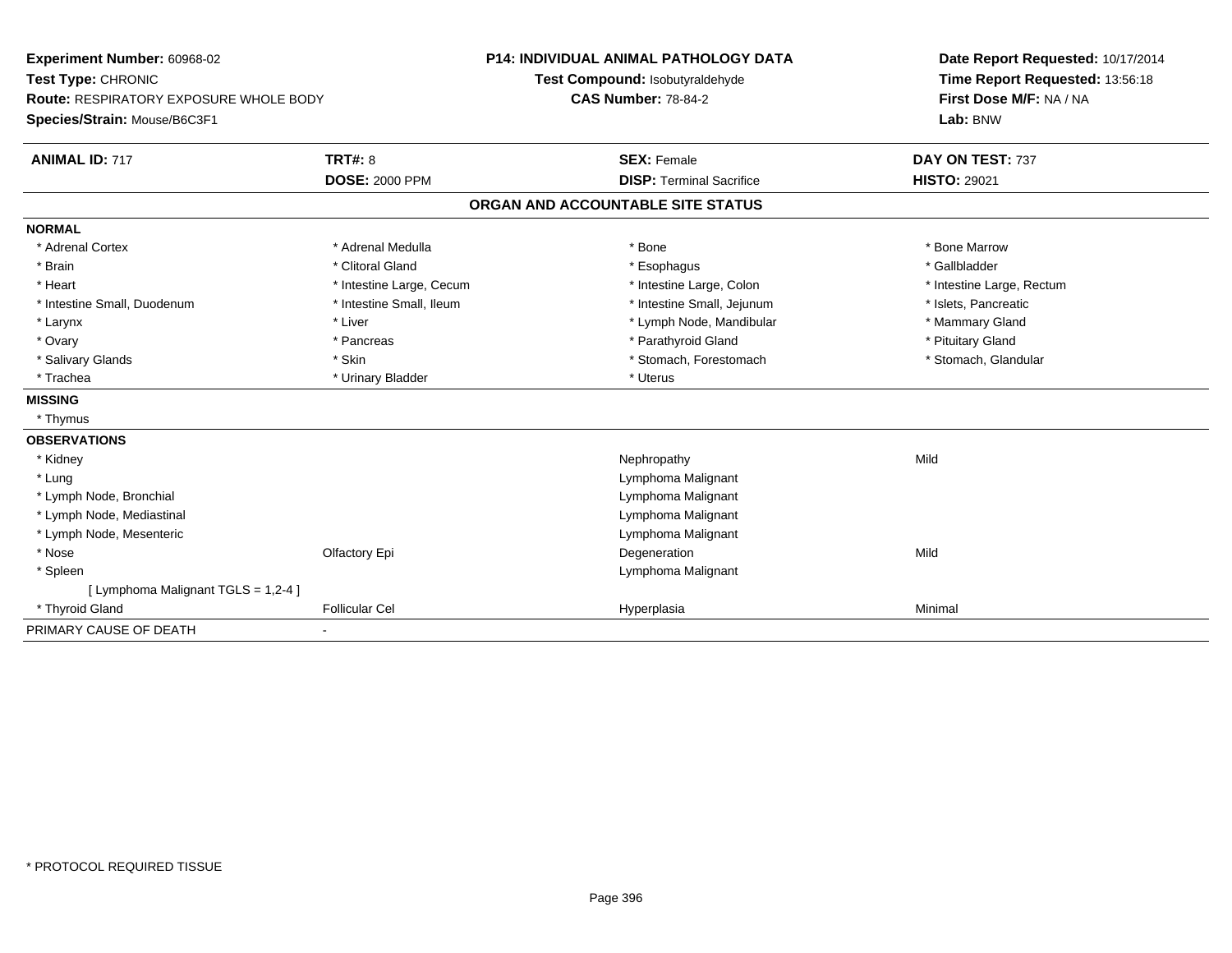**Experiment Number:** 60968-02
**Test Type:** CHRONIC
**Route:** RESPIRATORY EXPOSURE WHOLE BODY
**Species/Strain:** Mouse/B6C3F1

**P14: INDIVIDUAL ANIMAL PATHOLOGY DATA**
**Test Compound:** Isobutyraldehyde
**CAS Number:** 78-84-2

**Date Report Requested:** 10/17/2014
**Time Report Requested:** 13:56:18
**First Dose M/F:** NA / NA
**Lab:** BNW

| **ANIMAL ID:** 717 | **TRT#:** 8 | **SEX:** Female | **DAY ON TEST:** 737 |
|---|---|---|---|
| | **DOSE:** 2000 PPM | **DISP:** Terminal Sacrifice | **HISTO:** 29021 |

## ORGAN AND ACCOUNTABLE SITE STATUS

**NORMAL**

| | | | |
|---|---|---|---|
| * Adrenal Cortex | * Adrenal Medulla | * Bone | * Bone Marrow |
| * Brain | * Clitoral Gland | * Esophagus | * Gallbladder |
| * Heart | * Intestine Large, Cecum | * Intestine Large, Colon | * Intestine Large, Rectum |
| * Intestine Small, Duodenum | * Intestine Small, Ileum | * Intestine Small, Jejunum | * Islets, Pancreatic |
| * Larynx | * Liver | * Lymph Node, Mandibular | * Mammary Gland |
| * Ovary | * Pancreas | * Parathyroid Gland | * Pituitary Gland |
| * Salivary Glands | * Skin | * Stomach, Forestomach | * Stomach, Glandular |
| * Trachea | * Urinary Bladder | * Uterus | |

**MISSING**

* Thymus

**OBSERVATIONS**

| | | | |
|---|---|---|---|
| * Kidney | | Nephropathy | Mild |
| * Lung | | Lymphoma Malignant | |
| * Lymph Node, Bronchial | | Lymphoma Malignant | |
| * Lymph Node, Mediastinal | | Lymphoma Malignant | |
| * Lymph Node, Mesenteric | | Lymphoma Malignant | |
| * Nose | Olfactory Epi | Degeneration | Mild |
| * Spleen | | Lymphoma Malignant | |
| [ Lymphoma Malignant TGLS = 1,2-4 ] | | | |
| * Thyroid Gland | Follicular Cel | Hyperplasia | Minimal |

PRIMARY CAUSE OF DEATH -

* PROTOCOL REQUIRED TISSUE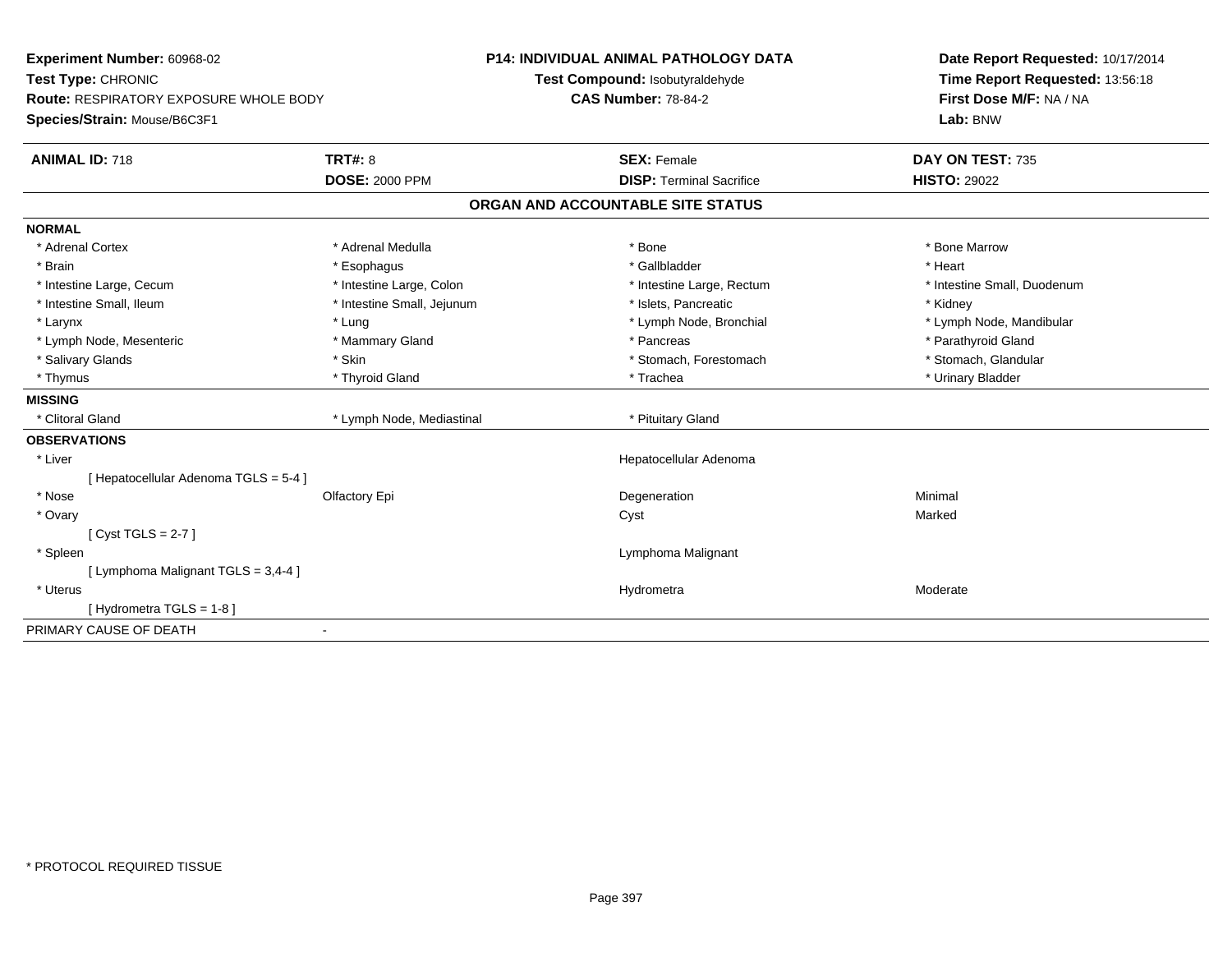**Experiment Number:** 60968-02
**Test Type:** CHRONIC
**Route:** RESPIRATORY EXPOSURE WHOLE BODY
**Species/Strain:** Mouse/B6C3F1

**P14: INDIVIDUAL ANIMAL PATHOLOGY DATA**
**Test Compound:** Isobutyraldehyde
**CAS Number:** 78-84-2

**Date Report Requested:** 10/17/2014
**Time Report Requested:** 13:56:18
**First Dose M/F:** NA / NA
**Lab:** BNW

| **ANIMAL ID:** 718 | **TRT#:** 8 | **SEX:** Female | **DAY ON TEST:** 735 |
|---|---|---|---|
| | **DOSE:** 2000 PPM | **DISP:** Terminal Sacrifice | **HISTO:** 29022 |

## ORGAN AND ACCOUNTABLE SITE STATUS

**NORMAL**

| | | | |
|---|---|---|---|
| * Adrenal Cortex | * Adrenal Medulla | * Bone | * Bone Marrow |
| * Brain | * Esophagus | * Gallbladder | * Heart |
| * Intestine Large, Cecum | * Intestine Large, Colon | * Intestine Large, Rectum | * Intestine Small, Duodenum |
| * Intestine Small, Ileum | * Intestine Small, Jejunum | * Islets, Pancreatic | * Kidney |
| * Larynx | * Lung | * Lymph Node, Bronchial | * Lymph Node, Mandibular |
| * Lymph Node, Mesenteric | * Mammary Gland | * Pancreas | * Parathyroid Gland |
| * Salivary Glands | * Skin | * Stomach, Forestomach | * Stomach, Glandular |
| * Thymus | * Thyroid Gland | * Trachea | * Urinary Bladder |

**MISSING**

| | | |
|---|---|---|
| * Clitoral Gland | * Lymph Node, Mediastinal | * Pituitary Gland |

**OBSERVATIONS**

| | | | |
|---|---|---|---|
| * Liver | | Hepatocellular Adenoma | |
| [ Hepatocellular Adenoma TGLS = 5-4 ] | | | |
| * Nose | Olfactory Epi | Degeneration | Minimal |
| * Ovary | | Cyst | Marked |
| [ Cyst TGLS = 2-7 ] | | | |
| * Spleen | | Lymphoma Malignant | |
| [ Lymphoma Malignant TGLS = 3,4-4 ] | | | |
| * Uterus | | Hydrometra | Moderate |
| [ Hydrometra TGLS = 1-8 ] | | | |

PRIMARY CAUSE OF DEATH -

\* PROTOCOL REQUIRED TISSUE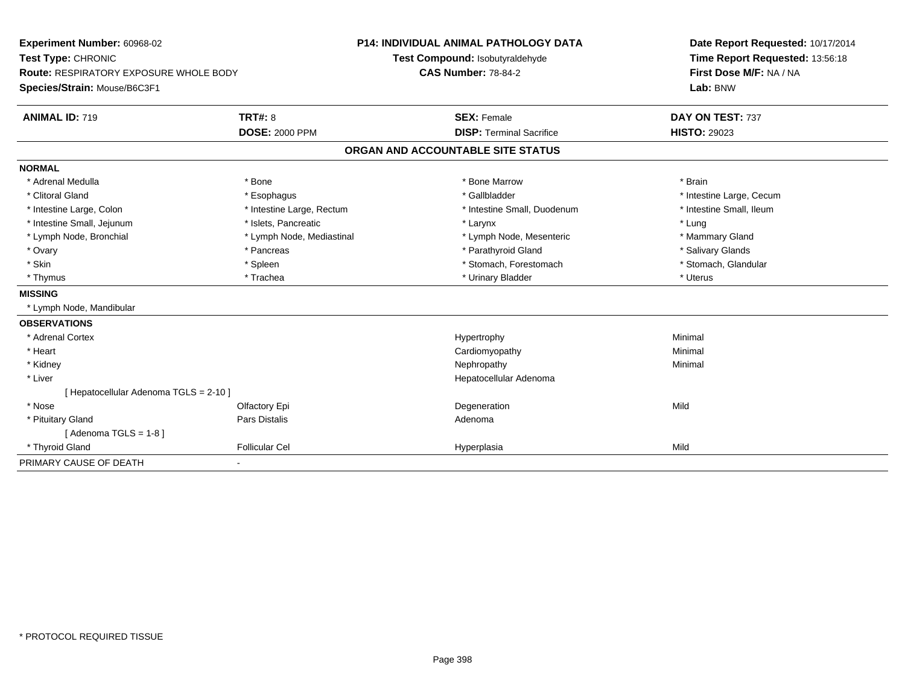**Experiment Number:** 60968-02
**Test Type:** CHRONIC
**Route:** RESPIRATORY EXPOSURE WHOLE BODY
**Species/Strain:** Mouse/B6C3F1

**P14: INDIVIDUAL ANIMAL PATHOLOGY DATA**
**Test Compound:** Isobutyraldehyde
**CAS Number:** 78-84-2

**Date Report Requested:** 10/17/2014
**Time Report Requested:** 13:56:18
**First Dose M/F:** NA / NA
**Lab:** BNW

| **ANIMAL ID:** 719 | **TRT#:** 8 | **SEX:** Female | **DAY ON TEST:** 737 |
|---|---|---|---|
| | **DOSE:** 2000 PPM | **DISP:** Terminal Sacrifice | **HISTO:** 29023 |

## ORGAN AND ACCOUNTABLE SITE STATUS

**NORMAL**

| | | | |
|---|---|---|---|
| * Adrenal Medulla | * Bone | * Bone Marrow | * Brain |
| * Clitoral Gland | * Esophagus | * Gallbladder | * Intestine Large, Cecum |
| * Intestine Large, Colon | * Intestine Large, Rectum | * Intestine Small, Duodenum | * Intestine Small, Ileum |
| * Intestine Small, Jejunum | * Islets, Pancreatic | * Larynx | * Lung |
| * Lymph Node, Bronchial | * Lymph Node, Mediastinal | * Lymph Node, Mesenteric | * Mammary Gland |
| * Ovary | * Pancreas | * Parathyroid Gland | * Salivary Glands |
| * Skin | * Spleen | * Stomach, Forestomach | * Stomach, Glandular |
| * Thymus | * Trachea | * Urinary Bladder | * Uterus |

**MISSING**

* Lymph Node, Mandibular

**OBSERVATIONS**

| | | | |
|---|---|---|---|
| * Adrenal Cortex | | Hypertrophy | Minimal |
| * Heart | | Cardiomyopathy | Minimal |
| * Kidney | | Nephropathy | Minimal |
| * Liver | | Hepatocellular Adenoma | |
| [ Hepatocellular Adenoma TGLS = 2-10 ] | | | |
| * Nose | Olfactory Epi | Degeneration | Mild |
| * Pituitary Gland | Pars Distalis | Adenoma | |
| [ Adenoma TGLS = 1-8 ] | | | |
| * Thyroid Gland | Follicular Cel | Hyperplasia | Mild |

PRIMARY CAUSE OF DEATH -

* PROTOCOL REQUIRED TISSUE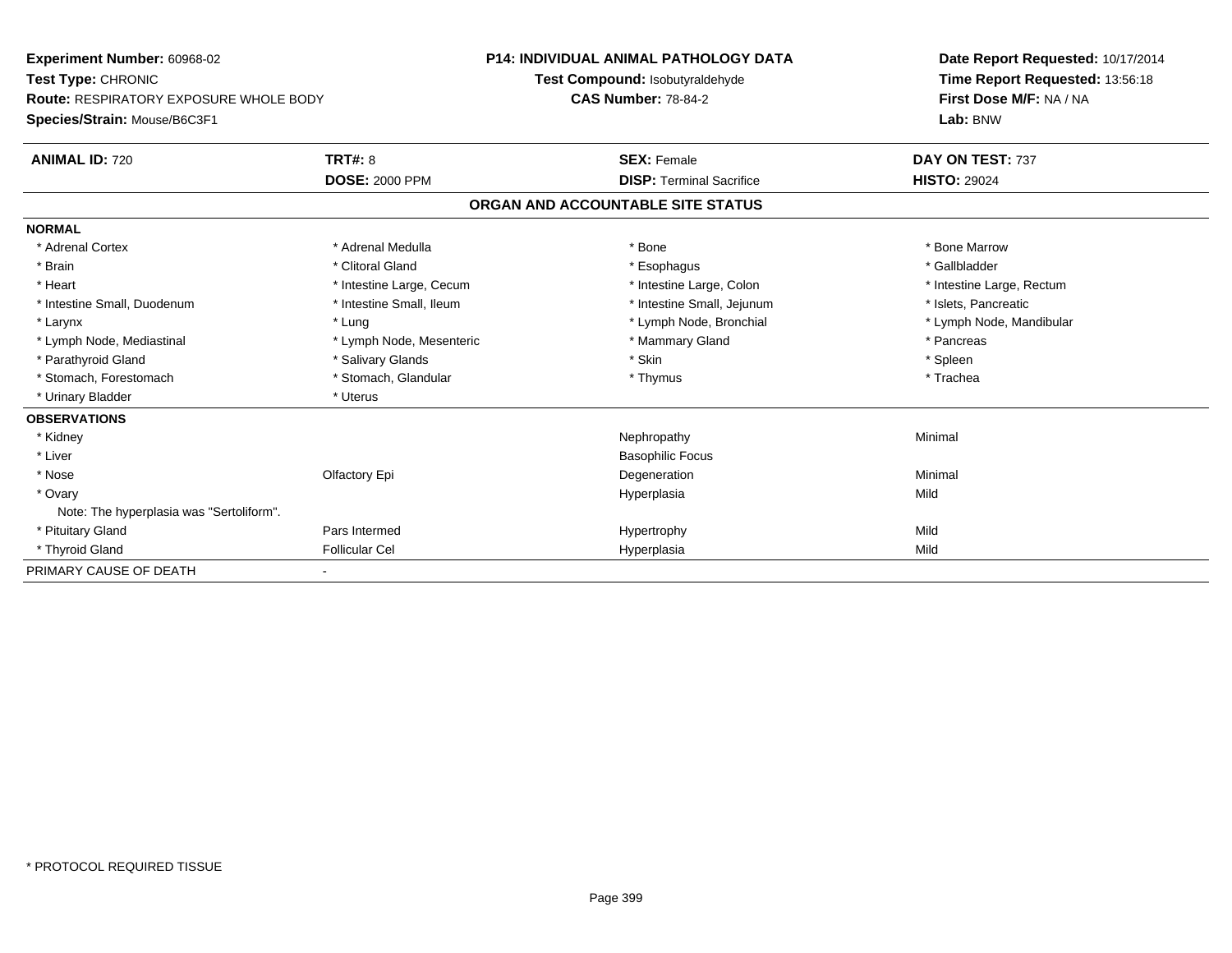**Experiment Number:** 60968-02
**Test Type:** CHRONIC
**Route:** RESPIRATORY EXPOSURE WHOLE BODY
**Species/Strain:** Mouse/B6C3F1

**P14: INDIVIDUAL ANIMAL PATHOLOGY DATA**
**Test Compound:** Isobutyraldehyde
**CAS Number:** 78-84-2

**Date Report Requested:** 10/17/2014
**Time Report Requested:** 13:56:18
**First Dose M/F:** NA / NA
**Lab:** BNW

| **ANIMAL ID:** 720 | **TRT#:** 8 | **SEX:** Female | **DAY ON TEST:** 737 |
|---|---|---|---|
| | **DOSE:** 2000 PPM | **DISP:** Terminal Sacrifice | **HISTO:** 29024 |

## ORGAN AND ACCOUNTABLE SITE STATUS

**NORMAL**

| | | | |
|---|---|---|---|
| * Adrenal Cortex | * Adrenal Medulla | * Bone | * Bone Marrow |
| * Brain | * Clitoral Gland | * Esophagus | * Gallbladder |
| * Heart | * Intestine Large, Cecum | * Intestine Large, Colon | * Intestine Large, Rectum |
| * Intestine Small, Duodenum | * Intestine Small, Ileum | * Intestine Small, Jejunum | * Islets, Pancreatic |
| * Larynx | * Lung | * Lymph Node, Bronchial | * Lymph Node, Mandibular |
| * Lymph Node, Mediastinal | * Lymph Node, Mesenteric | * Mammary Gland | * Pancreas |
| * Parathyroid Gland | * Salivary Glands | * Skin | * Spleen |
| * Stomach, Forestomach | * Stomach, Glandular | * Thymus | * Trachea |
| * Urinary Bladder | * Uterus | | |

**OBSERVATIONS**

| | | | |
|---|---|---|---|
| * Kidney | | Nephropathy | Minimal |
| * Liver | | Basophilic Focus | |
| * Nose | Olfactory Epi | Degeneration | Minimal |
| * Ovary | | Hyperplasia | Mild |
| Note: The hyperplasia was "Sertoliform". | | | |
| * Pituitary Gland | Pars Intermed | Hypertrophy | Mild |
| * Thyroid Gland | Follicular Cel | Hyperplasia | Mild |

PRIMARY CAUSE OF DEATH -

\* PROTOCOL REQUIRED TISSUE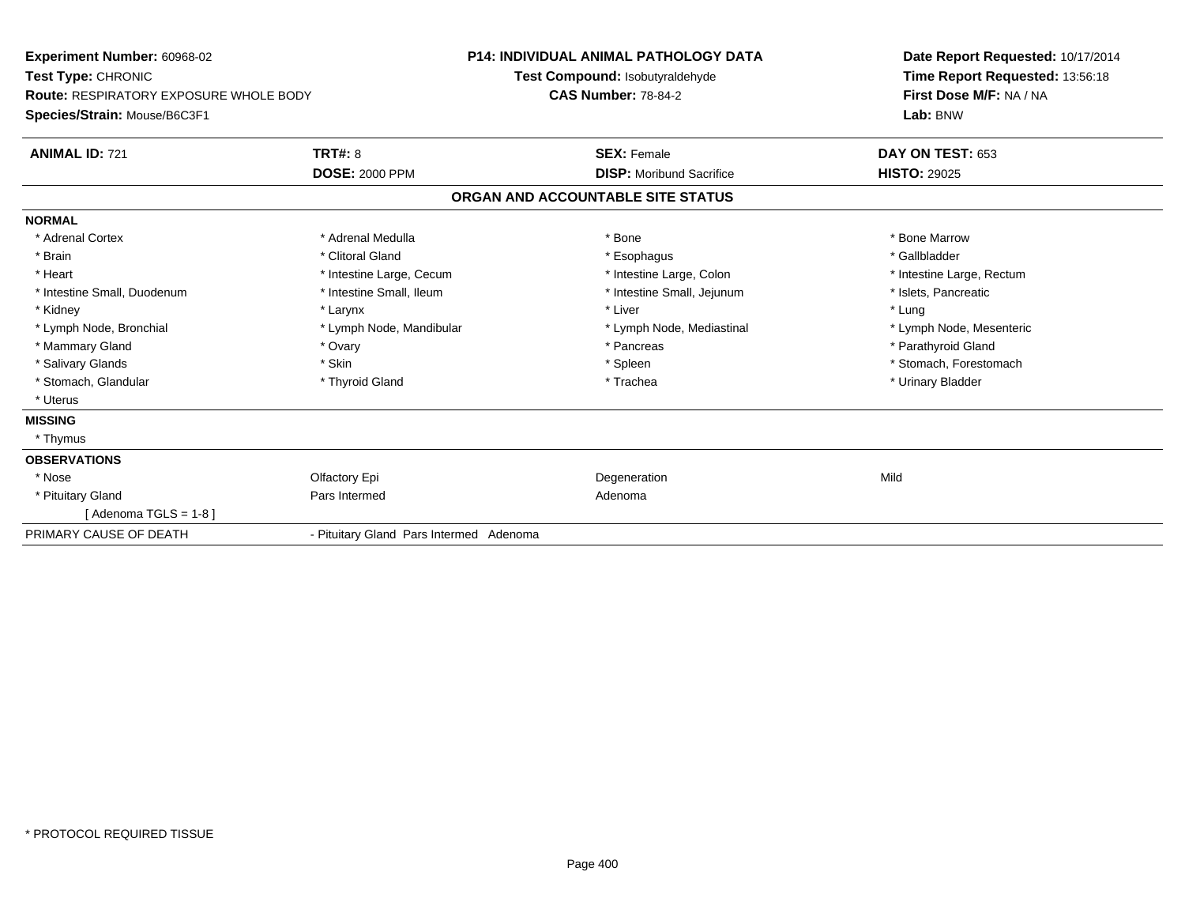**Experiment Number:** 60968-02
**Test Type:** CHRONIC
**Route:** RESPIRATORY EXPOSURE WHOLE BODY
**Species/Strain:** Mouse/B6C3F1

**P14: INDIVIDUAL ANIMAL PATHOLOGY DATA**
**Test Compound:** Isobutyraldehyde
**CAS Number:** 78-84-2

**Date Report Requested:** 10/17/2014
**Time Report Requested:** 13:56:18
**First Dose M/F:** NA / NA
**Lab:** BNW

| **ANIMAL ID:** 721 | **TRT#:** 8 | **SEX:** Female | **DAY ON TEST:** 653 |
|---|---|---|---|
| | **DOSE:** 2000 PPM | **DISP:** Moribund Sacrifice | **HISTO:** 29025 |

## ORGAN AND ACCOUNTABLE SITE STATUS

**NORMAL**

| | | | |
|---|---|---|---|
| * Adrenal Cortex | * Adrenal Medulla | * Bone | * Bone Marrow |
| * Brain | * Clitoral Gland | * Esophagus | * Gallbladder |
| * Heart | * Intestine Large, Cecum | * Intestine Large, Colon | * Intestine Large, Rectum |
| * Intestine Small, Duodenum | * Intestine Small, Ileum | * Intestine Small, Jejunum | * Islets, Pancreatic |
| * Kidney | * Larynx | * Liver | * Lung |
| * Lymph Node, Bronchial | * Lymph Node, Mandibular | * Lymph Node, Mediastinal | * Lymph Node, Mesenteric |
| * Mammary Gland | * Ovary | * Pancreas | * Parathyroid Gland |
| * Salivary Glands | * Skin | * Spleen | * Stomach, Forestomach |
| * Stomach, Glandular | * Thyroid Gland | * Trachea | * Urinary Bladder |
| * Uterus | | | |

**MISSING**

* Thymus

**OBSERVATIONS**

| | | | |
|---|---|---|---|
| * Nose | Olfactory Epi | Degeneration | Mild |
| * Pituitary Gland | Pars Intermed | Adenoma | |
| [ Adenoma TGLS = 1-8 ] | | | |

PRIMARY CAUSE OF DEATH - Pituitary Gland Pars Intermed Adenoma

* PROTOCOL REQUIRED TISSUE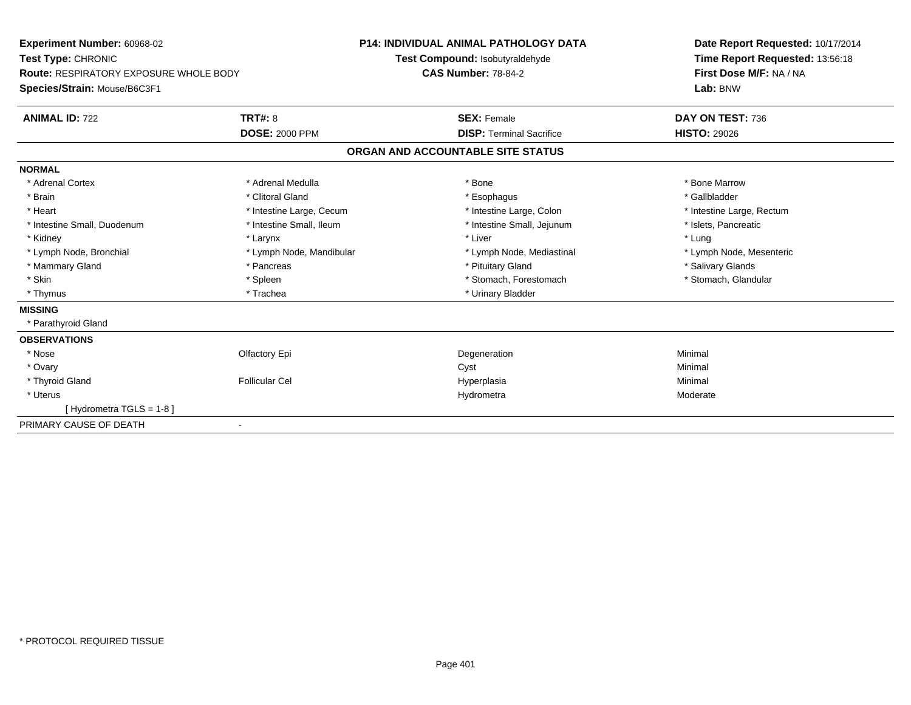**Experiment Number:** 60968-02
**Test Type:** CHRONIC
**Route:** RESPIRATORY EXPOSURE WHOLE BODY
**Species/Strain:** Mouse/B6C3F1

**P14: INDIVIDUAL ANIMAL PATHOLOGY DATA**
**Test Compound:** Isobutyraldehyde
**CAS Number:** 78-84-2

**Date Report Requested:** 10/17/2014
**Time Report Requested:** 13:56:18
**First Dose M/F:** NA / NA
**Lab:** BNW

| **ANIMAL ID:** 722 | **TRT#:** 8 | **SEX:** Female | **DAY ON TEST:** 736 |
|---|---|---|---|
| | **DOSE:** 2000 PPM | **DISP:** Terminal Sacrifice | **HISTO:** 29026 |

## ORGAN AND ACCOUNTABLE SITE STATUS

**NORMAL**

| | | | |
|---|---|---|---|
| * Adrenal Cortex | * Adrenal Medulla | * Bone | * Bone Marrow |
| * Brain | * Clitoral Gland | * Esophagus | * Gallbladder |
| * Heart | * Intestine Large, Cecum | * Intestine Large, Colon | * Intestine Large, Rectum |
| * Intestine Small, Duodenum | * Intestine Small, Ileum | * Intestine Small, Jejunum | * Islets, Pancreatic |
| * Kidney | * Larynx | * Liver | * Lung |
| * Lymph Node, Bronchial | * Lymph Node, Mandibular | * Lymph Node, Mediastinal | * Lymph Node, Mesenteric |
| * Mammary Gland | * Pancreas | * Pituitary Gland | * Salivary Glands |
| * Skin | * Spleen | * Stomach, Forestomach | * Stomach, Glandular |
| * Thymus | * Trachea | * Urinary Bladder | |

**MISSING**

* Parathyroid Gland

**OBSERVATIONS**

| | | | |
|---|---|---|---|
| * Nose | Olfactory Epi | Degeneration | Minimal |
| * Ovary | | Cyst | Minimal |
| * Thyroid Gland | Follicular Cel | Hyperplasia | Minimal |
| * Uterus | | Hydrometra | Moderate |
| [ Hydrometra TGLS = 1-8 ] | | | |

PRIMARY CAUSE OF DEATH -

* PROTOCOL REQUIRED TISSUE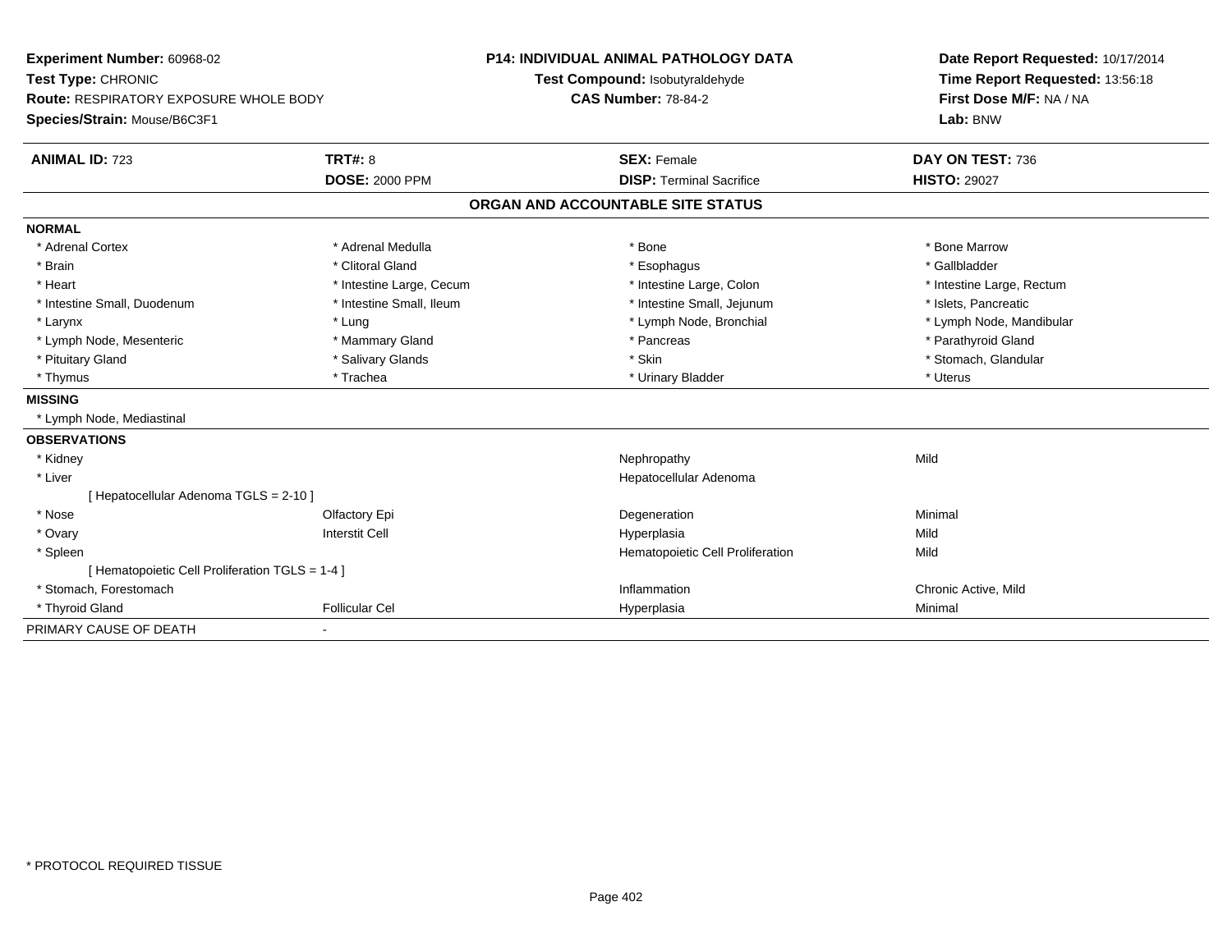**Experiment Number:** 60968-02
**Test Type:** CHRONIC
**Route:** RESPIRATORY EXPOSURE WHOLE BODY
**Species/Strain:** Mouse/B6C3F1

**P14: INDIVIDUAL ANIMAL PATHOLOGY DATA**
**Test Compound:** Isobutyraldehyde
**CAS Number:** 78-84-2

**Date Report Requested:** 10/17/2014
**Time Report Requested:** 13:56:18
**First Dose M/F:** NA / NA
**Lab:** BNW

| **ANIMAL ID:** 723 | **TRT#:** 8 | **SEX:** Female | **DAY ON TEST:** 736 |
|---|---|---|---|
| | **DOSE:** 2000 PPM | **DISP:** Terminal Sacrifice | **HISTO:** 29027 |

**ORGAN AND ACCOUNTABLE SITE STATUS**

**NORMAL**

| | | | |
|---|---|---|---|
| * Adrenal Cortex | * Adrenal Medulla | * Bone | * Bone Marrow |
| * Brain | * Clitoral Gland | * Esophagus | * Gallbladder |
| * Heart | * Intestine Large, Cecum | * Intestine Large, Colon | * Intestine Large, Rectum |
| * Intestine Small, Duodenum | * Intestine Small, Ileum | * Intestine Small, Jejunum | * Islets, Pancreatic |
| * Larynx | * Lung | * Lymph Node, Bronchial | * Lymph Node, Mandibular |
| * Lymph Node, Mesenteric | * Mammary Gland | * Pancreas | * Parathyroid Gland |
| * Pituitary Gland | * Salivary Glands | * Skin | * Stomach, Glandular |
| * Thymus | * Trachea | * Urinary Bladder | * Uterus |

**MISSING**

* Lymph Node, Mediastinal

**OBSERVATIONS**

| | | | |
|---|---|---|---|
| * Kidney | | Nephropathy | Mild |
| * Liver | | Hepatocellular Adenoma | |
| [ Hepatocellular Adenoma TGLS = 2-10 ] | | | |
| * Nose | Olfactory Epi | Degeneration | Minimal |
| * Ovary | Interstit Cell | Hyperplasia | Mild |
| * Spleen | | Hematopoietic Cell Proliferation | Mild |
| [ Hematopoietic Cell Proliferation TGLS = 1-4 ] | | | |
| * Stomach, Forestomach | | Inflammation | Chronic Active, Mild |
| * Thyroid Gland | Follicular Cel | Hyperplasia | Minimal |

PRIMARY CAUSE OF DEATH -

\* PROTOCOL REQUIRED TISSUE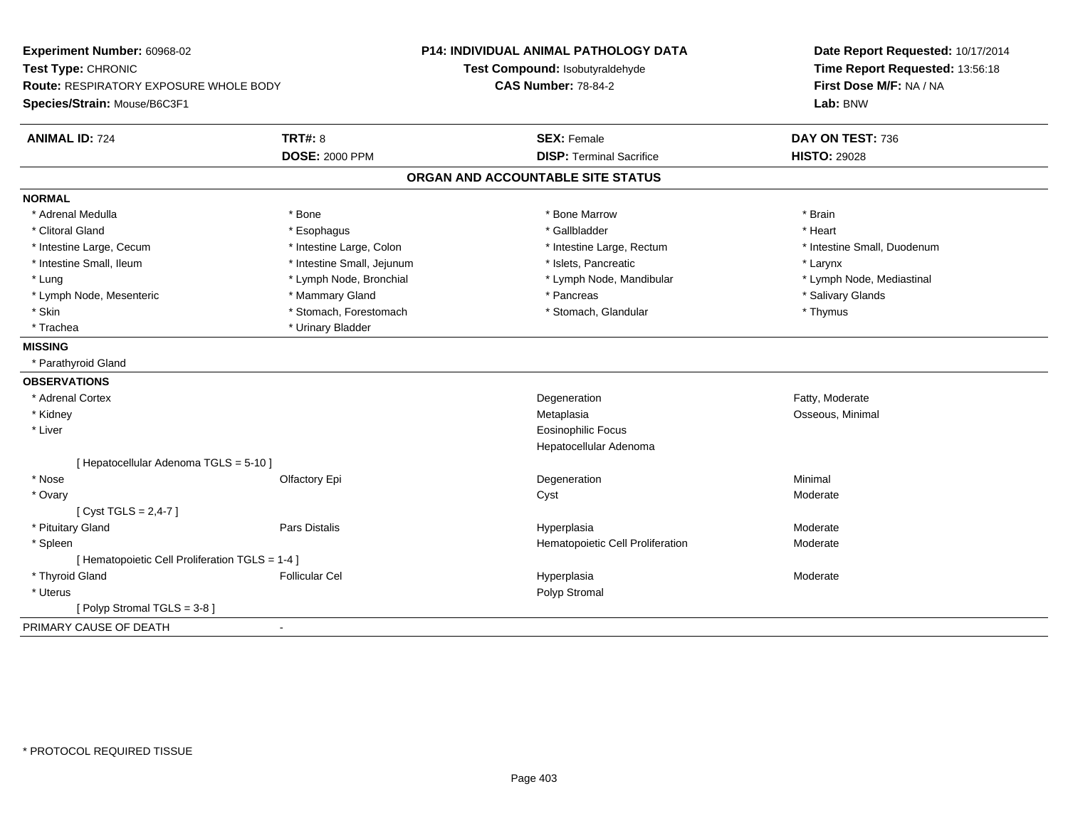**Experiment Number:** 60968-02
**Test Type:** CHRONIC
**Route:** RESPIRATORY EXPOSURE WHOLE BODY
**Species/Strain:** Mouse/B6C3F1

**P14: INDIVIDUAL ANIMAL PATHOLOGY DATA**
**Test Compound:** Isobutyraldehyde
**CAS Number:** 78-84-2

**Date Report Requested:** 10/17/2014
**Time Report Requested:** 13:56:18
**First Dose M/F:** NA / NA
**Lab:** BNW

| **ANIMAL ID:** 724 | **TRT#:** 8 | **SEX:** Female | **DAY ON TEST:** 736 |
|---|---|---|---|
| | **DOSE:** 2000 PPM | **DISP:** Terminal Sacrifice | **HISTO:** 29028 |

## ORGAN AND ACCOUNTABLE SITE STATUS

**NORMAL**

| | | | |
|---|---|---|---|
| * Adrenal Medulla | * Bone | * Bone Marrow | * Brain |
| * Clitoral Gland | * Esophagus | * Gallbladder | * Heart |
| * Intestine Large, Cecum | * Intestine Large, Colon | * Intestine Large, Rectum | * Intestine Small, Duodenum |
| * Intestine Small, Ileum | * Intestine Small, Jejunum | * Islets, Pancreatic | * Larynx |
| * Lung | * Lymph Node, Bronchial | * Lymph Node, Mandibular | * Lymph Node, Mediastinal |
| * Lymph Node, Mesenteric | * Mammary Gland | * Pancreas | * Salivary Glands |
| * Skin | * Stomach, Forestomach | * Stomach, Glandular | * Thymus |
| * Trachea | * Urinary Bladder | | |

**MISSING**

* Parathyroid Gland

**OBSERVATIONS**

| | | | |
|---|---|---|---|
| * Adrenal Cortex | | Degeneration | Fatty, Moderate |
| * Kidney | | Metaplasia | Osseous, Minimal |
| * Liver | | Eosinophilic Focus | |
| | | Hepatocellular Adenoma | |
| [ Hepatocellular Adenoma TGLS = 5-10 ] | | | |
| * Nose | Olfactory Epi | Degeneration | Minimal |
| * Ovary | | Cyst | Moderate |
| [ Cyst TGLS = 2,4-7 ] | | | |
| * Pituitary Gland | Pars Distalis | Hyperplasia | Moderate |
| * Spleen | | Hematopoietic Cell Proliferation | Moderate |
| [ Hematopoietic Cell Proliferation TGLS = 1-4 ] | | | |
| * Thyroid Gland | Follicular Cel | Hyperplasia | Moderate |
| * Uterus | | Polyp Stromal | |
| [ Polyp Stromal TGLS = 3-8 ] | | | |

PRIMARY CAUSE OF DEATH -

* PROTOCOL REQUIRED TISSUE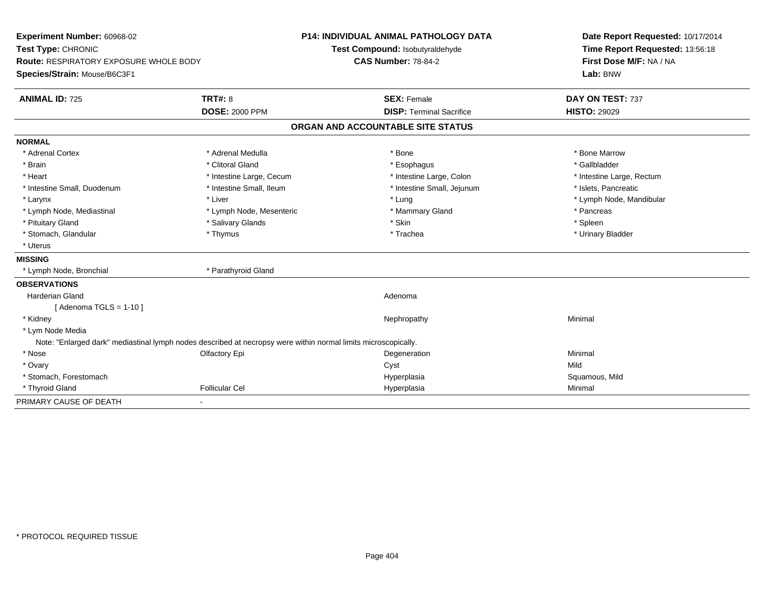**Experiment Number:** 60968-02
**Test Type:** CHRONIC
**Route:** RESPIRATORY EXPOSURE WHOLE BODY
**Species/Strain:** Mouse/B6C3F1

**P14: INDIVIDUAL ANIMAL PATHOLOGY DATA**
**Test Compound:** Isobutyraldehyde
**CAS Number:** 78-84-2

**Date Report Requested:** 10/17/2014
**Time Report Requested:** 13:56:18
**First Dose M/F:** NA / NA
**Lab:** BNW

| **ANIMAL ID:** 725 | **TRT#:** 8 | **SEX:** Female | **DAY ON TEST:** 737 |
|---|---|---|---|
| | **DOSE:** 2000 PPM | **DISP:** Terminal Sacrifice | **HISTO:** 29029 |

## ORGAN AND ACCOUNTABLE SITE STATUS

**NORMAL**

| | | | |
|---|---|---|---|
| * Adrenal Cortex | * Adrenal Medulla | * Bone | * Bone Marrow |
| * Brain | * Clitoral Gland | * Esophagus | * Gallbladder |
| * Heart | * Intestine Large, Cecum | * Intestine Large, Colon | * Intestine Large, Rectum |
| * Intestine Small, Duodenum | * Intestine Small, Ileum | * Intestine Small, Jejunum | * Islets, Pancreatic |
| * Larynx | * Liver | * Lung | * Lymph Node, Mandibular |
| * Lymph Node, Mediastinal | * Lymph Node, Mesenteric | * Mammary Gland | * Pancreas |
| * Pituitary Gland | * Salivary Glands | * Skin | * Spleen |
| * Stomach, Glandular | * Thymus | * Trachea | * Urinary Bladder |
| * Uterus | | | |

**MISSING**

| | |
|---|---|
| * Lymph Node, Bronchial | * Parathyroid Gland |

**OBSERVATIONS**

| | | | |
|---|---|---|---|
| Harderian Gland | | Adenoma | |
| [ Adenoma TGLS = 1-10 ] | | | |
| * Kidney | | Nephropathy | Minimal |
| * Lym Node Media | | | |

Note: "Enlarged dark" mediastinal lymph nodes described at necropsy were within normal limits microscopically.

| | | | |
|---|---|---|---|
| * Nose | Olfactory Epi | Degeneration | Minimal |
| * Ovary | | Cyst | Mild |
| * Stomach, Forestomach | | Hyperplasia | Squamous, Mild |
| * Thyroid Gland | Follicular Cel | Hyperplasia | Minimal |

PRIMARY CAUSE OF DEATH -

* PROTOCOL REQUIRED TISSUE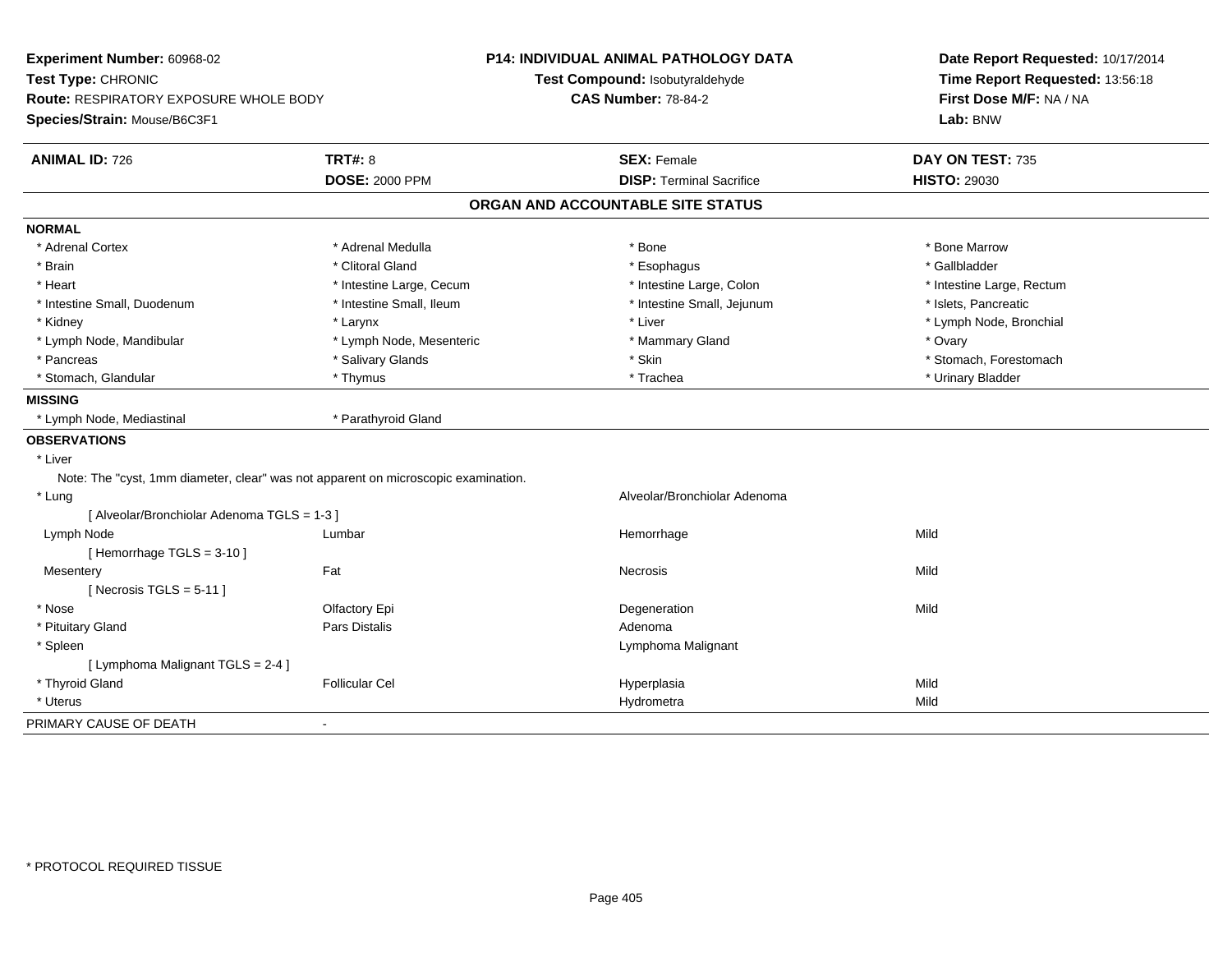**Experiment Number:** 60968-02
**Test Type:** CHRONIC
**Route:** RESPIRATORY EXPOSURE WHOLE BODY
**Species/Strain:** Mouse/B6C3F1

**P14: INDIVIDUAL ANIMAL PATHOLOGY DATA**
**Test Compound:** Isobutyraldehyde
**CAS Number:** 78-84-2

**Date Report Requested:** 10/17/2014
**Time Report Requested:** 13:56:18
**First Dose M/F:** NA / NA
**Lab:** BNW

| **ANIMAL ID:** 726 | **TRT#:** 8 | **SEX:** Female | **DAY ON TEST:** 735 |
|---|---|---|---|
| | **DOSE:** 2000 PPM | **DISP:** Terminal Sacrifice | **HISTO:** 29030 |

## ORGAN AND ACCOUNTABLE SITE STATUS

**NORMAL**

| | | | |
|---|---|---|---|
| * Adrenal Cortex | * Adrenal Medulla | * Bone | * Bone Marrow |
| * Brain | * Clitoral Gland | * Esophagus | * Gallbladder |
| * Heart | * Intestine Large, Cecum | * Intestine Large, Colon | * Intestine Large, Rectum |
| * Intestine Small, Duodenum | * Intestine Small, Ileum | * Intestine Small, Jejunum | * Islets, Pancreatic |
| * Kidney | * Larynx | * Liver | * Lymph Node, Bronchial |
| * Lymph Node, Mandibular | * Lymph Node, Mesenteric | * Mammary Gland | * Ovary |
| * Pancreas | * Salivary Glands | * Skin | * Stomach, Forestomach |
| * Stomach, Glandular | * Thymus | * Trachea | * Urinary Bladder |

**MISSING**

| | |
|---|---|
| * Lymph Node, Mediastinal | * Parathyroid Gland |

**OBSERVATIONS**

| | | | |
|---|---|---|---|
| * Liver | | | |
| Note: The "cyst, 1mm diameter, clear" was not apparent on microscopic examination. | | | |
| * Lung | | Alveolar/Bronchiolar Adenoma | |
| [ Alveolar/Bronchiolar Adenoma TGLS = 1-3 ] | | | |
| Lymph Node | Lumbar | Hemorrhage | Mild |
| [ Hemorrhage TGLS = 3-10 ] | | | |
| Mesentery | Fat | Necrosis | Mild |
| [ Necrosis TGLS = 5-11 ] | | | |
| * Nose | Olfactory Epi | Degeneration | Mild |
| * Pituitary Gland | Pars Distalis | Adenoma | |
| * Spleen | | Lymphoma Malignant | |
| [ Lymphoma Malignant TGLS = 2-4 ] | | | |
| * Thyroid Gland | Follicular Cel | Hyperplasia | Mild |
| * Uterus | | Hydrometra | Mild |

PRIMARY CAUSE OF DEATH -

* PROTOCOL REQUIRED TISSUE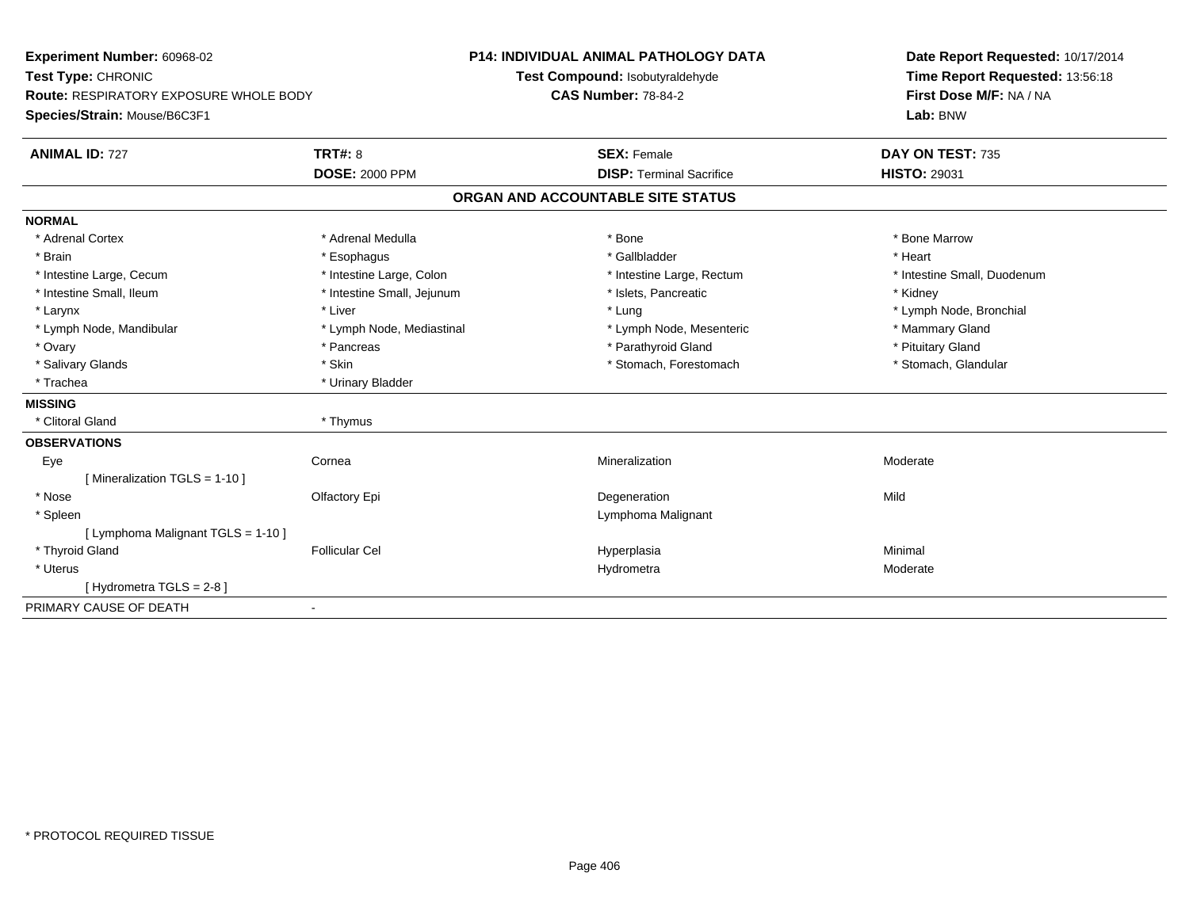**Experiment Number:** 60968-02
**Test Type:** CHRONIC
**Route:** RESPIRATORY EXPOSURE WHOLE BODY
**Species/Strain:** Mouse/B6C3F1

**P14: INDIVIDUAL ANIMAL PATHOLOGY DATA**
**Test Compound:** Isobutyraldehyde
**CAS Number:** 78-84-2

**Date Report Requested:** 10/17/2014
**Time Report Requested:** 13:56:18
**First Dose M/F:** NA / NA
**Lab:** BNW

| **ANIMAL ID:** 727 | **TRT#:** 8 | **SEX:** Female | **DAY ON TEST:** 735 |
|---|---|---|---|
| | **DOSE:** 2000 PPM | **DISP:** Terminal Sacrifice | **HISTO:** 29031 |

## ORGAN AND ACCOUNTABLE SITE STATUS

**NORMAL**

| | | | |
|---|---|---|---|
| * Adrenal Cortex | * Adrenal Medulla | * Bone | * Bone Marrow |
| * Brain | * Esophagus | * Gallbladder | * Heart |
| * Intestine Large, Cecum | * Intestine Large, Colon | * Intestine Large, Rectum | * Intestine Small, Duodenum |
| * Intestine Small, Ileum | * Intestine Small, Jejunum | * Islets, Pancreatic | * Kidney |
| * Larynx | * Liver | * Lung | * Lymph Node, Bronchial |
| * Lymph Node, Mandibular | * Lymph Node, Mediastinal | * Lymph Node, Mesenteric | * Mammary Gland |
| * Ovary | * Pancreas | * Parathyroid Gland | * Pituitary Gland |
| * Salivary Glands | * Skin | * Stomach, Forestomach | * Stomach, Glandular |
| * Trachea | * Urinary Bladder | | |

**MISSING**

| | |
|---|---|
| * Clitoral Gland | * Thymus |

**OBSERVATIONS**

| | | | |
|---|---|---|---|
| Eye | Cornea | Mineralization | Moderate |
| [ Mineralization TGLS = 1-10 ] | | | |
| * Nose | Olfactory Epi | Degeneration | Mild |
| * Spleen | | Lymphoma Malignant | |
| [ Lymphoma Malignant TGLS = 1-10 ] | | | |
| * Thyroid Gland | Follicular Cel | Hyperplasia | Minimal |
| * Uterus | | Hydrometra | Moderate |
| [ Hydrometra TGLS = 2-8 ] | | | |

PRIMARY CAUSE OF DEATH -

* PROTOCOL REQUIRED TISSUE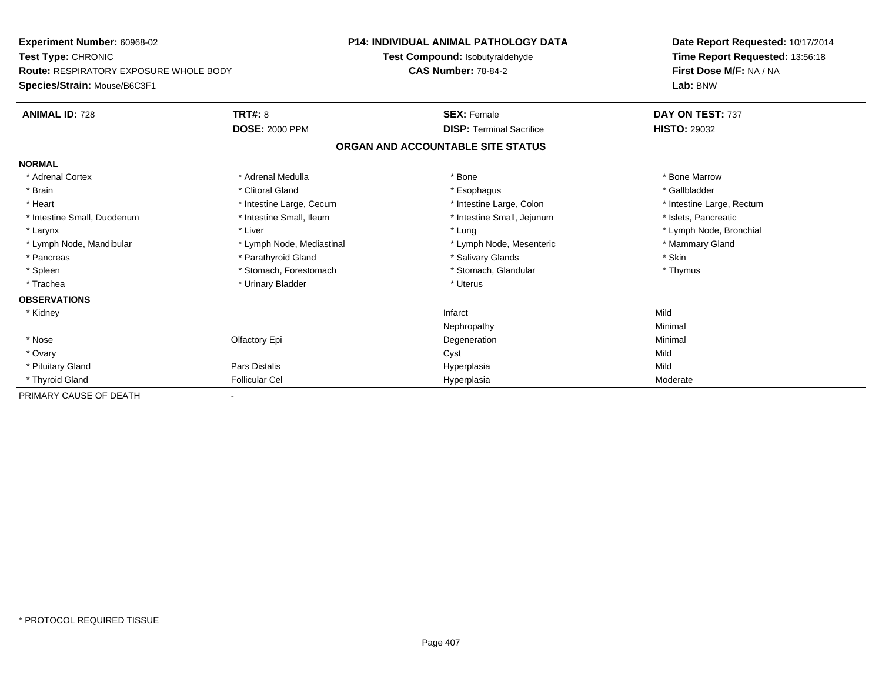**Experiment Number:** 60968-02
**Test Type:** CHRONIC
**Route:** RESPIRATORY EXPOSURE WHOLE BODY
**Species/Strain:** Mouse/B6C3F1

**P14: INDIVIDUAL ANIMAL PATHOLOGY DATA**
**Test Compound:** Isobutyraldehyde
**CAS Number:** 78-84-2

**Date Report Requested:** 10/17/2014
**Time Report Requested:** 13:56:18
**First Dose M/F:** NA / NA
**Lab:** BNW

| **ANIMAL ID:** 728 | **TRT#:** 8 | **SEX:** Female | **DAY ON TEST:** 737 |
|---|---|---|---|
| | **DOSE:** 2000 PPM | **DISP:** Terminal Sacrifice | **HISTO:** 29032 |

## ORGAN AND ACCOUNTABLE SITE STATUS

| | | | |
|---|---|---|---|
| **NORMAL** | | | |
| * Adrenal Cortex | * Adrenal Medulla | * Bone | * Bone Marrow |
| * Brain | * Clitoral Gland | * Esophagus | * Gallbladder |
| * Heart | * Intestine Large, Cecum | * Intestine Large, Colon | * Intestine Large, Rectum |
| * Intestine Small, Duodenum | * Intestine Small, Ileum | * Intestine Small, Jejunum | * Islets, Pancreatic |
| * Larynx | * Liver | * Lung | * Lymph Node, Bronchial |
| * Lymph Node, Mandibular | * Lymph Node, Mediastinal | * Lymph Node, Mesenteric | * Mammary Gland |
| * Pancreas | * Parathyroid Gland | * Salivary Glands | * Skin |
| * Spleen | * Stomach, Forestomach | * Stomach, Glandular | * Thymus |
| * Trachea | * Urinary Bladder | * Uterus | |
| **OBSERVATIONS** | | | |
| * Kidney | | Infarct | Mild |
| | | Nephropathy | Minimal |
| * Nose | Olfactory Epi | Degeneration | Minimal |
| * Ovary | | Cyst | Mild |
| * Pituitary Gland | Pars Distalis | Hyperplasia | Mild |
| * Thyroid Gland | Follicular Cel | Hyperplasia | Moderate |
| PRIMARY CAUSE OF DEATH | - | | |

* PROTOCOL REQUIRED TISSUE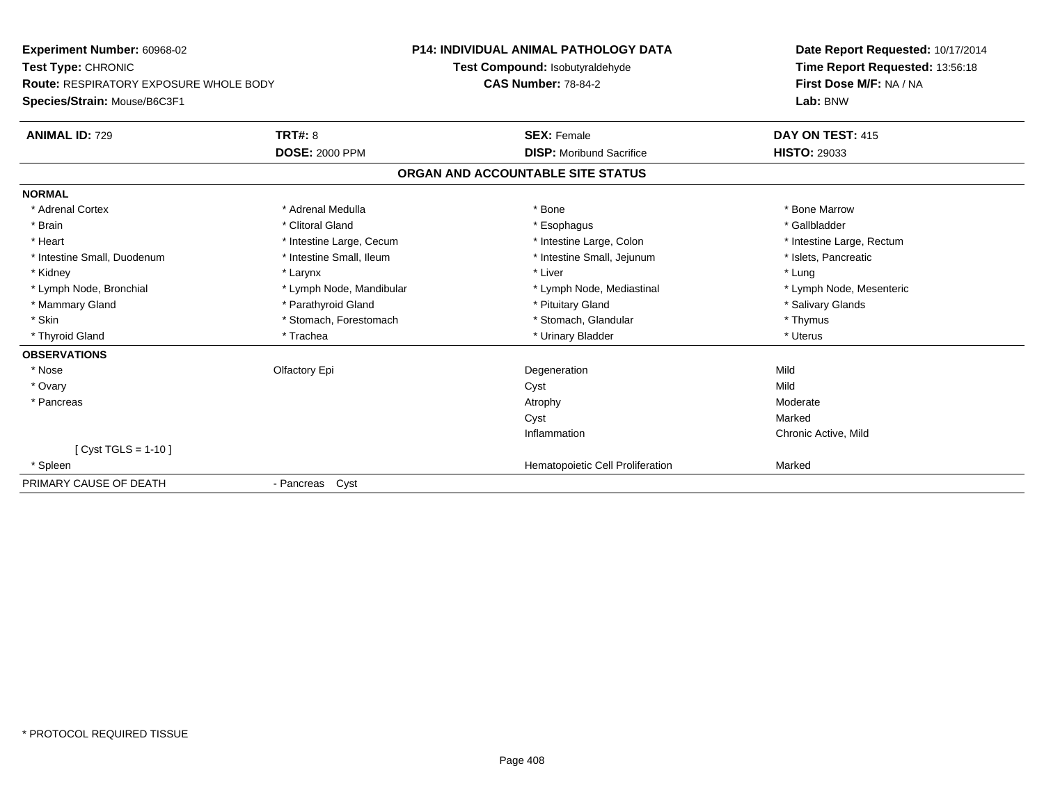**Experiment Number:** 60968-02
**Test Type:** CHRONIC
**Route:** RESPIRATORY EXPOSURE WHOLE BODY
**Species/Strain:** Mouse/B6C3F1

**P14: INDIVIDUAL ANIMAL PATHOLOGY DATA**
**Test Compound:** Isobutyraldehyde
**CAS Number:** 78-84-2

**Date Report Requested:** 10/17/2014
**Time Report Requested:** 13:56:18
**First Dose M/F:** NA / NA
**Lab:** BNW

| **ANIMAL ID:** 729 | **TRT#:** 8 | **SEX:** Female | **DAY ON TEST:** 415 |
|---|---|---|---|
| | **DOSE:** 2000 PPM | **DISP:** Moribund Sacrifice | **HISTO:** 29033 |

## ORGAN AND ACCOUNTABLE SITE STATUS

**NORMAL**

| | | | |
|---|---|---|---|
| * Adrenal Cortex | * Adrenal Medulla | * Bone | * Bone Marrow |
| * Brain | * Clitoral Gland | * Esophagus | * Gallbladder |
| * Heart | * Intestine Large, Cecum | * Intestine Large, Colon | * Intestine Large, Rectum |
| * Intestine Small, Duodenum | * Intestine Small, Ileum | * Intestine Small, Jejunum | * Islets, Pancreatic |
| * Kidney | * Larynx | * Liver | * Lung |
| * Lymph Node, Bronchial | * Lymph Node, Mandibular | * Lymph Node, Mediastinal | * Lymph Node, Mesenteric |
| * Mammary Gland | * Parathyroid Gland | * Pituitary Gland | * Salivary Glands |
| * Skin | * Stomach, Forestomach | * Stomach, Glandular | * Thymus |
| * Thyroid Gland | * Trachea | * Urinary Bladder | * Uterus |

**OBSERVATIONS**

| | | | |
|---|---|---|---|
| * Nose | Olfactory Epi | Degeneration | Mild |
| * Ovary | | Cyst | Mild |
| * Pancreas | | Atrophy | Moderate |
| | | Cyst | Marked |
| | | Inflammation | Chronic Active, Mild |
| [ Cyst TGLS = 1-10 ] | | | |
| * Spleen | | Hematopoietic Cell Proliferation | Marked |

PRIMARY CAUSE OF DEATH - Pancreas Cyst

* PROTOCOL REQUIRED TISSUE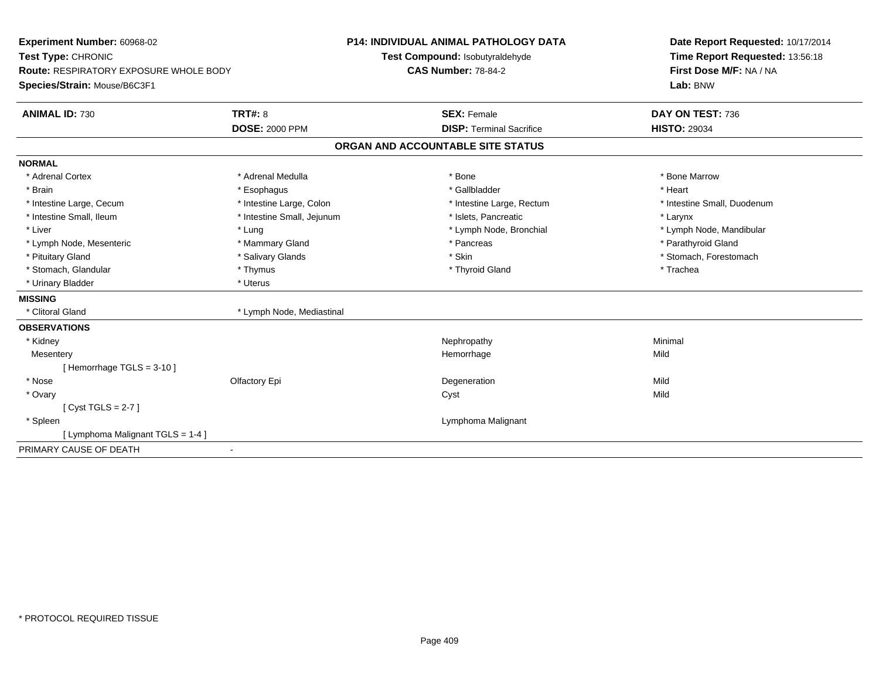**Experiment Number:** 60968-02
**Test Type:** CHRONIC
**Route:** RESPIRATORY EXPOSURE WHOLE BODY
**Species/Strain:** Mouse/B6C3F1

**P14: INDIVIDUAL ANIMAL PATHOLOGY DATA**
**Test Compound:** Isobutyraldehyde
**CAS Number:** 78-84-2

**Date Report Requested:** 10/17/2014
**Time Report Requested:** 13:56:18
**First Dose M/F:** NA / NA
**Lab:** BNW

| **ANIMAL ID:** 730 | **TRT#:** 8 | **SEX:** Female | **DAY ON TEST:** 736 |
|---|---|---|---|
| | **DOSE:** 2000 PPM | **DISP:** Terminal Sacrifice | **HISTO:** 29034 |

## ORGAN AND ACCOUNTABLE SITE STATUS

**NORMAL**

| | | | |
|---|---|---|---|
| * Adrenal Cortex | * Adrenal Medulla | * Bone | * Bone Marrow |
| * Brain | * Esophagus | * Gallbladder | * Heart |
| * Intestine Large, Cecum | * Intestine Large, Colon | * Intestine Large, Rectum | * Intestine Small, Duodenum |
| * Intestine Small, Ileum | * Intestine Small, Jejunum | * Islets, Pancreatic | * Larynx |
| * Liver | * Lung | * Lymph Node, Bronchial | * Lymph Node, Mandibular |
| * Lymph Node, Mesenteric | * Mammary Gland | * Pancreas | * Parathyroid Gland |
| * Pituitary Gland | * Salivary Glands | * Skin | * Stomach, Forestomach |
| * Stomach, Glandular | * Thymus | * Thyroid Gland | * Trachea |
| * Urinary Bladder | * Uterus | | |

**MISSING**

| | |
|---|---|
| * Clitoral Gland | * Lymph Node, Mediastinal |

**OBSERVATIONS**

| | | | |
|---|---|---|---|
| * Kidney | | Nephropathy | Minimal |
| Mesentery | | Hemorrhage | Mild |
| [ Hemorrhage TGLS = 3-10 ] | | | |
| * Nose | Olfactory Epi | Degeneration | Mild |
| * Ovary | | Cyst | Mild |
| [ Cyst TGLS = 2-7 ] | | | |
| * Spleen | | Lymphoma Malignant | |
| [ Lymphoma Malignant TGLS = 1-4 ] | | | |

PRIMARY CAUSE OF DEATH -

* PROTOCOL REQUIRED TISSUE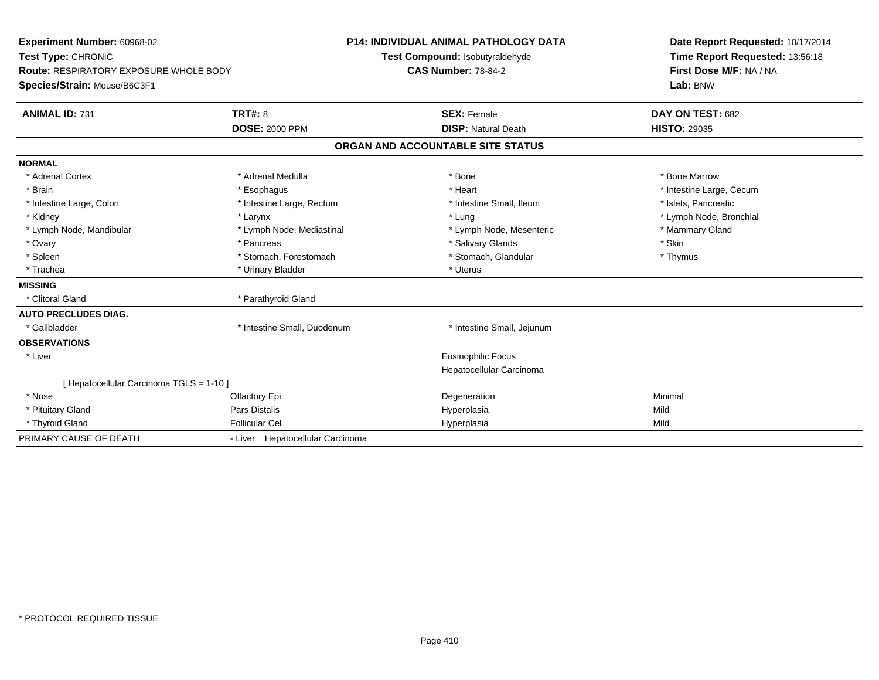**Experiment Number:** 60968-02
**Test Type:** CHRONIC
**Route:** RESPIRATORY EXPOSURE WHOLE BODY
**Species/Strain:** Mouse/B6C3F1

**P14: INDIVIDUAL ANIMAL PATHOLOGY DATA**
**Test Compound:** Isobutyraldehyde
**CAS Number:** 78-84-2

**Date Report Requested:** 10/17/2014
**Time Report Requested:** 13:56:18
**First Dose M/F:** NA / NA
**Lab:** BNW

| **ANIMAL ID:** 731 | **TRT#:** 8 | **SEX:** Female | **DAY ON TEST:** 682 |
|---|---|---|---|
| | **DOSE:** 2000 PPM | **DISP:** Natural Death | **HISTO:** 29035 |

## ORGAN AND ACCOUNTABLE SITE STATUS

| | | | |
|---|---|---|---|
| **NORMAL** | | | |
| * Adrenal Cortex | * Adrenal Medulla | * Bone | * Bone Marrow |
| * Brain | * Esophagus | * Heart | * Intestine Large, Cecum |
| * Intestine Large, Colon | * Intestine Large, Rectum | * Intestine Small, Ileum | * Islets, Pancreatic |
| * Kidney | * Larynx | * Lung | * Lymph Node, Bronchial |
| * Lymph Node, Mandibular | * Lymph Node, Mediastinal | * Lymph Node, Mesenteric | * Mammary Gland |
| * Ovary | * Pancreas | * Salivary Glands | * Skin |
| * Spleen | * Stomach, Forestomach | * Stomach, Glandular | * Thymus |
| * Trachea | * Urinary Bladder | * Uterus | |
| **MISSING** | | | |
| * Clitoral Gland | * Parathyroid Gland | | |
| **AUTO PRECLUDES DIAG.** | | | |
| * Gallbladder | * Intestine Small, Duodenum | * Intestine Small, Jejunum | |
| **OBSERVATIONS** | | | |
| * Liver | | Eosinophilic Focus | |
| | | Hepatocellular Carcinoma | |
| [ Hepatocellular Carcinoma TGLS = 1-10 ] | | | |
| * Nose | Olfactory Epi | Degeneration | Minimal |
| * Pituitary Gland | Pars Distalis | Hyperplasia | Mild |
| * Thyroid Gland | Follicular Cel | Hyperplasia | Mild |
| PRIMARY CAUSE OF DEATH | - Liver Hepatocellular Carcinoma | | |

* PROTOCOL REQUIRED TISSUE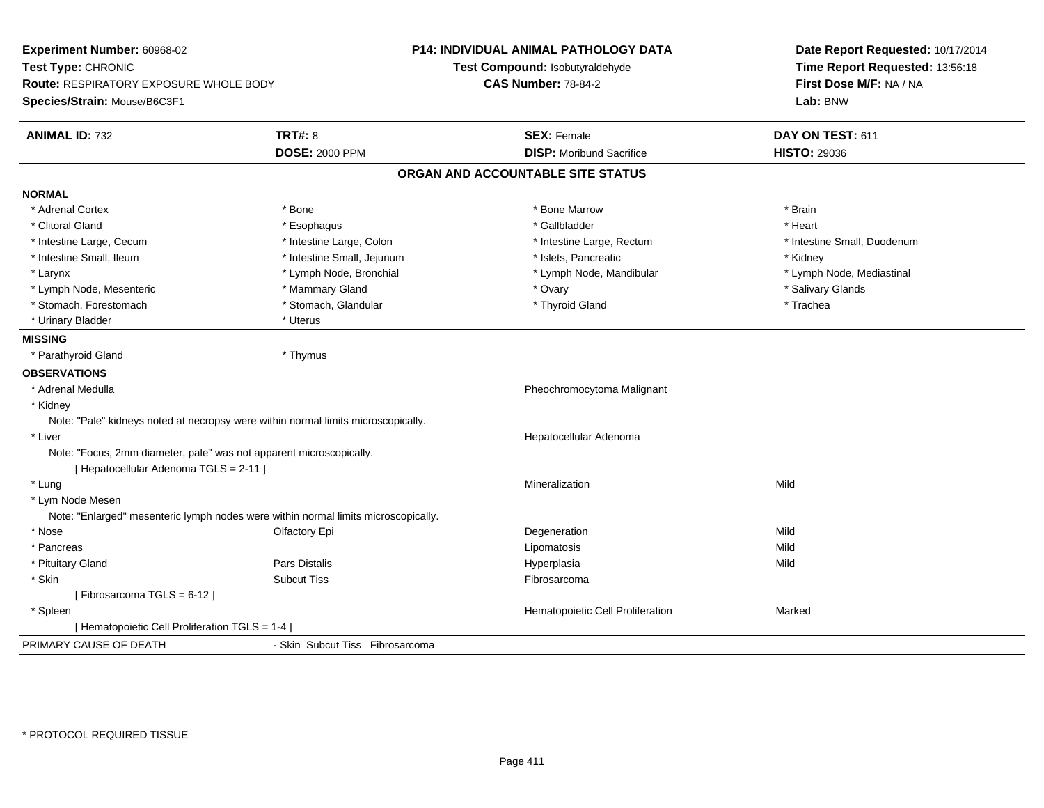**Experiment Number:** 60968-02
**Test Type:** CHRONIC
**Route:** RESPIRATORY EXPOSURE WHOLE BODY
**Species/Strain:** Mouse/B6C3F1

**P14: INDIVIDUAL ANIMAL PATHOLOGY DATA**
**Test Compound:** Isobutyraldehyde
**CAS Number:** 78-84-2

**Date Report Requested:** 10/17/2014
**Time Report Requested:** 13:56:18
**First Dose M/F:** NA / NA
**Lab:** BNW

| **ANIMAL ID:** 732 | **TRT#:** 8 | **SEX:** Female | **DAY ON TEST:** 611 |
|---|---|---|---|
| | **DOSE:** 2000 PPM | **DISP:** Moribund Sacrifice | **HISTO:** 29036 |

## ORGAN AND ACCOUNTABLE SITE STATUS

**NORMAL**

| | | | |
|---|---|---|---|
| * Adrenal Cortex | * Bone | * Bone Marrow | * Brain |
| * Clitoral Gland | * Esophagus | * Gallbladder | * Heart |
| * Intestine Large, Cecum | * Intestine Large, Colon | * Intestine Large, Rectum | * Intestine Small, Duodenum |
| * Intestine Small, Ileum | * Intestine Small, Jejunum | * Islets, Pancreatic | * Kidney |
| * Larynx | * Lymph Node, Bronchial | * Lymph Node, Mandibular | * Lymph Node, Mediastinal |
| * Lymph Node, Mesenteric | * Mammary Gland | * Ovary | * Salivary Glands |
| * Stomach, Forestomach | * Stomach, Glandular | * Thyroid Gland | * Trachea |
| * Urinary Bladder | * Uterus | | |

**MISSING**

| | |
|---|---|
| * Parathyroid Gland | * Thymus |

**OBSERVATIONS**

| Organ | Site | Observation | Severity |
|---|---|---|---|
| * Adrenal Medulla | | Pheochromocytoma Malignant | |
| * Kidney | | | |
| Note: "Pale" kidneys noted at necropsy were within normal limits microscopically. | | | |
| * Liver | | Hepatocellular Adenoma | |
| Note: "Focus, 2mm diameter, pale" was not apparent microscopically. | | | |
| [ Hepatocellular Adenoma TGLS = 2-11 ] | | | |
| * Lung | | Mineralization | Mild |
| * Lym Node Mesen | | | |
| Note: "Enlarged" mesenteric lymph nodes were within normal limits microscopically. | | | |
| * Nose | Olfactory Epi | Degeneration | Mild |
| * Pancreas | | Lipomatosis | Mild |
| * Pituitary Gland | Pars Distalis | Hyperplasia | Mild |
| * Skin | Subcut Tiss | Fibrosarcoma | |
| [ Fibrosarcoma TGLS = 6-12 ] | | | |
| * Spleen | | Hematopoietic Cell Proliferation | Marked |
| [ Hematopoietic Cell Proliferation TGLS = 1-4 ] | | | |

PRIMARY CAUSE OF DEATH - Skin Subcut Tiss Fibrosarcoma

* PROTOCOL REQUIRED TISSUE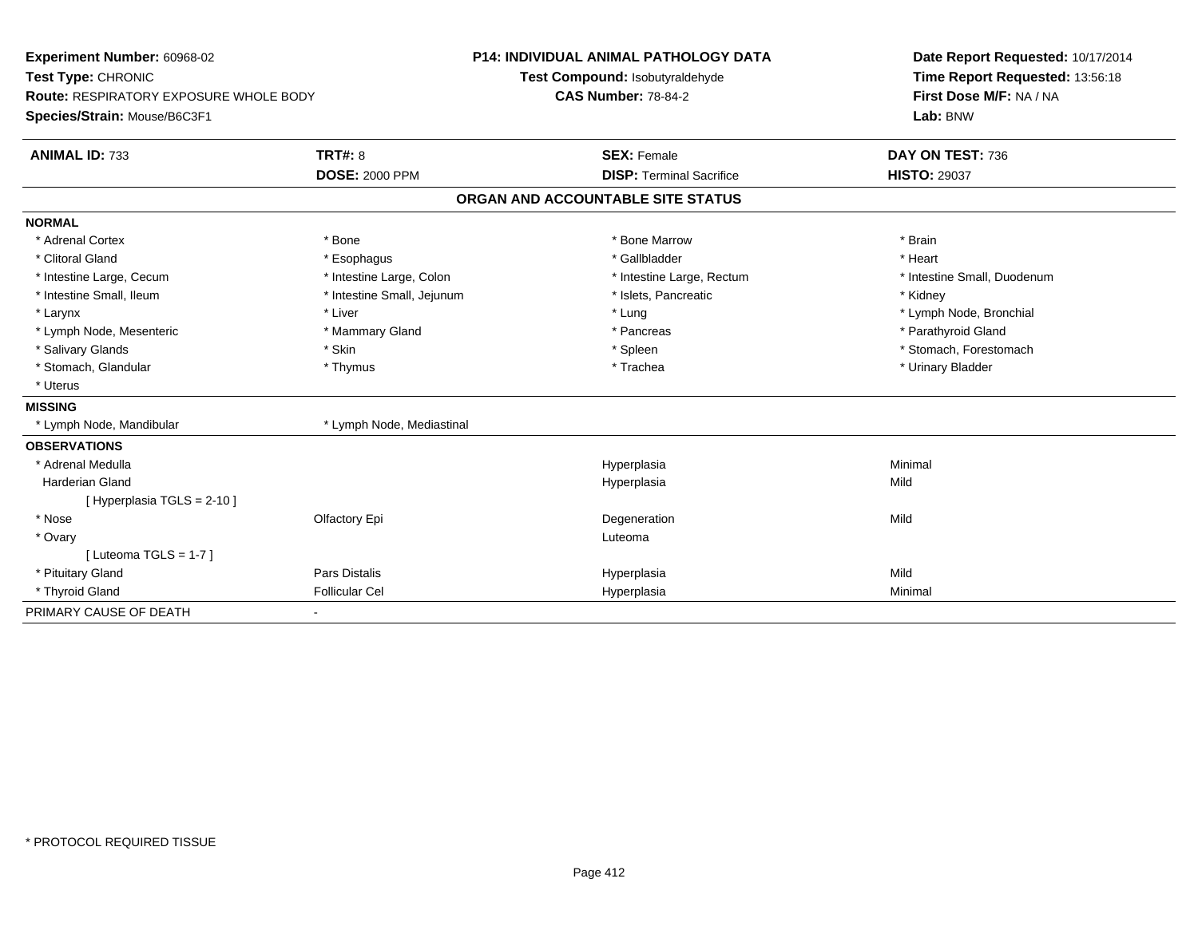**Experiment Number:** 60968-02
**Test Type:** CHRONIC
**Route:** RESPIRATORY EXPOSURE WHOLE BODY
**Species/Strain:** Mouse/B6C3F1

**P14: INDIVIDUAL ANIMAL PATHOLOGY DATA**
**Test Compound:** Isobutyraldehyde
**CAS Number:** 78-84-2

**Date Report Requested:** 10/17/2014
**Time Report Requested:** 13:56:18
**First Dose M/F:** NA / NA
**Lab:** BNW

| **ANIMAL ID:** 733 | **TRT#:** 8 | **SEX:** Female | **DAY ON TEST:** 736 |
|---|---|---|---|
| | **DOSE:** 2000 PPM | **DISP:** Terminal Sacrifice | **HISTO:** 29037 |

**ORGAN AND ACCOUNTABLE SITE STATUS**

**NORMAL**

| | | | |
|---|---|---|---|
| * Adrenal Cortex | * Bone | * Bone Marrow | * Brain |
| * Clitoral Gland | * Esophagus | * Gallbladder | * Heart |
| * Intestine Large, Cecum | * Intestine Large, Colon | * Intestine Large, Rectum | * Intestine Small, Duodenum |
| * Intestine Small, Ileum | * Intestine Small, Jejunum | * Islets, Pancreatic | * Kidney |
| * Larynx | * Liver | * Lung | * Lymph Node, Bronchial |
| * Lymph Node, Mesenteric | * Mammary Gland | * Pancreas | * Parathyroid Gland |
| * Salivary Glands | * Skin | * Spleen | * Stomach, Forestomach |
| * Stomach, Glandular | * Thymus | * Trachea | * Urinary Bladder |
| * Uterus | | | |

**MISSING**

| | |
|---|---|
| * Lymph Node, Mandibular | * Lymph Node, Mediastinal |

**OBSERVATIONS**

| | | | |
|---|---|---|---|
| * Adrenal Medulla | | Hyperplasia | Minimal |
| Harderian Gland | | Hyperplasia | Mild |
| [ Hyperplasia TGLS = 2-10 ] | | | |
| * Nose | Olfactory Epi | Degeneration | Mild |
| * Ovary | | Luteoma | |
| [ Luteoma TGLS = 1-7 ] | | | |
| * Pituitary Gland | Pars Distalis | Hyperplasia | Mild |
| * Thyroid Gland | Follicular Cel | Hyperplasia | Minimal |

PRIMARY CAUSE OF DEATH -

\* PROTOCOL REQUIRED TISSUE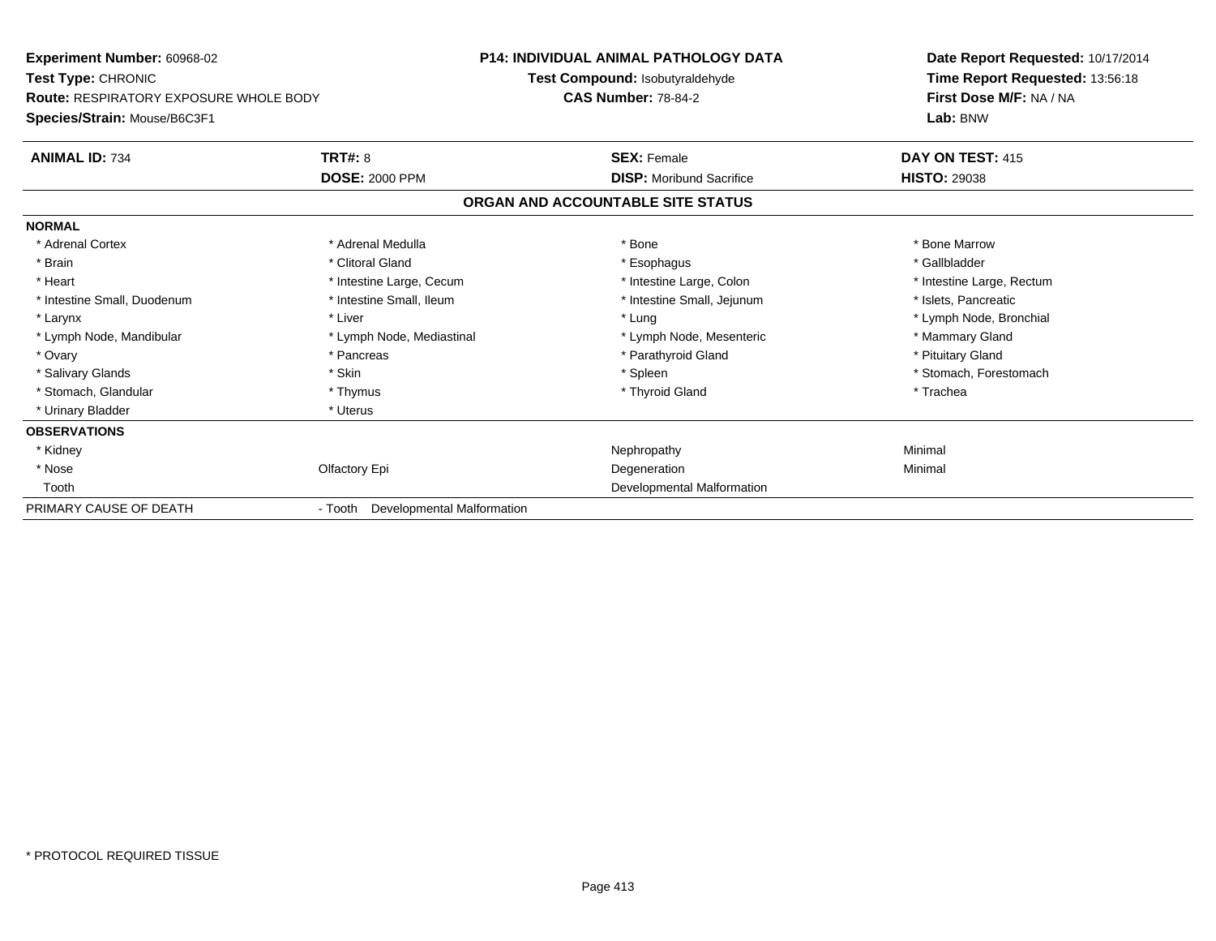**Experiment Number:** 60968-02
**Test Type:** CHRONIC
**Route:** RESPIRATORY EXPOSURE WHOLE BODY
**Species/Strain:** Mouse/B6C3F1

**P14: INDIVIDUAL ANIMAL PATHOLOGY DATA**
**Test Compound:** Isobutyraldehyde
**CAS Number:** 78-84-2

**Date Report Requested:** 10/17/2014
**Time Report Requested:** 13:56:18
**First Dose M/F:** NA / NA
**Lab:** BNW

| **ANIMAL ID:** 734 | **TRT#:** 8 | **SEX:** Female | **DAY ON TEST:** 415 |
|---|---|---|---|
| | **DOSE:** 2000 PPM | **DISP:** Moribund Sacrifice | **HISTO:** 29038 |

## ORGAN AND ACCOUNTABLE SITE STATUS

| | | | |
|---|---|---|---|
| **NORMAL** | | | |
| * Adrenal Cortex | * Adrenal Medulla | * Bone | * Bone Marrow |
| * Brain | * Clitoral Gland | * Esophagus | * Gallbladder |
| * Heart | * Intestine Large, Cecum | * Intestine Large, Colon | * Intestine Large, Rectum |
| * Intestine Small, Duodenum | * Intestine Small, Ileum | * Intestine Small, Jejunum | * Islets, Pancreatic |
| * Larynx | * Liver | * Lung | * Lymph Node, Bronchial |
| * Lymph Node, Mandibular | * Lymph Node, Mediastinal | * Lymph Node, Mesenteric | * Mammary Gland |
| * Ovary | * Pancreas | * Parathyroid Gland | * Pituitary Gland |
| * Salivary Glands | * Skin | * Spleen | * Stomach, Forestomach |
| * Stomach, Glandular | * Thymus | * Thyroid Gland | * Trachea |
| * Urinary Bladder | * Uterus | | |
| **OBSERVATIONS** | | | |
| * Kidney | | Nephropathy | Minimal |
| * Nose | Olfactory Epi | Degeneration | Minimal |
| Tooth | | Developmental Malformation | |
| PRIMARY CAUSE OF DEATH | - Tooth Developmental Malformation | | |

* PROTOCOL REQUIRED TISSUE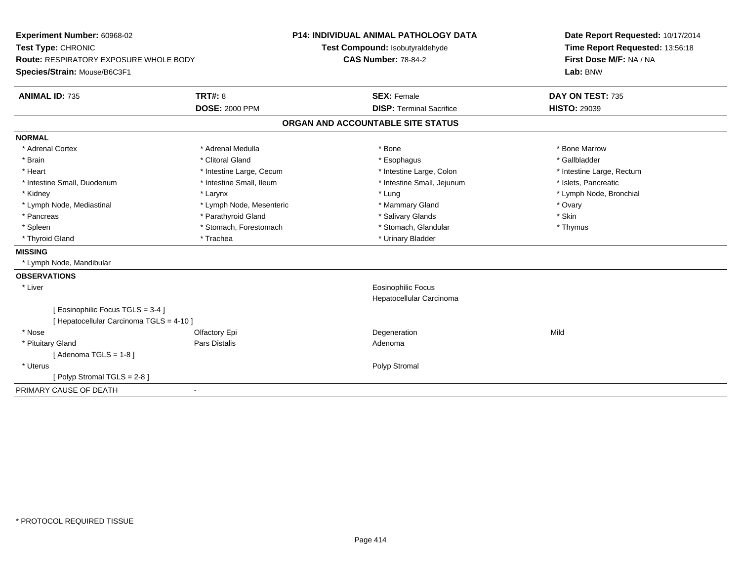**Experiment Number:** 60968-02
**Test Type:** CHRONIC
**Route:** RESPIRATORY EXPOSURE WHOLE BODY
**Species/Strain:** Mouse/B6C3F1

**P14: INDIVIDUAL ANIMAL PATHOLOGY DATA**
**Test Compound:** Isobutyraldehyde
**CAS Number:** 78-84-2

**Date Report Requested:** 10/17/2014
**Time Report Requested:** 13:56:18
**First Dose M/F:** NA / NA
**Lab:** BNW

| **ANIMAL ID:** 735 | **TRT#:** 8 | **SEX:** Female | **DAY ON TEST:** 735 |
|---|---|---|---|
| | **DOSE:** 2000 PPM | **DISP:** Terminal Sacrifice | **HISTO:** 29039 |

## ORGAN AND ACCOUNTABLE SITE STATUS

**NORMAL**

| | | | |
|---|---|---|---|
| * Adrenal Cortex | * Adrenal Medulla | * Bone | * Bone Marrow |
| * Brain | * Clitoral Gland | * Esophagus | * Gallbladder |
| * Heart | * Intestine Large, Cecum | * Intestine Large, Colon | * Intestine Large, Rectum |
| * Intestine Small, Duodenum | * Intestine Small, Ileum | * Intestine Small, Jejunum | * Islets, Pancreatic |
| * Kidney | * Larynx | * Lung | * Lymph Node, Bronchial |
| * Lymph Node, Mediastinal | * Lymph Node, Mesenteric | * Mammary Gland | * Ovary |
| * Pancreas | * Parathyroid Gland | * Salivary Glands | * Skin |
| * Spleen | * Stomach, Forestomach | * Stomach, Glandular | * Thymus |
| * Thyroid Gland | * Trachea | * Urinary Bladder | |

**MISSING**

* Lymph Node, Mandibular

**OBSERVATIONS**

| | | | |
|---|---|---|---|
| * Liver | | Eosinophilic Focus | |
| | | Hepatocellular Carcinoma | |
| [ Eosinophilic Focus TGLS = 3-4 ] | | | |
| [ Hepatocellular Carcinoma TGLS = 4-10 ] | | | |
| * Nose | Olfactory Epi | Degeneration | Mild |
| * Pituitary Gland | Pars Distalis | Adenoma | |
| [ Adenoma TGLS = 1-8 ] | | | |
| * Uterus | | Polyp Stromal | |
| [ Polyp Stromal TGLS = 2-8 ] | | | |

PRIMARY CAUSE OF DEATH -

* PROTOCOL REQUIRED TISSUE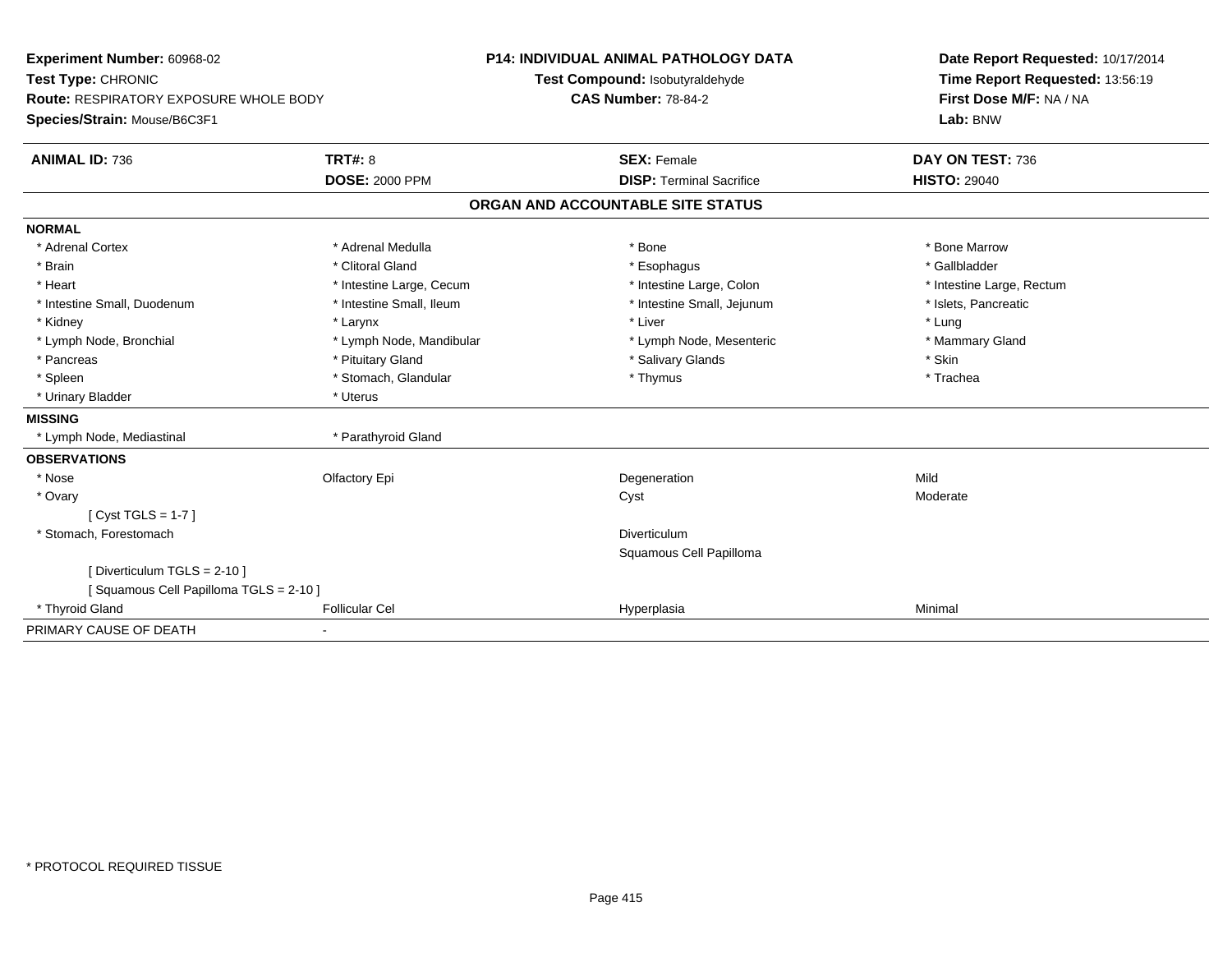**Experiment Number:** 60968-02
**Test Type:** CHRONIC
**Route:** RESPIRATORY EXPOSURE WHOLE BODY
**Species/Strain:** Mouse/B6C3F1

**P14: INDIVIDUAL ANIMAL PATHOLOGY DATA**
**Test Compound:** Isobutyraldehyde
**CAS Number:** 78-84-2

**Date Report Requested:** 10/17/2014
**Time Report Requested:** 13:56:19
**First Dose M/F:** NA / NA
**Lab:** BNW

| **ANIMAL ID:** 736 | **TRT#:** 8 | **SEX:** Female | **DAY ON TEST:** 736 |
|---|---|---|---|
| | **DOSE:** 2000 PPM | **DISP:** Terminal Sacrifice | **HISTO:** 29040 |

**ORGAN AND ACCOUNTABLE SITE STATUS**

**NORMAL**

| | | | |
|---|---|---|---|
| * Adrenal Cortex | * Adrenal Medulla | * Bone | * Bone Marrow |
| * Brain | * Clitoral Gland | * Esophagus | * Gallbladder |
| * Heart | * Intestine Large, Cecum | * Intestine Large, Colon | * Intestine Large, Rectum |
| * Intestine Small, Duodenum | * Intestine Small, Ileum | * Intestine Small, Jejunum | * Islets, Pancreatic |
| * Kidney | * Larynx | * Liver | * Lung |
| * Lymph Node, Bronchial | * Lymph Node, Mandibular | * Lymph Node, Mesenteric | * Mammary Gland |
| * Pancreas | * Pituitary Gland | * Salivary Glands | * Skin |
| * Spleen | * Stomach, Glandular | * Thymus | * Trachea |
| * Urinary Bladder | * Uterus | | |

**MISSING**

| | |
|---|---|
| * Lymph Node, Mediastinal | * Parathyroid Gland |

**OBSERVATIONS**

| | | | |
|---|---|---|---|
| * Nose | Olfactory Epi | Degeneration | Mild |
| * Ovary | | Cyst | Moderate |
| [ Cyst TGLS = 1-7 ] | | | |
| * Stomach, Forestomach | | Diverticulum | |
| | | Squamous Cell Papilloma | |
| [ Diverticulum TGLS = 2-10 ] | | | |
| [ Squamous Cell Papilloma TGLS = 2-10 ] | | | |
| * Thyroid Gland | Follicular Cel | Hyperplasia | Minimal |

PRIMARY CAUSE OF DEATH -

\* PROTOCOL REQUIRED TISSUE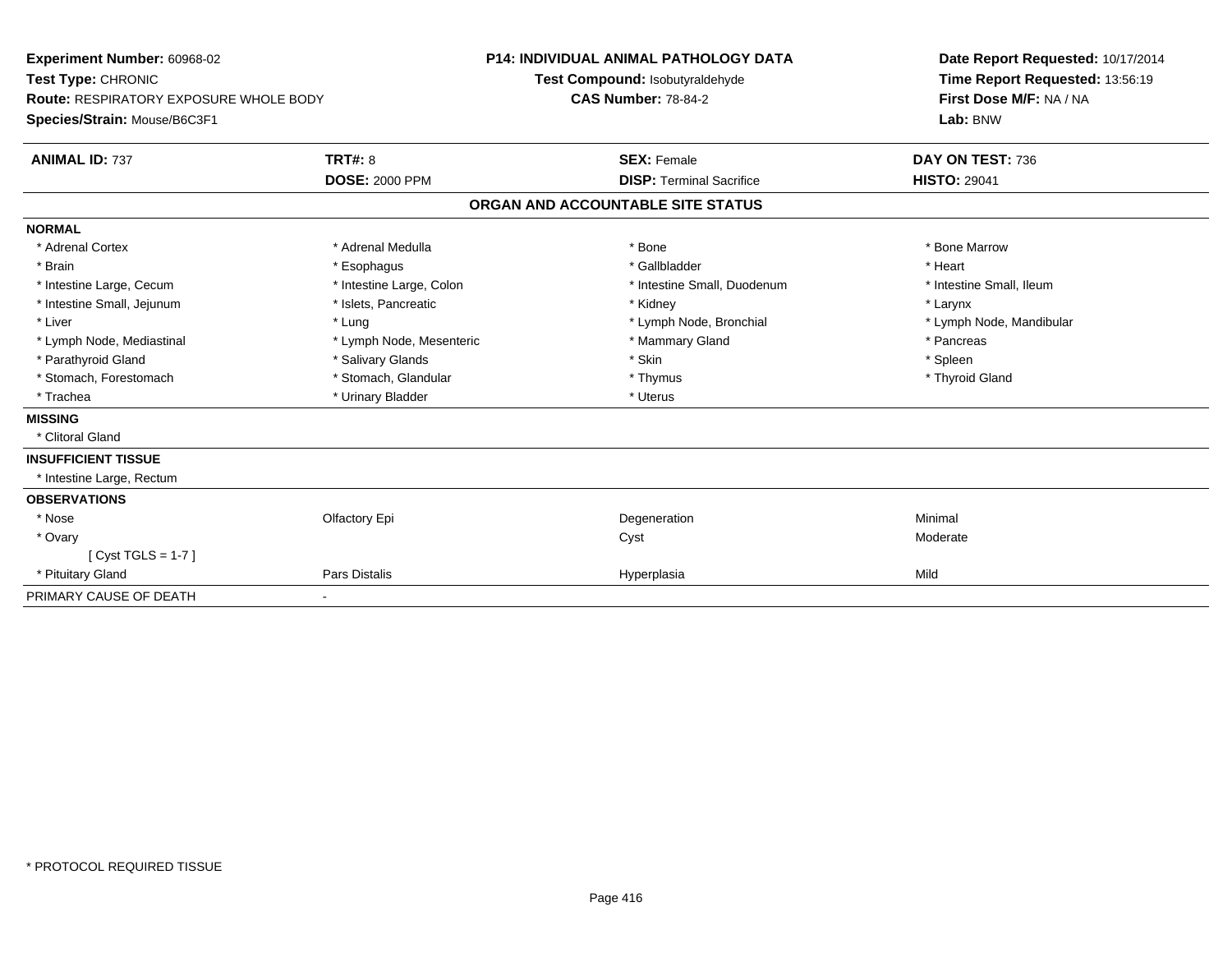**Experiment Number:** 60968-02
**Test Type:** CHRONIC
**Route:** RESPIRATORY EXPOSURE WHOLE BODY
**Species/Strain:** Mouse/B6C3F1

**P14: INDIVIDUAL ANIMAL PATHOLOGY DATA**
**Test Compound:** Isobutyraldehyde
**CAS Number:** 78-84-2

**Date Report Requested:** 10/17/2014
**Time Report Requested:** 13:56:19
**First Dose M/F:** NA / NA
**Lab:** BNW

| **ANIMAL ID:** 737 | **TRT#:** 8 | **SEX:** Female | **DAY ON TEST:** 736 |
|---|---|---|---|
| | **DOSE:** 2000 PPM | **DISP:** Terminal Sacrifice | **HISTO:** 29041 |

## ORGAN AND ACCOUNTABLE SITE STATUS

**NORMAL**

| | | | |
|---|---|---|---|
| * Adrenal Cortex | * Adrenal Medulla | * Bone | * Bone Marrow |
| * Brain | * Esophagus | * Gallbladder | * Heart |
| * Intestine Large, Cecum | * Intestine Large, Colon | * Intestine Small, Duodenum | * Intestine Small, Ileum |
| * Intestine Small, Jejunum | * Islets, Pancreatic | * Kidney | * Larynx |
| * Liver | * Lung | * Lymph Node, Bronchial | * Lymph Node, Mandibular |
| * Lymph Node, Mediastinal | * Lymph Node, Mesenteric | * Mammary Gland | * Pancreas |
| * Parathyroid Gland | * Salivary Glands | * Skin | * Spleen |
| * Stomach, Forestomach | * Stomach, Glandular | * Thymus | * Thyroid Gland |
| * Trachea | * Urinary Bladder | * Uterus | |

**MISSING**

* Clitoral Gland

**INSUFFICIENT TISSUE**

* Intestine Large, Rectum

**OBSERVATIONS**

| | | | |
|---|---|---|---|
| * Nose | Olfactory Epi | Degeneration | Minimal |
| * Ovary | | Cyst | Moderate |
| [ Cyst TGLS = 1-7 ] | | | |
| * Pituitary Gland | Pars Distalis | Hyperplasia | Mild |

PRIMARY CAUSE OF DEATH -

* PROTOCOL REQUIRED TISSUE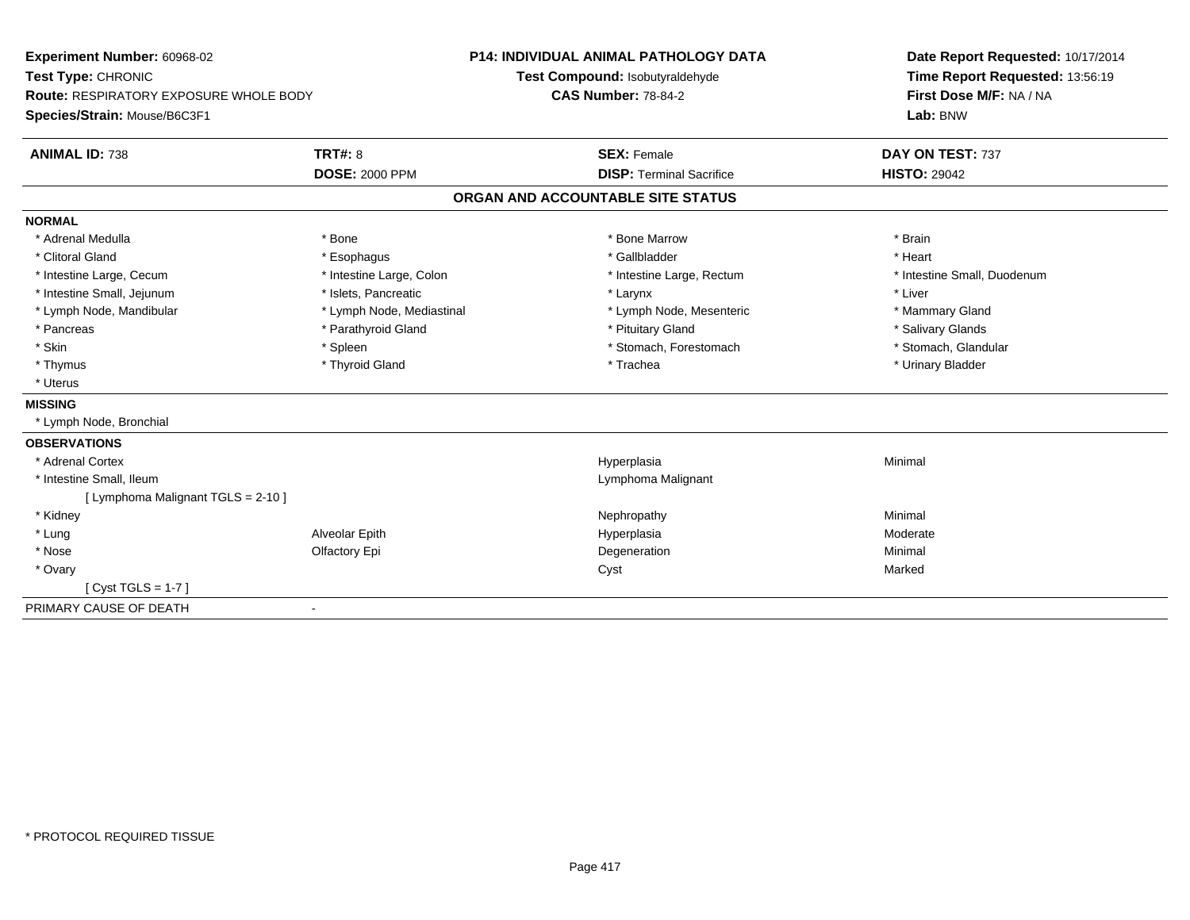**Experiment Number:** 60968-02
**Test Type:** CHRONIC
**Route:** RESPIRATORY EXPOSURE WHOLE BODY
**Species/Strain:** Mouse/B6C3F1

**P14: INDIVIDUAL ANIMAL PATHOLOGY DATA**
**Test Compound:** Isobutyraldehyde
**CAS Number:** 78-84-2

**Date Report Requested:** 10/17/2014
**Time Report Requested:** 13:56:19
**First Dose M/F:** NA / NA
**Lab:** BNW

| **ANIMAL ID:** 738 | **TRT#:** 8 | **SEX:** Female | **DAY ON TEST:** 737 |
|---|---|---|---|
| | **DOSE:** 2000 PPM | **DISP:** Terminal Sacrifice | **HISTO:** 29042 |

## ORGAN AND ACCOUNTABLE SITE STATUS

| | | | |
|---|---|---|---|
| **NORMAL** | | | |
| * Adrenal Medulla | * Bone | * Bone Marrow | * Brain |
| * Clitoral Gland | * Esophagus | * Gallbladder | * Heart |
| * Intestine Large, Cecum | * Intestine Large, Colon | * Intestine Large, Rectum | * Intestine Small, Duodenum |
| * Intestine Small, Jejunum | * Islets, Pancreatic | * Larynx | * Liver |
| * Lymph Node, Mandibular | * Lymph Node, Mediastinal | * Lymph Node, Mesenteric | * Mammary Gland |
| * Pancreas | * Parathyroid Gland | * Pituitary Gland | * Salivary Glands |
| * Skin | * Spleen | * Stomach, Forestomach | * Stomach, Glandular |
| * Thymus | * Thyroid Gland | * Trachea | * Urinary Bladder |
| * Uterus | | | |
| **MISSING** | | | |
| * Lymph Node, Bronchial | | | |
| **OBSERVATIONS** | | | |
| * Adrenal Cortex | | Hyperplasia | Minimal |
| * Intestine Small, Ileum | | Lymphoma Malignant | |
| [ Lymphoma Malignant TGLS = 2-10 ] | | | |
| * Kidney | | Nephropathy | Minimal |
| * Lung | Alveolar Epith | Hyperplasia | Moderate |
| * Nose | Olfactory Epi | Degeneration | Minimal |
| * Ovary | | Cyst | Marked |
| [ Cyst TGLS = 1-7 ] | | | |
| PRIMARY CAUSE OF DEATH | - | | |

* PROTOCOL REQUIRED TISSUE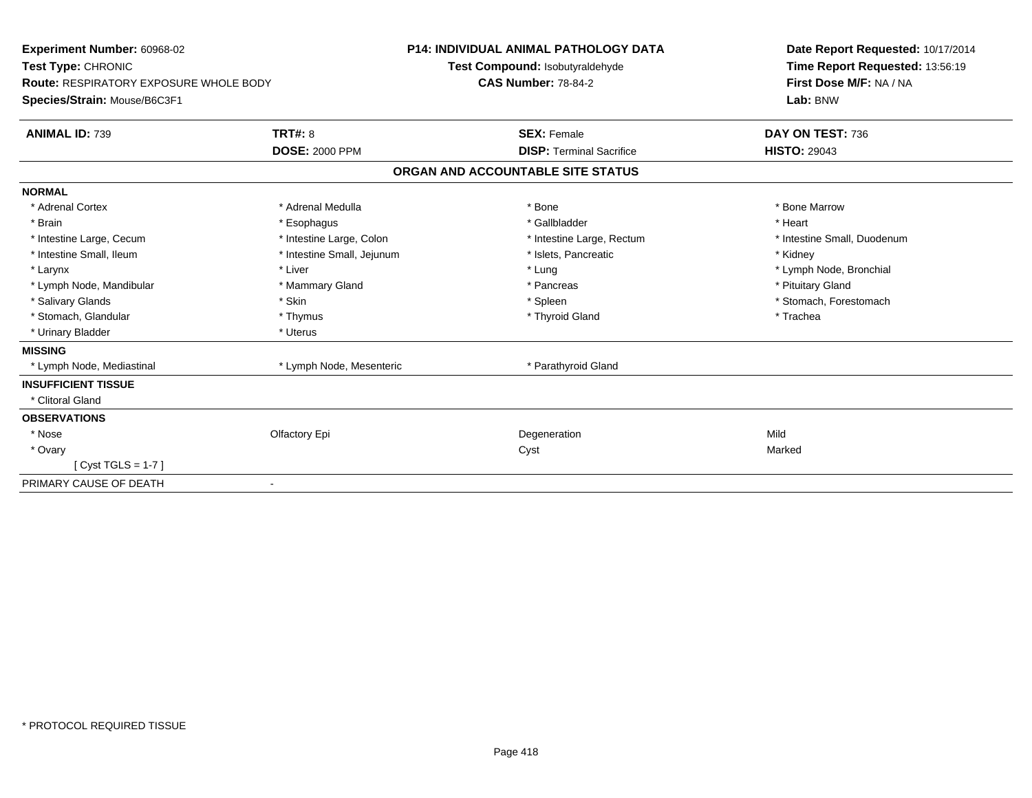**Experiment Number:** 60968-02
**Test Type:** CHRONIC
**Route:** RESPIRATORY EXPOSURE WHOLE BODY
**Species/Strain:** Mouse/B6C3F1

**P14: INDIVIDUAL ANIMAL PATHOLOGY DATA**
**Test Compound:** Isobutyraldehyde
**CAS Number:** 78-84-2

**Date Report Requested:** 10/17/2014
**Time Report Requested:** 13:56:19
**First Dose M/F:** NA / NA
**Lab:** BNW

| **ANIMAL ID:** 739 | **TRT#:** 8 | **SEX:** Female | **DAY ON TEST:** 736 |
|---|---|---|---|
| | **DOSE:** 2000 PPM | **DISP:** Terminal Sacrifice | **HISTO:** 29043 |

## ORGAN AND ACCOUNTABLE SITE STATUS

**NORMAL**

| | | | |
|---|---|---|---|
| * Adrenal Cortex | * Adrenal Medulla | * Bone | * Bone Marrow |
| * Brain | * Esophagus | * Gallbladder | * Heart |
| * Intestine Large, Cecum | * Intestine Large, Colon | * Intestine Large, Rectum | * Intestine Small, Duodenum |
| * Intestine Small, Ileum | * Intestine Small, Jejunum | * Islets, Pancreatic | * Kidney |
| * Larynx | * Liver | * Lung | * Lymph Node, Bronchial |
| * Lymph Node, Mandibular | * Mammary Gland | * Pancreas | * Pituitary Gland |
| * Salivary Glands | * Skin | * Spleen | * Stomach, Forestomach |
| * Stomach, Glandular | * Thymus | * Thyroid Gland | * Trachea |
| * Urinary Bladder | * Uterus | | |

**MISSING**

| | | |
|---|---|---|
| * Lymph Node, Mediastinal | * Lymph Node, Mesenteric | * Parathyroid Gland |

**INSUFFICIENT TISSUE**

* Clitoral Gland

**OBSERVATIONS**

| | | | |
|---|---|---|---|
| * Nose | Olfactory Epi | Degeneration | Mild |
| * Ovary | | Cyst | Marked |
| [ Cyst TGLS = 1-7 ] | | | |

PRIMARY CAUSE OF DEATH -

* PROTOCOL REQUIRED TISSUE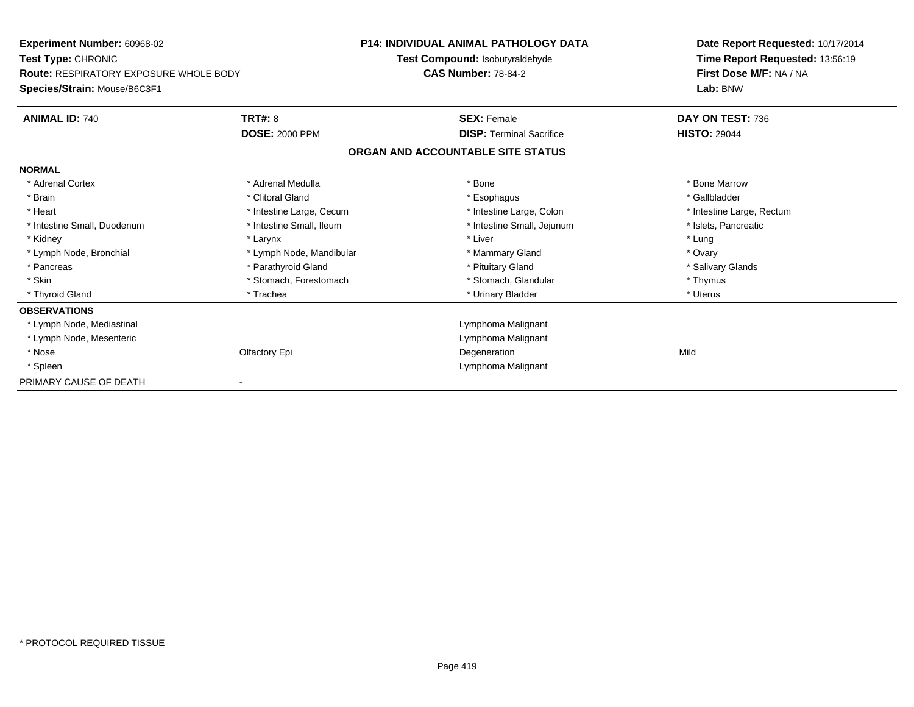**Experiment Number:** 60968-02
**Test Type:** CHRONIC
**Route:** RESPIRATORY EXPOSURE WHOLE BODY
**Species/Strain:** Mouse/B6C3F1

**P14: INDIVIDUAL ANIMAL PATHOLOGY DATA**
**Test Compound:** Isobutyraldehyde
**CAS Number:** 78-84-2

**Date Report Requested:** 10/17/2014
**Time Report Requested:** 13:56:19
**First Dose M/F:** NA / NA
**Lab:** BNW

| **ANIMAL ID:** 740 | **TRT#:** 8 | **SEX:** Female | **DAY ON TEST:** 736 |
|---|---|---|---|
| | **DOSE:** 2000 PPM | **DISP:** Terminal Sacrifice | **HISTO:** 29044 |

## ORGAN AND ACCOUNTABLE SITE STATUS

| | | | |
|---|---|---|---|
| **NORMAL** | | | |
| * Adrenal Cortex | * Adrenal Medulla | * Bone | * Bone Marrow |
| * Brain | * Clitoral Gland | * Esophagus | * Gallbladder |
| * Heart | * Intestine Large, Cecum | * Intestine Large, Colon | * Intestine Large, Rectum |
| * Intestine Small, Duodenum | * Intestine Small, Ileum | * Intestine Small, Jejunum | * Islets, Pancreatic |
| * Kidney | * Larynx | * Liver | * Lung |
| * Lymph Node, Bronchial | * Lymph Node, Mandibular | * Mammary Gland | * Ovary |
| * Pancreas | * Parathyroid Gland | * Pituitary Gland | * Salivary Glands |
| * Skin | * Stomach, Forestomach | * Stomach, Glandular | * Thymus |
| * Thyroid Gland | * Trachea | * Urinary Bladder | * Uterus |
| **OBSERVATIONS** | | | |
| * Lymph Node, Mediastinal | | Lymphoma Malignant | |
| * Lymph Node, Mesenteric | | Lymphoma Malignant | |
| * Nose | Olfactory Epi | Degeneration | Mild |
| * Spleen | | Lymphoma Malignant | |
| PRIMARY CAUSE OF DEATH | - | | |

* PROTOCOL REQUIRED TISSUE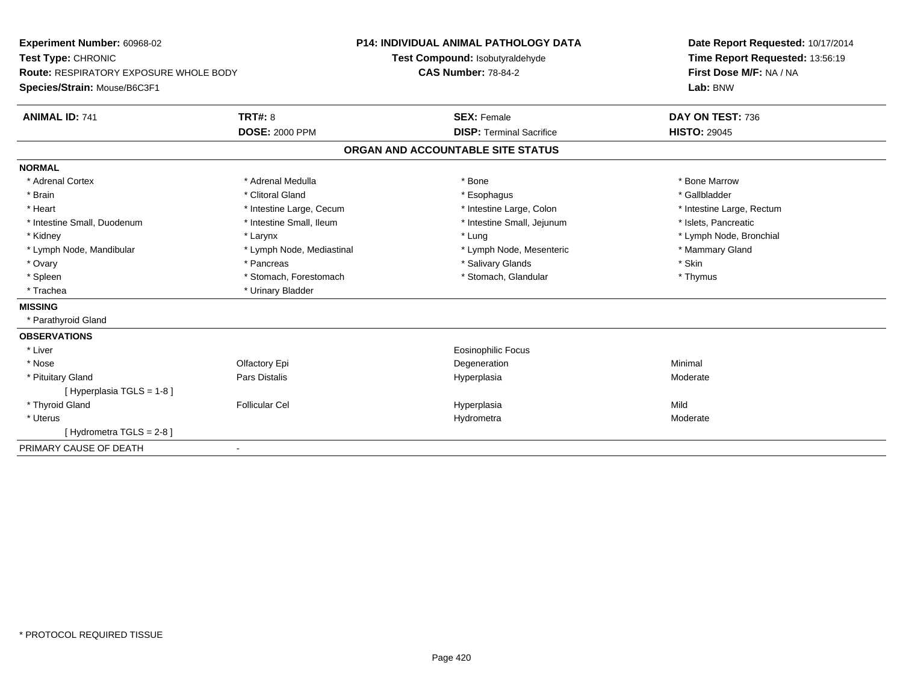**Experiment Number:** 60968-02
**Test Type:** CHRONIC
**Route:** RESPIRATORY EXPOSURE WHOLE BODY
**Species/Strain:** Mouse/B6C3F1

**P14: INDIVIDUAL ANIMAL PATHOLOGY DATA**
**Test Compound:** Isobutyraldehyde
**CAS Number:** 78-84-2

**Date Report Requested:** 10/17/2014
**Time Report Requested:** 13:56:19
**First Dose M/F:** NA / NA
**Lab:** BNW

| **ANIMAL ID:** 741 | **TRT#:** 8 | **SEX:** Female | **DAY ON TEST:** 736 |
|---|---|---|---|
| | **DOSE:** 2000 PPM | **DISP:** Terminal Sacrifice | **HISTO:** 29045 |

## ORGAN AND ACCOUNTABLE SITE STATUS

**NORMAL**

| | | | |
|---|---|---|---|
| * Adrenal Cortex | * Adrenal Medulla | * Bone | * Bone Marrow |
| * Brain | * Clitoral Gland | * Esophagus | * Gallbladder |
| * Heart | * Intestine Large, Cecum | * Intestine Large, Colon | * Intestine Large, Rectum |
| * Intestine Small, Duodenum | * Intestine Small, Ileum | * Intestine Small, Jejunum | * Islets, Pancreatic |
| * Kidney | * Larynx | * Lung | * Lymph Node, Bronchial |
| * Lymph Node, Mandibular | * Lymph Node, Mediastinal | * Lymph Node, Mesenteric | * Mammary Gland |
| * Ovary | * Pancreas | * Salivary Glands | * Skin |
| * Spleen | * Stomach, Forestomach | * Stomach, Glandular | * Thymus |
| * Trachea | * Urinary Bladder | | |

**MISSING**

* Parathyroid Gland

**OBSERVATIONS**

| | | | |
|---|---|---|---|
| * Liver | | Eosinophilic Focus | |
| * Nose | Olfactory Epi | Degeneration | Minimal |
| * Pituitary Gland | Pars Distalis | Hyperplasia | Moderate |
| [ Hyperplasia TGLS = 1-8 ] | | | |
| * Thyroid Gland | Follicular Cel | Hyperplasia | Mild |
| * Uterus | | Hydrometra | Moderate |
| [ Hydrometra TGLS = 2-8 ] | | | |

PRIMARY CAUSE OF DEATH -

* PROTOCOL REQUIRED TISSUE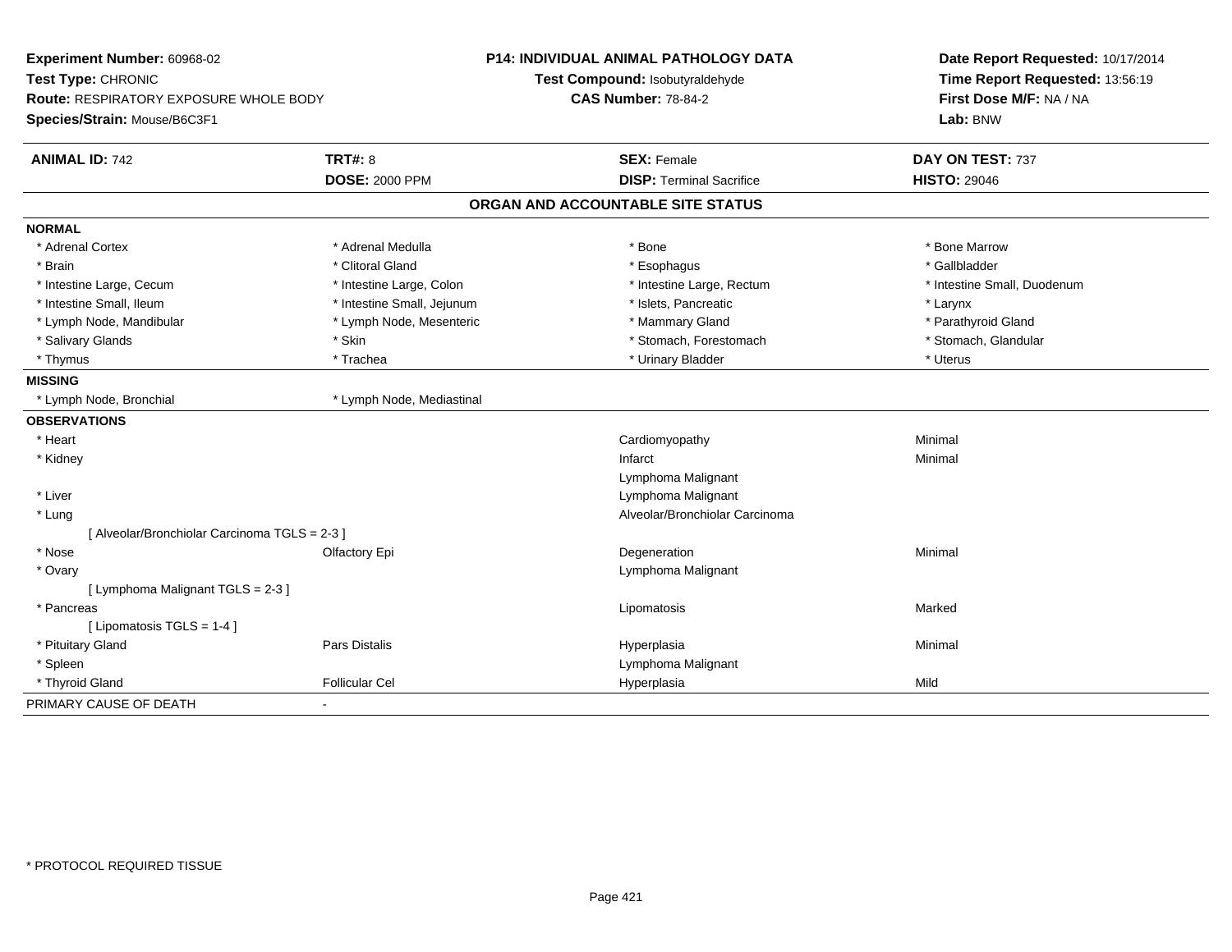**Experiment Number:** 60968-02
**Test Type:** CHRONIC
**Route:** RESPIRATORY EXPOSURE WHOLE BODY
**Species/Strain:** Mouse/B6C3F1

**P14: INDIVIDUAL ANIMAL PATHOLOGY DATA**
**Test Compound:** Isobutyraldehyde
**CAS Number:** 78-84-2

**Date Report Requested:** 10/17/2014
**Time Report Requested:** 13:56:19
**First Dose M/F:** NA / NA
**Lab:** BNW

| **ANIMAL ID:** 742 | **TRT#:** 8 | **SEX:** Female | **DAY ON TEST:** 737 |
|---|---|---|---|
| | **DOSE:** 2000 PPM | **DISP:** Terminal Sacrifice | **HISTO:** 29046 |

## ORGAN AND ACCOUNTABLE SITE STATUS

**NORMAL**

| | | | |
|---|---|---|---|
| * Adrenal Cortex | * Adrenal Medulla | * Bone | * Bone Marrow |
| * Brain | * Clitoral Gland | * Esophagus | * Gallbladder |
| * Intestine Large, Cecum | * Intestine Large, Colon | * Intestine Large, Rectum | * Intestine Small, Duodenum |
| * Intestine Small, Ileum | * Intestine Small, Jejunum | * Islets, Pancreatic | * Larynx |
| * Lymph Node, Mandibular | * Lymph Node, Mesenteric | * Mammary Gland | * Parathyroid Gland |
| * Salivary Glands | * Skin | * Stomach, Forestomach | * Stomach, Glandular |
| * Thymus | * Trachea | * Urinary Bladder | * Uterus |

**MISSING**

| | |
|---|---|
| * Lymph Node, Bronchial | * Lymph Node, Mediastinal |

**OBSERVATIONS**

| | | | |
|---|---|---|---|
| * Heart | | Cardiomyopathy | Minimal |
| * Kidney | | Infarct | Minimal |
| | | Lymphoma Malignant | |
| * Liver | | Lymphoma Malignant | |
| * Lung | | Alveolar/Bronchiolar Carcinoma | |
| [ Alveolar/Bronchiolar Carcinoma TGLS = 2-3 ] | | | |
| * Nose | Olfactory Epi | Degeneration | Minimal |
| * Ovary | | Lymphoma Malignant | |
| [ Lymphoma Malignant TGLS = 2-3 ] | | | |
| * Pancreas | | Lipomatosis | Marked |
| [ Lipomatosis TGLS = 1-4 ] | | | |
| * Pituitary Gland | Pars Distalis | Hyperplasia | Minimal |
| * Spleen | | Lymphoma Malignant | |
| * Thyroid Gland | Follicular Cel | Hyperplasia | Mild |

PRIMARY CAUSE OF DEATH -

* PROTOCOL REQUIRED TISSUE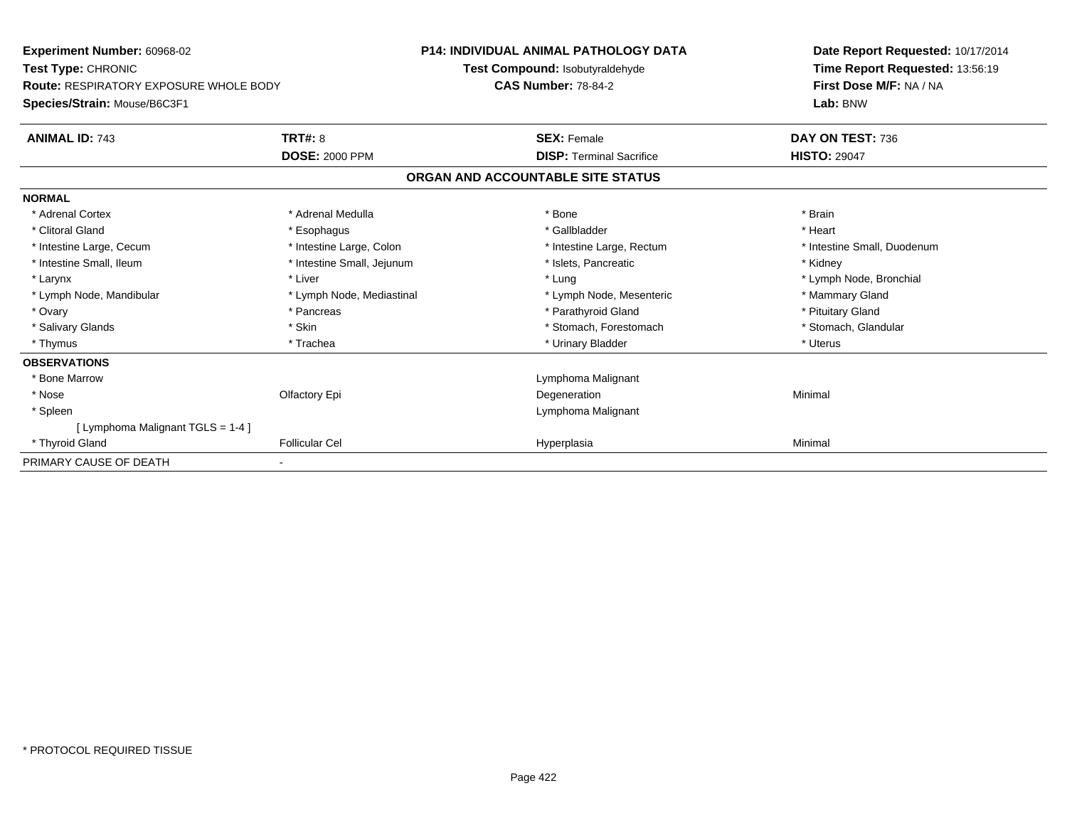**Experiment Number:** 60968-02
**Test Type:** CHRONIC
**Route:** RESPIRATORY EXPOSURE WHOLE BODY
**Species/Strain:** Mouse/B6C3F1

**P14: INDIVIDUAL ANIMAL PATHOLOGY DATA**
**Test Compound:** Isobutyraldehyde
**CAS Number:** 78-84-2

**Date Report Requested:** 10/17/2014
**Time Report Requested:** 13:56:19
**First Dose M/F:** NA / NA
**Lab:** BNW

| **ANIMAL ID:** 743 | **TRT#:** 8 | **SEX:** Female | **DAY ON TEST:** 736 |
|---|---|---|---|
| | **DOSE:** 2000 PPM | **DISP:** Terminal Sacrifice | **HISTO:** 29047 |

## ORGAN AND ACCOUNTABLE SITE STATUS

| | | | |
|---|---|---|---|
| **NORMAL** | | | |
| * Adrenal Cortex | * Adrenal Medulla | * Bone | * Brain |
| * Clitoral Gland | * Esophagus | * Gallbladder | * Heart |
| * Intestine Large, Cecum | * Intestine Large, Colon | * Intestine Large, Rectum | * Intestine Small, Duodenum |
| * Intestine Small, Ileum | * Intestine Small, Jejunum | * Islets, Pancreatic | * Kidney |
| * Larynx | * Liver | * Lung | * Lymph Node, Bronchial |
| * Lymph Node, Mandibular | * Lymph Node, Mediastinal | * Lymph Node, Mesenteric | * Mammary Gland |
| * Ovary | * Pancreas | * Parathyroid Gland | * Pituitary Gland |
| * Salivary Glands | * Skin | * Stomach, Forestomach | * Stomach, Glandular |
| * Thymus | * Trachea | * Urinary Bladder | * Uterus |
| **OBSERVATIONS** | | | |
| * Bone Marrow | | Lymphoma Malignant | |
| * Nose | Olfactory Epi | Degeneration | Minimal |
| * Spleen | | Lymphoma Malignant | |
| [ Lymphoma Malignant TGLS = 1-4 ] | | | |
| * Thyroid Gland | Follicular Cel | Hyperplasia | Minimal |
| PRIMARY CAUSE OF DEATH | - | | |

* PROTOCOL REQUIRED TISSUE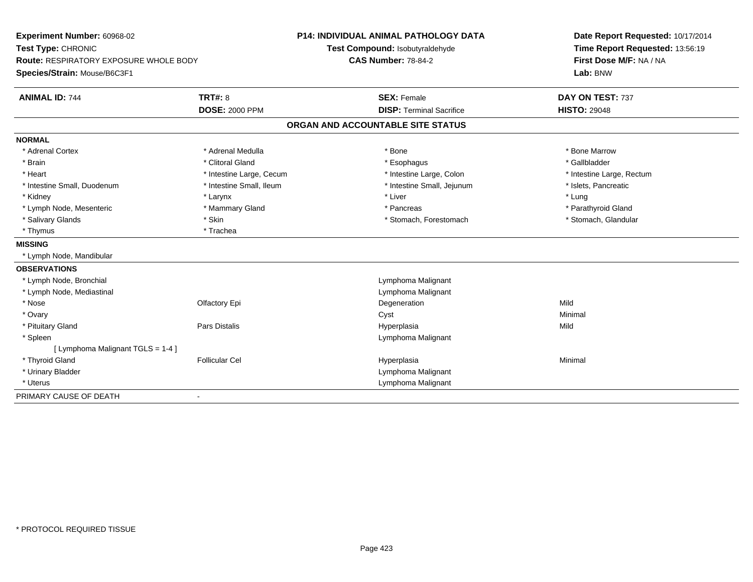**Experiment Number:** 60968-02
**Test Type:** CHRONIC
**Route:** RESPIRATORY EXPOSURE WHOLE BODY
**Species/Strain:** Mouse/B6C3F1

**P14: INDIVIDUAL ANIMAL PATHOLOGY DATA**
**Test Compound:** Isobutyraldehyde
**CAS Number:** 78-84-2

**Date Report Requested:** 10/17/2014
**Time Report Requested:** 13:56:19
**First Dose M/F:** NA / NA
**Lab:** BNW

| **ANIMAL ID:** 744 | **TRT#:** 8 | **SEX:** Female | **DAY ON TEST:** 737 |
|---|---|---|---|
| | **DOSE:** 2000 PPM | **DISP:** Terminal Sacrifice | **HISTO:** 29048 |

## ORGAN AND ACCOUNTABLE SITE STATUS

| | | | |
|---|---|---|---|
| **NORMAL** | | | |
| * Adrenal Cortex | * Adrenal Medulla | * Bone | * Bone Marrow |
| * Brain | * Clitoral Gland | * Esophagus | * Gallbladder |
| * Heart | * Intestine Large, Cecum | * Intestine Large, Colon | * Intestine Large, Rectum |
| * Intestine Small, Duodenum | * Intestine Small, Ileum | * Intestine Small, Jejunum | * Islets, Pancreatic |
| * Kidney | * Larynx | * Liver | * Lung |
| * Lymph Node, Mesenteric | * Mammary Gland | * Pancreas | * Parathyroid Gland |
| * Salivary Glands | * Skin | * Stomach, Forestomach | * Stomach, Glandular |
| * Thymus | * Trachea | | |
| **MISSING** | | | |
| * Lymph Node, Mandibular | | | |
| **OBSERVATIONS** | | | |
| * Lymph Node, Bronchial | | Lymphoma Malignant | |
| * Lymph Node, Mediastinal | | Lymphoma Malignant | |
| * Nose | Olfactory Epi | Degeneration | Mild |
| * Ovary | | Cyst | Minimal |
| * Pituitary Gland | Pars Distalis | Hyperplasia | Mild |
| * Spleen | | Lymphoma Malignant | |
| [ Lymphoma Malignant TGLS = 1-4 ] | | | |
| * Thyroid Gland | Follicular Cel | Hyperplasia | Minimal |
| * Urinary Bladder | | Lymphoma Malignant | |
| * Uterus | | Lymphoma Malignant | |
| PRIMARY CAUSE OF DEATH | - | | |

\* PROTOCOL REQUIRED TISSUE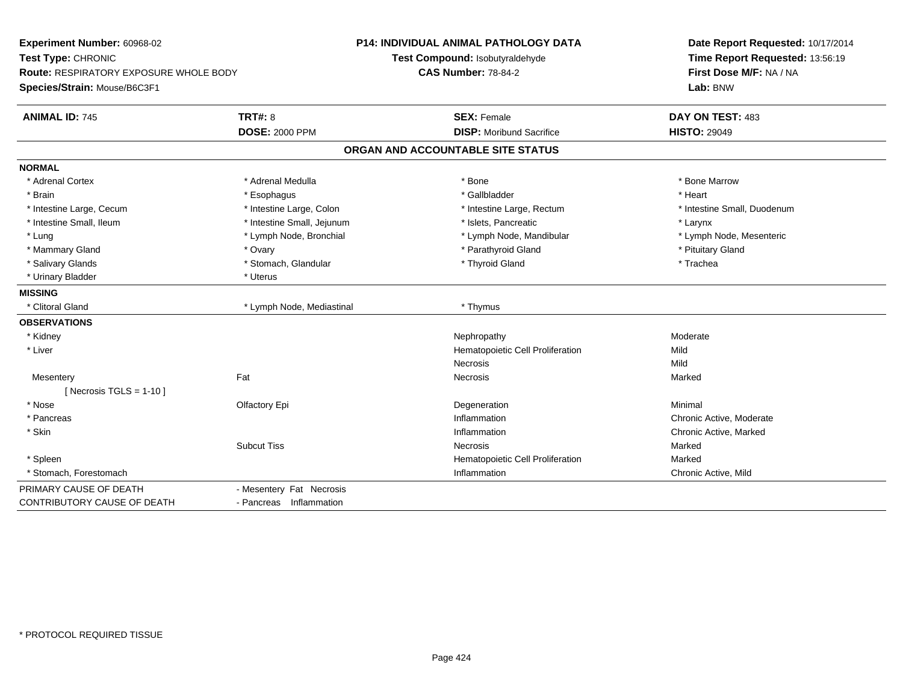**Experiment Number:** 60968-02
**Test Type:** CHRONIC
**Route:** RESPIRATORY EXPOSURE WHOLE BODY
**Species/Strain:** Mouse/B6C3F1

**P14: INDIVIDUAL ANIMAL PATHOLOGY DATA**
**Test Compound:** Isobutyraldehyde
**CAS Number:** 78-84-2

**Date Report Requested:** 10/17/2014
**Time Report Requested:** 13:56:19
**First Dose M/F:** NA / NA
**Lab:** BNW

| **ANIMAL ID:** 745 | **TRT#:** 8 | **SEX:** Female | **DAY ON TEST:** 483 |
|---|---|---|---|
| | **DOSE:** 2000 PPM | **DISP:** Moribund Sacrifice | **HISTO:** 29049 |

## ORGAN AND ACCOUNTABLE SITE STATUS

**NORMAL**

| | | | |
|---|---|---|---|
| * Adrenal Cortex | * Adrenal Medulla | * Bone | * Bone Marrow |
| * Brain | * Esophagus | * Gallbladder | * Heart |
| * Intestine Large, Cecum | * Intestine Large, Colon | * Intestine Large, Rectum | * Intestine Small, Duodenum |
| * Intestine Small, Ileum | * Intestine Small, Jejunum | * Islets, Pancreatic | * Larynx |
| * Lung | * Lymph Node, Bronchial | * Lymph Node, Mandibular | * Lymph Node, Mesenteric |
| * Mammary Gland | * Ovary | * Parathyroid Gland | * Pituitary Gland |
| * Salivary Glands | * Stomach, Glandular | * Thyroid Gland | * Trachea |
| * Urinary Bladder | * Uterus | | |

**MISSING**

| | | |
|---|---|---|
| * Clitoral Gland | * Lymph Node, Mediastinal | * Thymus |

**OBSERVATIONS**

| Organ | Site | Observation | Severity |
|---|---|---|---|
| * Kidney | | Nephropathy | Moderate |
| * Liver | | Hematopoietic Cell Proliferation | Mild |
| | | Necrosis | Mild |
| Mesentery | Fat | Necrosis | Marked |
| [ Necrosis TGLS = 1-10 ] | | | |
| * Nose | Olfactory Epi | Degeneration | Minimal |
| * Pancreas | | Inflammation | Chronic Active, Moderate |
| * Skin | | Inflammation | Chronic Active, Marked |
| | Subcut Tiss | Necrosis | Marked |
| * Spleen | | Hematopoietic Cell Proliferation | Marked |
| * Stomach, Forestomach | | Inflammation | Chronic Active, Mild |

| | |
|---|---|
| PRIMARY CAUSE OF DEATH | - Mesentery Fat Necrosis |
| CONTRIBUTORY CAUSE OF DEATH | - Pancreas Inflammation |

* PROTOCOL REQUIRED TISSUE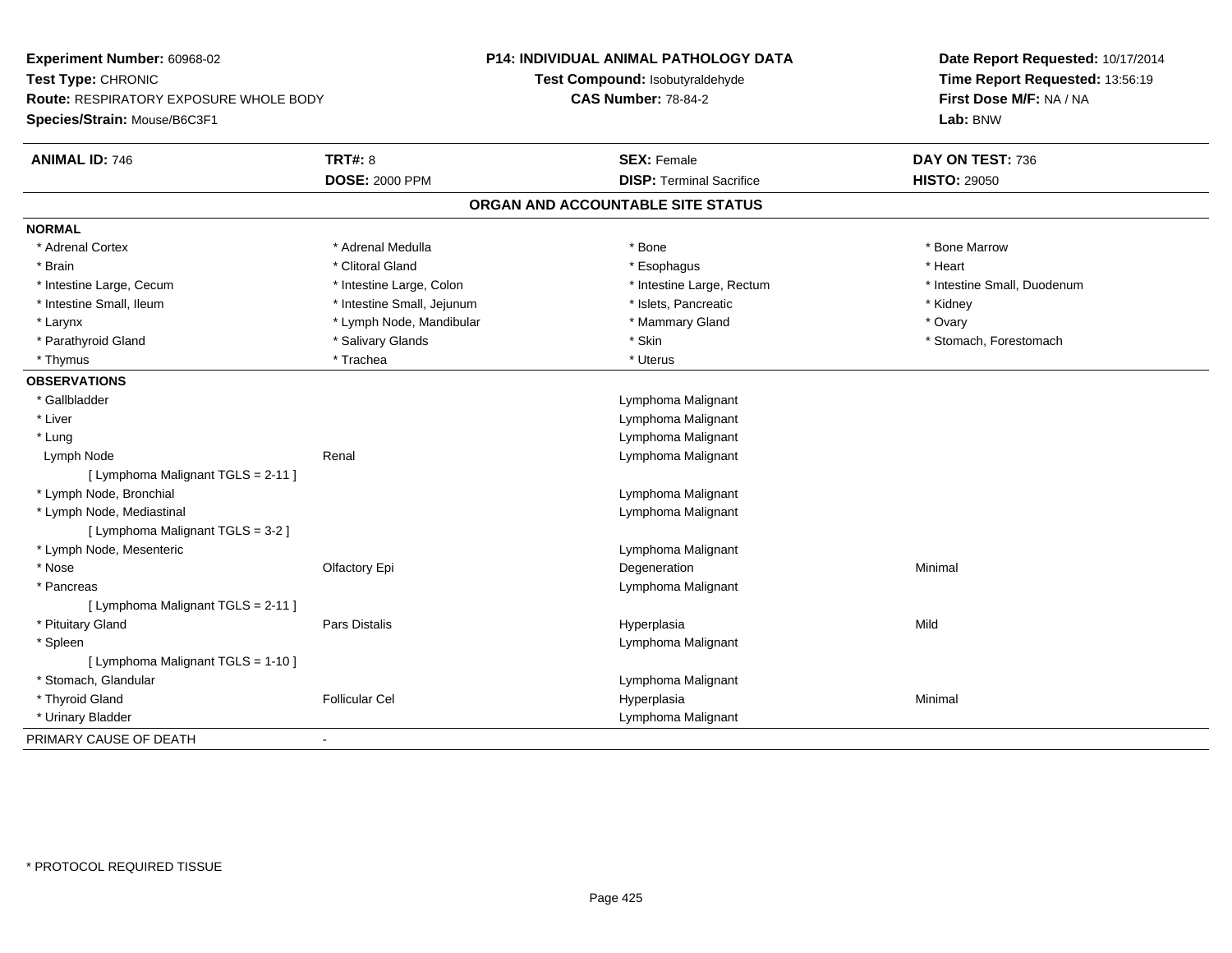**Experiment Number:** 60968-02
**Test Type:** CHRONIC
**Route:** RESPIRATORY EXPOSURE WHOLE BODY
**Species/Strain:** Mouse/B6C3F1

**P14: INDIVIDUAL ANIMAL PATHOLOGY DATA**
**Test Compound:** Isobutyraldehyde
**CAS Number:** 78-84-2

**Date Report Requested:** 10/17/2014
**Time Report Requested:** 13:56:19
**First Dose M/F:** NA / NA
**Lab:** BNW

| **ANIMAL ID:** 746 | **TRT#:** 8 | **SEX:** Female | **DAY ON TEST:** 736 |
|---|---|---|---|
| | **DOSE:** 2000 PPM | **DISP:** Terminal Sacrifice | **HISTO:** 29050 |

**ORGAN AND ACCOUNTABLE SITE STATUS**

**NORMAL**

| | | | |
|---|---|---|---|
| * Adrenal Cortex | * Adrenal Medulla | * Bone | * Bone Marrow |
| * Brain | * Clitoral Gland | * Esophagus | * Heart |
| * Intestine Large, Cecum | * Intestine Large, Colon | * Intestine Large, Rectum | * Intestine Small, Duodenum |
| * Intestine Small, Ileum | * Intestine Small, Jejunum | * Islets, Pancreatic | * Kidney |
| * Larynx | * Lymph Node, Mandibular | * Mammary Gland | * Ovary |
| * Parathyroid Gland | * Salivary Glands | * Skin | * Stomach, Forestomach |
| * Thymus | * Trachea | * Uterus | |

**OBSERVATIONS**

| | | | |
|---|---|---|---|
| * Gallbladder | | Lymphoma Malignant | |
| * Liver | | Lymphoma Malignant | |
| * Lung | | Lymphoma Malignant | |
| Lymph Node | Renal | Lymphoma Malignant | |
| [ Lymphoma Malignant TGLS = 2-11 ] | | | |
| * Lymph Node, Bronchial | | Lymphoma Malignant | |
| * Lymph Node, Mediastinal | | Lymphoma Malignant | |
| [ Lymphoma Malignant TGLS = 3-2 ] | | | |
| * Lymph Node, Mesenteric | | Lymphoma Malignant | |
| * Nose | Olfactory Epi | Degeneration | Minimal |
| * Pancreas | | Lymphoma Malignant | |
| [ Lymphoma Malignant TGLS = 2-11 ] | | | |
| * Pituitary Gland | Pars Distalis | Hyperplasia | Mild |
| * Spleen | | Lymphoma Malignant | |
| [ Lymphoma Malignant TGLS = 1-10 ] | | | |
| * Stomach, Glandular | | Lymphoma Malignant | |
| * Thyroid Gland | Follicular Cel | Hyperplasia | Minimal |
| * Urinary Bladder | | Lymphoma Malignant | |

PRIMARY CAUSE OF DEATH -

* PROTOCOL REQUIRED TISSUE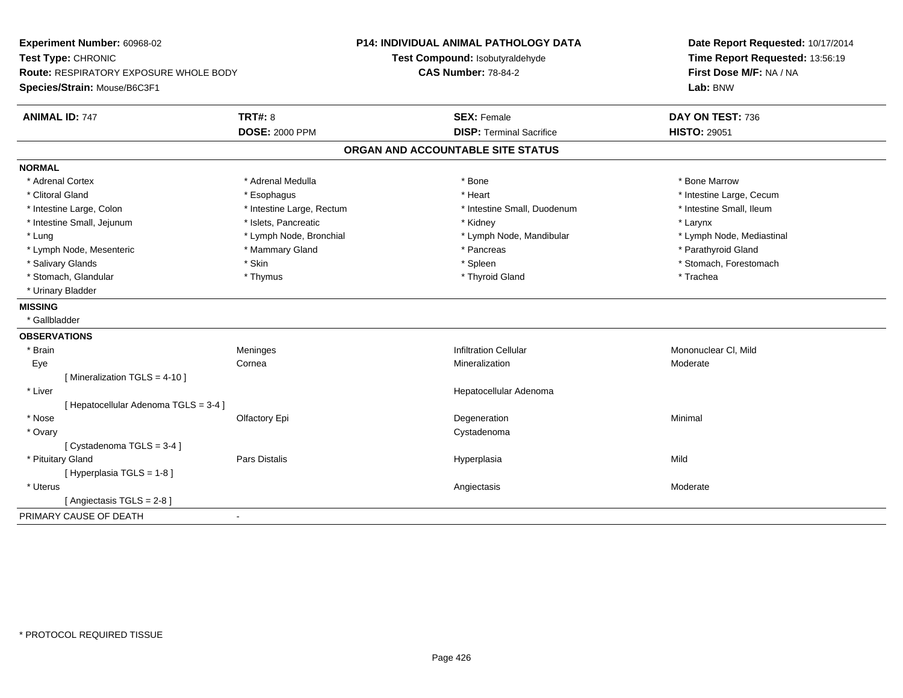**Experiment Number:** 60968-02
**Test Type:** CHRONIC
**Route:** RESPIRATORY EXPOSURE WHOLE BODY
**Species/Strain:** Mouse/B6C3F1

**P14: INDIVIDUAL ANIMAL PATHOLOGY DATA**
**Test Compound:** Isobutyraldehyde
**CAS Number:** 78-84-2

**Date Report Requested:** 10/17/2014
**Time Report Requested:** 13:56:19
**First Dose M/F:** NA / NA
**Lab:** BNW

| **ANIMAL ID:** 747 | **TRT#:** 8 | **SEX:** Female | **DAY ON TEST:** 736 |
|---|---|---|---|
| | **DOSE:** 2000 PPM | **DISP:** Terminal Sacrifice | **HISTO:** 29051 |

## ORGAN AND ACCOUNTABLE SITE STATUS

**NORMAL**

| | | | |
|---|---|---|---|
| * Adrenal Cortex | * Adrenal Medulla | * Bone | * Bone Marrow |
| * Clitoral Gland | * Esophagus | * Heart | * Intestine Large, Cecum |
| * Intestine Large, Colon | * Intestine Large, Rectum | * Intestine Small, Duodenum | * Intestine Small, Ileum |
| * Intestine Small, Jejunum | * Islets, Pancreatic | * Kidney | * Larynx |
| * Lung | * Lymph Node, Bronchial | * Lymph Node, Mandibular | * Lymph Node, Mediastinal |
| * Lymph Node, Mesenteric | * Mammary Gland | * Pancreas | * Parathyroid Gland |
| * Salivary Glands | * Skin | * Spleen | * Stomach, Forestomach |
| * Stomach, Glandular | * Thymus | * Thyroid Gland | * Trachea |
| * Urinary Bladder | | | |

**MISSING**

* Gallbladder

**OBSERVATIONS**

| | | | |
|---|---|---|---|
| * Brain | Meninges | Infiltration Cellular | Mononuclear Cl, Mild |
| Eye | Cornea | Mineralization | Moderate |
| [ Mineralization TGLS = 4-10 ] | | | |
| * Liver | | Hepatocellular Adenoma | |
| [ Hepatocellular Adenoma TGLS = 3-4 ] | | | |
| * Nose | Olfactory Epi | Degeneration | Minimal |
| * Ovary | | Cystadenoma | |
| [ Cystadenoma TGLS = 3-4 ] | | | |
| * Pituitary Gland | Pars Distalis | Hyperplasia | Mild |
| [ Hyperplasia TGLS = 1-8 ] | | | |
| * Uterus | | Angiectasis | Moderate |
| [ Angiectasis TGLS = 2-8 ] | | | |

PRIMARY CAUSE OF DEATH -

* PROTOCOL REQUIRED TISSUE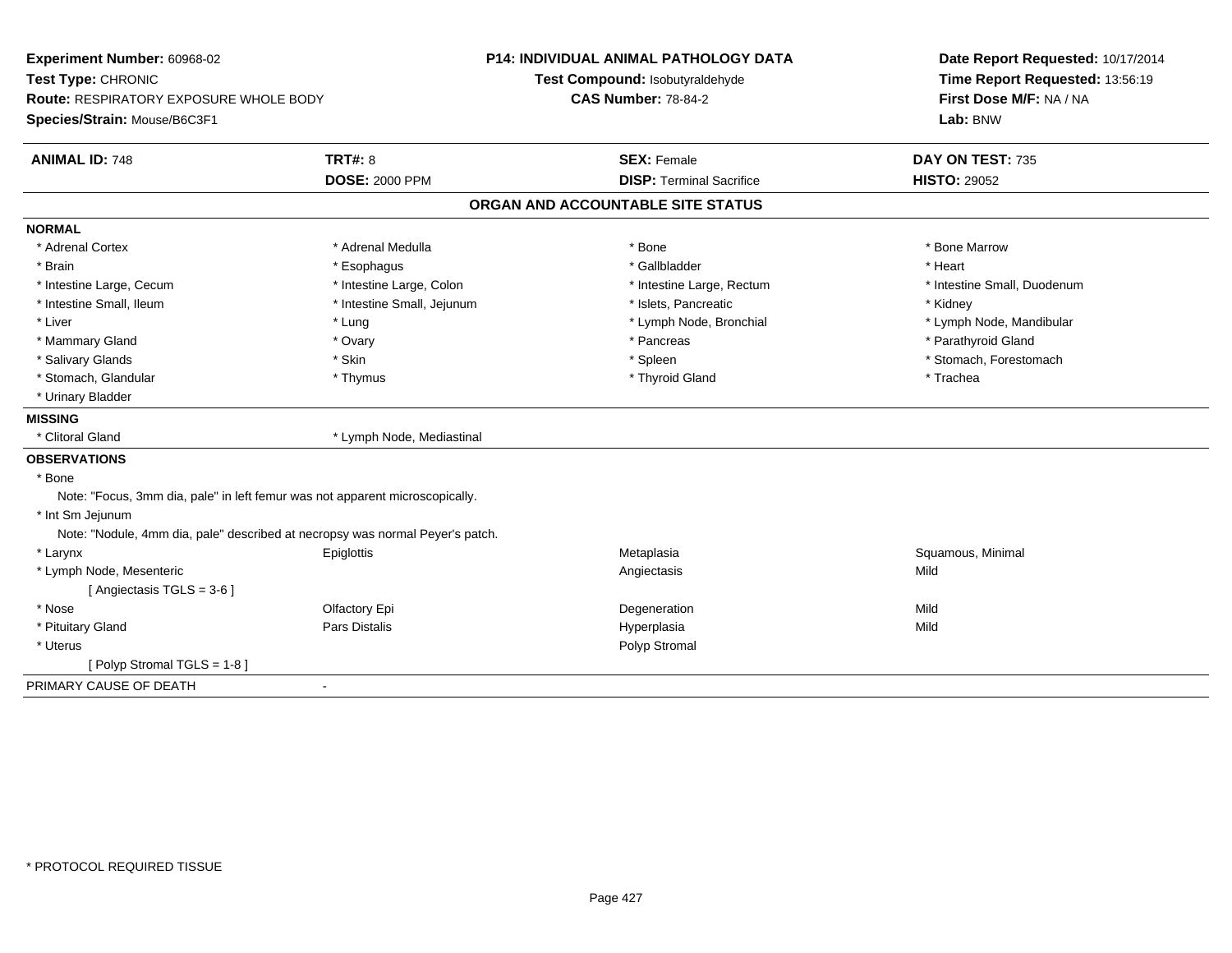**Experiment Number:** 60968-02
**Test Type:** CHRONIC
**Route:** RESPIRATORY EXPOSURE WHOLE BODY
**Species/Strain:** Mouse/B6C3F1

**P14: INDIVIDUAL ANIMAL PATHOLOGY DATA**
**Test Compound:** Isobutyraldehyde
**CAS Number:** 78-84-2

**Date Report Requested:** 10/17/2014
**Time Report Requested:** 13:56:19
**First Dose M/F:** NA / NA
**Lab:** BNW

| **ANIMAL ID:** 748 | **TRT#:** 8 | **SEX:** Female | **DAY ON TEST:** 735 |
|---|---|---|---|
| | **DOSE:** 2000 PPM | **DISP:** Terminal Sacrifice | **HISTO:** 29052 |

## ORGAN AND ACCOUNTABLE SITE STATUS

**NORMAL**

| | | | |
|---|---|---|---|
| * Adrenal Cortex | * Adrenal Medulla | * Bone | * Bone Marrow |
| * Brain | * Esophagus | * Gallbladder | * Heart |
| * Intestine Large, Cecum | * Intestine Large, Colon | * Intestine Large, Rectum | * Intestine Small, Duodenum |
| * Intestine Small, Ileum | * Intestine Small, Jejunum | * Islets, Pancreatic | * Kidney |
| * Liver | * Lung | * Lymph Node, Bronchial | * Lymph Node, Mandibular |
| * Mammary Gland | * Ovary | * Pancreas | * Parathyroid Gland |
| * Salivary Glands | * Skin | * Spleen | * Stomach, Forestomach |
| * Stomach, Glandular | * Thymus | * Thyroid Gland | * Trachea |
| * Urinary Bladder | | | |

**MISSING**

| | |
|---|---|
| * Clitoral Gland | * Lymph Node, Mediastinal |

**OBSERVATIONS**

* Bone
  Note: "Focus, 3mm dia, pale" in left femur was not apparent microscopically.
* Int Sm Jejunum
  Note: "Nodule, 4mm dia, pale" described at necropsy was normal Peyer's patch.

| | | | |
|---|---|---|---|
| * Larynx | Epiglottis | Metaplasia | Squamous, Minimal |
| * Lymph Node, Mesenteric | | Angiectasis | Mild |
| [ Angiectasis TGLS = 3-6 ] | | | |
| * Nose | Olfactory Epi | Degeneration | Mild |
| * Pituitary Gland | Pars Distalis | Hyperplasia | Mild |
| * Uterus | | Polyp Stromal | |
| [ Polyp Stromal TGLS = 1-8 ] | | | |

PRIMARY CAUSE OF DEATH -

* PROTOCOL REQUIRED TISSUE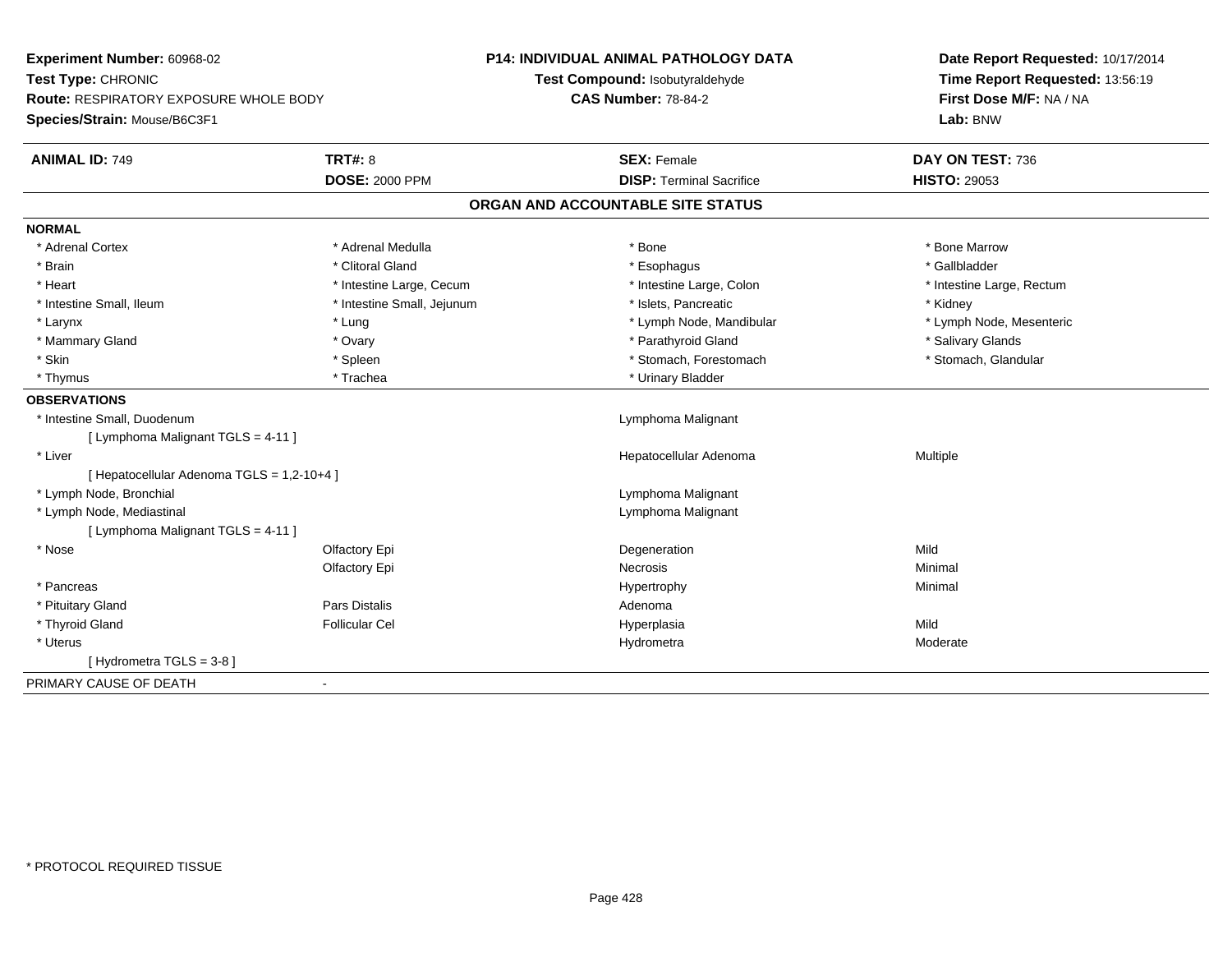**Experiment Number:** 60968-02
**Test Type:** CHRONIC
**Route:** RESPIRATORY EXPOSURE WHOLE BODY
**Species/Strain:** Mouse/B6C3F1

**P14: INDIVIDUAL ANIMAL PATHOLOGY DATA**
**Test Compound:** Isobutyraldehyde
**CAS Number:** 78-84-2

**Date Report Requested:** 10/17/2014
**Time Report Requested:** 13:56:19
**First Dose M/F:** NA / NA
**Lab:** BNW

| **ANIMAL ID:** 749 | **TRT#:** 8 | **SEX:** Female | **DAY ON TEST:** 736 |
|---|---|---|---|
| | **DOSE:** 2000 PPM | **DISP:** Terminal Sacrifice | **HISTO:** 29053 |

## ORGAN AND ACCOUNTABLE SITE STATUS

**NORMAL**

| | | | |
|---|---|---|---|
| * Adrenal Cortex | * Adrenal Medulla | * Bone | * Bone Marrow |
| * Brain | * Clitoral Gland | * Esophagus | * Gallbladder |
| * Heart | * Intestine Large, Cecum | * Intestine Large, Colon | * Intestine Large, Rectum |
| * Intestine Small, Ileum | * Intestine Small, Jejunum | * Islets, Pancreatic | * Kidney |
| * Larynx | * Lung | * Lymph Node, Mandibular | * Lymph Node, Mesenteric |
| * Mammary Gland | * Ovary | * Parathyroid Gland | * Salivary Glands |
| * Skin | * Spleen | * Stomach, Forestomach | * Stomach, Glandular |
| * Thymus | * Trachea | * Urinary Bladder | |

**OBSERVATIONS**

| | | | |
|---|---|---|---|
| * Intestine Small, Duodenum | | Lymphoma Malignant | |
| [ Lymphoma Malignant TGLS = 4-11 ] | | | |
| * Liver | | Hepatocellular Adenoma | Multiple |
| [ Hepatocellular Adenoma TGLS = 1,2-10+4 ] | | | |
| * Lymph Node, Bronchial | | Lymphoma Malignant | |
| * Lymph Node, Mediastinal | | Lymphoma Malignant | |
| [ Lymphoma Malignant TGLS = 4-11 ] | | | |
| * Nose | Olfactory Epi | Degeneration | Mild |
| | Olfactory Epi | Necrosis | Minimal |
| * Pancreas | | Hypertrophy | Minimal |
| * Pituitary Gland | Pars Distalis | Adenoma | |
| * Thyroid Gland | Follicular Cel | Hyperplasia | Mild |
| * Uterus | | Hydrometra | Moderate |
| [ Hydrometra TGLS = 3-8 ] | | | |

PRIMARY CAUSE OF DEATH -

* PROTOCOL REQUIRED TISSUE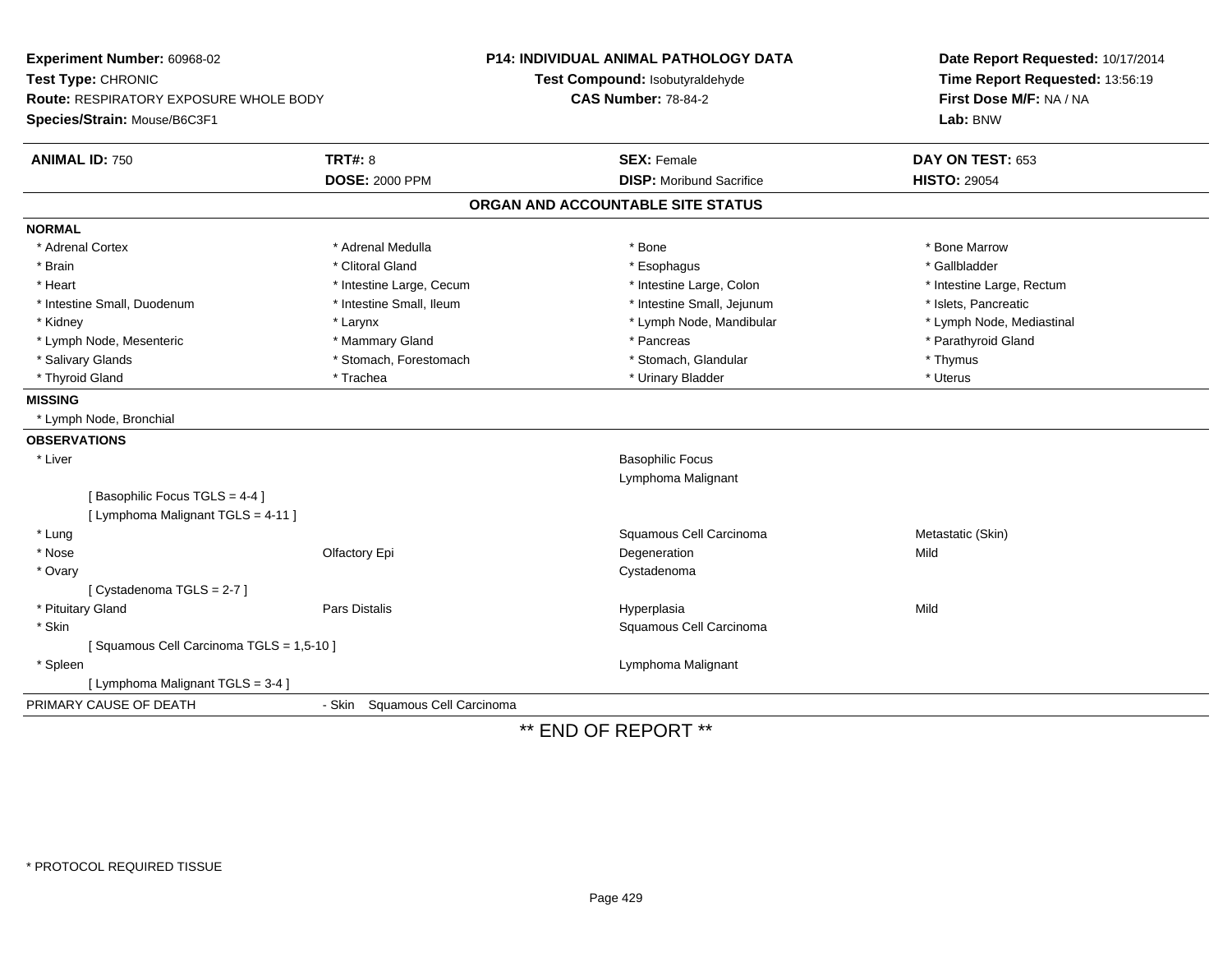**Experiment Number:** 60968-02
**Test Type:** CHRONIC
**Route:** RESPIRATORY EXPOSURE WHOLE BODY
**Species/Strain:** Mouse/B6C3F1

**P14: INDIVIDUAL ANIMAL PATHOLOGY DATA**
**Test Compound:** Isobutyraldehyde
**CAS Number:** 78-84-2

**Date Report Requested:** 10/17/2014
**Time Report Requested:** 13:56:19
**First Dose M/F:** NA / NA
**Lab:** BNW

| | | | |
|---|---|---|---|
| **ANIMAL ID:** 750 | **TRT#:** 8 | **SEX:** Female | **DAY ON TEST:** 653 |
| | **DOSE:** 2000 PPM | **DISP:** Moribund Sacrifice | **HISTO:** 29054 |

## ORGAN AND ACCOUNTABLE SITE STATUS

**NORMAL**

| | | | |
|---|---|---|---|
| * Adrenal Cortex | * Adrenal Medulla | * Bone | * Bone Marrow |
| * Brain | * Clitoral Gland | * Esophagus | * Gallbladder |
| * Heart | * Intestine Large, Cecum | * Intestine Large, Colon | * Intestine Large, Rectum |
| * Intestine Small, Duodenum | * Intestine Small, Ileum | * Intestine Small, Jejunum | * Islets, Pancreatic |
| * Kidney | * Larynx | * Lymph Node, Mandibular | * Lymph Node, Mediastinal |
| * Lymph Node, Mesenteric | * Mammary Gland | * Pancreas | * Parathyroid Gland |
| * Salivary Glands | * Stomach, Forestomach | * Stomach, Glandular | * Thymus |
| * Thyroid Gland | * Trachea | * Urinary Bladder | * Uterus |

**MISSING**

* Lymph Node, Bronchial

**OBSERVATIONS**

| | | | |
|---|---|---|---|
| * Liver | | Basophilic Focus | |
| | | Lymphoma Malignant | |
| [ Basophilic Focus TGLS = 4-4 ] | | | |
| [ Lymphoma Malignant TGLS = 4-11 ] | | | |
| * Lung | | Squamous Cell Carcinoma | Metastatic (Skin) |
| * Nose | Olfactory Epi | Degeneration | Mild |
| * Ovary | | Cystadenoma | |
| [ Cystadenoma TGLS = 2-7 ] | | | |
| * Pituitary Gland | Pars Distalis | Hyperplasia | Mild |
| * Skin | | Squamous Cell Carcinoma | |
| [ Squamous Cell Carcinoma TGLS = 1,5-10 ] | | | |
| * Spleen | | Lymphoma Malignant | |
| [ Lymphoma Malignant TGLS = 3-4 ] | | | |

PRIMARY CAUSE OF DEATH - Skin Squamous Cell Carcinoma

** END OF REPORT **

* PROTOCOL REQUIRED TISSUE